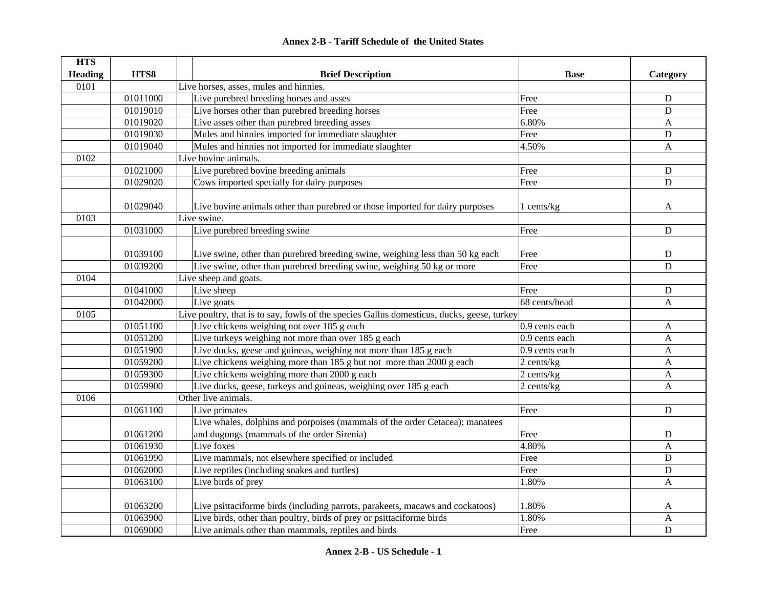# Annex 2-B - Tariff Schedule of the United States

| HTS Heading | HTS8 | Brief Description | Base | Category |
|---|---|---|---|---|
| 0101 | | Live horses, asses, mules and hinnies. | | |
| | 01011000 | Live purebred breeding horses and asses | Free | D |
| | 01019010 | Live horses other than purebred breeding horses | Free | D |
| | 01019020 | Live asses other than purebred breeding asses | 6.80% | A |
| | 01019030 | Mules and hinnies imported for immediate slaughter | Free | D |
| | 01019040 | Mules and hinnies not imported for immediate slaughter | 4.50% | A |
| 0102 | | Live bovine animals. | | |
| | 01021000 | Live purebred bovine breeding animals | Free | D |
| | 01029020 | Cows imported specially for dairy purposes | Free | D |
| | 01029040 | Live bovine animals other than purebred or those imported for dairy purposes | 1 cents/kg | A |
| 0103 | | Live swine. | | |
| | 01031000 | Live purebred breeding swine | Free | D |
| | 01039100 | Live swine, other than purebred breeding swine, weighing less than 50 kg each | Free | D |
| | 01039200 | Live swine, other than purebred breeding swine, weighing 50 kg or more | Free | D |
| 0104 | | Live sheep and goats. | | |
| | 01041000 | Live sheep | Free | D |
| | 01042000 | Live goats | 68 cents/head | A |
| 0105 | | Live poultry, that is to say, fowls of the species Gallus domesticus, ducks, geese, turkey | | |
| | 01051100 | Live chickens weighing not over 185 g each | 0.9 cents each | A |
| | 01051200 | Live turkeys weighing not more than over 185 g each | 0.9 cents each | A |
| | 01051900 | Live ducks, geese and guineas, weighing not more than 185 g each | 0.9 cents each | A |
| | 01059200 | Live chickens weighing more than 185 g but not more than 2000 g each | 2 cents/kg | A |
| | 01059300 | Live chickens weighing more than 2000 g each | 2 cents/kg | A |
| | 01059900 | Live ducks, geese, turkeys and guineas, weighing over 185 g each | 2 cents/kg | A |
| 0106 | | Other live animals. | | |
| | 01061100 | Live primates | Free | D |
| | 01061200 | Live whales, dolphins and porpoises (mammals of the order Cetacea); manatees and dugongs (mammals of the order Sirenia) | Free | D |
| | 01061930 | Live foxes | 4.80% | A |
| | 01061990 | Live mammals, not elsewhere specified or included | Free | D |
| | 01062000 | Live reptiles (including snakes and turtles) | Free | D |
| | 01063100 | Live birds of prey | 1.80% | A |
| | 01063200 | Live psittaciforme birds (including parrots, parakeets, macaws and cockatoos) | 1.80% | A |
| | 01063900 | Live birds, other than poultry, birds of prey or psittaciforme birds | 1.80% | A |
| | 01069000 | Live animals other than mammals, reptiles and birds | Free | D |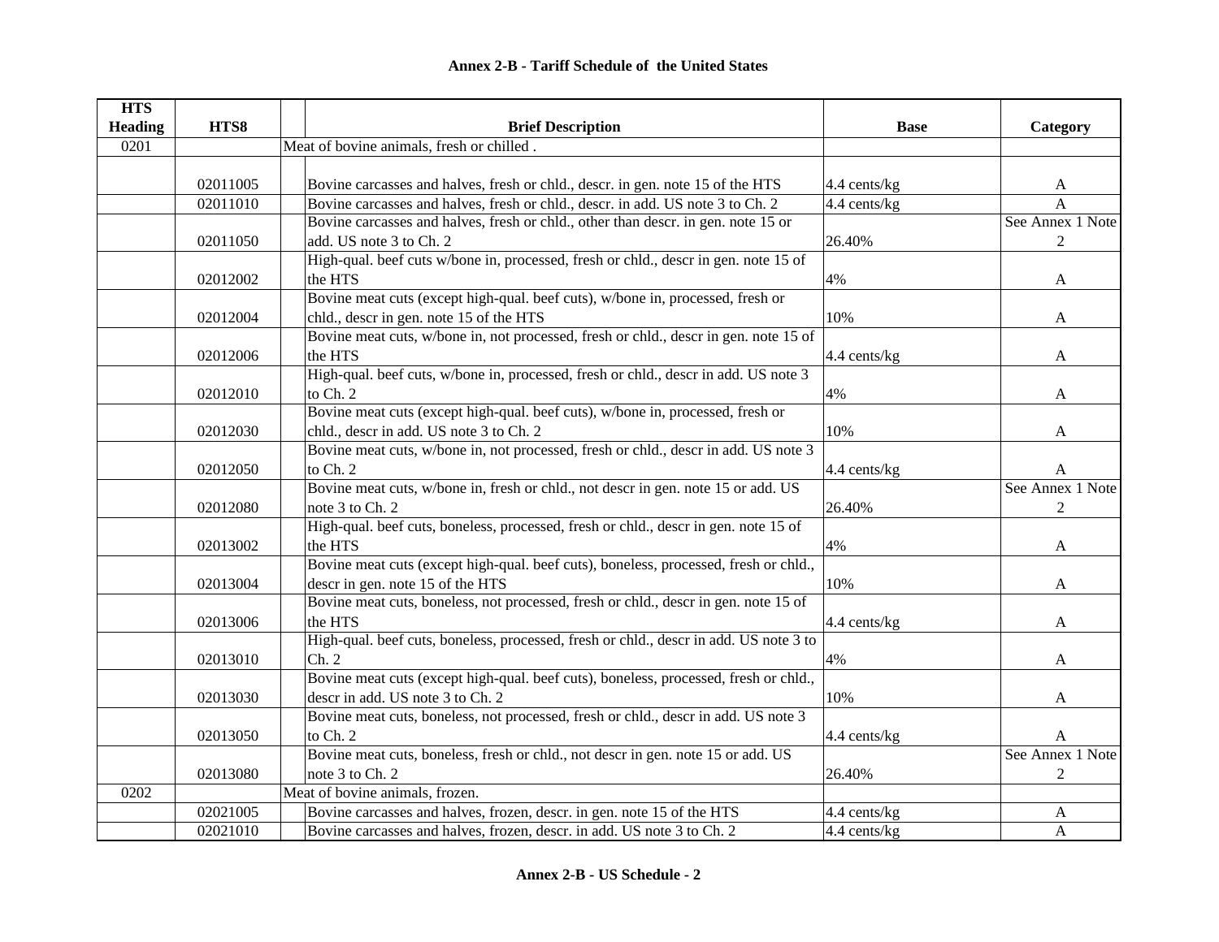**Annex 2-B - Tariff Schedule of the United States**

| HTS Heading | HTS8 | Brief Description | Base | Category |
|---|---|---|---|---|
| 0201 | | Meat of bovine animals, fresh or chilled . | | |
| | 02011005 | Bovine carcasses and halves, fresh or chld., descr. in gen. note 15 of the HTS | 4.4 cents/kg | A |
| | 02011010 | Bovine carcasses and halves, fresh or chld., descr. in add. US note 3 to Ch. 2 | 4.4 cents/kg | A |
| | 02011050 | Bovine carcasses and halves, fresh or chld., other than descr. in gen. note 15 or add. US note 3 to Ch. 2 | 26.40% | See Annex 1 Note 2 |
| | 02012002 | High-qual. beef cuts w/bone in, processed, fresh or chld., descr in gen. note 15 of the HTS | 4% | A |
| | 02012004 | Bovine meat cuts (except high-qual. beef cuts), w/bone in, processed, fresh or chld., descr in gen. note 15 of the HTS | 10% | A |
| | 02012006 | Bovine meat cuts, w/bone in, not processed, fresh or chld., descr in gen. note 15 of the HTS | 4.4 cents/kg | A |
| | 02012010 | High-qual. beef cuts, w/bone in, processed, fresh or chld., descr in add. US note 3 to Ch. 2 | 4% | A |
| | 02012030 | Bovine meat cuts (except high-qual. beef cuts), w/bone in, processed, fresh or chld., descr in add. US note 3 to Ch. 2 | 10% | A |
| | 02012050 | Bovine meat cuts, w/bone in, not processed, fresh or chld., descr in add. US note 3 to Ch. 2 | 4.4 cents/kg | A |
| | 02012080 | Bovine meat cuts, w/bone in, fresh or chld., not descr in gen. note 15 or add. US note 3 to Ch. 2 | 26.40% | See Annex 1 Note 2 |
| | 02013002 | High-qual. beef cuts, boneless, processed, fresh or chld., descr in gen. note 15 of the HTS | 4% | A |
| | 02013004 | Bovine meat cuts (except high-qual. beef cuts), boneless, processed, fresh or chld., descr in gen. note 15 of the HTS | 10% | A |
| | 02013006 | Bovine meat cuts, boneless, not processed, fresh or chld., descr in gen. note 15 of the HTS | 4.4 cents/kg | A |
| | 02013010 | High-qual. beef cuts, boneless, processed, fresh or chld., descr in add. US note 3 to Ch. 2 | 4% | A |
| | 02013030 | Bovine meat cuts (except high-qual. beef cuts), boneless, processed, fresh or chld., descr in add. US note 3 to Ch. 2 | 10% | A |
| | 02013050 | Bovine meat cuts, boneless, not processed, fresh or chld., descr in add. US note 3 to Ch. 2 | 4.4 cents/kg | A |
| | 02013080 | Bovine meat cuts, boneless, fresh or chld., not descr in gen. note 15 or add. US note 3 to Ch. 2 | 26.40% | See Annex 1 Note 2 |
| 0202 | | Meat of bovine animals, frozen. | | |
| | 02021005 | Bovine carcasses and halves, frozen, descr. in gen. note 15 of the HTS | 4.4 cents/kg | A |
| | 02021010 | Bovine carcasses and halves, frozen, descr. in add. US note 3 to Ch. 2 | 4.4 cents/kg | A |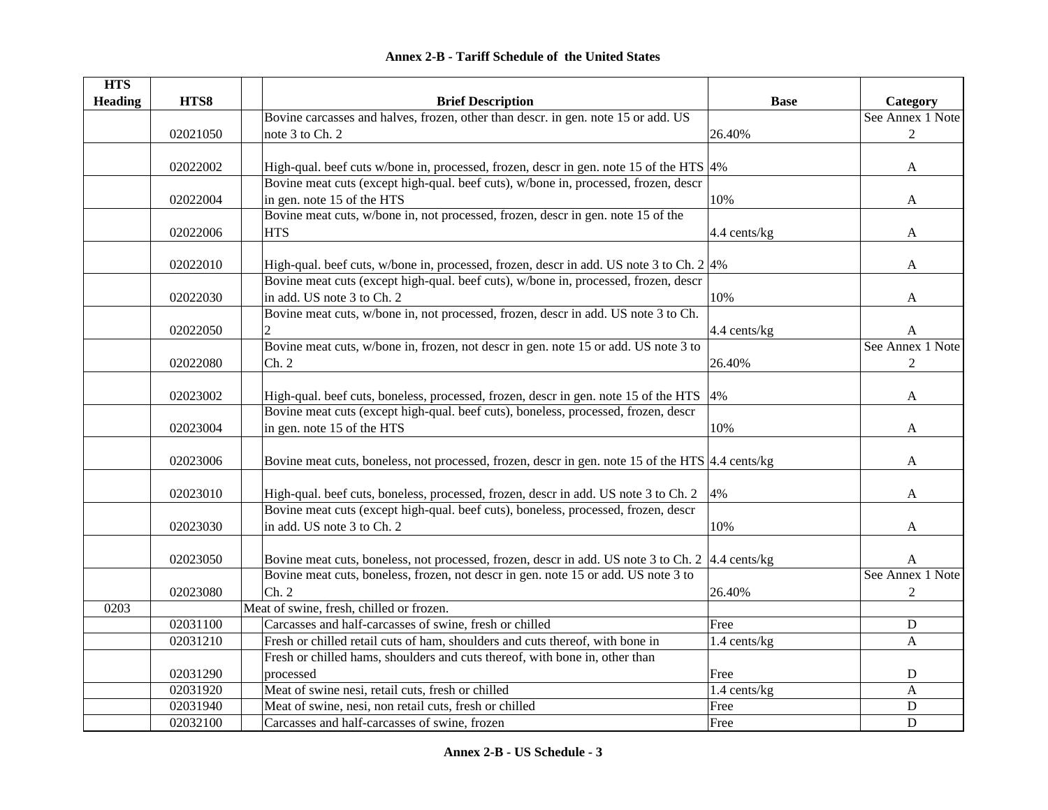## Annex 2-B - Tariff Schedule of the United States

| HTS Heading | HTS8 | | Brief Description | Base | Category |
|---|---|---|---|---|---|
| | 02021050 | | Bovine carcasses and halves, frozen, other than descr. in gen. note 15 or add. US note 3 to Ch. 2 | 26.40% | See Annex 1 Note 2 |
| | 02022002 | | High-qual. beef cuts w/bone in, processed, frozen, descr in gen. note 15 of the HTS | 4% | A |
| | 02022004 | | Bovine meat cuts (except high-qual. beef cuts), w/bone in, processed, frozen, descr in gen. note 15 of the HTS | 10% | A |
| | 02022006 | | Bovine meat cuts, w/bone in, not processed, frozen, descr in gen. note 15 of the HTS | 4.4 cents/kg | A |
| | 02022010 | | High-qual. beef cuts, w/bone in, processed, frozen, descr in add. US note 3 to Ch. 2 | 4% | A |
| | 02022030 | | Bovine meat cuts (except high-qual. beef cuts), w/bone in, processed, frozen, descr in add. US note 3 to Ch. 2 | 10% | A |
| | 02022050 | | Bovine meat cuts, w/bone in, not processed, frozen, descr in add. US note 3 to Ch. 2 | 4.4 cents/kg | A |
| | 02022080 | | Bovine meat cuts, w/bone in, frozen, not descr in gen. note 15 or add. US note 3 to Ch. 2 | 26.40% | See Annex 1 Note 2 |
| | 02023002 | | High-qual. beef cuts, boneless, processed, frozen, descr in gen. note 15 of the HTS | 4% | A |
| | 02023004 | | Bovine meat cuts (except high-qual. beef cuts), boneless, processed, frozen, descr in gen. note 15 of the HTS | 10% | A |
| | 02023006 | | Bovine meat cuts, boneless, not processed, frozen, descr in gen. note 15 of the HTS | 4.4 cents/kg | A |
| | 02023010 | | High-qual. beef cuts, boneless, processed, frozen, descr in add. US note 3 to Ch. 2 | 4% | A |
| | 02023030 | | Bovine meat cuts (except high-qual. beef cuts), boneless, processed, frozen, descr in add. US note 3 to Ch. 2 | 10% | A |
| | 02023050 | | Bovine meat cuts, boneless, not processed, frozen, descr in add. US note 3 to Ch. 2 | 4.4 cents/kg | A |
| | 02023080 | | Bovine meat cuts, boneless, frozen, not descr in gen. note 15 or add. US note 3 to Ch. 2 | 26.40% | See Annex 1 Note 2 |
| 0203 | | Meat of swine, fresh, chilled or frozen. | | | |
| | 02031100 | | Carcasses and half-carcasses of swine, fresh or chilled | Free | D |
| | 02031210 | | Fresh or chilled retail cuts of ham, shoulders and cuts thereof, with bone in | 1.4 cents/kg | A |
| | 02031290 | | Fresh or chilled hams, shoulders and cuts thereof, with bone in, other than processed | Free | D |
| | 02031920 | | Meat of swine nesi, retail cuts, fresh or chilled | 1.4 cents/kg | A |
| | 02031940 | | Meat of swine, nesi, non retail cuts, fresh or chilled | Free | D |
| | 02032100 | | Carcasses and half-carcasses of swine, frozen | Free | D |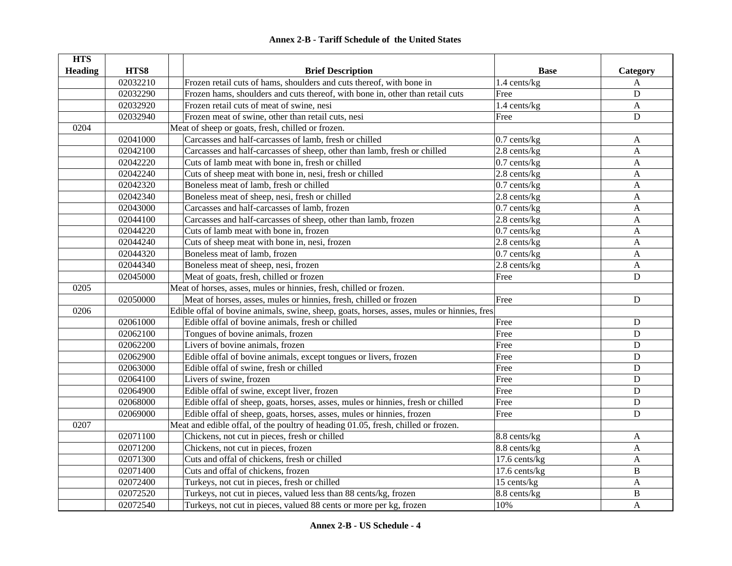# Annex 2-B - Tariff Schedule of the United States

| HTS Heading | HTS8 | | Brief Description | Base | Category |
|---|---|---|---|---|---|
| | 02032210 | | Frozen retail cuts of hams, shoulders and cuts thereof, with bone in | 1.4 cents/kg | A |
| | 02032290 | | Frozen hams, shoulders and cuts thereof, with bone in, other than retail cuts | Free | D |
| | 02032920 | | Frozen retail cuts of meat of swine, nesi | 1.4 cents/kg | A |
| | 02032940 | | Frozen meat of swine, other than retail cuts, nesi | Free | D |
| 0204 | | Meat of sheep or goats, fresh, chilled or frozen. | | | |
| | 02041000 | | Carcasses and half-carcasses of lamb, fresh or chilled | 0.7 cents/kg | A |
| | 02042100 | | Carcasses and half-carcasses of sheep, other than lamb, fresh or chilled | 2.8 cents/kg | A |
| | 02042220 | | Cuts of lamb meat with bone in, fresh or chilled | 0.7 cents/kg | A |
| | 02042240 | | Cuts of sheep meat with bone in, nesi, fresh or chilled | 2.8 cents/kg | A |
| | 02042320 | | Boneless meat of lamb, fresh or chilled | 0.7 cents/kg | A |
| | 02042340 | | Boneless meat of sheep, nesi, fresh or chilled | 2.8 cents/kg | A |
| | 02043000 | | Carcasses and half-carcasses of lamb, frozen | 0.7 cents/kg | A |
| | 02044100 | | Carcasses and half-carcasses of sheep, other than lamb, frozen | 2.8 cents/kg | A |
| | 02044220 | | Cuts of lamb meat with bone in, frozen | 0.7 cents/kg | A |
| | 02044240 | | Cuts of sheep meat with bone in, nesi, frozen | 2.8 cents/kg | A |
| | 02044320 | | Boneless meat of lamb, frozen | 0.7 cents/kg | A |
| | 02044340 | | Boneless meat of sheep, nesi, frozen | 2.8 cents/kg | A |
| | 02045000 | | Meat of goats, fresh, chilled or frozen | Free | D |
| 0205 | | Meat of horses, asses, mules or hinnies, fresh, chilled or frozen. | | | |
| | 02050000 | | Meat of horses, asses, mules or hinnies, fresh, chilled or frozen | Free | D |
| 0206 | | Edible offal of bovine animals, swine, sheep, goats, horses, asses, mules or hinnies, fres | | | |
| | 02061000 | | Edible offal of bovine animals, fresh or chilled | Free | D |
| | 02062100 | | Tongues of bovine animals, frozen | Free | D |
| | 02062200 | | Livers of bovine animals, frozen | Free | D |
| | 02062900 | | Edible offal of bovine animals, except tongues or livers, frozen | Free | D |
| | 02063000 | | Edible offal of swine, fresh or chilled | Free | D |
| | 02064100 | | Livers of swine, frozen | Free | D |
| | 02064900 | | Edible offal of swine, except liver, frozen | Free | D |
| | 02068000 | | Edible offal of sheep, goats, horses, asses, mules or hinnies, fresh or chilled | Free | D |
| | 02069000 | | Edible offal of sheep, goats, horses, asses, mules or hinnies, frozen | Free | D |
| 0207 | | Meat and edible offal, of the poultry of heading 01.05, fresh, chilled or frozen. | | | |
| | 02071100 | | Chickens, not cut in pieces, fresh or chilled | 8.8 cents/kg | A |
| | 02071200 | | Chickens, not cut in pieces, frozen | 8.8 cents/kg | A |
| | 02071300 | | Cuts and offal of chickens, fresh or chilled | 17.6 cents/kg | A |
| | 02071400 | | Cuts and offal of chickens, frozen | 17.6 cents/kg | B |
| | 02072400 | | Turkeys, not cut in pieces, fresh or chilled | 15 cents/kg | A |
| | 02072520 | | Turkeys, not cut in pieces, valued less than 88 cents/kg, frozen | 8.8 cents/kg | B |
| | 02072540 | | Turkeys, not cut in pieces, valued 88 cents or more per kg, frozen | 10% | A |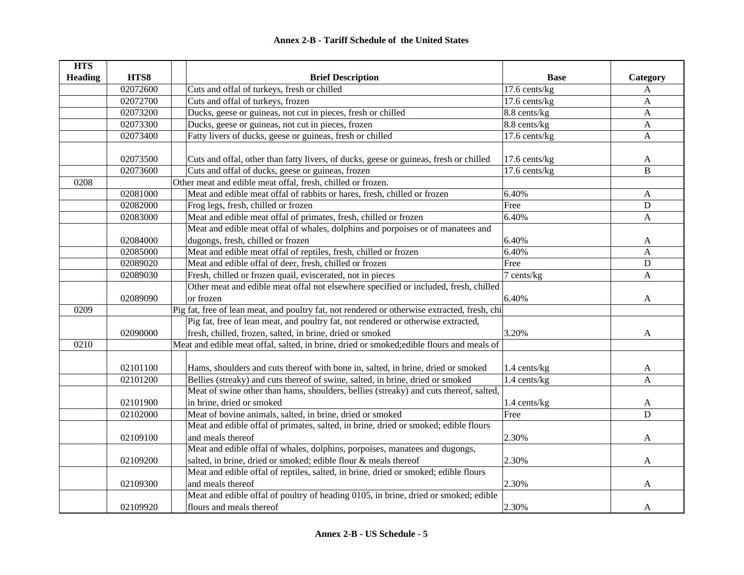# Annex 2-B - Tariff Schedule of the United States

| HTS Heading | HTS8 | Brief Description | Base | Category |
|---|---|---|---|---|
| | 02072600 | Cuts and offal of turkeys, fresh or chilled | 17.6 cents/kg | A |
| | 02072700 | Cuts and offal of turkeys, frozen | 17.6 cents/kg | A |
| | 02073200 | Ducks, geese or guineas, not cut in pieces, fresh or chilled | 8.8 cents/kg | A |
| | 02073300 | Ducks, geese or guineas, not cut in pieces, frozen | 8.8 cents/kg | A |
| | 02073400 | Fatty livers of ducks, geese or guineas, fresh or chilled | 17.6 cents/kg | A |
| | 02073500 | Cuts and offal, other than fatty livers, of ducks, geese or guineas, fresh or chilled | 17.6 cents/kg | A |
| | 02073600 | Cuts and offal of ducks, geese or guineas, frozen | 17.6 cents/kg | B |
| 0208 | | Other meat and edible meat offal, fresh, chilled or frozen. | | |
| | 02081000 | Meat and edible meat offal of rabbits or hares, fresh, chilled or frozen | 6.40% | A |
| | 02082000 | Frog legs, fresh, chilled or frozen | Free | D |
| | 02083000 | Meat and edible meat offal of primates, fresh, chilled or frozen | 6.40% | A |
| | 02084000 | Meat and edible meat offal of whales, dolphins and porpoises or of manatees and dugongs, fresh, chilled or frozen | 6.40% | A |
| | 02085000 | Meat and edible meat offal of reptiles, fresh, chilled or frozen | 6.40% | A |
| | 02089020 | Meat and edible offal of deer, fresh, chilled or frozen | Free | D |
| | 02089030 | Fresh, chilled or frozen quail, eviscerated, not in pieces | 7 cents/kg | A |
| | 02089090 | Other meat and edible meat offal not elsewhere specified or included, fresh, chilled or frozen | 6.40% | A |
| 0209 | | Pig fat, free of lean meat, and poultry fat, not rendered or otherwise extracted, fresh, chi | | |
| | 02090000 | Pig fat, free of lean meat, and poultry fat, not rendered or otherwise extracted, fresh, chilled, frozen, salted, in brine, dried or smoked | 3.20% | A |
| 0210 | | Meat and edible meat offal, salted, in brine, dried or smoked;edible flours and meals of | | |
| | 02101100 | Hams, shoulders and cuts thereof with bone in, salted, in brine, dried or smoked | 1.4 cents/kg | A |
| | 02101200 | Bellies (streaky) and cuts thereof of swine, salted, in brine, dried or smoked | 1.4 cents/kg | A |
| | 02101900 | Meat of swine other than hams, shoulders, bellies (streaky) and cuts thereof, salted, in brine, dried or smoked | 1.4 cents/kg | A |
| | 02102000 | Meat of bovine animals, salted, in brine, dried or smoked | Free | D |
| | 02109100 | Meat and edible offal of primates, salted, in brine, dried or smoked; edible flours and meals thereof | 2.30% | A |
| | 02109200 | Meat and edible offal of whales, dolphins, porpoises, manatees and dugongs, salted, in brine, dried or smoked; edible flour & meals thereof | 2.30% | A |
| | 02109300 | Meat and edible offal of reptiles, salted, in brine, dried or smoked; edible flours and meals thereof | 2.30% | A |
| | 02109920 | Meat and edible offal of poultry of heading 0105, in brine, dried or smoked; edible flours and meals thereof | 2.30% | A |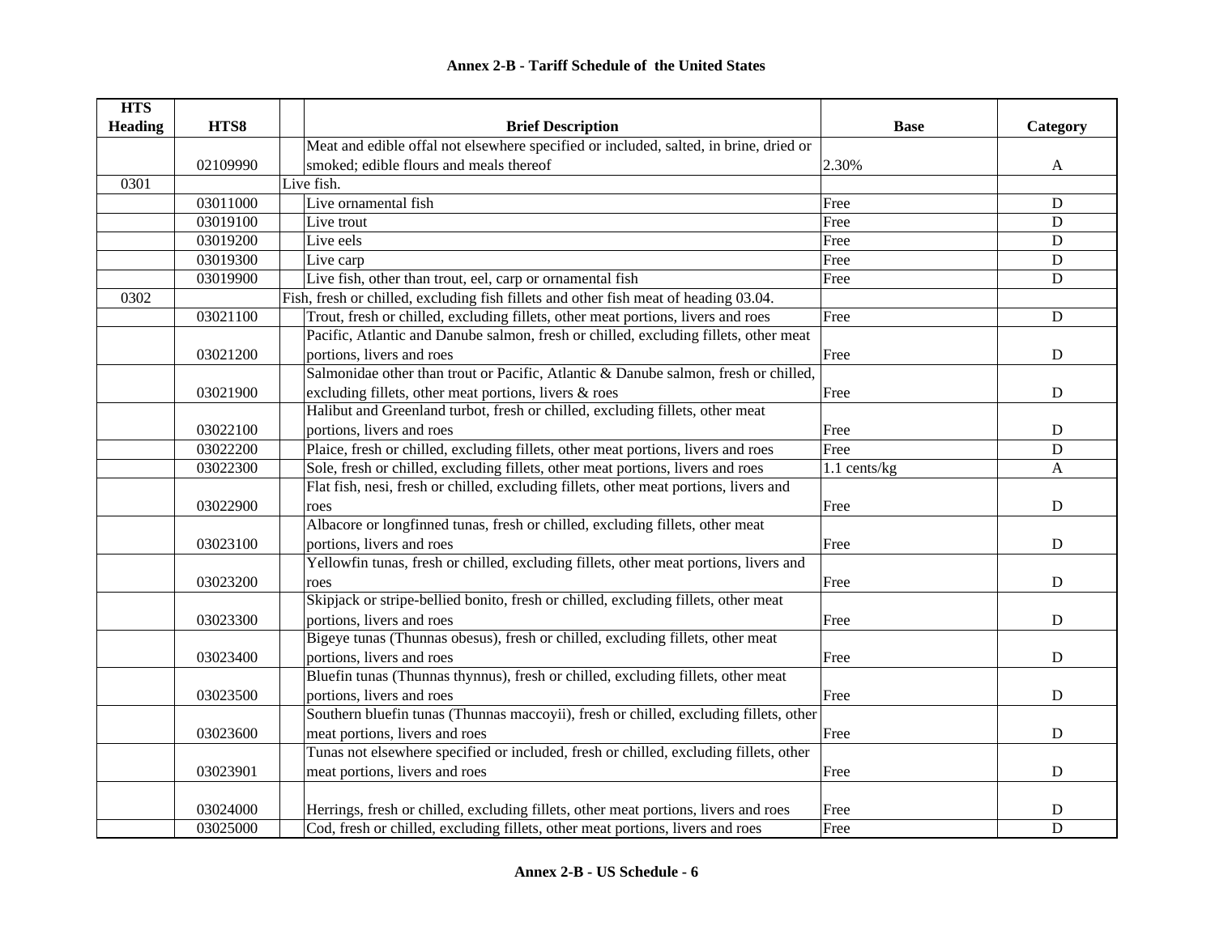## Annex 2-B - Tariff Schedule of the United States

| HTS Heading | HTS8 | Brief Description | Base | Category |
|---|---|---|---|---|
| | 02109990 | Meat and edible offal not elsewhere specified or included, salted, in brine, dried or smoked; edible flours and meals thereof | 2.30% | A |
| 0301 | | Live fish. | | |
| | 03011000 | Live ornamental fish | Free | D |
| | 03019100 | Live trout | Free | D |
| | 03019200 | Live eels | Free | D |
| | 03019300 | Live carp | Free | D |
| | 03019900 | Live fish, other than trout, eel, carp or ornamental fish | Free | D |
| 0302 | | Fish, fresh or chilled, excluding fish fillets and other fish meat of heading 03.04. | | |
| | 03021100 | Trout, fresh or chilled, excluding fillets, other meat portions, livers and roes | Free | D |
| | 03021200 | Pacific, Atlantic and Danube salmon, fresh or chilled, excluding fillets, other meat portions, livers and roes | Free | D |
| | 03021900 | Salmonidae other than trout or Pacific, Atlantic & Danube salmon, fresh or chilled, excluding fillets, other meat portions, livers & roes | Free | D |
| | 03022100 | Halibut and Greenland turbot, fresh or chilled, excluding fillets, other meat portions, livers and roes | Free | D |
| | 03022200 | Plaice, fresh or chilled, excluding fillets, other meat portions, livers and roes | Free | D |
| | 03022300 | Sole, fresh or chilled, excluding fillets, other meat portions, livers and roes | 1.1 cents/kg | A |
| | 03022900 | Flat fish, nesi, fresh or chilled, excluding fillets, other meat portions, livers and roes | Free | D |
| | 03023100 | Albacore or longfinned tunas, fresh or chilled, excluding fillets, other meat portions, livers and roes | Free | D |
| | 03023200 | Yellowfin tunas, fresh or chilled, excluding fillets, other meat portions, livers and roes | Free | D |
| | 03023300 | Skipjack or stripe-bellied bonito, fresh or chilled, excluding fillets, other meat portions, livers and roes | Free | D |
| | 03023400 | Bigeye tunas (Thunnas obesus), fresh or chilled, excluding fillets, other meat portions, livers and roes | Free | D |
| | 03023500 | Bluefin tunas (Thunnas thynnus), fresh or chilled, excluding fillets, other meat portions, livers and roes | Free | D |
| | 03023600 | Southern bluefin tunas (Thunnas maccoyii), fresh or chilled, excluding fillets, other meat portions, livers and roes | Free | D |
| | 03023901 | Tunas not elsewhere specified or included, fresh or chilled, excluding fillets, other meat portions, livers and roes | Free | D |
| | 03024000 | Herrings, fresh or chilled, excluding fillets, other meat portions, livers and roes | Free | D |
| | 03025000 | Cod, fresh or chilled, excluding fillets, other meat portions, livers and roes | Free | D |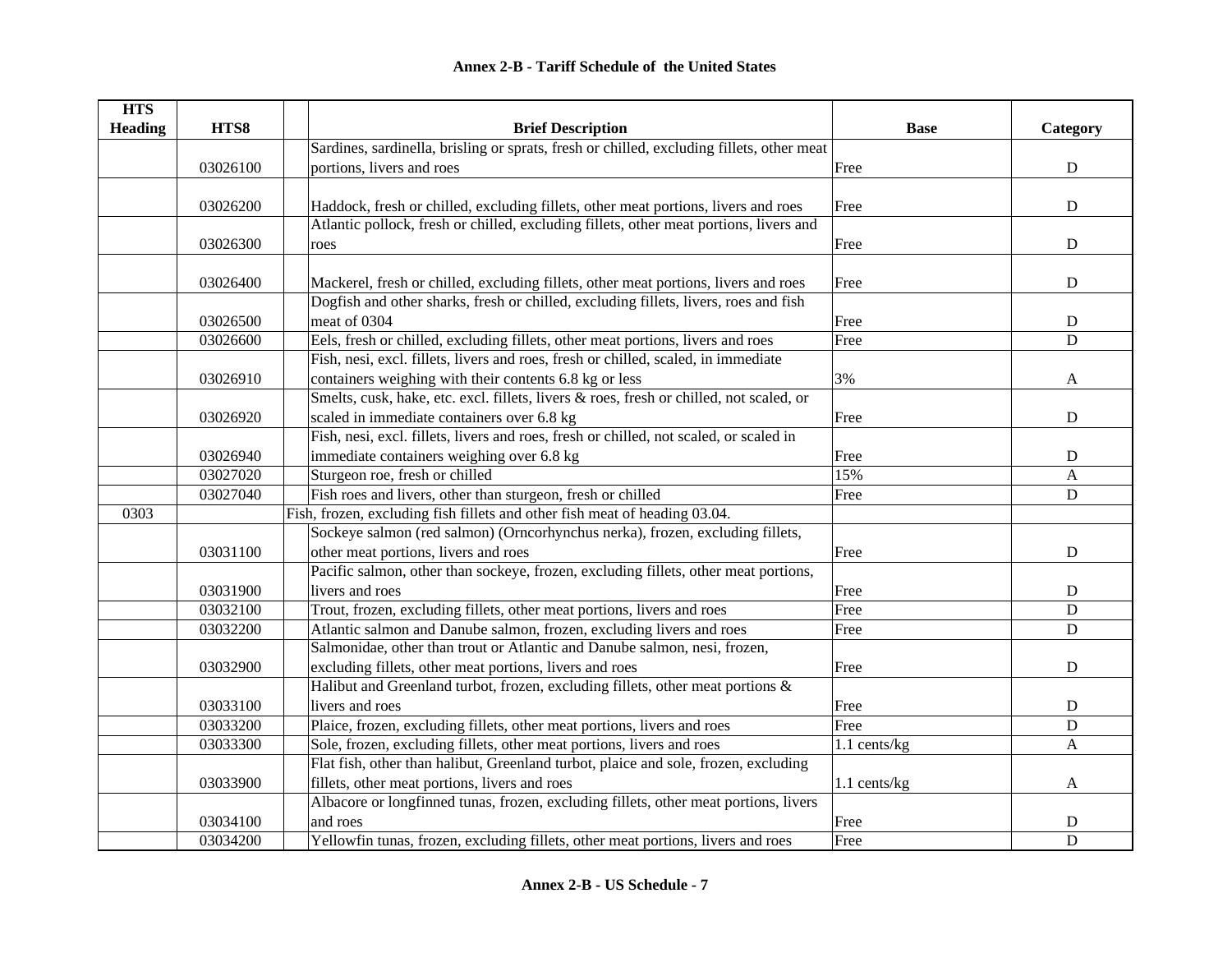**Annex 2-B - Tariff Schedule of the United States**

| HTS Heading | HTS8 | | Brief Description | Base | Category |
|---|---|---|---|---|---|
| | 03026100 | | Sardines, sardinella, brisling or sprats, fresh or chilled, excluding fillets, other meat portions, livers and roes | Free | D |
| | 03026200 | | Haddock, fresh or chilled, excluding fillets, other meat portions, livers and roes | Free | D |
| | 03026300 | | Atlantic pollock, fresh or chilled, excluding fillets, other meat portions, livers and roes | Free | D |
| | 03026400 | | Mackerel, fresh or chilled, excluding fillets, other meat portions, livers and roes | Free | D |
| | 03026500 | | Dogfish and other sharks, fresh or chilled, excluding fillets, livers, roes and fish meat of 0304 | Free | D |
| | 03026600 | | Eels, fresh or chilled, excluding fillets, other meat portions, livers and roes | Free | D |
| | 03026910 | | Fish, nesi, excl. fillets, livers and roes, fresh or chilled, scaled, in immediate containers weighing with their contents 6.8 kg or less | 3% | A |
| | 03026920 | | Smelts, cusk, hake, etc. excl. fillets, livers & roes, fresh or chilled, not scaled, or scaled in immediate containers over 6.8 kg | Free | D |
| | 03026940 | | Fish, nesi, excl. fillets, livers and roes, fresh or chilled, not scaled, or scaled in immediate containers weighing over 6.8 kg | Free | D |
| | 03027020 | | Sturgeon roe, fresh or chilled | 15% | A |
| | 03027040 | | Fish roes and livers, other than sturgeon, fresh or chilled | Free | D |
| 0303 | | | Fish, frozen, excluding fish fillets and other fish meat of heading 03.04. | | |
| | 03031100 | | Sockeye salmon (red salmon) (Orncorhynchus nerka), frozen, excluding fillets, other meat portions, livers and roes | Free | D |
| | 03031900 | | Pacific salmon, other than sockeye, frozen, excluding fillets, other meat portions, livers and roes | Free | D |
| | 03032100 | | Trout, frozen, excluding fillets, other meat portions, livers and roes | Free | D |
| | 03032200 | | Atlantic salmon and Danube salmon, frozen, excluding livers and roes | Free | D |
| | 03032900 | | Salmonidae, other than trout or Atlantic and Danube salmon, nesi, frozen, excluding fillets, other meat portions, livers and roes | Free | D |
| | 03033100 | | Halibut and Greenland turbot, frozen, excluding fillets, other meat portions & livers and roes | Free | D |
| | 03033200 | | Plaice, frozen, excluding fillets, other meat portions, livers and roes | Free | D |
| | 03033300 | | Sole, frozen, excluding fillets, other meat portions, livers and roes | 1.1 cents/kg | A |
| | 03033900 | | Flat fish, other than halibut, Greenland turbot, plaice and sole, frozen, excluding fillets, other meat portions, livers and roes | 1.1 cents/kg | A |
| | 03034100 | | Albacore or longfinned tunas, frozen, excluding fillets, other meat portions, livers and roes | Free | D |
| | 03034200 | | Yellowfin tunas, frozen, excluding fillets, other meat portions, livers and roes | Free | D |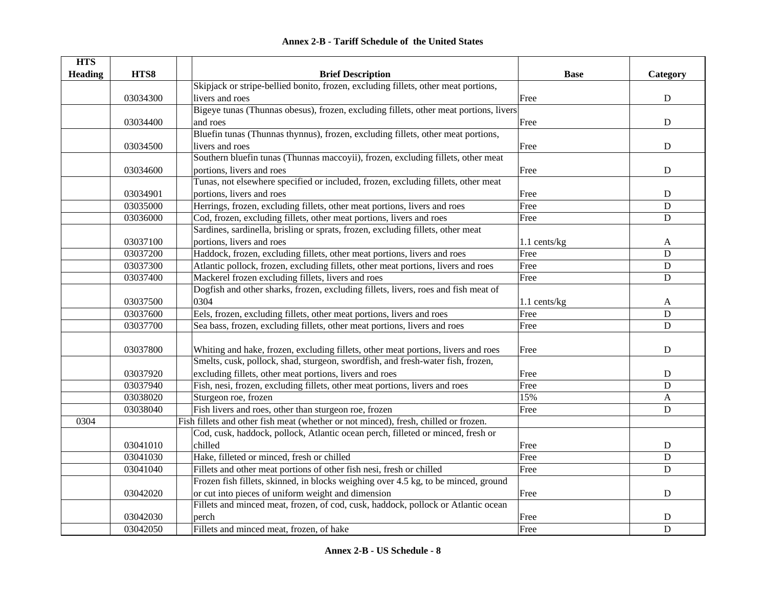## Annex 2-B - Tariff Schedule of the United States

| HTS Heading | HTS8 | Brief Description | Base | Category |
|---|---|---|---|---|
| | 03034300 | Skipjack or stripe-bellied bonito, frozen, excluding fillets, other meat portions, livers and roes | Free | D |
| | 03034400 | Bigeye tunas (Thunnas obesus), frozen, excluding fillets, other meat portions, livers and roes | Free | D |
| | 03034500 | Bluefin tunas (Thunnas thynnus), frozen, excluding fillets, other meat portions, livers and roes | Free | D |
| | 03034600 | Southern bluefin tunas (Thunnas maccoyii), frozen, excluding fillets, other meat portions, livers and roes | Free | D |
| | 03034901 | Tunas, not elsewhere specified or included, frozen, excluding fillets, other meat portions, livers and roes | Free | D |
| | 03035000 | Herrings, frozen, excluding fillets, other meat portions, livers and roes | Free | D |
| | 03036000 | Cod, frozen, excluding fillets, other meat portions, livers and roes | Free | D |
| | 03037100 | Sardines, sardinella, brisling or sprats, frozen, excluding fillets, other meat portions, livers and roes | 1.1 cents/kg | A |
| | 03037200 | Haddock, frozen, excluding fillets, other meat portions, livers and roes | Free | D |
| | 03037300 | Atlantic pollock, frozen, excluding fillets, other meat portions, livers and roes | Free | D |
| | 03037400 | Mackerel frozen excluding fillets, livers and roes | Free | D |
| | 03037500 | Dogfish and other sharks, frozen, excluding fillets, livers, roes and fish meat of 0304 | 1.1 cents/kg | A |
| | 03037600 | Eels, frozen, excluding fillets, other meat portions, livers and roes | Free | D |
| | 03037700 | Sea bass, frozen, excluding fillets, other meat portions, livers and roes | Free | D |
| | 03037800 | Whiting and hake, frozen, excluding fillets, other meat portions, livers and roes | Free | D |
| | 03037920 | Smelts, cusk, pollock, shad, sturgeon, swordfish, and fresh-water fish, frozen, excluding fillets, other meat portions, livers and roes | Free | D |
| | 03037940 | Fish, nesi, frozen, excluding fillets, other meat portions, livers and roes | Free | D |
| | 03038020 | Sturgeon roe, frozen | 15% | A |
| | 03038040 | Fish livers and roes, other than sturgeon roe, frozen | Free | D |
| 0304 | | Fish fillets and other fish meat (whether or not minced), fresh, chilled or frozen. | | |
| | 03041010 | Cod, cusk, haddock, pollock, Atlantic ocean perch, filleted or minced, fresh or chilled | Free | D |
| | 03041030 | Hake, filleted or minced, fresh or chilled | Free | D |
| | 03041040 | Fillets and other meat portions of other fish nesi, fresh or chilled | Free | D |
| | 03042020 | Frozen fish fillets, skinned, in blocks weighing over 4.5 kg, to be minced, ground or cut into pieces of uniform weight and dimension | Free | D |
| | 03042030 | Fillets and minced meat, frozen, of cod, cusk, haddock, pollock or Atlantic ocean perch | Free | D |
| | 03042050 | Fillets and minced meat, frozen, of hake | Free | D |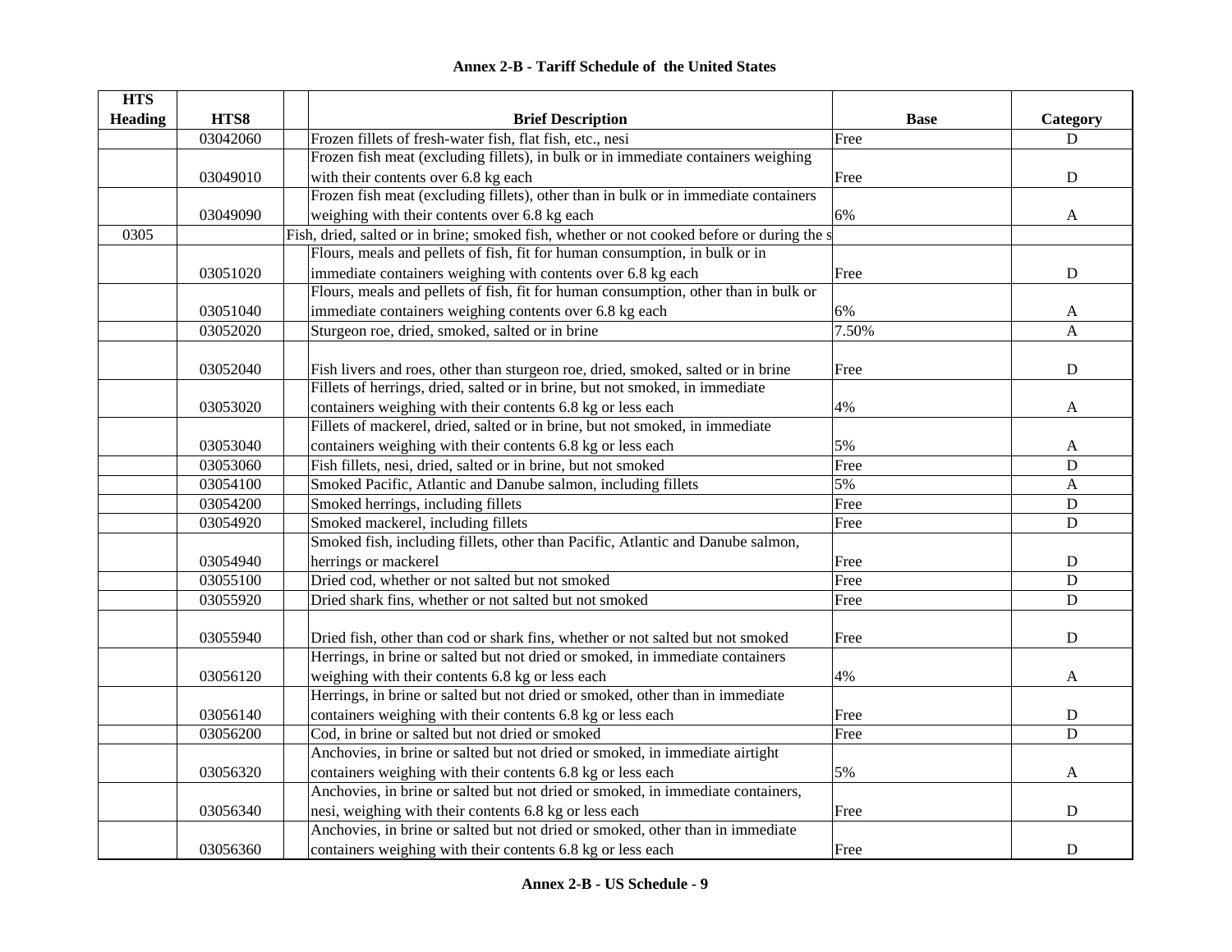# Annex 2-B - Tariff Schedule of the United States

| HTS Heading | HTS8 | | Brief Description | Base | Category |
|---|---|---|---|---|---|
| | 03042060 | | Frozen fillets of fresh-water fish, flat fish, etc., nesi | Free | D |
| | 03049010 | | Frozen fish meat (excluding fillets), in bulk or in immediate containers weighing with their contents over 6.8 kg each | Free | D |
| | 03049090 | | Frozen fish meat (excluding fillets), other than in bulk or in immediate containers weighing with their contents over 6.8 kg each | 6% | A |
| 0305 | | | Fish, dried, salted or in brine; smoked fish, whether or not cooked before or during the s | | |
| | 03051020 | | Flours, meals and pellets of fish, fit for human consumption, in bulk or in immediate containers weighing with contents over 6.8 kg each | Free | D |
| | 03051040 | | Flours, meals and pellets of fish, fit for human consumption, other than in bulk or immediate containers weighing contents over 6.8 kg each | 6% | A |
| | 03052020 | | Sturgeon roe, dried, smoked, salted or in brine | 7.50% | A |
| | 03052040 | | Fish livers and roes, other than sturgeon roe, dried, smoked, salted or in brine | Free | D |
| | 03053020 | | Fillets of herrings, dried, salted or in brine, but not smoked, in immediate containers weighing with their contents 6.8 kg or less each | 4% | A |
| | 03053040 | | Fillets of mackerel, dried, salted or in brine, but not smoked, in immediate containers weighing with their contents 6.8 kg or less each | 5% | A |
| | 03053060 | | Fish fillets, nesi, dried, salted or in brine, but not smoked | Free | D |
| | 03054100 | | Smoked Pacific, Atlantic and Danube salmon, including fillets | 5% | A |
| | 03054200 | | Smoked herrings, including fillets | Free | D |
| | 03054920 | | Smoked mackerel, including fillets | Free | D |
| | 03054940 | | Smoked fish, including fillets, other than Pacific, Atlantic and Danube salmon, herrings or mackerel | Free | D |
| | 03055100 | | Dried cod, whether or not salted but not smoked | Free | D |
| | 03055920 | | Dried shark fins, whether or not salted but not smoked | Free | D |
| | 03055940 | | Dried fish, other than cod or shark fins, whether or not salted but not smoked | Free | D |
| | 03056120 | | Herrings, in brine or salted but not dried or smoked, in immediate containers weighing with their contents 6.8 kg or less each | 4% | A |
| | 03056140 | | Herrings, in brine or salted but not dried or smoked, other than in immediate containers weighing with their contents 6.8 kg or less each | Free | D |
| | 03056200 | | Cod, in brine or salted but not dried or smoked | Free | D |
| | 03056320 | | Anchovies, in brine or salted but not dried or smoked, in immediate airtight containers weighing with their contents 6.8 kg or less each | 5% | A |
| | 03056340 | | Anchovies, in brine or salted but not dried or smoked, in immediate containers, nesi, weighing with their contents 6.8 kg or less each | Free | D |
| | 03056360 | | Anchovies, in brine or salted but not dried or smoked, other than in immediate containers weighing with their contents 6.8 kg or less each | Free | D |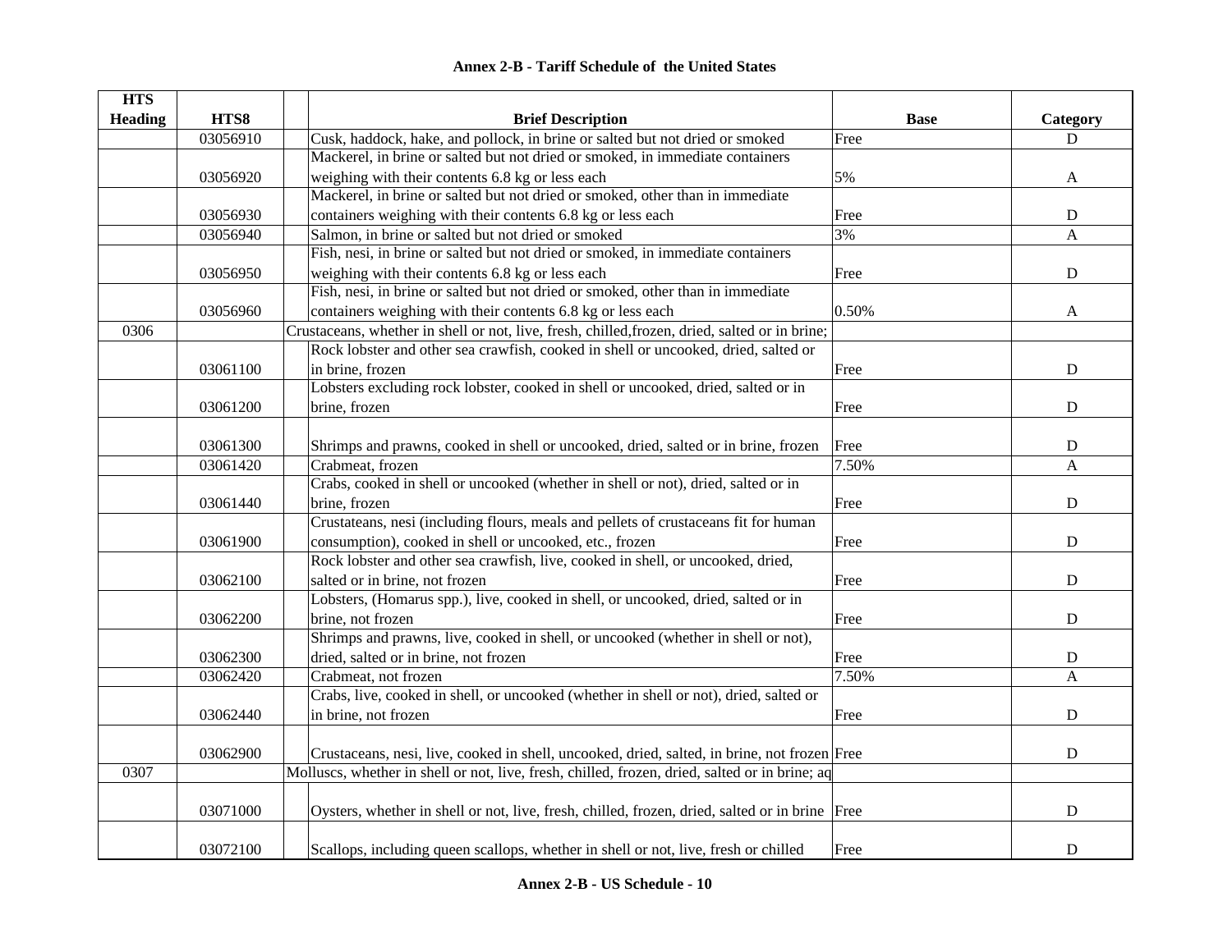## Annex 2-B - Tariff Schedule of the United States

| HTS Heading | HTS8 | | Brief Description | Base | Category |
|---|---|---|---|---|---|
| | 03056910 | | Cusk, haddock, hake, and pollock, in brine or salted but not dried or smoked | Free | D |
| | 03056920 | | Mackerel, in brine or salted but not dried or smoked, in immediate containers weighing with their contents 6.8 kg or less each | 5% | A |
| | 03056930 | | Mackerel, in brine or salted but not dried or smoked, other than in immediate containers weighing with their contents 6.8 kg or less each | Free | D |
| | 03056940 | | Salmon, in brine or salted but not dried or smoked | 3% | A |
| | 03056950 | | Fish, nesi, in brine or salted but not dried or smoked, in immediate containers weighing with their contents 6.8 kg or less each | Free | D |
| | 03056960 | | Fish, nesi, in brine or salted but not dried or smoked, other than in immediate containers weighing with their contents 6.8 kg or less each | 0.50% | A |
| 0306 | | Crustaceans, whether in shell or not, live, fresh, chilled,frozen, dried, salted or in brine; | | | |
| | 03061100 | | Rock lobster and other sea crawfish, cooked in shell or uncooked, dried, salted or in brine, frozen | Free | D |
| | 03061200 | | Lobsters excluding rock lobster, cooked in shell or uncooked, dried, salted or in brine, frozen | Free | D |
| | 03061300 | | Shrimps and prawns, cooked in shell or uncooked, dried, salted or in brine, frozen | Free | D |
| | 03061420 | | Crabmeat, frozen | 7.50% | A |
| | 03061440 | | Crabs, cooked in shell or uncooked (whether in shell or not), dried, salted or in brine, frozen | Free | D |
| | 03061900 | | Crustateans, nesi (including flours, meals and pellets of crustaceans fit for human consumption), cooked in shell or uncooked, etc., frozen | Free | D |
| | 03062100 | | Rock lobster and other sea crawfish, live, cooked in shell, or uncooked, dried, salted or in brine, not frozen | Free | D |
| | 03062200 | | Lobsters, (Homarus spp.), live, cooked in shell, or uncooked, dried, salted or in brine, not frozen | Free | D |
| | 03062300 | | Shrimps and prawns, live, cooked in shell, or uncooked (whether in shell or not), dried, salted or in brine, not frozen | Free | D |
| | 03062420 | | Crabmeat, not frozen | 7.50% | A |
| | 03062440 | | Crabs, live, cooked in shell, or uncooked (whether in shell or not), dried, salted or in brine, not frozen | Free | D |
| | 03062900 | | Crustaceans, nesi, live, cooked in shell, uncooked, dried, salted, in brine, not frozen | Free | D |
| 0307 | | Molluscs, whether in shell or not, live, fresh, chilled, frozen, dried, salted or in brine; aq | | | |
| | 03071000 | | Oysters, whether in shell or not, live, fresh, chilled, frozen, dried, salted or in brine | Free | D |
| | 03072100 | | Scallops, including queen scallops, whether in shell or not, live, fresh or chilled | Free | D |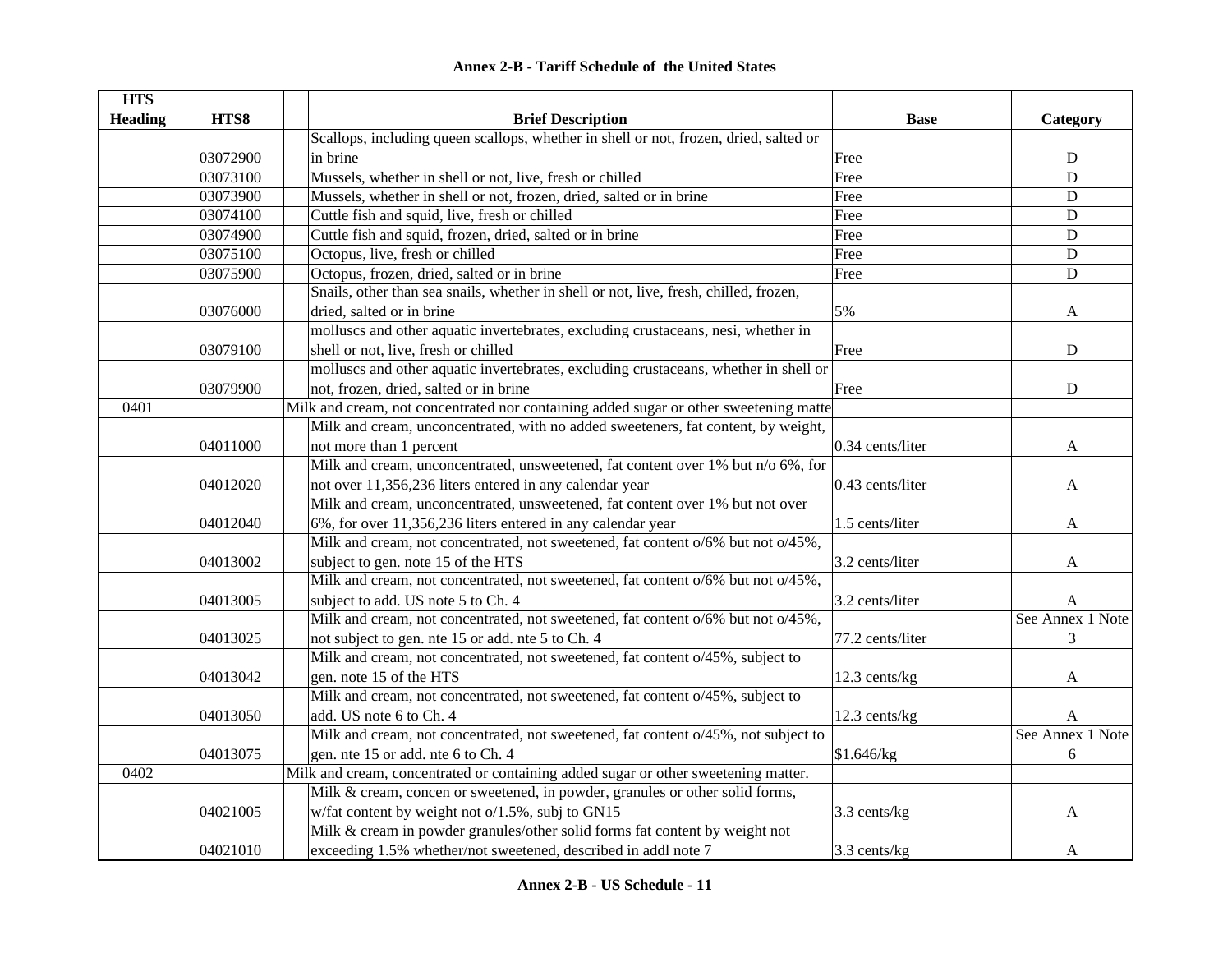## Annex 2-B - Tariff Schedule of the United States

| HTS Heading | HTS8 | | Brief Description | Base | Category |
|---|---|---|---|---|---|
| | 03072900 | | Scallops, including queen scallops, whether in shell or not, frozen, dried, salted or in brine | Free | D |
| | 03073100 | | Mussels, whether in shell or not, live, fresh or chilled | Free | D |
| | 03073900 | | Mussels, whether in shell or not, frozen, dried, salted or in brine | Free | D |
| | 03074100 | | Cuttle fish and squid, live, fresh or chilled | Free | D |
| | 03074900 | | Cuttle fish and squid, frozen, dried, salted or in brine | Free | D |
| | 03075100 | | Octopus, live, fresh or chilled | Free | D |
| | 03075900 | | Octopus, frozen, dried, salted or in brine | Free | D |
| | 03076000 | | Snails, other than sea snails, whether in shell or not, live, fresh, chilled, frozen, dried, salted or in brine | 5% | A |
| | 03079100 | | molluscs and other aquatic invertebrates, excluding crustaceans, nesi, whether in shell or not, live, fresh or chilled | Free | D |
| | 03079900 | | molluscs and other aquatic invertebrates, excluding crustaceans, whether in shell or not, frozen, dried, salted or in brine | Free | D |
| 0401 | | Milk and cream, not concentrated nor containing added sugar or other sweetening matte | | | |
| | 04011000 | | Milk and cream, unconcentrated, with no added sweeteners, fat content, by weight, not more than 1 percent | 0.34 cents/liter | A |
| | 04012020 | | Milk and cream, unconcentrated, unsweetened, fat content over 1% but n/o 6%, for not over 11,356,236 liters entered in any calendar year | 0.43 cents/liter | A |
| | 04012040 | | Milk and cream, unconcentrated, unsweetened, fat content over 1% but not over 6%, for over 11,356,236 liters entered in any calendar year | 1.5 cents/liter | A |
| | 04013002 | | Milk and cream, not concentrated, not sweetened, fat content o/6% but not o/45%, subject to gen. note 15 of the HTS | 3.2 cents/liter | A |
| | 04013005 | | Milk and cream, not concentrated, not sweetened, fat content o/6% but not o/45%, subject to add. US note 5 to Ch. 4 | 3.2 cents/liter | A |
| | 04013025 | | Milk and cream, not concentrated, not sweetened, fat content o/6% but not o/45%, not subject to gen. nte 15 or add. nte 5 to Ch. 4 | 77.2 cents/liter | See Annex 1 Note 3 |
| | 04013042 | | Milk and cream, not concentrated, not sweetened, fat content o/45%, subject to gen. note 15 of the HTS | 12.3 cents/kg | A |
| | 04013050 | | Milk and cream, not concentrated, not sweetened, fat content o/45%, subject to add. US note 6 to Ch. 4 | 12.3 cents/kg | A |
| | 04013075 | | Milk and cream, not concentrated, not sweetened, fat content o/45%, not subject to gen. nte 15 or add. nte 6 to Ch. 4 | $1.646/kg | See Annex 1 Note 6 |
| 0402 | | Milk and cream, concentrated or containing added sugar or other sweetening matter. | | | |
| | 04021005 | | Milk & cream, concen or sweetened, in powder, granules or other solid forms, w/fat content by weight not o/1.5%, subj to GN15 | 3.3 cents/kg | A |
| | 04021010 | | Milk & cream in powder granules/other solid forms fat content by weight not exceeding 1.5% whether/not sweetened, described in addl note 7 | 3.3 cents/kg | A |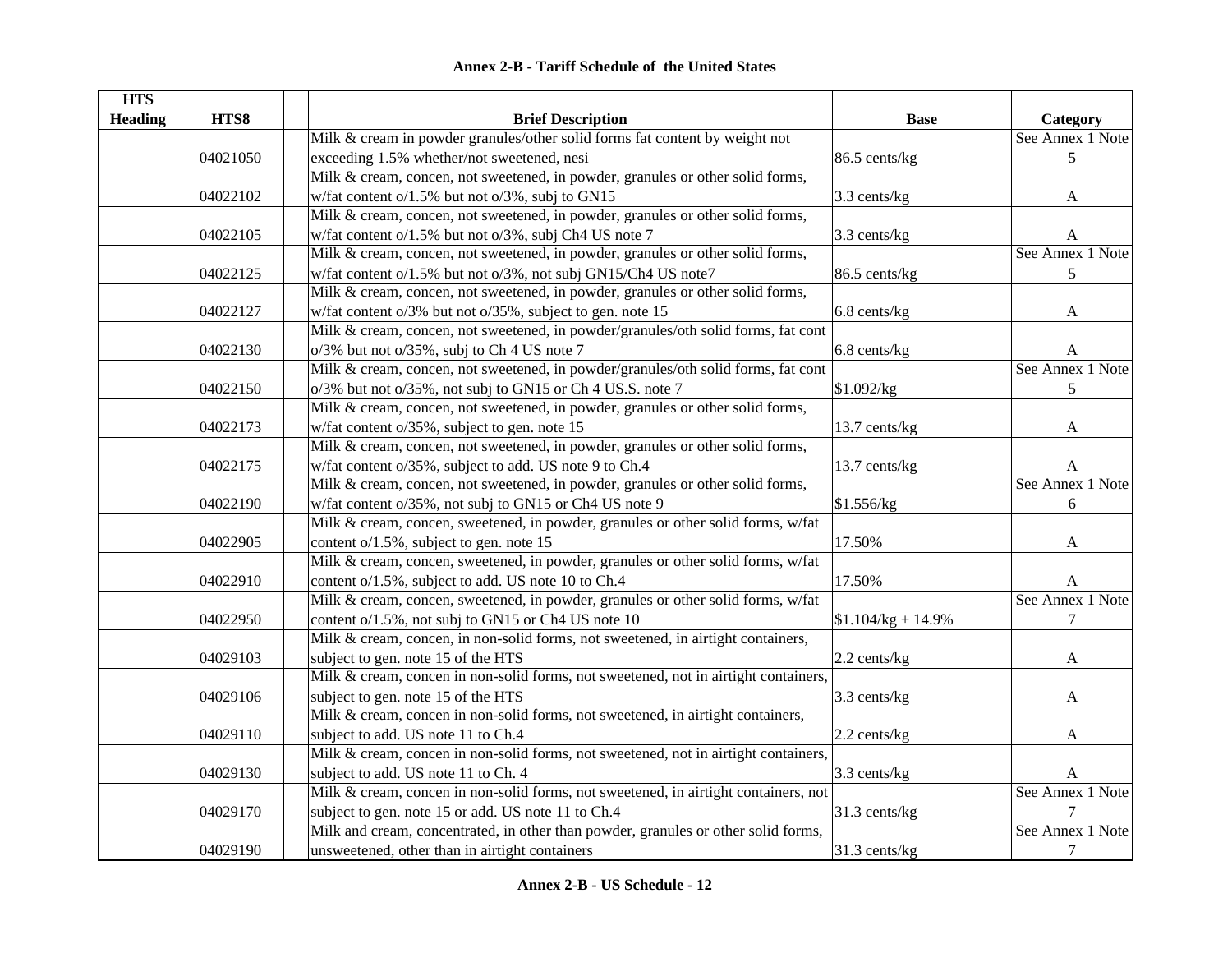# Annex 2-B - Tariff Schedule of the United States

| HTS Heading | HTS8 | | Brief Description | Base | Category |
|---|---|---|---|---|---|
| | 04021050 | | Milk & cream in powder granules/other solid forms fat content by weight not exceeding 1.5% whether/not sweetened, nesi | 86.5 cents/kg | See Annex 1 Note 5 |
| | 04022102 | | Milk & cream, concen, not sweetened, in powder, granules or other solid forms, w/fat content o/1.5% but not o/3%, subj to GN15 | 3.3 cents/kg | A |
| | 04022105 | | Milk & cream, concen, not sweetened, in powder, granules or other solid forms, w/fat content o/1.5% but not o/3%, subj Ch4 US note 7 | 3.3 cents/kg | A |
| | 04022125 | | Milk & cream, concen, not sweetened, in powder, granules or other solid forms, w/fat content o/1.5% but not o/3%, not subj GN15/Ch4 US note7 | 86.5 cents/kg | See Annex 1 Note 5 |
| | 04022127 | | Milk & cream, concen, not sweetened, in powder, granules or other solid forms, w/fat content o/3% but not o/35%, subject to gen. note 15 | 6.8 cents/kg | A |
| | 04022130 | | Milk & cream, concen, not sweetened, in powder/granules/oth solid forms, fat cont o/3% but not o/35%, subj to Ch 4 US note 7 | 6.8 cents/kg | A |
| | 04022150 | | Milk & cream, concen, not sweetened, in powder/granules/oth solid forms, fat cont o/3% but not o/35%, not subj to GN15 or Ch 4 US.S. note 7 | $1.092/kg | See Annex 1 Note 5 |
| | 04022173 | | Milk & cream, concen, not sweetened, in powder, granules or other solid forms, w/fat content o/35%, subject to gen. note 15 | 13.7 cents/kg | A |
| | 04022175 | | Milk & cream, concen, not sweetened, in powder, granules or other solid forms, w/fat content o/35%, subject to add. US note 9 to Ch.4 | 13.7 cents/kg | A |
| | 04022190 | | Milk & cream, concen, not sweetened, in powder, granules or other solid forms, w/fat content o/35%, not subj to GN15 or Ch4 US note 9 | $1.556/kg | See Annex 1 Note 6 |
| | 04022905 | | Milk & cream, concen, sweetened, in powder, granules or other solid forms, w/fat content o/1.5%, subject to gen. note 15 | 17.50% | A |
| | 04022910 | | Milk & cream, concen, sweetened, in powder, granules or other solid forms, w/fat content o/1.5%, subject to add. US note 10 to Ch.4 | 17.50% | A |
| | 04022950 | | Milk & cream, concen, sweetened, in powder, granules or other solid forms, w/fat content o/1.5%, not subj to GN15 or Ch4 US note 10 | $1.104/kg + 14.9% | See Annex 1 Note 7 |
| | 04029103 | | Milk & cream, concen, in non-solid forms, not sweetened, in airtight containers, subject to gen. note 15 of the HTS | 2.2 cents/kg | A |
| | 04029106 | | Milk & cream, concen in non-solid forms, not sweetened, not in airtight containers, subject to gen. note 15 of the HTS | 3.3 cents/kg | A |
| | 04029110 | | Milk & cream, concen in non-solid forms, not sweetened, in airtight containers, subject to add. US note 11 to Ch.4 | 2.2 cents/kg | A |
| | 04029130 | | Milk & cream, concen in non-solid forms, not sweetened, not in airtight containers, subject to add. US note 11 to Ch. 4 | 3.3 cents/kg | A |
| | 04029170 | | Milk & cream, concen in non-solid forms, not sweetened, in airtight containers, not subject to gen. note 15 or add. US note 11 to Ch.4 | 31.3 cents/kg | See Annex 1 Note 7 |
| | 04029190 | | Milk and cream, concentrated, in other than powder, granules or other solid forms, unsweetened, other than in airtight containers | 31.3 cents/kg | See Annex 1 Note 7 |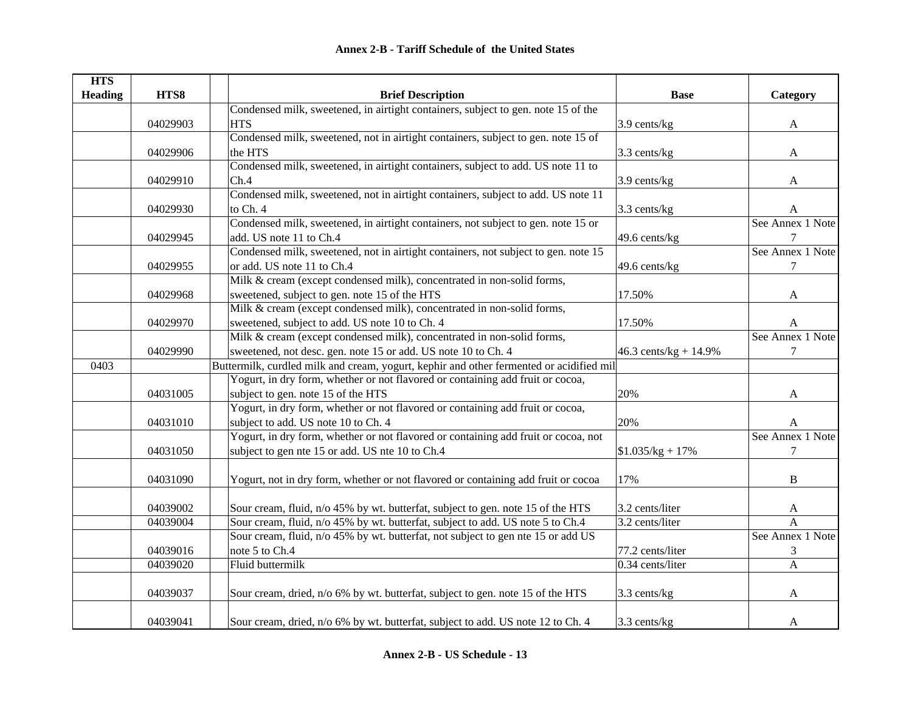## Annex 2-B - Tariff Schedule of the United States

| HTS Heading | HTS8 | Brief Description | Base | Category |
|---|---|---|---|---|
| | 04029903 | Condensed milk, sweetened, in airtight containers, subject to gen. note 15 of the HTS | 3.9 cents/kg | A |
| | 04029906 | Condensed milk, sweetened, not in airtight containers, subject to gen. note 15 of the HTS | 3.3 cents/kg | A |
| | 04029910 | Condensed milk, sweetened, in airtight containers, subject to add. US note 11 to Ch.4 | 3.9 cents/kg | A |
| | 04029930 | Condensed milk, sweetened, not in airtight containers, subject to add. US note 11 to Ch. 4 | 3.3 cents/kg | A |
| | 04029945 | Condensed milk, sweetened, in airtight containers, not subject to gen. note 15 or add. US note 11 to Ch.4 | 49.6 cents/kg | See Annex 1 Note 7 |
| | 04029955 | Condensed milk, sweetened, not in airtight containers, not subject to gen. note 15 or add. US note 11 to Ch.4 | 49.6 cents/kg | See Annex 1 Note 7 |
| | 04029968 | Milk & cream (except condensed milk), concentrated in non-solid forms, sweetened, subject to gen. note 15 of the HTS | 17.50% | A |
| | 04029970 | Milk & cream (except condensed milk), concentrated in non-solid forms, sweetened, subject to add. US note 10 to Ch. 4 | 17.50% | A |
| | 04029990 | Milk & cream (except condensed milk), concentrated in non-solid forms, sweetened, not desc. gen. note 15 or add. US note 10 to Ch. 4 | 46.3 cents/kg + 14.9% | See Annex 1 Note 7 |
| 0403 | | Buttermilk, curdled milk and cream, yogurt, kephir and other fermented or acidified mil | | |
| | 04031005 | Yogurt, in dry form, whether or not flavored or containing add fruit or cocoa, subject to gen. note 15 of the HTS | 20% | A |
| | 04031010 | Yogurt, in dry form, whether or not flavored or containing add fruit or cocoa, subject to add. US note 10 to Ch. 4 | 20% | A |
| | 04031050 | Yogurt, in dry form, whether or not flavored or containing add fruit or cocoa, not subject to gen nte 15 or add. US nte 10 to Ch.4 | $1.035/kg + 17% | See Annex 1 Note 7 |
| | 04031090 | Yogurt, not in dry form, whether or not flavored or containing add fruit or cocoa | 17% | B |
| | 04039002 | Sour cream, fluid, n/o 45% by wt. butterfat, subject to gen. note 15 of the HTS | 3.2 cents/liter | A |
| | 04039004 | Sour cream, fluid, n/o 45% by wt. butterfat, subject to add. US note 5 to Ch.4 | 3.2 cents/liter | A |
| | 04039016 | Sour cream, fluid, n/o 45% by wt. butterfat, not subject to gen nte 15 or add US note 5 to Ch.4 | 77.2 cents/liter | See Annex 1 Note 3 |
| | 04039020 | Fluid buttermilk | 0.34 cents/liter | A |
| | 04039037 | Sour cream, dried, n/o 6% by wt. butterfat, subject to gen. note 15 of the HTS | 3.3 cents/kg | A |
| | 04039041 | Sour cream, dried, n/o 6% by wt. butterfat, subject to add. US note 12 to Ch. 4 | 3.3 cents/kg | A |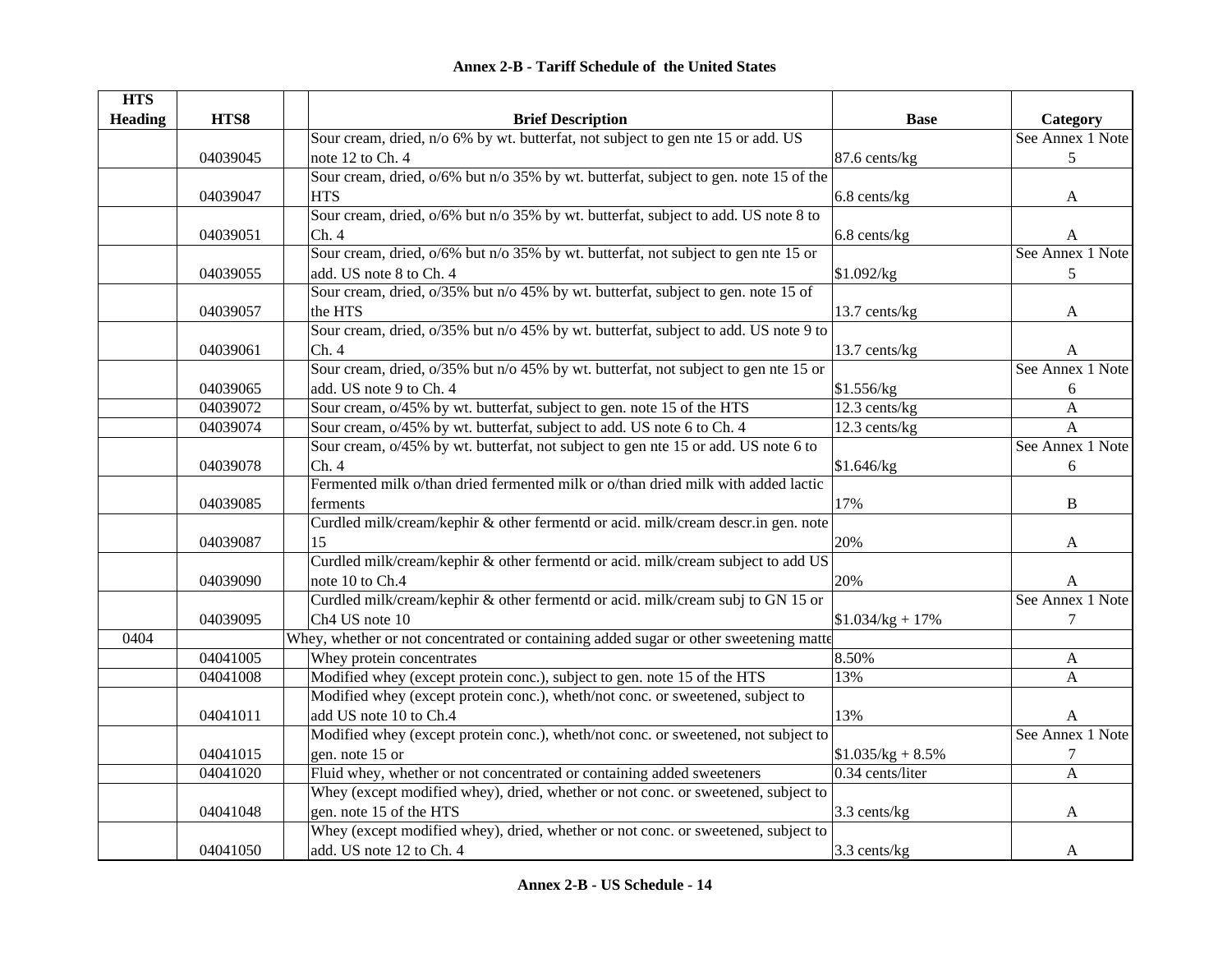**Annex 2-B - Tariff Schedule of the United States**

| HTS Heading | HTS8 | | Brief Description | Base | Category |
|---|---|---|---|---|---|
| | 04039045 | | Sour cream, dried, n/o 6% by wt. butterfat, not subject to gen nte 15 or add. US note 12 to Ch. 4 | 87.6 cents/kg | See Annex 1 Note 5 |
| | 04039047 | | Sour cream, dried, o/6% but n/o 35% by wt. butterfat, subject to gen. note 15 of the HTS | 6.8 cents/kg | A |
| | 04039051 | | Sour cream, dried, o/6% but n/o 35% by wt. butterfat, subject to add. US note 8 to Ch. 4 | 6.8 cents/kg | A |
| | 04039055 | | Sour cream, dried, o/6% but n/o 35% by wt. butterfat, not subject to gen nte 15 or add. US note 8 to Ch. 4 | $1.092/kg | See Annex 1 Note 5 |
| | 04039057 | | Sour cream, dried, o/35% but n/o 45% by wt. butterfat, subject to gen. note 15 of the HTS | 13.7 cents/kg | A |
| | 04039061 | | Sour cream, dried, o/35% but n/o 45% by wt. butterfat, subject to add. US note 9 to Ch. 4 | 13.7 cents/kg | A |
| | 04039065 | | Sour cream, dried, o/35% but n/o 45% by wt. butterfat, not subject to gen nte 15 or add. US note 9 to Ch. 4 | $1.556/kg | See Annex 1 Note 6 |
| | 04039072 | | Sour cream, o/45% by wt. butterfat, subject to gen. note 15 of the HTS | 12.3 cents/kg | A |
| | 04039074 | | Sour cream, o/45% by wt. butterfat, subject to add. US note 6 to Ch. 4 | 12.3 cents/kg | A |
| | 04039078 | | Sour cream, o/45% by wt. butterfat, not subject to gen nte 15 or add. US note 6 to Ch. 4 | $1.646/kg | See Annex 1 Note 6 |
| | 04039085 | | Fermented milk o/than dried fermented milk or o/than dried milk with added lactic ferments | 17% | B |
| | 04039087 | | Curdled milk/cream/kephir & other fermentd or acid. milk/cream descr.in gen. note 15 | 20% | A |
| | 04039090 | | Curdled milk/cream/kephir & other fermentd or acid. milk/cream subject to add US note 10 to Ch.4 | 20% | A |
| | 04039095 | | Curdled milk/cream/kephir & other fermentd or acid. milk/cream subj to GN 15 or Ch4 US note 10 | $1.034/kg + 17% | See Annex 1 Note 7 |
| 0404 | | | Whey, whether or not concentrated or containing added sugar or other sweetening matte | | |
| | 04041005 | | Whey protein concentrates | 8.50% | A |
| | 04041008 | | Modified whey (except protein conc.), subject to gen. note 15 of the HTS | 13% | A |
| | 04041011 | | Modified whey (except protein conc.), wheth/not conc. or sweetened, subject to add US note 10 to Ch.4 | 13% | A |
| | 04041015 | | Modified whey (except protein conc.), wheth/not conc. or sweetened, not subject to gen. note 15 or | $1.035/kg + 8.5% | See Annex 1 Note 7 |
| | 04041020 | | Fluid whey, whether or not concentrated or containing added sweeteners | 0.34 cents/liter | A |
| | 04041048 | | Whey (except modified whey), dried, whether or not conc. or sweetened, subject to gen. note 15 of the HTS | 3.3 cents/kg | A |
| | 04041050 | | Whey (except modified whey), dried, whether or not conc. or sweetened, subject to add. US note 12 to Ch. 4 | 3.3 cents/kg | A |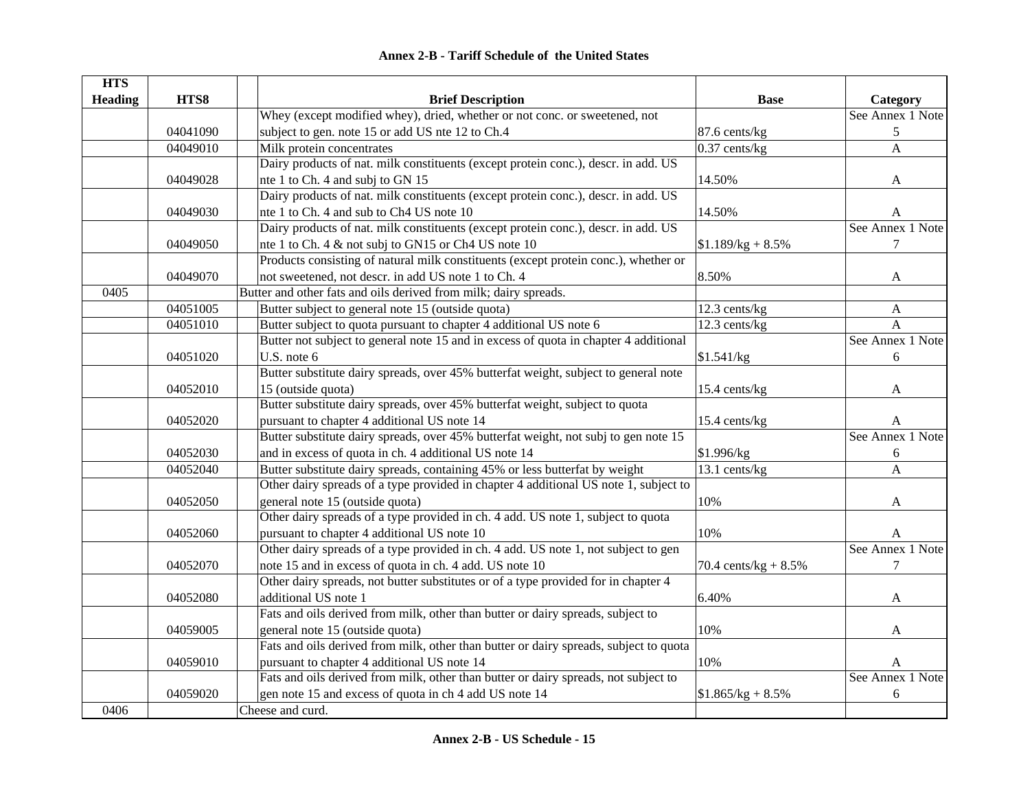**Annex 2-B - Tariff Schedule of the United States**

| HTS Heading | HTS8 | Brief Description | Base | Category |
|---|---|---|---|---|
| | 04041090 | Whey (except modified whey), dried, whether or not conc. or sweetened, not subject to gen. note 15 or add US nte 12 to Ch.4 | 87.6 cents/kg | See Annex 1 Note 5 |
| | 04049010 | Milk protein concentrates | 0.37 cents/kg | A |
| | 04049028 | Dairy products of nat. milk constituents (except protein conc.), descr. in add. US nte 1 to Ch. 4 and subj to GN 15 | 14.50% | A |
| | 04049030 | Dairy products of nat. milk constituents (except protein conc.), descr. in add. US nte 1 to Ch. 4 and sub to Ch4 US note 10 | 14.50% | A |
| | 04049050 | Dairy products of nat. milk constituents (except protein conc.), descr. in add. US nte 1 to Ch. 4 & not subj to GN15 or Ch4 US note 10 | $1.189/kg + 8.5% | See Annex 1 Note 7 |
| | 04049070 | Products consisting of natural milk constituents (except protein conc.), whether or not sweetened, not descr. in add US note 1 to Ch. 4 | 8.50% | A |
| 0405 | | Butter and other fats and oils derived from milk; dairy spreads. | | |
| | 04051005 | Butter subject to general note 15 (outside quota) | 12.3 cents/kg | A |
| | 04051010 | Butter subject to quota pursuant to chapter 4 additional US note 6 | 12.3 cents/kg | A |
| | 04051020 | Butter not subject to general note 15 and in excess of quota in chapter 4 additional U.S. note 6 | $1.541/kg | See Annex 1 Note 6 |
| | 04052010 | Butter substitute dairy spreads, over 45% butterfat weight, subject to general note 15 (outside quota) | 15.4 cents/kg | A |
| | 04052020 | Butter substitute dairy spreads, over 45% butterfat weight, subject to quota pursuant to chapter 4 additional US note 14 | 15.4 cents/kg | A |
| | 04052030 | Butter substitute dairy spreads, over 45% butterfat weight, not subj to gen note 15 and in excess of quota in ch. 4 additional US note 14 | $1.996/kg | See Annex 1 Note 6 |
| | 04052040 | Butter substitute dairy spreads, containing 45% or less butterfat by weight | 13.1 cents/kg | A |
| | 04052050 | Other dairy spreads of a type provided in chapter 4 additional US note 1, subject to general note 15 (outside quota) | 10% | A |
| | 04052060 | Other dairy spreads of a type provided in ch. 4 add. US note 1, subject to quota pursuant to chapter 4 additional US note 10 | 10% | A |
| | 04052070 | Other dairy spreads of a type provided in ch. 4 add. US note 1, not subject to gen note 15 and in excess of quota in ch. 4 add. US note 10 | 70.4 cents/kg + 8.5% | See Annex 1 Note 7 |
| | 04052080 | Other dairy spreads, not butter substitutes or of a type provided for in chapter 4 additional US note 1 | 6.40% | A |
| | 04059005 | Fats and oils derived from milk, other than butter or dairy spreads, subject to general note 15 (outside quota) | 10% | A |
| | 04059010 | Fats and oils derived from milk, other than butter or dairy spreads, subject to quota pursuant to chapter 4 additional US note 14 | 10% | A |
| | 04059020 | Fats and oils derived from milk, other than butter or dairy spreads, not subject to gen note 15 and excess of quota in ch 4 add US note 14 | $1.865/kg + 8.5% | See Annex 1 Note 6 |
| 0406 | | Cheese and curd. | | |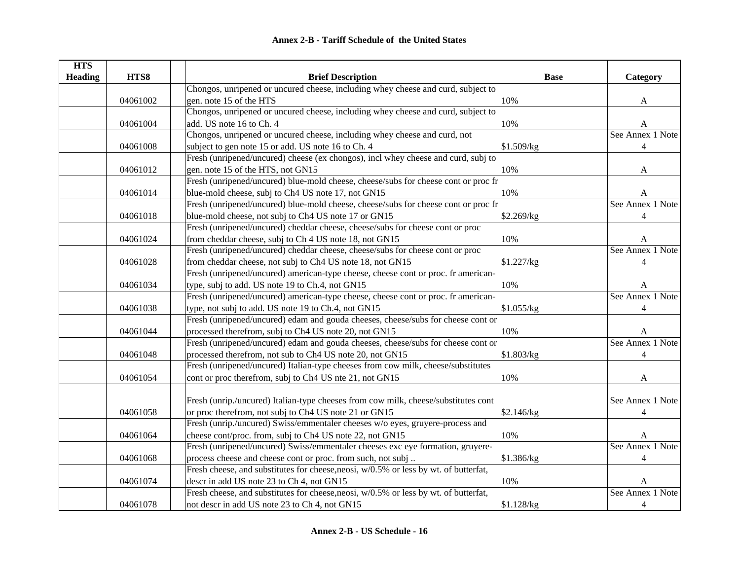## Annex 2-B - Tariff Schedule of the United States

| HTS Heading | HTS8 | | Brief Description | Base | Category |
|---|---|---|---|---|---|
| | 04061002 | | Chongos, unripened or uncured cheese, including whey cheese and curd, subject to gen. note 15 of the HTS | 10% | A |
| | 04061004 | | Chongos, unripened or uncured cheese, including whey cheese and curd, subject to add. US note 16 to Ch. 4 | 10% | A |
| | 04061008 | | Chongos, unripened or uncured cheese, including whey cheese and curd, not subject to gen note 15 or add. US note 16 to Ch. 4 | $1.509/kg | See Annex 1 Note 4 |
| | 04061012 | | Fresh (unripened/uncured) cheese (ex chongos), incl whey cheese and curd, subj to gen. note 15 of the HTS, not GN15 | 10% | A |
| | 04061014 | | Fresh (unripened/uncured) blue-mold cheese, cheese/subs for cheese cont or proc fr blue-mold cheese, subj to Ch4 US note 17, not GN15 | 10% | A |
| | 04061018 | | Fresh (unripened/uncured) blue-mold cheese, cheese/subs for cheese cont or proc fr blue-mold cheese, not subj to Ch4 US note 17 or GN15 | $2.269/kg | See Annex 1 Note 4 |
| | 04061024 | | Fresh (unripened/uncured) cheddar cheese, cheese/subs for cheese cont or proc from cheddar cheese, subj to Ch 4 US note 18, not GN15 | 10% | A |
| | 04061028 | | Fresh (unripened/uncured) cheddar cheese, cheese/subs for cheese cont or proc from cheddar cheese, not subj to Ch4 US note 18, not GN15 | $1.227/kg | See Annex 1 Note 4 |
| | 04061034 | | Fresh (unripened/uncured) american-type cheese, cheese cont or proc. fr american-type, subj to add. US note 19 to Ch.4, not GN15 | 10% | A |
| | 04061038 | | Fresh (unripened/uncured) american-type cheese, cheese cont or proc. fr american-type, not subj to add. US note 19 to Ch.4, not GN15 | $1.055/kg | See Annex 1 Note 4 |
| | 04061044 | | Fresh (unripened/uncured) edam and gouda cheeses, cheese/subs for cheese cont or processed therefrom, subj to Ch4 US note 20, not GN15 | 10% | A |
| | 04061048 | | Fresh (unripened/uncured) edam and gouda cheeses, cheese/subs for cheese cont or processed therefrom, not sub to Ch4 US note 20, not GN15 | $1.803/kg | See Annex 1 Note 4 |
| | 04061054 | | Fresh (unripened/uncured) Italian-type cheeses from cow milk, cheese/substitutes cont or proc therefrom, subj to Ch4 US nte 21, not GN15 | 10% | A |
| | 04061058 | | Fresh (unrip./uncured) Italian-type cheeses from cow milk, cheese/substitutes cont or proc therefrom, not subj to Ch4 US note 21 or GN15 | $2.146/kg | See Annex 1 Note 4 |
| | 04061064 | | Fresh (unrip./uncured) Swiss/emmentaler cheeses w/o eyes, gruyere-process and cheese cont/proc. from, subj to Ch4 US note 22, not GN15 | 10% | A |
| | 04061068 | | Fresh (unripened/uncured) Swiss/emmentaler cheeses exc eye formation, gruyere-process cheese and cheese cont or proc. from such, not subj .. | $1.386/kg | See Annex 1 Note 4 |
| | 04061074 | | Fresh cheese, and substitutes for cheese,neosi, w/0.5% or less by wt. of butterfat, descr in add US note 23 to Ch 4, not GN15 | 10% | A |
| | 04061078 | | Fresh cheese, and substitutes for cheese,neosi, w/0.5% or less by wt. of butterfat, not descr in add US note 23 to Ch 4, not GN15 | $1.128/kg | See Annex 1 Note 4 |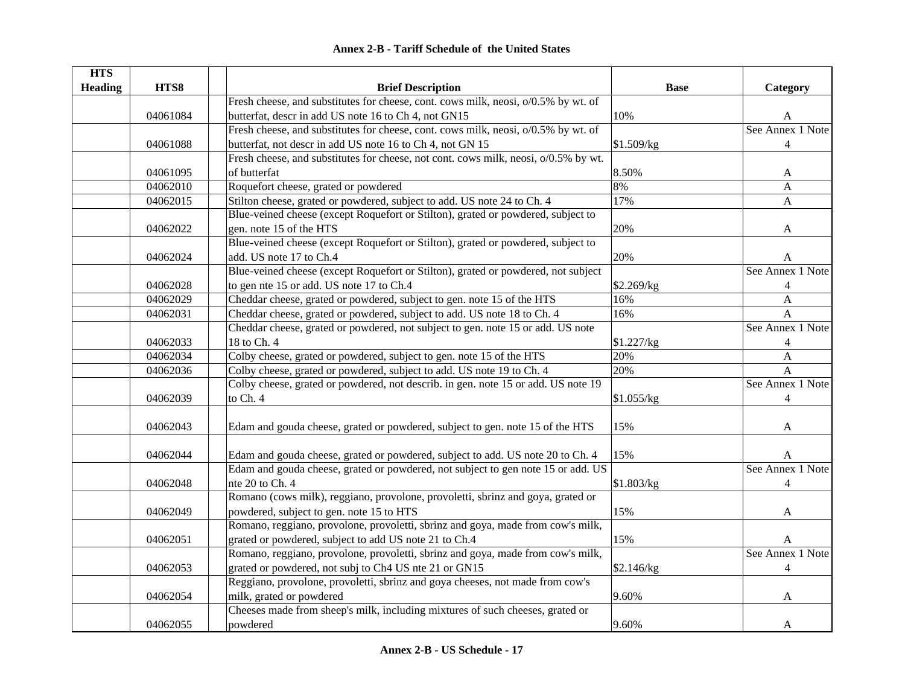## Annex 2-B - Tariff Schedule of the United States

| HTS Heading | HTS8 | | Brief Description | Base | Category |
|---|---|---|---|---|---|
| | 04061084 | | Fresh cheese, and substitutes for cheese, cont. cows milk, neosi, o/0.5% by wt. of butterfat, descr in add US note 16 to Ch 4, not GN15 | 10% | A |
| | 04061088 | | Fresh cheese, and substitutes for cheese, cont. cows milk, neosi, o/0.5% by wt. of butterfat, not descr in add US note 16 to Ch 4, not GN 15 | $1.509/kg | See Annex 1 Note 4 |
| | 04061095 | | Fresh cheese, and substitutes for cheese, not cont. cows milk, neosi, o/0.5% by wt. of butterfat | 8.50% | A |
| | 04062010 | | Roquefort cheese, grated or powdered | 8% | A |
| | 04062015 | | Stilton cheese, grated or powdered, subject to add. US note 24 to Ch. 4 | 17% | A |
| | 04062022 | | Blue-veined cheese (except Roquefort or Stilton), grated or powdered, subject to gen. note 15 of the HTS | 20% | A |
| | 04062024 | | Blue-veined cheese (except Roquefort or Stilton), grated or powdered, subject to add. US note 17 to Ch.4 | 20% | A |
| | 04062028 | | Blue-veined cheese (except Roquefort or Stilton), grated or powdered, not subject to gen nte 15 or add. US note 17 to Ch.4 | $2.269/kg | See Annex 1 Note 4 |
| | 04062029 | | Cheddar cheese, grated or powdered, subject to gen. note 15 of the HTS | 16% | A |
| | 04062031 | | Cheddar cheese, grated or powdered, subject to add. US note 18 to Ch. 4 | 16% | A |
| | 04062033 | | Cheddar cheese, grated or powdered, not subject to gen. note 15 or add. US note 18 to Ch. 4 | $1.227/kg | See Annex 1 Note 4 |
| | 04062034 | | Colby cheese, grated or powdered, subject to gen. note 15 of the HTS | 20% | A |
| | 04062036 | | Colby cheese, grated or powdered, subject to add. US note 19 to Ch. 4 | 20% | A |
| | 04062039 | | Colby cheese, grated or powdered, not describ. in gen. note 15 or add. US note 19 to Ch. 4 | $1.055/kg | See Annex 1 Note 4 |
| | 04062043 | | Edam and gouda cheese, grated or powdered, subject to gen. note 15 of the HTS | 15% | A |
| | 04062044 | | Edam and gouda cheese, grated or powdered, subject to add. US note 20 to Ch. 4 | 15% | A |
| | 04062048 | | Edam and gouda cheese, grated or powdered, not subject to gen note 15 or add. US nte 20 to Ch. 4 | $1.803/kg | See Annex 1 Note 4 |
| | 04062049 | | Romano (cows milk), reggiano, provolone, provoletti, sbrinz and goya, grated or powdered, subject to gen. note 15 to HTS | 15% | A |
| | 04062051 | | Romano, reggiano, provolone, provoletti, sbrinz and goya, made from cow's milk, grated or powdered, subject to add US note 21 to Ch.4 | 15% | A |
| | 04062053 | | Romano, reggiano, provolone, provoletti, sbrinz and goya, made from cow's milk, grated or powdered, not subj to Ch4 US nte 21 or GN15 | $2.146/kg | See Annex 1 Note 4 |
| | 04062054 | | Reggiano, provolone, provoletti, sbrinz and goya cheeses, not made from cow's milk, grated or powdered | 9.60% | A |
| | 04062055 | | Cheeses made from sheep's milk, including mixtures of such cheeses, grated or powdered | 9.60% | A |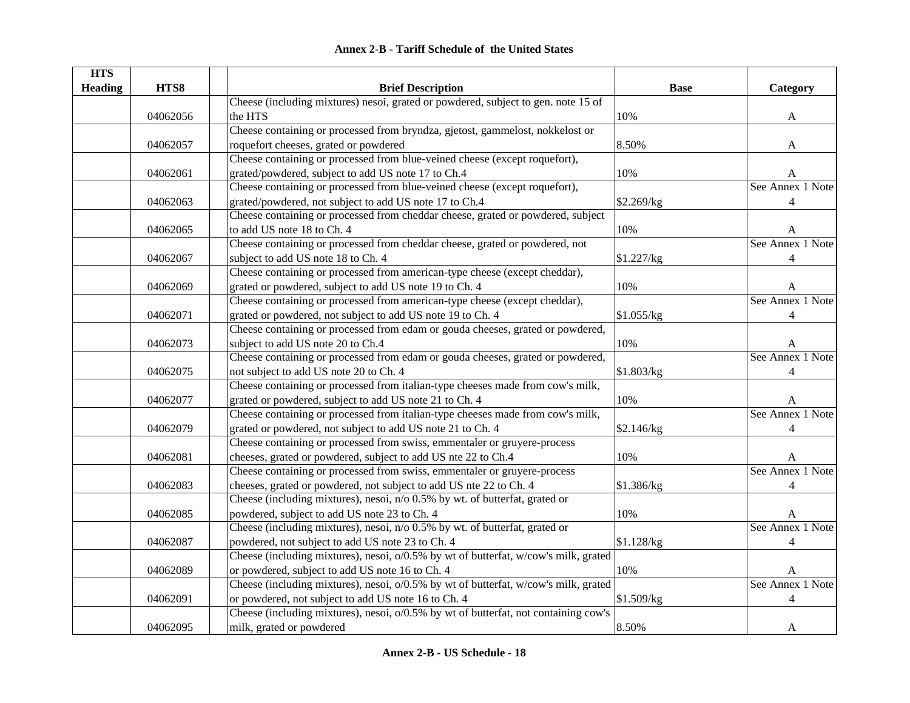# Annex 2-B - Tariff Schedule of the United States

| HTS Heading | HTS8 | | Brief Description | Base | Category |
|---|---|---|---|---|---|
| | 04062056 | | Cheese (including mixtures) nesoi, grated or powdered, subject to gen. note 15 of the HTS | 10% | A |
| | 04062057 | | Cheese containing or processed from bryndza, gjetost, gammelost, nokkelost or roquefort cheeses, grated or powdered | 8.50% | A |
| | 04062061 | | Cheese containing or processed from blue-veined cheese (except roquefort), grated/powdered, subject to add US note 17 to Ch.4 | 10% | A |
| | 04062063 | | Cheese containing or processed from blue-veined cheese (except roquefort), grated/powdered, not subject to add US note 17 to Ch.4 | $2.269/kg | See Annex 1 Note 4 |
| | 04062065 | | Cheese containing or processed from cheddar cheese, grated or powdered, subject to add US note 18 to Ch. 4 | 10% | A |
| | 04062067 | | Cheese containing or processed from cheddar cheese, grated or powdered, not subject to add US note 18 to Ch. 4 | $1.227/kg | See Annex 1 Note 4 |
| | 04062069 | | Cheese containing or processed from american-type cheese (except cheddar), grated or powdered, subject to add US note 19 to Ch. 4 | 10% | A |
| | 04062071 | | Cheese containing or processed from american-type cheese (except cheddar), grated or powdered, not subject to add US note 19 to Ch. 4 | $1.055/kg | See Annex 1 Note 4 |
| | 04062073 | | Cheese containing or processed from edam or gouda cheeses, grated or powdered, subject to add US note 20 to Ch.4 | 10% | A |
| | 04062075 | | Cheese containing or processed from edam or gouda cheeses, grated or powdered, not subject to add US note 20 to Ch. 4 | $1.803/kg | See Annex 1 Note 4 |
| | 04062077 | | Cheese containing or processed from italian-type cheeses made from cow's milk, grated or powdered, subject to add US note 21 to Ch. 4 | 10% | A |
| | 04062079 | | Cheese containing or processed from italian-type cheeses made from cow's milk, grated or powdered, not subject to add US note 21 to Ch. 4 | $2.146/kg | See Annex 1 Note 4 |
| | 04062081 | | Cheese containing or processed from swiss, emmentaler or gruyere-process cheeses, grated or powdered, subject to add US nte 22 to Ch.4 | 10% | A |
| | 04062083 | | Cheese containing or processed from swiss, emmentaler or gruyere-process cheeses, grated or powdered, not subject to add US nte 22 to Ch. 4 | $1.386/kg | See Annex 1 Note 4 |
| | 04062085 | | Cheese (including mixtures), nesoi, n/o 0.5% by wt. of butterfat, grated or powdered, subject to add US note 23 to Ch. 4 | 10% | A |
| | 04062087 | | Cheese (including mixtures), nesoi, n/o 0.5% by wt. of butterfat, grated or powdered, not subject to add US note 23 to Ch. 4 | $1.128/kg | See Annex 1 Note 4 |
| | 04062089 | | Cheese (including mixtures), nesoi, o/0.5% by wt of butterfat, w/cow's milk, grated or powdered, subject to add US note 16 to Ch. 4 | 10% | A |
| | 04062091 | | Cheese (including mixtures), nesoi, o/0.5% by wt of butterfat, w/cow's milk, grated or powdered, not subject to add US note 16 to Ch. 4 | $1.509/kg | See Annex 1 Note 4 |
| | 04062095 | | Cheese (including mixtures), nesoi, o/0.5% by wt of butterfat, not containing cow's milk, grated or powdered | 8.50% | A |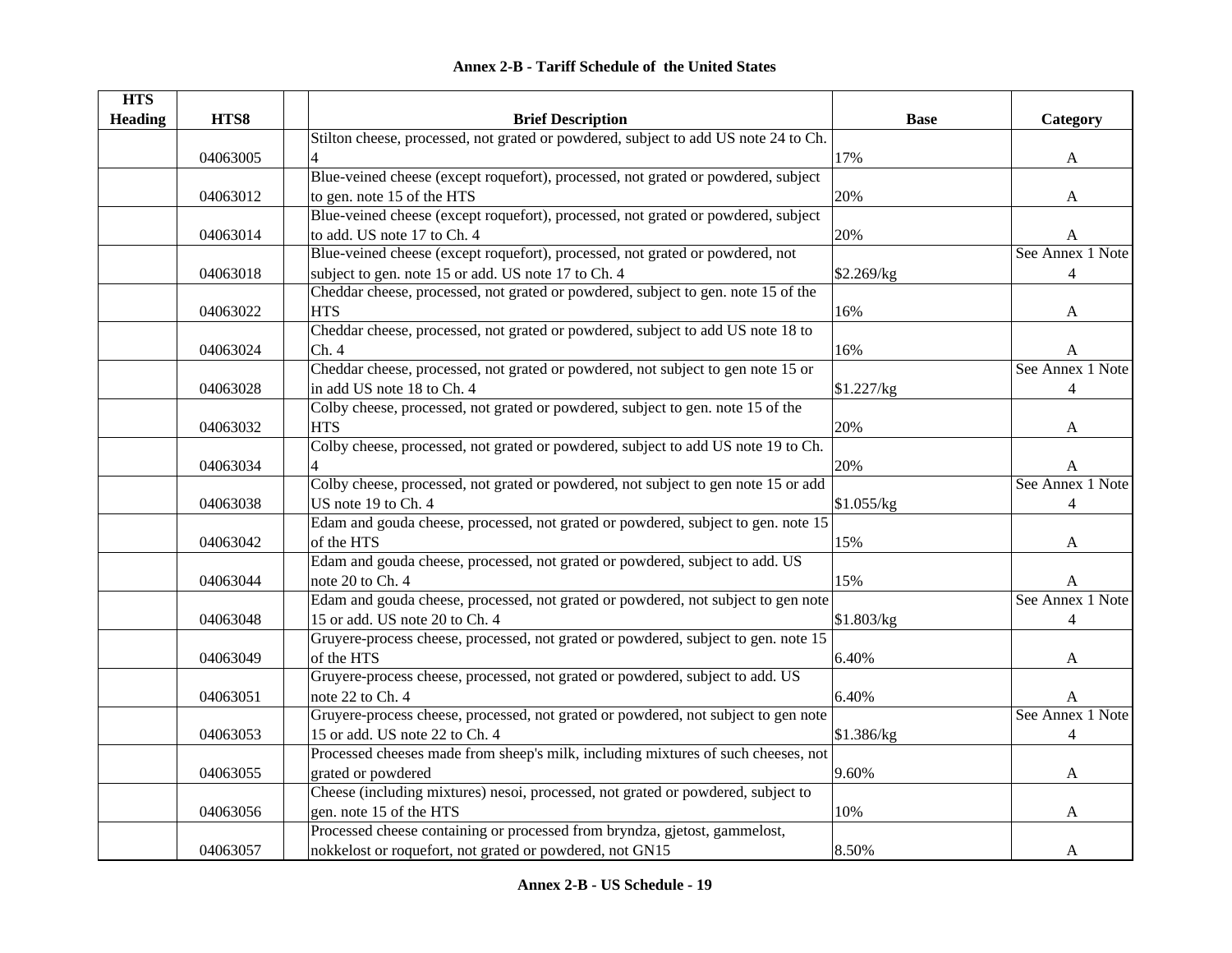**Annex 2-B - Tariff Schedule of the United States**

| HTS Heading | HTS8 | | Brief Description | Base | Category |
|---|---|---|---|---|---|
| | 04063005 | | Stilton cheese, processed, not grated or powdered, subject to add US note 24 to Ch. 4 | 17% | A |
| | 04063012 | | Blue-veined cheese (except roquefort), processed, not grated or powdered, subject to gen. note 15 of the HTS | 20% | A |
| | 04063014 | | Blue-veined cheese (except roquefort), processed, not grated or powdered, subject to add. US note 17 to Ch. 4 | 20% | A |
| | 04063018 | | Blue-veined cheese (except roquefort), processed, not grated or powdered, not subject to gen. note 15 or add. US note 17 to Ch. 4 | \$2.269/kg | See Annex 1 Note 4 |
| | 04063022 | | Cheddar cheese, processed, not grated or powdered, subject to gen. note 15 of the HTS | 16% | A |
| | 04063024 | | Cheddar cheese, processed, not grated or powdered, subject to add US note 18 to Ch. 4 | 16% | A |
| | 04063028 | | Cheddar cheese, processed, not grated or powdered, not subject to gen note 15 or in add US note 18 to Ch. 4 | \$1.227/kg | See Annex 1 Note 4 |
| | 04063032 | | Colby cheese, processed, not grated or powdered, subject to gen. note 15 of the HTS | 20% | A |
| | 04063034 | | Colby cheese, processed, not grated or powdered, subject to add US note 19 to Ch. 4 | 20% | A |
| | 04063038 | | Colby cheese, processed, not grated or powdered, not subject to gen note 15 or add US note 19 to Ch. 4 | \$1.055/kg | See Annex 1 Note 4 |
| | 04063042 | | Edam and gouda cheese, processed, not grated or powdered, subject to gen. note 15 of the HTS | 15% | A |
| | 04063044 | | Edam and gouda cheese, processed, not grated or powdered, subject to add. US note 20 to Ch. 4 | 15% | A |
| | 04063048 | | Edam and gouda cheese, processed, not grated or powdered, not subject to gen note 15 or add. US note 20 to Ch. 4 | \$1.803/kg | See Annex 1 Note 4 |
| | 04063049 | | Gruyere-process cheese, processed, not grated or powdered, subject to gen. note 15 of the HTS | 6.40% | A |
| | 04063051 | | Gruyere-process cheese, processed, not grated or powdered, subject to add. US note 22 to Ch. 4 | 6.40% | A |
| | 04063053 | | Gruyere-process cheese, processed, not grated or powdered, not subject to gen note 15 or add. US note 22 to Ch. 4 | \$1.386/kg | See Annex 1 Note 4 |
| | 04063055 | | Processed cheeses made from sheep's milk, including mixtures of such cheeses, not grated or powdered | 9.60% | A |
| | 04063056 | | Cheese (including mixtures) nesoi, processed, not grated or powdered, subject to gen. note 15 of the HTS | 10% | A |
| | 04063057 | | Processed cheese containing or processed from bryndza, gjetost, gammelost, nokkelost or roquefort, not grated or powdered, not GN15 | 8.50% | A |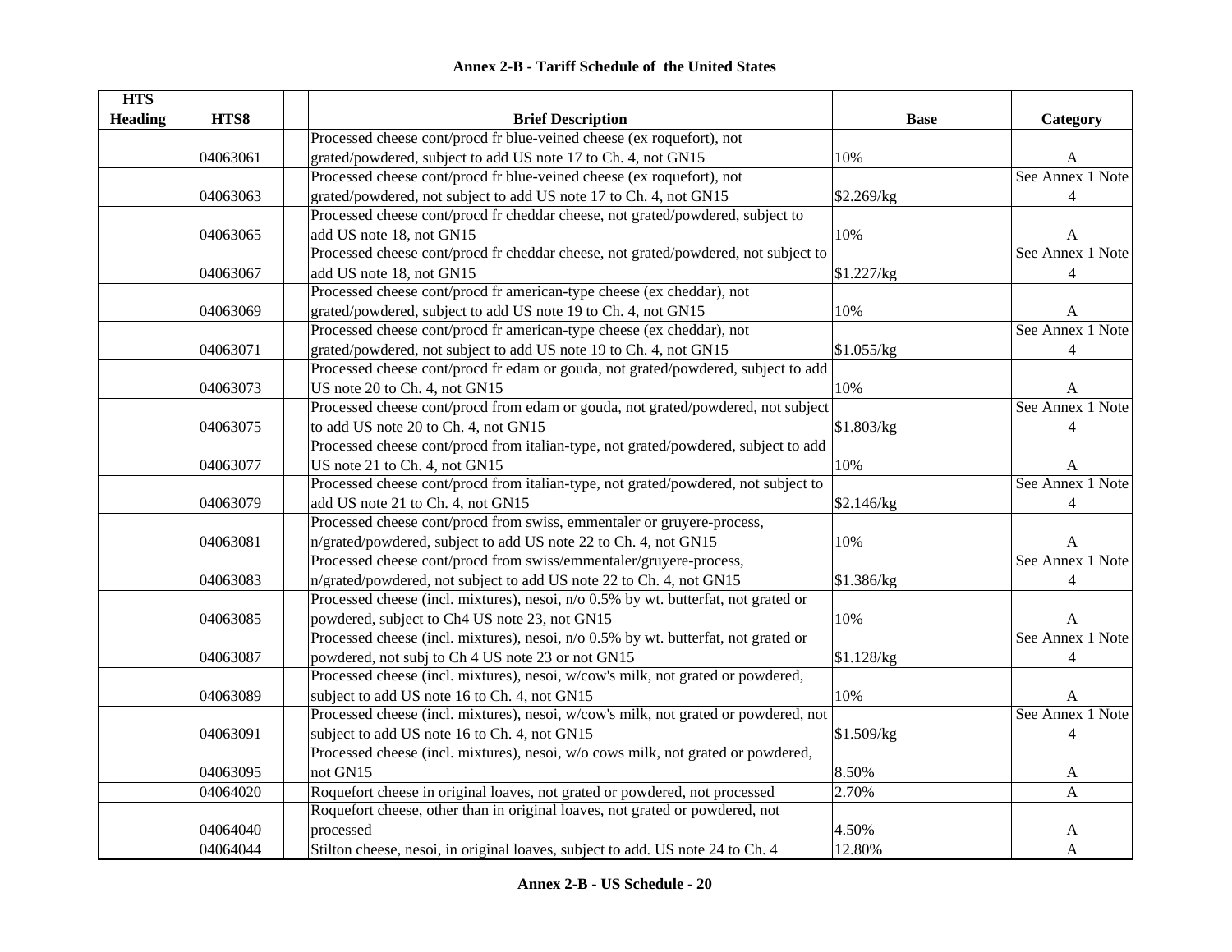**Annex 2-B - Tariff Schedule of the United States**

| HTS Heading | HTS8 | | Brief Description | Base | Category |
|---|---|---|---|---|---|
| | 04063061 | | Processed cheese cont/procd fr blue-veined cheese (ex roquefort), not grated/powdered, subject to add US note 17 to Ch. 4, not GN15 | 10% | A |
| | 04063063 | | Processed cheese cont/procd fr blue-veined cheese (ex roquefort), not grated/powdered, not subject to add US note 17 to Ch. 4, not GN15 | $2.269/kg | See Annex 1 Note 4 |
| | 04063065 | | Processed cheese cont/procd fr cheddar cheese, not grated/powdered, subject to add US note 18, not GN15 | 10% | A |
| | 04063067 | | Processed cheese cont/procd fr cheddar cheese, not grated/powdered, not subject to add US note 18, not GN15 | $1.227/kg | See Annex 1 Note 4 |
| | 04063069 | | Processed cheese cont/procd fr american-type cheese (ex cheddar), not grated/powdered, subject to add US note 19 to Ch. 4, not GN15 | 10% | A |
| | 04063071 | | Processed cheese cont/procd fr american-type cheese (ex cheddar), not grated/powdered, not subject to add US note 19 to Ch. 4, not GN15 | $1.055/kg | See Annex 1 Note 4 |
| | 04063073 | | Processed cheese cont/procd fr edam or gouda, not grated/powdered, subject to add US note 20 to Ch. 4, not GN15 | 10% | A |
| | 04063075 | | Processed cheese cont/procd from edam or gouda, not grated/powdered, not subject to add US note 20 to Ch. 4, not GN15 | $1.803/kg | See Annex 1 Note 4 |
| | 04063077 | | Processed cheese cont/procd from italian-type, not grated/powdered, subject to add US note 21 to Ch. 4, not GN15 | 10% | A |
| | 04063079 | | Processed cheese cont/procd from italian-type, not grated/powdered, not subject to add US note 21 to Ch. 4, not GN15 | $2.146/kg | See Annex 1 Note 4 |
| | 04063081 | | Processed cheese cont/procd from swiss, emmentaler or gruyere-process, n/grated/powdered, subject to add US note 22 to Ch. 4, not GN15 | 10% | A |
| | 04063083 | | Processed cheese cont/procd from swiss/emmentaler/gruyere-process, n/grated/powdered, not subject to add US note 22 to Ch. 4, not GN15 | $1.386/kg | See Annex 1 Note 4 |
| | 04063085 | | Processed cheese (incl. mixtures), nesoi, n/o 0.5% by wt. butterfat, not grated or powdered, subject to Ch4 US note 23, not GN15 | 10% | A |
| | 04063087 | | Processed cheese (incl. mixtures), nesoi, n/o 0.5% by wt. butterfat, not grated or powdered, not subj to Ch 4 US note 23 or not GN15 | $1.128/kg | See Annex 1 Note 4 |
| | 04063089 | | Processed cheese (incl. mixtures), nesoi, w/cow's milk, not grated or powdered, subject to add US note 16 to Ch. 4, not GN15 | 10% | A |
| | 04063091 | | Processed cheese (incl. mixtures), nesoi, w/cow's milk, not grated or powdered, not subject to add US note 16 to Ch. 4, not GN15 | $1.509/kg | See Annex 1 Note 4 |
| | 04063095 | | Processed cheese (incl. mixtures), nesoi, w/o cows milk, not grated or powdered, not GN15 | 8.50% | A |
| | 04064020 | | Roquefort cheese in original loaves, not grated or powdered, not processed | 2.70% | A |
| | 04064040 | | Roquefort cheese, other than in original loaves, not grated or powdered, not processed | 4.50% | A |
| | 04064044 | | Stilton cheese, nesoi, in original loaves, subject to add. US note 24 to Ch. 4 | 12.80% | A |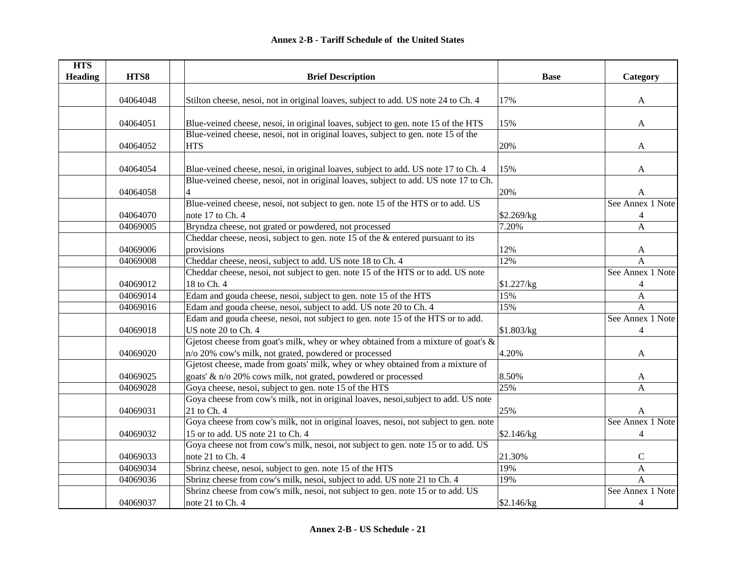## Annex 2-B - Tariff Schedule of the United States

| HTS Heading | HTS8 | | Brief Description | Base | Category |
|---|---|---|---|---|---|
| | 04064048 | | Stilton cheese, nesoi, not in original loaves, subject to add. US note 24 to Ch. 4 | 17% | A |
| | 04064051 | | Blue-veined cheese, nesoi, in original loaves, subject to gen. note 15 of the HTS | 15% | A |
| | 04064052 | | Blue-veined cheese, nesoi, not in original loaves, subject to gen. note 15 of the HTS | 20% | A |
| | 04064054 | | Blue-veined cheese, nesoi, in original loaves, subject to add. US note 17 to Ch. 4 | 15% | A |
| | 04064058 | | Blue-veined cheese, nesoi, not in original loaves, subject to add. US note 17 to Ch. 4 | 20% | A |
| | 04064070 | | Blue-veined cheese, nesoi, not subject to gen. note 15 of the HTS or to add. US note 17 to Ch. 4 | $2.269/kg | See Annex 1 Note 4 |
| | 04069005 | | Bryndza cheese, not grated or powdered, not processed | 7.20% | A |
| | 04069006 | | Cheddar cheese, neosi, subject to gen. note 15 of the & entered pursuant to its provisions | 12% | A |
| | 04069008 | | Cheddar cheese, neosi, subject to add. US note 18 to Ch. 4 | 12% | A |
| | 04069012 | | Cheddar cheese, nesoi, not subject to gen. note 15 of the HTS or to add. US note 18 to Ch. 4 | $1.227/kg | See Annex 1 Note 4 |
| | 04069014 | | Edam and gouda cheese, nesoi, subject to gen. note 15 of the HTS | 15% | A |
| | 04069016 | | Edam and gouda cheese, nesoi, subject to add. US note 20 to Ch. 4 | 15% | A |
| | 04069018 | | Edam and gouda cheese, nesoi, not subject to gen. note 15 of the HTS or to add. US note 20 to Ch. 4 | $1.803/kg | See Annex 1 Note 4 |
| | 04069020 | | Gjetost cheese from goat's milk, whey or whey obtained from a mixture of goat's & n/o 20% cow's milk, not grated, powdered or processed | 4.20% | A |
| | 04069025 | | Gjetost cheese, made from goats' milk, whey or whey obtained from a mixture of goats' & n/o 20% cows milk, not grated, powdered or processed | 8.50% | A |
| | 04069028 | | Goya cheese, nesoi, subject to gen. note 15 of the HTS | 25% | A |
| | 04069031 | | Goya cheese from cow's milk, not in original loaves, nesoi,subject to add. US note 21 to Ch. 4 | 25% | A |
| | 04069032 | | Goya cheese from cow's milk, not in original loaves, nesoi, not subject to gen. note 15 or to add. US note 21 to Ch. 4 | $2.146/kg | See Annex 1 Note 4 |
| | 04069033 | | Goya cheese not from cow's milk, nesoi, not subject to gen. note 15 or to add. US note 21 to Ch. 4 | 21.30% | C |
| | 04069034 | | Sbrinz cheese, nesoi, subject to gen. note 15 of the HTS | 19% | A |
| | 04069036 | | Sbrinz cheese from cow's milk, nesoi, subject to add. US note 21 to Ch. 4 | 19% | A |
| | 04069037 | | Sbrinz cheese from cow's milk, nesoi, not subject to gen. note 15 or to add. US note 21 to Ch. 4 | $2.146/kg | See Annex 1 Note 4 |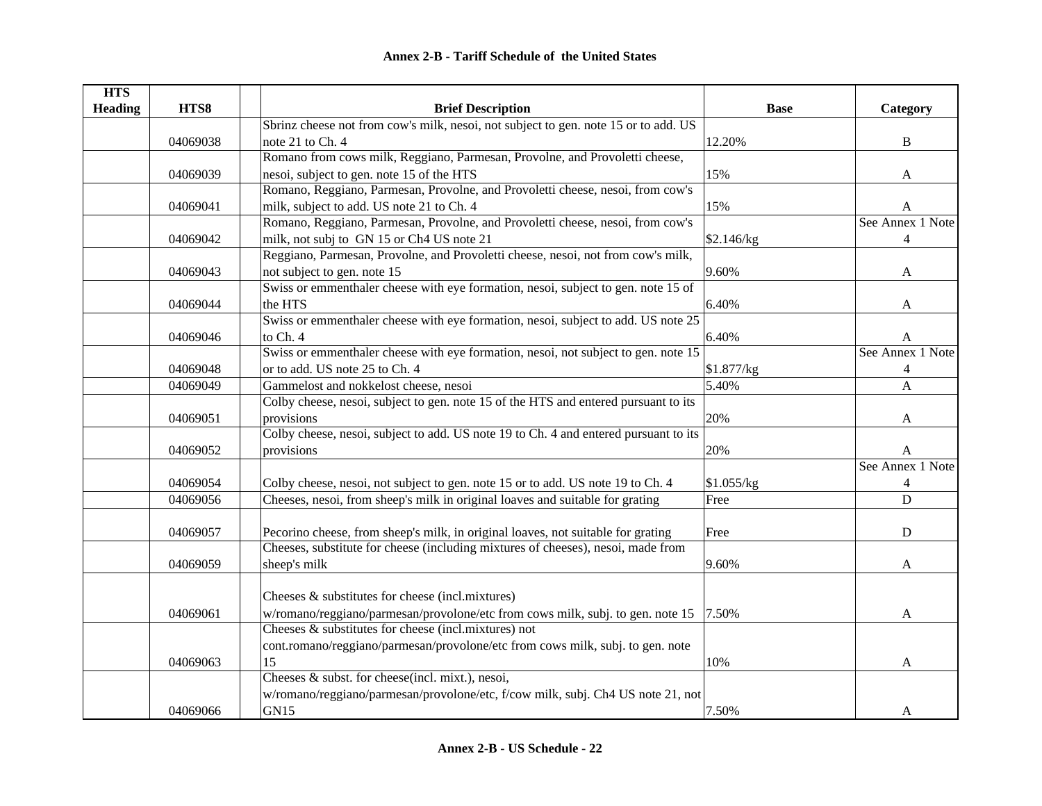## Annex 2-B - Tariff Schedule of the United States

| HTS Heading | HTS8 | | Brief Description | Base | Category |
|---|---|---|---|---|---|
| | 04069038 | | Sbrinz cheese not from cow's milk, nesoi, not subject to gen. note 15 or to add. US note 21 to Ch. 4 | 12.20% | B |
| | 04069039 | | Romano from cows milk, Reggiano, Parmesan, Provolne, and Provoletti cheese, nesoi, subject to gen. note 15 of the HTS | 15% | A |
| | 04069041 | | Romano, Reggiano, Parmesan, Provolne, and Provoletti cheese, nesoi, from cow's milk, subject to add. US note 21 to Ch. 4 | 15% | A |
| | 04069042 | | Romano, Reggiano, Parmesan, Provolne, and Provoletti cheese, nesoi, from cow's milk, not subj to GN 15 or Ch4 US note 21 | $2.146/kg | See Annex 1 Note 4 |
| | 04069043 | | Reggiano, Parmesan, Provolne, and Provoletti cheese, nesoi, not from cow's milk, not subject to gen. note 15 | 9.60% | A |
| | 04069044 | | Swiss or emmenthaler cheese with eye formation, nesoi, subject to gen. note 15 of the HTS | 6.40% | A |
| | 04069046 | | Swiss or emmenthaler cheese with eye formation, nesoi, subject to add. US note 25 to Ch. 4 | 6.40% | A |
| | 04069048 | | Swiss or emmenthaler cheese with eye formation, nesoi, not subject to gen. note 15 or to add. US note 25 to Ch. 4 | $1.877/kg | See Annex 1 Note 4 |
| | 04069049 | | Gammelost and nokkelost cheese, nesoi | 5.40% | A |
| | 04069051 | | Colby cheese, nesoi, subject to gen. note 15 of the HTS and entered pursuant to its provisions | 20% | A |
| | 04069052 | | Colby cheese, nesoi, subject to add. US note 19 to Ch. 4 and entered pursuant to its provisions | 20% | A |
| | 04069054 | | Colby cheese, nesoi, not subject to gen. note 15 or to add. US note 19 to Ch. 4 | $1.055/kg | See Annex 1 Note 4 |
| | 04069056 | | Cheeses, nesoi, from sheep's milk in original loaves and suitable for grating | Free | D |
| | 04069057 | | Pecorino cheese, from sheep's milk, in original loaves, not suitable for grating | Free | D |
| | 04069059 | | Cheeses, substitute for cheese (including mixtures of cheeses), nesoi, made from sheep's milk | 9.60% | A |
| | 04069061 | | Cheeses & substitutes for cheese (incl.mixtures) w/romano/reggiano/parmesan/provolone/etc from cows milk, subj. to gen. note 15 | 7.50% | A |
| | 04069063 | | Cheeses & substitutes for cheese (incl.mixtures) not cont.romano/reggiano/parmesan/provolone/etc from cows milk, subj. to gen. note 15 | 10% | A |
| | 04069066 | | Cheeses & subst. for cheese(incl. mixt.), nesoi, w/romano/reggiano/parmesan/provolone/etc, f/cow milk, subj. Ch4 US note 21, not GN15 | 7.50% | A |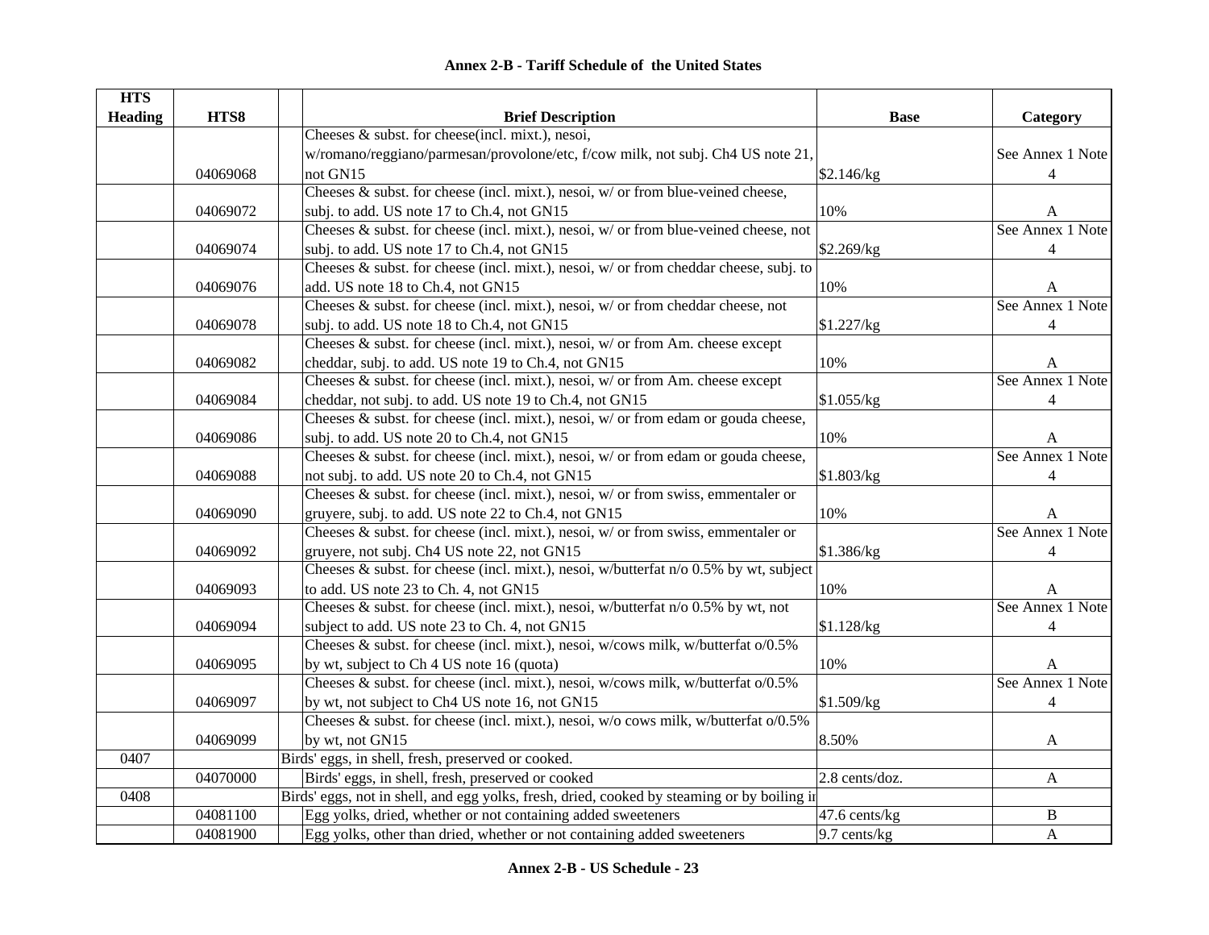## Annex 2-B - Tariff Schedule of the United States

| HTS Heading | HTS8 | | Brief Description | Base | Category |
|---|---|---|---|---|---|
| | 04069068 | | Cheeses & subst. for cheese(incl. mixt.), nesoi, w/romano/reggiano/parmesan/provolone/etc, f/cow milk, not subj. Ch4 US note 21, not GN15 | $2.146/kg | See Annex 1 Note 4 |
| | 04069072 | | Cheeses & subst. for cheese (incl. mixt.), nesoi, w/ or from blue-veined cheese, subj. to add. US note 17 to Ch.4, not GN15 | 10% | A |
| | 04069074 | | Cheeses & subst. for cheese (incl. mixt.), nesoi, w/ or from blue-veined cheese, not subj. to add. US note 17 to Ch.4, not GN15 | $2.269/kg | See Annex 1 Note 4 |
| | 04069076 | | Cheeses & subst. for cheese (incl. mixt.), nesoi, w/ or from cheddar cheese, subj. to add. US note 18 to Ch.4, not GN15 | 10% | A |
| | 04069078 | | Cheeses & subst. for cheese (incl. mixt.), nesoi, w/ or from cheddar cheese, not subj. to add. US note 18 to Ch.4, not GN15 | $1.227/kg | See Annex 1 Note 4 |
| | 04069082 | | Cheeses & subst. for cheese (incl. mixt.), nesoi, w/ or from Am. cheese except cheddar, subj. to add. US note 19 to Ch.4, not GN15 | 10% | A |
| | 04069084 | | Cheeses & subst. for cheese (incl. mixt.), nesoi, w/ or from Am. cheese except cheddar, not subj. to add. US note 19 to Ch.4, not GN15 | $1.055/kg | See Annex 1 Note 4 |
| | 04069086 | | Cheeses & subst. for cheese (incl. mixt.), nesoi, w/ or from edam or gouda cheese, subj. to add. US note 20 to Ch.4, not GN15 | 10% | A |
| | 04069088 | | Cheeses & subst. for cheese (incl. mixt.), nesoi, w/ or from edam or gouda cheese, not subj. to add. US note 20 to Ch.4, not GN15 | $1.803/kg | See Annex 1 Note 4 |
| | 04069090 | | Cheeses & subst. for cheese (incl. mixt.), nesoi, w/ or from swiss, emmentaler or gruyere, subj. to add. US note 22 to Ch.4, not GN15 | 10% | A |
| | 04069092 | | Cheeses & subst. for cheese (incl. mixt.), nesoi, w/ or from swiss, emmentaler or gruyere, not subj. Ch4 US note 22, not GN15 | $1.386/kg | See Annex 1 Note 4 |
| | 04069093 | | Cheeses & subst. for cheese (incl. mixt.), nesoi, w/butterfat n/o 0.5% by wt, subject to add. US note 23 to Ch. 4, not GN15 | 10% | A |
| | 04069094 | | Cheeses & subst. for cheese (incl. mixt.), nesoi, w/butterfat n/o 0.5% by wt, not subject to add. US note 23 to Ch. 4, not GN15 | $1.128/kg | See Annex 1 Note 4 |
| | 04069095 | | Cheeses & subst. for cheese (incl. mixt.), nesoi, w/cows milk, w/butterfat o/0.5% by wt, subject to Ch 4 US note 16 (quota) | 10% | A |
| | 04069097 | | Cheeses & subst. for cheese (incl. mixt.), nesoi, w/cows milk, w/butterfat o/0.5% by wt, not subject to Ch4 US note 16, not GN15 | $1.509/kg | See Annex 1 Note 4 |
| | 04069099 | | Cheeses & subst. for cheese (incl. mixt.), nesoi, w/o cows milk, w/butterfat o/0.5% by wt, not GN15 | 8.50% | A |
| 0407 | | Birds' eggs, in shell, fresh, preserved or cooked. | | | |
| | 04070000 | | Birds' eggs, in shell, fresh, preserved or cooked | 2.8 cents/doz. | A |
| 0408 | | Birds' eggs, not in shell, and egg yolks, fresh, dried, cooked by steaming or by boiling in | | | |
| | 04081100 | | Egg yolks, dried, whether or not containing added sweeteners | 47.6 cents/kg | B |
| | 04081900 | | Egg yolks, other than dried, whether or not containing added sweeteners | 9.7 cents/kg | A |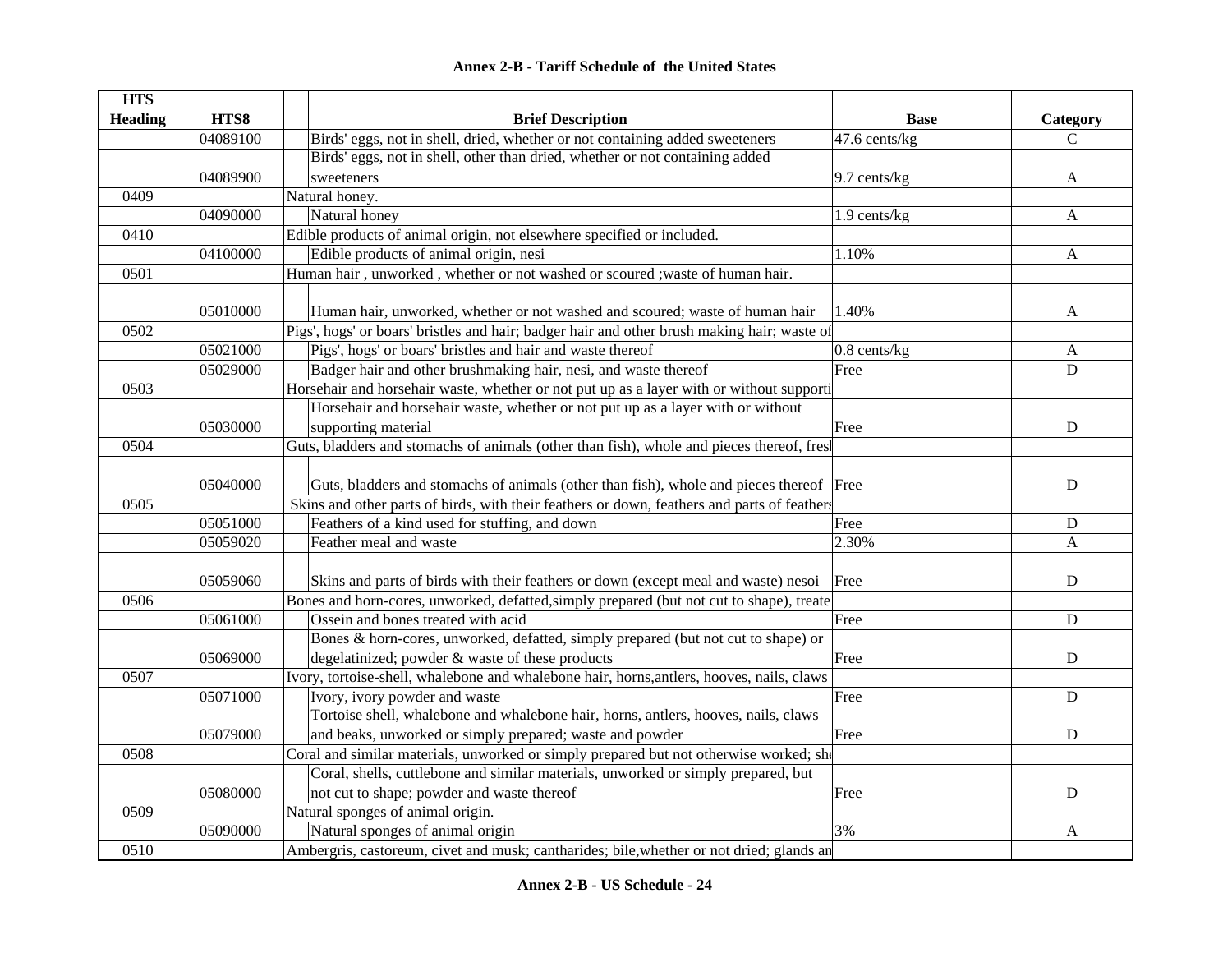# Annex 2-B - Tariff Schedule of the United States

| HTS Heading | HTS8 | Brief Description | Base | Category |
|---|---|---|---|---|
| | 04089100 | Birds' eggs, not in shell, dried, whether or not containing added sweeteners | 47.6 cents/kg | C |
| | 04089900 | Birds' eggs, not in shell, other than dried, whether or not containing added sweeteners | 9.7 cents/kg | A |
| 0409 | | Natural honey. | | |
| | 04090000 | Natural honey | 1.9 cents/kg | A |
| 0410 | | Edible products of animal origin, not elsewhere specified or included. | | |
| | 04100000 | Edible products of animal origin, nesi | 1.10% | A |
| 0501 | | Human hair , unworked , whether or not washed or scoured ;waste of human hair. | | |
| | 05010000 | Human hair, unworked, whether or not washed and scoured; waste of human hair | 1.40% | A |
| 0502 | | Pigs', hogs' or boars' bristles and hair; badger hair and other brush making hair; waste of | | |
| | 05021000 | Pigs', hogs' or boars' bristles and hair and waste thereof | 0.8 cents/kg | A |
| | 05029000 | Badger hair and other brushmaking hair, nesi, and waste thereof | Free | D |
| 0503 | | Horsehair and horsehair waste, whether or not put up as a layer with or without supporti | | |
| | 05030000 | Horsehair and horsehair waste, whether or not put up as a layer with or without supporting material | Free | D |
| 0504 | | Guts, bladders and stomachs of animals (other than fish), whole and pieces thereof, fresl | | |
| | 05040000 | Guts, bladders and stomachs of animals (other than fish), whole and pieces thereof | Free | D |
| 0505 | | Skins and other parts of birds, with their feathers or down, feathers and parts of feathers | | |
| | 05051000 | Feathers of a kind used for stuffing, and down | Free | D |
| | 05059020 | Feather meal and waste | 2.30% | A |
| | 05059060 | Skins and parts of birds with their feathers or down (except meal and waste) nesoi | Free | D |
| 0506 | | Bones and horn-cores, unworked, defatted,simply prepared (but not cut to shape), treate | | |
| | 05061000 | Ossein and bones treated with acid | Free | D |
| | 05069000 | Bones & horn-cores, unworked, defatted, simply prepared (but not cut to shape) or degelatinized; powder & waste of these products | Free | D |
| 0507 | | Ivory, tortoise-shell, whalebone and whalebone hair, horns,antlers, hooves, nails, claws | | |
| | 05071000 | Ivory, ivory powder and waste | Free | D |
| | 05079000 | Tortoise shell, whalebone and whalebone hair, horns, antlers, hooves, nails, claws and beaks, unworked or simply prepared; waste and powder | Free | D |
| 0508 | | Coral and similar materials, unworked or simply prepared but not otherwise worked; sh | | |
| | 05080000 | Coral, shells, cuttlebone and similar materials, unworked or simply prepared, but not cut to shape; powder and waste thereof | Free | D |
| 0509 | | Natural sponges of animal origin. | | |
| | 05090000 | Natural sponges of animal origin | 3% | A |
| 0510 | | Ambergris, castoreum, civet and musk; cantharides; bile,whether or not dried; glands an | | |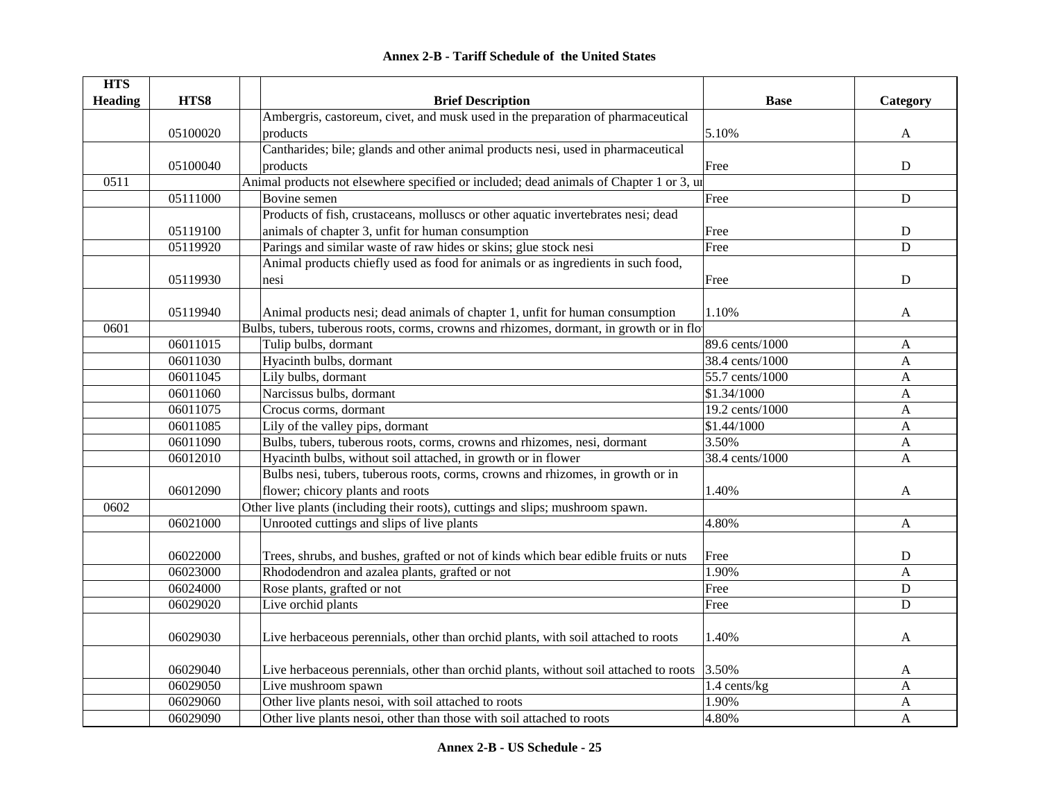## Annex 2-B - Tariff Schedule of the United States

| HTS Heading | HTS8 | Brief Description | Base | Category |
|---|---|---|---|---|
| | 05100020 | Ambergris, castoreum, civet, and musk used in the preparation of pharmaceutical products | 5.10% | A |
| | 05100040 | Cantharides; bile; glands and other animal products nesi, used in pharmaceutical products | Free | D |
| 0511 | | Animal products not elsewhere specified or included; dead animals of Chapter 1 or 3, ur | | |
| | 05111000 | Bovine semen | Free | D |
| | 05119100 | Products of fish, crustaceans, molluscs or other aquatic invertebrates nesi; dead animals of chapter 3, unfit for human consumption | Free | D |
| | 05119920 | Parings and similar waste of raw hides or skins; glue stock nesi | Free | D |
| | 05119930 | Animal products chiefly used as food for animals or as ingredients in such food, nesi | Free | D |
| | 05119940 | Animal products nesi; dead animals of chapter 1, unfit for human consumption | 1.10% | A |
| 0601 | | Bulbs, tubers, tuberous roots, corms, crowns and rhizomes, dormant, in growth or in flo | | |
| | 06011015 | Tulip bulbs, dormant | 89.6 cents/1000 | A |
| | 06011030 | Hyacinth bulbs, dormant | 38.4 cents/1000 | A |
| | 06011045 | Lily bulbs, dormant | 55.7 cents/1000 | A |
| | 06011060 | Narcissus bulbs, dormant | $1.34/1000 | A |
| | 06011075 | Crocus corms, dormant | 19.2 cents/1000 | A |
| | 06011085 | Lily of the valley pips, dormant | $1.44/1000 | A |
| | 06011090 | Bulbs, tubers, tuberous roots, corms, crowns and rhizomes, nesi, dormant | 3.50% | A |
| | 06012010 | Hyacinth bulbs, without soil attached, in growth or in flower | 38.4 cents/1000 | A |
| | 06012090 | Bulbs nesi, tubers, tuberous roots, corms, crowns and rhizomes, in growth or in flower; chicory plants and roots | 1.40% | A |
| 0602 | | Other live plants (including their roots), cuttings and slips; mushroom spawn. | | |
| | 06021000 | Unrooted cuttings and slips of live plants | 4.80% | A |
| | 06022000 | Trees, shrubs, and bushes, grafted or not of kinds which bear edible fruits or nuts | Free | D |
| | 06023000 | Rhododendron and azalea plants, grafted or not | 1.90% | A |
| | 06024000 | Rose plants, grafted or not | Free | D |
| | 06029020 | Live orchid plants | Free | D |
| | 06029030 | Live herbaceous perennials, other than orchid plants, with soil attached to roots | 1.40% | A |
| | 06029040 | Live herbaceous perennials, other than orchid plants, without soil attached to roots | 3.50% | A |
| | 06029050 | Live mushroom spawn | 1.4 cents/kg | A |
| | 06029060 | Other live plants nesoi, with soil attached to roots | 1.90% | A |
| | 06029090 | Other live plants nesoi, other than those with soil attached to roots | 4.80% | A |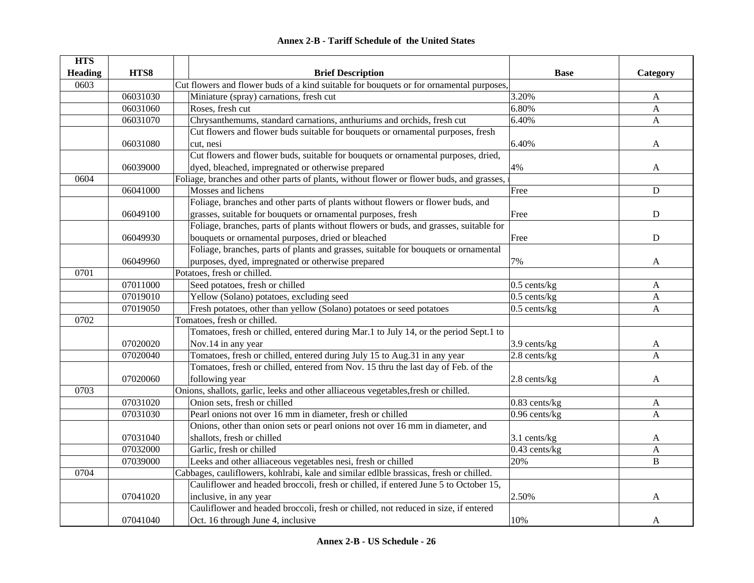## Annex 2-B - Tariff Schedule of the United States

| HTS Heading | HTS8 | Brief Description | Base | Category |
|---|---|---|---|---|
| 0603 | | Cut flowers and flower buds of a kind suitable for bouquets or for ornamental purposes, | | |
| | 06031030 | Miniature (spray) carnations, fresh cut | 3.20% | A |
| | 06031060 | Roses, fresh cut | 6.80% | A |
| | 06031070 | Chrysanthemums, standard carnations, anthuriums and orchids, fresh cut | 6.40% | A |
| | 06031080 | Cut flowers and flower buds suitable for bouquets or ornamental purposes, fresh cut, nesi | 6.40% | A |
| | 06039000 | Cut flowers and flower buds, suitable for bouquets or ornamental purposes, dried, dyed, bleached, impregnated or otherwise prepared | 4% | A |
| 0604 | | Foliage, branches and other parts of plants, without flower or flower buds, and grasses, | | |
| | 06041000 | Mosses and lichens | Free | D |
| | 06049100 | Foliage, branches and other parts of plants without flowers or flower buds, and grasses, suitable for bouquets or ornamental purposes, fresh | Free | D |
| | 06049930 | Foliage, branches, parts of plants without flowers or buds, and grasses, suitable for bouquets or ornamental purposes, dried or bleached | Free | D |
| | 06049960 | Foliage, branches, parts of plants and grasses, suitable for bouquets or ornamental purposes, dyed, impregnated or otherwise prepared | 7% | A |
| 0701 | | Potatoes, fresh or chilled. | | |
| | 07011000 | Seed potatoes, fresh or chilled | 0.5 cents/kg | A |
| | 07019010 | Yellow (Solano) potatoes, excluding seed | 0.5 cents/kg | A |
| | 07019050 | Fresh potatoes, other than yellow (Solano) potatoes or seed potatoes | 0.5 cents/kg | A |
| 0702 | | Tomatoes, fresh or chilled. | | |
| | 07020020 | Tomatoes, fresh or chilled, entered during Mar.1 to July 14, or the period Sept.1 to Nov.14 in any year | 3.9 cents/kg | A |
| | 07020040 | Tomatoes, fresh or chilled, entered during July 15 to Aug.31 in any year | 2.8 cents/kg | A |
| | 07020060 | Tomatoes, fresh or chilled, entered from Nov. 15 thru the last day of Feb. of the following year | 2.8 cents/kg | A |
| 0703 | | Onions, shallots, garlic, leeks and other alliaceous vegetables,fresh or chilled. | | |
| | 07031020 | Onion sets, fresh or chilled | 0.83 cents/kg | A |
| | 07031030 | Pearl onions not over 16 mm in diameter, fresh or chilled | 0.96 cents/kg | A |
| | 07031040 | Onions, other than onion sets or pearl onions not over 16 mm in diameter, and shallots, fresh or chilled | 3.1 cents/kg | A |
| | 07032000 | Garlic, fresh or chilled | 0.43 cents/kg | A |
| | 07039000 | Leeks and other alliaceous vegetables nesi, fresh or chilled | 20% | B |
| 0704 | | Cabbages, cauliflowers, kohlrabi, kale and similar edlble brassicas, fresh or chilled. | | |
| | 07041020 | Cauliflower and headed broccoli, fresh or chilled, if entered June 5 to October 15, inclusive, in any year | 2.50% | A |
| | 07041040 | Cauliflower and headed broccoli, fresh or chilled, not reduced in size, if entered Oct. 16 through June 4, inclusive | 10% | A |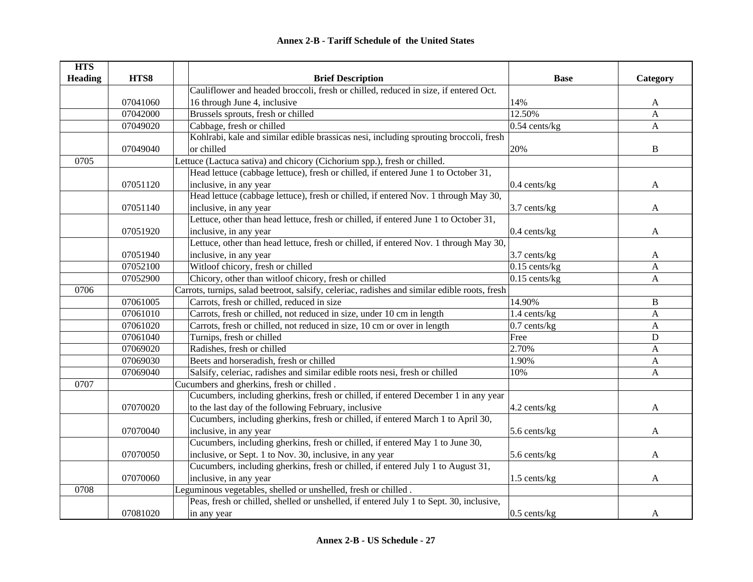# Annex 2-B - Tariff Schedule of the United States

| HTS Heading | HTS8 | Brief Description | Base | Category |
|---|---|---|---|---|
| | 07041060 | Cauliflower and headed broccoli, fresh or chilled, reduced in size, if entered Oct. 16 through June 4, inclusive | 14% | A |
| | 07042000 | Brussels sprouts, fresh or chilled | 12.50% | A |
| | 07049020 | Cabbage, fresh or chilled | 0.54 cents/kg | A |
| | 07049040 | Kohlrabi, kale and similar edible brassicas nesi, including sprouting broccoli, fresh or chilled | 20% | B |
| 0705 | | Lettuce (Lactuca sativa) and chicory (Cichorium spp.), fresh or chilled. | | |
| | 07051120 | Head lettuce (cabbage lettuce), fresh or chilled, if entered June 1 to October 31, inclusive, in any year | 0.4 cents/kg | A |
| | 07051140 | Head lettuce (cabbage lettuce), fresh or chilled, if entered Nov. 1 through May 30, inclusive, in any year | 3.7 cents/kg | A |
| | 07051920 | Lettuce, other than head lettuce, fresh or chilled, if entered June 1 to October 31, inclusive, in any year | 0.4 cents/kg | A |
| | 07051940 | Lettuce, other than head lettuce, fresh or chilled, if entered Nov. 1 through May 30, inclusive, in any year | 3.7 cents/kg | A |
| | 07052100 | Witloof chicory, fresh or chilled | 0.15 cents/kg | A |
| | 07052900 | Chicory, other than witloof chicory, fresh or chilled | 0.15 cents/kg | A |
| 0706 | | Carrots, turnips, salad beetroot, salsify, celeriac, radishes and similar edible roots, fresh | | |
| | 07061005 | Carrots, fresh or chilled, reduced in size | 14.90% | B |
| | 07061010 | Carrots, fresh or chilled, not reduced in size, under 10 cm in length | 1.4 cents/kg | A |
| | 07061020 | Carrots, fresh or chilled, not reduced in size, 10 cm or over in length | 0.7 cents/kg | A |
| | 07061040 | Turnips, fresh or chilled | Free | D |
| | 07069020 | Radishes, fresh or chilled | 2.70% | A |
| | 07069030 | Beets and horseradish, fresh or chilled | 1.90% | A |
| | 07069040 | Salsify, celeriac, radishes and similar edible roots nesi, fresh or chilled | 10% | A |
| 0707 | | Cucumbers and gherkins, fresh or chilled . | | |
| | 07070020 | Cucumbers, including gherkins, fresh or chilled, if entered December 1 in any year to the last day of the following February, inclusive | 4.2 cents/kg | A |
| | 07070040 | Cucumbers, including gherkins, fresh or chilled, if entered March 1 to April 30, inclusive, in any year | 5.6 cents/kg | A |
| | 07070050 | Cucumbers, including gherkins, fresh or chilled, if entered May 1 to June 30, inclusive, or Sept. 1 to Nov. 30, inclusive, in any year | 5.6 cents/kg | A |
| | 07070060 | Cucumbers, including gherkins, fresh or chilled, if entered July 1 to August 31, inclusive, in any year | 1.5 cents/kg | A |
| 0708 | | Leguminous vegetables, shelled or unshelled, fresh or chilled . | | |
| | 07081020 | Peas, fresh or chilled, shelled or unshelled, if entered July 1 to Sept. 30, inclusive, in any year | 0.5 cents/kg | A |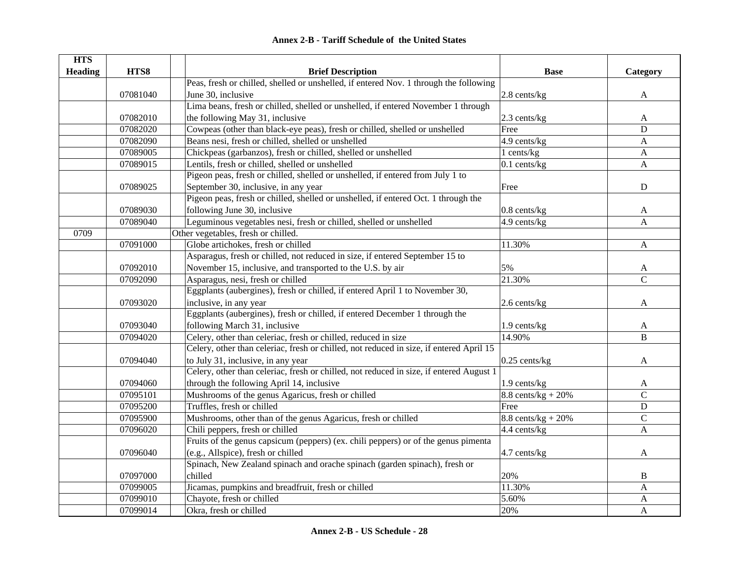**Annex 2-B - Tariff Schedule of the United States**

| HTS Heading | HTS8 | Brief Description | Base | Category |
|---|---|---|---|---|
| | 07081040 | Peas, fresh or chilled, shelled or unshelled, if entered Nov. 1 through the following June 30, inclusive | 2.8 cents/kg | A |
| | 07082010 | Lima beans, fresh or chilled, shelled or unshelled, if entered November 1 through the following May 31, inclusive | 2.3 cents/kg | A |
| | 07082020 | Cowpeas (other than black-eye peas), fresh or chilled, shelled or unshelled | Free | D |
| | 07082090 | Beans nesi, fresh or chilled, shelled or unshelled | 4.9 cents/kg | A |
| | 07089005 | Chickpeas (garbanzos), fresh or chilled, shelled or unshelled | 1 cents/kg | A |
| | 07089015 | Lentils, fresh or chilled, shelled or unshelled | 0.1 cents/kg | A |
| | 07089025 | Pigeon peas, fresh or chilled, shelled or unshelled, if entered from July 1 to September 30, inclusive, in any year | Free | D |
| | 07089030 | Pigeon peas, fresh or chilled, shelled or unshelled, if entered Oct. 1 through the following June 30, inclusive | 0.8 cents/kg | A |
| | 07089040 | Leguminous vegetables nesi, fresh or chilled, shelled or unshelled | 4.9 cents/kg | A |
| 0709 | | Other vegetables, fresh or chilled. | | |
| | 07091000 | Globe artichokes, fresh or chilled | 11.30% | A |
| | 07092010 | Asparagus, fresh or chilled, not reduced in size, if entered September 15 to November 15, inclusive, and transported to the U.S. by air | 5% | A |
| | 07092090 | Asparagus, nesi, fresh or chilled | 21.30% | C |
| | 07093020 | Eggplants (aubergines), fresh or chilled, if entered April 1 to November 30, inclusive, in any year | 2.6 cents/kg | A |
| | 07093040 | Eggplants (aubergines), fresh or chilled, if entered December 1 through the following March 31, inclusive | 1.9 cents/kg | A |
| | 07094020 | Celery, other than celeriac, fresh or chilled, reduced in size | 14.90% | B |
| | 07094040 | Celery, other than celeriac, fresh or chilled, not reduced in size, if entered April 15 to July 31, inclusive, in any year | 0.25 cents/kg | A |
| | 07094060 | Celery, other than celeriac, fresh or chilled, not reduced in size, if entered August 1 through the following April 14, inclusive | 1.9 cents/kg | A |
| | 07095101 | Mushrooms of the genus Agaricus, fresh or chilled | 8.8 cents/kg + 20% | C |
| | 07095200 | Truffles, fresh or chilled | Free | D |
| | 07095900 | Mushrooms, other than of the genus Agaricus, fresh or chilled | 8.8 cents/kg + 20% | C |
| | 07096020 | Chili peppers, fresh or chilled | 4.4 cents/kg | A |
| | 07096040 | Fruits of the genus capsicum (peppers) (ex. chili peppers) or of the genus pimenta (e.g., Allspice), fresh or chilled | 4.7 cents/kg | A |
| | 07097000 | Spinach, New Zealand spinach and orache spinach (garden spinach), fresh or chilled | 20% | B |
| | 07099005 | Jicamas, pumpkins and breadfruit, fresh or chilled | 11.30% | A |
| | 07099010 | Chayote, fresh or chilled | 5.60% | A |
| | 07099014 | Okra, fresh or chilled | 20% | A |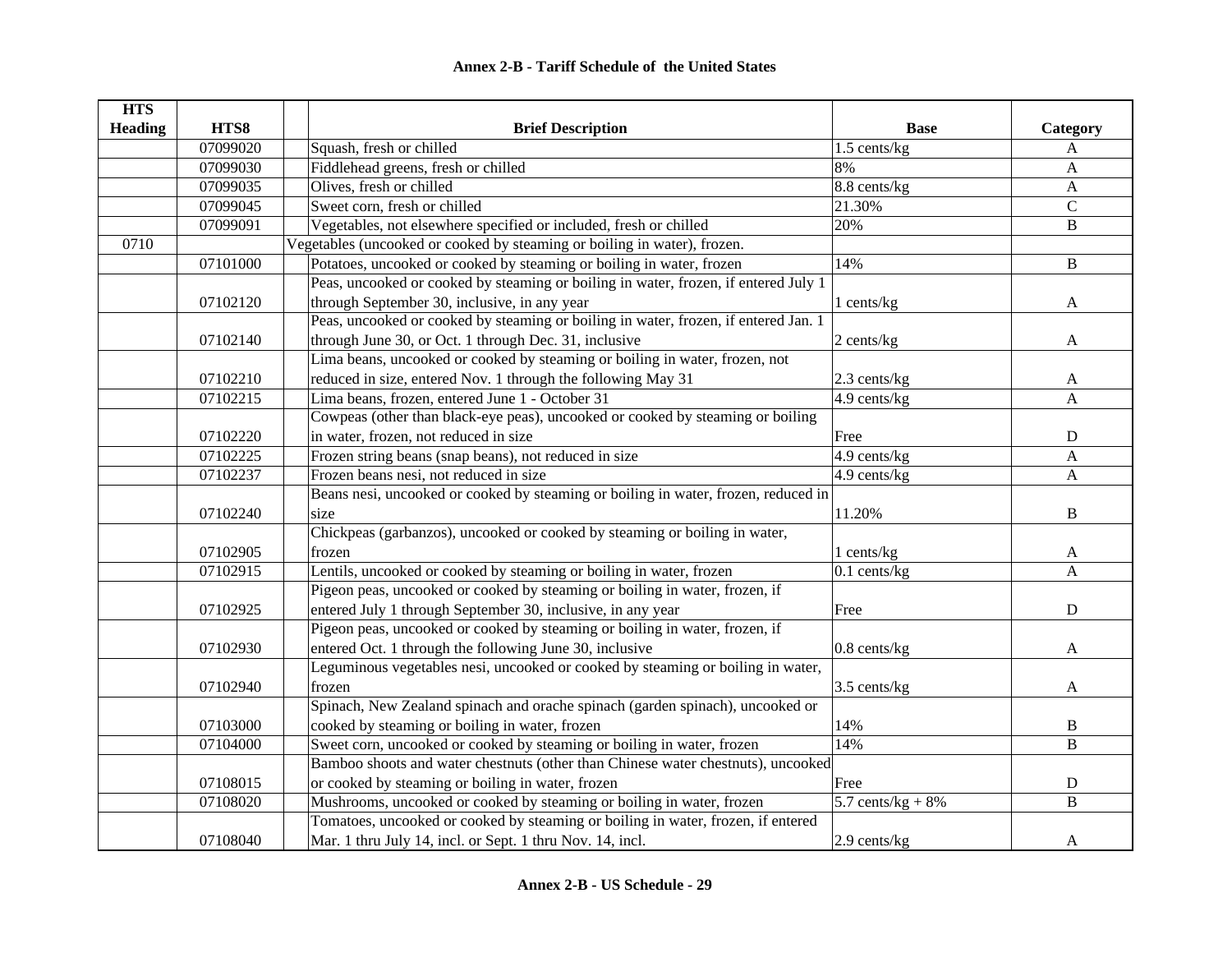### Annex 2-B - Tariff Schedule of the United States

| HTS Heading | HTS8 | Brief Description | Base | Category |
|---|---|---|---|---|
| | 07099020 | Squash, fresh or chilled | 1.5 cents/kg | A |
| | 07099030 | Fiddlehead greens, fresh or chilled | 8% | A |
| | 07099035 | Olives, fresh or chilled | 8.8 cents/kg | A |
| | 07099045 | Sweet corn, fresh or chilled | 21.30% | C |
| | 07099091 | Vegetables, not elsewhere specified or included, fresh or chilled | 20% | B |
| 0710 | | Vegetables (uncooked or cooked by steaming or boiling in water), frozen. | | |
| | 07101000 | Potatoes, uncooked or cooked by steaming or boiling in water, frozen | 14% | B |
| | 07102120 | Peas, uncooked or cooked by steaming or boiling in water, frozen, if entered July 1 through September 30, inclusive, in any year | 1 cents/kg | A |
| | 07102140 | Peas, uncooked or cooked by steaming or boiling in water, frozen, if entered Jan. 1 through June 30, or Oct. 1 through Dec. 31, inclusive | 2 cents/kg | A |
| | 07102210 | Lima beans, uncooked or cooked by steaming or boiling in water, frozen, not reduced in size, entered Nov. 1 through the following May 31 | 2.3 cents/kg | A |
| | 07102215 | Lima beans, frozen, entered June 1 - October 31 | 4.9 cents/kg | A |
| | 07102220 | Cowpeas (other than black-eye peas), uncooked or cooked by steaming or boiling in water, frozen, not reduced in size | Free | D |
| | 07102225 | Frozen string beans (snap beans), not reduced in size | 4.9 cents/kg | A |
| | 07102237 | Frozen beans nesi, not reduced in size | 4.9 cents/kg | A |
| | 07102240 | Beans nesi, uncooked or cooked by steaming or boiling in water, frozen, reduced in size | 11.20% | B |
| | 07102905 | Chickpeas (garbanzos), uncooked or cooked by steaming or boiling in water, frozen | 1 cents/kg | A |
| | 07102915 | Lentils, uncooked or cooked by steaming or boiling in water, frozen | 0.1 cents/kg | A |
| | 07102925 | Pigeon peas, uncooked or cooked by steaming or boiling in water, frozen, if entered July 1 through September 30, inclusive, in any year | Free | D |
| | 07102930 | Pigeon peas, uncooked or cooked by steaming or boiling in water, frozen, if entered Oct. 1 through the following June 30, inclusive | 0.8 cents/kg | A |
| | 07102940 | Leguminous vegetables nesi, uncooked or cooked by steaming or boiling in water, frozen | 3.5 cents/kg | A |
| | 07103000 | Spinach, New Zealand spinach and orache spinach (garden spinach), uncooked or cooked by steaming or boiling in water, frozen | 14% | B |
| | 07104000 | Sweet corn, uncooked or cooked by steaming or boiling in water, frozen | 14% | B |
| | 07108015 | Bamboo shoots and water chestnuts (other than Chinese water chestnuts), uncooked or cooked by steaming or boiling in water, frozen | Free | D |
| | 07108020 | Mushrooms, uncooked or cooked by steaming or boiling in water, frozen | 5.7 cents/kg + 8% | B |
| | 07108040 | Tomatoes, uncooked or cooked by steaming or boiling in water, frozen, if entered Mar. 1 thru July 14, incl. or Sept. 1 thru Nov. 14, incl. | 2.9 cents/kg | A |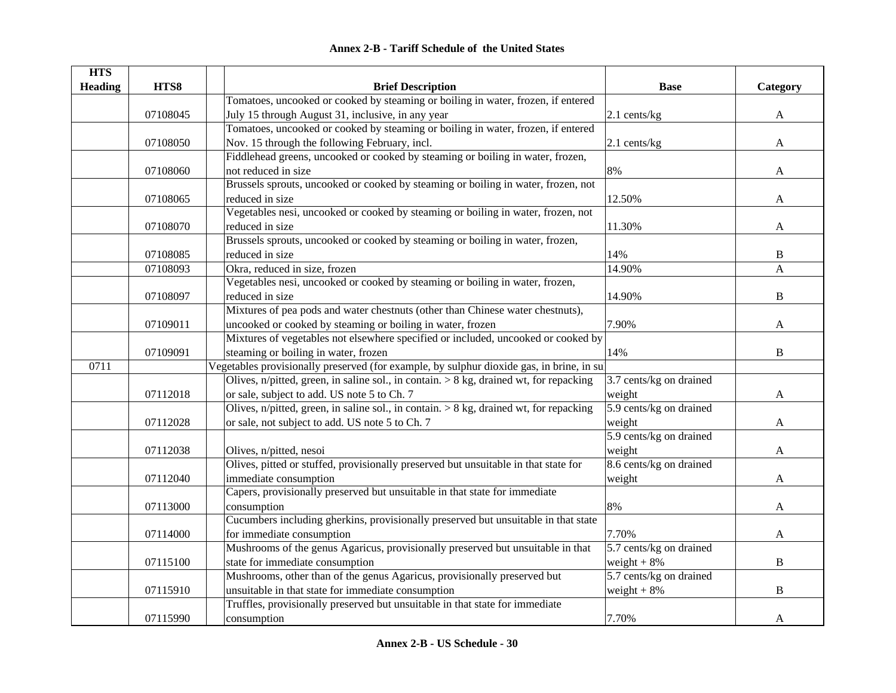# Annex 2-B - Tariff Schedule of the United States

| HTS Heading | HTS8 | | Brief Description | Base | Category |
|---|---|---|---|---|---|
| | 07108045 | | Tomatoes, uncooked or cooked by steaming or boiling in water, frozen, if entered July 15 through August 31, inclusive, in any year | 2.1 cents/kg | A |
| | 07108050 | | Tomatoes, uncooked or cooked by steaming or boiling in water, frozen, if entered Nov. 15 through the following February, incl. | 2.1 cents/kg | A |
| | 07108060 | | Fiddlehead greens, uncooked or cooked by steaming or boiling in water, frozen, not reduced in size | 8% | A |
| | 07108065 | | Brussels sprouts, uncooked or cooked by steaming or boiling in water, frozen, not reduced in size | 12.50% | A |
| | 07108070 | | Vegetables nesi, uncooked or cooked by steaming or boiling in water, frozen, not reduced in size | 11.30% | A |
| | 07108085 | | Brussels sprouts, uncooked or cooked by steaming or boiling in water, frozen, reduced in size | 14% | B |
| | 07108093 | | Okra, reduced in size, frozen | 14.90% | A |
| | 07108097 | | Vegetables nesi, uncooked or cooked by steaming or boiling in water, frozen, reduced in size | 14.90% | B |
| | 07109011 | | Mixtures of pea pods and water chestnuts (other than Chinese water chestnuts), uncooked or cooked by steaming or boiling in water, frozen | 7.90% | A |
| | 07109091 | | Mixtures of vegetables not elsewhere specified or included, uncooked or cooked by steaming or boiling in water, frozen | 14% | B |
| 0711 | | Vegetables provisionally preserved (for example, by sulphur dioxide gas, in brine, in su | | | |
| | 07112018 | | Olives, n/pitted, green, in saline sol., in contain. > 8 kg, drained wt, for repacking or sale, subject to add. US note 5 to Ch. 7 | 3.7 cents/kg on drained weight | A |
| | 07112028 | | Olives, n/pitted, green, in saline sol., in contain. > 8 kg, drained wt, for repacking or sale, not subject to add. US note 5 to Ch. 7 | 5.9 cents/kg on drained weight | A |
| | 07112038 | | Olives, n/pitted, nesoi | 5.9 cents/kg on drained weight | A |
| | 07112040 | | Olives, pitted or stuffed, provisionally preserved but unsuitable in that state for immediate consumption | 8.6 cents/kg on drained weight | A |
| | 07113000 | | Capers, provisionally preserved but unsuitable in that state for immediate consumption | 8% | A |
| | 07114000 | | Cucumbers including gherkins, provisionally preserved but unsuitable in that state for immediate consumption | 7.70% | A |
| | 07115100 | | Mushrooms of the genus Agaricus, provisionally preserved but unsuitable in that state for immediate consumption | 5.7 cents/kg on drained weight + 8% | B |
| | 07115910 | | Mushrooms, other than of the genus Agaricus, provisionally preserved but unsuitable in that state for immediate consumption | 5.7 cents/kg on drained weight + 8% | B |
| | 07115990 | | Truffles, provisionally preserved but unsuitable in that state for immediate consumption | 7.70% | A |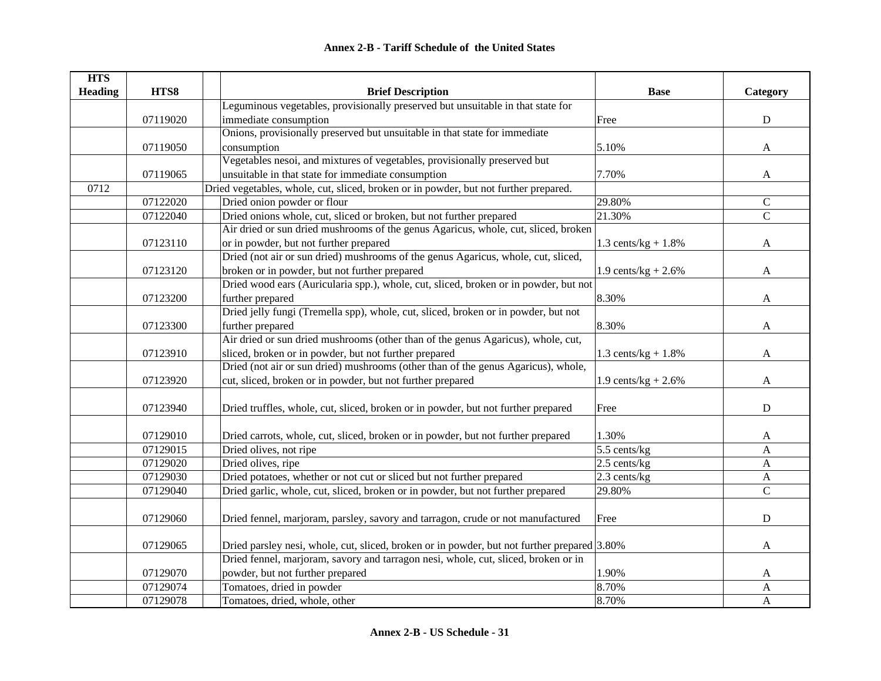## Annex 2-B - Tariff Schedule of the United States

| HTS Heading | HTS8 | | Brief Description | Base | Category |
|---|---|---|---|---|---|
| | 07119020 | | Leguminous vegetables, provisionally preserved but unsuitable in that state for immediate consumption | Free | D |
| | 07119050 | | Onions, provisionally preserved but unsuitable in that state for immediate consumption | 5.10% | A |
| | 07119065 | | Vegetables nesoi, and mixtures of vegetables, provisionally preserved but unsuitable in that state for immediate consumption | 7.70% | A |
| 0712 | | Dried vegetables, whole, cut, sliced, broken or in powder, but not further prepared. | | | |
| | 07122020 | | Dried onion powder or flour | 29.80% | C |
| | 07122040 | | Dried onions whole, cut, sliced or broken, but not further prepared | 21.30% | C |
| | 07123110 | | Air dried or sun dried mushrooms of the genus Agaricus, whole, cut, sliced, broken or in powder, but not further prepared | 1.3 cents/kg + 1.8% | A |
| | 07123120 | | Dried (not air or sun dried) mushrooms of the genus Agaricus, whole, cut, sliced, broken or in powder, but not further prepared | 1.9 cents/kg + 2.6% | A |
| | 07123200 | | Dried wood ears (Auricularia spp.), whole, cut, sliced, broken or in powder, but not further prepared | 8.30% | A |
| | 07123300 | | Dried jelly fungi (Tremella spp), whole, cut, sliced, broken or in powder, but not further prepared | 8.30% | A |
| | 07123910 | | Air dried or sun dried mushrooms (other than of the genus Agaricus), whole, cut, sliced, broken or in powder, but not further prepared | 1.3 cents/kg + 1.8% | A |
| | 07123920 | | Dried (not air or sun dried) mushrooms (other than of the genus Agaricus), whole, cut, sliced, broken or in powder, but not further prepared | 1.9 cents/kg + 2.6% | A |
| | 07123940 | | Dried truffles, whole, cut, sliced, broken or in powder, but not further prepared | Free | D |
| | 07129010 | | Dried carrots, whole, cut, sliced, broken or in powder, but not further prepared | 1.30% | A |
| | 07129015 | | Dried olives, not ripe | 5.5 cents/kg | A |
| | 07129020 | | Dried olives, ripe | 2.5 cents/kg | A |
| | 07129030 | | Dried potatoes, whether or not cut or sliced but not further prepared | 2.3 cents/kg | A |
| | 07129040 | | Dried garlic, whole, cut, sliced, broken or in powder, but not further prepared | 29.80% | C |
| | 07129060 | | Dried fennel, marjoram, parsley, savory and tarragon, crude or not manufactured | Free | D |
| | 07129065 | | Dried parsley nesi, whole, cut, sliced, broken or in powder, but not further prepared | 3.80% | A |
| | 07129070 | | Dried fennel, marjoram, savory and tarragon nesi, whole, cut, sliced, broken or in powder, but not further prepared | 1.90% | A |
| | 07129074 | | Tomatoes, dried in powder | 8.70% | A |
| | 07129078 | | Tomatoes, dried, whole, other | 8.70% | A |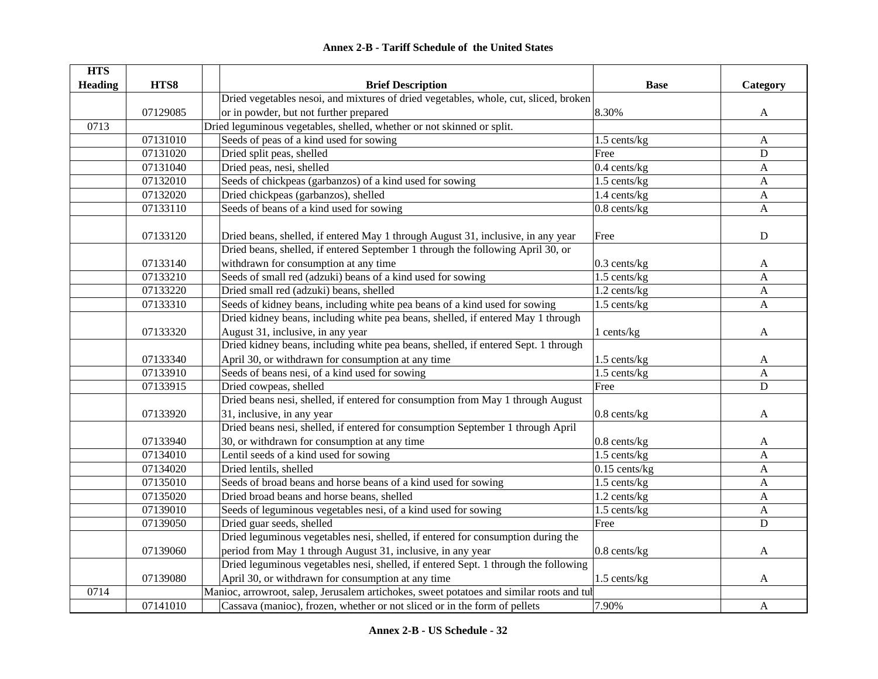## Annex 2-B - Tariff Schedule of the United States

| HTS Heading | HTS8 | Brief Description | Base | Category |
|---|---|---|---|---|
| | 07129085 | Dried vegetables nesoi, and mixtures of dried vegetables, whole, cut, sliced, broken or in powder, but not further prepared | 8.30% | A |
| 0713 | | Dried leguminous vegetables, shelled, whether or not skinned or split. | | |
| | 07131010 | Seeds of peas of a kind used for sowing | 1.5 cents/kg | A |
| | 07131020 | Dried split peas, shelled | Free | D |
| | 07131040 | Dried peas, nesi, shelled | 0.4 cents/kg | A |
| | 07132010 | Seeds of chickpeas (garbanzos) of a kind used for sowing | 1.5 cents/kg | A |
| | 07132020 | Dried chickpeas (garbanzos), shelled | 1.4 cents/kg | A |
| | 07133110 | Seeds of beans of a kind used for sowing | 0.8 cents/kg | A |
| | 07133120 | Dried beans, shelled, if entered May 1 through August 31, inclusive, in any year | Free | D |
| | 07133140 | Dried beans, shelled, if entered September 1 through the following April 30, or withdrawn for consumption at any time | 0.3 cents/kg | A |
| | 07133210 | Seeds of small red (adzuki) beans of a kind used for sowing | 1.5 cents/kg | A |
| | 07133220 | Dried small red (adzuki) beans, shelled | 1.2 cents/kg | A |
| | 07133310 | Seeds of kidney beans, including white pea beans of a kind used for sowing | 1.5 cents/kg | A |
| | 07133320 | Dried kidney beans, including white pea beans, shelled, if entered May 1 through August 31, inclusive, in any year | 1 cents/kg | A |
| | 07133340 | Dried kidney beans, including white pea beans, shelled, if entered Sept. 1 through April 30, or withdrawn for consumption at any time | 1.5 cents/kg | A |
| | 07133910 | Seeds of beans nesi, of a kind used for sowing | 1.5 cents/kg | A |
| | 07133915 | Dried cowpeas, shelled | Free | D |
| | 07133920 | Dried beans nesi, shelled, if entered for consumption from May 1 through August 31, inclusive, in any year | 0.8 cents/kg | A |
| | 07133940 | Dried beans nesi, shelled, if entered for consumption September 1 through April 30, or withdrawn for consumption at any time | 0.8 cents/kg | A |
| | 07134010 | Lentil seeds of a kind used for sowing | 1.5 cents/kg | A |
| | 07134020 | Dried lentils, shelled | 0.15 cents/kg | A |
| | 07135010 | Seeds of broad beans and horse beans of a kind used for sowing | 1.5 cents/kg | A |
| | 07135020 | Dried broad beans and horse beans, shelled | 1.2 cents/kg | A |
| | 07139010 | Seeds of leguminous vegetables nesi, of a kind used for sowing | 1.5 cents/kg | A |
| | 07139050 | Dried guar seeds, shelled | Free | D |
| | 07139060 | Dried leguminous vegetables nesi, shelled, if entered for consumption during the period from May 1 through August 31, inclusive, in any year | 0.8 cents/kg | A |
| | 07139080 | Dried leguminous vegetables nesi, shelled, if entered Sept. 1 through the following April 30, or withdrawn for consumption at any time | 1.5 cents/kg | A |
| 0714 | | Manioc, arrowroot, salep, Jerusalem artichokes, sweet potatoes and similar roots and tul | | |
| | 07141010 | Cassava (manioc), frozen, whether or not sliced or in the form of pellets | 7.90% | A |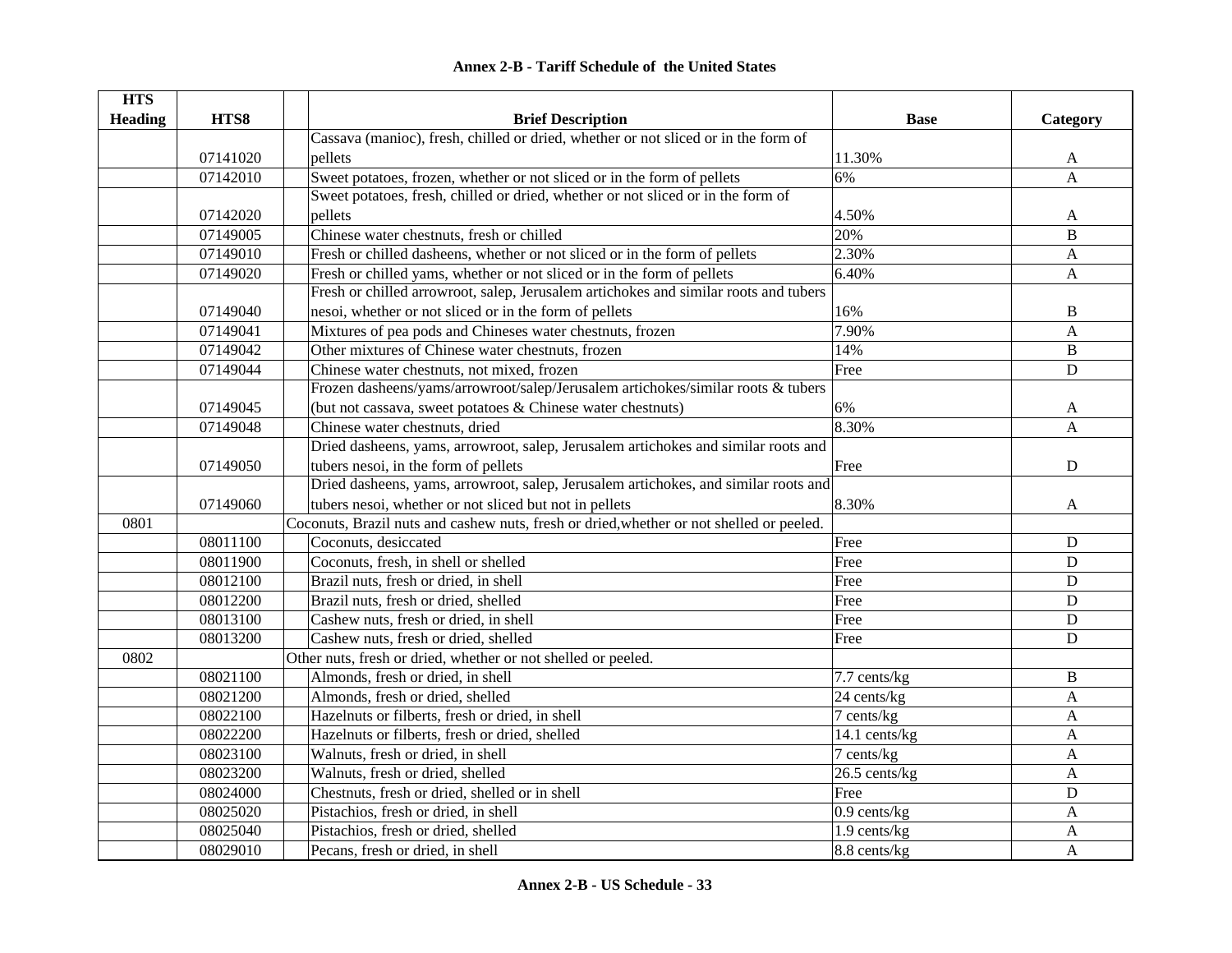**Annex 2-B - Tariff Schedule of the United States**

| HTS Heading | HTS8 | Brief Description | Base | Category |
|---|---|---|---|---|
| | 07141020 | Cassava (manioc), fresh, chilled or dried, whether or not sliced or in the form of pellets | 11.30% | A |
| | 07142010 | Sweet potatoes, frozen, whether or not sliced or in the form of pellets | 6% | A |
| | 07142020 | Sweet potatoes, fresh, chilled or dried, whether or not sliced or in the form of pellets | 4.50% | A |
| | 07149005 | Chinese water chestnuts, fresh or chilled | 20% | B |
| | 07149010 | Fresh or chilled dasheens, whether or not sliced or in the form of pellets | 2.30% | A |
| | 07149020 | Fresh or chilled yams, whether or not sliced or in the form of pellets | 6.40% | A |
| | 07149040 | Fresh or chilled arrowroot, salep, Jerusalem artichokes and similar roots and tubers nesoi, whether or not sliced or in the form of pellets | 16% | B |
| | 07149041 | Mixtures of pea pods and Chineses water chestnuts, frozen | 7.90% | A |
| | 07149042 | Other mixtures of Chinese water chestnuts, frozen | 14% | B |
| | 07149044 | Chinese water chestnuts, not mixed, frozen | Free | D |
| | 07149045 | Frozen dasheens/yams/arrowroot/salep/Jerusalem artichokes/similar roots & tubers (but not cassava, sweet potatoes & Chinese water chestnuts) | 6% | A |
| | 07149048 | Chinese water chestnuts, dried | 8.30% | A |
| | 07149050 | Dried dasheens, yams, arrowroot, salep, Jerusalem artichokes and similar roots and tubers nesoi, in the form of pellets | Free | D |
| | 07149060 | Dried dasheens, yams, arrowroot, salep, Jerusalem artichokes, and similar roots and tubers nesoi, whether or not sliced but not in pellets | 8.30% | A |
| 0801 | | Coconuts, Brazil nuts and cashew nuts, fresh or dried,whether or not shelled or peeled. | | |
| | 08011100 | Coconuts, desiccated | Free | D |
| | 08011900 | Coconuts, fresh, in shell or shelled | Free | D |
| | 08012100 | Brazil nuts, fresh or dried, in shell | Free | D |
| | 08012200 | Brazil nuts, fresh or dried, shelled | Free | D |
| | 08013100 | Cashew nuts, fresh or dried, in shell | Free | D |
| | 08013200 | Cashew nuts, fresh or dried, shelled | Free | D |
| 0802 | | Other nuts, fresh or dried, whether or not shelled or peeled. | | |
| | 08021100 | Almonds, fresh or dried, in shell | 7.7 cents/kg | B |
| | 08021200 | Almonds, fresh or dried, shelled | 24 cents/kg | A |
| | 08022100 | Hazelnuts or filberts, fresh or dried, in shell | 7 cents/kg | A |
| | 08022200 | Hazelnuts or filberts, fresh or dried, shelled | 14.1 cents/kg | A |
| | 08023100 | Walnuts, fresh or dried, in shell | 7 cents/kg | A |
| | 08023200 | Walnuts, fresh or dried, shelled | 26.5 cents/kg | A |
| | 08024000 | Chestnuts, fresh or dried, shelled or in shell | Free | D |
| | 08025020 | Pistachios, fresh or dried, in shell | 0.9 cents/kg | A |
| | 08025040 | Pistachios, fresh or dried, shelled | 1.9 cents/kg | A |
| | 08029010 | Pecans, fresh or dried, in shell | 8.8 cents/kg | A |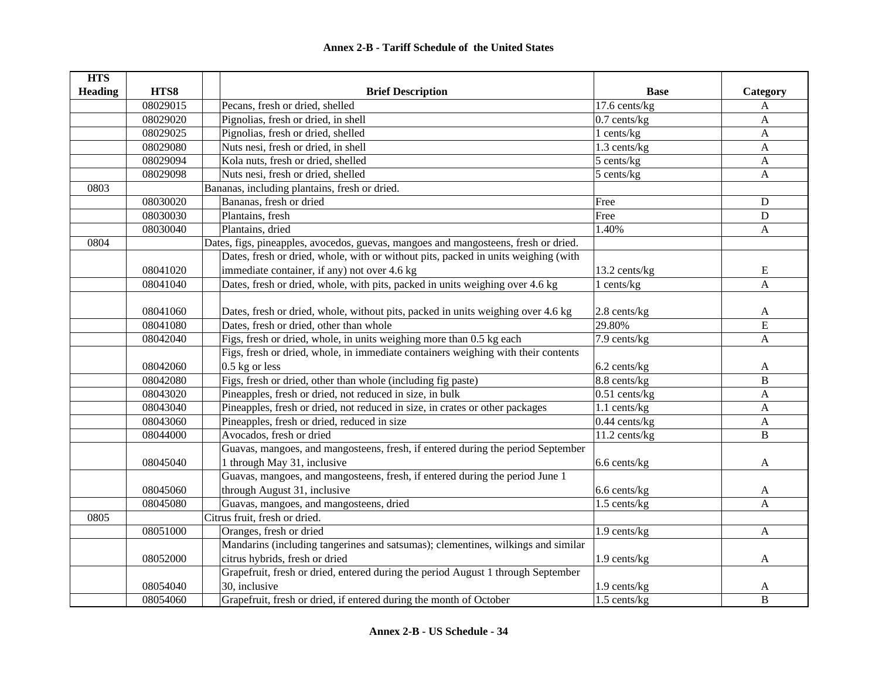## Annex 2-B - Tariff Schedule of the United States

| HTS Heading | HTS8 | Brief Description | Base | Category |
|---|---|---|---|---|
| | 08029015 | Pecans, fresh or dried, shelled | 17.6 cents/kg | A |
| | 08029020 | Pignolias, fresh or dried, in shell | 0.7 cents/kg | A |
| | 08029025 | Pignolias, fresh or dried, shelled | 1 cents/kg | A |
| | 08029080 | Nuts nesi, fresh or dried, in shell | 1.3 cents/kg | A |
| | 08029094 | Kola nuts, fresh or dried, shelled | 5 cents/kg | A |
| | 08029098 | Nuts nesi, fresh or dried, shelled | 5 cents/kg | A |
| 0803 | | Bananas, including plantains, fresh or dried. | | |
| | 08030020 | Bananas, fresh or dried | Free | D |
| | 08030030 | Plantains, fresh | Free | D |
| | 08030040 | Plantains, dried | 1.40% | A |
| 0804 | | Dates, figs, pineapples, avocedos, guevas, mangoes and mangosteens, fresh or dried. | | |
| | 08041020 | Dates, fresh or dried, whole, with or without pits, packed in units weighing (with immediate container, if any) not over 4.6 kg | 13.2 cents/kg | E |
| | 08041040 | Dates, fresh or dried, whole, with pits, packed in units weighing over 4.6 kg | 1 cents/kg | A |
| | 08041060 | Dates, fresh or dried, whole, without pits, packed in units weighing over 4.6 kg | 2.8 cents/kg | A |
| | 08041080 | Dates, fresh or dried, other than whole | 29.80% | E |
| | 08042040 | Figs, fresh or dried, whole, in units weighing more than 0.5 kg each | 7.9 cents/kg | A |
| | 08042060 | Figs, fresh or dried, whole, in immediate containers weighing with their contents 0.5 kg or less | 6.2 cents/kg | A |
| | 08042080 | Figs, fresh or dried, other than whole (including fig paste) | 8.8 cents/kg | B |
| | 08043020 | Pineapples, fresh or dried, not reduced in size, in bulk | 0.51 cents/kg | A |
| | 08043040 | Pineapples, fresh or dried, not reduced in size, in crates or other packages | 1.1 cents/kg | A |
| | 08043060 | Pineapples, fresh or dried, reduced in size | 0.44 cents/kg | A |
| | 08044000 | Avocados, fresh or dried | 11.2 cents/kg | B |
| | 08045040 | Guavas, mangoes, and mangosteens, fresh, if entered during the period September 1 through May 31, inclusive | 6.6 cents/kg | A |
| | 08045060 | Guavas, mangoes, and mangosteens, fresh, if entered during the period June 1 through August 31, inclusive | 6.6 cents/kg | A |
| | 08045080 | Guavas, mangoes, and mangosteens, dried | 1.5 cents/kg | A |
| 0805 | | Citrus fruit, fresh or dried. | | |
| | 08051000 | Oranges, fresh or dried | 1.9 cents/kg | A |
| | 08052000 | Mandarins (including tangerines and satsumas); clementines, wilkings and similar citrus hybrids, fresh or dried | 1.9 cents/kg | A |
| | 08054040 | Grapefruit, fresh or dried, entered during the period August 1 through September 30, inclusive | 1.9 cents/kg | A |
| | 08054060 | Grapefruit, fresh or dried, if entered during the month of October | 1.5 cents/kg | B |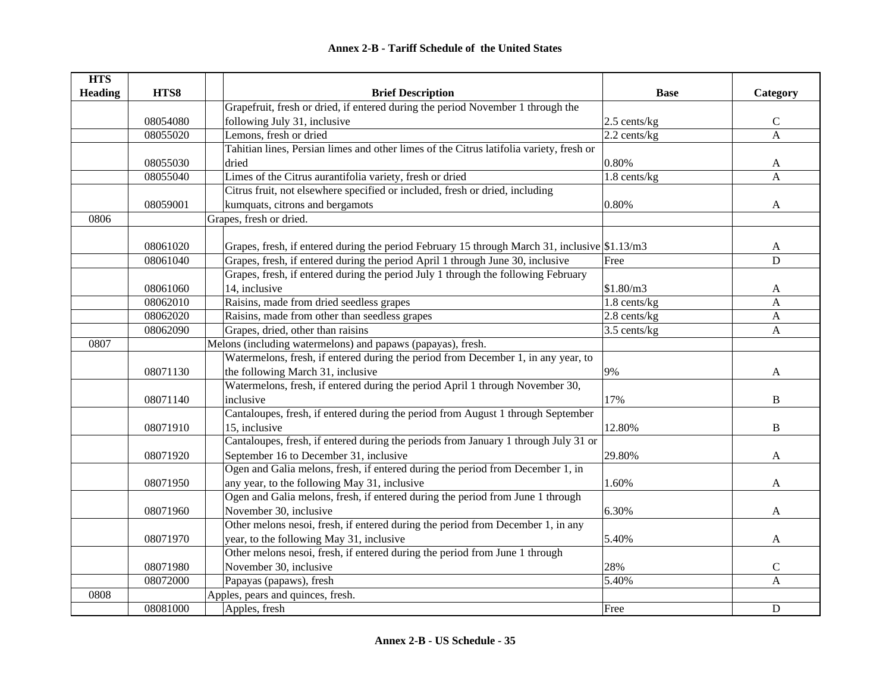## Annex 2-B - Tariff Schedule of the United States

| HTS Heading | HTS8 | Brief Description | Base | Category |
|---|---|---|---|---|
| | 08054080 | Grapefruit, fresh or dried, if entered during the period November 1 through the following July 31, inclusive | 2.5 cents/kg | C |
| | 08055020 | Lemons, fresh or dried | 2.2 cents/kg | A |
| | 08055030 | Tahitian lines, Persian limes and other limes of the Citrus latifolia variety, fresh or dried | 0.80% | A |
| | 08055040 | Limes of the Citrus aurantifolia variety, fresh or dried | 1.8 cents/kg | A |
| | 08059001 | Citrus fruit, not elsewhere specified or included, fresh or dried, including kumquats, citrons and bergamots | 0.80% | A |
| 0806 | | Grapes, fresh or dried. | | |
| | 08061020 | Grapes, fresh, if entered during the period February 15 through March 31, inclusive | $1.13/m3 | A |
| | 08061040 | Grapes, fresh, if entered during the period April 1 through June 30, inclusive | Free | D |
| | 08061060 | Grapes, fresh, if entered during the period July 1 through the following February 14, inclusive | $1.80/m3 | A |
| | 08062010 | Raisins, made from dried seedless grapes | 1.8 cents/kg | A |
| | 08062020 | Raisins, made from other than seedless grapes | 2.8 cents/kg | A |
| | 08062090 | Grapes, dried, other than raisins | 3.5 cents/kg | A |
| 0807 | | Melons (including watermelons) and papaws (papayas), fresh. | | |
| | 08071130 | Watermelons, fresh, if entered during the period from December 1, in any year, to the following March 31, inclusive | 9% | A |
| | 08071140 | Watermelons, fresh, if entered during the period April 1 through November 30, inclusive | 17% | B |
| | 08071910 | Cantaloupes, fresh, if entered during the period from August 1 through September 15, inclusive | 12.80% | B |
| | 08071920 | Cantaloupes, fresh, if entered during the periods from January 1 through July 31 or September 16 to December 31, inclusive | 29.80% | A |
| | 08071950 | Ogen and Galia melons, fresh, if entered during the period from December 1, in any year, to the following May 31, inclusive | 1.60% | A |
| | 08071960 | Ogen and Galia melons, fresh, if entered during the period from June 1 through November 30, inclusive | 6.30% | A |
| | 08071970 | Other melons nesoi, fresh, if entered during the period from December 1, in any year, to the following May 31, inclusive | 5.40% | A |
| | 08071980 | Other melons nesoi, fresh, if entered during the period from June 1 through November 30, inclusive | 28% | C |
| | 08072000 | Papayas (papaws), fresh | 5.40% | A |
| 0808 | | Apples, pears and quinces, fresh. | | |
| | 08081000 | Apples, fresh | Free | D |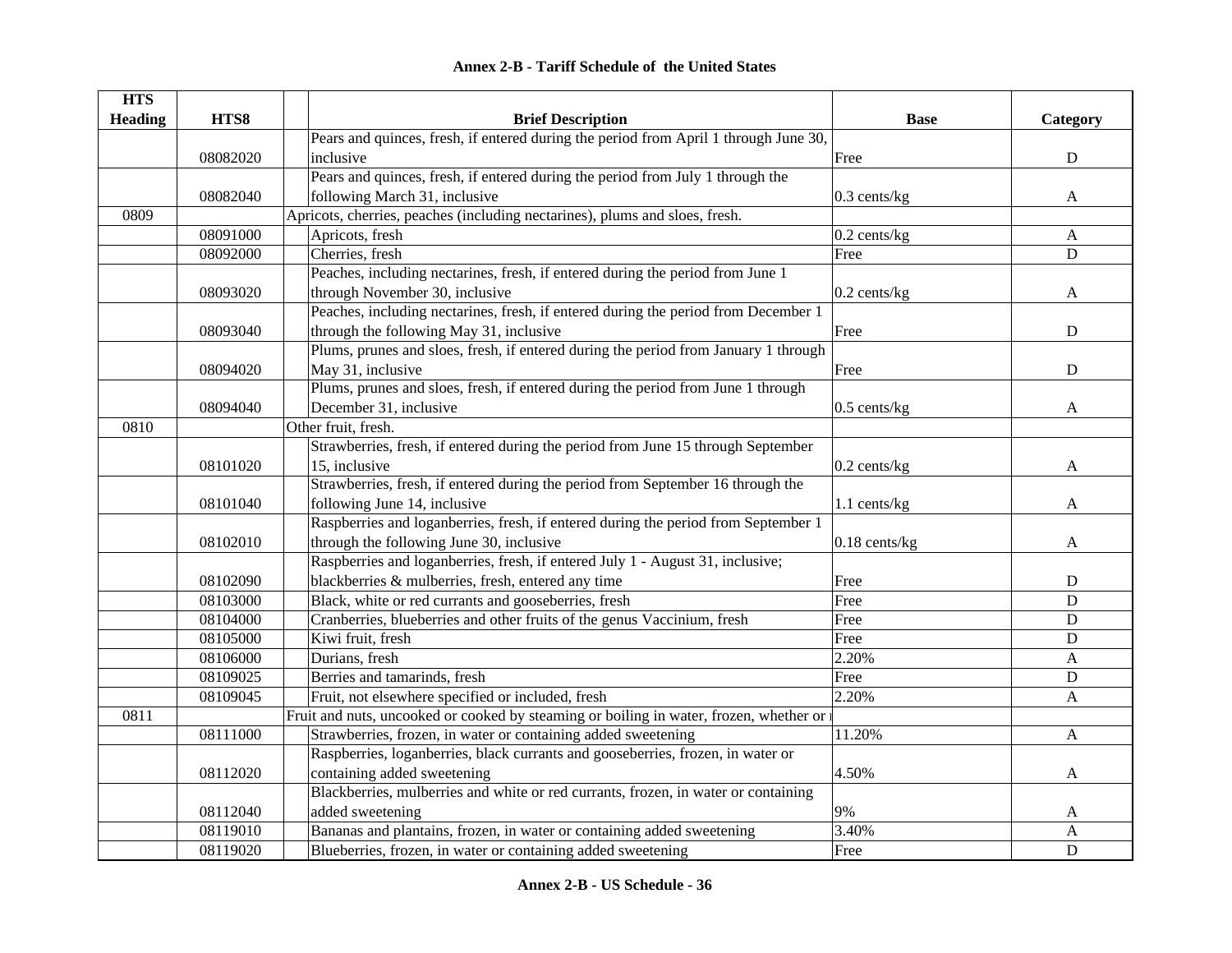# Annex 2-B - Tariff Schedule of the United States

| HTS Heading | HTS8 | Brief Description | Base | Category |
|---|---|---|---|---|
| | 08082020 | Pears and quinces, fresh, if entered during the period from April 1 through June 30, inclusive | Free | D |
| | 08082040 | Pears and quinces, fresh, if entered during the period from July 1 through the following March 31, inclusive | 0.3 cents/kg | A |
| 0809 | | Apricots, cherries, peaches (including nectarines), plums and sloes, fresh. | | |
| | 08091000 | Apricots, fresh | 0.2 cents/kg | A |
| | 08092000 | Cherries, fresh | Free | D |
| | 08093020 | Peaches, including nectarines, fresh, if entered during the period from June 1 through November 30, inclusive | 0.2 cents/kg | A |
| | 08093040 | Peaches, including nectarines, fresh, if entered during the period from December 1 through the following May 31, inclusive | Free | D |
| | 08094020 | Plums, prunes and sloes, fresh, if entered during the period from January 1 through May 31, inclusive | Free | D |
| | 08094040 | Plums, prunes and sloes, fresh, if entered during the period from June 1 through December 31, inclusive | 0.5 cents/kg | A |
| 0810 | | Other fruit, fresh. | | |
| | 08101020 | Strawberries, fresh, if entered during the period from June 15 through September 15, inclusive | 0.2 cents/kg | A |
| | 08101040 | Strawberries, fresh, if entered during the period from September 16 through the following June 14, inclusive | 1.1 cents/kg | A |
| | 08102010 | Raspberries and loganberries, fresh, if entered during the period from September 1 through the following June 30, inclusive | 0.18 cents/kg | A |
| | 08102090 | Raspberries and loganberries, fresh, if entered July 1 - August 31, inclusive; blackberries & mulberries, fresh, entered any time | Free | D |
| | 08103000 | Black, white or red currants and gooseberries, fresh | Free | D |
| | 08104000 | Cranberries, blueberries and other fruits of the genus Vaccinium, fresh | Free | D |
| | 08105000 | Kiwi fruit, fresh | Free | D |
| | 08106000 | Durians, fresh | 2.20% | A |
| | 08109025 | Berries and tamarinds, fresh | Free | D |
| | 08109045 | Fruit, not elsewhere specified or included, fresh | 2.20% | A |
| 0811 | | Fruit and nuts, uncooked or cooked by steaming or boiling in water, frozen, whether or | | |
| | 08111000 | Strawberries, frozen, in water or containing added sweetening | 11.20% | A |
| | 08112020 | Raspberries, loganberries, black currants and gooseberries, frozen, in water or containing added sweetening | 4.50% | A |
| | 08112040 | Blackberries, mulberries and white or red currants, frozen, in water or containing added sweetening | 9% | A |
| | 08119010 | Bananas and plantains, frozen, in water or containing added sweetening | 3.40% | A |
| | 08119020 | Blueberries, frozen, in water or containing added sweetening | Free | D |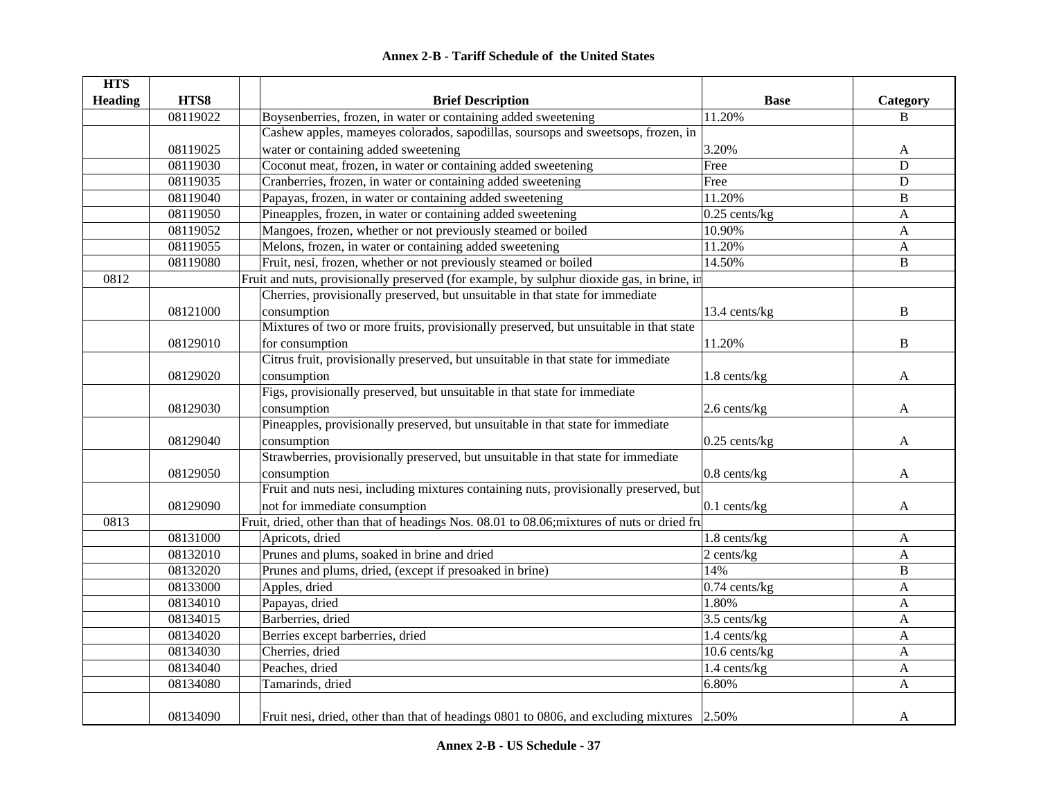# Annex 2-B - Tariff Schedule of the United States

| HTS Heading | HTS8 | | Brief Description | Base | Category |
|---|---|---|---|---|---|
| | 08119022 | | Boysenberries, frozen, in water or containing added sweetening | 11.20% | B |
| | 08119025 | | Cashew apples, mameyes colorados, sapodillas, soursops and sweetsops, frozen, in water or containing added sweetening | 3.20% | A |
| | 08119030 | | Coconut meat, frozen, in water or containing added sweetening | Free | D |
| | 08119035 | | Cranberries, frozen, in water or containing added sweetening | Free | D |
| | 08119040 | | Papayas, frozen, in water or containing added sweetening | 11.20% | B |
| | 08119050 | | Pineapples, frozen, in water or containing added sweetening | 0.25 cents/kg | A |
| | 08119052 | | Mangoes, frozen, whether or not previously steamed or boiled | 10.90% | A |
| | 08119055 | | Melons, frozen, in water or containing added sweetening | 11.20% | A |
| | 08119080 | | Fruit, nesi, frozen, whether or not previously steamed or boiled | 14.50% | B |
| 0812 | | | Fruit and nuts, provisionally preserved (for example, by sulphur dioxide gas, in brine, in | | |
| | 08121000 | | Cherries, provisionally preserved, but unsuitable in that state for immediate consumption | 13.4 cents/kg | B |
| | 08129010 | | Mixtures of two or more fruits, provisionally preserved, but unsuitable in that state for consumption | 11.20% | B |
| | 08129020 | | Citrus fruit, provisionally preserved, but unsuitable in that state for immediate consumption | 1.8 cents/kg | A |
| | 08129030 | | Figs, provisionally preserved, but unsuitable in that state for immediate consumption | 2.6 cents/kg | A |
| | 08129040 | | Pineapples, provisionally preserved, but unsuitable in that state for immediate consumption | 0.25 cents/kg | A |
| | 08129050 | | Strawberries, provisionally preserved, but unsuitable in that state for immediate consumption | 0.8 cents/kg | A |
| | 08129090 | | Fruit and nuts nesi, including mixtures containing nuts, provisionally preserved, but not for immediate consumption | 0.1 cents/kg | A |
| 0813 | | | Fruit, dried, other than that of headings Nos. 08.01 to 08.06;mixtures of nuts or dried fru | | |
| | 08131000 | | Apricots, dried | 1.8 cents/kg | A |
| | 08132010 | | Prunes and plums, soaked in brine and dried | 2 cents/kg | A |
| | 08132020 | | Prunes and plums, dried, (except if presoaked in brine) | 14% | B |
| | 08133000 | | Apples, dried | 0.74 cents/kg | A |
| | 08134010 | | Papayas, dried | 1.80% | A |
| | 08134015 | | Barberries, dried | 3.5 cents/kg | A |
| | 08134020 | | Berries except barberries, dried | 1.4 cents/kg | A |
| | 08134030 | | Cherries, dried | 10.6 cents/kg | A |
| | 08134040 | | Peaches, dried | 1.4 cents/kg | A |
| | 08134080 | | Tamarinds, dried | 6.80% | A |
| | 08134090 | | Fruit nesi, dried, other than that of headings 0801 to 0806, and excluding mixtures | 2.50% | A |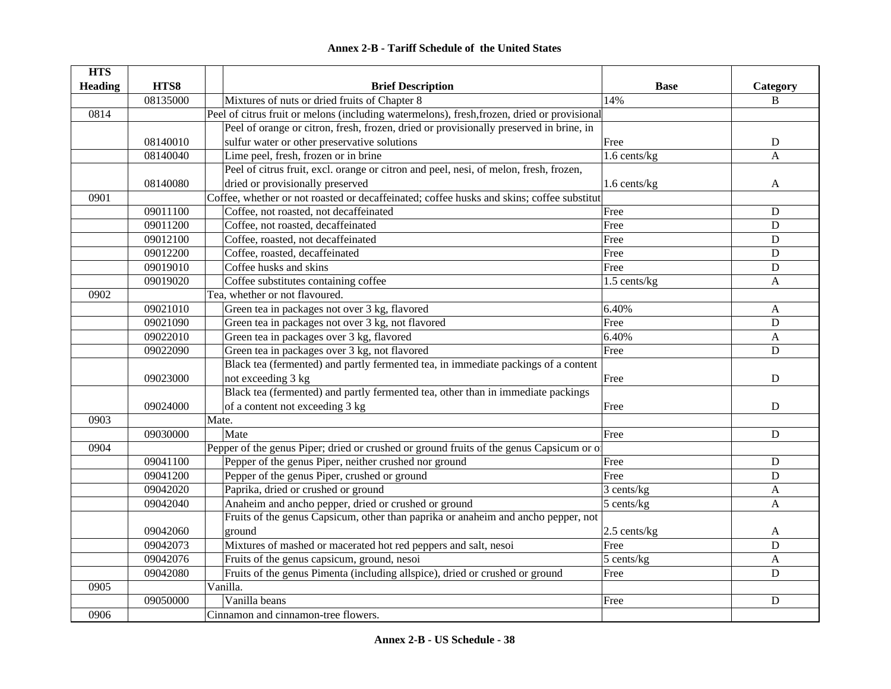# Annex 2-B - Tariff Schedule of the United States

| HTS Heading | HTS8 | Brief Description | Base | Category |
|---|---|---|---|---|
| | 08135000 | Mixtures of nuts or dried fruits of Chapter 8 | 14% | B |
| 0814 | | Peel of citrus fruit or melons (including watermelons), fresh,frozen, dried or provisional | | |
| | 08140010 | Peel of orange or citron, fresh, frozen, dried or provisionally preserved in brine, in sulfur water or other preservative solutions | Free | D |
| | 08140040 | Lime peel, fresh, frozen or in brine | 1.6 cents/kg | A |
| | 08140080 | Peel of citrus fruit, excl. orange or citron and peel, nesi, of melon, fresh, frozen, dried or provisionally preserved | 1.6 cents/kg | A |
| 0901 | | Coffee, whether or not roasted or decaffeinated; coffee husks and skins; coffee substitut | | |
| | 09011100 | Coffee, not roasted, not decaffeinated | Free | D |
| | 09011200 | Coffee, not roasted, decaffeinated | Free | D |
| | 09012100 | Coffee, roasted, not decaffeinated | Free | D |
| | 09012200 | Coffee, roasted, decaffeinated | Free | D |
| | 09019010 | Coffee husks and skins | Free | D |
| | 09019020 | Coffee substitutes containing coffee | 1.5 cents/kg | A |
| 0902 | | Tea, whether or not flavoured. | | |
| | 09021010 | Green tea in packages not over 3 kg, flavored | 6.40% | A |
| | 09021090 | Green tea in packages not over 3 kg, not flavored | Free | D |
| | 09022010 | Green tea in packages over 3 kg, flavored | 6.40% | A |
| | 09022090 | Green tea in packages over 3 kg, not flavored | Free | D |
| | 09023000 | Black tea (fermented) and partly fermented tea, in immediate packings of a content not exceeding 3 kg | Free | D |
| | 09024000 | Black tea (fermented) and partly fermented tea, other than in immediate packings of a content not exceeding 3 kg | Free | D |
| 0903 | | Mate. | | |
| | 09030000 | Mate | Free | D |
| 0904 | | Pepper of the genus Piper; dried or crushed or ground fruits of the genus Capsicum or o | | |
| | 09041100 | Pepper of the genus Piper, neither crushed nor ground | Free | D |
| | 09041200 | Pepper of the genus Piper, crushed or ground | Free | D |
| | 09042020 | Paprika, dried or crushed or ground | 3 cents/kg | A |
| | 09042040 | Anaheim and ancho pepper, dried or crushed or ground | 5 cents/kg | A |
| | 09042060 | Fruits of the genus Capsicum, other than paprika or anaheim and ancho pepper, not ground | 2.5 cents/kg | A |
| | 09042073 | Mixtures of mashed or macerated hot red peppers and salt, nesoi | Free | D |
| | 09042076 | Fruits of the genus capsicum, ground, nesoi | 5 cents/kg | A |
| | 09042080 | Fruits of the genus Pimenta (including allspice), dried or crushed or ground | Free | D |
| 0905 | | Vanilla. | | |
| | 09050000 | Vanilla beans | Free | D |
| 0906 | | Cinnamon and cinnamon-tree flowers. | | |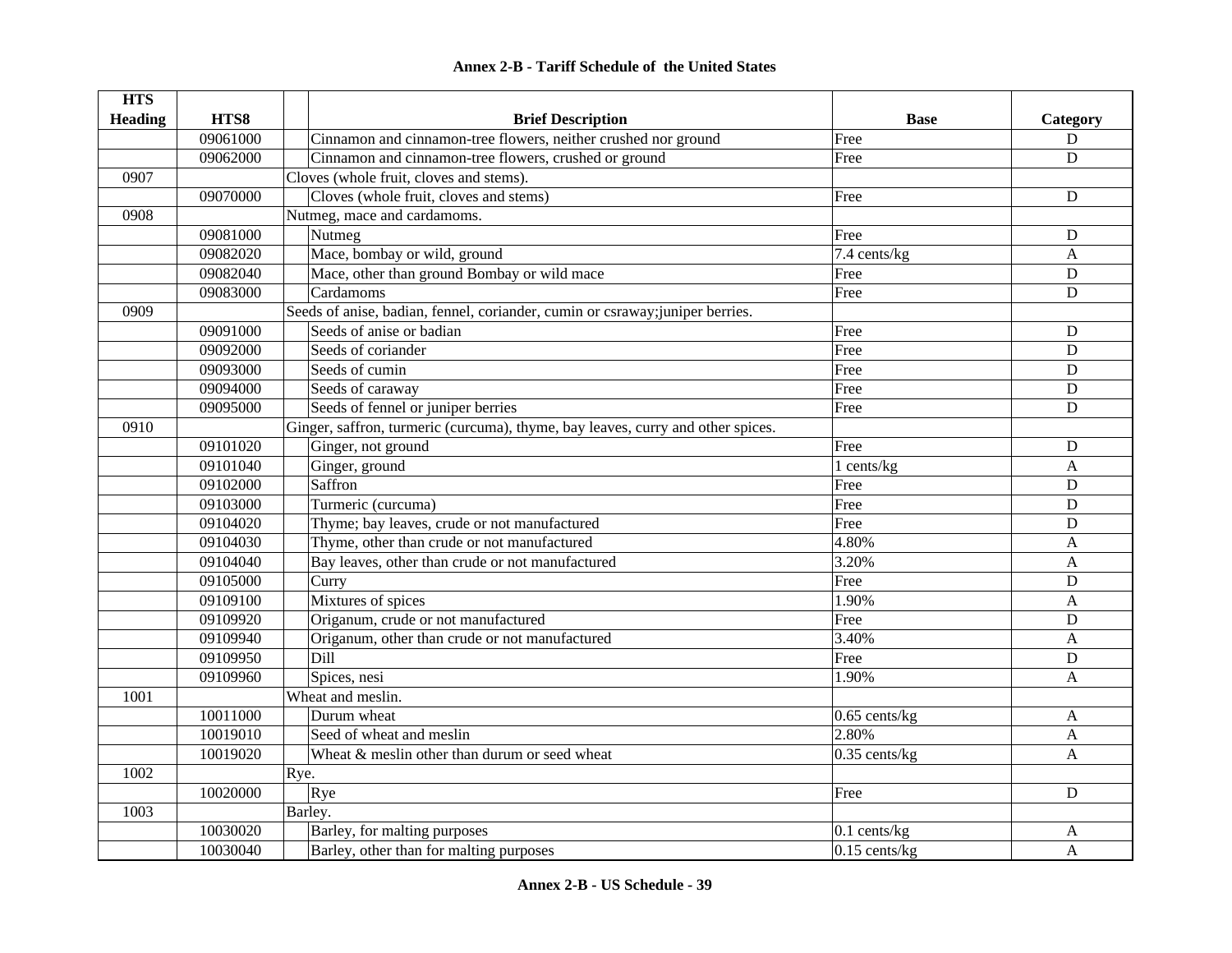## Annex 2-B - Tariff Schedule of the United States

| HTS Heading | HTS8 | Brief Description | Base | Category |
|---|---|---|---|---|
| | 09061000 | Cinnamon and cinnamon-tree flowers, neither crushed nor ground | Free | D |
| | 09062000 | Cinnamon and cinnamon-tree flowers, crushed or ground | Free | D |
| 0907 | | Cloves (whole fruit, cloves and stems). | | |
| | 09070000 | Cloves (whole fruit, cloves and stems) | Free | D |
| 0908 | | Nutmeg, mace and cardamoms. | | |
| | 09081000 | Nutmeg | Free | D |
| | 09082020 | Mace, bombay or wild, ground | 7.4 cents/kg | A |
| | 09082040 | Mace, other than ground Bombay or wild mace | Free | D |
| | 09083000 | Cardamoms | Free | D |
| 0909 | | Seeds of anise, badian, fennel, coriander, cumin or csraway;juniper berries. | | |
| | 09091000 | Seeds of anise or badian | Free | D |
| | 09092000 | Seeds of coriander | Free | D |
| | 09093000 | Seeds of cumin | Free | D |
| | 09094000 | Seeds of caraway | Free | D |
| | 09095000 | Seeds of fennel or juniper berries | Free | D |
| 0910 | | Ginger, saffron, turmeric (curcuma), thyme, bay leaves, curry and other spices. | | |
| | 09101020 | Ginger, not ground | Free | D |
| | 09101040 | Ginger, ground | 1 cents/kg | A |
| | 09102000 | Saffron | Free | D |
| | 09103000 | Turmeric (curcuma) | Free | D |
| | 09104020 | Thyme; bay leaves, crude or not manufactured | Free | D |
| | 09104030 | Thyme, other than crude or not manufactured | 4.80% | A |
| | 09104040 | Bay leaves, other than crude or not manufactured | 3.20% | A |
| | 09105000 | Curry | Free | D |
| | 09109100 | Mixtures of spices | 1.90% | A |
| | 09109920 | Origanum, crude or not manufactured | Free | D |
| | 09109940 | Origanum, other than crude or not manufactured | 3.40% | A |
| | 09109950 | Dill | Free | D |
| | 09109960 | Spices, nesi | 1.90% | A |
| 1001 | | Wheat and meslin. | | |
| | 10011000 | Durum wheat | 0.65 cents/kg | A |
| | 10019010 | Seed of wheat and meslin | 2.80% | A |
| | 10019020 | Wheat & meslin other than durum or seed wheat | 0.35 cents/kg | A |
| 1002 | | Rye. | | |
| | 10020000 | Rye | Free | D |
| 1003 | | Barley. | | |
| | 10030020 | Barley, for malting purposes | 0.1 cents/kg | A |
| | 10030040 | Barley, other than for malting purposes | 0.15 cents/kg | A |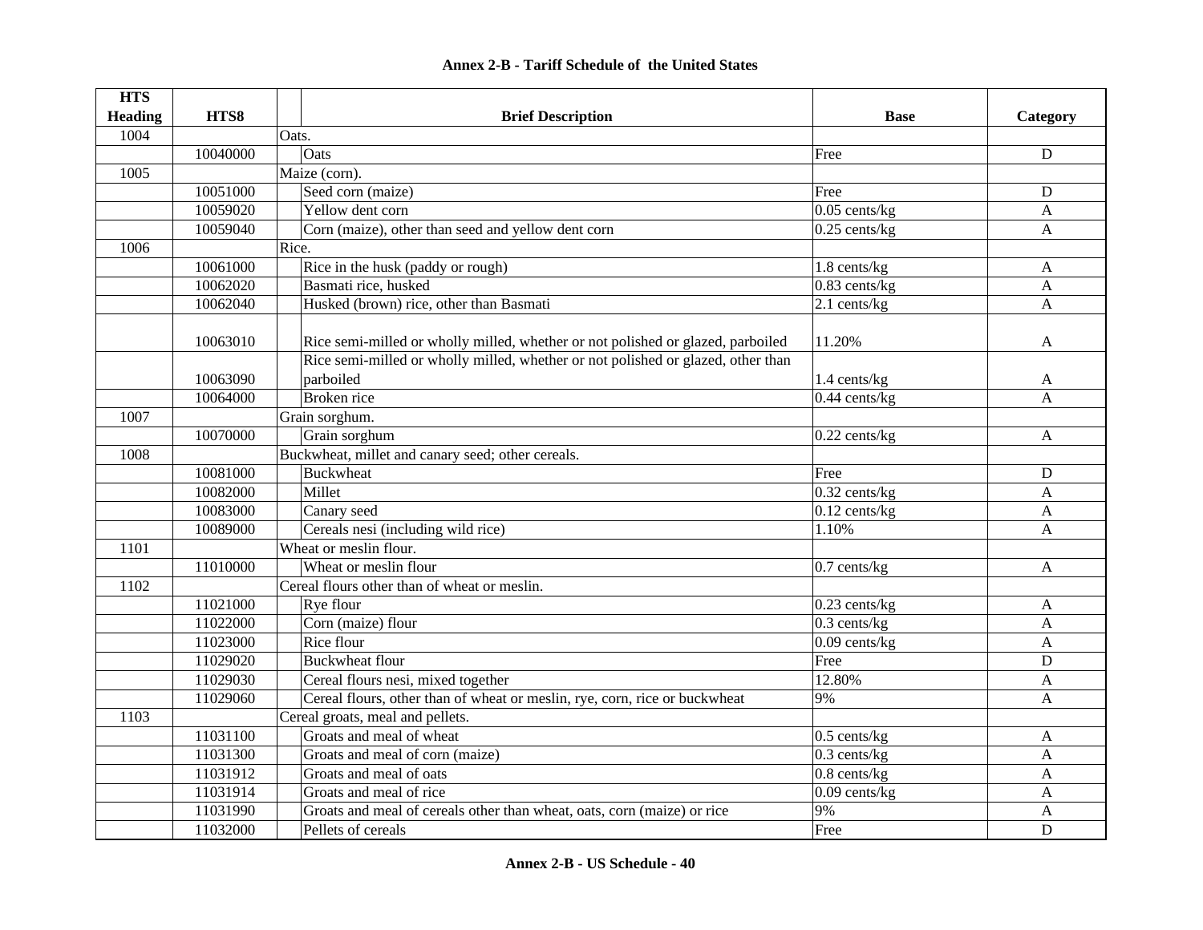**Annex 2-B - Tariff Schedule of the United States**

| HTS Heading | HTS8 | Brief Description | Base | Category |
|---|---|---|---|---|
| 1004 | | Oats. | | |
| | 10040000 | Oats | Free | D |
| 1005 | | Maize (corn). | | |
| | 10051000 | Seed corn (maize) | Free | D |
| | 10059020 | Yellow dent corn | 0.05 cents/kg | A |
| | 10059040 | Corn (maize), other than seed and yellow dent corn | 0.25 cents/kg | A |
| 1006 | | Rice. | | |
| | 10061000 | Rice in the husk (paddy or rough) | 1.8 cents/kg | A |
| | 10062020 | Basmati rice, husked | 0.83 cents/kg | A |
| | 10062040 | Husked (brown) rice, other than Basmati | 2.1 cents/kg | A |
| | 10063010 | Rice semi-milled or wholly milled, whether or not polished or glazed, parboiled | 11.20% | A |
| | 10063090 | Rice semi-milled or wholly milled, whether or not polished or glazed, other than parboiled | 1.4 cents/kg | A |
| | 10064000 | Broken rice | 0.44 cents/kg | A |
| 1007 | | Grain sorghum. | | |
| | 10070000 | Grain sorghum | 0.22 cents/kg | A |
| 1008 | | Buckwheat, millet and canary seed; other cereals. | | |
| | 10081000 | Buckwheat | Free | D |
| | 10082000 | Millet | 0.32 cents/kg | A |
| | 10083000 | Canary seed | 0.12 cents/kg | A |
| | 10089000 | Cereals nesi (including wild rice) | 1.10% | A |
| 1101 | | Wheat or meslin flour. | | |
| | 11010000 | Wheat or meslin flour | 0.7 cents/kg | A |
| 1102 | | Cereal flours other than of wheat or meslin. | | |
| | 11021000 | Rye flour | 0.23 cents/kg | A |
| | 11022000 | Corn (maize) flour | 0.3 cents/kg | A |
| | 11023000 | Rice flour | 0.09 cents/kg | A |
| | 11029020 | Buckwheat flour | Free | D |
| | 11029030 | Cereal flours nesi, mixed together | 12.80% | A |
| | 11029060 | Cereal flours, other than of wheat or meslin, rye, corn, rice or buckwheat | 9% | A |
| 1103 | | Cereal groats, meal and pellets. | | |
| | 11031100 | Groats and meal of wheat | 0.5 cents/kg | A |
| | 11031300 | Groats and meal of corn (maize) | 0.3 cents/kg | A |
| | 11031912 | Groats and meal of oats | 0.8 cents/kg | A |
| | 11031914 | Groats and meal of rice | 0.09 cents/kg | A |
| | 11031990 | Groats and meal of cereals other than wheat, oats, corn (maize) or rice | 9% | A |
| | 11032000 | Pellets of cereals | Free | D |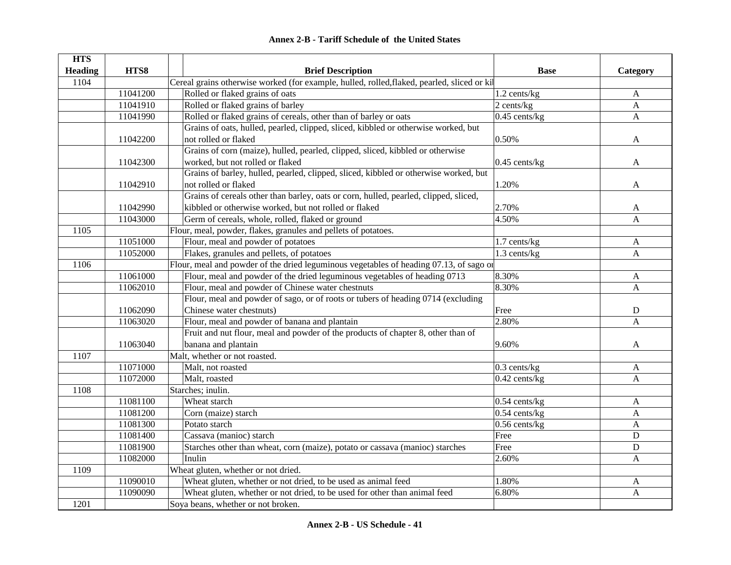# Annex 2-B - Tariff Schedule of the United States

| HTS Heading | HTS8 | Brief Description | Base | Category |
|---|---|---|---|---|
| 1104 | | Cereal grains otherwise worked (for example, hulled, rolled,flaked, pearled, sliced or kil | | |
| | 11041200 | Rolled or flaked grains of oats | 1.2 cents/kg | A |
| | 11041910 | Rolled or flaked grains of barley | 2 cents/kg | A |
| | 11041990 | Rolled or flaked grains of cereals, other than of barley or oats | 0.45 cents/kg | A |
| | 11042200 | Grains of oats, hulled, pearled, clipped, sliced, kibbled or otherwise worked, but not rolled or flaked | 0.50% | A |
| | 11042300 | Grains of corn (maize), hulled, pearled, clipped, sliced, kibbled or otherwise worked, but not rolled or flaked | 0.45 cents/kg | A |
| | 11042910 | Grains of barley, hulled, pearled, clipped, sliced, kibbled or otherwise worked, but not rolled or flaked | 1.20% | A |
| | 11042990 | Grains of cereals other than barley, oats or corn, hulled, pearled, clipped, sliced, kibbled or otherwise worked, but not rolled or flaked | 2.70% | A |
| | 11043000 | Germ of cereals, whole, rolled, flaked or ground | 4.50% | A |
| 1105 | | Flour, meal, powder, flakes, granules and pellets of potatoes. | | |
| | 11051000 | Flour, meal and powder of potatoes | 1.7 cents/kg | A |
| | 11052000 | Flakes, granules and pellets, of potatoes | 1.3 cents/kg | A |
| 1106 | | Flour, meal and powder of the dried leguminous vegetables of heading 07.13, of sago or | | |
| | 11061000 | Flour, meal and powder of the dried leguminous vegetables of heading 0713 | 8.30% | A |
| | 11062010 | Flour, meal and powder of Chinese water chestnuts | 8.30% | A |
| | 11062090 | Flour, meal and powder of sago, or of roots or tubers of heading 0714 (excluding Chinese water chestnuts) | Free | D |
| | 11063020 | Flour, meal and powder of banana and plantain | 2.80% | A |
| | 11063040 | Fruit and nut flour, meal and powder of the products of chapter 8, other than of banana and plantain | 9.60% | A |
| 1107 | | Malt, whether or not roasted. | | |
| | 11071000 | Malt, not roasted | 0.3 cents/kg | A |
| | 11072000 | Malt, roasted | 0.42 cents/kg | A |
| 1108 | | Starches; inulin. | | |
| | 11081100 | Wheat starch | 0.54 cents/kg | A |
| | 11081200 | Corn (maize) starch | 0.54 cents/kg | A |
| | 11081300 | Potato starch | 0.56 cents/kg | A |
| | 11081400 | Cassava (manioc) starch | Free | D |
| | 11081900 | Starches other than wheat, corn (maize), potato or cassava (manioc) starches | Free | D |
| | 11082000 | Inulin | 2.60% | A |
| 1109 | | Wheat gluten, whether or not dried. | | |
| | 11090010 | Wheat gluten, whether or not dried, to be used as animal feed | 1.80% | A |
| | 11090090 | Wheat gluten, whether or not dried, to be used for other than animal feed | 6.80% | A |
| 1201 | | Soya beans, whether or not broken. | | |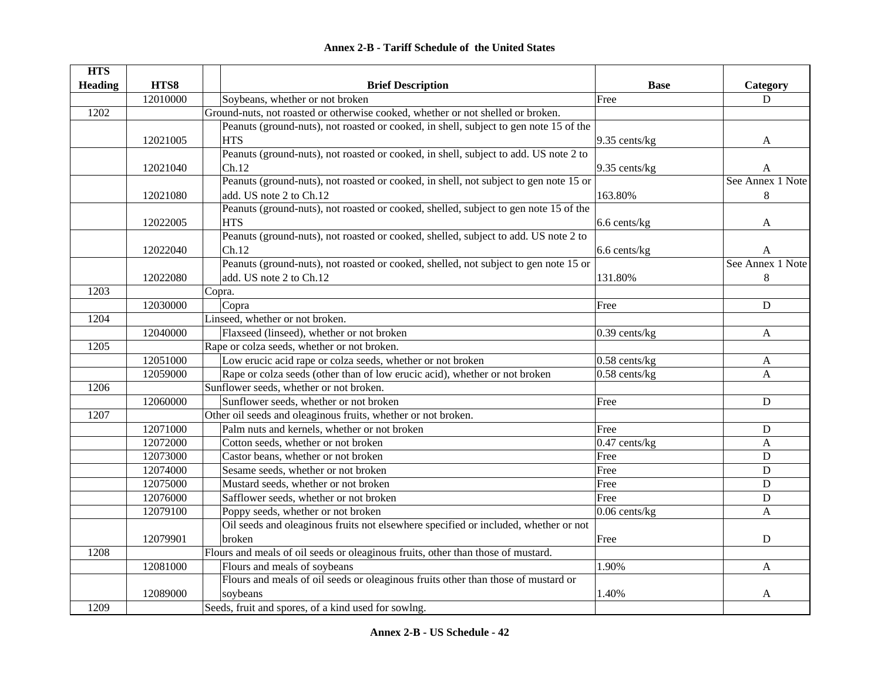**Annex 2-B - Tariff Schedule of the United States**

| HTS Heading | HTS8 | Brief Description | Base | Category |
|---|---|---|---|---|
| | 12010000 | Soybeans, whether or not broken | Free | D |
| 1202 | | Ground-nuts, not roasted or otherwise cooked, whether or not shelled or broken. | | |
| | 12021005 | Peanuts (ground-nuts), not roasted or cooked, in shell, subject to gen note 15 of the HTS | 9.35 cents/kg | A |
| | 12021040 | Peanuts (ground-nuts), not roasted or cooked, in shell, subject to add. US note 2 to Ch.12 | 9.35 cents/kg | A |
| | 12021080 | Peanuts (ground-nuts), not roasted or cooked, in shell, not subject to gen note 15 or add. US note 2 to Ch.12 | 163.80% | See Annex 1 Note 8 |
| | 12022005 | Peanuts (ground-nuts), not roasted or cooked, shelled, subject to gen note 15 of the HTS | 6.6 cents/kg | A |
| | 12022040 | Peanuts (ground-nuts), not roasted or cooked, shelled, subject to add. US note 2 to Ch.12 | 6.6 cents/kg | A |
| | 12022080 | Peanuts (ground-nuts), not roasted or cooked, shelled, not subject to gen note 15 or add. US note 2 to Ch.12 | 131.80% | See Annex 1 Note 8 |
| 1203 | | Copra. | | |
| | 12030000 | Copra | Free | D |
| 1204 | | Linseed, whether or not broken. | | |
| | 12040000 | Flaxseed (linseed), whether or not broken | 0.39 cents/kg | A |
| 1205 | | Rape or colza seeds, whether or not broken. | | |
| | 12051000 | Low erucic acid rape or colza seeds, whether or not broken | 0.58 cents/kg | A |
| | 12059000 | Rape or colza seeds (other than of low erucic acid), whether or not broken | 0.58 cents/kg | A |
| 1206 | | Sunflower seeds, whether or not broken. | | |
| | 12060000 | Sunflower seeds, whether or not broken | Free | D |
| 1207 | | Other oil seeds and oleaginous fruits, whether or not broken. | | |
| | 12071000 | Palm nuts and kernels, whether or not broken | Free | D |
| | 12072000 | Cotton seeds, whether or not broken | 0.47 cents/kg | A |
| | 12073000 | Castor beans, whether or not broken | Free | D |
| | 12074000 | Sesame seeds, whether or not broken | Free | D |
| | 12075000 | Mustard seeds, whether or not broken | Free | D |
| | 12076000 | Safflower seeds, whether or not broken | Free | D |
| | 12079100 | Poppy seeds, whether or not broken | 0.06 cents/kg | A |
| | 12079901 | Oil seeds and oleaginous fruits not elsewhere specified or included, whether or not broken | Free | D |
| 1208 | | Flours and meals of oil seeds or oleaginous fruits, other than those of mustard. | | |
| | 12081000 | Flours and meals of soybeans | 1.90% | A |
| | 12089000 | Flours and meals of oil seeds or oleaginous fruits other than those of mustard or soybeans | 1.40% | A |
| 1209 | | Seeds, fruit and spores, of a kind used for sowlng. | | |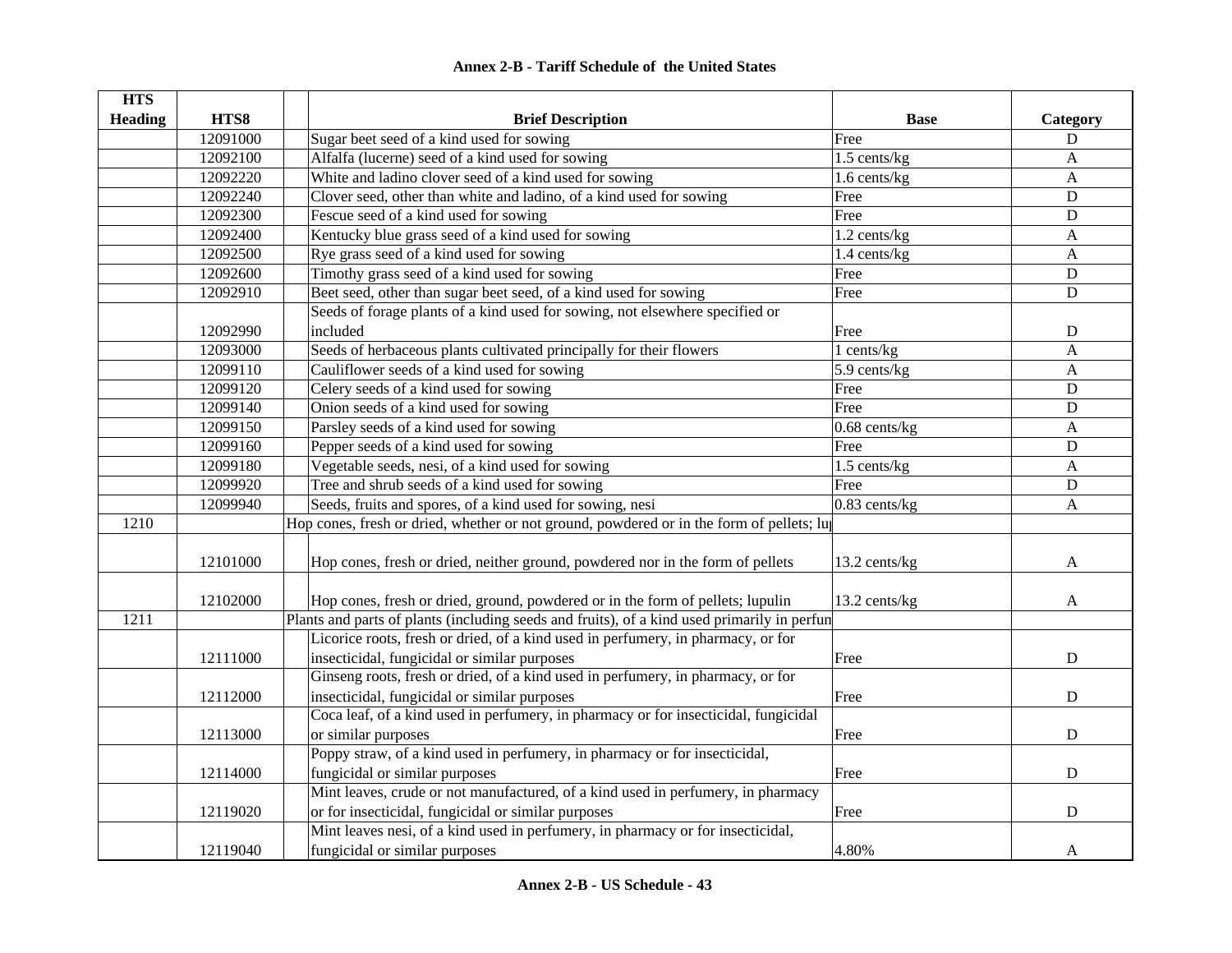## Annex 2-B - Tariff Schedule of the United States

| HTS Heading | HTS8 | Brief Description | Base | Category |
|---|---|---|---|---|
| | 12091000 | Sugar beet seed of a kind used for sowing | Free | D |
| | 12092100 | Alfalfa (lucerne) seed of a kind used for sowing | 1.5 cents/kg | A |
| | 12092220 | White and ladino clover seed of a kind used for sowing | 1.6 cents/kg | A |
| | 12092240 | Clover seed, other than white and ladino, of a kind used for sowing | Free | D |
| | 12092300 | Fescue seed of a kind used for sowing | Free | D |
| | 12092400 | Kentucky blue grass seed of a kind used for sowing | 1.2 cents/kg | A |
| | 12092500 | Rye grass seed of a kind used for sowing | 1.4 cents/kg | A |
| | 12092600 | Timothy grass seed of a kind used for sowing | Free | D |
| | 12092910 | Beet seed, other than sugar beet seed, of a kind used for sowing | Free | D |
| | 12092990 | Seeds of forage plants of a kind used for sowing, not elsewhere specified or included | Free | D |
| | 12093000 | Seeds of herbaceous plants cultivated principally for their flowers | 1 cents/kg | A |
| | 12099110 | Cauliflower seeds of a kind used for sowing | 5.9 cents/kg | A |
| | 12099120 | Celery seeds of a kind used for sowing | Free | D |
| | 12099140 | Onion seeds of a kind used for sowing | Free | D |
| | 12099150 | Parsley seeds of a kind used for sowing | 0.68 cents/kg | A |
| | 12099160 | Pepper seeds of a kind used for sowing | Free | D |
| | 12099180 | Vegetable seeds, nesi, of a kind used for sowing | 1.5 cents/kg | A |
| | 12099920 | Tree and shrub seeds of a kind used for sowing | Free | D |
| | 12099940 | Seeds, fruits and spores, of a kind used for sowing, nesi | 0.83 cents/kg | A |
| 1210 | | Hop cones, fresh or dried, whether or not ground, powdered or in the form of pellets; lu | | |
| | 12101000 | Hop cones, fresh or dried, neither ground, powdered nor in the form of pellets | 13.2 cents/kg | A |
| | 12102000 | Hop cones, fresh or dried, ground, powdered or in the form of pellets; lupulin | 13.2 cents/kg | A |
| 1211 | | Plants and parts of plants (including seeds and fruits), of a kind used primarily in perfun | | |
| | 12111000 | Licorice roots, fresh or dried, of a kind used in perfumery, in pharmacy, or for insecticidal, fungicidal or similar purposes | Free | D |
| | 12112000 | Ginseng roots, fresh or dried, of a kind used in perfumery, in pharmacy, or for insecticidal, fungicidal or similar purposes | Free | D |
| | 12113000 | Coca leaf, of a kind used in perfumery, in pharmacy or for insecticidal, fungicidal or similar purposes | Free | D |
| | 12114000 | Poppy straw, of a kind used in perfumery, in pharmacy or for insecticidal, fungicidal or similar purposes | Free | D |
| | 12119020 | Mint leaves, crude or not manufactured, of a kind used in perfumery, in pharmacy or for insecticidal, fungicidal or similar purposes | Free | D |
| | 12119040 | Mint leaves nesi, of a kind used in perfumery, in pharmacy or for insecticidal, fungicidal or similar purposes | 4.80% | A |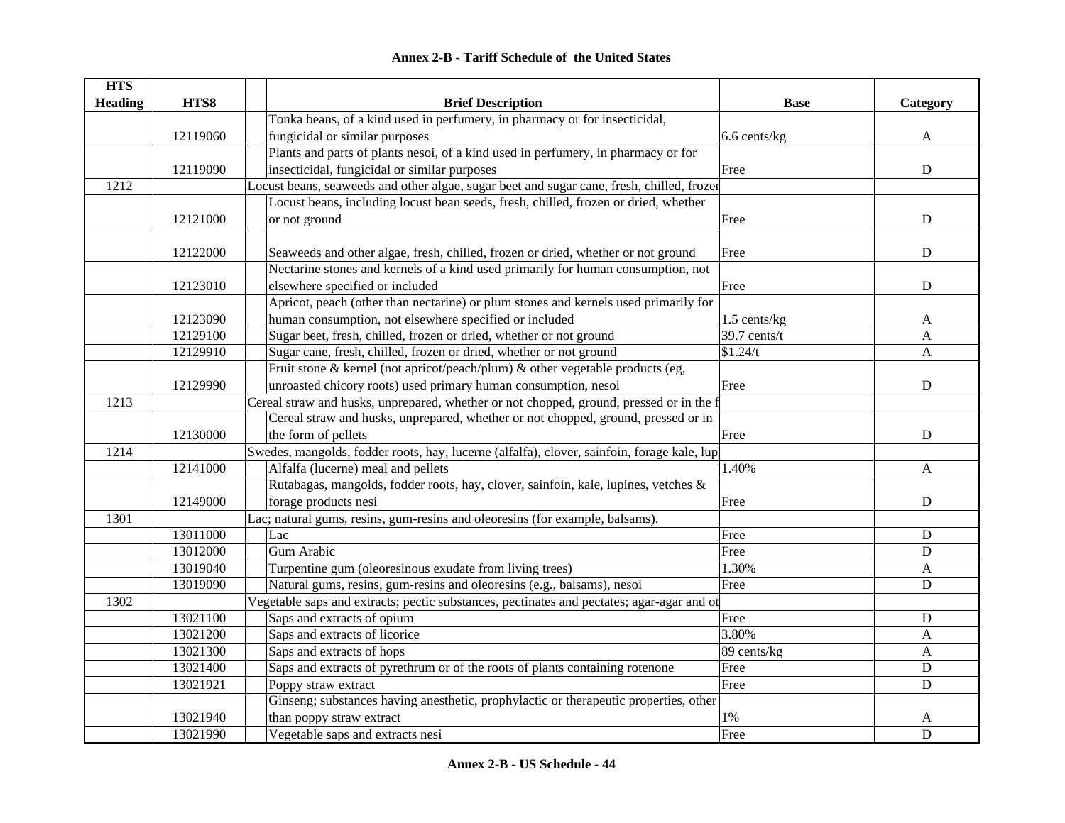| HTS Heading | HTS8 | | Brief Description | Base | Category |
|---|---|---|---|---|---|
| | 12119060 | | Tonka beans, of a kind used in perfumery, in pharmacy or for insecticidal, fungicidal or similar purposes | 6.6 cents/kg | A |
| | 12119090 | | Plants and parts of plants nesoi, of a kind used in perfumery, in pharmacy or for insecticidal, fungicidal or similar purposes | Free | D |
| 1212 | | | Locust beans, seaweeds and other algae, sugar beet and sugar cane, fresh, chilled, frozer | | |
| | 12121000 | | Locust beans, including locust bean seeds, fresh, chilled, frozen or dried, whether or not ground | Free | D |
| | 12122000 | | Seaweeds and other algae, fresh, chilled, frozen or dried, whether or not ground | Free | D |
| | 12123010 | | Nectarine stones and kernels of a kind used primarily for human consumption, not elsewhere specified or included | Free | D |
| | 12123090 | | Apricot, peach (other than nectarine) or plum stones and kernels used primarily for human consumption, not elsewhere specified or included | 1.5 cents/kg | A |
| | 12129100 | | Sugar beet, fresh, chilled, frozen or dried, whether or not ground | 39.7 cents/t | A |
| | 12129910 | | Sugar cane, fresh, chilled, frozen or dried, whether or not ground | $1.24/t | A |
| | 12129990 | | Fruit stone & kernel (not apricot/peach/plum) & other vegetable products (eg, unroasted chicory roots) used primary human consumption, nesoi | Free | D |
| 1213 | | | Cereal straw and husks, unprepared, whether or not chopped, ground, pressed or in the f | | |
| | 12130000 | | Cereal straw and husks, unprepared, whether or not chopped, ground, pressed or in the form of pellets | Free | D |
| 1214 | | | Swedes, mangolds, fodder roots, hay, lucerne (alfalfa), clover, sainfoin, forage kale, lup | | |
| | 12141000 | | Alfalfa (lucerne) meal and pellets | 1.40% | A |
| | 12149000 | | Rutabagas, mangolds, fodder roots, hay, clover, sainfoin, kale, lupines, vetches & forage products nesi | Free | D |
| 1301 | | | Lac; natural gums, resins, gum-resins and oleoresins (for example, balsams). | | |
| | 13011000 | | Lac | Free | D |
| | 13012000 | | Gum Arabic | Free | D |
| | 13019040 | | Turpentine gum (oleoresinous exudate from living trees) | 1.30% | A |
| | 13019090 | | Natural gums, resins, gum-resins and oleoresins (e.g., balsams), nesoi | Free | D |
| 1302 | | | Vegetable saps and extracts; pectic substances, pectinates and pectates; agar-agar and ot | | |
| | 13021100 | | Saps and extracts of opium | Free | D |
| | 13021200 | | Saps and extracts of licorice | 3.80% | A |
| | 13021300 | | Saps and extracts of hops | 89 cents/kg | A |
| | 13021400 | | Saps and extracts of pyrethrum or of the roots of plants containing rotenone | Free | D |
| | 13021921 | | Poppy straw extract | Free | D |
| | 13021940 | | Ginseng; substances having anesthetic, prophylactic or therapeutic properties, other than poppy straw extract | 1% | A |
| | 13021990 | | Vegetable saps and extracts nesi | Free | D |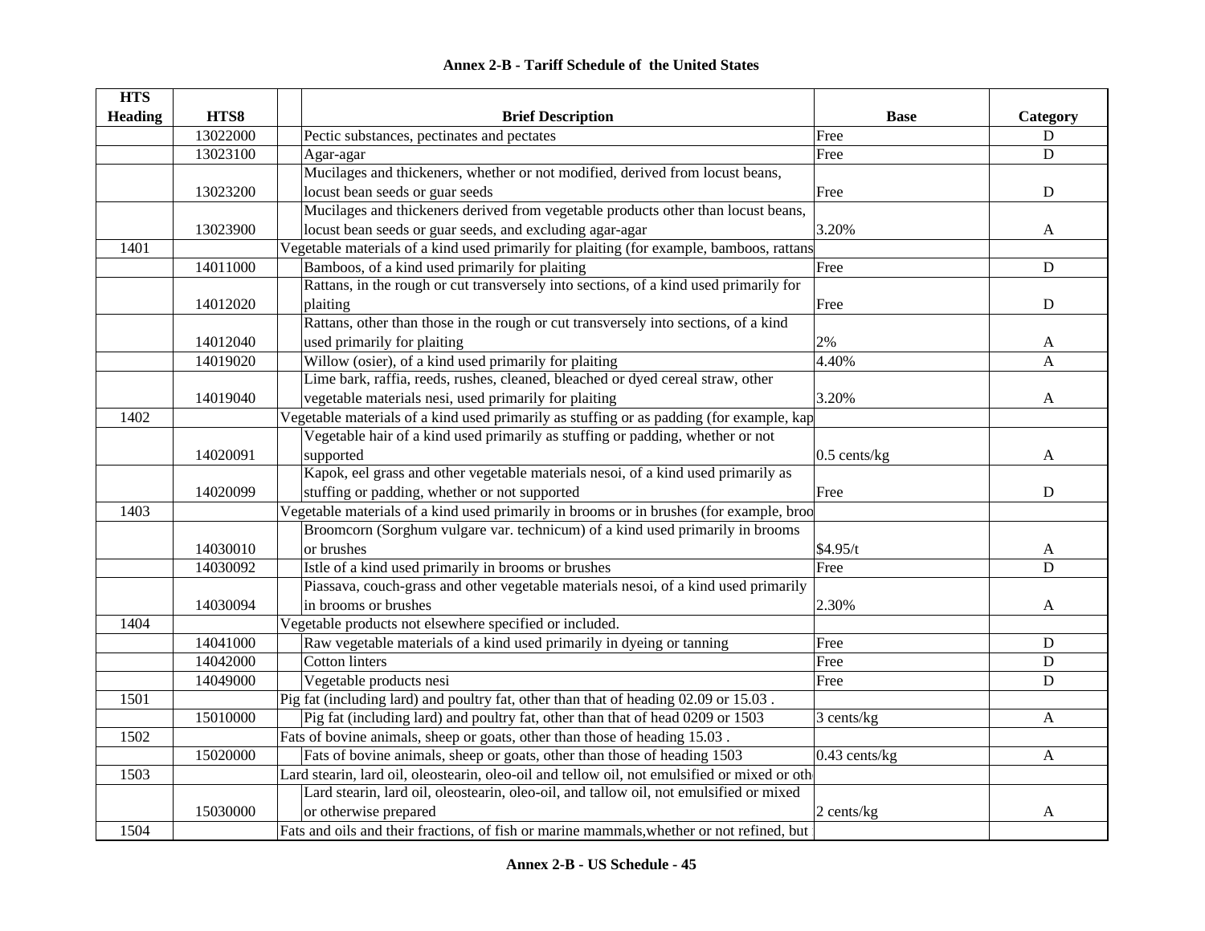# Annex 2-B - Tariff Schedule of the United States

| HTS Heading | HTS8 | Brief Description | Base | Category |
|---|---|---|---|---|
| | 13022000 | Pectic substances, pectinates and pectates | Free | D |
| | 13023100 | Agar-agar | Free | D |
| | 13023200 | Mucilages and thickeners, whether or not modified, derived from locust beans, locust bean seeds or guar seeds | Free | D |
| | 13023900 | Mucilages and thickeners derived from vegetable products other than locust beans, locust bean seeds or guar seeds, and excluding agar-agar | 3.20% | A |
| 1401 | | Vegetable materials of a kind used primarily for plaiting (for example, bamboos, rattans | | |
| | 14011000 | Bamboos, of a kind used primarily for plaiting | Free | D |
| | 14012020 | Rattans, in the rough or cut transversely into sections, of a kind used primarily for plaiting | Free | D |
| | 14012040 | Rattans, other than those in the rough or cut transversely into sections, of a kind used primarily for plaiting | 2% | A |
| | 14019020 | Willow (osier), of a kind used primarily for plaiting | 4.40% | A |
| | 14019040 | Lime bark, raffia, reeds, rushes, cleaned, bleached or dyed cereal straw, other vegetable materials nesi, used primarily for plaiting | 3.20% | A |
| 1402 | | Vegetable materials of a kind used primarily as stuffing or as padding (for example, kap | | |
| | 14020091 | Vegetable hair of a kind used primarily as stuffing or padding, whether or not supported | 0.5 cents/kg | A |
| | 14020099 | Kapok, eel grass and other vegetable materials nesoi, of a kind used primarily as stuffing or padding, whether or not supported | Free | D |
| 1403 | | Vegetable materials of a kind used primarily in brooms or in brushes (for example, broo | | |
| | 14030010 | Broomcorn (Sorghum vulgare var. technicum) of a kind used primarily in brooms or brushes | $4.95/t | A |
| | 14030092 | Istle of a kind used primarily in brooms or brushes | Free | D |
| | 14030094 | Piassava, couch-grass and other vegetable materials nesoi, of a kind used primarily in brooms or brushes | 2.30% | A |
| 1404 | | Vegetable products not elsewhere specified or included. | | |
| | 14041000 | Raw vegetable materials of a kind used primarily in dyeing or tanning | Free | D |
| | 14042000 | Cotton linters | Free | D |
| | 14049000 | Vegetable products nesi | Free | D |
| 1501 | | Pig fat (including lard) and poultry fat, other than that of heading 02.09 or 15.03 . | | |
| | 15010000 | Pig fat (including lard) and poultry fat, other than that of head 0209 or 1503 | 3 cents/kg | A |
| 1502 | | Fats of bovine animals, sheep or goats, other than those of heading 15.03 . | | |
| | 15020000 | Fats of bovine animals, sheep or goats, other than those of heading 1503 | 0.43 cents/kg | A |
| 1503 | | Lard stearin, lard oil, oleostearin, oleo-oil and tellow oil, not emulsified or mixed or oth | | |
| | 15030000 | Lard stearin, lard oil, oleostearin, oleo-oil, and tallow oil, not emulsified or mixed or otherwise prepared | 2 cents/kg | A |
| 1504 | | Fats and oils and their fractions, of fish or marine mammals,whether or not refined, but | | |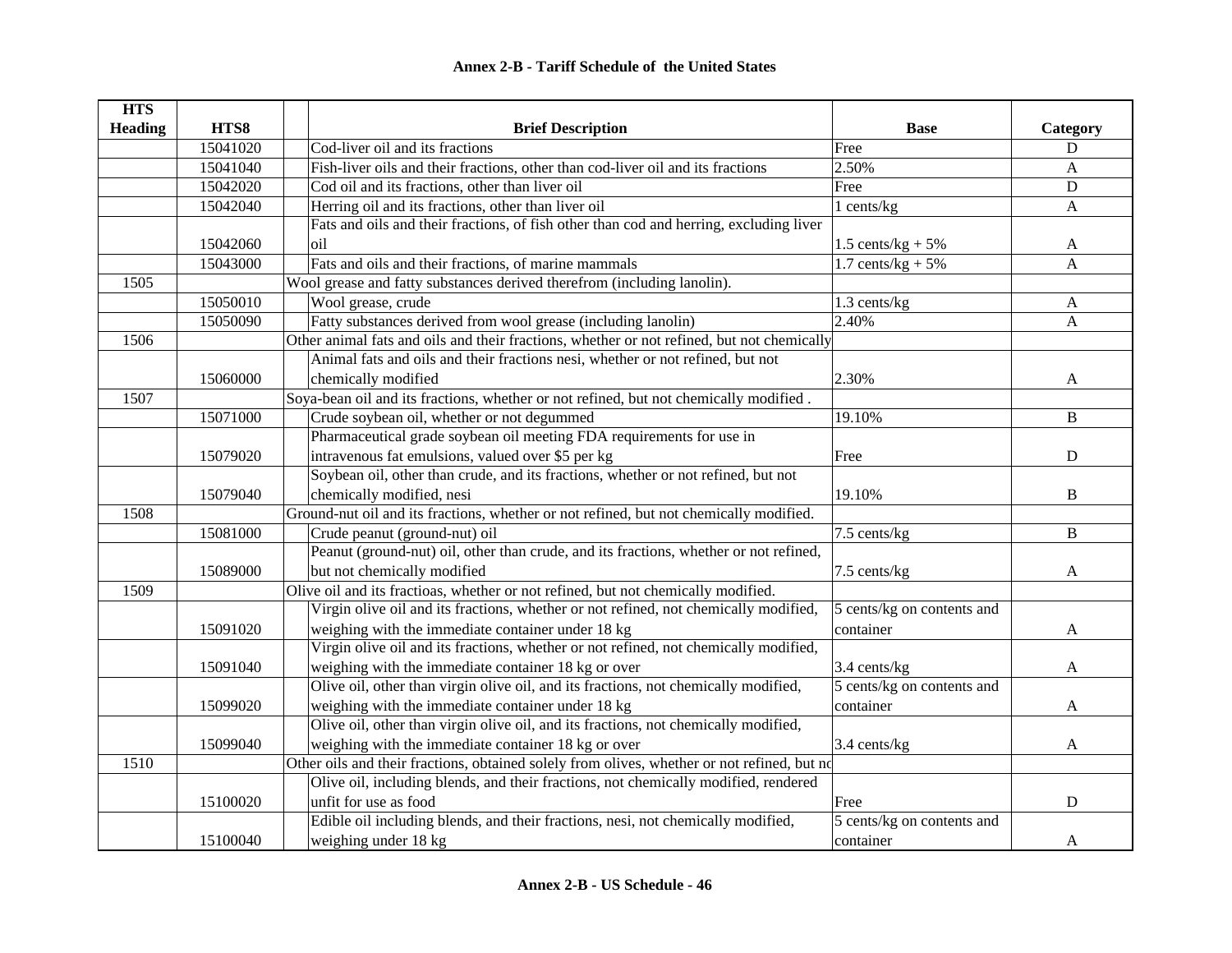## Annex 2-B - Tariff Schedule of the United States

| HTS Heading | HTS8 | Brief Description | Base | Category |
|---|---|---|---|---|
| | 15041020 | Cod-liver oil and its fractions | Free | D |
| | 15041040 | Fish-liver oils and their fractions, other than cod-liver oil and its fractions | 2.50% | A |
| | 15042020 | Cod oil and its fractions, other than liver oil | Free | D |
| | 15042040 | Herring oil and its fractions, other than liver oil | 1 cents/kg | A |
| | 15042060 | Fats and oils and their fractions, of fish other than cod and herring, excluding liver oil | 1.5 cents/kg + 5% | A |
| | 15043000 | Fats and oils and their fractions, of marine mammals | 1.7 cents/kg + 5% | A |
| 1505 | | Wool grease and fatty substances derived therefrom (including lanolin). | | |
| | 15050010 | Wool grease, crude | 1.3 cents/kg | A |
| | 15050090 | Fatty substances derived from wool grease (including lanolin) | 2.40% | A |
| 1506 | | Other animal fats and oils and their fractions, whether or not refined, but not chemically | | |
| | 15060000 | Animal fats and oils and their fractions nesi, whether or not refined, but not chemically modified | 2.30% | A |
| 1507 | | Soya-bean oil and its fractions, whether or not refined, but not chemically modified . | | |
| | 15071000 | Crude soybean oil, whether or not degummed | 19.10% | B |
| | 15079020 | Pharmaceutical grade soybean oil meeting FDA requirements for use in intravenous fat emulsions, valued over $5 per kg | Free | D |
| | 15079040 | Soybean oil, other than crude, and its fractions, whether or not refined, but not chemically modified, nesi | 19.10% | B |
| 1508 | | Ground-nut oil and its fractions, whether or not refined, but not chemically modified. | | |
| | 15081000 | Crude peanut (ground-nut) oil | 7.5 cents/kg | B |
| | 15089000 | Peanut (ground-nut) oil, other than crude, and its fractions, whether or not refined, but not chemically modified | 7.5 cents/kg | A |
| 1509 | | Olive oil and its fractioas, whether or not refined, but not chemically modified. | | |
| | 15091020 | Virgin olive oil and its fractions, whether or not refined, not chemically modified, weighing with the immediate container under 18 kg | 5 cents/kg on contents and container | A |
| | 15091040 | Virgin olive oil and its fractions, whether or not refined, not chemically modified, weighing with the immediate container 18 kg or over | 3.4 cents/kg | A |
| | 15099020 | Olive oil, other than virgin olive oil, and its fractions, not chemically modified, weighing with the immediate container under 18 kg | 5 cents/kg on contents and container | A |
| | 15099040 | Olive oil, other than virgin olive oil, and its fractions, not chemically modified, weighing with the immediate container 18 kg or over | 3.4 cents/kg | A |
| 1510 | | Other oils and their fractions, obtained solely from olives, whether or not refined, but no | | |
| | 15100020 | Olive oil, including blends, and their fractions, not chemically modified, rendered unfit for use as food | Free | D |
| | 15100040 | Edible oil including blends, and their fractions, nesi, not chemically modified, weighing under 18 kg | 5 cents/kg on contents and container | A |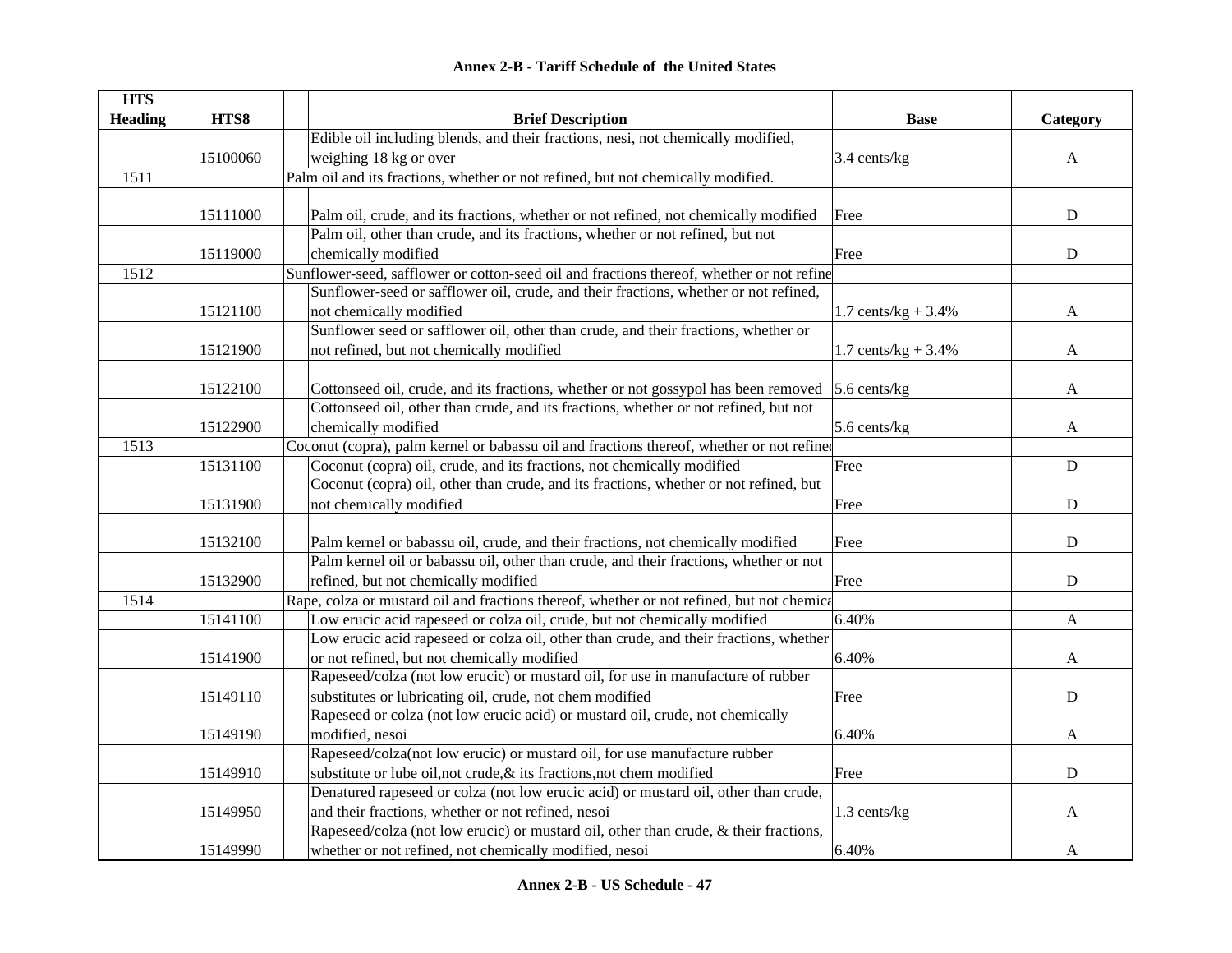**Annex 2-B - Tariff Schedule of the United States**

| HTS Heading | HTS8 | | Brief Description | Base | Category |
|---|---|---|---|---|---|
| | 15100060 | | Edible oil including blends, and their fractions, nesi, not chemically modified, weighing 18 kg or over | 3.4 cents/kg | A |
| 1511 | | | Palm oil and its fractions, whether or not refined, but not chemically modified. | | |
| | 15111000 | | Palm oil, crude, and its fractions, whether or not refined, not chemically modified | Free | D |
| | 15119000 | | Palm oil, other than crude, and its fractions, whether or not refined, but not chemically modified | Free | D |
| 1512 | | | Sunflower-seed, safflower or cotton-seed oil and fractions thereof, whether or not refine | | |
| | 15121100 | | Sunflower-seed or safflower oil, crude, and their fractions, whether or not refined, not chemically modified | 1.7 cents/kg + 3.4% | A |
| | 15121900 | | Sunflower seed or safflower oil, other than crude, and their fractions, whether or not refined, but not chemically modified | 1.7 cents/kg + 3.4% | A |
| | 15122100 | | Cottonseed oil, crude, and its fractions, whether or not gossypol has been removed | 5.6 cents/kg | A |
| | 15122900 | | Cottonseed oil, other than crude, and its fractions, whether or not refined, but not chemically modified | 5.6 cents/kg | A |
| 1513 | | | Coconut (copra), palm kernel or babassu oil and fractions thereof, whether or not refined | | |
| | 15131100 | | Coconut (copra) oil, crude, and its fractions, not chemically modified | Free | D |
| | 15131900 | | Coconut (copra) oil, other than crude, and its fractions, whether or not refined, but not chemically modified | Free | D |
| | 15132100 | | Palm kernel or babassu oil, crude, and their fractions, not chemically modified | Free | D |
| | 15132900 | | Palm kernel oil or babassu oil, other than crude, and their fractions, whether or not refined, but not chemically modified | Free | D |
| 1514 | | | Rape, colza or mustard oil and fractions thereof, whether or not refined, but not chemica | | |
| | 15141100 | | Low erucic acid rapeseed or colza oil, crude, but not chemically modified | 6.40% | A |
| | 15141900 | | Low erucic acid rapeseed or colza oil, other than crude, and their fractions, whether or not refined, but not chemically modified | 6.40% | A |
| | 15149110 | | Rapeseed/colza (not low erucic) or mustard oil, for use in manufacture of rubber substitutes or lubricating oil, crude, not chem modified | Free | D |
| | 15149190 | | Rapeseed or colza (not low erucic acid) or mustard oil, crude, not chemically modified, nesoi | 6.40% | A |
| | 15149910 | | Rapeseed/colza(not low erucic) or mustard oil, for use manufacture rubber substitute or lube oil,not crude,& its fractions,not chem modified | Free | D |
| | 15149950 | | Denatured rapeseed or colza (not low erucic acid) or mustard oil, other than crude, and their fractions, whether or not refined, nesoi | 1.3 cents/kg | A |
| | 15149990 | | Rapeseed/colza (not low erucic) or mustard oil, other than crude, & their fractions, whether or not refined, not chemically modified, nesoi | 6.40% | A |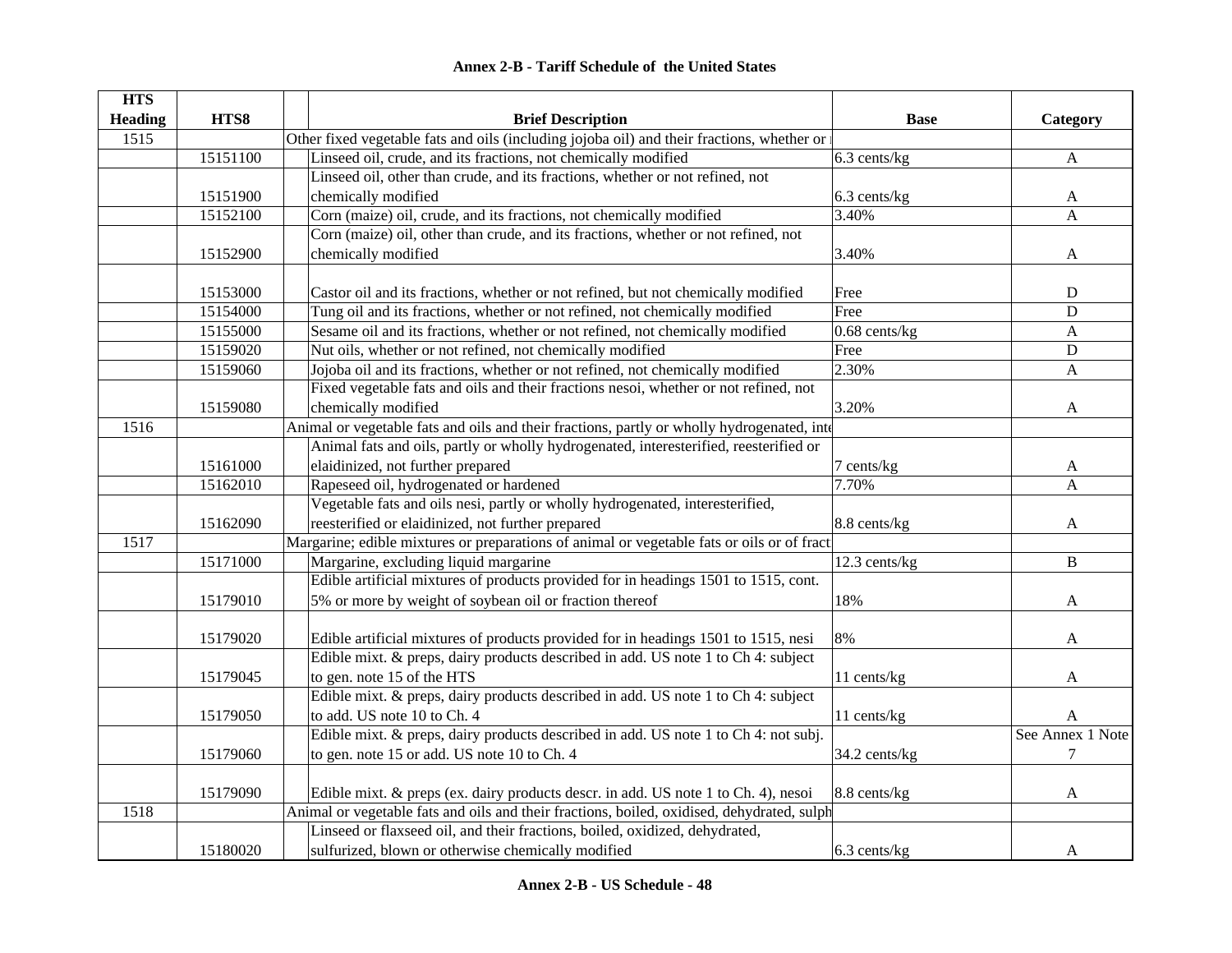## Annex 2-B - Tariff Schedule of the United States

| HTS Heading | HTS8 | Brief Description | Base | Category |
|---|---|---|---|---|
| 1515 | | Other fixed vegetable fats and oils (including jojoba oil) and their fractions, whether or r | | |
| | 15151100 | Linseed oil, crude, and its fractions, not chemically modified | 6.3 cents/kg | A |
| | 15151900 | Linseed oil, other than crude, and its fractions, whether or not refined, not chemically modified | 6.3 cents/kg | A |
| | 15152100 | Corn (maize) oil, crude, and its fractions, not chemically modified | 3.40% | A |
| | 15152900 | Corn (maize) oil, other than crude, and its fractions, whether or not refined, not chemically modified | 3.40% | A |
| | 15153000 | Castor oil and its fractions, whether or not refined, but not chemically modified | Free | D |
| | 15154000 | Tung oil and its fractions, whether or not refined, not chemically modified | Free | D |
| | 15155000 | Sesame oil and its fractions, whether or not refined, not chemically modified | 0.68 cents/kg | A |
| | 15159020 | Nut oils, whether or not refined, not chemically modified | Free | D |
| | 15159060 | Jojoba oil and its fractions, whether or not refined, not chemically modified | 2.30% | A |
| | 15159080 | Fixed vegetable fats and oils and their fractions nesoi, whether or not refined, not chemically modified | 3.20% | A |
| 1516 | | Animal or vegetable fats and oils and their fractions, partly or wholly hydrogenated, inte | | |
| | 15161000 | Animal fats and oils, partly or wholly hydrogenated, interesterified, reesterified or elaidinized, not further prepared | 7 cents/kg | A |
| | 15162010 | Rapeseed oil, hydrogenated or hardened | 7.70% | A |
| | 15162090 | Vegetable fats and oils nesi, partly or wholly hydrogenated, interesterified, reesterified or elaidinized, not further prepared | 8.8 cents/kg | A |
| 1517 | | Margarine; edible mixtures or preparations of animal or vegetable fats or oils or of fract | | |
| | 15171000 | Margarine, excluding liquid margarine | 12.3 cents/kg | B |
| | 15179010 | Edible artificial mixtures of products provided for in headings 1501 to 1515, cont. 5% or more by weight of soybean oil or fraction thereof | 18% | A |
| | 15179020 | Edible artificial mixtures of products provided for in headings 1501 to 1515, nesi | 8% | A |
| | 15179045 | Edible mixt. & preps, dairy products described in add. US note 1 to Ch 4: subject to gen. note 15 of the HTS | 11 cents/kg | A |
| | 15179050 | Edible mixt. & preps, dairy products described in add. US note 1 to Ch 4: subject to add. US note 10 to Ch. 4 | 11 cents/kg | A |
| | 15179060 | Edible mixt. & preps, dairy products described in add. US note 1 to Ch 4: not subj. to gen. note 15 or add. US note 10 to Ch. 4 | 34.2 cents/kg | See Annex 1 Note 7 |
| | 15179090 | Edible mixt. & preps (ex. dairy products descr. in add. US note 1 to Ch. 4), nesoi | 8.8 cents/kg | A |
| 1518 | | Animal or vegetable fats and oils and their fractions, boiled, oxidised, dehydrated, sulph | | |
| | 15180020 | Linseed or flaxseed oil, and their fractions, boiled, oxidized, dehydrated, sulfurized, blown or otherwise chemically modified | 6.3 cents/kg | A |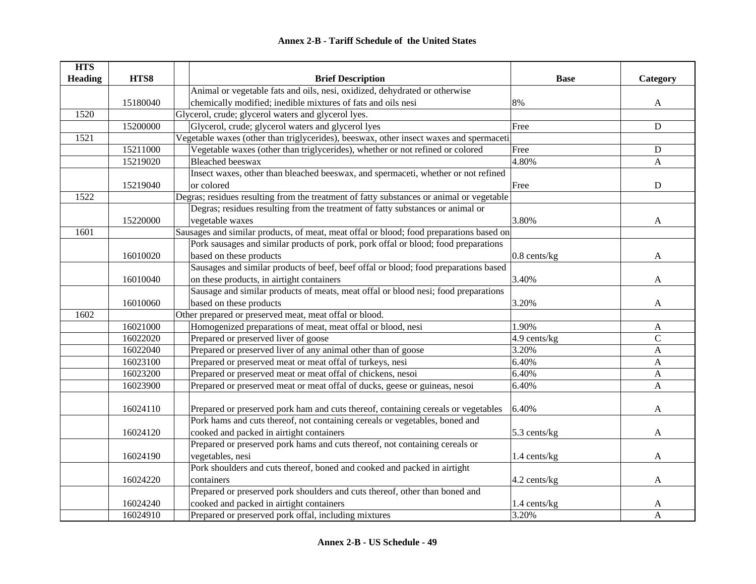# Annex 2-B - Tariff Schedule of the United States

| HTS Heading | HTS8 | Brief Description | Base | Category |
|---|---|---|---|---|
| | 15180040 | Animal or vegetable fats and oils, nesi, oxidized, dehydrated or otherwise chemically modified; inedible mixtures of fats and oils nesi | 8% | A |
| 1520 | | Glycerol, crude; glycerol waters and glycerol lyes. | | |
| | 15200000 | Glycerol, crude; glycerol waters and glycerol lyes | Free | D |
| 1521 | | Vegetable waxes (other than triglycerides), beeswax, other insect waxes and spermaceti | | |
| | 15211000 | Vegetable waxes (other than triglycerides), whether or not refined or colored | Free | D |
| | 15219020 | Bleached beeswax | 4.80% | A |
| | 15219040 | Insect waxes, other than bleached beeswax, and spermaceti, whether or not refined or colored | Free | D |
| 1522 | | Degras; residues resulting from the treatment of fatty substances or animal or vegetable | | |
| | 15220000 | Degras; residues resulting from the treatment of fatty substances or animal or vegetable waxes | 3.80% | A |
| 1601 | | Sausages and similar products, of meat, meat offal or blood; food preparations based on | | |
| | 16010020 | Pork sausages and similar products of pork, pork offal or blood; food preparations based on these products | 0.8 cents/kg | A |
| | 16010040 | Sausages and similar products of beef, beef offal or blood; food preparations based on these products, in airtight containers | 3.40% | A |
| | 16010060 | Sausage and similar products of meats, meat offal or blood nesi; food preparations based on these products | 3.20% | A |
| 1602 | | Other prepared or preserved meat, meat offal or blood. | | |
| | 16021000 | Homogenized preparations of meat, meat offal or blood, nesi | 1.90% | A |
| | 16022020 | Prepared or preserved liver of goose | 4.9 cents/kg | C |
| | 16022040 | Prepared or preserved liver of any animal other than of goose | 3.20% | A |
| | 16023100 | Prepared or preserved meat or meat offal of turkeys, nesi | 6.40% | A |
| | 16023200 | Prepared or preserved meat or meat offal of chickens, nesoi | 6.40% | A |
| | 16023900 | Prepared or preserved meat or meat offal of ducks, geese or guineas, nesoi | 6.40% | A |
| | 16024110 | Prepared or preserved pork ham and cuts thereof, containing cereals or vegetables | 6.40% | A |
| | 16024120 | Pork hams and cuts thereof, not containing cereals or vegetables, boned and cooked and packed in airtight containers | 5.3 cents/kg | A |
| | 16024190 | Prepared or preserved pork hams and cuts thereof, not containing cereals or vegetables, nesi | 1.4 cents/kg | A |
| | 16024220 | Pork shoulders and cuts thereof, boned and cooked and packed in airtight containers | 4.2 cents/kg | A |
| | 16024240 | Prepared or preserved pork shoulders and cuts thereof, other than boned and cooked and packed in airtight containers | 1.4 cents/kg | A |
| | 16024910 | Prepared or preserved pork offal, including mixtures | 3.20% | A |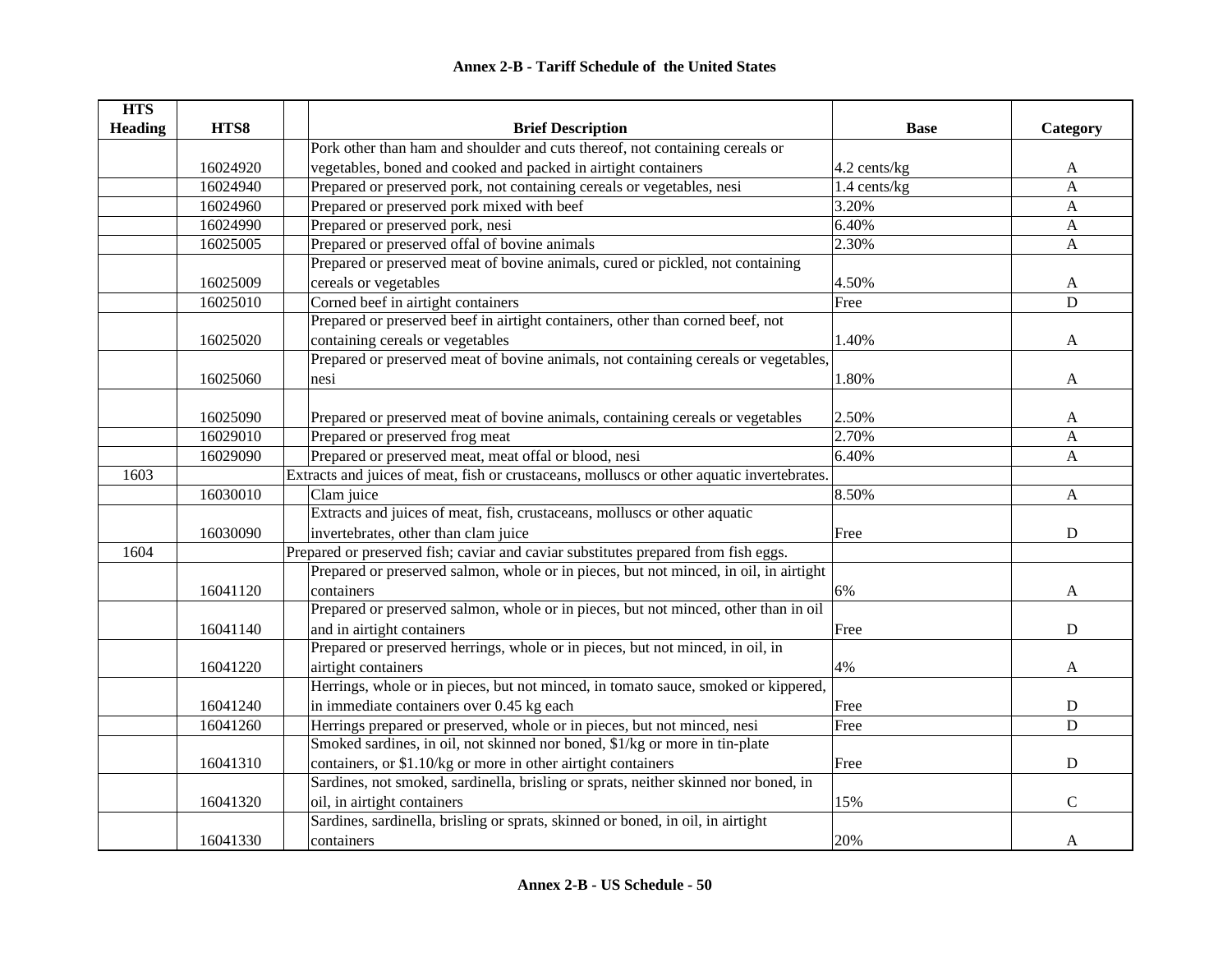## Annex 2-B - Tariff Schedule of the United States

| HTS Heading | HTS8 | Brief Description | Base | Category |
|---|---|---|---|---|
| | 16024920 | Pork other than ham and shoulder and cuts thereof, not containing cereals or vegetables, boned and cooked and packed in airtight containers | 4.2 cents/kg | A |
| | 16024940 | Prepared or preserved pork, not containing cereals or vegetables, nesi | 1.4 cents/kg | A |
| | 16024960 | Prepared or preserved pork mixed with beef | 3.20% | A |
| | 16024990 | Prepared or preserved pork, nesi | 6.40% | A |
| | 16025005 | Prepared or preserved offal of bovine animals | 2.30% | A |
| | 16025009 | Prepared or preserved meat of bovine animals, cured or pickled, not containing cereals or vegetables | 4.50% | A |
| | 16025010 | Corned beef in airtight containers | Free | D |
| | 16025020 | Prepared or preserved beef in airtight containers, other than corned beef, not containing cereals or vegetables | 1.40% | A |
| | 16025060 | Prepared or preserved meat of bovine animals, not containing cereals or vegetables, nesi | 1.80% | A |
| | 16025090 | Prepared or preserved meat of bovine animals, containing cereals or vegetables | 2.50% | A |
| | 16029010 | Prepared or preserved frog meat | 2.70% | A |
| | 16029090 | Prepared or preserved meat, meat offal or blood, nesi | 6.40% | A |
| 1603 | | Extracts and juices of meat, fish or crustaceans, molluscs or other aquatic invertebrates. | | |
| | 16030010 | Clam juice | 8.50% | A |
| | 16030090 | Extracts and juices of meat, fish, crustaceans, molluscs or other aquatic invertebrates, other than clam juice | Free | D |
| 1604 | | Prepared or preserved fish; caviar and caviar substitutes prepared from fish eggs. | | |
| | 16041120 | Prepared or preserved salmon, whole or in pieces, but not minced, in oil, in airtight containers | 6% | A |
| | 16041140 | Prepared or preserved salmon, whole or in pieces, but not minced, other than in oil and in airtight containers | Free | D |
| | 16041220 | Prepared or preserved herrings, whole or in pieces, but not minced, in oil, in airtight containers | 4% | A |
| | 16041240 | Herrings, whole or in pieces, but not minced, in tomato sauce, smoked or kippered, in immediate containers over 0.45 kg each | Free | D |
| | 16041260 | Herrings prepared or preserved, whole or in pieces, but not minced, nesi | Free | D |
| | 16041310 | Smoked sardines, in oil, not skinned nor boned, $1/kg or more in tin-plate containers, or $1.10/kg or more in other airtight containers | Free | D |
| | 16041320 | Sardines, not smoked, sardinella, brisling or sprats, neither skinned nor boned, in oil, in airtight containers | 15% | C |
| | 16041330 | Sardines, sardinella, brisling or sprats, skinned or boned, in oil, in airtight containers | 20% | A |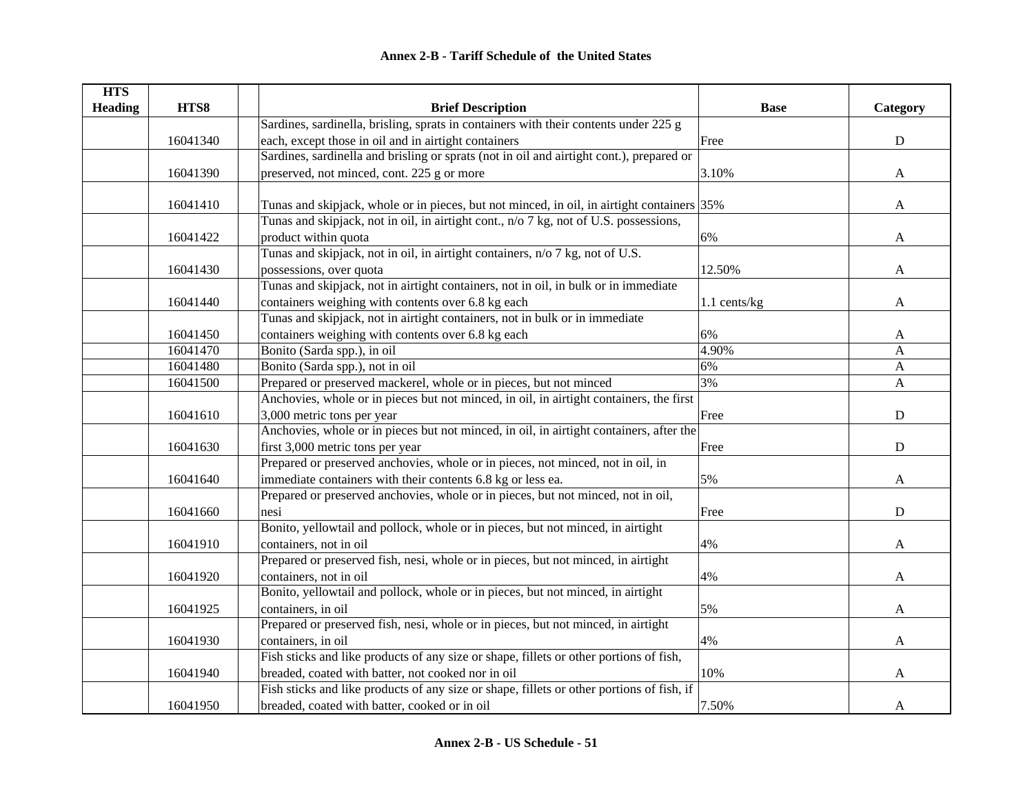**Annex 2-B - Tariff Schedule of the United States**

| HTS Heading | HTS8 | | Brief Description | Base | Category |
|---|---|---|---|---|---|
| | 16041340 | | Sardines, sardinella, brisling, sprats in containers with their contents under 225 g each, except those in oil and in airtight containers | Free | D |
| | 16041390 | | Sardines, sardinella and brisling or sprats (not in oil and airtight cont.), prepared or preserved, not minced, cont. 225 g or more | 3.10% | A |
| | 16041410 | | Tunas and skipjack, whole or in pieces, but not minced, in oil, in airtight containers | 35% | A |
| | 16041422 | | Tunas and skipjack, not in oil, in airtight cont., n/o 7 kg, not of U.S. possessions, product within quota | 6% | A |
| | 16041430 | | Tunas and skipjack, not in oil, in airtight containers, n/o 7 kg, not of U.S. possessions, over quota | 12.50% | A |
| | 16041440 | | Tunas and skipjack, not in airtight containers, not in oil, in bulk or in immediate containers weighing with contents over 6.8 kg each | 1.1 cents/kg | A |
| | 16041450 | | Tunas and skipjack, not in airtight containers, not in bulk or in immediate containers weighing with contents over 6.8 kg each | 6% | A |
| | 16041470 | | Bonito (Sarda spp.), in oil | 4.90% | A |
| | 16041480 | | Bonito (Sarda spp.), not in oil | 6% | A |
| | 16041500 | | Prepared or preserved mackerel, whole or in pieces, but not minced | 3% | A |
| | 16041610 | | Anchovies, whole or in pieces but not minced, in oil, in airtight containers, the first 3,000 metric tons per year | Free | D |
| | 16041630 | | Anchovies, whole or in pieces but not minced, in oil, in airtight containers, after the first 3,000 metric tons per year | Free | D |
| | 16041640 | | Prepared or preserved anchovies, whole or in pieces, not minced, not in oil, in immediate containers with their contents 6.8 kg or less ea. | 5% | A |
| | 16041660 | | Prepared or preserved anchovies, whole or in pieces, but not minced, not in oil, nesi | Free | D |
| | 16041910 | | Bonito, yellowtail and pollock, whole or in pieces, but not minced, in airtight containers, not in oil | 4% | A |
| | 16041920 | | Prepared or preserved fish, nesi, whole or in pieces, but not minced, in airtight containers, not in oil | 4% | A |
| | 16041925 | | Bonito, yellowtail and pollock, whole or in pieces, but not minced, in airtight containers, in oil | 5% | A |
| | 16041930 | | Prepared or preserved fish, nesi, whole or in pieces, but not minced, in airtight containers, in oil | 4% | A |
| | 16041940 | | Fish sticks and like products of any size or shape, fillets or other portions of fish, breaded, coated with batter, not cooked nor in oil | 10% | A |
| | 16041950 | | Fish sticks and like products of any size or shape, fillets or other portions of fish, if breaded, coated with batter, cooked or in oil | 7.50% | A |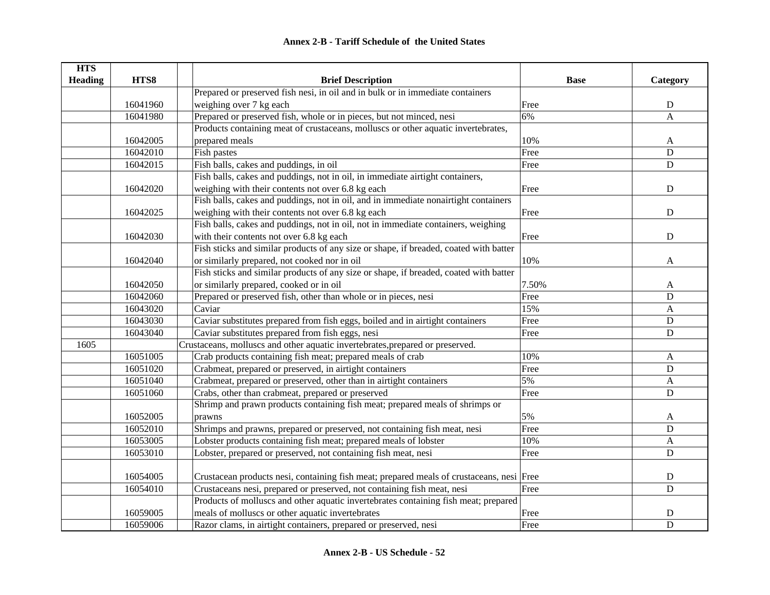# Annex 2-B - Tariff Schedule of the United States

| HTS Heading | HTS8 | Brief Description | Base | Category |
|---|---|---|---|---|
| | 16041960 | Prepared or preserved fish nesi, in oil and in bulk or in immediate containers weighing over 7 kg each | Free | D |
| | 16041980 | Prepared or preserved fish, whole or in pieces, but not minced, nesi | 6% | A |
| | 16042005 | Products containing meat of crustaceans, molluscs or other aquatic invertebrates, prepared meals | 10% | A |
| | 16042010 | Fish pastes | Free | D |
| | 16042015 | Fish balls, cakes and puddings, in oil | Free | D |
| | 16042020 | Fish balls, cakes and puddings, not in oil, in immediate airtight containers, weighing with their contents not over 6.8 kg each | Free | D |
| | 16042025 | Fish balls, cakes and puddings, not in oil, and in immediate nonairtight containers weighing with their contents not over 6.8 kg each | Free | D |
| | 16042030 | Fish balls, cakes and puddings, not in oil, not in immediate containers, weighing with their contents not over 6.8 kg each | Free | D |
| | 16042040 | Fish sticks and similar products of any size or shape, if breaded, coated with batter or similarly prepared, not cooked nor in oil | 10% | A |
| | 16042050 | Fish sticks and similar products of any size or shape, if breaded, coated with batter or similarly prepared, cooked or in oil | 7.50% | A |
| | 16042060 | Prepared or preserved fish, other than whole or in pieces, nesi | Free | D |
| | 16043020 | Caviar | 15% | A |
| | 16043030 | Caviar substitutes prepared from fish eggs, boiled and in airtight containers | Free | D |
| | 16043040 | Caviar substitutes prepared from fish eggs, nesi | Free | D |
| 1605 | | Crustaceans, molluscs and other aquatic invertebrates,prepared or preserved. | | |
| | 16051005 | Crab products containing fish meat; prepared meals of crab | 10% | A |
| | 16051020 | Crabmeat, prepared or preserved, in airtight containers | Free | D |
| | 16051040 | Crabmeat, prepared or preserved, other than in airtight containers | 5% | A |
| | 16051060 | Crabs, other than crabmeat, prepared or preserved | Free | D |
| | 16052005 | Shrimp and prawn products containing fish meat; prepared meals of shrimps or prawns | 5% | A |
| | 16052010 | Shrimps and prawns, prepared or preserved, not containing fish meat, nesi | Free | D |
| | 16053005 | Lobster products containing fish meat; prepared meals of lobster | 10% | A |
| | 16053010 | Lobster, prepared or preserved, not containing fish meat, nesi | Free | D |
| | 16054005 | Crustacean products nesi, containing fish meat; prepared meals of crustaceans, nesi | Free | D |
| | 16054010 | Crustaceans nesi, prepared or preserved, not containing fish meat, nesi | Free | D |
| | 16059005 | Products of molluscs and other aquatic invertebrates containing fish meat; prepared meals of molluscs or other aquatic invertebrates | Free | D |
| | 16059006 | Razor clams, in airtight containers, prepared or preserved, nesi | Free | D |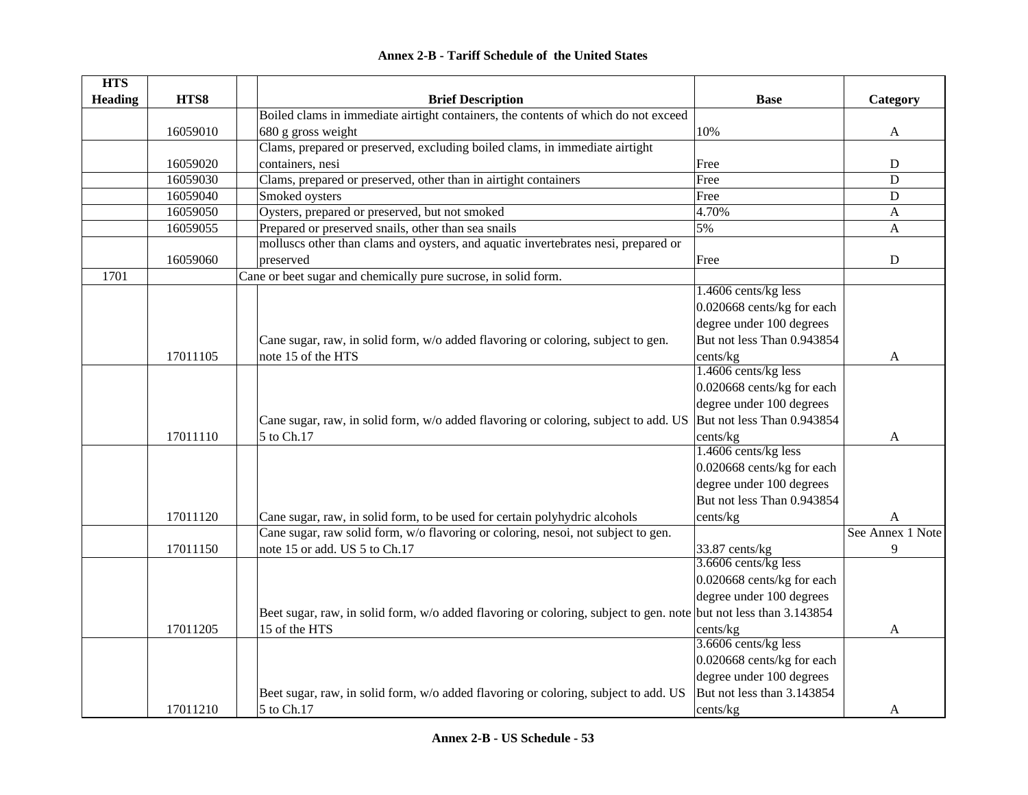## Annex 2-B - Tariff Schedule of the United States

| HTS Heading | HTS8 | Brief Description | Base | Category |
|---|---|---|---|---|
| | 16059010 | Boiled clams in immediate airtight containers, the contents of which do not exceed 680 g gross weight | 10% | A |
| | 16059020 | Clams, prepared or preserved, excluding boiled clams, in immediate airtight containers, nesi | Free | D |
| | 16059030 | Clams, prepared or preserved, other than in airtight containers | Free | D |
| | 16059040 | Smoked oysters | Free | D |
| | 16059050 | Oysters, prepared or preserved, but not smoked | 4.70% | A |
| | 16059055 | Prepared or preserved snails, other than sea snails | 5% | A |
| | 16059060 | molluscs other than clams and oysters, and aquatic invertebrates nesi, prepared or preserved | Free | D |
| 1701 | | Cane or beet sugar and chemically pure sucrose, in solid form. | | |
| | 17011105 | Cane sugar, raw, in solid form, w/o added flavoring or coloring, subject to gen. note 15 of the HTS | 1.4606 cents/kg less 0.020668 cents/kg for each degree under 100 degrees But not less Than 0.943854 cents/kg | A |
| | 17011110 | Cane sugar, raw, in solid form, w/o added flavoring or coloring, subject to add. US 5 to Ch.17 | 1.4606 cents/kg less 0.020668 cents/kg for each degree under 100 degrees But not less Than 0.943854 cents/kg | A |
| | 17011120 | Cane sugar, raw, in solid form, to be used for certain polyhydric alcohols | 1.4606 cents/kg less 0.020668 cents/kg for each degree under 100 degrees But not less Than 0.943854 cents/kg | A |
| | 17011150 | Cane sugar, raw solid form, w/o flavoring or coloring, nesoi, not subject to gen. note 15 or add. US 5 to Ch.17 | 33.87 cents/kg | See Annex 1 Note 9 |
| | 17011205 | Beet sugar, raw, in solid form, w/o added flavoring or coloring, subject to gen. note 15 of the HTS | 3.6606 cents/kg less 0.020668 cents/kg for each degree under 100 degrees but not less than 3.143854 cents/kg | A |
| | 17011210 | Beet sugar, raw, in solid form, w/o added flavoring or coloring, subject to add. US 5 to Ch.17 | 3.6606 cents/kg less 0.020668 cents/kg for each degree under 100 degrees But not less than 3.143854 cents/kg | A |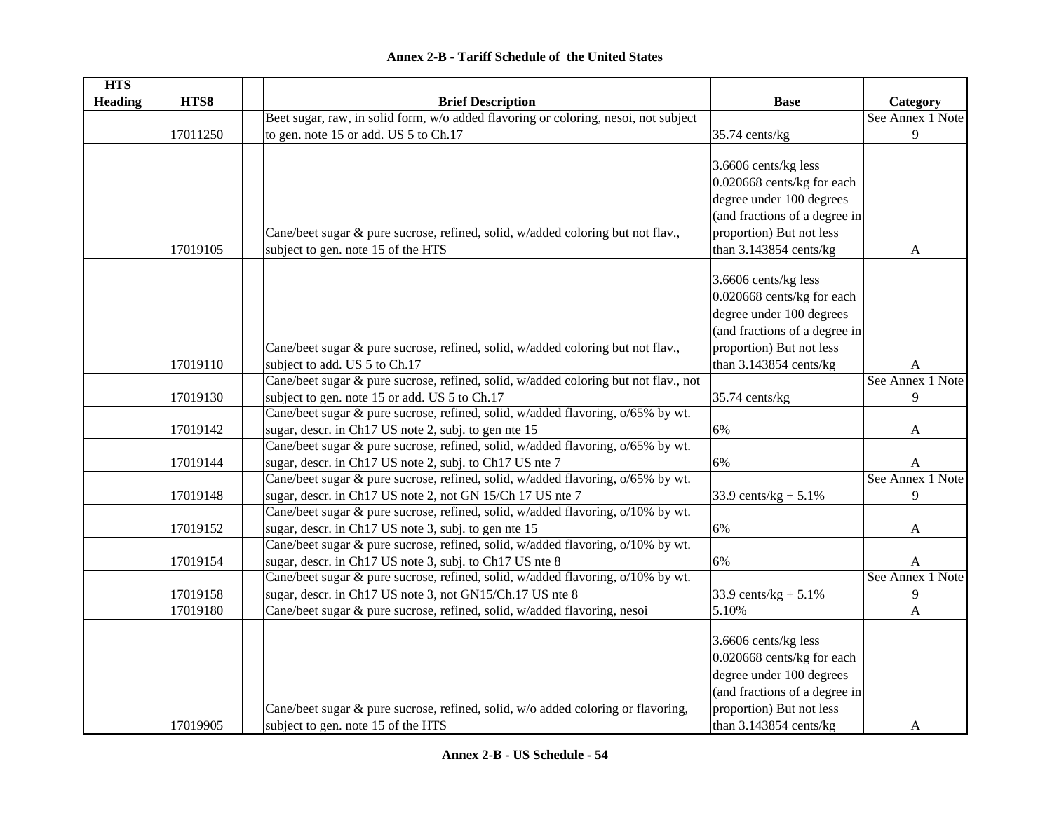**Annex 2-B - Tariff Schedule of the United States**

| HTS Heading | HTS8 | | Brief Description | Base | Category |
|---|---|---|---|---|---|
| | 17011250 | | Beet sugar, raw, in solid form, w/o added flavoring or coloring, nesoi, not subject to gen. note 15 or add. US 5 to Ch.17 | 35.74 cents/kg | See Annex 1 Note 9 |
| | 17019105 | | Cane/beet sugar & pure sucrose, refined, solid, w/added coloring but not flav., subject to gen. note 15 of the HTS | 3.6606 cents/kg less 0.020668 cents/kg for each degree under 100 degrees (and fractions of a degree in proportion) But not less than 3.143854 cents/kg | A |
| | 17019110 | | Cane/beet sugar & pure sucrose, refined, solid, w/added coloring but not flav., subject to add. US 5 to Ch.17 | 3.6606 cents/kg less 0.020668 cents/kg for each degree under 100 degrees (and fractions of a degree in proportion) But not less than 3.143854 cents/kg | A |
| | 17019130 | | Cane/beet sugar & pure sucrose, refined, solid, w/added coloring but not flav., not subject to gen. note 15 or add. US 5 to Ch.17 | 35.74 cents/kg | See Annex 1 Note 9 |
| | 17019142 | | Cane/beet sugar & pure sucrose, refined, solid, w/added flavoring, o/65% by wt. sugar, descr. in Ch17 US note 2, subj. to gen nte 15 | 6% | A |
| | 17019144 | | Cane/beet sugar & pure sucrose, refined, solid, w/added flavoring, o/65% by wt. sugar, descr. in Ch17 US note 2, subj. to Ch17 US nte 7 | 6% | A |
| | 17019148 | | Cane/beet sugar & pure sucrose, refined, solid, w/added flavoring, o/65% by wt. sugar, descr. in Ch17 US note 2, not GN 15/Ch 17 US nte 7 | 33.9 cents/kg + 5.1% | See Annex 1 Note 9 |
| | 17019152 | | Cane/beet sugar & pure sucrose, refined, solid, w/added flavoring, o/10% by wt. sugar, descr. in Ch17 US note 3, subj. to gen nte 15 | 6% | A |
| | 17019154 | | Cane/beet sugar & pure sucrose, refined, solid, w/added flavoring, o/10% by wt. sugar, descr. in Ch17 US note 3, subj. to Ch17 US nte 8 | 6% | A |
| | 17019158 | | Cane/beet sugar & pure sucrose, refined, solid, w/added flavoring, o/10% by wt. sugar, descr. in Ch17 US note 3, not GN15/Ch.17 US nte 8 | 33.9 cents/kg + 5.1% | See Annex 1 Note 9 |
| | 17019180 | | Cane/beet sugar & pure sucrose, refined, solid, w/added flavoring, nesoi | 5.10% | A |
| | 17019905 | | Cane/beet sugar & pure sucrose, refined, solid, w/o added coloring or flavoring, subject to gen. note 15 of the HTS | 3.6606 cents/kg less 0.020668 cents/kg for each degree under 100 degrees (and fractions of a degree in proportion) But not less than 3.143854 cents/kg | A |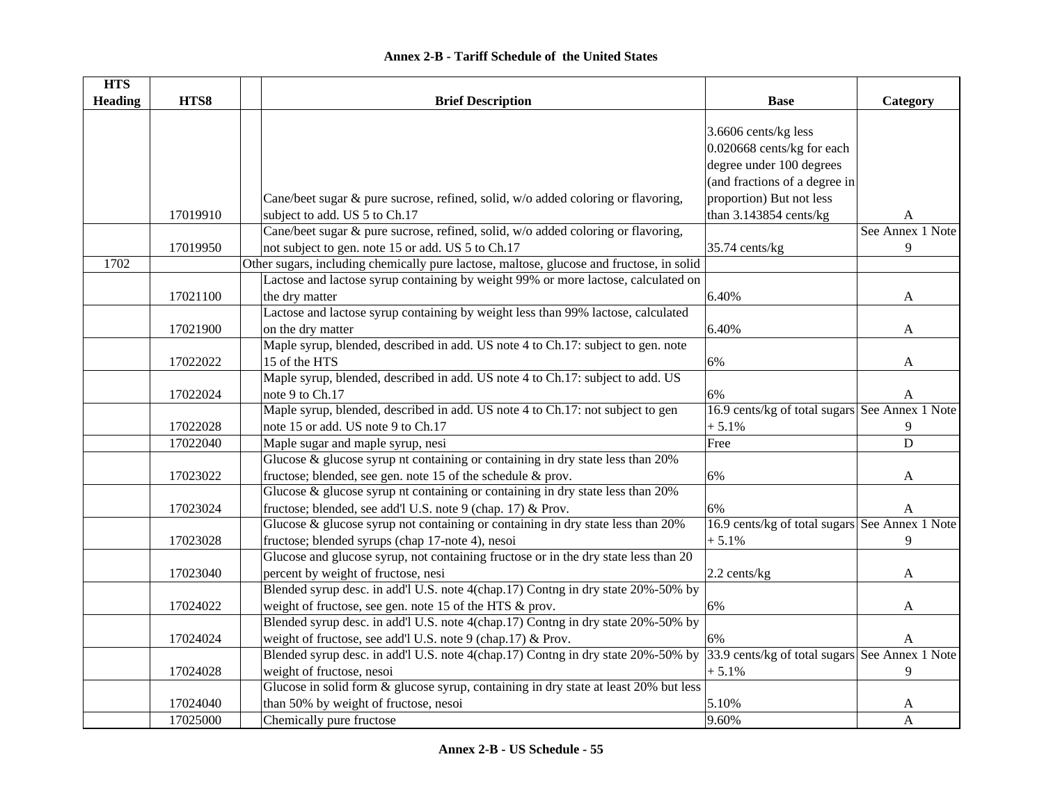## Annex 2-B - Tariff Schedule of the United States

| HTS Heading | HTS8 | | Brief Description | Base | Category |
|---|---|---|---|---|---|
| | 17019910 | | Cane/beet sugar & pure sucrose, refined, solid, w/o added coloring or flavoring, subject to add. US 5 to Ch.17 | 3.6606 cents/kg less 0.020668 cents/kg for each degree under 100 degrees (and fractions of a degree in proportion) But not less than 3.143854 cents/kg | A |
| | 17019950 | | Cane/beet sugar & pure sucrose, refined, solid, w/o added coloring or flavoring, not subject to gen. note 15 or add. US 5 to Ch.17 | 35.74 cents/kg | See Annex 1 Note 9 |
| 1702 | | | Other sugars, including chemically pure lactose, maltose, glucose and fructose, in solid | | |
| | 17021100 | | Lactose and lactose syrup containing by weight 99% or more lactose, calculated on the dry matter | 6.40% | A |
| | 17021900 | | Lactose and lactose syrup containing by weight less than 99% lactose, calculated on the dry matter | 6.40% | A |
| | 17022022 | | Maple syrup, blended, described in add. US note 4 to Ch.17: subject to gen. note 15 of the HTS | 6% | A |
| | 17022024 | | Maple syrup, blended, described in add. US note 4 to Ch.17: subject to add. US note 9 to Ch.17 | 6% | A |
| | 17022028 | | Maple syrup, blended, described in add. US note 4 to Ch.17: not subject to gen note 15 or add. US note 9 to Ch.17 | 16.9 cents/kg of total sugars + 5.1% | See Annex 1 Note 9 |
| | 17022040 | | Maple sugar and maple syrup, nesi | Free | D |
| | 17023022 | | Glucose & glucose syrup nt containing or containing in dry state less than 20% fructose; blended, see gen. note 15 of the schedule & prov. | 6% | A |
| | 17023024 | | Glucose & glucose syrup nt containing or containing in dry state less than 20% fructose; blended, see add'l U.S. note 9 (chap. 17) & Prov. | 6% | A |
| | 17023028 | | Glucose & glucose syrup not containing or containing in dry state less than 20% fructose; blended syrups (chap 17-note 4), nesoi | 16.9 cents/kg of total sugars + 5.1% | See Annex 1 Note 9 |
| | 17023040 | | Glucose and glucose syrup, not containing fructose or in the dry state less than 20 percent by weight of fructose, nesi | 2.2 cents/kg | A |
| | 17024022 | | Blended syrup desc. in add'l U.S. note 4(chap.17) Contng in dry state 20%-50% by weight of fructose, see gen. note 15 of the HTS & prov. | 6% | A |
| | 17024024 | | Blended syrup desc. in add'l U.S. note 4(chap.17) Contng in dry state 20%-50% by weight of fructose, see add'l U.S. note 9 (chap.17) & Prov. | 6% | A |
| | 17024028 | | Blended syrup desc. in add'l U.S. note 4(chap.17) Contng in dry state 20%-50% by weight of fructose, nesoi | 33.9 cents/kg of total sugars + 5.1% | See Annex 1 Note 9 |
| | 17024040 | | Glucose in solid form & glucose syrup, containing in dry state at least 20% but less than 50% by weight of fructose, nesoi | 5.10% | A |
| | 17025000 | | Chemically pure fructose | 9.60% | A |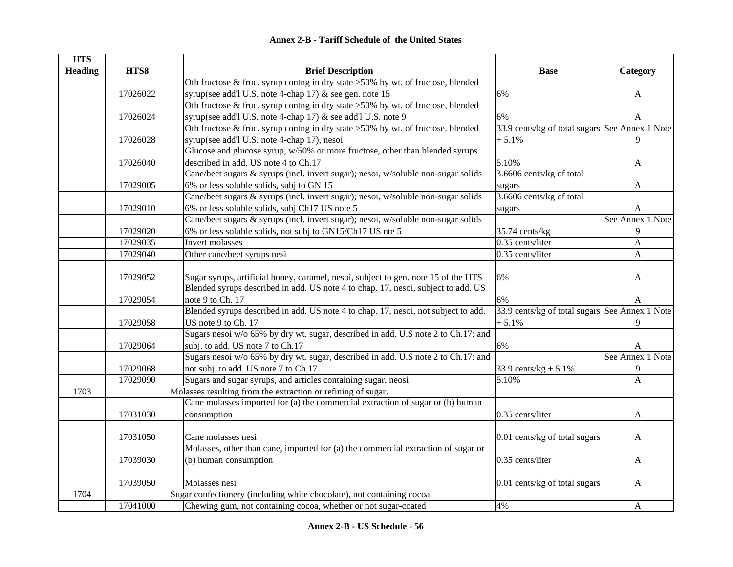**Annex 2-B - Tariff Schedule of the United States**

| HTS Heading | HTS8 | Brief Description | Base | Category |
|---|---|---|---|---|
| | 17026022 | Oth fructose & fruc. syrup contng in dry state >50% by wt. of fructose, blended syrup(see add'l U.S. note 4-chap 17) & see gen. note 15 | 6% | A |
| | 17026024 | Oth fructose & fruc. syrup contng in dry state >50% by wt. of fructose, blended syrup(see add'l U.S. note 4-chap 17) & see add'l U.S. note 9 | 6% | A |
| | 17026028 | Oth fructose & fruc. syrup contng in dry state >50% by wt. of fructose, blended syrup(see add'l U.S. note 4-chap 17), nesoi | 33.9 cents/kg of total sugars + 5.1% | See Annex 1 Note 9 |
| | 17026040 | Glucose and glucose syrup, w/50% or more fructose, other than blended syrups described in add. US note 4 to Ch.17 | 5.10% | A |
| | 17029005 | Cane/beet sugars & syrups (incl. invert sugar); nesoi, w/soluble non-sugar solids 6% or less soluble solids, subj to GN 15 | 3.6606 cents/kg of total sugars | A |
| | 17029010 | Cane/beet sugars & syrups (incl. invert sugar); nesoi, w/soluble non-sugar solids 6% or less soluble solids, subj Ch17 US note 5 | 3.6606 cents/kg of total sugars | A |
| | 17029020 | Cane/beet sugars & syrups (incl. invert sugar); nesoi, w/soluble non-sugar solids 6% or less soluble solids, not subj to GN15/Ch17 US nte 5 | 35.74 cents/kg | See Annex 1 Note 9 |
| | 17029035 | Invert molasses | 0.35 cents/liter | A |
| | 17029040 | Other cane/beet syrups nesi | 0.35 cents/liter | A |
| | 17029052 | Sugar syrups, artificial honey, caramel, nesoi, subject to gen. note 15 of the HTS | 6% | A |
| | 17029054 | Blended syrups described in add. US note 4 to chap. 17, nesoi, subject to add. US note 9 to Ch. 17 | 6% | A |
| | 17029058 | Blended syrups described in add. US note 4 to chap. 17, nesoi, not subject to add. US note 9 to Ch. 17 | 33.9 cents/kg of total sugars + 5.1% | See Annex 1 Note 9 |
| | 17029064 | Sugars nesoi w/o 65% by dry wt. sugar, described in add. U.S note 2 to Ch.17: and subj. to add. US note 7 to Ch.17 | 6% | A |
| | 17029068 | Sugars nesoi w/o 65% by dry wt. sugar, described in add. U.S note 2 to Ch.17: and not subj. to add. US note 7 to Ch.17 | 33.9 cents/kg + 5.1% | See Annex 1 Note 9 |
| | 17029090 | Sugars and sugar syrups, and articles containing sugar, neosi | 5.10% | A |
| 1703 | | Molasses resulting from the extraction or refining of sugar. | | |
| | 17031030 | Cane molasses imported for (a) the commercial extraction of sugar or (b) human consumption | 0.35 cents/liter | A |
| | 17031050 | Cane molasses nesi | 0.01 cents/kg of total sugars | A |
| | 17039030 | Molasses, other than cane, imported for (a) the commercial extraction of sugar or (b) human consumption | 0.35 cents/liter | A |
| | 17039050 | Molasses nesi | 0.01 cents/kg of total sugars | A |
| 1704 | | Sugar confectionery (including white chocolate), not containing cocoa. | | |
| | 17041000 | Chewing gum, not containing cocoa, whether or not sugar-coated | 4% | A |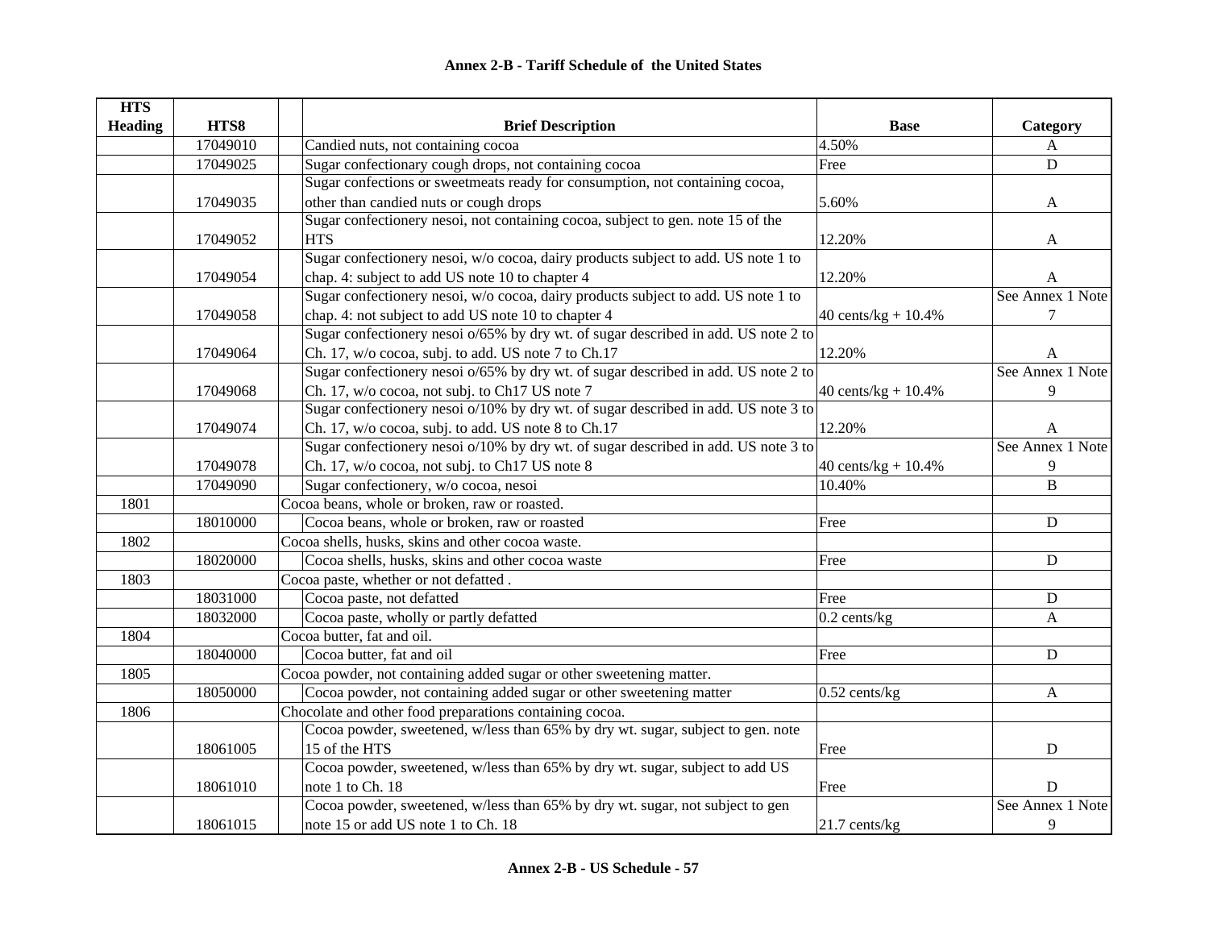# Annex 2-B - Tariff Schedule of the United States

| HTS Heading | HTS8 | Brief Description | Base | Category |
|---|---|---|---|---|
| | 17049010 | Candied nuts, not containing cocoa | 4.50% | A |
| | 17049025 | Sugar confectionary cough drops, not containing cocoa | Free | D |
| | 17049035 | Sugar confections or sweetmeats ready for consumption, not containing cocoa, other than candied nuts or cough drops | 5.60% | A |
| | 17049052 | Sugar confectionery nesoi, not containing cocoa, subject to gen. note 15 of the HTS | 12.20% | A |
| | 17049054 | Sugar confectionery nesoi, w/o cocoa, dairy products subject to add. US note 1 to chap. 4: subject to add US note 10 to chapter 4 | 12.20% | A |
| | 17049058 | Sugar confectionery nesoi, w/o cocoa, dairy products subject to add. US note 1 to chap. 4: not subject to add US note 10 to chapter 4 | 40 cents/kg + 10.4% | See Annex 1 Note 7 |
| | 17049064 | Sugar confectionery nesoi o/65% by dry wt. of sugar described in add. US note 2 to Ch. 17, w/o cocoa, subj. to add. US note 7 to Ch.17 | 12.20% | A |
| | 17049068 | Sugar confectionery nesoi o/65% by dry wt. of sugar described in add. US note 2 to Ch. 17, w/o cocoa, not subj. to Ch17 US note 7 | 40 cents/kg + 10.4% | See Annex 1 Note 9 |
| | 17049074 | Sugar confectionery nesoi o/10% by dry wt. of sugar described in add. US note 3 to Ch. 17, w/o cocoa, subj. to add. US note 8 to Ch.17 | 12.20% | A |
| | 17049078 | Sugar confectionery nesoi o/10% by dry wt. of sugar described in add. US note 3 to Ch. 17, w/o cocoa, not subj. to Ch17 US note 8 | 40 cents/kg + 10.4% | See Annex 1 Note 9 |
| | 17049090 | Sugar confectionery, w/o cocoa, nesoi | 10.40% | B |
| 1801 | | Cocoa beans, whole or broken, raw or roasted. | | |
| | 18010000 | Cocoa beans, whole or broken, raw or roasted | Free | D |
| 1802 | | Cocoa shells, husks, skins and other cocoa waste. | | |
| | 18020000 | Cocoa shells, husks, skins and other cocoa waste | Free | D |
| 1803 | | Cocoa paste, whether or not defatted . | | |
| | 18031000 | Cocoa paste, not defatted | Free | D |
| | 18032000 | Cocoa paste, wholly or partly defatted | 0.2 cents/kg | A |
| 1804 | | Cocoa butter, fat and oil. | | |
| | 18040000 | Cocoa butter, fat and oil | Free | D |
| 1805 | | Cocoa powder, not containing added sugar or other sweetening matter. | | |
| | 18050000 | Cocoa powder, not containing added sugar or other sweetening matter | 0.52 cents/kg | A |
| 1806 | | Chocolate and other food preparations containing cocoa. | | |
| | 18061005 | Cocoa powder, sweetened, w/less than 65% by dry wt. sugar, subject to gen. note 15 of the HTS | Free | D |
| | 18061010 | Cocoa powder, sweetened, w/less than 65% by dry wt. sugar, subject to add US note 1 to Ch. 18 | Free | D |
| | 18061015 | Cocoa powder, sweetened, w/less than 65% by dry wt. sugar, not subject to gen note 15 or add US note 1 to Ch. 18 | 21.7 cents/kg | See Annex 1 Note 9 |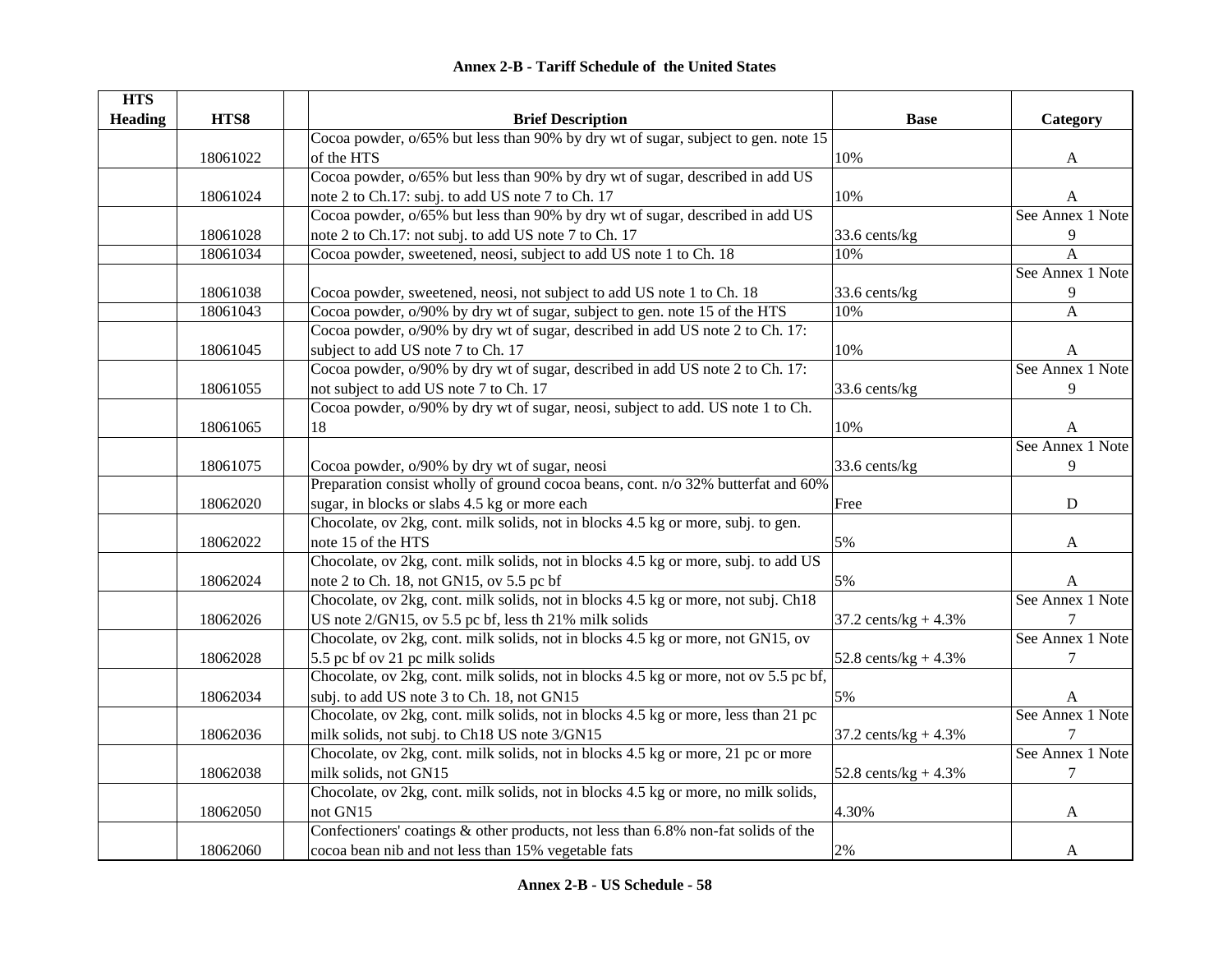**Annex 2-B - Tariff Schedule of the United States**

| HTS Heading | HTS8 | | Brief Description | Base | Category |
|---|---|---|---|---|---|
| | 18061022 | | Cocoa powder, o/65% but less than 90% by dry wt of sugar, subject to gen. note 15 of the HTS | 10% | A |
| | 18061024 | | Cocoa powder, o/65% but less than 90% by dry wt of sugar, described in add US note 2 to Ch.17: subj. to add US note 7 to Ch. 17 | 10% | A |
| | 18061028 | | Cocoa powder, o/65% but less than 90% by dry wt of sugar, described in add US note 2 to Ch.17: not subj. to add US note 7 to Ch. 17 | 33.6 cents/kg | See Annex 1 Note 9 |
| | 18061034 | | Cocoa powder, sweetened, neosi, subject to add US note 1 to Ch. 18 | 10% | A |
| | 18061038 | | Cocoa powder, sweetened, neosi, not subject to add US note 1 to Ch. 18 | 33.6 cents/kg | See Annex 1 Note 9 |
| | 18061043 | | Cocoa powder, o/90% by dry wt of sugar, subject to gen. note 15 of the HTS | 10% | A |
| | 18061045 | | Cocoa powder, o/90% by dry wt of sugar, described in add US note 2 to Ch. 17: subject to add US note 7 to Ch. 17 | 10% | A |
| | 18061055 | | Cocoa powder, o/90% by dry wt of sugar, described in add US note 2 to Ch. 17: not subject to add US note 7 to Ch. 17 | 33.6 cents/kg | See Annex 1 Note 9 |
| | 18061065 | | Cocoa powder, o/90% by dry wt of sugar, neosi, subject to add. US note 1 to Ch. 18 | 10% | A |
| | 18061075 | | Cocoa powder, o/90% by dry wt of sugar, neosi | 33.6 cents/kg | See Annex 1 Note 9 |
| | 18062020 | | Preparation consist wholly of ground cocoa beans, cont. n/o 32% butterfat and 60% sugar, in blocks or slabs 4.5 kg or more each | Free | D |
| | 18062022 | | Chocolate, ov 2kg, cont. milk solids, not in blocks 4.5 kg or more, subj. to gen. note 15 of the HTS | 5% | A |
| | 18062024 | | Chocolate, ov 2kg, cont. milk solids, not in blocks 4.5 kg or more, subj. to add US note 2 to Ch. 18, not GN15, ov 5.5 pc bf | 5% | A |
| | 18062026 | | Chocolate, ov 2kg, cont. milk solids, not in blocks 4.5 kg or more, not subj. Ch18 US note 2/GN15, ov 5.5 pc bf, less th 21% milk solids | 37.2 cents/kg + 4.3% | See Annex 1 Note 7 |
| | 18062028 | | Chocolate, ov 2kg, cont. milk solids, not in blocks 4.5 kg or more, not GN15, ov 5.5 pc bf ov 21 pc milk solids | 52.8 cents/kg + 4.3% | See Annex 1 Note 7 |
| | 18062034 | | Chocolate, ov 2kg, cont. milk solids, not in blocks 4.5 kg or more, not ov 5.5 pc bf, subj. to add US note 3 to Ch. 18, not GN15 | 5% | A |
| | 18062036 | | Chocolate, ov 2kg, cont. milk solids, not in blocks 4.5 kg or more, less than 21 pc milk solids, not subj. to Ch18 US note 3/GN15 | 37.2 cents/kg + 4.3% | See Annex 1 Note 7 |
| | 18062038 | | Chocolate, ov 2kg, cont. milk solids, not in blocks 4.5 kg or more, 21 pc or more milk solids, not GN15 | 52.8 cents/kg + 4.3% | See Annex 1 Note 7 |
| | 18062050 | | Chocolate, ov 2kg, cont. milk solids, not in blocks 4.5 kg or more, no milk solids, not GN15 | 4.30% | A |
| | 18062060 | | Confectioners' coatings & other products, not less than 6.8% non-fat solids of the cocoa bean nib and not less than 15% vegetable fats | 2% | A |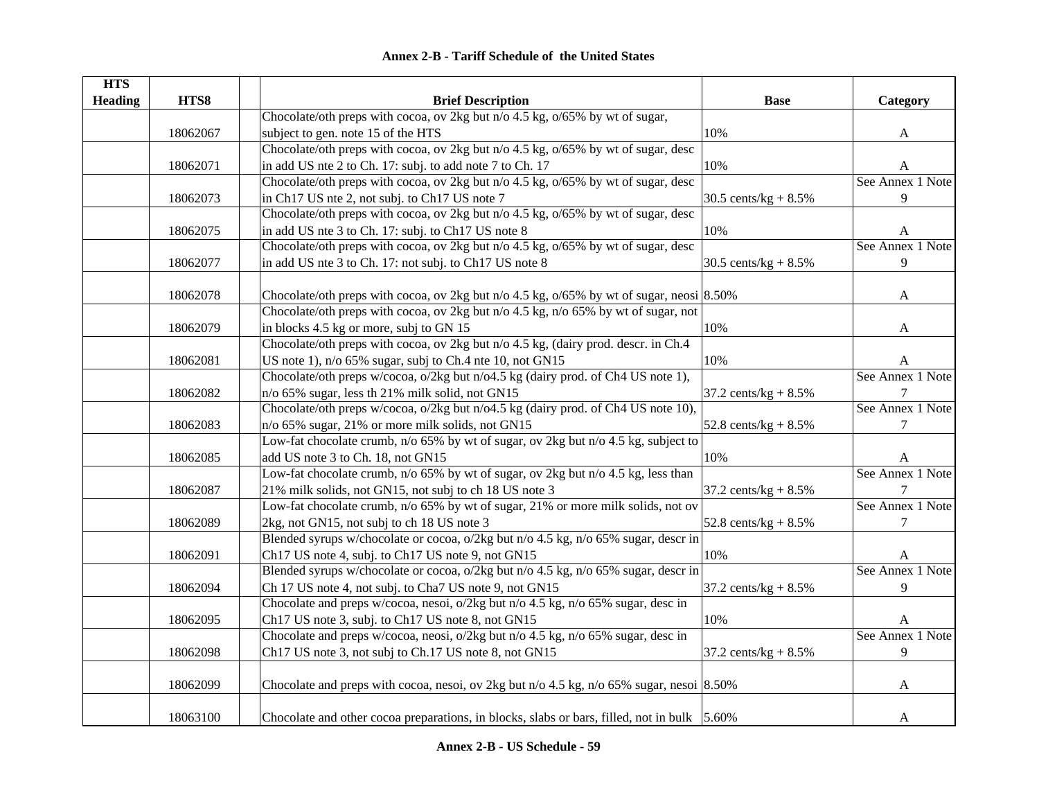# Annex 2-B - Tariff Schedule of the United States

| HTS Heading | HTS8 | | Brief Description | Base | Category |
|---|---|---|---|---|---|
| | 18062067 | | Chocolate/oth preps with cocoa, ov 2kg but n/o 4.5 kg, o/65% by wt of sugar, subject to gen. note 15 of the HTS | 10% | A |
| | 18062071 | | Chocolate/oth preps with cocoa, ov 2kg but n/o 4.5 kg, o/65% by wt of sugar, desc in add US nte 2 to Ch. 17: subj. to add note 7 to Ch. 17 | 10% | A |
| | 18062073 | | Chocolate/oth preps with cocoa, ov 2kg but n/o 4.5 kg, o/65% by wt of sugar, desc in Ch17 US nte 2, not subj. to Ch17 US note 7 | 30.5 cents/kg + 8.5% | See Annex 1 Note 9 |
| | 18062075 | | Chocolate/oth preps with cocoa, ov 2kg but n/o 4.5 kg, o/65% by wt of sugar, desc in add US nte 3 to Ch. 17: subj. to Ch17 US note 8 | 10% | A |
| | 18062077 | | Chocolate/oth preps with cocoa, ov 2kg but n/o 4.5 kg, o/65% by wt of sugar, desc in add US nte 3 to Ch. 17: not subj. to Ch17 US note 8 | 30.5 cents/kg + 8.5% | See Annex 1 Note 9 |
| | 18062078 | | Chocolate/oth preps with cocoa, ov 2kg but n/o 4.5 kg, o/65% by wt of sugar, neosi | 8.50% | A |
| | 18062079 | | Chocolate/oth preps with cocoa, ov 2kg but n/o 4.5 kg, n/o 65% by wt of sugar, not in blocks 4.5 kg or more, subj to GN 15 | 10% | A |
| | 18062081 | | Chocolate/oth preps with cocoa, ov 2kg but n/o 4.5 kg, (dairy prod. descr. in Ch.4 US note 1), n/o 65% sugar, subj to Ch.4 nte 10, not GN15 | 10% | A |
| | 18062082 | | Chocolate/oth preps w/cocoa, o/2kg but n/o4.5 kg (dairy prod. of Ch4 US note 1), n/o 65% sugar, less th 21% milk solid, not GN15 | 37.2 cents/kg + 8.5% | See Annex 1 Note 7 |
| | 18062083 | | Chocolate/oth preps w/cocoa, o/2kg but n/o4.5 kg (dairy prod. of Ch4 US note 10), n/o 65% sugar, 21% or more milk solids, not GN15 | 52.8 cents/kg + 8.5% | See Annex 1 Note 7 |
| | 18062085 | | Low-fat chocolate crumb, n/o 65% by wt of sugar, ov 2kg but n/o 4.5 kg, subject to add US note 3 to Ch. 18, not GN15 | 10% | A |
| | 18062087 | | Low-fat chocolate crumb, n/o 65% by wt of sugar, ov 2kg but n/o 4.5 kg, less than 21% milk solids, not GN15, not subj to ch 18 US note 3 | 37.2 cents/kg + 8.5% | See Annex 1 Note 7 |
| | 18062089 | | Low-fat chocolate crumb, n/o 65% by wt of sugar, 21% or more milk solids, not ov 2kg, not GN15, not subj to ch 18 US note 3 | 52.8 cents/kg + 8.5% | See Annex 1 Note 7 |
| | 18062091 | | Blended syrups w/chocolate or cocoa, o/2kg but n/o 4.5 kg, n/o 65% sugar, descr in Ch17 US note 4, subj. to Ch17 US note 9, not GN15 | 10% | A |
| | 18062094 | | Blended syrups w/chocolate or cocoa, o/2kg but n/o 4.5 kg, n/o 65% sugar, descr in Ch 17 US note 4, not subj. to Cha7 US note 9, not GN15 | 37.2 cents/kg + 8.5% | See Annex 1 Note 9 |
| | 18062095 | | Chocolate and preps w/cocoa, nesoi, o/2kg but n/o 4.5 kg, n/o 65% sugar, desc in Ch17 US note 3, subj. to Ch17 US note 8, not GN15 | 10% | A |
| | 18062098 | | Chocolate and preps w/cocoa, neosi, o/2kg but n/o 4.5 kg, n/o 65% sugar, desc in Ch17 US note 3, not subj to Ch.17 US note 8, not GN15 | 37.2 cents/kg + 8.5% | See Annex 1 Note 9 |
| | 18062099 | | Chocolate and preps with cocoa, nesoi, ov 2kg but n/o 4.5 kg, n/o 65% sugar, nesoi | 8.50% | A |
| | 18063100 | | Chocolate and other cocoa preparations, in blocks, slabs or bars, filled, not in bulk | 5.60% | A |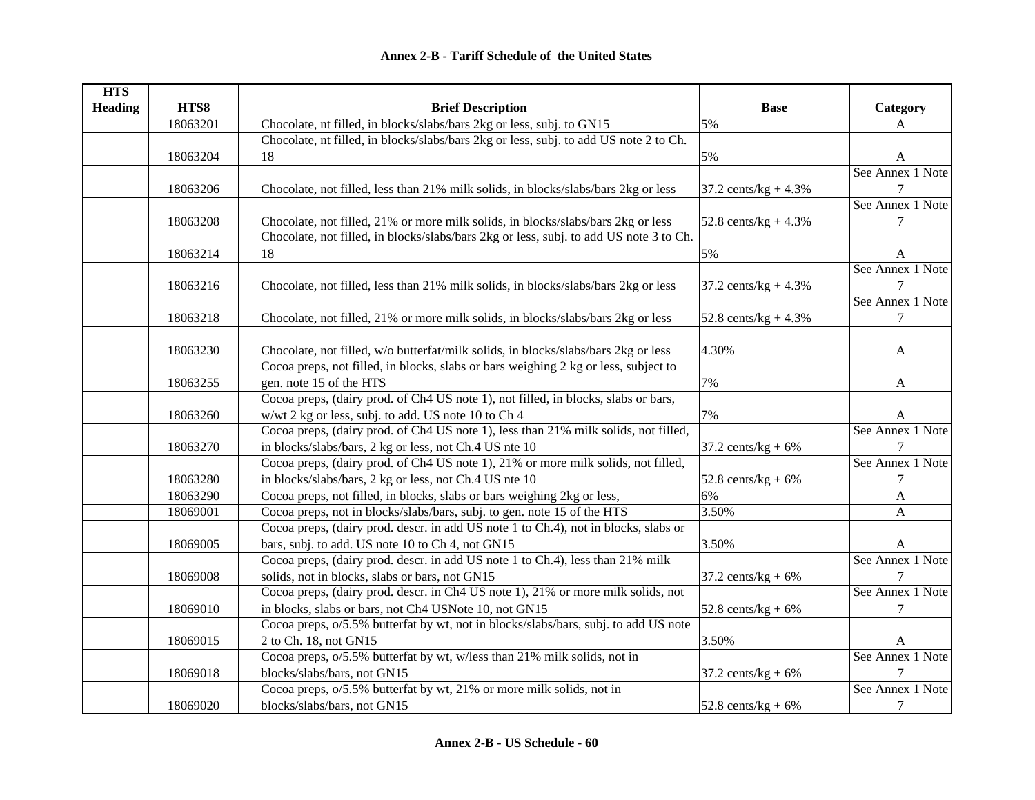**Annex 2-B - Tariff Schedule of the United States**

| HTS Heading | HTS8 | | Brief Description | Base | Category |
|---|---|---|---|---|---|
| | 18063201 | | Chocolate, nt filled, in blocks/slabs/bars 2kg or less, subj. to GN15 | 5% | A |
| | 18063204 | | Chocolate, nt filled, in blocks/slabs/bars 2kg or less, subj. to add US note 2 to Ch. 18 | 5% | A |
| | 18063206 | | Chocolate, not filled, less than 21% milk solids, in blocks/slabs/bars 2kg or less | 37.2 cents/kg + 4.3% | See Annex 1 Note 7 |
| | 18063208 | | Chocolate, not filled, 21% or more milk solids, in blocks/slabs/bars 2kg or less | 52.8 cents/kg + 4.3% | See Annex 1 Note 7 |
| | 18063214 | | Chocolate, not filled, in blocks/slabs/bars 2kg or less, subj. to add US note 3 to Ch. 18 | 5% | A |
| | 18063216 | | Chocolate, not filled, less than 21% milk solids, in blocks/slabs/bars 2kg or less | 37.2 cents/kg + 4.3% | See Annex 1 Note 7 |
| | 18063218 | | Chocolate, not filled, 21% or more milk solids, in blocks/slabs/bars 2kg or less | 52.8 cents/kg + 4.3% | See Annex 1 Note 7 |
| | 18063230 | | Chocolate, not filled, w/o butterfat/milk solids, in blocks/slabs/bars 2kg or less | 4.30% | A |
| | 18063255 | | Cocoa preps, not filled, in blocks, slabs or bars weighing 2 kg or less, subject to gen. note 15 of the HTS | 7% | A |
| | 18063260 | | Cocoa preps, (dairy prod. of Ch4 US note 1), not filled, in blocks, slabs or bars, w/wt 2 kg or less, subj. to add. US note 10 to Ch 4 | 7% | A |
| | 18063270 | | Cocoa preps, (dairy prod. of Ch4 US note 1), less than 21% milk solids, not filled, in blocks/slabs/bars, 2 kg or less, not Ch.4 US nte 10 | 37.2 cents/kg + 6% | See Annex 1 Note 7 |
| | 18063280 | | Cocoa preps, (dairy prod. of Ch4 US note 1), 21% or more milk solids, not filled, in blocks/slabs/bars, 2 kg or less, not Ch.4 US nte 10 | 52.8 cents/kg + 6% | See Annex 1 Note 7 |
| | 18063290 | | Cocoa preps, not filled, in blocks, slabs or bars weighing 2kg or less, | 6% | A |
| | 18069001 | | Cocoa preps, not in blocks/slabs/bars, subj. to gen. note 15 of the HTS | 3.50% | A |
| | 18069005 | | Cocoa preps, (dairy prod. descr. in add US note 1 to Ch.4), not in blocks, slabs or bars, subj. to add. US note 10 to Ch 4, not GN15 | 3.50% | A |
| | 18069008 | | Cocoa preps, (dairy prod. descr. in add US note 1 to Ch.4), less than 21% milk solids, not in blocks, slabs or bars, not GN15 | 37.2 cents/kg + 6% | See Annex 1 Note 7 |
| | 18069010 | | Cocoa preps, (dairy prod. descr. in Ch4 US note 1), 21% or more milk solids, not in blocks, slabs or bars, not Ch4 USNote 10, not GN15 | 52.8 cents/kg + 6% | See Annex 1 Note 7 |
| | 18069015 | | Cocoa preps, o/5.5% butterfat by wt, not in blocks/slabs/bars, subj. to add US note 2 to Ch. 18, not GN15 | 3.50% | A |
| | 18069018 | | Cocoa preps, o/5.5% butterfat by wt, w/less than 21% milk solids, not in blocks/slabs/bars, not GN15 | 37.2 cents/kg + 6% | See Annex 1 Note 7 |
| | 18069020 | | Cocoa preps, o/5.5% butterfat by wt, 21% or more milk solids, not in blocks/slabs/bars, not GN15 | 52.8 cents/kg + 6% | See Annex 1 Note 7 |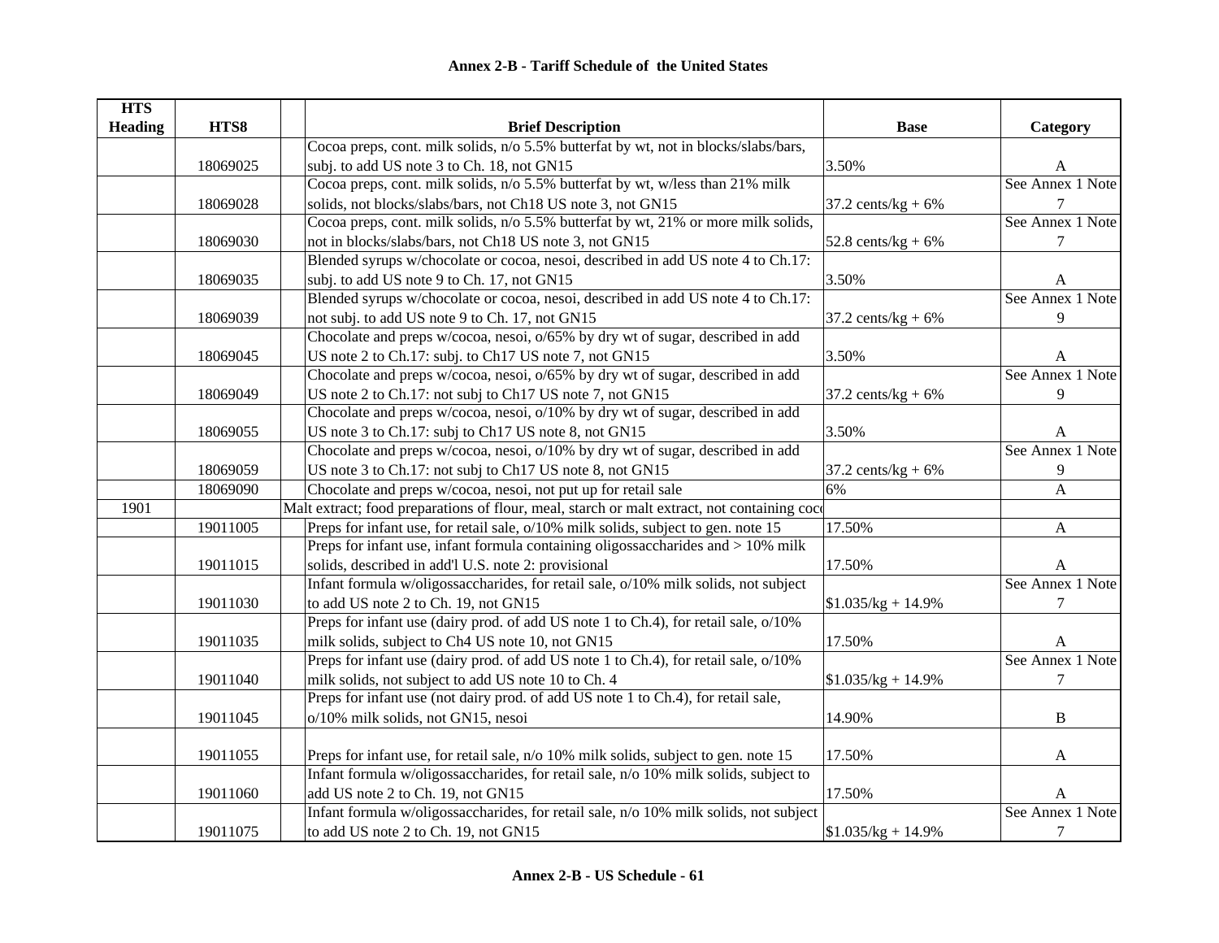## Annex 2-B - Tariff Schedule of the United States

| HTS Heading | HTS8 | Brief Description | Base | Category |
|---|---|---|---|---|
| | 18069025 | Cocoa preps, cont. milk solids, n/o 5.5% butterfat by wt, not in blocks/slabs/bars, subj. to add US note 3 to Ch. 18, not GN15 | 3.50% | A |
| | 18069028 | Cocoa preps, cont. milk solids, n/o 5.5% butterfat by wt, w/less than 21% milk solids, not blocks/slabs/bars, not Ch18 US note 3, not GN15 | 37.2 cents/kg + 6% | See Annex 1 Note 7 |
| | 18069030 | Cocoa preps, cont. milk solids, n/o 5.5% butterfat by wt, 21% or more milk solids, not in blocks/slabs/bars, not Ch18 US note 3, not GN15 | 52.8 cents/kg + 6% | See Annex 1 Note 7 |
| | 18069035 | Blended syrups w/chocolate or cocoa, nesoi, described in add US note 4 to Ch.17: subj. to add US note 9 to Ch. 17, not GN15 | 3.50% | A |
| | 18069039 | Blended syrups w/chocolate or cocoa, nesoi, described in add US note 4 to Ch.17: not subj. to add US note 9 to Ch. 17, not GN15 | 37.2 cents/kg + 6% | See Annex 1 Note 9 |
| | 18069045 | Chocolate and preps w/cocoa, nesoi, o/65% by dry wt of sugar, described in add US note 2 to Ch.17: subj. to Ch17 US note 7, not GN15 | 3.50% | A |
| | 18069049 | Chocolate and preps w/cocoa, nesoi, o/65% by dry wt of sugar, described in add US note 2 to Ch.17: not subj to Ch17 US note 7, not GN15 | 37.2 cents/kg + 6% | See Annex 1 Note 9 |
| | 18069055 | Chocolate and preps w/cocoa, nesoi, o/10% by dry wt of sugar, described in add US note 3 to Ch.17: subj to Ch17 US note 8, not GN15 | 3.50% | A |
| | 18069059 | Chocolate and preps w/cocoa, nesoi, o/10% by dry wt of sugar, described in add US note 3 to Ch.17: not subj to Ch17 US note 8, not GN15 | 37.2 cents/kg + 6% | See Annex 1 Note 9 |
| | 18069090 | Chocolate and preps w/cocoa, nesoi, not put up for retail sale | 6% | A |
| 1901 | | Malt extract; food preparations of flour, meal, starch or malt extract, not containing coc | | |
| | 19011005 | Preps for infant use, for retail sale, o/10% milk solids, subject to gen. note 15 | 17.50% | A |
| | 19011015 | Preps for infant use, infant formula containing oligossaccharides and > 10% milk solids, described in add'l U.S. note 2: provisional | 17.50% | A |
| | 19011030 | Infant formula w/oligossaccharides, for retail sale, o/10% milk solids, not subject to add US note 2 to Ch. 19, not GN15 | $1.035/kg + 14.9% | See Annex 1 Note 7 |
| | 19011035 | Preps for infant use (dairy prod. of add US note 1 to Ch.4), for retail sale, o/10% milk solids, subject to Ch4 US note 10, not GN15 | 17.50% | A |
| | 19011040 | Preps for infant use (dairy prod. of add US note 1 to Ch.4), for retail sale, o/10% milk solids, not subject to add US note 10 to Ch. 4 | $1.035/kg + 14.9% | See Annex 1 Note 7 |
| | 19011045 | Preps for infant use (not dairy prod. of add US note 1 to Ch.4), for retail sale, o/10% milk solids, not GN15, nesoi | 14.90% | B |
| | 19011055 | Preps for infant use, for retail sale, n/o 10% milk solids, subject to gen. note 15 | 17.50% | A |
| | 19011060 | Infant formula w/oligossaccharides, for retail sale, n/o 10% milk solids, subject to add US note 2 to Ch. 19, not GN15 | 17.50% | A |
| | 19011075 | Infant formula w/oligossaccharides, for retail sale, n/o 10% milk solids, not subject to add US note 2 to Ch. 19, not GN15 | $1.035/kg + 14.9% | See Annex 1 Note 7 |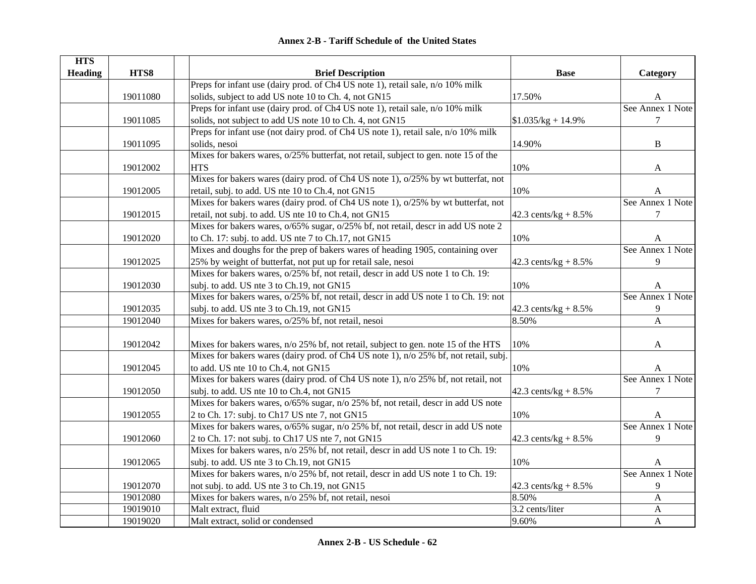## Annex 2-B - Tariff Schedule of the United States

| HTS Heading | HTS8 | | Brief Description | Base | Category |
|---|---|---|---|---|---|
| | 19011080 | | Preps for infant use (dairy prod. of Ch4 US note 1), retail sale, n/o 10% milk solids, subject to add US note 10 to Ch. 4, not GN15 | 17.50% | A |
| | 19011085 | | Preps for infant use (dairy prod. of Ch4 US note 1), retail sale, n/o 10% milk solids, not subject to add US note 10 to Ch. 4, not GN15 | $1.035/kg + 14.9% | See Annex 1 Note 7 |
| | 19011095 | | Preps for infant use (not dairy prod. of Ch4 US note 1), retail sale, n/o 10% milk solids, nesoi | 14.90% | B |
| | 19012002 | | Mixes for bakers wares, o/25% butterfat, not retail, subject to gen. note 15 of the HTS | 10% | A |
| | 19012005 | | Mixes for bakers wares (dairy prod. of Ch4 US note 1), o/25% by wt butterfat, not retail, subj. to add. US nte 10 to Ch.4, not GN15 | 10% | A |
| | 19012015 | | Mixes for bakers wares (dairy prod. of Ch4 US note 1), o/25% by wt butterfat, not retail, not subj. to add. US nte 10 to Ch.4, not GN15 | 42.3 cents/kg + 8.5% | See Annex 1 Note 7 |
| | 19012020 | | Mixes for bakers wares, o/65% sugar, o/25% bf, not retail, descr in add US note 2 to Ch. 17: subj. to add. US nte 7 to Ch.17, not GN15 | 10% | A |
| | 19012025 | | Mixes and doughs for the prep of bakers wares of heading 1905, containing over 25% by weight of butterfat, not put up for retail sale, nesoi | 42.3 cents/kg + 8.5% | See Annex 1 Note 9 |
| | 19012030 | | Mixes for bakers wares, o/25% bf, not retail, descr in add US note 1 to Ch. 19: subj. to add. US nte 3 to Ch.19, not GN15 | 10% | A |
| | 19012035 | | Mixes for bakers wares, o/25% bf, not retail, descr in add US note 1 to Ch. 19: not subj. to add. US nte 3 to Ch.19, not GN15 | 42.3 cents/kg + 8.5% | See Annex 1 Note 9 |
| | 19012040 | | Mixes for bakers wares, o/25% bf, not retail, nesoi | 8.50% | A |
| | 19012042 | | Mixes for bakers wares, n/o 25% bf, not retail, subject to gen. note 15 of the HTS | 10% | A |
| | 19012045 | | Mixes for bakers wares (dairy prod. of Ch4 US note 1), n/o 25% bf, not retail, subj. to add. US nte 10 to Ch.4, not GN15 | 10% | A |
| | 19012050 | | Mixes for bakers wares (dairy prod. of Ch4 US note 1), n/o 25% bf, not retail, not subj. to add. US nte 10 to Ch.4, not GN15 | 42.3 cents/kg + 8.5% | See Annex 1 Note 7 |
| | 19012055 | | Mixes for bakers wares, o/65% sugar, n/o 25% bf, not retail, descr in add US note 2 to Ch. 17: subj. to Ch17 US nte 7, not GN15 | 10% | A |
| | 19012060 | | Mixes for bakers wares, o/65% sugar, n/o 25% bf, not retail, descr in add US note 2 to Ch. 17: not subj. to Ch17 US nte 7, not GN15 | 42.3 cents/kg + 8.5% | See Annex 1 Note 9 |
| | 19012065 | | Mixes for bakers wares, n/o 25% bf, not retail, descr in add US note 1 to Ch. 19: subj. to add. US nte 3 to Ch.19, not GN15 | 10% | A |
| | 19012070 | | Mixes for bakers wares, n/o 25% bf, not retail, descr in add US note 1 to Ch. 19: not subj. to add. US nte 3 to Ch.19, not GN15 | 42.3 cents/kg + 8.5% | See Annex 1 Note 9 |
| | 19012080 | | Mixes for bakers wares, n/o 25% bf, not retail, nesoi | 8.50% | A |
| | 19019010 | | Malt extract, fluid | 3.2 cents/liter | A |
| | 19019020 | | Malt extract, solid or condensed | 9.60% | A |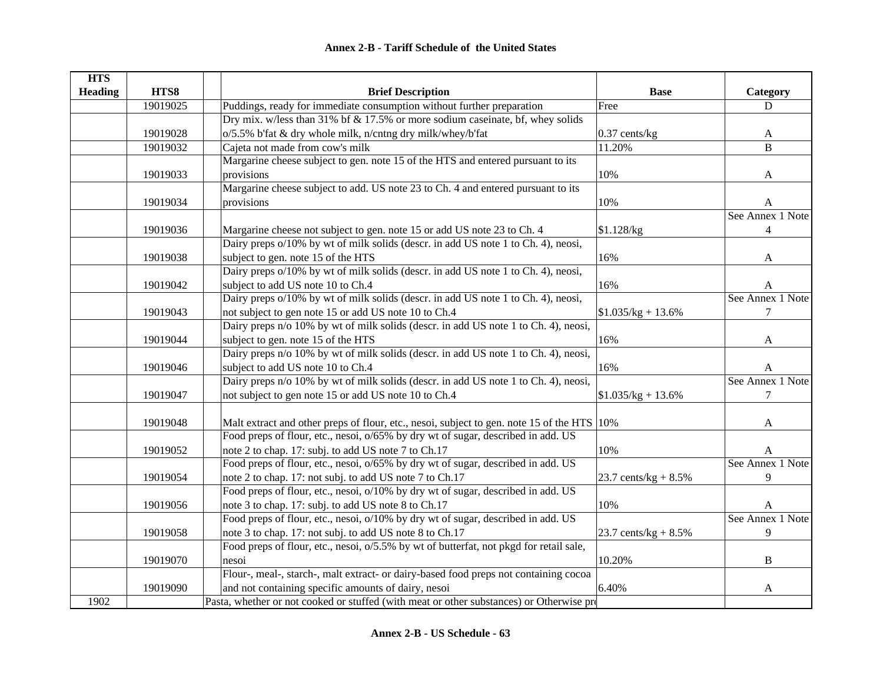**Annex 2-B - Tariff Schedule of the United States**

| HTS Heading | HTS8 | | Brief Description | Base | Category |
|---|---|---|---|---|---|
| | 19019025 | | Puddings, ready for immediate consumption without further preparation | Free | D |
| | 19019028 | | Dry mix. w/less than 31% bf & 17.5% or more sodium caseinate, bf, whey solids o/5.5% b'fat & dry whole milk, n/cntng dry milk/whey/b'fat | 0.37 cents/kg | A |
| | 19019032 | | Cajeta not made from cow's milk | 11.20% | B |
| | 19019033 | | Margarine cheese subject to gen. note 15 of the HTS and entered pursuant to its provisions | 10% | A |
| | 19019034 | | Margarine cheese subject to add. US note 23 to Ch. 4 and entered pursuant to its provisions | 10% | A |
| | 19019036 | | Margarine cheese not subject to gen. note 15 or add US note 23 to Ch. 4 | $1.128/kg | See Annex 1 Note 4 |
| | 19019038 | | Dairy preps o/10% by wt of milk solids (descr. in add US note 1 to Ch. 4), neosi, subject to gen. note 15 of the HTS | 16% | A |
| | 19019042 | | Dairy preps o/10% by wt of milk solids (descr. in add US note 1 to Ch. 4), neosi, subject to add US note 10 to Ch.4 | 16% | A |
| | 19019043 | | Dairy preps o/10% by wt of milk solids (descr. in add US note 1 to Ch. 4), neosi, not subject to gen note 15 or add US note 10 to Ch.4 | $1.035/kg + 13.6% | See Annex 1 Note 7 |
| | 19019044 | | Dairy preps n/o 10% by wt of milk solids (descr. in add US note 1 to Ch. 4), neosi, subject to gen. note 15 of the HTS | 16% | A |
| | 19019046 | | Dairy preps n/o 10% by wt of milk solids (descr. in add US note 1 to Ch. 4), neosi, subject to add US note 10 to Ch.4 | 16% | A |
| | 19019047 | | Dairy preps n/o 10% by wt of milk solids (descr. in add US note 1 to Ch. 4), neosi, not subject to gen note 15 or add US note 10 to Ch.4 | $1.035/kg + 13.6% | See Annex 1 Note 7 |
| | 19019048 | | Malt extract and other preps of flour, etc., nesoi, subject to gen. note 15 of the HTS | 10% | A |
| | 19019052 | | Food preps of flour, etc., nesoi, o/65% by dry wt of sugar, described in add. US note 2 to chap. 17: subj. to add US note 7 to Ch.17 | 10% | A |
| | 19019054 | | Food preps of flour, etc., nesoi, o/65% by dry wt of sugar, described in add. US note 2 to chap. 17: not subj. to add US note 7 to Ch.17 | 23.7 cents/kg + 8.5% | See Annex 1 Note 9 |
| | 19019056 | | Food preps of flour, etc., nesoi, o/10% by dry wt of sugar, described in add. US note 3 to chap. 17: subj. to add US note 8 to Ch.17 | 10% | A |
| | 19019058 | | Food preps of flour, etc., nesoi, o/10% by dry wt of sugar, described in add. US note 3 to chap. 17: not subj. to add US note 8 to Ch.17 | 23.7 cents/kg + 8.5% | See Annex 1 Note 9 |
| | 19019070 | | Food preps of flour, etc., nesoi, o/5.5% by wt of butterfat, not pkgd for retail sale, nesoi | 10.20% | B |
| | 19019090 | | Flour-, meal-, starch-, malt extract- or dairy-based food preps not containing cocoa and not containing specific amounts of dairy, nesoi | 6.40% | A |
| 1902 | | | Pasta, whether or not cooked or stuffed (with meat or other substances) or Otherwise pr | | |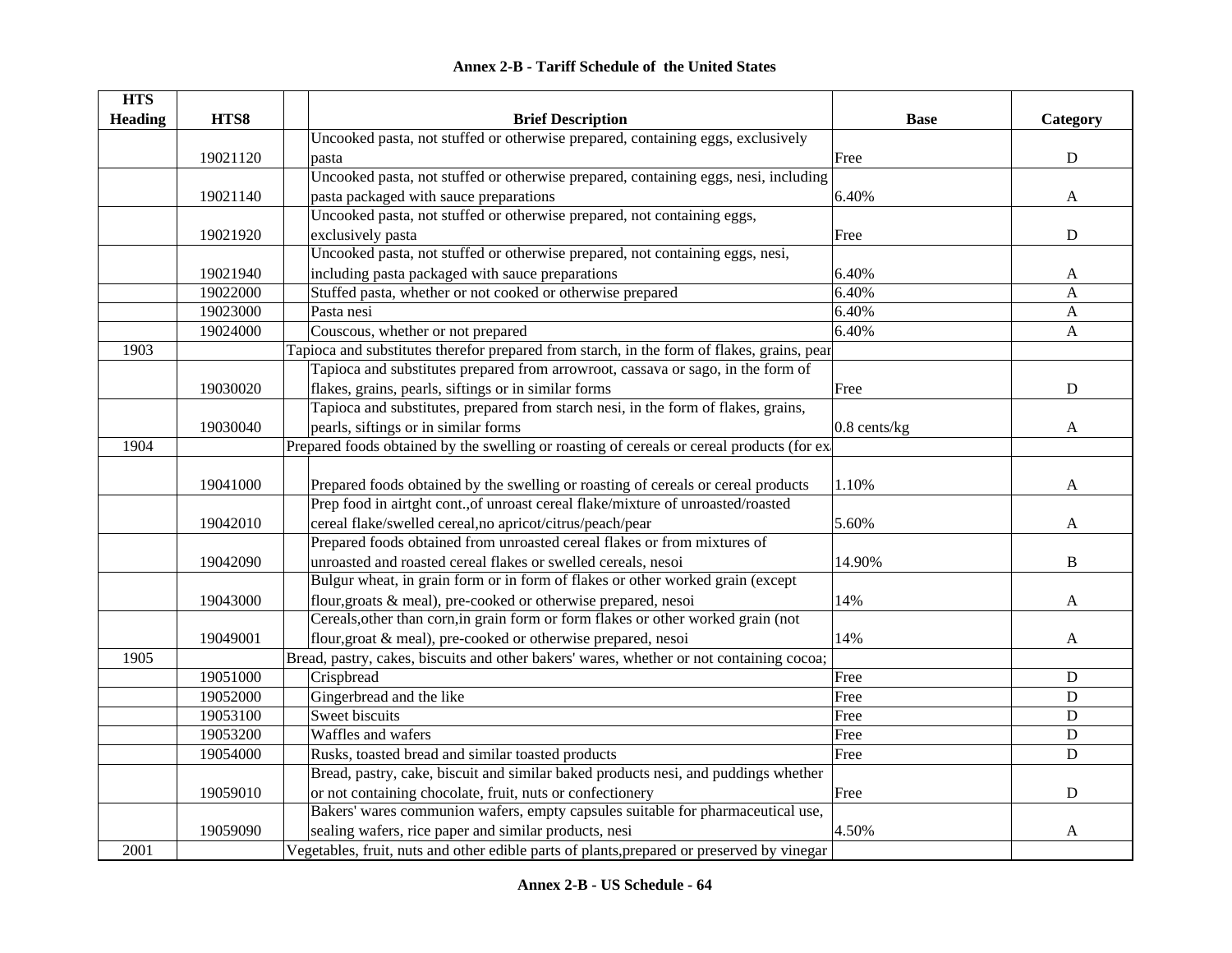# Annex 2-B - Tariff Schedule of the United States

| HTS Heading | HTS8 | Brief Description | Base | Category |
|---|---|---|---|---|
| | 19021120 | Uncooked pasta, not stuffed or otherwise prepared, containing eggs, exclusively pasta | Free | D |
| | 19021140 | Uncooked pasta, not stuffed or otherwise prepared, containing eggs, nesi, including pasta packaged with sauce preparations | 6.40% | A |
| | 19021920 | Uncooked pasta, not stuffed or otherwise prepared, not containing eggs, exclusively pasta | Free | D |
| | 19021940 | Uncooked pasta, not stuffed or otherwise prepared, not containing eggs, nesi, including pasta packaged with sauce preparations | 6.40% | A |
| | 19022000 | Stuffed pasta, whether or not cooked or otherwise prepared | 6.40% | A |
| | 19023000 | Pasta nesi | 6.40% | A |
| | 19024000 | Couscous, whether or not prepared | 6.40% | A |
| 1903 | | Tapioca and substitutes therefor prepared from starch, in the form of flakes, grains, pear | | |
| | 19030020 | Tapioca and substitutes prepared from arrowroot, cassava or sago, in the form of flakes, grains, pearls, siftings or in similar forms | Free | D |
| | 19030040 | Tapioca and substitutes, prepared from starch nesi, in the form of flakes, grains, pearls, siftings or in similar forms | 0.8 cents/kg | A |
| 1904 | | Prepared foods obtained by the swelling or roasting of cereals or cereal products (for ex | | |
| | 19041000 | Prepared foods obtained by the swelling or roasting of cereals or cereal products | 1.10% | A |
| | 19042010 | Prep food in airtght cont.,of unroast cereal flake/mixture of unroasted/roasted cereal flake/swelled cereal,no apricot/citrus/peach/pear | 5.60% | A |
| | 19042090 | Prepared foods obtained from unroasted cereal flakes or from mixtures of unroasted and roasted cereal flakes or swelled cereals, nesoi | 14.90% | B |
| | 19043000 | Bulgur wheat, in grain form or in form of flakes or other worked grain (except flour,groats & meal), pre-cooked or otherwise prepared, nesoi | 14% | A |
| | 19049001 | Cereals,other than corn,in grain form or form flakes or other worked grain (not flour,groat & meal), pre-cooked or otherwise prepared, nesoi | 14% | A |
| 1905 | | Bread, pastry, cakes, biscuits and other bakers' wares, whether or not containing cocoa; | | |
| | 19051000 | Crispbread | Free | D |
| | 19052000 | Gingerbread and the like | Free | D |
| | 19053100 | Sweet biscuits | Free | D |
| | 19053200 | Waffles and wafers | Free | D |
| | 19054000 | Rusks, toasted bread and similar toasted products | Free | D |
| | 19059010 | Bread, pastry, cake, biscuit and similar baked products nesi, and puddings whether or not containing chocolate, fruit, nuts or confectionery | Free | D |
| | 19059090 | Bakers' wares communion wafers, empty capsules suitable for pharmaceutical use, sealing wafers, rice paper and similar products, nesi | 4.50% | A |
| 2001 | | Vegetables, fruit, nuts and other edible parts of plants,prepared or preserved by vinegar | | |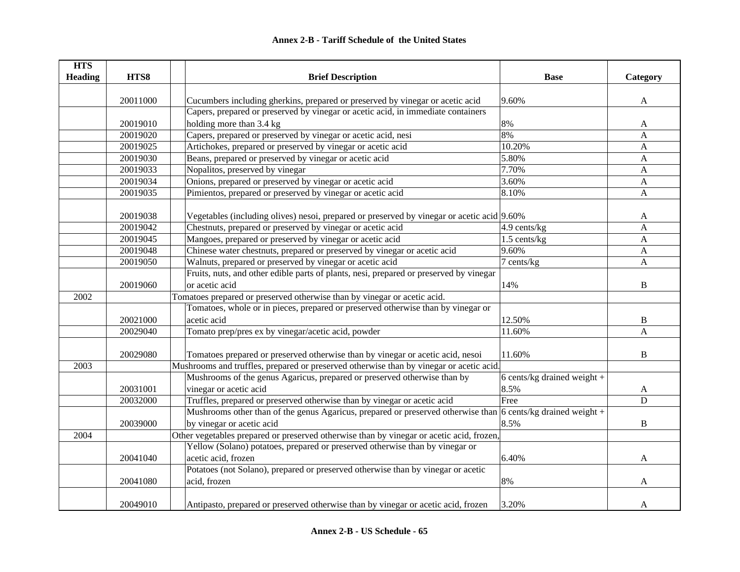## Annex 2-B - Tariff Schedule of the United States

| HTS Heading | HTS8 | | Brief Description | Base | Category |
|---|---|---|---|---|---|
| | 20011000 | | Cucumbers including gherkins, prepared or preserved by vinegar or acetic acid | 9.60% | A |
| | 20019010 | | Capers, prepared or preserved by vinegar or acetic acid, in immediate containers holding more than 3.4 kg | 8% | A |
| | 20019020 | | Capers, prepared or preserved by vinegar or acetic acid, nesi | 8% | A |
| | 20019025 | | Artichokes, prepared or preserved by vinegar or acetic acid | 10.20% | A |
| | 20019030 | | Beans, prepared or preserved by vinegar or acetic acid | 5.80% | A |
| | 20019033 | | Nopalitos, preserved by vinegar | 7.70% | A |
| | 20019034 | | Onions, prepared or preserved by vinegar or acetic acid | 3.60% | A |
| | 20019035 | | Pimientos, prepared or preserved by vinegar or acetic acid | 8.10% | A |
| | 20019038 | | Vegetables (including olives) nesoi, prepared or preserved by vinegar or acetic acid | 9.60% | A |
| | 20019042 | | Chestnuts, prepared or preserved by vinegar or acetic acid | 4.9 cents/kg | A |
| | 20019045 | | Mangoes, prepared or preserved by vinegar or acetic acid | 1.5 cents/kg | A |
| | 20019048 | | Chinese water chestnuts, prepared or preserved by vinegar or acetic acid | 9.60% | A |
| | 20019050 | | Walnuts, prepared or preserved by vinegar or acetic acid | 7 cents/kg | A |
| | 20019060 | | Fruits, nuts, and other edible parts of plants, nesi, prepared or preserved by vinegar or acetic acid | 14% | B |
| 2002 | | Tomatoes prepared or preserved otherwise than by vinegar or acetic acid. | | | |
| | 20021000 | | Tomatoes, whole or in pieces, prepared or preserved otherwise than by vinegar or acetic acid | 12.50% | B |
| | 20029040 | | Tomato prep/pres ex by vinegar/acetic acid, powder | 11.60% | A |
| | 20029080 | | Tomatoes prepared or preserved otherwise than by vinegar or acetic acid, nesoi | 11.60% | B |
| 2003 | | Mushrooms and truffles, prepared or preserved otherwise than by vinegar or acetic acid. | | | |
| | 20031001 | | Mushrooms of the genus Agaricus, prepared or preserved otherwise than by vinegar or acetic acid | 6 cents/kg drained weight + 8.5% | A |
| | 20032000 | | Truffles, prepared or preserved otherwise than by vinegar or acetic acid | Free | D |
| | 20039000 | | Mushrooms other than of the genus Agaricus, prepared or preserved otherwise than by vinegar or acetic acid | 6 cents/kg drained weight + 8.5% | B |
| 2004 | | Other vegetables prepared or preserved otherwise than by vinegar or acetic acid, frozen, | | | |
| | 20041040 | | Yellow (Solano) potatoes, prepared or preserved otherwise than by vinegar or acetic acid, frozen | 6.40% | A |
| | 20041080 | | Potatoes (not Solano), prepared or preserved otherwise than by vinegar or acetic acid, frozen | 8% | A |
| | 20049010 | | Antipasto, prepared or preserved otherwise than by vinegar or acetic acid, frozen | 3.20% | A |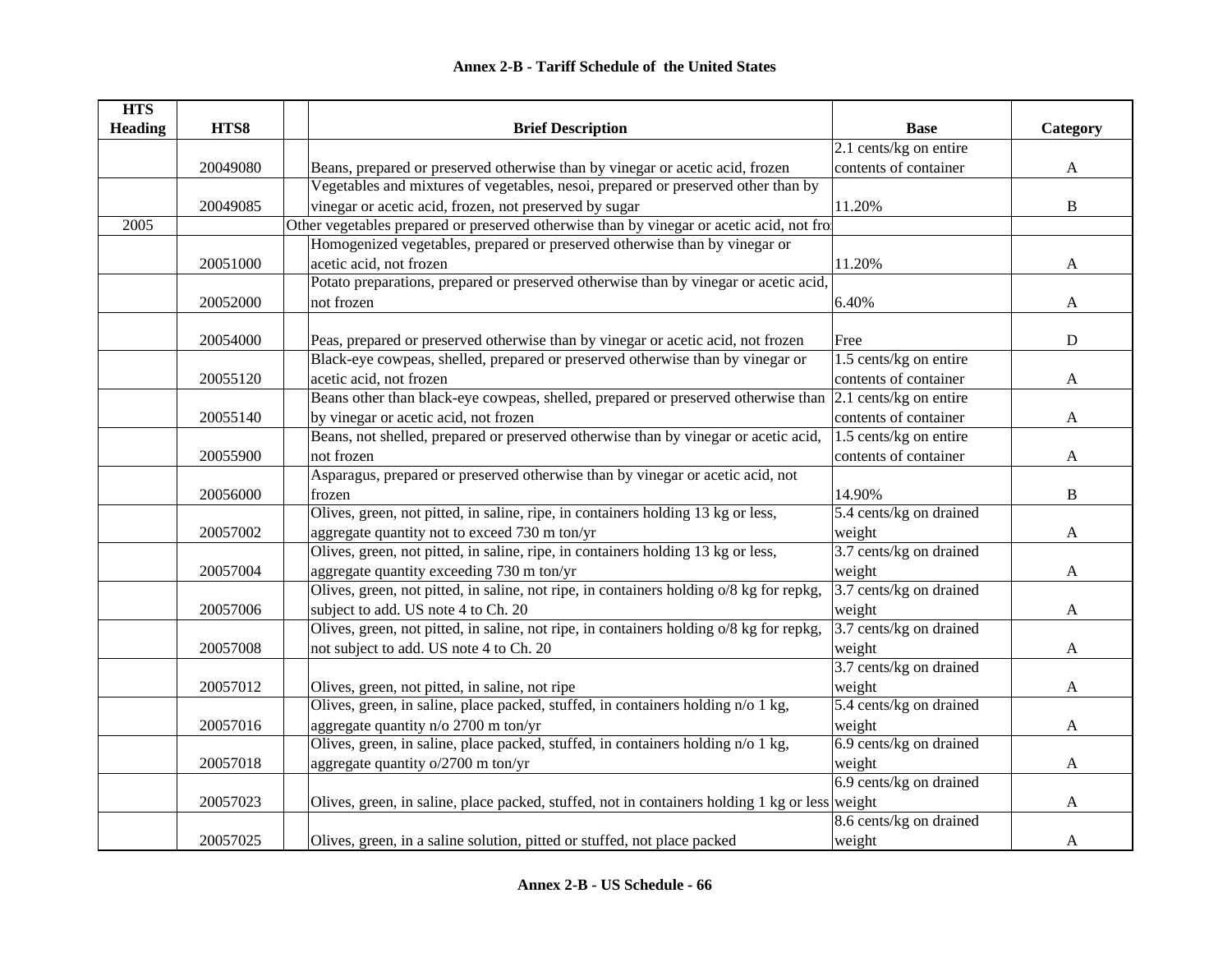## Annex 2-B - Tariff Schedule of the United States

| HTS Heading | HTS8 | | Brief Description | Base | Category |
|---|---|---|---|---|---|
| | 20049080 | | Beans, prepared or preserved otherwise than by vinegar or acetic acid, frozen | 2.1 cents/kg on entire contents of container | A |
| | 20049085 | | Vegetables and mixtures of vegetables, nesoi, prepared or preserved other than by vinegar or acetic acid, frozen, not preserved by sugar | 11.20% | B |
| 2005 | | | Other vegetables prepared or preserved otherwise than by vinegar or acetic acid, not fro | | |
| | 20051000 | | Homogenized vegetables, prepared or preserved otherwise than by vinegar or acetic acid, not frozen | 11.20% | A |
| | 20052000 | | Potato preparations, prepared or preserved otherwise than by vinegar or acetic acid, not frozen | 6.40% | A |
| | 20054000 | | Peas, prepared or preserved otherwise than by vinegar or acetic acid, not frozen | Free | D |
| | 20055120 | | Black-eye cowpeas, shelled, prepared or preserved otherwise than by vinegar or acetic acid, not frozen | 1.5 cents/kg on entire contents of container | A |
| | 20055140 | | Beans other than black-eye cowpeas, shelled, prepared or preserved otherwise than by vinegar or acetic acid, not frozen | 2.1 cents/kg on entire contents of container | A |
| | 20055900 | | Beans, not shelled, prepared or preserved otherwise than by vinegar or acetic acid, not frozen | 1.5 cents/kg on entire contents of container | A |
| | 20056000 | | Asparagus, prepared or preserved otherwise than by vinegar or acetic acid, not frozen | 14.90% | B |
| | 20057002 | | Olives, green, not pitted, in saline, ripe, in containers holding 13 kg or less, aggregate quantity not to exceed 730 m ton/yr | 5.4 cents/kg on drained weight | A |
| | 20057004 | | Olives, green, not pitted, in saline, ripe, in containers holding 13 kg or less, aggregate quantity exceeding 730 m ton/yr | 3.7 cents/kg on drained weight | A |
| | 20057006 | | Olives, green, not pitted, in saline, not ripe, in containers holding o/8 kg for repkg, subject to add. US note 4 to Ch. 20 | 3.7 cents/kg on drained weight | A |
| | 20057008 | | Olives, green, not pitted, in saline, not ripe, in containers holding o/8 kg for repkg, not subject to add. US note 4 to Ch. 20 | 3.7 cents/kg on drained weight | A |
| | 20057012 | | Olives, green, not pitted, in saline, not ripe | 3.7 cents/kg on drained weight | A |
| | 20057016 | | Olives, green, in saline, place packed, stuffed, in containers holding n/o 1 kg, aggregate quantity n/o 2700 m ton/yr | 5.4 cents/kg on drained weight | A |
| | 20057018 | | Olives, green, in saline, place packed, stuffed, in containers holding n/o 1 kg, aggregate quantity o/2700 m ton/yr | 6.9 cents/kg on drained weight | A |
| | 20057023 | | Olives, green, in saline, place packed, stuffed, not in containers holding 1 kg or less | 6.9 cents/kg on drained weight | A |
| | 20057025 | | Olives, green, in a saline solution, pitted or stuffed, not place packed | 8.6 cents/kg on drained weight | A |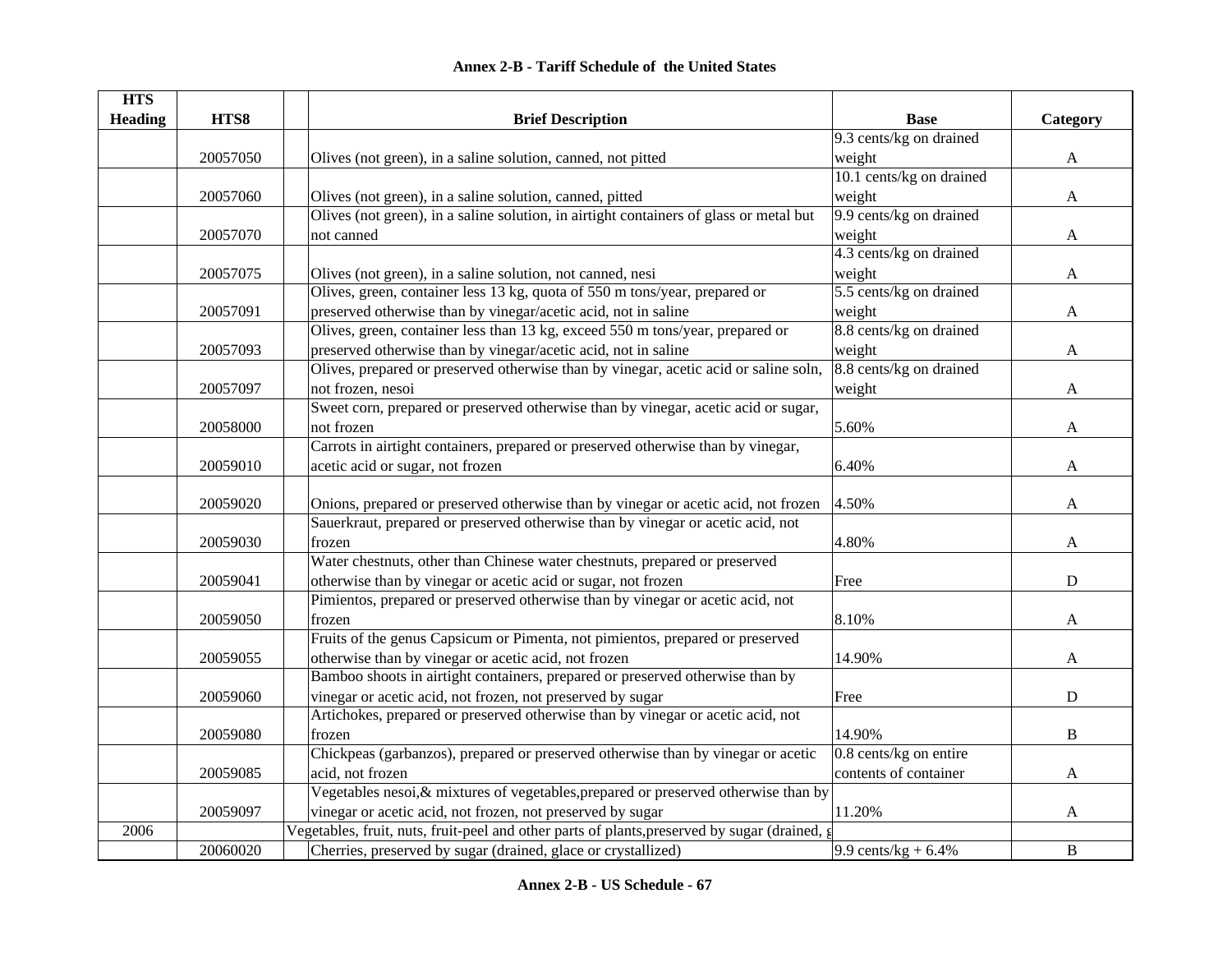# Annex 2-B - Tariff Schedule of the United States

| HTS Heading | HTS8 | | Brief Description | Base | Category |
|---|---|---|---|---|---|
| | 20057050 | | Olives (not green), in a saline solution, canned, not pitted | 9.3 cents/kg on drained weight | A |
| | 20057060 | | Olives (not green), in a saline solution, canned, pitted | 10.1 cents/kg on drained weight | A |
| | 20057070 | | Olives (not green), in a saline solution, in airtight containers of glass or metal but not canned | 9.9 cents/kg on drained weight | A |
| | 20057075 | | Olives (not green), in a saline solution, not canned, nesi | 4.3 cents/kg on drained weight | A |
| | 20057091 | | Olives, green, container less 13 kg, quota of 550 m tons/year, prepared or preserved otherwise than by vinegar/acetic acid, not in saline | 5.5 cents/kg on drained weight | A |
| | 20057093 | | Olives, green, container less than 13 kg, exceed 550 m tons/year, prepared or preserved otherwise than by vinegar/acetic acid, not in saline | 8.8 cents/kg on drained weight | A |
| | 20057097 | | Olives, prepared or preserved otherwise than by vinegar, acetic acid or saline soln, not frozen, nesoi | 8.8 cents/kg on drained weight | A |
| | 20058000 | | Sweet corn, prepared or preserved otherwise than by vinegar, acetic acid or sugar, not frozen | 5.60% | A |
| | 20059010 | | Carrots in airtight containers, prepared or preserved otherwise than by vinegar, acetic acid or sugar, not frozen | 6.40% | A |
| | 20059020 | | Onions, prepared or preserved otherwise than by vinegar or acetic acid, not frozen | 4.50% | A |
| | 20059030 | | Sauerkraut, prepared or preserved otherwise than by vinegar or acetic acid, not frozen | 4.80% | A |
| | 20059041 | | Water chestnuts, other than Chinese water chestnuts, prepared or preserved otherwise than by vinegar or acetic acid or sugar, not frozen | Free | D |
| | 20059050 | | Pimientos, prepared or preserved otherwise than by vinegar or acetic acid, not frozen | 8.10% | A |
| | 20059055 | | Fruits of the genus Capsicum or Pimenta, not pimientos, prepared or preserved otherwise than by vinegar or acetic acid, not frozen | 14.90% | A |
| | 20059060 | | Bamboo shoots in airtight containers, prepared or preserved otherwise than by vinegar or acetic acid, not frozen, not preserved by sugar | Free | D |
| | 20059080 | | Artichokes, prepared or preserved otherwise than by vinegar or acetic acid, not frozen | 14.90% | B |
| | 20059085 | | Chickpeas (garbanzos), prepared or preserved otherwise than by vinegar or acetic acid, not frozen | 0.8 cents/kg on entire contents of container | A |
| | 20059097 | | Vegetables nesoi,& mixtures of vegetables,prepared or preserved otherwise than by vinegar or acetic acid, not frozen, not preserved by sugar | 11.20% | A |
| 2006 | | Vegetables, fruit, nuts, fruit-peel and other parts of plants,preserved by sugar (drained, g | | | |
| | 20060020 | | Cherries, preserved by sugar (drained, glace or crystallized) | 9.9 cents/kg + 6.4% | B |

**Annex 2-B - US Schedule - 67**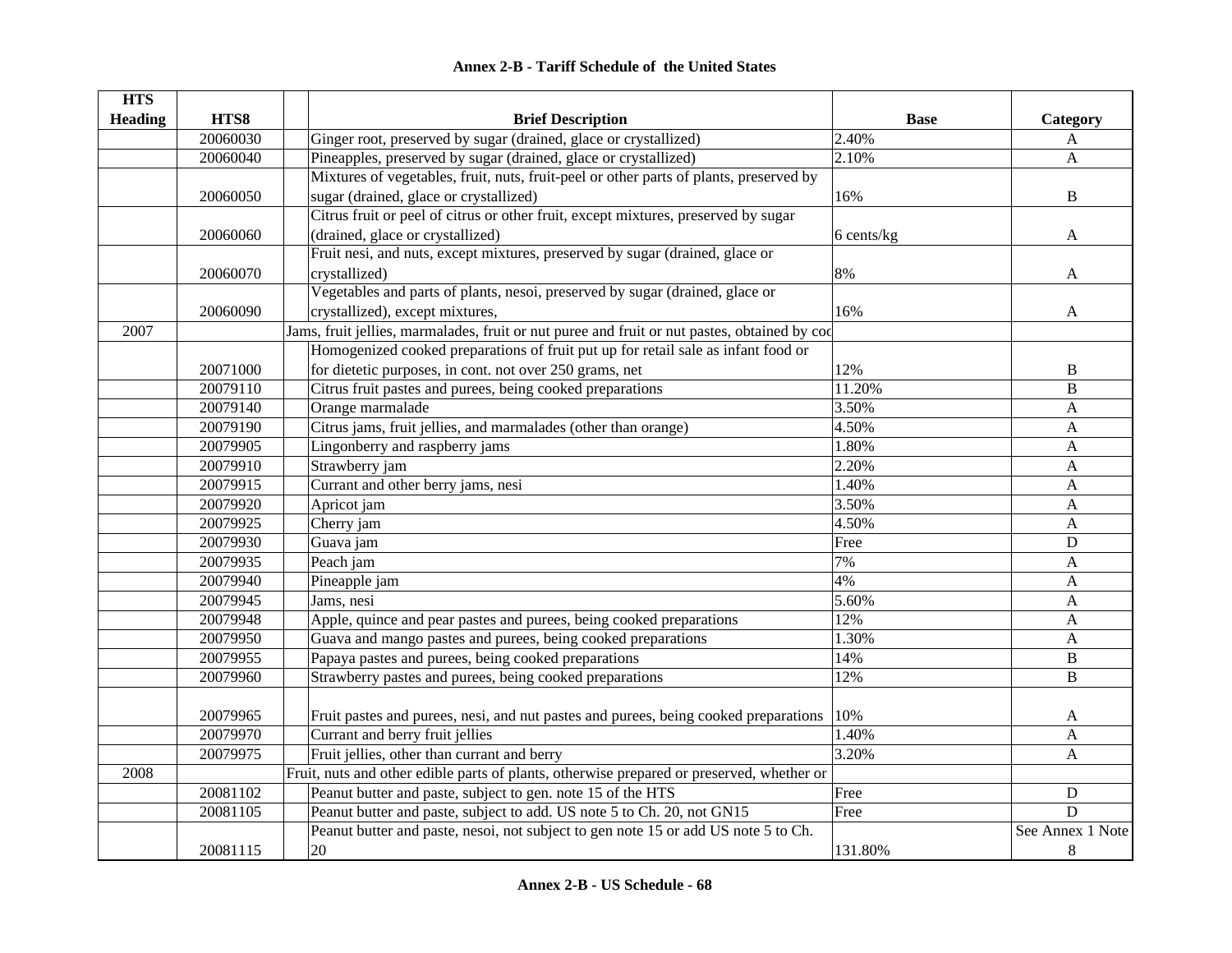# Annex 2-B - Tariff Schedule of the United States

| HTS Heading | HTS8 | | Brief Description | Base | Category |
|---|---|---|---|---|---|
| | 20060030 | | Ginger root, preserved by sugar (drained, glace or crystallized) | 2.40% | A |
| | 20060040 | | Pineapples, preserved by sugar (drained, glace or crystallized) | 2.10% | A |
| | 20060050 | | Mixtures of vegetables, fruit, nuts, fruit-peel or other parts of plants, preserved by sugar (drained, glace or crystallized) | 16% | B |
| | 20060060 | | Citrus fruit or peel of citrus or other fruit, except mixtures, preserved by sugar (drained, glace or crystallized) | 6 cents/kg | A |
| | 20060070 | | Fruit nesi, and nuts, except mixtures, preserved by sugar (drained, glace or crystallized) | 8% | A |
| | 20060090 | | Vegetables and parts of plants, nesoi, preserved by sugar (drained, glace or crystallized), except mixtures, | 16% | A |
| 2007 | | Jams, fruit jellies, marmalades, fruit or nut puree and fruit or nut pastes, obtained by coo | | | |
| | 20071000 | | Homogenized cooked preparations of fruit put up for retail sale as infant food or for dietetic purposes, in cont. not over 250 grams, net | 12% | B |
| | 20079110 | | Citrus fruit pastes and purees, being cooked preparations | 11.20% | B |
| | 20079140 | | Orange marmalade | 3.50% | A |
| | 20079190 | | Citrus jams, fruit jellies, and marmalades (other than orange) | 4.50% | A |
| | 20079905 | | Lingonberry and raspberry jams | 1.80% | A |
| | 20079910 | | Strawberry jam | 2.20% | A |
| | 20079915 | | Currant and other berry jams, nesi | 1.40% | A |
| | 20079920 | | Apricot jam | 3.50% | A |
| | 20079925 | | Cherry jam | 4.50% | A |
| | 20079930 | | Guava jam | Free | D |
| | 20079935 | | Peach jam | 7% | A |
| | 20079940 | | Pineapple jam | 4% | A |
| | 20079945 | | Jams, nesi | 5.60% | A |
| | 20079948 | | Apple, quince and pear pastes and purees, being cooked preparations | 12% | A |
| | 20079950 | | Guava and mango pastes and purees, being cooked preparations | 1.30% | A |
| | 20079955 | | Papaya pastes and purees, being cooked preparations | 14% | B |
| | 20079960 | | Strawberry pastes and purees, being cooked preparations | 12% | B |
| | 20079965 | | Fruit pastes and purees, nesi, and nut pastes and purees, being cooked preparations | 10% | A |
| | 20079970 | | Currant and berry fruit jellies | 1.40% | A |
| | 20079975 | | Fruit jellies, other than currant and berry | 3.20% | A |
| 2008 | | Fruit, nuts and other edible parts of plants, otherwise prepared or preserved, whether or | | | |
| | 20081102 | | Peanut butter and paste, subject to gen. note 15 of the HTS | Free | D |
| | 20081105 | | Peanut butter and paste, subject to add. US note 5 to Ch. 20, not GN15 | Free | D |
| | 20081115 | | Peanut butter and paste, nesoi, not subject to gen note 15 or add US note 5 to Ch. 20 | 131.80% | See Annex 1 Note 8 |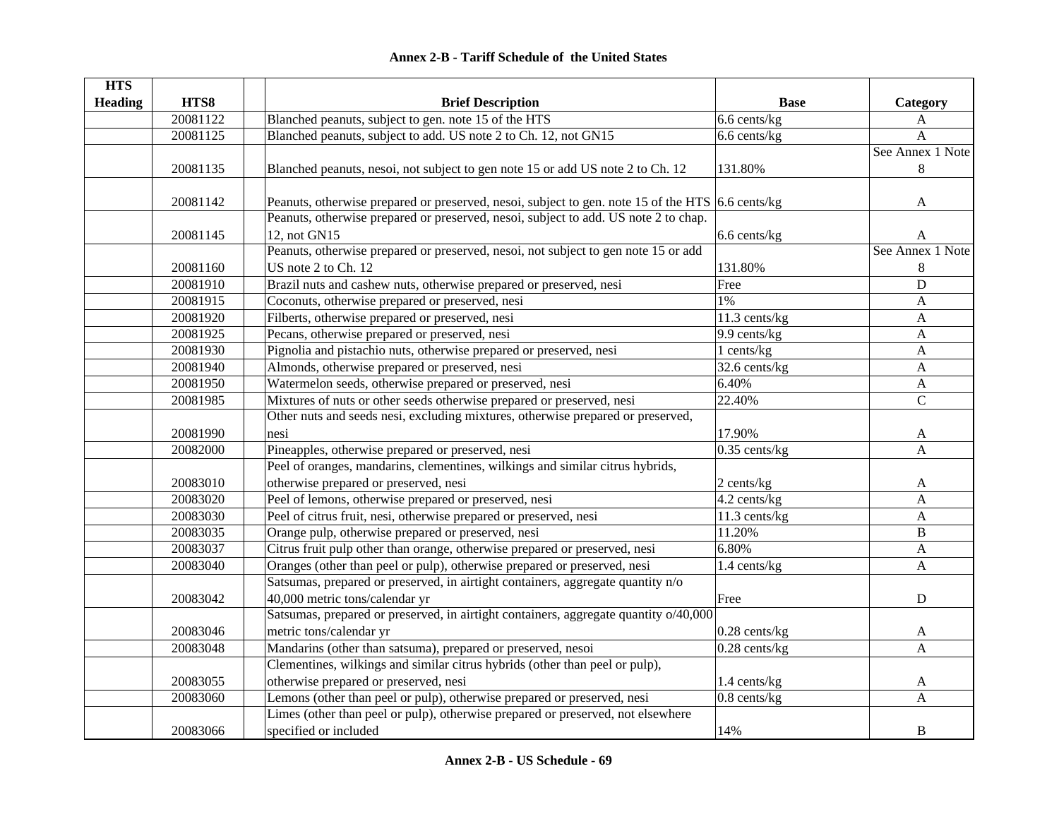**Annex 2-B - Tariff Schedule of the United States**

| HTS Heading | HTS8 | | Brief Description | Base | Category |
|---|---|---|---|---|---|
| | 20081122 | | Blanched peanuts, subject to gen. note 15 of the HTS | 6.6 cents/kg | A |
| | 20081125 | | Blanched peanuts, subject to add. US note 2 to Ch. 12, not GN15 | 6.6 cents/kg | A |
| | 20081135 | | Blanched peanuts, nesoi, not subject to gen note 15 or add US note 2 to Ch. 12 | 131.80% | See Annex 1 Note 8 |
| | 20081142 | | Peanuts, otherwise prepared or preserved, nesoi, subject to gen. note 15 of the HTS | 6.6 cents/kg | A |
| | 20081145 | | Peanuts, otherwise prepared or preserved, nesoi, subject to add. US note 2 to chap. 12, not GN15 | 6.6 cents/kg | A |
| | 20081160 | | Peanuts, otherwise prepared or preserved, nesoi, not subject to gen note 15 or add US note 2 to Ch. 12 | 131.80% | See Annex 1 Note 8 |
| | 20081910 | | Brazil nuts and cashew nuts, otherwise prepared or preserved, nesi | Free | D |
| | 20081915 | | Coconuts, otherwise prepared or preserved, nesi | 1% | A |
| | 20081920 | | Filberts, otherwise prepared or preserved, nesi | 11.3 cents/kg | A |
| | 20081925 | | Pecans, otherwise prepared or preserved, nesi | 9.9 cents/kg | A |
| | 20081930 | | Pignolia and pistachio nuts, otherwise prepared or preserved, nesi | 1 cents/kg | A |
| | 20081940 | | Almonds, otherwise prepared or preserved, nesi | 32.6 cents/kg | A |
| | 20081950 | | Watermelon seeds, otherwise prepared or preserved, nesi | 6.40% | A |
| | 20081985 | | Mixtures of nuts or other seeds otherwise prepared or preserved, nesi | 22.40% | C |
| | 20081990 | | Other nuts and seeds nesi, excluding mixtures, otherwise prepared or preserved, nesi | 17.90% | A |
| | 20082000 | | Pineapples, otherwise prepared or preserved, nesi | 0.35 cents/kg | A |
| | 20083010 | | Peel of oranges, mandarins, clementines, wilkings and similar citrus hybrids, otherwise prepared or preserved, nesi | 2 cents/kg | A |
| | 20083020 | | Peel of lemons, otherwise prepared or preserved, nesi | 4.2 cents/kg | A |
| | 20083030 | | Peel of citrus fruit, nesi, otherwise prepared or preserved, nesi | 11.3 cents/kg | A |
| | 20083035 | | Orange pulp, otherwise prepared or preserved, nesi | 11.20% | B |
| | 20083037 | | Citrus fruit pulp other than orange, otherwise prepared or preserved, nesi | 6.80% | A |
| | 20083040 | | Oranges (other than peel or pulp), otherwise prepared or preserved, nesi | 1.4 cents/kg | A |
| | 20083042 | | Satsumas, prepared or preserved, in airtight containers, aggregate quantity n/o 40,000 metric tons/calendar yr | Free | D |
| | 20083046 | | Satsumas, prepared or preserved, in airtight containers, aggregate quantity o/40,000 metric tons/calendar yr | 0.28 cents/kg | A |
| | 20083048 | | Mandarins (other than satsuma), prepared or preserved, nesoi | 0.28 cents/kg | A |
| | 20083055 | | Clementines, wilkings and similar citrus hybrids (other than peel or pulp), otherwise prepared or preserved, nesi | 1.4 cents/kg | A |
| | 20083060 | | Lemons (other than peel or pulp), otherwise prepared or preserved, nesi | 0.8 cents/kg | A |
| | 20083066 | | Limes (other than peel or pulp), otherwise prepared or preserved, not elsewhere specified or included | 14% | B |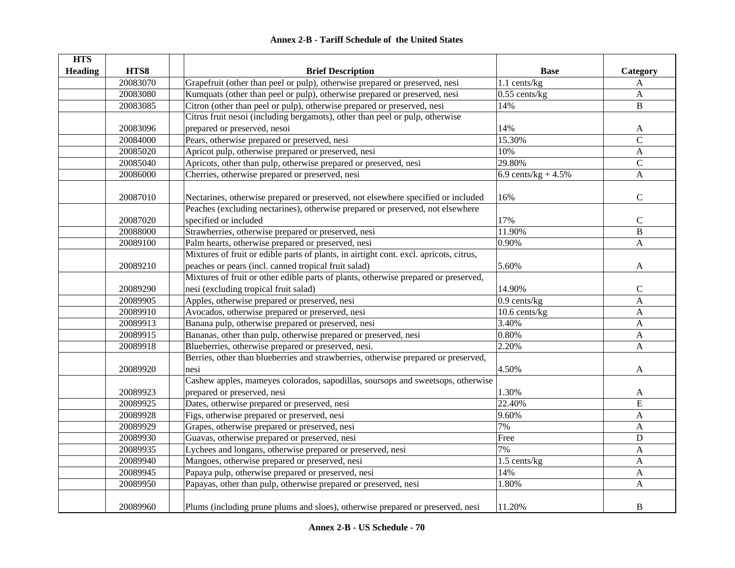**Annex 2-B - Tariff Schedule of the United States**

| HTS Heading | HTS8 | | Brief Description | Base | Category |
|---|---|---|---|---|---|
| | 20083070 | | Grapefruit (other than peel or pulp), otherwise prepared or preserved, nesi | 1.1 cents/kg | A |
| | 20083080 | | Kumquats (other than peel or pulp), otherwise prepared or preserved, nesi | 0.55 cents/kg | A |
| | 20083085 | | Citron (other than peel or pulp), otherwise prepared or preserved, nesi | 14% | B |
| | 20083096 | | Citrus fruit nesoi (including bergamots), other than peel or pulp, otherwise prepared or preserved, nesoi | 14% | A |
| | 20084000 | | Pears, otherwise prepared or preserved, nesi | 15.30% | C |
| | 20085020 | | Apricot pulp, otherwise prepared or preserved, nesi | 10% | A |
| | 20085040 | | Apricots, other than pulp, otherwise prepared or preserved, nesi | 29.80% | C |
| | 20086000 | | Cherries, otherwise prepared or preserved, nesi | 6.9 cents/kg + 4.5% | A |
| | 20087010 | | Nectarines, otherwise prepared or preserved, not elsewhere specified or included | 16% | C |
| | 20087020 | | Peaches (excluding nectarines), otherwise prepared or preserved, not elsewhere specified or included | 17% | C |
| | 20088000 | | Strawberries, otherwise prepared or preserved, nesi | 11.90% | B |
| | 20089100 | | Palm hearts, otherwise prepared or preserved, nesi | 0.90% | A |
| | 20089210 | | Mixtures of fruit or edible parts of plants, in airtight cont. excl. apricots, citrus, peaches or pears (incl. canned tropical fruit salad) | 5.60% | A |
| | 20089290 | | Mixtures of fruit or other edible parts of plants, otherwise prepared or preserved, nesi (excluding tropical fruit salad) | 14.90% | C |
| | 20089905 | | Apples, otherwise prepared or preserved, nesi | 0.9 cents/kg | A |
| | 20089910 | | Avocados, otherwise prepared or preserved, nesi | 10.6 cents/kg | A |
| | 20089913 | | Banana pulp, otherwise prepared or preserved, nesi | 3.40% | A |
| | 20089915 | | Bananas, other than pulp, otherwise prepared or preserved, nesi | 0.80% | A |
| | 20089918 | | Blueberries, otherwise prepared or preserved, nesi. | 2.20% | A |
| | 20089920 | | Berries, other than blueberries and strawberries, otherwise prepared or preserved, nesi | 4.50% | A |
| | 20089923 | | Cashew apples, mameyes colorados, sapodillas, soursops and sweetsops, otherwise prepared or preserved, nesi | 1.30% | A |
| | 20089925 | | Dates, otherwise prepared or preserved, nesi | 22.40% | E |
| | 20089928 | | Figs, otherwise prepared or preserved, nesi | 9.60% | A |
| | 20089929 | | Grapes, otherwise prepared or preserved, nesi | 7% | A |
| | 20089930 | | Guavas, otherwise prepared or preserved, nesi | Free | D |
| | 20089935 | | Lychees and longans, otherwise prepared or preserved, nesi | 7% | A |
| | 20089940 | | Mangoes, otherwise prepared or preserved, nesi | 1.5 cents/kg | A |
| | 20089945 | | Papaya pulp, otherwise prepared or preserved, nesi | 14% | A |
| | 20089950 | | Papayas, other than pulp, otherwise prepared or preserved, nesi | 1.80% | A |
| | 20089960 | | Plums (including prune plums and sloes), otherwise prepared or preserved, nesi | 11.20% | B |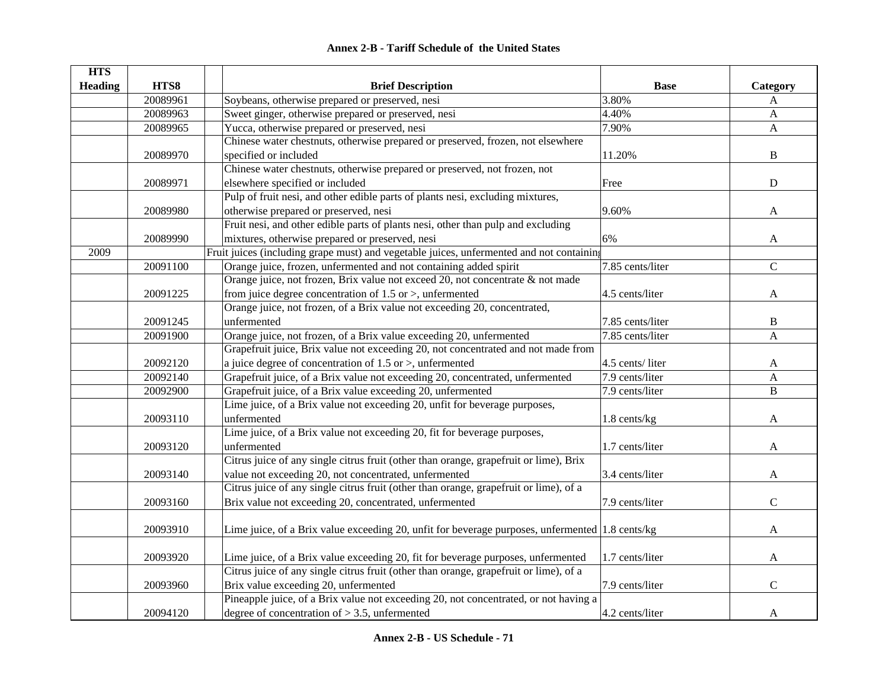| HTS Heading | HTS8 | | Brief Description | Base | Category |
|---|---|---|---|---|---|
| | 20089961 | | Soybeans, otherwise prepared or preserved, nesi | 3.80% | A |
| | 20089963 | | Sweet ginger, otherwise prepared or preserved, nesi | 4.40% | A |
| | 20089965 | | Yucca, otherwise prepared or preserved, nesi | 7.90% | A |
| | 20089970 | | Chinese water chestnuts, otherwise prepared or preserved, frozen, not elsewhere specified or included | 11.20% | B |
| | 20089971 | | Chinese water chestnuts, otherwise prepared or preserved, not frozen, not elsewhere specified or included | Free | D |
| | 20089980 | | Pulp of fruit nesi, and other edible parts of plants nesi, excluding mixtures, otherwise prepared or preserved, nesi | 9.60% | A |
| | 20089990 | | Fruit nesi, and other edible parts of plants nesi, other than pulp and excluding mixtures, otherwise prepared or preserved, nesi | 6% | A |
| 2009 | | | Fruit juices (including grape must) and vegetable juices, unfermented and not containing | | |
| | 20091100 | | Orange juice, frozen, unfermented and not containing added spirit | 7.85 cents/liter | C |
| | 20091225 | | Orange juice, not frozen, Brix value not exceed 20, not concentrate & not made from juice degree concentration of 1.5 or >, unfermented | 4.5 cents/liter | A |
| | 20091245 | | Orange juice, not frozen, of a Brix value not exceeding 20, concentrated, unfermented | 7.85 cents/liter | B |
| | 20091900 | | Orange juice, not frozen, of a Brix value exceeding 20, unfermented | 7.85 cents/liter | A |
| | 20092120 | | Grapefruit juice, Brix value not exceeding 20, not concentrated and not made from a juice degree of concentration of 1.5 or >, unfermented | 4.5 cents/ liter | A |
| | 20092140 | | Grapefruit juice, of a Brix value not exceeding 20, concentrated, unfermented | 7.9 cents/liter | A |
| | 20092900 | | Grapefruit juice, of a Brix value exceeding 20, unfermented | 7.9 cents/liter | B |
| | 20093110 | | Lime juice, of a Brix value not exceeding 20, unfit for beverage purposes, unfermented | 1.8 cents/kg | A |
| | 20093120 | | Lime juice, of a Brix value not exceeding 20, fit for beverage purposes, unfermented | 1.7 cents/liter | A |
| | 20093140 | | Citrus juice of any single citrus fruit (other than orange, grapefruit or lime), Brix value not exceeding 20, not concentrated, unfermented | 3.4 cents/liter | A |
| | 20093160 | | Citrus juice of any single citrus fruit (other than orange, grapefruit or lime), of a Brix value not exceeding 20, concentrated, unfermented | 7.9 cents/liter | C |
| | 20093910 | | Lime juice, of a Brix value exceeding 20, unfit for beverage purposes, unfermented | 1.8 cents/kg | A |
| | 20093920 | | Lime juice, of a Brix value exceeding 20, fit for beverage purposes, unfermented | 1.7 cents/liter | A |
| | 20093960 | | Citrus juice of any single citrus fruit (other than orange, grapefruit or lime), of a Brix value exceeding 20, unfermented | 7.9 cents/liter | C |
| | 20094120 | | Pineapple juice, of a Brix value not exceeding 20, not concentrated, or not having a degree of concentration of > 3.5, unfermented | 4.2 cents/liter | A |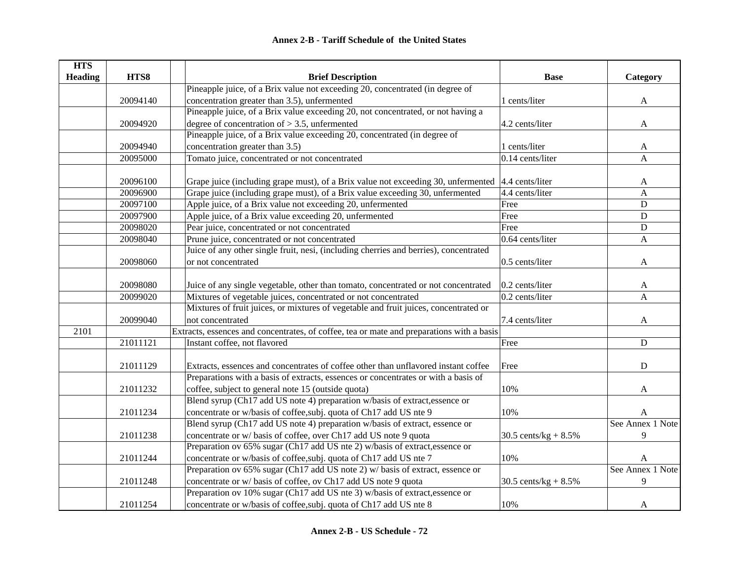# Annex 2-B - Tariff Schedule of the United States

| HTS Heading | HTS8 | | Brief Description | Base | Category |
|---|---|---|---|---|---|
| | 20094140 | | Pineapple juice, of a Brix value not exceeding 20, concentrated (in degree of concentration greater than 3.5), unfermented | 1 cents/liter | A |
| | 20094920 | | Pineapple juice, of a Brix value exceeding 20, not concentrated, or not having a degree of concentration of > 3.5, unfermented | 4.2 cents/liter | A |
| | 20094940 | | Pineapple juice, of a Brix value exceeding 20, concentrated (in degree of concentration greater than 3.5) | 1 cents/liter | A |
| | 20095000 | | Tomato juice, concentrated or not concentrated | 0.14 cents/liter | A |
| | 20096100 | | Grape juice (including grape must), of a Brix value not exceeding 30, unfermented | 4.4 cents/liter | A |
| | 20096900 | | Grape juice (including grape must), of a Brix value exceeding 30, unfermented | 4.4 cents/liter | A |
| | 20097100 | | Apple juice, of a Brix value not exceeding 20, unfermented | Free | D |
| | 20097900 | | Apple juice, of a Brix value exceeding 20, unfermented | Free | D |
| | 20098020 | | Pear juice, concentrated or not concentrated | Free | D |
| | 20098040 | | Prune juice, concentrated or not concentrated | 0.64 cents/liter | A |
| | 20098060 | | Juice of any other single fruit, nesi, (including cherries and berries), concentrated or not concentrated | 0.5 cents/liter | A |
| | 20098080 | | Juice of any single vegetable, other than tomato, concentrated or not concentrated | 0.2 cents/liter | A |
| | 20099020 | | Mixtures of vegetable juices, concentrated or not concentrated | 0.2 cents/liter | A |
| | 20099040 | | Mixtures of fruit juices, or mixtures of vegetable and fruit juices, concentrated or not concentrated | 7.4 cents/liter | A |
| 2101 | | Extracts, essences and concentrates, of coffee, tea or mate and preparations with a basis | | | |
| | 21011121 | | Instant coffee, not flavored | Free | D |
| | 21011129 | | Extracts, essences and concentrates of coffee other than unflavored instant coffee | Free | D |
| | 21011232 | | Preparations with a basis of extracts, essences or concentrates or with a basis of coffee, subject to general note 15 (outside quota) | 10% | A |
| | 21011234 | | Blend syrup (Ch17 add US note 4) preparation w/basis of extract,essence or concentrate or w/basis of coffee,subj. quota of Ch17 add US nte 9 | 10% | A |
| | 21011238 | | Blend syrup (Ch17 add US note 4) preparation w/basis of extract, essence or concentrate or w/ basis of coffee, over Ch17 add US note 9 quota | 30.5 cents/kg + 8.5% | See Annex 1 Note 9 |
| | 21011244 | | Preparation ov 65% sugar (Ch17 add US nte 2) w/basis of extract,essence or concentrate or w/basis of coffee,subj. quota of Ch17 add US nte 7 | 10% | A |
| | 21011248 | | Preparation ov 65% sugar (Ch17 add US note 2) w/ basis of extract, essence or concentrate or w/ basis of coffee, ov Ch17 add US note 9 quota | 30.5 cents/kg + 8.5% | See Annex 1 Note 9 |
| | 21011254 | | Preparation ov 10% sugar (Ch17 add US nte 3) w/basis of extract,essence or concentrate or w/basis of coffee,subj. quota of Ch17 add US nte 8 | 10% | A |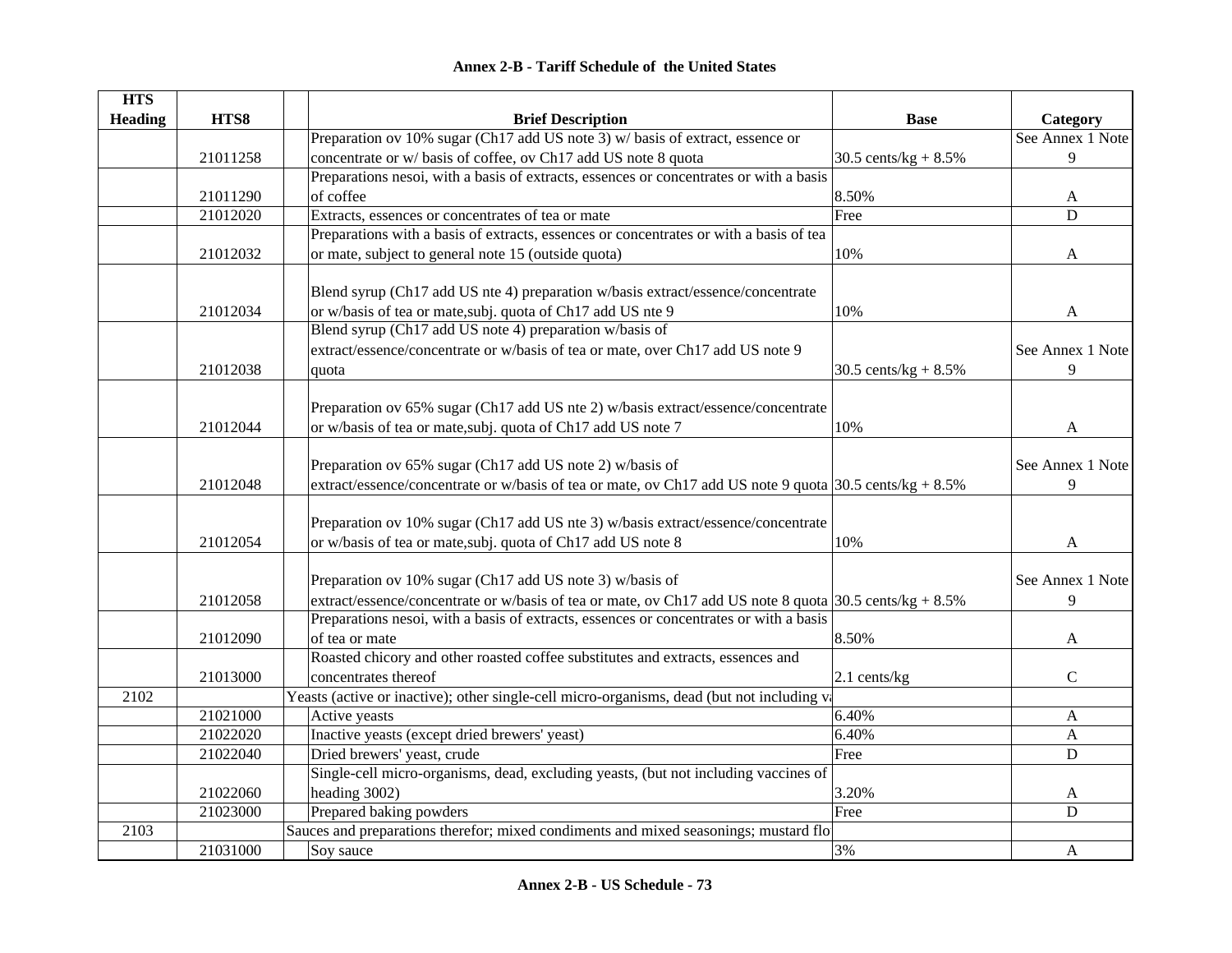## Annex 2-B - Tariff Schedule of the United States

| HTS Heading | HTS8 | Brief Description | Base | Category |
|---|---|---|---|---|
| | 21011258 | Preparation ov 10% sugar (Ch17 add US note 3) w/ basis of extract, essence or concentrate or w/ basis of coffee, ov Ch17 add US note 8 quota | 30.5 cents/kg + 8.5% | See Annex 1 Note 9 |
| | 21011290 | Preparations nesoi, with a basis of extracts, essences or concentrates or with a basis of coffee | 8.50% | A |
| | 21012020 | Extracts, essences or concentrates of tea or mate | Free | D |
| | 21012032 | Preparations with a basis of extracts, essences or concentrates or with a basis of tea or mate, subject to general note 15 (outside quota) | 10% | A |
| | 21012034 | Blend syrup (Ch17 add US nte 4) preparation w/basis extract/essence/concentrate or w/basis of tea or mate,subj. quota of Ch17 add US nte 9 | 10% | A |
| | 21012038 | Blend syrup (Ch17 add US note 4) preparation w/basis of extract/essence/concentrate or w/basis of tea or mate, over Ch17 add US note 9 quota | 30.5 cents/kg + 8.5% | See Annex 1 Note 9 |
| | 21012044 | Preparation ov 65% sugar (Ch17 add US nte 2) w/basis extract/essence/concentrate or w/basis of tea or mate,subj. quota of Ch17 add US note 7 | 10% | A |
| | 21012048 | Preparation ov 65% sugar (Ch17 add US note 2) w/basis of extract/essence/concentrate or w/basis of tea or mate, ov Ch17 add US note 9 quota | 30.5 cents/kg + 8.5% | See Annex 1 Note 9 |
| | 21012054 | Preparation ov 10% sugar (Ch17 add US nte 3) w/basis extract/essence/concentrate or w/basis of tea or mate,subj. quota of Ch17 add US note 8 | 10% | A |
| | 21012058 | Preparation ov 10% sugar (Ch17 add US note 3) w/basis of extract/essence/concentrate or w/basis of tea or mate, ov Ch17 add US note 8 quota | 30.5 cents/kg + 8.5% | See Annex 1 Note 9 |
| | 21012090 | Preparations nesoi, with a basis of extracts, essences or concentrates or with a basis of tea or mate | 8.50% | A |
| | 21013000 | Roasted chicory and other roasted coffee substitutes and extracts, essences and concentrates thereof | 2.1 cents/kg | C |
| 2102 | | Yeasts (active or inactive); other single-cell micro-organisms, dead (but not including va | | |
| | 21021000 | Active yeasts | 6.40% | A |
| | 21022020 | Inactive yeasts (except dried brewers' yeast) | 6.40% | A |
| | 21022040 | Dried brewers' yeast, crude | Free | D |
| | 21022060 | Single-cell micro-organisms, dead, excluding yeasts, (but not including vaccines of heading 3002) | 3.20% | A |
| | 21023000 | Prepared baking powders | Free | D |
| 2103 | | Sauces and preparations therefor; mixed condiments and mixed seasonings; mustard flo | | |
| | 21031000 | Soy sauce | 3% | A |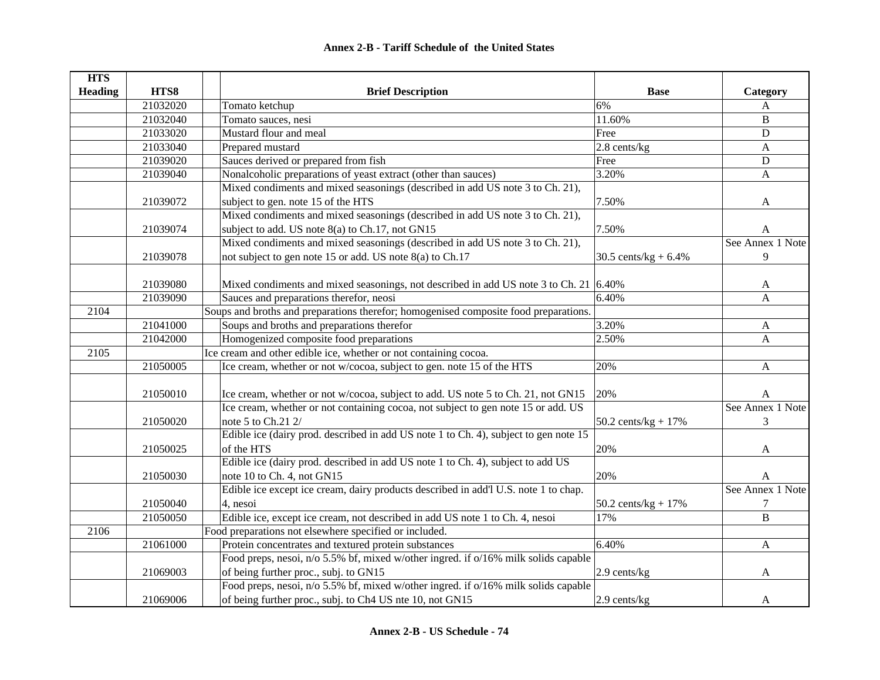**Annex 2-B - Tariff Schedule of the United States**

| HTS Heading | HTS8 | Brief Description | Base | Category |
|---|---|---|---|---|
| | 21032020 | Tomato ketchup | 6% | A |
| | 21032040 | Tomato sauces, nesi | 11.60% | B |
| | 21033020 | Mustard flour and meal | Free | D |
| | 21033040 | Prepared mustard | 2.8 cents/kg | A |
| | 21039020 | Sauces derived or prepared from fish | Free | D |
| | 21039040 | Nonalcoholic preparations of yeast extract (other than sauces) | 3.20% | A |
| | 21039072 | Mixed condiments and mixed seasonings (described in add US note 3 to Ch. 21), subject to gen. note 15 of the HTS | 7.50% | A |
| | 21039074 | Mixed condiments and mixed seasonings (described in add US note 3 to Ch. 21), subject to add. US note 8(a) to Ch.17, not GN15 | 7.50% | A |
| | 21039078 | Mixed condiments and mixed seasonings (described in add US note 3 to Ch. 21), not subject to gen note 15 or add. US note 8(a) to Ch.17 | 30.5 cents/kg + 6.4% | See Annex 1 Note 9 |
| | 21039080 | Mixed condiments and mixed seasonings, not described in add US note 3 to Ch. 21 | 6.40% | A |
| | 21039090 | Sauces and preparations therefor, neosi | 6.40% | A |
| 2104 | | Soups and broths and preparations therefor; homogenised composite food preparations. | | |
| | 21041000 | Soups and broths and preparations therefor | 3.20% | A |
| | 21042000 | Homogenized composite food preparations | 2.50% | A |
| 2105 | | Ice cream and other edible ice, whether or not containing cocoa. | | |
| | 21050005 | Ice cream, whether or not w/cocoa, subject to gen. note 15 of the HTS | 20% | A |
| | 21050010 | Ice cream, whether or not w/cocoa, subject to add. US note 5 to Ch. 21, not GN15 | 20% | A |
| | 21050020 | Ice cream, whether or not containing cocoa, not subject to gen note 15 or add. US note 5 to Ch.21 2/ | 50.2 cents/kg + 17% | See Annex 1 Note 3 |
| | 21050025 | Edible ice (dairy prod. described in add US note 1 to Ch. 4), subject to gen note 15 of the HTS | 20% | A |
| | 21050030 | Edible ice (dairy prod. described in add US note 1 to Ch. 4), subject to add US note 10 to Ch. 4, not GN15 | 20% | A |
| | 21050040 | Edible ice except ice cream, dairy products described in add'l U.S. note 1 to chap. 4, nesoi | 50.2 cents/kg + 17% | See Annex 1 Note 7 |
| | 21050050 | Edible ice, except ice cream, not described in add US note 1 to Ch. 4, nesoi | 17% | B |
| 2106 | | Food preparations not elsewhere specified or included. | | |
| | 21061000 | Protein concentrates and textured protein substances | 6.40% | A |
| | 21069003 | Food preps, nesoi, n/o 5.5% bf, mixed w/other ingred. if o/16% milk solids capable of being further proc., subj. to GN15 | 2.9 cents/kg | A |
| | 21069006 | Food preps, nesoi, n/o 5.5% bf, mixed w/other ingred. if o/16% milk solids capable of being further proc., subj. to Ch4 US nte 10, not GN15 | 2.9 cents/kg | A |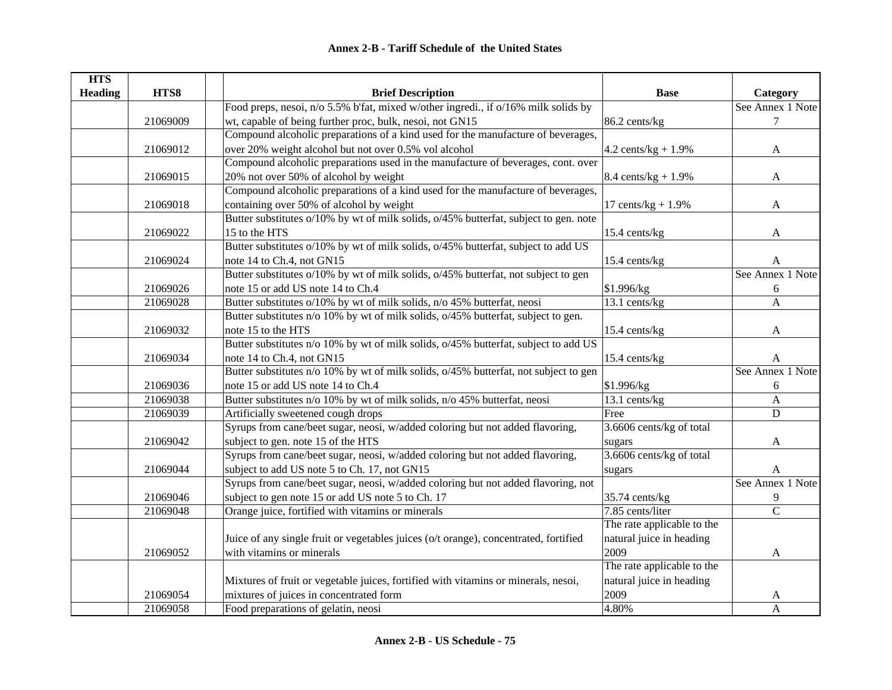**Annex 2-B - Tariff Schedule of the United States**

| HTS Heading | HTS8 | | Brief Description | Base | Category |
|---|---|---|---|---|---|
| | 21069009 | | Food preps, nesoi, n/o 5.5% b'fat, mixed w/other ingredi., if o/16% milk solids by wt, capable of being further proc, bulk, nesoi, not GN15 | 86.2 cents/kg | See Annex 1 Note 7 |
| | 21069012 | | Compound alcoholic preparations of a kind used for the manufacture of beverages, over 20% weight alcohol but not over 0.5% vol alcohol | 4.2 cents/kg + 1.9% | A |
| | 21069015 | | Compound alcoholic preparations used in the manufacture of beverages, cont. over 20% not over 50% of alcohol by weight | 8.4 cents/kg + 1.9% | A |
| | 21069018 | | Compound alcoholic preparations of a kind used for the manufacture of beverages, containing over 50% of alcohol by weight | 17 cents/kg + 1.9% | A |
| | 21069022 | | Butter substitutes o/10% by wt of milk solids, o/45% butterfat, subject to gen. note 15 to the HTS | 15.4 cents/kg | A |
| | 21069024 | | Butter substitutes o/10% by wt of milk solids, o/45% butterfat, subject to add US note 14 to Ch.4, not GN15 | 15.4 cents/kg | A |
| | 21069026 | | Butter substitutes o/10% by wt of milk solids, o/45% butterfat, not subject to gen note 15 or add US note 14 to Ch.4 | $1.996/kg | See Annex 1 Note 6 |
| | 21069028 | | Butter substitutes o/10% by wt of milk solids, n/o 45% butterfat, neosi | 13.1 cents/kg | A |
| | 21069032 | | Butter substitutes n/o 10% by wt of milk solids, o/45% butterfat, subject to gen. note 15 to the HTS | 15.4 cents/kg | A |
| | 21069034 | | Butter substitutes n/o 10% by wt of milk solids, o/45% butterfat, subject to add US note 14 to Ch.4, not GN15 | 15.4 cents/kg | A |
| | 21069036 | | Butter substitutes n/o 10% by wt of milk solids, o/45% butterfat, not subject to gen note 15 or add US note 14 to Ch.4 | $1.996/kg | See Annex 1 Note 6 |
| | 21069038 | | Butter substitutes n/o 10% by wt of milk solids, n/o 45% butterfat, neosi | 13.1 cents/kg | A |
| | 21069039 | | Artificially sweetened cough drops | Free | D |
| | 21069042 | | Syrups from cane/beet sugar, neosi, w/added coloring but not added flavoring, subject to gen. note 15 of the HTS | 3.6606 cents/kg of total sugars | A |
| | 21069044 | | Syrups from cane/beet sugar, neosi, w/added coloring but not added flavoring, subject to add US note 5 to Ch. 17, not GN15 | 3.6606 cents/kg of total sugars | A |
| | 21069046 | | Syrups from cane/beet sugar, neosi, w/added coloring but not added flavoring, not subject to gen note 15 or add US note 5 to Ch. 17 | 35.74 cents/kg | See Annex 1 Note 9 |
| | 21069048 | | Orange juice, fortified with vitamins or minerals | 7.85 cents/liter | C |
| | 21069052 | | Juice of any single fruit or vegetables juices (o/t orange), concentrated, fortified with vitamins or minerals | The rate applicable to the natural juice in heading 2009 | A |
| | 21069054 | | Mixtures of fruit or vegetable juices, fortified with vitamins or minerals, nesoi, mixtures of juices in concentrated form | The rate applicable to the natural juice in heading 2009 | A |
| | 21069058 | | Food preparations of gelatin, neosi | 4.80% | A |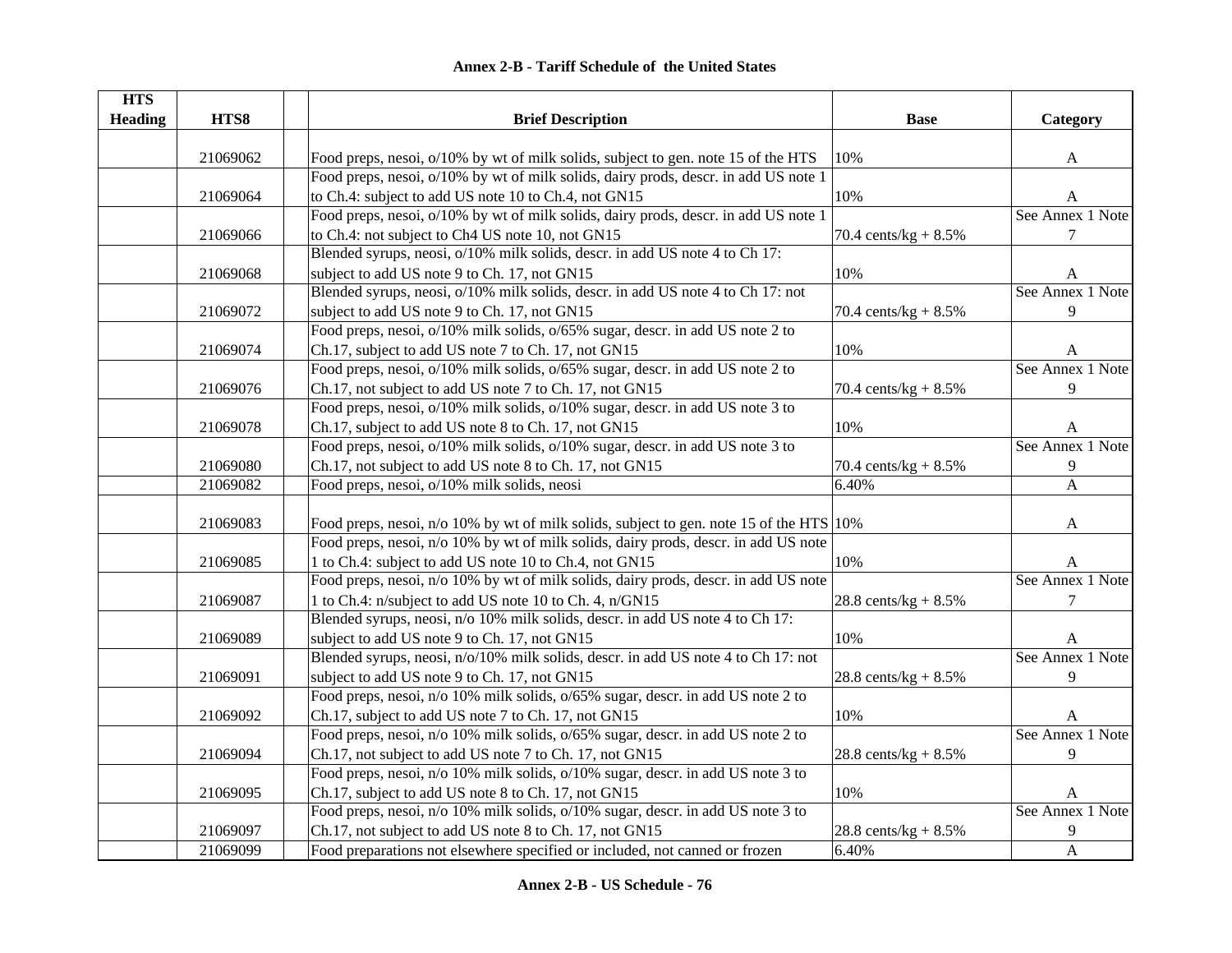## Annex 2-B - Tariff Schedule of the United States

| HTS Heading | HTS8 | | Brief Description | Base | Category |
|---|---|---|---|---|---|
| | 21069062 | | Food preps, nesoi, o/10% by wt of milk solids, subject to gen. note 15 of the HTS | 10% | A |
| | 21069064 | | Food preps, nesoi, o/10% by wt of milk solids, dairy prods, descr. in add US note 1 to Ch.4: subject to add US note 10 to Ch.4, not GN15 | 10% | A |
| | 21069066 | | Food preps, nesoi, o/10% by wt of milk solids, dairy prods, descr. in add US note 1 to Ch.4: not subject to Ch4 US note 10, not GN15 | 70.4 cents/kg + 8.5% | See Annex 1 Note 7 |
| | 21069068 | | Blended syrups, neosi, o/10% milk solids, descr. in add US note 4 to Ch 17: subject to add US note 9 to Ch. 17, not GN15 | 10% | A |
| | 21069072 | | Blended syrups, neosi, o/10% milk solids, descr. in add US note 4 to Ch 17: not subject to add US note 9 to Ch. 17, not GN15 | 70.4 cents/kg + 8.5% | See Annex 1 Note 9 |
| | 21069074 | | Food preps, nesoi, o/10% milk solids, o/65% sugar, descr. in add US note 2 to Ch.17, subject to add US note 7 to Ch. 17, not GN15 | 10% | A |
| | 21069076 | | Food preps, nesoi, o/10% milk solids, o/65% sugar, descr. in add US note 2 to Ch.17, not subject to add US note 7 to Ch. 17, not GN15 | 70.4 cents/kg + 8.5% | See Annex 1 Note 9 |
| | 21069078 | | Food preps, nesoi, o/10% milk solids, o/10% sugar, descr. in add US note 3 to Ch.17, subject to add US note 8 to Ch. 17, not GN15 | 10% | A |
| | 21069080 | | Food preps, nesoi, o/10% milk solids, o/10% sugar, descr. in add US note 3 to Ch.17, not subject to add US note 8 to Ch. 17, not GN15 | 70.4 cents/kg + 8.5% | See Annex 1 Note 9 |
| | 21069082 | | Food preps, nesoi, o/10% milk solids, neosi | 6.40% | A |
| | 21069083 | | Food preps, nesoi, n/o 10% by wt of milk solids, subject to gen. note 15 of the HTS | 10% | A |
| | 21069085 | | Food preps, nesoi, n/o 10% by wt of milk solids, dairy prods, descr. in add US note 1 to Ch.4: subject to add US note 10 to Ch.4, not GN15 | 10% | A |
| | 21069087 | | Food preps, nesoi, n/o 10% by wt of milk solids, dairy prods, descr. in add US note 1 to Ch.4: n/subject to add US note 10 to Ch. 4, n/GN15 | 28.8 cents/kg + 8.5% | See Annex 1 Note 7 |
| | 21069089 | | Blended syrups, neosi, n/o 10% milk solids, descr. in add US note 4 to Ch 17: subject to add US note 9 to Ch. 17, not GN15 | 10% | A |
| | 21069091 | | Blended syrups, neosi, n/o/10% milk solids, descr. in add US note 4 to Ch 17: not subject to add US note 9 to Ch. 17, not GN15 | 28.8 cents/kg + 8.5% | See Annex 1 Note 9 |
| | 21069092 | | Food preps, nesoi, n/o 10% milk solids, o/65% sugar, descr. in add US note 2 to Ch.17, subject to add US note 7 to Ch. 17, not GN15 | 10% | A |
| | 21069094 | | Food preps, nesoi, n/o 10% milk solids, o/65% sugar, descr. in add US note 2 to Ch.17, not subject to add US note 7 to Ch. 17, not GN15 | 28.8 cents/kg + 8.5% | See Annex 1 Note 9 |
| | 21069095 | | Food preps, nesoi, n/o 10% milk solids, o/10% sugar, descr. in add US note 3 to Ch.17, subject to add US note 8 to Ch. 17, not GN15 | 10% | A |
| | 21069097 | | Food preps, nesoi, n/o 10% milk solids, o/10% sugar, descr. in add US note 3 to Ch.17, not subject to add US note 8 to Ch. 17, not GN15 | 28.8 cents/kg + 8.5% | See Annex 1 Note 9 |
| | 21069099 | | Food preparations not elsewhere specified or included, not canned or frozen | 6.40% | A |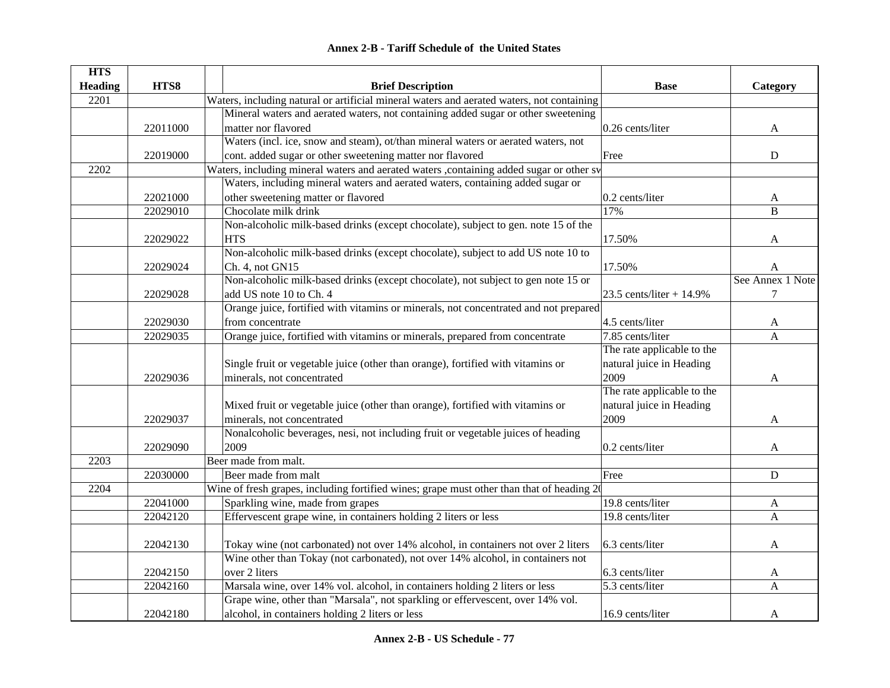# Annex 2-B - Tariff Schedule of the United States

| HTS Heading | HTS8 | | Brief Description | Base | Category |
|---|---|---|---|---|---|
| 2201 | | | Waters, including natural or artificial mineral waters and aerated waters, not containing | | |
| | 22011000 | | Mineral waters and aerated waters, not containing added sugar or other sweetening matter nor flavored | 0.26 cents/liter | A |
| | 22019000 | | Waters (incl. ice, snow and steam), ot/than mineral waters or aerated waters, not cont. added sugar or other sweetening matter nor flavored | Free | D |
| 2202 | | | Waters, including mineral waters and aerated waters ,containing added sugar or other sw | | |
| | 22021000 | | Waters, including mineral waters and aerated waters, containing added sugar or other sweetening matter or flavored | 0.2 cents/liter | A |
| | 22029010 | | Chocolate milk drink | 17% | B |
| | 22029022 | | Non-alcoholic milk-based drinks (except chocolate), subject to gen. note 15 of the HTS | 17.50% | A |
| | 22029024 | | Non-alcoholic milk-based drinks (except chocolate), subject to add US note 10 to Ch. 4, not GN15 | 17.50% | A |
| | 22029028 | | Non-alcoholic milk-based drinks (except chocolate), not subject to gen note 15 or add US note 10 to Ch. 4 | 23.5 cents/liter + 14.9% | See Annex 1 Note 7 |
| | 22029030 | | Orange juice, fortified with vitamins or minerals, not concentrated and not prepared from concentrate | 4.5 cents/liter | A |
| | 22029035 | | Orange juice, fortified with vitamins or minerals, prepared from concentrate | 7.85 cents/liter | A |
| | 22029036 | | Single fruit or vegetable juice (other than orange), fortified with vitamins or minerals, not concentrated | The rate applicable to the natural juice in Heading 2009 | A |
| | 22029037 | | Mixed fruit or vegetable juice (other than orange), fortified with vitamins or minerals, not concentrated | The rate applicable to the natural juice in Heading 2009 | A |
| | 22029090 | | Nonalcoholic beverages, nesi, not including fruit or vegetable juices of heading 2009 | 0.2 cents/liter | A |
| 2203 | | | Beer made from malt. | | |
| | 22030000 | | Beer made from malt | Free | D |
| 2204 | | | Wine of fresh grapes, including fortified wines; grape must other than that of heading 20 | | |
| | 22041000 | | Sparkling wine, made from grapes | 19.8 cents/liter | A |
| | 22042120 | | Effervescent grape wine, in containers holding 2 liters or less | 19.8 cents/liter | A |
| | 22042130 | | Tokay wine (not carbonated) not over 14% alcohol, in containers not over 2 liters | 6.3 cents/liter | A |
| | 22042150 | | Wine other than Tokay (not carbonated), not over 14% alcohol, in containers not over 2 liters | 6.3 cents/liter | A |
| | 22042160 | | Marsala wine, over 14% vol. alcohol, in containers holding 2 liters or less | 5.3 cents/liter | A |
| | 22042180 | | Grape wine, other than "Marsala", not sparkling or effervescent, over 14% vol. alcohol, in containers holding 2 liters or less | 16.9 cents/liter | A |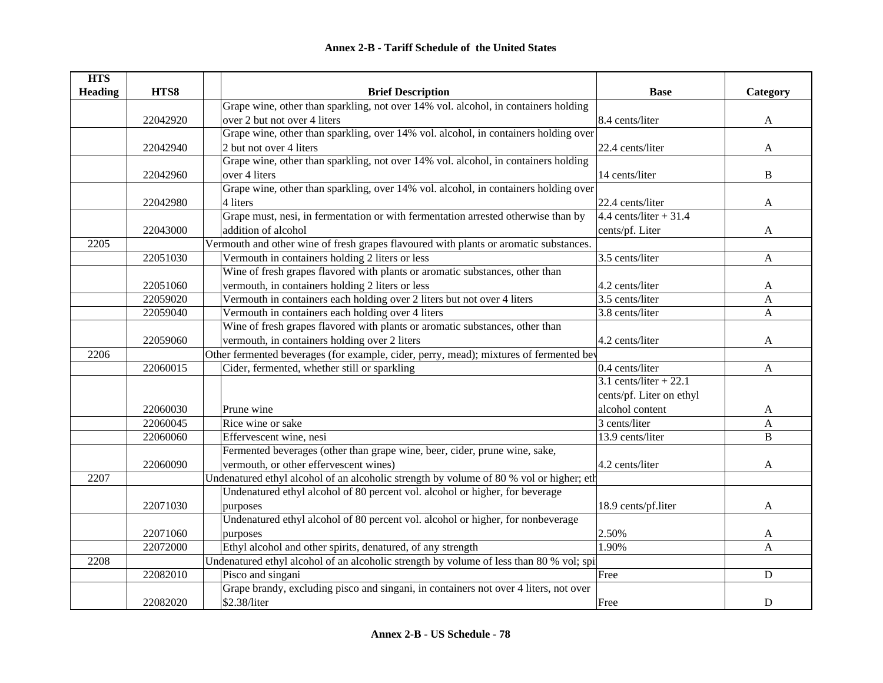## Annex 2-B - Tariff Schedule of the United States

| HTS Heading | HTS8 | Brief Description | Base | Category |
|---|---|---|---|---|
| | 22042920 | Grape wine, other than sparkling, not over 14% vol. alcohol, in containers holding over 2 but not over 4 liters | 8.4 cents/liter | A |
| | 22042940 | Grape wine, other than sparkling, over 14% vol. alcohol, in containers holding over 2 but not over 4 liters | 22.4 cents/liter | A |
| | 22042960 | Grape wine, other than sparkling, not over 14% vol. alcohol, in containers holding over 4 liters | 14 cents/liter | B |
| | 22042980 | Grape wine, other than sparkling, over 14% vol. alcohol, in containers holding over 4 liters | 22.4 cents/liter | A |
| | 22043000 | Grape must, nesi, in fermentation or with fermentation arrested otherwise than by addition of alcohol | 4.4 cents/liter + 31.4 cents/pf. Liter | A |
| 2205 | | Vermouth and other wine of fresh grapes flavoured with plants or aromatic substances. | | |
| | 22051030 | Vermouth in containers holding 2 liters or less | 3.5 cents/liter | A |
| | 22051060 | Wine of fresh grapes flavored with plants or aromatic substances, other than vermouth, in containers holding 2 liters or less | 4.2 cents/liter | A |
| | 22059020 | Vermouth in containers each holding over 2 liters but not over 4 liters | 3.5 cents/liter | A |
| | 22059040 | Vermouth in containers each holding over 4 liters | 3.8 cents/liter | A |
| | 22059060 | Wine of fresh grapes flavored with plants or aromatic substances, other than vermouth, in containers holding over 2 liters | 4.2 cents/liter | A |
| 2206 | | Other fermented beverages (for example, cider, perry, mead); mixtures of fermented bev | | |
| | 22060015 | Cider, fermented, whether still or sparkling | 0.4 cents/liter | A |
| | 22060030 | Prune wine | 3.1 cents/liter + 22.1 cents/pf. Liter on ethyl alcohol content | A |
| | 22060045 | Rice wine or sake | 3 cents/liter | A |
| | 22060060 | Effervescent wine, nesi | 13.9 cents/liter | B |
| | 22060090 | Fermented beverages (other than grape wine, beer, cider, prune wine, sake, vermouth, or other effervescent wines) | 4.2 cents/liter | A |
| 2207 | | Undenatured ethyl alcohol of an alcoholic strength by volume of 80 % vol or higher; eth | | |
| | 22071030 | Undenatured ethyl alcohol of 80 percent vol. alcohol or higher, for beverage purposes | 18.9 cents/pf.liter | A |
| | 22071060 | Undenatured ethyl alcohol of 80 percent vol. alcohol or higher, for nonbeverage purposes | 2.50% | A |
| | 22072000 | Ethyl alcohol and other spirits, denatured, of any strength | 1.90% | A |
| 2208 | | Undenatured ethyl alcohol of an alcoholic strength by volume of less than 80 % vol; spi | | |
| | 22082010 | Pisco and singani | Free | D |
| | 22082020 | Grape brandy, excluding pisco and singani, in containers not over 4 liters, not over $2.38/liter | Free | D |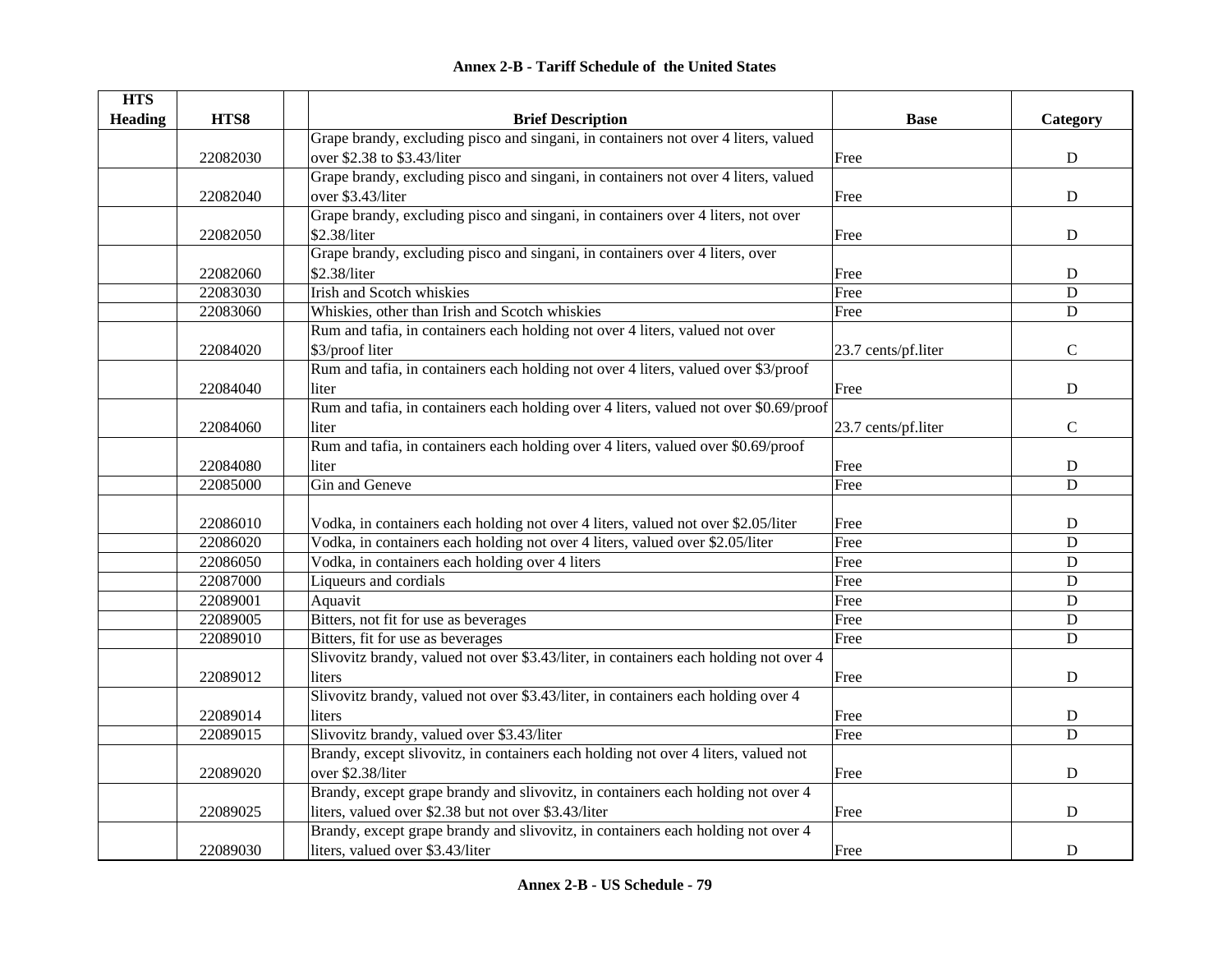## Annex 2-B - Tariff Schedule of the United States

| HTS Heading | HTS8 | | Brief Description | Base | Category |
|---|---|---|---|---|---|
| | 22082030 | | Grape brandy, excluding pisco and singani, in containers not over 4 liters, valued over $2.38 to $3.43/liter | Free | D |
| | 22082040 | | Grape brandy, excluding pisco and singani, in containers not over 4 liters, valued over $3.43/liter | Free | D |
| | 22082050 | | Grape brandy, excluding pisco and singani, in containers over 4 liters, not over $2.38/liter | Free | D |
| | 22082060 | | Grape brandy, excluding pisco and singani, in containers over 4 liters, over $2.38/liter | Free | D |
| | 22083030 | | Irish and Scotch whiskies | Free | D |
| | 22083060 | | Whiskies, other than Irish and Scotch whiskies | Free | D |
| | 22084020 | | Rum and tafia, in containers each holding not over 4 liters, valued not over $3/proof liter | 23.7 cents/pf.liter | C |
| | 22084040 | | Rum and tafia, in containers each holding not over 4 liters, valued over $3/proof liter | Free | D |
| | 22084060 | | Rum and tafia, in containers each holding over 4 liters, valued not over $0.69/proof liter | 23.7 cents/pf.liter | C |
| | 22084080 | | Rum and tafia, in containers each holding over 4 liters, valued over $0.69/proof liter | Free | D |
| | 22085000 | | Gin and Geneve | Free | D |
| | 22086010 | | Vodka, in containers each holding not over 4 liters, valued not over $2.05/liter | Free | D |
| | 22086020 | | Vodka, in containers each holding not over 4 liters, valued over $2.05/liter | Free | D |
| | 22086050 | | Vodka, in containers each holding over 4 liters | Free | D |
| | 22087000 | | Liqueurs and cordials | Free | D |
| | 22089001 | | Aquavit | Free | D |
| | 22089005 | | Bitters, not fit for use as beverages | Free | D |
| | 22089010 | | Bitters, fit for use as beverages | Free | D |
| | 22089012 | | Slivovitz brandy, valued not over $3.43/liter, in containers each holding not over 4 liters | Free | D |
| | 22089014 | | Slivovitz brandy, valued not over $3.43/liter, in containers each holding over 4 liters | Free | D |
| | 22089015 | | Slivovitz brandy, valued over $3.43/liter | Free | D |
| | 22089020 | | Brandy, except slivovitz, in containers each holding not over 4 liters, valued not over $2.38/liter | Free | D |
| | 22089025 | | Brandy, except grape brandy and slivovitz, in containers each holding not over 4 liters, valued over $2.38 but not over $3.43/liter | Free | D |
| | 22089030 | | Brandy, except grape brandy and slivovitz, in containers each holding not over 4 liters, valued over $3.43/liter | Free | D |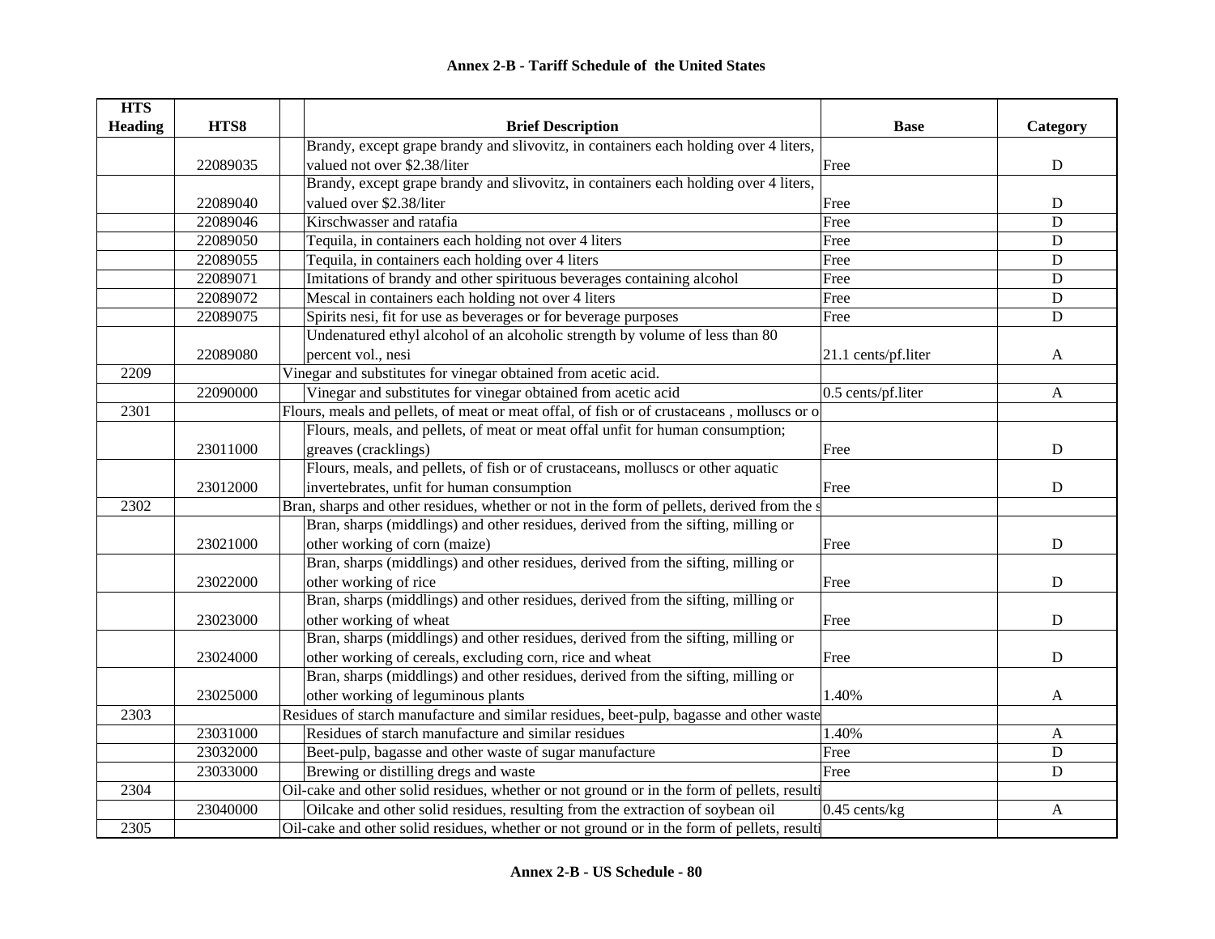# Annex 2-B - Tariff Schedule of the United States

| HTS Heading | HTS8 | Brief Description | Base | Category |
|---|---|---|---|---|
| | 22089035 | Brandy, except grape brandy and slivovitz, in containers each holding over 4 liters, valued not over $2.38/liter | Free | D |
| | 22089040 | Brandy, except grape brandy and slivovitz, in containers each holding over 4 liters, valued over $2.38/liter | Free | D |
| | 22089046 | Kirschwasser and ratafia | Free | D |
| | 22089050 | Tequila, in containers each holding not over 4 liters | Free | D |
| | 22089055 | Tequila, in containers each holding over 4 liters | Free | D |
| | 22089071 | Imitations of brandy and other spirituous beverages containing alcohol | Free | D |
| | 22089072 | Mescal in containers each holding not over 4 liters | Free | D |
| | 22089075 | Spirits nesi, fit for use as beverages or for beverage purposes | Free | D |
| | 22089080 | Undenatured ethyl alcohol of an alcoholic strength by volume of less than 80 percent vol., nesi | 21.1 cents/pf.liter | A |
| 2209 | | Vinegar and substitutes for vinegar obtained from acetic acid. | | |
| | 22090000 | Vinegar and substitutes for vinegar obtained from acetic acid | 0.5 cents/pf.liter | A |
| 2301 | | Flours, meals and pellets, of meat or meat offal, of fish or of crustaceans , molluscs or o | | |
| | 23011000 | Flours, meals, and pellets, of meat or meat offal unfit for human consumption; greaves (cracklings) | Free | D |
| | 23012000 | Flours, meals, and pellets, of fish or of crustaceans, molluscs or other aquatic invertebrates, unfit for human consumption | Free | D |
| 2302 | | Bran, sharps and other residues, whether or not in the form of pellets, derived from the s | | |
| | 23021000 | Bran, sharps (middlings) and other residues, derived from the sifting, milling or other working of corn (maize) | Free | D |
| | 23022000 | Bran, sharps (middlings) and other residues, derived from the sifting, milling or other working of rice | Free | D |
| | 23023000 | Bran, sharps (middlings) and other residues, derived from the sifting, milling or other working of wheat | Free | D |
| | 23024000 | Bran, sharps (middlings) and other residues, derived from the sifting, milling or other working of cereals, excluding corn, rice and wheat | Free | D |
| | 23025000 | Bran, sharps (middlings) and other residues, derived from the sifting, milling or other working of leguminous plants | 1.40% | A |
| 2303 | | Residues of starch manufacture and similar residues, beet-pulp, bagasse and other waste | | |
| | 23031000 | Residues of starch manufacture and similar residues | 1.40% | A |
| | 23032000 | Beet-pulp, bagasse and other waste of sugar manufacture | Free | D |
| | 23033000 | Brewing or distilling dregs and waste | Free | D |
| 2304 | | Oil-cake and other solid residues, whether or not ground or in the form of pellets, resulti | | |
| | 23040000 | Oilcake and other solid residues, resulting from the extraction of soybean oil | 0.45 cents/kg | A |
| 2305 | | Oil-cake and other solid residues, whether or not ground or in the form of pellets, resulti | | |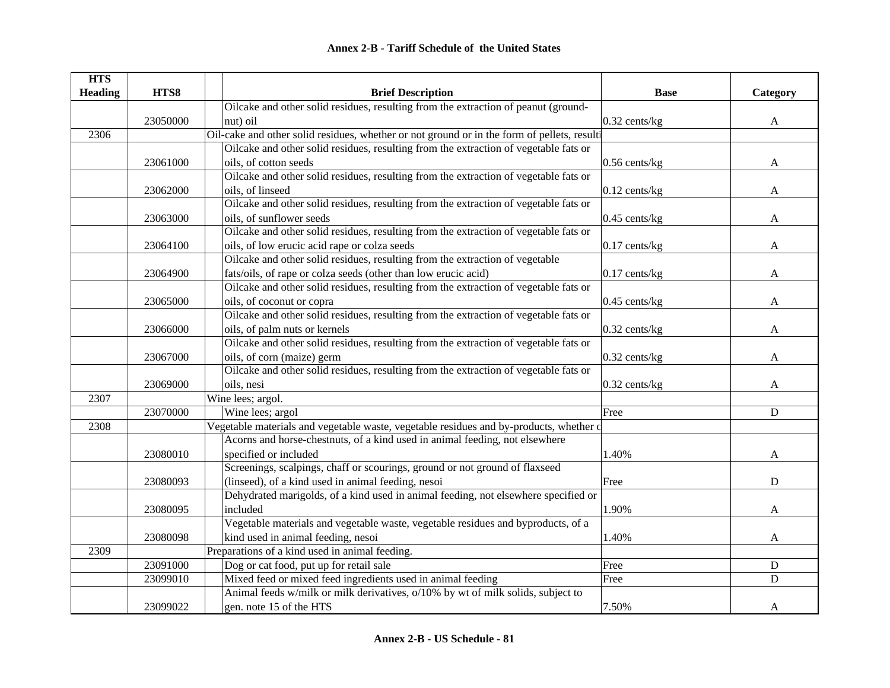# Annex 2-B - Tariff Schedule of the United States

| HTS Heading | HTS8 | Brief Description | Base | Category |
|---|---|---|---|---|
| | 23050000 | Oilcake and other solid residues, resulting from the extraction of peanut (ground-nut) oil | 0.32 cents/kg | A |
| 2306 | | Oil-cake and other solid residues, whether or not ground or in the form of pellets, resulti | | |
| | 23061000 | Oilcake and other solid residues, resulting from the extraction of vegetable fats or oils, of cotton seeds | 0.56 cents/kg | A |
| | 23062000 | Oilcake and other solid residues, resulting from the extraction of vegetable fats or oils, of linseed | 0.12 cents/kg | A |
| | 23063000 | Oilcake and other solid residues, resulting from the extraction of vegetable fats or oils, of sunflower seeds | 0.45 cents/kg | A |
| | 23064100 | Oilcake and other solid residues, resulting from the extraction of vegetable fats or oils, of low erucic acid rape or colza seeds | 0.17 cents/kg | A |
| | 23064900 | Oilcake and other solid residues, resulting from the extraction of vegetable fats/oils, of rape or colza seeds (other than low erucic acid) | 0.17 cents/kg | A |
| | 23065000 | Oilcake and other solid residues, resulting from the extraction of vegetable fats or oils, of coconut or copra | 0.45 cents/kg | A |
| | 23066000 | Oilcake and other solid residues, resulting from the extraction of vegetable fats or oils, of palm nuts or kernels | 0.32 cents/kg | A |
| | 23067000 | Oilcake and other solid residues, resulting from the extraction of vegetable fats or oils, of corn (maize) germ | 0.32 cents/kg | A |
| | 23069000 | Oilcake and other solid residues, resulting from the extraction of vegetable fats or oils, nesi | 0.32 cents/kg | A |
| 2307 | | Wine lees; argol. | | |
| | 23070000 | Wine lees; argol | Free | D |
| 2308 | | Vegetable materials and vegetable waste, vegetable residues and by-products, whether c | | |
| | 23080010 | Acorns and horse-chestnuts, of a kind used in animal feeding, not elsewhere specified or included | 1.40% | A |
| | 23080093 | Screenings, scalpings, chaff or scourings, ground or not ground of flaxseed (linseed), of a kind used in animal feeding, nesoi | Free | D |
| | 23080095 | Dehydrated marigolds, of a kind used in animal feeding, not elsewhere specified or included | 1.90% | A |
| | 23080098 | Vegetable materials and vegetable waste, vegetable residues and byproducts, of a kind used in animal feeding, nesoi | 1.40% | A |
| 2309 | | Preparations of a kind used in animal feeding. | | |
| | 23091000 | Dog or cat food, put up for retail sale | Free | D |
| | 23099010 | Mixed feed or mixed feed ingredients used in animal feeding | Free | D |
| | 23099022 | Animal feeds w/milk or milk derivatives, o/10% by wt of milk solids, subject to gen. note 15 of the HTS | 7.50% | A |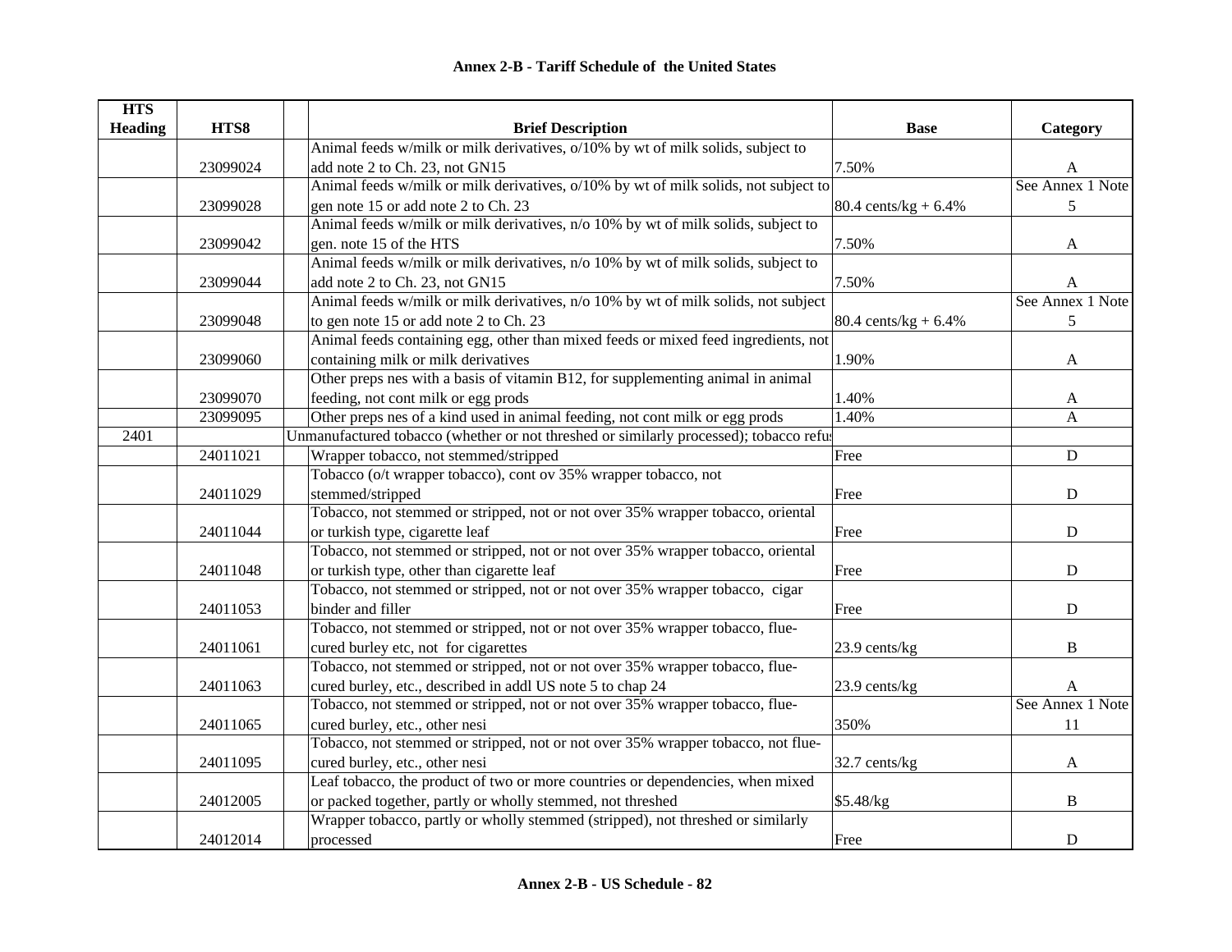# Annex 2-B - Tariff Schedule of the United States

| HTS Heading | HTS8 | | Brief Description | Base | Category |
|---|---|---|---|---|---|
| | 23099024 | | Animal feeds w/milk or milk derivatives, o/10% by wt of milk solids, subject to add note 2 to Ch. 23, not GN15 | 7.50% | A |
| | 23099028 | | Animal feeds w/milk or milk derivatives, o/10% by wt of milk solids, not subject to gen note 15 or add note 2 to Ch. 23 | 80.4 cents/kg + 6.4% | See Annex 1 Note 5 |
| | 23099042 | | Animal feeds w/milk or milk derivatives, n/o 10% by wt of milk solids, subject to gen. note 15 of the HTS | 7.50% | A |
| | 23099044 | | Animal feeds w/milk or milk derivatives, n/o 10% by wt of milk solids, subject to add note 2 to Ch. 23, not GN15 | 7.50% | A |
| | 23099048 | | Animal feeds w/milk or milk derivatives, n/o 10% by wt of milk solids, not subject to gen note 15 or add note 2 to Ch. 23 | 80.4 cents/kg + 6.4% | See Annex 1 Note 5 |
| | 23099060 | | Animal feeds containing egg, other than mixed feeds or mixed feed ingredients, not containing milk or milk derivatives | 1.90% | A |
| | 23099070 | | Other preps nes with a basis of vitamin B12, for supplementing animal in animal feeding, not cont milk or egg prods | 1.40% | A |
| | 23099095 | | Other preps nes of a kind used in animal feeding, not cont milk or egg prods | 1.40% | A |
| 2401 | | | Unmanufactured tobacco (whether or not threshed or similarly processed); tobacco refus | | |
| | 24011021 | | Wrapper tobacco, not stemmed/stripped | Free | D |
| | 24011029 | | Tobacco (o/t wrapper tobacco), cont ov 35% wrapper tobacco, not stemmed/stripped | Free | D |
| | 24011044 | | Tobacco, not stemmed or stripped, not or not over 35% wrapper tobacco, oriental or turkish type, cigarette leaf | Free | D |
| | 24011048 | | Tobacco, not stemmed or stripped, not or not over 35% wrapper tobacco, oriental or turkish type, other than cigarette leaf | Free | D |
| | 24011053 | | Tobacco, not stemmed or stripped, not or not over 35% wrapper tobacco, cigar binder and filler | Free | D |
| | 24011061 | | Tobacco, not stemmed or stripped, not or not over 35% wrapper tobacco, flue-cured burley etc, not for cigarettes | 23.9 cents/kg | B |
| | 24011063 | | Tobacco, not stemmed or stripped, not or not over 35% wrapper tobacco, flue-cured burley, etc., described in addl US note 5 to chap 24 | 23.9 cents/kg | A |
| | 24011065 | | Tobacco, not stemmed or stripped, not or not over 35% wrapper tobacco, flue-cured burley, etc., other nesi | 350% | See Annex 1 Note 11 |
| | 24011095 | | Tobacco, not stemmed or stripped, not or not over 35% wrapper tobacco, not flue-cured burley, etc., other nesi | 32.7 cents/kg | A |
| | 24012005 | | Leaf tobacco, the product of two or more countries or dependencies, when mixed or packed together, partly or wholly stemmed, not threshed | $5.48/kg | B |
| | 24012014 | | Wrapper tobacco, partly or wholly stemmed (stripped), not threshed or similarly processed | Free | D |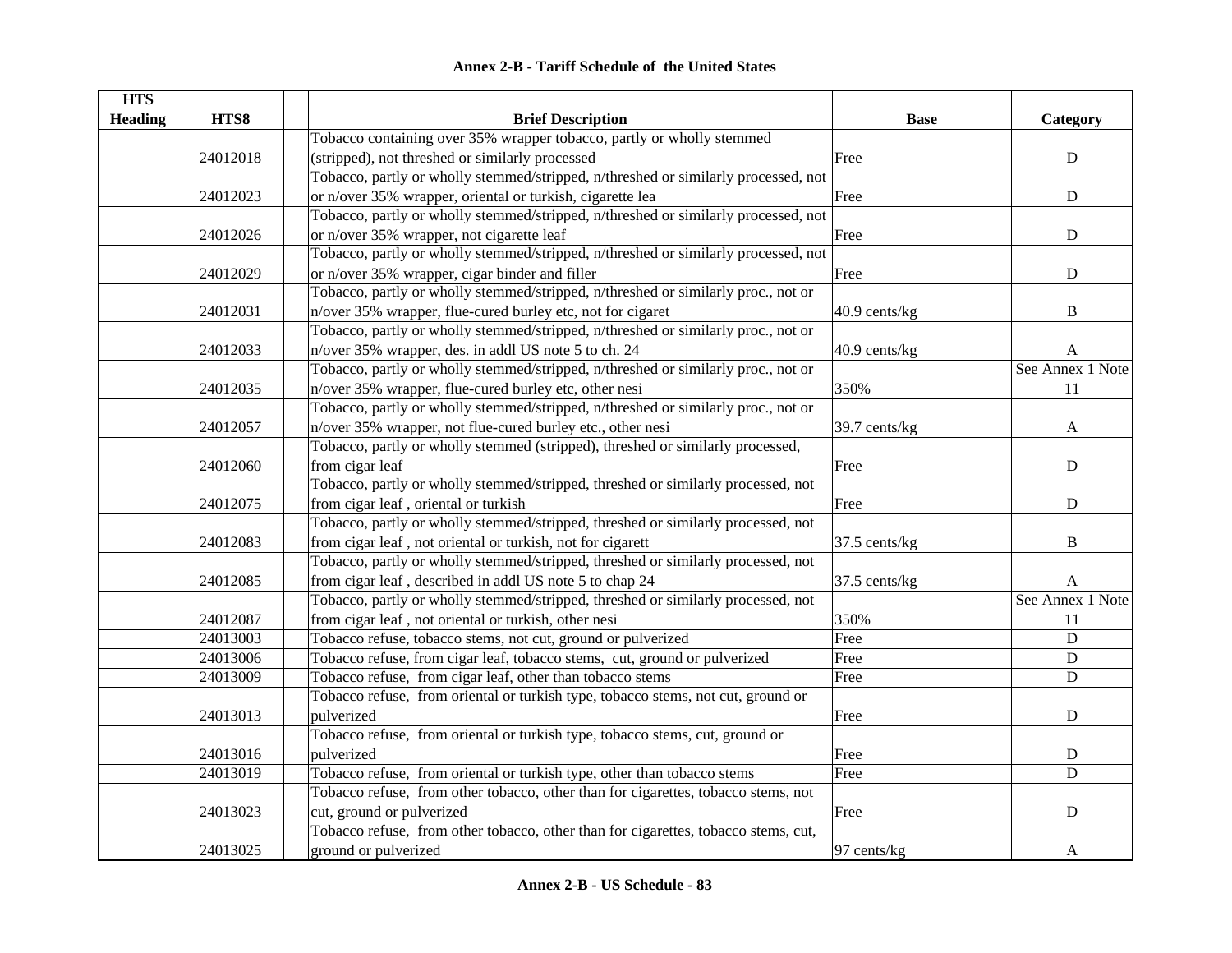## Annex 2-B - Tariff Schedule of the United States

| HTS Heading | HTS8 | | Brief Description | Base | Category |
|---|---|---|---|---|---|
| | 24012018 | | Tobacco containing over 35% wrapper tobacco, partly or wholly stemmed (stripped), not threshed or similarly processed | Free | D |
| | 24012023 | | Tobacco, partly or wholly stemmed/stripped, n/threshed or similarly processed, not or n/over 35% wrapper, oriental or turkish, cigarette lea | Free | D |
| | 24012026 | | Tobacco, partly or wholly stemmed/stripped, n/threshed or similarly processed, not or n/over 35% wrapper, not cigarette leaf | Free | D |
| | 24012029 | | Tobacco, partly or wholly stemmed/stripped, n/threshed or similarly processed, not or n/over 35% wrapper, cigar binder and filler | Free | D |
| | 24012031 | | Tobacco, partly or wholly stemmed/stripped, n/threshed or similarly proc., not or n/over 35% wrapper, flue-cured burley etc, not for cigaret | 40.9 cents/kg | B |
| | 24012033 | | Tobacco, partly or wholly stemmed/stripped, n/threshed or similarly proc., not or n/over 35% wrapper, des. in addl US note 5 to ch. 24 | 40.9 cents/kg | A |
| | 24012035 | | Tobacco, partly or wholly stemmed/stripped, n/threshed or similarly proc., not or n/over 35% wrapper, flue-cured burley etc, other nesi | 350% | See Annex 1 Note 11 |
| | 24012057 | | Tobacco, partly or wholly stemmed/stripped, n/threshed or similarly proc., not or n/over 35% wrapper, not flue-cured burley etc., other nesi | 39.7 cents/kg | A |
| | 24012060 | | Tobacco, partly or wholly stemmed (stripped), threshed or similarly processed, from cigar leaf | Free | D |
| | 24012075 | | Tobacco, partly or wholly stemmed/stripped, threshed or similarly processed, not from cigar leaf , oriental or turkish | Free | D |
| | 24012083 | | Tobacco, partly or wholly stemmed/stripped, threshed or similarly processed, not from cigar leaf , not oriental or turkish, not for cigarett | 37.5 cents/kg | B |
| | 24012085 | | Tobacco, partly or wholly stemmed/stripped, threshed or similarly processed, not from cigar leaf , described in addl US note 5 to chap 24 | 37.5 cents/kg | A |
| | 24012087 | | Tobacco, partly or wholly stemmed/stripped, threshed or similarly processed, not from cigar leaf , not oriental or turkish, other nesi | 350% | See Annex 1 Note 11 |
| | 24013003 | | Tobacco refuse, tobacco stems, not cut, ground or pulverized | Free | D |
| | 24013006 | | Tobacco refuse, from cigar leaf, tobacco stems, cut, ground or pulverized | Free | D |
| | 24013009 | | Tobacco refuse, from cigar leaf, other than tobacco stems | Free | D |
| | 24013013 | | Tobacco refuse, from oriental or turkish type, tobacco stems, not cut, ground or pulverized | Free | D |
| | 24013016 | | Tobacco refuse, from oriental or turkish type, tobacco stems, cut, ground or pulverized | Free | D |
| | 24013019 | | Tobacco refuse, from oriental or turkish type, other than tobacco stems | Free | D |
| | 24013023 | | Tobacco refuse, from other tobacco, other than for cigarettes, tobacco stems, not cut, ground or pulverized | Free | D |
| | 24013025 | | Tobacco refuse, from other tobacco, other than for cigarettes, tobacco stems, cut, ground or pulverized | 97 cents/kg | A |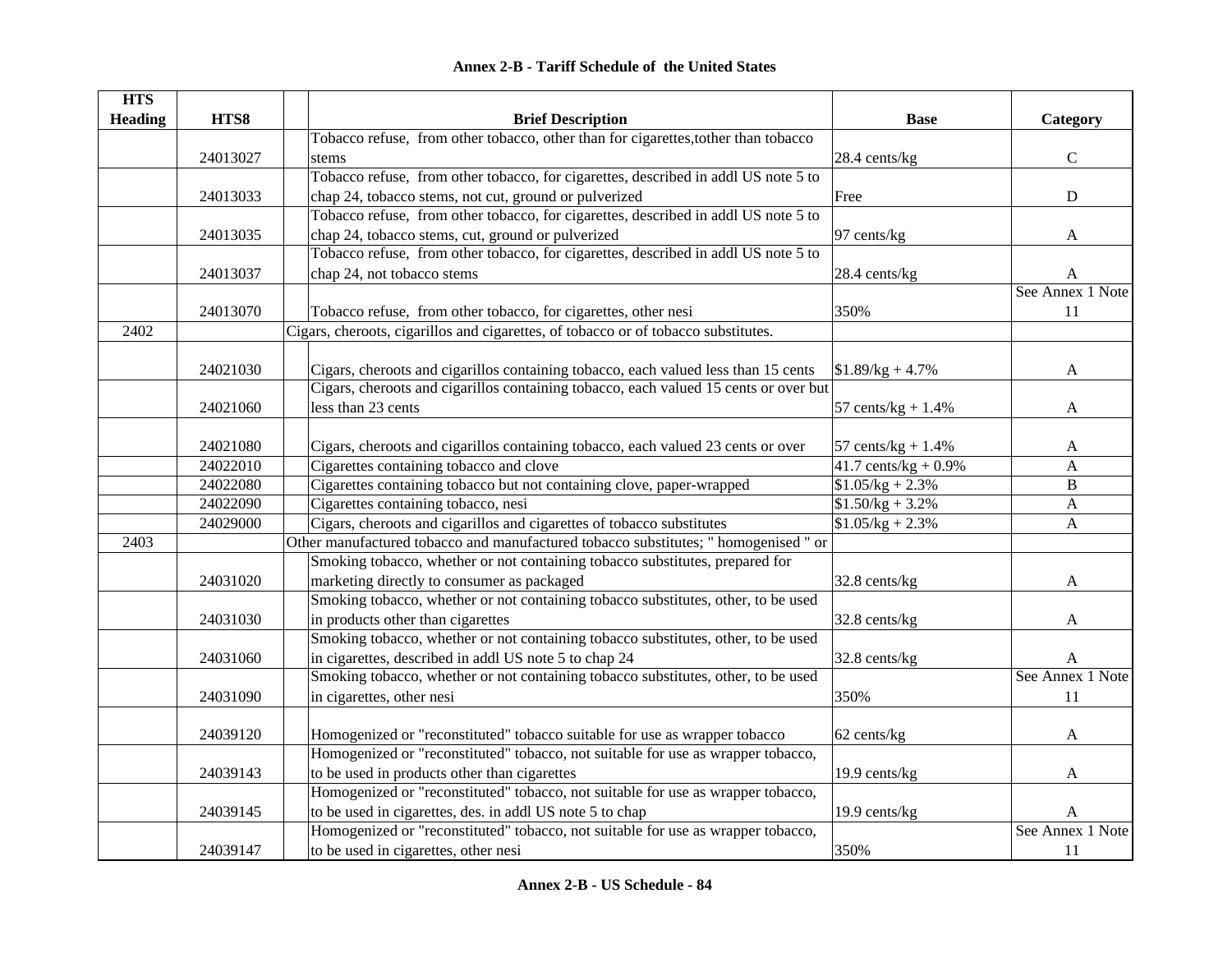# Annex 2-B - Tariff Schedule of the United States

| HTS Heading | HTS8 | | Brief Description | Base | Category |
|---|---|---|---|---|---|
| | 24013027 | | Tobacco refuse, from other tobacco, other than for cigarettes,tother than tobacco stems | 28.4 cents/kg | C |
| | 24013033 | | Tobacco refuse, from other tobacco, for cigarettes, described in addl US note 5 to chap 24, tobacco stems, not cut, ground or pulverized | Free | D |
| | 24013035 | | Tobacco refuse, from other tobacco, for cigarettes, described in addl US note 5 to chap 24, tobacco stems, cut, ground or pulverized | 97 cents/kg | A |
| | 24013037 | | Tobacco refuse, from other tobacco, for cigarettes, described in addl US note 5 to chap 24, not tobacco stems | 28.4 cents/kg | A |
| | 24013070 | | Tobacco refuse, from other tobacco, for cigarettes, other nesi | 350% | See Annex 1 Note 11 |
| 2402 | | Cigars, cheroots, cigarillos and cigarettes, of tobacco or of tobacco substitutes. | | | |
| | 24021030 | | Cigars, cheroots and cigarillos containing tobacco, each valued less than 15 cents | $1.89/kg + 4.7% | A |
| | 24021060 | | Cigars, cheroots and cigarillos containing tobacco, each valued 15 cents or over but less than 23 cents | 57 cents/kg + 1.4% | A |
| | 24021080 | | Cigars, cheroots and cigarillos containing tobacco, each valued 23 cents or over | 57 cents/kg + 1.4% | A |
| | 24022010 | | Cigarettes containing tobacco and clove | 41.7 cents/kg + 0.9% | A |
| | 24022080 | | Cigarettes containing tobacco but not containing clove, paper-wrapped | $1.05/kg + 2.3% | B |
| | 24022090 | | Cigarettes containing tobacco, nesi | $1.50/kg + 3.2% | A |
| | 24029000 | | Cigars, cheroots and cigarillos and cigarettes of tobacco substitutes | $1.05/kg + 2.3% | A |
| 2403 | | Other manufactured tobacco and manufactured tobacco substitutes; " homogenised " or | | | |
| | 24031020 | | Smoking tobacco, whether or not containing tobacco substitutes, prepared for marketing directly to consumer as packaged | 32.8 cents/kg | A |
| | 24031030 | | Smoking tobacco, whether or not containing tobacco substitutes, other, to be used in products other than cigarettes | 32.8 cents/kg | A |
| | 24031060 | | Smoking tobacco, whether or not containing tobacco substitutes, other, to be used in cigarettes, described in addl US note 5 to chap 24 | 32.8 cents/kg | A |
| | 24031090 | | Smoking tobacco, whether or not containing tobacco substitutes, other, to be used in cigarettes, other nesi | 350% | See Annex 1 Note 11 |
| | 24039120 | | Homogenized or "reconstituted" tobacco suitable for use as wrapper tobacco | 62 cents/kg | A |
| | 24039143 | | Homogenized or "reconstituted" tobacco, not suitable for use as wrapper tobacco, to be used in products other than cigarettes | 19.9 cents/kg | A |
| | 24039145 | | Homogenized or "reconstituted" tobacco, not suitable for use as wrapper tobacco, to be used in cigarettes, des. in addl US note 5 to chap | 19.9 cents/kg | A |
| | 24039147 | | Homogenized or "reconstituted" tobacco, not suitable for use as wrapper tobacco, to be used in cigarettes, other nesi | 350% | See Annex 1 Note 11 |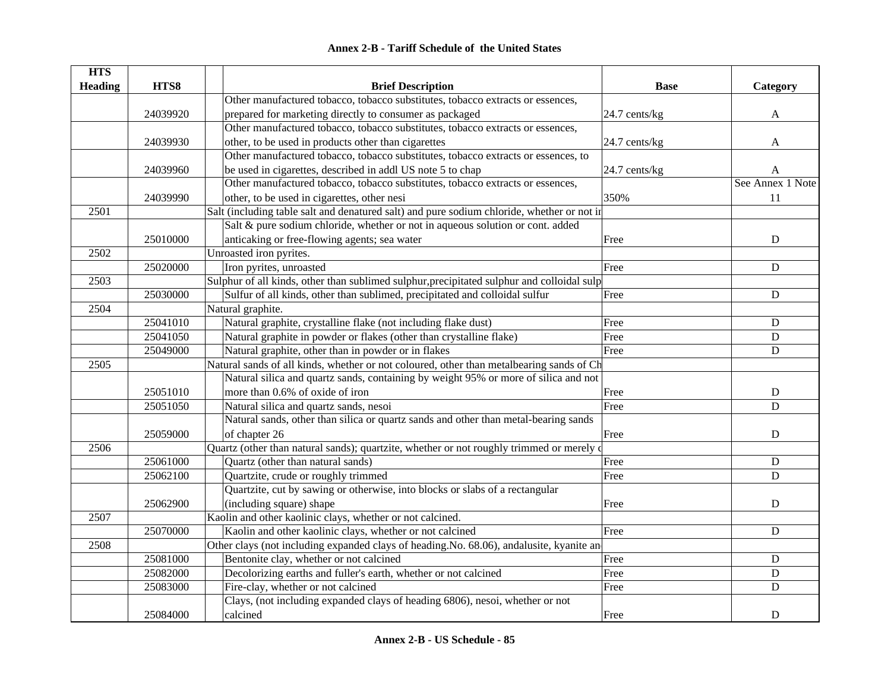## Annex 2-B - Tariff Schedule of the United States

| HTS Heading | HTS8 | Brief Description | Base | Category |
|---|---|---|---|---|
| | 24039920 | Other manufactured tobacco, tobacco substitutes, tobacco extracts or essences, prepared for marketing directly to consumer as packaged | 24.7 cents/kg | A |
| | 24039930 | Other manufactured tobacco, tobacco substitutes, tobacco extracts or essences, other, to be used in products other than cigarettes | 24.7 cents/kg | A |
| | 24039960 | Other manufactured tobacco, tobacco substitutes, tobacco extracts or essences, to be used in cigarettes, described in addl US note 5 to chap | 24.7 cents/kg | A |
| | 24039990 | Other manufactured tobacco, tobacco substitutes, tobacco extracts or essences, other, to be used in cigarettes, other nesi | 350% | See Annex 1 Note 11 |
| 2501 | | Salt (including table salt and denatured salt) and pure sodium chloride, whether or not ir | | |
| | 25010000 | Salt & pure sodium chloride, whether or not in aqueous solution or cont. added anticaking or free-flowing agents; sea water | Free | D |
| 2502 | | Unroasted iron pyrites. | | |
| | 25020000 | Iron pyrites, unroasted | Free | D |
| 2503 | | Sulphur of all kinds, other than sublimed sulphur,precipitated sulphur and colloidal sulp | | |
| | 25030000 | Sulfur of all kinds, other than sublimed, precipitated and colloidal sulfur | Free | D |
| 2504 | | Natural graphite. | | |
| | 25041010 | Natural graphite, crystalline flake (not including flake dust) | Free | D |
| | 25041050 | Natural graphite in powder or flakes (other than crystalline flake) | Free | D |
| | 25049000 | Natural graphite, other than in powder or in flakes | Free | D |
| 2505 | | Natural sands of all kinds, whether or not coloured, other than metalbearing sands of Ch | | |
| | 25051010 | Natural silica and quartz sands, containing by weight 95% or more of silica and not more than 0.6% of oxide of iron | Free | D |
| | 25051050 | Natural silica and quartz sands, nesoi | Free | D |
| | 25059000 | Natural sands, other than silica or quartz sands and other than metal-bearing sands of chapter 26 | Free | D |
| 2506 | | Quartz (other than natural sands); quartzite, whether or not roughly trimmed or merely c | | |
| | 25061000 | Quartz (other than natural sands) | Free | D |
| | 25062100 | Quartzite, crude or roughly trimmed | Free | D |
| | 25062900 | Quartzite, cut by sawing or otherwise, into blocks or slabs of a rectangular (including square) shape | Free | D |
| 2507 | | Kaolin and other kaolinic clays, whether or not calcined. | | |
| | 25070000 | Kaolin and other kaolinic clays, whether or not calcined | Free | D |
| 2508 | | Other clays (not including expanded clays of heading.No. 68.06), andalusite, kyanite an | | |
| | 25081000 | Bentonite clay, whether or not calcined | Free | D |
| | 25082000 | Decolorizing earths and fuller's earth, whether or not calcined | Free | D |
| | 25083000 | Fire-clay, whether or not calcined | Free | D |
| | 25084000 | Clays, (not including expanded clays of heading 6806), nesoi, whether or not calcined | Free | D |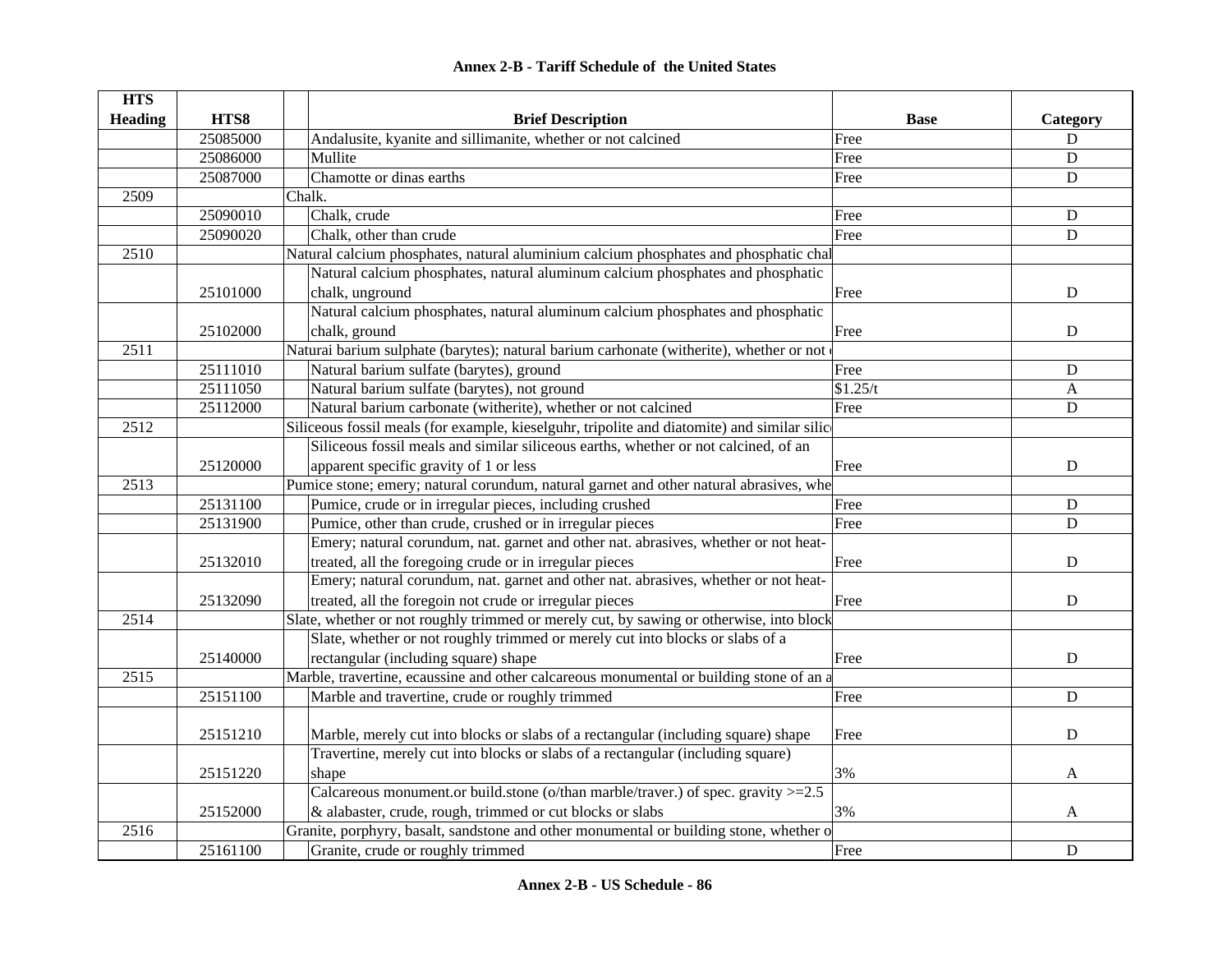# Annex 2-B - Tariff Schedule of the United States

| HTS Heading | HTS8 | Brief Description | Base | Category |
|---|---|---|---|---|
| | 25085000 | Andalusite, kyanite and sillimanite, whether or not calcined | Free | D |
| | 25086000 | Mullite | Free | D |
| | 25087000 | Chamotte or dinas earths | Free | D |
| 2509 | | Chalk. | | |
| | 25090010 | Chalk, crude | Free | D |
| | 25090020 | Chalk, other than crude | Free | D |
| 2510 | | Natural calcium phosphates, natural aluminium calcium phosphates and phosphatic chal | | |
| | 25101000 | Natural calcium phosphates, natural aluminum calcium phosphates and phosphatic chalk, unground | Free | D |
| | 25102000 | Natural calcium phosphates, natural aluminum calcium phosphates and phosphatic chalk, ground | Free | D |
| 2511 | | Naturai barium sulphate (barytes); natural barium carhonate (witherite), whether or not | | |
| | 25111010 | Natural barium sulfate (barytes), ground | Free | D |
| | 25111050 | Natural barium sulfate (barytes), not ground | $1.25/t | A |
| | 25112000 | Natural barium carbonate (witherite), whether or not calcined | Free | D |
| 2512 | | Siliceous fossil meals (for example, kieselguhr, tripolite and diatomite) and similar silic | | |
| | 25120000 | Siliceous fossil meals and similar siliceous earths, whether or not calcined, of an apparent specific gravity of 1 or less | Free | D |
| 2513 | | Pumice stone; emery; natural corundum, natural garnet and other natural abrasives, whe | | |
| | 25131100 | Pumice, crude or in irregular pieces, including crushed | Free | D |
| | 25131900 | Pumice, other than crude, crushed or in irregular pieces | Free | D |
| | 25132010 | Emery; natural corundum, nat. garnet and other nat. abrasives, whether or not heat-treated, all the foregoing crude or in irregular pieces | Free | D |
| | 25132090 | Emery; natural corundum, nat. garnet and other nat. abrasives, whether or not heat-treated, all the foregoin not crude or irregular pieces | Free | D |
| 2514 | | Slate, whether or not roughly trimmed or merely cut, by sawing or otherwise, into block | | |
| | 25140000 | Slate, whether or not roughly trimmed or merely cut into blocks or slabs of a rectangular (including square) shape | Free | D |
| 2515 | | Marble, travertine, ecaussine and other calcareous monumental or building stone of an a | | |
| | 25151100 | Marble and travertine, crude or roughly trimmed | Free | D |
| | 25151210 | Marble, merely cut into blocks or slabs of a rectangular (including square) shape | Free | D |
| | 25151220 | Travertine, merely cut into blocks or slabs of a rectangular (including square) shape | 3% | A |
| | 25152000 | Calcareous monument.or build.stone (o/than marble/traver.) of spec. gravity >=2.5 & alabaster, crude, rough, trimmed or cut blocks or slabs | 3% | A |
| 2516 | | Granite, porphyry, basalt, sandstone and other monumental or building stone, whether o | | |
| | 25161100 | Granite, crude or roughly trimmed | Free | D |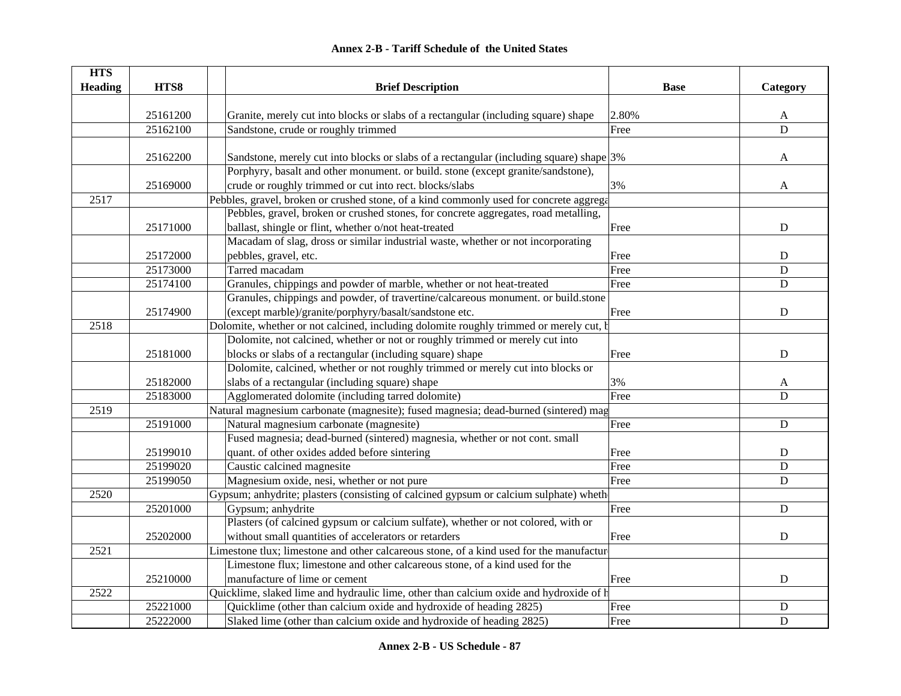# Annex 2-B - Tariff Schedule of the United States

| HTS Heading | HTS8 | | Brief Description | Base | Category |
|---|---|---|---|---|---|
| | 25161200 | | Granite, merely cut into blocks or slabs of a rectangular (including square) shape | 2.80% | A |
| | 25162100 | | Sandstone, crude or roughly trimmed | Free | D |
| | 25162200 | | Sandstone, merely cut into blocks or slabs of a rectangular (including square) shape | 3% | A |
| | 25169000 | | Porphyry, basalt and other monument. or build. stone (except granite/sandstone), crude or roughly trimmed or cut into rect. blocks/slabs | 3% | A |
| 2517 | | | Pebbles, gravel, broken or crushed stone, of a kind commonly used for concrete aggrega | | |
| | 25171000 | | Pebbles, gravel, broken or crushed stones, for concrete aggregates, road metalling, ballast, shingle or flint, whether o/not heat-treated | Free | D |
| | 25172000 | | Macadam of slag, dross or similar industrial waste, whether or not incorporating pebbles, gravel, etc. | Free | D |
| | 25173000 | | Tarred macadam | Free | D |
| | 25174100 | | Granules, chippings and powder of marble, whether or not heat-treated | Free | D |
| | 25174900 | | Granules, chippings and powder, of travertine/calcareous monument. or build.stone (except marble)/granite/porphyry/basalt/sandstone etc. | Free | D |
| 2518 | | | Dolomite, whether or not calcined, including dolomite roughly trimmed or merely cut, b | | |
| | 25181000 | | Dolomite, not calcined, whether or not or roughly trimmed or merely cut into blocks or slabs of a rectangular (including square) shape | Free | D |
| | 25182000 | | Dolomite, calcined, whether or not roughly trimmed or merely cut into blocks or slabs of a rectangular (including square) shape | 3% | A |
| | 25183000 | | Agglomerated dolomite (including tarred dolomite) | Free | D |
| 2519 | | | Natural magnesium carbonate (magnesite); fused magnesia; dead-burned (sintered) mag | | |
| | 25191000 | | Natural magnesium carbonate (magnesite) | Free | D |
| | 25199010 | | Fused magnesia; dead-burned (sintered) magnesia, whether or not cont. small quant. of other oxides added before sintering | Free | D |
| | 25199020 | | Caustic calcined magnesite | Free | D |
| | 25199050 | | Magnesium oxide, nesi, whether or not pure | Free | D |
| 2520 | | | Gypsum; anhydrite; plasters (consisting of calcined gypsum or calcium sulphate) wheth | | |
| | 25201000 | | Gypsum; anhydrite | Free | D |
| | 25202000 | | Plasters (of calcined gypsum or calcium sulfate), whether or not colored, with or without small quantities of accelerators or retarders | Free | D |
| 2521 | | | Limestone tlux; limestone and other calcareous stone, of a kind used for the manufactur | | |
| | 25210000 | | Limestone flux; limestone and other calcareous stone, of a kind used for the manufacture of lime or cement | Free | D |
| 2522 | | | Quicklime, slaked lime and hydraulic lime, other than calcium oxide and hydroxide of h | | |
| | 25221000 | | Quicklime (other than calcium oxide and hydroxide of heading 2825) | Free | D |
| | 25222000 | | Slaked lime (other than calcium oxide and hydroxide of heading 2825) | Free | D |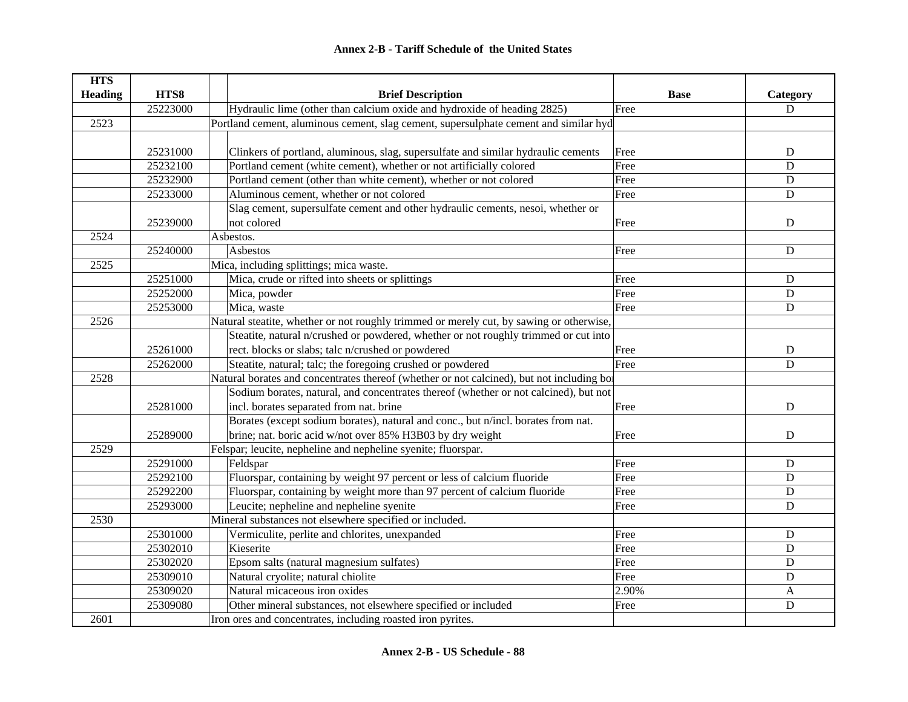# Annex 2-B - Tariff Schedule of the United States

| HTS Heading | HTS8 | Brief Description | Base | Category |
|---|---|---|---|---|
| | 25223000 | Hydraulic lime (other than calcium oxide and hydroxide of heading 2825) | Free | D |
| 2523 | | Portland cement, aluminous cement, slag cement, supersulphate cement and similar hyd | | |
| | 25231000 | Clinkers of portland, aluminous, slag, supersulfate and similar hydraulic cements | Free | D |
| | 25232100 | Portland cement (white cement), whether or not artificially colored | Free | D |
| | 25232900 | Portland cement (other than white cement), whether or not colored | Free | D |
| | 25233000 | Aluminous cement, whether or not colored | Free | D |
| | 25239000 | Slag cement, supersulfate cement and other hydraulic cements, nesoi, whether or not colored | Free | D |
| 2524 | | Asbestos. | | |
| | 25240000 | Asbestos | Free | D |
| 2525 | | Mica, including splittings; mica waste. | | |
| | 25251000 | Mica, crude or rifted into sheets or splittings | Free | D |
| | 25252000 | Mica, powder | Free | D |
| | 25253000 | Mica, waste | Free | D |
| 2526 | | Natural steatite, whether or not roughly trimmed or merely cut, by sawing or otherwise, | | |
| | 25261000 | Steatite, natural n/crushed or powdered, whether or not roughly trimmed or cut into rect. blocks or slabs; talc n/crushed or powdered | Free | D |
| | 25262000 | Steatite, natural; talc; the foregoing crushed or powdered | Free | D |
| 2528 | | Natural borates and concentrates thereof (whether or not calcined), but not including bo | | |
| | 25281000 | Sodium borates, natural, and concentrates thereof (whether or not calcined), but not incl. borates separated from nat. brine | Free | D |
| | 25289000 | Borates (except sodium borates), natural and conc., but n/incl. borates from nat. brine; nat. boric acid w/not over 85% H3B03 by dry weight | Free | D |
| 2529 | | Felspar; leucite, nepheline and nepheline syenite; fluorspar. | | |
| | 25291000 | Feldspar | Free | D |
| | 25292100 | Fluorspar, containing by weight 97 percent or less of calcium fluoride | Free | D |
| | 25292200 | Fluorspar, containing by weight more than 97 percent of calcium fluoride | Free | D |
| | 25293000 | Leucite; nepheline and nepheline syenite | Free | D |
| 2530 | | Mineral substances not elsewhere specified or included. | | |
| | 25301000 | Vermiculite, perlite and chlorites, unexpanded | Free | D |
| | 25302010 | Kieserite | Free | D |
| | 25302020 | Epsom salts (natural magnesium sulfates) | Free | D |
| | 25309010 | Natural cryolite; natural chiolite | Free | D |
| | 25309020 | Natural micaceous iron oxides | 2.90% | A |
| | 25309080 | Other mineral substances, not elsewhere specified or included | Free | D |
| 2601 | | Iron ores and concentrates, including roasted iron pyrites. | | |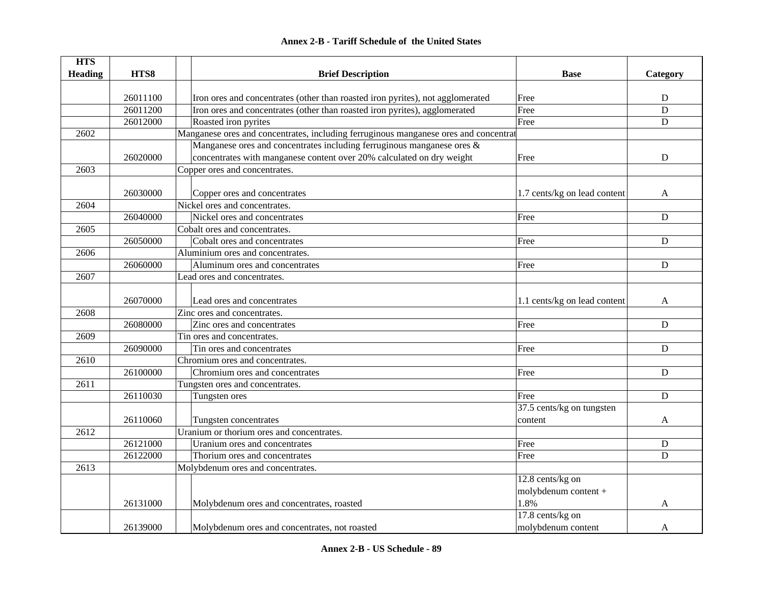# Annex 2-B - Tariff Schedule of the United States

| HTS Heading | HTS8 | Brief Description | Base | Category |
|---|---|---|---|---|
| | 26011100 | Iron ores and concentrates (other than roasted iron pyrites), not agglomerated | Free | D |
| | 26011200 | Iron ores and concentrates (other than roasted iron pyrites), agglomerated | Free | D |
| | 26012000 | Roasted iron pyrites | Free | D |
| 2602 | | Manganese ores and concentrates, including ferruginous manganese ores and concentrat | | |
| | 26020000 | Manganese ores and concentrates including ferruginous manganese ores & concentrates with manganese content over 20% calculated on dry weight | Free | D |
| 2603 | | Copper ores and concentrates. | | |
| | 26030000 | Copper ores and concentrates | 1.7 cents/kg on lead content | A |
| 2604 | | Nickel ores and concentrates. | | |
| | 26040000 | Nickel ores and concentrates | Free | D |
| 2605 | | Cobalt ores and concentrates. | | |
| | 26050000 | Cobalt ores and concentrates | Free | D |
| 2606 | | Aluminium ores and concentrates. | | |
| | 26060000 | Aluminum ores and concentrates | Free | D |
| 2607 | | Lead ores and concentrates. | | |
| | 26070000 | Lead ores and concentrates | 1.1 cents/kg on lead content | A |
| 2608 | | Zinc ores and concentrates. | | |
| | 26080000 | Zinc ores and concentrates | Free | D |
| 2609 | | Tin ores and concentrates. | | |
| | 26090000 | Tin ores and concentrates | Free | D |
| 2610 | | Chromium ores and concentrates. | | |
| | 26100000 | Chromium ores and concentrates | Free | D |
| 2611 | | Tungsten ores and concentrates. | | |
| | 26110030 | Tungsten ores | Free | D |
| | 26110060 | Tungsten concentrates | 37.5 cents/kg on tungsten content | A |
| 2612 | | Uranium or thorium ores and concentrates. | | |
| | 26121000 | Uranium ores and concentrates | Free | D |
| | 26122000 | Thorium ores and concentrates | Free | D |
| 2613 | | Molybdenum ores and concentrates. | | |
| | 26131000 | Molybdenum ores and concentrates, roasted | 12.8 cents/kg on molybdenum content + 1.8% | A |
| | 26139000 | Molybdenum ores and concentrates, not roasted | 17.8 cents/kg on molybdenum content | A |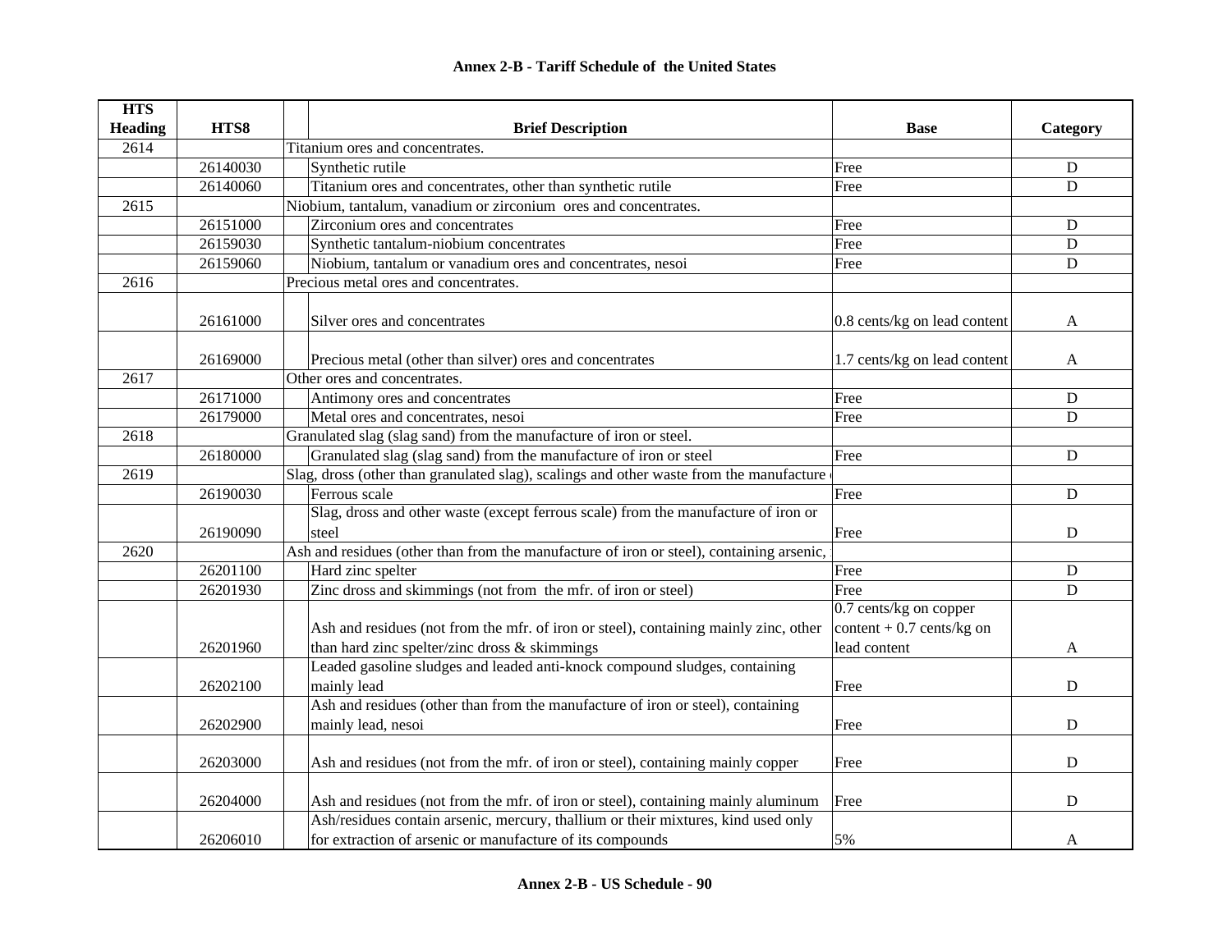# Annex 2-B - Tariff Schedule of the United States

| HTS Heading | HTS8 | Brief Description | Base | Category |
|---|---|---|---|---|
| 2614 | | Titanium ores and concentrates. | | |
| | 26140030 | Synthetic rutile | Free | D |
| | 26140060 | Titanium ores and concentrates, other than synthetic rutile | Free | D |
| 2615 | | Niobium, tantalum, vanadium or zirconium ores and concentrates. | | |
| | 26151000 | Zirconium ores and concentrates | Free | D |
| | 26159030 | Synthetic tantalum-niobium concentrates | Free | D |
| | 26159060 | Niobium, tantalum or vanadium ores and concentrates, nesoi | Free | D |
| 2616 | | Precious metal ores and concentrates. | | |
| | 26161000 | Silver ores and concentrates | 0.8 cents/kg on lead content | A |
| | 26169000 | Precious metal (other than silver) ores and concentrates | 1.7 cents/kg on lead content | A |
| 2617 | | Other ores and concentrates. | | |
| | 26171000 | Antimony ores and concentrates | Free | D |
| | 26179000 | Metal ores and concentrates, nesoi | Free | D |
| 2618 | | Granulated slag (slag sand) from the manufacture of iron or steel. | | |
| | 26180000 | Granulated slag (slag sand) from the manufacture of iron or steel | Free | D |
| 2619 | | Slag, dross (other than granulated slag), scalings and other waste from the manufacture | | |
| | 26190030 | Ferrous scale | Free | D |
| | 26190090 | Slag, dross and other waste (except ferrous scale) from the manufacture of iron or steel | Free | D |
| 2620 | | Ash and residues (other than from the manufacture of iron or steel), containing arsenic, | | |
| | 26201100 | Hard zinc spelter | Free | D |
| | 26201930 | Zinc dross and skimmings (not from the mfr. of iron or steel) | Free | D |
| | 26201960 | Ash and residues (not from the mfr. of iron or steel), containing mainly zinc, other than hard zinc spelter/zinc dross & skimmings | 0.7 cents/kg on copper content + 0.7 cents/kg on lead content | A |
| | 26202100 | Leaded gasoline sludges and leaded anti-knock compound sludges, containing mainly lead | Free | D |
| | 26202900 | Ash and residues (other than from the manufacture of iron or steel), containing mainly lead, nesoi | Free | D |
| | 26203000 | Ash and residues (not from the mfr. of iron or steel), containing mainly copper | Free | D |
| | 26204000 | Ash and residues (not from the mfr. of iron or steel), containing mainly aluminum | Free | D |
| | 26206010 | Ash/residues contain arsenic, mercury, thallium or their mixtures, kind used only for extraction of arsenic or manufacture of its compounds | 5% | A |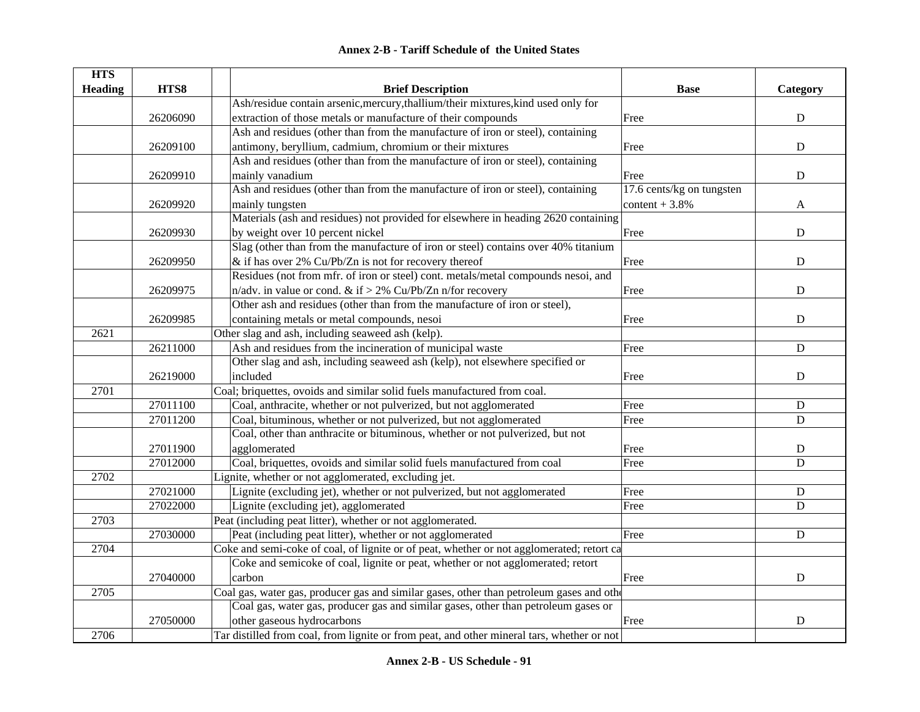## Annex 2-B - Tariff Schedule of the United States

| HTS Heading | HTS8 | Brief Description | Base | Category |
|---|---|---|---|---|
| | 26206090 | Ash/residue contain arsenic,mercury,thallium/their mixtures,kind used only for extraction of those metals or manufacture of their compounds | Free | D |
| | 26209100 | Ash and residues (other than from the manufacture of iron or steel), containing antimony, beryllium, cadmium, chromium or their mixtures | Free | D |
| | 26209910 | Ash and residues (other than from the manufacture of iron or steel), containing mainly vanadium | Free | D |
| | 26209920 | Ash and residues (other than from the manufacture of iron or steel), containing mainly tungsten | 17.6 cents/kg on tungsten content + 3.8% | A |
| | 26209930 | Materials (ash and residues) not provided for elsewhere in heading 2620 containing by weight over 10 percent nickel | Free | D |
| | 26209950 | Slag (other than from the manufacture of iron or steel) contains over 40% titanium & if has over 2% Cu/Pb/Zn is not for recovery thereof | Free | D |
| | 26209975 | Residues (not from mfr. of iron or steel) cont. metals/metal compounds nesoi, and n/adv. in value or cond. & if > 2% Cu/Pb/Zn n/for recovery | Free | D |
| | 26209985 | Other ash and residues (other than from the manufacture of iron or steel), containing metals or metal compounds, nesoi | Free | D |
| 2621 | | Other slag and ash, including seaweed ash (kelp). | | |
| | 26211000 | Ash and residues from the incineration of municipal waste | Free | D |
| | 26219000 | Other slag and ash, including seaweed ash (kelp), not elsewhere specified or included | Free | D |
| 2701 | | Coal; briquettes, ovoids and similar solid fuels manufactured from coal. | | |
| | 27011100 | Coal, anthracite, whether or not pulverized, but not agglomerated | Free | D |
| | 27011200 | Coal, bituminous, whether or not pulverized, but not agglomerated | Free | D |
| | 27011900 | Coal, other than anthracite or bituminous, whether or not pulverized, but not agglomerated | Free | D |
| | 27012000 | Coal, briquettes, ovoids and similar solid fuels manufactured from coal | Free | D |
| 2702 | | Lignite, whether or not agglomerated, excluding jet. | | |
| | 27021000 | Lignite (excluding jet), whether or not pulverized, but not agglomerated | Free | D |
| | 27022000 | Lignite (excluding jet), agglomerated | Free | D |
| 2703 | | Peat (including peat litter), whether or not agglomerated. | | |
| | 27030000 | Peat (including peat litter), whether or not agglomerated | Free | D |
| 2704 | | Coke and semi-coke of coal, of lignite or of peat, whether or not agglomerated; retort ca | | |
| | 27040000 | Coke and semicoke of coal, lignite or peat, whether or not agglomerated; retort carbon | Free | D |
| 2705 | | Coal gas, water gas, producer gas and similar gases, other than petroleum gases and othe | | |
| | 27050000 | Coal gas, water gas, producer gas and similar gases, other than petroleum gases or other gaseous hydrocarbons | Free | D |
| 2706 | | Tar distilled from coal, from lignite or from peat, and other mineral tars, whether or not | | |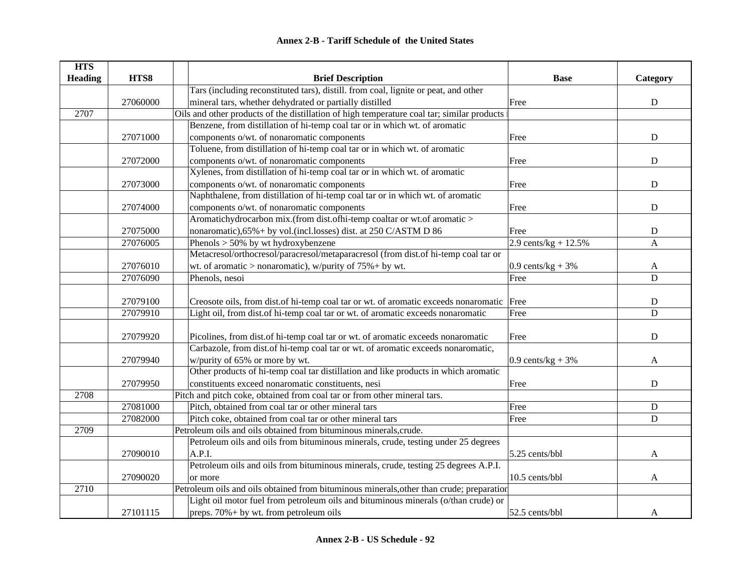## Annex 2-B - Tariff Schedule of the United States

| HTS Heading | HTS8 | Brief Description | Base | Category |
|---|---|---|---|---|
| | 27060000 | Tars (including reconstituted tars), distill. from coal, lignite or peat, and other mineral tars, whether dehydrated or partially distilled | Free | D |
| 2707 | | Oils and other products of the distillation of high temperature coal tar; similar products i | | |
| | 27071000 | Benzene, from distillation of hi-temp coal tar or in which wt. of aromatic components o/wt. of nonaromatic components | Free | D |
| | 27072000 | Toluene, from distillation of hi-temp coal tar or in which wt. of aromatic components o/wt. of nonaromatic components | Free | D |
| | 27073000 | Xylenes, from distillation of hi-temp coal tar or in which wt. of aromatic components o/wt. of nonaromatic components | Free | D |
| | 27074000 | Naphthalene, from distillation of hi-temp coal tar or in which wt. of aromatic components o/wt. of nonaromatic components | Free | D |
| | 27075000 | Aromatichydrocarbon mix.(from dist.ofhi-temp coaltar or wt.of aromatic > nonaromatic),65%+ by vol.(incl.losses) dist. at 250 C/ASTM D 86 | Free | D |
| | 27076005 | Phenols > 50% by wt hydroxybenzene | 2.9 cents/kg + 12.5% | A |
| | 27076010 | Metacresol/orthocresol/paracresol/metaparacresol (from dist.of hi-temp coal tar or wt. of aromatic > nonaromatic), w/purity of 75%+ by wt. | 0.9 cents/kg + 3% | A |
| | 27076090 | Phenols, nesoi | Free | D |
| | 27079100 | Creosote oils, from dist.of hi-temp coal tar or wt. of aromatic exceeds nonaromatic | Free | D |
| | 27079910 | Light oil, from dist.of hi-temp coal tar or wt. of aromatic exceeds nonaromatic | Free | D |
| | 27079920 | Picolines, from dist.of hi-temp coal tar or wt. of aromatic exceeds nonaromatic | Free | D |
| | 27079940 | Carbazole, from dist.of hi-temp coal tar or wt. of aromatic exceeds nonaromatic, w/purity of 65% or more by wt. | 0.9 cents/kg + 3% | A |
| | 27079950 | Other products of hi-temp coal tar distillation and like products in which aromatic constituents exceed nonaromatic constituents, nesi | Free | D |
| 2708 | | Pitch and pitch coke, obtained from coal tar or from other mineral tars. | | |
| | 27081000 | Pitch, obtained from coal tar or other mineral tars | Free | D |
| | 27082000 | Pitch coke, obtained from coal tar or other mineral tars | Free | D |
| 2709 | | Petroleum oils and oils obtained from bituminous minerals,crude. | | |
| | 27090010 | Petroleum oils and oils from bituminous minerals, crude, testing under 25 degrees A.P.I. | 5.25 cents/bbl | A |
| | 27090020 | Petroleum oils and oils from bituminous minerals, crude, testing 25 degrees A.P.I. or more | 10.5 cents/bbl | A |
| 2710 | | Petroleum oils and oils obtained from bituminous minerals,other than crude; preparation | | |
| | 27101115 | Light oil motor fuel from petroleum oils and bituminous minerals (o/than crude) or preps. 70%+ by wt. from petroleum oils | 52.5 cents/bbl | A |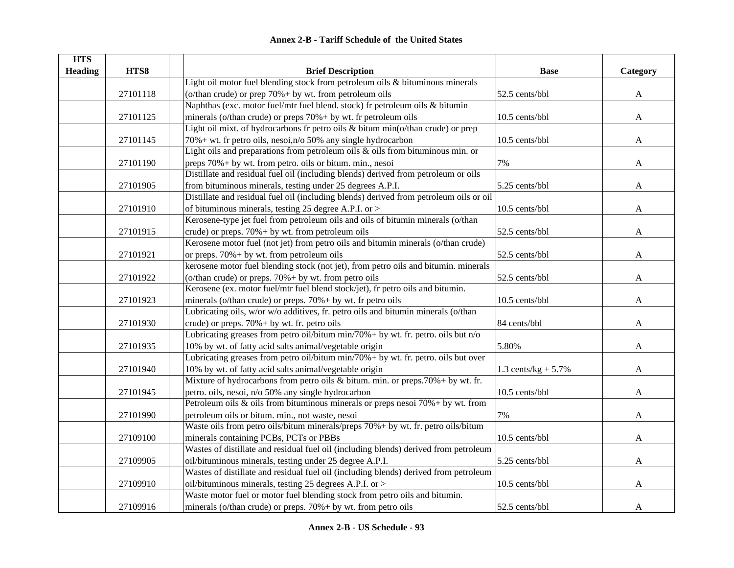**Annex 2-B - Tariff Schedule of the United States**

| HTS Heading | HTS8 | | Brief Description | Base | Category |
|---|---|---|---|---|---|
| | 27101118 | | Light oil motor fuel blending stock from petroleum oils & bituminous minerals (o/than crude) or prep 70%+ by wt. from petroleum oils | 52.5 cents/bbl | A |
| | 27101125 | | Naphthas (exc. motor fuel/mtr fuel blend. stock) fr petroleum oils & bitumin minerals (o/than crude) or preps 70%+ by wt. fr petroleum oils | 10.5 cents/bbl | A |
| | 27101145 | | Light oil mixt. of hydrocarbons fr petro oils & bitum min(o/than crude) or prep 70%+ wt. fr petro oils, nesoi,n/o 50% any single hydrocarbon | 10.5 cents/bbl | A |
| | 27101190 | | Light oils and preparations from petroleum oils & oils from bituminous min. or preps 70%+ by wt. from petro. oils or bitum. min., nesoi | 7% | A |
| | 27101905 | | Distillate and residual fuel oil (including blends) derived from petroleum or oils from bituminous minerals, testing under 25 degrees A.P.I. | 5.25 cents/bbl | A |
| | 27101910 | | Distillate and residual fuel oil (including blends) derived from petroleum oils or oil of bituminous minerals, testing 25 degree A.P.I. or > | 10.5 cents/bbl | A |
| | 27101915 | | Kerosene-type jet fuel from petroleum oils and oils of bitumin minerals (o/than crude) or preps. 70%+ by wt. from petroleum oils | 52.5 cents/bbl | A |
| | 27101921 | | Kerosene motor fuel (not jet) from petro oils and bitumin minerals (o/than crude) or preps. 70%+ by wt. from petroleum oils | 52.5 cents/bbl | A |
| | 27101922 | | kerosene motor fuel blending stock (not jet), from petro oils and bitumin. minerals (o/than crude) or preps. 70%+ by wt. from petro oils | 52.5 cents/bbl | A |
| | 27101923 | | Kerosene (ex. motor fuel/mtr fuel blend stock/jet), fr petro oils and bitumin. minerals (o/than crude) or preps. 70%+ by wt. fr petro oils | 10.5 cents/bbl | A |
| | 27101930 | | Lubricating oils, w/or w/o additives, fr. petro oils and bitumin minerals (o/than crude) or preps. 70%+ by wt. fr. petro oils | 84 cents/bbl | A |
| | 27101935 | | Lubricating greases from petro oil/bitum min/70%+ by wt. fr. petro. oils but n/o 10% by wt. of fatty acid salts animal/vegetable origin | 5.80% | A |
| | 27101940 | | Lubricating greases from petro oil/bitum min/70%+ by wt. fr. petro. oils but over 10% by wt. of fatty acid salts animal/vegetable origin | 1.3 cents/kg + 5.7% | A |
| | 27101945 | | Mixture of hydrocarbons from petro oils & bitum. min. or preps.70%+ by wt. fr. petro. oils, nesoi, n/o 50% any single hydrocarbon | 10.5 cents/bbl | A |
| | 27101990 | | Petroleum oils & oils from bituminous minerals or preps nesoi 70%+ by wt. from petroleum oils or bitum. min., not waste, nesoi | 7% | A |
| | 27109100 | | Waste oils from petro oils/bitum minerals/preps 70%+ by wt. fr. petro oils/bitum minerals containing PCBs, PCTs or PBBs | 10.5 cents/bbl | A |
| | 27109905 | | Wastes of distillate and residual fuel oil (including blends) derived from petroleum oil/bituminous minerals, testing under 25 degree A.P.I. | 5.25 cents/bbl | A |
| | 27109910 | | Wastes of distillate and residual fuel oil (including blends) derived from petroleum oil/bituminous minerals, testing 25 degrees A.P.I. or > | 10.5 cents/bbl | A |
| | 27109916 | | Waste motor fuel or motor fuel blending stock from petro oils and bitumin. minerals (o/than crude) or preps. 70%+ by wt. from petro oils | 52.5 cents/bbl | A |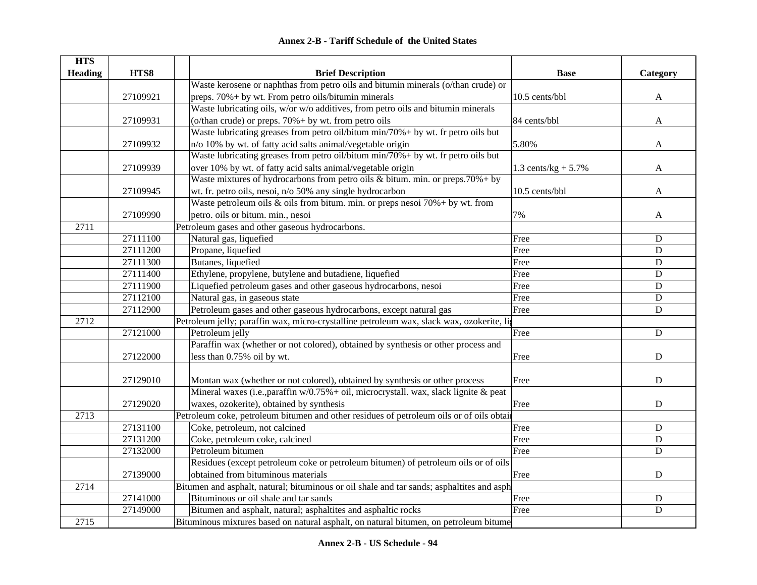**Annex 2-B - Tariff Schedule of the United States**

| HTS Heading | HTS8 | Brief Description | Base | Category |
|---|---|---|---|---|
| | 27109921 | Waste kerosene or naphthas from petro oils and bitumin minerals (o/than crude) or preps. 70%+ by wt. From petro oils/bitumin minerals | 10.5 cents/bbl | A |
| | 27109931 | Waste lubricating oils, w/or w/o additives, from petro oils and bitumin minerals (o/than crude) or preps. 70%+ by wt. from petro oils | 84 cents/bbl | A |
| | 27109932 | Waste lubricating greases from petro oil/bitum min/70%+ by wt. fr petro oils but n/o 10% by wt. of fatty acid salts animal/vegetable origin | 5.80% | A |
| | 27109939 | Waste lubricating greases from petro oil/bitum min/70%+ by wt. fr petro oils but over 10% by wt. of fatty acid salts animal/vegetable origin | 1.3 cents/kg + 5.7% | A |
| | 27109945 | Waste mixtures of hydrocarbons from petro oils & bitum. min. or preps.70%+ by wt. fr. petro oils, nesoi, n/o 50% any single hydrocarbon | 10.5 cents/bbl | A |
| | 27109990 | Waste petroleum oils & oils from bitum. min. or preps nesoi 70%+ by wt. from petro. oils or bitum. min., nesoi | 7% | A |
| 2711 | | Petroleum gases and other gaseous hydrocarbons. | | |
| | 27111100 | Natural gas, liquefied | Free | D |
| | 27111200 | Propane, liquefied | Free | D |
| | 27111300 | Butanes, liquefied | Free | D |
| | 27111400 | Ethylene, propylene, butylene and butadiene, liquefied | Free | D |
| | 27111900 | Liquefied petroleum gases and other gaseous hydrocarbons, nesoi | Free | D |
| | 27112100 | Natural gas, in gaseous state | Free | D |
| | 27112900 | Petroleum gases and other gaseous hydrocarbons, except natural gas | Free | D |
| 2712 | | Petroleum jelly; paraffin wax, micro-crystalline petroleum wax, slack wax, ozokerite, li | | |
| | 27121000 | Petroleum jelly | Free | D |
| | 27122000 | Paraffin wax (whether or not colored), obtained by synthesis or other process and less than 0.75% oil by wt. | Free | D |
| | 27129010 | Montan wax (whether or not colored), obtained by synthesis or other process | Free | D |
| | 27129020 | Mineral waxes (i.e.,paraffin w/0.75%+ oil, microcrystall. wax, slack lignite & peat waxes, ozokerite), obtained by synthesis | Free | D |
| 2713 | | Petroleum coke, petroleum bitumen and other residues of petroleum oils or of oils obtai | | |
| | 27131100 | Coke, petroleum, not calcined | Free | D |
| | 27131200 | Coke, petroleum coke, calcined | Free | D |
| | 27132000 | Petroleum bitumen | Free | D |
| | 27139000 | Residues (except petroleum coke or petroleum bitumen) of petroleum oils or of oils obtained from bituminous materials | Free | D |
| 2714 | | Bitumen and asphalt, natural; bituminous or oil shale and tar sands; asphaltites and asph | | |
| | 27141000 | Bituminous or oil shale and tar sands | Free | D |
| | 27149000 | Bitumen and asphalt, natural; asphaltites and asphaltic rocks | Free | D |
| 2715 | | Bituminous mixtures based on natural asphalt, on natural bitumen, on petroleum bitume | | |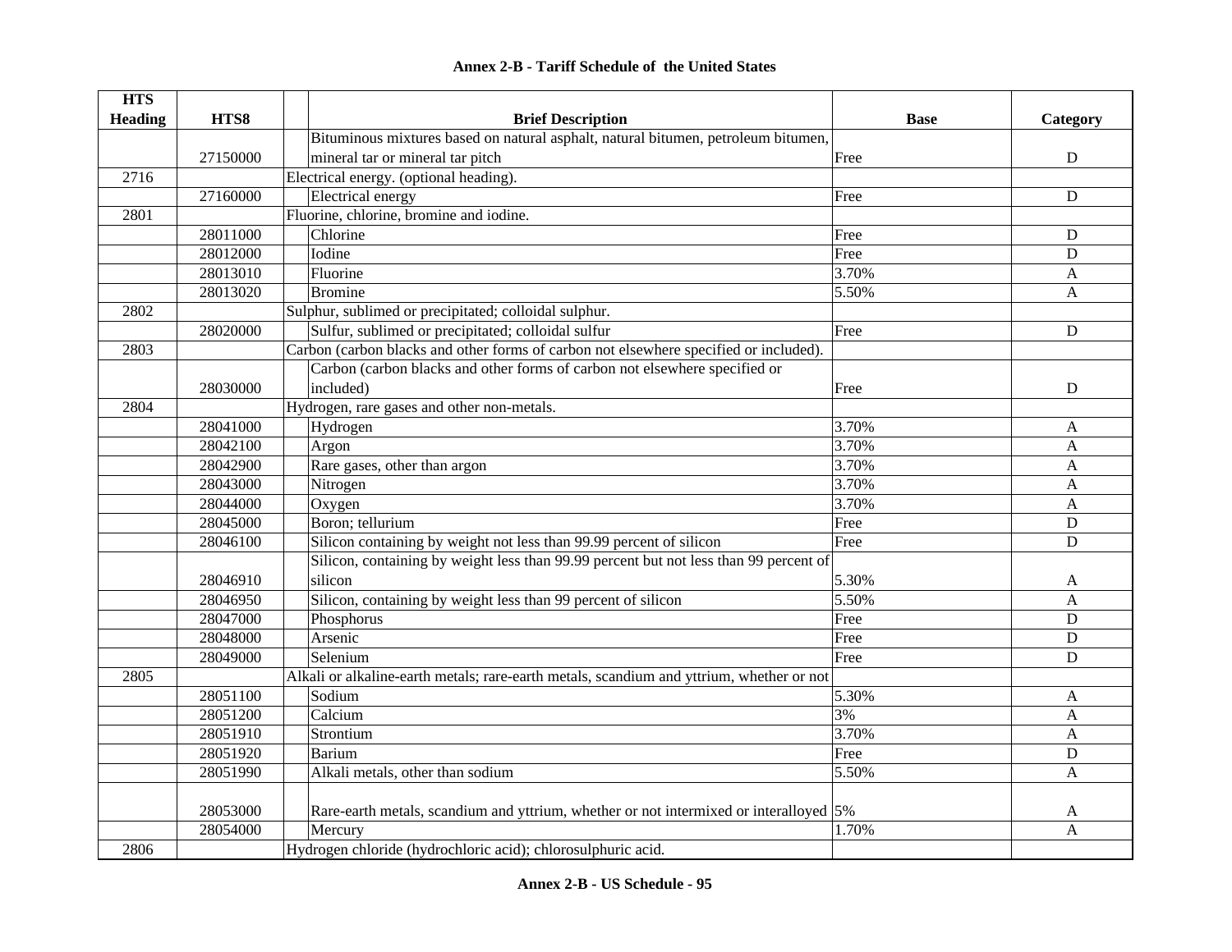## Annex 2-B - Tariff Schedule of the United States

| HTS Heading | HTS8 | Brief Description | Base | Category |
|---|---|---|---|---|
| | 27150000 | Bituminous mixtures based on natural asphalt, natural bitumen, petroleum bitumen, mineral tar or mineral tar pitch | Free | D |
| 2716 | | Electrical energy. (optional heading). | | |
| | 27160000 | Electrical energy | Free | D |
| 2801 | | Fluorine, chlorine, bromine and iodine. | | |
| | 28011000 | Chlorine | Free | D |
| | 28012000 | Iodine | Free | D |
| | 28013010 | Fluorine | 3.70% | A |
| | 28013020 | Bromine | 5.50% | A |
| 2802 | | Sulphur, sublimed or precipitated; colloidal sulphur. | | |
| | 28020000 | Sulfur, sublimed or precipitated; colloidal sulfur | Free | D |
| 2803 | | Carbon (carbon blacks and other forms of carbon not elsewhere specified or included). | | |
| | 28030000 | Carbon (carbon blacks and other forms of carbon not elsewhere specified or included) | Free | D |
| 2804 | | Hydrogen, rare gases and other non-metals. | | |
| | 28041000 | Hydrogen | 3.70% | A |
| | 28042100 | Argon | 3.70% | A |
| | 28042900 | Rare gases, other than argon | 3.70% | A |
| | 28043000 | Nitrogen | 3.70% | A |
| | 28044000 | Oxygen | 3.70% | A |
| | 28045000 | Boron; tellurium | Free | D |
| | 28046100 | Silicon containing by weight not less than 99.99 percent of silicon | Free | D |
| | 28046910 | Silicon, containing by weight less than 99.99 percent but not less than 99 percent of silicon | 5.30% | A |
| | 28046950 | Silicon, containing by weight less than 99 percent of silicon | 5.50% | A |
| | 28047000 | Phosphorus | Free | D |
| | 28048000 | Arsenic | Free | D |
| | 28049000 | Selenium | Free | D |
| 2805 | | Alkali or alkaline-earth metals; rare-earth metals, scandium and yttrium, whether or not | | |
| | 28051100 | Sodium | 5.30% | A |
| | 28051200 | Calcium | 3% | A |
| | 28051910 | Strontium | 3.70% | A |
| | 28051920 | Barium | Free | D |
| | 28051990 | Alkali metals, other than sodium | 5.50% | A |
| | 28053000 | Rare-earth metals, scandium and yttrium, whether or not intermixed or interalloyed | 5% | A |
| | 28054000 | Mercury | 1.70% | A |
| 2806 | | Hydrogen chloride (hydrochloric acid); chlorosulphuric acid. | | |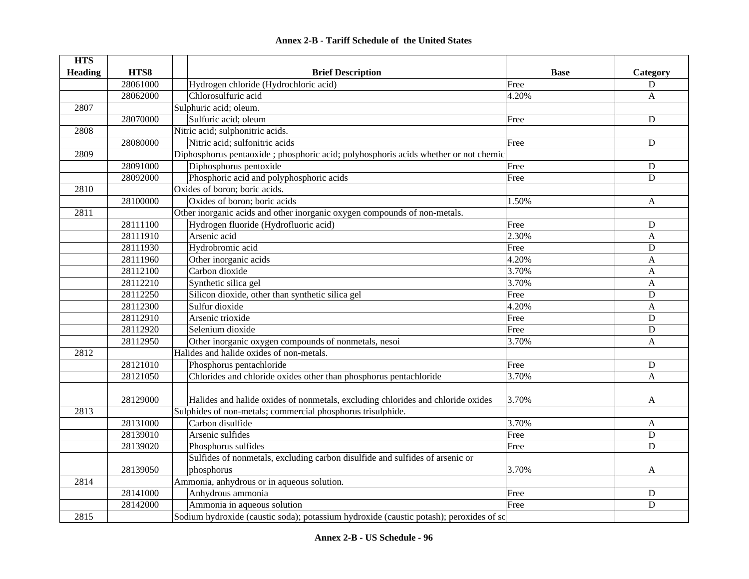## Annex 2-B - Tariff Schedule of the United States

| HTS Heading | HTS8 | Brief Description | Base | Category |
|---|---|---|---|---|
| | 28061000 | Hydrogen chloride (Hydrochloric acid) | Free | D |
| | 28062000 | Chlorosulfuric acid | 4.20% | A |
| 2807 | | Sulphuric acid; oleum. | | |
| | 28070000 | Sulfuric acid; oleum | Free | D |
| 2808 | | Nitric acid; sulphonitric acids. | | |
| | 28080000 | Nitric acid; sulfonitric acids | Free | D |
| 2809 | | Diphosphorus pentaoxide ; phosphoric acid; polyhosphoris acids whether or not chemic | | |
| | 28091000 | Diphosphorus pentoxide | Free | D |
| | 28092000 | Phosphoric acid and polyphosphoric acids | Free | D |
| 2810 | | Oxides of boron; boric acids. | | |
| | 28100000 | Oxides of boron; boric acids | 1.50% | A |
| 2811 | | Other inorganic acids and other inorganic oxygen compounds of non-metals. | | |
| | 28111100 | Hydrogen fluoride (Hydrofluoric acid) | Free | D |
| | 28111910 | Arsenic acid | 2.30% | A |
| | 28111930 | Hydrobromic acid | Free | D |
| | 28111960 | Other inorganic acids | 4.20% | A |
| | 28112100 | Carbon dioxide | 3.70% | A |
| | 28112210 | Synthetic silica gel | 3.70% | A |
| | 28112250 | Silicon dioxide, other than synthetic silica gel | Free | D |
| | 28112300 | Sulfur dioxide | 4.20% | A |
| | 28112910 | Arsenic trioxide | Free | D |
| | 28112920 | Selenium dioxide | Free | D |
| | 28112950 | Other inorganic oxygen compounds of nonmetals, nesoi | 3.70% | A |
| 2812 | | Halides and halide oxides of non-metals. | | |
| | 28121010 | Phosphorus pentachloride | Free | D |
| | 28121050 | Chlorides and chloride oxides other than phosphorus pentachloride | 3.70% | A |
| | 28129000 | Halides and halide oxides of nonmetals, excluding chlorides and chloride oxides | 3.70% | A |
| 2813 | | Sulphides of non-metals; commercial phosphorus trisulphide. | | |
| | 28131000 | Carbon disulfide | 3.70% | A |
| | 28139010 | Arsenic sulfides | Free | D |
| | 28139020 | Phosphorus sulfides | Free | D |
| | 28139050 | Sulfides of nonmetals, excluding carbon disulfide and sulfides of arsenic or phosphorus | 3.70% | A |
| 2814 | | Ammonia, anhydrous or in aqueous solution. | | |
| | 28141000 | Anhydrous ammonia | Free | D |
| | 28142000 | Ammonia in aqueous solution | Free | D |
| 2815 | | Sodium hydroxide (caustic soda); potassium hydroxide (caustic potash); peroxides of so | | |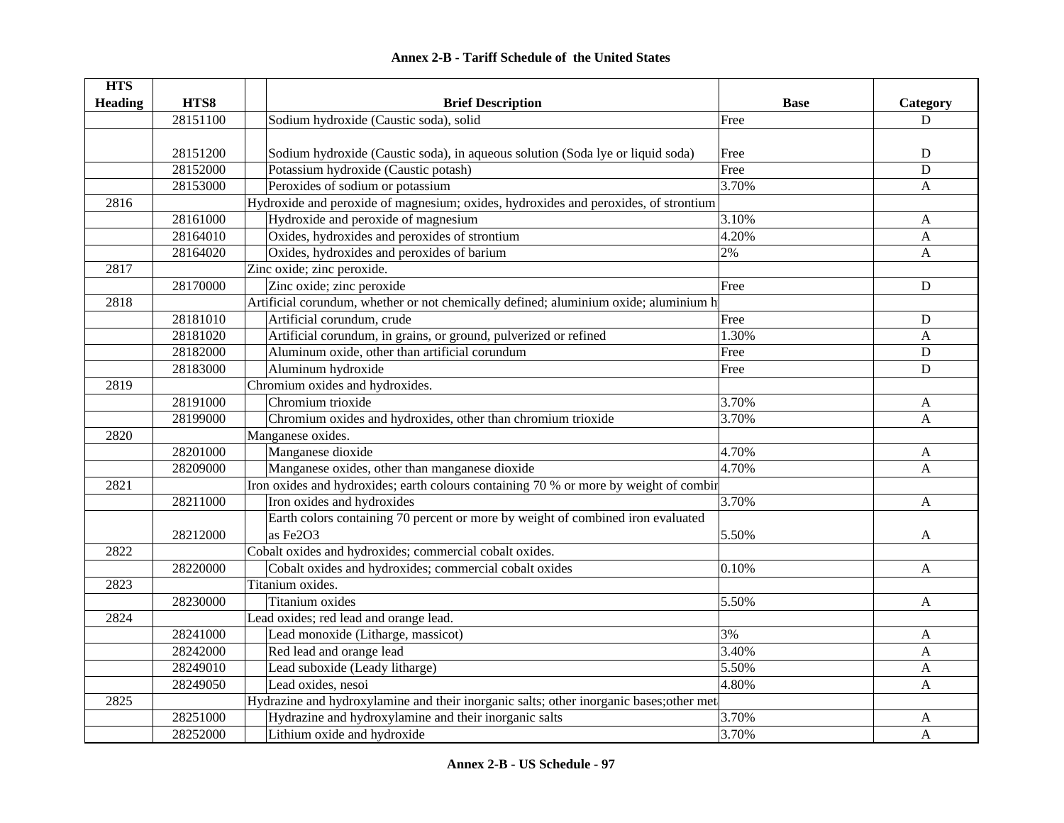## Annex 2-B - Tariff Schedule of the United States

| HTS Heading | HTS8 | Brief Description | Base | Category |
|---|---|---|---|---|
| | 28151100 | Sodium hydroxide (Caustic soda), solid | Free | D |
| | 28151200 | Sodium hydroxide (Caustic soda), in aqueous solution (Soda lye or liquid soda) | Free | D |
| | 28152000 | Potassium hydroxide (Caustic potash) | Free | D |
| | 28153000 | Peroxides of sodium or potassium | 3.70% | A |
| 2816 | | Hydroxide and peroxide of magnesium; oxides, hydroxides and peroxides, of strontium | | |
| | 28161000 | Hydroxide and peroxide of magnesium | 3.10% | A |
| | 28164010 | Oxides, hydroxides and peroxides of strontium | 4.20% | A |
| | 28164020 | Oxides, hydroxides and peroxides of barium | 2% | A |
| 2817 | | Zinc oxide; zinc peroxide. | | |
| | 28170000 | Zinc oxide; zinc peroxide | Free | D |
| 2818 | | Artificial corundum, whether or not chemically defined; aluminium oxide; aluminium h | | |
| | 28181010 | Artificial corundum, crude | Free | D |
| | 28181020 | Artificial corundum, in grains, or ground, pulverized or refined | 1.30% | A |
| | 28182000 | Aluminum oxide, other than artificial corundum | Free | D |
| | 28183000 | Aluminum hydroxide | Free | D |
| 2819 | | Chromium oxides and hydroxides. | | |
| | 28191000 | Chromium trioxide | 3.70% | A |
| | 28199000 | Chromium oxides and hydroxides, other than chromium trioxide | 3.70% | A |
| 2820 | | Manganese oxides. | | |
| | 28201000 | Manganese dioxide | 4.70% | A |
| | 28209000 | Manganese oxides, other than manganese dioxide | 4.70% | A |
| 2821 | | Iron oxides and hydroxides; earth colours containing 70 % or more by weight of combir | | |
| | 28211000 | Iron oxides and hydroxides | 3.70% | A |
| | 28212000 | Earth colors containing 70 percent or more by weight of combined iron evaluated as Fe2O3 | 5.50% | A |
| 2822 | | Cobalt oxides and hydroxides; commercial cobalt oxides. | | |
| | 28220000 | Cobalt oxides and hydroxides; commercial cobalt oxides | 0.10% | A |
| 2823 | | Titanium oxides. | | |
| | 28230000 | Titanium oxides | 5.50% | A |
| 2824 | | Lead oxides; red lead and orange lead. | | |
| | 28241000 | Lead monoxide (Litharge, massicot) | 3% | A |
| | 28242000 | Red lead and orange lead | 3.40% | A |
| | 28249010 | Lead suboxide (Leady litharge) | 5.50% | A |
| | 28249050 | Lead oxides, nesoi | 4.80% | A |
| 2825 | | Hydrazine and hydroxylamine and their inorganic salts; other inorganic bases;other met | | |
| | 28251000 | Hydrazine and hydroxylamine and their inorganic salts | 3.70% | A |
| | 28252000 | Lithium oxide and hydroxide | 3.70% | A |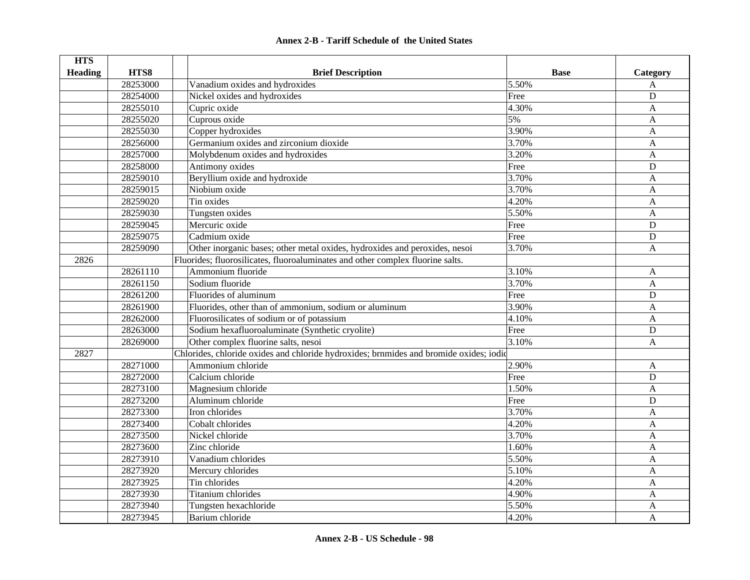## Annex 2-B - Tariff Schedule of the United States

| HTS Heading | HTS8 | | Brief Description | Base | Category |
|---|---|---|---|---|---|
| | 28253000 | | Vanadium oxides and hydroxides | 5.50% | A |
| | 28254000 | | Nickel oxides and hydroxides | Free | D |
| | 28255010 | | Cupric oxide | 4.30% | A |
| | 28255020 | | Cuprous oxide | 5% | A |
| | 28255030 | | Copper hydroxides | 3.90% | A |
| | 28256000 | | Germanium oxides and zirconium dioxide | 3.70% | A |
| | 28257000 | | Molybdenum oxides and hydroxides | 3.20% | A |
| | 28258000 | | Antimony oxides | Free | D |
| | 28259010 | | Beryllium oxide and hydroxide | 3.70% | A |
| | 28259015 | | Niobium oxide | 3.70% | A |
| | 28259020 | | Tin oxides | 4.20% | A |
| | 28259030 | | Tungsten oxides | 5.50% | A |
| | 28259045 | | Mercuric oxide | Free | D |
| | 28259075 | | Cadmium oxide | Free | D |
| | 28259090 | | Other inorganic bases; other metal oxides, hydroxides and peroxides, nesoi | 3.70% | A |
| 2826 | | | Fluorides; fluorosilicates, fluoroaluminates and other complex fluorine salts. | | |
| | 28261110 | | Ammonium fluoride | 3.10% | A |
| | 28261150 | | Sodium fluoride | 3.70% | A |
| | 28261200 | | Fluorides of aluminum | Free | D |
| | 28261900 | | Fluorides, other than of ammonium, sodium or aluminum | 3.90% | A |
| | 28262000 | | Fluorosilicates of sodium or of potassium | 4.10% | A |
| | 28263000 | | Sodium hexafluoroaluminate (Synthetic cryolite) | Free | D |
| | 28269000 | | Other complex fluorine salts, nesoi | 3.10% | A |
| 2827 | | | Chlorides, chloride oxides and chloride hydroxides; brnmides and bromide oxides; iodid | | |
| | 28271000 | | Ammonium chloride | 2.90% | A |
| | 28272000 | | Calcium chloride | Free | D |
| | 28273100 | | Magnesium chloride | 1.50% | A |
| | 28273200 | | Aluminum chloride | Free | D |
| | 28273300 | | Iron chlorides | 3.70% | A |
| | 28273400 | | Cobalt chlorides | 4.20% | A |
| | 28273500 | | Nickel chloride | 3.70% | A |
| | 28273600 | | Zinc chloride | 1.60% | A |
| | 28273910 | | Vanadium chlorides | 5.50% | A |
| | 28273920 | | Mercury chlorides | 5.10% | A |
| | 28273925 | | Tin chlorides | 4.20% | A |
| | 28273930 | | Titanium chlorides | 4.90% | A |
| | 28273940 | | Tungsten hexachloride | 5.50% | A |
| | 28273945 | | Barium chloride | 4.20% | A |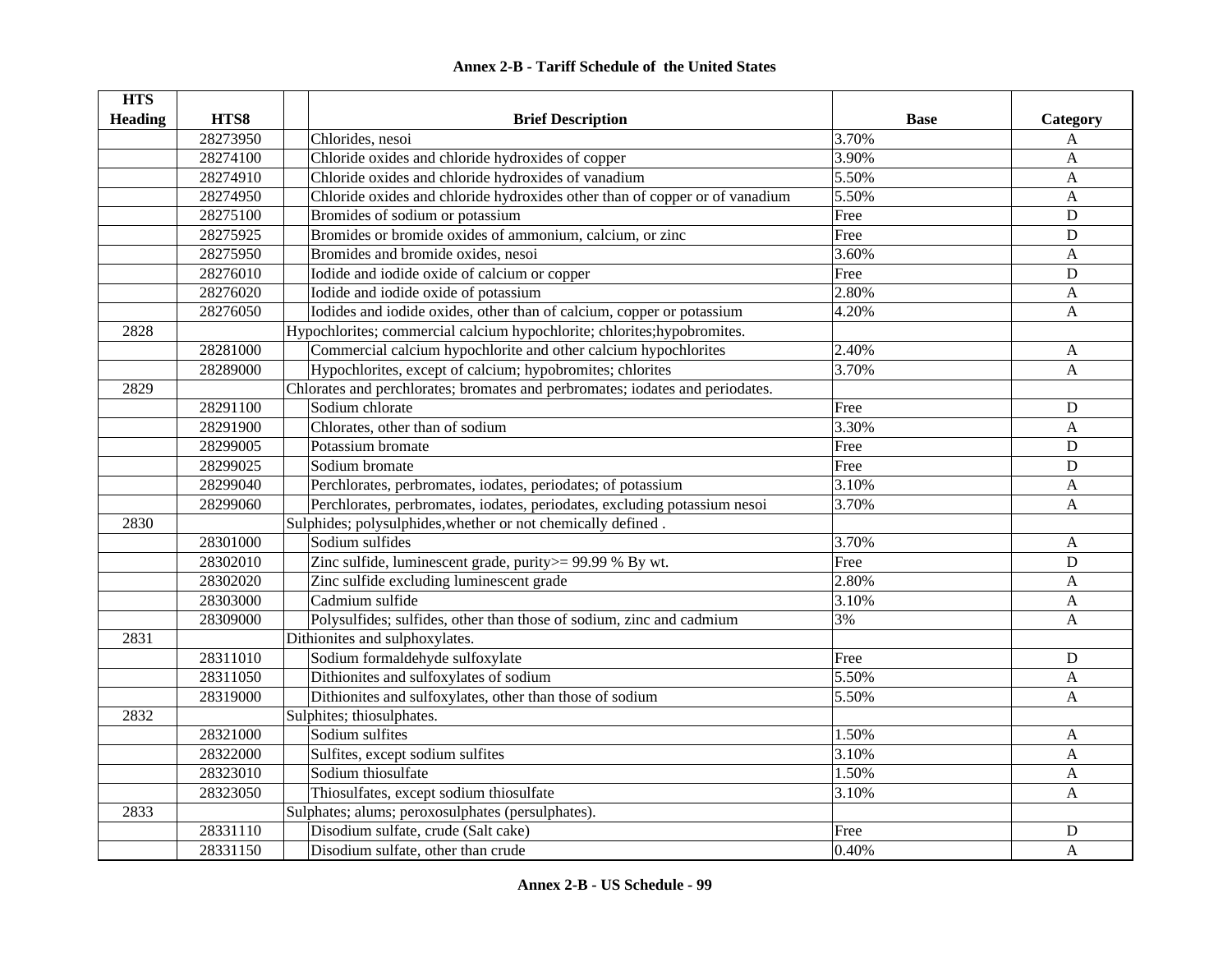## Annex 2-B - Tariff Schedule of the United States

| HTS Heading | HTS8 | Brief Description | Base | Category |
|---|---|---|---|---|
| | 28273950 | Chlorides, nesoi | 3.70% | A |
| | 28274100 | Chloride oxides and chloride hydroxides of copper | 3.90% | A |
| | 28274910 | Chloride oxides and chloride hydroxides of vanadium | 5.50% | A |
| | 28274950 | Chloride oxides and chloride hydroxides other than of copper or of vanadium | 5.50% | A |
| | 28275100 | Bromides of sodium or potassium | Free | D |
| | 28275925 | Bromides or bromide oxides of ammonium, calcium, or zinc | Free | D |
| | 28275950 | Bromides and bromide oxides, nesoi | 3.60% | A |
| | 28276010 | Iodide and iodide oxide of calcium or copper | Free | D |
| | 28276020 | Iodide and iodide oxide of potassium | 2.80% | A |
| | 28276050 | Iodides and iodide oxides, other than of calcium, copper or potassium | 4.20% | A |
| 2828 | | Hypochlorites; commercial calcium hypochlorite; chlorites;hypobromites. | | |
| | 28281000 | Commercial calcium hypochlorite and other calcium hypochlorites | 2.40% | A |
| | 28289000 | Hypochlorites, except of calcium; hypobromites; chlorites | 3.70% | A |
| 2829 | | Chlorates and perchlorates; bromates and perbromates; iodates and periodates. | | |
| | 28291100 | Sodium chlorate | Free | D |
| | 28291900 | Chlorates, other than of sodium | 3.30% | A |
| | 28299005 | Potassium bromate | Free | D |
| | 28299025 | Sodium bromate | Free | D |
| | 28299040 | Perchlorates, perbromates, iodates, periodates; of potassium | 3.10% | A |
| | 28299060 | Perchlorates, perbromates, iodates, periodates, excluding potassium nesoi | 3.70% | A |
| 2830 | | Sulphides; polysulphides,whether or not chemically defined . | | |
| | 28301000 | Sodium sulfides | 3.70% | A |
| | 28302010 | Zinc sulfide, luminescent grade, purity>= 99.99 % By wt. | Free | D |
| | 28302020 | Zinc sulfide excluding luminescent grade | 2.80% | A |
| | 28303000 | Cadmium sulfide | 3.10% | A |
| | 28309000 | Polysulfides; sulfides, other than those of sodium, zinc and cadmium | 3% | A |
| 2831 | | Dithionites and sulphoxylates. | | |
| | 28311010 | Sodium formaldehyde sulfoxylate | Free | D |
| | 28311050 | Dithionites and sulfoxylates of sodium | 5.50% | A |
| | 28319000 | Dithionites and sulfoxylates, other than those of sodium | 5.50% | A |
| 2832 | | Sulphites; thiosulphates. | | |
| | 28321000 | Sodium sulfites | 1.50% | A |
| | 28322000 | Sulfites, except sodium sulfites | 3.10% | A |
| | 28323010 | Sodium thiosulfate | 1.50% | A |
| | 28323050 | Thiosulfates, except sodium thiosulfate | 3.10% | A |
| 2833 | | Sulphates; alums; peroxosulphates (persulphates). | | |
| | 28331110 | Disodium sulfate, crude (Salt cake) | Free | D |
| | 28331150 | Disodium sulfate, other than crude | 0.40% | A |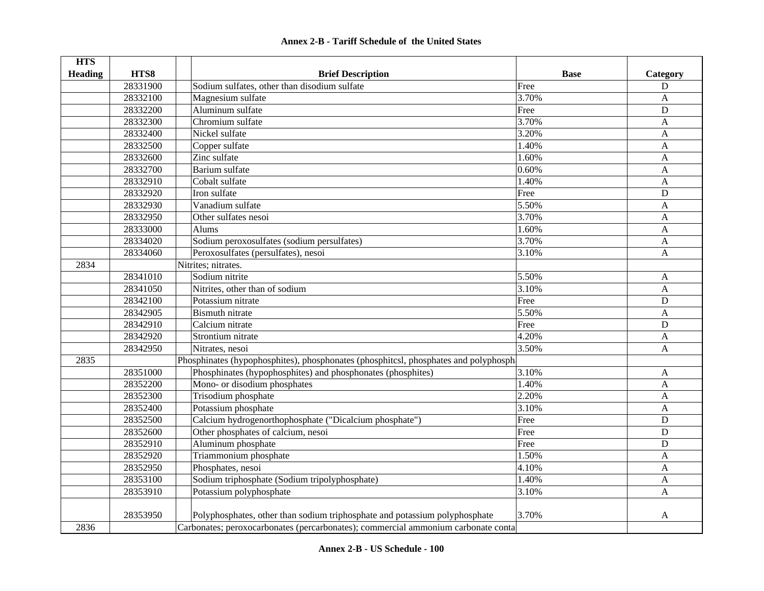## Annex 2-B - Tariff Schedule of the United States

| HTS Heading | HTS8 | Brief Description | Base | Category |
|---|---|---|---|---|
| | 28331900 | Sodium sulfates, other than disodium sulfate | Free | D |
| | 28332100 | Magnesium sulfate | 3.70% | A |
| | 28332200 | Aluminum sulfate | Free | D |
| | 28332300 | Chromium sulfate | 3.70% | A |
| | 28332400 | Nickel sulfate | 3.20% | A |
| | 28332500 | Copper sulfate | 1.40% | A |
| | 28332600 | Zinc sulfate | 1.60% | A |
| | 28332700 | Barium sulfate | 0.60% | A |
| | 28332910 | Cobalt sulfate | 1.40% | A |
| | 28332920 | Iron sulfate | Free | D |
| | 28332930 | Vanadium sulfate | 5.50% | A |
| | 28332950 | Other sulfates nesoi | 3.70% | A |
| | 28333000 | Alums | 1.60% | A |
| | 28334020 | Sodium peroxosulfates (sodium persulfates) | 3.70% | A |
| | 28334060 | Peroxosulfates (persulfates), nesoi | 3.10% | A |
| 2834 | | Nitrites; nitrates. | | |
| | 28341010 | Sodium nitrite | 5.50% | A |
| | 28341050 | Nitrites, other than of sodium | 3.10% | A |
| | 28342100 | Potassium nitrate | Free | D |
| | 28342905 | Bismuth nitrate | 5.50% | A |
| | 28342910 | Calcium nitrate | Free | D |
| | 28342920 | Strontium nitrate | 4.20% | A |
| | 28342950 | Nitrates, nesoi | 3.50% | A |
| 2835 | | Phosphinates (hypophosphites), phosphonates (phosphitcsl, phosphates and polyphosph | | |
| | 28351000 | Phosphinates (hypophosphites) and phosphonates (phosphites) | 3.10% | A |
| | 28352200 | Mono- or disodium phosphates | 1.40% | A |
| | 28352300 | Trisodium phosphate | 2.20% | A |
| | 28352400 | Potassium phosphate | 3.10% | A |
| | 28352500 | Calcium hydrogenorthophosphate ("Dicalcium phosphate") | Free | D |
| | 28352600 | Other phosphates of calcium, nesoi | Free | D |
| | 28352910 | Aluminum phosphate | Free | D |
| | 28352920 | Triammonium phosphate | 1.50% | A |
| | 28352950 | Phosphates, nesoi | 4.10% | A |
| | 28353100 | Sodium triphosphate (Sodium tripolyphosphate) | 1.40% | A |
| | 28353910 | Potassium polyphosphate | 3.10% | A |
| | 28353950 | Polyphosphates, other than sodium triphosphate and potassium polyphosphate | 3.70% | A |
| 2836 | | Carbonates; peroxocarbonates (percarbonates); commercial ammonium carbonate conta | | |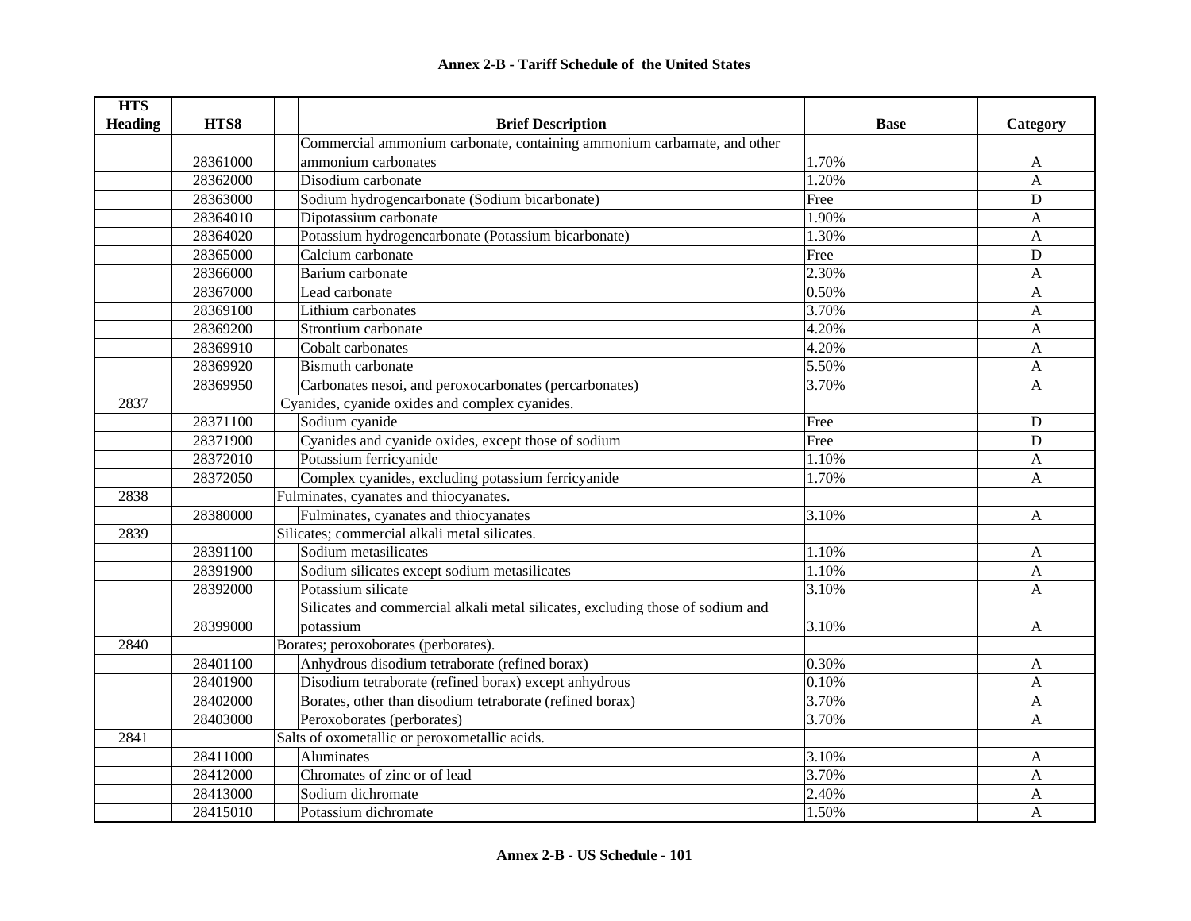| HTS Heading | HTS8 | Brief Description | Base | Category |
|---|---|---|---|---|
| | 28361000 | Commercial ammonium carbonate, containing ammonium carbamate, and other ammonium carbonates | 1.70% | A |
| | 28362000 | Disodium carbonate | 1.20% | A |
| | 28363000 | Sodium hydrogencarbonate (Sodium bicarbonate) | Free | D |
| | 28364010 | Dipotassium carbonate | 1.90% | A |
| | 28364020 | Potassium hydrogencarbonate (Potassium bicarbonate) | 1.30% | A |
| | 28365000 | Calcium carbonate | Free | D |
| | 28366000 | Barium carbonate | 2.30% | A |
| | 28367000 | Lead carbonate | 0.50% | A |
| | 28369100 | Lithium carbonates | 3.70% | A |
| | 28369200 | Strontium carbonate | 4.20% | A |
| | 28369910 | Cobalt carbonates | 4.20% | A |
| | 28369920 | Bismuth carbonate | 5.50% | A |
| | 28369950 | Carbonates nesoi, and peroxocarbonates (percarbonates) | 3.70% | A |
| 2837 | | Cyanides, cyanide oxides and complex cyanides. | | |
| | 28371100 | Sodium cyanide | Free | D |
| | 28371900 | Cyanides and cyanide oxides, except those of sodium | Free | D |
| | 28372010 | Potassium ferricyanide | 1.10% | A |
| | 28372050 | Complex cyanides, excluding potassium ferricyanide | 1.70% | A |
| 2838 | | Fulminates, cyanates and thiocyanates. | | |
| | 28380000 | Fulminates, cyanates and thiocyanates | 3.10% | A |
| 2839 | | Silicates; commercial alkali metal silicates. | | |
| | 28391100 | Sodium metasilicates | 1.10% | A |
| | 28391900 | Sodium silicates except sodium metasilicates | 1.10% | A |
| | 28392000 | Potassium silicate | 3.10% | A |
| | 28399000 | Silicates and commercial alkali metal silicates, excluding those of sodium and potassium | 3.10% | A |
| 2840 | | Borates; peroxoborates (perborates). | | |
| | 28401100 | Anhydrous disodium tetraborate (refined borax) | 0.30% | A |
| | 28401900 | Disodium tetraborate (refined borax) except anhydrous | 0.10% | A |
| | 28402000 | Borates, other than disodium tetraborate (refined borax) | 3.70% | A |
| | 28403000 | Peroxoborates (perborates) | 3.70% | A |
| 2841 | | Salts of oxometallic or peroxometallic acids. | | |
| | 28411000 | Aluminates | 3.10% | A |
| | 28412000 | Chromates of zinc or of lead | 3.70% | A |
| | 28413000 | Sodium dichromate | 2.40% | A |
| | 28415010 | Potassium dichromate | 1.50% | A |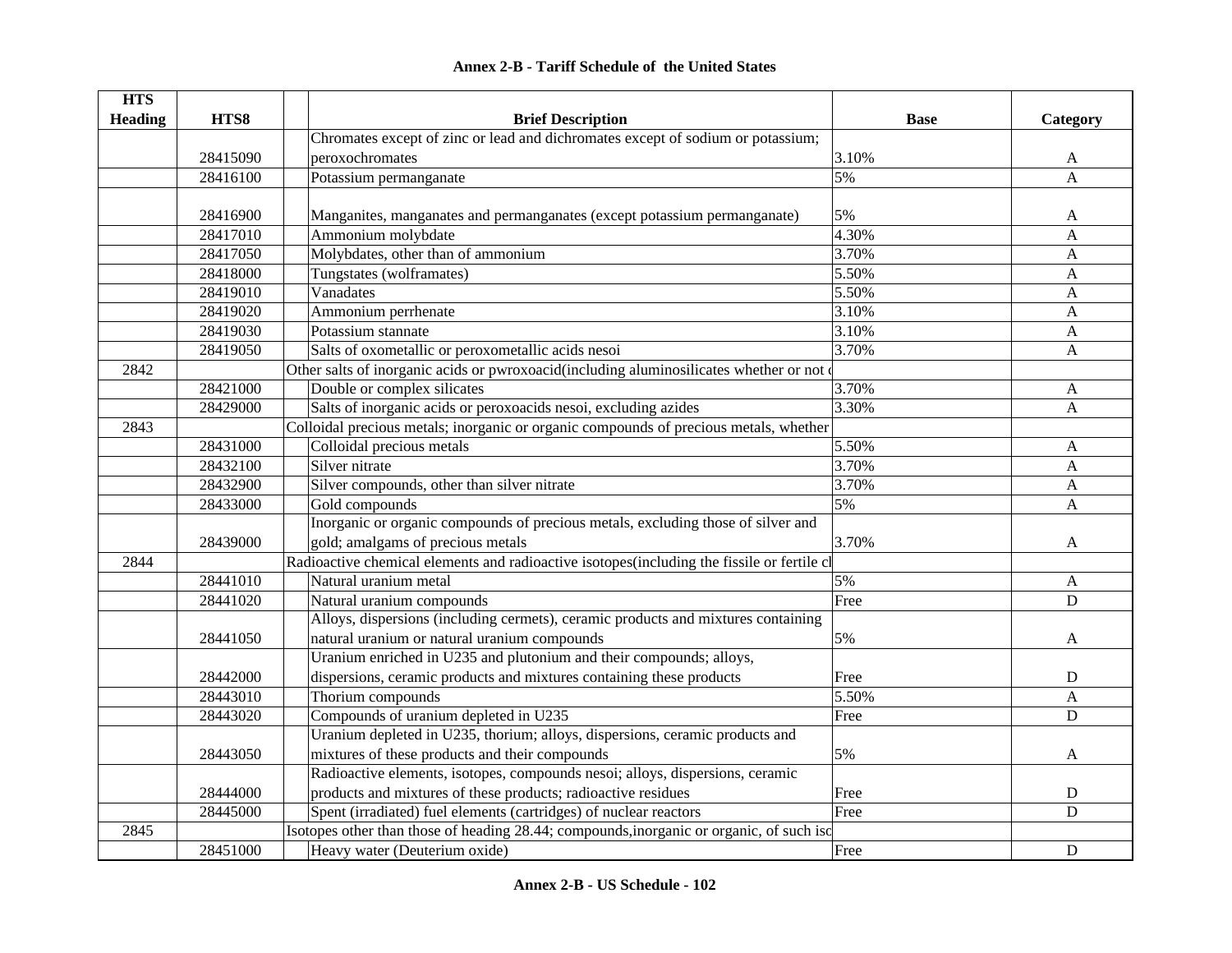# Annex 2-B - Tariff Schedule of the United States

| HTS Heading | HTS8 | | Brief Description | Base | Category |
|---|---|---|---|---|---|
| | 28415090 | | Chromates except of zinc or lead and dichromates except of sodium or potassium; peroxochromates | 3.10% | A |
| | 28416100 | | Potassium permanganate | 5% | A |
| | 28416900 | | Manganites, manganates and permanganates (except potassium permanganate) | 5% | A |
| | 28417010 | | Ammonium molybdate | 4.30% | A |
| | 28417050 | | Molybdates, other than of ammonium | 3.70% | A |
| | 28418000 | | Tungstates (wolframates) | 5.50% | A |
| | 28419010 | | Vanadates | 5.50% | A |
| | 28419020 | | Ammonium perrhenate | 3.10% | A |
| | 28419030 | | Potassium stannate | 3.10% | A |
| | 28419050 | | Salts of oxometallic or peroxometallic acids nesoi | 3.70% | A |
| 2842 | | Other salts of inorganic acids or pwroxoacid(including aluminosilicates whether or not c | | | |
| | 28421000 | | Double or complex silicates | 3.70% | A |
| | 28429000 | | Salts of inorganic acids or peroxoacids nesoi, excluding azides | 3.30% | A |
| 2843 | | Colloidal precious metals; inorganic or organic compounds of precious metals, whether | | | |
| | 28431000 | | Colloidal precious metals | 5.50% | A |
| | 28432100 | | Silver nitrate | 3.70% | A |
| | 28432900 | | Silver compounds, other than silver nitrate | 3.70% | A |
| | 28433000 | | Gold compounds | 5% | A |
| | 28439000 | | Inorganic or organic compounds of precious metals, excluding those of silver and gold; amalgams of precious metals | 3.70% | A |
| 2844 | | Radioactive chemical elements and radioactive isotopes(including the fissile or fertile cl | | | |
| | 28441010 | | Natural uranium metal | 5% | A |
| | 28441020 | | Natural uranium compounds | Free | D |
| | 28441050 | | Alloys, dispersions (including cermets), ceramic products and mixtures containing natural uranium or natural uranium compounds | 5% | A |
| | 28442000 | | Uranium enriched in U235 and plutonium and their compounds; alloys, dispersions, ceramic products and mixtures containing these products | Free | D |
| | 28443010 | | Thorium compounds | 5.50% | A |
| | 28443020 | | Compounds of uranium depleted in U235 | Free | D |
| | 28443050 | | Uranium depleted in U235, thorium; alloys, dispersions, ceramic products and mixtures of these products and their compounds | 5% | A |
| | 28444000 | | Radioactive elements, isotopes, compounds nesoi; alloys, dispersions, ceramic products and mixtures of these products; radioactive residues | Free | D |
| | 28445000 | | Spent (irradiated) fuel elements (cartridges) of nuclear reactors | Free | D |
| 2845 | | Isotopes other than those of heading 28.44; compounds,inorganic or organic, of such isc | | | |
| | 28451000 | | Heavy water (Deuterium oxide) | Free | D |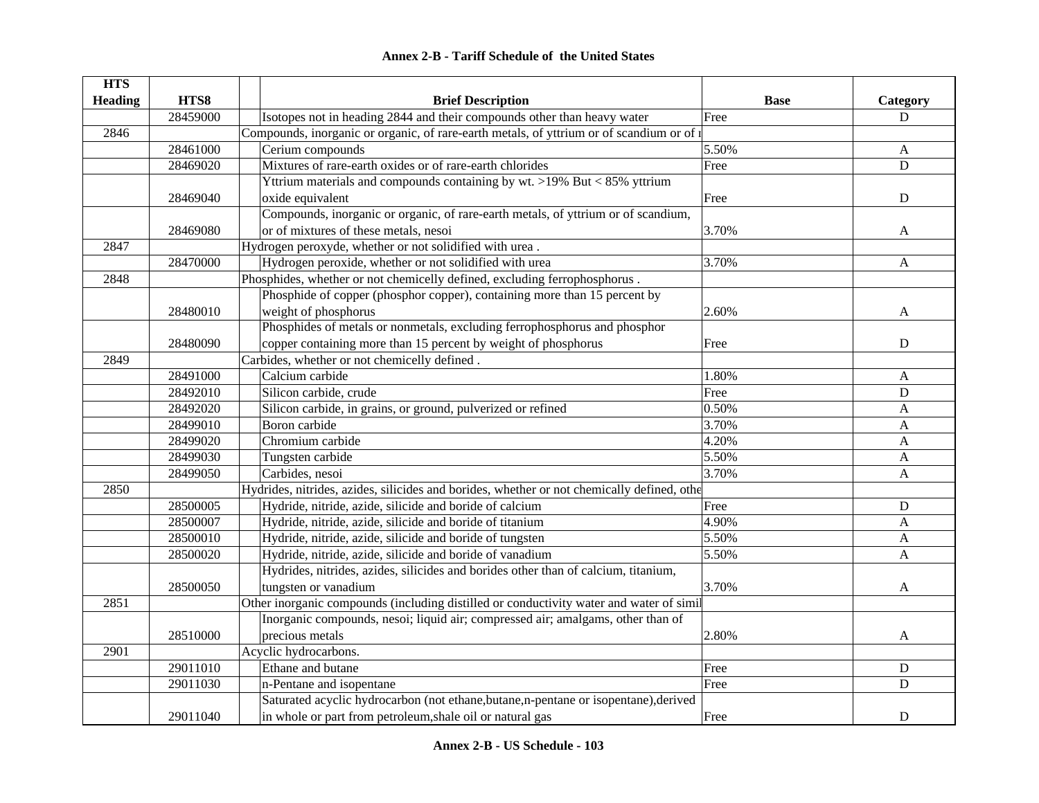## Annex 2-B - Tariff Schedule of the United States

| HTS Heading | HTS8 | Brief Description | Base | Category |
|---|---|---|---|---|
| | 28459000 | Isotopes not in heading 2844 and their compounds other than heavy water | Free | D |
| 2846 | | Compounds, inorganic or organic, of rare-earth metals, of yttrium or of scandium or of r | | |
| | 28461000 | Cerium compounds | 5.50% | A |
| | 28469020 | Mixtures of rare-earth oxides or of rare-earth chlorides | Free | D |
| | 28469040 | Yttrium materials and compounds containing by wt. >19% But < 85% yttrium oxide equivalent | Free | D |
| | 28469080 | Compounds, inorganic or organic, of rare-earth metals, of yttrium or of scandium, or of mixtures of these metals, nesoi | 3.70% | A |
| 2847 | | Hydrogen peroxyde, whether or not solidified with urea . | | |
| | 28470000 | Hydrogen peroxide, whether or not solidified with urea | 3.70% | A |
| 2848 | | Phosphides, whether or not chemicelly defined, excluding ferrophosphorus . | | |
| | 28480010 | Phosphide of copper (phosphor copper), containing more than 15 percent by weight of phosphorus | 2.60% | A |
| | 28480090 | Phosphides of metals or nonmetals, excluding ferrophosphorus and phosphor copper containing more than 15 percent by weight of phosphorus | Free | D |
| 2849 | | Carbides, whether or not chemicelly defined . | | |
| | 28491000 | Calcium carbide | 1.80% | A |
| | 28492010 | Silicon carbide, crude | Free | D |
| | 28492020 | Silicon carbide, in grains, or ground, pulverized or refined | 0.50% | A |
| | 28499010 | Boron carbide | 3.70% | A |
| | 28499020 | Chromium carbide | 4.20% | A |
| | 28499030 | Tungsten carbide | 5.50% | A |
| | 28499050 | Carbides, nesoi | 3.70% | A |
| 2850 | | Hydrides, nitrides, azides, silicides and borides, whether or not chemically defined, othe | | |
| | 28500005 | Hydride, nitride, azide, silicide and boride of calcium | Free | D |
| | 28500007 | Hydride, nitride, azide, silicide and boride of titanium | 4.90% | A |
| | 28500010 | Hydride, nitride, azide, silicide and boride of tungsten | 5.50% | A |
| | 28500020 | Hydride, nitride, azide, silicide and boride of vanadium | 5.50% | A |
| | 28500050 | Hydrides, nitrides, azides, silicides and borides other than of calcium, titanium, tungsten or vanadium | 3.70% | A |
| 2851 | | Other inorganic compounds (including distilled or conductivity water and water of simil | | |
| | 28510000 | Inorganic compounds, nesoi; liquid air; compressed air; amalgams, other than of precious metals | 2.80% | A |
| 2901 | | Acyclic hydrocarbons. | | |
| | 29011010 | Ethane and butane | Free | D |
| | 29011030 | n-Pentane and isopentane | Free | D |
| | 29011040 | Saturated acyclic hydrocarbon (not ethane,butane,n-pentane or isopentane),derived in whole or part from petroleum,shale oil or natural gas | Free | D |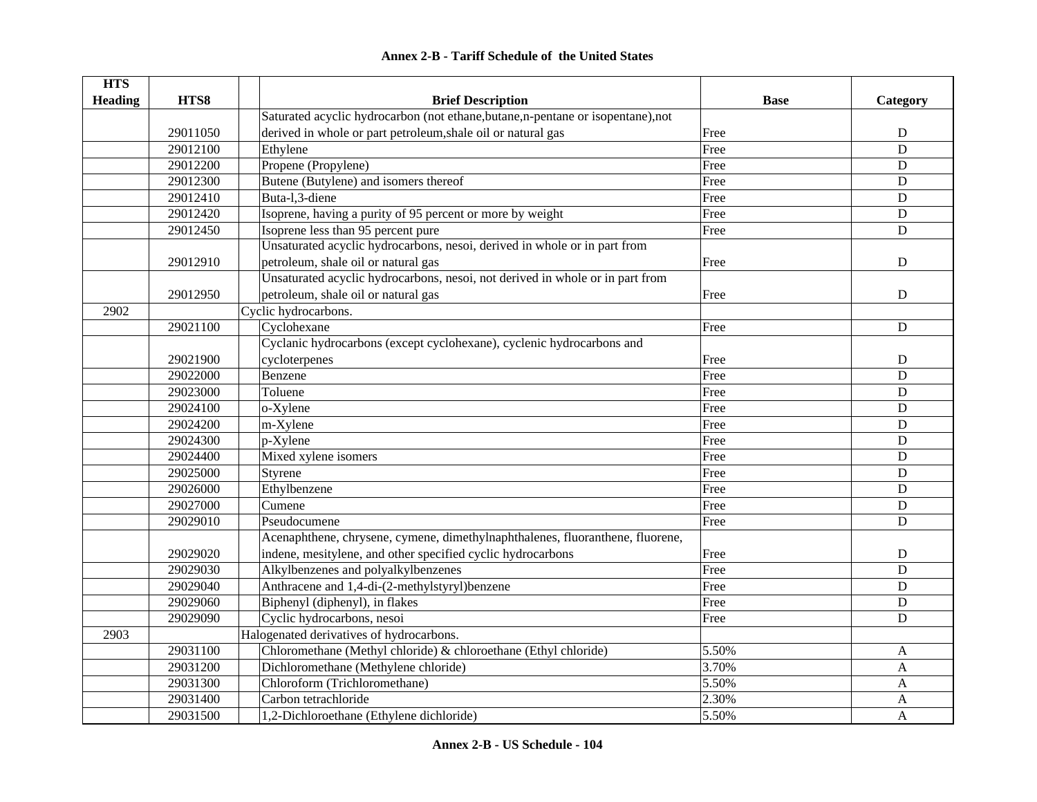## Annex 2-B - Tariff Schedule of the United States

| HTS Heading | HTS8 | Brief Description | Base | Category |
|---|---|---|---|---|
| | 29011050 | Saturated acyclic hydrocarbon (not ethane,butane,n-pentane or isopentane),not derived in whole or part petroleum,shale oil or natural gas | Free | D |
| | 29012100 | Ethylene | Free | D |
| | 29012200 | Propene (Propylene) | Free | D |
| | 29012300 | Butene (Butylene) and isomers thereof | Free | D |
| | 29012410 | Buta-l,3-diene | Free | D |
| | 29012420 | Isoprene, having a purity of 95 percent or more by weight | Free | D |
| | 29012450 | Isoprene less than 95 percent pure | Free | D |
| | 29012910 | Unsaturated acyclic hydrocarbons, nesoi, derived in whole or in part from petroleum, shale oil or natural gas | Free | D |
| | 29012950 | Unsaturated acyclic hydrocarbons, nesoi, not derived in whole or in part from petroleum, shale oil or natural gas | Free | D |
| 2902 | | Cyclic hydrocarbons. | | |
| | 29021100 | Cyclohexane | Free | D |
| | 29021900 | Cyclanic hydrocarbons (except cyclohexane), cyclenic hydrocarbons and cycloterpenes | Free | D |
| | 29022000 | Benzene | Free | D |
| | 29023000 | Toluene | Free | D |
| | 29024100 | o-Xylene | Free | D |
| | 29024200 | m-Xylene | Free | D |
| | 29024300 | p-Xylene | Free | D |
| | 29024400 | Mixed xylene isomers | Free | D |
| | 29025000 | Styrene | Free | D |
| | 29026000 | Ethylbenzene | Free | D |
| | 29027000 | Cumene | Free | D |
| | 29029010 | Pseudocumene | Free | D |
| | 29029020 | Acenaphthene, chrysene, cymene, dimethylnaphthalenes, fluoranthene, fluorene, indene, mesitylene, and other specified cyclic hydrocarbons | Free | D |
| | 29029030 | Alkylbenzenes and polyalkylbenzenes | Free | D |
| | 29029040 | Anthracene and 1,4-di-(2-methylstyryl)benzene | Free | D |
| | 29029060 | Biphenyl (diphenyl), in flakes | Free | D |
| | 29029090 | Cyclic hydrocarbons, nesoi | Free | D |
| 2903 | | Halogenated derivatives of hydrocarbons. | | |
| | 29031100 | Chloromethane (Methyl chloride) & chloroethane (Ethyl chloride) | 5.50% | A |
| | 29031200 | Dichloromethane (Methylene chloride) | 3.70% | A |
| | 29031300 | Chloroform (Trichloromethane) | 5.50% | A |
| | 29031400 | Carbon tetrachloride | 2.30% | A |
| | 29031500 | 1,2-Dichloroethane (Ethylene dichloride) | 5.50% | A |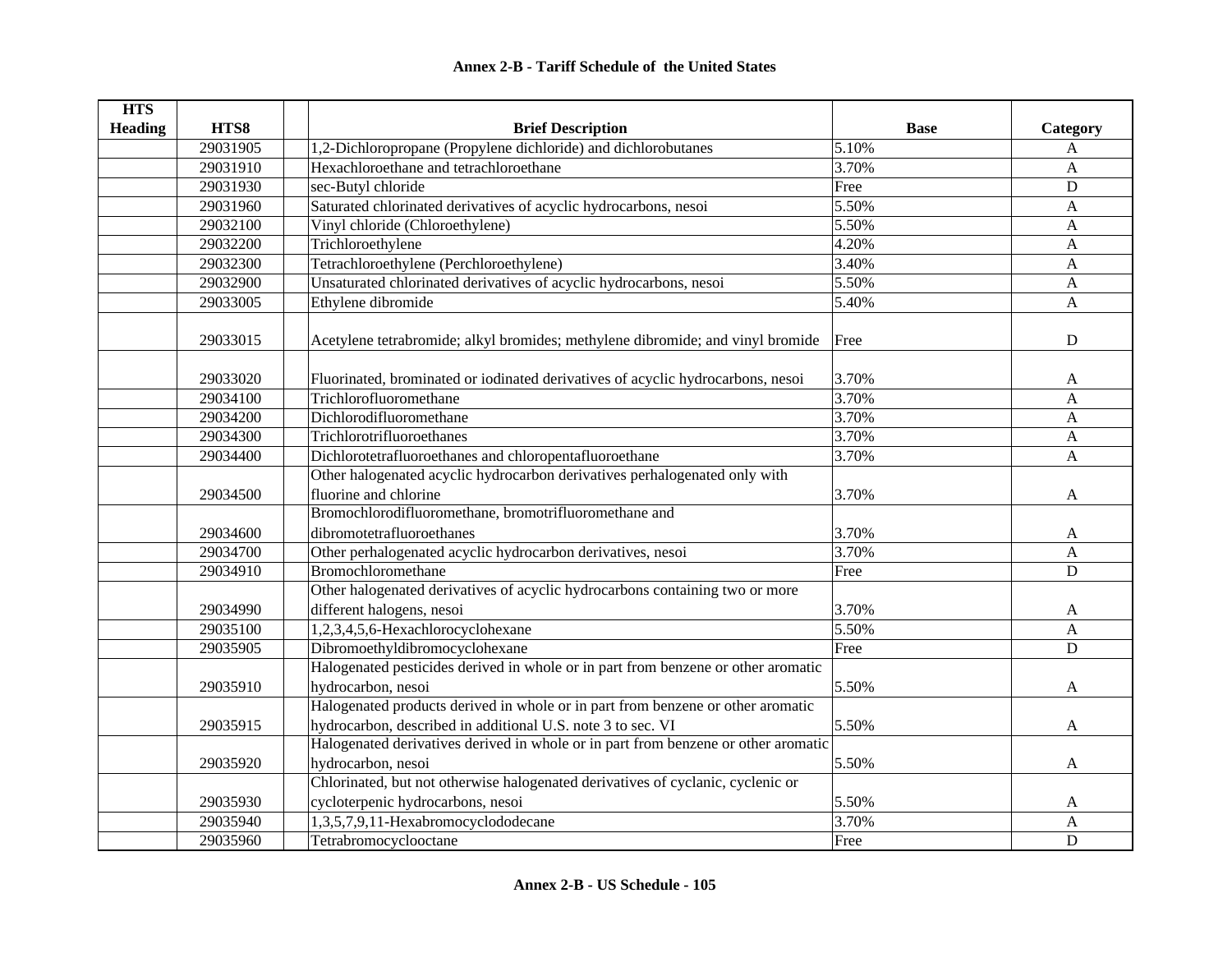## Annex 2-B - Tariff Schedule of the United States

| HTS Heading | HTS8 | | Brief Description | Base | Category |
|---|---|---|---|---|---|
| | 29031905 | | 1,2-Dichloropropane (Propylene dichloride) and dichlorobutanes | 5.10% | A |
| | 29031910 | | Hexachloroethane and tetrachloroethane | 3.70% | A |
| | 29031930 | | sec-Butyl chloride | Free | D |
| | 29031960 | | Saturated chlorinated derivatives of acyclic hydrocarbons, nesoi | 5.50% | A |
| | 29032100 | | Vinyl chloride (Chloroethylene) | 5.50% | A |
| | 29032200 | | Trichloroethylene | 4.20% | A |
| | 29032300 | | Tetrachloroethylene (Perchloroethylene) | 3.40% | A |
| | 29032900 | | Unsaturated chlorinated derivatives of acyclic hydrocarbons, nesoi | 5.50% | A |
| | 29033005 | | Ethylene dibromide | 5.40% | A |
| | 29033015 | | Acetylene tetrabromide; alkyl bromides; methylene dibromide; and vinyl bromide | Free | D |
| | 29033020 | | Fluorinated, brominated or iodinated derivatives of acyclic hydrocarbons, nesoi | 3.70% | A |
| | 29034100 | | Trichlorofluoromethane | 3.70% | A |
| | 29034200 | | Dichlorodifluoromethane | 3.70% | A |
| | 29034300 | | Trichlorotrifluoroethanes | 3.70% | A |
| | 29034400 | | Dichlorotetrafluoroethanes and chloropentafluoroethane | 3.70% | A |
| | 29034500 | | Other halogenated acyclic hydrocarbon derivatives perhalogenated only with fluorine and chlorine | 3.70% | A |
| | 29034600 | | Bromochlorodifluoromethane, bromotrifluoromethane and dibromotetrafluoroethanes | 3.70% | A |
| | 29034700 | | Other perhalogenated acyclic hydrocarbon derivatives, nesoi | 3.70% | A |
| | 29034910 | | Bromochloromethane | Free | D |
| | 29034990 | | Other halogenated derivatives of acyclic hydrocarbons containing two or more different halogens, nesoi | 3.70% | A |
| | 29035100 | | 1,2,3,4,5,6-Hexachlorocyclohexane | 5.50% | A |
| | 29035905 | | Dibromoethyldibromocyclohexane | Free | D |
| | 29035910 | | Halogenated pesticides derived in whole or in part from benzene or other aromatic hydrocarbon, nesoi | 5.50% | A |
| | 29035915 | | Halogenated products derived in whole or in part from benzene or other aromatic hydrocarbon, described in additional U.S. note 3 to sec. VI | 5.50% | A |
| | 29035920 | | Halogenated derivatives derived in whole or in part from benzene or other aromatic hydrocarbon, nesoi | 5.50% | A |
| | 29035930 | | Chlorinated, but not otherwise halogenated derivatives of cyclanic, cyclenic or cycloterpenic hydrocarbons, nesoi | 5.50% | A |
| | 29035940 | | 1,3,5,7,9,11-Hexabromocyclododecane | 3.70% | A |
| | 29035960 | | Tetrabromocyclooctane | Free | D |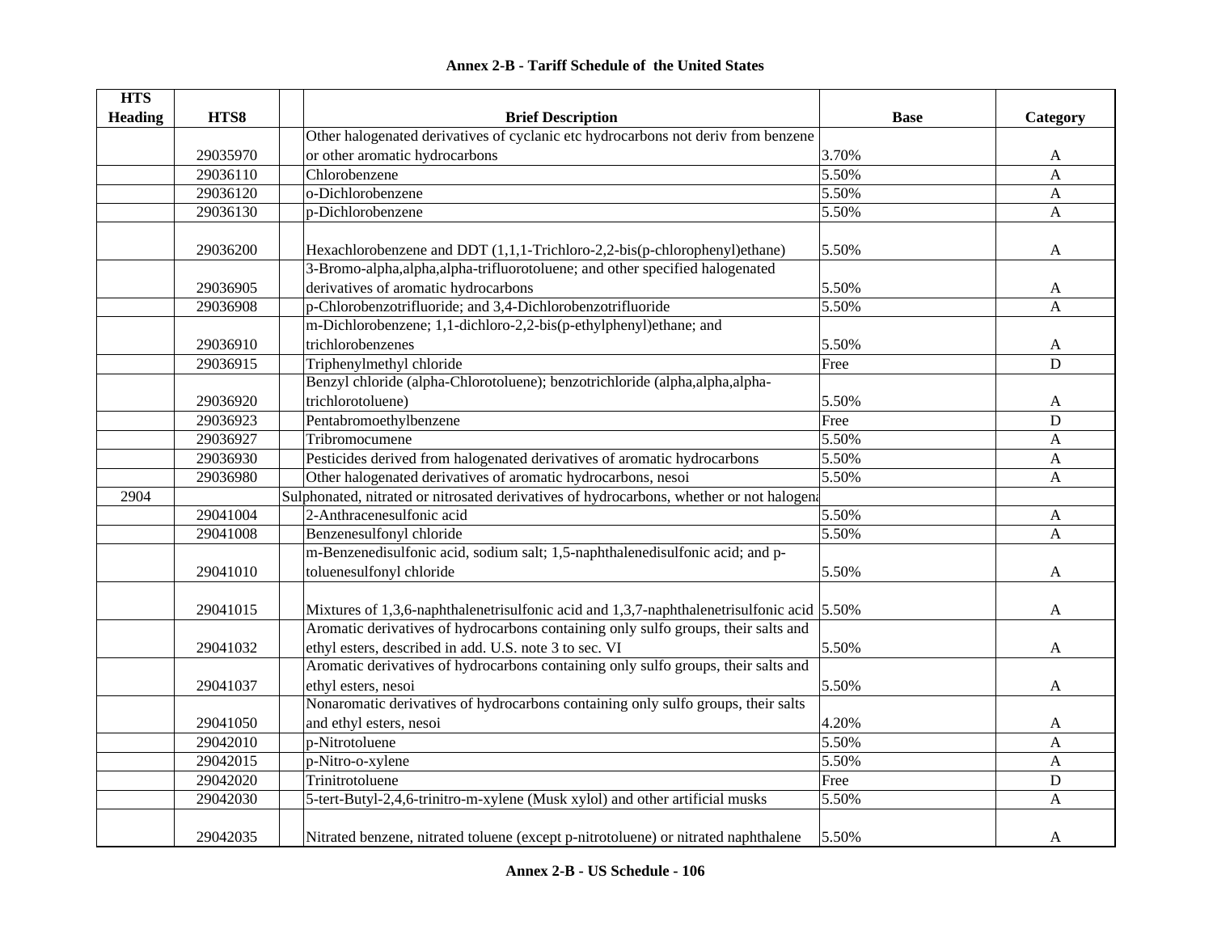## Annex 2-B - Tariff Schedule of the United States

| HTS Heading | HTS8 | | Brief Description | Base | Category |
|---|---|---|---|---|---|
| | 29035970 | | Other halogenated derivatives of cyclanic etc hydrocarbons not deriv from benzene or other aromatic hydrocarbons | 3.70% | A |
| | 29036110 | | Chlorobenzene | 5.50% | A |
| | 29036120 | | o-Dichlorobenzene | 5.50% | A |
| | 29036130 | | p-Dichlorobenzene | 5.50% | A |
| | 29036200 | | Hexachlorobenzene and DDT (1,1,1-Trichloro-2,2-bis(p-chlorophenyl)ethane) | 5.50% | A |
| | 29036905 | | 3-Bromo-alpha,alpha,alpha-trifluorotoluene; and other specified halogenated derivatives of aromatic hydrocarbons | 5.50% | A |
| | 29036908 | | p-Chlorobenzotrifluoride; and 3,4-Dichlorobenzotrifluoride | 5.50% | A |
| | 29036910 | | m-Dichlorobenzene; 1,1-dichloro-2,2-bis(p-ethylphenyl)ethane; and trichlorobenzenes | 5.50% | A |
| | 29036915 | | Triphenylmethyl chloride | Free | D |
| | 29036920 | | Benzyl chloride (alpha-Chlorotoluene); benzotrichloride (alpha,alpha,alpha-trichlorotoluene) | 5.50% | A |
| | 29036923 | | Pentabromoethylbenzene | Free | D |
| | 29036927 | | Tribromocumene | 5.50% | A |
| | 29036930 | | Pesticides derived from halogenated derivatives of aromatic hydrocarbons | 5.50% | A |
| | 29036980 | | Other halogenated derivatives of aromatic hydrocarbons, nesoi | 5.50% | A |
| 2904 | | | Sulphonated, nitrated or nitrosated derivatives of hydrocarbons, whether or not halogena | | |
| | 29041004 | | 2-Anthracenesulfonic acid | 5.50% | A |
| | 29041008 | | Benzenesulfonyl chloride | 5.50% | A |
| | 29041010 | | m-Benzenedisulfonic acid, sodium salt; 1,5-naphthalenedisulfonic acid; and p-toluenesulfonyl chloride | 5.50% | A |
| | 29041015 | | Mixtures of 1,3,6-naphthalenetrisulfonic acid and 1,3,7-naphthalenetrisulfonic acid | 5.50% | A |
| | 29041032 | | Aromatic derivatives of hydrocarbons containing only sulfo groups, their salts and ethyl esters, described in add. U.S. note 3 to sec. VI | 5.50% | A |
| | 29041037 | | Aromatic derivatives of hydrocarbons containing only sulfo groups, their salts and ethyl esters, nesoi | 5.50% | A |
| | 29041050 | | Nonaromatic derivatives of hydrocarbons containing only sulfo groups, their salts and ethyl esters, nesoi | 4.20% | A |
| | 29042010 | | p-Nitrotoluene | 5.50% | A |
| | 29042015 | | p-Nitro-o-xylene | 5.50% | A |
| | 29042020 | | Trinitrotoluene | Free | D |
| | 29042030 | | 5-tert-Butyl-2,4,6-trinitro-m-xylene (Musk xylol) and other artificial musks | 5.50% | A |
| | 29042035 | | Nitrated benzene, nitrated toluene (except p-nitrotoluene) or nitrated naphthalene | 5.50% | A |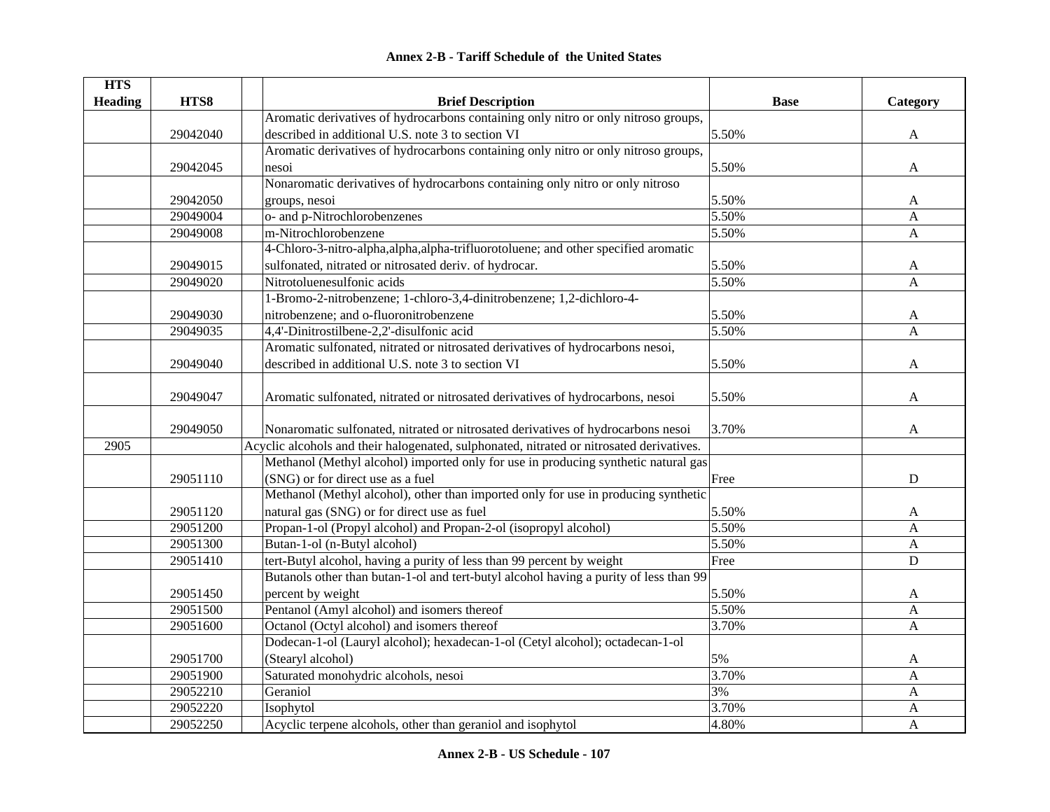**Annex 2-B - Tariff Schedule of the United States**

| HTS Heading | HTS8 | | Brief Description | Base | Category |
|---|---|---|---|---|---|
| | 29042040 | | Aromatic derivatives of hydrocarbons containing only nitro or only nitroso groups, described in additional U.S. note 3 to section VI | 5.50% | A |
| | 29042045 | | Aromatic derivatives of hydrocarbons containing only nitro or only nitroso groups, nesoi | 5.50% | A |
| | 29042050 | | Nonaromatic derivatives of hydrocarbons containing only nitro or only nitroso groups, nesoi | 5.50% | A |
| | 29049004 | | o- and p-Nitrochlorobenzenes | 5.50% | A |
| | 29049008 | | m-Nitrochlorobenzene | 5.50% | A |
| | 29049015 | | 4-Chloro-3-nitro-alpha,alpha,alpha-trifluorotoluene; and other specified aromatic sulfonated, nitrated or nitrosated deriv. of hydrocar. | 5.50% | A |
| | 29049020 | | Nitrotoluenesulfonic acids | 5.50% | A |
| | 29049030 | | 1-Bromo-2-nitrobenzene; 1-chloro-3,4-dinitrobenzene; 1,2-dichloro-4-nitrobenzene; and o-fluoronitrobenzene | 5.50% | A |
| | 29049035 | | 4,4'-Dinitrostilbene-2,2'-disulfonic acid | 5.50% | A |
| | 29049040 | | Aromatic sulfonated, nitrated or nitrosated derivatives of hydrocarbons nesoi, described in additional U.S. note 3 to section VI | 5.50% | A |
| | 29049047 | | Aromatic sulfonated, nitrated or nitrosated derivatives of hydrocarbons, nesoi | 5.50% | A |
| | 29049050 | | Nonaromatic sulfonated, nitrated or nitrosated derivatives of hydrocarbons nesoi | 3.70% | A |
| 2905 | | Acyclic alcohols and their halogenated, sulphonated, nitrated or nitrosated derivatives. | | | |
| | 29051110 | | Methanol (Methyl alcohol) imported only for use in producing synthetic natural gas (SNG) or for direct use as a fuel | Free | D |
| | 29051120 | | Methanol (Methyl alcohol), other than imported only for use in producing synthetic natural gas (SNG) or for direct use as fuel | 5.50% | A |
| | 29051200 | | Propan-1-ol (Propyl alcohol) and Propan-2-ol (isopropyl alcohol) | 5.50% | A |
| | 29051300 | | Butan-1-ol (n-Butyl alcohol) | 5.50% | A |
| | 29051410 | | tert-Butyl alcohol, having a purity of less than 99 percent by weight | Free | D |
| | 29051450 | | Butanols other than butan-1-ol and tert-butyl alcohol having a purity of less than 99 percent by weight | 5.50% | A |
| | 29051500 | | Pentanol (Amyl alcohol) and isomers thereof | 5.50% | A |
| | 29051600 | | Octanol (Octyl alcohol) and isomers thereof | 3.70% | A |
| | 29051700 | | Dodecan-1-ol (Lauryl alcohol); hexadecan-1-ol (Cetyl alcohol); octadecan-1-ol (Stearyl alcohol) | 5% | A |
| | 29051900 | | Saturated monohydric alcohols, nesoi | 3.70% | A |
| | 29052210 | | Geraniol | 3% | A |
| | 29052220 | | Isophytol | 3.70% | A |
| | 29052250 | | Acyclic terpene alcohols, other than geraniol and isophytol | 4.80% | A |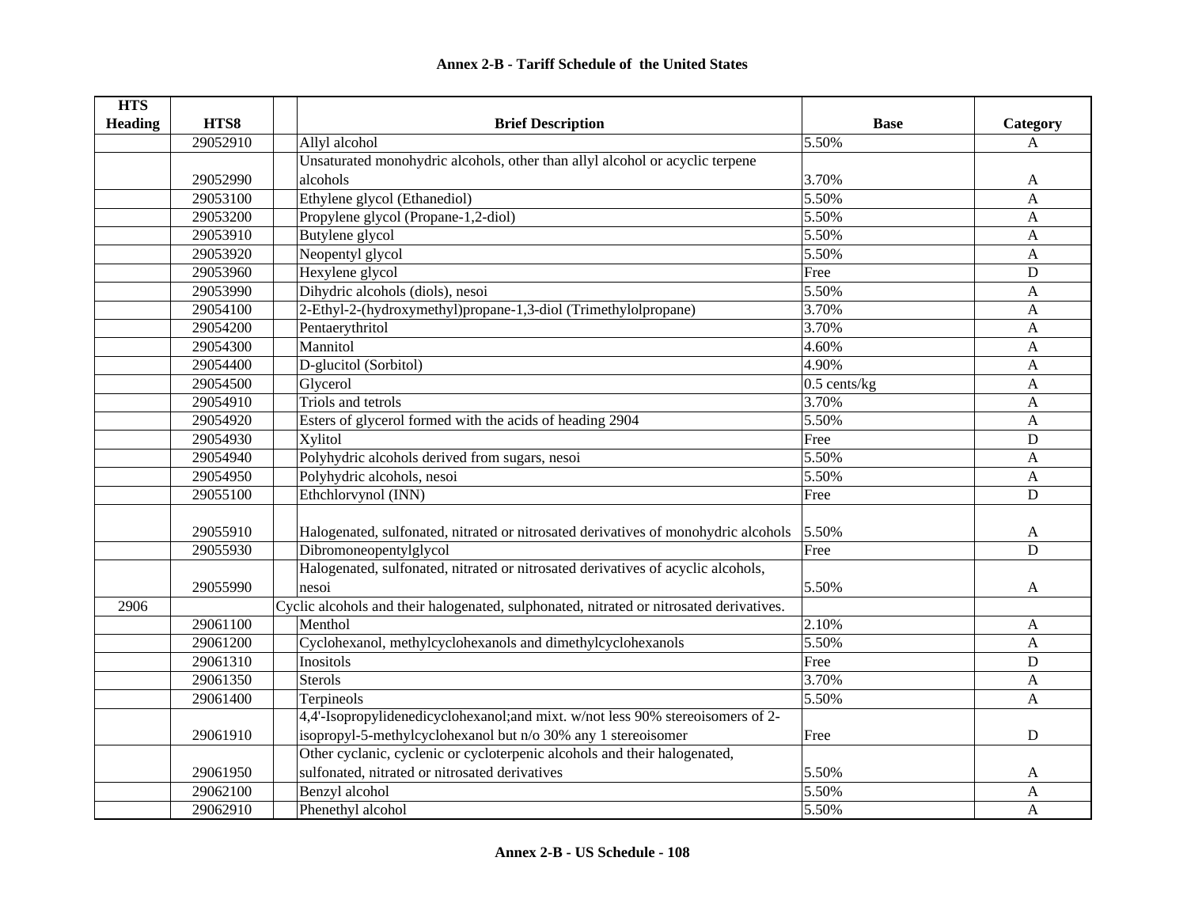## Annex 2-B - Tariff Schedule of the United States

| HTS Heading | HTS8 | Brief Description | Base | Category |
|---|---|---|---|---|
| | 29052910 | Allyl alcohol | 5.50% | A |
| | 29052990 | Unsaturated monohydric alcohols, other than allyl alcohol or acyclic terpene alcohols | 3.70% | A |
| | 29053100 | Ethylene glycol (Ethanediol) | 5.50% | A |
| | 29053200 | Propylene glycol (Propane-1,2-diol) | 5.50% | A |
| | 29053910 | Butylene glycol | 5.50% | A |
| | 29053920 | Neopentyl glycol | 5.50% | A |
| | 29053960 | Hexylene glycol | Free | D |
| | 29053990 | Dihydric alcohols (diols), nesoi | 5.50% | A |
| | 29054100 | 2-Ethyl-2-(hydroxymethyl)propane-1,3-diol (Trimethylolpropane) | 3.70% | A |
| | 29054200 | Pentaerythritol | 3.70% | A |
| | 29054300 | Mannitol | 4.60% | A |
| | 29054400 | D-glucitol (Sorbitol) | 4.90% | A |
| | 29054500 | Glycerol | 0.5 cents/kg | A |
| | 29054910 | Triols and tetrols | 3.70% | A |
| | 29054920 | Esters of glycerol formed with the acids of heading 2904 | 5.50% | A |
| | 29054930 | Xylitol | Free | D |
| | 29054940 | Polyhydric alcohols derived from sugars, nesoi | 5.50% | A |
| | 29054950 | Polyhydric alcohols, nesoi | 5.50% | A |
| | 29055100 | Ethchlorvynol (INN) | Free | D |
| | 29055910 | Halogenated, sulfonated, nitrated or nitrosated derivatives of monohydric alcohols | 5.50% | A |
| | 29055930 | Dibromoneopentylglycol | Free | D |
| | 29055990 | Halogenated, sulfonated, nitrated or nitrosated derivatives of acyclic alcohols, nesoi | 5.50% | A |
| 2906 | | Cyclic alcohols and their halogenated, sulphonated, nitrated or nitrosated derivatives. | | |
| | 29061100 | Menthol | 2.10% | A |
| | 29061200 | Cyclohexanol, methylcyclohexanols and dimethylcyclohexanols | 5.50% | A |
| | 29061310 | Inositols | Free | D |
| | 29061350 | Sterols | 3.70% | A |
| | 29061400 | Terpineols | 5.50% | A |
| | 29061910 | 4,4'-Isopropylidenedicyclohexanol;and mixt. w/not less 90% stereoisomers of 2-isopropyl-5-methylcyclohexanol but n/o 30% any 1 stereoisomer | Free | D |
| | 29061950 | Other cyclanic, cyclenic or cycloterpenic alcohols and their halogenated, sulfonated, nitrated or nitrosated derivatives | 5.50% | A |
| | 29062100 | Benzyl alcohol | 5.50% | A |
| | 29062910 | Phenethyl alcohol | 5.50% | A |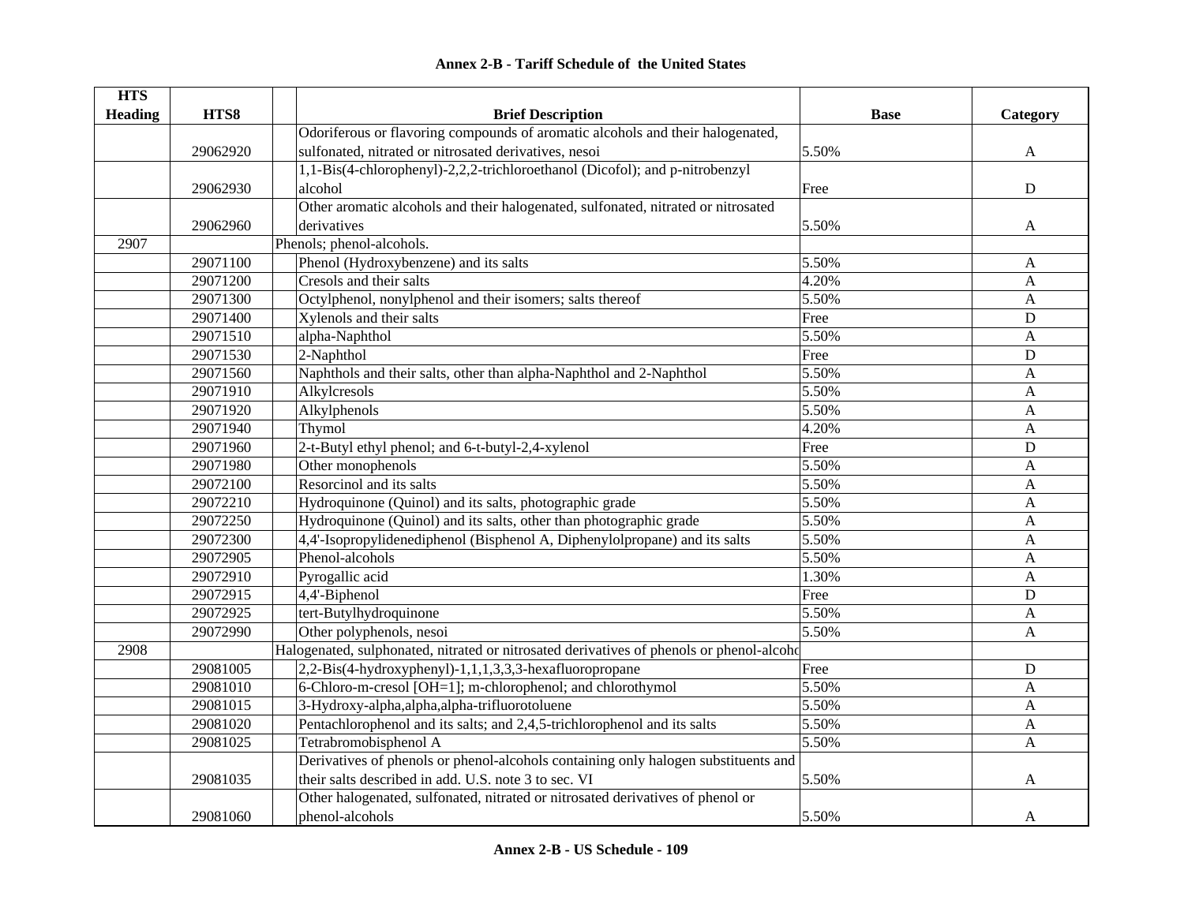# Annex 2-B - Tariff Schedule of the United States

| HTS Heading | HTS8 | Brief Description | Base | Category |
|---|---|---|---|---|
| | 29062920 | Odoriferous or flavoring compounds of aromatic alcohols and their halogenated, sulfonated, nitrated or nitrosated derivatives, nesoi | 5.50% | A |
| | 29062930 | 1,1-Bis(4-chlorophenyl)-2,2,2-trichloroethanol (Dicofol); and p-nitrobenzyl alcohol | Free | D |
| | 29062960 | Other aromatic alcohols and their halogenated, sulfonated, nitrated or nitrosated derivatives | 5.50% | A |
| 2907 | | Phenols; phenol-alcohols. | | |
| | 29071100 | Phenol (Hydroxybenzene) and its salts | 5.50% | A |
| | 29071200 | Cresols and their salts | 4.20% | A |
| | 29071300 | Octylphenol, nonylphenol and their isomers; salts thereof | 5.50% | A |
| | 29071400 | Xylenols and their salts | Free | D |
| | 29071510 | alpha-Naphthol | 5.50% | A |
| | 29071530 | 2-Naphthol | Free | D |
| | 29071560 | Naphthols and their salts, other than alpha-Naphthol and 2-Naphthol | 5.50% | A |
| | 29071910 | Alkylcresols | 5.50% | A |
| | 29071920 | Alkylphenols | 5.50% | A |
| | 29071940 | Thymol | 4.20% | A |
| | 29071960 | 2-t-Butyl ethyl phenol; and 6-t-butyl-2,4-xylenol | Free | D |
| | 29071980 | Other monophenols | 5.50% | A |
| | 29072100 | Resorcinol and its salts | 5.50% | A |
| | 29072210 | Hydroquinone (Quinol) and its salts, photographic grade | 5.50% | A |
| | 29072250 | Hydroquinone (Quinol) and its salts, other than photographic grade | 5.50% | A |
| | 29072300 | 4,4'-Isopropylidenediphenol (Bisphenol A, Diphenylolpropane) and its salts | 5.50% | A |
| | 29072905 | Phenol-alcohols | 5.50% | A |
| | 29072910 | Pyrogallic acid | 1.30% | A |
| | 29072915 | 4,4'-Biphenol | Free | D |
| | 29072925 | tert-Butylhydroquinone | 5.50% | A |
| | 29072990 | Other polyphenols, nesoi | 5.50% | A |
| 2908 | | Halogenated, sulphonated, nitrated or nitrosated derivatives of phenols or phenol-alcoho | | |
| | 29081005 | 2,2-Bis(4-hydroxyphenyl)-1,1,1,3,3,3-hexafluoropropane | Free | D |
| | 29081010 | 6-Chloro-m-cresol [OH=1]; m-chlorophenol; and chlorothymol | 5.50% | A |
| | 29081015 | 3-Hydroxy-alpha,alpha,alpha-trifluorotoluene | 5.50% | A |
| | 29081020 | Pentachlorophenol and its salts; and 2,4,5-trichlorophenol and its salts | 5.50% | A |
| | 29081025 | Tetrabromobisphenol A | 5.50% | A |
| | 29081035 | Derivatives of phenols or phenol-alcohols containing only halogen substituents and their salts described in add. U.S. note 3 to sec. VI | 5.50% | A |
| | 29081060 | Other halogenated, sulfonated, nitrated or nitrosated derivatives of phenol or phenol-alcohols | 5.50% | A |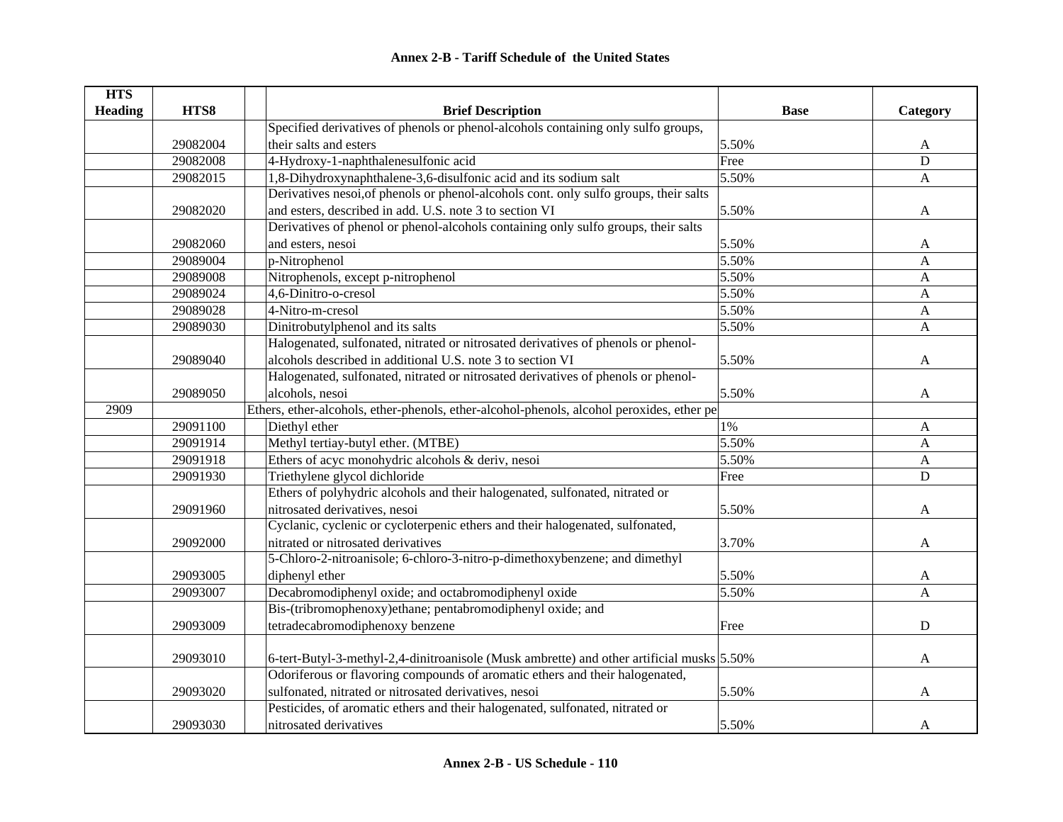## Annex 2-B - Tariff Schedule of the United States

| HTS Heading | HTS8 | | Brief Description | Base | Category |
|---|---|---|---|---|---|
| | 29082004 | | Specified derivatives of phenols or phenol-alcohols containing only sulfo groups, their salts and esters | 5.50% | A |
| | 29082008 | | 4-Hydroxy-1-naphthalenesulfonic acid | Free | D |
| | 29082015 | | 1,8-Dihydroxynaphthalene-3,6-disulfonic acid and its sodium salt | 5.50% | A |
| | 29082020 | | Derivatives nesoi,of phenols or phenol-alcohols cont. only sulfo groups, their salts and esters, described in add. U.S. note 3 to section VI | 5.50% | A |
| | 29082060 | | Derivatives of phenol or phenol-alcohols containing only sulfo groups, their salts and esters, nesoi | 5.50% | A |
| | 29089004 | | p-Nitrophenol | 5.50% | A |
| | 29089008 | | Nitrophenols, except p-nitrophenol | 5.50% | A |
| | 29089024 | | 4,6-Dinitro-o-cresol | 5.50% | A |
| | 29089028 | | 4-Nitro-m-cresol | 5.50% | A |
| | 29089030 | | Dinitrobutylphenol and its salts | 5.50% | A |
| | 29089040 | | Halogenated, sulfonated, nitrated or nitrosated derivatives of phenols or phenol-alcohols described in additional U.S. note 3 to section VI | 5.50% | A |
| | 29089050 | | Halogenated, sulfonated, nitrated or nitrosated derivatives of phenols or phenol-alcohols, nesoi | 5.50% | A |
| 2909 | | Ethers, ether-alcohols, ether-phenols, ether-alcohol-phenols, alcohol peroxides, ether pe | | | |
| | 29091100 | | Diethyl ether | 1% | A |
| | 29091914 | | Methyl tertiay-butyl ether. (MTBE) | 5.50% | A |
| | 29091918 | | Ethers of acyc monohydric alcohols & deriv, nesoi | 5.50% | A |
| | 29091930 | | Triethylene glycol dichloride | Free | D |
| | 29091960 | | Ethers of polyhydric alcohols and their halogenated, sulfonated, nitrated or nitrosated derivatives, nesoi | 5.50% | A |
| | 29092000 | | Cyclanic, cyclenic or cycloterpenic ethers and their halogenated, sulfonated, nitrated or nitrosated derivatives | 3.70% | A |
| | 29093005 | | 5-Chloro-2-nitroanisole; 6-chloro-3-nitro-p-dimethoxybenzene; and dimethyl diphenyl ether | 5.50% | A |
| | 29093007 | | Decabromodiphenyl oxide; and octabromodiphenyl oxide | 5.50% | A |
| | 29093009 | | Bis-(tribromophenoxy)ethane; pentabromodiphenyl oxide; and tetradecabromodiphenoxy benzene | Free | D |
| | 29093010 | | 6-tert-Butyl-3-methyl-2,4-dinitroanisole (Musk ambrette) and other artificial musks | 5.50% | A |
| | 29093020 | | Odoriferous or flavoring compounds of aromatic ethers and their halogenated, sulfonated, nitrated or nitrosated derivatives, nesoi | 5.50% | A |
| | 29093030 | | Pesticides, of aromatic ethers and their halogenated, sulfonated, nitrated or nitrosated derivatives | 5.50% | A |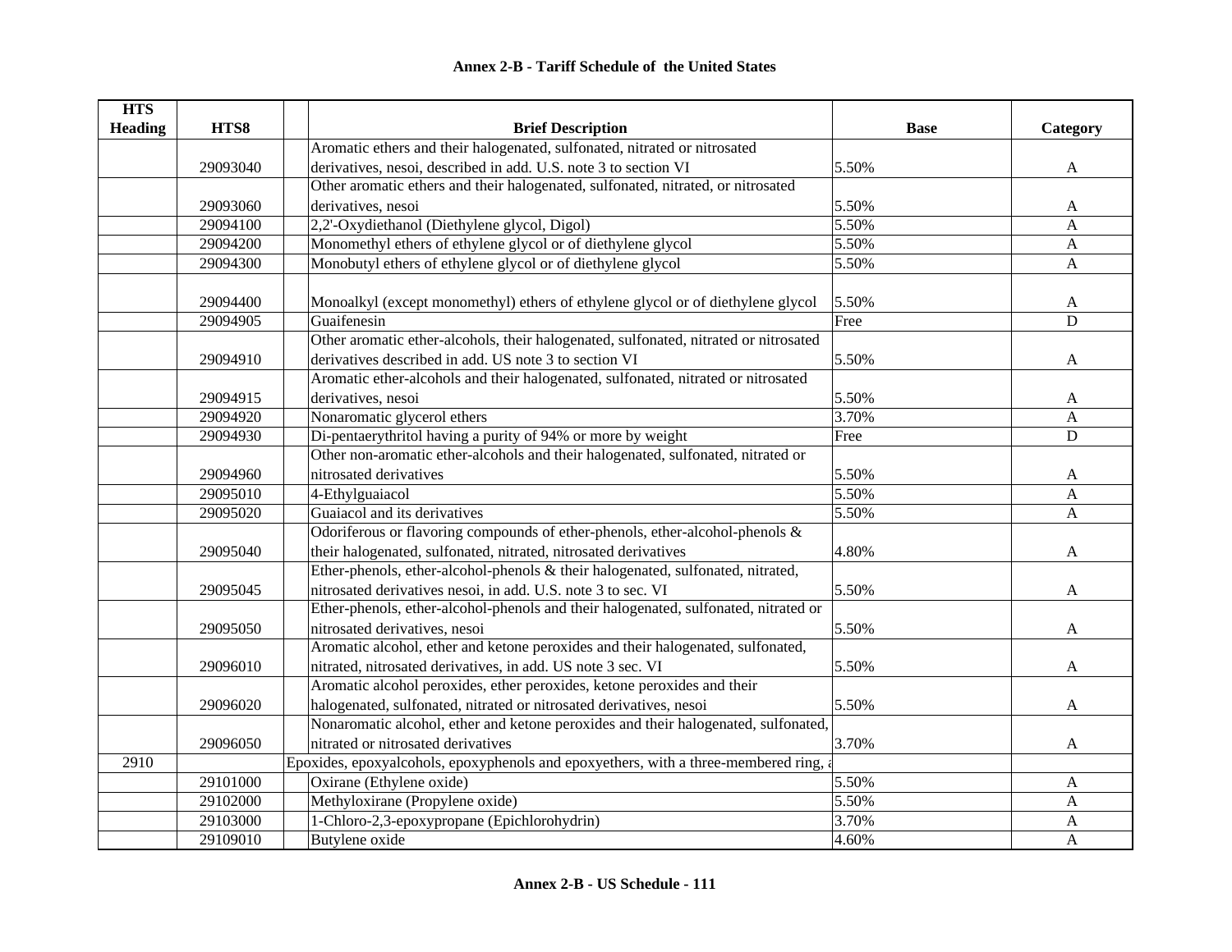## Annex 2-B - Tariff Schedule of the United States

| HTS Heading | HTS8 | | Brief Description | Base | Category |
|---|---|---|---|---|---|
| | 29093040 | | Aromatic ethers and their halogenated, sulfonated, nitrated or nitrosated derivatives, nesoi, described in add. U.S. note 3 to section VI | 5.50% | A |
| | 29093060 | | Other aromatic ethers and their halogenated, sulfonated, nitrated, or nitrosated derivatives, nesoi | 5.50% | A |
| | 29094100 | | 2,2'-Oxydiethanol (Diethylene glycol, Digol) | 5.50% | A |
| | 29094200 | | Monomethyl ethers of ethylene glycol or of diethylene glycol | 5.50% | A |
| | 29094300 | | Monobutyl ethers of ethylene glycol or of diethylene glycol | 5.50% | A |
| | 29094400 | | Monoalkyl (except monomethyl) ethers of ethylene glycol or of diethylene glycol | 5.50% | A |
| | 29094905 | | Guaifenesin | Free | D |
| | 29094910 | | Other aromatic ether-alcohols, their halogenated, sulfonated, nitrated or nitrosated derivatives described in add. US note 3 to section VI | 5.50% | A |
| | 29094915 | | Aromatic ether-alcohols and their halogenated, sulfonated, nitrated or nitrosated derivatives, nesoi | 5.50% | A |
| | 29094920 | | Nonaromatic glycerol ethers | 3.70% | A |
| | 29094930 | | Di-pentaerythritol having a purity of 94% or more by weight | Free | D |
| | 29094960 | | Other non-aromatic ether-alcohols and their halogenated, sulfonated, nitrated or nitrosated derivatives | 5.50% | A |
| | 29095010 | | 4-Ethylguaiacol | 5.50% | A |
| | 29095020 | | Guaiacol and its derivatives | 5.50% | A |
| | 29095040 | | Odoriferous or flavoring compounds of ether-phenols, ether-alcohol-phenols & their halogenated, sulfonated, nitrated, nitrosated derivatives | 4.80% | A |
| | 29095045 | | Ether-phenols, ether-alcohol-phenols & their halogenated, sulfonated, nitrated, nitrosated derivatives nesoi, in add. U.S. note 3 to sec. VI | 5.50% | A |
| | 29095050 | | Ether-phenols, ether-alcohol-phenols and their halogenated, sulfonated, nitrated or nitrosated derivatives, nesoi | 5.50% | A |
| | 29096010 | | Aromatic alcohol, ether and ketone peroxides and their halogenated, sulfonated, nitrated, nitrosated derivatives, in add. US note 3 sec. VI | 5.50% | A |
| | 29096020 | | Aromatic alcohol peroxides, ether peroxides, ketone peroxides and their halogenated, sulfonated, nitrated or nitrosated derivatives, nesoi | 5.50% | A |
| | 29096050 | | Nonaromatic alcohol, ether and ketone peroxides and their halogenated, sulfonated, nitrated or nitrosated derivatives | 3.70% | A |
| 2910 | | Epoxides, epoxyalcohols, epoxyphenols and epoxyethers, with a three-membered ring, a | | | |
| | 29101000 | | Oxirane (Ethylene oxide) | 5.50% | A |
| | 29102000 | | Methyloxirane (Propylene oxide) | 5.50% | A |
| | 29103000 | | 1-Chloro-2,3-epoxypropane (Epichlorohydrin) | 3.70% | A |
| | 29109010 | | Butylene oxide | 4.60% | A |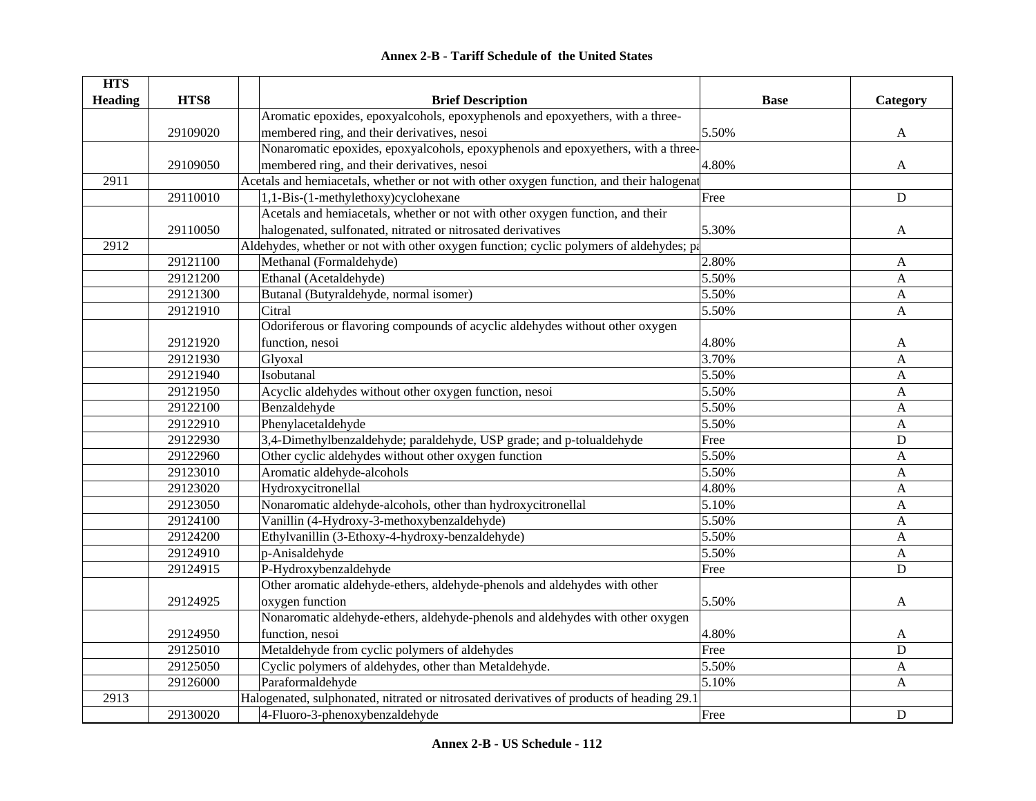## Annex 2-B - Tariff Schedule of the United States

| HTS Heading | HTS8 | | Brief Description | Base | Category |
|---|---|---|---|---|---|
| | 29109020 | | Aromatic epoxides, epoxyalcohols, epoxyphenols and epoxyethers, with a three-membered ring, and their derivatives, nesoi | 5.50% | A |
| | 29109050 | | Nonaromatic epoxides, epoxyalcohols, epoxyphenols and epoxyethers, with a three-membered ring, and their derivatives, nesoi | 4.80% | A |
| 2911 | | Acetals and hemiacetals, whether or not with other oxygen function, and their halogenat | | | |
| | 29110010 | | 1,1-Bis-(1-methylethoxy)cyclohexane | Free | D |
| | 29110050 | | Acetals and hemiacetals, whether or not with other oxygen function, and their halogenated, sulfonated, nitrated or nitrosated derivatives | 5.30% | A |
| 2912 | | Aldehydes, whether or not with other oxygen function; cyclic polymers of aldehydes; pa | | | |
| | 29121100 | | Methanal (Formaldehyde) | 2.80% | A |
| | 29121200 | | Ethanal (Acetaldehyde) | 5.50% | A |
| | 29121300 | | Butanal (Butyraldehyde, normal isomer) | 5.50% | A |
| | 29121910 | | Citral | 5.50% | A |
| | 29121920 | | Odoriferous or flavoring compounds of acyclic aldehydes without other oxygen function, nesoi | 4.80% | A |
| | 29121930 | | Glyoxal | 3.70% | A |
| | 29121940 | | Isobutanal | 5.50% | A |
| | 29121950 | | Acyclic aldehydes without other oxygen function, nesoi | 5.50% | A |
| | 29122100 | | Benzaldehyde | 5.50% | A |
| | 29122910 | | Phenylacetaldehyde | 5.50% | A |
| | 29122930 | | 3,4-Dimethylbenzaldehyde; paraldehyde, USP grade; and p-tolualdehyde | Free | D |
| | 29122960 | | Other cyclic aldehydes without other oxygen function | 5.50% | A |
| | 29123010 | | Aromatic aldehyde-alcohols | 5.50% | A |
| | 29123020 | | Hydroxycitronellal | 4.80% | A |
| | 29123050 | | Nonaromatic aldehyde-alcohols, other than hydroxycitronellal | 5.10% | A |
| | 29124100 | | Vanillin (4-Hydroxy-3-methoxybenzaldehyde) | 5.50% | A |
| | 29124200 | | Ethylvanillin (3-Ethoxy-4-hydroxy-benzaldehyde) | 5.50% | A |
| | 29124910 | | p-Anisaldehyde | 5.50% | A |
| | 29124915 | | P-Hydroxybenzaldehyde | Free | D |
| | 29124925 | | Other aromatic aldehyde-ethers, aldehyde-phenols and aldehydes with other oxygen function | 5.50% | A |
| | 29124950 | | Nonaromatic aldehyde-ethers, aldehyde-phenols and aldehydes with other oxygen function, nesoi | 4.80% | A |
| | 29125010 | | Metaldehyde from cyclic polymers of aldehydes | Free | D |
| | 29125050 | | Cyclic polymers of aldehydes, other than Metaldehyde. | 5.50% | A |
| | 29126000 | | Paraformaldehyde | 5.10% | A |
| 2913 | | Halogenated, sulphonated, nitrated or nitrosated derivatives of products of heading 29.1 | | | |
| | 29130020 | | 4-Fluoro-3-phenoxybenzaldehyde | Free | D |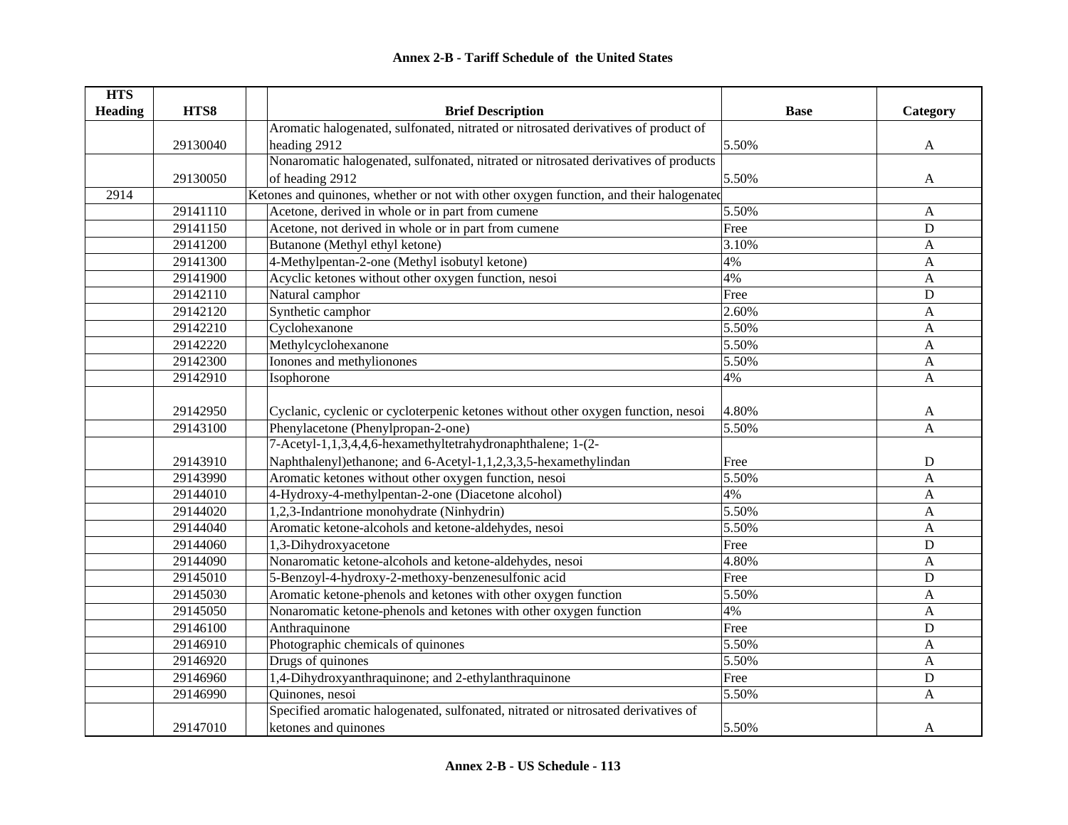## Annex 2-B - Tariff Schedule of the United States

| HTS Heading | HTS8 | Brief Description | Base | Category |
|---|---|---|---|---|
| | 29130040 | Aromatic halogenated, sulfonated, nitrated or nitrosated derivatives of product of heading 2912 | 5.50% | A |
| | 29130050 | Nonaromatic halogenated, sulfonated, nitrated or nitrosated derivatives of products of heading 2912 | 5.50% | A |
| 2914 | | Ketones and quinones, whether or not with other oxygen function, and their halogenated | | |
| | 29141110 | Acetone, derived in whole or in part from cumene | 5.50% | A |
| | 29141150 | Acetone, not derived in whole or in part from cumene | Free | D |
| | 29141200 | Butanone (Methyl ethyl ketone) | 3.10% | A |
| | 29141300 | 4-Methylpentan-2-one (Methyl isobutyl ketone) | 4% | A |
| | 29141900 | Acyclic ketones without other oxygen function, nesoi | 4% | A |
| | 29142110 | Natural camphor | Free | D |
| | 29142120 | Synthetic camphor | 2.60% | A |
| | 29142210 | Cyclohexanone | 5.50% | A |
| | 29142220 | Methylcyclohexanone | 5.50% | A |
| | 29142300 | Ionones and methylionones | 5.50% | A |
| | 29142910 | Isophorone | 4% | A |
| | 29142950 | Cyclanic, cyclenic or cycloterpenic ketones without other oxygen function, nesoi | 4.80% | A |
| | 29143100 | Phenylacetone (Phenylpropan-2-one) | 5.50% | A |
| | 29143910 | 7-Acetyl-1,1,3,4,4,6-hexamethyltetrahydronaphthalene; 1-(2-Naphthalenyl)ethanone; and 6-Acetyl-1,1,2,3,3,5-hexamethylindan | Free | D |
| | 29143990 | Aromatic ketones without other oxygen function, nesoi | 5.50% | A |
| | 29144010 | 4-Hydroxy-4-methylpentan-2-one (Diacetone alcohol) | 4% | A |
| | 29144020 | 1,2,3-Indantrione monohydrate (Ninhydrin) | 5.50% | A |
| | 29144040 | Aromatic ketone-alcohols and ketone-aldehydes, nesoi | 5.50% | A |
| | 29144060 | 1,3-Dihydroxyacetone | Free | D |
| | 29144090 | Nonaromatic ketone-alcohols and ketone-aldehydes, nesoi | 4.80% | A |
| | 29145010 | 5-Benzoyl-4-hydroxy-2-methoxy-benzenesulfonic acid | Free | D |
| | 29145030 | Aromatic ketone-phenols and ketones with other oxygen function | 5.50% | A |
| | 29145050 | Nonaromatic ketone-phenols and ketones with other oxygen function | 4% | A |
| | 29146100 | Anthraquinone | Free | D |
| | 29146910 | Photographic chemicals of quinones | 5.50% | A |
| | 29146920 | Drugs of quinones | 5.50% | A |
| | 29146960 | 1,4-Dihydroxyanthraquinone; and 2-ethylanthraquinone | Free | D |
| | 29146990 | Quinones, nesoi | 5.50% | A |
| | 29147010 | Specified aromatic halogenated, sulfonated, nitrated or nitrosated derivatives of ketones and quinones | 5.50% | A |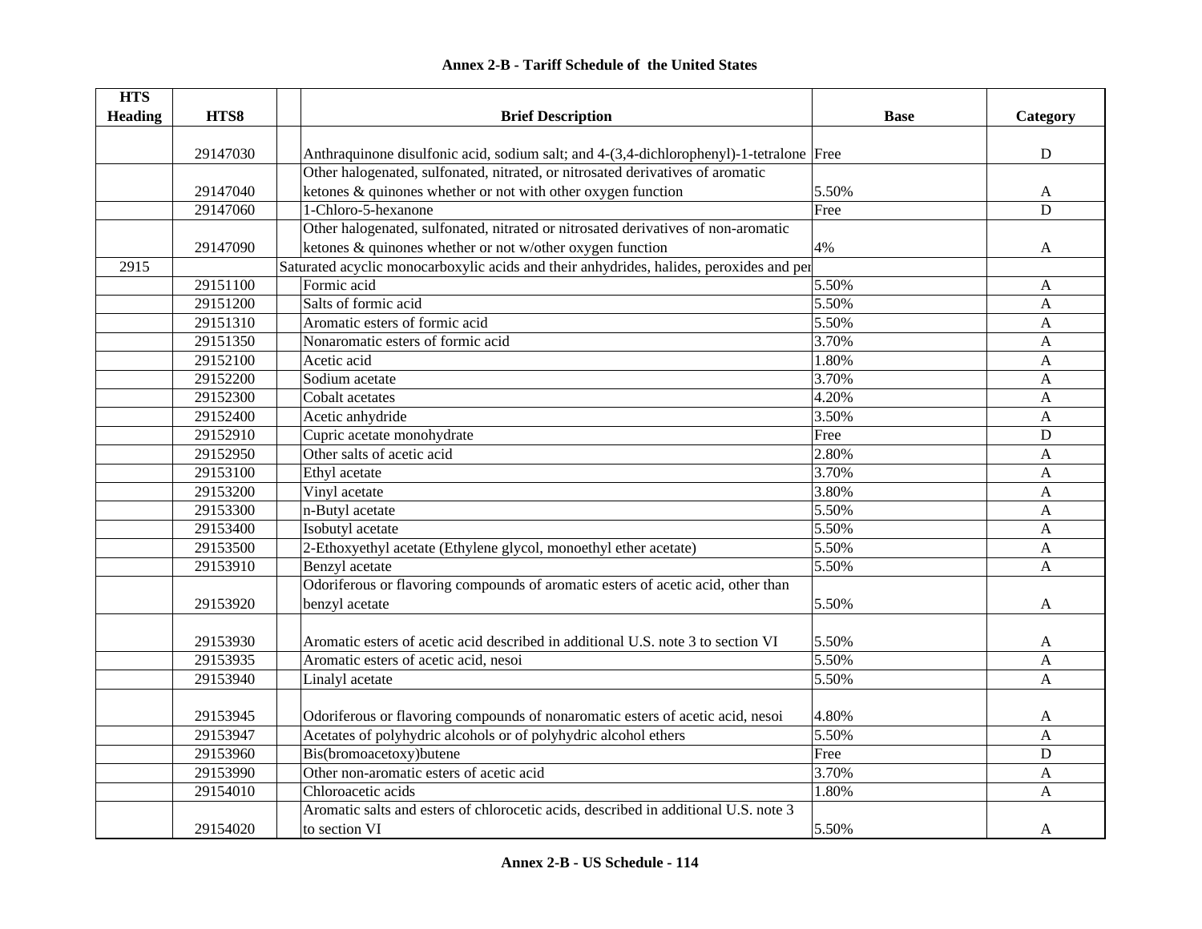# Annex 2-B - Tariff Schedule of the United States

| HTS Heading | HTS8 | Brief Description | Base | Category |
|---|---|---|---|---|
| | 29147030 | Anthraquinone disulfonic acid, sodium salt; and 4-(3,4-dichlorophenyl)-1-tetralone | Free | D |
| | 29147040 | Other halogenated, sulfonated, nitrated, or nitrosated derivatives of aromatic ketones & quinones whether or not with other oxygen function | 5.50% | A |
| | 29147060 | 1-Chloro-5-hexanone | Free | D |
| | 29147090 | Other halogenated, sulfonated, nitrated or nitrosated derivatives of non-aromatic ketones & quinones whether or not w/other oxygen function | 4% | A |
| 2915 | | Saturated acyclic monocarboxylic acids and their anhydrides, halides, peroxides and per | | |
| | 29151100 | Formic acid | 5.50% | A |
| | 29151200 | Salts of formic acid | 5.50% | A |
| | 29151310 | Aromatic esters of formic acid | 5.50% | A |
| | 29151350 | Nonaromatic esters of formic acid | 3.70% | A |
| | 29152100 | Acetic acid | 1.80% | A |
| | 29152200 | Sodium acetate | 3.70% | A |
| | 29152300 | Cobalt acetates | 4.20% | A |
| | 29152400 | Acetic anhydride | 3.50% | A |
| | 29152910 | Cupric acetate monohydrate | Free | D |
| | 29152950 | Other salts of acetic acid | 2.80% | A |
| | 29153100 | Ethyl acetate | 3.70% | A |
| | 29153200 | Vinyl acetate | 3.80% | A |
| | 29153300 | n-Butyl acetate | 5.50% | A |
| | 29153400 | Isobutyl acetate | 5.50% | A |
| | 29153500 | 2-Ethoxyethyl acetate (Ethylene glycol, monoethyl ether acetate) | 5.50% | A |
| | 29153910 | Benzyl acetate | 5.50% | A |
| | 29153920 | Odoriferous or flavoring compounds of aromatic esters of acetic acid, other than benzyl acetate | 5.50% | A |
| | 29153930 | Aromatic esters of acetic acid described in additional U.S. note 3 to section VI | 5.50% | A |
| | 29153935 | Aromatic esters of acetic acid, nesoi | 5.50% | A |
| | 29153940 | Linalyl acetate | 5.50% | A |
| | 29153945 | Odoriferous or flavoring compounds of nonaromatic esters of acetic acid, nesoi | 4.80% | A |
| | 29153947 | Acetates of polyhydric alcohols or of polyhydric alcohol ethers | 5.50% | A |
| | 29153960 | Bis(bromoacetoxy)butene | Free | D |
| | 29153990 | Other non-aromatic esters of acetic acid | 3.70% | A |
| | 29154010 | Chloroacetic acids | 1.80% | A |
| | 29154020 | Aromatic salts and esters of chlorocetic acids, described in additional U.S. note 3 to section VI | 5.50% | A |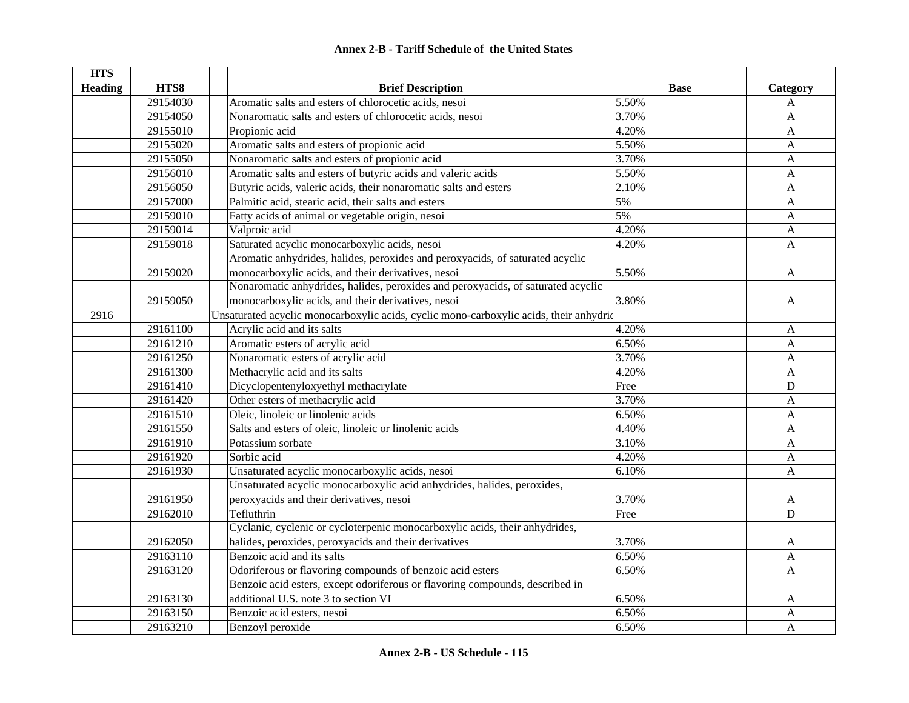**Annex 2-B - Tariff Schedule of the United States**

| HTS Heading | HTS8 | | Brief Description | Base | Category |
|---|---|---|---|---|---|
| | 29154030 | | Aromatic salts and esters of chlorocetic acids, nesoi | 5.50% | A |
| | 29154050 | | Nonaromatic salts and esters of chlorocetic acids, nesoi | 3.70% | A |
| | 29155010 | | Propionic acid | 4.20% | A |
| | 29155020 | | Aromatic salts and esters of propionic acid | 5.50% | A |
| | 29155050 | | Nonaromatic salts and esters of propionic acid | 3.70% | A |
| | 29156010 | | Aromatic salts and esters of butyric acids and valeric acids | 5.50% | A |
| | 29156050 | | Butyric acids, valeric acids, their nonaromatic salts and esters | 2.10% | A |
| | 29157000 | | Palmitic acid, stearic acid, their salts and esters | 5% | A |
| | 29159010 | | Fatty acids of animal or vegetable origin, nesoi | 5% | A |
| | 29159014 | | Valproic acid | 4.20% | A |
| | 29159018 | | Saturated acyclic monocarboxylic acids, nesoi | 4.20% | A |
| | 29159020 | | Aromatic anhydrides, halides, peroxides and peroxyacids, of saturated acyclic monocarboxylic acids, and their derivatives, nesoi | 5.50% | A |
| | 29159050 | | Nonaromatic anhydrides, halides, peroxides and peroxyacids, of saturated acyclic monocarboxylic acids, and their derivatives, nesoi | 3.80% | A |
| 2916 | | | Unsaturated acyclic monocarboxylic acids, cyclic mono-carboxylic acids, their anhydric | | |
| | 29161100 | | Acrylic acid and its salts | 4.20% | A |
| | 29161210 | | Aromatic esters of acrylic acid | 6.50% | A |
| | 29161250 | | Nonaromatic esters of acrylic acid | 3.70% | A |
| | 29161300 | | Methacrylic acid and its salts | 4.20% | A |
| | 29161410 | | Dicyclopentenyloxyethyl methacrylate | Free | D |
| | 29161420 | | Other esters of methacrylic acid | 3.70% | A |
| | 29161510 | | Oleic, linoleic or linolenic acids | 6.50% | A |
| | 29161550 | | Salts and esters of oleic, linoleic or linolenic acids | 4.40% | A |
| | 29161910 | | Potassium sorbate | 3.10% | A |
| | 29161920 | | Sorbic acid | 4.20% | A |
| | 29161930 | | Unsaturated acyclic monocarboxylic acids, nesoi | 6.10% | A |
| | 29161950 | | Unsaturated acyclic monocarboxylic acid anhydrides, halides, peroxides, peroxyacids and their derivatives, nesoi | 3.70% | A |
| | 29162010 | | Tefluthrin | Free | D |
| | 29162050 | | Cyclanic, cyclenic or cycloterpenic monocarboxylic acids, their anhydrides, halides, peroxides, peroxyacids and their derivatives | 3.70% | A |
| | 29163110 | | Benzoic acid and its salts | 6.50% | A |
| | 29163120 | | Odoriferous or flavoring compounds of benzoic acid esters | 6.50% | A |
| | 29163130 | | Benzoic acid esters, except odoriferous or flavoring compounds, described in additional U.S. note 3 to section VI | 6.50% | A |
| | 29163150 | | Benzoic acid esters, nesoi | 6.50% | A |
| | 29163210 | | Benzoyl peroxide | 6.50% | A |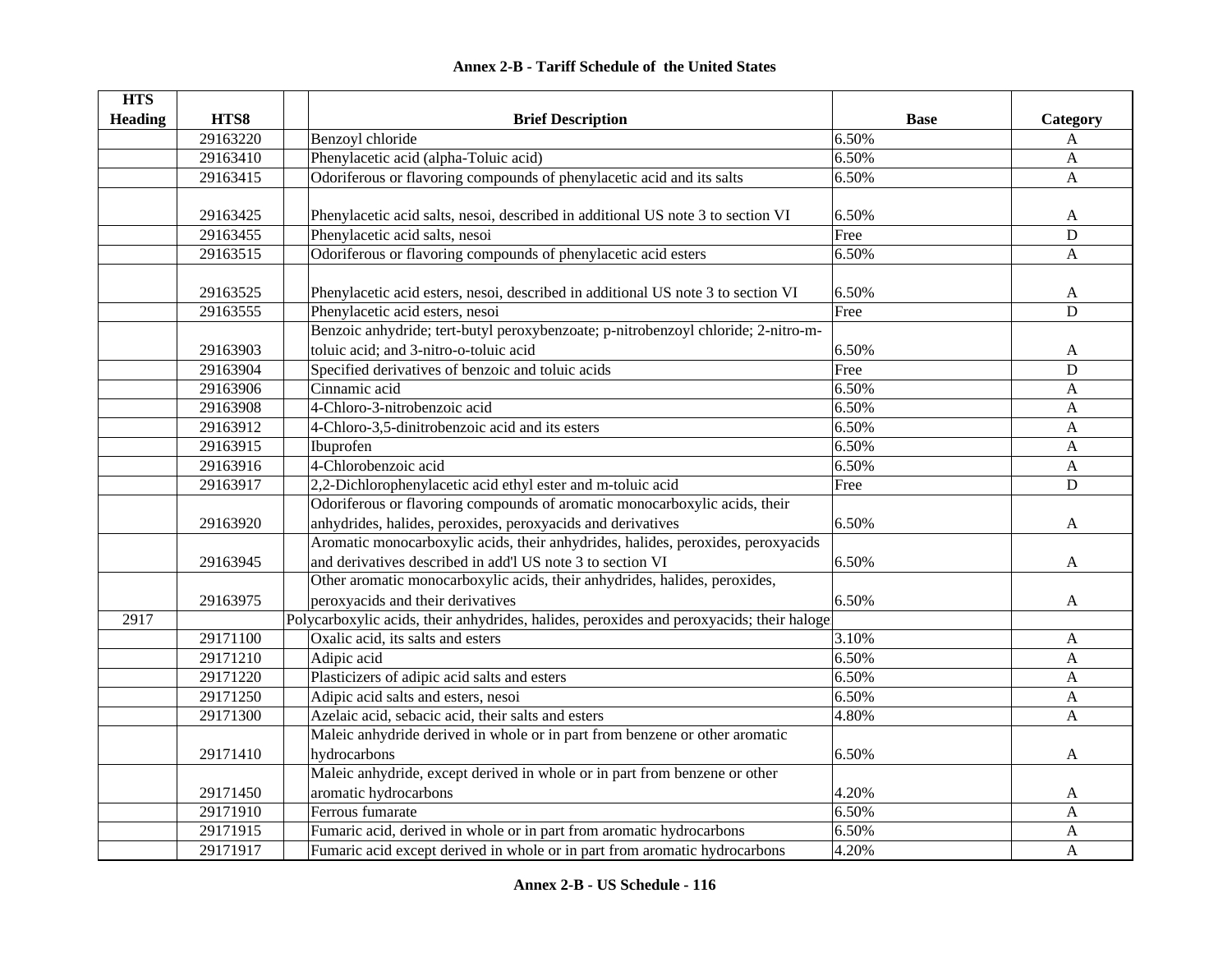## Annex 2-B - Tariff Schedule of the United States

| HTS Heading | HTS8 | | Brief Description | Base | Category |
|---|---|---|---|---|---|
| | 29163220 | | Benzoyl chloride | 6.50% | A |
| | 29163410 | | Phenylacetic acid (alpha-Toluic acid) | 6.50% | A |
| | 29163415 | | Odoriferous or flavoring compounds of phenylacetic acid and its salts | 6.50% | A |
| | 29163425 | | Phenylacetic acid salts, nesoi, described in additional US note 3 to section VI | 6.50% | A |
| | 29163455 | | Phenylacetic acid salts, nesoi | Free | D |
| | 29163515 | | Odoriferous or flavoring compounds of phenylacetic acid esters | 6.50% | A |
| | 29163525 | | Phenylacetic acid esters, nesoi, described in additional US note 3 to section VI | 6.50% | A |
| | 29163555 | | Phenylacetic acid esters, nesoi | Free | D |
| | 29163903 | | Benzoic anhydride; tert-butyl peroxybenzoate; p-nitrobenzoyl chloride; 2-nitro-m-toluic acid; and 3-nitro-o-toluic acid | 6.50% | A |
| | 29163904 | | Specified derivatives of benzoic and toluic acids | Free | D |
| | 29163906 | | Cinnamic acid | 6.50% | A |
| | 29163908 | | 4-Chloro-3-nitrobenzoic acid | 6.50% | A |
| | 29163912 | | 4-Chloro-3,5-dinitrobenzoic acid and its esters | 6.50% | A |
| | 29163915 | | Ibuprofen | 6.50% | A |
| | 29163916 | | 4-Chlorobenzoic acid | 6.50% | A |
| | 29163917 | | 2,2-Dichlorophenylacetic acid ethyl ester and m-toluic acid | Free | D |
| | 29163920 | | Odoriferous or flavoring compounds of aromatic monocarboxylic acids, their anhydrides, halides, peroxides, peroxyacids and derivatives | 6.50% | A |
| | 29163945 | | Aromatic monocarboxylic acids, their anhydrides, halides, peroxides, peroxyacids and derivatives described in add'l US note 3 to section VI | 6.50% | A |
| | 29163975 | | Other aromatic monocarboxylic acids, their anhydrides, halides, peroxides, peroxyacids and their derivatives | 6.50% | A |
| 2917 | | | Polycarboxylic acids, their anhydrides, halides, peroxides and peroxyacids; their haloge | | |
| | 29171100 | | Oxalic acid, its salts and esters | 3.10% | A |
| | 29171210 | | Adipic acid | 6.50% | A |
| | 29171220 | | Plasticizers of adipic acid salts and esters | 6.50% | A |
| | 29171250 | | Adipic acid salts and esters, nesoi | 6.50% | A |
| | 29171300 | | Azelaic acid, sebacic acid, their salts and esters | 4.80% | A |
| | 29171410 | | Maleic anhydride derived in whole or in part from benzene or other aromatic hydrocarbons | 6.50% | A |
| | 29171450 | | Maleic anhydride, except derived in whole or in part from benzene or other aromatic hydrocarbons | 4.20% | A |
| | 29171910 | | Ferrous fumarate | 6.50% | A |
| | 29171915 | | Fumaric acid, derived in whole or in part from aromatic hydrocarbons | 6.50% | A |
| | 29171917 | | Fumaric acid except derived in whole or in part from aromatic hydrocarbons | 4.20% | A |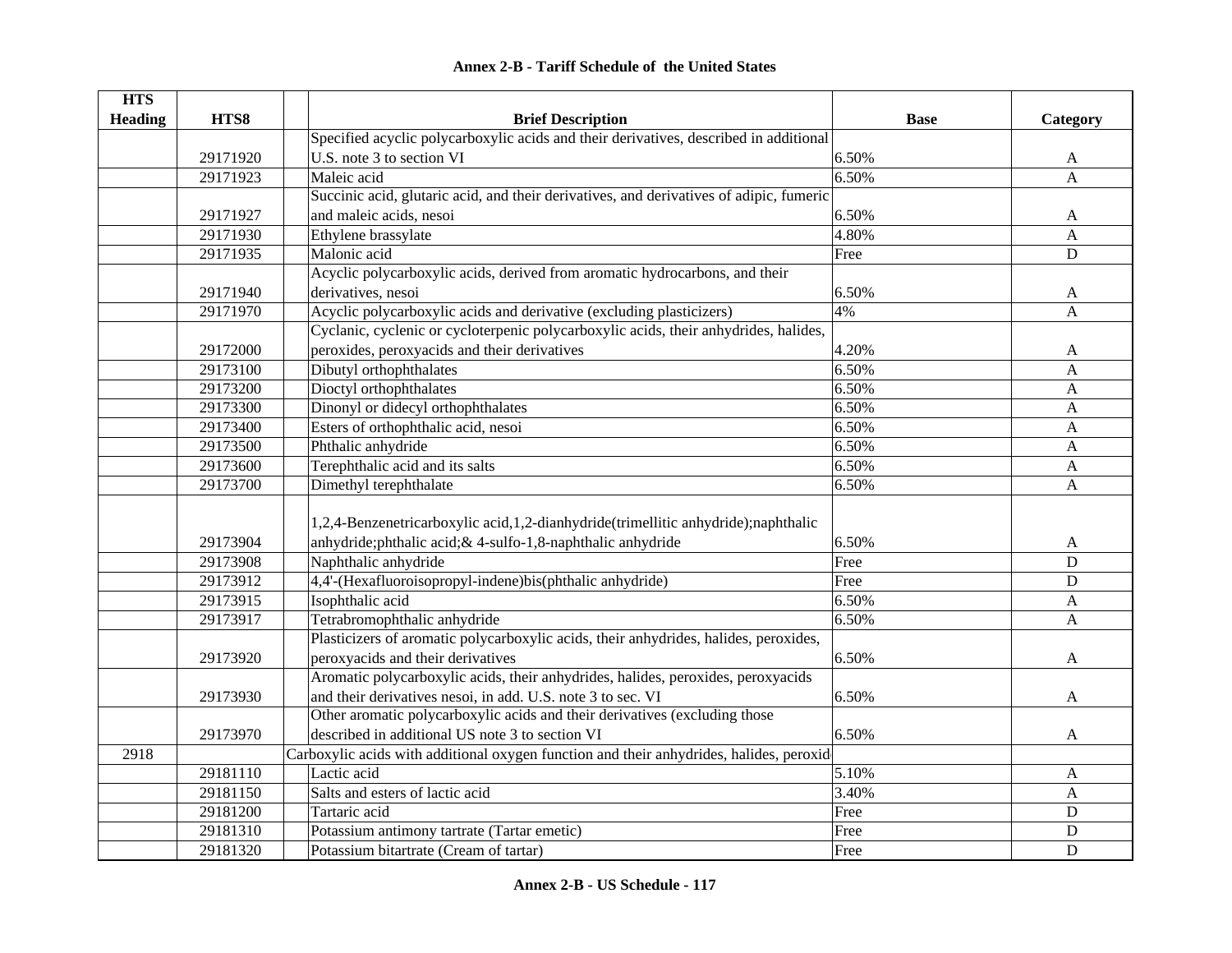**Annex 2-B - Tariff Schedule of the United States**

| HTS Heading | HTS8 | | Brief Description | Base | Category |
|---|---|---|---|---|---|
| | 29171920 | | Specified acyclic polycarboxylic acids and their derivatives, described in additional U.S. note 3 to section VI | 6.50% | A |
| | 29171923 | | Maleic acid | 6.50% | A |
| | 29171927 | | Succinic acid, glutaric acid, and their derivatives, and derivatives of adipic, fumeric and maleic acids, nesoi | 6.50% | A |
| | 29171930 | | Ethylene brassylate | 4.80% | A |
| | 29171935 | | Malonic acid | Free | D |
| | 29171940 | | Acyclic polycarboxylic acids, derived from aromatic hydrocarbons, and their derivatives, nesoi | 6.50% | A |
| | 29171970 | | Acyclic polycarboxylic acids and derivative (excluding plasticizers) | 4% | A |
| | 29172000 | | Cyclanic, cyclenic or cycloterpenic polycarboxylic acids, their anhydrides, halides, peroxides, peroxyacids and their derivatives | 4.20% | A |
| | 29173100 | | Dibutyl orthophthalates | 6.50% | A |
| | 29173200 | | Dioctyl orthophthalates | 6.50% | A |
| | 29173300 | | Dinonyl or didecyl orthophthalates | 6.50% | A |
| | 29173400 | | Esters of orthophthalic acid, nesoi | 6.50% | A |
| | 29173500 | | Phthalic anhydride | 6.50% | A |
| | 29173600 | | Terephthalic acid and its salts | 6.50% | A |
| | 29173700 | | Dimethyl terephthalate | 6.50% | A |
| | 29173904 | | 1,2,4-Benzenetricarboxylic acid,1,2-dianhydride(trimellitic anhydride);naphthalic anhydride;phthalic acid;& 4-sulfo-1,8-naphthalic anhydride | 6.50% | A |
| | 29173908 | | Naphthalic anhydride | Free | D |
| | 29173912 | | 4,4'-(Hexafluoroisopropyl-indene)bis(phthalic anhydride) | Free | D |
| | 29173915 | | Isophthalic acid | 6.50% | A |
| | 29173917 | | Tetrabromophthalic anhydride | 6.50% | A |
| | 29173920 | | Plasticizers of aromatic polycarboxylic acids, their anhydrides, halides, peroxides, peroxyacids and their derivatives | 6.50% | A |
| | 29173930 | | Aromatic polycarboxylic acids, their anhydrides, halides, peroxides, peroxyacids and their derivatives nesoi, in add. U.S. note 3 to sec. VI | 6.50% | A |
| | 29173970 | | Other aromatic polycarboxylic acids and their derivatives (excluding those described in additional US note 3 to section VI | 6.50% | A |
| 2918 | | | Carboxylic acids with additional oxygen function and their anhydrides, halides, peroxid | | |
| | 29181110 | | Lactic acid | 5.10% | A |
| | 29181150 | | Salts and esters of lactic acid | 3.40% | A |
| | 29181200 | | Tartaric acid | Free | D |
| | 29181310 | | Potassium antimony tartrate (Tartar emetic) | Free | D |
| | 29181320 | | Potassium bitartrate (Cream of tartar) | Free | D |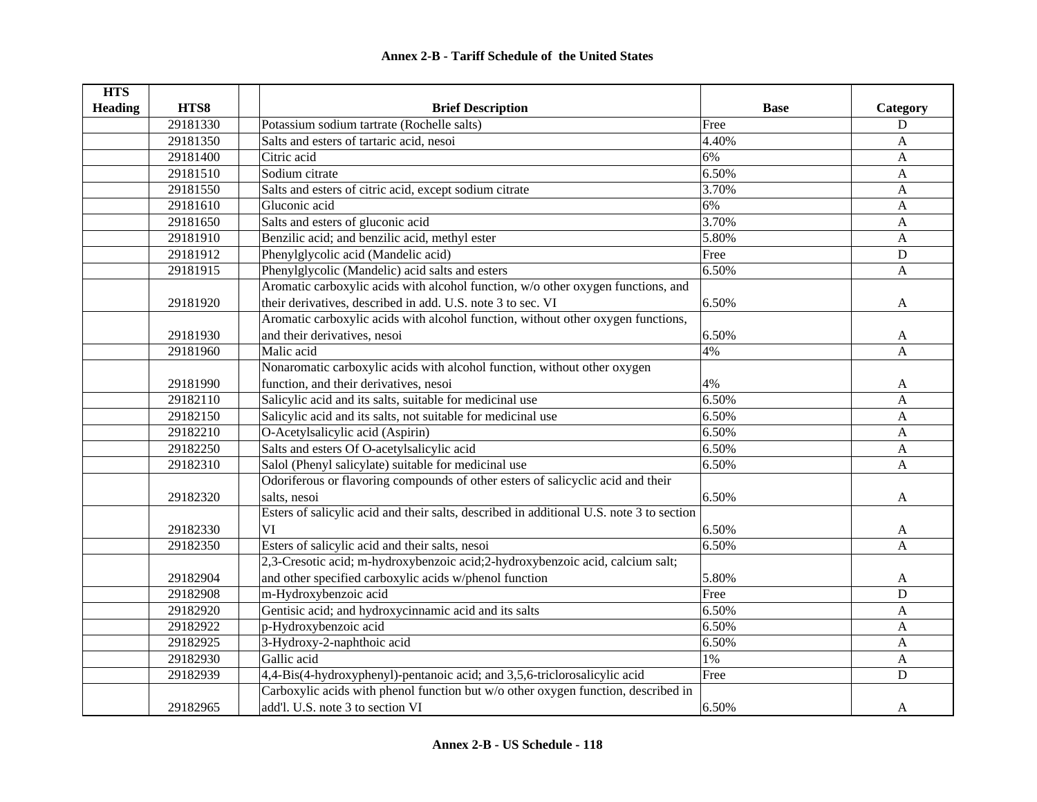## Annex 2-B - Tariff Schedule of the United States

| HTS Heading | HTS8 | | Brief Description | Base | Category |
|---|---|---|---|---|---|
| | 29181330 | | Potassium sodium tartrate (Rochelle salts) | Free | D |
| | 29181350 | | Salts and esters of tartaric acid, nesoi | 4.40% | A |
| | 29181400 | | Citric acid | 6% | A |
| | 29181510 | | Sodium citrate | 6.50% | A |
| | 29181550 | | Salts and esters of citric acid, except sodium citrate | 3.70% | A |
| | 29181610 | | Gluconic acid | 6% | A |
| | 29181650 | | Salts and esters of gluconic acid | 3.70% | A |
| | 29181910 | | Benzilic acid; and benzilic acid, methyl ester | 5.80% | A |
| | 29181912 | | Phenylglycolic acid (Mandelic acid) | Free | D |
| | 29181915 | | Phenylglycolic (Mandelic) acid salts and esters | 6.50% | A |
| | 29181920 | | Aromatic carboxylic acids with alcohol function, w/o other oxygen functions, and their derivatives, described in add. U.S. note 3 to sec. VI | 6.50% | A |
| | 29181930 | | Aromatic carboxylic acids with alcohol function, without other oxygen functions, and their derivatives, nesoi | 6.50% | A |
| | 29181960 | | Malic acid | 4% | A |
| | 29181990 | | Nonaromatic carboxylic acids with alcohol function, without other oxygen function, and their derivatives, nesoi | 4% | A |
| | 29182110 | | Salicylic acid and its salts, suitable for medicinal use | 6.50% | A |
| | 29182150 | | Salicylic acid and its salts, not suitable for medicinal use | 6.50% | A |
| | 29182210 | | O-Acetylsalicylic acid (Aspirin) | 6.50% | A |
| | 29182250 | | Salts and esters Of O-acetylsalicylic acid | 6.50% | A |
| | 29182310 | | Salol (Phenyl salicylate) suitable for medicinal use | 6.50% | A |
| | 29182320 | | Odoriferous or flavoring compounds of other esters of salicyclic acid and their salts, nesoi | 6.50% | A |
| | 29182330 | | Esters of salicylic acid and their salts, described in additional U.S. note 3 to section VI | 6.50% | A |
| | 29182350 | | Esters of salicylic acid and their salts, nesoi | 6.50% | A |
| | 29182904 | | 2,3-Cresotic acid; m-hydroxybenzoic acid;2-hydroxybenzoic acid, calcium salt; and other specified carboxylic acids w/phenol function | 5.80% | A |
| | 29182908 | | m-Hydroxybenzoic acid | Free | D |
| | 29182920 | | Gentisic acid; and hydroxycinnamic acid and its salts | 6.50% | A |
| | 29182922 | | p-Hydroxybenzoic acid | 6.50% | A |
| | 29182925 | | 3-Hydroxy-2-naphthoic acid | 6.50% | A |
| | 29182930 | | Gallic acid | 1% | A |
| | 29182939 | | 4,4-Bis(4-hydroxyphenyl)-pentanoic acid; and 3,5,6-triclorosalicylic acid | Free | D |
| | 29182965 | | Carboxylic acids with phenol function but w/o other oxygen function, described in add'l. U.S. note 3 to section VI | 6.50% | A |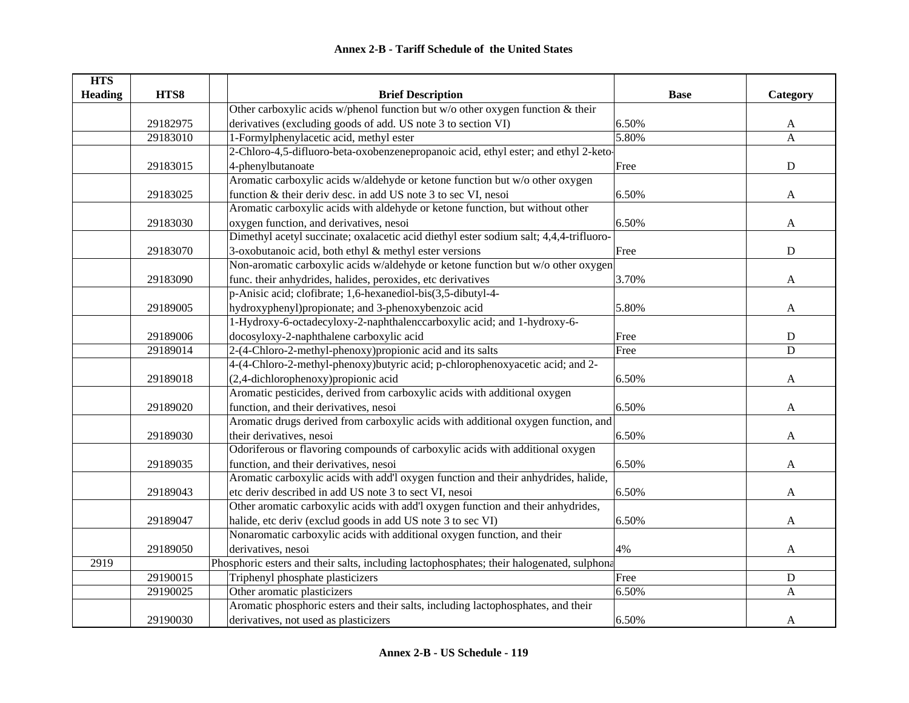| HTS Heading | HTS8 | | Brief Description | Base | Category |
|---|---|---|---|---|---|
| | 29182975 | | Other carboxylic acids w/phenol function but w/o other oxygen function & their derivatives (excluding goods of add. US note 3 to section VI) | 6.50% | A |
| | 29183010 | | 1-Formylphenylacetic acid, methyl ester | 5.80% | A |
| | 29183015 | | 2-Chloro-4,5-difluoro-beta-oxobenzenepropanoic acid, ethyl ester; and ethyl 2-keto-4-phenylbutanoate | Free | D |
| | 29183025 | | Aromatic carboxylic acids w/aldehyde or ketone function but w/o other oxygen function & their deriv desc. in add US note 3 to sec VI, nesoi | 6.50% | A |
| | 29183030 | | Aromatic carboxylic acids with aldehyde or ketone function, but without other oxygen function, and derivatives, nesoi | 6.50% | A |
| | 29183070 | | Dimethyl acetyl succinate; oxalacetic acid diethyl ester sodium salt; 4,4,4-trifluoro-3-oxobutanoic acid, both ethyl & methyl ester versions | Free | D |
| | 29183090 | | Non-aromatic carboxylic acids w/aldehyde or ketone function but w/o other oxygen func. their anhydrides, halides, peroxides, etc derivatives | 3.70% | A |
| | 29189005 | | p-Anisic acid; clofibrate; 1,6-hexanediol-bis(3,5-dibutyl-4-hydroxyphenyl)propionate; and 3-phenoxybenzoic acid | 5.80% | A |
| | 29189006 | | 1-Hydroxy-6-octadecyloxy-2-naphthalenccarboxylic acid; and 1-hydroxy-6-docosyloxy-2-naphthalene carboxylic acid | Free | D |
| | 29189014 | | 2-(4-Chloro-2-methyl-phenoxy)propionic acid and its salts | Free | D |
| | 29189018 | | 4-(4-Chloro-2-methyl-phenoxy)butyric acid; p-chlorophenoxyacetic acid; and 2-(2,4-dichlorophenoxy)propionic acid | 6.50% | A |
| | 29189020 | | Aromatic pesticides, derived from carboxylic acids with additional oxygen function, and their derivatives, nesoi | 6.50% | A |
| | 29189030 | | Aromatic drugs derived from carboxylic acids with additional oxygen function, and their derivatives, nesoi | 6.50% | A |
| | 29189035 | | Odoriferous or flavoring compounds of carboxylic acids with additional oxygen function, and their derivatives, nesoi | 6.50% | A |
| | 29189043 | | Aromatic carboxylic acids with add'l oxygen function and their anhydrides, halide, etc deriv described in add US note 3 to sect VI, nesoi | 6.50% | A |
| | 29189047 | | Other aromatic carboxylic acids with add'l oxygen function and their anhydrides, halide, etc deriv (exclud goods in add US note 3 to sec VI) | 6.50% | A |
| | 29189050 | | Nonaromatic carboxylic acids with additional oxygen function, and their derivatives, nesoi | 4% | A |
| 2919 | | Phosphoric esters and their salts, including lactophosphates; their halogenated, sulphona | | | |
| | 29190015 | | Triphenyl phosphate plasticizers | Free | D |
| | 29190025 | | Other aromatic plasticizers | 6.50% | A |
| | 29190030 | | Aromatic phosphoric esters and their salts, including lactophosphates, and their derivatives, not used as plasticizers | 6.50% | A |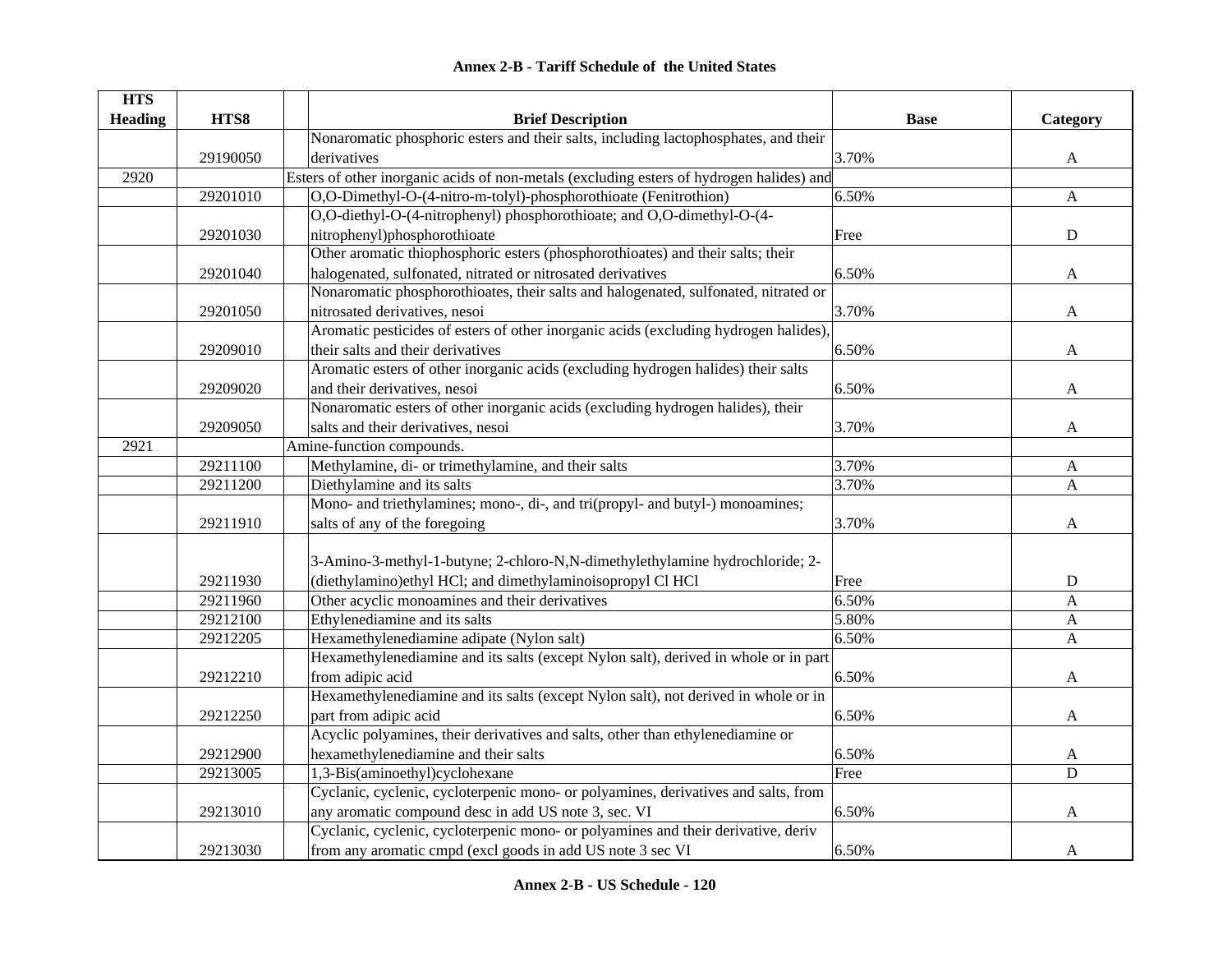## Annex 2-B - Tariff Schedule of the United States

| HTS Heading | HTS8 | | Brief Description | Base | Category |
|---|---|---|---|---|---|
| | 29190050 | | Nonaromatic phosphoric esters and their salts, including lactophosphates, and their derivatives | 3.70% | A |
| 2920 | | | Esters of other inorganic acids of non-metals (excluding esters of hydrogen halides) and | | |
| | 29201010 | | O,O-Dimethyl-O-(4-nitro-m-tolyl)-phosphorothioate (Fenitrothion) | 6.50% | A |
| | 29201030 | | O,O-diethyl-O-(4-nitrophenyl) phosphorothioate; and O,O-dimethyl-O-(4-nitrophenyl)phosphorothioate | Free | D |
| | 29201040 | | Other aromatic thiophosphoric esters (phosphorothioates) and their salts; their halogenated, sulfonated, nitrated or nitrosated derivatives | 6.50% | A |
| | 29201050 | | Nonaromatic phosphorothioates, their salts and halogenated, sulfonated, nitrated or nitrosated derivatives, nesoi | 3.70% | A |
| | 29209010 | | Aromatic pesticides of esters of other inorganic acids (excluding hydrogen halides), their salts and their derivatives | 6.50% | A |
| | 29209020 | | Aromatic esters of other inorganic acids (excluding hydrogen halides) their salts and their derivatives, nesoi | 6.50% | A |
| | 29209050 | | Nonaromatic esters of other inorganic acids (excluding hydrogen halides), their salts and their derivatives, nesoi | 3.70% | A |
| 2921 | | | Amine-function compounds. | | |
| | 29211100 | | Methylamine, di- or trimethylamine, and their salts | 3.70% | A |
| | 29211200 | | Diethylamine and its salts | 3.70% | A |
| | 29211910 | | Mono- and triethylamines; mono-, di-, and tri(propyl- and butyl-) monoamines; salts of any of the foregoing | 3.70% | A |
| | 29211930 | | 3-Amino-3-methyl-1-butyne; 2-chloro-N,N-dimethylethylamine hydrochloride; 2-(diethylamino)ethyl HCl; and dimethylaminoisopropyl Cl HCl | Free | D |
| | 29211960 | | Other acyclic monoamines and their derivatives | 6.50% | A |
| | 29212100 | | Ethylenediamine and its salts | 5.80% | A |
| | 29212205 | | Hexamethylenediamine adipate (Nylon salt) | 6.50% | A |
| | 29212210 | | Hexamethylenediamine and its salts (except Nylon salt), derived in whole or in part from adipic acid | 6.50% | A |
| | 29212250 | | Hexamethylenediamine and its salts (except Nylon salt), not derived in whole or in part from adipic acid | 6.50% | A |
| | 29212900 | | Acyclic polyamines, their derivatives and salts, other than ethylenediamine or hexamethylenediamine and their salts | 6.50% | A |
| | 29213005 | | 1,3-Bis(aminoethyl)cyclohexane | Free | D |
| | 29213010 | | Cyclanic, cyclenic, cycloterpenic mono- or polyamines, derivatives and salts, from any aromatic compound desc in add US note 3, sec. VI | 6.50% | A |
| | 29213030 | | Cyclanic, cyclenic, cycloterpenic mono- or polyamines and their derivative, deriv from any aromatic cmpd (excl goods in add US note 3 sec VI | 6.50% | A |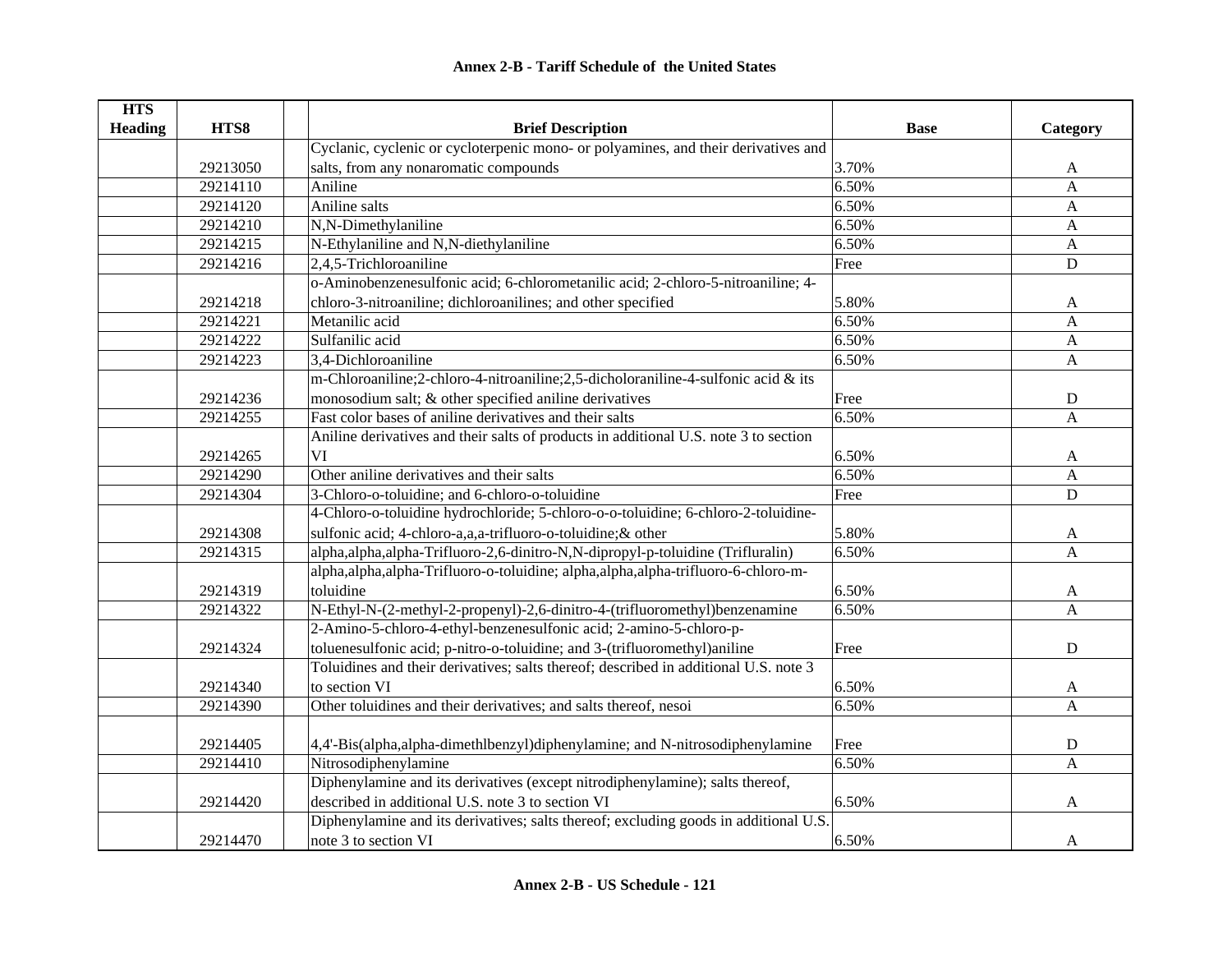## Annex 2-B - Tariff Schedule of the United States

| HTS Heading | HTS8 | | Brief Description | Base | Category |
|---|---|---|---|---|---|
| | 29213050 | | Cyclanic, cyclenic or cycloterpenic mono- or polyamines, and their derivatives and salts, from any nonaromatic compounds | 3.70% | A |
| | 29214110 | | Aniline | 6.50% | A |
| | 29214120 | | Aniline salts | 6.50% | A |
| | 29214210 | | N,N-Dimethylaniline | 6.50% | A |
| | 29214215 | | N-Ethylaniline and N,N-diethylaniline | 6.50% | A |
| | 29214216 | | 2,4,5-Trichloroaniline | Free | D |
| | 29214218 | | o-Aminobenzenesulfonic acid; 6-chlorometanilic acid; 2-chloro-5-nitroaniline; 4-chloro-3-nitroaniline; dichloroanilines; and other specified | 5.80% | A |
| | 29214221 | | Metanilic acid | 6.50% | A |
| | 29214222 | | Sulfanilic acid | 6.50% | A |
| | 29214223 | | 3,4-Dichloroaniline | 6.50% | A |
| | 29214236 | | m-Chloroaniline;2-chloro-4-nitroaniline;2,5-dicholoraniline-4-sulfonic acid & its monosodium salt; & other specified aniline derivatives | Free | D |
| | 29214255 | | Fast color bases of aniline derivatives and their salts | 6.50% | A |
| | 29214265 | | Aniline derivatives and their salts of products in additional U.S. note 3 to section VI | 6.50% | A |
| | 29214290 | | Other aniline derivatives and their salts | 6.50% | A |
| | 29214304 | | 3-Chloro-o-toluidine; and 6-chloro-o-toluidine | Free | D |
| | 29214308 | | 4-Chloro-o-toluidine hydrochloride; 5-chloro-o-o-toluidine; 6-chloro-2-toluidine-sulfonic acid; 4-chloro-a,a,a-trifluoro-o-toluidine;& other | 5.80% | A |
| | 29214315 | | alpha,alpha,alpha-Trifluoro-2,6-dinitro-N,N-dipropyl-p-toluidine (Trifluralin) | 6.50% | A |
| | 29214319 | | alpha,alpha,alpha-Trifluoro-o-toluidine; alpha,alpha,alpha-trifluoro-6-chloro-m-toluidine | 6.50% | A |
| | 29214322 | | N-Ethyl-N-(2-methyl-2-propenyl)-2,6-dinitro-4-(trifluoromethyl)benzenamine | 6.50% | A |
| | 29214324 | | 2-Amino-5-chloro-4-ethyl-benzenesulfonic acid; 2-amino-5-chloro-p-toluenesulfonic acid; p-nitro-o-toluidine; and 3-(trifluoromethyl)aniline | Free | D |
| | 29214340 | | Toluidines and their derivatives; salts thereof; described in additional U.S. note 3 to section VI | 6.50% | A |
| | 29214390 | | Other toluidines and their derivatives; and salts thereof, nesoi | 6.50% | A |
| | 29214405 | | 4,4'-Bis(alpha,alpha-dimethlbenzyl)diphenylamine; and N-nitrosodiphenylamine | Free | D |
| | 29214410 | | Nitrosodiphenylamine | 6.50% | A |
| | 29214420 | | Diphenylamine and its derivatives (except nitrodiphenylamine); salts thereof, described in additional U.S. note 3 to section VI | 6.50% | A |
| | 29214470 | | Diphenylamine and its derivatives; salts thereof; excluding goods in additional U.S. note 3 to section VI | 6.50% | A |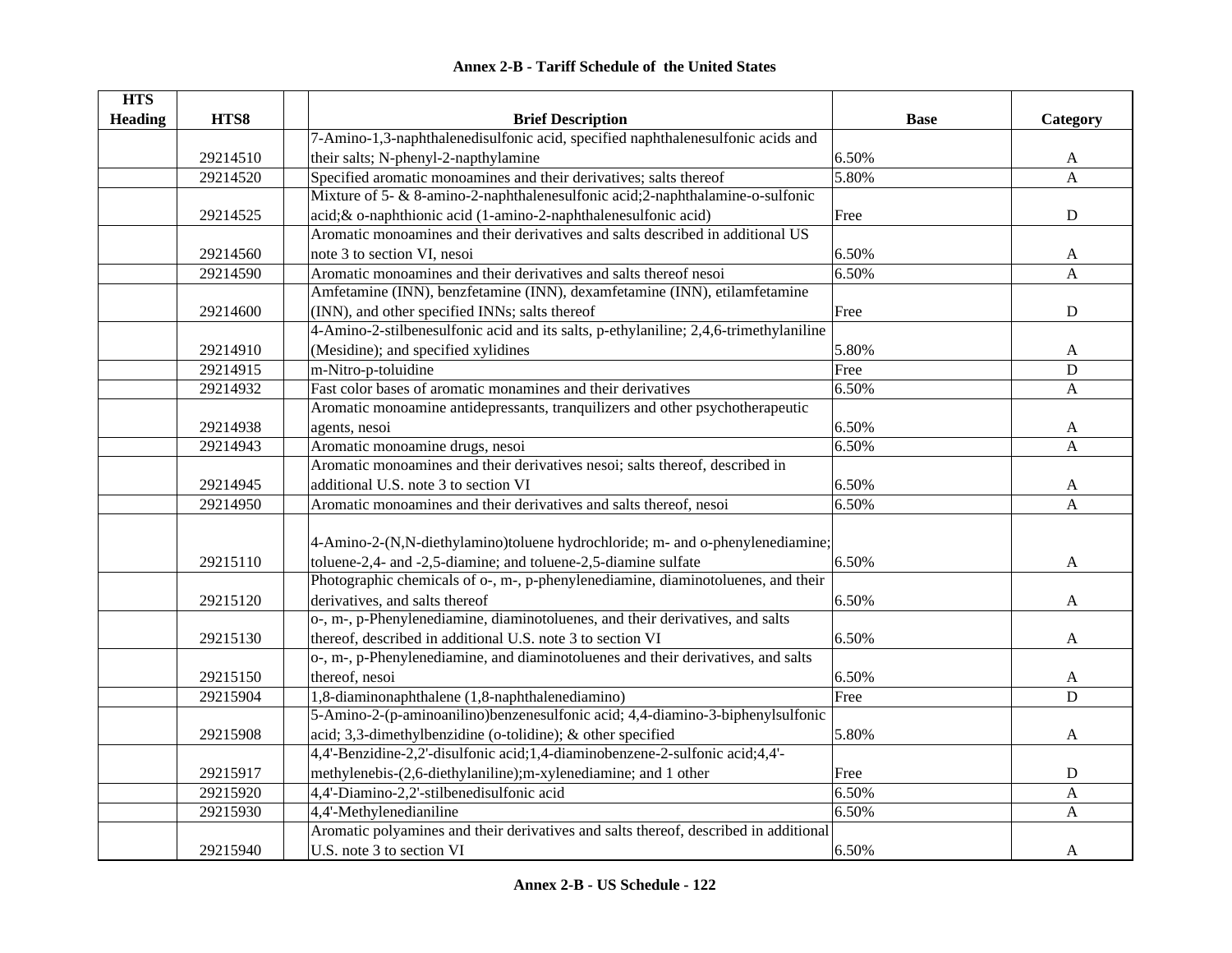# Annex 2-B - Tariff Schedule of the United States

| HTS Heading | HTS8 | | Brief Description | Base | Category |
|---|---|---|---|---|---|
| | 29214510 | | 7-Amino-1,3-naphthalenedisulfonic acid, specified naphthalenesulfonic acids and their salts; N-phenyl-2-napthylamine | 6.50% | A |
| | 29214520 | | Specified aromatic monoamines and their derivatives; salts thereof | 5.80% | A |
| | 29214525 | | Mixture of 5- & 8-amino-2-naphthalenesulfonic acid;2-naphthalamine-o-sulfonic acid;& o-naphthionic acid (1-amino-2-naphthalenesulfonic acid) | Free | D |
| | 29214560 | | Aromatic monoamines and their derivatives and salts described in additional US note 3 to section VI, nesoi | 6.50% | A |
| | 29214590 | | Aromatic monoamines and their derivatives and salts thereof nesoi | 6.50% | A |
| | 29214600 | | Amfetamine (INN), benzfetamine (INN), dexamfetamine (INN), etilamfetamine (INN), and other specified INNs; salts thereof | Free | D |
| | 29214910 | | 4-Amino-2-stilbenesulfonic acid and its salts, p-ethylaniline; 2,4,6-trimethylaniline (Mesidine); and specified xylidines | 5.80% | A |
| | 29214915 | | m-Nitro-p-toluidine | Free | D |
| | 29214932 | | Fast color bases of aromatic monamines and their derivatives | 6.50% | A |
| | 29214938 | | Aromatic monoamine antidepressants, tranquilizers and other psychotherapeutic agents, nesoi | 6.50% | A |
| | 29214943 | | Aromatic monoamine drugs, nesoi | 6.50% | A |
| | 29214945 | | Aromatic monoamines and their derivatives nesoi; salts thereof, described in additional U.S. note 3 to section VI | 6.50% | A |
| | 29214950 | | Aromatic monoamines and their derivatives and salts thereof, nesoi | 6.50% | A |
| | 29215110 | | 4-Amino-2-(N,N-diethylamino)toluene hydrochloride; m- and o-phenylenediamine; toluene-2,4- and -2,5-diamine; and toluene-2,5-diamine sulfate | 6.50% | A |
| | 29215120 | | Photographic chemicals of o-, m-, p-phenylenediamine, diaminotoluenes, and their derivatives, and salts thereof | 6.50% | A |
| | 29215130 | | o-, m-, p-Phenylenediamine, diaminotoluenes, and their derivatives, and salts thereof, described in additional U.S. note 3 to section VI | 6.50% | A |
| | 29215150 | | o-, m-, p-Phenylenediamine, and diaminotoluenes and their derivatives, and salts thereof, nesoi | 6.50% | A |
| | 29215904 | | 1,8-diaminonaphthalene (1,8-naphthalenediamino) | Free | D |
| | 29215908 | | 5-Amino-2-(p-aminoanilino)benzenesulfonic acid; 4,4-diamino-3-biphenylsulfonic acid; 3,3-dimethylbenzidine (o-tolidine); & other specified | 5.80% | A |
| | 29215917 | | 4,4'-Benzidine-2,2'-disulfonic acid;1,4-diaminobenzene-2-sulfonic acid;4,4'-methylenebis-(2,6-diethylaniline);m-xylenediamine; and 1 other | Free | D |
| | 29215920 | | 4,4'-Diamino-2,2'-stilbenedisulfonic acid | 6.50% | A |
| | 29215930 | | 4,4'-Methylenedianiline | 6.50% | A |
| | 29215940 | | Aromatic polyamines and their derivatives and salts thereof, described in additional U.S. note 3 to section VI | 6.50% | A |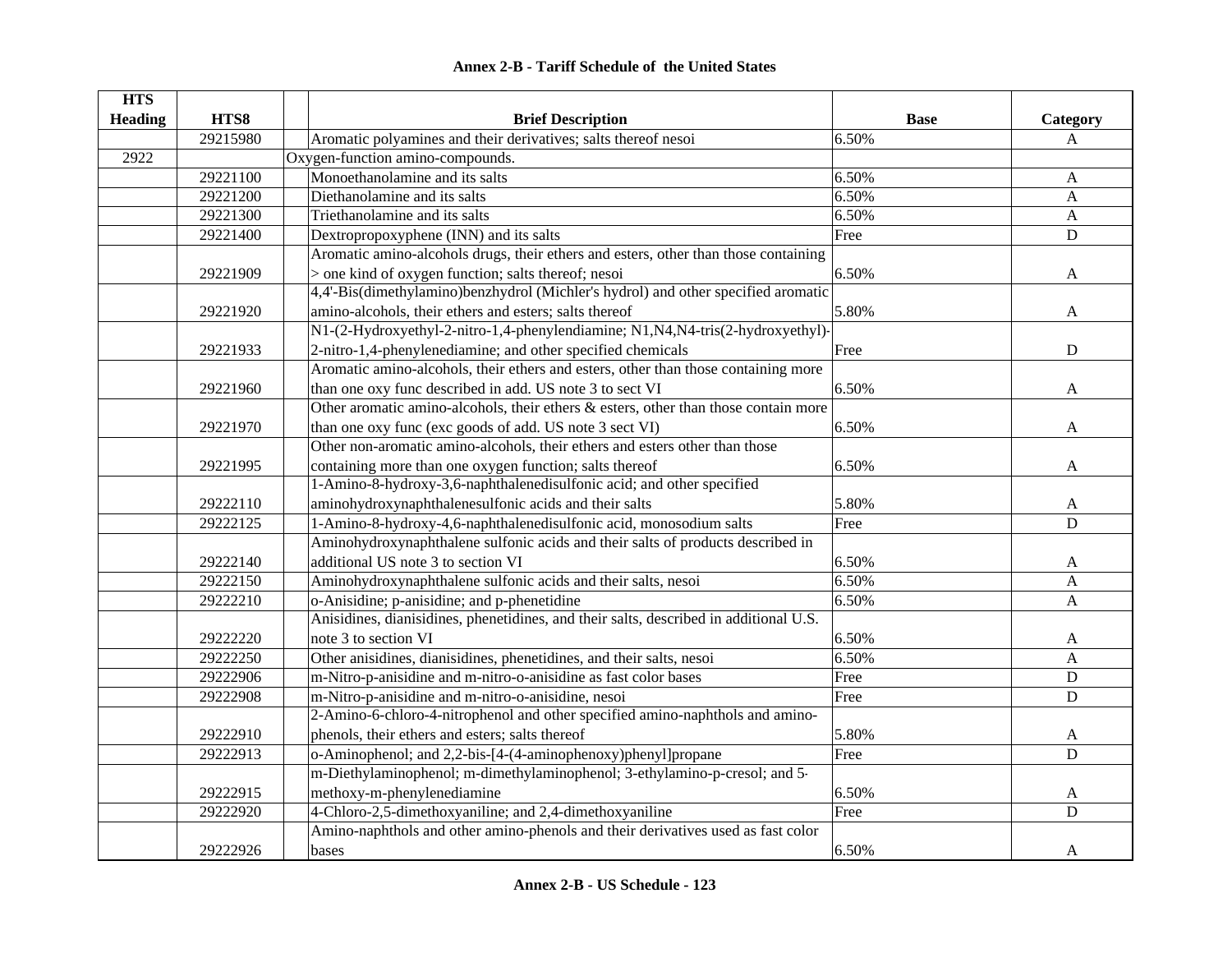**Annex 2-B - Tariff Schedule of the United States**

| HTS Heading | HTS8 | | Brief Description | Base | Category |
|---|---|---|---|---|---|
| | 29215980 | | Aromatic polyamines and their derivatives; salts thereof nesoi | 6.50% | A |
| 2922 | | | Oxygen-function amino-compounds. | | |
| | 29221100 | | Monoethanolamine and its salts | 6.50% | A |
| | 29221200 | | Diethanolamine and its salts | 6.50% | A |
| | 29221300 | | Triethanolamine and its salts | 6.50% | A |
| | 29221400 | | Dextropropoxyphene (INN) and its salts | Free | D |
| | 29221909 | | Aromatic amino-alcohols drugs, their ethers and esters, other than those containing > one kind of oxygen function; salts thereof; nesoi | 6.50% | A |
| | 29221920 | | 4,4'-Bis(dimethylamino)benzhydrol (Michler's hydrol) and other specified aromatic amino-alcohols, their ethers and esters; salts thereof | 5.80% | A |
| | 29221933 | | N1-(2-Hydroxyethyl-2-nitro-1,4-phenylendiamine; N1,N4,N4-tris(2-hydroxyethyl)-2-nitro-1,4-phenylenediamine; and other specified chemicals | Free | D |
| | 29221960 | | Aromatic amino-alcohols, their ethers and esters, other than those containing more than one oxy func described in add. US note 3 to sect VI | 6.50% | A |
| | 29221970 | | Other aromatic amino-alcohols, their ethers & esters, other than those contain more than one oxy func (exc goods of add. US note 3 sect VI) | 6.50% | A |
| | 29221995 | | Other non-aromatic amino-alcohols, their ethers and esters other than those containing more than one oxygen function; salts thereof | 6.50% | A |
| | 29222110 | | 1-Amino-8-hydroxy-3,6-naphthalenedisulfonic acid; and other specified aminohydroxynaphthalenesulfonic acids and their salts | 5.80% | A |
| | 29222125 | | 1-Amino-8-hydroxy-4,6-naphthalenedisulfonic acid, monosodium salts | Free | D |
| | 29222140 | | Aminohydroxynaphthalene sulfonic acids and their salts of products described in additional US note 3 to section VI | 6.50% | A |
| | 29222150 | | Aminohydroxynaphthalene sulfonic acids and their salts, nesoi | 6.50% | A |
| | 29222210 | | o-Anisidine; p-anisidine; and p-phenetidine | 6.50% | A |
| | 29222220 | | Anisidines, dianisidines, phenetidines, and their salts, described in additional U.S. note 3 to section VI | 6.50% | A |
| | 29222250 | | Other anisidines, dianisidines, phenetidines, and their salts, nesoi | 6.50% | A |
| | 29222906 | | m-Nitro-p-anisidine and m-nitro-o-anisidine as fast color bases | Free | D |
| | 29222908 | | m-Nitro-p-anisidine and m-nitro-o-anisidine, nesoi | Free | D |
| | 29222910 | | 2-Amino-6-chloro-4-nitrophenol and other specified amino-naphthols and amino-phenols, their ethers and esters; salts thereof | 5.80% | A |
| | 29222913 | | o-Aminophenol; and 2,2-bis-[4-(4-aminophenoxy)phenyl]propane | Free | D |
| | 29222915 | | m-Diethylaminophenol; m-dimethylaminophenol; 3-ethylamino-p-cresol; and 5-methoxy-m-phenylenediamine | 6.50% | A |
| | 29222920 | | 4-Chloro-2,5-dimethoxyaniline; and 2,4-dimethoxyaniline | Free | D |
| | 29222926 | | Amino-naphthols and other amino-phenols and their derivatives used as fast color bases | 6.50% | A |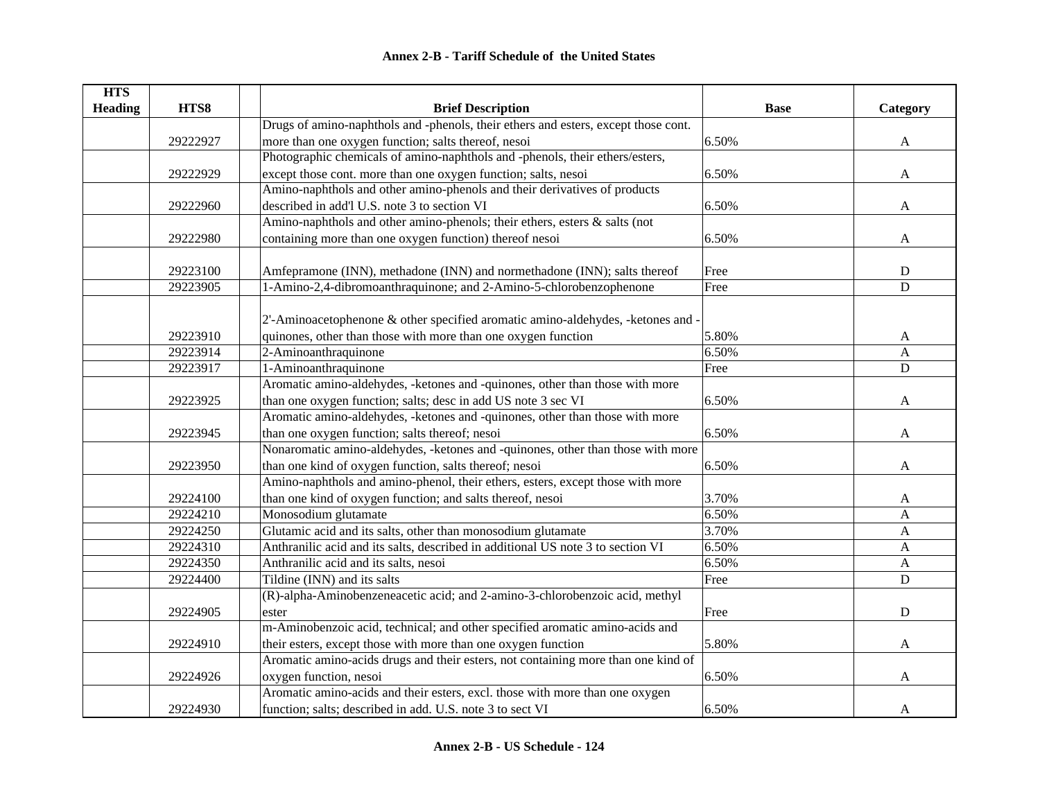## Annex 2-B - Tariff Schedule of the United States

| HTS Heading | HTS8 | | Brief Description | Base | Category |
|---|---|---|---|---|---|
| | 29222927 | | Drugs of amino-naphthols and -phenols, their ethers and esters, except those cont. more than one oxygen function; salts thereof, nesoi | 6.50% | A |
| | 29222929 | | Photographic chemicals of amino-naphthols and -phenols, their ethers/esters, except those cont. more than one oxygen function; salts, nesoi | 6.50% | A |
| | 29222960 | | Amino-naphthols and other amino-phenols and their derivatives of products described in add'l U.S. note 3 to section VI | 6.50% | A |
| | 29222980 | | Amino-naphthols and other amino-phenols; their ethers, esters & salts (not containing more than one oxygen function) thereof nesoi | 6.50% | A |
| | 29223100 | | Amfepramone (INN), methadone (INN) and normethadone (INN); salts thereof | Free | D |
| | 29223905 | | 1-Amino-2,4-dibromoanthraquinone; and 2-Amino-5-chlorobenzophenone | Free | D |
| | 29223910 | | 2'-Aminoacetophenone & other specified aromatic amino-aldehydes, -ketones and -quinones, other than those with more than one oxygen function | 5.80% | A |
| | 29223914 | | 2-Aminoanthraquinone | 6.50% | A |
| | 29223917 | | 1-Aminoanthraquinone | Free | D |
| | 29223925 | | Aromatic amino-aldehydes, -ketones and -quinones, other than those with more than one oxygen function; salts; desc in add US note 3 sec VI | 6.50% | A |
| | 29223945 | | Aromatic amino-aldehydes, -ketones and -quinones, other than those with more than one oxygen function; salts thereof; nesoi | 6.50% | A |
| | 29223950 | | Nonaromatic amino-aldehydes, -ketones and -quinones, other than those with more than one kind of oxygen function, salts thereof; nesoi | 6.50% | A |
| | 29224100 | | Amino-naphthols and amino-phenol, their ethers, esters, except those with more than one kind of oxygen function; and salts thereof, nesoi | 3.70% | A |
| | 29224210 | | Monosodium glutamate | 6.50% | A |
| | 29224250 | | Glutamic acid and its salts, other than monosodium glutamate | 3.70% | A |
| | 29224310 | | Anthranilic acid and its salts, described in additional US note 3 to section VI | 6.50% | A |
| | 29224350 | | Anthranilic acid and its salts, nesoi | 6.50% | A |
| | 29224400 | | Tildine (INN) and its salts | Free | D |
| | 29224905 | | (R)-alpha-Aminobenzeneacetic acid; and 2-amino-3-chlorobenzoic acid, methyl ester | Free | D |
| | 29224910 | | m-Aminobenzoic acid, technical; and other specified aromatic amino-acids and their esters, except those with more than one oxygen function | 5.80% | A |
| | 29224926 | | Aromatic amino-acids drugs and their esters, not containing more than one kind of oxygen function, nesoi | 6.50% | A |
| | 29224930 | | Aromatic amino-acids and their esters, excl. those with more than one oxygen function; salts; described in add. U.S. note 3 to sect VI | 6.50% | A |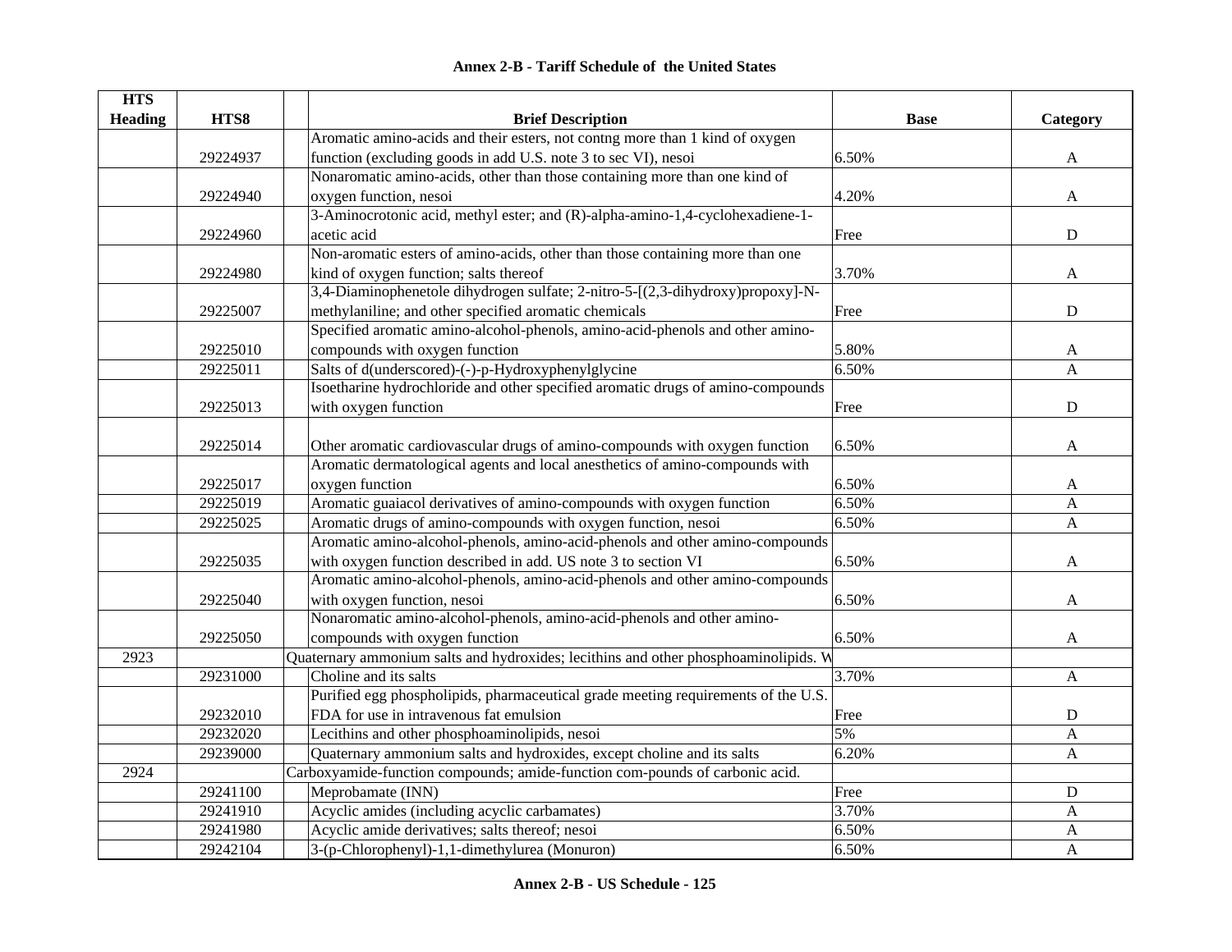# Annex 2-B - Tariff Schedule of the United States

| HTS Heading | HTS8 | | Brief Description | Base | Category |
|---|---|---|---|---|---|
| | 29224937 | | Aromatic amino-acids and their esters, not contng more than 1 kind of oxygen function (excluding goods in add U.S. note 3 to sec VI), nesoi | 6.50% | A |
| | 29224940 | | Nonaromatic amino-acids, other than those containing more than one kind of oxygen function, nesoi | 4.20% | A |
| | 29224960 | | 3-Aminocrotonic acid, methyl ester; and (R)-alpha-amino-1,4-cyclohexadiene-1-acetic acid | Free | D |
| | 29224980 | | Non-aromatic esters of amino-acids, other than those containing more than one kind of oxygen function; salts thereof | 3.70% | A |
| | 29225007 | | 3,4-Diaminophenetole dihydrogen sulfate; 2-nitro-5-[(2,3-dihydroxy)propoxy]-N-methylaniline; and other specified aromatic chemicals | Free | D |
| | 29225010 | | Specified aromatic amino-alcohol-phenols, amino-acid-phenols and other amino-compounds with oxygen function | 5.80% | A |
| | 29225011 | | Salts of d(underscored)-(-)-p-Hydroxyphenylglycine | 6.50% | A |
| | 29225013 | | Isoetharine hydrochloride and other specified aromatic drugs of amino-compounds with oxygen function | Free | D |
| | 29225014 | | Other aromatic cardiovascular drugs of amino-compounds with oxygen function | 6.50% | A |
| | 29225017 | | Aromatic dermatological agents and local anesthetics of amino-compounds with oxygen function | 6.50% | A |
| | 29225019 | | Aromatic guaiacol derivatives of amino-compounds with oxygen function | 6.50% | A |
| | 29225025 | | Aromatic drugs of amino-compounds with oxygen function, nesoi | 6.50% | A |
| | 29225035 | | Aromatic amino-alcohol-phenols, amino-acid-phenols and other amino-compounds with oxygen function described in add. US note 3 to section VI | 6.50% | A |
| | 29225040 | | Aromatic amino-alcohol-phenols, amino-acid-phenols and other amino-compounds with oxygen function, nesoi | 6.50% | A |
| | 29225050 | | Nonaromatic amino-alcohol-phenols, amino-acid-phenols and other amino-compounds with oxygen function | 6.50% | A |
| 2923 | | Quaternary ammonium salts and hydroxides; lecithins and other phosphoaminolipids. W | | | |
| | 29231000 | | Choline and its salts | 3.70% | A |
| | 29232010 | | Purified egg phospholipids, pharmaceutical grade meeting requirements of the U.S. FDA for use in intravenous fat emulsion | Free | D |
| | 29232020 | | Lecithins and other phosphoaminolipids, nesoi | 5% | A |
| | 29239000 | | Quaternary ammonium salts and hydroxides, except choline and its salts | 6.20% | A |
| 2924 | | Carboxyamide-function compounds; amide-function com-pounds of carbonic acid. | | | |
| | 29241100 | | Meprobamate (INN) | Free | D |
| | 29241910 | | Acyclic amides (including acyclic carbamates) | 3.70% | A |
| | 29241980 | | Acyclic amide derivatives; salts thereof; nesoi | 6.50% | A |
| | 29242104 | | 3-(p-Chlorophenyl)-1,1-dimethylurea (Monuron) | 6.50% | A |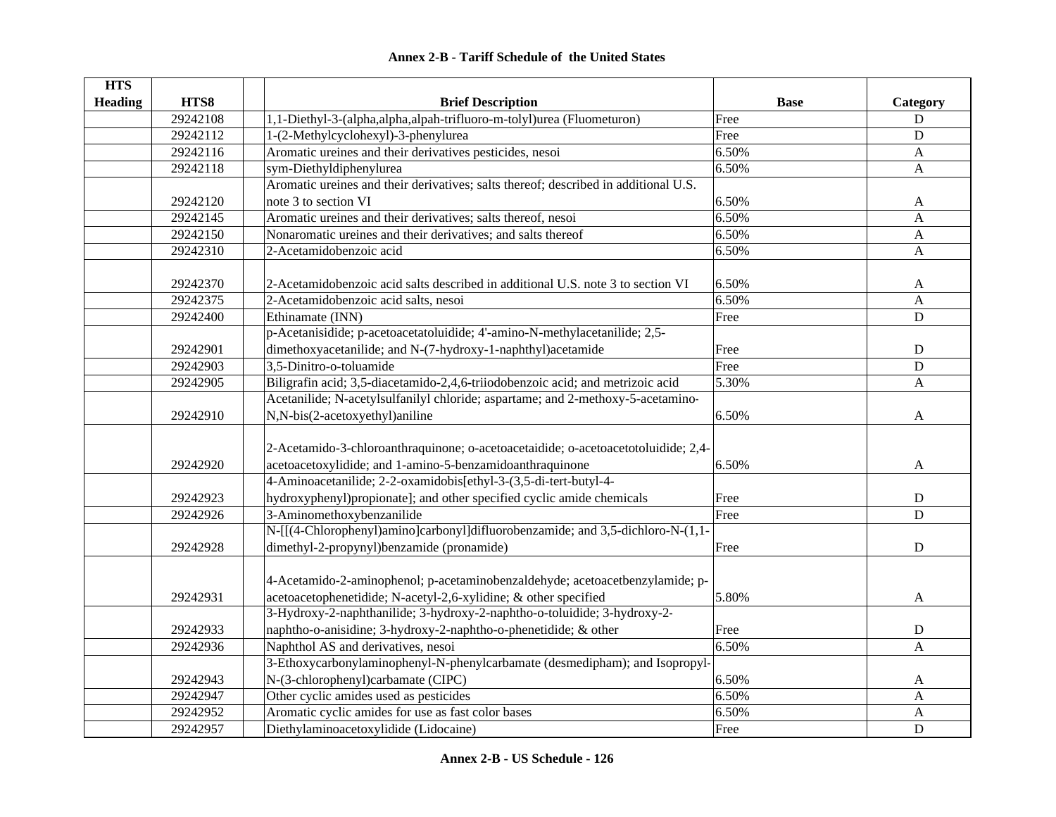**Annex 2-B - Tariff Schedule of the United States**

| HTS Heading | HTS8 | | Brief Description | Base | Category |
|---|---|---|---|---|---|
| | 29242108 | | 1,1-Diethyl-3-(alpha,alpha,alpah-trifluoro-m-tolyl)urea (Fluometuron) | Free | D |
| | 29242112 | | 1-(2-Methylcyclohexyl)-3-phenylurea | Free | D |
| | 29242116 | | Aromatic ureines and their derivatives pesticides, nesoi | 6.50% | A |
| | 29242118 | | sym-Diethyldiphenylurea | 6.50% | A |
| | 29242120 | | Aromatic ureines and their derivatives; salts thereof; described in additional U.S. note 3 to section VI | 6.50% | A |
| | 29242145 | | Aromatic ureines and their derivatives; salts thereof, nesoi | 6.50% | A |
| | 29242150 | | Nonaromatic ureines and their derivatives; and salts thereof | 6.50% | A |
| | 29242310 | | 2-Acetamidobenzoic acid | 6.50% | A |
| | 29242370 | | 2-Acetamidobenzoic acid salts described in additional U.S. note 3 to section VI | 6.50% | A |
| | 29242375 | | 2-Acetamidobenzoic acid salts, nesoi | 6.50% | A |
| | 29242400 | | Ethinamate (INN) | Free | D |
| | 29242901 | | p-Acetanisidide; p-acetoacetatoluidide; 4'-amino-N-methylacetanilide; 2,5-dimethoxyacetanilide; and N-(7-hydroxy-1-naphthyl)acetamide | Free | D |
| | 29242903 | | 3,5-Dinitro-o-toluamide | Free | D |
| | 29242905 | | Biligrafin acid; 3,5-diacetamido-2,4,6-triiodobenzoic acid; and metrizoic acid | 5.30% | A |
| | 29242910 | | Acetanilide; N-acetylsulfanilyl chloride; aspartame; and 2-methoxy-5-acetamino-N,N-bis(2-acetoxyethyl)aniline | 6.50% | A |
| | 29242920 | | 2-Acetamido-3-chloroanthraquinone; o-acetoacetaidide; o-acetoacetotoluidide; 2,4-acetoacetoxylidide; and 1-amino-5-benzamidoanthraquinone | 6.50% | A |
| | 29242923 | | 4-Aminoacetanilide; 2-2-oxamidobis[ethyl-3-(3,5-di-tert-butyl-4-hydroxyphenyl)propionate]; and other specified cyclic amide chemicals | Free | D |
| | 29242926 | | 3-Aminomethoxybenzanilide | Free | D |
| | 29242928 | | N-[[(4-Chlorophenyl)amino]carbonyl]difluorobenzamide; and 3,5-dichloro-N-(1,1-dimethyl-2-propynyl)benzamide (pronamide) | Free | D |
| | 29242931 | | 4-Acetamido-2-aminophenol; p-acetaminobenzaldehyde; acetoacetbenzylamide; p-acetoacetophenetidide; N-acetyl-2,6-xylidine; & other specified | 5.80% | A |
| | 29242933 | | 3-Hydroxy-2-naphthanilide; 3-hydroxy-2-naphtho-o-toluidide; 3-hydroxy-2-naphtho-o-anisidine; 3-hydroxy-2-naphtho-o-phenetidide; & other | Free | D |
| | 29242936 | | Naphthol AS and derivatives, nesoi | 6.50% | A |
| | 29242943 | | 3-Ethoxycarbonylaminophenyl-N-phenylcarbamate (desmedipham); and Isopropyl-N-(3-chlorophenyl)carbamate (CIPC) | 6.50% | A |
| | 29242947 | | Other cyclic amides used as pesticides | 6.50% | A |
| | 29242952 | | Aromatic cyclic amides for use as fast color bases | 6.50% | A |
| | 29242957 | | Diethylaminoacetoxylidide (Lidocaine) | Free | D |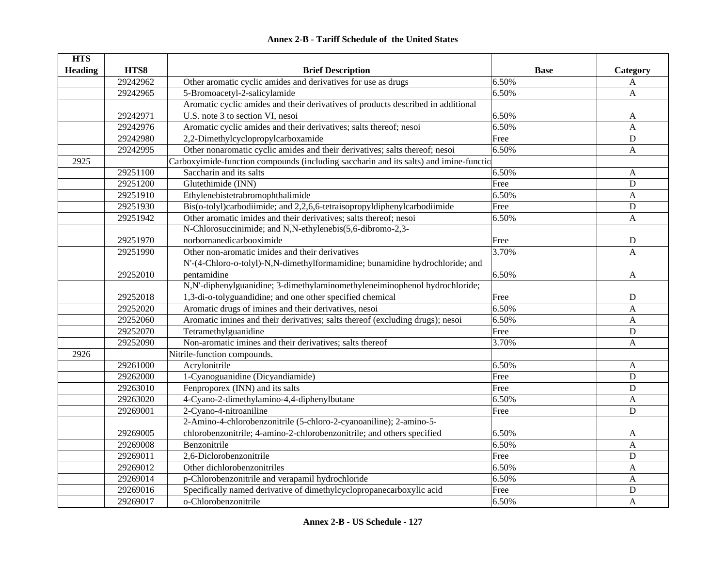**Annex 2-B - Tariff Schedule of the United States**

| HTS Heading | HTS8 | Brief Description | Base | Category |
|---|---|---|---|---|
| | 29242962 | Other aromatic cyclic amides and derivatives for use as drugs | 6.50% | A |
| | 29242965 | 5-Bromoacetyl-2-salicylamide | 6.50% | A |
| | 29242971 | Aromatic cyclic amides and their derivatives of products described in additional U.S. note 3 to section VI, nesoi | 6.50% | A |
| | 29242976 | Aromatic cyclic amides and their derivatives; salts thereof; nesoi | 6.50% | A |
| | 29242980 | 2,2-Dimethylcyclopropylcarboxamide | Free | D |
| | 29242995 | Other nonaromatic cyclic amides and their derivatives; salts thereof; nesoi | 6.50% | A |
| 2925 | | Carboxyimide-function compounds (including saccharin and its salts) and imine-functio | | |
| | 29251100 | Saccharin and its salts | 6.50% | A |
| | 29251200 | Glutethimide (INN) | Free | D |
| | 29251910 | Ethylenebistetrabromophthalimide | 6.50% | A |
| | 29251930 | Bis(o-tolyl)carbodiimide; and 2,2,6,6-tetraisopropyldiphenylcarbodiimide | Free | D |
| | 29251942 | Other aromatic imides and their derivatives; salts thereof; nesoi | 6.50% | A |
| | 29251970 | N-Chlorosuccinimide; and N,N-ethylenebis(5,6-dibromo-2,3-norbornanedicarbooximide | Free | D |
| | 29251990 | Other non-aromatic imides and their derivatives | 3.70% | A |
| | 29252010 | N'-(4-Chloro-o-tolyl)-N,N-dimethylformamidine; bunamidine hydrochloride; and pentamidine | 6.50% | A |
| | 29252018 | N,N'-diphenylguanidine; 3-dimethylaminomethyleneiminophenol hydrochloride; 1,3-di-o-tolyguandidine; and one other specified chemical | Free | D |
| | 29252020 | Aromatic drugs of imines and their derivatives, nesoi | 6.50% | A |
| | 29252060 | Aromatic imines and their derivatives; salts thereof (excluding drugs); nesoi | 6.50% | A |
| | 29252070 | Tetramethylguanidine | Free | D |
| | 29252090 | Non-aromatic imines and their derivatives; salts thereof | 3.70% | A |
| 2926 | | Nitrile-function compounds. | | |
| | 29261000 | Acrylonitrile | 6.50% | A |
| | 29262000 | 1-Cyanoguanidine (Dicyandiamide) | Free | D |
| | 29263010 | Fenproporex (INN) and its salts | Free | D |
| | 29263020 | 4-Cyano-2-dimethylamino-4,4-diphenylbutane | 6.50% | A |
| | 29269001 | 2-Cyano-4-nitroaniline | Free | D |
| | 29269005 | 2-Amino-4-chlorobenzonitrile (5-chloro-2-cyanoaniline); 2-amino-5-chlorobenzonitrile; 4-amino-2-chlorobenzonitrile; and others specified | 6.50% | A |
| | 29269008 | Benzonitrile | 6.50% | A |
| | 29269011 | 2,6-Diclorobenzonitrile | Free | D |
| | 29269012 | Other dichlorobenzonitriles | 6.50% | A |
| | 29269014 | p-Chlorobenzonitrile and verapamil hydrochloride | 6.50% | A |
| | 29269016 | Specifically named derivative of dimethylcyclopropanecarboxylic acid | Free | D |
| | 29269017 | o-Chlorobenzonitrile | 6.50% | A |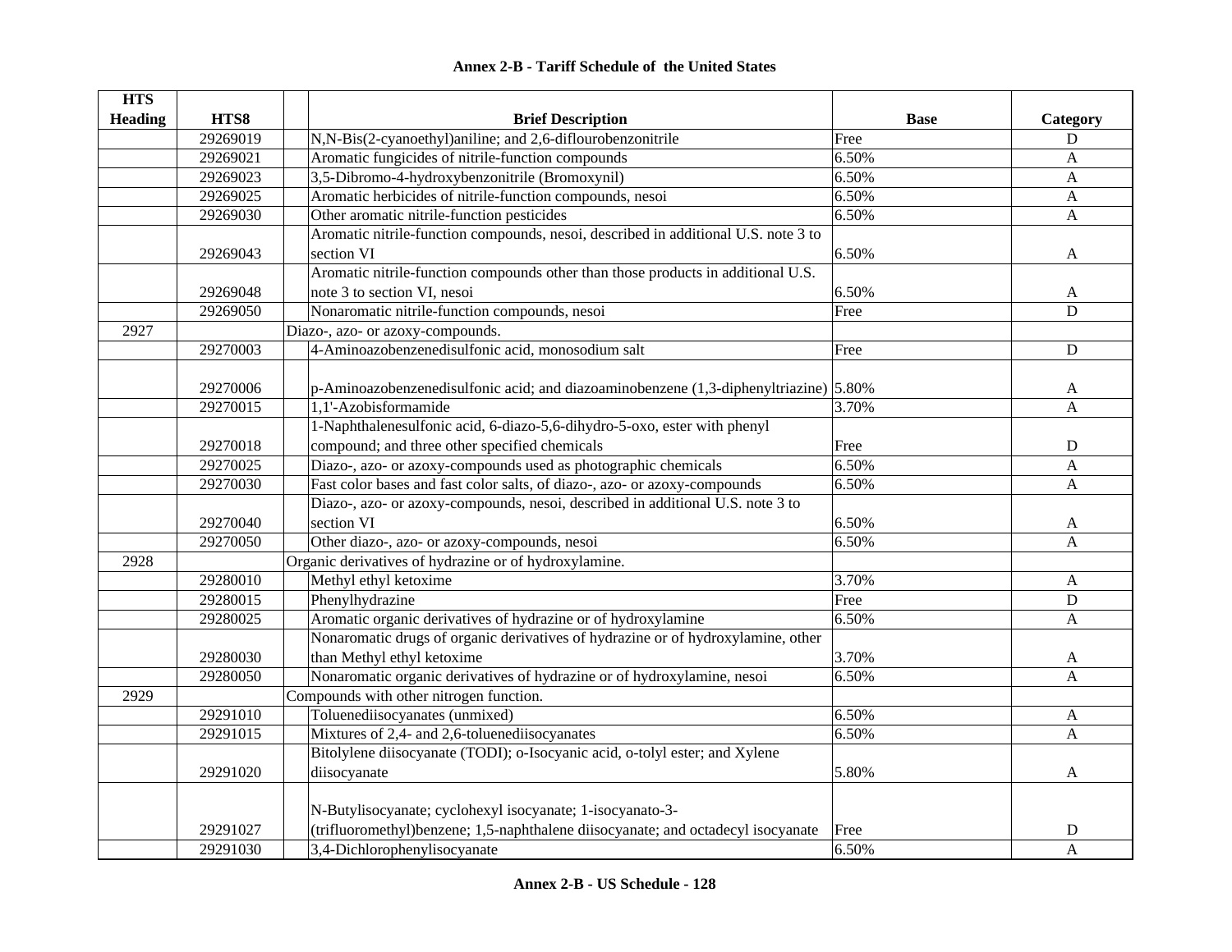**Annex 2-B - Tariff Schedule of the United States**

| HTS Heading | HTS8 | Brief Description | Base | Category |
|---|---|---|---|---|
| | 29269019 | N,N-Bis(2-cyanoethyl)aniline; and 2,6-diflourobenzonitrile | Free | D |
| | 29269021 | Aromatic fungicides of nitrile-function compounds | 6.50% | A |
| | 29269023 | 3,5-Dibromo-4-hydroxybenzonitrile (Bromoxynil) | 6.50% | A |
| | 29269025 | Aromatic herbicides of nitrile-function compounds, nesoi | 6.50% | A |
| | 29269030 | Other aromatic nitrile-function pesticides | 6.50% | A |
| | 29269043 | Aromatic nitrile-function compounds, nesoi, described in additional U.S. note 3 to section VI | 6.50% | A |
| | 29269048 | Aromatic nitrile-function compounds other than those products in additional U.S. note 3 to section VI, nesoi | 6.50% | A |
| | 29269050 | Nonaromatic nitrile-function compounds, nesoi | Free | D |
| 2927 | | Diazo-, azo- or azoxy-compounds. | | |
| | 29270003 | 4-Aminoazobenzenedisulfonic acid, monosodium salt | Free | D |
| | 29270006 | p-Aminoazobenzenedisulfonic acid; and diazoaminobenzene (1,3-diphenyltriazine) | 5.80% | A |
| | 29270015 | 1,1'-Azobisformamide | 3.70% | A |
| | 29270018 | 1-Naphthalenesulfonic acid, 6-diazo-5,6-dihydro-5-oxo, ester with phenyl compound; and three other specified chemicals | Free | D |
| | 29270025 | Diazo-, azo- or azoxy-compounds used as photographic chemicals | 6.50% | A |
| | 29270030 | Fast color bases and fast color salts, of diazo-, azo- or azoxy-compounds | 6.50% | A |
| | 29270040 | Diazo-, azo- or azoxy-compounds, nesoi, described in additional U.S. note 3 to section VI | 6.50% | A |
| | 29270050 | Other diazo-, azo- or azoxy-compounds, nesoi | 6.50% | A |
| 2928 | | Organic derivatives of hydrazine or of hydroxylamine. | | |
| | 29280010 | Methyl ethyl ketoxime | 3.70% | A |
| | 29280015 | Phenylhydrazine | Free | D |
| | 29280025 | Aromatic organic derivatives of hydrazine or of hydroxylamine | 6.50% | A |
| | 29280030 | Nonaromatic drugs of organic derivatives of hydrazine or of hydroxylamine, other than Methyl ethyl ketoxime | 3.70% | A |
| | 29280050 | Nonaromatic organic derivatives of hydrazine or of hydroxylamine, nesoi | 6.50% | A |
| 2929 | | Compounds with other nitrogen function. | | |
| | 29291010 | Toluenediisocyanates (unmixed) | 6.50% | A |
| | 29291015 | Mixtures of 2,4- and 2,6-toluenediisocyanates | 6.50% | A |
| | 29291020 | Bitolylene diisocyanate (TODI); o-Isocyanic acid, o-tolyl ester; and Xylene diisocyanate | 5.80% | A |
| | 29291027 | N-Butylisocyanate; cyclohexyl isocyanate; 1-isocyanato-3-(trifluoromethyl)benzene; 1,5-naphthalene diisocyanate; and octadecyl isocyanate | Free | D |
| | 29291030 | 3,4-Dichlorophenylisocyanate | 6.50% | A |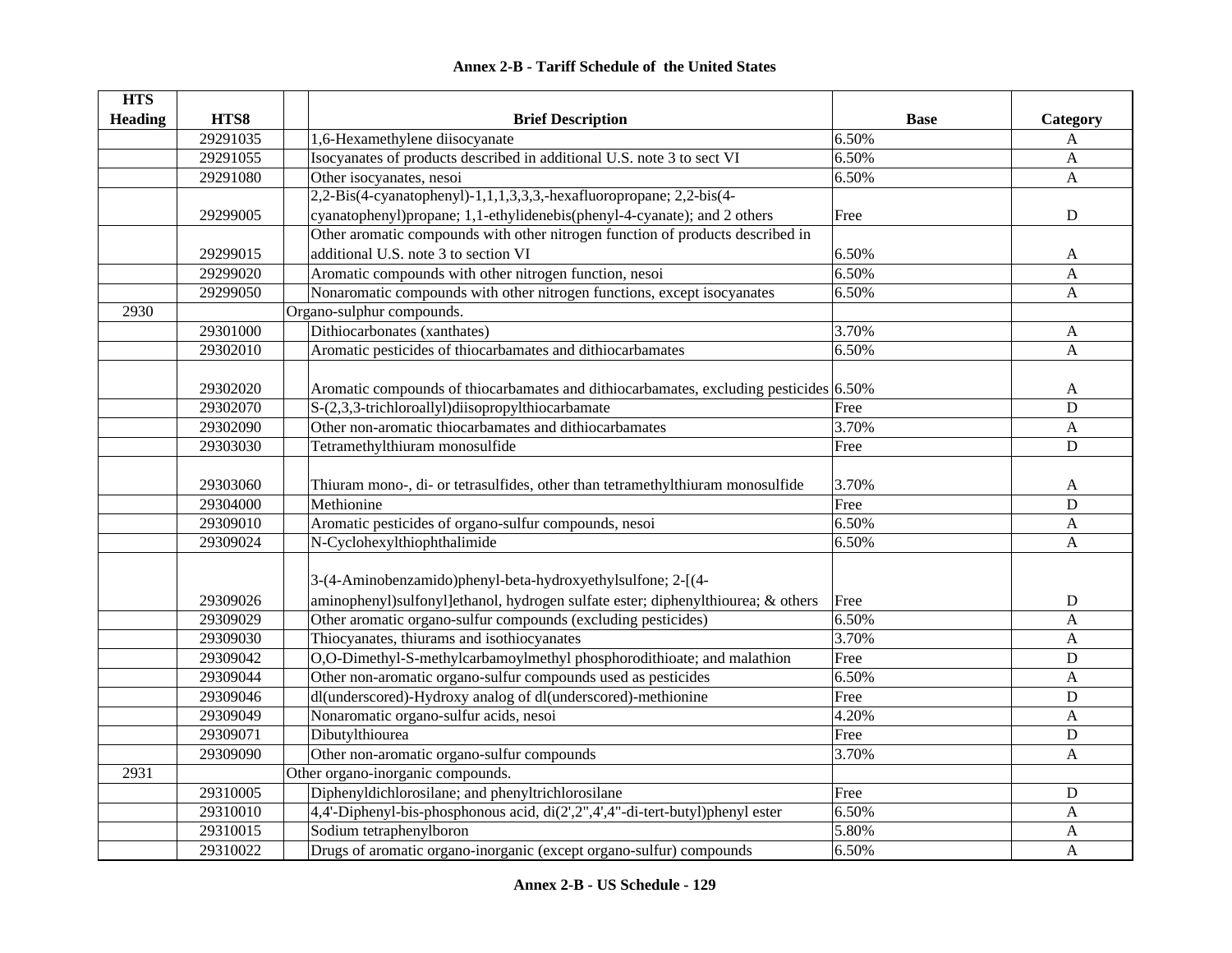## Annex 2-B - Tariff Schedule of the United States

| HTS Heading | HTS8 | | Brief Description | Base | Category |
|---|---|---|---|---|---|
| | 29291035 | | 1,6-Hexamethylene diisocyanate | 6.50% | A |
| | 29291055 | | Isocyanates of products described in additional U.S. note 3 to sect VI | 6.50% | A |
| | 29291080 | | Other isocyanates, nesoi | 6.50% | A |
| | 29299005 | | 2,2-Bis(4-cyanatophenyl)-1,1,1,3,3,3,-hexafluoropropane; 2,2-bis(4-cyanatophenyl)propane; 1,1-ethylidenebis(phenyl-4-cyanate); and 2 others | Free | D |
| | 29299015 | | Other aromatic compounds with other nitrogen function of products described in additional U.S. note 3 to section VI | 6.50% | A |
| | 29299020 | | Aromatic compounds with other nitrogen function, nesoi | 6.50% | A |
| | 29299050 | | Nonaromatic compounds with other nitrogen functions, except isocyanates | 6.50% | A |
| 2930 | | Organo-sulphur compounds. | | | |
| | 29301000 | | Dithiocarbonates (xanthates) | 3.70% | A |
| | 29302010 | | Aromatic pesticides of thiocarbamates and dithiocarbamates | 6.50% | A |
| | 29302020 | | Aromatic compounds of thiocarbamates and dithiocarbamates, excluding pesticides | 6.50% | A |
| | 29302070 | | S-(2,3,3-trichloroallyl)diisopropylthiocarbamate | Free | D |
| | 29302090 | | Other non-aromatic thiocarbamates and dithiocarbamates | 3.70% | A |
| | 29303030 | | Tetramethylthiuram monosulfide | Free | D |
| | 29303060 | | Thiuram mono-, di- or tetrasulfides, other than tetramethylthiuram monosulfide | 3.70% | A |
| | 29304000 | | Methionine | Free | D |
| | 29309010 | | Aromatic pesticides of organo-sulfur compounds, nesoi | 6.50% | A |
| | 29309024 | | N-Cyclohexylthiophthalimide | 6.50% | A |
| | 29309026 | | 3-(4-Aminobenzamido)phenyl-beta-hydroxyethylsulfone; 2-[(4-aminophenyl)sulfonyl]ethanol, hydrogen sulfate ester; diphenylthiourea; & others | Free | D |
| | 29309029 | | Other aromatic organo-sulfur compounds (excluding pesticides) | 6.50% | A |
| | 29309030 | | Thiocyanates, thiurams and isothiocyanates | 3.70% | A |
| | 29309042 | | O,O-Dimethyl-S-methylcarbamoylmethyl phosphorodithioate; and malathion | Free | D |
| | 29309044 | | Other non-aromatic organo-sulfur compounds used as pesticides | 6.50% | A |
| | 29309046 | | dl(underscored)-Hydroxy analog of dl(underscored)-methionine | Free | D |
| | 29309049 | | Nonaromatic organo-sulfur acids, nesoi | 4.20% | A |
| | 29309071 | | Dibutylthiourea | Free | D |
| | 29309090 | | Other non-aromatic organo-sulfur compounds | 3.70% | A |
| 2931 | | Other organo-inorganic compounds. | | | |
| | 29310005 | | Diphenyldichlorosilane; and phenyltrichlorosilane | Free | D |
| | 29310010 | | 4,4'-Diphenyl-bis-phosphonous acid, di(2',2",4',4"-di-tert-butyl)phenyl ester | 6.50% | A |
| | 29310015 | | Sodium tetraphenylboron | 5.80% | A |
| | 29310022 | | Drugs of aromatic organo-inorganic (except organo-sulfur) compounds | 6.50% | A |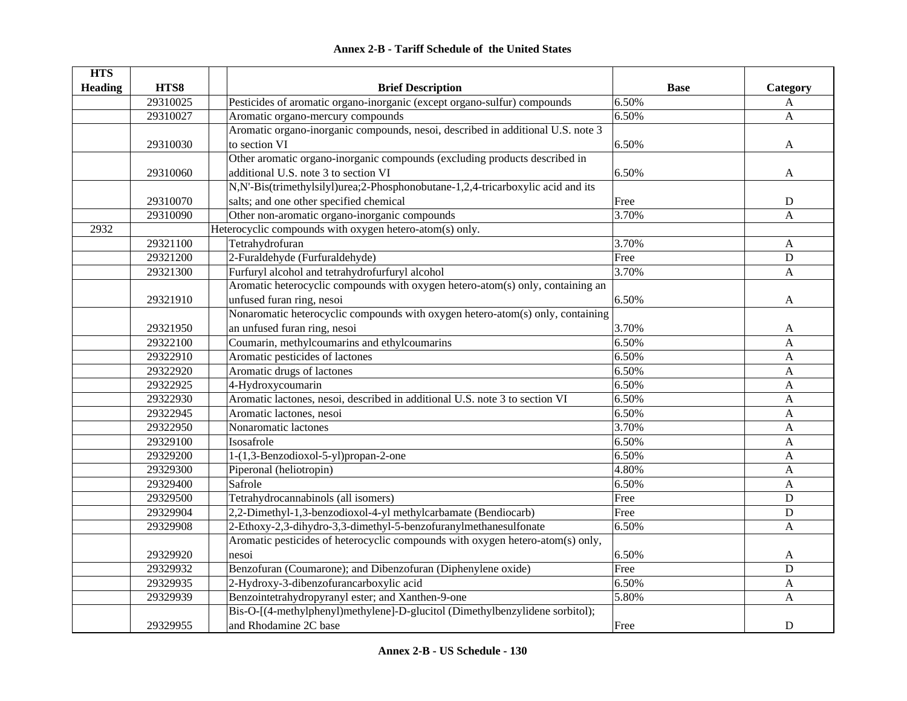# Annex 2-B - Tariff Schedule of the United States

| HTS Heading | HTS8 | | Brief Description | Base | Category |
|---|---|---|---|---|---|
| | 29310025 | | Pesticides of aromatic organo-inorganic (except organo-sulfur) compounds | 6.50% | A |
| | 29310027 | | Aromatic organo-mercury compounds | 6.50% | A |
| | 29310030 | | Aromatic organo-inorganic compounds, nesoi, described in additional U.S. note 3 to section VI | 6.50% | A |
| | 29310060 | | Other aromatic organo-inorganic compounds (excluding products described in additional U.S. note 3 to section VI | 6.50% | A |
| | 29310070 | | N,N'-Bis(trimethylsilyl)urea;2-Phosphonobutane-1,2,4-tricarboxylic acid and its salts; and one other specified chemical | Free | D |
| | 29310090 | | Other non-aromatic organo-inorganic compounds | 3.70% | A |
| 2932 | | | Heterocyclic compounds with oxygen hetero-atom(s) only. | | |
| | 29321100 | | Tetrahydrofuran | 3.70% | A |
| | 29321200 | | 2-Furaldehyde (Furfuraldehyde) | Free | D |
| | 29321300 | | Furfuryl alcohol and tetrahydrofurfuryl alcohol | 3.70% | A |
| | 29321910 | | Aromatic heterocyclic compounds with oxygen hetero-atom(s) only, containing an unfused furan ring, nesoi | 6.50% | A |
| | 29321950 | | Nonaromatic heterocyclic compounds with oxygen hetero-atom(s) only, containing an unfused furan ring, nesoi | 3.70% | A |
| | 29322100 | | Coumarin, methylcoumarins and ethylcoumarins | 6.50% | A |
| | 29322910 | | Aromatic pesticides of lactones | 6.50% | A |
| | 29322920 | | Aromatic drugs of lactones | 6.50% | A |
| | 29322925 | | 4-Hydroxycoumarin | 6.50% | A |
| | 29322930 | | Aromatic lactones, nesoi, described in additional U.S. note 3 to section VI | 6.50% | A |
| | 29322945 | | Aromatic lactones, nesoi | 6.50% | A |
| | 29322950 | | Nonaromatic lactones | 3.70% | A |
| | 29329100 | | Isosafrole | 6.50% | A |
| | 29329200 | | 1-(1,3-Benzodioxol-5-yl)propan-2-one | 6.50% | A |
| | 29329300 | | Piperonal (heliotropin) | 4.80% | A |
| | 29329400 | | Safrole | 6.50% | A |
| | 29329500 | | Tetrahydrocannabinols (all isomers) | Free | D |
| | 29329904 | | 2,2-Dimethyl-1,3-benzodioxol-4-yl methylcarbamate (Bendiocarb) | Free | D |
| | 29329908 | | 2-Ethoxy-2,3-dihydro-3,3-dimethyl-5-benzofuranylmethanesulfonate | 6.50% | A |
| | 29329920 | | Aromatic pesticides of heterocyclic compounds with oxygen hetero-atom(s) only, nesoi | 6.50% | A |
| | 29329932 | | Benzofuran (Coumarone); and Dibenzofuran (Diphenylene oxide) | Free | D |
| | 29329935 | | 2-Hydroxy-3-dibenzofurancarboxylic acid | 6.50% | A |
| | 29329939 | | Benzointetrahydropyranyl ester; and Xanthen-9-one | 5.80% | A |
| | 29329955 | | Bis-O-[(4-methylphenyl)methylene]-D-glucitol (Dimethylbenzylidene sorbitol); and Rhodamine 2C base | Free | D |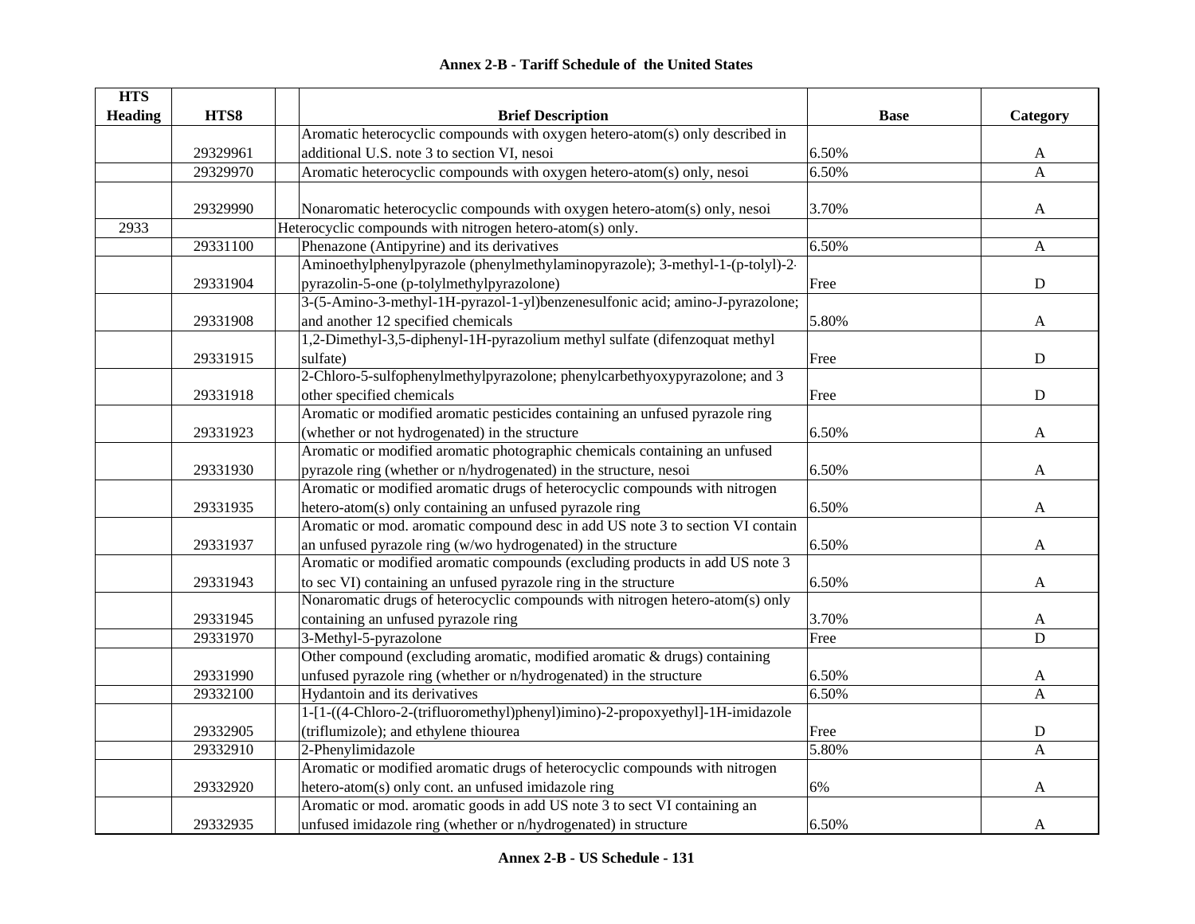# Annex 2-B - Tariff Schedule of the United States

| HTS Heading | HTS8 | | Brief Description | Base | Category |
|---|---|---|---|---|---|
| | 29329961 | | Aromatic heterocyclic compounds with oxygen hetero-atom(s) only described in additional U.S. note 3 to section VI, nesoi | 6.50% | A |
| | 29329970 | | Aromatic heterocyclic compounds with oxygen hetero-atom(s) only, nesoi | 6.50% | A |
| | 29329990 | | Nonaromatic heterocyclic compounds with oxygen hetero-atom(s) only, nesoi | 3.70% | A |
| 2933 | | Heterocyclic compounds with nitrogen hetero-atom(s) only. | | | |
| | 29331100 | | Phenazone (Antipyrine) and its derivatives | 6.50% | A |
| | 29331904 | | Aminoethylphenylpyrazole (phenylmethylaminopyrazole); 3-methyl-1-(p-tolyl)-2-pyrazolin-5-one (p-tolylmethylpyrazolone) | Free | D |
| | 29331908 | | 3-(5-Amino-3-methyl-1H-pyrazol-1-yl)benzenesulfonic acid; amino-J-pyrazolone; and another 12 specified chemicals | 5.80% | A |
| | 29331915 | | 1,2-Dimethyl-3,5-diphenyl-1H-pyrazolium methyl sulfate (difenzoquat methyl sulfate) | Free | D |
| | 29331918 | | 2-Chloro-5-sulfophenylmethylpyrazolone; phenylcarbethyoxypyrazolone; and 3 other specified chemicals | Free | D |
| | 29331923 | | Aromatic or modified aromatic pesticides containing an unfused pyrazole ring (whether or not hydrogenated) in the structure | 6.50% | A |
| | 29331930 | | Aromatic or modified aromatic photographic chemicals containing an unfused pyrazole ring (whether or n/hydrogenated) in the structure, nesoi | 6.50% | A |
| | 29331935 | | Aromatic or modified aromatic drugs of heterocyclic compounds with nitrogen hetero-atom(s) only containing an unfused pyrazole ring | 6.50% | A |
| | 29331937 | | Aromatic or mod. aromatic compound desc in add US note 3 to section VI contain an unfused pyrazole ring (w/wo hydrogenated) in the structure | 6.50% | A |
| | 29331943 | | Aromatic or modified aromatic compounds (excluding products in add US note 3 to sec VI) containing an unfused pyrazole ring in the structure | 6.50% | A |
| | 29331945 | | Nonaromatic drugs of heterocyclic compounds with nitrogen hetero-atom(s) only containing an unfused pyrazole ring | 3.70% | A |
| | 29331970 | | 3-Methyl-5-pyrazolone | Free | D |
| | 29331990 | | Other compound (excluding aromatic, modified aromatic & drugs) containing unfused pyrazole ring (whether or n/hydrogenated) in the structure | 6.50% | A |
| | 29332100 | | Hydantoin and its derivatives | 6.50% | A |
| | 29332905 | | 1-[1-((4-Chloro-2-(trifluoromethyl)phenyl)imino)-2-propoxyethyl]-1H-imidazole (triflumizole); and ethylene thiourea | Free | D |
| | 29332910 | | 2-Phenylimidazole | 5.80% | A |
| | 29332920 | | Aromatic or modified aromatic drugs of heterocyclic compounds with nitrogen hetero-atom(s) only cont. an unfused imidazole ring | 6% | A |
| | 29332935 | | Aromatic or mod. aromatic goods in add US note 3 to sect VI containing an unfused imidazole ring (whether or n/hydrogenated) in structure | 6.50% | A |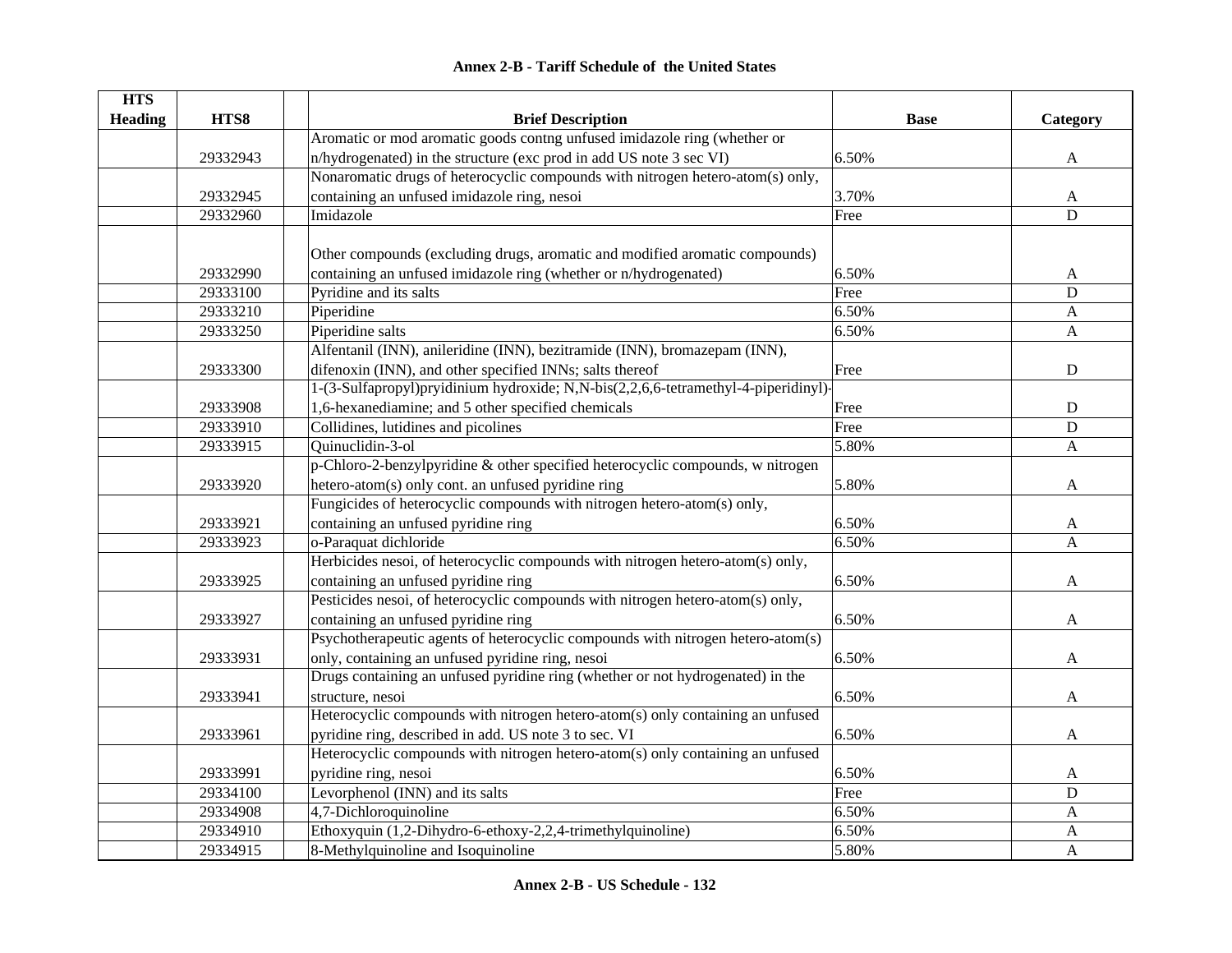## Annex 2-B - Tariff Schedule of the United States

| HTS Heading | HTS8 | | Brief Description | Base | Category |
|---|---|---|---|---|---|
| | 29332943 | | Aromatic or mod aromatic goods contng unfused imidazole ring (whether or n/hydrogenated) in the structure (exc prod in add US note 3 sec VI) | 6.50% | A |
| | 29332945 | | Nonaromatic drugs of heterocyclic compounds with nitrogen hetero-atom(s) only, containing an unfused imidazole ring, nesoi | 3.70% | A |
| | 29332960 | | Imidazole | Free | D |
| | 29332990 | | Other compounds (excluding drugs, aromatic and modified aromatic compounds) containing an unfused imidazole ring (whether or n/hydrogenated) | 6.50% | A |
| | 29333100 | | Pyridine and its salts | Free | D |
| | 29333210 | | Piperidine | 6.50% | A |
| | 29333250 | | Piperidine salts | 6.50% | A |
| | 29333300 | | Alfentanil (INN), anileridine (INN), bezitramide (INN), bromazepam (INN), difenoxin (INN), and other specified INNs; salts thereof | Free | D |
| | 29333908 | | 1-(3-Sulfapropyl)pryidinium hydroxide; N,N-bis(2,2,6,6-tetramethyl-4-piperidinyl)-1,6-hexanediamine; and 5 other specified chemicals | Free | D |
| | 29333910 | | Collidines, lutidines and picolines | Free | D |
| | 29333915 | | Quinuclidin-3-ol | 5.80% | A |
| | 29333920 | | p-Chloro-2-benzylpyridine & other specified heterocyclic compounds, w nitrogen hetero-atom(s) only cont. an unfused pyridine ring | 5.80% | A |
| | 29333921 | | Fungicides of heterocyclic compounds with nitrogen hetero-atom(s) only, containing an unfused pyridine ring | 6.50% | A |
| | 29333923 | | o-Paraquat dichloride | 6.50% | A |
| | 29333925 | | Herbicides nesoi, of heterocyclic compounds with nitrogen hetero-atom(s) only, containing an unfused pyridine ring | 6.50% | A |
| | 29333927 | | Pesticides nesoi, of heterocyclic compounds with nitrogen hetero-atom(s) only, containing an unfused pyridine ring | 6.50% | A |
| | 29333931 | | Psychotherapeutic agents of heterocyclic compounds with nitrogen hetero-atom(s) only, containing an unfused pyridine ring, nesoi | 6.50% | A |
| | 29333941 | | Drugs containing an unfused pyridine ring (whether or not hydrogenated) in the structure, nesoi | 6.50% | A |
| | 29333961 | | Heterocyclic compounds with nitrogen hetero-atom(s) only containing an unfused pyridine ring, described in add. US note 3 to sec. VI | 6.50% | A |
| | 29333991 | | Heterocyclic compounds with nitrogen hetero-atom(s) only containing an unfused pyridine ring, nesoi | 6.50% | A |
| | 29334100 | | Levorphenol (INN) and its salts | Free | D |
| | 29334908 | | 4,7-Dichloroquinoline | 6.50% | A |
| | 29334910 | | Ethoxyquin (1,2-Dihydro-6-ethoxy-2,2,4-trimethylquinoline) | 6.50% | A |
| | 29334915 | | 8-Methylquinoline and Isoquinoline | 5.80% | A |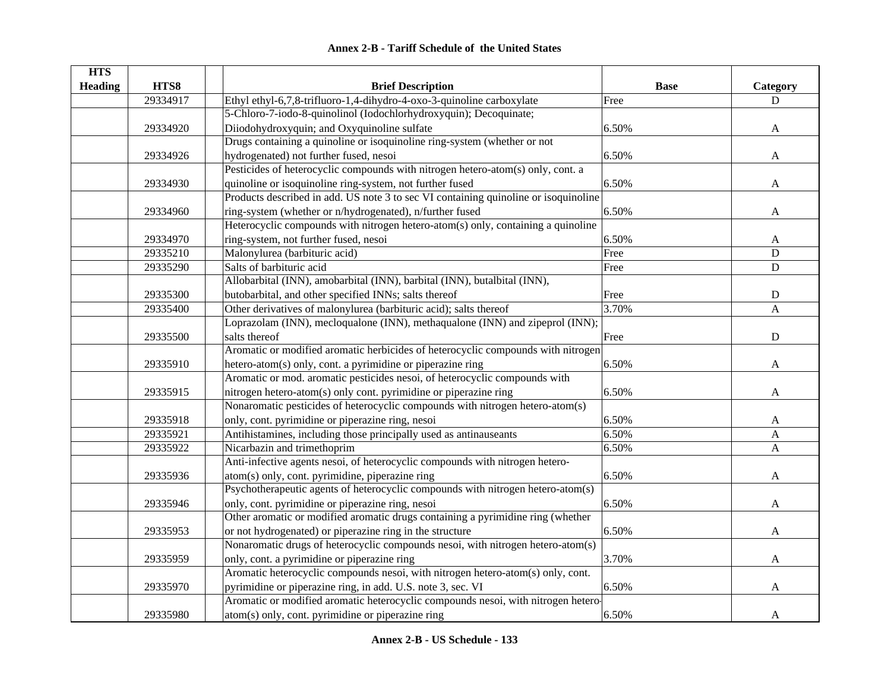# Annex 2-B - Tariff Schedule of the United States

| HTS Heading | HTS8 | | Brief Description | Base | Category |
|---|---|---|---|---|---|
| | 29334917 | | Ethyl ethyl-6,7,8-trifluoro-1,4-dihydro-4-oxo-3-quinoline carboxylate | Free | D |
| | 29334920 | | 5-Chloro-7-iodo-8-quinolinol (Iodochlorhydroxyquin); Decoquinate; Diiodohydroxyquin; and Oxyquinoline sulfate | 6.50% | A |
| | 29334926 | | Drugs containing a quinoline or isoquinoline ring-system (whether or not hydrogenated) not further fused, nesoi | 6.50% | A |
| | 29334930 | | Pesticides of heterocyclic compounds with nitrogen hetero-atom(s) only, cont. a quinoline or isoquinoline ring-system, not further fused | 6.50% | A |
| | 29334960 | | Products described in add. US note 3 to sec VI containing quinoline or isoquinoline ring-system (whether or n/hydrogenated), n/further fused | 6.50% | A |
| | 29334970 | | Heterocyclic compounds with nitrogen hetero-atom(s) only, containing a quinoline ring-system, not further fused, nesoi | 6.50% | A |
| | 29335210 | | Malonylurea (barbituric acid) | Free | D |
| | 29335290 | | Salts of barbituric acid | Free | D |
| | 29335300 | | Allobarbital (INN), amobarbital (INN), barbital (INN), butalbital (INN), butobarbital, and other specified INNs; salts thereof | Free | D |
| | 29335400 | | Other derivatives of malonylurea (barbituric acid); salts thereof | 3.70% | A |
| | 29335500 | | Loprazolam (INN), mecloqualone (INN), methaqualone (INN) and zipeprol (INN); salts thereof | Free | D |
| | 29335910 | | Aromatic or modified aromatic herbicides of heterocyclic compounds with nitrogen hetero-atom(s) only, cont. a pyrimidine or piperazine ring | 6.50% | A |
| | 29335915 | | Aromatic or mod. aromatic pesticides nesoi, of heterocyclic compounds with nitrogen hetero-atom(s) only cont. pyrimidine or piperazine ring | 6.50% | A |
| | 29335918 | | Nonaromatic pesticides of heterocyclic compounds with nitrogen hetero-atom(s) only, cont. pyrimidine or piperazine ring, nesoi | 6.50% | A |
| | 29335921 | | Antihistamines, including those principally used as antinauseants | 6.50% | A |
| | 29335922 | | Nicarbazin and trimethoprim | 6.50% | A |
| | 29335936 | | Anti-infective agents nesoi, of heterocyclic compounds with nitrogen hetero-atom(s) only, cont. pyrimidine, piperazine ring | 6.50% | A |
| | 29335946 | | Psychotherapeutic agents of heterocyclic compounds with nitrogen hetero-atom(s) only, cont. pyrimidine or piperazine ring, nesoi | 6.50% | A |
| | 29335953 | | Other aromatic or modified aromatic drugs containing a pyrimidine ring (whether or not hydrogenated) or piperazine ring in the structure | 6.50% | A |
| | 29335959 | | Nonaromatic drugs of heterocyclic compounds nesoi, with nitrogen hetero-atom(s) only, cont. a pyrimidine or piperazine ring | 3.70% | A |
| | 29335970 | | Aromatic heterocyclic compounds nesoi, with nitrogen hetero-atom(s) only, cont. pyrimidine or piperazine ring, in add. U.S. note 3, sec. VI | 6.50% | A |
| | 29335980 | | Aromatic or modified aromatic heterocyclic compounds nesoi, with nitrogen hetero-atom(s) only, cont. pyrimidine or piperazine ring | 6.50% | A |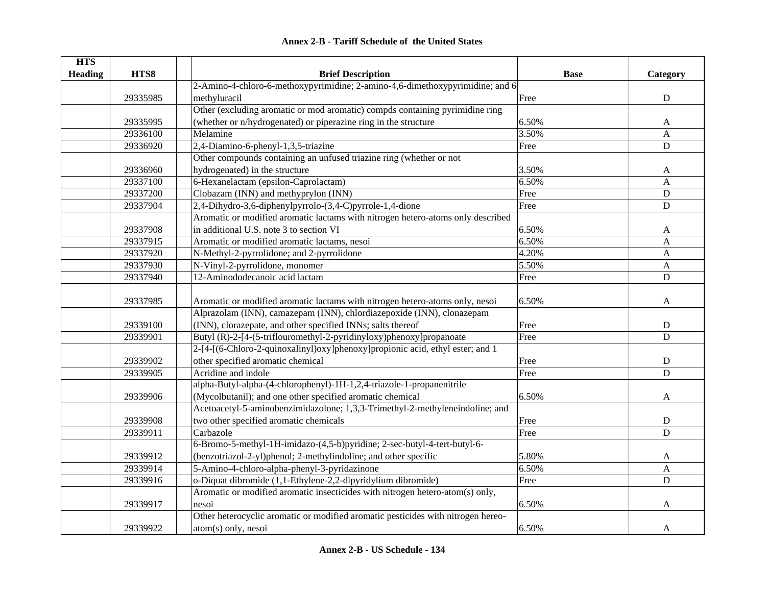## Annex 2-B - Tariff Schedule of the United States

| HTS Heading | HTS8 | | Brief Description | Base | Category |
|---|---|---|---|---|---|
| | 29335985 | | 2-Amino-4-chloro-6-methoxypyrimidine; 2-amino-4,6-dimethoxypyrimidine; and 6 methyluracil | Free | D |
| | 29335995 | | Other (excluding aromatic or mod aromatic) compds containing pyrimidine ring (whether or n/hydrogenated) or piperazine ring in the structure | 6.50% | A |
| | 29336100 | | Melamine | 3.50% | A |
| | 29336920 | | 2,4-Diamino-6-phenyl-1,3,5-triazine | Free | D |
| | 29336960 | | Other compounds containing an unfused triazine ring (whether or not hydrogenated) in the structure | 3.50% | A |
| | 29337100 | | 6-Hexanelactam (epsilon-Caprolactam) | 6.50% | A |
| | 29337200 | | Clobazam (INN) and methyprylon (INN) | Free | D |
| | 29337904 | | 2,4-Dihydro-3,6-diphenylpyrrolo-(3,4-C)pyrrole-1,4-dione | Free | D |
| | 29337908 | | Aromatic or modified aromatic lactams with nitrogen hetero-atoms only described in additional U.S. note 3 to section VI | 6.50% | A |
| | 29337915 | | Aromatic or modified aromatic lactams, nesoi | 6.50% | A |
| | 29337920 | | N-Methyl-2-pyrrolidone; and 2-pyrrolidone | 4.20% | A |
| | 29337930 | | N-Vinyl-2-pyrrolidone, monomer | 5.50% | A |
| | 29337940 | | 12-Aminododecanoic acid lactam | Free | D |
| | 29337985 | | Aromatic or modified aromatic lactams with nitrogen hetero-atoms only, nesoi | 6.50% | A |
| | 29339100 | | Alprazolam (INN), camazepam (INN), chlordiazepoxide (INN), clonazepam (INN), clorazepate, and other specified INNs; salts thereof | Free | D |
| | 29339901 | | Butyl (R)-2-[4-(5-triflouromethyl-2-pyridinyloxy)phenoxy]propanoate | Free | D |
| | 29339902 | | 2-[4-[(6-Chloro-2-quinoxalinyl)oxy]phenoxy]propionic acid, ethyl ester; and 1 other specified aromatic chemical | Free | D |
| | 29339905 | | Acridine and indole | Free | D |
| | 29339906 | | alpha-Butyl-alpha-(4-chlorophenyl)-1H-1,2,4-triazole-1-propanenitrile (Mycolbutanil); and one other specified aromatic chemical | 6.50% | A |
| | 29339908 | | Acetoacetyl-5-aminobenzimidazolone; 1,3,3-Trimethyl-2-methyleneindoline; and two other specified aromatic chemicals | Free | D |
| | 29339911 | | Carbazole | Free | D |
| | 29339912 | | 6-Bromo-5-methyl-1H-imidazo-(4,5-b)pyridine; 2-sec-butyl-4-tert-butyl-6-(benzotriazol-2-yl)phenol; 2-methylindoline; and other specific | 5.80% | A |
| | 29339914 | | 5-Amino-4-chloro-alpha-phenyl-3-pyridazinone | 6.50% | A |
| | 29339916 | | o-Diquat dibromide (1,1-Ethylene-2,2-dipyridylium dibromide) | Free | D |
| | 29339917 | | Aromatic or modified aromatic insecticides with nitrogen hetero-atom(s) only, nesoi | 6.50% | A |
| | 29339922 | | Other heterocyclic aromatic or modified aromatic pesticides with nitrogen hereo-atom(s) only, nesoi | 6.50% | A |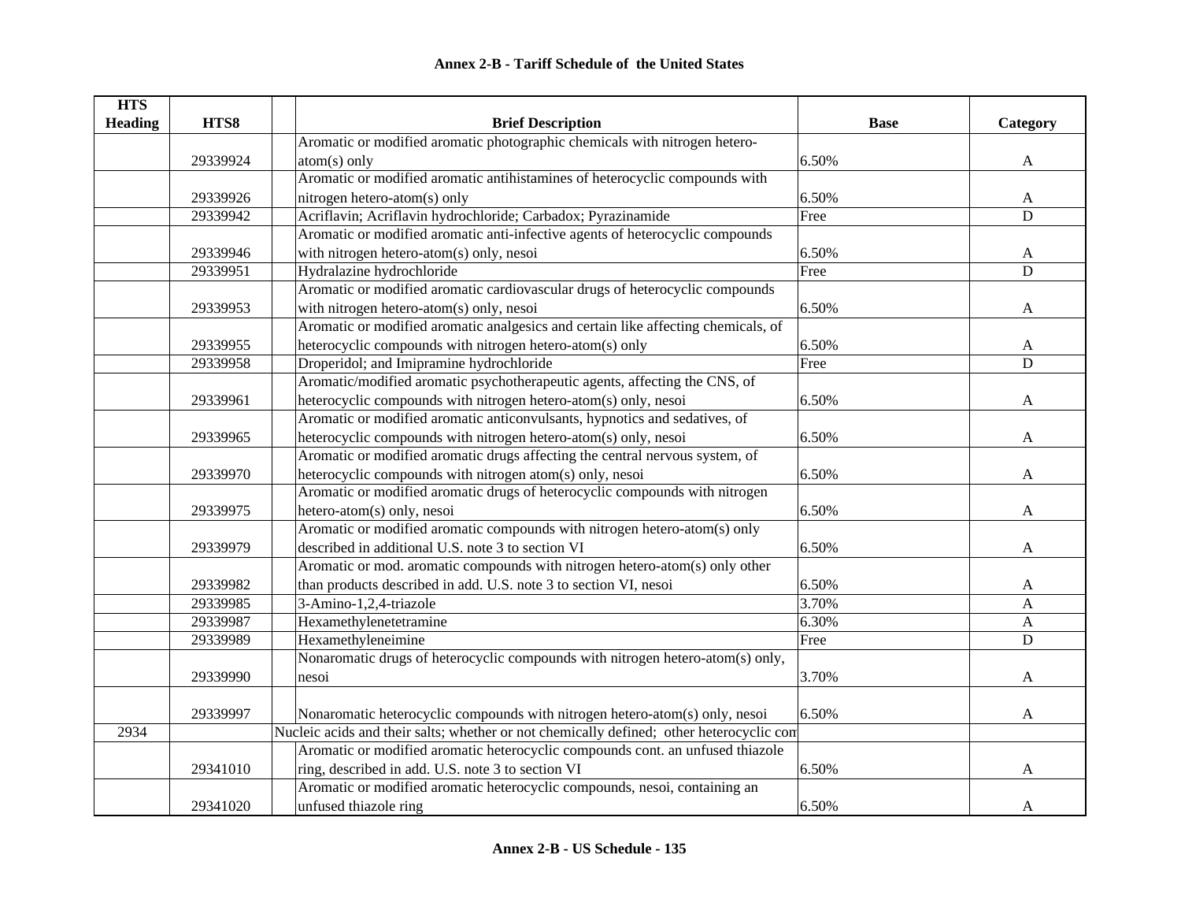## Annex 2-B - Tariff Schedule of the United States

| HTS Heading | HTS8 | | Brief Description | Base | Category |
|---|---|---|---|---|---|
| | 29339924 | | Aromatic or modified aromatic photographic chemicals with nitrogen hetero-atom(s) only | 6.50% | A |
| | 29339926 | | Aromatic or modified aromatic antihistamines of heterocyclic compounds with nitrogen hetero-atom(s) only | 6.50% | A |
| | 29339942 | | Acriflavin; Acriflavin hydrochloride; Carbadox; Pyrazinamide | Free | D |
| | 29339946 | | Aromatic or modified aromatic anti-infective agents of heterocyclic compounds with nitrogen hetero-atom(s) only, nesoi | 6.50% | A |
| | 29339951 | | Hydralazine hydrochloride | Free | D |
| | 29339953 | | Aromatic or modified aromatic cardiovascular drugs of heterocyclic compounds with nitrogen hetero-atom(s) only, nesoi | 6.50% | A |
| | 29339955 | | Aromatic or modified aromatic analgesics and certain like affecting chemicals, of heterocyclic compounds with nitrogen hetero-atom(s) only | 6.50% | A |
| | 29339958 | | Droperidol; and Imipramine hydrochloride | Free | D |
| | 29339961 | | Aromatic/modified aromatic psychotherapeutic agents, affecting the CNS, of heterocyclic compounds with nitrogen hetero-atom(s) only, nesoi | 6.50% | A |
| | 29339965 | | Aromatic or modified aromatic anticonvulsants, hypnotics and sedatives, of heterocyclic compounds with nitrogen hetero-atom(s) only, nesoi | 6.50% | A |
| | 29339970 | | Aromatic or modified aromatic drugs affecting the central nervous system, of heterocyclic compounds with nitrogen atom(s) only, nesoi | 6.50% | A |
| | 29339975 | | Aromatic or modified aromatic drugs of heterocyclic compounds with nitrogen hetero-atom(s) only, nesoi | 6.50% | A |
| | 29339979 | | Aromatic or modified aromatic compounds with nitrogen hetero-atom(s) only described in additional U.S. note 3 to section VI | 6.50% | A |
| | 29339982 | | Aromatic or mod. aromatic compounds with nitrogen hetero-atom(s) only other than products described in add. U.S. note 3 to section VI, nesoi | 6.50% | A |
| | 29339985 | | 3-Amino-1,2,4-triazole | 3.70% | A |
| | 29339987 | | Hexamethylenetetramine | 6.30% | A |
| | 29339989 | | Hexamethyleneimine | Free | D |
| | 29339990 | | Nonaromatic drugs of heterocyclic compounds with nitrogen hetero-atom(s) only, nesoi | 3.70% | A |
| | 29339997 | | Nonaromatic heterocyclic compounds with nitrogen hetero-atom(s) only, nesoi | 6.50% | A |
| 2934 | | Nucleic acids and their salts; whether or not chemically defined; other heterocyclic com | | | |
| | 29341010 | | Aromatic or modified aromatic heterocyclic compounds cont. an unfused thiazole ring, described in add. U.S. note 3 to section VI | 6.50% | A |
| | 29341020 | | Aromatic or modified aromatic heterocyclic compounds, nesoi, containing an unfused thiazole ring | 6.50% | A |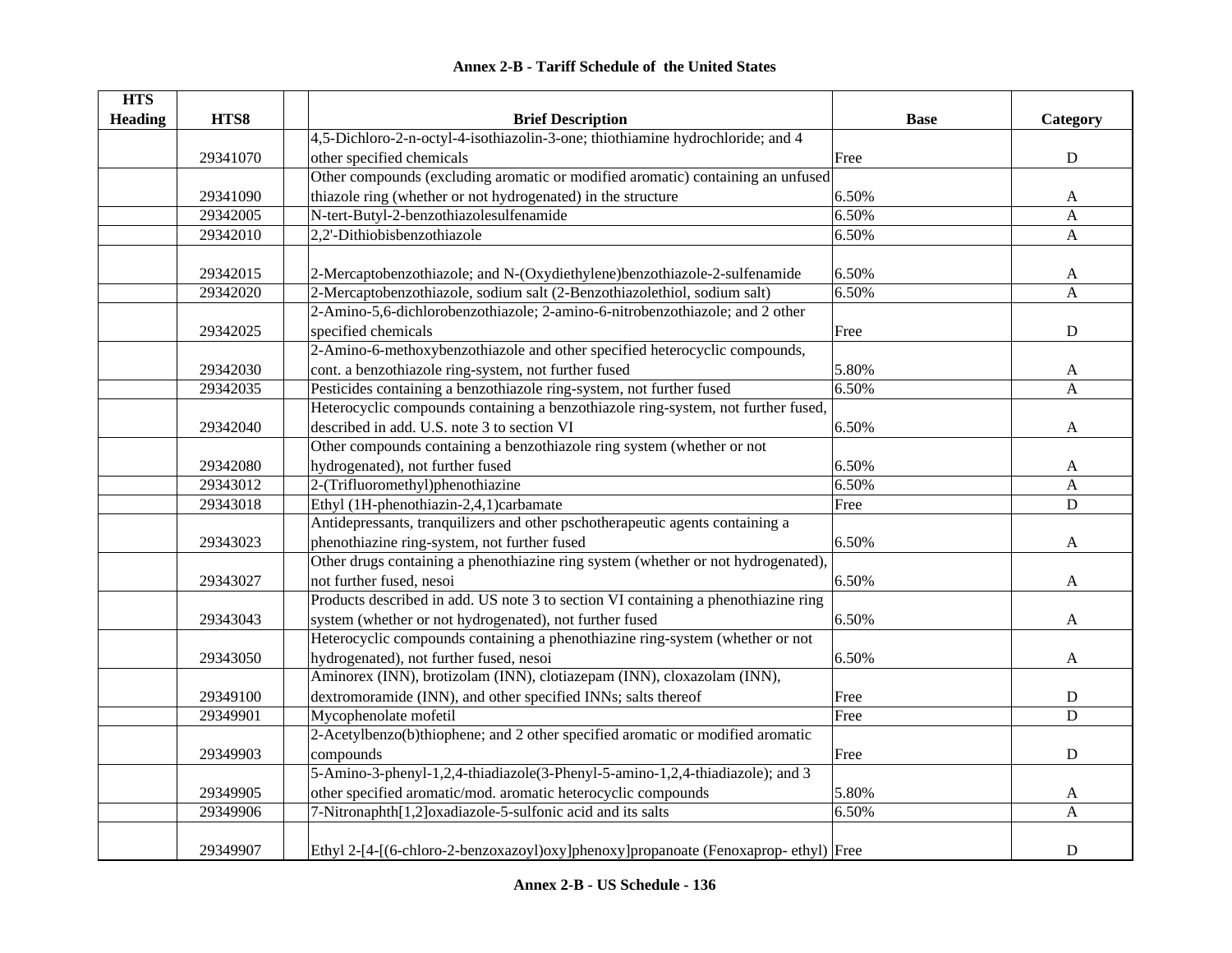| HTS Heading | HTS8 | | Brief Description | Base | Category |
|---|---|---|---|---|---|
| | 29341070 | | 4,5-Dichloro-2-n-octyl-4-isothiazolin-3-one; thiothiamine hydrochloride; and 4 other specified chemicals | Free | D |
| | 29341090 | | Other compounds (excluding aromatic or modified aromatic) containing an unfused thiazole ring (whether or not hydrogenated) in the structure | 6.50% | A |
| | 29342005 | | N-tert-Butyl-2-benzothiazolesulfenamide | 6.50% | A |
| | 29342010 | | 2,2'-Dithiobisbenzothiazole | 6.50% | A |
| | 29342015 | | 2-Mercaptobenzothiazole; and N-(Oxydiethylene)benzothiazole-2-sulfenamide | 6.50% | A |
| | 29342020 | | 2-Mercaptobenzothiazole, sodium salt (2-Benzothiazolethiol, sodium salt) | 6.50% | A |
| | 29342025 | | 2-Amino-5,6-dichlorobenzothiazole; 2-amino-6-nitrobenzothiazole; and 2 other specified chemicals | Free | D |
| | 29342030 | | 2-Amino-6-methoxybenzothiazole and other specified heterocyclic compounds, cont. a benzothiazole ring-system, not further fused | 5.80% | A |
| | 29342035 | | Pesticides containing a benzothiazole ring-system, not further fused | 6.50% | A |
| | 29342040 | | Heterocyclic compounds containing a benzothiazole ring-system, not further fused, described in add. U.S. note 3 to section VI | 6.50% | A |
| | 29342080 | | Other compounds containing a benzothiazole ring system (whether or not hydrogenated), not further fused | 6.50% | A |
| | 29343012 | | 2-(Trifluoromethyl)phenothiazine | 6.50% | A |
| | 29343018 | | Ethyl (1H-phenothiazin-2,4,1)carbamate | Free | D |
| | 29343023 | | Antidepressants, tranquilizers and other pschotherapeutic agents containing a phenothiazine ring-system, not further fused | 6.50% | A |
| | 29343027 | | Other drugs containing a phenothiazine ring system (whether or not hydrogenated), not further fused, nesoi | 6.50% | A |
| | 29343043 | | Products described in add. US note 3 to section VI containing a phenothiazine ring system (whether or not hydrogenated), not further fused | 6.50% | A |
| | 29343050 | | Heterocyclic compounds containing a phenothiazine ring-system (whether or not hydrogenated), not further fused, nesoi | 6.50% | A |
| | 29349100 | | Aminorex (INN), brotizolam (INN), clotiazepam (INN), cloxazolam (INN), dextromoramide (INN), and other specified INNs; salts thereof | Free | D |
| | 29349901 | | Mycophenolate mofetil | Free | D |
| | 29349903 | | 2-Acetylbenzo(b)thiophene; and 2 other specified aromatic or modified aromatic compounds | Free | D |
| | 29349905 | | 5-Amino-3-phenyl-1,2,4-thiadiazole(3-Phenyl-5-amino-1,2,4-thiadiazole); and 3 other specified aromatic/mod. aromatic heterocyclic compounds | 5.80% | A |
| | 29349906 | | 7-Nitronaphth[1,2]oxadiazole-5-sulfonic acid and its salts | 6.50% | A |
| | 29349907 | | Ethyl 2-[4-[(6-chloro-2-benzoxazoyl)oxy]phenoxy]propanoate (Fenoxaprop- ethyl) | Free | D |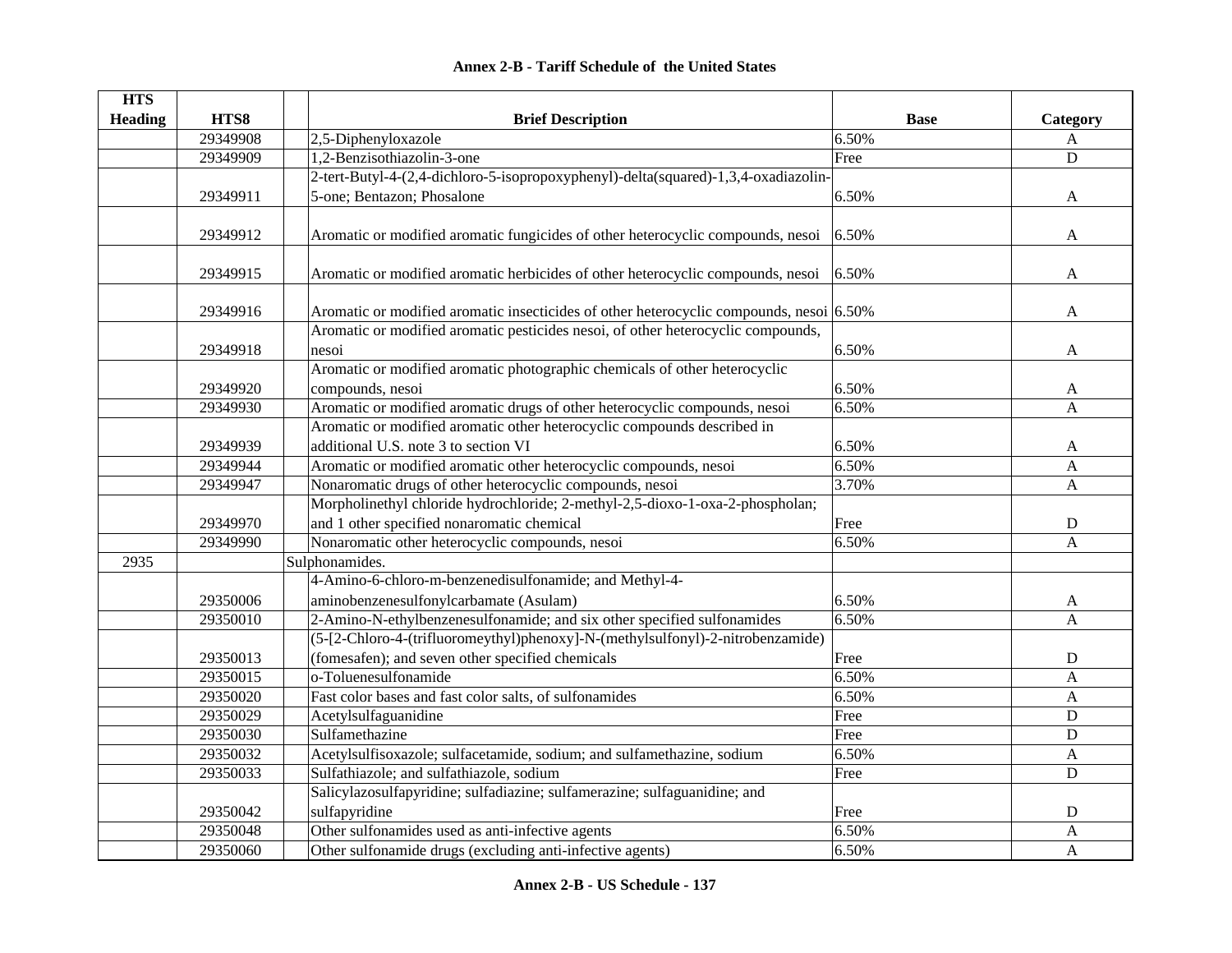# Annex 2-B - Tariff Schedule of the United States

| HTS Heading | HTS8 | Brief Description | Base | Category |
|---|---|---|---|---|
| | 29349908 | 2,5-Diphenyloxazole | 6.50% | A |
| | 29349909 | 1,2-Benzisothiazolin-3-one | Free | D |
| | 29349911 | 2-tert-Butyl-4-(2,4-dichloro-5-isopropoxyphenyl)-delta(squared)-1,3,4-oxadiazolin-5-one; Bentazon; Phosalone | 6.50% | A |
| | 29349912 | Aromatic or modified aromatic fungicides of other heterocyclic compounds, nesoi | 6.50% | A |
| | 29349915 | Aromatic or modified aromatic herbicides of other heterocyclic compounds, nesoi | 6.50% | A |
| | 29349916 | Aromatic or modified aromatic insecticides of other heterocyclic compounds, nesoi | 6.50% | A |
| | 29349918 | Aromatic or modified aromatic pesticides nesoi, of other heterocyclic compounds, nesoi | 6.50% | A |
| | 29349920 | Aromatic or modified aromatic photographic chemicals of other heterocyclic compounds, nesoi | 6.50% | A |
| | 29349930 | Aromatic or modified aromatic drugs of other heterocyclic compounds, nesoi | 6.50% | A |
| | 29349939 | Aromatic or modified aromatic other heterocyclic compounds described in additional U.S. note 3 to section VI | 6.50% | A |
| | 29349944 | Aromatic or modified aromatic other heterocyclic compounds, nesoi | 6.50% | A |
| | 29349947 | Nonaromatic drugs of other heterocyclic compounds, nesoi | 3.70% | A |
| | 29349970 | Morpholinethyl chloride hydrochloride; 2-methyl-2,5-dioxo-1-oxa-2-phospholan; and 1 other specified nonaromatic chemical | Free | D |
| | 29349990 | Nonaromatic other heterocyclic compounds, nesoi | 6.50% | A |
| 2935 | | Sulphonamides. | | |
| | 29350006 | 4-Amino-6-chloro-m-benzenedisulfonamide; and Methyl-4-aminobenzenesulfonylcarbamate (Asulam) | 6.50% | A |
| | 29350010 | 2-Amino-N-ethylbenzenesulfonamide; and six other specified sulfonamides | 6.50% | A |
| | 29350013 | (5-[2-Chloro-4-(trifluoromeythyl)phenoxy]-N-(methylsulfonyl)-2-nitrobenzamide) (fomesafen); and seven other specified chemicals | Free | D |
| | 29350015 | o-Toluenesulfonamide | 6.50% | A |
| | 29350020 | Fast color bases and fast color salts, of sulfonamides | 6.50% | A |
| | 29350029 | Acetylsulfaguanidine | Free | D |
| | 29350030 | Sulfamethazine | Free | D |
| | 29350032 | Acetylsulfisoxazole; sulfacetamide, sodium; and sulfamethazine, sodium | 6.50% | A |
| | 29350033 | Sulfathiazole; and sulfathiazole, sodium | Free | D |
| | 29350042 | Salicylazosulfapyridine; sulfadiazine; sulfamerazine; sulfaguanidine; and sulfapyridine | Free | D |
| | 29350048 | Other sulfonamides used as anti-infective agents | 6.50% | A |
| | 29350060 | Other sulfonamide drugs (excluding anti-infective agents) | 6.50% | A |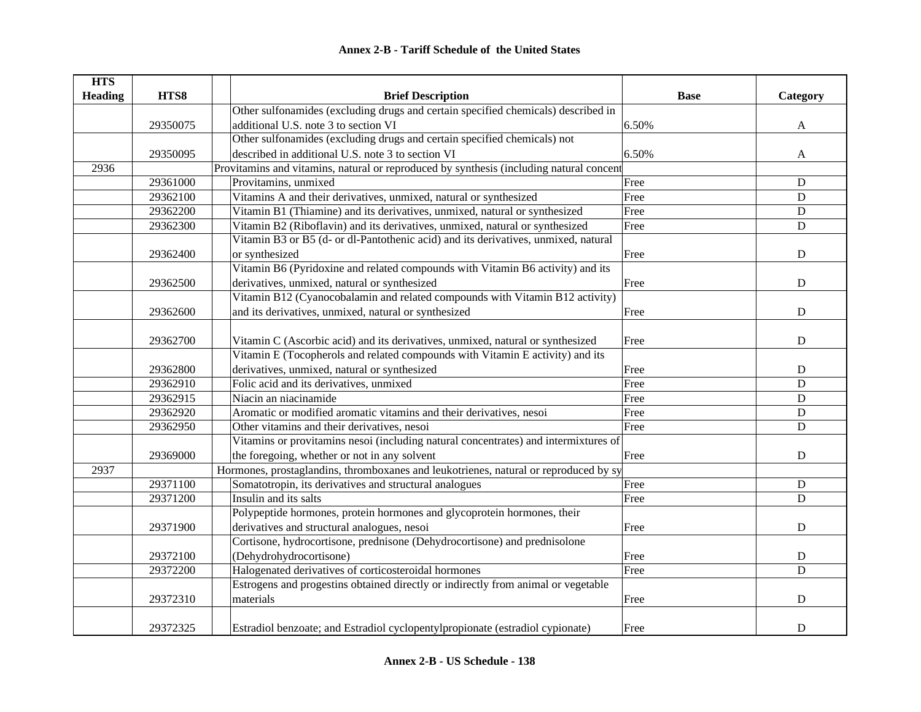# Annex 2-B - Tariff Schedule of the United States

| HTS Heading | HTS8 | Brief Description | Base | Category |
|---|---|---|---|---|
| | 29350075 | Other sulfonamides (excluding drugs and certain specified chemicals) described in additional U.S. note 3 to section VI | 6.50% | A |
| | 29350095 | Other sulfonamides (excluding drugs and certain specified chemicals) not described in additional U.S. note 3 to section VI | 6.50% | A |
| 2936 | | Provitamins and vitamins, natural or reproduced by synthesis (including natural concent | | |
| | 29361000 | Provitamins, unmixed | Free | D |
| | 29362100 | Vitamins A and their derivatives, unmixed, natural or synthesized | Free | D |
| | 29362200 | Vitamin B1 (Thiamine) and its derivatives, unmixed, natural or synthesized | Free | D |
| | 29362300 | Vitamin B2 (Riboflavin) and its derivatives, unmixed, natural or synthesized | Free | D |
| | 29362400 | Vitamin B3 or B5 (d- or dl-Pantothenic acid) and its derivatives, unmixed, natural or synthesized | Free | D |
| | 29362500 | Vitamin B6 (Pyridoxine and related compounds with Vitamin B6 activity) and its derivatives, unmixed, natural or synthesized | Free | D |
| | 29362600 | Vitamin B12 (Cyanocobalamin and related compounds with Vitamin B12 activity) and its derivatives, unmixed, natural or synthesized | Free | D |
| | 29362700 | Vitamin C (Ascorbic acid) and its derivatives, unmixed, natural or synthesized | Free | D |
| | 29362800 | Vitamin E (Tocopherols and related compounds with Vitamin E activity) and its derivatives, unmixed, natural or synthesized | Free | D |
| | 29362910 | Folic acid and its derivatives, unmixed | Free | D |
| | 29362915 | Niacin an niacinamide | Free | D |
| | 29362920 | Aromatic or modified aromatic vitamins and their derivatives, nesoi | Free | D |
| | 29362950 | Other vitamins and their derivatives, nesoi | Free | D |
| | 29369000 | Vitamins or provitamins nesoi (including natural concentrates) and intermixtures of the foregoing, whether or not in any solvent | Free | D |
| 2937 | | Hormones, prostaglandins, thromboxanes and leukotrienes, natural or reproduced by sy | | |
| | 29371100 | Somatotropin, its derivatives and structural analogues | Free | D |
| | 29371200 | Insulin and its salts | Free | D |
| | 29371900 | Polypeptide hormones, protein hormones and glycoprotein hormones, their derivatives and structural analogues, nesoi | Free | D |
| | 29372100 | Cortisone, hydrocortisone, prednisone (Dehydrocortisone) and prednisolone (Dehydrohydrocortisone) | Free | D |
| | 29372200 | Halogenated derivatives of corticosteroidal hormones | Free | D |
| | 29372310 | Estrogens and progestins obtained directly or indirectly from animal or vegetable materials | Free | D |
| | 29372325 | Estradiol benzoate; and Estradiol cyclopentylpropionate (estradiol cypionate) | Free | D |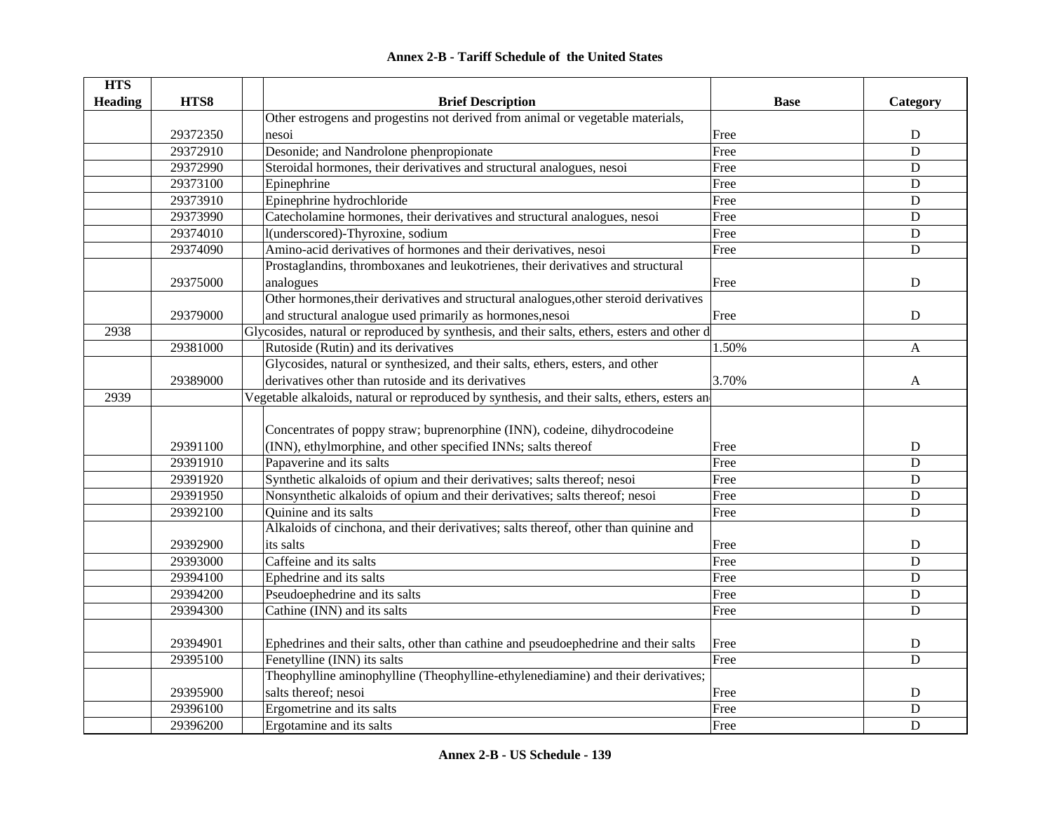**Annex 2-B - Tariff Schedule of the United States**

| HTS Heading | HTS8 | | Brief Description | Base | Category |
|---|---|---|---|---|---|
| | 29372350 | | Other estrogens and progestins not derived from animal or vegetable materials, nesoi | Free | D |
| | 29372910 | | Desonide; and Nandrolone phenpropionate | Free | D |
| | 29372990 | | Steroidal hormones, their derivatives and structural analogues, nesoi | Free | D |
| | 29373100 | | Epinephrine | Free | D |
| | 29373910 | | Epinephrine hydrochloride | Free | D |
| | 29373990 | | Catecholamine hormones, their derivatives and structural analogues, nesoi | Free | D |
| | 29374010 | | l(underscored)-Thyroxine, sodium | Free | D |
| | 29374090 | | Amino-acid derivatives of hormones and their derivatives, nesoi | Free | D |
| | 29375000 | | Prostaglandins, thromboxanes and leukotrienes, their derivatives and structural analogues | Free | D |
| | 29379000 | | Other hormones,their derivatives and structural analogues,other steroid derivatives and structural analogue used primarily as hormones,nesoi | Free | D |
| 2938 | | Glycosides, natural or reproduced by synthesis, and their salts, ethers, esters and other d | | | |
| | 29381000 | | Rutoside (Rutin) and its derivatives | 1.50% | A |
| | 29389000 | | Glycosides, natural or synthesized, and their salts, ethers, esters, and other derivatives other than rutoside and its derivatives | 3.70% | A |
| 2939 | | Vegetable alkaloids, natural or reproduced by synthesis, and their salts, ethers, esters an | | | |
| | 29391100 | | Concentrates of poppy straw; buprenorphine (INN), codeine, dihydrocodeine (INN), ethylmorphine, and other specified INNs; salts thereof | Free | D |
| | 29391910 | | Papaverine and its salts | Free | D |
| | 29391920 | | Synthetic alkaloids of opium and their derivatives; salts thereof; nesoi | Free | D |
| | 29391950 | | Nonsynthetic alkaloids of opium and their derivatives; salts thereof; nesoi | Free | D |
| | 29392100 | | Quinine and its salts | Free | D |
| | 29392900 | | Alkaloids of cinchona, and their derivatives; salts thereof, other than quinine and its salts | Free | D |
| | 29393000 | | Caffeine and its salts | Free | D |
| | 29394100 | | Ephedrine and its salts | Free | D |
| | 29394200 | | Pseudoephedrine and its salts | Free | D |
| | 29394300 | | Cathine (INN) and its salts | Free | D |
| | 29394901 | | Ephedrines and their salts, other than cathine and pseudoephedrine and their salts | Free | D |
| | 29395100 | | Fenetylline (INN) its salts | Free | D |
| | 29395900 | | Theophylline aminophylline (Theophylline-ethylenediamine) and their derivatives; salts thereof; nesoi | Free | D |
| | 29396100 | | Ergometrine and its salts | Free | D |
| | 29396200 | | Ergotamine and its salts | Free | D |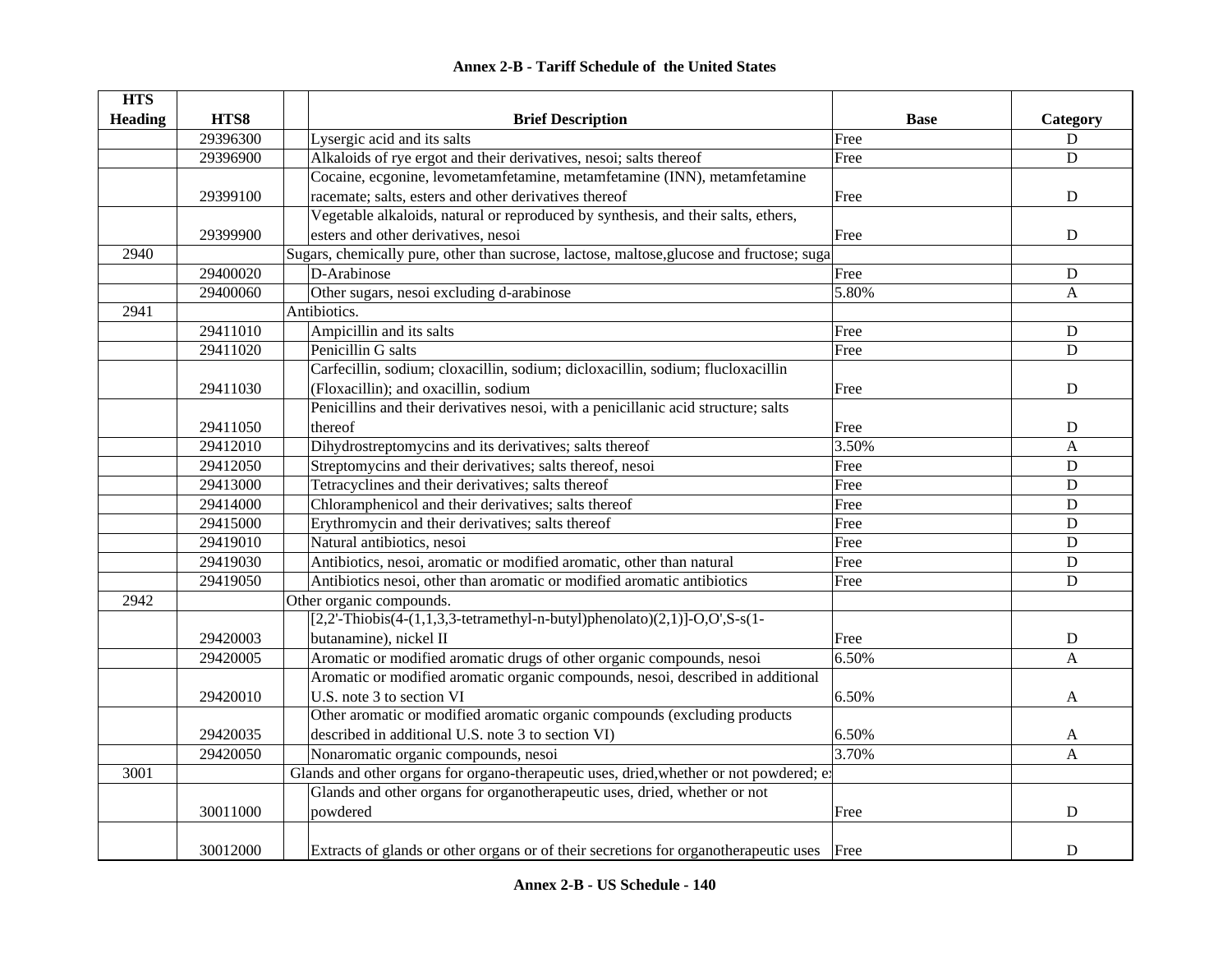# Annex 2-B - Tariff Schedule of the United States

| HTS Heading | HTS8 | Brief Description | Base | Category |
|---|---|---|---|---|
| | 29396300 | Lysergic acid and its salts | Free | D |
| | 29396900 | Alkaloids of rye ergot and their derivatives, nesoi; salts thereof | Free | D |
| | 29399100 | Cocaine, ecgonine, levometamfetamine, metamfetamine (INN), metamfetamine racemate; salts, esters and other derivatives thereof | Free | D |
| | 29399900 | Vegetable alkaloids, natural or reproduced by synthesis, and their salts, ethers, esters and other derivatives, nesoi | Free | D |
| 2940 | | Sugars, chemically pure, other than sucrose, lactose, maltose,glucose and fructose; suga | | |
| | 29400020 | D-Arabinose | Free | D |
| | 29400060 | Other sugars, nesoi excluding d-arabinose | 5.80% | A |
| 2941 | | Antibiotics. | | |
| | 29411010 | Ampicillin and its salts | Free | D |
| | 29411020 | Penicillin G salts | Free | D |
| | 29411030 | Carfecillin, sodium; cloxacillin, sodium; dicloxacillin, sodium; flucloxacillin (Floxacillin); and oxacillin, sodium | Free | D |
| | 29411050 | Penicillins and their derivatives nesoi, with a penicillanic acid structure; salts thereof | Free | D |
| | 29412010 | Dihydrostreptomycins and its derivatives; salts thereof | 3.50% | A |
| | 29412050 | Streptomycins and their derivatives; salts thereof, nesoi | Free | D |
| | 29413000 | Tetracyclines and their derivatives; salts thereof | Free | D |
| | 29414000 | Chloramphenicol and their derivatives; salts thereof | Free | D |
| | 29415000 | Erythromycin and their derivatives; salts thereof | Free | D |
| | 29419010 | Natural antibiotics, nesoi | Free | D |
| | 29419030 | Antibiotics, nesoi, aromatic or modified aromatic, other than natural | Free | D |
| | 29419050 | Antibiotics nesoi, other than aromatic or modified aromatic antibiotics | Free | D |
| 2942 | | Other organic compounds. | | |
| | 29420003 | [2,2'-Thiobis(4-(1,1,3,3-tetramethyl-n-butyl)phenolato)(2,1)]-O,O',S-s(1-butanamine), nickel II | Free | D |
| | 29420005 | Aromatic or modified aromatic drugs of other organic compounds, nesoi | 6.50% | A |
| | 29420010 | Aromatic or modified aromatic organic compounds, nesoi, described in additional U.S. note 3 to section VI | 6.50% | A |
| | 29420035 | Other aromatic or modified aromatic organic compounds (excluding products described in additional U.S. note 3 to section VI) | 6.50% | A |
| | 29420050 | Nonaromatic organic compounds, nesoi | 3.70% | A |
| 3001 | | Glands and other organs for organo-therapeutic uses, dried,whether or not powdered; e: | | |
| | 30011000 | Glands and other organs for organotherapeutic uses, dried, whether or not powdered | Free | D |
| | 30012000 | Extracts of glands or other organs or of their secretions for organotherapeutic uses | Free | D |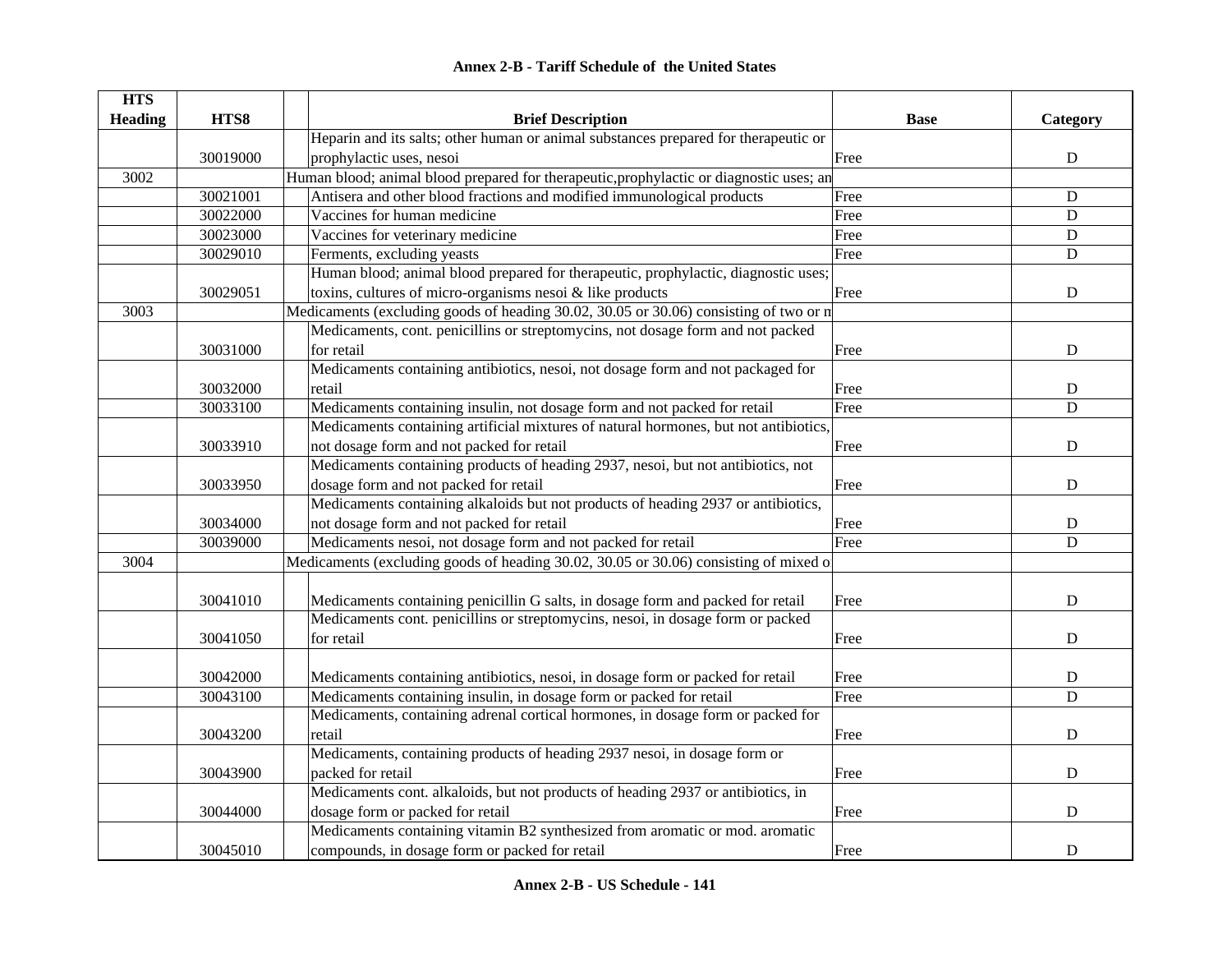## Annex 2-B - Tariff Schedule of the United States

| HTS Heading | HTS8 | | Brief Description | Base | Category |
|---|---|---|---|---|---|
| | 30019000 | | Heparin and its salts; other human or animal substances prepared for therapeutic or prophylactic uses, nesoi | Free | D |
| 3002 | | | Human blood; animal blood prepared for therapeutic,prophylactic or diagnostic uses; an | | |
| | 30021001 | | Antisera and other blood fractions and modified immunological products | Free | D |
| | 30022000 | | Vaccines for human medicine | Free | D |
| | 30023000 | | Vaccines for veterinary medicine | Free | D |
| | 30029010 | | Ferments, excluding yeasts | Free | D |
| | 30029051 | | Human blood; animal blood prepared for therapeutic, prophylactic, diagnostic uses; toxins, cultures of micro-organisms nesoi & like products | Free | D |
| 3003 | | | Medicaments (excluding goods of heading 30.02, 30.05 or 30.06) consisting of two or n | | |
| | 30031000 | | Medicaments, cont. penicillins or streptomycins, not dosage form and not packed for retail | Free | D |
| | 30032000 | | Medicaments containing antibiotics, nesoi, not dosage form and not packaged for retail | Free | D |
| | 30033100 | | Medicaments containing insulin, not dosage form and not packed for retail | Free | D |
| | 30033910 | | Medicaments containing artificial mixtures of natural hormones, but not antibiotics, not dosage form and not packed for retail | Free | D |
| | 30033950 | | Medicaments containing products of heading 2937, nesoi, but not antibiotics, not dosage form and not packed for retail | Free | D |
| | 30034000 | | Medicaments containing alkaloids but not products of heading 2937 or antibiotics, not dosage form and not packed for retail | Free | D |
| | 30039000 | | Medicaments nesoi, not dosage form and not packed for retail | Free | D |
| 3004 | | | Medicaments (excluding goods of heading 30.02, 30.05 or 30.06) consisting of mixed o | | |
| | 30041010 | | Medicaments containing penicillin G salts, in dosage form and packed for retail | Free | D |
| | 30041050 | | Medicaments cont. penicillins or streptomycins, nesoi, in dosage form or packed for retail | Free | D |
| | 30042000 | | Medicaments containing antibiotics, nesoi, in dosage form or packed for retail | Free | D |
| | 30043100 | | Medicaments containing insulin, in dosage form or packed for retail | Free | D |
| | 30043200 | | Medicaments, containing adrenal cortical hormones, in dosage form or packed for retail | Free | D |
| | 30043900 | | Medicaments, containing products of heading 2937 nesoi, in dosage form or packed for retail | Free | D |
| | 30044000 | | Medicaments cont. alkaloids, but not products of heading 2937 or antibiotics, in dosage form or packed for retail | Free | D |
| | 30045010 | | Medicaments containing vitamin B2 synthesized from aromatic or mod. aromatic compounds, in dosage form or packed for retail | Free | D |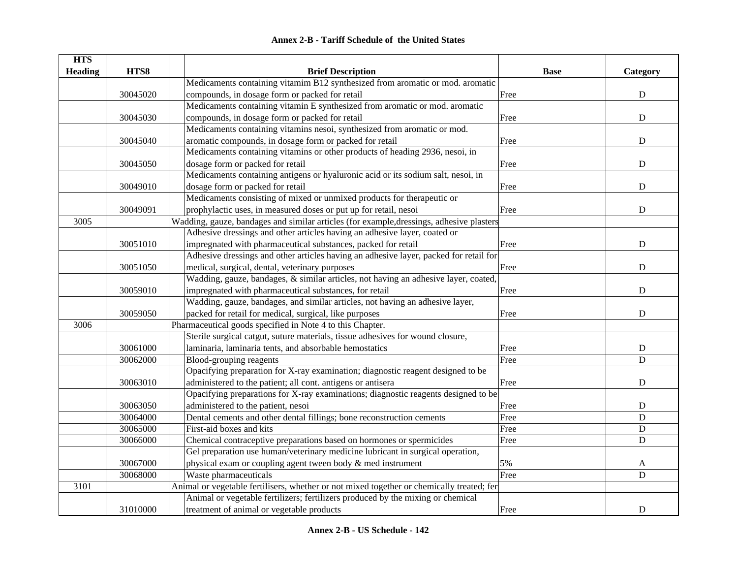## Annex 2-B - Tariff Schedule of the United States

| HTS Heading | HTS8 | Brief Description | Base | Category |
|---|---|---|---|---|
| | 30045020 | Medicaments containing vitamim B12 synthesized from aromatic or mod. aromatic compounds, in dosage form or packed for retail | Free | D |
| | 30045030 | Medicaments containing vitamin E synthesized from aromatic or mod. aromatic compounds, in dosage form or packed for retail | Free | D |
| | 30045040 | Medicaments containing vitamins nesoi, synthesized from aromatic or mod. aromatic compounds, in dosage form or packed for retail | Free | D |
| | 30045050 | Medicaments containing vitamins or other products of heading 2936, nesoi, in dosage form or packed for retail | Free | D |
| | 30049010 | Medicaments containing antigens or hyaluronic acid or its sodium salt, nesoi, in dosage form or packed for retail | Free | D |
| | 30049091 | Medicaments consisting of mixed or unmixed products for therapeutic or prophylactic uses, in measured doses or put up for retail, nesoi | Free | D |
| 3005 | | Wadding, gauze, bandages and similar articles (for example,dressings, adhesive plasters | | |
| | 30051010 | Adhesive dressings and other articles having an adhesive layer, coated or impregnated with pharmaceutical substances, packed for retail | Free | D |
| | 30051050 | Adhesive dressings and other articles having an adhesive layer, packed for retail for medical, surgical, dental, veterinary purposes | Free | D |
| | 30059010 | Wadding, gauze, bandages, & similar articles, not having an adhesive layer, coated, impregnated with pharmaceutical substances, for retail | Free | D |
| | 30059050 | Wadding, gauze, bandages, and similar articles, not having an adhesive layer, packed for retail for medical, surgical, like purposes | Free | D |
| 3006 | | Pharmaceutical goods specified in Note 4 to this Chapter. | | |
| | 30061000 | Sterile surgical catgut, suture materials, tissue adhesives for wound closure, laminaria, laminaria tents, and absorbable hemostatics | Free | D |
| | 30062000 | Blood-grouping reagents | Free | D |
| | 30063010 | Opacifying preparation for X-ray examination; diagnostic reagent designed to be administered to the patient; all cont. antigens or antisera | Free | D |
| | 30063050 | Opacifying preparations for X-ray examinations; diagnostic reagents designed to be administered to the patient, nesoi | Free | D |
| | 30064000 | Dental cements and other dental fillings; bone reconstruction cements | Free | D |
| | 30065000 | First-aid boxes and kits | Free | D |
| | 30066000 | Chemical contraceptive preparations based on hormones or spermicides | Free | D |
| | 30067000 | Gel preparation use human/veterinary medicine lubricant in surgical operation, physical exam or coupling agent tween body & med instrument | 5% | A |
| | 30068000 | Waste pharmaceuticals | Free | D |
| 3101 | | Animal or vegetable fertilisers, whether or not mixed together or chemically treated; fer | | |
| | 31010000 | Animal or vegetable fertilizers; fertilizers produced by the mixing or chemical treatment of animal or vegetable products | Free | D |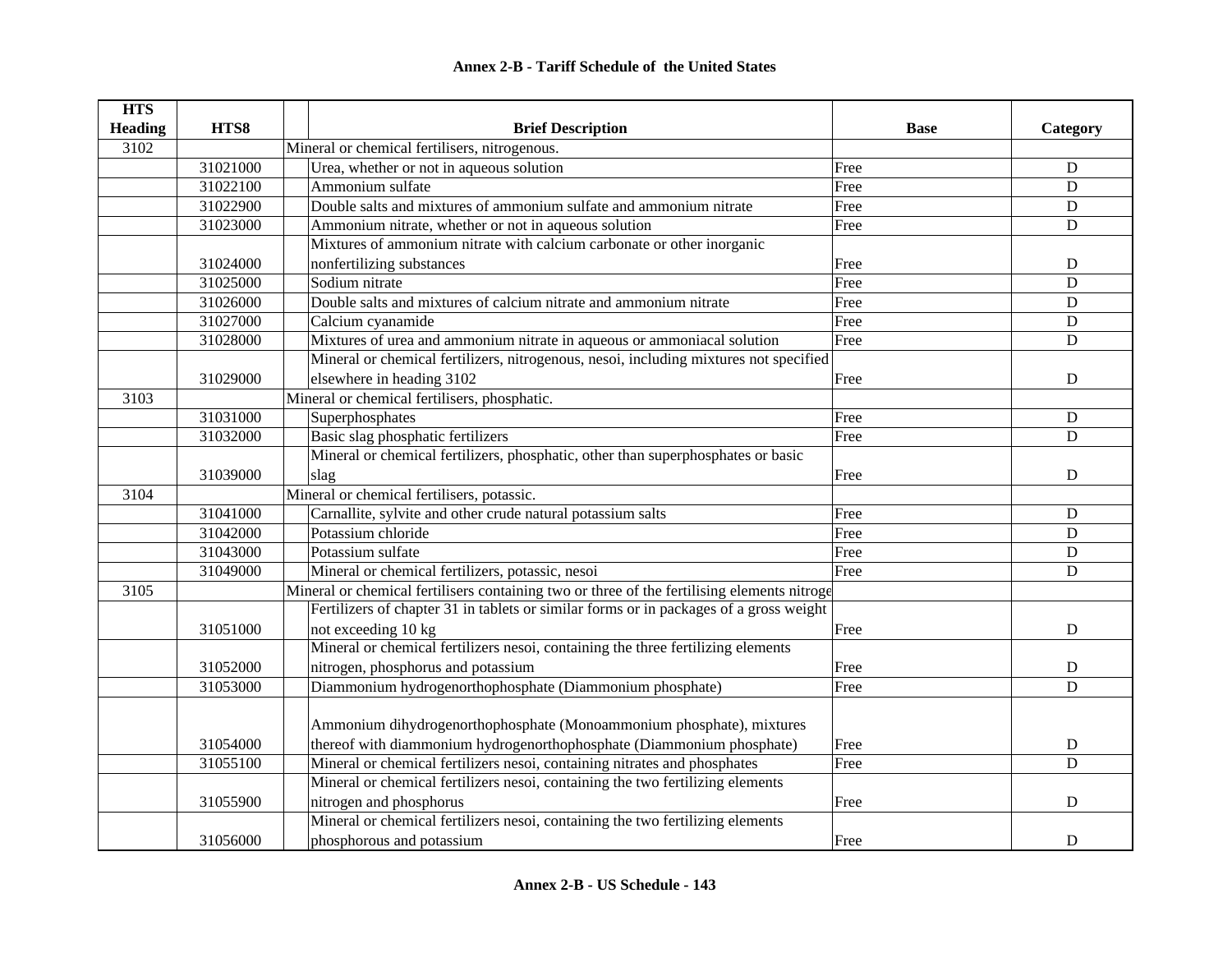# Annex 2-B - Tariff Schedule of the United States

| HTS Heading | HTS8 | Brief Description | Base | Category |
|---|---|---|---|---|
| 3102 | | Mineral or chemical fertilisers, nitrogenous. | | |
| | 31021000 | Urea, whether or not in aqueous solution | Free | D |
| | 31022100 | Ammonium sulfate | Free | D |
| | 31022900 | Double salts and mixtures of ammonium sulfate and ammonium nitrate | Free | D |
| | 31023000 | Ammonium nitrate, whether or not in aqueous solution | Free | D |
| | 31024000 | Mixtures of ammonium nitrate with calcium carbonate or other inorganic nonfertilizing substances | Free | D |
| | 31025000 | Sodium nitrate | Free | D |
| | 31026000 | Double salts and mixtures of calcium nitrate and ammonium nitrate | Free | D |
| | 31027000 | Calcium cyanamide | Free | D |
| | 31028000 | Mixtures of urea and ammonium nitrate in aqueous or ammoniacal solution | Free | D |
| | 31029000 | Mineral or chemical fertilizers, nitrogenous, nesoi, including mixtures not specified elsewhere in heading 3102 | Free | D |
| 3103 | | Mineral or chemical fertilisers, phosphatic. | | |
| | 31031000 | Superphosphates | Free | D |
| | 31032000 | Basic slag phosphatic fertilizers | Free | D |
| | 31039000 | Mineral or chemical fertilizers, phosphatic, other than superphosphates or basic slag | Free | D |
| 3104 | | Mineral or chemical fertilisers, potassic. | | |
| | 31041000 | Carnallite, sylvite and other crude natural potassium salts | Free | D |
| | 31042000 | Potassium chloride | Free | D |
| | 31043000 | Potassium sulfate | Free | D |
| | 31049000 | Mineral or chemical fertilizers, potassic, nesoi | Free | D |
| 3105 | | Mineral or chemical fertilisers containing two or three of the fertilising elements nitroge | | |
| | 31051000 | Fertilizers of chapter 31 in tablets or similar forms or in packages of a gross weight not exceeding 10 kg | Free | D |
| | 31052000 | Mineral or chemical fertilizers nesoi, containing the three fertilizing elements nitrogen, phosphorus and potassium | Free | D |
| | 31053000 | Diammonium hydrogenorthophosphate (Diammonium phosphate) | Free | D |
| | 31054000 | Ammonium dihydrogenorthophosphate (Monoammonium phosphate), mixtures thereof with diammonium hydrogenorthophosphate (Diammonium phosphate) | Free | D |
| | 31055100 | Mineral or chemical fertilizers nesoi, containing nitrates and phosphates | Free | D |
| | 31055900 | Mineral or chemical fertilizers nesoi, containing the two fertilizing elements nitrogen and phosphorus | Free | D |
| | 31056000 | Mineral or chemical fertilizers nesoi, containing the two fertilizing elements phosphorous and potassium | Free | D |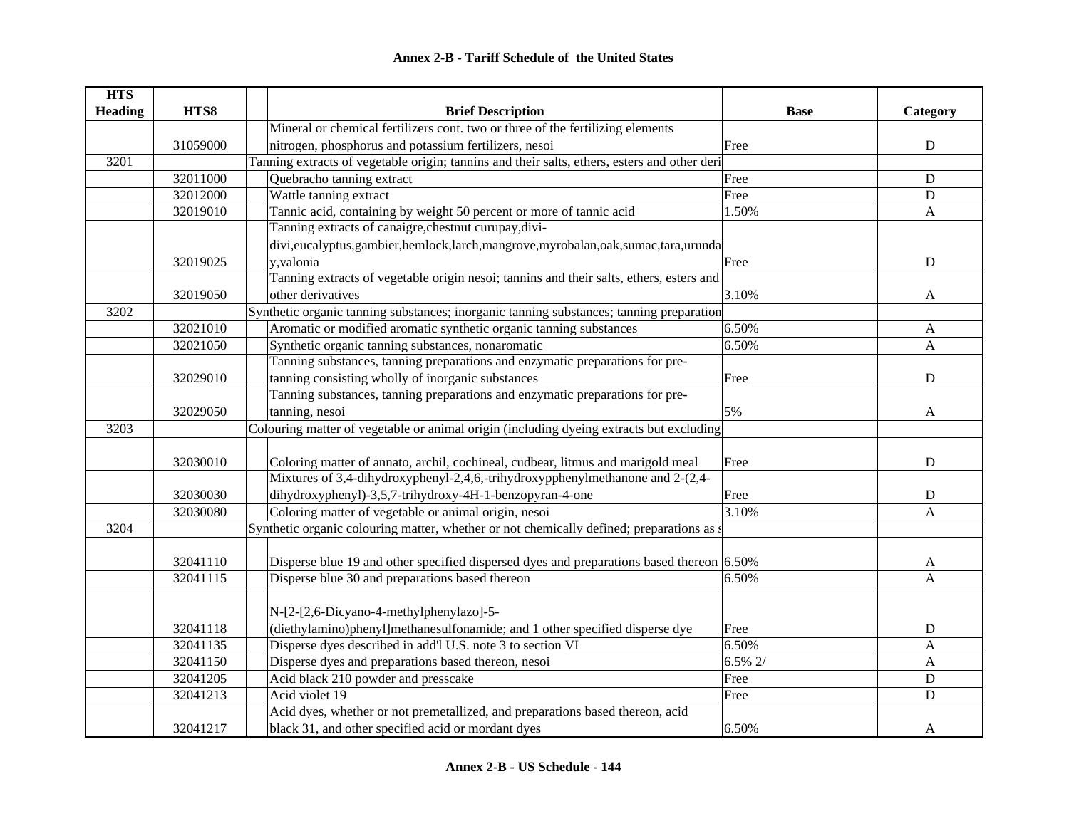## Annex 2-B - Tariff Schedule of the United States

| HTS Heading | HTS8 | | Brief Description | Base | Category |
|---|---|---|---|---|---|
| | 31059000 | | Mineral or chemical fertilizers cont. two or three of the fertilizing elements nitrogen, phosphorus and potassium fertilizers, nesoi | Free | D |
| 3201 | | | Tanning extracts of vegetable origin; tannins and their salts, ethers, esters and other deri | | |
| | 32011000 | | Quebracho tanning extract | Free | D |
| | 32012000 | | Wattle tanning extract | Free | D |
| | 32019010 | | Tannic acid, containing by weight 50 percent or more of tannic acid | 1.50% | A |
| | 32019025 | | Tanning extracts of canaigre,chestnut curupay,divi-divi,eucalyptus,gambier,hemlock,larch,mangrove,myrobalan,oak,sumac,tara,urunday,valonia | Free | D |
| | 32019050 | | Tanning extracts of vegetable origin nesoi; tannins and their salts, ethers, esters and other derivatives | 3.10% | A |
| 3202 | | | Synthetic organic tanning substances; inorganic tanning substances; tanning preparation | | |
| | 32021010 | | Aromatic or modified aromatic synthetic organic tanning substances | 6.50% | A |
| | 32021050 | | Synthetic organic tanning substances, nonaromatic | 6.50% | A |
| | 32029010 | | Tanning substances, tanning preparations and enzymatic preparations for pre-tanning consisting wholly of inorganic substances | Free | D |
| | 32029050 | | Tanning substances, tanning preparations and enzymatic preparations for pre-tanning, nesoi | 5% | A |
| 3203 | | | Colouring matter of vegetable or animal origin (including dyeing extracts but excluding | | |
| | 32030010 | | Coloring matter of annato, archil, cochineal, cudbear, litmus and marigold meal | Free | D |
| | 32030030 | | Mixtures of 3,4-dihydroxyphenyl-2,4,6,-trihydroxypphenylmethanone and 2-(2,4-dihydroxyphenyl)-3,5,7-trihydroxy-4H-1-benzopyran-4-one | Free | D |
| | 32030080 | | Coloring matter of vegetable or animal origin, nesoi | 3.10% | A |
| 3204 | | | Synthetic organic colouring matter, whether or not chemically defined; preparations as s | | |
| | 32041110 | | Disperse blue 19 and other specified dispersed dyes and preparations based thereon | 6.50% | A |
| | 32041115 | | Disperse blue 30 and preparations based thereon | 6.50% | A |
| | 32041118 | | N-[2-[2,6-Dicyano-4-methylphenylazo]-5-(diethylamino)phenyl]methanesulfonamide; and 1 other specified disperse dye | Free | D |
| | 32041135 | | Disperse dyes described in add'l U.S. note 3 to section VI | 6.50% | A |
| | 32041150 | | Disperse dyes and preparations based thereon, nesoi | 6.5% 2/ | A |
| | 32041205 | | Acid black 210 powder and presscake | Free | D |
| | 32041213 | | Acid violet 19 | Free | D |
| | 32041217 | | Acid dyes, whether or not premetallized, and preparations based thereon, acid black 31, and other specified acid or mordant dyes | 6.50% | A |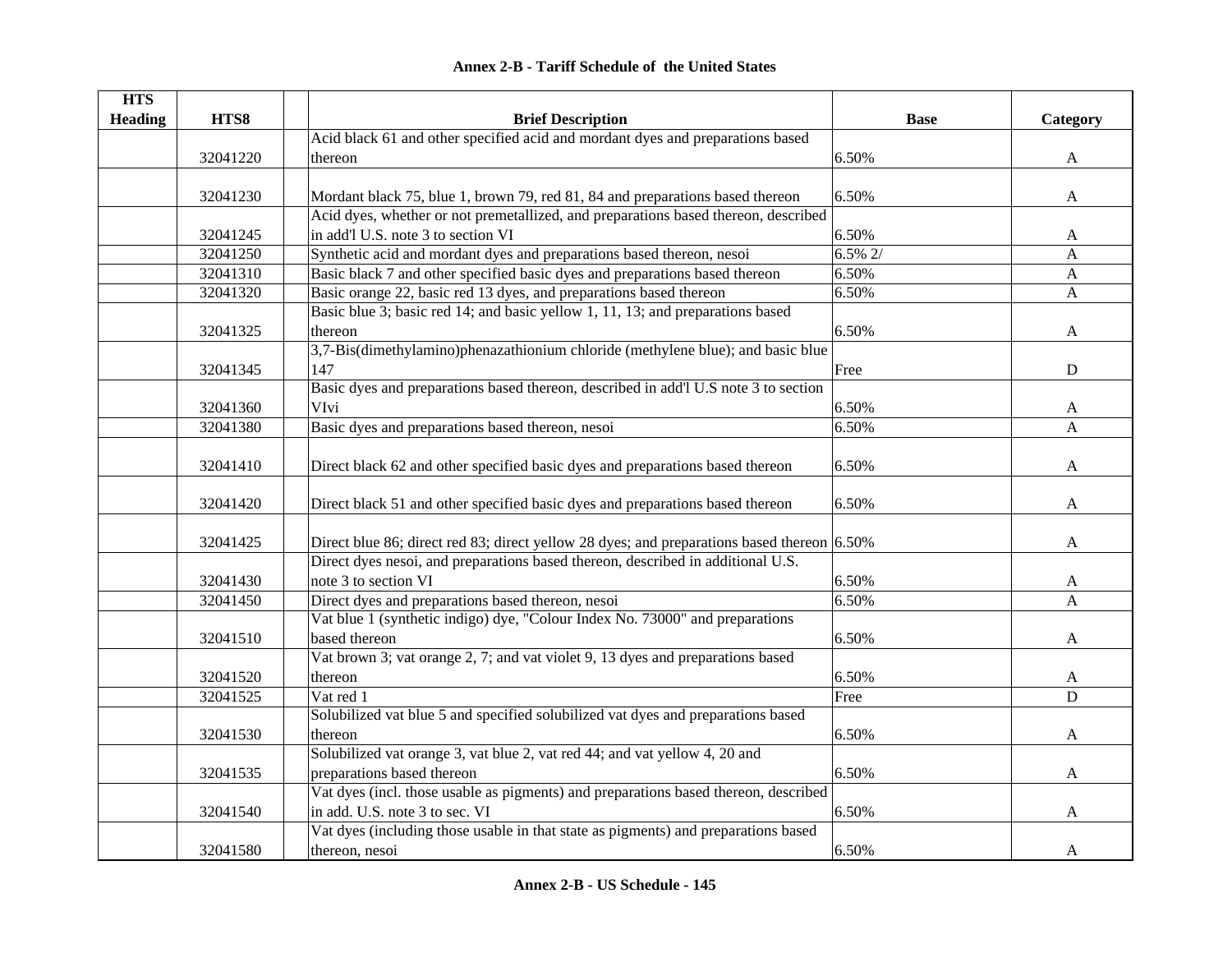## Annex 2-B - Tariff Schedule of the United States

| HTS Heading | HTS8 | | Brief Description | Base | Category |
|---|---|---|---|---|---|
| | 32041220 | | Acid black 61 and other specified acid and mordant dyes and preparations based thereon | 6.50% | A |
| | 32041230 | | Mordant black 75, blue 1, brown 79, red 81, 84 and preparations based thereon | 6.50% | A |
| | 32041245 | | Acid dyes, whether or not premetallized, and preparations based thereon, described in add'l U.S. note 3 to section VI | 6.50% | A |
| | 32041250 | | Synthetic acid and mordant dyes and preparations based thereon, nesoi | 6.5% 2/ | A |
| | 32041310 | | Basic black 7 and other specified basic dyes and preparations based thereon | 6.50% | A |
| | 32041320 | | Basic orange 22, basic red 13 dyes, and preparations based thereon | 6.50% | A |
| | 32041325 | | Basic blue 3; basic red 14; and basic yellow 1, 11, 13; and preparations based thereon | 6.50% | A |
| | 32041345 | | 3,7-Bis(dimethylamino)phenazathionium chloride (methylene blue); and basic blue 147 | Free | D |
| | 32041360 | | Basic dyes and preparations based thereon, described in add'l U.S note 3 to section VIvi | 6.50% | A |
| | 32041380 | | Basic dyes and preparations based thereon, nesoi | 6.50% | A |
| | 32041410 | | Direct black 62 and other specified basic dyes and preparations based thereon | 6.50% | A |
| | 32041420 | | Direct black 51 and other specified basic dyes and preparations based thereon | 6.50% | A |
| | 32041425 | | Direct blue 86; direct red 83; direct yellow 28 dyes; and preparations based thereon | 6.50% | A |
| | 32041430 | | Direct dyes nesoi, and preparations based thereon, described in additional U.S. note 3 to section VI | 6.50% | A |
| | 32041450 | | Direct dyes and preparations based thereon, nesoi | 6.50% | A |
| | 32041510 | | Vat blue 1 (synthetic indigo) dye, "Colour Index No. 73000" and preparations based thereon | 6.50% | A |
| | 32041520 | | Vat brown 3; vat orange 2, 7; and vat violet 9, 13 dyes and preparations based thereon | 6.50% | A |
| | 32041525 | | Vat red 1 | Free | D |
| | 32041530 | | Solubilized vat blue 5 and specified solubilized vat dyes and preparations based thereon | 6.50% | A |
| | 32041535 | | Solubilized vat orange 3, vat blue 2, vat red 44; and vat yellow 4, 20 and preparations based thereon | 6.50% | A |
| | 32041540 | | Vat dyes (incl. those usable as pigments) and preparations based thereon, described in add. U.S. note 3 to sec. VI | 6.50% | A |
| | 32041580 | | Vat dyes (including those usable in that state as pigments) and preparations based thereon, nesoi | 6.50% | A |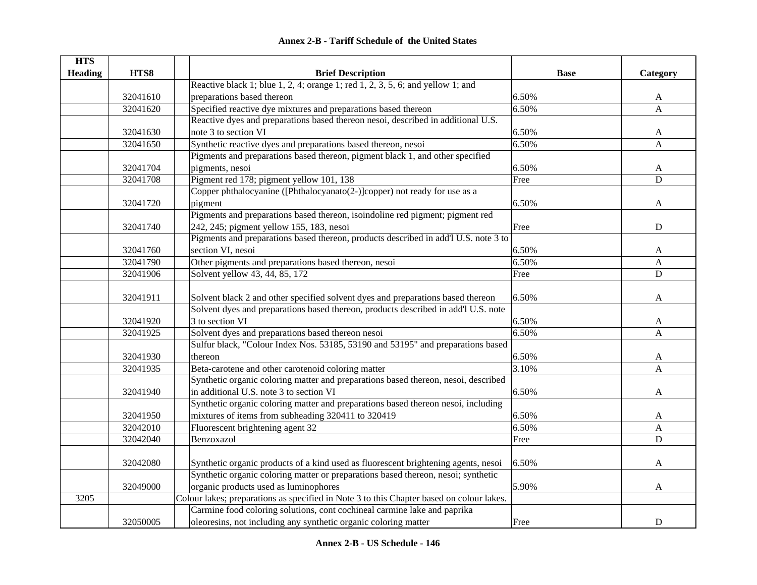## Annex 2-B - Tariff Schedule of the United States

| HTS Heading | HTS8 | | Brief Description | Base | Category |
|---|---|---|---|---|---|
| | 32041610 | | Reactive black 1; blue 1, 2, 4; orange 1; red 1, 2, 3, 5, 6; and yellow 1; and preparations based thereon | 6.50% | A |
| | 32041620 | | Specified reactive dye mixtures and preparations based thereon | 6.50% | A |
| | 32041630 | | Reactive dyes and preparations based thereon nesoi, described in additional U.S. note 3 to section VI | 6.50% | A |
| | 32041650 | | Synthetic reactive dyes and preparations based thereon, nesoi | 6.50% | A |
| | 32041704 | | Pigments and preparations based thereon, pigment black 1, and other specified pigments, nesoi | 6.50% | A |
| | 32041708 | | Pigment red 178; pigment yellow 101, 138 | Free | D |
| | 32041720 | | Copper phthalocyanine ([Phthalocyanato(2-)]copper) not ready for use as a pigment | 6.50% | A |
| | 32041740 | | Pigments and preparations based thereon, isoindoline red pigment; pigment red 242, 245; pigment yellow 155, 183, nesoi | Free | D |
| | 32041760 | | Pigments and preparations based thereon, products described in add'l U.S. note 3 to section VI, nesoi | 6.50% | A |
| | 32041790 | | Other pigments and preparations based thereon, nesoi | 6.50% | A |
| | 32041906 | | Solvent yellow 43, 44, 85, 172 | Free | D |
| | 32041911 | | Solvent black 2 and other specified solvent dyes and preparations based thereon | 6.50% | A |
| | 32041920 | | Solvent dyes and preparations based thereon, products described in add'l U.S. note 3 to section VI | 6.50% | A |
| | 32041925 | | Solvent dyes and preparations based thereon nesoi | 6.50% | A |
| | 32041930 | | Sulfur black, "Colour Index Nos. 53185, 53190 and 53195" and preparations based thereon | 6.50% | A |
| | 32041935 | | Beta-carotene and other carotenoid coloring matter | 3.10% | A |
| | 32041940 | | Synthetic organic coloring matter and preparations based thereon, nesoi, described in additional U.S. note 3 to section VI | 6.50% | A |
| | 32041950 | | Synthetic organic coloring matter and preparations based thereon nesoi, including mixtures of items from subheading 320411 to 320419 | 6.50% | A |
| | 32042010 | | Fluorescent brightening agent 32 | 6.50% | A |
| | 32042040 | | Benzoxazol | Free | D |
| | 32042080 | | Synthetic organic products of a kind used as fluorescent brightening agents, nesoi | 6.50% | A |
| | 32049000 | | Synthetic organic coloring matter or preparations based thereon, nesoi; synthetic organic products used as luminophores | 5.90% | A |
| 3205 | | Colour lakes; preparations as specified in Note 3 to this Chapter based on colour lakes. | | | |
| | 32050005 | | Carmine food coloring solutions, cont cochineal carmine lake and paprika oleoresins, not including any synthetic organic coloring matter | Free | D |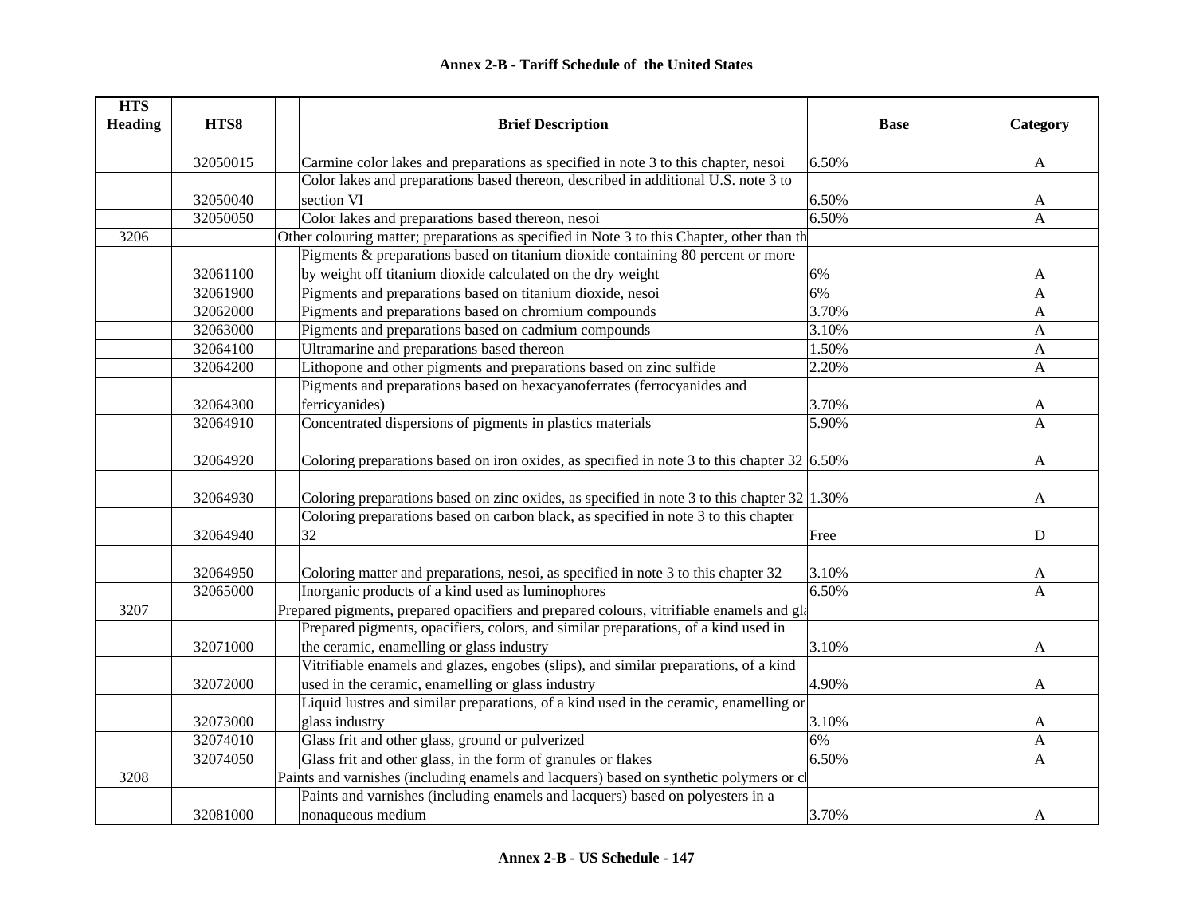## Annex 2-B - Tariff Schedule of the United States

| HTS Heading | HTS8 | | Brief Description | Base | Category |
|---|---|---|---|---|---|
| | 32050015 | | Carmine color lakes and preparations as specified in note 3 to this chapter, nesoi | 6.50% | A |
| | 32050040 | | Color lakes and preparations based thereon, described in additional U.S. note 3 to section VI | 6.50% | A |
| | 32050050 | | Color lakes and preparations based thereon, nesoi | 6.50% | A |
| 3206 | | | Other colouring matter; preparations as specified in Note 3 to this Chapter, other than th | | |
| | 32061100 | | Pigments & preparations based on titanium dioxide containing 80 percent or more by weight off titanium dioxide calculated on the dry weight | 6% | A |
| | 32061900 | | Pigments and preparations based on titanium dioxide, nesoi | 6% | A |
| | 32062000 | | Pigments and preparations based on chromium compounds | 3.70% | A |
| | 32063000 | | Pigments and preparations based on cadmium compounds | 3.10% | A |
| | 32064100 | | Ultramarine and preparations based thereon | 1.50% | A |
| | 32064200 | | Lithopone and other pigments and preparations based on zinc sulfide | 2.20% | A |
| | 32064300 | | Pigments and preparations based on hexacyanoferrates (ferrocyanides and ferricyanides) | 3.70% | A |
| | 32064910 | | Concentrated dispersions of pigments in plastics materials | 5.90% | A |
| | 32064920 | | Coloring preparations based on iron oxides, as specified in note 3 to this chapter 32 | 6.50% | A |
| | 32064930 | | Coloring preparations based on zinc oxides, as specified in note 3 to this chapter 32 | 1.30% | A |
| | 32064940 | | Coloring preparations based on carbon black, as specified in note 3 to this chapter 32 | Free | D |
| | 32064950 | | Coloring matter and preparations, nesoi, as specified in note 3 to this chapter 32 | 3.10% | A |
| | 32065000 | | Inorganic products of a kind used as luminophores | 6.50% | A |
| 3207 | | | Prepared pigments, prepared opacifiers and prepared colours, vitrifiable enamels and gla | | |
| | 32071000 | | Prepared pigments, opacifiers, colors, and similar preparations, of a kind used in the ceramic, enamelling or glass industry | 3.10% | A |
| | 32072000 | | Vitrifiable enamels and glazes, engobes (slips), and similar preparations, of a kind used in the ceramic, enamelling or glass industry | 4.90% | A |
| | 32073000 | | Liquid lustres and similar preparations, of a kind used in the ceramic, enamelling or glass industry | 3.10% | A |
| | 32074010 | | Glass frit and other glass, ground or pulverized | 6% | A |
| | 32074050 | | Glass frit and other glass, in the form of granules or flakes | 6.50% | A |
| 3208 | | | Paints and varnishes (including enamels and lacquers) based on synthetic polymers or cl | | |
| | 32081000 | | Paints and varnishes (including enamels and lacquers) based on polyesters in a nonaqueous medium | 3.70% | A |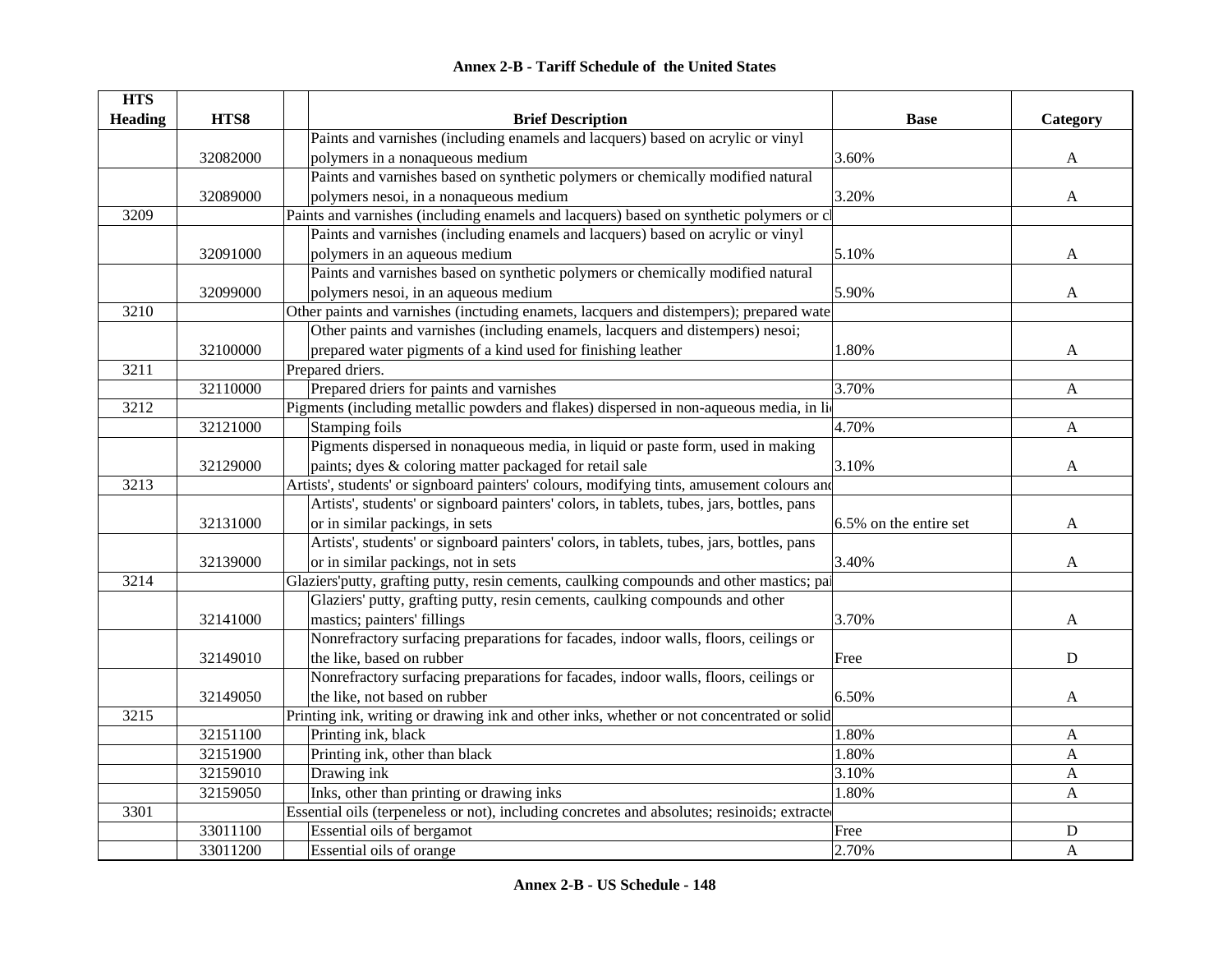## Annex 2-B - Tariff Schedule of the United States

| HTS Heading | HTS8 | Brief Description | Base | Category |
|---|---|---|---|---|
| | 32082000 | Paints and varnishes (including enamels and lacquers) based on acrylic or vinyl polymers in a nonaqueous medium | 3.60% | A |
| | 32089000 | Paints and varnishes based on synthetic polymers or chemically modified natural polymers nesoi, in a nonaqueous medium | 3.20% | A |
| 3209 | | Paints and varnishes (including enamels and lacquers) based on synthetic polymers or cl | | |
| | 32091000 | Paints and varnishes (including enamels and lacquers) based on acrylic or vinyl polymers in an aqueous medium | 5.10% | A |
| | 32099000 | Paints and varnishes based on synthetic polymers or chemically modified natural polymers nesoi, in an aqueous medium | 5.90% | A |
| 3210 | | Other paints and varnishes (inctuding enamets, lacquers and distempers); prepared wate | | |
| | 32100000 | Other paints and varnishes (including enamels, lacquers and distempers) nesoi; prepared water pigments of a kind used for finishing leather | 1.80% | A |
| 3211 | | Prepared driers. | | |
| | 32110000 | Prepared driers for paints and varnishes | 3.70% | A |
| 3212 | | Pigments (including metallic powders and flakes) dispersed in non-aqueous media, in li | | |
| | 32121000 | Stamping foils | 4.70% | A |
| | 32129000 | Pigments dispersed in nonaqueous media, in liquid or paste form, used in making paints; dyes & coloring matter packaged for retail sale | 3.10% | A |
| 3213 | | Artists', students' or signboard painters' colours, modifying tints, amusement colours and | | |
| | 32131000 | Artists', students' or signboard painters' colors, in tablets, tubes, jars, bottles, pans or in similar packings, in sets | 6.5% on the entire set | A |
| | 32139000 | Artists', students' or signboard painters' colors, in tablets, tubes, jars, bottles, pans or in similar packings, not in sets | 3.40% | A |
| 3214 | | Glaziers'putty, grafting putty, resin cements, caulking compounds and other mastics; pai | | |
| | 32141000 | Glaziers' putty, grafting putty, resin cements, caulking compounds and other mastics; painters' fillings | 3.70% | A |
| | 32149010 | Nonrefractory surfacing preparations for facades, indoor walls, floors, ceilings or the like, based on rubber | Free | D |
| | 32149050 | Nonrefractory surfacing preparations for facades, indoor walls, floors, ceilings or the like, not based on rubber | 6.50% | A |
| 3215 | | Printing ink, writing or drawing ink and other inks, whether or not concentrated or solid | | |
| | 32151100 | Printing ink, black | 1.80% | A |
| | 32151900 | Printing ink, other than black | 1.80% | A |
| | 32159010 | Drawing ink | 3.10% | A |
| | 32159050 | Inks, other than printing or drawing inks | 1.80% | A |
| 3301 | | Essential oils (terpeneless or not), including concretes and absolutes; resinoids; extracte | | |
| | 33011100 | Essential oils of bergamot | Free | D |
| | 33011200 | Essential oils of orange | 2.70% | A |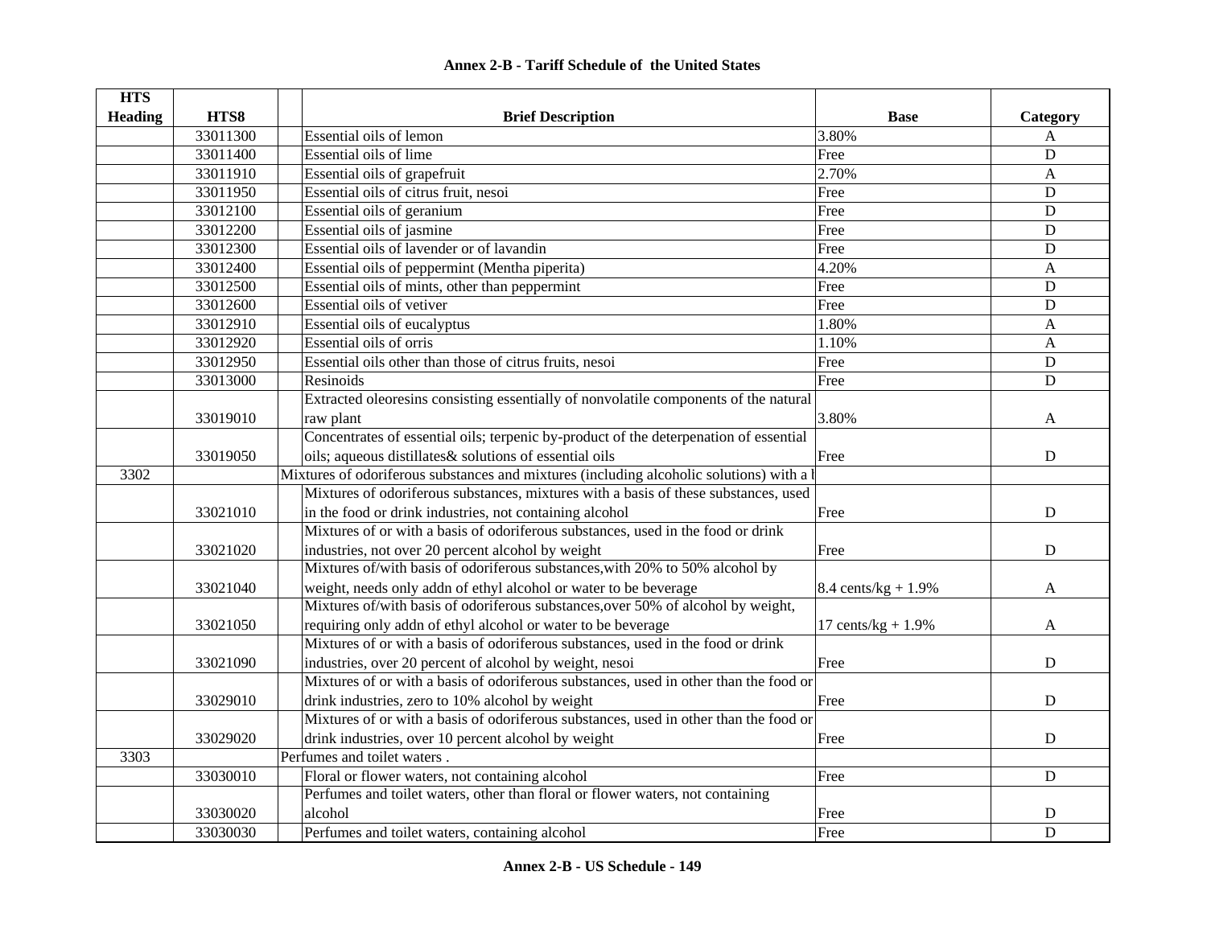## Annex 2-B - Tariff Schedule of the United States

| HTS Heading | HTS8 | Brief Description | Base | Category |
|---|---|---|---|---|
| | 33011300 | Essential oils of lemon | 3.80% | A |
| | 33011400 | Essential oils of lime | Free | D |
| | 33011910 | Essential oils of grapefruit | 2.70% | A |
| | 33011950 | Essential oils of citrus fruit, nesoi | Free | D |
| | 33012100 | Essential oils of geranium | Free | D |
| | 33012200 | Essential oils of jasmine | Free | D |
| | 33012300 | Essential oils of lavender or of lavandin | Free | D |
| | 33012400 | Essential oils of peppermint (Mentha piperita) | 4.20% | A |
| | 33012500 | Essential oils of mints, other than peppermint | Free | D |
| | 33012600 | Essential oils of vetiver | Free | D |
| | 33012910 | Essential oils of eucalyptus | 1.80% | A |
| | 33012920 | Essential oils of orris | 1.10% | A |
| | 33012950 | Essential oils other than those of citrus fruits, nesoi | Free | D |
| | 33013000 | Resinoids | Free | D |
| | 33019010 | Extracted oleoresins consisting essentially of nonvolatile components of the natural raw plant | 3.80% | A |
| | 33019050 | Concentrates of essential oils; terpenic by-product of the deterpenation of essential oils; aqueous distillates& solutions of essential oils | Free | D |
| 3302 | | Mixtures of odoriferous substances and mixtures (including alcoholic solutions) with a b | | |
| | 33021010 | Mixtures of odoriferous substances, mixtures with a basis of these substances, used in the food or drink industries, not containing alcohol | Free | D |
| | 33021020 | Mixtures of or with a basis of odoriferous substances, used in the food or drink industries, not over 20 percent alcohol by weight | Free | D |
| | 33021040 | Mixtures of/with basis of odoriferous substances,with 20% to 50% alcohol by weight, needs only addn of ethyl alcohol or water to be beverage | 8.4 cents/kg + 1.9% | A |
| | 33021050 | Mixtures of/with basis of odoriferous substances,over 50% of alcohol by weight, requiring only addn of ethyl alcohol or water to be beverage | 17 cents/kg + 1.9% | A |
| | 33021090 | Mixtures of or with a basis of odoriferous substances, used in the food or drink industries, over 20 percent of alcohol by weight, nesoi | Free | D |
| | 33029010 | Mixtures of or with a basis of odoriferous substances, used in other than the food or drink industries, zero to 10% alcohol by weight | Free | D |
| | 33029020 | Mixtures of or with a basis of odoriferous substances, used in other than the food or drink industries, over 10 percent alcohol by weight | Free | D |
| 3303 | | Perfumes and toilet waters . | | |
| | 33030010 | Floral or flower waters, not containing alcohol | Free | D |
| | 33030020 | Perfumes and toilet waters, other than floral or flower waters, not containing alcohol | Free | D |
| | 33030030 | Perfumes and toilet waters, containing alcohol | Free | D |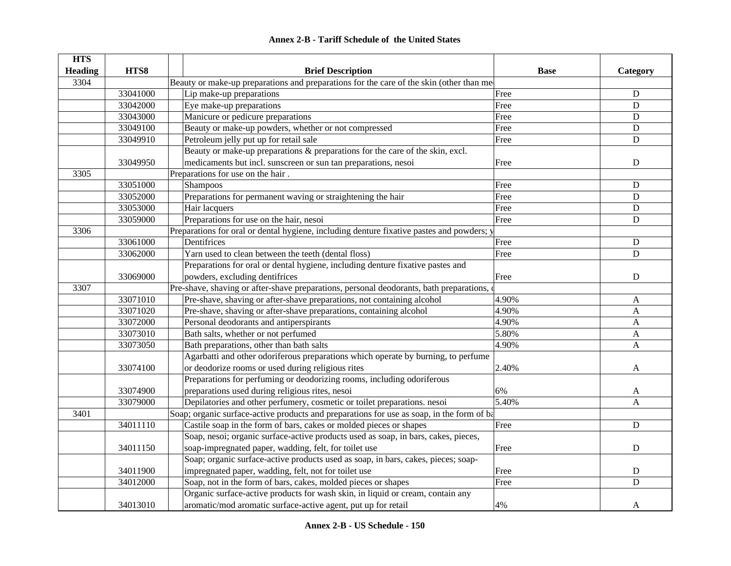# Annex 2-B - Tariff Schedule of the United States

| HTS Heading | HTS8 | Brief Description | Base | Category |
|---|---|---|---|---|
| 3304 | | Beauty or make-up preparations and preparations for the care of the skin (other than me | | |
| | 33041000 | Lip make-up preparations | Free | D |
| | 33042000 | Eye make-up preparations | Free | D |
| | 33043000 | Manicure or pedicure preparations | Free | D |
| | 33049100 | Beauty or make-up powders, whether or not compressed | Free | D |
| | 33049910 | Petroleum jelly put up for retail sale | Free | D |
| | 33049950 | Beauty or make-up preparations & preparations for the care of the skin, excl. medicaments but incl. sunscreen or sun tan preparations, nesoi | Free | D |
| 3305 | | Preparations for use on the hair . | | |
| | 33051000 | Shampoos | Free | D |
| | 33052000 | Preparations for permanent waving or straightening the hair | Free | D |
| | 33053000 | Hair lacquers | Free | D |
| | 33059000 | Preparations for use on the hair, nesoi | Free | D |
| 3306 | | Preparations for oral or dental hygiene, including denture fixative pastes and powders; y | | |
| | 33061000 | Dentifrices | Free | D |
| | 33062000 | Yarn used to clean between the teeth (dental floss) | Free | D |
| | 33069000 | Preparations for oral or dental hygiene, including denture fixative pastes and powders, excluding dentifrices | Free | D |
| 3307 | | Pre-shave, shaving or after-shave preparations, personal deodorants, bath preparations, | | |
| | 33071010 | Pre-shave, shaving or after-shave preparations, not containing alcohol | 4.90% | A |
| | 33071020 | Pre-shave, shaving or after-shave preparations, containing alcohol | 4.90% | A |
| | 33072000 | Personal deodorants and antiperspirants | 4.90% | A |
| | 33073010 | Bath salts, whether or not perfumed | 5.80% | A |
| | 33073050 | Bath preparations, other than bath salts | 4.90% | A |
| | 33074100 | Agarbatti and other odoriferous preparations which operate by burning, to perfume or deodorize rooms or used during religious rites | 2.40% | A |
| | 33074900 | Preparations for perfuming or deodorizing rooms, including odoriferous preparations used during religious rites, nesoi | 6% | A |
| | 33079000 | Depilatories and other perfumery, cosmetic or toilet preparations. nesoi | 5.40% | A |
| 3401 | | Soap; organic surface-active products and preparations for use as soap, in the form of ba | | |
| | 34011110 | Castile soap in the form of bars, cakes or molded pieces or shapes | Free | D |
| | 34011150 | Soap, nesoi; organic surface-active products used as soap, in bars, cakes, pieces, soap-impregnated paper, wadding, felt, for toilet use | Free | D |
| | 34011900 | Soap; organic surface-active products used as soap, in bars, cakes, pieces; soap-impregnated paper, wadding, felt, not for toilet use | Free | D |
| | 34012000 | Soap, not in the form of bars, cakes, molded pieces or shapes | Free | D |
| | 34013010 | Organic surface-active products for wash skin, in liquid or cream, contain any aromatic/mod aromatic surface-active agent, put up for retail | 4% | A |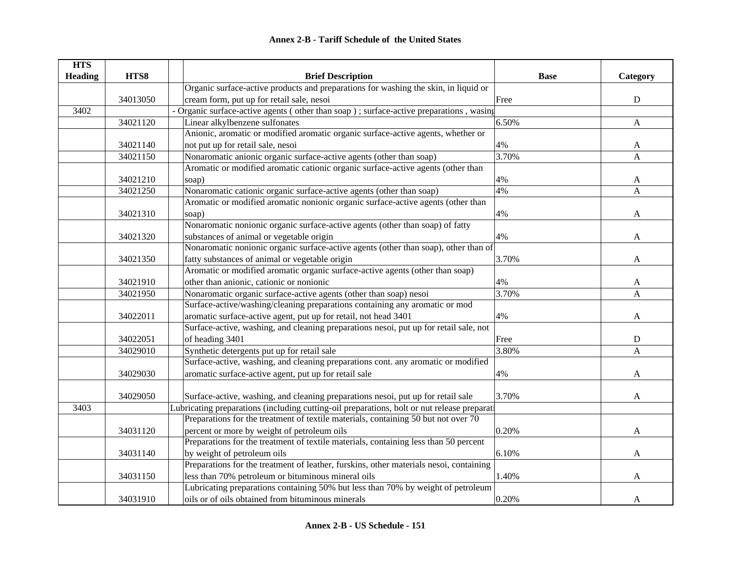# Annex 2-B - Tariff Schedule of the United States

| HTS Heading | HTS8 | | Brief Description | Base | Category |
|---|---|---|---|---|---|
| | 34013050 | | Organic surface-active products and preparations for washing the skin, in liquid or cream form, put up for retail sale, nesoi | Free | D |
| 3402 | | | - Organic surface-active agents ( other than soap ) ; surface-active preparations , wasing | | |
| | 34021120 | | Linear alkylbenzene sulfonates | 6.50% | A |
| | 34021140 | | Anionic, aromatic or modified aromatic organic surface-active agents, whether or not put up for retail sale, nesoi | 4% | A |
| | 34021150 | | Nonaromatic anionic organic surface-active agents (other than soap) | 3.70% | A |
| | 34021210 | | Aromatic or modified aromatic cationic organic surface-active agents (other than soap) | 4% | A |
| | 34021250 | | Nonaromatic cationic organic surface-active agents (other than soap) | 4% | A |
| | 34021310 | | Aromatic or modified aromatic nonionic organic surface-active agents (other than soap) | 4% | A |
| | 34021320 | | Nonaromatic nonionic organic surface-active agents (other than soap) of fatty substances of animal or vegetable origin | 4% | A |
| | 34021350 | | Nonaromatic nonionic organic surface-active agents (other than soap), other than of fatty substances of animal or vegetable origin | 3.70% | A |
| | 34021910 | | Aromatic or modified aromatic organic surface-active agents (other than soap) other than anionic, cationic or nonionic | 4% | A |
| | 34021950 | | Nonaromatic organic surface-active agents (other than soap) nesoi | 3.70% | A |
| | 34022011 | | Surface-active/washing/cleaning preparations containing any aromatic or mod aromatic surface-active agent, put up for retail, not head 3401 | 4% | A |
| | 34022051 | | Surface-active, washing, and cleaning preparations nesoi, put up for retail sale, not of heading 3401 | Free | D |
| | 34029010 | | Synthetic detergents put up for retail sale | 3.80% | A |
| | 34029030 | | Surface-active, washing, and cleaning preparations cont. any aromatic or modified aromatic surface-active agent, put up for retail sale | 4% | A |
| | 34029050 | | Surface-active, washing, and cleaning preparations nesoi, put up for retail sale | 3.70% | A |
| 3403 | | | Lubricating preparations (including cutting-oil preparations, bolt or nut release preparati | | |
| | 34031120 | | Preparations for the treatment of textile materials, containing 50 but not over 70 percent or more by weight of petroleum oils | 0.20% | A |
| | 34031140 | | Preparations for the treatment of textile materials, containing less than 50 percent by weight of petroleum oils | 6.10% | A |
| | 34031150 | | Preparations for the treatment of leather, furskins, other materials nesoi, containing less than 70% petroleum or bituminous mineral oils | 1.40% | A |
| | 34031910 | | Lubricating preparations containing 50% but less than 70% by weight of petroleum oils or of oils obtained from bituminous minerals | 0.20% | A |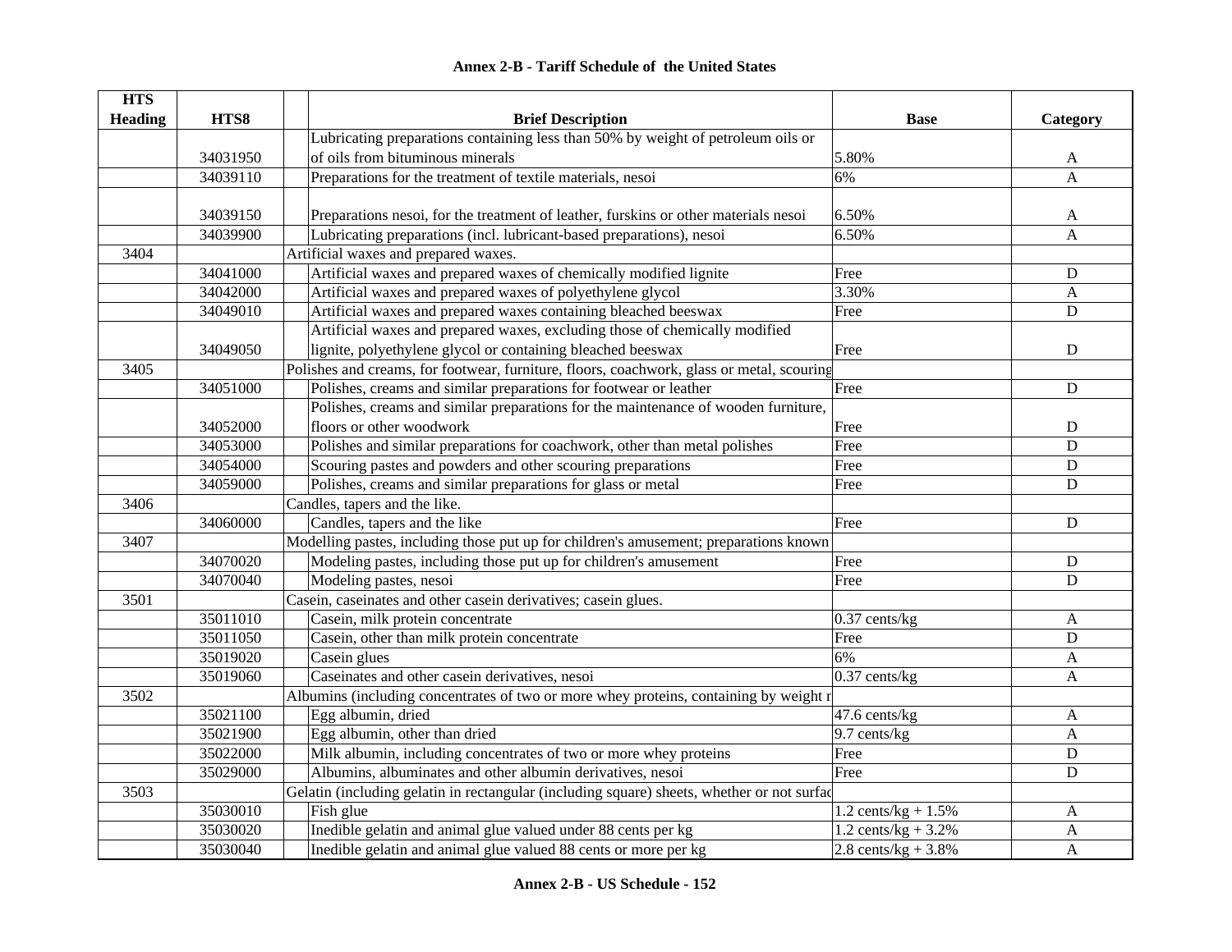# Annex 2-B - Tariff Schedule of the United States

| HTS Heading | HTS8 | Brief Description | Base | Category |
|---|---|---|---|---|
| | 34031950 | Lubricating preparations containing less than 50% by weight of petroleum oils or of oils from bituminous minerals | 5.80% | A |
| | 34039110 | Preparations for the treatment of textile materials, nesoi | 6% | A |
| | 34039150 | Preparations nesoi, for the treatment of leather, furskins or other materials nesoi | 6.50% | A |
| | 34039900 | Lubricating preparations (incl. lubricant-based preparations), nesoi | 6.50% | A |
| 3404 | | Artificial waxes and prepared waxes. | | |
| | 34041000 | Artificial waxes and prepared waxes of chemically modified lignite | Free | D |
| | 34042000 | Artificial waxes and prepared waxes of polyethylene glycol | 3.30% | A |
| | 34049010 | Artificial waxes and prepared waxes containing bleached beeswax | Free | D |
| | 34049050 | Artificial waxes and prepared waxes, excluding those of chemically modified lignite, polyethylene glycol or containing bleached beeswax | Free | D |
| 3405 | | Polishes and creams, for footwear, furniture, floors, coachwork, glass or metal, scouring | | |
| | 34051000 | Polishes, creams and similar preparations for footwear or leather | Free | D |
| | 34052000 | Polishes, creams and similar preparations for the maintenance of wooden furniture, floors or other woodwork | Free | D |
| | 34053000 | Polishes and similar preparations for coachwork, other than metal polishes | Free | D |
| | 34054000 | Scouring pastes and powders and other scouring preparations | Free | D |
| | 34059000 | Polishes, creams and similar preparations for glass or metal | Free | D |
| 3406 | | Candles, tapers and the like. | | |
| | 34060000 | Candles, tapers and the like | Free | D |
| 3407 | | Modelling pastes, including those put up for children's amusement; preparations known | | |
| | 34070020 | Modeling pastes, including those put up for children's amusement | Free | D |
| | 34070040 | Modeling pastes, nesoi | Free | D |
| 3501 | | Casein, caseinates and other casein derivatives; casein glues. | | |
| | 35011010 | Casein, milk protein concentrate | 0.37 cents/kg | A |
| | 35011050 | Casein, other than milk protein concentrate | Free | D |
| | 35019020 | Casein glues | 6% | A |
| | 35019060 | Caseinates and other casein derivatives, nesoi | 0.37 cents/kg | A |
| 3502 | | Albumins (including concentrates of two or more whey proteins, containing by weight r | | |
| | 35021100 | Egg albumin, dried | 47.6 cents/kg | A |
| | 35021900 | Egg albumin, other than dried | 9.7 cents/kg | A |
| | 35022000 | Milk albumin, including concentrates of two or more whey proteins | Free | D |
| | 35029000 | Albumins, albuminates and other albumin derivatives, nesoi | Free | D |
| 3503 | | Gelatin (including gelatin in rectangular (including square) sheets, whether or not surfac | | |
| | 35030010 | Fish glue | 1.2 cents/kg + 1.5% | A |
| | 35030020 | Inedible gelatin and animal glue valued under 88 cents per kg | 1.2 cents/kg + 3.2% | A |
| | 35030040 | Inedible gelatin and animal glue valued 88 cents or more per kg | 2.8 cents/kg + 3.8% | A |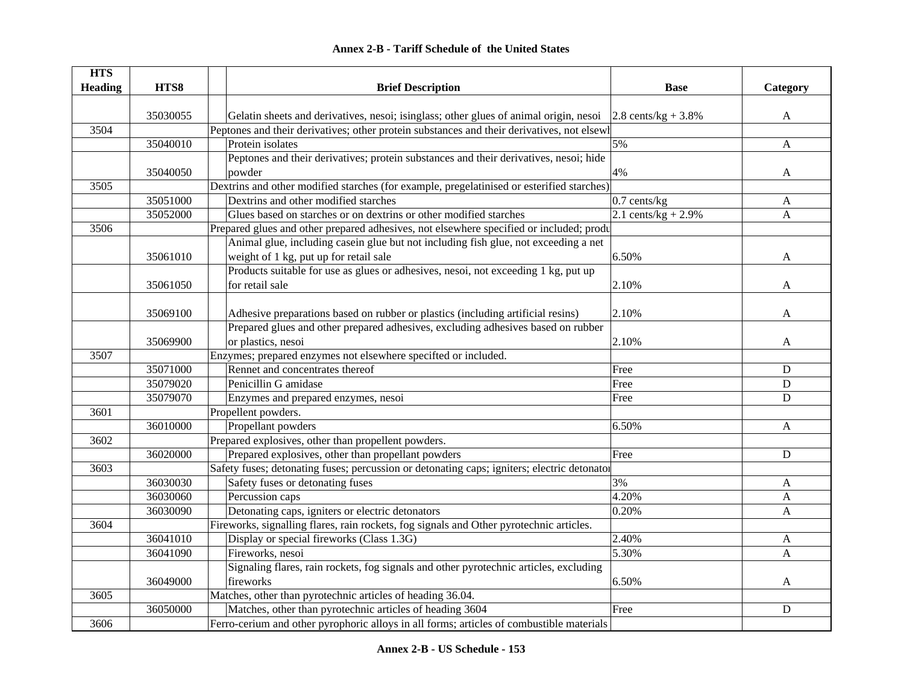## Annex 2-B - Tariff Schedule of the United States

| HTS Heading | HTS8 | Brief Description | Base | Category |
|---|---|---|---|---|
| | 35030055 | Gelatin sheets and derivatives, nesoi; isinglass; other glues of animal origin, nesoi | 2.8 cents/kg + 3.8% | A |
| 3504 | | Peptones and their derivatives; other protein substances and their derivatives, not elsewh | | |
| | 35040010 | Protein isolates | 5% | A |
| | 35040050 | Peptones and their derivatives; protein substances and their derivatives, nesoi; hide powder | 4% | A |
| 3505 | | Dextrins and other modified starches (for example, pregelatinised or esterified starches) | | |
| | 35051000 | Dextrins and other modified starches | 0.7 cents/kg | A |
| | 35052000 | Glues based on starches or on dextrins or other modified starches | 2.1 cents/kg + 2.9% | A |
| 3506 | | Prepared glues and other prepared adhesives, not elsewhere specified or included; produ | | |
| | 35061010 | Animal glue, including casein glue but not including fish glue, not exceeding a net weight of 1 kg, put up for retail sale | 6.50% | A |
| | 35061050 | Products suitable for use as glues or adhesives, nesoi, not exceeding 1 kg, put up for retail sale | 2.10% | A |
| | 35069100 | Adhesive preparations based on rubber or plastics (including artificial resins) | 2.10% | A |
| | 35069900 | Prepared glues and other prepared adhesives, excluding adhesives based on rubber or plastics, nesoi | 2.10% | A |
| 3507 | | Enzymes; prepared enzymes not elsewhere specifted or included. | | |
| | 35071000 | Rennet and concentrates thereof | Free | D |
| | 35079020 | Penicillin G amidase | Free | D |
| | 35079070 | Enzymes and prepared enzymes, nesoi | Free | D |
| 3601 | | Propellent powders. | | |
| | 36010000 | Propellant powders | 6.50% | A |
| 3602 | | Prepared explosives, other than propellent powders. | | |
| | 36020000 | Prepared explosives, other than propellant powders | Free | D |
| 3603 | | Safety fuses; detonating fuses; percussion or detonating caps; igniters; electric detonator | | |
| | 36030030 | Safety fuses or detonating fuses | 3% | A |
| | 36030060 | Percussion caps | 4.20% | A |
| | 36030090 | Detonating caps, igniters or electric detonators | 0.20% | A |
| 3604 | | Fireworks, signalling flares, rain rockets, fog signals and Other pyrotechnic articles. | | |
| | 36041010 | Display or special fireworks (Class 1.3G) | 2.40% | A |
| | 36041090 | Fireworks, nesoi | 5.30% | A |
| | 36049000 | Signaling flares, rain rockets, fog signals and other pyrotechnic articles, excluding fireworks | 6.50% | A |
| 3605 | | Matches, other than pyrotechnic articles of heading 36.04. | | |
| | 36050000 | Matches, other than pyrotechnic articles of heading 3604 | Free | D |
| 3606 | | Ferro-cerium and other pyrophoric alloys in all forms; articles of combustible materials | | |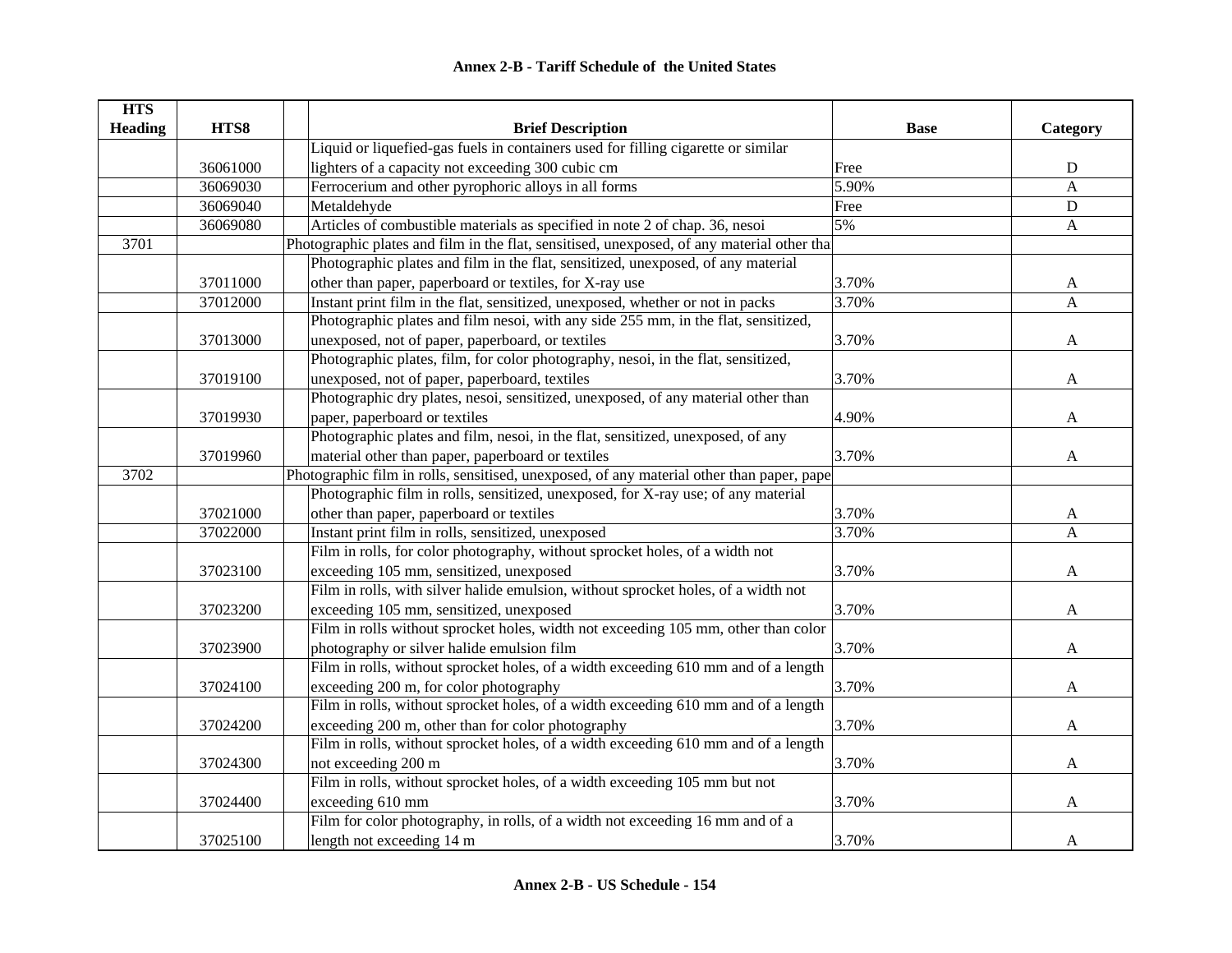## Annex 2-B - Tariff Schedule of the United States

| HTS Heading | HTS8 | | Brief Description | Base | Category |
|---|---|---|---|---|---|
| | 36061000 | | Liquid or liquefied-gas fuels in containers used for filling cigarette or similar lighters of a capacity not exceeding 300 cubic cm | Free | D |
| | 36069030 | | Ferrocerium and other pyrophoric alloys in all forms | 5.90% | A |
| | 36069040 | | Metaldehyde | Free | D |
| | 36069080 | | Articles of combustible materials as specified in note 2 of chap. 36, nesoi | 5% | A |
| 3701 | | | Photographic plates and film in the flat, sensitised, unexposed, of any material other tha | | |
| | 37011000 | | Photographic plates and film in the flat, sensitized, unexposed, of any material other than paper, paperboard or textiles, for X-ray use | 3.70% | A |
| | 37012000 | | Instant print film in the flat, sensitized, unexposed, whether or not in packs | 3.70% | A |
| | 37013000 | | Photographic plates and film nesoi, with any side 255 mm, in the flat, sensitized, unexposed, not of paper, paperboard, or textiles | 3.70% | A |
| | 37019100 | | Photographic plates, film, for color photography, nesoi, in the flat, sensitized, unexposed, not of paper, paperboard, textiles | 3.70% | A |
| | 37019930 | | Photographic dry plates, nesoi, sensitized, unexposed, of any material other than paper, paperboard or textiles | 4.90% | A |
| | 37019960 | | Photographic plates and film, nesoi, in the flat, sensitized, unexposed, of any material other than paper, paperboard or textiles | 3.70% | A |
| 3702 | | | Photographic film in rolls, sensitised, unexposed, of any material other than paper, pape | | |
| | 37021000 | | Photographic film in rolls, sensitized, unexposed, for X-ray use; of any material other than paper, paperboard or textiles | 3.70% | A |
| | 37022000 | | Instant print film in rolls, sensitized, unexposed | 3.70% | A |
| | 37023100 | | Film in rolls, for color photography, without sprocket holes, of a width not exceeding 105 mm, sensitized, unexposed | 3.70% | A |
| | 37023200 | | Film in rolls, with silver halide emulsion, without sprocket holes, of a width not exceeding 105 mm, sensitized, unexposed | 3.70% | A |
| | 37023900 | | Film in rolls without sprocket holes, width not exceeding 105 mm, other than color photography or silver halide emulsion film | 3.70% | A |
| | 37024100 | | Film in rolls, without sprocket holes, of a width exceeding 610 mm and of a length exceeding 200 m, for color photography | 3.70% | A |
| | 37024200 | | Film in rolls, without sprocket holes, of a width exceeding 610 mm and of a length exceeding 200 m, other than for color photography | 3.70% | A |
| | 37024300 | | Film in rolls, without sprocket holes, of a width exceeding 610 mm and of a length not exceeding 200 m | 3.70% | A |
| | 37024400 | | Film in rolls, without sprocket holes, of a width exceeding 105 mm but not exceeding 610 mm | 3.70% | A |
| | 37025100 | | Film for color photography, in rolls, of a width not exceeding 16 mm and of a length not exceeding 14 m | 3.70% | A |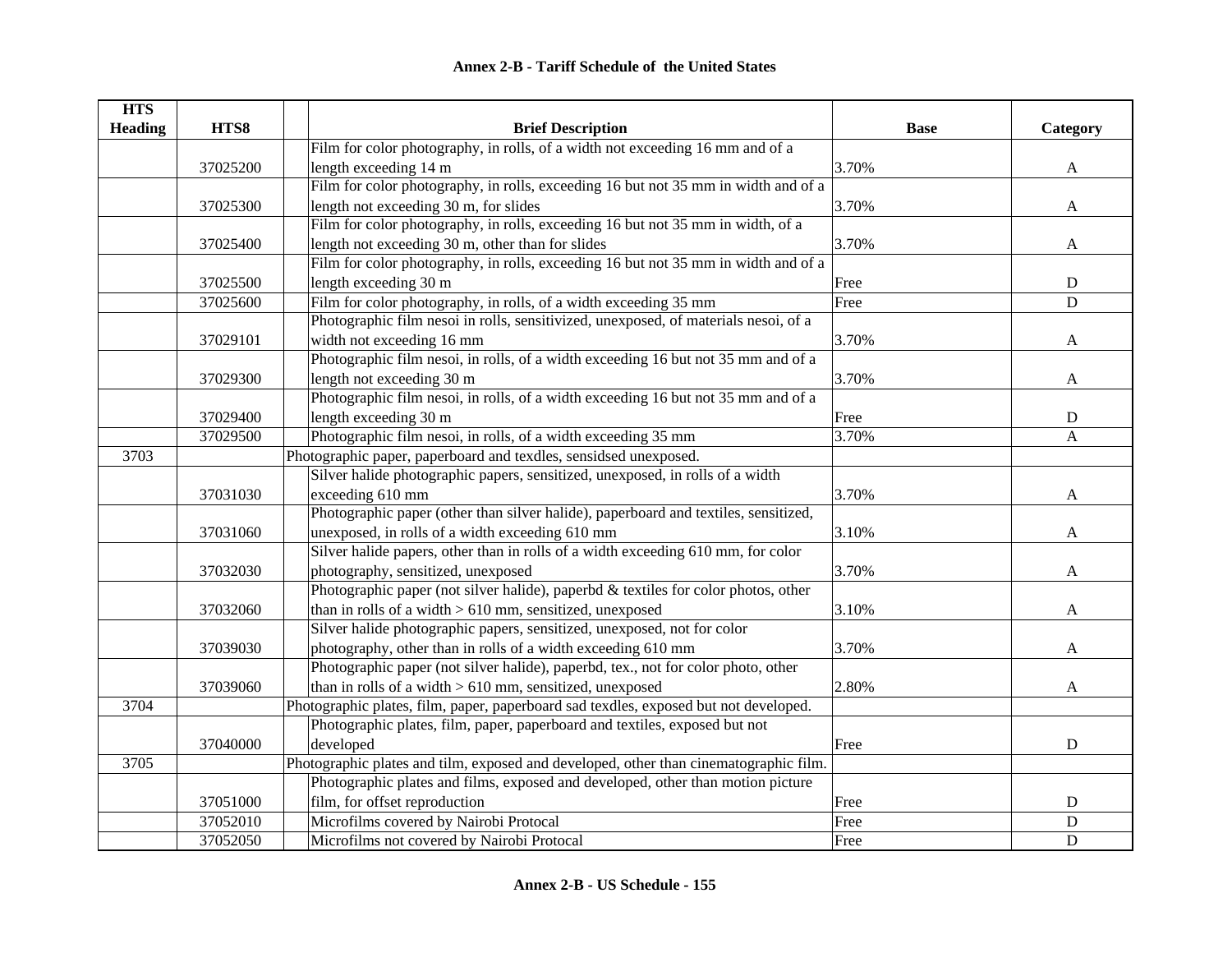# Annex 2-B - Tariff Schedule of the United States

| HTS Heading | HTS8 | Brief Description | Base | Category |
|---|---|---|---|---|
| | 37025200 | Film for color photography, in rolls, of a width not exceeding 16 mm and of a length exceeding 14 m | 3.70% | A |
| | 37025300 | Film for color photography, in rolls, exceeding 16 but not 35 mm in width and of a length not exceeding 30 m, for slides | 3.70% | A |
| | 37025400 | Film for color photography, in rolls, exceeding 16 but not 35 mm in width, of a length not exceeding 30 m, other than for slides | 3.70% | A |
| | 37025500 | Film for color photography, in rolls, exceeding 16 but not 35 mm in width and of a length exceeding 30 m | Free | D |
| | 37025600 | Film for color photography, in rolls, of a width exceeding 35 mm | Free | D |
| | 37029101 | Photographic film nesoi in rolls, sensitivized, unexposed, of materials nesoi, of a width not exceeding 16 mm | 3.70% | A |
| | 37029300 | Photographic film nesoi, in rolls, of a width exceeding 16 but not 35 mm and of a length not exceeding 30 m | 3.70% | A |
| | 37029400 | Photographic film nesoi, in rolls, of a width exceeding 16 but not 35 mm and of a length exceeding 30 m | Free | D |
| | 37029500 | Photographic film nesoi, in rolls, of a width exceeding 35 mm | 3.70% | A |
| 3703 | | Photographic paper, paperboard and texdles, sensidsed unexposed. | | |
| | 37031030 | Silver halide photographic papers, sensitized, unexposed, in rolls of a width exceeding 610 mm | 3.70% | A |
| | 37031060 | Photographic paper (other than silver halide), paperboard and textiles, sensitized, unexposed, in rolls of a width exceeding 610 mm | 3.10% | A |
| | 37032030 | Silver halide papers, other than in rolls of a width exceeding 610 mm, for color photography, sensitized, unexposed | 3.70% | A |
| | 37032060 | Photographic paper (not silver halide), paperbd & textiles for color photos, other than in rolls of a width > 610 mm, sensitized, unexposed | 3.10% | A |
| | 37039030 | Silver halide photographic papers, sensitized, unexposed, not for color photography, other than in rolls of a width exceeding 610 mm | 3.70% | A |
| | 37039060 | Photographic paper (not silver halide), paperbd, tex., not for color photo, other than in rolls of a width > 610 mm, sensitized, unexposed | 2.80% | A |
| 3704 | | Photographic plates, film, paper, paperboard sad texdles, exposed but not developed. | | |
| | 37040000 | Photographic plates, film, paper, paperboard and textiles, exposed but not developed | Free | D |
| 3705 | | Photographic plates and tilm, exposed and developed, other than cinematographic film. | | |
| | 37051000 | Photographic plates and films, exposed and developed, other than motion picture film, for offset reproduction | Free | D |
| | 37052010 | Microfilms covered by Nairobi Protocal | Free | D |
| | 37052050 | Microfilms not covered by Nairobi Protocal | Free | D |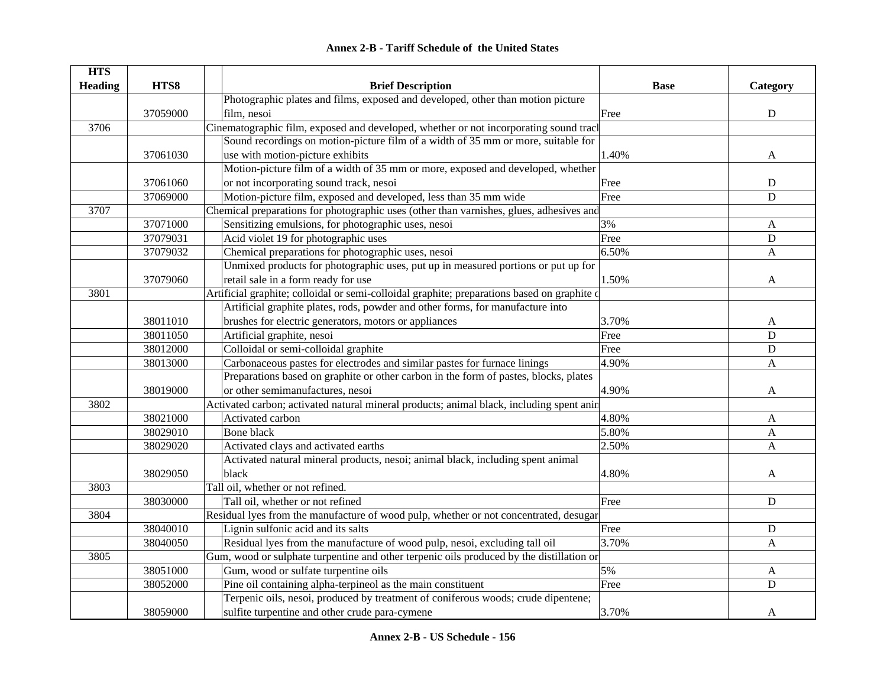## Annex 2-B - Tariff Schedule of the United States

| HTS Heading | HTS8 | Brief Description | Base | Category |
|---|---|---|---|---|
| | 37059000 | Photographic plates and films, exposed and developed, other than motion picture film, nesoi | Free | D |
| 3706 | | Cinematographic film, exposed and developed, whether or not incorporating sound tracl | | |
| | 37061030 | Sound recordings on motion-picture film of a width of 35 mm or more, suitable for use with motion-picture exhibits | 1.40% | A |
| | 37061060 | Motion-picture film of a width of 35 mm or more, exposed and developed, whether or not incorporating sound track, nesoi | Free | D |
| | 37069000 | Motion-picture film, exposed and developed, less than 35 mm wide | Free | D |
| 3707 | | Chemical preparations for photographic uses (other than varnishes, glues, adhesives and | | |
| | 37071000 | Sensitizing emulsions, for photographic uses, nesoi | 3% | A |
| | 37079031 | Acid violet 19 for photographic uses | Free | D |
| | 37079032 | Chemical preparations for photographic uses, nesoi | 6.50% | A |
| | 37079060 | Unmixed products for photographic uses, put up in measured portions or put up for retail sale in a form ready for use | 1.50% | A |
| 3801 | | Artificial graphite; colloidal or semi-colloidal graphite; preparations based on graphite c | | |
| | 38011010 | Artificial graphite plates, rods, powder and other forms, for manufacture into brushes for electric generators, motors or appliances | 3.70% | A |
| | 38011050 | Artificial graphite, nesoi | Free | D |
| | 38012000 | Colloidal or semi-colloidal graphite | Free | D |
| | 38013000 | Carbonaceous pastes for electrodes and similar pastes for furnace linings | 4.90% | A |
| | 38019000 | Preparations based on graphite or other carbon in the form of pastes, blocks, plates or other semimanufactures, nesoi | 4.90% | A |
| 3802 | | Activated carbon; activated natural mineral products; animal black, including spent anin | | |
| | 38021000 | Activated carbon | 4.80% | A |
| | 38029010 | Bone black | 5.80% | A |
| | 38029020 | Activated clays and activated earths | 2.50% | A |
| | 38029050 | Activated natural mineral products, nesoi; animal black, including spent animal black | 4.80% | A |
| 3803 | | Tall oil, whether or not refined. | | |
| | 38030000 | Tall oil, whether or not refined | Free | D |
| 3804 | | Residual lyes from the manufacture of wood pulp, whether or not concentrated, desugar | | |
| | 38040010 | Lignin sulfonic acid and its salts | Free | D |
| | 38040050 | Residual lyes from the manufacture of wood pulp, nesoi, excluding tall oil | 3.70% | A |
| 3805 | | Gum, wood or sulphate turpentine and other terpenic oils produced by the distillation or | | |
| | 38051000 | Gum, wood or sulfate turpentine oils | 5% | A |
| | 38052000 | Pine oil containing alpha-terpineol as the main constituent | Free | D |
| | 38059000 | Terpenic oils, nesoi, produced by treatment of coniferous woods; crude dipentene; sulfite turpentine and other crude para-cymene | 3.70% | A |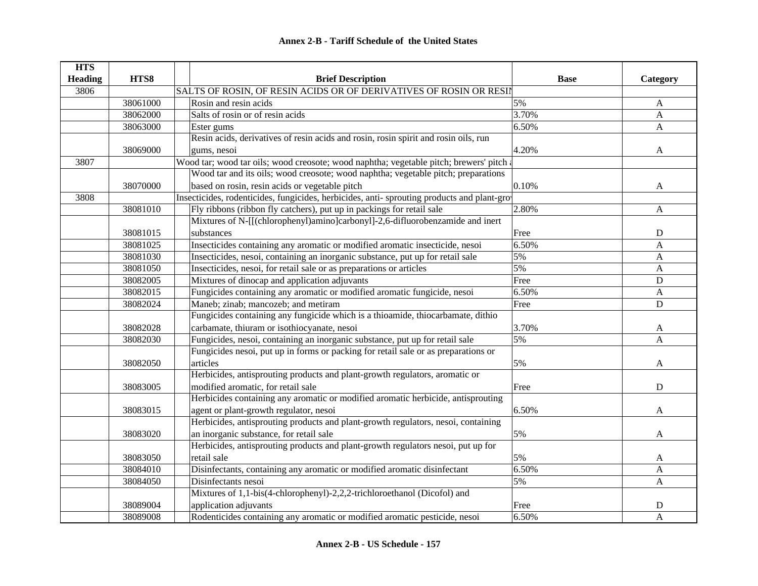## Annex 2-B - Tariff Schedule of the United States

| HTS Heading | HTS8 | Brief Description | Base | Category |
|---|---|---|---|---|
| 3806 | | SALTS OF ROSIN, OF RESIN ACIDS OR OF DERIVATIVES OF ROSIN OR RESIN | | |
| | 38061000 | Rosin and resin acids | 5% | A |
| | 38062000 | Salts of rosin or of resin acids | 3.70% | A |
| | 38063000 | Ester gums | 6.50% | A |
| | 38069000 | Resin acids, derivatives of resin acids and rosin, rosin spirit and rosin oils, run gums, nesoi | 4.20% | A |
| 3807 | | Wood tar; wood tar oils; wood creosote; wood naphtha; vegetable pitch; brewers' pitch a | | |
| | 38070000 | Wood tar and its oils; wood creosote; wood naphtha; vegetable pitch; preparations based on rosin, resin acids or vegetable pitch | 0.10% | A |
| 3808 | | Insecticides, rodenticides, fungicides, herbicides, anti- sprouting products and plant-grow | | |
| | 38081010 | Fly ribbons (ribbon fly catchers), put up in packings for retail sale | 2.80% | A |
| | 38081015 | Mixtures of N-[[(chlorophenyl)amino]carbonyl]-2,6-difluorobenzamide and inert substances | Free | D |
| | 38081025 | Insecticides containing any aromatic or modified aromatic insecticide, nesoi | 6.50% | A |
| | 38081030 | Insecticides, nesoi, containing an inorganic substance, put up for retail sale | 5% | A |
| | 38081050 | Insecticides, nesoi, for retail sale or as preparations or articles | 5% | A |
| | 38082005 | Mixtures of dinocap and application adjuvants | Free | D |
| | 38082015 | Fungicides containing any aromatic or modified aromatic fungicide, nesoi | 6.50% | A |
| | 38082024 | Maneb; zinab; mancozeb; and metiram | Free | D |
| | 38082028 | Fungicides containing any fungicide which is a thioamide, thiocarbamate, dithio carbamate, thiuram or isothiocyanate, nesoi | 3.70% | A |
| | 38082030 | Fungicides, nesoi, containing an inorganic substance, put up for retail sale | 5% | A |
| | 38082050 | Fungicides nesoi, put up in forms or packing for retail sale or as preparations or articles | 5% | A |
| | 38083005 | Herbicides, antisprouting products and plant-growth regulators, aromatic or modified aromatic, for retail sale | Free | D |
| | 38083015 | Herbicides containing any aromatic or modified aromatic herbicide, antisprouting agent or plant-growth regulator, nesoi | 6.50% | A |
| | 38083020 | Herbicides, antisprouting products and plant-growth regulators, nesoi, containing an inorganic substance, for retail sale | 5% | A |
| | 38083050 | Herbicides, antisprouting products and plant-growth regulators nesoi, put up for retail sale | 5% | A |
| | 38084010 | Disinfectants, containing any aromatic or modified aromatic disinfectant | 6.50% | A |
| | 38084050 | Disinfectants nesoi | 5% | A |
| | 38089004 | Mixtures of 1,1-bis(4-chlorophenyl)-2,2,2-trichloroethanol (Dicofol) and application adjuvants | Free | D |
| | 38089008 | Rodenticides containing any aromatic or modified aromatic pesticide, nesoi | 6.50% | A |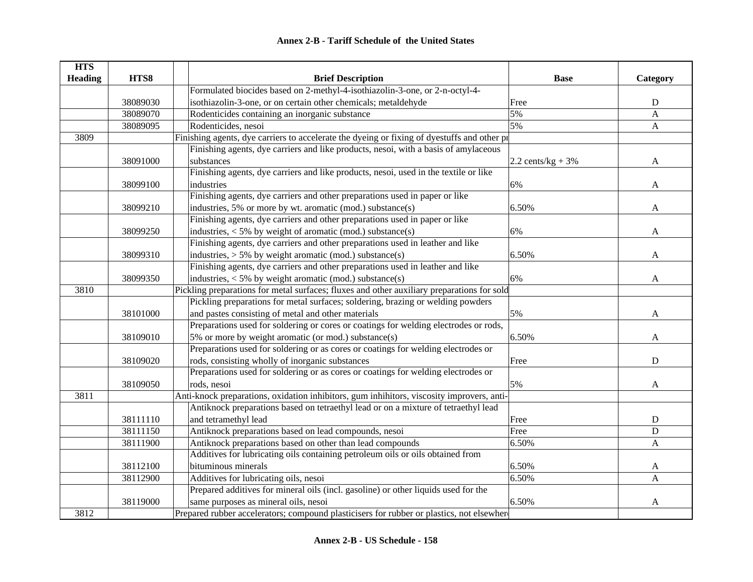# Annex 2-B - Tariff Schedule of the United States

| HTS Heading | HTS8 | Brief Description | Base | Category |
|---|---|---|---|---|
| | 38089030 | Formulated biocides based on 2-methyl-4-isothiazolin-3-one, or 2-n-octyl-4-isothiazolin-3-one, or on certain other chemicals; metaldehyde | Free | D |
| | 38089070 | Rodenticides containing an inorganic substance | 5% | A |
| | 38089095 | Rodenticides, nesoi | 5% | A |
| 3809 | | Finishing agents, dye carriers to accelerate the dyeing or fixing of dyestuffs and other pr | | |
| | 38091000 | Finishing agents, dye carriers and like products, nesoi, with a basis of amylaceous substances | 2.2 cents/kg + 3% | A |
| | 38099100 | Finishing agents, dye carriers and like products, nesoi, used in the textile or like industries | 6% | A |
| | 38099210 | Finishing agents, dye carriers and other preparations used in paper or like industries, 5% or more by wt. aromatic (mod.) substance(s) | 6.50% | A |
| | 38099250 | Finishing agents, dye carriers and other preparations used in paper or like industries, < 5% by weight of aromatic (mod.) substance(s) | 6% | A |
| | 38099310 | Finishing agents, dye carriers and other preparations used in leather and like industries, > 5% by weight aromatic (mod.) substance(s) | 6.50% | A |
| | 38099350 | Finishing agents, dye carriers and other preparations used in leather and like industries, < 5% by weight aromatic (mod.) substance(s) | 6% | A |
| 3810 | | Pickling preparations for metal surfaces; fluxes and other auxiliary preparations for sold | | |
| | 38101000 | Pickling preparations for metal surfaces; soldering, brazing or welding powders and pastes consisting of metal and other materials | 5% | A |
| | 38109010 | Preparations used for soldering or cores or coatings for welding electrodes or rods, 5% or more by weight aromatic (or mod.) substance(s) | 6.50% | A |
| | 38109020 | Preparations used for soldering or as cores or coatings for welding electrodes or rods, consisting wholly of inorganic substances | Free | D |
| | 38109050 | Preparations used for soldering or as cores or coatings for welding electrodes or rods, nesoi | 5% | A |
| 3811 | | Anti-knock preparations, oxidation inhibitors, gum inhihitors, viscosity improvers, anti- | | |
| | 38111110 | Antiknock preparations based on tetraethyl lead or on a mixture of tetraethyl lead and tetramethyl lead | Free | D |
| | 38111150 | Antiknock preparations based on lead compounds, nesoi | Free | D |
| | 38111900 | Antiknock preparations based on other than lead compounds | 6.50% | A |
| | 38112100 | Additives for lubricating oils containing petroleum oils or oils obtained from bituminous minerals | 6.50% | A |
| | 38112900 | Additives for lubricating oils, nesoi | 6.50% | A |
| | 38119000 | Prepared additives for mineral oils (incl. gasoline) or other liquids used for the same purposes as mineral oils, nesoi | 6.50% | A |
| 3812 | | Prepared rubber accelerators; compound plasticisers for rubber or plastics, not elsewhere | | |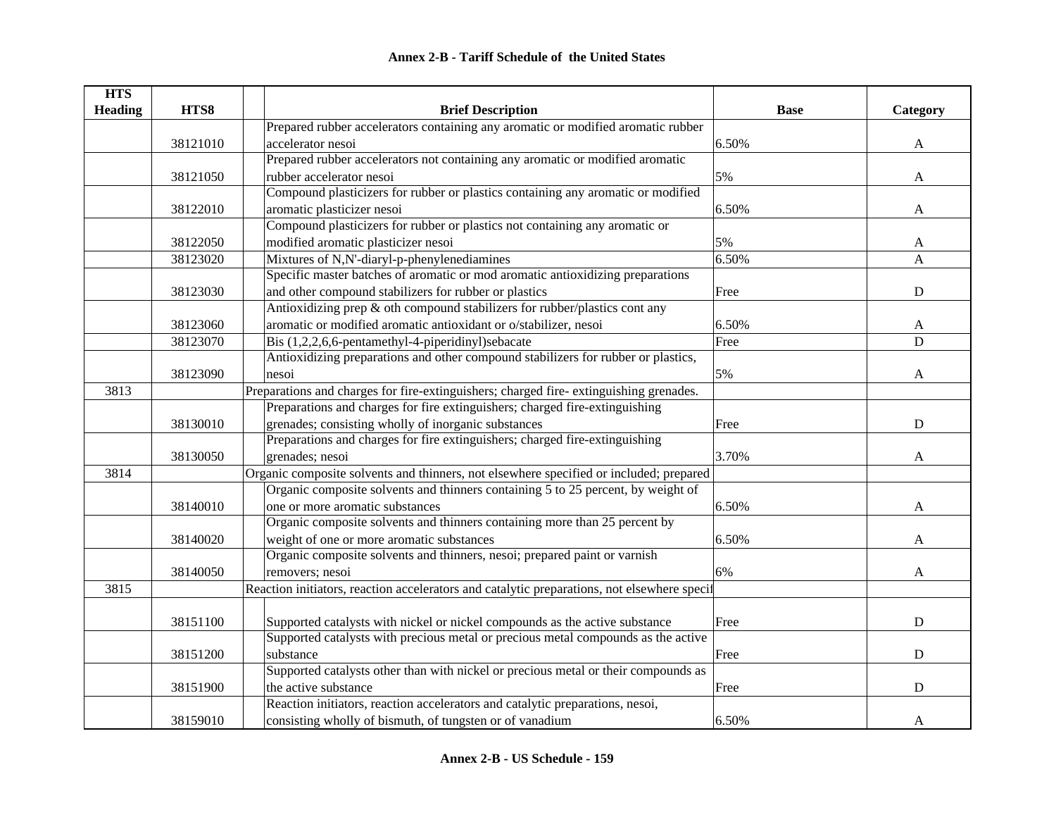## Annex 2-B - Tariff Schedule of the United States

| HTS Heading | HTS8 | Brief Description | Base | Category |
|---|---|---|---|---|
| | 38121010 | Prepared rubber accelerators containing any aromatic or modified aromatic rubber accelerator nesoi | 6.50% | A |
| | 38121050 | Prepared rubber accelerators not containing any aromatic or modified aromatic rubber accelerator nesoi | 5% | A |
| | 38122010 | Compound plasticizers for rubber or plastics containing any aromatic or modified aromatic plasticizer nesoi | 6.50% | A |
| | 38122050 | Compound plasticizers for rubber or plastics not containing any aromatic or modified aromatic plasticizer nesoi | 5% | A |
| | 38123020 | Mixtures of N,N'-diaryl-p-phenylenediamines | 6.50% | A |
| | 38123030 | Specific master batches of aromatic or mod aromatic antioxidizing preparations and other compound stabilizers for rubber or plastics | Free | D |
| | 38123060 | Antioxidizing prep & oth compound stabilizers for rubber/plastics cont any aromatic or modified aromatic antioxidant or o/stabilizer, nesoi | 6.50% | A |
| | 38123070 | Bis (1,2,2,6,6-pentamethyl-4-piperidinyl)sebacate | Free | D |
| | 38123090 | Antioxidizing preparations and other compound stabilizers for rubber or plastics, nesoi | 5% | A |
| 3813 | | Preparations and charges for fire-extinguishers; charged fire- extinguishing grenades. | | |
| | 38130010 | Preparations and charges for fire extinguishers; charged fire-extinguishing grenades; consisting wholly of inorganic substances | Free | D |
| | 38130050 | Preparations and charges for fire extinguishers; charged fire-extinguishing grenades; nesoi | 3.70% | A |
| 3814 | | Organic composite solvents and thinners, not elsewhere specified or included; prepared | | |
| | 38140010 | Organic composite solvents and thinners containing 5 to 25 percent, by weight of one or more aromatic substances | 6.50% | A |
| | 38140020 | Organic composite solvents and thinners containing more than 25 percent by weight of one or more aromatic substances | 6.50% | A |
| | 38140050 | Organic composite solvents and thinners, nesoi; prepared paint or varnish removers; nesoi | 6% | A |
| 3815 | | Reaction initiators, reaction accelerators and catalytic preparations, not elsewhere specif | | |
| | 38151100 | Supported catalysts with nickel or nickel compounds as the active substance | Free | D |
| | 38151200 | Supported catalysts with precious metal or precious metal compounds as the active substance | Free | D |
| | 38151900 | Supported catalysts other than with nickel or precious metal or their compounds as the active substance | Free | D |
| | 38159010 | Reaction initiators, reaction accelerators and catalytic preparations, nesoi, consisting wholly of bismuth, of tungsten or of vanadium | 6.50% | A |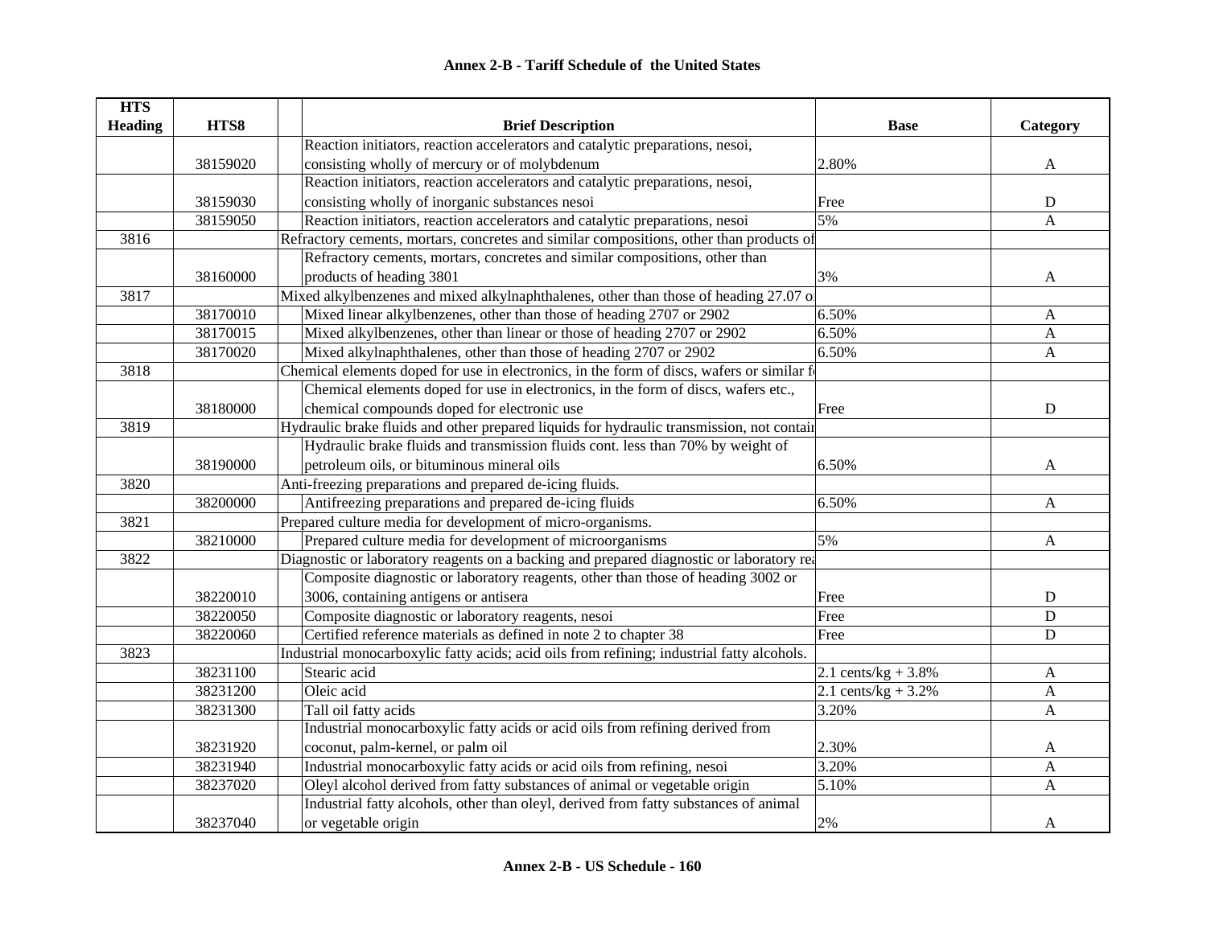# Annex 2-B - Tariff Schedule of the United States

| HTS Heading | HTS8 | Brief Description | Base | Category |
|---|---|---|---|---|
| | 38159020 | Reaction initiators, reaction accelerators and catalytic preparations, nesoi, consisting wholly of mercury or of molybdenum | 2.80% | A |
| | 38159030 | Reaction initiators, reaction accelerators and catalytic preparations, nesoi, consisting wholly of inorganic substances nesoi | Free | D |
| | 38159050 | Reaction initiators, reaction accelerators and catalytic preparations, nesoi | 5% | A |
| 3816 | | Refractory cements, mortars, concretes and similar compositions, other than products of | | |
| | 38160000 | Refractory cements, mortars, concretes and similar compositions, other than products of heading 3801 | 3% | A |
| 3817 | | Mixed alkylbenzenes and mixed alkylnaphthalenes, other than those of heading 27.07 o | | |
| | 38170010 | Mixed linear alkylbenzenes, other than those of heading 2707 or 2902 | 6.50% | A |
| | 38170015 | Mixed alkylbenzenes, other than linear or those of heading 2707 or 2902 | 6.50% | A |
| | 38170020 | Mixed alkylnaphthalenes, other than those of heading 2707 or 2902 | 6.50% | A |
| 3818 | | Chemical elements doped for use in electronics, in the form of discs, wafers or similar f | | |
| | 38180000 | Chemical elements doped for use in electronics, in the form of discs, wafers etc., chemical compounds doped for electronic use | Free | D |
| 3819 | | Hydraulic brake fluids and other prepared liquids for hydraulic transmission, not contair | | |
| | 38190000 | Hydraulic brake fluids and transmission fluids cont. less than 70% by weight of petroleum oils, or bituminous mineral oils | 6.50% | A |
| 3820 | | Anti-freezing preparations and prepared de-icing fluids. | | |
| | 38200000 | Antifreezing preparations and prepared de-icing fluids | 6.50% | A |
| 3821 | | Prepared culture media for development of micro-organisms. | | |
| | 38210000 | Prepared culture media for development of microorganisms | 5% | A |
| 3822 | | Diagnostic or laboratory reagents on a backing and prepared diagnostic or laboratory rea | | |
| | 38220010 | Composite diagnostic or laboratory reagents, other than those of heading 3002 or 3006, containing antigens or antisera | Free | D |
| | 38220050 | Composite diagnostic or laboratory reagents, nesoi | Free | D |
| | 38220060 | Certified reference materials as defined in note 2 to chapter 38 | Free | D |
| 3823 | | Industrial monocarboxylic fatty acids; acid oils from refining; industrial fatty alcohols. | | |
| | 38231100 | Stearic acid | 2.1 cents/kg + 3.8% | A |
| | 38231200 | Oleic acid | 2.1 cents/kg + 3.2% | A |
| | 38231300 | Tall oil fatty acids | 3.20% | A |
| | 38231920 | Industrial monocarboxylic fatty acids or acid oils from refining derived from coconut, palm-kernel, or palm oil | 2.30% | A |
| | 38231940 | Industrial monocarboxylic fatty acids or acid oils from refining, nesoi | 3.20% | A |
| | 38237020 | Oleyl alcohol derived from fatty substances of animal or vegetable origin | 5.10% | A |
| | 38237040 | Industrial fatty alcohols, other than oleyl, derived from fatty substances of animal or vegetable origin | 2% | A |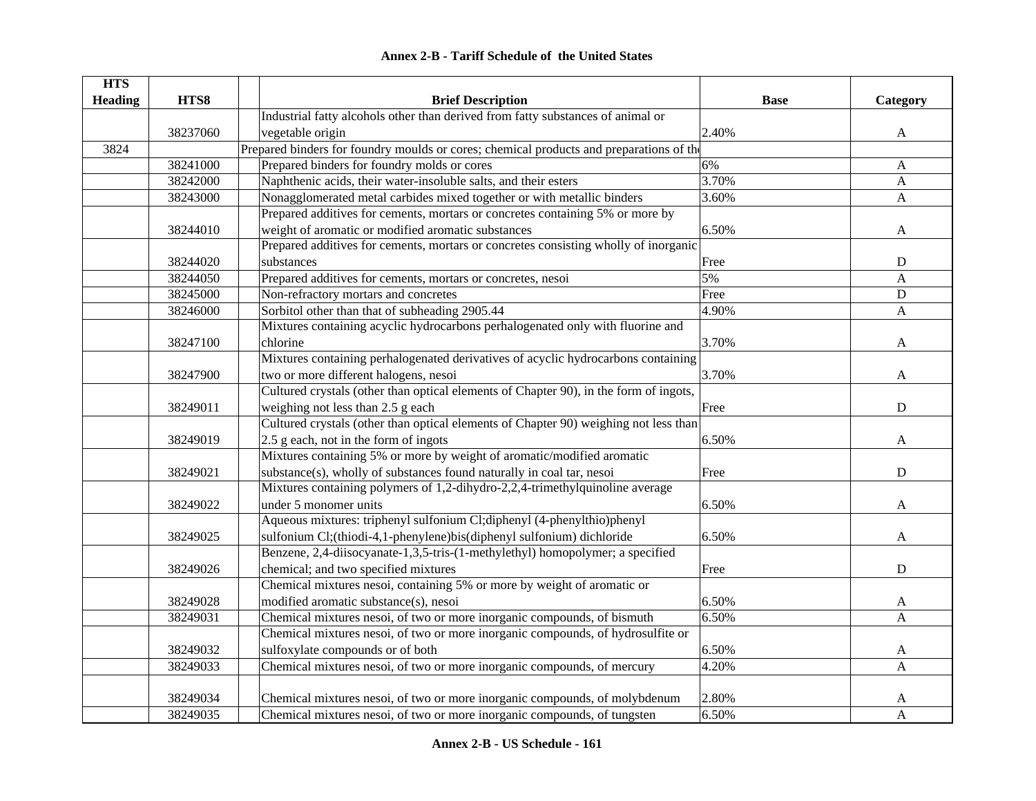**Annex 2-B - Tariff Schedule of the United States**

| HTS Heading | HTS8 | | Brief Description | Base | Category |
|---|---|---|---|---|---|
| | 38237060 | | Industrial fatty alcohols other than derived from fatty substances of animal or vegetable origin | 2.40% | A |
| 3824 | | | Prepared binders for foundry moulds or cores; chemical products and preparations of the | | |
| | 38241000 | | Prepared binders for foundry molds or cores | 6% | A |
| | 38242000 | | Naphthenic acids, their water-insoluble salts, and their esters | 3.70% | A |
| | 38243000 | | Nonagglomerated metal carbides mixed together or with metallic binders | 3.60% | A |
| | 38244010 | | Prepared additives for cements, mortars or concretes containing 5% or more by weight of aromatic or modified aromatic substances | 6.50% | A |
| | 38244020 | | Prepared additives for cements, mortars or concretes consisting wholly of inorganic substances | Free | D |
| | 38244050 | | Prepared additives for cements, mortars or concretes, nesoi | 5% | A |
| | 38245000 | | Non-refractory mortars and concretes | Free | D |
| | 38246000 | | Sorbitol other than that of subheading 2905.44 | 4.90% | A |
| | 38247100 | | Mixtures containing acyclic hydrocarbons perhalogenated only with fluorine and chlorine | 3.70% | A |
| | 38247900 | | Mixtures containing perhalogenated derivatives of acyclic hydrocarbons containing two or more different halogens, nesoi | 3.70% | A |
| | 38249011 | | Cultured crystals (other than optical elements of Chapter 90), in the form of ingots, weighing not less than 2.5 g each | Free | D |
| | 38249019 | | Cultured crystals (other than optical elements of Chapter 90) weighing not less than 2.5 g each, not in the form of ingots | 6.50% | A |
| | 38249021 | | Mixtures containing 5% or more by weight of aromatic/modified aromatic substance(s), wholly of substances found naturally in coal tar, nesoi | Free | D |
| | 38249022 | | Mixtures containing polymers of 1,2-dihydro-2,2,4-trimethylquinoline average under 5 monomer units | 6.50% | A |
| | 38249025 | | Aqueous mixtures: triphenyl sulfonium Cl;diphenyl (4-phenylthio)phenyl sulfonium Cl;(thiodi-4,1-phenylene)bis(diphenyl sulfonium) dichloride | 6.50% | A |
| | 38249026 | | Benzene, 2,4-diisocyanate-1,3,5-tris-(1-methylethyl) homopolymer; a specified chemical; and two specified mixtures | Free | D |
| | 38249028 | | Chemical mixtures nesoi, containing 5% or more by weight of aromatic or modified aromatic substance(s), nesoi | 6.50% | A |
| | 38249031 | | Chemical mixtures nesoi, of two or more inorganic compounds, of bismuth | 6.50% | A |
| | 38249032 | | Chemical mixtures nesoi, of two or more inorganic compounds, of hydrosulfite or sulfoxylate compounds or of both | 6.50% | A |
| | 38249033 | | Chemical mixtures nesoi, of two or more inorganic compounds, of mercury | 4.20% | A |
| | 38249034 | | Chemical mixtures nesoi, of two or more inorganic compounds, of molybdenum | 2.80% | A |
| | 38249035 | | Chemical mixtures nesoi, of two or more inorganic compounds, of tungsten | 6.50% | A |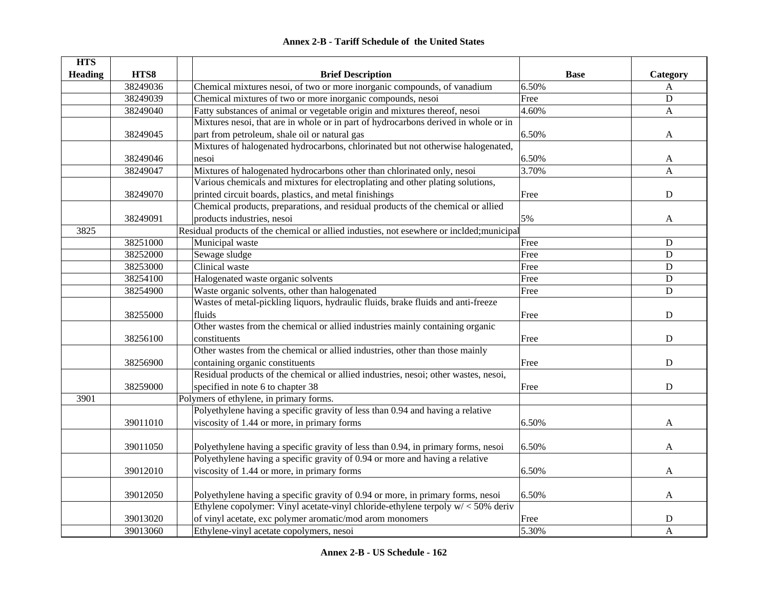## Annex 2-B - Tariff Schedule of the United States

| HTS Heading | HTS8 | | Brief Description | Base | Category |
|---|---|---|---|---|---|
| | 38249036 | | Chemical mixtures nesoi, of two or more inorganic compounds, of vanadium | 6.50% | A |
| | 38249039 | | Chemical mixtures of two or more inorganic compounds, nesoi | Free | D |
| | 38249040 | | Fatty substances of animal or vegetable origin and mixtures thereof, nesoi | 4.60% | A |
| | 38249045 | | Mixtures nesoi, that are in whole or in part of hydrocarbons derived in whole or in part from petroleum, shale oil or natural gas | 6.50% | A |
| | 38249046 | | Mixtures of halogenated hydrocarbons, chlorinated but not otherwise halogenated, nesoi | 6.50% | A |
| | 38249047 | | Mixtures of halogenated hydrocarbons other than chlorinated only, nesoi | 3.70% | A |
| | 38249070 | | Various chemicals and mixtures for electroplating and other plating solutions, printed circuit boards, plastics, and metal finishings | Free | D |
| | 38249091 | | Chemical products, preparations, and residual products of the chemical or allied products industries, nesoi | 5% | A |
| 3825 | | | Residual products of the chemical or allied industies, not esewhere or inclded;municipal | | |
| | 38251000 | | Municipal waste | Free | D |
| | 38252000 | | Sewage sludge | Free | D |
| | 38253000 | | Clinical waste | Free | D |
| | 38254100 | | Halogenated waste organic solvents | Free | D |
| | 38254900 | | Waste organic solvents, other than halogenated | Free | D |
| | 38255000 | | Wastes of metal-pickling liquors, hydraulic fluids, brake fluids and anti-freeze fluids | Free | D |
| | 38256100 | | Other wastes from the chemical or allied industries mainly containing organic constituents | Free | D |
| | 38256900 | | Other wastes from the chemical or allied industries, other than those mainly containing organic constituents | Free | D |
| | 38259000 | | Residual products of the chemical or allied industries, nesoi; other wastes, nesoi, specified in note 6 to chapter 38 | Free | D |
| 3901 | | | Polymers of ethylene, in primary forms. | | |
| | 39011010 | | Polyethylene having a specific gravity of less than 0.94 and having a relative viscosity of 1.44 or more, in primary forms | 6.50% | A |
| | 39011050 | | Polyethylene having a specific gravity of less than 0.94, in primary forms, nesoi | 6.50% | A |
| | 39012010 | | Polyethylene having a specific gravity of 0.94 or more and having a relative viscosity of 1.44 or more, in primary forms | 6.50% | A |
| | 39012050 | | Polyethylene having a specific gravity of 0.94 or more, in primary forms, nesoi | 6.50% | A |
| | 39013020 | | Ethylene copolymer: Vinyl acetate-vinyl chloride-ethylene terpoly w/ < 50% deriv of vinyl acetate, exc polymer aromatic/mod arom monomers | Free | D |
| | 39013060 | | Ethylene-vinyl acetate copolymers, nesoi | 5.30% | A |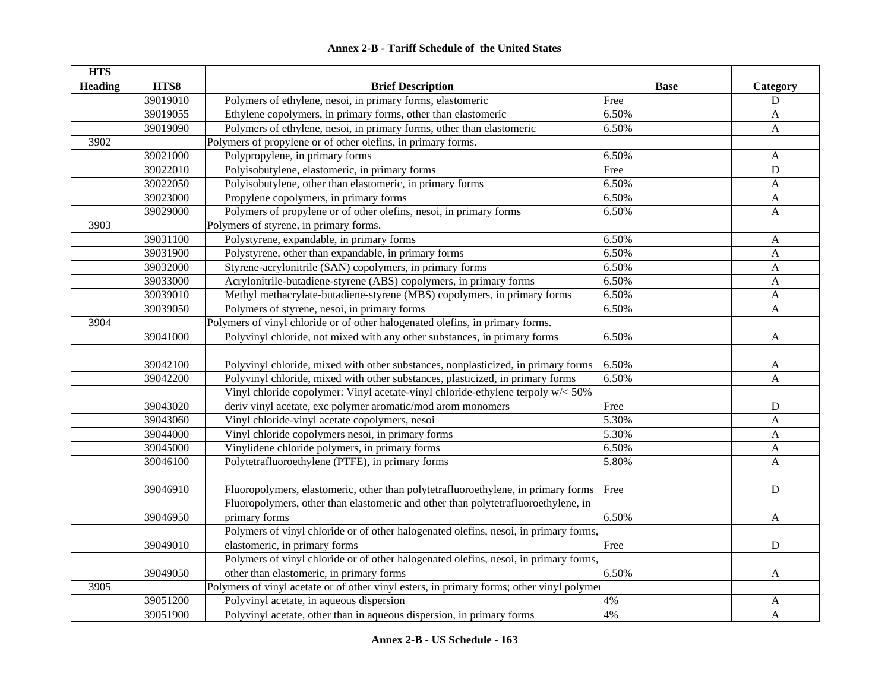## Annex 2-B - Tariff Schedule of the United States

| HTS Heading | HTS8 | Brief Description | Base | Category |
|---|---|---|---|---|
| | 39019010 | Polymers of ethylene, nesoi, in primary forms, elastomeric | Free | D |
| | 39019055 | Ethylene copolymers, in primary forms, other than elastomeric | 6.50% | A |
| | 39019090 | Polymers of ethylene, nesoi, in primary forms, other than elastomeric | 6.50% | A |
| 3902 | | Polymers of propylene or of other olefins, in primary forms. | | |
| | 39021000 | Polypropylene, in primary forms | 6.50% | A |
| | 39022010 | Polyisobutylene, elastomeric, in primary forms | Free | D |
| | 39022050 | Polyisobutylene, other than elastomeric, in primary forms | 6.50% | A |
| | 39023000 | Propylene copolymers, in primary forms | 6.50% | A |
| | 39029000 | Polymers of propylene or of other olefins, nesoi, in primary forms | 6.50% | A |
| 3903 | | Polymers of styrene, in primary forms. | | |
| | 39031100 | Polystyrene, expandable, in primary forms | 6.50% | A |
| | 39031900 | Polystyrene, other than expandable, in primary forms | 6.50% | A |
| | 39032000 | Styrene-acrylonitrile (SAN) copolymers, in primary forms | 6.50% | A |
| | 39033000 | Acrylonitrile-butadiene-styrene (ABS) copolymers, in primary forms | 6.50% | A |
| | 39039010 | Methyl methacrylate-butadiene-styrene (MBS) copolymers, in primary forms | 6.50% | A |
| | 39039050 | Polymers of styrene, nesoi, in primary forms | 6.50% | A |
| 3904 | | Polymers of vinyl chloride or of other halogenated olefins, in primary forms. | | |
| | 39041000 | Polyvinyl chloride, not mixed with any other substances, in primary forms | 6.50% | A |
| | 39042100 | Polyvinyl chloride, mixed with other substances, nonplasticized, in primary forms | 6.50% | A |
| | 39042200 | Polyvinyl chloride, mixed with other substances, plasticized, in primary forms | 6.50% | A |
| | 39043020 | Vinyl chloride copolymer: Vinyl acetate-vinyl chloride-ethylene terpoly w/< 50% deriv vinyl acetate, exc polymer aromatic/mod arom monomers | Free | D |
| | 39043060 | Vinyl chloride-vinyl acetate copolymers, nesoi | 5.30% | A |
| | 39044000 | Vinyl chloride copolymers nesoi, in primary forms | 5.30% | A |
| | 39045000 | Vinylidene chloride polymers, in primary forms | 6.50% | A |
| | 39046100 | Polytetrafluoroethylene (PTFE), in primary forms | 5.80% | A |
| | 39046910 | Fluoropolymers, elastomeric, other than polytetrafluoroethylene, in primary forms | Free | D |
| | 39046950 | Fluoropolymers, other than elastomeric and other than polytetrafluoroethylene, in primary forms | 6.50% | A |
| | 39049010 | Polymers of vinyl chloride or of other halogenated olefins, nesoi, in primary forms, elastomeric, in primary forms | Free | D |
| | 39049050 | Polymers of vinyl chloride or of other halogenated olefins, nesoi, in primary forms, other than elastomeric, in primary forms | 6.50% | A |
| 3905 | | Polymers of vinyl acetate or of other vinyl esters, in primary forms; other vinyl polymer | | |
| | 39051200 | Polyvinyl acetate, in aqueous dispersion | 4% | A |
| | 39051900 | Polyvinyl acetate, other than in aqueous dispersion, in primary forms | 4% | A |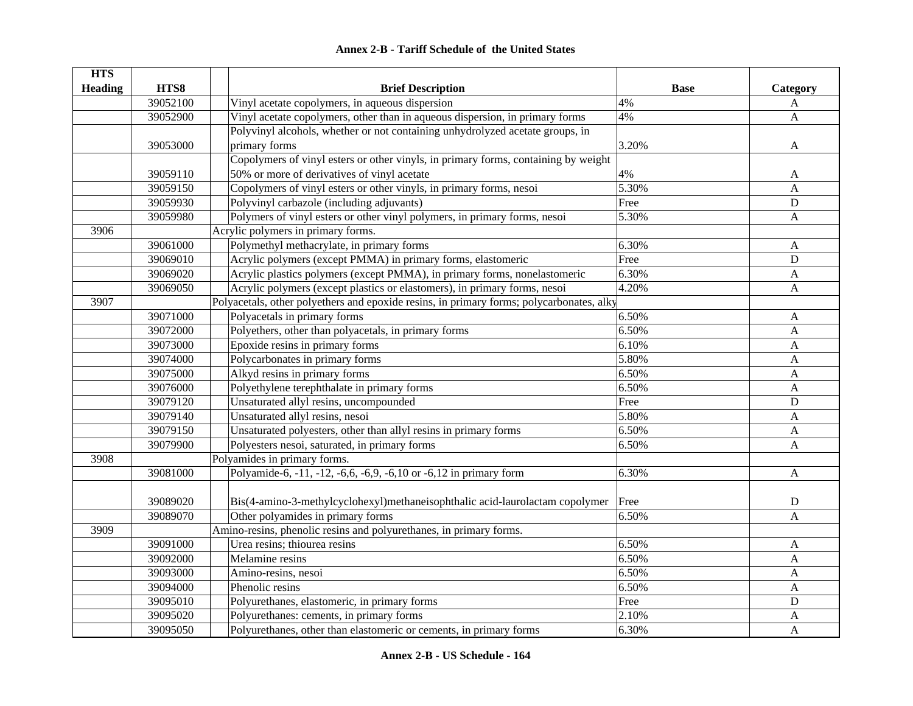**Annex 2-B - Tariff Schedule of the United States**

| HTS Heading | HTS8 | | Brief Description | Base | Category |
|---|---|---|---|---|---|
| | 39052100 | | Vinyl acetate copolymers, in aqueous dispersion | 4% | A |
| | 39052900 | | Vinyl acetate copolymers, other than in aqueous dispersion, in primary forms | 4% | A |
| | 39053000 | | Polyvinyl alcohols, whether or not containing unhydrolyzed acetate groups, in primary forms | 3.20% | A |
| | 39059110 | | Copolymers of vinyl esters or other vinyls, in primary forms, containing by weight 50% or more of derivatives of vinyl acetate | 4% | A |
| | 39059150 | | Copolymers of vinyl esters or other vinyls, in primary forms, nesoi | 5.30% | A |
| | 39059930 | | Polyvinyl carbazole (including adjuvants) | Free | D |
| | 39059980 | | Polymers of vinyl esters or other vinyl polymers, in primary forms, nesoi | 5.30% | A |
| 3906 | | Acrylic polymers in primary forms. | | | |
| | 39061000 | | Polymethyl methacrylate, in primary forms | 6.30% | A |
| | 39069010 | | Acrylic polymers (except PMMA) in primary forms, elastomeric | Free | D |
| | 39069020 | | Acrylic plastics polymers (except PMMA), in primary forms, nonelastomeric | 6.30% | A |
| | 39069050 | | Acrylic polymers (except plastics or elastomers), in primary forms, nesoi | 4.20% | A |
| 3907 | | Polyacetals, other polyethers and epoxide resins, in primary forms; polycarbonates, alky | | | |
| | 39071000 | | Polyacetals in primary forms | 6.50% | A |
| | 39072000 | | Polyethers, other than polyacetals, in primary forms | 6.50% | A |
| | 39073000 | | Epoxide resins in primary forms | 6.10% | A |
| | 39074000 | | Polycarbonates in primary forms | 5.80% | A |
| | 39075000 | | Alkyd resins in primary forms | 6.50% | A |
| | 39076000 | | Polyethylene terephthalate in primary forms | 6.50% | A |
| | 39079120 | | Unsaturated allyl resins, uncompounded | Free | D |
| | 39079140 | | Unsaturated allyl resins, nesoi | 5.80% | A |
| | 39079150 | | Unsaturated polyesters, other than allyl resins in primary forms | 6.50% | A |
| | 39079900 | | Polyesters nesoi, saturated, in primary forms | 6.50% | A |
| 3908 | | Polyamides in primary forms. | | | |
| | 39081000 | | Polyamide-6, -11, -12, -6,6, -6,9, -6,10 or -6,12 in primary form | 6.30% | A |
| | 39089020 | | Bis(4-amino-3-methylcyclohexyl)methaneisophthalic acid-laurolactam copolymer | Free | D |
| | 39089070 | | Other polyamides in primary forms | 6.50% | A |
| 3909 | | Amino-resins, phenolic resins and polyurethanes, in primary forms. | | | |
| | 39091000 | | Urea resins; thiourea resins | 6.50% | A |
| | 39092000 | | Melamine resins | 6.50% | A |
| | 39093000 | | Amino-resins, nesoi | 6.50% | A |
| | 39094000 | | Phenolic resins | 6.50% | A |
| | 39095010 | | Polyurethanes, elastomeric, in primary forms | Free | D |
| | 39095020 | | Polyurethanes: cements, in primary forms | 2.10% | A |
| | 39095050 | | Polyurethanes, other than elastomeric or cements, in primary forms | 6.30% | A |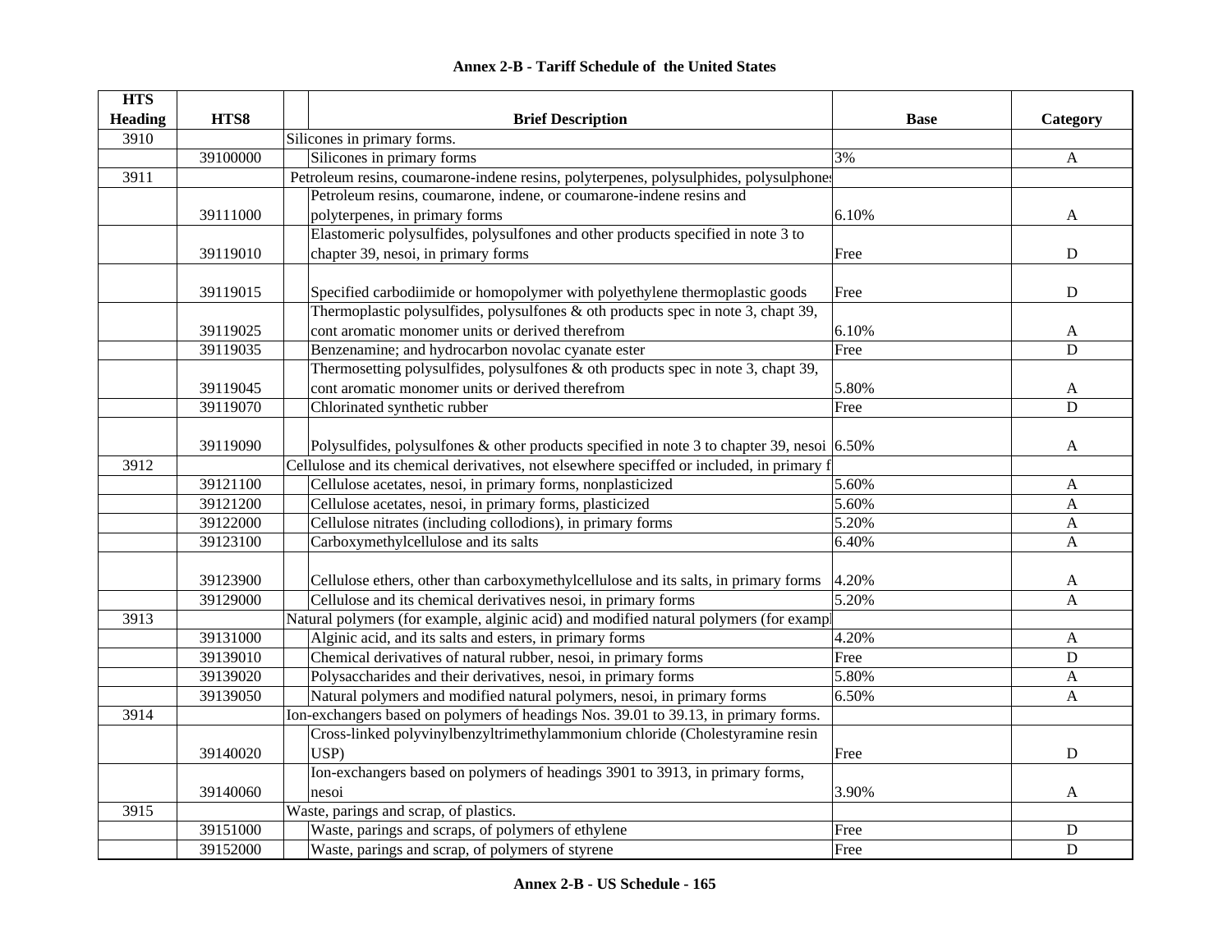**Annex 2-B - Tariff Schedule of the United States**

| HTS Heading | HTS8 | Brief Description | Base | Category |
|---|---|---|---|---|
| 3910 | | Silicones in primary forms. | | |
| | 39100000 | Silicones in primary forms | 3% | A |
| 3911 | | Petroleum resins, coumarone-indene resins, polyterpenes, polysulphides, polysulphones | | |
| | 39111000 | Petroleum resins, coumarone, indene, or coumarone-indene resins and polyterpenes, in primary forms | 6.10% | A |
| | 39119010 | Elastomeric polysulfides, polysulfones and other products specified in note 3 to chapter 39, nesoi, in primary forms | Free | D |
| | 39119015 | Specified carbodiimide or homopolymer with polyethylene thermoplastic goods | Free | D |
| | 39119025 | Thermoplastic polysulfides, polysulfones & oth products spec in note 3, chapt 39, cont aromatic monomer units or derived therefrom | 6.10% | A |
| | 39119035 | Benzenamine; and hydrocarbon novolac cyanate ester | Free | D |
| | 39119045 | Thermosetting polysulfides, polysulfones & oth products spec in note 3, chapt 39, cont aromatic monomer units or derived therefrom | 5.80% | A |
| | 39119070 | Chlorinated synthetic rubber | Free | D |
| | 39119090 | Polysulfides, polysulfones & other products specified in note 3 to chapter 39, nesoi | 6.50% | A |
| 3912 | | Cellulose and its chemical derivatives, not elsewhere speciffed or included, in primary f | | |
| | 39121100 | Cellulose acetates, nesoi, in primary forms, nonplasticized | 5.60% | A |
| | 39121200 | Cellulose acetates, nesoi, in primary forms, plasticized | 5.60% | A |
| | 39122000 | Cellulose nitrates (including collodions), in primary forms | 5.20% | A |
| | 39123100 | Carboxymethylcellulose and its salts | 6.40% | A |
| | 39123900 | Cellulose ethers, other than carboxymethylcellulose and its salts, in primary forms | 4.20% | A |
| | 39129000 | Cellulose and its chemical derivatives nesoi, in primary forms | 5.20% | A |
| 3913 | | Natural polymers (for example, alginic acid) and modified natural polymers (for exampl | | |
| | 39131000 | Alginic acid, and its salts and esters, in primary forms | 4.20% | A |
| | 39139010 | Chemical derivatives of natural rubber, nesoi, in primary forms | Free | D |
| | 39139020 | Polysaccharides and their derivatives, nesoi, in primary forms | 5.80% | A |
| | 39139050 | Natural polymers and modified natural polymers, nesoi, in primary forms | 6.50% | A |
| 3914 | | Ion-exchangers based on polymers of headings Nos. 39.01 to 39.13, in primary forms. | | |
| | 39140020 | Cross-linked polyvinylbenzyltrimethylammonium chloride (Cholestyramine resin USP) | Free | D |
| | 39140060 | Ion-exchangers based on polymers of headings 3901 to 3913, in primary forms, nesoi | 3.90% | A |
| 3915 | | Waste, parings and scrap, of plastics. | | |
| | 39151000 | Waste, parings and scraps, of polymers of ethylene | Free | D |
| | 39152000 | Waste, parings and scrap, of polymers of styrene | Free | D |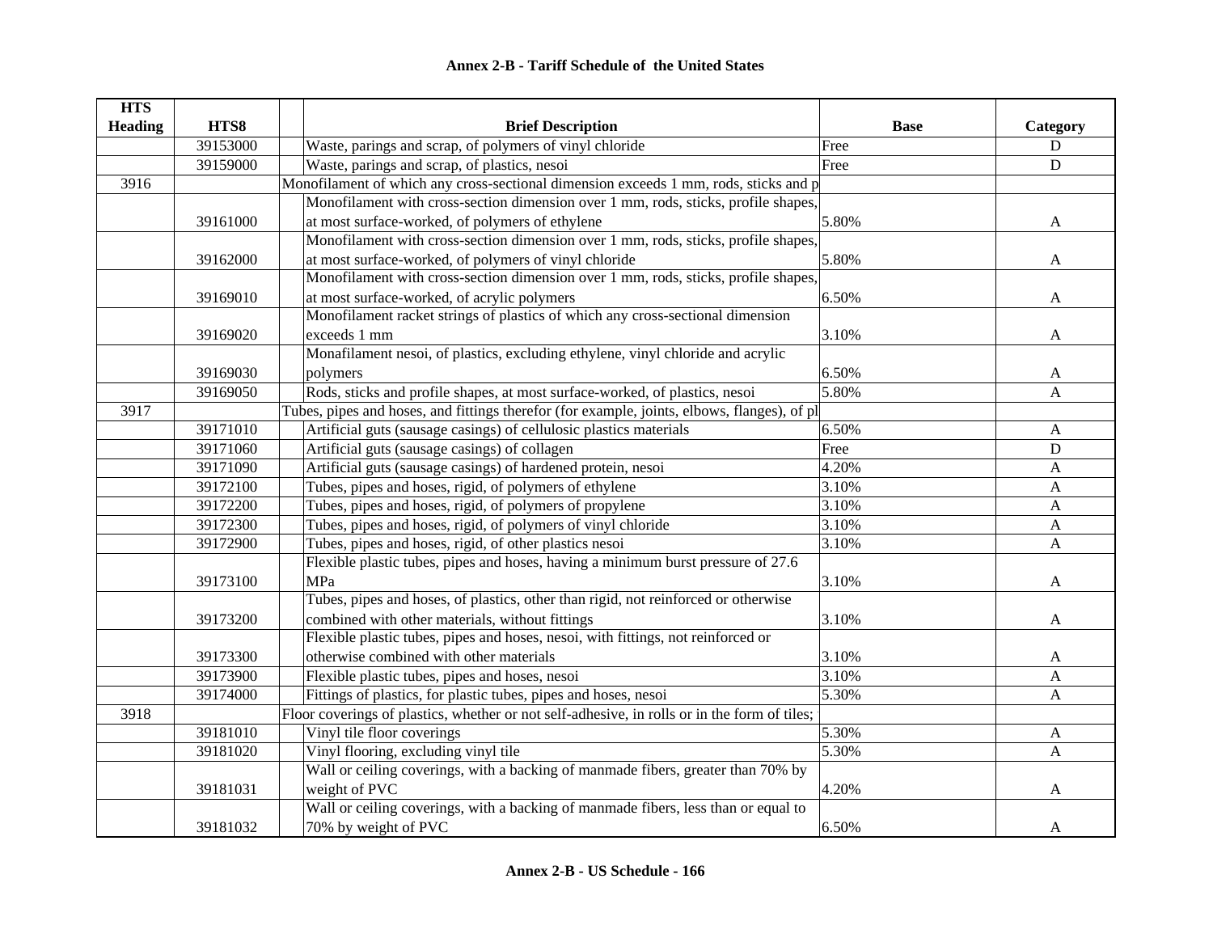# Annex 2-B - Tariff Schedule of the United States

| HTS Heading | HTS8 | Brief Description | Base | Category |
|---|---|---|---|---|
| | 39153000 | Waste, parings and scrap, of polymers of vinyl chloride | Free | D |
| | 39159000 | Waste, parings and scrap, of plastics, nesoi | Free | D |
| 3916 | | Monofilament of which any cross-sectional dimension exceeds 1 mm, rods, sticks and p | | |
| | 39161000 | Monofilament with cross-section dimension over 1 mm, rods, sticks, profile shapes, at most surface-worked, of polymers of ethylene | 5.80% | A |
| | 39162000 | Monofilament with cross-section dimension over 1 mm, rods, sticks, profile shapes, at most surface-worked, of polymers of vinyl chloride | 5.80% | A |
| | 39169010 | Monofilament with cross-section dimension over 1 mm, rods, sticks, profile shapes, at most surface-worked, of acrylic polymers | 6.50% | A |
| | 39169020 | Monofilament racket strings of plastics of which any cross-sectional dimension exceeds 1 mm | 3.10% | A |
| | 39169030 | Monafilament nesoi, of plastics, excluding ethylene, vinyl chloride and acrylic polymers | 6.50% | A |
| | 39169050 | Rods, sticks and profile shapes, at most surface-worked, of plastics, nesoi | 5.80% | A |
| 3917 | | Tubes, pipes and hoses, and fittings therefor (for example, joints, elbows, flanges), of pl | | |
| | 39171010 | Artificial guts (sausage casings) of cellulosic plastics materials | 6.50% | A |
| | 39171060 | Artificial guts (sausage casings) of collagen | Free | D |
| | 39171090 | Artificial guts (sausage casings) of hardened protein, nesoi | 4.20% | A |
| | 39172100 | Tubes, pipes and hoses, rigid, of polymers of ethylene | 3.10% | A |
| | 39172200 | Tubes, pipes and hoses, rigid, of polymers of propylene | 3.10% | A |
| | 39172300 | Tubes, pipes and hoses, rigid, of polymers of vinyl chloride | 3.10% | A |
| | 39172900 | Tubes, pipes and hoses, rigid, of other plastics nesoi | 3.10% | A |
| | 39173100 | Flexible plastic tubes, pipes and hoses, having a minimum burst pressure of 27.6 MPa | 3.10% | A |
| | 39173200 | Tubes, pipes and hoses, of plastics, other than rigid, not reinforced or otherwise combined with other materials, without fittings | 3.10% | A |
| | 39173300 | Flexible plastic tubes, pipes and hoses, nesoi, with fittings, not reinforced or otherwise combined with other materials | 3.10% | A |
| | 39173900 | Flexible plastic tubes, pipes and hoses, nesoi | 3.10% | A |
| | 39174000 | Fittings of plastics, for plastic tubes, pipes and hoses, nesoi | 5.30% | A |
| 3918 | | Floor coverings of plastics, whether or not self-adhesive, in rolls or in the form of tiles; | | |
| | 39181010 | Vinyl tile floor coverings | 5.30% | A |
| | 39181020 | Vinyl flooring, excluding vinyl tile | 5.30% | A |
| | 39181031 | Wall or ceiling coverings, with a backing of manmade fibers, greater than 70% by weight of PVC | 4.20% | A |
| | 39181032 | Wall or ceiling coverings, with a backing of manmade fibers, less than or equal to 70% by weight of PVC | 6.50% | A |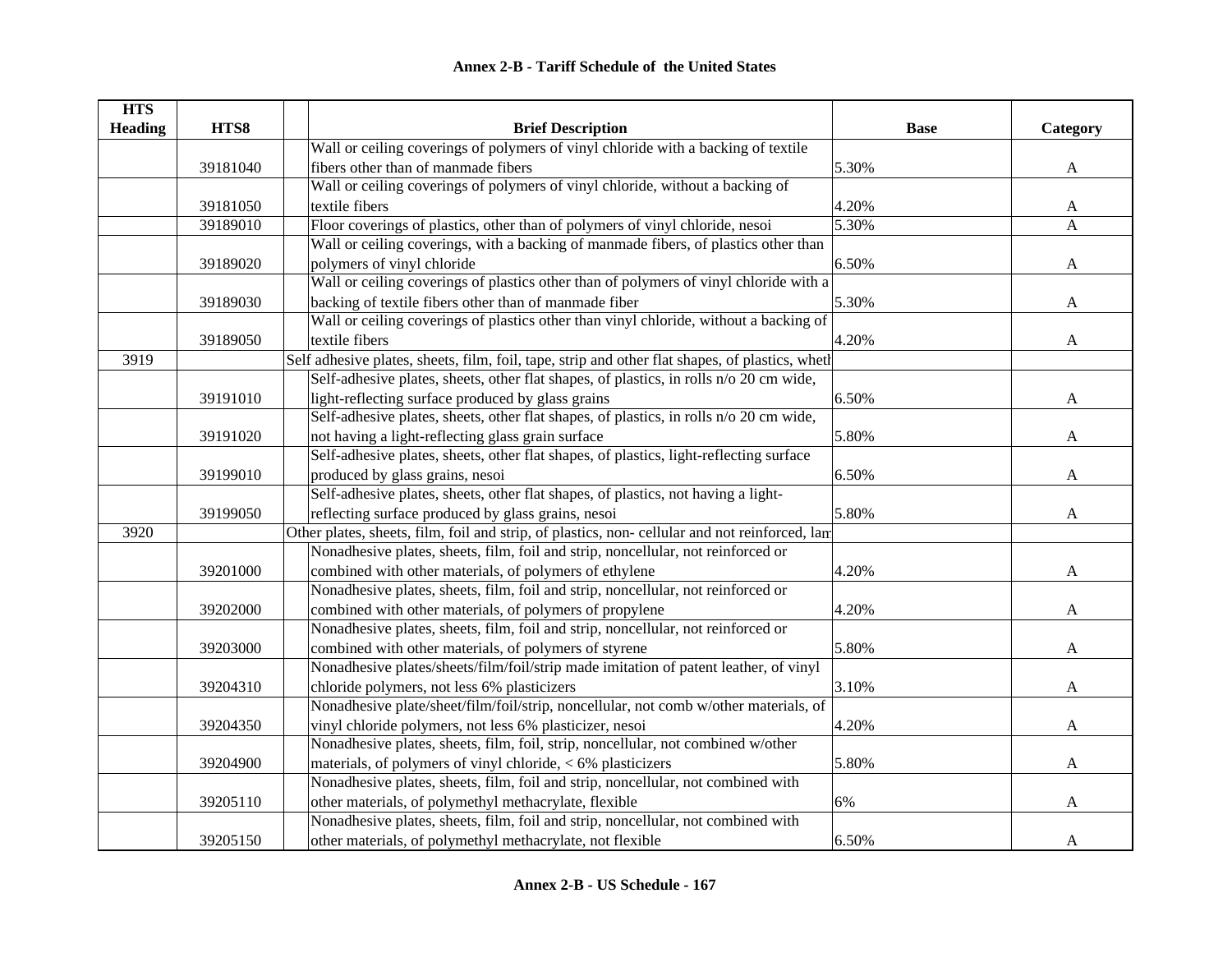## Annex 2-B - Tariff Schedule of the United States

| HTS Heading | HTS8 | | Brief Description | Base | Category |
|---|---|---|---|---|---|
| | 39181040 | | Wall or ceiling coverings of polymers of vinyl chloride with a backing of textile fibers other than of manmade fibers | 5.30% | A |
| | 39181050 | | Wall or ceiling coverings of polymers of vinyl chloride, without a backing of textile fibers | 4.20% | A |
| | 39189010 | | Floor coverings of plastics, other than of polymers of vinyl chloride, nesoi | 5.30% | A |
| | 39189020 | | Wall or ceiling coverings, with a backing of manmade fibers, of plastics other than polymers of vinyl chloride | 6.50% | A |
| | 39189030 | | Wall or ceiling coverings of plastics other than of polymers of vinyl chloride with a backing of textile fibers other than of manmade fiber | 5.30% | A |
| | 39189050 | | Wall or ceiling coverings of plastics other than vinyl chloride, without a backing of textile fibers | 4.20% | A |
| 3919 | | | Self adhesive plates, sheets, film, foil, tape, strip and other flat shapes, of plastics, wheth | | |
| | 39191010 | | Self-adhesive plates, sheets, other flat shapes, of plastics, in rolls n/o 20 cm wide, light-reflecting surface produced by glass grains | 6.50% | A |
| | 39191020 | | Self-adhesive plates, sheets, other flat shapes, of plastics, in rolls n/o 20 cm wide, not having a light-reflecting glass grain surface | 5.80% | A |
| | 39199010 | | Self-adhesive plates, sheets, other flat shapes, of plastics, light-reflecting surface produced by glass grains, nesoi | 6.50% | A |
| | 39199050 | | Self-adhesive plates, sheets, other flat shapes, of plastics, not having a light-reflecting surface produced by glass grains, nesoi | 5.80% | A |
| 3920 | | | Other plates, sheets, film, foil and strip, of plastics, non- cellular and not reinforced, lam | | |
| | 39201000 | | Nonadhesive plates, sheets, film, foil and strip, noncellular, not reinforced or combined with other materials, of polymers of ethylene | 4.20% | A |
| | 39202000 | | Nonadhesive plates, sheets, film, foil and strip, noncellular, not reinforced or combined with other materials, of polymers of propylene | 4.20% | A |
| | 39203000 | | Nonadhesive plates, sheets, film, foil and strip, noncellular, not reinforced or combined with other materials, of polymers of styrene | 5.80% | A |
| | 39204310 | | Nonadhesive plates/sheets/film/foil/strip made imitation of patent leather, of vinyl chloride polymers, not less 6% plasticizers | 3.10% | A |
| | 39204350 | | Nonadhesive plate/sheet/film/foil/strip, noncellular, not comb w/other materials, of vinyl chloride polymers, not less 6% plasticizer, nesoi | 4.20% | A |
| | 39204900 | | Nonadhesive plates, sheets, film, foil, strip, noncellular, not combined w/other materials, of polymers of vinyl chloride, < 6% plasticizers | 5.80% | A |
| | 39205110 | | Nonadhesive plates, sheets, film, foil and strip, noncellular, not combined with other materials, of polymethyl methacrylate, flexible | 6% | A |
| | 39205150 | | Nonadhesive plates, sheets, film, foil and strip, noncellular, not combined with other materials, of polymethyl methacrylate, not flexible | 6.50% | A |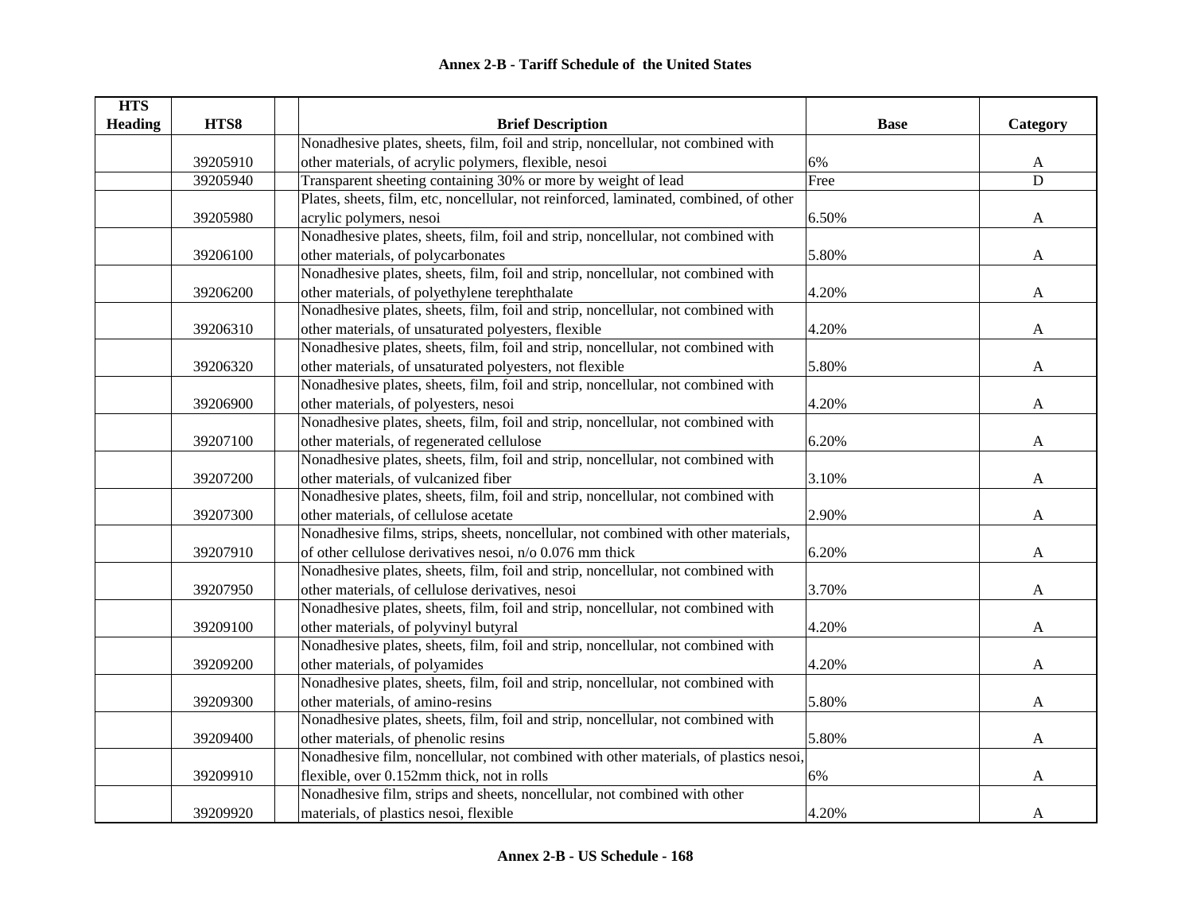## Annex 2-B - Tariff Schedule of the United States

| HTS Heading | HTS8 | | Brief Description | Base | Category |
|---|---|---|---|---|---|
| | 39205910 | | Nonadhesive plates, sheets, film, foil and strip, noncellular, not combined with other materials, of acrylic polymers, flexible, nesoi | 6% | A |
| | 39205940 | | Transparent sheeting containing 30% or more by weight of lead | Free | D |
| | 39205980 | | Plates, sheets, film, etc, noncellular, not reinforced, laminated, combined, of other acrylic polymers, nesoi | 6.50% | A |
| | 39206100 | | Nonadhesive plates, sheets, film, foil and strip, noncellular, not combined with other materials, of polycarbonates | 5.80% | A |
| | 39206200 | | Nonadhesive plates, sheets, film, foil and strip, noncellular, not combined with other materials, of polyethylene terephthalate | 4.20% | A |
| | 39206310 | | Nonadhesive plates, sheets, film, foil and strip, noncellular, not combined with other materials, of unsaturated polyesters, flexible | 4.20% | A |
| | 39206320 | | Nonadhesive plates, sheets, film, foil and strip, noncellular, not combined with other materials, of unsaturated polyesters, not flexible | 5.80% | A |
| | 39206900 | | Nonadhesive plates, sheets, film, foil and strip, noncellular, not combined with other materials, of polyesters, nesoi | 4.20% | A |
| | 39207100 | | Nonadhesive plates, sheets, film, foil and strip, noncellular, not combined with other materials, of regenerated cellulose | 6.20% | A |
| | 39207200 | | Nonadhesive plates, sheets, film, foil and strip, noncellular, not combined with other materials, of vulcanized fiber | 3.10% | A |
| | 39207300 | | Nonadhesive plates, sheets, film, foil and strip, noncellular, not combined with other materials, of cellulose acetate | 2.90% | A |
| | 39207910 | | Nonadhesive films, strips, sheets, noncellular, not combined with other materials, of other cellulose derivatives nesoi, n/o 0.076 mm thick | 6.20% | A |
| | 39207950 | | Nonadhesive plates, sheets, film, foil and strip, noncellular, not combined with other materials, of cellulose derivatives, nesoi | 3.70% | A |
| | 39209100 | | Nonadhesive plates, sheets, film, foil and strip, noncellular, not combined with other materials, of polyvinyl butyral | 4.20% | A |
| | 39209200 | | Nonadhesive plates, sheets, film, foil and strip, noncellular, not combined with other materials, of polyamides | 4.20% | A |
| | 39209300 | | Nonadhesive plates, sheets, film, foil and strip, noncellular, not combined with other materials, of amino-resins | 5.80% | A |
| | 39209400 | | Nonadhesive plates, sheets, film, foil and strip, noncellular, not combined with other materials, of phenolic resins | 5.80% | A |
| | 39209910 | | Nonadhesive film, noncellular, not combined with other materials, of plastics nesoi, flexible, over 0.152mm thick, not in rolls | 6% | A |
| | 39209920 | | Nonadhesive film, strips and sheets, noncellular, not combined with other materials, of plastics nesoi, flexible | 4.20% | A |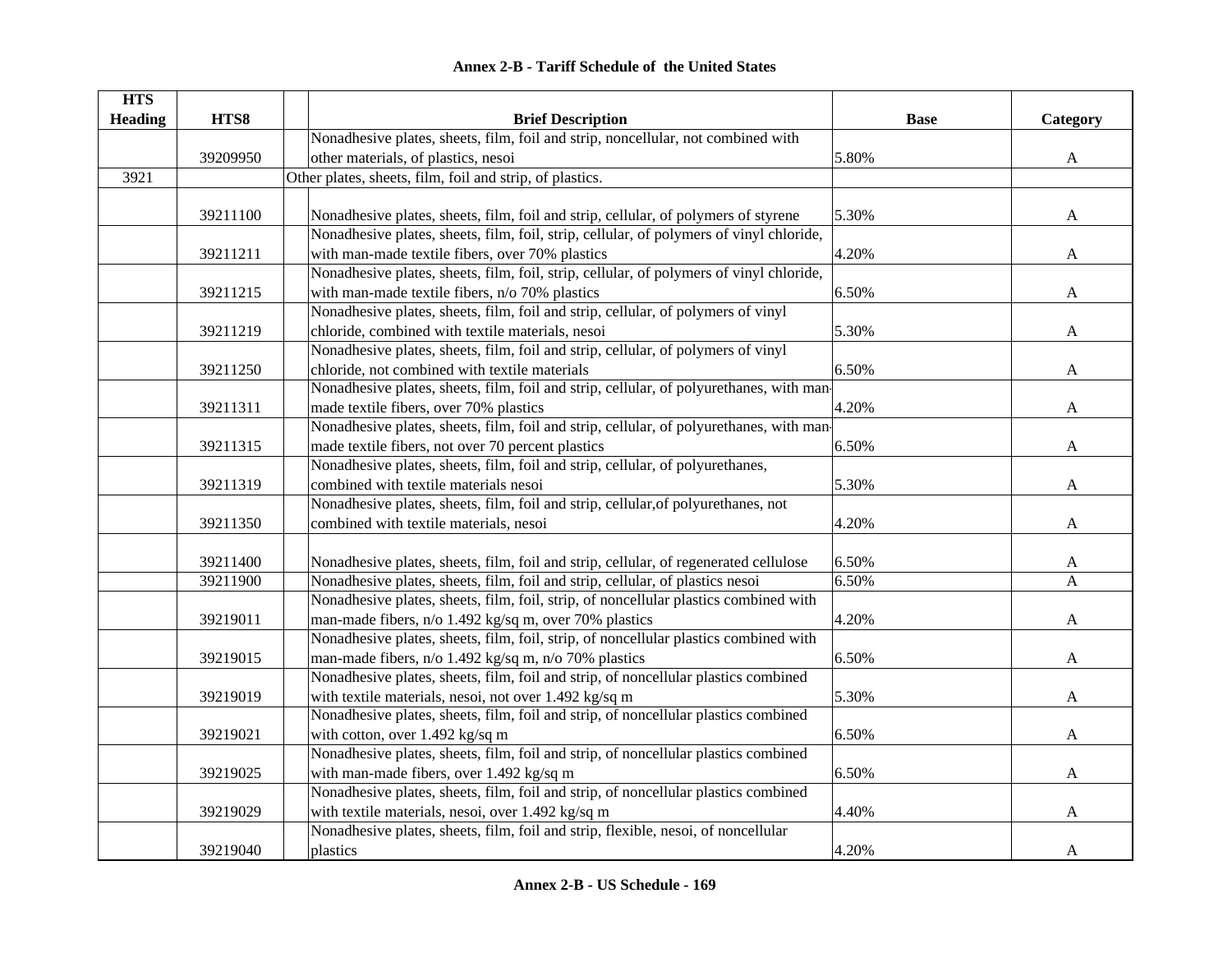## Annex 2-B - Tariff Schedule of the United States

| HTS Heading | HTS8 | | Brief Description | Base | Category |
|---|---|---|---|---|---|
| | 39209950 | | Nonadhesive plates, sheets, film, foil and strip, noncellular, not combined with other materials, of plastics, nesoi | 5.80% | A |
| 3921 | | | Other plates, sheets, film, foil and strip, of plastics. | | |
| | 39211100 | | Nonadhesive plates, sheets, film, foil and strip, cellular, of polymers of styrene | 5.30% | A |
| | 39211211 | | Nonadhesive plates, sheets, film, foil, strip, cellular, of polymers of vinyl chloride, with man-made textile fibers, over 70% plastics | 4.20% | A |
| | 39211215 | | Nonadhesive plates, sheets, film, foil, strip, cellular, of polymers of vinyl chloride, with man-made textile fibers, n/o 70% plastics | 6.50% | A |
| | 39211219 | | Nonadhesive plates, sheets, film, foil and strip, cellular, of polymers of vinyl chloride, combined with textile materials, nesoi | 5.30% | A |
| | 39211250 | | Nonadhesive plates, sheets, film, foil and strip, cellular, of polymers of vinyl chloride, not combined with textile materials | 6.50% | A |
| | 39211311 | | Nonadhesive plates, sheets, film, foil and strip, cellular, of polyurethanes, with man-made textile fibers, over 70% plastics | 4.20% | A |
| | 39211315 | | Nonadhesive plates, sheets, film, foil and strip, cellular, of polyurethanes, with man-made textile fibers, not over 70 percent plastics | 6.50% | A |
| | 39211319 | | Nonadhesive plates, sheets, film, foil and strip, cellular, of polyurethanes, combined with textile materials nesoi | 5.30% | A |
| | 39211350 | | Nonadhesive plates, sheets, film, foil and strip, cellular,of polyurethanes, not combined with textile materials, nesoi | 4.20% | A |
| | 39211400 | | Nonadhesive plates, sheets, film, foil and strip, cellular, of regenerated cellulose | 6.50% | A |
| | 39211900 | | Nonadhesive plates, sheets, film, foil and strip, cellular, of plastics nesoi | 6.50% | A |
| | 39219011 | | Nonadhesive plates, sheets, film, foil, strip, of noncellular plastics combined with man-made fibers, n/o 1.492 kg/sq m, over 70% plastics | 4.20% | A |
| | 39219015 | | Nonadhesive plates, sheets, film, foil, strip, of noncellular plastics combined with man-made fibers, n/o 1.492 kg/sq m, n/o 70% plastics | 6.50% | A |
| | 39219019 | | Nonadhesive plates, sheets, film, foil and strip, of noncellular plastics combined with textile materials, nesoi, not over 1.492 kg/sq m | 5.30% | A |
| | 39219021 | | Nonadhesive plates, sheets, film, foil and strip, of noncellular plastics combined with cotton, over 1.492 kg/sq m | 6.50% | A |
| | 39219025 | | Nonadhesive plates, sheets, film, foil and strip, of noncellular plastics combined with man-made fibers, over 1.492 kg/sq m | 6.50% | A |
| | 39219029 | | Nonadhesive plates, sheets, film, foil and strip, of noncellular plastics combined with textile materials, nesoi, over 1.492 kg/sq m | 4.40% | A |
| | 39219040 | | Nonadhesive plates, sheets, film, foil and strip, flexible, nesoi, of noncellular plastics | 4.20% | A |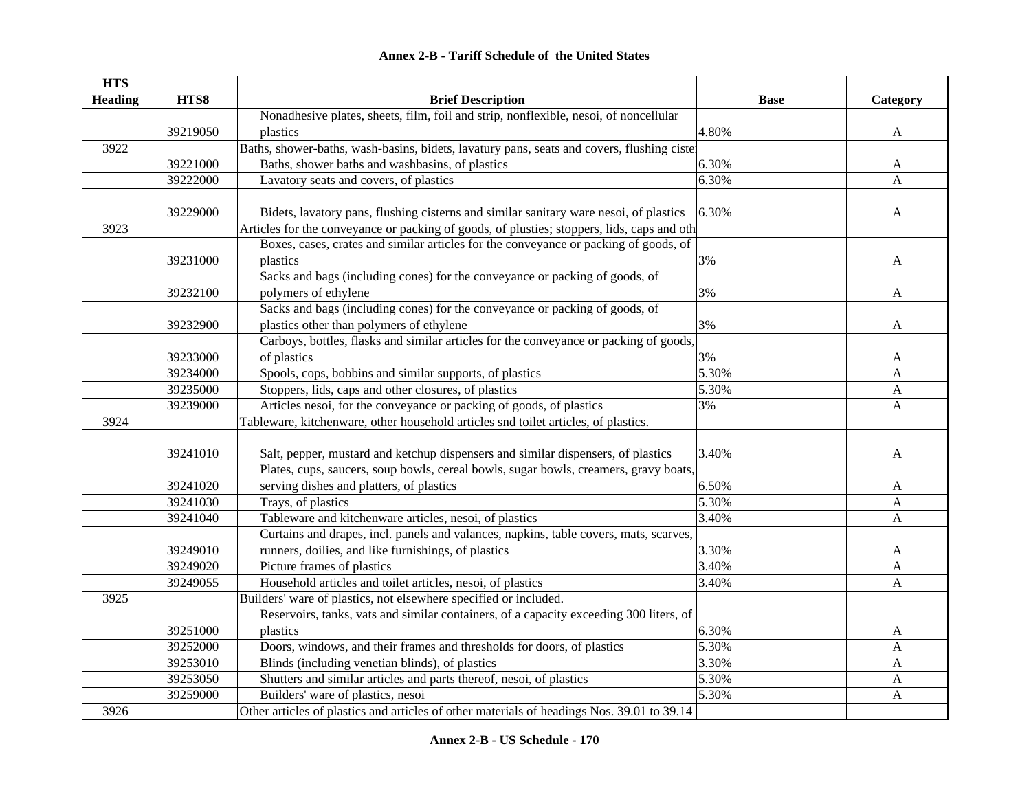# Annex 2-B - Tariff Schedule of the United States

| HTS Heading | HTS8 | Brief Description | Base | Category |
|---|---|---|---|---|
| | 39219050 | Nonadhesive plates, sheets, film, foil and strip, nonflexible, nesoi, of noncellular plastics | 4.80% | A |
| 3922 | | Baths, shower-baths, wash-basins, bidets, lavatury pans, seats and covers, flushing ciste | | |
| | 39221000 | Baths, shower baths and washbasins, of plastics | 6.30% | A |
| | 39222000 | Lavatory seats and covers, of plastics | 6.30% | A |
| | 39229000 | Bidets, lavatory pans, flushing cisterns and similar sanitary ware nesoi, of plastics | 6.30% | A |
| 3923 | | Articles for the conveyance or packing of goods, of plusties; stoppers, lids, caps and oth | | |
| | 39231000 | Boxes, cases, crates and similar articles for the conveyance or packing of goods, of plastics | 3% | A |
| | 39232100 | Sacks and bags (including cones) for the conveyance or packing of goods, of polymers of ethylene | 3% | A |
| | 39232900 | Sacks and bags (including cones) for the conveyance or packing of goods, of plastics other than polymers of ethylene | 3% | A |
| | 39233000 | Carboys, bottles, flasks and similar articles for the conveyance or packing of goods, of plastics | 3% | A |
| | 39234000 | Spools, cops, bobbins and similar supports, of plastics | 5.30% | A |
| | 39235000 | Stoppers, lids, caps and other closures, of plastics | 5.30% | A |
| | 39239000 | Articles nesoi, for the conveyance or packing of goods, of plastics | 3% | A |
| 3924 | | Tableware, kitchenware, other household articles snd toilet articles, of plastics. | | |
| | 39241010 | Salt, pepper, mustard and ketchup dispensers and similar dispensers, of plastics | 3.40% | A |
| | 39241020 | Plates, cups, saucers, soup bowls, cereal bowls, sugar bowls, creamers, gravy boats, serving dishes and platters, of plastics | 6.50% | A |
| | 39241030 | Trays, of plastics | 5.30% | A |
| | 39241040 | Tableware and kitchenware articles, nesoi, of plastics | 3.40% | A |
| | 39249010 | Curtains and drapes, incl. panels and valances, napkins, table covers, mats, scarves, runners, doilies, and like furnishings, of plastics | 3.30% | A |
| | 39249020 | Picture frames of plastics | 3.40% | A |
| | 39249055 | Household articles and toilet articles, nesoi, of plastics | 3.40% | A |
| 3925 | | Builders' ware of plastics, not elsewhere specified or included. | | |
| | 39251000 | Reservoirs, tanks, vats and similar containers, of a capacity exceeding 300 liters, of plastics | 6.30% | A |
| | 39252000 | Doors, windows, and their frames and thresholds for doors, of plastics | 5.30% | A |
| | 39253010 | Blinds (including venetian blinds), of plastics | 3.30% | A |
| | 39253050 | Shutters and similar articles and parts thereof, nesoi, of plastics | 5.30% | A |
| | 39259000 | Builders' ware of plastics, nesoi | 5.30% | A |
| 3926 | | Other articles of plastics and articles of other materials of headings Nos. 39.01 to 39.14 | | |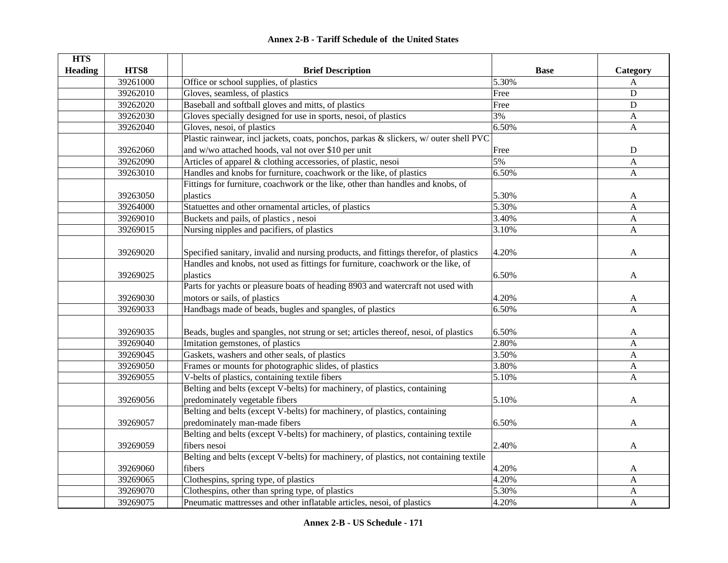**Annex 2-B - Tariff Schedule of the United States**

| HTS Heading | HTS8 | | Brief Description | Base | Category |
|---|---|---|---|---|---|
| | 39261000 | | Office or school supplies, of plastics | 5.30% | A |
| | 39262010 | | Gloves, seamless, of plastics | Free | D |
| | 39262020 | | Baseball and softball gloves and mitts, of plastics | Free | D |
| | 39262030 | | Gloves specially designed for use in sports, nesoi, of plastics | 3% | A |
| | 39262040 | | Gloves, nesoi, of plastics | 6.50% | A |
| | 39262060 | | Plastic rainwear, incl jackets, coats, ponchos, parkas & slickers, w/ outer shell PVC and w/wo attached hoods, val not over $10 per unit | Free | D |
| | 39262090 | | Articles of apparel & clothing accessories, of plastic, nesoi | 5% | A |
| | 39263010 | | Handles and knobs for furniture, coachwork or the like, of plastics | 6.50% | A |
| | 39263050 | | Fittings for furniture, coachwork or the like, other than handles and knobs, of plastics | 5.30% | A |
| | 39264000 | | Statuettes and other ornamental articles, of plastics | 5.30% | A |
| | 39269010 | | Buckets and pails, of plastics , nesoi | 3.40% | A |
| | 39269015 | | Nursing nipples and pacifiers, of plastics | 3.10% | A |
| | 39269020 | | Specified sanitary, invalid and nursing products, and fittings therefor, of plastics | 4.20% | A |
| | 39269025 | | Handles and knobs, not used as fittings for furniture, coachwork or the like, of plastics | 6.50% | A |
| | 39269030 | | Parts for yachts or pleasure boats of heading 8903 and watercraft not used with motors or sails, of plastics | 4.20% | A |
| | 39269033 | | Handbags made of beads, bugles and spangles, of plastics | 6.50% | A |
| | 39269035 | | Beads, bugles and spangles, not strung or set; articles thereof, nesoi, of plastics | 6.50% | A |
| | 39269040 | | Imitation gemstones, of plastics | 2.80% | A |
| | 39269045 | | Gaskets, washers and other seals, of plastics | 3.50% | A |
| | 39269050 | | Frames or mounts for photographic slides, of plastics | 3.80% | A |
| | 39269055 | | V-belts of plastics, containing textile fibers | 5.10% | A |
| | 39269056 | | Belting and belts (except V-belts) for machinery, of plastics, containing predominately vegetable fibers | 5.10% | A |
| | 39269057 | | Belting and belts (except V-belts) for machinery, of plastics, containing predominately man-made fibers | 6.50% | A |
| | 39269059 | | Belting and belts (except V-belts) for machinery, of plastics, containing textile fibers nesoi | 2.40% | A |
| | 39269060 | | Belting and belts (except V-belts) for machinery, of plastics, not containing textile fibers | 4.20% | A |
| | 39269065 | | Clothespins, spring type, of plastics | 4.20% | A |
| | 39269070 | | Clothespins, other than spring type, of plastics | 5.30% | A |
| | 39269075 | | Pneumatic mattresses and other inflatable articles, nesoi, of plastics | 4.20% | A |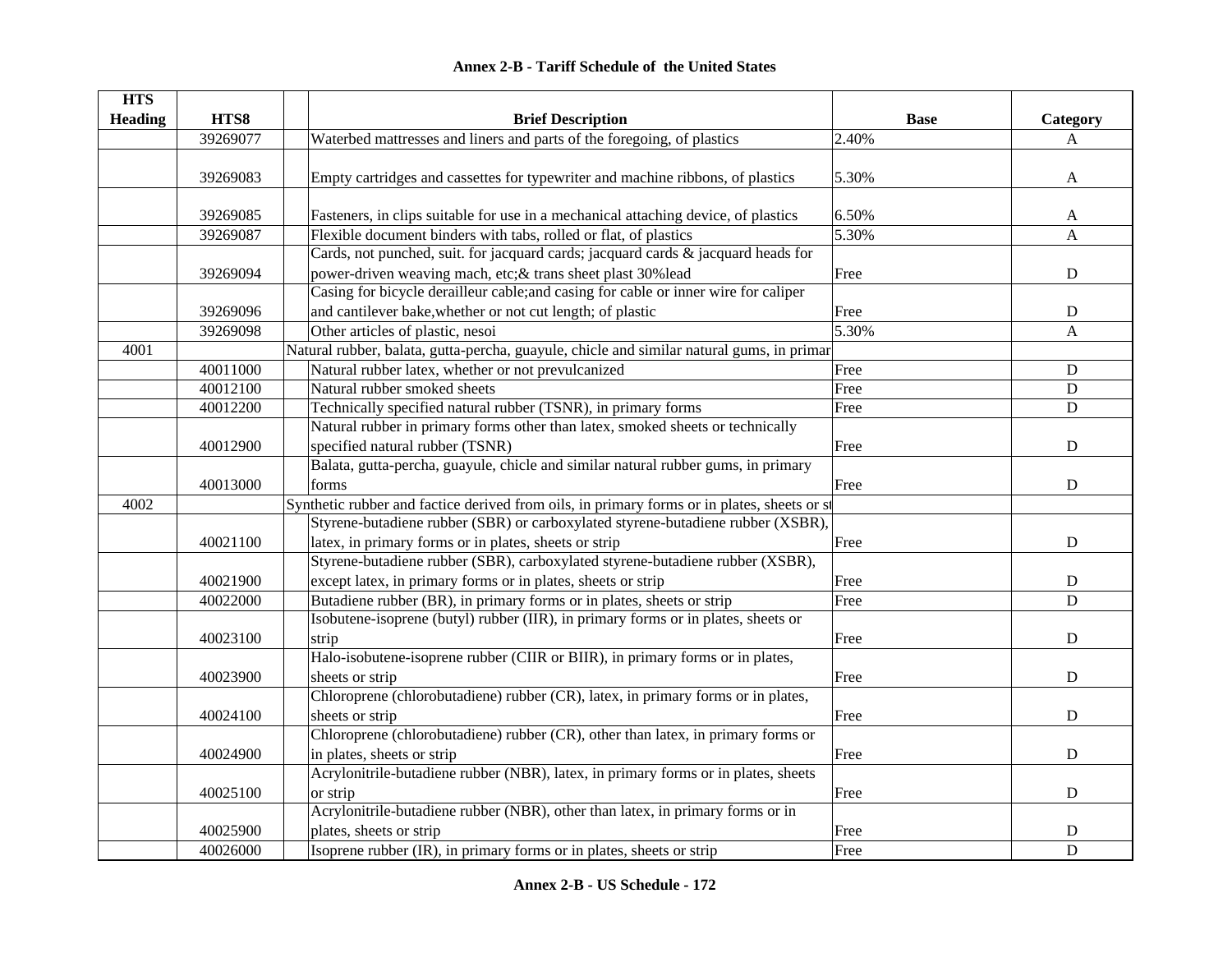# Annex 2-B - Tariff Schedule of the United States

| HTS Heading | HTS8 | | Brief Description | Base | Category |
|---|---|---|---|---|---|
| | 39269077 | | Waterbed mattresses and liners and parts of the foregoing, of plastics | 2.40% | A |
| | 39269083 | | Empty cartridges and cassettes for typewriter and machine ribbons, of plastics | 5.30% | A |
| | 39269085 | | Fasteners, in clips suitable for use in a mechanical attaching device, of plastics | 6.50% | A |
| | 39269087 | | Flexible document binders with tabs, rolled or flat, of plastics | 5.30% | A |
| | 39269094 | | Cards, not punched, suit. for jacquard cards; jacquard cards & jacquard heads for power-driven weaving mach, etc;& trans sheet plast 30%lead | Free | D |
| | 39269096 | | Casing for bicycle derailleur cable;and casing for cable or inner wire for caliper and cantilever bake,whether or not cut length; of plastic | Free | D |
| | 39269098 | | Other articles of plastic, nesoi | 5.30% | A |
| 4001 | | Natural rubber, balata, gutta-percha, guayule, chicle and similar natural gums, in primar | | | |
| | 40011000 | | Natural rubber latex, whether or not prevulcanized | Free | D |
| | 40012100 | | Natural rubber smoked sheets | Free | D |
| | 40012200 | | Technically specified natural rubber (TSNR), in primary forms | Free | D |
| | 40012900 | | Natural rubber in primary forms other than latex, smoked sheets or technically specified natural rubber (TSNR) | Free | D |
| | 40013000 | | Balata, gutta-percha, guayule, chicle and similar natural rubber gums, in primary forms | Free | D |
| 4002 | | Synthetic rubber and factice derived from oils, in primary forms or in plates, sheets or st | | | |
| | 40021100 | | Styrene-butadiene rubber (SBR) or carboxylated styrene-butadiene rubber (XSBR), latex, in primary forms or in plates, sheets or strip | Free | D |
| | 40021900 | | Styrene-butadiene rubber (SBR), carboxylated styrene-butadiene rubber (XSBR), except latex, in primary forms or in plates, sheets or strip | Free | D |
| | 40022000 | | Butadiene rubber (BR), in primary forms or in plates, sheets or strip | Free | D |
| | 40023100 | | Isobutene-isoprene (butyl) rubber (IIR), in primary forms or in plates, sheets or strip | Free | D |
| | 40023900 | | Halo-isobutene-isoprene rubber (CIIR or BIIR), in primary forms or in plates, sheets or strip | Free | D |
| | 40024100 | | Chloroprene (chlorobutadiene) rubber (CR), latex, in primary forms or in plates, sheets or strip | Free | D |
| | 40024900 | | Chloroprene (chlorobutadiene) rubber (CR), other than latex, in primary forms or in plates, sheets or strip | Free | D |
| | 40025100 | | Acrylonitrile-butadiene rubber (NBR), latex, in primary forms or in plates, sheets or strip | Free | D |
| | 40025900 | | Acrylonitrile-butadiene rubber (NBR), other than latex, in primary forms or in plates, sheets or strip | Free | D |
| | 40026000 | | Isoprene rubber (IR), in primary forms or in plates, sheets or strip | Free | D |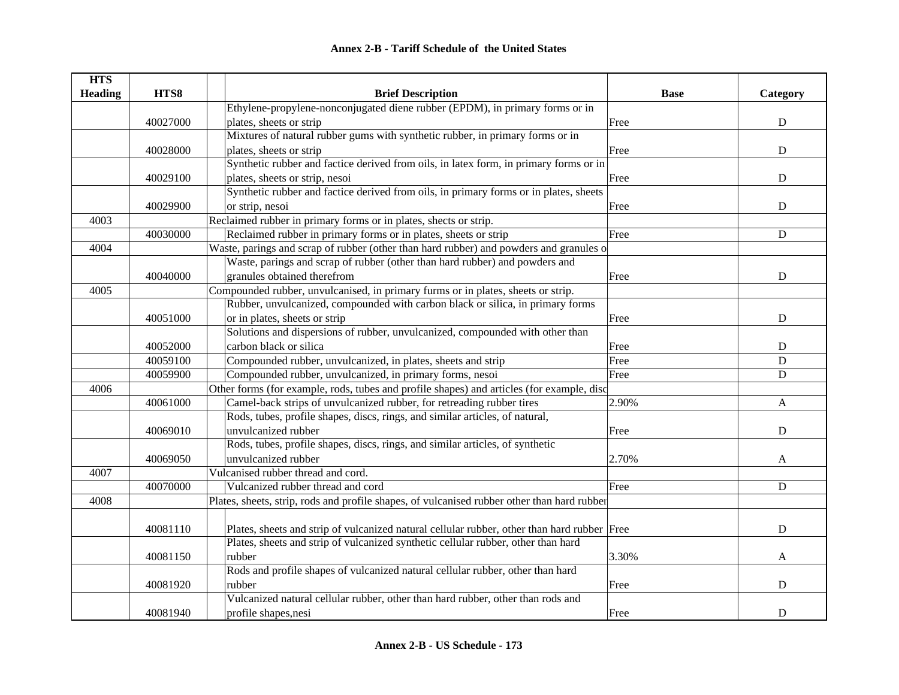## Annex 2-B - Tariff Schedule of the United States

| HTS Heading | HTS8 | | Brief Description | Base | Category |
|---|---|---|---|---|---|
| | 40027000 | | Ethylene-propylene-nonconjugated diene rubber (EPDM), in primary forms or in plates, sheets or strip | Free | D |
| | 40028000 | | Mixtures of natural rubber gums with synthetic rubber, in primary forms or in plates, sheets or strip | Free | D |
| | 40029100 | | Synthetic rubber and factice derived from oils, in latex form, in primary forms or in plates, sheets or strip, nesoi | Free | D |
| | 40029900 | | Synthetic rubber and factice derived from oils, in primary forms or in plates, sheets or strip, nesoi | Free | D |
| 4003 | | Reclaimed rubber in primary forms or in plates, shects or strip. | | | |
| | 40030000 | | Reclaimed rubber in primary forms or in plates, sheets or strip | Free | D |
| 4004 | | Waste, parings and scrap of rubber (other than hard rubber) and powders and granules o | | | |
| | 40040000 | | Waste, parings and scrap of rubber (other than hard rubber) and powders and granules obtained therefrom | Free | D |
| 4005 | | Compounded rubber, unvulcanised, in primary furms or in plates, sheets or strip. | | | |
| | 40051000 | | Rubber, unvulcanized, compounded with carbon black or silica, in primary forms or in plates, sheets or strip | Free | D |
| | 40052000 | | Solutions and dispersions of rubber, unvulcanized, compounded with other than carbon black or silica | Free | D |
| | 40059100 | | Compounded rubber, unvulcanized, in plates, sheets and strip | Free | D |
| | 40059900 | | Compounded rubber, unvulcanized, in primary forms, nesoi | Free | D |
| 4006 | | Other forms (for example, rods, tubes and profile shapes) and articles (for example, disc | | | |
| | 40061000 | | Camel-back strips of unvulcanized rubber, for retreading rubber tires | 2.90% | A |
| | 40069010 | | Rods, tubes, profile shapes, discs, rings, and similar articles, of natural, unvulcanized rubber | Free | D |
| | 40069050 | | Rods, tubes, profile shapes, discs, rings, and similar articles, of synthetic unvulcanized rubber | 2.70% | A |
| 4007 | | Vulcanised rubber thread and cord. | | | |
| | 40070000 | | Vulcanized rubber thread and cord | Free | D |
| 4008 | | Plates, sheets, strip, rods and profile shapes, of vulcanised rubber other than hard rubber | | | |
| | 40081110 | | Plates, sheets and strip of vulcanized natural cellular rubber, other than hard rubber | Free | D |
| | 40081150 | | Plates, sheets and strip of vulcanized synthetic cellular rubber, other than hard rubber | 3.30% | A |
| | 40081920 | | Rods and profile shapes of vulcanized natural cellular rubber, other than hard rubber | Free | D |
| | 40081940 | | Vulcanized natural cellular rubber, other than hard rubber, other than rods and profile shapes,nesi | Free | D |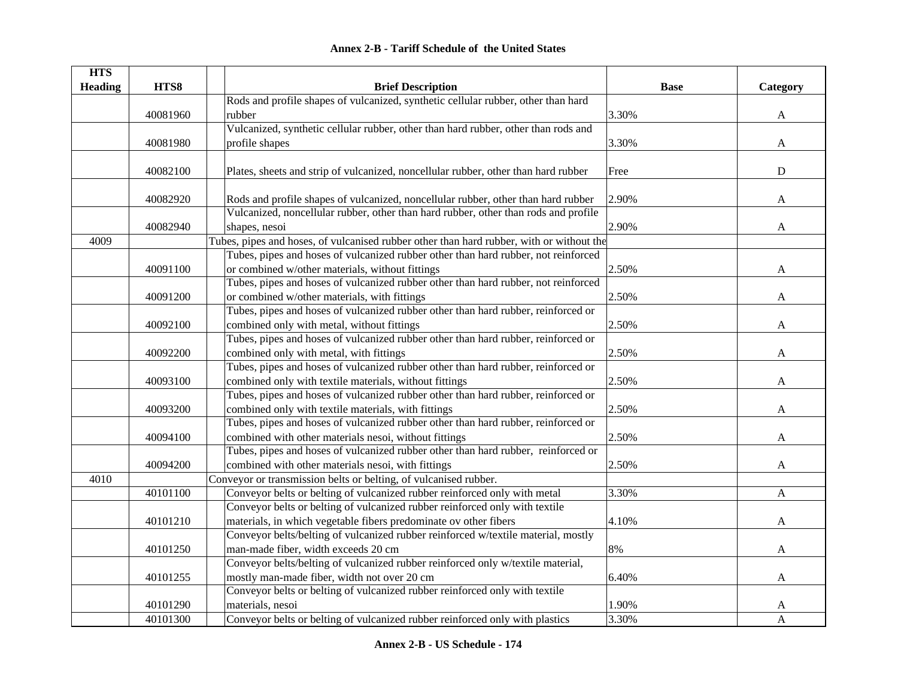# Annex 2-B - Tariff Schedule of the United States

| HTS Heading | HTS8 | Brief Description | Base | Category |
|---|---|---|---|---|
| | 40081960 | Rods and profile shapes of vulcanized, synthetic cellular rubber, other than hard rubber | 3.30% | A |
| | 40081980 | Vulcanized, synthetic cellular rubber, other than hard rubber, other than rods and profile shapes | 3.30% | A |
| | 40082100 | Plates, sheets and strip of vulcanized, noncellular rubber, other than hard rubber | Free | D |
| | 40082920 | Rods and profile shapes of vulcanized, noncellular rubber, other than hard rubber | 2.90% | A |
| | 40082940 | Vulcanized, noncellular rubber, other than hard rubber, other than rods and profile shapes, nesoi | 2.90% | A |
| 4009 | | Tubes, pipes and hoses, of vulcanised rubber other than hard rubber, with or without the | | |
| | 40091100 | Tubes, pipes and hoses of vulcanized rubber other than hard rubber, not reinforced or combined w/other materials, without fittings | 2.50% | A |
| | 40091200 | Tubes, pipes and hoses of vulcanized rubber other than hard rubber, not reinforced or combined w/other materials, with fittings | 2.50% | A |
| | 40092100 | Tubes, pipes and hoses of vulcanized rubber other than hard rubber, reinforced or combined only with metal, without fittings | 2.50% | A |
| | 40092200 | Tubes, pipes and hoses of vulcanized rubber other than hard rubber, reinforced or combined only with metal, with fittings | 2.50% | A |
| | 40093100 | Tubes, pipes and hoses of vulcanized rubber other than hard rubber, reinforced or combined only with textile materials, without fittings | 2.50% | A |
| | 40093200 | Tubes, pipes and hoses of vulcanized rubber other than hard rubber, reinforced or combined only with textile materials, with fittings | 2.50% | A |
| | 40094100 | Tubes, pipes and hoses of vulcanized rubber other than hard rubber, reinforced or combined with other materials nesoi, without fittings | 2.50% | A |
| | 40094200 | Tubes, pipes and hoses of vulcanized rubber other than hard rubber, reinforced or combined with other materials nesoi, with fittings | 2.50% | A |
| 4010 | | Conveyor or transmission belts or belting, of vulcanised rubber. | | |
| | 40101100 | Conveyor belts or belting of vulcanized rubber reinforced only with metal | 3.30% | A |
| | 40101210 | Conveyor belts or belting of vulcanized rubber reinforced only with textile materials, in which vegetable fibers predominate ov other fibers | 4.10% | A |
| | 40101250 | Conveyor belts/belting of vulcanized rubber reinforced w/textile material, mostly man-made fiber, width exceeds 20 cm | 8% | A |
| | 40101255 | Conveyor belts/belting of vulcanized rubber reinforced only w/textile material, mostly man-made fiber, width not over 20 cm | 6.40% | A |
| | 40101290 | Conveyor belts or belting of vulcanized rubber reinforced only with textile materials, nesoi | 1.90% | A |
| | 40101300 | Conveyor belts or belting of vulcanized rubber reinforced only with plastics | 3.30% | A |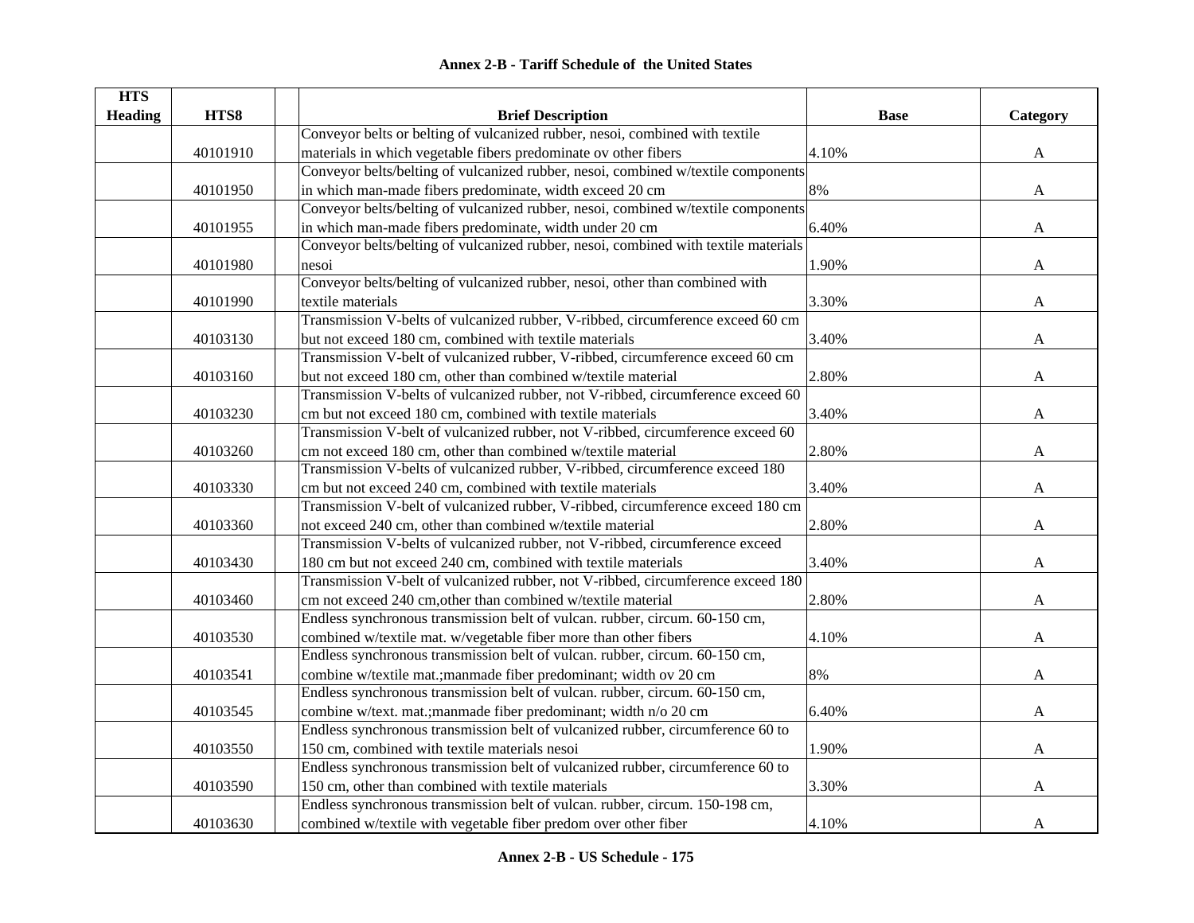# Annex 2-B - Tariff Schedule of the United States

| HTS Heading | HTS8 | | Brief Description | Base | Category |
|---|---|---|---|---|---|
| | 40101910 | | Conveyor belts or belting of vulcanized rubber, nesoi, combined with textile materials in which vegetable fibers predominate ov other fibers | 4.10% | A |
| | 40101950 | | Conveyor belts/belting of vulcanized rubber, nesoi, combined w/textile components in which man-made fibers predominate, width exceed 20 cm | 8% | A |
| | 40101955 | | Conveyor belts/belting of vulcanized rubber, nesoi, combined w/textile components in which man-made fibers predominate, width under 20 cm | 6.40% | A |
| | 40101980 | | Conveyor belts/belting of vulcanized rubber, nesoi, combined with textile materials nesoi | 1.90% | A |
| | 40101990 | | Conveyor belts/belting of vulcanized rubber, nesoi, other than combined with textile materials | 3.30% | A |
| | 40103130 | | Transmission V-belts of vulcanized rubber, V-ribbed, circumference exceed 60 cm but not exceed 180 cm, combined with textile materials | 3.40% | A |
| | 40103160 | | Transmission V-belt of vulcanized rubber, V-ribbed, circumference exceed 60 cm but not exceed 180 cm, other than combined w/textile material | 2.80% | A |
| | 40103230 | | Transmission V-belts of vulcanized rubber, not V-ribbed, circumference exceed 60 cm but not exceed 180 cm, combined with textile materials | 3.40% | A |
| | 40103260 | | Transmission V-belt of vulcanized rubber, not V-ribbed, circumference exceed 60 cm not exceed 180 cm, other than combined w/textile material | 2.80% | A |
| | 40103330 | | Transmission V-belts of vulcanized rubber, V-ribbed, circumference exceed 180 cm but not exceed 240 cm, combined with textile materials | 3.40% | A |
| | 40103360 | | Transmission V-belt of vulcanized rubber, V-ribbed, circumference exceed 180 cm not exceed 240 cm, other than combined w/textile material | 2.80% | A |
| | 40103430 | | Transmission V-belts of vulcanized rubber, not V-ribbed, circumference exceed 180 cm but not exceed 240 cm, combined with textile materials | 3.40% | A |
| | 40103460 | | Transmission V-belt of vulcanized rubber, not V-ribbed, circumference exceed 180 cm not exceed 240 cm,other than combined w/textile material | 2.80% | A |
| | 40103530 | | Endless synchronous transmission belt of vulcan. rubber, circum. 60-150 cm, combined w/textile mat. w/vegetable fiber more than other fibers | 4.10% | A |
| | 40103541 | | Endless synchronous transmission belt of vulcan. rubber, circum. 60-150 cm, combine w/textile mat.;manmade fiber predominant; width ov 20 cm | 8% | A |
| | 40103545 | | Endless synchronous transmission belt of vulcan. rubber, circum. 60-150 cm, combine w/text. mat.;manmade fiber predominant; width n/o 20 cm | 6.40% | A |
| | 40103550 | | Endless synchronous transmission belt of vulcanized rubber, circumference 60 to 150 cm, combined with textile materials nesoi | 1.90% | A |
| | 40103590 | | Endless synchronous transmission belt of vulcanized rubber, circumference 60 to 150 cm, other than combined with textile materials | 3.30% | A |
| | 40103630 | | Endless synchronous transmission belt of vulcan. rubber, circum. 150-198 cm, combined w/textile with vegetable fiber predom over other fiber | 4.10% | A |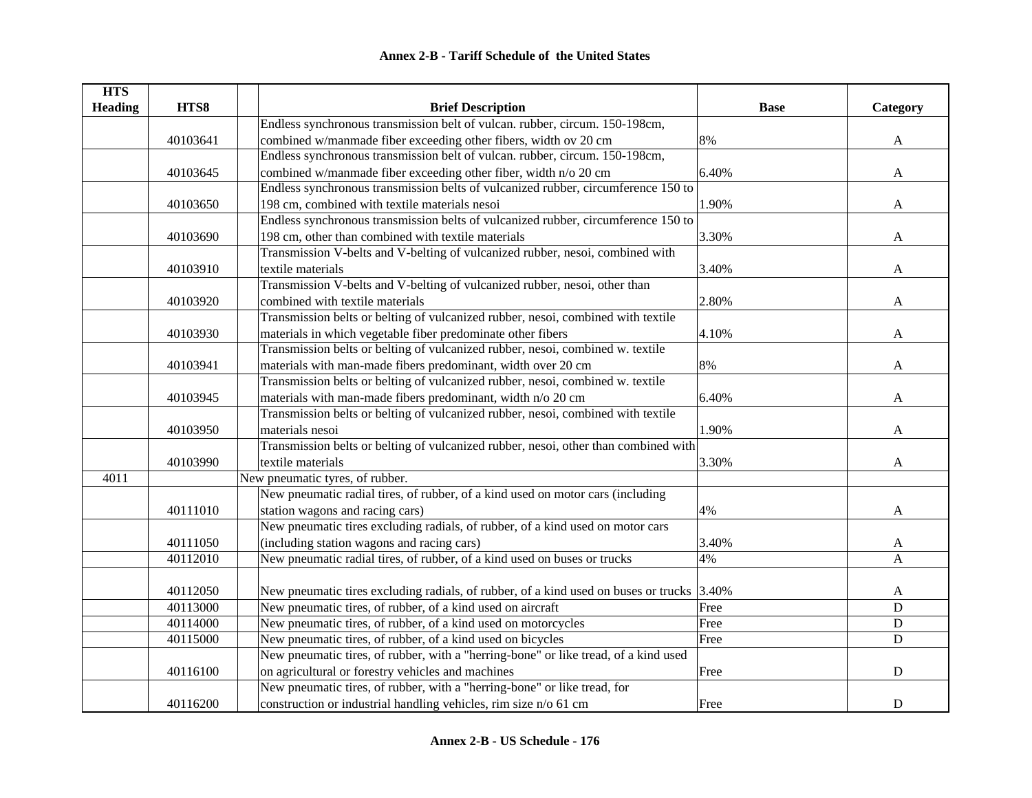# Annex 2-B - Tariff Schedule of the United States

| HTS Heading | HTS8 | | Brief Description | Base | Category |
|---|---|---|---|---|---|
| | 40103641 | | Endless synchronous transmission belt of vulcan. rubber, circum. 150-198cm, combined w/manmade fiber exceeding other fibers, width ov 20 cm | 8% | A |
| | 40103645 | | Endless synchronous transmission belt of vulcan. rubber, circum. 150-198cm, combined w/manmade fiber exceeding other fiber, width n/o 20 cm | 6.40% | A |
| | 40103650 | | Endless synchronous transmission belts of vulcanized rubber, circumference 150 to 198 cm, combined with textile materials nesoi | 1.90% | A |
| | 40103690 | | Endless synchronous transmission belts of vulcanized rubber, circumference 150 to 198 cm, other than combined with textile materials | 3.30% | A |
| | 40103910 | | Transmission V-belts and V-belting of vulcanized rubber, nesoi, combined with textile materials | 3.40% | A |
| | 40103920 | | Transmission V-belts and V-belting of vulcanized rubber, nesoi, other than combined with textile materials | 2.80% | A |
| | 40103930 | | Transmission belts or belting of vulcanized rubber, nesoi, combined with textile materials in which vegetable fiber predominate other fibers | 4.10% | A |
| | 40103941 | | Transmission belts or belting of vulcanized rubber, nesoi, combined w. textile materials with man-made fibers predominant, width over 20 cm | 8% | A |
| | 40103945 | | Transmission belts or belting of vulcanized rubber, nesoi, combined w. textile materials with man-made fibers predominant, width n/o 20 cm | 6.40% | A |
| | 40103950 | | Transmission belts or belting of vulcanized rubber, nesoi, combined with textile materials nesoi | 1.90% | A |
| | 40103990 | | Transmission belts or belting of vulcanized rubber, nesoi, other than combined with textile materials | 3.30% | A |
| 4011 | | New pneumatic tyres, of rubber. | | | |
| | 40111010 | | New pneumatic radial tires, of rubber, of a kind used on motor cars (including station wagons and racing cars) | 4% | A |
| | 40111050 | | New pneumatic tires excluding radials, of rubber, of a kind used on motor cars (including station wagons and racing cars) | 3.40% | A |
| | 40112010 | | New pneumatic radial tires, of rubber, of a kind used on buses or trucks | 4% | A |
| | 40112050 | | New pneumatic tires excluding radials, of rubber, of a kind used on buses or trucks | 3.40% | A |
| | 40113000 | | New pneumatic tires, of rubber, of a kind used on aircraft | Free | D |
| | 40114000 | | New pneumatic tires, of rubber, of a kind used on motorcycles | Free | D |
| | 40115000 | | New pneumatic tires, of rubber, of a kind used on bicycles | Free | D |
| | 40116100 | | New pneumatic tires, of rubber, with a "herring-bone" or like tread, of a kind used on agricultural or forestry vehicles and machines | Free | D |
| | 40116200 | | New pneumatic tires, of rubber, with a "herring-bone" or like tread, for construction or industrial handling vehicles, rim size n/o 61 cm | Free | D |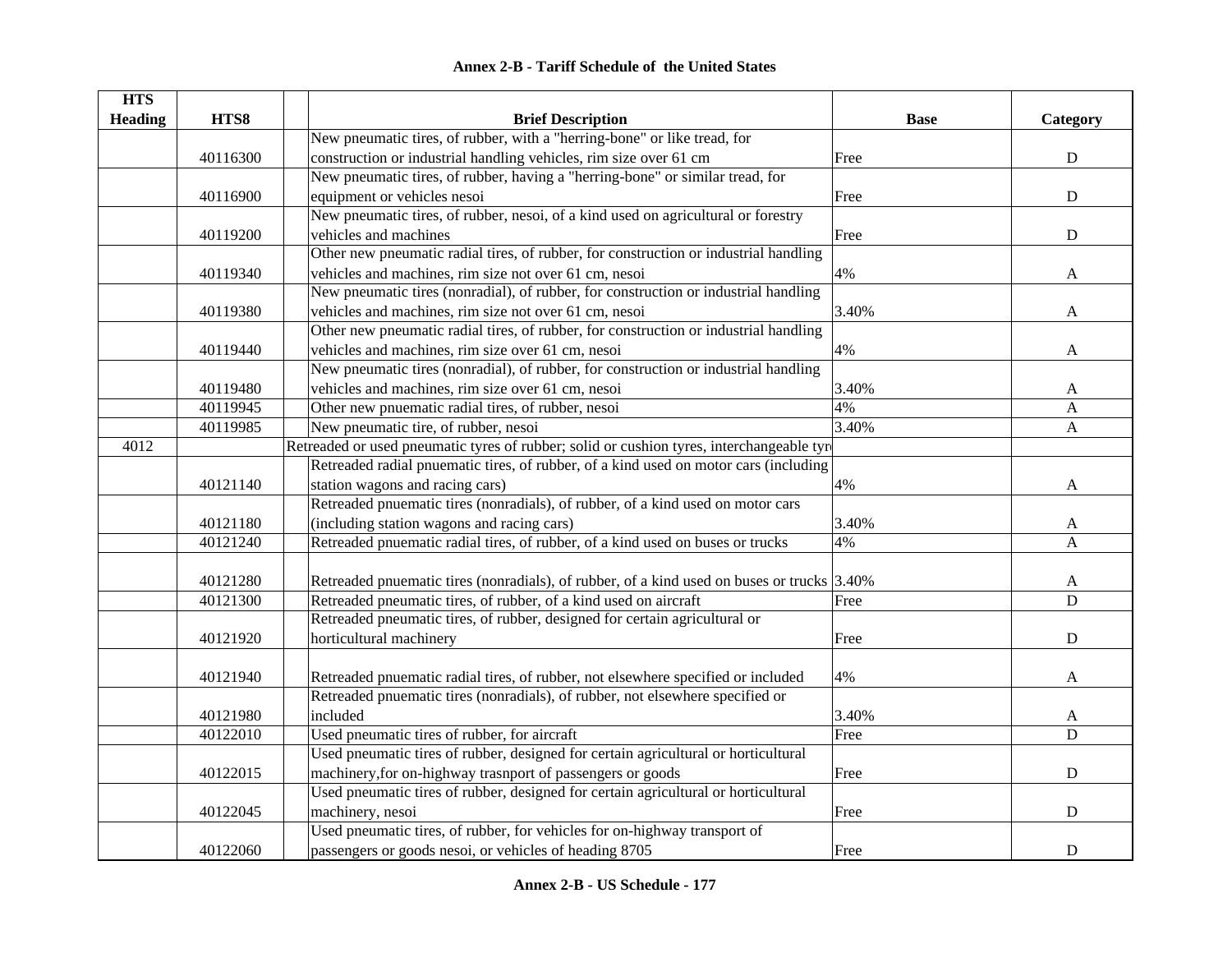# Annex 2-B - Tariff Schedule of the United States

| HTS Heading | HTS8 | | Brief Description | Base | Category |
|---|---|---|---|---|---|
| | 40116300 | | New pneumatic tires, of rubber, with a "herring-bone" or like tread, for construction or industrial handling vehicles, rim size over 61 cm | Free | D |
| | 40116900 | | New pneumatic tires, of rubber, having a "herring-bone" or similar tread, for equipment or vehicles nesoi | Free | D |
| | 40119200 | | New pneumatic tires, of rubber, nesoi, of a kind used on agricultural or forestry vehicles and machines | Free | D |
| | 40119340 | | Other new pneumatic radial tires, of rubber, for construction or industrial handling vehicles and machines, rim size not over 61 cm, nesoi | 4% | A |
| | 40119380 | | New pneumatic tires (nonradial), of rubber, for construction or industrial handling vehicles and machines, rim size not over 61 cm, nesoi | 3.40% | A |
| | 40119440 | | Other new pneumatic radial tires, of rubber, for construction or industrial handling vehicles and machines, rim size over 61 cm, nesoi | 4% | A |
| | 40119480 | | New pneumatic tires (nonradial), of rubber, for construction or industrial handling vehicles and machines, rim size over 61 cm, nesoi | 3.40% | A |
| | 40119945 | | Other new pnuematic radial tires, of rubber, nesoi | 4% | A |
| | 40119985 | | New pneumatic tire, of rubber, nesoi | 3.40% | A |
| 4012 | | | Retreaded or used pneumatic tyres of rubber; solid or cushion tyres, interchangeable tyr | | |
| | 40121140 | | Retreaded radial pnuematic tires, of rubber, of a kind used on motor cars (including station wagons and racing cars) | 4% | A |
| | 40121180 | | Retreaded pnuematic tires (nonradials), of rubber, of a kind used on motor cars (including station wagons and racing cars) | 3.40% | A |
| | 40121240 | | Retreaded pnuematic radial tires, of rubber, of a kind used on buses or trucks | 4% | A |
| | 40121280 | | Retreaded pnuematic tires (nonradials), of rubber, of a kind used on buses or trucks | 3.40% | A |
| | 40121300 | | Retreaded pneumatic tires, of rubber, of a kind used on aircraft | Free | D |
| | 40121920 | | Retreaded pneumatic tires, of rubber, designed for certain agricultural or horticultural machinery | Free | D |
| | 40121940 | | Retreaded pnuematic radial tires, of rubber, not elsewhere specified or included | 4% | A |
| | 40121980 | | Retreaded pnuematic tires (nonradials), of rubber, not elsewhere specified or included | 3.40% | A |
| | 40122010 | | Used pneumatic tires of rubber, for aircraft | Free | D |
| | 40122015 | | Used pneumatic tires of rubber, designed for certain agricultural or horticultural machinery,for on-highway trasnport of passengers or goods | Free | D |
| | 40122045 | | Used pneumatic tires of rubber, designed for certain agricultural or horticultural machinery, nesoi | Free | D |
| | 40122060 | | Used pneumatic tires, of rubber, for vehicles for on-highway transport of passengers or goods nesoi, or vehicles of heading 8705 | Free | D |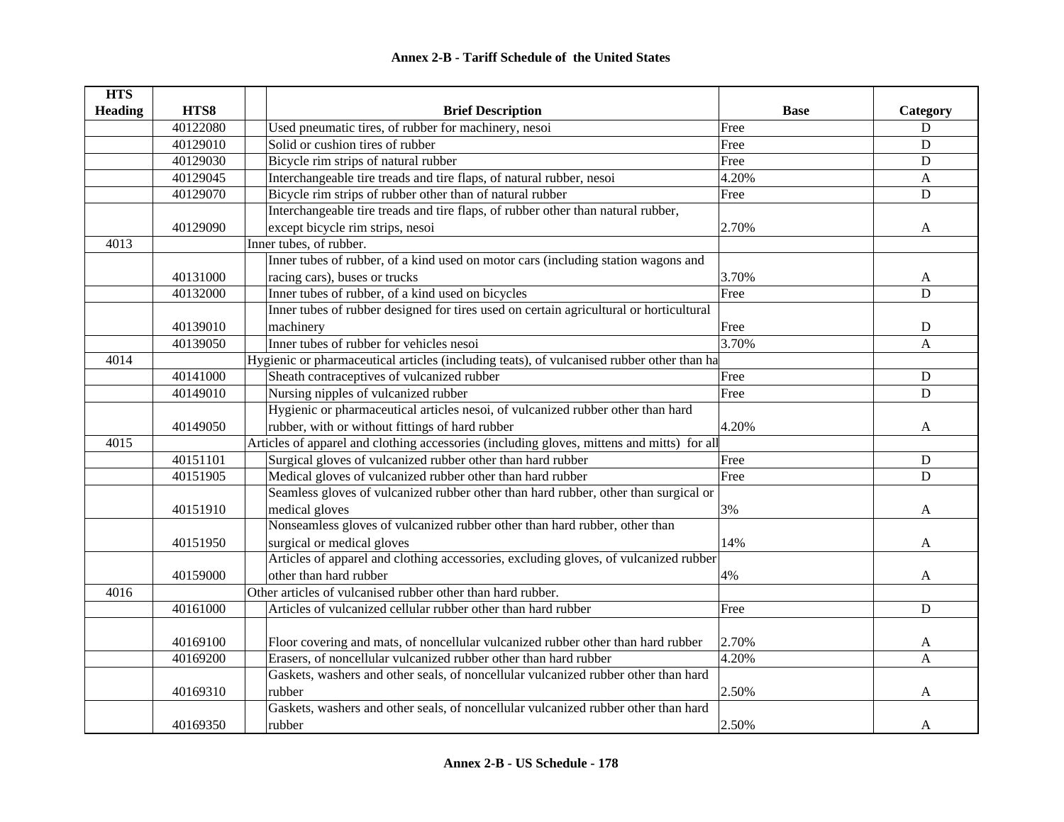## Annex 2-B - Tariff Schedule of the United States

| HTS Heading | HTS8 | Brief Description | Base | Category |
|---|---|---|---|---|
| | 40122080 | Used pneumatic tires, of rubber for machinery, nesoi | Free | D |
| | 40129010 | Solid or cushion tires of rubber | Free | D |
| | 40129030 | Bicycle rim strips of natural rubber | Free | D |
| | 40129045 | Interchangeable tire treads and tire flaps, of natural rubber, nesoi | 4.20% | A |
| | 40129070 | Bicycle rim strips of rubber other than of natural rubber | Free | D |
| | 40129090 | Interchangeable tire treads and tire flaps, of rubber other than natural rubber, except bicycle rim strips, nesoi | 2.70% | A |
| 4013 | | Inner tubes, of rubber. | | |
| | 40131000 | Inner tubes of rubber, of a kind used on motor cars (including station wagons and racing cars), buses or trucks | 3.70% | A |
| | 40132000 | Inner tubes of rubber, of a kind used on bicycles | Free | D |
| | 40139010 | Inner tubes of rubber designed for tires used on certain agricultural or horticultural machinery | Free | D |
| | 40139050 | Inner tubes of rubber for vehicles nesoi | 3.70% | A |
| 4014 | | Hygienic or pharmaceutical articles (including teats), of vulcanised rubber other than ha | | |
| | 40141000 | Sheath contraceptives of vulcanized rubber | Free | D |
| | 40149010 | Nursing nipples of vulcanized rubber | Free | D |
| | 40149050 | Hygienic or pharmaceutical articles nesoi, of vulcanized rubber other than hard rubber, with or without fittings of hard rubber | 4.20% | A |
| 4015 | | Articles of apparel and clothing accessories (including gloves, mittens and mitts) for all | | |
| | 40151101 | Surgical gloves of vulcanized rubber other than hard rubber | Free | D |
| | 40151905 | Medical gloves of vulcanized rubber other than hard rubber | Free | D |
| | 40151910 | Seamless gloves of vulcanized rubber other than hard rubber, other than surgical or medical gloves | 3% | A |
| | 40151950 | Nonseamless gloves of vulcanized rubber other than hard rubber, other than surgical or medical gloves | 14% | A |
| | 40159000 | Articles of apparel and clothing accessories, excluding gloves, of vulcanized rubber other than hard rubber | 4% | A |
| 4016 | | Other articles of vulcanised rubber other than hard rubber. | | |
| | 40161000 | Articles of vulcanized cellular rubber other than hard rubber | Free | D |
| | 40169100 | Floor covering and mats, of noncellular vulcanized rubber other than hard rubber | 2.70% | A |
| | 40169200 | Erasers, of noncellular vulcanized rubber other than hard rubber | 4.20% | A |
| | 40169310 | Gaskets, washers and other seals, of noncellular vulcanized rubber other than hard rubber | 2.50% | A |
| | 40169350 | Gaskets, washers and other seals, of noncellular vulcanized rubber other than hard rubber | 2.50% | A |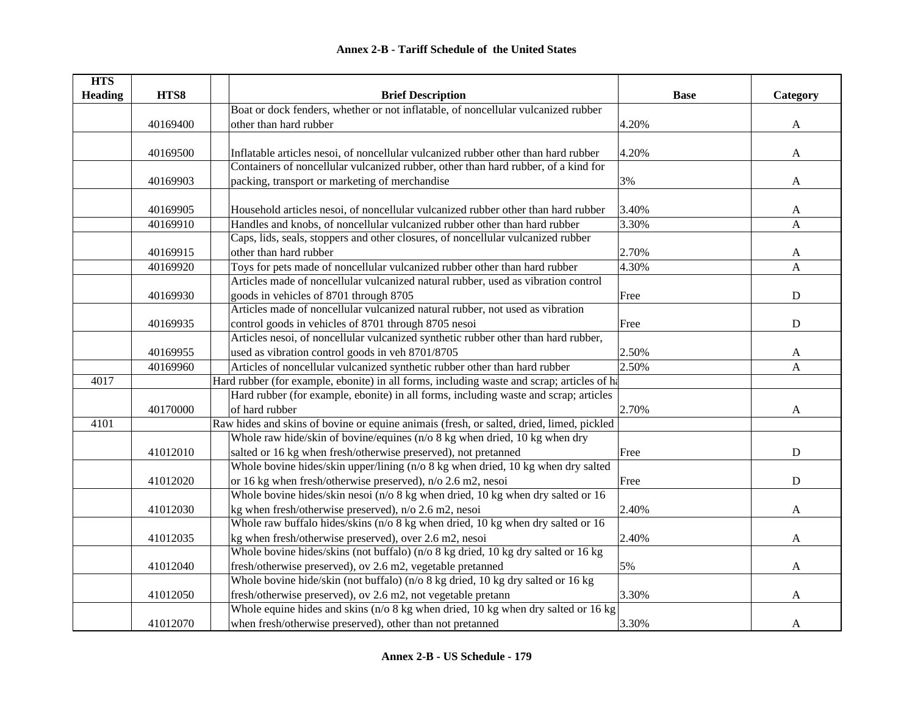# Annex 2-B - Tariff Schedule of the United States

| HTS Heading | HTS8 | | Brief Description | Base | Category |
|---|---|---|---|---|---|
| | 40169400 | | Boat or dock fenders, whether or not inflatable, of noncellular vulcanized rubber other than hard rubber | 4.20% | A |
| | 40169500 | | Inflatable articles nesoi, of noncellular vulcanized rubber other than hard rubber | 4.20% | A |
| | 40169903 | | Containers of noncellular vulcanized rubber, other than hard rubber, of a kind for packing, transport or marketing of merchandise | 3% | A |
| | 40169905 | | Household articles nesoi, of noncellular vulcanized rubber other than hard rubber | 3.40% | A |
| | 40169910 | | Handles and knobs, of noncellular vulcanized rubber other than hard rubber | 3.30% | A |
| | 40169915 | | Caps, lids, seals, stoppers and other closures, of noncellular vulcanized rubber other than hard rubber | 2.70% | A |
| | 40169920 | | Toys for pets made of noncellular vulcanized rubber other than hard rubber | 4.30% | A |
| | 40169930 | | Articles made of noncellular vulcanized natural rubber, used as vibration control goods in vehicles of 8701 through 8705 | Free | D |
| | 40169935 | | Articles made of noncellular vulcanized natural rubber, not used as vibration control goods in vehicles of 8701 through 8705 nesoi | Free | D |
| | 40169955 | | Articles nesoi, of noncellular vulcanized synthetic rubber other than hard rubber, used as vibration control goods in veh 8701/8705 | 2.50% | A |
| | 40169960 | | Articles of noncellular vulcanized synthetic rubber other than hard rubber | 2.50% | A |
| 4017 | | Hard rubber (for example, ebonite) in all forms, including waste and scrap; articles of ha | | | |
| | 40170000 | | Hard rubber (for example, ebonite) in all forms, including waste and scrap; articles of hard rubber | 2.70% | A |
| 4101 | | Raw hides and skins of bovine or equine animais (fresh, or salted, dried, limed, pickled | | | |
| | 41012010 | | Whole raw hide/skin of bovine/equines (n/o 8 kg when dried, 10 kg when dry salted or 16 kg when fresh/otherwise preserved), not pretanned | Free | D |
| | 41012020 | | Whole bovine hides/skin upper/lining (n/o 8 kg when dried, 10 kg when dry salted or 16 kg when fresh/otherwise preserved), n/o 2.6 m2, nesoi | Free | D |
| | 41012030 | | Whole bovine hides/skin nesoi (n/o 8 kg when dried, 10 kg when dry salted or 16 kg when fresh/otherwise preserved), n/o 2.6 m2, nesoi | 2.40% | A |
| | 41012035 | | Whole raw buffalo hides/skins (n/o 8 kg when dried, 10 kg when dry salted or 16 kg when fresh/otherwise preserved), over 2.6 m2, nesoi | 2.40% | A |
| | 41012040 | | Whole bovine hides/skins (not buffalo) (n/o 8 kg dried, 10 kg dry salted or 16 kg fresh/otherwise preserved), ov 2.6 m2, vegetable pretanned | 5% | A |
| | 41012050 | | Whole bovine hide/skin (not buffalo) (n/o 8 kg dried, 10 kg dry salted or 16 kg fresh/otherwise preserved), ov 2.6 m2, not vegetable pretann | 3.30% | A |
| | 41012070 | | Whole equine hides and skins (n/o 8 kg when dried, 10 kg when dry salted or 16 kg when fresh/otherwise preserved), other than not pretanned | 3.30% | A |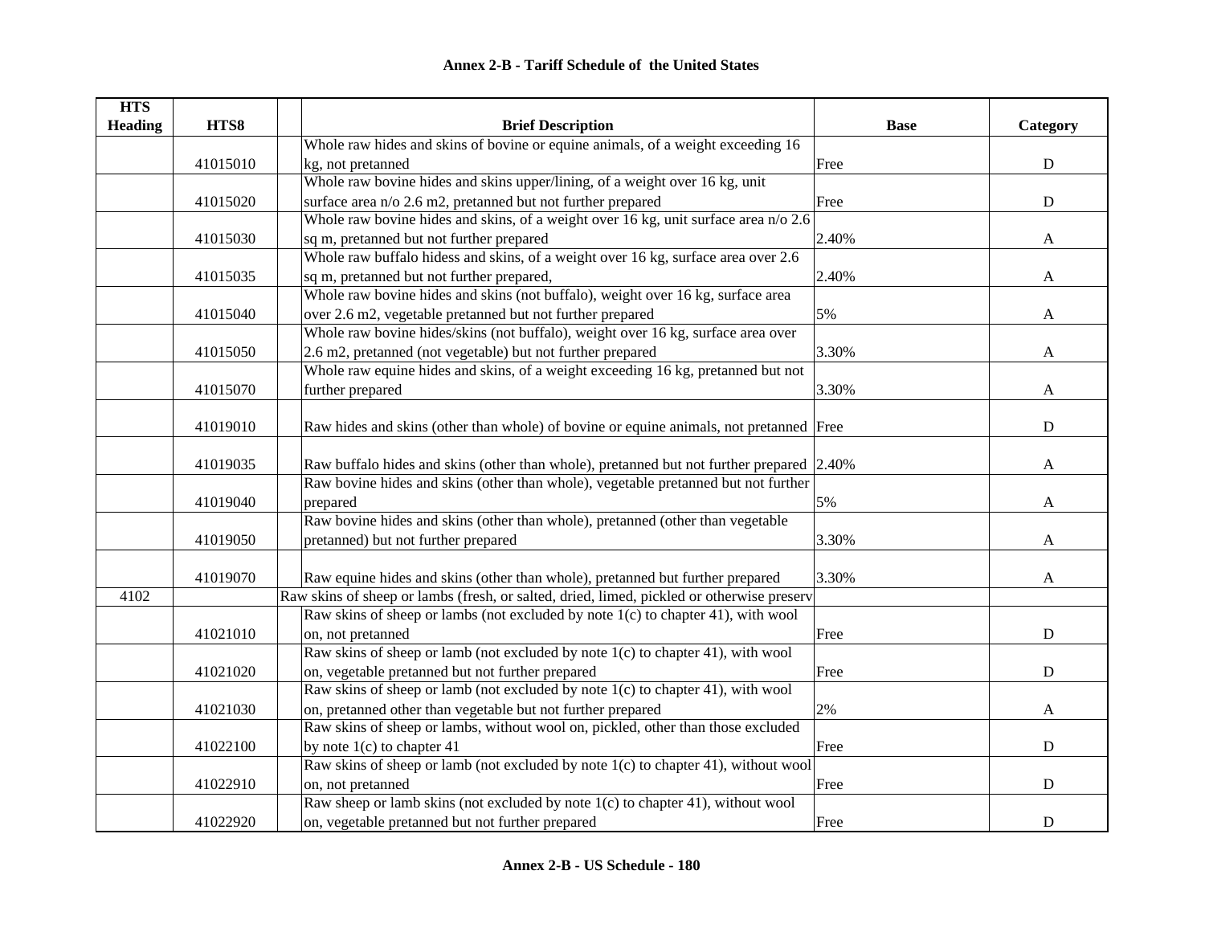## Annex 2-B - Tariff Schedule of the United States

| HTS Heading | HTS8 | | Brief Description | Base | Category |
|---|---|---|---|---|---|
| | 41015010 | | Whole raw hides and skins of bovine or equine animals, of a weight exceeding 16 kg, not pretanned | Free | D |
| | 41015020 | | Whole raw bovine hides and skins upper/lining, of a weight over 16 kg, unit surface area n/o 2.6 m2, pretanned but not further prepared | Free | D |
| | 41015030 | | Whole raw bovine hides and skins, of a weight over 16 kg, unit surface area n/o 2.6 sq m, pretanned but not further prepared | 2.40% | A |
| | 41015035 | | Whole raw buffalo hidess and skins, of a weight over 16 kg, surface area over 2.6 sq m, pretanned but not further prepared, | 2.40% | A |
| | 41015040 | | Whole raw bovine hides and skins (not buffalo), weight over 16 kg, surface area over 2.6 m2, vegetable pretanned but not further prepared | 5% | A |
| | 41015050 | | Whole raw bovine hides/skins (not buffalo), weight over 16 kg, surface area over 2.6 m2, pretanned (not vegetable) but not further prepared | 3.30% | A |
| | 41015070 | | Whole raw equine hides and skins, of a weight exceeding 16 kg, pretanned but not further prepared | 3.30% | A |
| | 41019010 | | Raw hides and skins (other than whole) of bovine or equine animals, not pretanned | Free | D |
| | 41019035 | | Raw buffalo hides and skins (other than whole), pretanned but not further prepared | 2.40% | A |
| | 41019040 | | Raw bovine hides and skins (other than whole), vegetable pretanned but not further prepared | 5% | A |
| | 41019050 | | Raw bovine hides and skins (other than whole), pretanned (other than vegetable pretanned) but not further prepared | 3.30% | A |
| | 41019070 | | Raw equine hides and skins (other than whole), pretanned but further prepared | 3.30% | A |
| 4102 | | Raw skins of sheep or lambs (fresh, or salted, dried, limed, pickled or otherwise preserv | | | |
| | 41021010 | | Raw skins of sheep or lambs (not excluded by note 1(c) to chapter 41), with wool on, not pretanned | Free | D |
| | 41021020 | | Raw skins of sheep or lamb (not excluded by note 1(c) to chapter 41), with wool on, vegetable pretanned but not further prepared | Free | D |
| | 41021030 | | Raw skins of sheep or lamb (not excluded by note 1(c) to chapter 41), with wool on, pretanned other than vegetable but not further prepared | 2% | A |
| | 41022100 | | Raw skins of sheep or lambs, without wool on, pickled, other than those excluded by note 1(c) to chapter 41 | Free | D |
| | 41022910 | | Raw skins of sheep or lamb (not excluded by note 1(c) to chapter 41), without wool on, not pretanned | Free | D |
| | 41022920 | | Raw sheep or lamb skins (not excluded by note 1(c) to chapter 41), without wool on, vegetable pretanned but not further prepared | Free | D |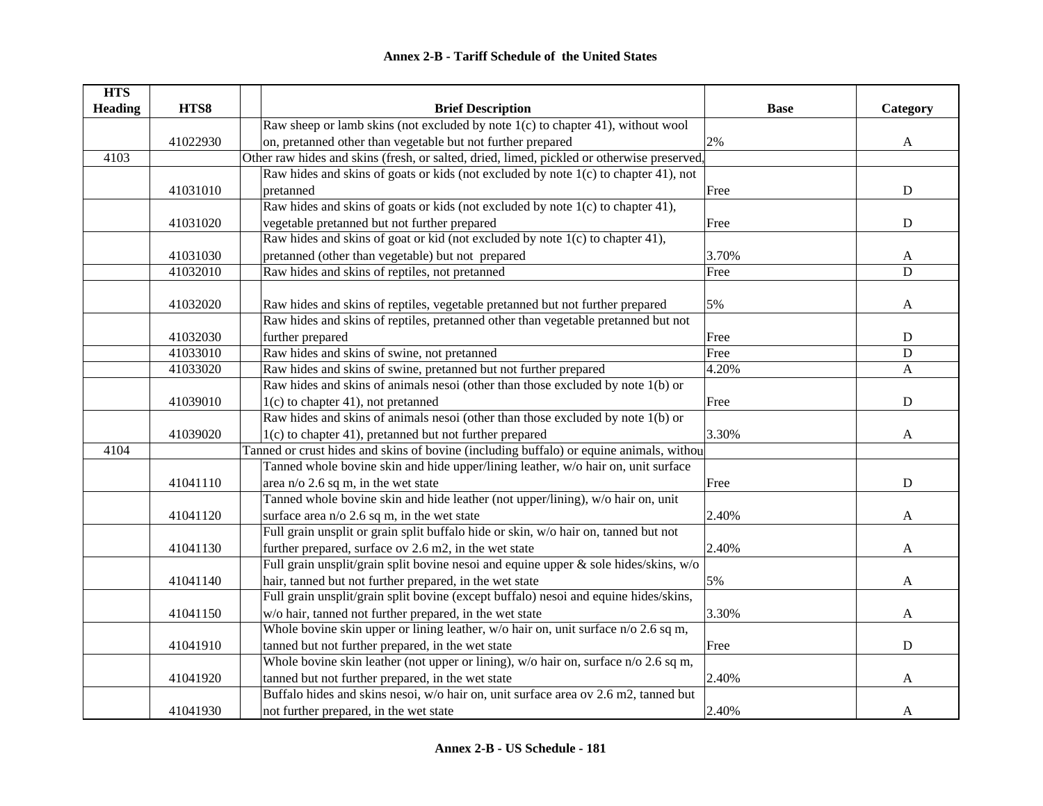## Annex 2-B - Tariff Schedule of the United States

| HTS Heading | HTS8 | | Brief Description | Base | Category |
|---|---|---|---|---|---|
| | 41022930 | | Raw sheep or lamb skins (not excluded by note 1(c) to chapter 41), without wool on, pretanned other than vegetable but not further prepared | 2% | A |
| 4103 | | | Other raw hides and skins (fresh, or salted, dried, limed, pickled or otherwise preserved, | | |
| | 41031010 | | Raw hides and skins of goats or kids (not excluded by note 1(c) to chapter 41), not pretanned | Free | D |
| | 41031020 | | Raw hides and skins of goats or kids (not excluded by note 1(c) to chapter 41), vegetable pretanned but not further prepared | Free | D |
| | 41031030 | | Raw hides and skins of goat or kid (not excluded by note 1(c) to chapter 41), pretanned (other than vegetable) but not prepared | 3.70% | A |
| | 41032010 | | Raw hides and skins of reptiles, not pretanned | Free | D |
| | 41032020 | | Raw hides and skins of reptiles, vegetable pretanned but not further prepared | 5% | A |
| | 41032030 | | Raw hides and skins of reptiles, pretanned other than vegetable pretanned but not further prepared | Free | D |
| | 41033010 | | Raw hides and skins of swine, not pretanned | Free | D |
| | 41033020 | | Raw hides and skins of swine, pretanned but not further prepared | 4.20% | A |
| | 41039010 | | Raw hides and skins of animals nesoi (other than those excluded by note 1(b) or 1(c) to chapter 41), not pretanned | Free | D |
| | 41039020 | | Raw hides and skins of animals nesoi (other than those excluded by note 1(b) or 1(c) to chapter 41), pretanned but not further prepared | 3.30% | A |
| 4104 | | | Tanned or crust hides and skins of bovine (including buffalo) or equine animals, withou | | |
| | 41041110 | | Tanned whole bovine skin and hide upper/lining leather, w/o hair on, unit surface area n/o 2.6 sq m, in the wet state | Free | D |
| | 41041120 | | Tanned whole bovine skin and hide leather (not upper/lining), w/o hair on, unit surface area n/o 2.6 sq m, in the wet state | 2.40% | A |
| | 41041130 | | Full grain unsplit or grain split buffalo hide or skin, w/o hair on, tanned but not further prepared, surface ov 2.6 m2, in the wet state | 2.40% | A |
| | 41041140 | | Full grain unsplit/grain split bovine nesoi and equine upper & sole hides/skins, w/o hair, tanned but not further prepared, in the wet state | 5% | A |
| | 41041150 | | Full grain unsplit/grain split bovine (except buffalo) nesoi and equine hides/skins, w/o hair, tanned not further prepared, in the wet state | 3.30% | A |
| | 41041910 | | Whole bovine skin upper or lining leather, w/o hair on, unit surface n/o 2.6 sq m, tanned but not further prepared, in the wet state | Free | D |
| | 41041920 | | Whole bovine skin leather (not upper or lining), w/o hair on, surface n/o 2.6 sq m, tanned but not further prepared, in the wet state | 2.40% | A |
| | 41041930 | | Buffalo hides and skins nesoi, w/o hair on, unit surface area ov 2.6 m2, tanned but not further prepared, in the wet state | 2.40% | A |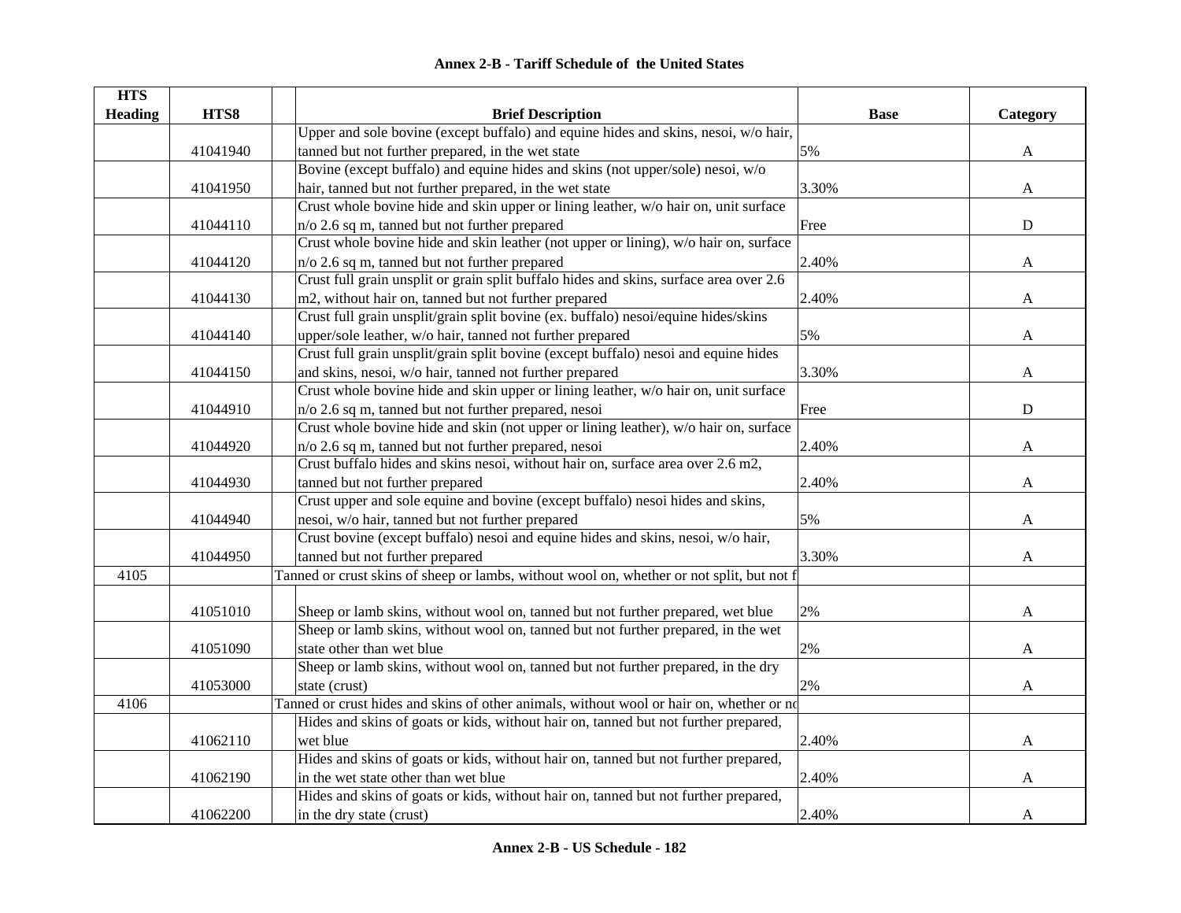## Annex 2-B - Tariff Schedule of the United States

| HTS Heading | HTS8 | | Brief Description | Base | Category |
|---|---|---|---|---|---|
| | 41041940 | | Upper and sole bovine (except buffalo) and equine hides and skins, nesoi, w/o hair, tanned but not further prepared, in the wet state | 5% | A |
| | 41041950 | | Bovine (except buffalo) and equine hides and skins (not upper/sole) nesoi, w/o hair, tanned but not further prepared, in the wet state | 3.30% | A |
| | 41044110 | | Crust whole bovine hide and skin upper or lining leather, w/o hair on, unit surface n/o 2.6 sq m, tanned but not further prepared | Free | D |
| | 41044120 | | Crust whole bovine hide and skin leather (not upper or lining), w/o hair on, surface n/o 2.6 sq m, tanned but not further prepared | 2.40% | A |
| | 41044130 | | Crust full grain unsplit or grain split buffalo hides and skins, surface area over 2.6 m2, without hair on, tanned but not further prepared | 2.40% | A |
| | 41044140 | | Crust full grain unsplit/grain split bovine (ex. buffalo) nesoi/equine hides/skins upper/sole leather, w/o hair, tanned not further prepared | 5% | A |
| | 41044150 | | Crust full grain unsplit/grain split bovine (except buffalo) nesoi and equine hides and skins, nesoi, w/o hair, tanned not further prepared | 3.30% | A |
| | 41044910 | | Crust whole bovine hide and skin upper or lining leather, w/o hair on, unit surface n/o 2.6 sq m, tanned but not further prepared, nesoi | Free | D |
| | 41044920 | | Crust whole bovine hide and skin (not upper or lining leather), w/o hair on, surface n/o 2.6 sq m, tanned but not further prepared, nesoi | 2.40% | A |
| | 41044930 | | Crust buffalo hides and skins nesoi, without hair on, surface area over 2.6 m2, tanned but not further prepared | 2.40% | A |
| | 41044940 | | Crust upper and sole equine and bovine (except buffalo) nesoi hides and skins, nesoi, w/o hair, tanned but not further prepared | 5% | A |
| | 41044950 | | Crust bovine (except buffalo) nesoi and equine hides and skins, nesoi, w/o hair, tanned but not further prepared | 3.30% | A |
| 4105 | | Tanned or crust skins of sheep or lambs, without wool on, whether or not split, but not f | | | |
| | 41051010 | | Sheep or lamb skins, without wool on, tanned but not further prepared, wet blue | 2% | A |
| | 41051090 | | Sheep or lamb skins, without wool on, tanned but not further prepared, in the wet state other than wet blue | 2% | A |
| | 41053000 | | Sheep or lamb skins, without wool on, tanned but not further prepared, in the dry state (crust) | 2% | A |
| 4106 | | Tanned or crust hides and skins of other animals, without wool or hair on, whether or no | | | |
| | 41062110 | | Hides and skins of goats or kids, without hair on, tanned but not further prepared, wet blue | 2.40% | A |
| | 41062190 | | Hides and skins of goats or kids, without hair on, tanned but not further prepared, in the wet state other than wet blue | 2.40% | A |
| | 41062200 | | Hides and skins of goats or kids, without hair on, tanned but not further prepared, in the dry state (crust) | 2.40% | A |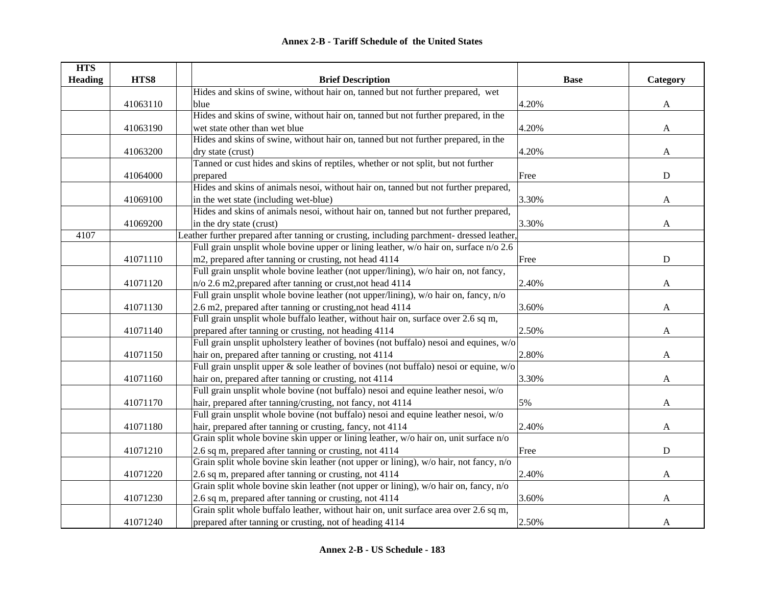## Annex 2-B - Tariff Schedule of the United States

| HTS Heading | HTS8 | | Brief Description | Base | Category |
|---|---|---|---|---|---|
| | 41063110 | | Hides and skins of swine, without hair on, tanned but not further prepared, wet blue | 4.20% | A |
| | 41063190 | | Hides and skins of swine, without hair on, tanned but not further prepared, in the wet state other than wet blue | 4.20% | A |
| | 41063200 | | Hides and skins of swine, without hair on, tanned but not further prepared, in the dry state (crust) | 4.20% | A |
| | 41064000 | | Tanned or cust hides and skins of reptiles, whether or not split, but not further prepared | Free | D |
| | 41069100 | | Hides and skins of animals nesoi, without hair on, tanned but not further prepared, in the wet state (including wet-blue) | 3.30% | A |
| | 41069200 | | Hides and skins of animals nesoi, without hair on, tanned but not further prepared, in the dry state (crust) | 3.30% | A |
| 4107 | | Leather further prepared after tanning or crusting, including parchment- dressed leather, | | | |
| | 41071110 | | Full grain unsplit whole bovine upper or lining leather, w/o hair on, surface n/o 2.6 m2, prepared after tanning or crusting, not head 4114 | Free | D |
| | 41071120 | | Full grain unsplit whole bovine leather (not upper/lining), w/o hair on, not fancy, n/o 2.6 m2,prepared after tanning or crust,not head 4114 | 2.40% | A |
| | 41071130 | | Full grain unsplit whole bovine leather (not upper/lining), w/o hair on, fancy, n/o 2.6 m2, prepared after tanning or crusting,not head 4114 | 3.60% | A |
| | 41071140 | | Full grain unsplit whole buffalo leather, without hair on, surface over 2.6 sq m, prepared after tanning or crusting, not heading 4114 | 2.50% | A |
| | 41071150 | | Full grain unsplit upholstery leather of bovines (not buffalo) nesoi and equines, w/o hair on, prepared after tanning or crusting, not 4114 | 2.80% | A |
| | 41071160 | | Full grain unsplit upper & sole leather of bovines (not buffalo) nesoi or equine, w/o hair on, prepared after tanning or crusting, not 4114 | 3.30% | A |
| | 41071170 | | Full grain unsplit whole (not buffalo) nesoi and equine leather nesoi, w/o hair, prepared after tanning/crusting, not fancy, not 4114 | 5% | A |
| | 41071180 | | Full grain unsplit whole bovine (not buffalo) nesoi and equine leather nesoi, w/o hair, prepared after tanning or crusting, fancy, not 4114 | 2.40% | A |
| | 41071210 | | Grain split whole bovine skin upper or lining leather, w/o hair on, unit surface n/o 2.6 sq m, prepared after tanning or crusting, not 4114 | Free | D |
| | 41071220 | | Grain split whole bovine skin leather (not upper or lining), w/o hair, not fancy, n/o 2.6 sq m, prepared after tanning or crusting, not 4114 | 2.40% | A |
| | 41071230 | | Grain split whole bovine skin leather (not upper or lining), w/o hair on, fancy, n/o 2.6 sq m, prepared after tanning or crusting, not 4114 | 3.60% | A |
| | 41071240 | | Grain split whole buffalo leather, without hair on, unit surface area over 2.6 sq m, prepared after tanning or crusting, not of heading 4114 | 2.50% | A |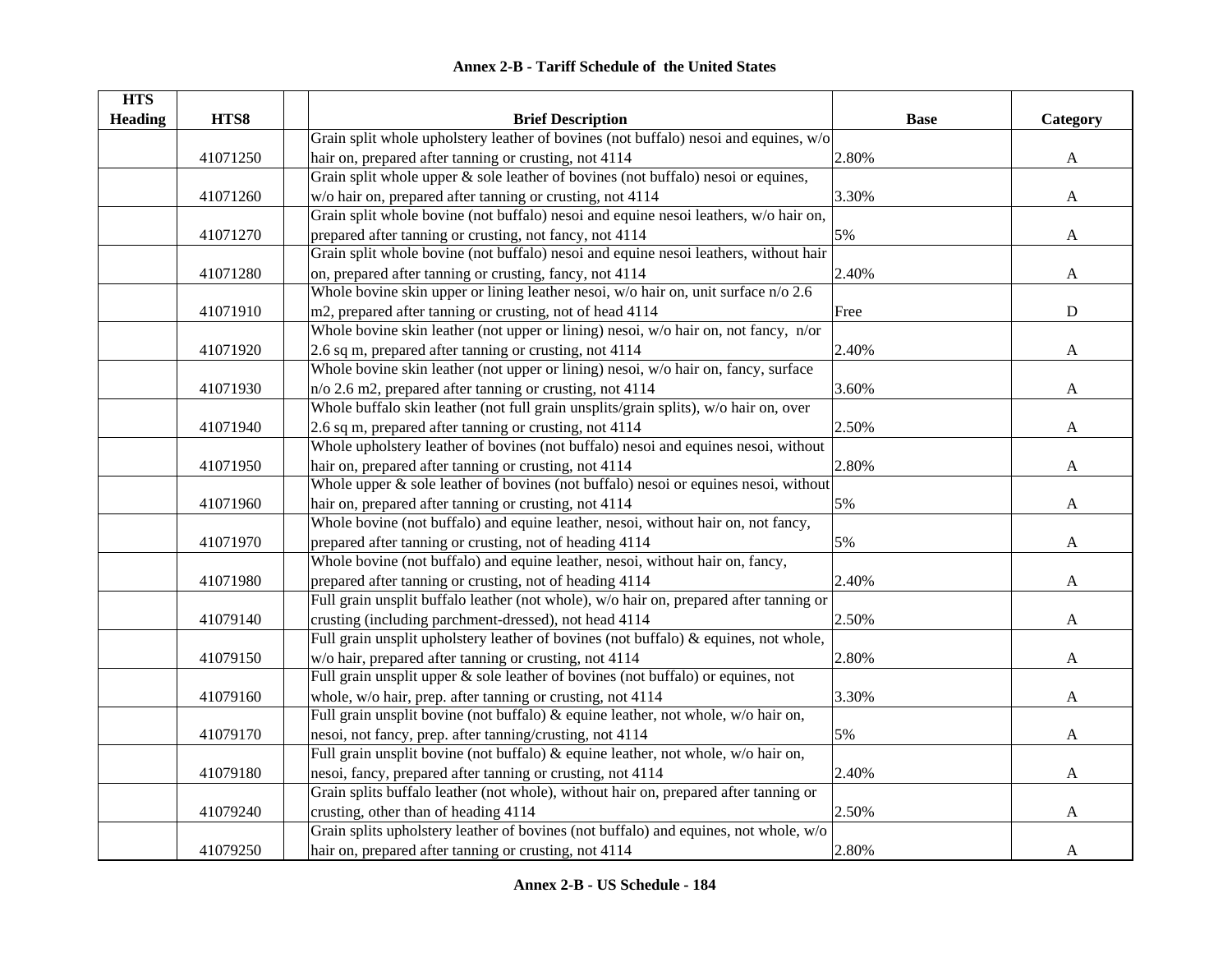# Annex 2-B - Tariff Schedule of the United States

| HTS Heading | HTS8 | | Brief Description | Base | Category |
|---|---|---|---|---|---|
| | 41071250 | | Grain split whole upholstery leather of bovines (not buffalo) nesoi and equines, w/o hair on, prepared after tanning or crusting, not 4114 | 2.80% | A |
| | 41071260 | | Grain split whole upper & sole leather of bovines (not buffalo) nesoi or equines, w/o hair on, prepared after tanning or crusting, not 4114 | 3.30% | A |
| | 41071270 | | Grain split whole bovine (not buffalo) nesoi and equine nesoi leathers, w/o hair on, prepared after tanning or crusting, not fancy, not 4114 | 5% | A |
| | 41071280 | | Grain split whole bovine (not buffalo) nesoi and equine nesoi leathers, without hair on, prepared after tanning or crusting, fancy, not 4114 | 2.40% | A |
| | 41071910 | | Whole bovine skin upper or lining leather nesoi, w/o hair on, unit surface n/o 2.6 m2, prepared after tanning or crusting, not of head 4114 | Free | D |
| | 41071920 | | Whole bovine skin leather (not upper or lining) nesoi, w/o hair on, not fancy, n/or 2.6 sq m, prepared after tanning or crusting, not 4114 | 2.40% | A |
| | 41071930 | | Whole bovine skin leather (not upper or lining) nesoi, w/o hair on, fancy, surface n/o 2.6 m2, prepared after tanning or crusting, not 4114 | 3.60% | A |
| | 41071940 | | Whole buffalo skin leather (not full grain unsplits/grain splits), w/o hair on, over 2.6 sq m, prepared after tanning or crusting, not 4114 | 2.50% | A |
| | 41071950 | | Whole upholstery leather of bovines (not buffalo) nesoi and equines nesoi, without hair on, prepared after tanning or crusting, not 4114 | 2.80% | A |
| | 41071960 | | Whole upper & sole leather of bovines (not buffalo) nesoi or equines nesoi, without hair on, prepared after tanning or crusting, not 4114 | 5% | A |
| | 41071970 | | Whole bovine (not buffalo) and equine leather, nesoi, without hair on, not fancy, prepared after tanning or crusting, not of heading 4114 | 5% | A |
| | 41071980 | | Whole bovine (not buffalo) and equine leather, nesoi, without hair on, fancy, prepared after tanning or crusting, not of heading 4114 | 2.40% | A |
| | 41079140 | | Full grain unsplit buffalo leather (not whole), w/o hair on, prepared after tanning or crusting (including parchment-dressed), not head 4114 | 2.50% | A |
| | 41079150 | | Full grain unsplit upholstery leather of bovines (not buffalo) & equines, not whole, w/o hair, prepared after tanning or crusting, not 4114 | 2.80% | A |
| | 41079160 | | Full grain unsplit upper & sole leather of bovines (not buffalo) or equines, not whole, w/o hair, prep. after tanning or crusting, not 4114 | 3.30% | A |
| | 41079170 | | Full grain unsplit bovine (not buffalo) & equine leather, not whole, w/o hair on, nesoi, not fancy, prep. after tanning/crusting, not 4114 | 5% | A |
| | 41079180 | | Full grain unsplit bovine (not buffalo) & equine leather, not whole, w/o hair on, nesoi, fancy, prepared after tanning or crusting, not 4114 | 2.40% | A |
| | 41079240 | | Grain splits buffalo leather (not whole), without hair on, prepared after tanning or crusting, other than of heading 4114 | 2.50% | A |
| | 41079250 | | Grain splits upholstery leather of bovines (not buffalo) and equines, not whole, w/o hair on, prepared after tanning or crusting, not 4114 | 2.80% | A |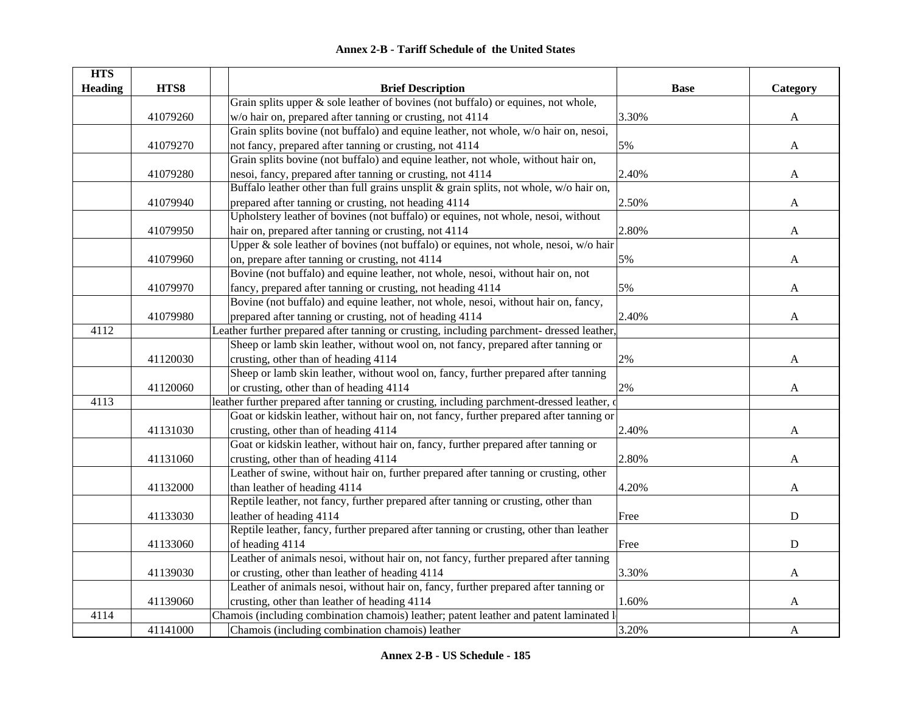## Annex 2-B - Tariff Schedule of the United States

| HTS Heading | HTS8 | Brief Description | Base | Category |
|---|---|---|---|---|
| | 41079260 | Grain splits upper & sole leather of bovines (not buffalo) or equines, not whole, w/o hair on, prepared after tanning or crusting, not 4114 | 3.30% | A |
| | 41079270 | Grain splits bovine (not buffalo) and equine leather, not whole, w/o hair on, nesoi, not fancy, prepared after tanning or crusting, not 4114 | 5% | A |
| | 41079280 | Grain splits bovine (not buffalo) and equine leather, not whole, without hair on, nesoi, fancy, prepared after tanning or crusting, not 4114 | 2.40% | A |
| | 41079940 | Buffalo leather other than full grains unsplit & grain splits, not whole, w/o hair on, prepared after tanning or crusting, not heading 4114 | 2.50% | A |
| | 41079950 | Upholstery leather of bovines (not buffalo) or equines, not whole, nesoi, without hair on, prepared after tanning or crusting, not 4114 | 2.80% | A |
| | 41079960 | Upper & sole leather of bovines (not buffalo) or equines, not whole, nesoi, w/o hair on, prepare after tanning or crusting, not 4114 | 5% | A |
| | 41079970 | Bovine (not buffalo) and equine leather, not whole, nesoi, without hair on, not fancy, prepared after tanning or crusting, not heading 4114 | 5% | A |
| | 41079980 | Bovine (not buffalo) and equine leather, not whole, nesoi, without hair on, fancy, prepared after tanning or crusting, not of heading 4114 | 2.40% | A |
| 4112 | | Leather further prepared after tanning or crusting, including parchment- dressed leather, | | |
| | 41120030 | Sheep or lamb skin leather, without wool on, not fancy, prepared after tanning or crusting, other than of heading 4114 | 2% | A |
| | 41120060 | Sheep or lamb skin leather, without wool on, fancy, further prepared after tanning or crusting, other than of heading 4114 | 2% | A |
| 4113 | | leather further prepared after tanning or crusting, including parchment-dressed leather, o | | |
| | 41131030 | Goat or kidskin leather, without hair on, not fancy, further prepared after tanning or crusting, other than of heading 4114 | 2.40% | A |
| | 41131060 | Goat or kidskin leather, without hair on, fancy, further prepared after tanning or crusting, other than of heading 4114 | 2.80% | A |
| | 41132000 | Leather of swine, without hair on, further prepared after tanning or crusting, other than leather of heading 4114 | 4.20% | A |
| | 41133030 | Reptile leather, not fancy, further prepared after tanning or crusting, other than leather of heading 4114 | Free | D |
| | 41133060 | Reptile leather, fancy, further prepared after tanning or crusting, other than leather of heading 4114 | Free | D |
| | 41139030 | Leather of animals nesoi, without hair on, not fancy, further prepared after tanning or crusting, other than leather of heading 4114 | 3.30% | A |
| | 41139060 | Leather of animals nesoi, without hair on, fancy, further prepared after tanning or crusting, other than leather of heading 4114 | 1.60% | A |
| 4114 | | Chamois (including combination chamois) leather; patent leather and patent laminated l | | |
| | 41141000 | Chamois (including combination chamois) leather | 3.20% | A |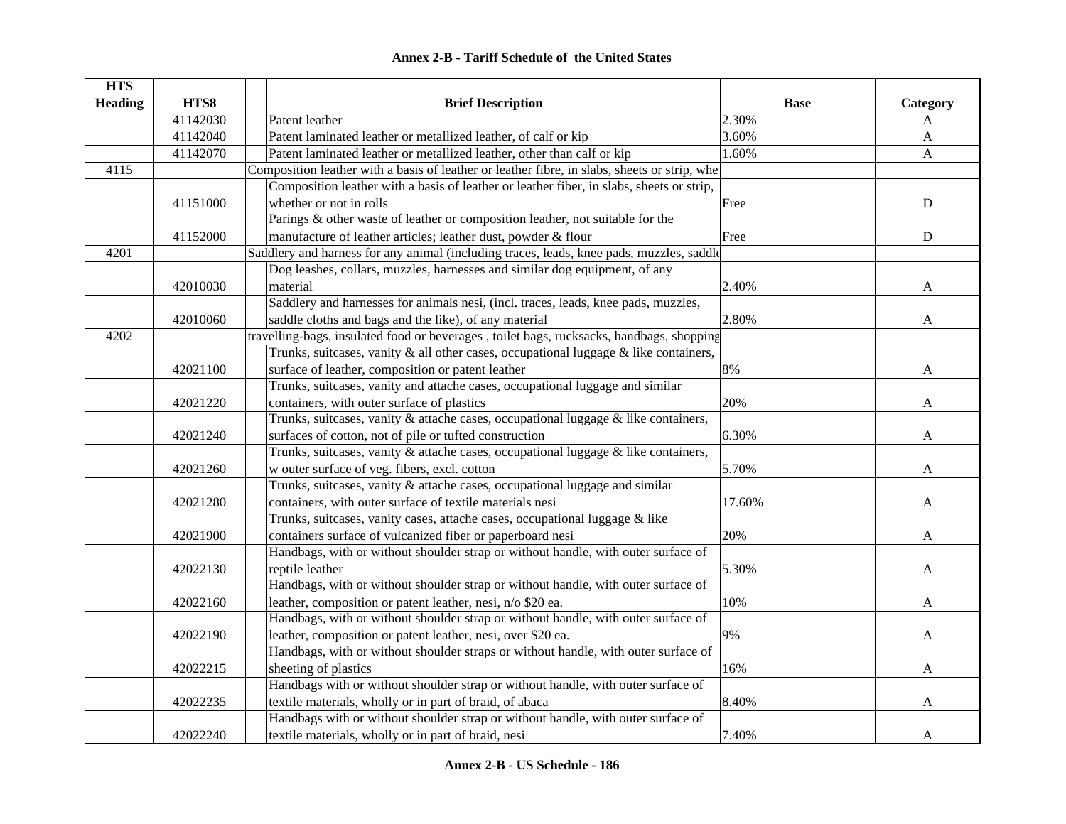## Annex 2-B - Tariff Schedule of the United States

| HTS Heading | HTS8 | | Brief Description | Base | Category |
|---|---|---|---|---|---|
| | 41142030 | | Patent leather | 2.30% | A |
| | 41142040 | | Patent laminated leather or metallized leather, of calf or kip | 3.60% | A |
| | 41142070 | | Patent laminated leather or metallized leather, other than calf or kip | 1.60% | A |
| 4115 | | | Composition leather with a basis of leather or leather fibre, in slabs, sheets or strip, whe | | |
| | 41151000 | | Composition leather with a basis of leather or leather fiber, in slabs, sheets or strip, whether or not in rolls | Free | D |
| | 41152000 | | Parings & other waste of leather or composition leather, not suitable for the manufacture of leather articles; leather dust, powder & flour | Free | D |
| 4201 | | | Saddlery and harness for any animal (including traces, leads, knee pads, muzzles, saddle | | |
| | 42010030 | | Dog leashes, collars, muzzles, harnesses and similar dog equipment, of any material | 2.40% | A |
| | 42010060 | | Saddlery and harnesses for animals nesi, (incl. traces, leads, knee pads, muzzles, saddle cloths and bags and the like), of any material | 2.80% | A |
| 4202 | | | travelling-bags, insulated food or beverages , toilet bags, rucksacks, handbags, shopping | | |
| | 42021100 | | Trunks, suitcases, vanity & all other cases, occupational luggage & like containers, surface of leather, composition or patent leather | 8% | A |
| | 42021220 | | Trunks, suitcases, vanity and attache cases, occupational luggage and similar containers, with outer surface of plastics | 20% | A |
| | 42021240 | | Trunks, suitcases, vanity & attache cases, occupational luggage & like containers, surfaces of cotton, not of pile or tufted construction | 6.30% | A |
| | 42021260 | | Trunks, suitcases, vanity & attache cases, occupational luggage & like containers, w outer surface of veg. fibers, excl. cotton | 5.70% | A |
| | 42021280 | | Trunks, suitcases, vanity & attache cases, occupational luggage and similar containers, with outer surface of textile materials nesi | 17.60% | A |
| | 42021900 | | Trunks, suitcases, vanity cases, attache cases, occupational luggage & like containers surface of vulcanized fiber or paperboard nesi | 20% | A |
| | 42022130 | | Handbags, with or without shoulder strap or without handle, with outer surface of reptile leather | 5.30% | A |
| | 42022160 | | Handbags, with or without shoulder strap or without handle, with outer surface of leather, composition or patent leather, nesi, n/o $20 ea. | 10% | A |
| | 42022190 | | Handbags, with or without shoulder strap or without handle, with outer surface of leather, composition or patent leather, nesi, over $20 ea. | 9% | A |
| | 42022215 | | Handbags, with or without shoulder straps or without handle, with outer surface of sheeting of plastics | 16% | A |
| | 42022235 | | Handbags with or without shoulder strap or without handle, with outer surface of textile materials, wholly or in part of braid, of abaca | 8.40% | A |
| | 42022240 | | Handbags with or without shoulder strap or without handle, with outer surface of textile materials, wholly or in part of braid, nesi | 7.40% | A |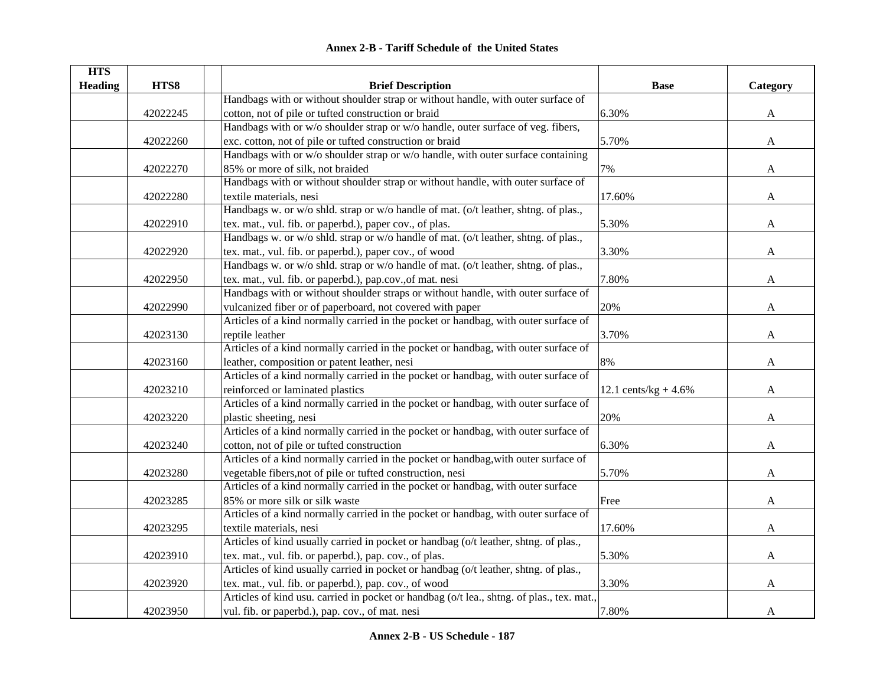**Annex 2-B - Tariff Schedule of the United States**

| HTS Heading | HTS8 | | Brief Description | Base | Category |
|---|---|---|---|---|---|
| | 42022245 | | Handbags with or without shoulder strap or without handle, with outer surface of cotton, not of pile or tufted construction or braid | 6.30% | A |
| | 42022260 | | Handbags with or w/o shoulder strap or w/o handle, outer surface of veg. fibers, exc. cotton, not of pile or tufted construction or braid | 5.70% | A |
| | 42022270 | | Handbags with or w/o shoulder strap or w/o handle, with outer surface containing 85% or more of silk, not braided | 7% | A |
| | 42022280 | | Handbags with or without shoulder strap or without handle, with outer surface of textile materials, nesi | 17.60% | A |
| | 42022910 | | Handbags w. or w/o shld. strap or w/o handle of mat. (o/t leather, shtng. of plas., tex. mat., vul. fib. or paperbd.), paper cov., of plas. | 5.30% | A |
| | 42022920 | | Handbags w. or w/o shld. strap or w/o handle of mat. (o/t leather, shtng. of plas., tex. mat., vul. fib. or paperbd.), paper cov., of wood | 3.30% | A |
| | 42022950 | | Handbags w. or w/o shld. strap or w/o handle of mat. (o/t leather, shtng. of plas., tex. mat., vul. fib. or paperbd.), pap.cov.,of mat. nesi | 7.80% | A |
| | 42022990 | | Handbags with or without shoulder straps or without handle, with outer surface of vulcanized fiber or of paperboard, not covered with paper | 20% | A |
| | 42023130 | | Articles of a kind normally carried in the pocket or handbag, with outer surface of reptile leather | 3.70% | A |
| | 42023160 | | Articles of a kind normally carried in the pocket or handbag, with outer surface of leather, composition or patent leather, nesi | 8% | A |
| | 42023210 | | Articles of a kind normally carried in the pocket or handbag, with outer surface of reinforced or laminated plastics | 12.1 cents/kg + 4.6% | A |
| | 42023220 | | Articles of a kind normally carried in the pocket or handbag, with outer surface of plastic sheeting, nesi | 20% | A |
| | 42023240 | | Articles of a kind normally carried in the pocket or handbag, with outer surface of cotton, not of pile or tufted construction | 6.30% | A |
| | 42023280 | | Articles of a kind normally carried in the pocket or handbag,with outer surface of vegetable fibers,not of pile or tufted construction, nesi | 5.70% | A |
| | 42023285 | | Articles of a kind normally carried in the pocket or handbag, with outer surface 85% or more silk or silk waste | Free | A |
| | 42023295 | | Articles of a kind normally carried in the pocket or handbag, with outer surface of textile materials, nesi | 17.60% | A |
| | 42023910 | | Articles of kind usually carried in pocket or handbag (o/t leather, shtng. of plas., tex. mat., vul. fib. or paperbd.), pap. cov., of plas. | 5.30% | A |
| | 42023920 | | Articles of kind usually carried in pocket or handbag (o/t leather, shtng. of plas., tex. mat., vul. fib. or paperbd.), pap. cov., of wood | 3.30% | A |
| | 42023950 | | Articles of kind usu. carried in pocket or handbag (o/t lea., shtng. of plas., tex. mat., vul. fib. or paperbd.), pap. cov., of mat. nesi | 7.80% | A |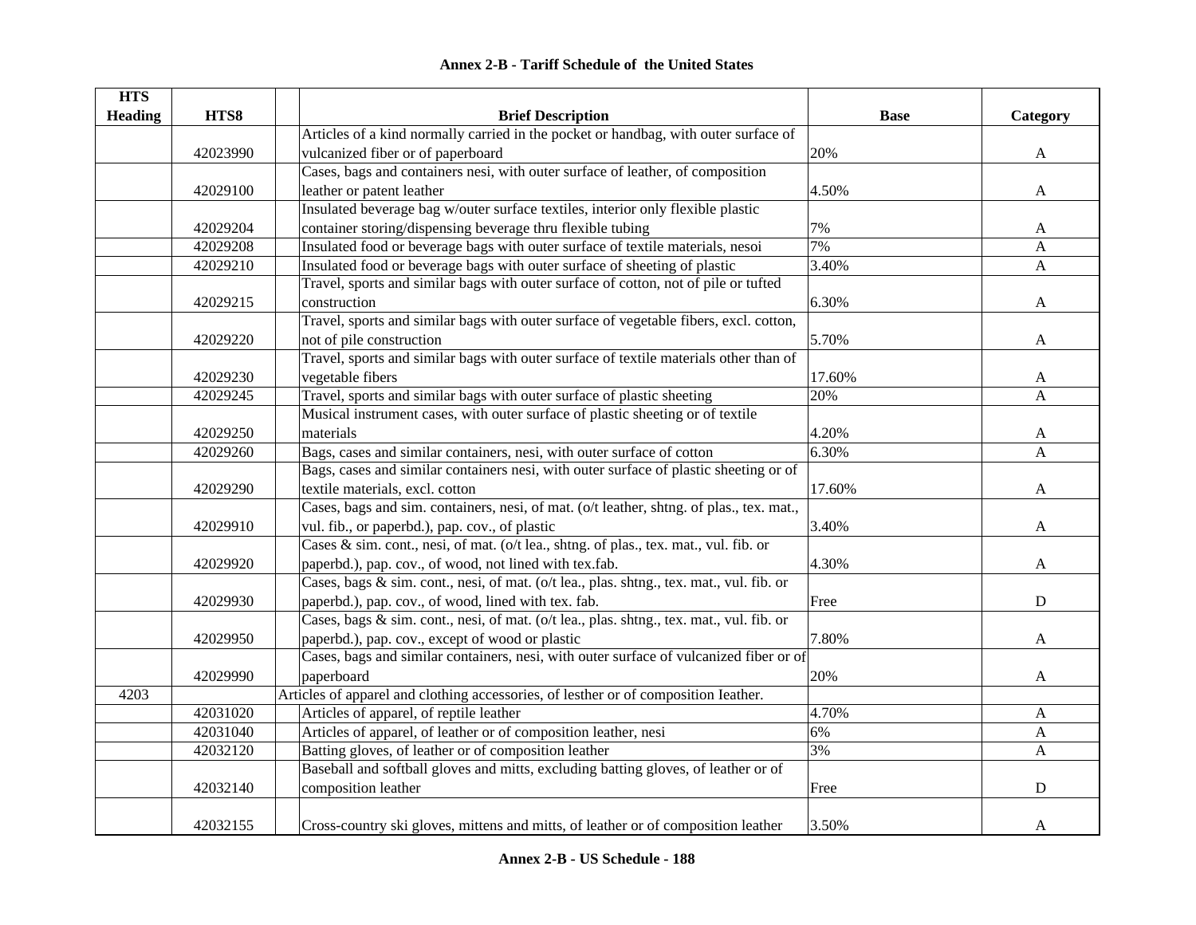**Annex 2-B - Tariff Schedule of the United States**

| HTS Heading | HTS8 | | Brief Description | Base | Category |
|---|---|---|---|---|---|
| | 42023990 | | Articles of a kind normally carried in the pocket or handbag, with outer surface of vulcanized fiber or of paperboard | 20% | A |
| | 42029100 | | Cases, bags and containers nesi, with outer surface of leather, of composition leather or patent leather | 4.50% | A |
| | 42029204 | | Insulated beverage bag w/outer surface textiles, interior only flexible plastic container storing/dispensing beverage thru flexible tubing | 7% | A |
| | 42029208 | | Insulated food or beverage bags with outer surface of textile materials, nesoi | 7% | A |
| | 42029210 | | Insulated food or beverage bags with outer surface of sheeting of plastic | 3.40% | A |
| | 42029215 | | Travel, sports and similar bags with outer surface of cotton, not of pile or tufted construction | 6.30% | A |
| | 42029220 | | Travel, sports and similar bags with outer surface of vegetable fibers, excl. cotton, not of pile construction | 5.70% | A |
| | 42029230 | | Travel, sports and similar bags with outer surface of textile materials other than of vegetable fibers | 17.60% | A |
| | 42029245 | | Travel, sports and similar bags with outer surface of plastic sheeting | 20% | A |
| | 42029250 | | Musical instrument cases, with outer surface of plastic sheeting or of textile materials | 4.20% | A |
| | 42029260 | | Bags, cases and similar containers, nesi, with outer surface of cotton | 6.30% | A |
| | 42029290 | | Bags, cases and similar containers nesi, with outer surface of plastic sheeting or of textile materials, excl. cotton | 17.60% | A |
| | 42029910 | | Cases, bags and sim. containers, nesi, of mat. (o/t leather, shtng. of plas., tex. mat., vul. fib., or paperbd.), pap. cov., of plastic | 3.40% | A |
| | 42029920 | | Cases & sim. cont., nesi, of mat. (o/t lea., shtng. of plas., tex. mat., vul. fib. or paperbd.), pap. cov., of wood, not lined with tex.fab. | 4.30% | A |
| | 42029930 | | Cases, bags & sim. cont., nesi, of mat. (o/t lea., plas. shtng., tex. mat., vul. fib. or paperbd.), pap. cov., of wood, lined with tex. fab. | Free | D |
| | 42029950 | | Cases, bags & sim. cont., nesi, of mat. (o/t lea., plas. shtng., tex. mat., vul. fib. or paperbd.), pap. cov., except of wood or plastic | 7.80% | A |
| | 42029990 | | Cases, bags and similar containers, nesi, with outer surface of vulcanized fiber or of paperboard | 20% | A |
| 4203 | | Articles of apparel and clothing accessories, of lesther or of composition Ieather. | | | |
| | 42031020 | | Articles of apparel, of reptile leather | 4.70% | A |
| | 42031040 | | Articles of apparel, of leather or of composition leather, nesi | 6% | A |
| | 42032120 | | Batting gloves, of leather or of composition leather | 3% | A |
| | 42032140 | | Baseball and softball gloves and mitts, excluding batting gloves, of leather or of composition leather | Free | D |
| | 42032155 | | Cross-country ski gloves, mittens and mitts, of leather or of composition leather | 3.50% | A |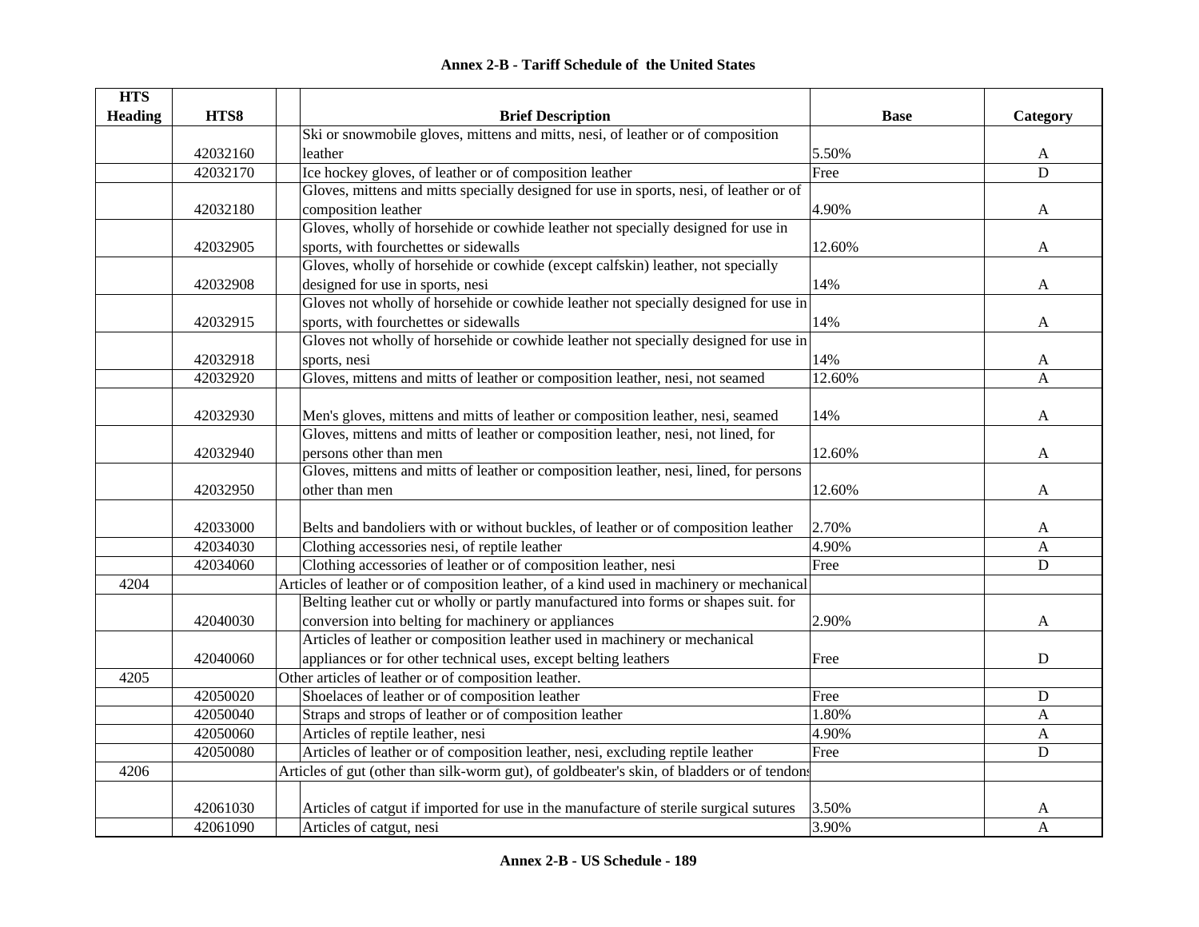## Annex 2-B - Tariff Schedule of the United States

| HTS Heading | HTS8 | Brief Description | Base | Category |
|---|---|---|---|---|
| | 42032160 | Ski or snowmobile gloves, mittens and mitts, nesi, of leather or of composition leather | 5.50% | A |
| | 42032170 | Ice hockey gloves, of leather or of composition leather | Free | D |
| | 42032180 | Gloves, mittens and mitts specially designed for use in sports, nesi, of leather or of composition leather | 4.90% | A |
| | 42032905 | Gloves, wholly of horsehide or cowhide leather not specially designed for use in sports, with fourchettes or sidewalls | 12.60% | A |
| | 42032908 | Gloves, wholly of horsehide or cowhide (except calfskin) leather, not specially designed for use in sports, nesi | 14% | A |
| | 42032915 | Gloves not wholly of horsehide or cowhide leather not specially designed for use in sports, with fourchettes or sidewalls | 14% | A |
| | 42032918 | Gloves not wholly of horsehide or cowhide leather not specially designed for use in sports, nesi | 14% | A |
| | 42032920 | Gloves, mittens and mitts of leather or composition leather, nesi, not seamed | 12.60% | A |
| | 42032930 | Men's gloves, mittens and mitts of leather or composition leather, nesi, seamed | 14% | A |
| | 42032940 | Gloves, mittens and mitts of leather or composition leather, nesi, not lined, for persons other than men | 12.60% | A |
| | 42032950 | Gloves, mittens and mitts of leather or composition leather, nesi, lined, for persons other than men | 12.60% | A |
| | 42033000 | Belts and bandoliers with or without buckles, of leather or of composition leather | 2.70% | A |
| | 42034030 | Clothing accessories nesi, of reptile leather | 4.90% | A |
| | 42034060 | Clothing accessories of leather or of composition leather, nesi | Free | D |
| 4204 | | Articles of leather or of composition leather, of a kind used in machinery or mechanical | | |
| | 42040030 | Belting leather cut or wholly or partly manufactured into forms or shapes suit. for conversion into belting for machinery or appliances | 2.90% | A |
| | 42040060 | Articles of leather or composition leather used in machinery or mechanical appliances or for other technical uses, except belting leathers | Free | D |
| 4205 | | Other articles of leather or of composition leather. | | |
| | 42050020 | Shoelaces of leather or of composition leather | Free | D |
| | 42050040 | Straps and strops of leather or of composition leather | 1.80% | A |
| | 42050060 | Articles of reptile leather, nesi | 4.90% | A |
| | 42050080 | Articles of leather or of composition leather, nesi, excluding reptile leather | Free | D |
| 4206 | | Articles of gut (other than silk-worm gut), of goldbeater's skin, of bladders or of tendons | | |
| | 42061030 | Articles of catgut if imported for use in the manufacture of sterile surgical sutures | 3.50% | A |
| | 42061090 | Articles of catgut, nesi | 3.90% | A |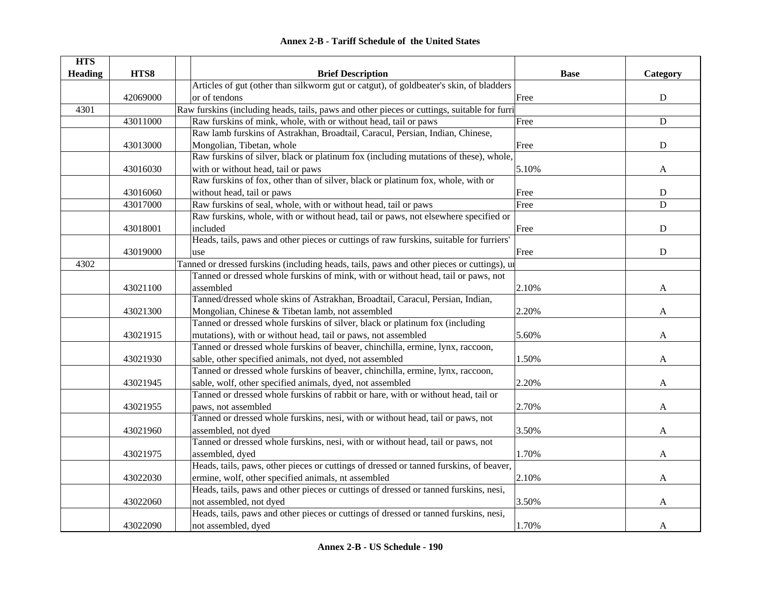## Annex 2-B - Tariff Schedule of the United States

| HTS Heading | HTS8 | | Brief Description | Base | Category |
|---|---|---|---|---|---|
| | 42069000 | | Articles of gut (other than silkworm gut or catgut), of goldbeater's skin, of bladders or of tendons | Free | D |
| 4301 | | | Raw furskins (including heads, tails, paws and other pieces or cuttings, suitable for furri | | |
| | 43011000 | | Raw furskins of mink, whole, with or without head, tail or paws | Free | D |
| | 43013000 | | Raw lamb furskins of Astrakhan, Broadtail, Caracul, Persian, Indian, Chinese, Mongolian, Tibetan, whole | Free | D |
| | 43016030 | | Raw furskins of silver, black or platinum fox (including mutations of these), whole, with or without head, tail or paws | 5.10% | A |
| | 43016060 | | Raw furskins of fox, other than of silver, black or platinum fox, whole, with or without head, tail or paws | Free | D |
| | 43017000 | | Raw furskins of seal, whole, with or without head, tail or paws | Free | D |
| | 43018001 | | Raw furskins, whole, with or without head, tail or paws, not elsewhere specified or included | Free | D |
| | 43019000 | | Heads, tails, paws and other pieces or cuttings of raw furskins, suitable for furriers' use | Free | D |
| 4302 | | | Tanned or dressed furskins (including heads, tails, paws and other pieces or cuttings), ur | | |
| | 43021100 | | Tanned or dressed whole furskins of mink, with or without head, tail or paws, not assembled | 2.10% | A |
| | 43021300 | | Tanned/dressed whole skins of Astrakhan, Broadtail, Caracul, Persian, Indian, Mongolian, Chinese & Tibetan lamb, not assembled | 2.20% | A |
| | 43021915 | | Tanned or dressed whole furskins of silver, black or platinum fox (including mutations), with or without head, tail or paws, not assembled | 5.60% | A |
| | 43021930 | | Tanned or dressed whole furskins of beaver, chinchilla, ermine, lynx, raccoon, sable, other specified animals, not dyed, not assembled | 1.50% | A |
| | 43021945 | | Tanned or dressed whole furskins of beaver, chinchilla, ermine, lynx, raccoon, sable, wolf, other specified animals, dyed, not assembled | 2.20% | A |
| | 43021955 | | Tanned or dressed whole furskins of rabbit or hare, with or without head, tail or paws, not assembled | 2.70% | A |
| | 43021960 | | Tanned or dressed whole furskins, nesi, with or without head, tail or paws, not assembled, not dyed | 3.50% | A |
| | 43021975 | | Tanned or dressed whole furskins, nesi, with or without head, tail or paws, not assembled, dyed | 1.70% | A |
| | 43022030 | | Heads, tails, paws, other pieces or cuttings of dressed or tanned furskins, of beaver, ermine, wolf, other specified animals, nt assembled | 2.10% | A |
| | 43022060 | | Heads, tails, paws and other pieces or cuttings of dressed or tanned furskins, nesi, not assembled, not dyed | 3.50% | A |
| | 43022090 | | Heads, tails, paws and other pieces or cuttings of dressed or tanned furskins, nesi, not assembled, dyed | 1.70% | A |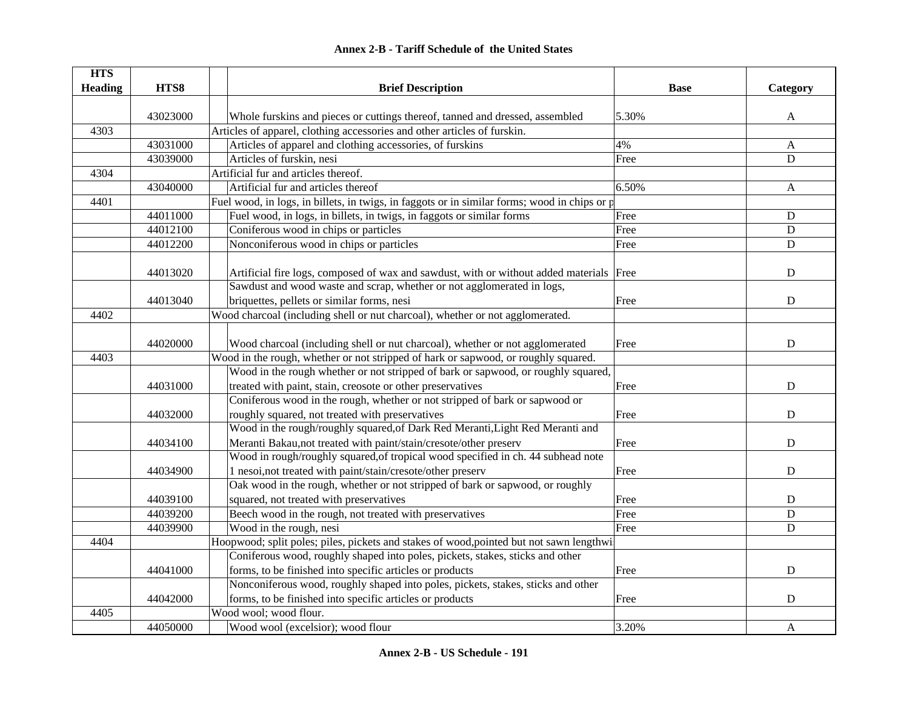**Annex 2-B - Tariff Schedule of the United States**

| HTS Heading | HTS8 | Brief Description | Base | Category |
|---|---|---|---|---|
| | 43023000 | Whole furskins and pieces or cuttings thereof, tanned and dressed, assembled | 5.30% | A |
| 4303 | | Articles of apparel, clothing accessories and other articles of furskin. | | |
| | 43031000 | Articles of apparel and clothing accessories, of furskins | 4% | A |
| | 43039000 | Articles of furskin, nesi | Free | D |
| 4304 | | Artificial fur and articles thereof. | | |
| | 43040000 | Artificial fur and articles thereof | 6.50% | A |
| 4401 | | Fuel wood, in logs, in billets, in twigs, in faggots or in similar forms; wood in chips or p | | |
| | 44011000 | Fuel wood, in logs, in billets, in twigs, in faggots or similar forms | Free | D |
| | 44012100 | Coniferous wood in chips or particles | Free | D |
| | 44012200 | Nonconiferous wood in chips or particles | Free | D |
| | 44013020 | Artificial fire logs, composed of wax and sawdust, with or without added materials | Free | D |
| | 44013040 | Sawdust and wood waste and scrap, whether or not agglomerated in logs, briquettes, pellets or similar forms, nesi | Free | D |
| 4402 | | Wood charcoal (including shell or nut charcoal), whether or not agglomerated. | | |
| | 44020000 | Wood charcoal (including shell or nut charcoal), whether or not agglomerated | Free | D |
| 4403 | | Wood in the rough, whether or not stripped of hark or sapwood, or roughly squared. | | |
| | 44031000 | Wood in the rough whether or not stripped of bark or sapwood, or roughly squared, treated with paint, stain, creosote or other preservatives | Free | D |
| | 44032000 | Coniferous wood in the rough, whether or not stripped of bark or sapwood or roughly squared, not treated with preservatives | Free | D |
| | 44034100 | Wood in the rough/roughly squared,of Dark Red Meranti,Light Red Meranti and Meranti Bakau,not treated with paint/stain/cresote/other preserv | Free | D |
| | 44034900 | Wood in rough/roughly squared,of tropical wood specified in ch. 44 subhead note 1 nesoi,not treated with paint/stain/cresote/other preserv | Free | D |
| | 44039100 | Oak wood in the rough, whether or not stripped of bark or sapwood, or roughly squared, not treated with preservatives | Free | D |
| | 44039200 | Beech wood in the rough, not treated with preservatives | Free | D |
| | 44039900 | Wood in the rough, nesi | Free | D |
| 4404 | | Hoopwood; split poles; piles, pickets and stakes of wood,pointed but not sawn lengthwi | | |
| | 44041000 | Coniferous wood, roughly shaped into poles, pickets, stakes, sticks and other forms, to be finished into specific articles or products | Free | D |
| | 44042000 | Nonconiferous wood, roughly shaped into poles, pickets, stakes, sticks and other forms, to be finished into specific articles or products | Free | D |
| 4405 | | Wood wool; wood flour. | | |
| | 44050000 | Wood wool (excelsior); wood flour | 3.20% | A |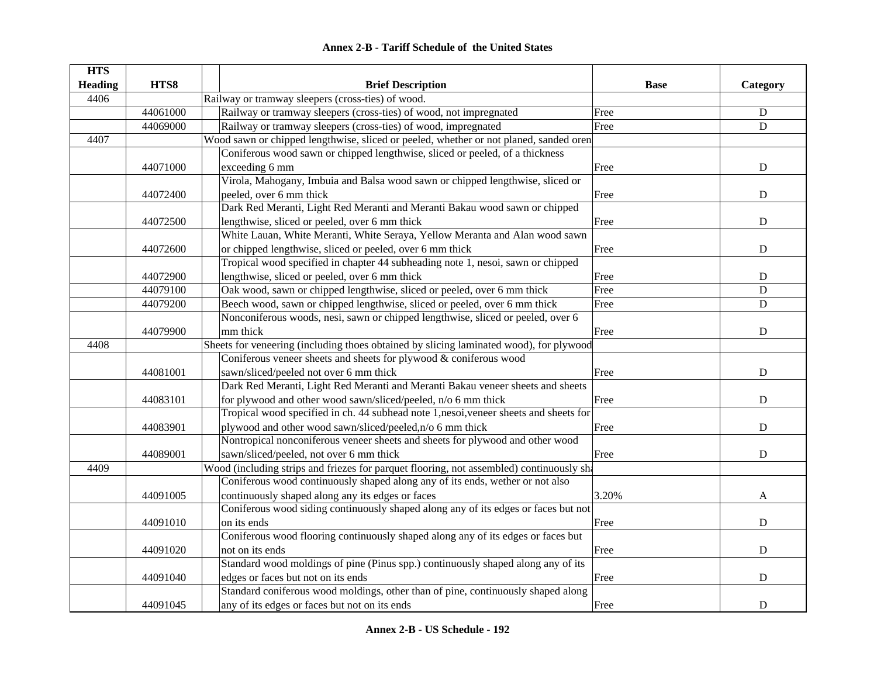**Annex 2-B - Tariff Schedule of the United States**

| HTS Heading | HTS8 | | Brief Description | Base | Category |
|---|---|---|---|---|---|
| 4406 | | Railway or tramway sleepers (cross-ties) of wood. | | | |
| | 44061000 | | Railway or tramway sleepers (cross-ties) of wood, not impregnated | Free | D |
| | 44069000 | | Railway or tramway sleepers (cross-ties) of wood, impregnated | Free | D |
| 4407 | | Wood sawn or chipped lengthwise, sliced or peeled, whether or not planed, sanded oren | | | |
| | 44071000 | | Coniferous wood sawn or chipped lengthwise, sliced or peeled, of a thickness exceeding 6 mm | Free | D |
| | 44072400 | | Virola, Mahogany, Imbuia and Balsa wood sawn or chipped lengthwise, sliced or peeled, over 6 mm thick | Free | D |
| | 44072500 | | Dark Red Meranti, Light Red Meranti and Meranti Bakau wood sawn or chipped lengthwise, sliced or peeled, over 6 mm thick | Free | D |
| | 44072600 | | White Lauan, White Meranti, White Seraya, Yellow Meranta and Alan wood sawn or chipped lengthwise, sliced or peeled, over 6 mm thick | Free | D |
| | 44072900 | | Tropical wood specified in chapter 44 subheading note 1, nesoi, sawn or chipped lengthwise, sliced or peeled, over 6 mm thick | Free | D |
| | 44079100 | | Oak wood, sawn or chipped lengthwise, sliced or peeled, over 6 mm thick | Free | D |
| | 44079200 | | Beech wood, sawn or chipped lengthwise, sliced or peeled, over 6 mm thick | Free | D |
| | 44079900 | | Nonconiferous woods, nesi, sawn or chipped lengthwise, sliced or peeled, over 6 mm thick | Free | D |
| 4408 | | Sheets for veneering (including thoes obtained by slicing laminated wood), for plywood | | | |
| | 44081001 | | Coniferous veneer sheets and sheets for plywood & coniferous wood sawn/sliced/peeled not over 6 mm thick | Free | D |
| | 44083101 | | Dark Red Meranti, Light Red Meranti and Meranti Bakau veneer sheets and sheets for plywood and other wood sawn/sliced/peeled, n/o 6 mm thick | Free | D |
| | 44083901 | | Tropical wood specified in ch. 44 subhead note 1,nesoi,veneer sheets and sheets for plywood and other wood sawn/sliced/peeled,n/o 6 mm thick | Free | D |
| | 44089001 | | Nontropical nonconiferous veneer sheets and sheets for plywood and other wood sawn/sliced/peeled, not over 6 mm thick | Free | D |
| 4409 | | Wood (including strips and friezes for parquet flooring, not assembled) continuously sh | | | |
| | 44091005 | | Coniferous wood continuously shaped along any of its ends, wether or not also continuously shaped along any its edges or faces | 3.20% | A |
| | 44091010 | | Coniferous wood siding continuously shaped along any of its edges or faces but not on its ends | Free | D |
| | 44091020 | | Coniferous wood flooring continuously shaped along any of its edges or faces but not on its ends | Free | D |
| | 44091040 | | Standard wood moldings of pine (Pinus spp.) continuously shaped along any of its edges or faces but not on its ends | Free | D |
| | 44091045 | | Standard coniferous wood moldings, other than of pine, continuously shaped along any of its edges or faces but not on its ends | Free | D |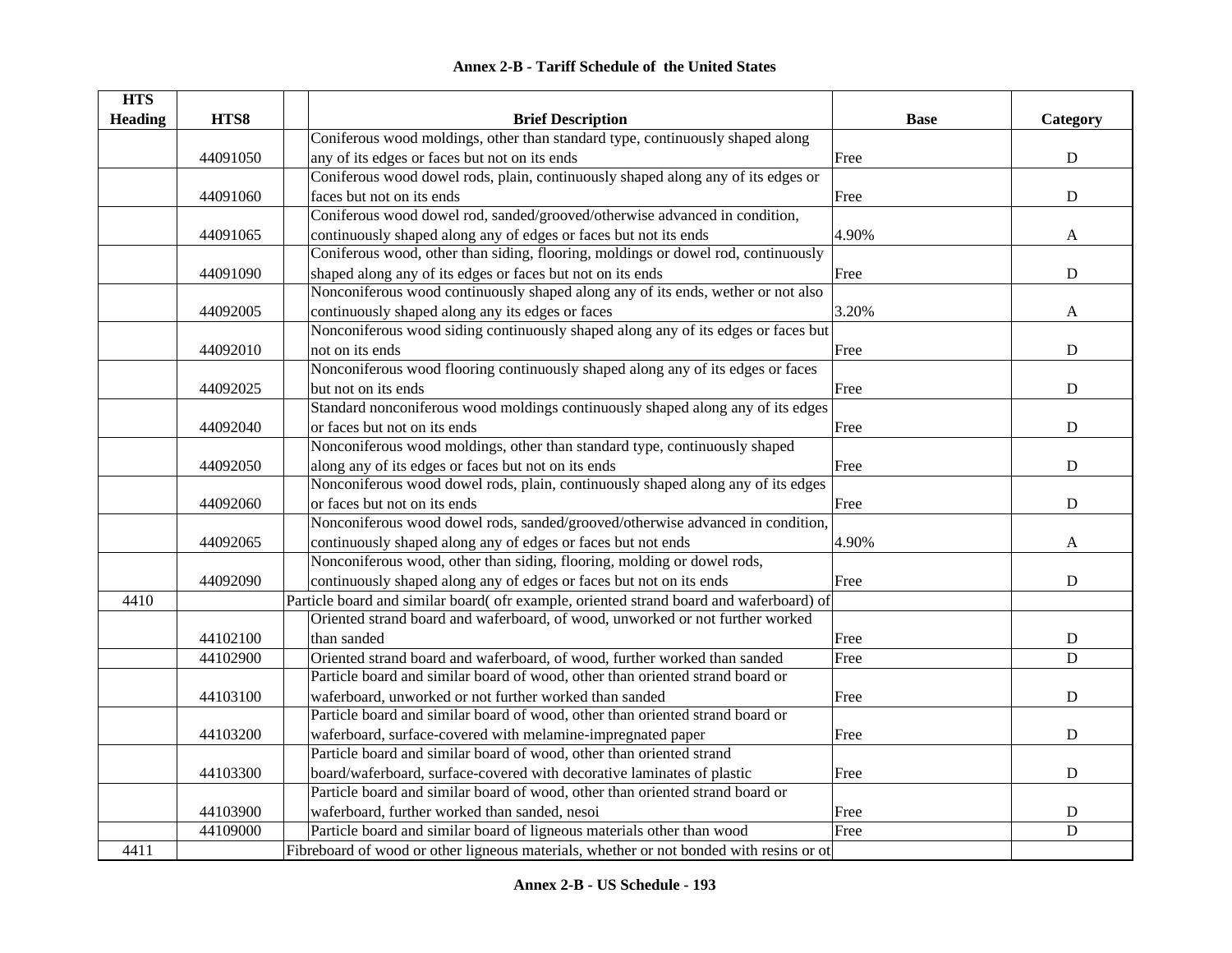# Annex 2-B - Tariff Schedule of the United States

| HTS Heading | HTS8 | Brief Description | Base | Category |
|---|---|---|---|---|
| | 44091050 | Coniferous wood moldings, other than standard type, continuously shaped along any of its edges or faces but not on its ends | Free | D |
| | 44091060 | Coniferous wood dowel rods, plain, continuously shaped along any of its edges or faces but not on its ends | Free | D |
| | 44091065 | Coniferous wood dowel rod, sanded/grooved/otherwise advanced in condition, continuously shaped along any of edges or faces but not its ends | 4.90% | A |
| | 44091090 | Coniferous wood, other than siding, flooring, moldings or dowel rod, continuously shaped along any of its edges or faces but not on its ends | Free | D |
| | 44092005 | Nonconiferous wood continuously shaped along any of its ends, wether or not also continuously shaped along any its edges or faces | 3.20% | A |
| | 44092010 | Nonconiferous wood siding continuously shaped along any of its edges or faces but not on its ends | Free | D |
| | 44092025 | Nonconiferous wood flooring continuously shaped along any of its edges or faces but not on its ends | Free | D |
| | 44092040 | Standard nonconiferous wood moldings continuously shaped along any of its edges or faces but not on its ends | Free | D |
| | 44092050 | Nonconiferous wood moldings, other than standard type, continuously shaped along any of its edges or faces but not on its ends | Free | D |
| | 44092060 | Nonconiferous wood dowel rods, plain, continuously shaped along any of its edges or faces but not on its ends | Free | D |
| | 44092065 | Nonconiferous wood dowel rods, sanded/grooved/otherwise advanced in condition, continuously shaped along any of edges or faces but not ends | 4.90% | A |
| | 44092090 | Nonconiferous wood, other than siding, flooring, molding or dowel rods, continuously shaped along any of edges or faces but not on its ends | Free | D |
| 4410 | | Particle board and similar board( ofr example, oriented strand board and waferboard) of | | |
| | 44102100 | Oriented strand board and waferboard, of wood, unworked or not further worked than sanded | Free | D |
| | 44102900 | Oriented strand board and waferboard, of wood, further worked than sanded | Free | D |
| | 44103100 | Particle board and similar board of wood, other than oriented strand board or waferboard, unworked or not further worked than sanded | Free | D |
| | 44103200 | Particle board and similar board of wood, other than oriented strand board or waferboard, surface-covered with melamine-impregnated paper | Free | D |
| | 44103300 | Particle board and similar board of wood, other than oriented strand board/waferboard, surface-covered with decorative laminates of plastic | Free | D |
| | 44103900 | Particle board and similar board of wood, other than oriented strand board or waferboard, further worked than sanded, nesoi | Free | D |
| | 44109000 | Particle board and similar board of ligneous materials other than wood | Free | D |
| 4411 | | Fibreboard of wood or other ligneous materials, whether or not bonded with resins or ot | | |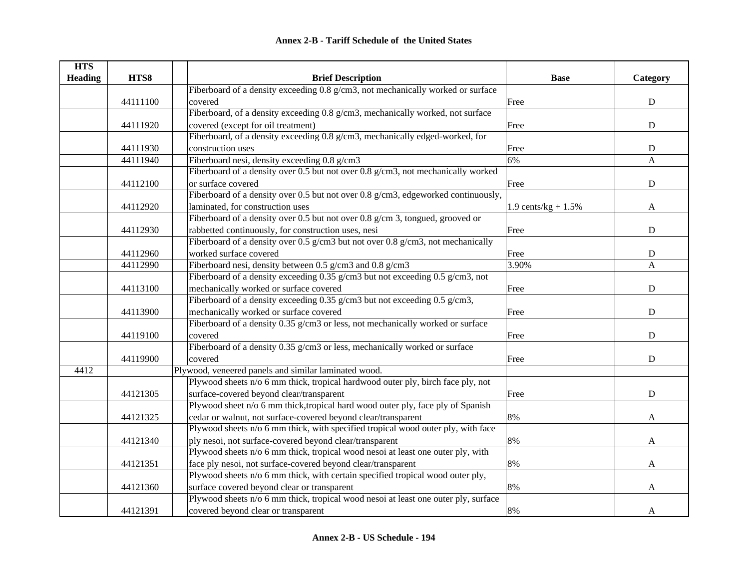## Annex 2-B - Tariff Schedule of the United States

| HTS Heading | HTS8 | | Brief Description | Base | Category |
|---|---|---|---|---|---|
| | 44111100 | | Fiberboard of a density exceeding 0.8 g/cm3, not mechanically worked or surface covered | Free | D |
| | 44111920 | | Fiberboard, of a density exceeding 0.8 g/cm3, mechanically worked, not surface covered (except for oil treatment) | Free | D |
| | 44111930 | | Fiberboard, of a density exceeding 0.8 g/cm3, mechanically edged-worked, for construction uses | Free | D |
| | 44111940 | | Fiberboard nesi, density exceeding 0.8 g/cm3 | 6% | A |
| | 44112100 | | Fiberboard of a density over 0.5 but not over 0.8 g/cm3, not mechanically worked or surface covered | Free | D |
| | 44112920 | | Fiberboard of a density over 0.5 but not over 0.8 g/cm3, edgeworked continuously, laminated, for construction uses | 1.9 cents/kg + 1.5% | A |
| | 44112930 | | Fiberboard of a density over 0.5 but not over 0.8 g/cm 3, tongued, grooved or rabbetted continuously, for construction uses, nesi | Free | D |
| | 44112960 | | Fiberboard of a density over 0.5 g/cm3 but not over 0.8 g/cm3, not mechanically worked surface covered | Free | D |
| | 44112990 | | Fiberboard nesi, density between 0.5 g/cm3 and 0.8 g/cm3 | 3.90% | A |
| | 44113100 | | Fiberboard of a density exceeding 0.35 g/cm3 but not exceeding 0.5 g/cm3, not mechanically worked or surface covered | Free | D |
| | 44113900 | | Fiberboard of a density exceeding 0.35 g/cm3 but not exceeding 0.5 g/cm3, mechanically worked or surface covered | Free | D |
| | 44119100 | | Fiberboard of a density 0.35 g/cm3 or less, not mechanically worked or surface covered | Free | D |
| | 44119900 | | Fiberboard of a density 0.35 g/cm3 or less, mechanically worked or surface covered | Free | D |
| 4412 | | | Plywood, veneered panels and similar laminated wood. | | |
| | 44121305 | | Plywood sheets n/o 6 mm thick, tropical hardwood outer ply, birch face ply, not surface-covered beyond clear/transparent | Free | D |
| | 44121325 | | Plywood sheet n/o 6 mm thick,tropical hard wood outer ply, face ply of Spanish cedar or walnut, not surface-covered beyond clear/transparent | 8% | A |
| | 44121340 | | Plywood sheets n/o 6 mm thick, with specified tropical wood outer ply, with face ply nesoi, not surface-covered beyond clear/transparent | 8% | A |
| | 44121351 | | Plywood sheets n/o 6 mm thick, tropical wood nesoi at least one outer ply, with face ply nesoi, not surface-covered beyond clear/transparent | 8% | A |
| | 44121360 | | Plywood sheets n/o 6 mm thick, with certain specified tropical wood outer ply, surface covered beyond clear or transparent | 8% | A |
| | 44121391 | | Plywood sheets n/o 6 mm thick, tropical wood nesoi at least one outer ply, surface covered beyond clear or transparent | 8% | A |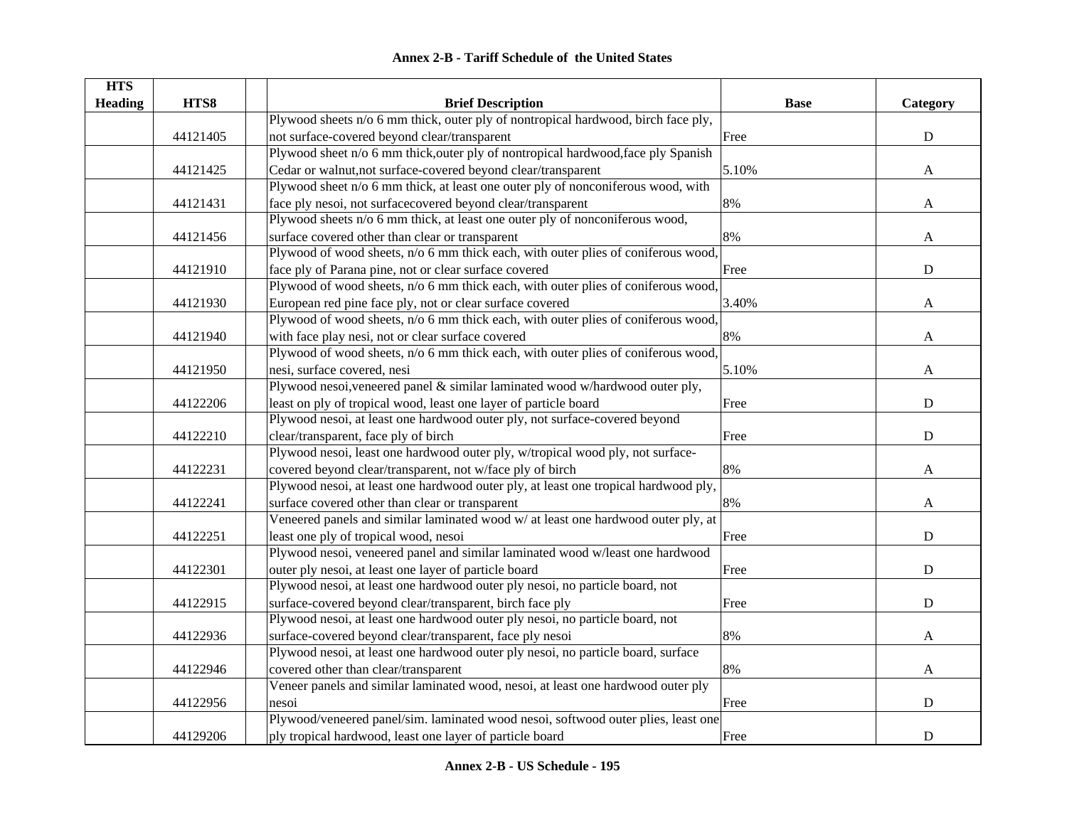## Annex 2-B - Tariff Schedule of the United States

| HTS Heading | HTS8 | | Brief Description | Base | Category |
|---|---|---|---|---|---|
| | 44121405 | | Plywood sheets n/o 6 mm thick, outer ply of nontropical hardwood, birch face ply, not surface-covered beyond clear/transparent | Free | D |
| | 44121425 | | Plywood sheet n/o 6 mm thick,outer ply of nontropical hardwood,face ply Spanish Cedar or walnut,not surface-covered beyond clear/transparent | 5.10% | A |
| | 44121431 | | Plywood sheet n/o 6 mm thick, at least one outer ply of nonconiferous wood, with face ply nesoi, not surfacecovered beyond clear/transparent | 8% | A |
| | 44121456 | | Plywood sheets n/o 6 mm thick, at least one outer ply of nonconiferous wood, surface covered other than clear or transparent | 8% | A |
| | 44121910 | | Plywood of wood sheets, n/o 6 mm thick each, with outer plies of coniferous wood, face ply of Parana pine, not or clear surface covered | Free | D |
| | 44121930 | | Plywood of wood sheets, n/o 6 mm thick each, with outer plies of coniferous wood, European red pine face ply, not or clear surface covered | 3.40% | A |
| | 44121940 | | Plywood of wood sheets, n/o 6 mm thick each, with outer plies of coniferous wood, with face play nesi, not or clear surface covered | 8% | A |
| | 44121950 | | Plywood of wood sheets, n/o 6 mm thick each, with outer plies of coniferous wood, nesi, surface covered, nesi | 5.10% | A |
| | 44122206 | | Plywood nesoi,veneered panel & similar laminated wood w/hardwood outer ply, least on ply of tropical wood, least one layer of particle board | Free | D |
| | 44122210 | | Plywood nesoi, at least one hardwood outer ply, not surface-covered beyond clear/transparent, face ply of birch | Free | D |
| | 44122231 | | Plywood nesoi, least one hardwood outer ply, w/tropical wood ply, not surface-covered beyond clear/transparent, not w/face ply of birch | 8% | A |
| | 44122241 | | Plywood nesoi, at least one hardwood outer ply, at least one tropical hardwood ply, surface covered other than clear or transparent | 8% | A |
| | 44122251 | | Veneered panels and similar laminated wood w/ at least one hardwood outer ply, at least one ply of tropical wood, nesoi | Free | D |
| | 44122301 | | Plywood nesoi, veneered panel and similar laminated wood w/least one hardwood outer ply nesoi, at least one layer of particle board | Free | D |
| | 44122915 | | Plywood nesoi, at least one hardwood outer ply nesoi, no particle board, not surface-covered beyond clear/transparent, birch face ply | Free | D |
| | 44122936 | | Plywood nesoi, at least one hardwood outer ply nesoi, no particle board, not surface-covered beyond clear/transparent, face ply nesoi | 8% | A |
| | 44122946 | | Plywood nesoi, at least one hardwood outer ply nesoi, no particle board, surface covered other than clear/transparent | 8% | A |
| | 44122956 | | Veneer panels and similar laminated wood, nesoi, at least one hardwood outer ply nesoi | Free | D |
| | 44129206 | | Plywood/veneered panel/sim. laminated wood nesoi, softwood outer plies, least one ply tropical hardwood, least one layer of particle board | Free | D |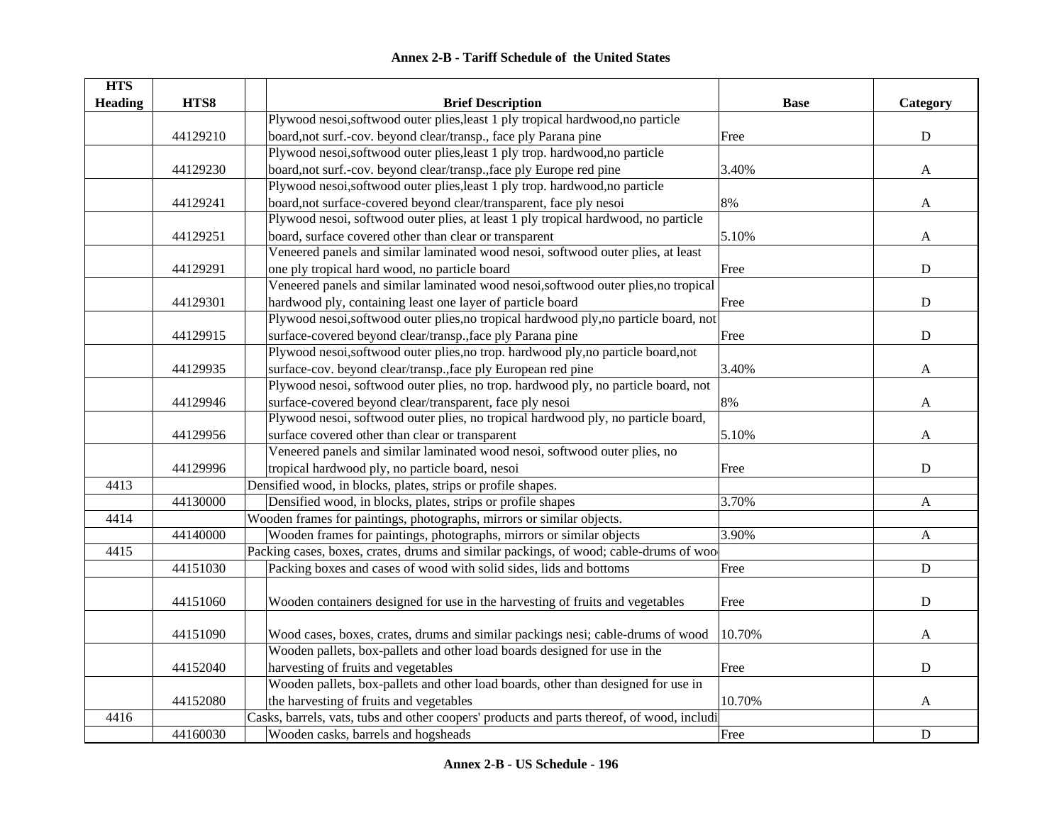## Annex 2-B - Tariff Schedule of the United States

| HTS Heading | HTS8 | Brief Description | Base | Category |
|---|---|---|---|---|
| | 44129210 | Plywood nesoi,softwood outer plies,least 1 ply tropical hardwood,no particle board,not surf.-cov. beyond clear/transp., face ply Parana pine | Free | D |
| | 44129230 | Plywood nesoi,softwood outer plies,least 1 ply trop. hardwood,no particle board,not surf.-cov. beyond clear/transp.,face ply Europe red pine | 3.40% | A |
| | 44129241 | Plywood nesoi,softwood outer plies,least 1 ply trop. hardwood,no particle board,not surface-covered beyond clear/transparent, face ply nesoi | 8% | A |
| | 44129251 | Plywood nesoi, softwood outer plies, at least 1 ply tropical hardwood, no particle board, surface covered other than clear or transparent | 5.10% | A |
| | 44129291 | Veneered panels and similar laminated wood nesoi, softwood outer plies, at least one ply tropical hard wood, no particle board | Free | D |
| | 44129301 | Veneered panels and similar laminated wood nesoi,softwood outer plies,no tropical hardwood ply, containing least one layer of particle board | Free | D |
| | 44129915 | Plywood nesoi,softwood outer plies,no tropical hardwood ply,no particle board, not surface-covered beyond clear/transp.,face ply Parana pine | Free | D |
| | 44129935 | Plywood nesoi,softwood outer plies,no trop. hardwood ply,no particle board,not surface-cov. beyond clear/transp.,face ply European red pine | 3.40% | A |
| | 44129946 | Plywood nesoi, softwood outer plies, no trop. hardwood ply, no particle board, not surface-covered beyond clear/transparent, face ply nesoi | 8% | A |
| | 44129956 | Plywood nesoi, softwood outer plies, no tropical hardwood ply, no particle board, surface covered other than clear or transparent | 5.10% | A |
| | 44129996 | Veneered panels and similar laminated wood nesoi, softwood outer plies, no tropical hardwood ply, no particle board, nesoi | Free | D |
| 4413 | | Densified wood, in blocks, plates, strips or profile shapes. | | |
| | 44130000 | Densified wood, in blocks, plates, strips or profile shapes | 3.70% | A |
| 4414 | | Wooden frames for paintings, photographs, mirrors or similar objects. | | |
| | 44140000 | Wooden frames for paintings, photographs, mirrors or similar objects | 3.90% | A |
| 4415 | | Packing cases, boxes, crates, drums and similar packings, of wood; cable-drums of woo | | |
| | 44151030 | Packing boxes and cases of wood with solid sides, lids and bottoms | Free | D |
| | 44151060 | Wooden containers designed for use in the harvesting of fruits and vegetables | Free | D |
| | 44151090 | Wood cases, boxes, crates, drums and similar packings nesi; cable-drums of wood | 10.70% | A |
| | 44152040 | Wooden pallets, box-pallets and other load boards designed for use in the harvesting of fruits and vegetables | Free | D |
| | 44152080 | Wooden pallets, box-pallets and other load boards, other than designed for use in the harvesting of fruits and vegetables | 10.70% | A |
| 4416 | | Casks, barrels, vats, tubs and other coopers' products and parts thereof, of wood, includi | | |
| | 44160030 | Wooden casks, barrels and hogsheads | Free | D |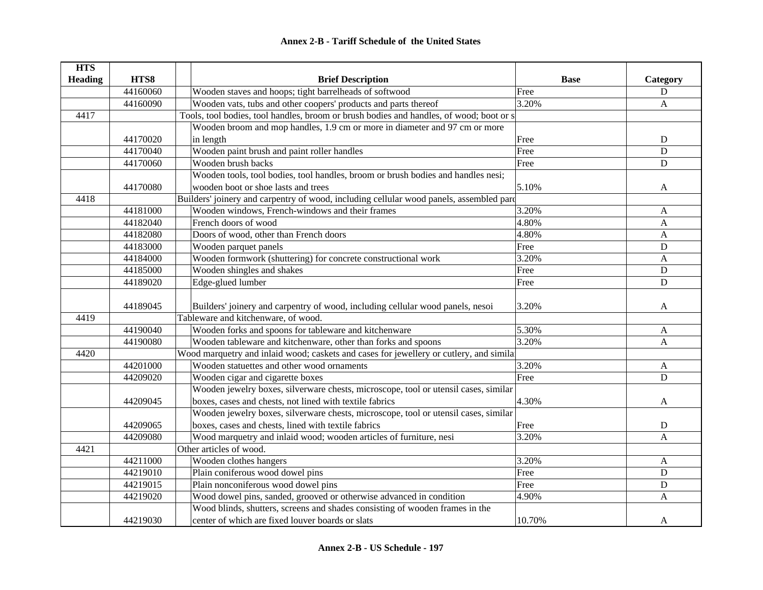## Annex 2-B - Tariff Schedule of the United States

| HTS Heading | HTS8 | Brief Description | Base | Category |
|---|---|---|---|---|
| | 44160060 | Wooden staves and hoops; tight barrelheads of softwood | Free | D |
| | 44160090 | Wooden vats, tubs and other coopers' products and parts thereof | 3.20% | A |
| 4417 | | Tools, tool bodies, tool handles, broom or brush bodies and handles, of wood; boot or s | | |
| | 44170020 | Wooden broom and mop handles, 1.9 cm or more in diameter and 97 cm or more in length | Free | D |
| | 44170040 | Wooden paint brush and paint roller handles | Free | D |
| | 44170060 | Wooden brush backs | Free | D |
| | 44170080 | Wooden tools, tool bodies, tool handles, broom or brush bodies and handles nesi; wooden boot or shoe lasts and trees | 5.10% | A |
| 4418 | | Builders' joinery and carpentry of wood, including cellular wood panels, assembled parc | | |
| | 44181000 | Wooden windows, French-windows and their frames | 3.20% | A |
| | 44182040 | French doors of wood | 4.80% | A |
| | 44182080 | Doors of wood, other than French doors | 4.80% | A |
| | 44183000 | Wooden parquet panels | Free | D |
| | 44184000 | Wooden formwork (shuttering) for concrete constructional work | 3.20% | A |
| | 44185000 | Wooden shingles and shakes | Free | D |
| | 44189020 | Edge-glued lumber | Free | D |
| | 44189045 | Builders' joinery and carpentry of wood, including cellular wood panels, nesoi | 3.20% | A |
| 4419 | | Tableware and kitchenware, of wood. | | |
| | 44190040 | Wooden forks and spoons for tableware and kitchenware | 5.30% | A |
| | 44190080 | Wooden tableware and kitchenware, other than forks and spoons | 3.20% | A |
| 4420 | | Wood marquetry and inlaid wood; caskets and cases for jewellery or cutlery, and simila | | |
| | 44201000 | Wooden statuettes and other wood ornaments | 3.20% | A |
| | 44209020 | Wooden cigar and cigarette boxes | Free | D |
| | 44209045 | Wooden jewelry boxes, silverware chests, microscope, tool or utensil cases, similar boxes, cases and chests, not lined with textile fabrics | 4.30% | A |
| | 44209065 | Wooden jewelry boxes, silverware chests, microscope, tool or utensil cases, similar boxes, cases and chests, lined with textile fabrics | Free | D |
| | 44209080 | Wood marquetry and inlaid wood; wooden articles of furniture, nesi | 3.20% | A |
| 4421 | | Other articles of wood. | | |
| | 44211000 | Wooden clothes hangers | 3.20% | A |
| | 44219010 | Plain coniferous wood dowel pins | Free | D |
| | 44219015 | Plain nonconiferous wood dowel pins | Free | D |
| | 44219020 | Wood dowel pins, sanded, grooved or otherwise advanced in condition | 4.90% | A |
| | 44219030 | Wood blinds, shutters, screens and shades consisting of wooden frames in the center of which are fixed louver boards or slats | 10.70% | A |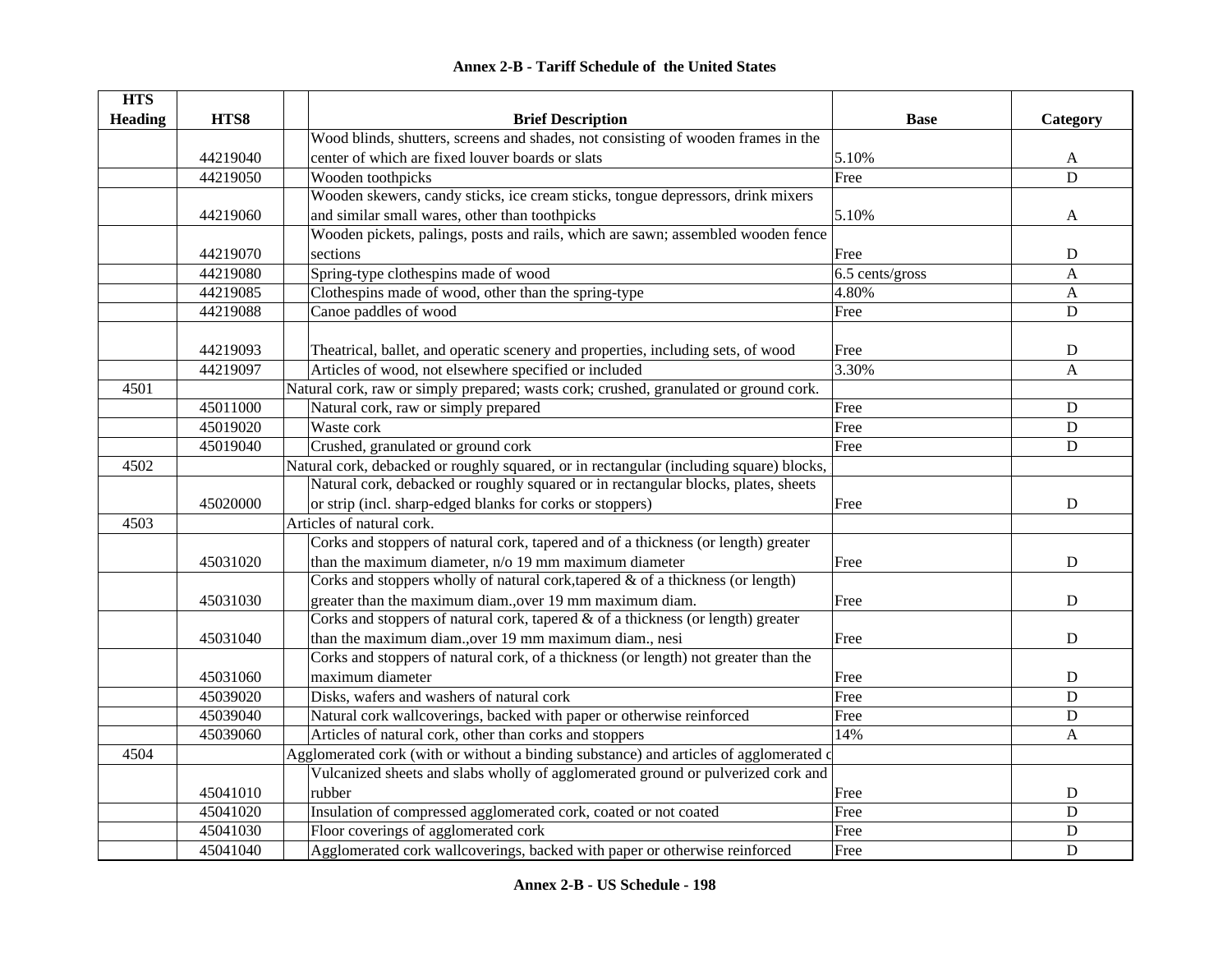**Annex 2-B - Tariff Schedule of the United States**

| HTS Heading | HTS8 | Brief Description | Base | Category |
|---|---|---|---|---|
| | 44219040 | Wood blinds, shutters, screens and shades, not consisting of wooden frames in the center of which are fixed louver boards or slats | 5.10% | A |
| | 44219050 | Wooden toothpicks | Free | D |
| | 44219060 | Wooden skewers, candy sticks, ice cream sticks, tongue depressors, drink mixers and similar small wares, other than toothpicks | 5.10% | A |
| | 44219070 | Wooden pickets, palings, posts and rails, which are sawn; assembled wooden fence sections | Free | D |
| | 44219080 | Spring-type clothespins made of wood | 6.5 cents/gross | A |
| | 44219085 | Clothespins made of wood, other than the spring-type | 4.80% | A |
| | 44219088 | Canoe paddles of wood | Free | D |
| | 44219093 | Theatrical, ballet, and operatic scenery and properties, including sets, of wood | Free | D |
| | 44219097 | Articles of wood, not elsewhere specified or included | 3.30% | A |
| 4501 | | Natural cork, raw or simply prepared; wasts cork; crushed, granulated or ground cork. | | |
| | 45011000 | Natural cork, raw or simply prepared | Free | D |
| | 45019020 | Waste cork | Free | D |
| | 45019040 | Crushed, granulated or ground cork | Free | D |
| 4502 | | Natural cork, debacked or roughly squared, or in rectangular (including square) blocks, | | |
| | 45020000 | Natural cork, debacked or roughly squared or in rectangular blocks, plates, sheets or strip (incl. sharp-edged blanks for corks or stoppers) | Free | D |
| 4503 | | Articles of natural cork. | | |
| | 45031020 | Corks and stoppers of natural cork, tapered and of a thickness (or length) greater than the maximum diameter, n/o 19 mm maximum diameter | Free | D |
| | 45031030 | Corks and stoppers wholly of natural cork,tapered & of a thickness (or length) greater than the maximum diam.,over 19 mm maximum diam. | Free | D |
| | 45031040 | Corks and stoppers of natural cork, tapered & of a thickness (or length) greater than the maximum diam.,over 19 mm maximum diam., nesi | Free | D |
| | 45031060 | Corks and stoppers of natural cork, of a thickness (or length) not greater than the maximum diameter | Free | D |
| | 45039020 | Disks, wafers and washers of natural cork | Free | D |
| | 45039040 | Natural cork wallcoverings, backed with paper or otherwise reinforced | Free | D |
| | 45039060 | Articles of natural cork, other than corks and stoppers | 14% | A |
| 4504 | | Agglomerated cork (with or without a binding substance) and articles of agglomerated c | | |
| | 45041010 | Vulcanized sheets and slabs wholly of agglomerated ground or pulverized cork and rubber | Free | D |
| | 45041020 | Insulation of compressed agglomerated cork, coated or not coated | Free | D |
| | 45041030 | Floor coverings of agglomerated cork | Free | D |
| | 45041040 | Agglomerated cork wallcoverings, backed with paper or otherwise reinforced | Free | D |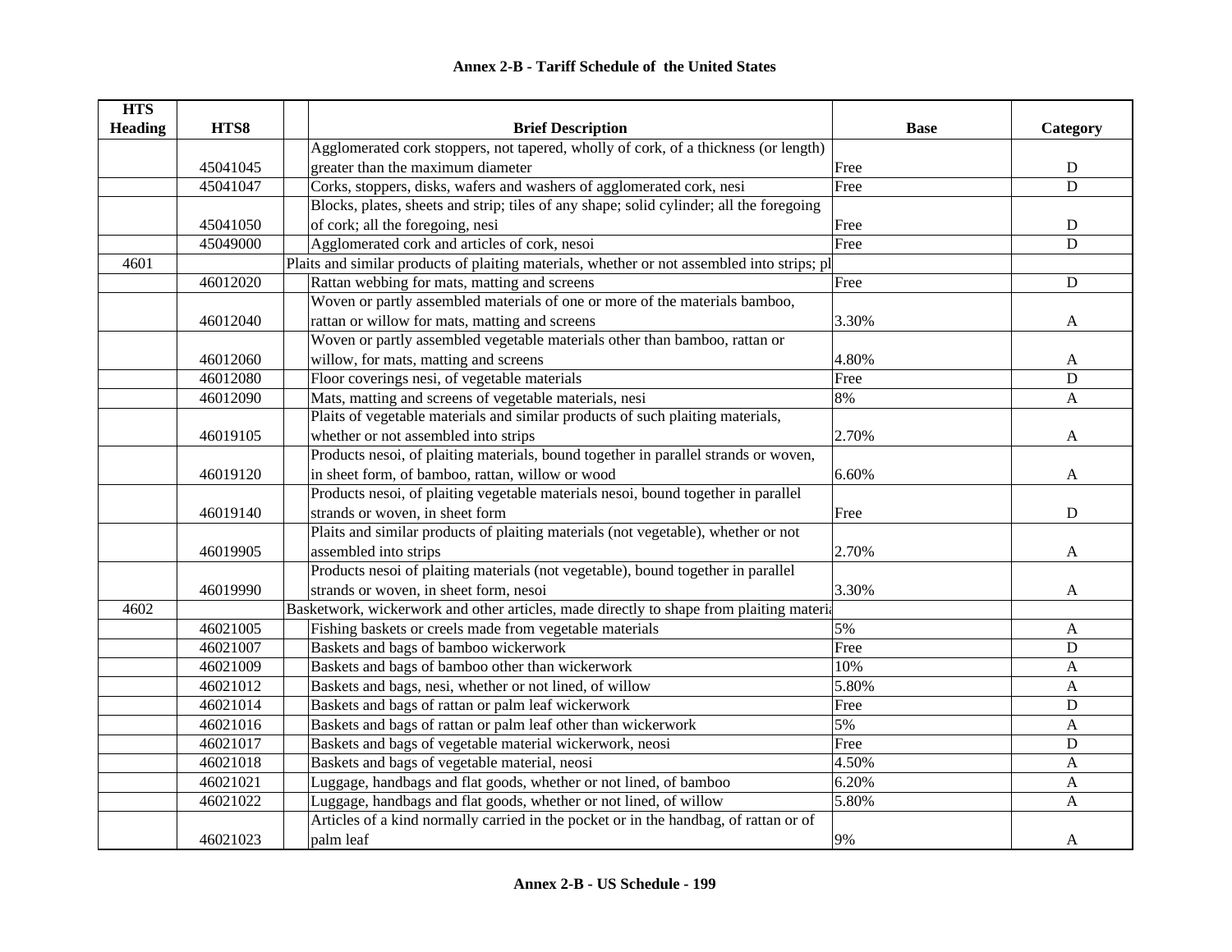# Annex 2-B - Tariff Schedule of the United States

| HTS Heading | HTS8 | Brief Description | Base | Category |
|---|---|---|---|---|
| | 45041045 | Agglomerated cork stoppers, not tapered, wholly of cork, of a thickness (or length) greater than the maximum diameter | Free | D |
| | 45041047 | Corks, stoppers, disks, wafers and washers of agglomerated cork, nesi | Free | D |
| | 45041050 | Blocks, plates, sheets and strip; tiles of any shape; solid cylinder; all the foregoing of cork; all the foregoing, nesi | Free | D |
| | 45049000 | Agglomerated cork and articles of cork, nesoi | Free | D |
| 4601 | | Plaits and similar products of plaiting materials, whether or not assembled into strips; pl | | |
| | 46012020 | Rattan webbing for mats, matting and screens | Free | D |
| | 46012040 | Woven or partly assembled materials of one or more of the materials bamboo, rattan or willow for mats, matting and screens | 3.30% | A |
| | 46012060 | Woven or partly assembled vegetable materials other than bamboo, rattan or willow, for mats, matting and screens | 4.80% | A |
| | 46012080 | Floor coverings nesi, of vegetable materials | Free | D |
| | 46012090 | Mats, matting and screens of vegetable materials, nesi | 8% | A |
| | 46019105 | Plaits of vegetable materials and similar products of such plaiting materials, whether or not assembled into strips | 2.70% | A |
| | 46019120 | Products nesoi, of plaiting materials, bound together in parallel strands or woven, in sheet form, of bamboo, rattan, willow or wood | 6.60% | A |
| | 46019140 | Products nesoi, of plaiting vegetable materials nesoi, bound together in parallel strands or woven, in sheet form | Free | D |
| | 46019905 | Plaits and similar products of plaiting materials (not vegetable), whether or not assembled into strips | 2.70% | A |
| | 46019990 | Products nesoi of plaiting materials (not vegetable), bound together in parallel strands or woven, in sheet form, nesoi | 3.30% | A |
| 4602 | | Basketwork, wickerwork and other articles, made directly to shape from plaiting materia | | |
| | 46021005 | Fishing baskets or creels made from vegetable materials | 5% | A |
| | 46021007 | Baskets and bags of bamboo wickerwork | Free | D |
| | 46021009 | Baskets and bags of bamboo other than wickerwork | 10% | A |
| | 46021012 | Baskets and bags, nesi, whether or not lined, of willow | 5.80% | A |
| | 46021014 | Baskets and bags of rattan or palm leaf wickerwork | Free | D |
| | 46021016 | Baskets and bags of rattan or palm leaf other than wickerwork | 5% | A |
| | 46021017 | Baskets and bags of vegetable material wickerwork, neosi | Free | D |
| | 46021018 | Baskets and bags of vegetable material, neosi | 4.50% | A |
| | 46021021 | Luggage, handbags and flat goods, whether or not lined, of bamboo | 6.20% | A |
| | 46021022 | Luggage, handbags and flat goods, whether or not lined, of willow | 5.80% | A |
| | 46021023 | Articles of a kind normally carried in the pocket or in the handbag, of rattan or of palm leaf | 9% | A |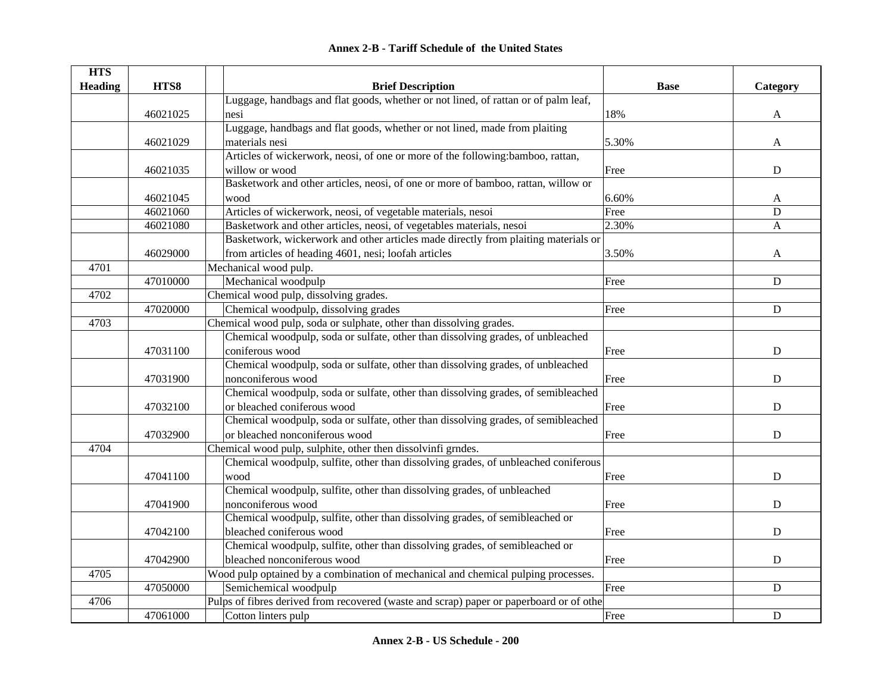# Annex 2-B - Tariff Schedule of the United States

| HTS Heading | HTS8 | Brief Description | Base | Category |
|---|---|---|---|---|
| | 46021025 | Luggage, handbags and flat goods, whether or not lined, of rattan or of palm leaf, nesi | 18% | A |
| | 46021029 | Luggage, handbags and flat goods, whether or not lined, made from plaiting materials nesi | 5.30% | A |
| | 46021035 | Articles of wickerwork, neosi, of one or more of the following:bamboo, rattan, willow or wood | Free | D |
| | 46021045 | Basketwork and other articles, neosi, of one or more of bamboo, rattan, willow or wood | 6.60% | A |
| | 46021060 | Articles of wickerwork, neosi, of vegetable materials, nesoi | Free | D |
| | 46021080 | Basketwork and other articles, neosi, of vegetables materials, nesoi | 2.30% | A |
| | 46029000 | Basketwork, wickerwork and other articles made directly from plaiting materials or from articles of heading 4601, nesi; loofah articles | 3.50% | A |
| 4701 | | Mechanical wood pulp. | | |
| | 47010000 | Mechanical woodpulp | Free | D |
| 4702 | | Chemical wood pulp, dissolving grades. | | |
| | 47020000 | Chemical woodpulp, dissolving grades | Free | D |
| 4703 | | Chemical wood pulp, soda or sulphate, other than dissolving grades. | | |
| | 47031100 | Chemical woodpulp, soda or sulfate, other than dissolving grades, of unbleached coniferous wood | Free | D |
| | 47031900 | Chemical woodpulp, soda or sulfate, other than dissolving grades, of unbleached nonconiferous wood | Free | D |
| | 47032100 | Chemical woodpulp, soda or sulfate, other than dissolving grades, of semibleached or bleached coniferous wood | Free | D |
| | 47032900 | Chemical woodpulp, soda or sulfate, other than dissolving grades, of semibleached or bleached nonconiferous wood | Free | D |
| 4704 | | Chemical wood pulp, sulphite, other then dissolvinfi grndes. | | |
| | 47041100 | Chemical woodpulp, sulfite, other than dissolving grades, of unbleached coniferous wood | Free | D |
| | 47041900 | Chemical woodpulp, sulfite, other than dissolving grades, of unbleached nonconiferous wood | Free | D |
| | 47042100 | Chemical woodpulp, sulfite, other than dissolving grades, of semibleached or bleached coniferous wood | Free | D |
| | 47042900 | Chemical woodpulp, sulfite, other than dissolving grades, of semibleached or bleached nonconiferous wood | Free | D |
| 4705 | | Wood pulp optained by a combination of mechanical and chemical pulping processes. | | |
| | 47050000 | Semichemical woodpulp | Free | D |
| 4706 | | Pulps of fibres derived from recovered (waste and scrap) paper or paperboard or of othe | | |
| | 47061000 | Cotton linters pulp | Free | D |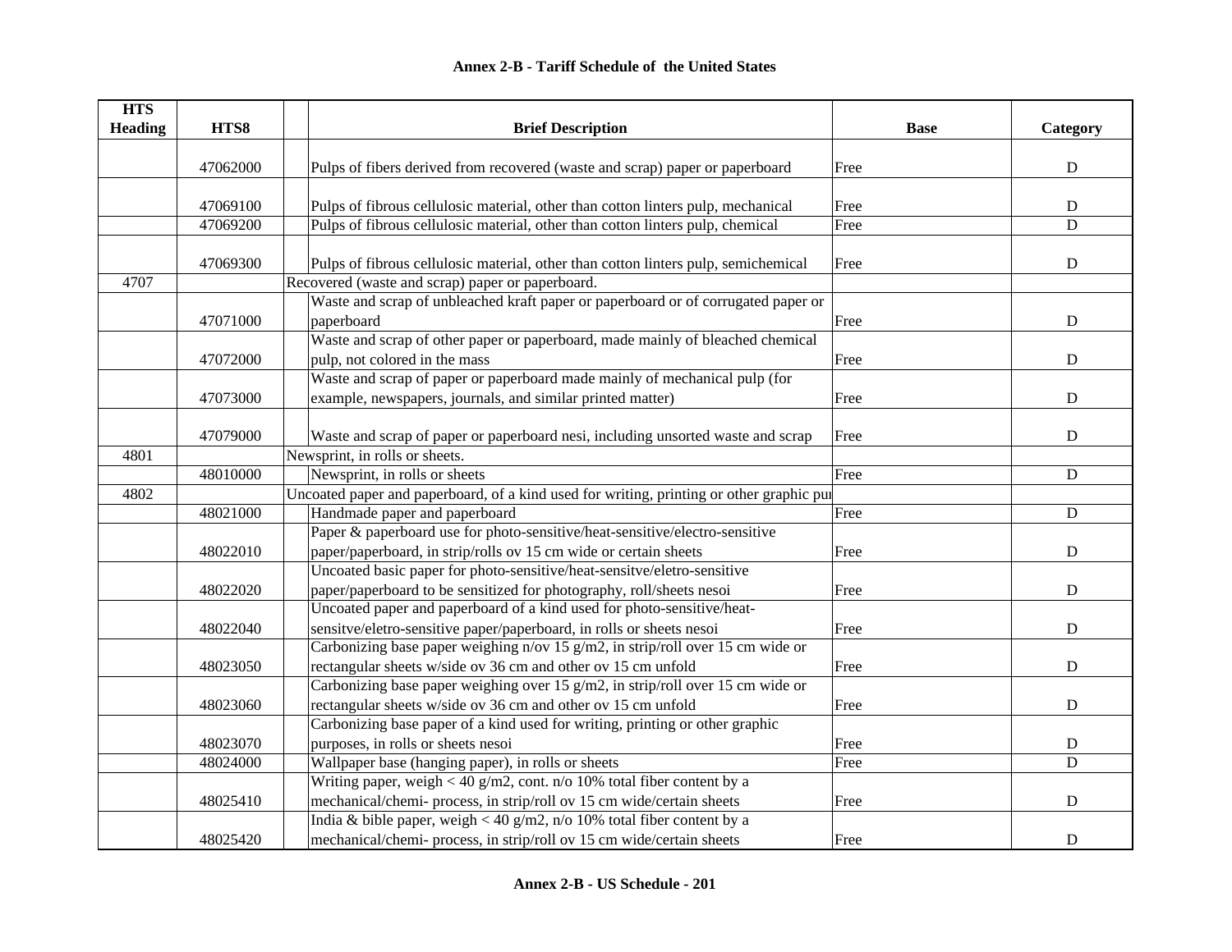# Annex 2-B - Tariff Schedule of the United States

| HTS Heading | HTS8 | Brief Description | Base | Category |
|---|---|---|---|---|
| | 47062000 | Pulps of fibers derived from recovered (waste and scrap) paper or paperboard | Free | D |
| | 47069100 | Pulps of fibrous cellulosic material, other than cotton linters pulp, mechanical | Free | D |
| | 47069200 | Pulps of fibrous cellulosic material, other than cotton linters pulp, chemical | Free | D |
| | 47069300 | Pulps of fibrous cellulosic material, other than cotton linters pulp, semichemical | Free | D |
| 4707 | | Recovered (waste and scrap) paper or paperboard. | | |
| | 47071000 | Waste and scrap of unbleached kraft paper or paperboard or of corrugated paper or paperboard | Free | D |
| | 47072000 | Waste and scrap of other paper or paperboard, made mainly of bleached chemical pulp, not colored in the mass | Free | D |
| | 47073000 | Waste and scrap of paper or paperboard made mainly of mechanical pulp (for example, newspapers, journals, and similar printed matter) | Free | D |
| | 47079000 | Waste and scrap of paper or paperboard nesi, including unsorted waste and scrap | Free | D |
| 4801 | | Newsprint, in rolls or sheets. | | |
| | 48010000 | Newsprint, in rolls or sheets | Free | D |
| 4802 | | Uncoated paper and paperboard, of a kind used for writing, printing or other graphic pu | | |
| | 48021000 | Handmade paper and paperboard | Free | D |
| | 48022010 | Paper & paperboard use for photo-sensitive/heat-sensitive/electro-sensitive paper/paperboard, in strip/rolls ov 15 cm wide or certain sheets | Free | D |
| | 48022020 | Uncoated basic paper for photo-sensitive/heat-sensitve/eletro-sensitive paper/paperboard to be sensitized for photography, roll/sheets nesoi | Free | D |
| | 48022040 | Uncoated paper and paperboard of a kind used for photo-sensitive/heat-sensitve/eletro-sensitive paper/paperboard, in rolls or sheets nesoi | Free | D |
| | 48023050 | Carbonizing base paper weighing n/ov 15 g/m2, in strip/roll over 15 cm wide or rectangular sheets w/side ov 36 cm and other ov 15 cm unfold | Free | D |
| | 48023060 | Carbonizing base paper weighing over 15 g/m2, in strip/roll over 15 cm wide or rectangular sheets w/side ov 36 cm and other ov 15 cm unfold | Free | D |
| | 48023070 | Carbonizing base paper of a kind used for writing, printing or other graphic purposes, in rolls or sheets nesoi | Free | D |
| | 48024000 | Wallpaper base (hanging paper), in rolls or sheets | Free | D |
| | 48025410 | Writing paper, weigh < 40 g/m2, cont. n/o 10% total fiber content by a mechanical/chemi- process, in strip/roll ov 15 cm wide/certain sheets | Free | D |
| | 48025420 | India & bible paper, weigh < 40 g/m2, n/o 10% total fiber content by a mechanical/chemi- process, in strip/roll ov 15 cm wide/certain sheets | Free | D |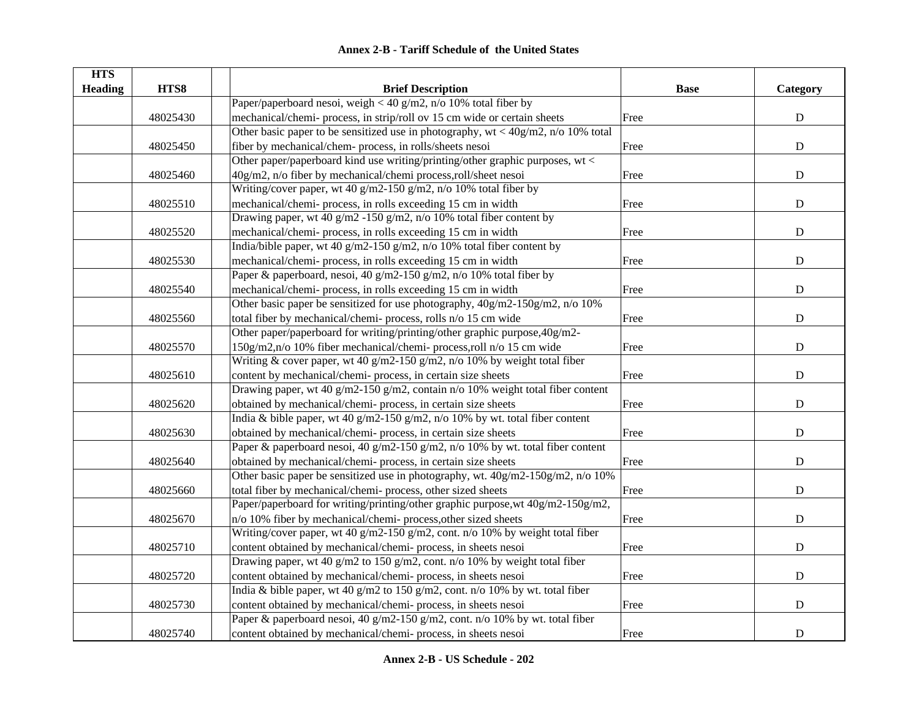## Annex 2-B - Tariff Schedule of the United States

| HTS Heading | HTS8 | | Brief Description | Base | Category |
|---|---|---|---|---|---|
| | 48025430 | | Paper/paperboard nesoi, weigh < 40 g/m2, n/o 10% total fiber by mechanical/chemi- process, in strip/roll ov 15 cm wide or certain sheets | Free | D |
| | 48025450 | | Other basic paper to be sensitized use in photography, wt < 40g/m2, n/o 10% total fiber by mechanical/chem- process, in rolls/sheets nesoi | Free | D |
| | 48025460 | | Other paper/paperboard kind use writing/printing/other graphic purposes, wt < 40g/m2, n/o fiber by mechanical/chemi process,roll/sheet nesoi | Free | D |
| | 48025510 | | Writing/cover paper, wt 40 g/m2-150 g/m2, n/o 10% total fiber by mechanical/chemi- process, in rolls exceeding 15 cm in width | Free | D |
| | 48025520 | | Drawing paper, wt 40 g/m2 -150 g/m2, n/o 10% total fiber content by mechanical/chemi- process, in rolls exceeding 15 cm in width | Free | D |
| | 48025530 | | India/bible paper, wt 40 g/m2-150 g/m2, n/o 10% total fiber content by mechanical/chemi- process, in rolls exceeding 15 cm in width | Free | D |
| | 48025540 | | Paper & paperboard, nesoi, 40 g/m2-150 g/m2, n/o 10% total fiber by mechanical/chemi- process, in rolls exceeding 15 cm in width | Free | D |
| | 48025560 | | Other basic paper be sensitized for use photography, 40g/m2-150g/m2, n/o 10% total fiber by mechanical/chemi- process, rolls n/o 15 cm wide | Free | D |
| | 48025570 | | Other paper/paperboard for writing/printing/other graphic purpose,40g/m2-150g/m2,n/o 10% fiber mechanical/chemi- process,roll n/o 15 cm wide | Free | D |
| | 48025610 | | Writing & cover paper, wt 40 g/m2-150 g/m2, n/o 10% by weight total fiber content by mechanical/chemi- process, in certain size sheets | Free | D |
| | 48025620 | | Drawing paper, wt 40 g/m2-150 g/m2, contain n/o 10% weight total fiber content obtained by mechanical/chemi- process, in certain size sheets | Free | D |
| | 48025630 | | India & bible paper, wt 40 g/m2-150 g/m2, n/o 10% by wt. total fiber content obtained by mechanical/chemi- process, in certain size sheets | Free | D |
| | 48025640 | | Paper & paperboard nesoi, 40 g/m2-150 g/m2, n/o 10% by wt. total fiber content obtained by mechanical/chemi- process, in certain size sheets | Free | D |
| | 48025660 | | Other basic paper be sensitized use in photography, wt. 40g/m2-150g/m2, n/o 10% total fiber by mechanical/chemi- process, other sized sheets | Free | D |
| | 48025670 | | Paper/paperboard for writing/printing/other graphic purpose,wt 40g/m2-150g/m2, n/o 10% fiber by mechanical/chemi- process,other sized sheets | Free | D |
| | 48025710 | | Writing/cover paper, wt 40 g/m2-150 g/m2, cont. n/o 10% by weight total fiber content obtained by mechanical/chemi- process, in sheets nesoi | Free | D |
| | 48025720 | | Drawing paper, wt 40 g/m2 to 150 g/m2, cont. n/o 10% by weight total fiber content obtained by mechanical/chemi- process, in sheets nesoi | Free | D |
| | 48025730 | | India & bible paper, wt 40 g/m2 to 150 g/m2, cont. n/o 10% by wt. total fiber content obtained by mechanical/chemi- process, in sheets nesoi | Free | D |
| | 48025740 | | Paper & paperboard nesoi, 40 g/m2-150 g/m2, cont. n/o 10% by wt. total fiber content obtained by mechanical/chemi- process, in sheets nesoi | Free | D |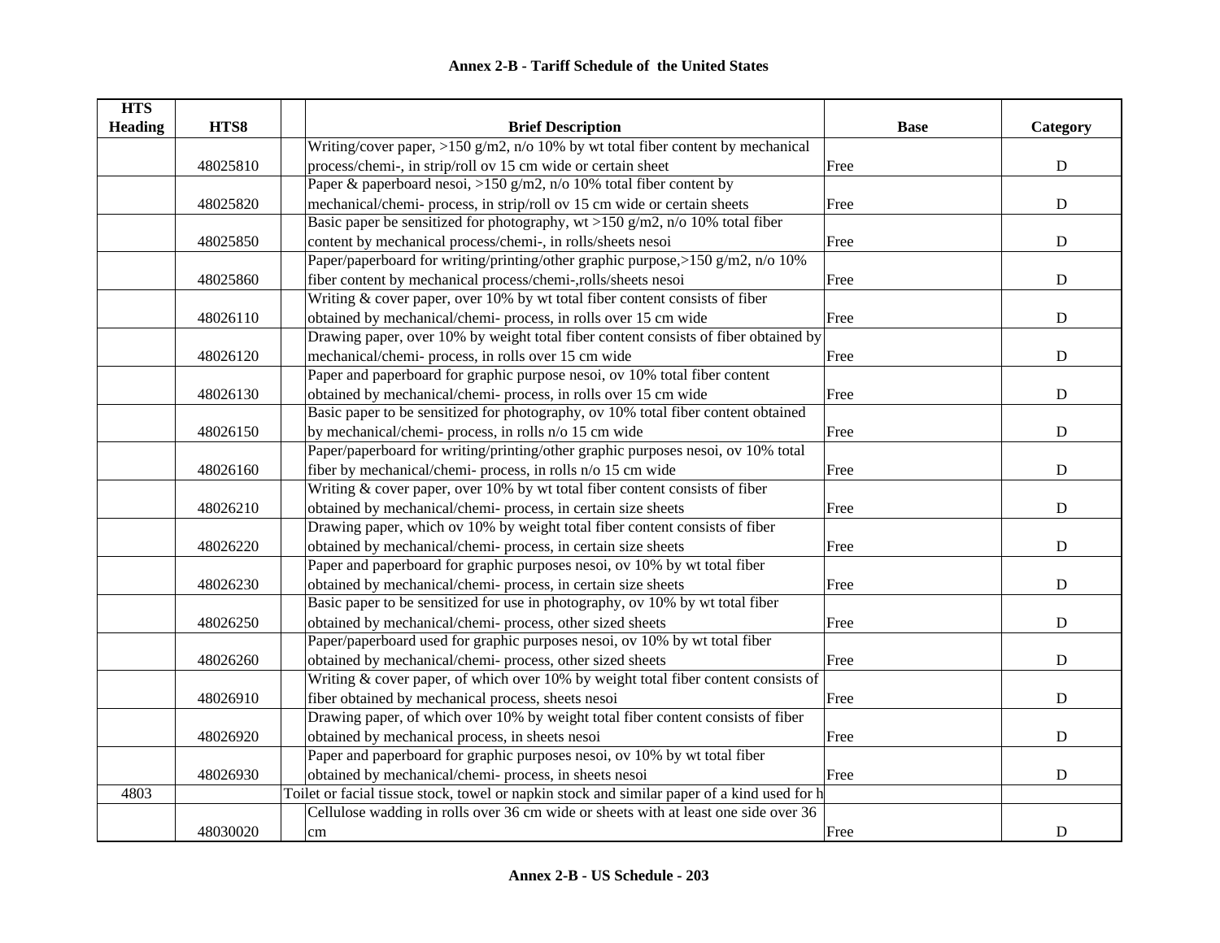## Annex 2-B - Tariff Schedule of the United States

| HTS Heading | HTS8 | | Brief Description | Base | Category |
|---|---|---|---|---|---|
| | 48025810 | | Writing/cover paper, >150 g/m2, n/o 10% by wt total fiber content by mechanical process/chemi-, in strip/roll ov 15 cm wide or certain sheet | Free | D |
| | 48025820 | | Paper & paperboard nesoi, >150 g/m2, n/o 10% total fiber content by mechanical/chemi- process, in strip/roll ov 15 cm wide or certain sheets | Free | D |
| | 48025850 | | Basic paper be sensitized for photography, wt >150 g/m2, n/o 10% total fiber content by mechanical process/chemi-, in rolls/sheets nesoi | Free | D |
| | 48025860 | | Paper/paperboard for writing/printing/other graphic purpose,>150 g/m2, n/o 10% fiber content by mechanical process/chemi-,rolls/sheets nesoi | Free | D |
| | 48026110 | | Writing & cover paper, over 10% by wt total fiber content consists of fiber obtained by mechanical/chemi- process, in rolls over 15 cm wide | Free | D |
| | 48026120 | | Drawing paper, over 10% by weight total fiber content consists of fiber obtained by mechanical/chemi- process, in rolls over 15 cm wide | Free | D |
| | 48026130 | | Paper and paperboard for graphic purpose nesoi, ov 10% total fiber content obtained by mechanical/chemi- process, in rolls over 15 cm wide | Free | D |
| | 48026150 | | Basic paper to be sensitized for photography, ov 10% total fiber content obtained by mechanical/chemi- process, in rolls n/o 15 cm wide | Free | D |
| | 48026160 | | Paper/paperboard for writing/printing/other graphic purposes nesoi, ov 10% total fiber by mechanical/chemi- process, in rolls n/o 15 cm wide | Free | D |
| | 48026210 | | Writing & cover paper, over 10% by wt total fiber content consists of fiber obtained by mechanical/chemi- process, in certain size sheets | Free | D |
| | 48026220 | | Drawing paper, which ov 10% by weight total fiber content consists of fiber obtained by mechanical/chemi- process, in certain size sheets | Free | D |
| | 48026230 | | Paper and paperboard for graphic purposes nesoi, ov 10% by wt total fiber obtained by mechanical/chemi- process, in certain size sheets | Free | D |
| | 48026250 | | Basic paper to be sensitized for use in photography, ov 10% by wt total fiber obtained by mechanical/chemi- process, other sized sheets | Free | D |
| | 48026260 | | Paper/paperboard used for graphic purposes nesoi, ov 10% by wt total fiber obtained by mechanical/chemi- process, other sized sheets | Free | D |
| | 48026910 | | Writing & cover paper, of which over 10% by weight total fiber content consists of fiber obtained by mechanical process, sheets nesoi | Free | D |
| | 48026920 | | Drawing paper, of which over 10% by weight total fiber content consists of fiber obtained by mechanical process, in sheets nesoi | Free | D |
| | 48026930 | | Paper and paperboard for graphic purposes nesoi, ov 10% by wt total fiber obtained by mechanical/chemi- process, in sheets nesoi | Free | D |
| 4803 | | Toilet or facial tissue stock, towel or napkin stock and similar paper of a kind used for h | | | |
| | 48030020 | | Cellulose wadding in rolls over 36 cm wide or sheets with at least one side over 36 cm | Free | D |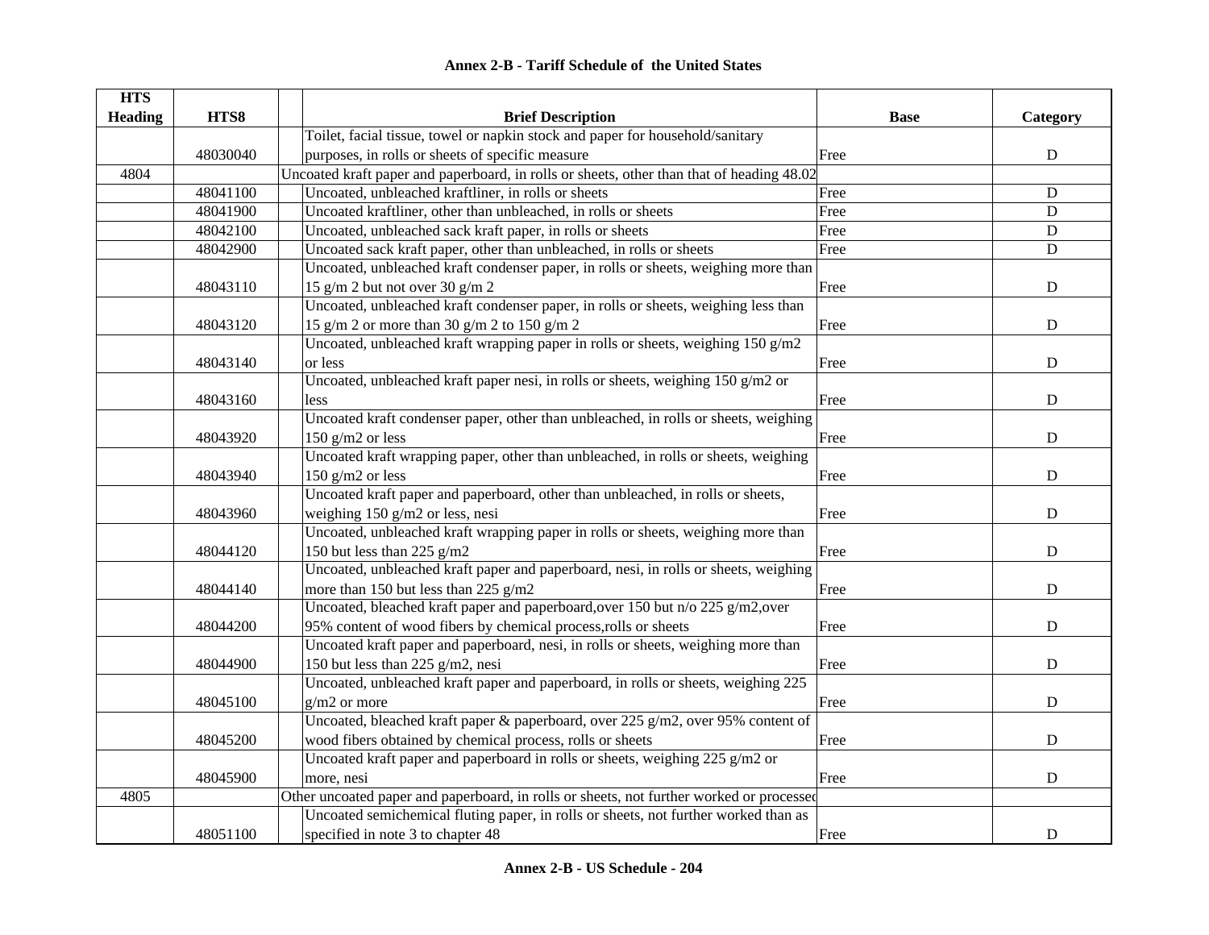## Annex 2-B - Tariff Schedule of the United States

| HTS Heading | HTS8 | | Brief Description | Base | Category |
|---|---|---|---|---|---|
| | 48030040 | | Toilet, facial tissue, towel or napkin stock and paper for household/sanitary purposes, in rolls or sheets of specific measure | Free | D |
| 4804 | | | Uncoated kraft paper and paperboard, in rolls or sheets, other than that of heading 48.02 | | |
| | 48041100 | | Uncoated, unbleached kraftliner, in rolls or sheets | Free | D |
| | 48041900 | | Uncoated kraftliner, other than unbleached, in rolls or sheets | Free | D |
| | 48042100 | | Uncoated, unbleached sack kraft paper, in rolls or sheets | Free | D |
| | 48042900 | | Uncoated sack kraft paper, other than unbleached, in rolls or sheets | Free | D |
| | 48043110 | | Uncoated, unbleached kraft condenser paper, in rolls or sheets, weighing more than 15 g/m 2 but not over 30 g/m 2 | Free | D |
| | 48043120 | | Uncoated, unbleached kraft condenser paper, in rolls or sheets, weighing less than 15 g/m 2 or more than 30 g/m 2 to 150 g/m 2 | Free | D |
| | 48043140 | | Uncoated, unbleached kraft wrapping paper in rolls or sheets, weighing 150 g/m2 or less | Free | D |
| | 48043160 | | Uncoated, unbleached kraft paper nesi, in rolls or sheets, weighing 150 g/m2 or less | Free | D |
| | 48043920 | | Uncoated kraft condenser paper, other than unbleached, in rolls or sheets, weighing 150 g/m2 or less | Free | D |
| | 48043940 | | Uncoated kraft wrapping paper, other than unbleached, in rolls or sheets, weighing 150 g/m2 or less | Free | D |
| | 48043960 | | Uncoated kraft paper and paperboard, other than unbleached, in rolls or sheets, weighing 150 g/m2 or less, nesi | Free | D |
| | 48044120 | | Uncoated, unbleached kraft wrapping paper in rolls or sheets, weighing more than 150 but less than 225 g/m2 | Free | D |
| | 48044140 | | Uncoated, unbleached kraft paper and paperboard, nesi, in rolls or sheets, weighing more than 150 but less than 225 g/m2 | Free | D |
| | 48044200 | | Uncoated, bleached kraft paper and paperboard,over 150 but n/o 225 g/m2,over 95% content of wood fibers by chemical process,rolls or sheets | Free | D |
| | 48044900 | | Uncoated kraft paper and paperboard, nesi, in rolls or sheets, weighing more than 150 but less than 225 g/m2, nesi | Free | D |
| | 48045100 | | Uncoated, unbleached kraft paper and paperboard, in rolls or sheets, weighing 225 g/m2 or more | Free | D |
| | 48045200 | | Uncoated, bleached kraft paper & paperboard, over 225 g/m2, over 95% content of wood fibers obtained by chemical process, rolls or sheets | Free | D |
| | 48045900 | | Uncoated kraft paper and paperboard in rolls or sheets, weighing 225 g/m2 or more, nesi | Free | D |
| 4805 | | | Other uncoated paper and paperboard, in rolls or sheets, not further worked or processed | | |
| | 48051100 | | Uncoated semichemical fluting paper, in rolls or sheets, not further worked than as specified in note 3 to chapter 48 | Free | D |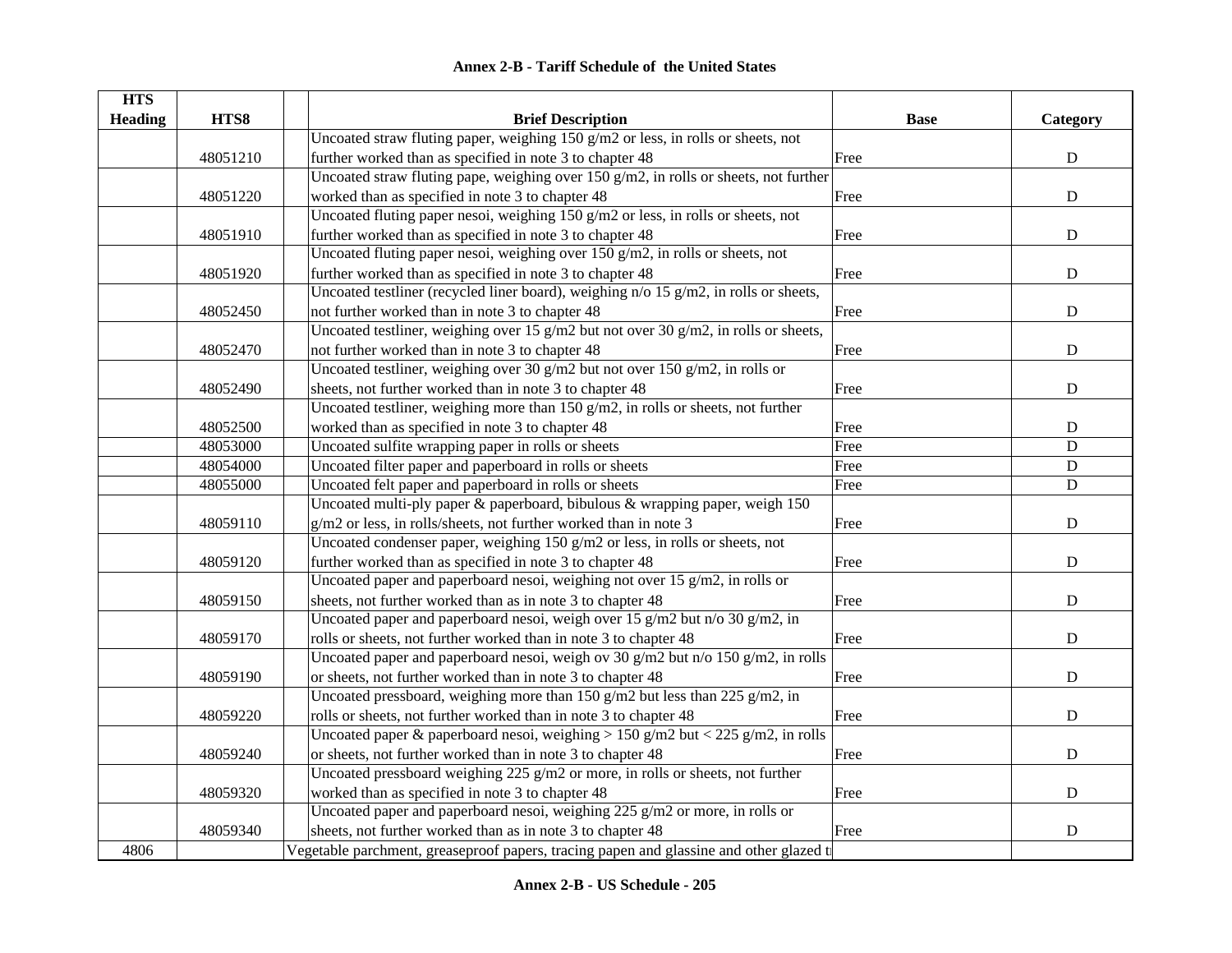| HTS Heading | HTS8 | | Brief Description | Base | Category |
|---|---|---|---|---|---|
| | 48051210 | | Uncoated straw fluting paper, weighing 150 g/m2 or less, in rolls or sheets, not further worked than as specified in note 3 to chapter 48 | Free | D |
| | 48051220 | | Uncoated straw fluting pape, weighing over 150 g/m2, in rolls or sheets, not further worked than as specified in note 3 to chapter 48 | Free | D |
| | 48051910 | | Uncoated fluting paper nesoi, weighing 150 g/m2 or less, in rolls or sheets, not further worked than as specified in note 3 to chapter 48 | Free | D |
| | 48051920 | | Uncoated fluting paper nesoi, weighing over 150 g/m2, in rolls or sheets, not further worked than as specified in note 3 to chapter 48 | Free | D |
| | 48052450 | | Uncoated testliner (recycled liner board), weighing n/o 15 g/m2, in rolls or sheets, not further worked than in note 3 to chapter 48 | Free | D |
| | 48052470 | | Uncoated testliner, weighing over 15 g/m2 but not over 30 g/m2, in rolls or sheets, not further worked than in note 3 to chapter 48 | Free | D |
| | 48052490 | | Uncoated testliner, weighing over 30 g/m2 but not over 150 g/m2, in rolls or sheets, not further worked than in note 3 to chapter 48 | Free | D |
| | 48052500 | | Uncoated testliner, weighing more than 150 g/m2, in rolls or sheets, not further worked than as specified in note 3 to chapter 48 | Free | D |
| | 48053000 | | Uncoated sulfite wrapping paper in rolls or sheets | Free | D |
| | 48054000 | | Uncoated filter paper and paperboard in rolls or sheets | Free | D |
| | 48055000 | | Uncoated felt paper and paperboard in rolls or sheets | Free | D |
| | 48059110 | | Uncoated multi-ply paper & paperboard, bibulous & wrapping paper, weigh 150 g/m2 or less, in rolls/sheets, not further worked than in note 3 | Free | D |
| | 48059120 | | Uncoated condenser paper, weighing 150 g/m2 or less, in rolls or sheets, not further worked than as specified in note 3 to chapter 48 | Free | D |
| | 48059150 | | Uncoated paper and paperboard nesoi, weighing not over 15 g/m2, in rolls or sheets, not further worked than as in note 3 to chapter 48 | Free | D |
| | 48059170 | | Uncoated paper and paperboard nesoi, weigh over 15 g/m2 but n/o 30 g/m2, in rolls or sheets, not further worked than in note 3 to chapter 48 | Free | D |
| | 48059190 | | Uncoated paper and paperboard nesoi, weigh ov 30 g/m2 but n/o 150 g/m2, in rolls or sheets, not further worked than in note 3 to chapter 48 | Free | D |
| | 48059220 | | Uncoated pressboard, weighing more than 150 g/m2 but less than 225 g/m2, in rolls or sheets, not further worked than in note 3 to chapter 48 | Free | D |
| | 48059240 | | Uncoated paper & paperboard nesoi, weighing > 150 g/m2 but < 225 g/m2, in rolls or sheets, not further worked than in note 3 to chapter 48 | Free | D |
| | 48059320 | | Uncoated pressboard weighing 225 g/m2 or more, in rolls or sheets, not further worked than as specified in note 3 to chapter 48 | Free | D |
| | 48059340 | | Uncoated paper and paperboard nesoi, weighing 225 g/m2 or more, in rolls or sheets, not further worked than as in note 3 to chapter 48 | Free | D |
| 4806 | | Vegetable parchment, greaseproof papers, tracing papen and glassine and other glazed t | | | |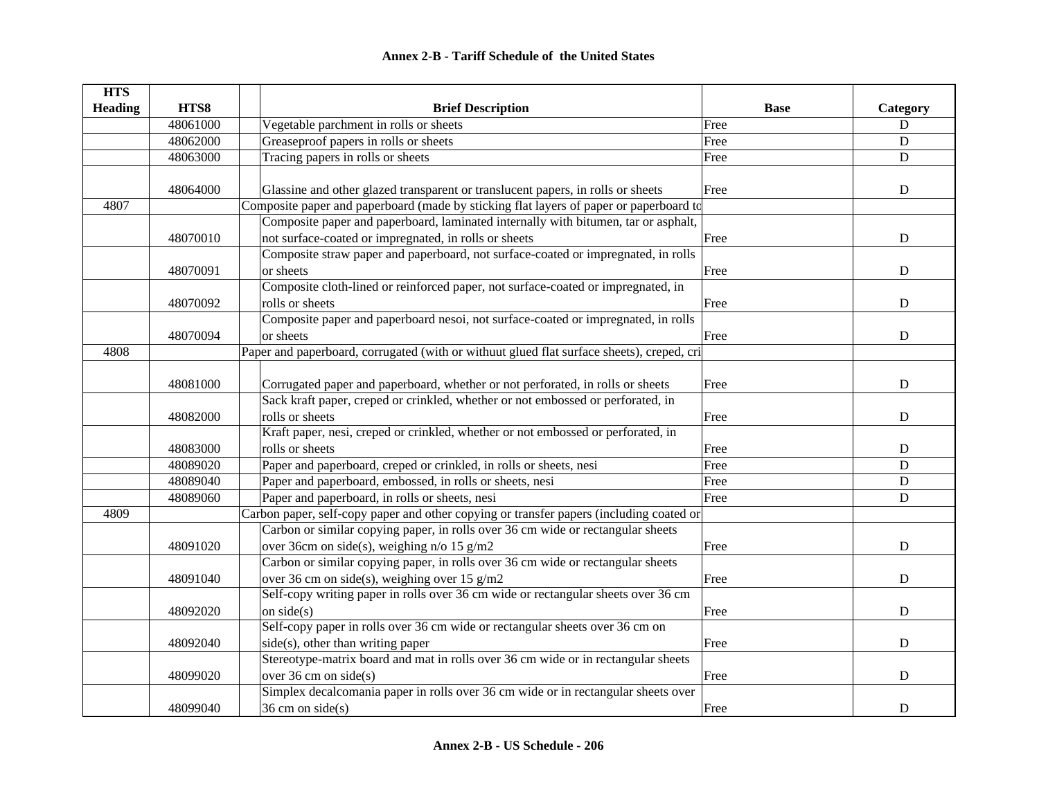# Annex 2-B - Tariff Schedule of the United States

| HTS Heading | HTS8 | | Brief Description | Base | Category |
|---|---|---|---|---|---|
| | 48061000 | | Vegetable parchment in rolls or sheets | Free | D |
| | 48062000 | | Greaseproof papers in rolls or sheets | Free | D |
| | 48063000 | | Tracing papers in rolls or sheets | Free | D |
| | 48064000 | | Glassine and other glazed transparent or translucent papers, in rolls or sheets | Free | D |
| 4807 | | Composite paper and paperboard (made by sticking flat layers of paper or paperboard to | | | |
| | 48070010 | | Composite paper and paperboard, laminated internally with bitumen, tar or asphalt, not surface-coated or impregnated, in rolls or sheets | Free | D |
| | 48070091 | | Composite straw paper and paperboard, not surface-coated or impregnated, in rolls or sheets | Free | D |
| | 48070092 | | Composite cloth-lined or reinforced paper, not surface-coated or impregnated, in rolls or sheets | Free | D |
| | 48070094 | | Composite paper and paperboard nesoi, not surface-coated or impregnated, in rolls or sheets | Free | D |
| 4808 | | Paper and paperboard, corrugated (with or withuut glued flat surface sheets), creped, cri | | | |
| | 48081000 | | Corrugated paper and paperboard, whether or not perforated, in rolls or sheets | Free | D |
| | 48082000 | | Sack kraft paper, creped or crinkled, whether or not embossed or perforated, in rolls or sheets | Free | D |
| | 48083000 | | Kraft paper, nesi, creped or crinkled, whether or not embossed or perforated, in rolls or sheets | Free | D |
| | 48089020 | | Paper and paperboard, creped or crinkled, in rolls or sheets, nesi | Free | D |
| | 48089040 | | Paper and paperboard, embossed, in rolls or sheets, nesi | Free | D |
| | 48089060 | | Paper and paperboard, in rolls or sheets, nesi | Free | D |
| 4809 | | Carbon paper, self-copy paper and other copying or transfer papers (including coated or | | | |
| | 48091020 | | Carbon or similar copying paper, in rolls over 36 cm wide or rectangular sheets over 36cm on side(s), weighing n/o 15 g/m2 | Free | D |
| | 48091040 | | Carbon or similar copying paper, in rolls over 36 cm wide or rectangular sheets over 36 cm on side(s), weighing over 15 g/m2 | Free | D |
| | 48092020 | | Self-copy writing paper in rolls over 36 cm wide or rectangular sheets over 36 cm on side(s) | Free | D |
| | 48092040 | | Self-copy paper in rolls over 36 cm wide or rectangular sheets over 36 cm on side(s), other than writing paper | Free | D |
| | 48099020 | | Stereotype-matrix board and mat in rolls over 36 cm wide or in rectangular sheets over 36 cm on side(s) | Free | D |
| | 48099040 | | Simplex decalcomania paper in rolls over 36 cm wide or in rectangular sheets over 36 cm on side(s) | Free | D |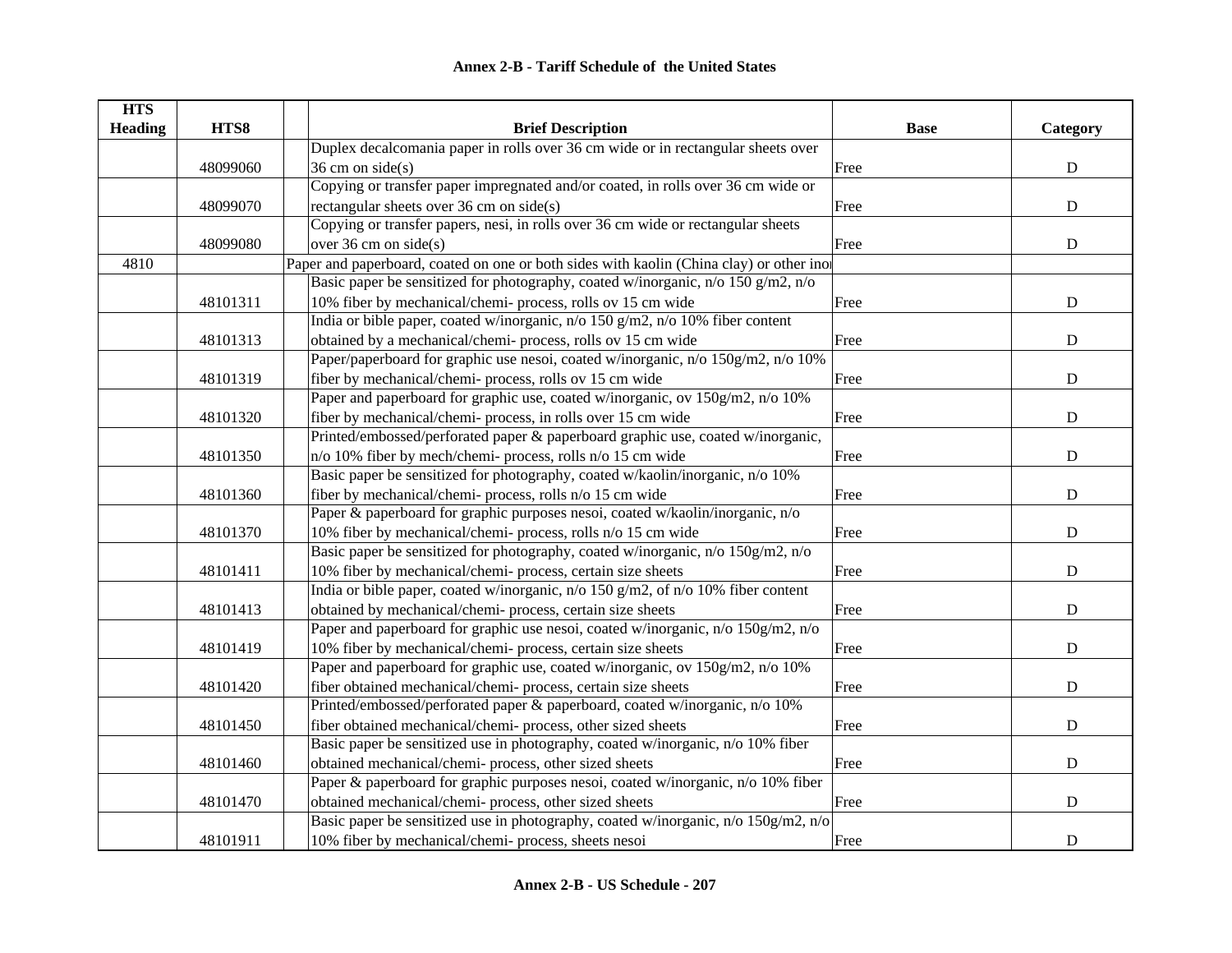## Annex 2-B - Tariff Schedule of the United States

| HTS Heading | HTS8 | | Brief Description | Base | Category |
|---|---|---|---|---|---|
| | 48099060 | | Duplex decalcomania paper in rolls over 36 cm wide or in rectangular sheets over 36 cm on side(s) | Free | D |
| | 48099070 | | Copying or transfer paper impregnated and/or coated, in rolls over 36 cm wide or rectangular sheets over 36 cm on side(s) | Free | D |
| | 48099080 | | Copying or transfer papers, nesi, in rolls over 36 cm wide or rectangular sheets over 36 cm on side(s) | Free | D |
| 4810 | | | Paper and paperboard, coated on one or both sides with kaolin (China clay) or other inor | | |
| | 48101311 | | Basic paper be sensitized for photography, coated w/inorganic, n/o 150 g/m2, n/o 10% fiber by mechanical/chemi- process, rolls ov 15 cm wide | Free | D |
| | 48101313 | | India or bible paper, coated w/inorganic, n/o 150 g/m2, n/o 10% fiber content obtained by a mechanical/chemi- process, rolls ov 15 cm wide | Free | D |
| | 48101319 | | Paper/paperboard for graphic use nesoi, coated w/inorganic, n/o 150g/m2, n/o 10% fiber by mechanical/chemi- process, rolls ov 15 cm wide | Free | D |
| | 48101320 | | Paper and paperboard for graphic use, coated w/inorganic, ov 150g/m2, n/o 10% fiber by mechanical/chemi- process, in rolls over 15 cm wide | Free | D |
| | 48101350 | | Printed/embossed/perforated paper & paperboard graphic use, coated w/inorganic, n/o 10% fiber by mech/chemi- process, rolls n/o 15 cm wide | Free | D |
| | 48101360 | | Basic paper be sensitized for photography, coated w/kaolin/inorganic, n/o 10% fiber by mechanical/chemi- process, rolls n/o 15 cm wide | Free | D |
| | 48101370 | | Paper & paperboard for graphic purposes nesoi, coated w/kaolin/inorganic, n/o 10% fiber by mechanical/chemi- process, rolls n/o 15 cm wide | Free | D |
| | 48101411 | | Basic paper be sensitized for photography, coated w/inorganic, n/o 150g/m2, n/o 10% fiber by mechanical/chemi- process, certain size sheets | Free | D |
| | 48101413 | | India or bible paper, coated w/inorganic, n/o 150 g/m2, of n/o 10% fiber content obtained by mechanical/chemi- process, certain size sheets | Free | D |
| | 48101419 | | Paper and paperboard for graphic use nesoi, coated w/inorganic, n/o 150g/m2, n/o 10% fiber by mechanical/chemi- process, certain size sheets | Free | D |
| | 48101420 | | Paper and paperboard for graphic use, coated w/inorganic, ov 150g/m2, n/o 10% fiber obtained mechanical/chemi- process, certain size sheets | Free | D |
| | 48101450 | | Printed/embossed/perforated paper & paperboard, coated w/inorganic, n/o 10% fiber obtained mechanical/chemi- process, other sized sheets | Free | D |
| | 48101460 | | Basic paper be sensitized use in photography, coated w/inorganic, n/o 10% fiber obtained mechanical/chemi- process, other sized sheets | Free | D |
| | 48101470 | | Paper & paperboard for graphic purposes nesoi, coated w/inorganic, n/o 10% fiber obtained mechanical/chemi- process, other sized sheets | Free | D |
| | 48101911 | | Basic paper be sensitized use in photography, coated w/inorganic, n/o 150g/m2, n/o 10% fiber by mechanical/chemi- process, sheets nesoi | Free | D |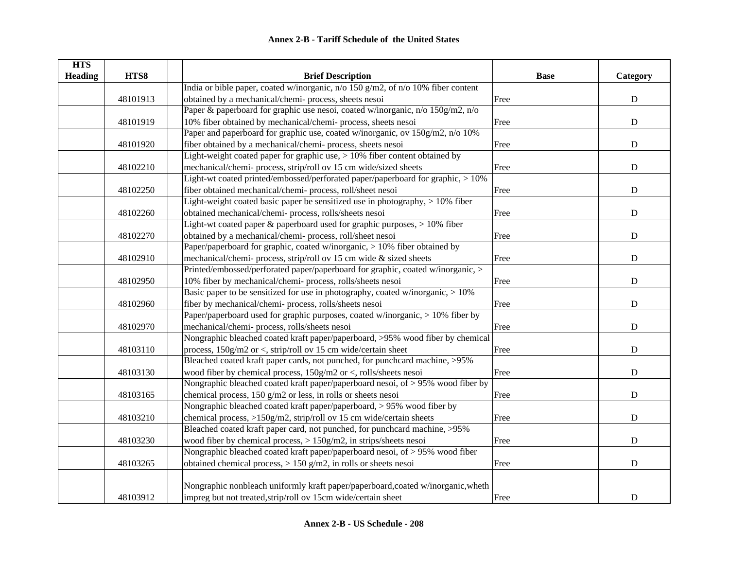**Annex 2-B - Tariff Schedule of the United States**

| HTS Heading | HTS8 | | Brief Description | Base | Category |
|---|---|---|---|---|---|
| | 48101913 | | India or bible paper, coated w/inorganic, n/o 150 g/m2, of n/o 10% fiber content obtained by a mechanical/chemi- process, sheets nesoi | Free | D |
| | 48101919 | | Paper & paperboard for graphic use nesoi, coated w/inorganic, n/o 150g/m2, n/o 10% fiber obtained by mechanical/chemi- process, sheets nesoi | Free | D |
| | 48101920 | | Paper and paperboard for graphic use, coated w/inorganic, ov 150g/m2, n/o 10% fiber obtained by a mechanical/chemi- process, sheets nesoi | Free | D |
| | 48102210 | | Light-weight coated paper for graphic use, > 10% fiber content obtained by mechanical/chemi- process, strip/roll ov 15 cm wide/sized sheets | Free | D |
| | 48102250 | | Light-wt coated printed/embossed/perforated paper/paperboard for graphic, > 10% fiber obtained mechanical/chemi- process, roll/sheet nesoi | Free | D |
| | 48102260 | | Light-weight coated basic paper be sensitized use in photography, > 10% fiber obtained mechanical/chemi- process, rolls/sheets nesoi | Free | D |
| | 48102270 | | Light-wt coated paper & paperboard used for graphic purposes, > 10% fiber obtained by a mechanical/chemi- process, roll/sheet nesoi | Free | D |
| | 48102910 | | Paper/paperboard for graphic, coated w/inorganic, > 10% fiber obtained by mechanical/chemi- process, strip/roll ov 15 cm wide & sized sheets | Free | D |
| | 48102950 | | Printed/embossed/perforated paper/paperboard for graphic, coated w/inorganic, > 10% fiber by mechanical/chemi- process, rolls/sheets nesoi | Free | D |
| | 48102960 | | Basic paper to be sensitized for use in photography, coated w/inorganic, > 10% fiber by mechanical/chemi- process, rolls/sheets nesoi | Free | D |
| | 48102970 | | Paper/paperboard used for graphic purposes, coated w/inorganic, > 10% fiber by mechanical/chemi- process, rolls/sheets nesoi | Free | D |
| | 48103110 | | Nongraphic bleached coated kraft paper/paperboard, >95% wood fiber by chemical process, 150g/m2 or <, strip/roll ov 15 cm wide/certain sheet | Free | D |
| | 48103130 | | Bleached coated kraft paper cards, not punched, for punchcard machine, >95% wood fiber by chemical process, 150g/m2 or <, rolls/sheets nesoi | Free | D |
| | 48103165 | | Nongraphic bleached coated kraft paper/paperboard nesoi, of > 95% wood fiber by chemical process, 150 g/m2 or less, in rolls or sheets nesoi | Free | D |
| | 48103210 | | Nongraphic bleached coated kraft paper/paperboard, > 95% wood fiber by chemical process, >150g/m2, strip/roll ov 15 cm wide/certain sheets | Free | D |
| | 48103230 | | Bleached coated kraft paper card, not punched, for punchcard machine, >95% wood fiber by chemical process, > 150g/m2, in strips/sheets nesoi | Free | D |
| | 48103265 | | Nongraphic bleached coated kraft paper/paperboard nesoi, of > 95% wood fiber obtained chemical process, > 150 g/m2, in rolls or sheets nesoi | Free | D |
| | 48103912 | | Nongraphic nonbleach uniformly kraft paper/paperboard,coated w/inorganic,wheth impreg but not treated,strip/roll ov 15cm wide/certain sheet | Free | D |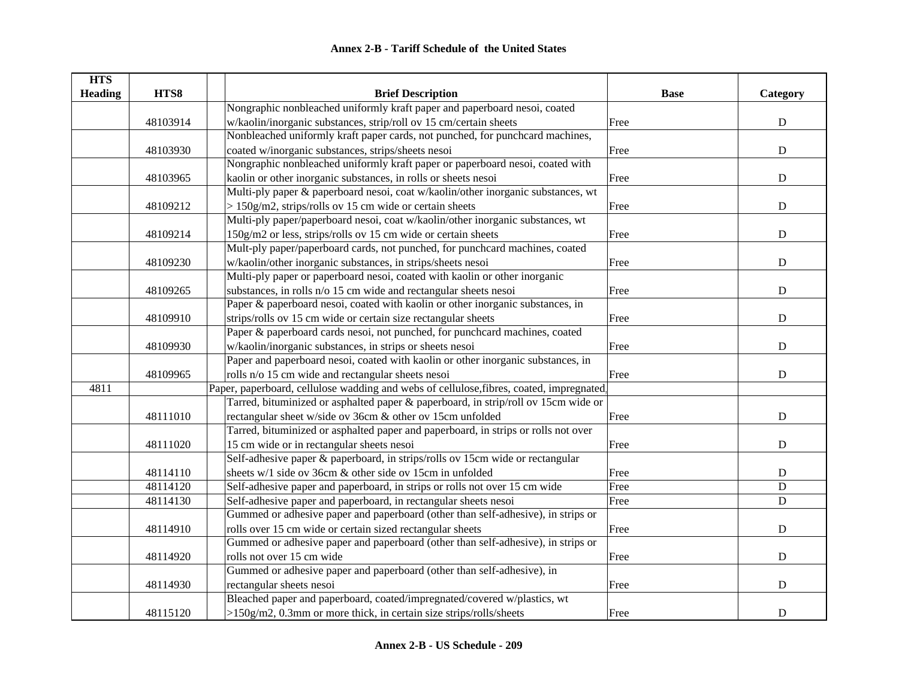## Annex 2-B - Tariff Schedule of the United States

| HTS Heading | HTS8 | | Brief Description | Base | Category |
|---|---|---|---|---|---|
| | 48103914 | | Nongraphic nonbleached uniformly kraft paper and paperboard nesoi, coated w/kaolin/inorganic substances, strip/roll ov 15 cm/certain sheets | Free | D |
| | 48103930 | | Nonbleached uniformly kraft paper cards, not punched, for punchcard machines, coated w/inorganic substances, strips/sheets nesoi | Free | D |
| | 48103965 | | Nongraphic nonbleached uniformly kraft paper or paperboard nesoi, coated with kaolin or other inorganic substances, in rolls or sheets nesoi | Free | D |
| | 48109212 | | Multi-ply paper & paperboard nesoi, coat w/kaolin/other inorganic substances, wt > 150g/m2, strips/rolls ov 15 cm wide or certain sheets | Free | D |
| | 48109214 | | Multi-ply paper/paperboard nesoi, coat w/kaolin/other inorganic substances, wt 150g/m2 or less, strips/rolls ov 15 cm wide or certain sheets | Free | D |
| | 48109230 | | Mult-ply paper/paperboard cards, not punched, for punchcard machines, coated w/kaolin/other inorganic substances, in strips/sheets nesoi | Free | D |
| | 48109265 | | Multi-ply paper or paperboard nesoi, coated with kaolin or other inorganic substances, in rolls n/o 15 cm wide and rectangular sheets nesoi | Free | D |
| | 48109910 | | Paper & paperboard nesoi, coated with kaolin or other inorganic substances, in strips/rolls ov 15 cm wide or certain size rectangular sheets | Free | D |
| | 48109930 | | Paper & paperboard cards nesoi, not punched, for punchcard machines, coated w/kaolin/inorganic substances, in strips or sheets nesoi | Free | D |
| | 48109965 | | Paper and paperboard nesoi, coated with kaolin or other inorganic substances, in rolls n/o 15 cm wide and rectangular sheets nesoi | Free | D |
| 4811 | | Paper, paperboard, cellulose wadding and webs of cellulose,fibres, coated, impregnated, | | | |
| | 48111010 | | Tarred, bituminized or asphalted paper & paperboard, in strip/roll ov 15cm wide or rectangular sheet w/side ov 36cm & other ov 15cm unfolded | Free | D |
| | 48111020 | | Tarred, bituminized or asphalted paper and paperboard, in strips or rolls not over 15 cm wide or in rectangular sheets nesoi | Free | D |
| | 48114110 | | Self-adhesive paper & paperboard, in strips/rolls ov 15cm wide or rectangular sheets w/1 side ov 36cm & other side ov 15cm in unfolded | Free | D |
| | 48114120 | | Self-adhesive paper and paperboard, in strips or rolls not over 15 cm wide | Free | D |
| | 48114130 | | Self-adhesive paper and paperboard, in rectangular sheets nesoi | Free | D |
| | 48114910 | | Gummed or adhesive paper and paperboard (other than self-adhesive), in strips or rolls over 15 cm wide or certain sized rectangular sheets | Free | D |
| | 48114920 | | Gummed or adhesive paper and paperboard (other than self-adhesive), in strips or rolls not over 15 cm wide | Free | D |
| | 48114930 | | Gummed or adhesive paper and paperboard (other than self-adhesive), in rectangular sheets nesoi | Free | D |
| | 48115120 | | Bleached paper and paperboard, coated/impregnated/covered w/plastics, wt >150g/m2, 0.3mm or more thick, in certain size strips/rolls/sheets | Free | D |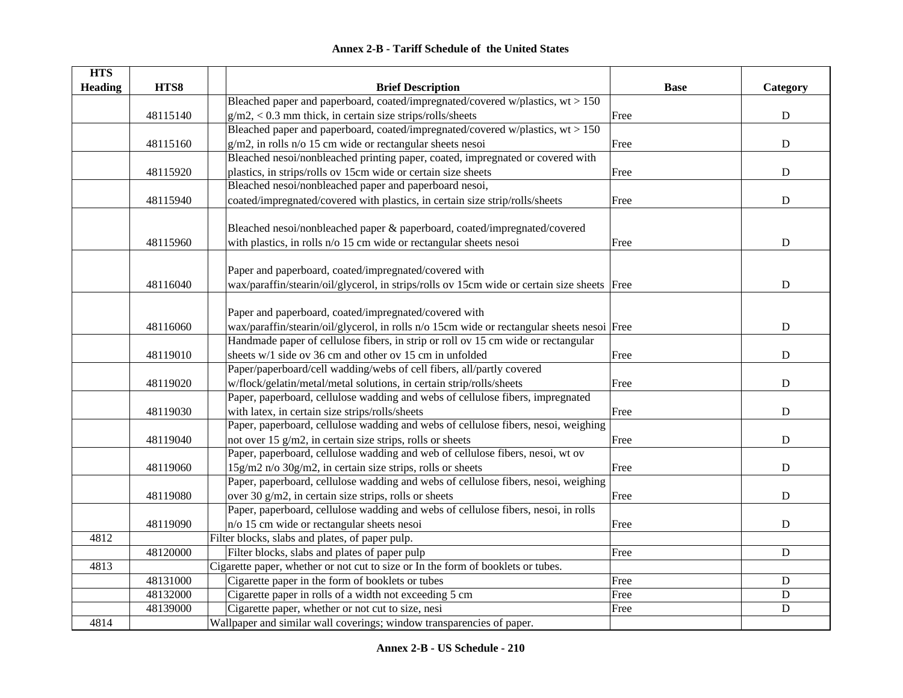## Annex 2-B - Tariff Schedule of the United States

| HTS Heading | HTS8 | Brief Description | Base | Category |
|---|---|---|---|---|
| | 48115140 | Bleached paper and paperboard, coated/impregnated/covered w/plastics, wt > 150 g/m2, < 0.3 mm thick, in certain size strips/rolls/sheets | Free | D |
| | 48115160 | Bleached paper and paperboard, coated/impregnated/covered w/plastics, wt > 150 g/m2, in rolls n/o 15 cm wide or rectangular sheets nesoi | Free | D |
| | 48115920 | Bleached nesoi/nonbleached printing paper, coated, impregnated or covered with plastics, in strips/rolls ov 15cm wide or certain size sheets | Free | D |
| | 48115940 | Bleached nesoi/nonbleached paper and paperboard nesoi, coated/impregnated/covered with plastics, in certain size strip/rolls/sheets | Free | D |
| | 48115960 | Bleached nesoi/nonbleached paper & paperboard, coated/impregnated/covered with plastics, in rolls n/o 15 cm wide or rectangular sheets nesoi | Free | D |
| | 48116040 | Paper and paperboard, coated/impregnated/covered with wax/paraffin/stearin/oil/glycerol, in strips/rolls ov 15cm wide or certain size sheets | Free | D |
| | 48116060 | Paper and paperboard, coated/impregnated/covered with wax/paraffin/stearin/oil/glycerol, in rolls n/o 15cm wide or rectangular sheets nesoi | Free | D |
| | 48119010 | Handmade paper of cellulose fibers, in strip or roll ov 15 cm wide or rectangular sheets w/1 side ov 36 cm and other ov 15 cm in unfolded | Free | D |
| | 48119020 | Paper/paperboard/cell wadding/webs of cell fibers, all/partly covered w/flock/gelatin/metal/metal solutions, in certain strip/rolls/sheets | Free | D |
| | 48119030 | Paper, paperboard, cellulose wadding and webs of cellulose fibers, impregnated with latex, in certain size strips/rolls/sheets | Free | D |
| | 48119040 | Paper, paperboard, cellulose wadding and webs of cellulose fibers, nesoi, weighing not over 15 g/m2, in certain size strips, rolls or sheets | Free | D |
| | 48119060 | Paper, paperboard, cellulose wadding and web of cellulose fibers, nesoi, wt ov 15g/m2 n/o 30g/m2, in certain size strips, rolls or sheets | Free | D |
| | 48119080 | Paper, paperboard, cellulose wadding and webs of cellulose fibers, nesoi, weighing over 30 g/m2, in certain size strips, rolls or sheets | Free | D |
| | 48119090 | Paper, paperboard, cellulose wadding and webs of cellulose fibers, nesoi, in rolls n/o 15 cm wide or rectangular sheets nesoi | Free | D |
| 4812 | | Filter blocks, slabs and plates, of paper pulp. | | |
| | 48120000 | Filter blocks, slabs and plates of paper pulp | Free | D |
| 4813 | | Cigarette paper, whether or not cut to size or In the form of booklets or tubes. | | |
| | 48131000 | Cigarette paper in the form of booklets or tubes | Free | D |
| | 48132000 | Cigarette paper in rolls of a width not exceeding 5 cm | Free | D |
| | 48139000 | Cigarette paper, whether or not cut to size, nesi | Free | D |
| 4814 | | Wallpaper and similar wall coverings; window transparencies of paper. | | |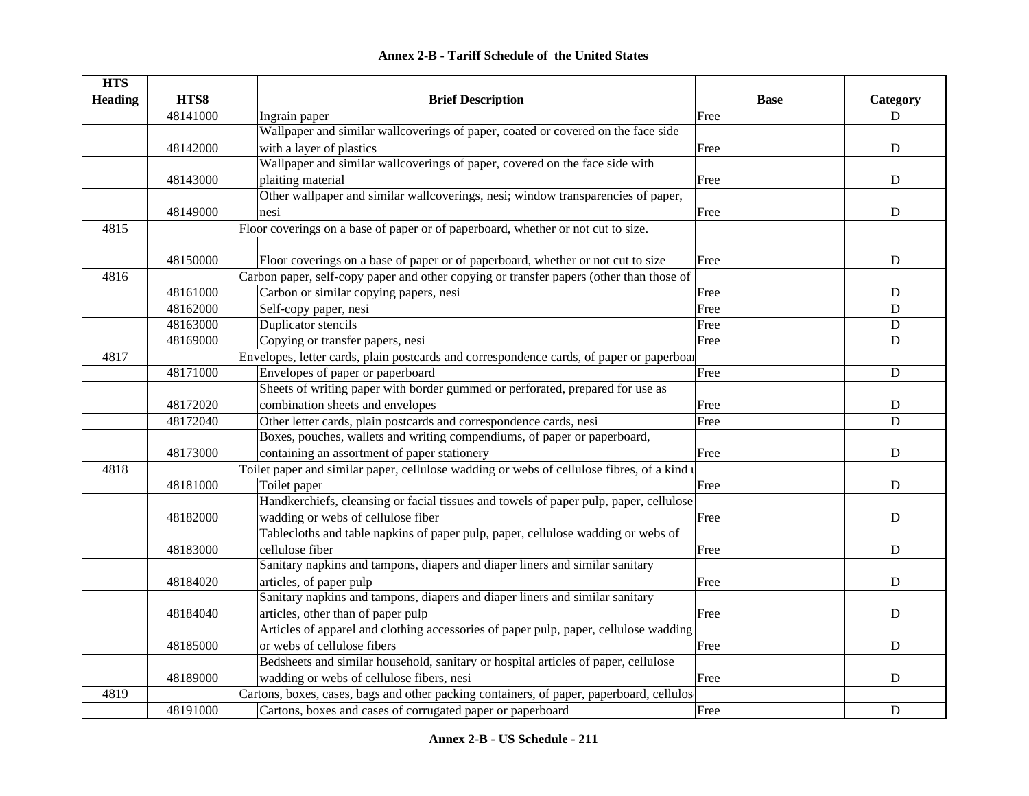## Annex 2-B - Tariff Schedule of the United States

| HTS Heading | HTS8 | Brief Description | Base | Category |
|---|---|---|---|---|
| | 48141000 | Ingrain paper | Free | D |
| | 48142000 | Wallpaper and similar wallcoverings of paper, coated or covered on the face side with a layer of plastics | Free | D |
| | 48143000 | Wallpaper and similar wallcoverings of paper, covered on the face side with plaiting material | Free | D |
| | 48149000 | Other wallpaper and similar wallcoverings, nesi; window transparencies of paper, nesi | Free | D |
| 4815 | | Floor coverings on a base of paper or of paperboard, whether or not cut to size. | | |
| | 48150000 | Floor coverings on a base of paper or of paperboard, whether or not cut to size | Free | D |
| 4816 | | Carbon paper, self-copy paper and other copying or transfer papers (other than those of | | |
| | 48161000 | Carbon or similar copying papers, nesi | Free | D |
| | 48162000 | Self-copy paper, nesi | Free | D |
| | 48163000 | Duplicator stencils | Free | D |
| | 48169000 | Copying or transfer papers, nesi | Free | D |
| 4817 | | Envelopes, letter cards, plain postcards and correspondence cards, of paper or paperboar | | |
| | 48171000 | Envelopes of paper or paperboard | Free | D |
| | 48172020 | Sheets of writing paper with border gummed or perforated, prepared for use as combination sheets and envelopes | Free | D |
| | 48172040 | Other letter cards, plain postcards and correspondence cards, nesi | Free | D |
| | 48173000 | Boxes, pouches, wallets and writing compendiums, of paper or paperboard, containing an assortment of paper stationery | Free | D |
| 4818 | | Toilet paper and similar paper, cellulose wadding or webs of cellulose fibres, of a kind u | | |
| | 48181000 | Toilet paper | Free | D |
| | 48182000 | Handkerchiefs, cleansing or facial tissues and towels of paper pulp, paper, cellulose wadding or webs of cellulose fiber | Free | D |
| | 48183000 | Tablecloths and table napkins of paper pulp, paper, cellulose wadding or webs of cellulose fiber | Free | D |
| | 48184020 | Sanitary napkins and tampons, diapers and diaper liners and similar sanitary articles, of paper pulp | Free | D |
| | 48184040 | Sanitary napkins and tampons, diapers and diaper liners and similar sanitary articles, other than of paper pulp | Free | D |
| | 48185000 | Articles of apparel and clothing accessories of paper pulp, paper, cellulose wadding or webs of cellulose fibers | Free | D |
| | 48189000 | Bedsheets and similar household, sanitary or hospital articles of paper, cellulose wadding or webs of cellulose fibers, nesi | Free | D |
| 4819 | | Cartons, boxes, cases, bags and other packing containers, of paper, paperboard, cellulos | | |
| | 48191000 | Cartons, boxes and cases of corrugated paper or paperboard | Free | D |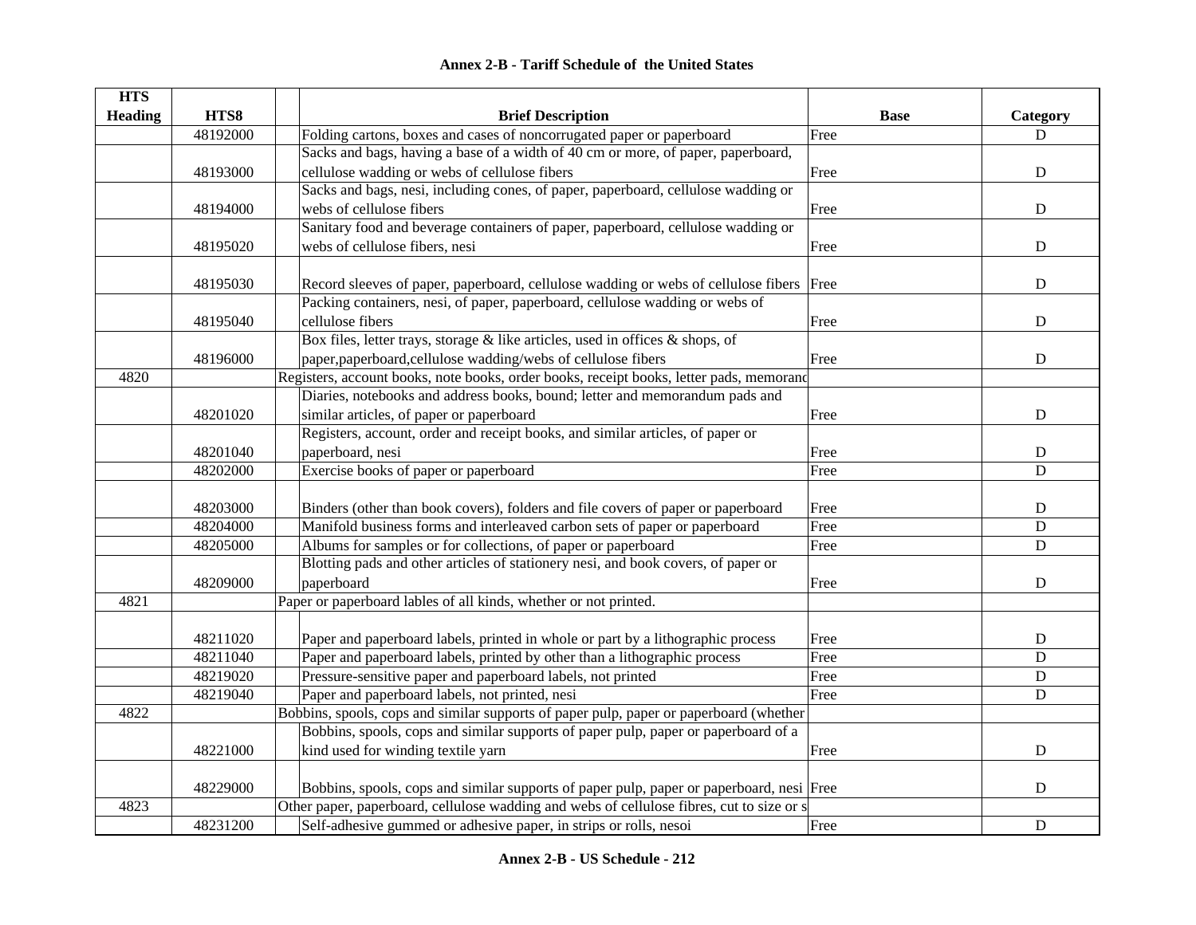# Annex 2-B - Tariff Schedule of the United States

| HTS Heading | HTS8 | | Brief Description | Base | Category |
|---|---|---|---|---|---|
| | 48192000 | | Folding cartons, boxes and cases of noncorrugated paper or paperboard | Free | D |
| | 48193000 | | Sacks and bags, having a base of a width of 40 cm or more, of paper, paperboard, cellulose wadding or webs of cellulose fibers | Free | D |
| | 48194000 | | Sacks and bags, nesi, including cones, of paper, paperboard, cellulose wadding or webs of cellulose fibers | Free | D |
| | 48195020 | | Sanitary food and beverage containers of paper, paperboard, cellulose wadding or webs of cellulose fibers, nesi | Free | D |
| | 48195030 | | Record sleeves of paper, paperboard, cellulose wadding or webs of cellulose fibers | Free | D |
| | 48195040 | | Packing containers, nesi, of paper, paperboard, cellulose wadding or webs of cellulose fibers | Free | D |
| | 48196000 | | Box files, letter trays, storage & like articles, used in offices & shops, of paper,paperboard,cellulose wadding/webs of cellulose fibers | Free | D |
| 4820 | | Registers, account books, note books, order books, receipt books, letter pads, memorand | | | |
| | 48201020 | | Diaries, notebooks and address books, bound; letter and memorandum pads and similar articles, of paper or paperboard | Free | D |
| | 48201040 | | Registers, account, order and receipt books, and similar articles, of paper or paperboard, nesi | Free | D |
| | 48202000 | | Exercise books of paper or paperboard | Free | D |
| | 48203000 | | Binders (other than book covers), folders and file covers of paper or paperboard | Free | D |
| | 48204000 | | Manifold business forms and interleaved carbon sets of paper or paperboard | Free | D |
| | 48205000 | | Albums for samples or for collections, of paper or paperboard | Free | D |
| | 48209000 | | Blotting pads and other articles of stationery nesi, and book covers, of paper or paperboard | Free | D |
| 4821 | | Paper or paperboard lables of all kinds, whether or not printed. | | | |
| | 48211020 | | Paper and paperboard labels, printed in whole or part by a lithographic process | Free | D |
| | 48211040 | | Paper and paperboard labels, printed by other than a lithographic process | Free | D |
| | 48219020 | | Pressure-sensitive paper and paperboard labels, not printed | Free | D |
| | 48219040 | | Paper and paperboard labels, not printed, nesi | Free | D |
| 4822 | | Bobbins, spools, cops and similar supports of paper pulp, paper or paperboard (whether | | | |
| | 48221000 | | Bobbins, spools, cops and similar supports of paper pulp, paper or paperboard of a kind used for winding textile yarn | Free | D |
| | 48229000 | | Bobbins, spools, cops and similar supports of paper pulp, paper or paperboard, nesi | Free | D |
| 4823 | | Other paper, paperboard, cellulose wadding and webs of cellulose fibres, cut to size or s | | | |
| | 48231200 | | Self-adhesive gummed or adhesive paper, in strips or rolls, nesoi | Free | D |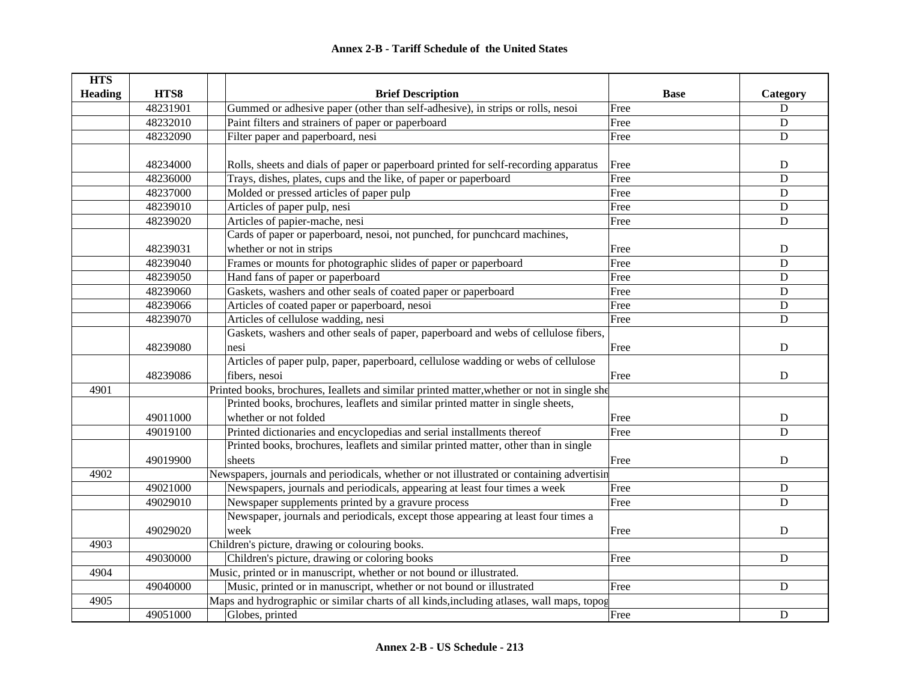# Annex 2-B - Tariff Schedule of the United States

| HTS Heading | HTS8 | Brief Description | Base | Category |
|---|---|---|---|---|
| | 48231901 | Gummed or adhesive paper (other than self-adhesive), in strips or rolls, nesoi | Free | D |
| | 48232010 | Paint filters and strainers of paper or paperboard | Free | D |
| | 48232090 | Filter paper and paperboard, nesi | Free | D |
| | 48234000 | Rolls, sheets and dials of paper or paperboard printed for self-recording apparatus | Free | D |
| | 48236000 | Trays, dishes, plates, cups and the like, of paper or paperboard | Free | D |
| | 48237000 | Molded or pressed articles of paper pulp | Free | D |
| | 48239010 | Articles of paper pulp, nesi | Free | D |
| | 48239020 | Articles of papier-mache, nesi | Free | D |
| | 48239031 | Cards of paper or paperboard, nesoi, not punched, for punchcard machines, whether or not in strips | Free | D |
| | 48239040 | Frames or mounts for photographic slides of paper or paperboard | Free | D |
| | 48239050 | Hand fans of paper or paperboard | Free | D |
| | 48239060 | Gaskets, washers and other seals of coated paper or paperboard | Free | D |
| | 48239066 | Articles of coated paper or paperboard, nesoi | Free | D |
| | 48239070 | Articles of cellulose wadding, nesi | Free | D |
| | 48239080 | Gaskets, washers and other seals of paper, paperboard and webs of cellulose fibers, nesi | Free | D |
| | 48239086 | Articles of paper pulp, paper, paperboard, cellulose wadding or webs of cellulose fibers, nesoi | Free | D |
| 4901 | | Printed books, brochures, Ieallets and similar printed matter,whether or not in single she | | |
| | 49011000 | Printed books, brochures, leaflets and similar printed matter in single sheets, whether or not folded | Free | D |
| | 49019100 | Printed dictionaries and encyclopedias and serial installments thereof | Free | D |
| | 49019900 | Printed books, brochures, leaflets and similar printed matter, other than in single sheets | Free | D |
| 4902 | | Newspapers, journals and periodicals, whether or not illustrated or containing advertisin | | |
| | 49021000 | Newspapers, journals and periodicals, appearing at least four times a week | Free | D |
| | 49029010 | Newspaper supplements printed by a gravure process | Free | D |
| | 49029020 | Newspaper, journals and periodicals, except those appearing at least four times a week | Free | D |
| 4903 | | Children's picture, drawing or colouring books. | | |
| | 49030000 | Children's picture, drawing or coloring books | Free | D |
| 4904 | | Music, printed or in manuscript, whether or not bound or illustrated. | | |
| | 49040000 | Music, printed or in manuscript, whether or not bound or illustrated | Free | D |
| 4905 | | Maps and hydrographic or similar charts of all kinds,including atlases, wall maps, topog | | |
| | 49051000 | Globes, printed | Free | D |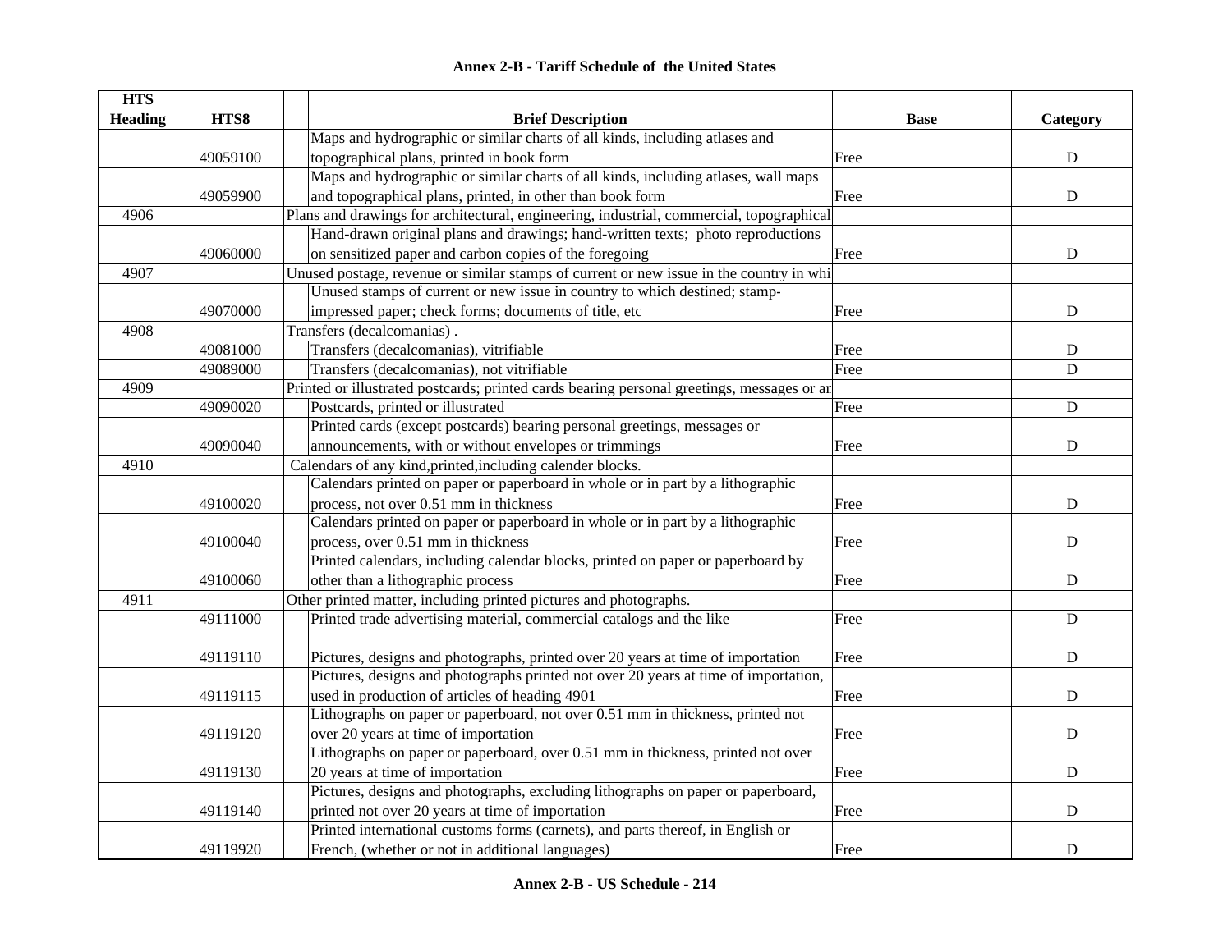## Annex 2-B - Tariff Schedule of the United States

| HTS Heading | HTS8 | Brief Description | Base | Category |
|---|---|---|---|---|
| | 49059100 | Maps and hydrographic or similar charts of all kinds, including atlases and topographical plans, printed in book form | Free | D |
| | 49059900 | Maps and hydrographic or similar charts of all kinds, including atlases, wall maps and topographical plans, printed, in other than book form | Free | D |
| 4906 | | Plans and drawings for architectural, engineering, industrial, commercial, topographical | | |
| | 49060000 | Hand-drawn original plans and drawings; hand-written texts; photo reproductions on sensitized paper and carbon copies of the foregoing | Free | D |
| 4907 | | Unused postage, revenue or similar stamps of current or new issue in the country in whi | | |
| | 49070000 | Unused stamps of current or new issue in country to which destined; stamp-impressed paper; check forms; documents of title, etc | Free | D |
| 4908 | | Transfers (decalcomanias) . | | |
| | 49081000 | Transfers (decalcomanias), vitrifiable | Free | D |
| | 49089000 | Transfers (decalcomanias), not vitrifiable | Free | D |
| 4909 | | Printed or illustrated postcards; printed cards bearing personal greetings, messages or ar | | |
| | 49090020 | Postcards, printed or illustrated | Free | D |
| | 49090040 | Printed cards (except postcards) bearing personal greetings, messages or announcements, with or without envelopes or trimmings | Free | D |
| 4910 | | Calendars of any kind,printed,including calender blocks. | | |
| | 49100020 | Calendars printed on paper or paperboard in whole or in part by a lithographic process, not over 0.51 mm in thickness | Free | D |
| | 49100040 | Calendars printed on paper or paperboard in whole or in part by a lithographic process, over 0.51 mm in thickness | Free | D |
| | 49100060 | Printed calendars, including calendar blocks, printed on paper or paperboard by other than a lithographic process | Free | D |
| 4911 | | Other printed matter, including printed pictures and photographs. | | |
| | 49111000 | Printed trade advertising material, commercial catalogs and the like | Free | D |
| | 49119110 | Pictures, designs and photographs, printed over 20 years at time of importation | Free | D |
| | 49119115 | Pictures, designs and photographs printed not over 20 years at time of importation, used in production of articles of heading 4901 | Free | D |
| | 49119120 | Lithographs on paper or paperboard, not over 0.51 mm in thickness, printed not over 20 years at time of importation | Free | D |
| | 49119130 | Lithographs on paper or paperboard, over 0.51 mm in thickness, printed not over 20 years at time of importation | Free | D |
| | 49119140 | Pictures, designs and photographs, excluding lithographs on paper or paperboard, printed not over 20 years at time of importation | Free | D |
| | 49119920 | Printed international customs forms (carnets), and parts thereof, in English or French, (whether or not in additional languages) | Free | D |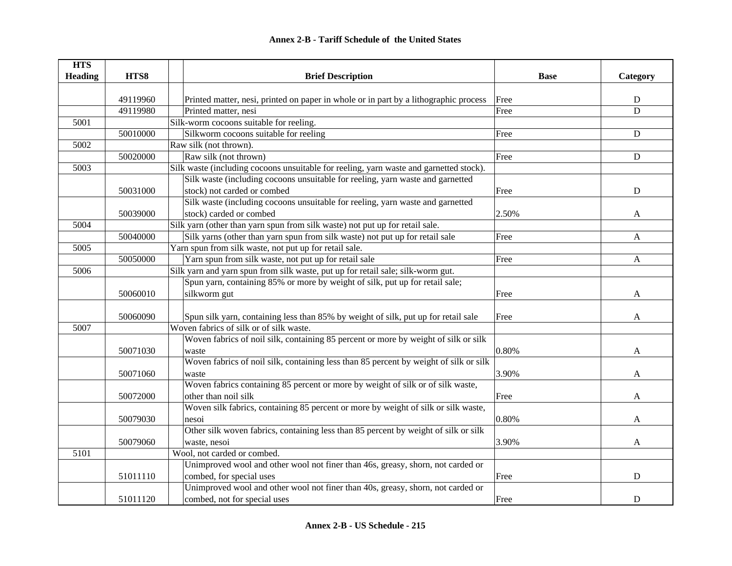## Annex 2-B - Tariff Schedule of the United States

| HTS Heading | HTS8 | | Brief Description | Base | Category |
|---|---|---|---|---|---|
| | 49119960 | | Printed matter, nesi, printed on paper in whole or in part by a lithographic process | Free | D |
| | 49119980 | | Printed matter, nesi | Free | D |
| 5001 | | Silk-worm cocoons suitable for reeling. | | | |
| | 50010000 | | Silkworm cocoons suitable for reeling | Free | D |
| 5002 | | Raw silk (not thrown). | | | |
| | 50020000 | | Raw silk (not thrown) | Free | D |
| 5003 | | Silk waste (including cocoons unsuitable for reeling, yarn waste and garnetted stock). | | | |
| | 50031000 | | Silk waste (including cocoons unsuitable for reeling, yarn waste and garnetted stock) not carded or combed | Free | D |
| | 50039000 | | Silk waste (including cocoons unsuitable for reeling, yarn waste and garnetted stock) carded or combed | 2.50% | A |
| 5004 | | Silk yarn (other than yarn spun from silk waste) not put up for retail sale. | | | |
| | 50040000 | | Silk yarns (other than yarn spun from silk waste) not put up for retail sale | Free | A |
| 5005 | | Yarn spun from silk waste, not put up for retail sale. | | | |
| | 50050000 | | Yarn spun from silk waste, not put up for retail sale | Free | A |
| 5006 | | Silk yarn and yarn spun from silk waste, put up for retail sale; silk-worm gut. | | | |
| | 50060010 | | Spun yarn, containing 85% or more by weight of silk, put up for retail sale; silkworm gut | Free | A |
| | 50060090 | | Spun silk yarn, containing less than 85% by weight of silk, put up for retail sale | Free | A |
| 5007 | | Woven fabrics of silk or of silk waste. | | | |
| | 50071030 | | Woven fabrics of noil silk, containing 85 percent or more by weight of silk or silk waste | 0.80% | A |
| | 50071060 | | Woven fabrics of noil silk, containing less than 85 percent by weight of silk or silk waste | 3.90% | A |
| | 50072000 | | Woven fabrics containing 85 percent or more by weight of silk or of silk waste, other than noil silk | Free | A |
| | 50079030 | | Woven silk fabrics, containing 85 percent or more by weight of silk or silk waste, nesoi | 0.80% | A |
| | 50079060 | | Other silk woven fabrics, containing less than 85 percent by weight of silk or silk waste, nesoi | 3.90% | A |
| 5101 | | Wool, not carded or combed. | | | |
| | 51011110 | | Unimproved wool and other wool not finer than 46s, greasy, shorn, not carded or combed, for special uses | Free | D |
| | 51011120 | | Unimproved wool and other wool not finer than 40s, greasy, shorn, not carded or combed, not for special uses | Free | D |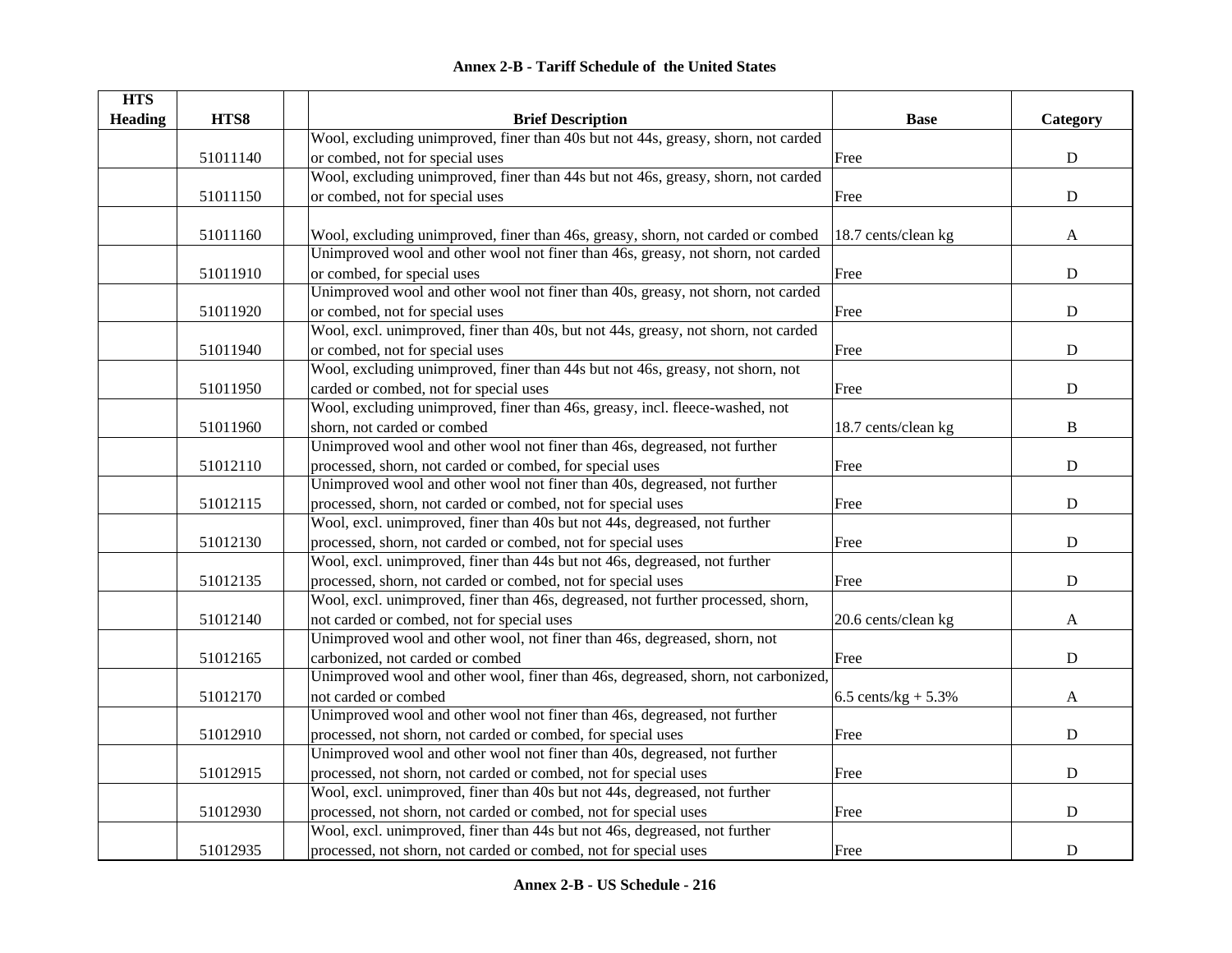## Annex 2-B - Tariff Schedule of the United States

| HTS Heading | HTS8 | | Brief Description | Base | Category |
|---|---|---|---|---|---|
| | 51011140 | | Wool, excluding unimproved, finer than 40s but not 44s, greasy, shorn, not carded or combed, not for special uses | Free | D |
| | 51011150 | | Wool, excluding unimproved, finer than 44s but not 46s, greasy, shorn, not carded or combed, not for special uses | Free | D |
| | 51011160 | | Wool, excluding unimproved, finer than 46s, greasy, shorn, not carded or combed | 18.7 cents/clean kg | A |
| | 51011910 | | Unimproved wool and other wool not finer than 46s, greasy, not shorn, not carded or combed, for special uses | Free | D |
| | 51011920 | | Unimproved wool and other wool not finer than 40s, greasy, not shorn, not carded or combed, not for special uses | Free | D |
| | 51011940 | | Wool, excl. unimproved, finer than 40s, but not 44s, greasy, not shorn, not carded or combed, not for special uses | Free | D |
| | 51011950 | | Wool, excluding unimproved, finer than 44s but not 46s, greasy, not shorn, not carded or combed, not for special uses | Free | D |
| | 51011960 | | Wool, excluding unimproved, finer than 46s, greasy, incl. fleece-washed, not shorn, not carded or combed | 18.7 cents/clean kg | B |
| | 51012110 | | Unimproved wool and other wool not finer than 46s, degreased, not further processed, shorn, not carded or combed, for special uses | Free | D |
| | 51012115 | | Unimproved wool and other wool not finer than 40s, degreased, not further processed, shorn, not carded or combed, not for special uses | Free | D |
| | 51012130 | | Wool, excl. unimproved, finer than 40s but not 44s, degreased, not further processed, shorn, not carded or combed, not for special uses | Free | D |
| | 51012135 | | Wool, excl. unimproved, finer than 44s but not 46s, degreased, not further processed, shorn, not carded or combed, not for special uses | Free | D |
| | 51012140 | | Wool, excl. unimproved, finer than 46s, degreased, not further processed, shorn, not carded or combed, not for special uses | 20.6 cents/clean kg | A |
| | 51012165 | | Unimproved wool and other wool, not finer than 46s, degreased, shorn, not carbonized, not carded or combed | Free | D |
| | 51012170 | | Unimproved wool and other wool, finer than 46s, degreased, shorn, not carbonized, not carded or combed | 6.5 cents/kg + 5.3% | A |
| | 51012910 | | Unimproved wool and other wool not finer than 46s, degreased, not further processed, not shorn, not carded or combed, for special uses | Free | D |
| | 51012915 | | Unimproved wool and other wool not finer than 40s, degreased, not further processed, not shorn, not carded or combed, not for special uses | Free | D |
| | 51012930 | | Wool, excl. unimproved, finer than 40s but not 44s, degreased, not further processed, not shorn, not carded or combed, not for special uses | Free | D |
| | 51012935 | | Wool, excl. unimproved, finer than 44s but not 46s, degreased, not further processed, not shorn, not carded or combed, not for special uses | Free | D |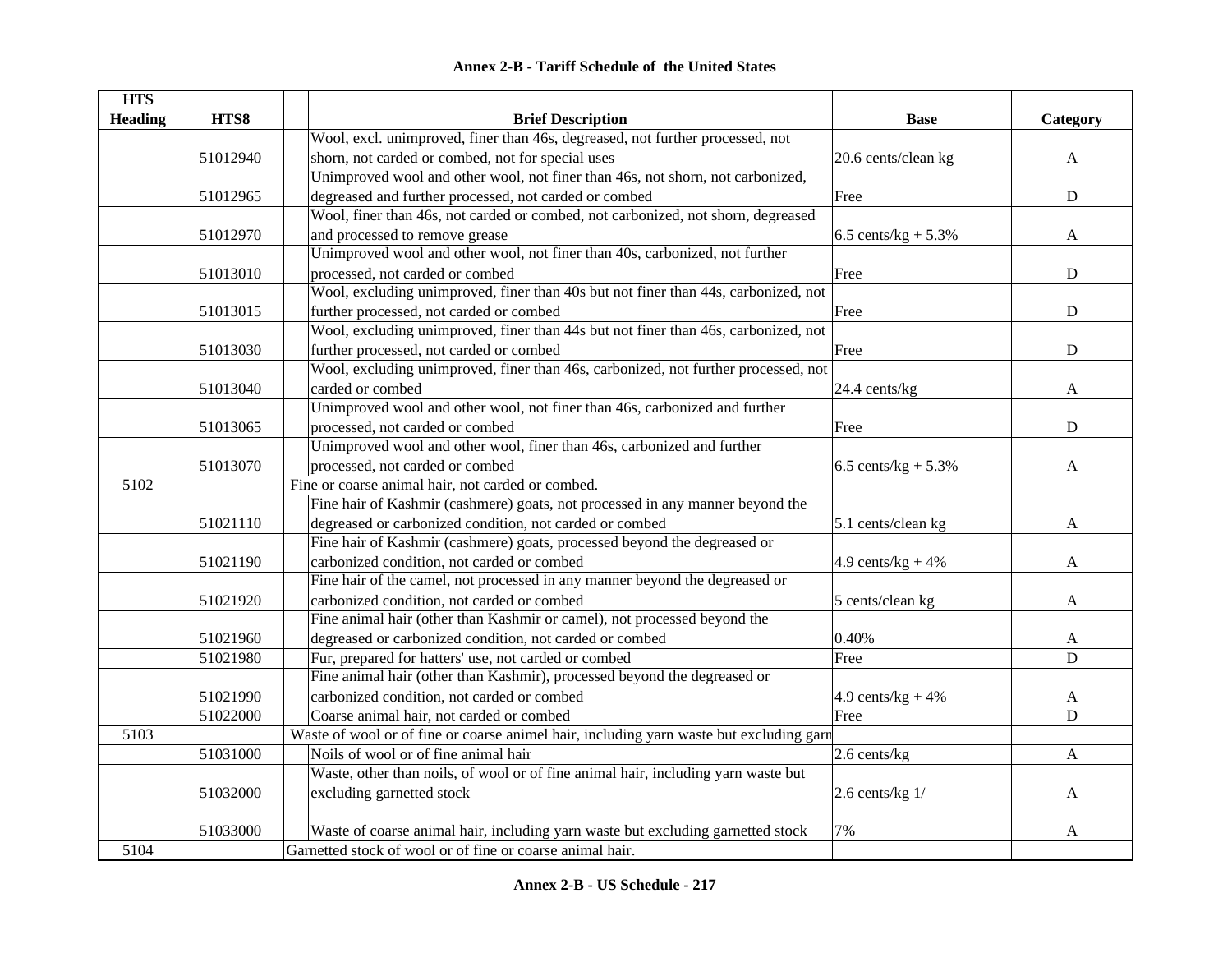# Annex 2-B - Tariff Schedule of the United States

| HTS Heading | HTS8 | Brief Description | Base | Category |
|---|---|---|---|---|
| | 51012940 | Wool, excl. unimproved, finer than 46s, degreased, not further processed, not shorn, not carded or combed, not for special uses | 20.6 cents/clean kg | A |
| | 51012965 | Unimproved wool and other wool, not finer than 46s, not shorn, not carbonized, degreased and further processed, not carded or combed | Free | D |
| | 51012970 | Wool, finer than 46s, not carded or combed, not carbonized, not shorn, degreased and processed to remove grease | 6.5 cents/kg + 5.3% | A |
| | 51013010 | Unimproved wool and other wool, not finer than 40s, carbonized, not further processed, not carded or combed | Free | D |
| | 51013015 | Wool, excluding unimproved, finer than 40s but not finer than 44s, carbonized, not further processed, not carded or combed | Free | D |
| | 51013030 | Wool, excluding unimproved, finer than 44s but not finer than 46s, carbonized, not further processed, not carded or combed | Free | D |
| | 51013040 | Wool, excluding unimproved, finer than 46s, carbonized, not further processed, not carded or combed | 24.4 cents/kg | A |
| | 51013065 | Unimproved wool and other wool, not finer than 46s, carbonized and further processed, not carded or combed | Free | D |
| | 51013070 | Unimproved wool and other wool, finer than 46s, carbonized and further processed, not carded or combed | 6.5 cents/kg + 5.3% | A |
| 5102 | | Fine or coarse animal hair, not carded or combed. | | |
| | 51021110 | Fine hair of Kashmir (cashmere) goats, not processed in any manner beyond the degreased or carbonized condition, not carded or combed | 5.1 cents/clean kg | A |
| | 51021190 | Fine hair of Kashmir (cashmere) goats, processed beyond the degreased or carbonized condition, not carded or combed | 4.9 cents/kg + 4% | A |
| | 51021920 | Fine hair of the camel, not processed in any manner beyond the degreased or carbonized condition, not carded or combed | 5 cents/clean kg | A |
| | 51021960 | Fine animal hair (other than Kashmir or camel), not processed beyond the degreased or carbonized condition, not carded or combed | 0.40% | A |
| | 51021980 | Fur, prepared for hatters' use, not carded or combed | Free | D |
| | 51021990 | Fine animal hair (other than Kashmir), processed beyond the degreased or carbonized condition, not carded or combed | 4.9 cents/kg + 4% | A |
| | 51022000 | Coarse animal hair, not carded or combed | Free | D |
| 5103 | | Waste of wool or of fine or coarse animel hair, including yarn waste but excluding garn | | |
| | 51031000 | Noils of wool or of fine animal hair | 2.6 cents/kg | A |
| | 51032000 | Waste, other than noils, of wool or of fine animal hair, including yarn waste but excluding garnetted stock | 2.6 cents/kg 1/ | A |
| | 51033000 | Waste of coarse animal hair, including yarn waste but excluding garnetted stock | 7% | A |
| 5104 | | Garnetted stock of wool or of fine or coarse animal hair. | | |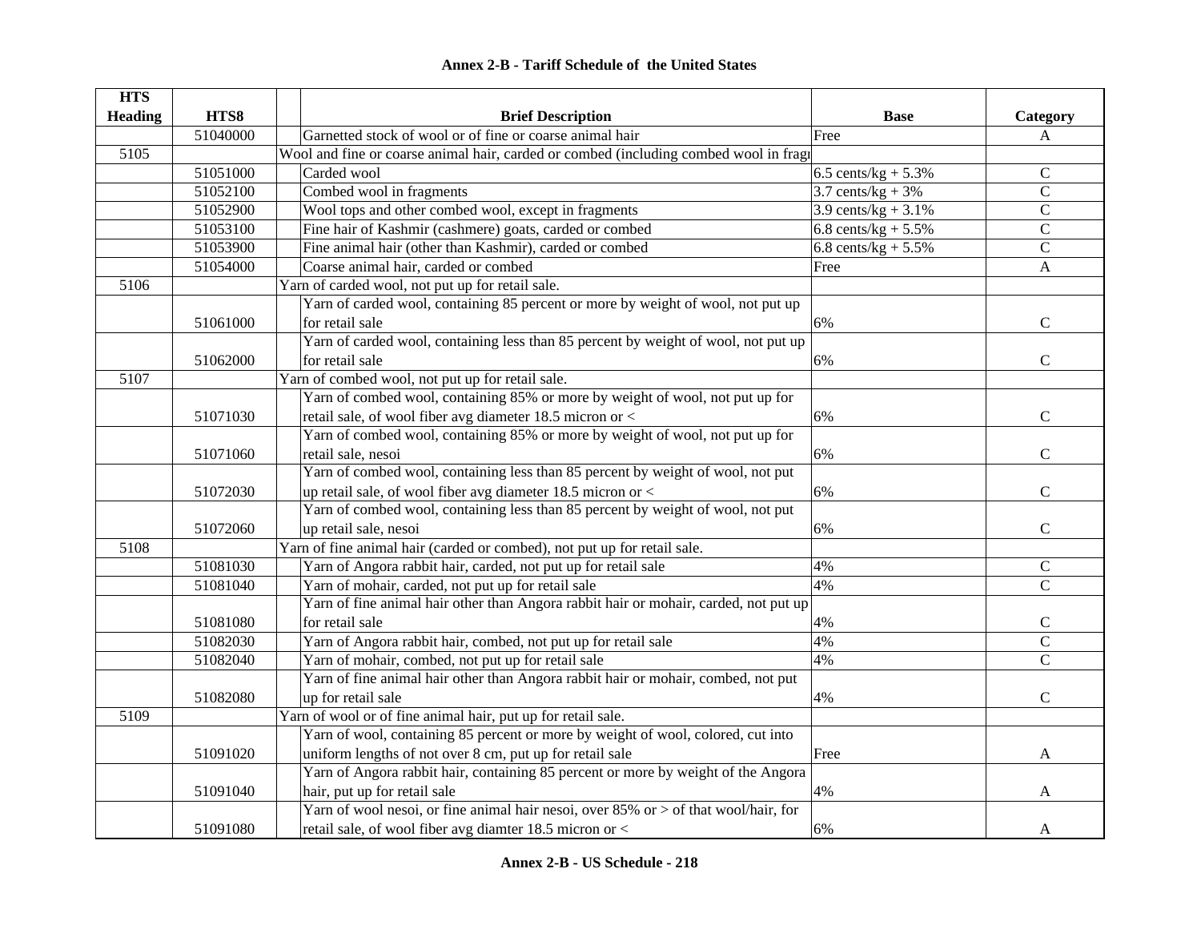## Annex 2-B - Tariff Schedule of the United States

| HTS Heading | HTS8 | | Brief Description | Base | Category |
|---|---|---|---|---|---|
| | 51040000 | | Garnetted stock of wool or of fine or coarse animal hair | Free | A |
| 5105 | | | Wool and fine or coarse animal hair, carded or combed (including combed wool in fragı | | |
| | 51051000 | | Carded wool | 6.5 cents/kg + 5.3% | C |
| | 51052100 | | Combed wool in fragments | 3.7 cents/kg + 3% | C |
| | 51052900 | | Wool tops and other combed wool, except in fragments | 3.9 cents/kg + 3.1% | C |
| | 51053100 | | Fine hair of Kashmir (cashmere) goats, carded or combed | 6.8 cents/kg + 5.5% | C |
| | 51053900 | | Fine animal hair (other than Kashmir), carded or combed | 6.8 cents/kg + 5.5% | C |
| | 51054000 | | Coarse animal hair, carded or combed | Free | A |
| 5106 | | | Yarn of carded wool, not put up for retail sale. | | |
| | 51061000 | | Yarn of carded wool, containing 85 percent or more by weight of wool, not put up for retail sale | 6% | C |
| | 51062000 | | Yarn of carded wool, containing less than 85 percent by weight of wool, not put up for retail sale | 6% | C |
| 5107 | | | Yarn of combed wool, not put up for retail sale. | | |
| | 51071030 | | Yarn of combed wool, containing 85% or more by weight of wool, not put up for retail sale, of wool fiber avg diameter 18.5 micron or < | 6% | C |
| | 51071060 | | Yarn of combed wool, containing 85% or more by weight of wool, not put up for retail sale, nesoi | 6% | C |
| | 51072030 | | Yarn of combed wool, containing less than 85 percent by weight of wool, not put up retail sale, of wool fiber avg diameter 18.5 micron or < | 6% | C |
| | 51072060 | | Yarn of combed wool, containing less than 85 percent by weight of wool, not put up retail sale, nesoi | 6% | C |
| 5108 | | | Yarn of fine animal hair (carded or combed), not put up for retail sale. | | |
| | 51081030 | | Yarn of Angora rabbit hair, carded, not put up for retail sale | 4% | C |
| | 51081040 | | Yarn of mohair, carded, not put up for retail sale | 4% | C |
| | 51081080 | | Yarn of fine animal hair other than Angora rabbit hair or mohair, carded, not put up for retail sale | 4% | C |
| | 51082030 | | Yarn of Angora rabbit hair, combed, not put up for retail sale | 4% | C |
| | 51082040 | | Yarn of mohair, combed, not put up for retail sale | 4% | C |
| | 51082080 | | Yarn of fine animal hair other than Angora rabbit hair or mohair, combed, not put up for retail sale | 4% | C |
| 5109 | | | Yarn of wool or of fine animal hair, put up for retail sale. | | |
| | 51091020 | | Yarn of wool, containing 85 percent or more by weight of wool, colored, cut into uniform lengths of not over 8 cm, put up for retail sale | Free | A |
| | 51091040 | | Yarn of Angora rabbit hair, containing 85 percent or more by weight of the Angora hair, put up for retail sale | 4% | A |
| | 51091080 | | Yarn of wool nesoi, or fine animal hair nesoi, over 85% or > of that wool/hair, for retail sale, of wool fiber avg diamter 18.5 micron or < | 6% | A |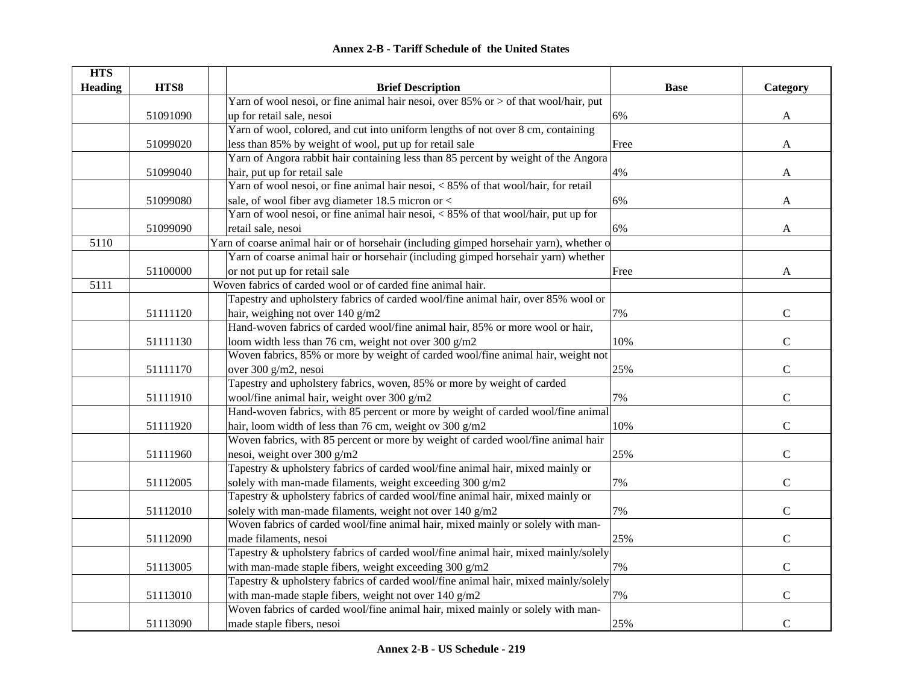## Annex 2-B - Tariff Schedule of the United States

| HTS Heading | HTS8 | | Brief Description | Base | Category |
|---|---|---|---|---|---|
| | 51091090 | | Yarn of wool nesoi, or fine animal hair nesoi, over 85% or > of that wool/hair, put up for retail sale, nesoi | 6% | A |
| | 51099020 | | Yarn of wool, colored, and cut into uniform lengths of not over 8 cm, containing less than 85% by weight of wool, put up for retail sale | Free | A |
| | 51099040 | | Yarn of Angora rabbit hair containing less than 85 percent by weight of the Angora hair, put up for retail sale | 4% | A |
| | 51099080 | | Yarn of wool nesoi, or fine animal hair nesoi, < 85% of that wool/hair, for retail sale, of wool fiber avg diameter 18.5 micron or < | 6% | A |
| | 51099090 | | Yarn of wool nesoi, or fine animal hair nesoi, < 85% of that wool/hair, put up for retail sale, nesoi | 6% | A |
| 5110 | | | Yarn of coarse animal hair or of horsehair (including gimped horsehair yarn), whether o | | |
| | 51100000 | | Yarn of coarse animal hair or horsehair (including gimped horsehair yarn) whether or not put up for retail sale | Free | A |
| 5111 | | | Woven fabrics of carded wool or of carded fine animal hair. | | |
| | 51111120 | | Tapestry and upholstery fabrics of carded wool/fine animal hair, over 85% wool or hair, weighing not over 140 g/m2 | 7% | C |
| | 51111130 | | Hand-woven fabrics of carded wool/fine animal hair, 85% or more wool or hair, loom width less than 76 cm, weight not over 300 g/m2 | 10% | C |
| | 51111170 | | Woven fabrics, 85% or more by weight of carded wool/fine animal hair, weight not over 300 g/m2, nesoi | 25% | C |
| | 51111910 | | Tapestry and upholstery fabrics, woven, 85% or more by weight of carded wool/fine animal hair, weight over 300 g/m2 | 7% | C |
| | 51111920 | | Hand-woven fabrics, with 85 percent or more by weight of carded wool/fine animal hair, loom width of less than 76 cm, weight ov 300 g/m2 | 10% | C |
| | 51111960 | | Woven fabrics, with 85 percent or more by weight of carded wool/fine animal hair nesoi, weight over 300 g/m2 | 25% | C |
| | 51112005 | | Tapestry & upholstery fabrics of carded wool/fine animal hair, mixed mainly or solely with man-made filaments, weight exceeding 300 g/m2 | 7% | C |
| | 51112010 | | Tapestry & upholstery fabrics of carded wool/fine animal hair, mixed mainly or solely with man-made filaments, weight not over 140 g/m2 | 7% | C |
| | 51112090 | | Woven fabrics of carded wool/fine animal hair, mixed mainly or solely with man-made filaments, nesoi | 25% | C |
| | 51113005 | | Tapestry & upholstery fabrics of carded wool/fine animal hair, mixed mainly/solely with man-made staple fibers, weight exceeding 300 g/m2 | 7% | C |
| | 51113010 | | Tapestry & upholstery fabrics of carded wool/fine animal hair, mixed mainly/solely with man-made staple fibers, weight not over 140 g/m2 | 7% | C |
| | 51113090 | | Woven fabrics of carded wool/fine animal hair, mixed mainly or solely with man-made staple fibers, nesoi | 25% | C |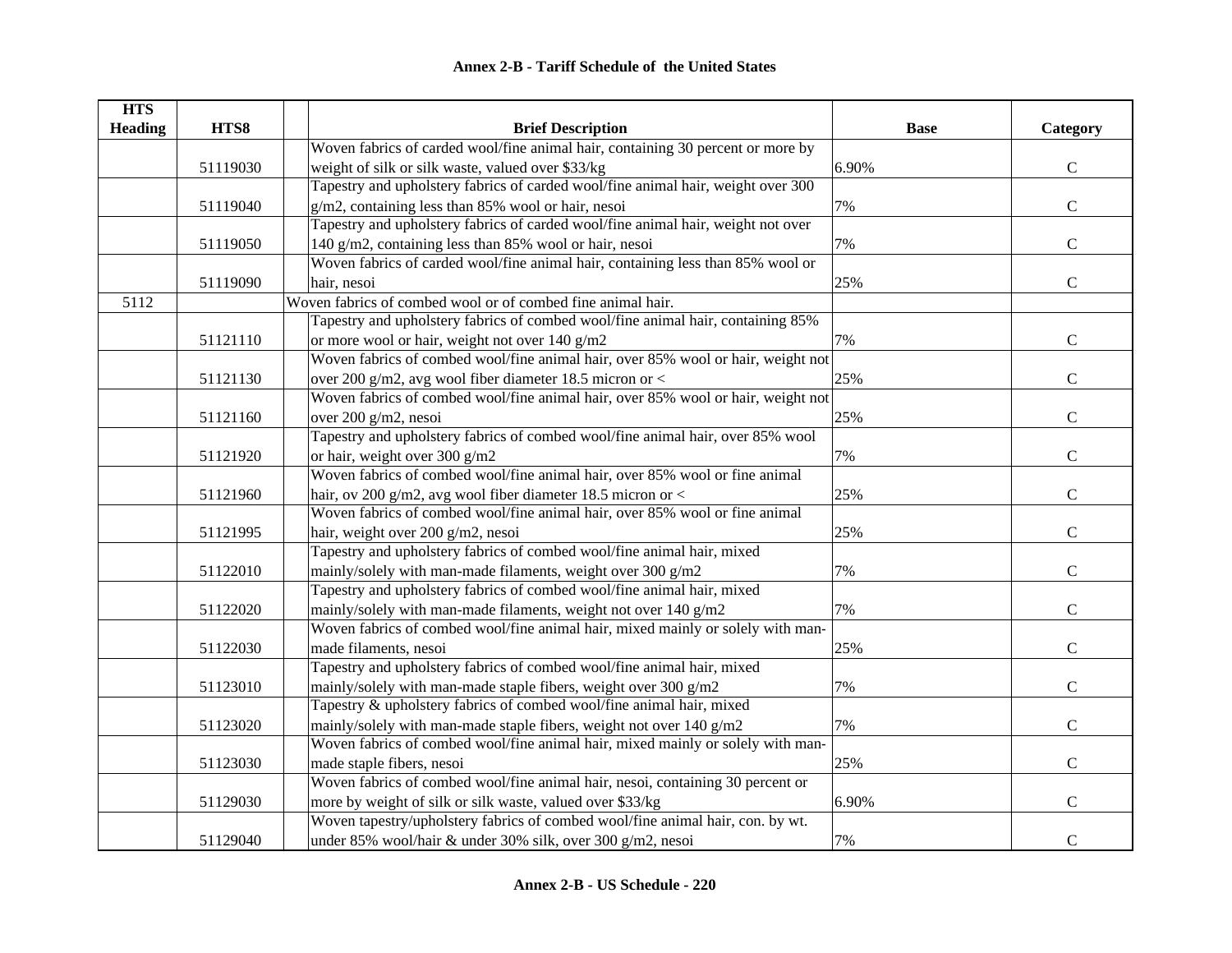# Annex 2-B - Tariff Schedule of the United States

| HTS Heading | HTS8 | | Brief Description | Base | Category |
|---|---|---|---|---|---|
| | 51119030 | | Woven fabrics of carded wool/fine animal hair, containing 30 percent or more by weight of silk or silk waste, valued over $33/kg | 6.90% | C |
| | 51119040 | | Tapestry and upholstery fabrics of carded wool/fine animal hair, weight over 300 g/m2, containing less than 85% wool or hair, nesoi | 7% | C |
| | 51119050 | | Tapestry and upholstery fabrics of carded wool/fine animal hair, weight not over 140 g/m2, containing less than 85% wool or hair, nesoi | 7% | C |
| | 51119090 | | Woven fabrics of carded wool/fine animal hair, containing less than 85% wool or hair, nesoi | 25% | C |
| 5112 | | Woven fabrics of combed wool or of combed fine animal hair. | | | |
| | 51121110 | | Tapestry and upholstery fabrics of combed wool/fine animal hair, containing 85% or more wool or hair, weight not over 140 g/m2 | 7% | C |
| | 51121130 | | Woven fabrics of combed wool/fine animal hair, over 85% wool or hair, weight not over 200 g/m2, avg wool fiber diameter 18.5 micron or < | 25% | C |
| | 51121160 | | Woven fabrics of combed wool/fine animal hair, over 85% wool or hair, weight not over 200 g/m2, nesoi | 25% | C |
| | 51121920 | | Tapestry and upholstery fabrics of combed wool/fine animal hair, over 85% wool or hair, weight over 300 g/m2 | 7% | C |
| | 51121960 | | Woven fabrics of combed wool/fine animal hair, over 85% wool or fine animal hair, ov 200 g/m2, avg wool fiber diameter 18.5 micron or < | 25% | C |
| | 51121995 | | Woven fabrics of combed wool/fine animal hair, over 85% wool or fine animal hair, weight over 200 g/m2, nesoi | 25% | C |
| | 51122010 | | Tapestry and upholstery fabrics of combed wool/fine animal hair, mixed mainly/solely with man-made filaments, weight over 300 g/m2 | 7% | C |
| | 51122020 | | Tapestry and upholstery fabrics of combed wool/fine animal hair, mixed mainly/solely with man-made filaments, weight not over 140 g/m2 | 7% | C |
| | 51122030 | | Woven fabrics of combed wool/fine animal hair, mixed mainly or solely with man-made filaments, nesoi | 25% | C |
| | 51123010 | | Tapestry and upholstery fabrics of combed wool/fine animal hair, mixed mainly/solely with man-made staple fibers, weight over 300 g/m2 | 7% | C |
| | 51123020 | | Tapestry & upholstery fabrics of combed wool/fine animal hair, mixed mainly/solely with man-made staple fibers, weight not over 140 g/m2 | 7% | C |
| | 51123030 | | Woven fabrics of combed wool/fine animal hair, mixed mainly or solely with man-made staple fibers, nesoi | 25% | C |
| | 51129030 | | Woven fabrics of combed wool/fine animal hair, nesoi, containing 30 percent or more by weight of silk or silk waste, valued over $33/kg | 6.90% | C |
| | 51129040 | | Woven tapestry/upholstery fabrics of combed wool/fine animal hair, con. by wt. under 85% wool/hair & under 30% silk, over 300 g/m2, nesoi | 7% | C |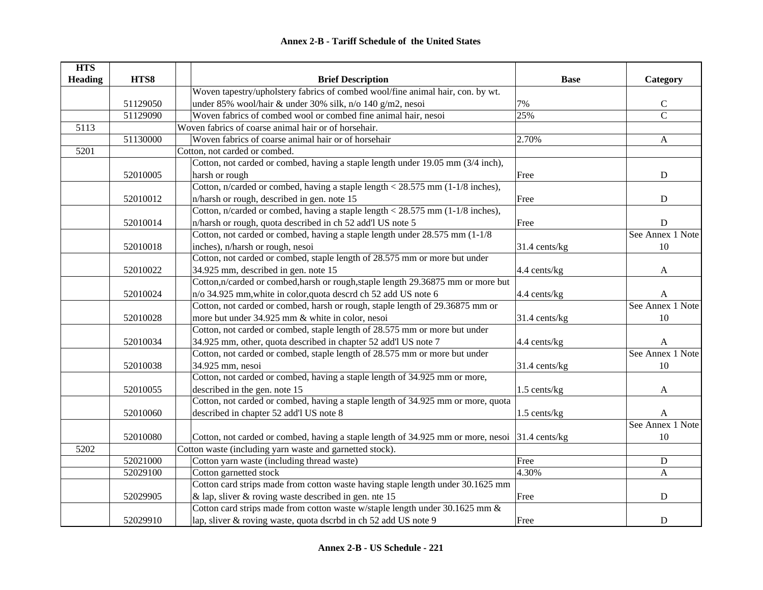# Annex 2-B - Tariff Schedule of the United States

| HTS Heading | HTS8 | Brief Description | Base | Category |
|---|---|---|---|---|
| | 51129050 | Woven tapestry/upholstery fabrics of combed wool/fine animal hair, con. by wt. under 85% wool/hair & under 30% silk, n/o 140 g/m2, nesoi | 7% | C |
| | 51129090 | Woven fabrics of combed wool or combed fine animal hair, nesoi | 25% | C |
| 5113 | | Woven fabrics of coarse animal hair or of horsehair. | | |
| | 51130000 | Woven fabrics of coarse animal hair or of horsehair | 2.70% | A |
| 5201 | | Cotton, not carded or combed. | | |
| | 52010005 | Cotton, not carded or combed, having a staple length under 19.05 mm (3/4 inch), harsh or rough | Free | D |
| | 52010012 | Cotton, n/carded or combed, having a staple length < 28.575 mm (1-1/8 inches), n/harsh or rough, described in gen. note 15 | Free | D |
| | 52010014 | Cotton, n/carded or combed, having a staple length < 28.575 mm (1-1/8 inches), n/harsh or rough, quota described in ch 52 add'l US note 5 | Free | D |
| | 52010018 | Cotton, not carded or combed, having a staple length under 28.575 mm (1-1/8 inches), n/harsh or rough, nesoi | 31.4 cents/kg | See Annex 1 Note 10 |
| | 52010022 | Cotton, not carded or combed, staple length of 28.575 mm or more but under 34.925 mm, described in gen. note 15 | 4.4 cents/kg | A |
| | 52010024 | Cotton,n/carded or combed,harsh or rough,staple length 29.36875 mm or more but n/o 34.925 mm,white in color,quota descrd ch 52 add US note 6 | 4.4 cents/kg | A |
| | 52010028 | Cotton, not carded or combed, harsh or rough, staple length of 29.36875 mm or more but under 34.925 mm & white in color, nesoi | 31.4 cents/kg | See Annex 1 Note 10 |
| | 52010034 | Cotton, not carded or combed, staple length of 28.575 mm or more but under 34.925 mm, other, quota described in chapter 52 add'l US note 7 | 4.4 cents/kg | A |
| | 52010038 | Cotton, not carded or combed, staple length of 28.575 mm or more but under 34.925 mm, nesoi | 31.4 cents/kg | See Annex 1 Note 10 |
| | 52010055 | Cotton, not carded or combed, having a staple length of 34.925 mm or more, described in the gen. note 15 | 1.5 cents/kg | A |
| | 52010060 | Cotton, not carded or combed, having a staple length of 34.925 mm or more, quota described in chapter 52 add'l US note 8 | 1.5 cents/kg | A |
| | 52010080 | Cotton, not carded or combed, having a staple length of 34.925 mm or more, nesoi | 31.4 cents/kg | See Annex 1 Note 10 |
| 5202 | | Cotton waste (including yarn waste and garnetted stock). | | |
| | 52021000 | Cotton yarn waste (including thread waste) | Free | D |
| | 52029100 | Cotton garnetted stock | 4.30% | A |
| | 52029905 | Cotton card strips made from cotton waste having staple length under 30.1625 mm & lap, sliver & roving waste described in gen. nte 15 | Free | D |
| | 52029910 | Cotton card strips made from cotton waste w/staple length under 30.1625 mm & lap, sliver & roving waste, quota dscrbd in ch 52 add US note 9 | Free | D |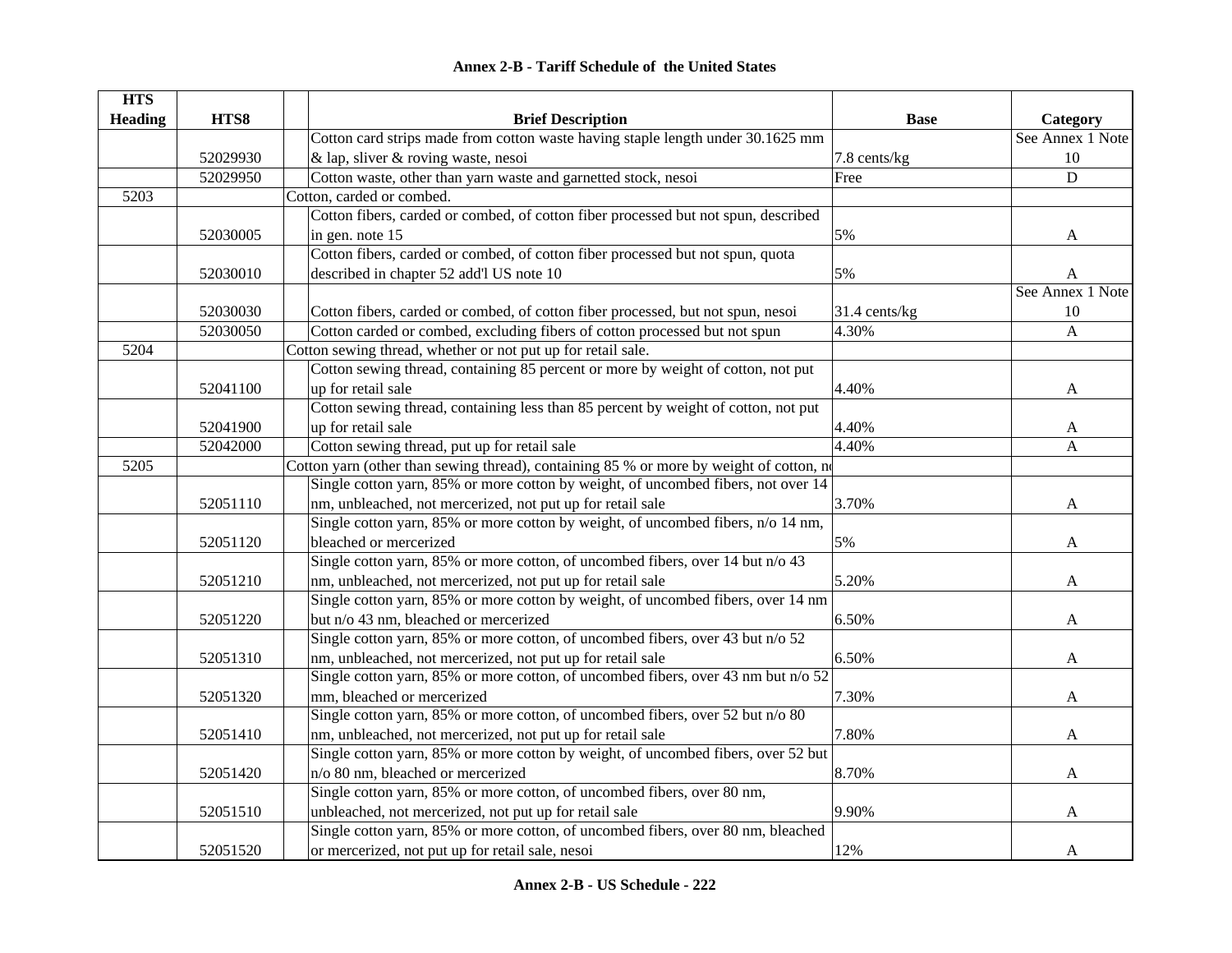# Annex 2-B - Tariff Schedule of the United States

| HTS Heading | HTS8 | | Brief Description | Base | Category |
|---|---|---|---|---|---|
| | 52029930 | | Cotton card strips made from cotton waste having staple length under 30.1625 mm & lap, sliver & roving waste, nesoi | 7.8 cents/kg | See Annex 1 Note 10 |
| | 52029950 | | Cotton waste, other than yarn waste and garnetted stock, nesoi | Free | D |
| 5203 | | Cotton, carded or combed. | | | |
| | 52030005 | | Cotton fibers, carded or combed, of cotton fiber processed but not spun, described in gen. note 15 | 5% | A |
| | 52030010 | | Cotton fibers, carded or combed, of cotton fiber processed but not spun, quota described in chapter 52 add'l US note 10 | 5% | A |
| | 52030030 | | Cotton fibers, carded or combed, of cotton fiber processed, but not spun, nesoi | 31.4 cents/kg | See Annex 1 Note 10 |
| | 52030050 | | Cotton carded or combed, excluding fibers of cotton processed but not spun | 4.30% | A |
| 5204 | | Cotton sewing thread, whether or not put up for retail sale. | | | |
| | 52041100 | | Cotton sewing thread, containing 85 percent or more by weight of cotton, not put up for retail sale | 4.40% | A |
| | 52041900 | | Cotton sewing thread, containing less than 85 percent by weight of cotton, not put up for retail sale | 4.40% | A |
| | 52042000 | | Cotton sewing thread, put up for retail sale | 4.40% | A |
| 5205 | | Cotton yarn (other than sewing thread), containing 85 % or more by weight of cotton, n | | | |
| | 52051110 | | Single cotton yarn, 85% or more cotton by weight, of uncombed fibers, not over 14 nm, unbleached, not mercerized, not put up for retail sale | 3.70% | A |
| | 52051120 | | Single cotton yarn, 85% or more cotton by weight, of uncombed fibers, n/o 14 nm, bleached or mercerized | 5% | A |
| | 52051210 | | Single cotton yarn, 85% or more cotton, of uncombed fibers, over 14 but n/o 43 nm, unbleached, not mercerized, not put up for retail sale | 5.20% | A |
| | 52051220 | | Single cotton yarn, 85% or more cotton by weight, of uncombed fibers, over 14 nm but n/o 43 nm, bleached or mercerized | 6.50% | A |
| | 52051310 | | Single cotton yarn, 85% or more cotton, of uncombed fibers, over 43 but n/o 52 nm, unbleached, not mercerized, not put up for retail sale | 6.50% | A |
| | 52051320 | | Single cotton yarn, 85% or more cotton, of uncombed fibers, over 43 nm but n/o 52 mm, bleached or mercerized | 7.30% | A |
| | 52051410 | | Single cotton yarn, 85% or more cotton, of uncombed fibers, over 52 but n/o 80 nm, unbleached, not mercerized, not put up for retail sale | 7.80% | A |
| | 52051420 | | Single cotton yarn, 85% or more cotton by weight, of uncombed fibers, over 52 but n/o 80 nm, bleached or mercerized | 8.70% | A |
| | 52051510 | | Single cotton yarn, 85% or more cotton, of uncombed fibers, over 80 nm, unbleached, not mercerized, not put up for retail sale | 9.90% | A |
| | 52051520 | | Single cotton yarn, 85% or more cotton, of uncombed fibers, over 80 nm, bleached or mercerized, not put up for retail sale, nesoi | 12% | A |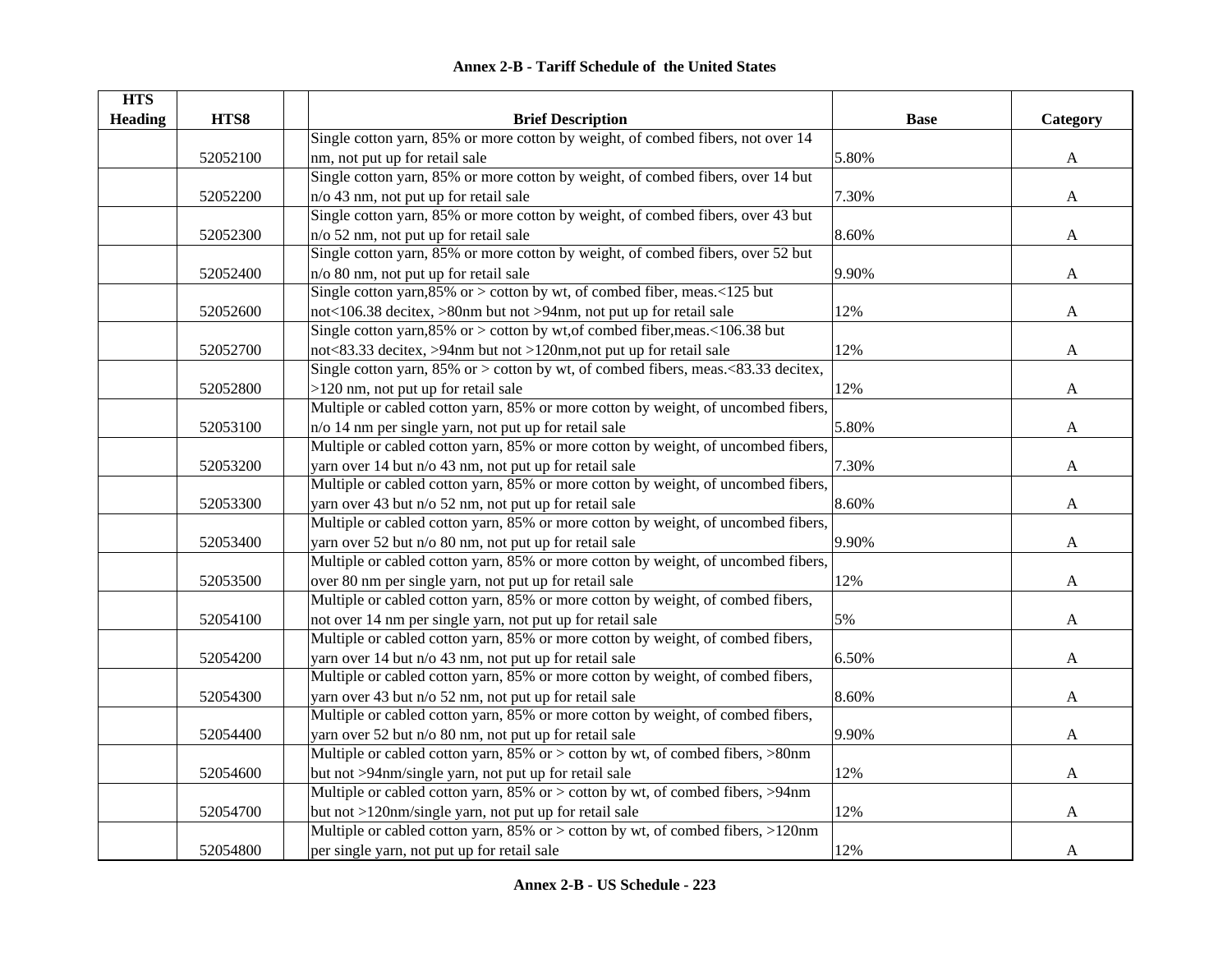**Annex 2-B - Tariff Schedule of the United States**

| HTS Heading | HTS8 | | Brief Description | Base | Category |
|---|---|---|---|---|---|
| | 52052100 | | Single cotton yarn, 85% or more cotton by weight, of combed fibers, not over 14 nm, not put up for retail sale | 5.80% | A |
| | 52052200 | | Single cotton yarn, 85% or more cotton by weight, of combed fibers, over 14 but n/o 43 nm, not put up for retail sale | 7.30% | A |
| | 52052300 | | Single cotton yarn, 85% or more cotton by weight, of combed fibers, over 43 but n/o 52 nm, not put up for retail sale | 8.60% | A |
| | 52052400 | | Single cotton yarn, 85% or more cotton by weight, of combed fibers, over 52 but n/o 80 nm, not put up for retail sale | 9.90% | A |
| | 52052600 | | Single cotton yarn,85% or > cotton by wt, of combed fiber, meas.<125 but not<106.38 decitex, >80nm but not >94nm, not put up for retail sale | 12% | A |
| | 52052700 | | Single cotton yarn,85% or > cotton by wt,of combed fiber,meas.<106.38 but not<83.33 decitex, >94nm but not >120nm,not put up for retail sale | 12% | A |
| | 52052800 | | Single cotton yarn, 85% or > cotton by wt, of combed fibers, meas.<83.33 decitex, >120 nm, not put up for retail sale | 12% | A |
| | 52053100 | | Multiple or cabled cotton yarn, 85% or more cotton by weight, of uncombed fibers, n/o 14 nm per single yarn, not put up for retail sale | 5.80% | A |
| | 52053200 | | Multiple or cabled cotton yarn, 85% or more cotton by weight, of uncombed fibers, yarn over 14 but n/o 43 nm, not put up for retail sale | 7.30% | A |
| | 52053300 | | Multiple or cabled cotton yarn, 85% or more cotton by weight, of uncombed fibers, yarn over 43 but n/o 52 nm, not put up for retail sale | 8.60% | A |
| | 52053400 | | Multiple or cabled cotton yarn, 85% or more cotton by weight, of uncombed fibers, yarn over 52 but n/o 80 nm, not put up for retail sale | 9.90% | A |
| | 52053500 | | Multiple or cabled cotton yarn, 85% or more cotton by weight, of uncombed fibers, over 80 nm per single yarn, not put up for retail sale | 12% | A |
| | 52054100 | | Multiple or cabled cotton yarn, 85% or more cotton by weight, of combed fibers, not over 14 nm per single yarn, not put up for retail sale | 5% | A |
| | 52054200 | | Multiple or cabled cotton yarn, 85% or more cotton by weight, of combed fibers, yarn over 14 but n/o 43 nm, not put up for retail sale | 6.50% | A |
| | 52054300 | | Multiple or cabled cotton yarn, 85% or more cotton by weight, of combed fibers, yarn over 43 but n/o 52 nm, not put up for retail sale | 8.60% | A |
| | 52054400 | | Multiple or cabled cotton yarn, 85% or more cotton by weight, of combed fibers, yarn over 52 but n/o 80 nm, not put up for retail sale | 9.90% | A |
| | 52054600 | | Multiple or cabled cotton yarn, 85% or > cotton by wt, of combed fibers, >80nm but not >94nm/single yarn, not put up for retail sale | 12% | A |
| | 52054700 | | Multiple or cabled cotton yarn, 85% or > cotton by wt, of combed fibers, >94nm but not >120nm/single yarn, not put up for retail sale | 12% | A |
| | 52054800 | | Multiple or cabled cotton yarn, 85% or > cotton by wt, of combed fibers, >120nm per single yarn, not put up for retail sale | 12% | A |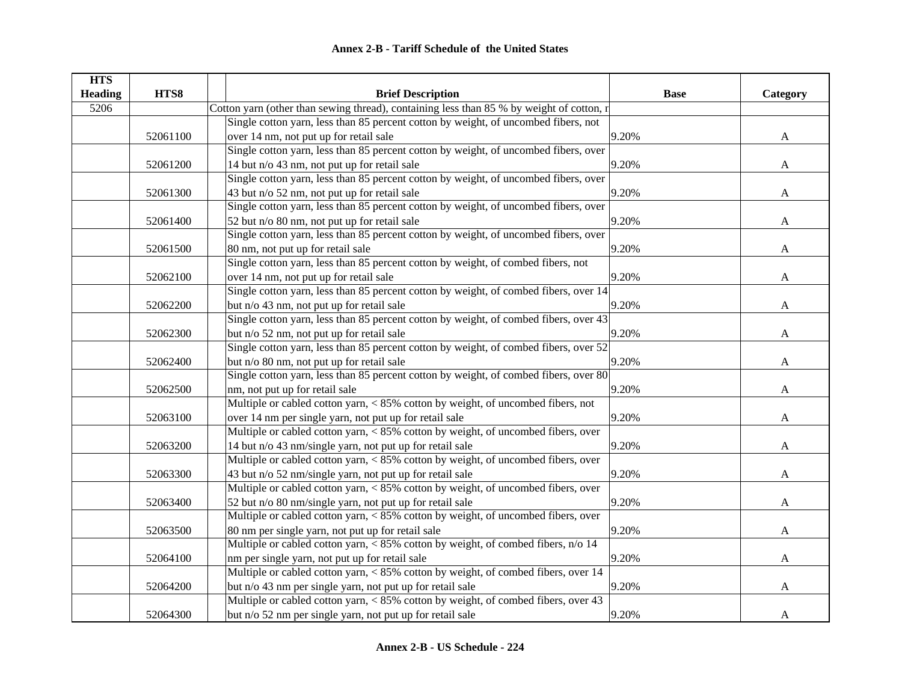# Annex 2-B - Tariff Schedule of the United States

| HTS Heading | HTS8 | | Brief Description | Base | Category |
|---|---|---|---|---|---|
| 5206 | | | Cotton yarn (other than sewing thread), containing less than 85 % by weight of cotton, r | | |
| | 52061100 | | Single cotton yarn, less than 85 percent cotton by weight, of uncombed fibers, not over 14 nm, not put up for retail sale | 9.20% | A |
| | 52061200 | | Single cotton yarn, less than 85 percent cotton by weight, of uncombed fibers, over 14 but n/o 43 nm, not put up for retail sale | 9.20% | A |
| | 52061300 | | Single cotton yarn, less than 85 percent cotton by weight, of uncombed fibers, over 43 but n/o 52 nm, not put up for retail sale | 9.20% | A |
| | 52061400 | | Single cotton yarn, less than 85 percent cotton by weight, of uncombed fibers, over 52 but n/o 80 nm, not put up for retail sale | 9.20% | A |
| | 52061500 | | Single cotton yarn, less than 85 percent cotton by weight, of uncombed fibers, over 80 nm, not put up for retail sale | 9.20% | A |
| | 52062100 | | Single cotton yarn, less than 85 percent cotton by weight, of combed fibers, not over 14 nm, not put up for retail sale | 9.20% | A |
| | 52062200 | | Single cotton yarn, less than 85 percent cotton by weight, of combed fibers, over 14 but n/o 43 nm, not put up for retail sale | 9.20% | A |
| | 52062300 | | Single cotton yarn, less than 85 percent cotton by weight, of combed fibers, over 43 but n/o 52 nm, not put up for retail sale | 9.20% | A |
| | 52062400 | | Single cotton yarn, less than 85 percent cotton by weight, of combed fibers, over 52 but n/o 80 nm, not put up for retail sale | 9.20% | A |
| | 52062500 | | Single cotton yarn, less than 85 percent cotton by weight, of combed fibers, over 80 nm, not put up for retail sale | 9.20% | A |
| | 52063100 | | Multiple or cabled cotton yarn, < 85% cotton by weight, of uncombed fibers, not over 14 nm per single yarn, not put up for retail sale | 9.20% | A |
| | 52063200 | | Multiple or cabled cotton yarn, < 85% cotton by weight, of uncombed fibers, over 14 but n/o 43 nm/single yarn, not put up for retail sale | 9.20% | A |
| | 52063300 | | Multiple or cabled cotton yarn, < 85% cotton by weight, of uncombed fibers, over 43 but n/o 52 nm/single yarn, not put up for retail sale | 9.20% | A |
| | 52063400 | | Multiple or cabled cotton yarn, < 85% cotton by weight, of uncombed fibers, over 52 but n/o 80 nm/single yarn, not put up for retail sale | 9.20% | A |
| | 52063500 | | Multiple or cabled cotton yarn, < 85% cotton by weight, of uncombed fibers, over 80 nm per single yarn, not put up for retail sale | 9.20% | A |
| | 52064100 | | Multiple or cabled cotton yarn, < 85% cotton by weight, of combed fibers, n/o 14 nm per single yarn, not put up for retail sale | 9.20% | A |
| | 52064200 | | Multiple or cabled cotton yarn, < 85% cotton by weight, of combed fibers, over 14 but n/o 43 nm per single yarn, not put up for retail sale | 9.20% | A |
| | 52064300 | | Multiple or cabled cotton yarn, < 85% cotton by weight, of combed fibers, over 43 but n/o 52 nm per single yarn, not put up for retail sale | 9.20% | A |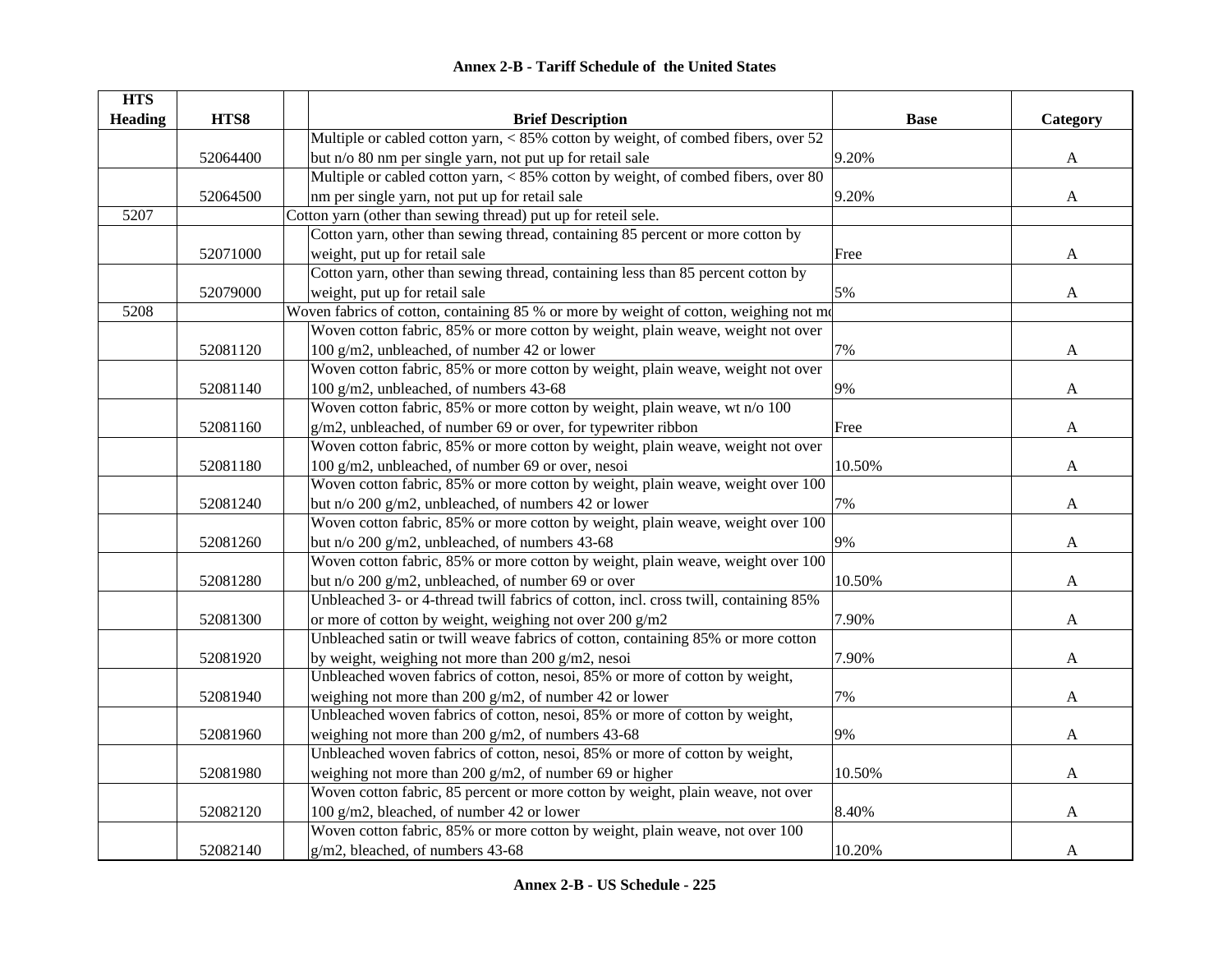**Annex 2-B - Tariff Schedule of the United States**

| HTS Heading | HTS8 | | Brief Description | Base | Category |
|---|---|---|---|---|---|
| | 52064400 | | Multiple or cabled cotton yarn, < 85% cotton by weight, of combed fibers, over 52 but n/o 80 nm per single yarn, not put up for retail sale | 9.20% | A |
| | 52064500 | | Multiple or cabled cotton yarn, < 85% cotton by weight, of combed fibers, over 80 nm per single yarn, not put up for retail sale | 9.20% | A |
| 5207 | | | Cotton yarn (other than sewing thread) put up for reteil sele. | | |
| | 52071000 | | Cotton yarn, other than sewing thread, containing 85 percent or more cotton by weight, put up for retail sale | Free | A |
| | 52079000 | | Cotton yarn, other than sewing thread, containing less than 85 percent cotton by weight, put up for retail sale | 5% | A |
| 5208 | | | Woven fabrics of cotton, containing 85 % or more by weight of cotton, weighing not mo | | |
| | 52081120 | | Woven cotton fabric, 85% or more cotton by weight, plain weave, weight not over 100 g/m2, unbleached, of number 42 or lower | 7% | A |
| | 52081140 | | Woven cotton fabric, 85% or more cotton by weight, plain weave, weight not over 100 g/m2, unbleached, of numbers 43-68 | 9% | A |
| | 52081160 | | Woven cotton fabric, 85% or more cotton by weight, plain weave, wt n/o 100 g/m2, unbleached, of number 69 or over, for typewriter ribbon | Free | A |
| | 52081180 | | Woven cotton fabric, 85% or more cotton by weight, plain weave, weight not over 100 g/m2, unbleached, of number 69 or over, nesoi | 10.50% | A |
| | 52081240 | | Woven cotton fabric, 85% or more cotton by weight, plain weave, weight over 100 but n/o 200 g/m2, unbleached, of numbers 42 or lower | 7% | A |
| | 52081260 | | Woven cotton fabric, 85% or more cotton by weight, plain weave, weight over 100 but n/o 200 g/m2, unbleached, of numbers 43-68 | 9% | A |
| | 52081280 | | Woven cotton fabric, 85% or more cotton by weight, plain weave, weight over 100 but n/o 200 g/m2, unbleached, of number 69 or over | 10.50% | A |
| | 52081300 | | Unbleached 3- or 4-thread twill fabrics of cotton, incl. cross twill, containing 85% or more of cotton by weight, weighing not over 200 g/m2 | 7.90% | A |
| | 52081920 | | Unbleached satin or twill weave fabrics of cotton, containing 85% or more cotton by weight, weighing not more than 200 g/m2, nesoi | 7.90% | A |
| | 52081940 | | Unbleached woven fabrics of cotton, nesoi, 85% or more of cotton by weight, weighing not more than 200 g/m2, of number 42 or lower | 7% | A |
| | 52081960 | | Unbleached woven fabrics of cotton, nesoi, 85% or more of cotton by weight, weighing not more than 200 g/m2, of numbers 43-68 | 9% | A |
| | 52081980 | | Unbleached woven fabrics of cotton, nesoi, 85% or more of cotton by weight, weighing not more than 200 g/m2, of number 69 or higher | 10.50% | A |
| | 52082120 | | Woven cotton fabric, 85 percent or more cotton by weight, plain weave, not over 100 g/m2, bleached, of number 42 or lower | 8.40% | A |
| | 52082140 | | Woven cotton fabric, 85% or more cotton by weight, plain weave, not over 100 g/m2, bleached, of numbers 43-68 | 10.20% | A |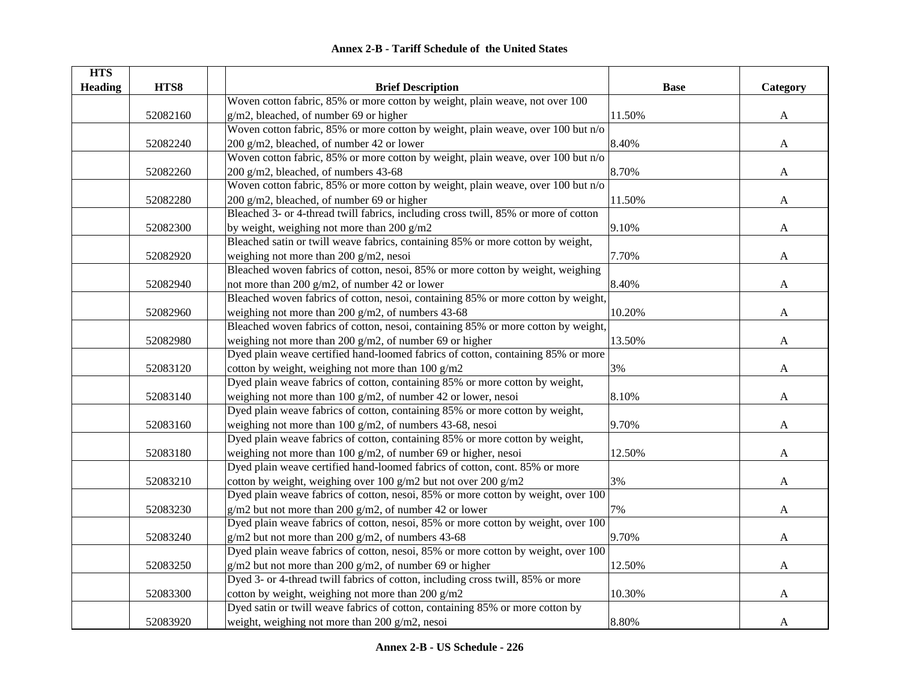## Annex 2-B - Tariff Schedule of the United States

| HTS Heading | HTS8 | | Brief Description | Base | Category |
|---|---|---|---|---|---|
| | 52082160 | | Woven cotton fabric, 85% or more cotton by weight, plain weave, not over 100 g/m2, bleached, of number 69 or higher | 11.50% | A |
| | 52082240 | | Woven cotton fabric, 85% or more cotton by weight, plain weave, over 100 but n/o 200 g/m2, bleached, of number 42 or lower | 8.40% | A |
| | 52082260 | | Woven cotton fabric, 85% or more cotton by weight, plain weave, over 100 but n/o 200 g/m2, bleached, of numbers 43-68 | 8.70% | A |
| | 52082280 | | Woven cotton fabric, 85% or more cotton by weight, plain weave, over 100 but n/o 200 g/m2, bleached, of number 69 or higher | 11.50% | A |
| | 52082300 | | Bleached 3- or 4-thread twill fabrics, including cross twill, 85% or more of cotton by weight, weighing not more than 200 g/m2 | 9.10% | A |
| | 52082920 | | Bleached satin or twill weave fabrics, containing 85% or more cotton by weight, weighing not more than 200 g/m2, nesoi | 7.70% | A |
| | 52082940 | | Bleached woven fabrics of cotton, nesoi, 85% or more cotton by weight, weighing not more than 200 g/m2, of number 42 or lower | 8.40% | A |
| | 52082960 | | Bleached woven fabrics of cotton, nesoi, containing 85% or more cotton by weight, weighing not more than 200 g/m2, of numbers 43-68 | 10.20% | A |
| | 52082980 | | Bleached woven fabrics of cotton, nesoi, containing 85% or more cotton by weight, weighing not more than 200 g/m2, of number 69 or higher | 13.50% | A |
| | 52083120 | | Dyed plain weave certified hand-loomed fabrics of cotton, containing 85% or more cotton by weight, weighing not more than 100 g/m2 | 3% | A |
| | 52083140 | | Dyed plain weave fabrics of cotton, containing 85% or more cotton by weight, weighing not more than 100 g/m2, of number 42 or lower, nesoi | 8.10% | A |
| | 52083160 | | Dyed plain weave fabrics of cotton, containing 85% or more cotton by weight, weighing not more than 100 g/m2, of numbers 43-68, nesoi | 9.70% | A |
| | 52083180 | | Dyed plain weave fabrics of cotton, containing 85% or more cotton by weight, weighing not more than 100 g/m2, of number 69 or higher, nesoi | 12.50% | A |
| | 52083210 | | Dyed plain weave certified hand-loomed fabrics of cotton, cont. 85% or more cotton by weight, weighing over 100 g/m2 but not over 200 g/m2 | 3% | A |
| | 52083230 | | Dyed plain weave fabrics of cotton, nesoi, 85% or more cotton by weight, over 100 g/m2 but not more than 200 g/m2, of number 42 or lower | 7% | A |
| | 52083240 | | Dyed plain weave fabrics of cotton, nesoi, 85% or more cotton by weight, over 100 g/m2 but not more than 200 g/m2, of numbers 43-68 | 9.70% | A |
| | 52083250 | | Dyed plain weave fabrics of cotton, nesoi, 85% or more cotton by weight, over 100 g/m2 but not more than 200 g/m2, of number 69 or higher | 12.50% | A |
| | 52083300 | | Dyed 3- or 4-thread twill fabrics of cotton, including cross twill, 85% or more cotton by weight, weighing not more than 200 g/m2 | 10.30% | A |
| | 52083920 | | Dyed satin or twill weave fabrics of cotton, containing 85% or more cotton by weight, weighing not more than 200 g/m2, nesoi | 8.80% | A |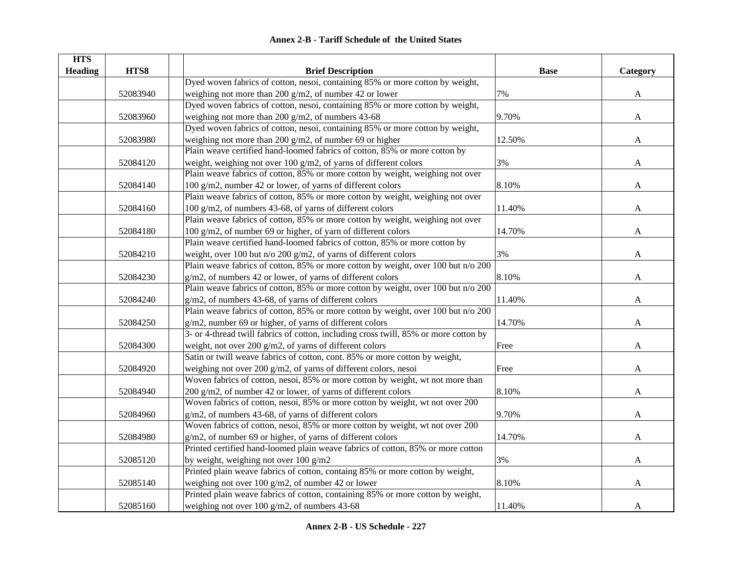## Annex 2-B - Tariff Schedule of the United States

| HTS Heading | HTS8 | | Brief Description | Base | Category |
|---|---|---|---|---|---|
| | 52083940 | | Dyed woven fabrics of cotton, nesoi, containing 85% or more cotton by weight, weighing not more than 200 g/m2, of number 42 or lower | 7% | A |
| | 52083960 | | Dyed woven fabrics of cotton, nesoi, containing 85% or more cotton by weight, weighing not more than 200 g/m2, of numbers 43-68 | 9.70% | A |
| | 52083980 | | Dyed woven fabrics of cotton, nesoi, containing 85% or more cotton by weight, weighing not more than 200 g/m2, of number 69 or higher | 12.50% | A |
| | 52084120 | | Plain weave certified hand-loomed fabrics of cotton, 85% or more cotton by weight, weighing not over 100 g/m2, of yarns of different colors | 3% | A |
| | 52084140 | | Plain weave fabrics of cotton, 85% or more cotton by weight, weighing not over 100 g/m2, number 42 or lower, of yarns of different colors | 8.10% | A |
| | 52084160 | | Plain weave fabrics of cotton, 85% or more cotton by weight, weighing not over 100 g/m2, of numbers 43-68, of yarns of different colors | 11.40% | A |
| | 52084180 | | Plain weave fabrics of cotton, 85% or more cotton by weight, weighing not over 100 g/m2, of number 69 or higher, of yarn of different colors | 14.70% | A |
| | 52084210 | | Plain weave certified hand-loomed fabrics of cotton, 85% or more cotton by weight, over 100 but n/o 200 g/m2, of yarns of different colors | 3% | A |
| | 52084230 | | Plain weave fabrics of cotton, 85% or more cotton by weight, over 100 but n/o 200 g/m2, of numbers 42 or lower, of yarns of different colors | 8.10% | A |
| | 52084240 | | Plain weave fabrics of cotton, 85% or more cotton by weight, over 100 but n/o 200 g/m2, of numbers 43-68, of yarns of different colors | 11.40% | A |
| | 52084250 | | Plain weave fabrics of cotton, 85% or more cotton by weight, over 100 but n/o 200 g/m2, number 69 or higher, of yarns of different colors | 14.70% | A |
| | 52084300 | | 3- or 4-thread twill fabrics of cotton, including cross twill, 85% or more cotton by weight, not over 200 g/m2, of yarns of different colors | Free | A |
| | 52084920 | | Satin or twill weave fabrics of cotton, cont. 85% or more cotton by weight, weighing not over 200 g/m2, of yarns of different colors, nesoi | Free | A |
| | 52084940 | | Woven fabrics of cotton, nesoi, 85% or more cotton by weight, wt not more than 200 g/m2, of number 42 or lower, of yarns of different colors | 8.10% | A |
| | 52084960 | | Woven fabrics of cotton, nesoi, 85% or more cotton by weight, wt not over 200 g/m2, of numbers 43-68, of yarns of different colors | 9.70% | A |
| | 52084980 | | Woven fabrics of cotton, nesoi, 85% or more cotton by weight, wt not over 200 g/m2, of number 69 or higher, of yarns of different colors | 14.70% | A |
| | 52085120 | | Printed certified hand-loomed plain weave fabrics of cotton, 85% or more cotton by weight, weighing not over 100 g/m2 | 3% | A |
| | 52085140 | | Printed plain weave fabrics of cotton, containg 85% or more cotton by weight, weighing not over 100 g/m2, of number 42 or lower | 8.10% | A |
| | 52085160 | | Printed plain weave fabrics of cotton, containing 85% or more cotton by weight, weighing not over 100 g/m2, of numbers 43-68 | 11.40% | A |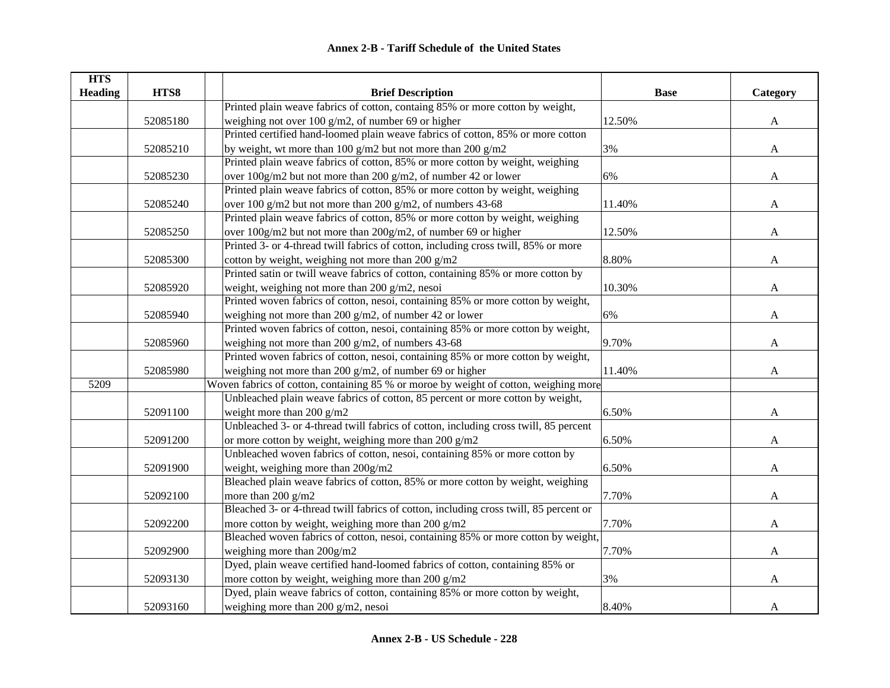# Annex 2-B - Tariff Schedule of the United States

| HTS Heading | HTS8 | | Brief Description | Base | Category |
|---|---|---|---|---|---|
| | 52085180 | | Printed plain weave fabrics of cotton, containg 85% or more cotton by weight, weighing not over 100 g/m2, of number 69 or higher | 12.50% | A |
| | 52085210 | | Printed certified hand-loomed plain weave fabrics of cotton, 85% or more cotton by weight, wt more than 100 g/m2 but not more than 200 g/m2 | 3% | A |
| | 52085230 | | Printed plain weave fabrics of cotton, 85% or more cotton by weight, weighing over 100g/m2 but not more than 200 g/m2, of number 42 or lower | 6% | A |
| | 52085240 | | Printed plain weave fabrics of cotton, 85% or more cotton by weight, weighing over 100 g/m2 but not more than 200 g/m2, of numbers 43-68 | 11.40% | A |
| | 52085250 | | Printed plain weave fabrics of cotton, 85% or more cotton by weight, weighing over 100g/m2 but not more than 200g/m2, of number 69 or higher | 12.50% | A |
| | 52085300 | | Printed 3- or 4-thread twill fabrics of cotton, including cross twill, 85% or more cotton by weight, weighing not more than 200 g/m2 | 8.80% | A |
| | 52085920 | | Printed satin or twill weave fabrics of cotton, containing 85% or more cotton by weight, weighing not more than 200 g/m2, nesoi | 10.30% | A |
| | 52085940 | | Printed woven fabrics of cotton, nesoi, containing 85% or more cotton by weight, weighing not more than 200 g/m2, of number 42 or lower | 6% | A |
| | 52085960 | | Printed woven fabrics of cotton, nesoi, containing 85% or more cotton by weight, weighing not more than 200 g/m2, of numbers 43-68 | 9.70% | A |
| | 52085980 | | Printed woven fabrics of cotton, nesoi, containing 85% or more cotton by weight, weighing not more than 200 g/m2, of number 69 or higher | 11.40% | A |
| 5209 | | Woven fabrics of cotton, containing 85 % or moroe by weight of cotton, weighing more | | | |
| | 52091100 | | Unbleached plain weave fabrics of cotton, 85 percent or more cotton by weight, weight more than 200 g/m2 | 6.50% | A |
| | 52091200 | | Unbleached 3- or 4-thread twill fabrics of cotton, including cross twill, 85 percent or more cotton by weight, weighing more than 200 g/m2 | 6.50% | A |
| | 52091900 | | Unbleached woven fabrics of cotton, nesoi, containing 85% or more cotton by weight, weighing more than 200g/m2 | 6.50% | A |
| | 52092100 | | Bleached plain weave fabrics of cotton, 85% or more cotton by weight, weighing more than 200 g/m2 | 7.70% | A |
| | 52092200 | | Bleached 3- or 4-thread twill fabrics of cotton, including cross twill, 85 percent or more cotton by weight, weighing more than 200 g/m2 | 7.70% | A |
| | 52092900 | | Bleached woven fabrics of cotton, nesoi, containing 85% or more cotton by weight, weighing more than 200g/m2 | 7.70% | A |
| | 52093130 | | Dyed, plain weave certified hand-loomed fabrics of cotton, containing 85% or more cotton by weight, weighing more than 200 g/m2 | 3% | A |
| | 52093160 | | Dyed, plain weave fabrics of cotton, containing 85% or more cotton by weight, weighing more than 200 g/m2, nesoi | 8.40% | A |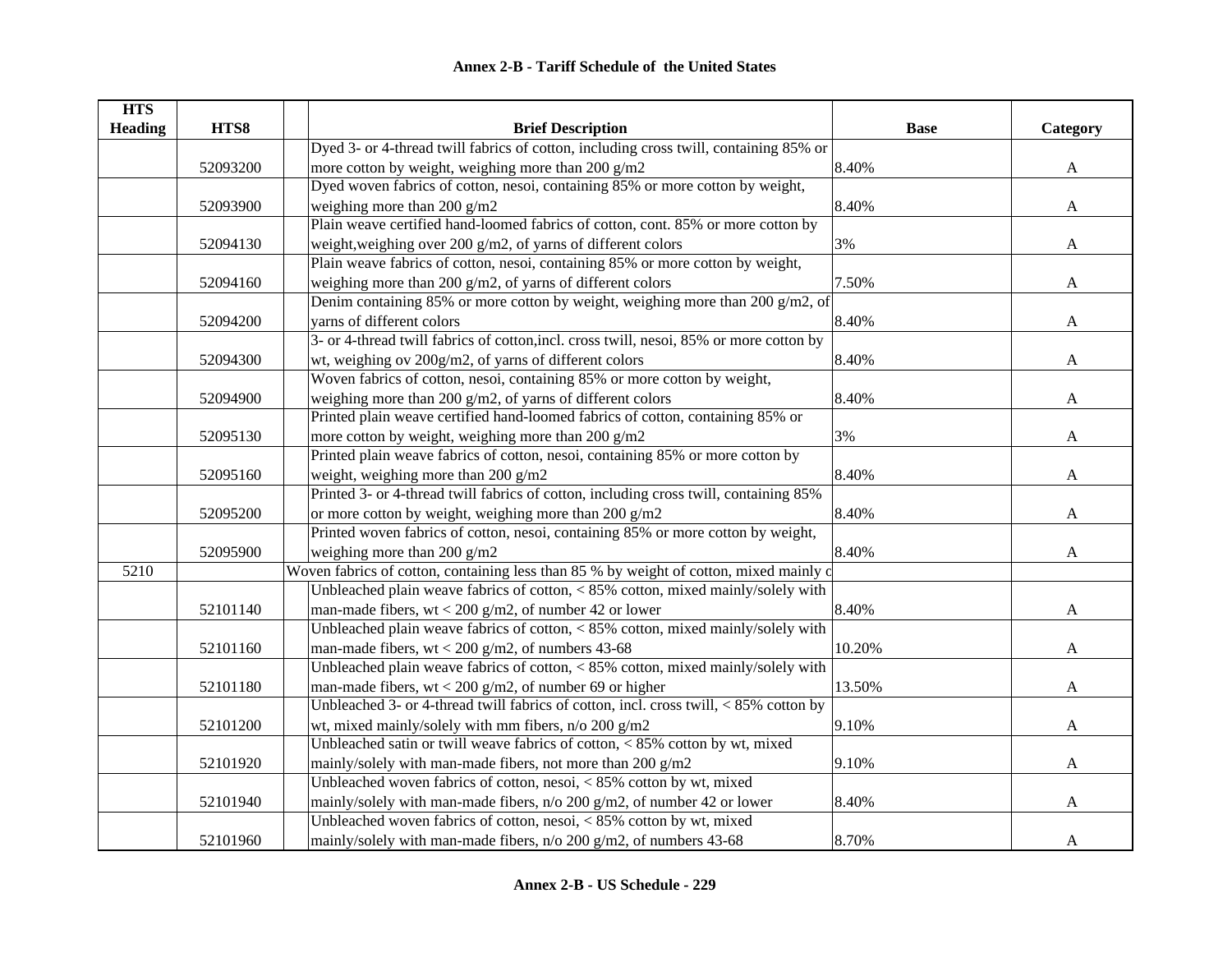# Annex 2-B - Tariff Schedule of the United States

| HTS Heading | HTS8 | | Brief Description | Base | Category |
|---|---|---|---|---|---|
| | 52093200 | | Dyed 3- or 4-thread twill fabrics of cotton, including cross twill, containing 85% or more cotton by weight, weighing more than 200 g/m2 | 8.40% | A |
| | 52093900 | | Dyed woven fabrics of cotton, nesoi, containing 85% or more cotton by weight, weighing more than 200 g/m2 | 8.40% | A |
| | 52094130 | | Plain weave certified hand-loomed fabrics of cotton, cont. 85% or more cotton by weight,weighing over 200 g/m2, of yarns of different colors | 3% | A |
| | 52094160 | | Plain weave fabrics of cotton, nesoi, containing 85% or more cotton by weight, weighing more than 200 g/m2, of yarns of different colors | 7.50% | A |
| | 52094200 | | Denim containing 85% or more cotton by weight, weighing more than 200 g/m2, of yarns of different colors | 8.40% | A |
| | 52094300 | | 3- or 4-thread twill fabrics of cotton,incl. cross twill, nesoi, 85% or more cotton by wt, weighing ov 200g/m2, of yarns of different colors | 8.40% | A |
| | 52094900 | | Woven fabrics of cotton, nesoi, containing 85% or more cotton by weight, weighing more than 200 g/m2, of yarns of different colors | 8.40% | A |
| | 52095130 | | Printed plain weave certified hand-loomed fabrics of cotton, containing 85% or more cotton by weight, weighing more than 200 g/m2 | 3% | A |
| | 52095160 | | Printed plain weave fabrics of cotton, nesoi, containing 85% or more cotton by weight, weighing more than 200 g/m2 | 8.40% | A |
| | 52095200 | | Printed 3- or 4-thread twill fabrics of cotton, including cross twill, containing 85% or more cotton by weight, weighing more than 200 g/m2 | 8.40% | A |
| | 52095900 | | Printed woven fabrics of cotton, nesoi, containing 85% or more cotton by weight, weighing more than 200 g/m2 | 8.40% | A |
| 5210 | | Woven fabrics of cotton, containing less than 85 % by weight of cotton, mixed mainly c | | | |
| | 52101140 | | Unbleached plain weave fabrics of cotton, < 85% cotton, mixed mainly/solely with man-made fibers, wt < 200 g/m2, of number 42 or lower | 8.40% | A |
| | 52101160 | | Unbleached plain weave fabrics of cotton, < 85% cotton, mixed mainly/solely with man-made fibers, wt < 200 g/m2, of numbers 43-68 | 10.20% | A |
| | 52101180 | | Unbleached plain weave fabrics of cotton, < 85% cotton, mixed mainly/solely with man-made fibers, wt < 200 g/m2, of number 69 or higher | 13.50% | A |
| | 52101200 | | Unbleached 3- or 4-thread twill fabrics of cotton, incl. cross twill, < 85% cotton by wt, mixed mainly/solely with mm fibers, n/o 200 g/m2 | 9.10% | A |
| | 52101920 | | Unbleached satin or twill weave fabrics of cotton, < 85% cotton by wt, mixed mainly/solely with man-made fibers, not more than 200 g/m2 | 9.10% | A |
| | 52101940 | | Unbleached woven fabrics of cotton, nesoi, < 85% cotton by wt, mixed mainly/solely with man-made fibers, n/o 200 g/m2, of number 42 or lower | 8.40% | A |
| | 52101960 | | Unbleached woven fabrics of cotton, nesoi, < 85% cotton by wt, mixed mainly/solely with man-made fibers, n/o 200 g/m2, of numbers 43-68 | 8.70% | A |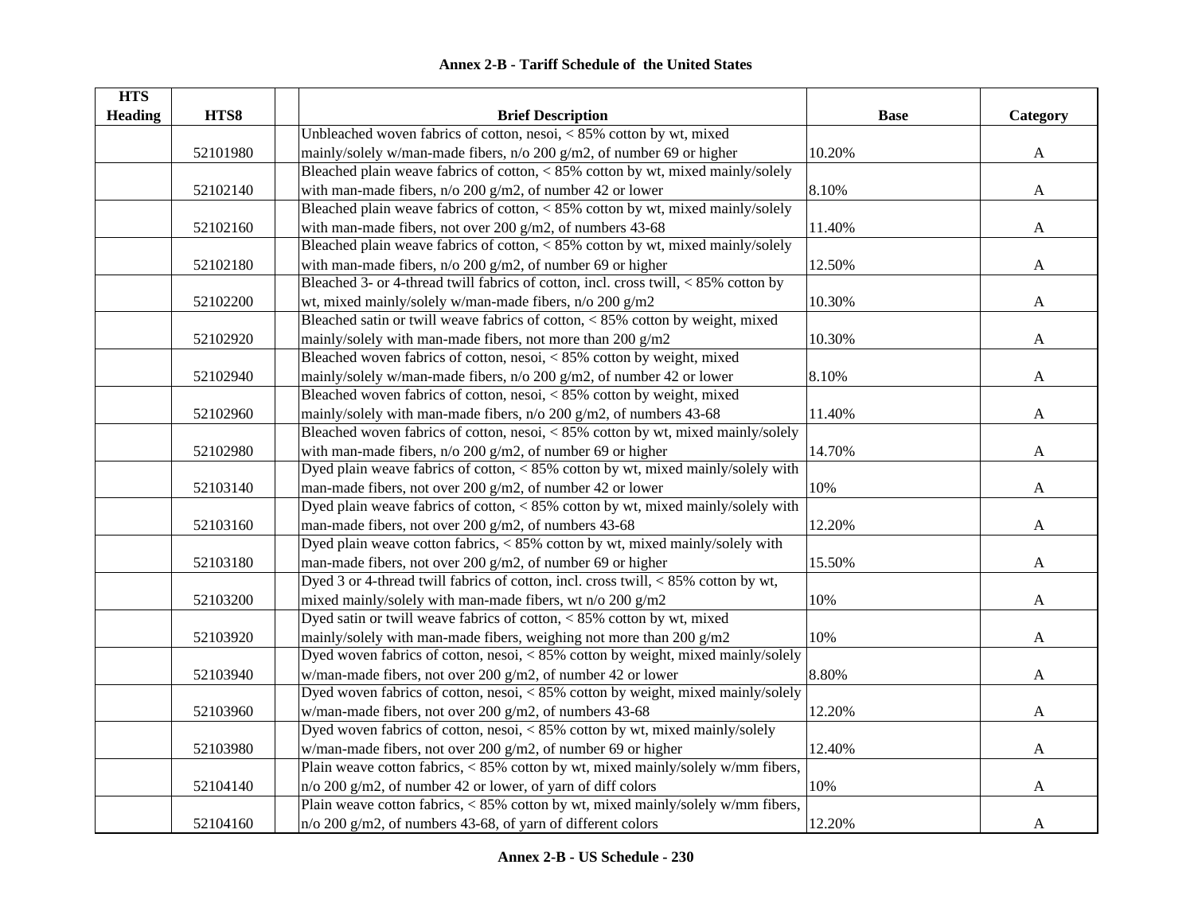# Annex 2-B - Tariff Schedule of the United States

| HTS Heading | HTS8 | | Brief Description | Base | Category |
|---|---|---|---|---|---|
| | 52101980 | | Unbleached woven fabrics of cotton, nesoi, < 85% cotton by wt, mixed mainly/solely w/man-made fibers, n/o 200 g/m2, of number 69 or higher | 10.20% | A |
| | 52102140 | | Bleached plain weave fabrics of cotton, < 85% cotton by wt, mixed mainly/solely with man-made fibers, n/o 200 g/m2, of number 42 or lower | 8.10% | A |
| | 52102160 | | Bleached plain weave fabrics of cotton, < 85% cotton by wt, mixed mainly/solely with man-made fibers, not over 200 g/m2, of numbers 43-68 | 11.40% | A |
| | 52102180 | | Bleached plain weave fabrics of cotton, < 85% cotton by wt, mixed mainly/solely with man-made fibers, n/o 200 g/m2, of number 69 or higher | 12.50% | A |
| | 52102200 | | Bleached 3- or 4-thread twill fabrics of cotton, incl. cross twill, < 85% cotton by wt, mixed mainly/solely w/man-made fibers, n/o 200 g/m2 | 10.30% | A |
| | 52102920 | | Bleached satin or twill weave fabrics of cotton, < 85% cotton by weight, mixed mainly/solely with man-made fibers, not more than 200 g/m2 | 10.30% | A |
| | 52102940 | | Bleached woven fabrics of cotton, nesoi, < 85% cotton by weight, mixed mainly/solely w/man-made fibers, n/o 200 g/m2, of number 42 or lower | 8.10% | A |
| | 52102960 | | Bleached woven fabrics of cotton, nesoi, < 85% cotton by weight, mixed mainly/solely with man-made fibers, n/o 200 g/m2, of numbers 43-68 | 11.40% | A |
| | 52102980 | | Bleached woven fabrics of cotton, nesoi, < 85% cotton by wt, mixed mainly/solely with man-made fibers, n/o 200 g/m2, of number 69 or higher | 14.70% | A |
| | 52103140 | | Dyed plain weave fabrics of cotton, < 85% cotton by wt, mixed mainly/solely with man-made fibers, not over 200 g/m2, of number 42 or lower | 10% | A |
| | 52103160 | | Dyed plain weave fabrics of cotton, < 85% cotton by wt, mixed mainly/solely with man-made fibers, not over 200 g/m2, of numbers 43-68 | 12.20% | A |
| | 52103180 | | Dyed plain weave cotton fabrics, < 85% cotton by wt, mixed mainly/solely with man-made fibers, not over 200 g/m2, of number 69 or higher | 15.50% | A |
| | 52103200 | | Dyed 3 or 4-thread twill fabrics of cotton, incl. cross twill, < 85% cotton by wt, mixed mainly/solely with man-made fibers, wt n/o 200 g/m2 | 10% | A |
| | 52103920 | | Dyed satin or twill weave fabrics of cotton, < 85% cotton by wt, mixed mainly/solely with man-made fibers, weighing not more than 200 g/m2 | 10% | A |
| | 52103940 | | Dyed woven fabrics of cotton, nesoi, < 85% cotton by weight, mixed mainly/solely w/man-made fibers, not over 200 g/m2, of number 42 or lower | 8.80% | A |
| | 52103960 | | Dyed woven fabrics of cotton, nesoi, < 85% cotton by weight, mixed mainly/solely w/man-made fibers, not over 200 g/m2, of numbers 43-68 | 12.20% | A |
| | 52103980 | | Dyed woven fabrics of cotton, nesoi, < 85% cotton by wt, mixed mainly/solely w/man-made fibers, not over 200 g/m2, of number 69 or higher | 12.40% | A |
| | 52104140 | | Plain weave cotton fabrics, < 85% cotton by wt, mixed mainly/solely w/mm fibers, n/o 200 g/m2, of number 42 or lower, of yarn of diff colors | 10% | A |
| | 52104160 | | Plain weave cotton fabrics, < 85% cotton by wt, mixed mainly/solely w/mm fibers, n/o 200 g/m2, of numbers 43-68, of yarn of different colors | 12.20% | A |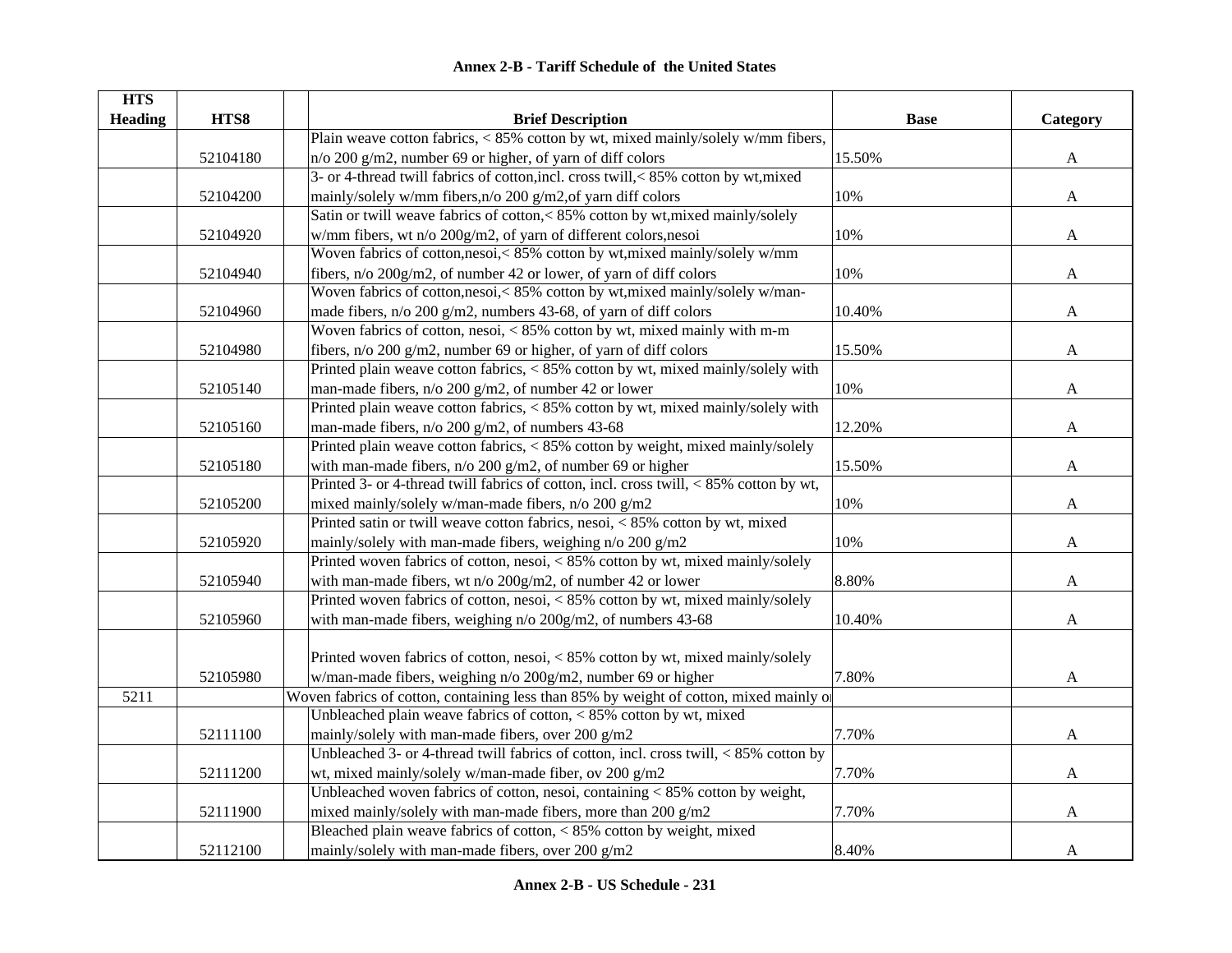## Annex 2-B - Tariff Schedule of the United States

| HTS Heading | HTS8 | | Brief Description | Base | Category |
|---|---|---|---|---|---|
| | 52104180 | | Plain weave cotton fabrics, < 85% cotton by wt, mixed mainly/solely w/mm fibers, n/o 200 g/m2, number 69 or higher, of yarn of diff colors | 15.50% | A |
| | 52104200 | | 3- or 4-thread twill fabrics of cotton,incl. cross twill,< 85% cotton by wt,mixed mainly/solely w/mm fibers,n/o 200 g/m2,of yarn diff colors | 10% | A |
| | 52104920 | | Satin or twill weave fabrics of cotton,< 85% cotton by wt,mixed mainly/solely w/mm fibers, wt n/o 200g/m2, of yarn of different colors,nesoi | 10% | A |
| | 52104940 | | Woven fabrics of cotton,nesoi,< 85% cotton by wt,mixed mainly/solely w/mm fibers, n/o 200g/m2, of number 42 or lower, of yarn of diff colors | 10% | A |
| | 52104960 | | Woven fabrics of cotton,nesoi,< 85% cotton by wt,mixed mainly/solely w/man-made fibers, n/o 200 g/m2, numbers 43-68, of yarn of diff colors | 10.40% | A |
| | 52104980 | | Woven fabrics of cotton, nesoi, < 85% cotton by wt, mixed mainly with m-m fibers, n/o 200 g/m2, number 69 or higher, of yarn of diff colors | 15.50% | A |
| | 52105140 | | Printed plain weave cotton fabrics, < 85% cotton by wt, mixed mainly/solely with man-made fibers, n/o 200 g/m2, of number 42 or lower | 10% | A |
| | 52105160 | | Printed plain weave cotton fabrics, < 85% cotton by wt, mixed mainly/solely with man-made fibers, n/o 200 g/m2, of numbers 43-68 | 12.20% | A |
| | 52105180 | | Printed plain weave cotton fabrics, < 85% cotton by weight, mixed mainly/solely with man-made fibers, n/o 200 g/m2, of number 69 or higher | 15.50% | A |
| | 52105200 | | Printed 3- or 4-thread twill fabrics of cotton, incl. cross twill, < 85% cotton by wt, mixed mainly/solely w/man-made fibers, n/o 200 g/m2 | 10% | A |
| | 52105920 | | Printed satin or twill weave cotton fabrics, nesoi, < 85% cotton by wt, mixed mainly/solely with man-made fibers, weighing n/o 200 g/m2 | 10% | A |
| | 52105940 | | Printed woven fabrics of cotton, nesoi, < 85% cotton by wt, mixed mainly/solely with man-made fibers, wt n/o 200g/m2, of number 42 or lower | 8.80% | A |
| | 52105960 | | Printed woven fabrics of cotton, nesoi, < 85% cotton by wt, mixed mainly/solely with man-made fibers, weighing n/o 200g/m2, of numbers 43-68 | 10.40% | A |
| | 52105980 | | Printed woven fabrics of cotton, nesoi, < 85% cotton by wt, mixed mainly/solely w/man-made fibers, weighing n/o 200g/m2, number 69 or higher | 7.80% | A |
| 5211 | | Woven fabrics of cotton, containing less than 85% by weight of cotton, mixed mainly or | | | |
| | 52111100 | | Unbleached plain weave fabrics of cotton, < 85% cotton by wt, mixed mainly/solely with man-made fibers, over 200 g/m2 | 7.70% | A |
| | 52111200 | | Unbleached 3- or 4-thread twill fabrics of cotton, incl. cross twill, < 85% cotton by wt, mixed mainly/solely w/man-made fiber, ov 200 g/m2 | 7.70% | A |
| | 52111900 | | Unbleached woven fabrics of cotton, nesoi, containing < 85% cotton by weight, mixed mainly/solely with man-made fibers, more than 200 g/m2 | 7.70% | A |
| | 52112100 | | Bleached plain weave fabrics of cotton, < 85% cotton by weight, mixed mainly/solely with man-made fibers, over 200 g/m2 | 8.40% | A |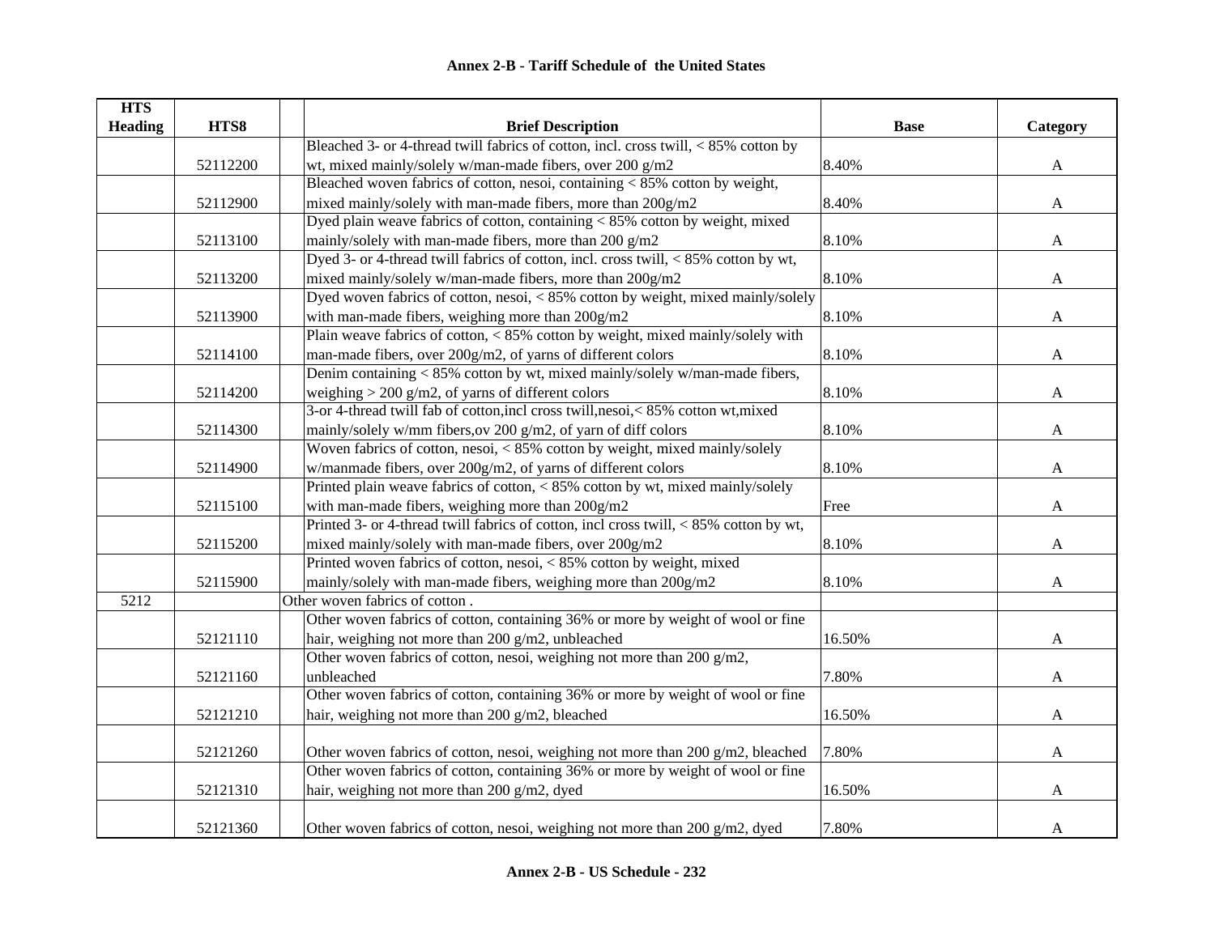## Annex 2-B - Tariff Schedule of the United States

| HTS Heading | HTS8 | | Brief Description | Base | Category |
|---|---|---|---|---|---|
| | 52112200 | | Bleached 3- or 4-thread twill fabrics of cotton, incl. cross twill, < 85% cotton by wt, mixed mainly/solely w/man-made fibers, over 200 g/m2 | 8.40% | A |
| | 52112900 | | Bleached woven fabrics of cotton, nesoi, containing < 85% cotton by weight, mixed mainly/solely with man-made fibers, more than 200g/m2 | 8.40% | A |
| | 52113100 | | Dyed plain weave fabrics of cotton, containing < 85% cotton by weight, mixed mainly/solely with man-made fibers, more than 200 g/m2 | 8.10% | A |
| | 52113200 | | Dyed 3- or 4-thread twill fabrics of cotton, incl. cross twill, < 85% cotton by wt, mixed mainly/solely w/man-made fibers, more than 200g/m2 | 8.10% | A |
| | 52113900 | | Dyed woven fabrics of cotton, nesoi, < 85% cotton by weight, mixed mainly/solely with man-made fibers, weighing more than 200g/m2 | 8.10% | A |
| | 52114100 | | Plain weave fabrics of cotton, < 85% cotton by weight, mixed mainly/solely with man-made fibers, over 200g/m2, of yarns of different colors | 8.10% | A |
| | 52114200 | | Denim containing < 85% cotton by wt, mixed mainly/solely w/man-made fibers, weighing > 200 g/m2, of yarns of different colors | 8.10% | A |
| | 52114300 | | 3-or 4-thread twill fab of cotton,incl cross twill,nesoi,< 85% cotton wt,mixed mainly/solely w/mm fibers,ov 200 g/m2, of yarn of diff colors | 8.10% | A |
| | 52114900 | | Woven fabrics of cotton, nesoi, < 85% cotton by weight, mixed mainly/solely w/manmade fibers, over 200g/m2, of yarns of different colors | 8.10% | A |
| | 52115100 | | Printed plain weave fabrics of cotton, < 85% cotton by wt, mixed mainly/solely with man-made fibers, weighing more than 200g/m2 | Free | A |
| | 52115200 | | Printed 3- or 4-thread twill fabrics of cotton, incl cross twill, < 85% cotton by wt, mixed mainly/solely with man-made fibers, over 200g/m2 | 8.10% | A |
| | 52115900 | | Printed woven fabrics of cotton, nesoi, < 85% cotton by weight, mixed mainly/solely with man-made fibers, weighing more than 200g/m2 | 8.10% | A |
| 5212 | | | Other woven fabrics of cotton . | | |
| | 52121110 | | Other woven fabrics of cotton, containing 36% or more by weight of wool or fine hair, weighing not more than 200 g/m2, unbleached | 16.50% | A |
| | 52121160 | | Other woven fabrics of cotton, nesoi, weighing not more than 200 g/m2, unbleached | 7.80% | A |
| | 52121210 | | Other woven fabrics of cotton, containing 36% or more by weight of wool or fine hair, weighing not more than 200 g/m2, bleached | 16.50% | A |
| | 52121260 | | Other woven fabrics of cotton, nesoi, weighing not more than 200 g/m2, bleached | 7.80% | A |
| | 52121310 | | Other woven fabrics of cotton, containing 36% or more by weight of wool or fine hair, weighing not more than 200 g/m2, dyed | 16.50% | A |
| | 52121360 | | Other woven fabrics of cotton, nesoi, weighing not more than 200 g/m2, dyed | 7.80% | A |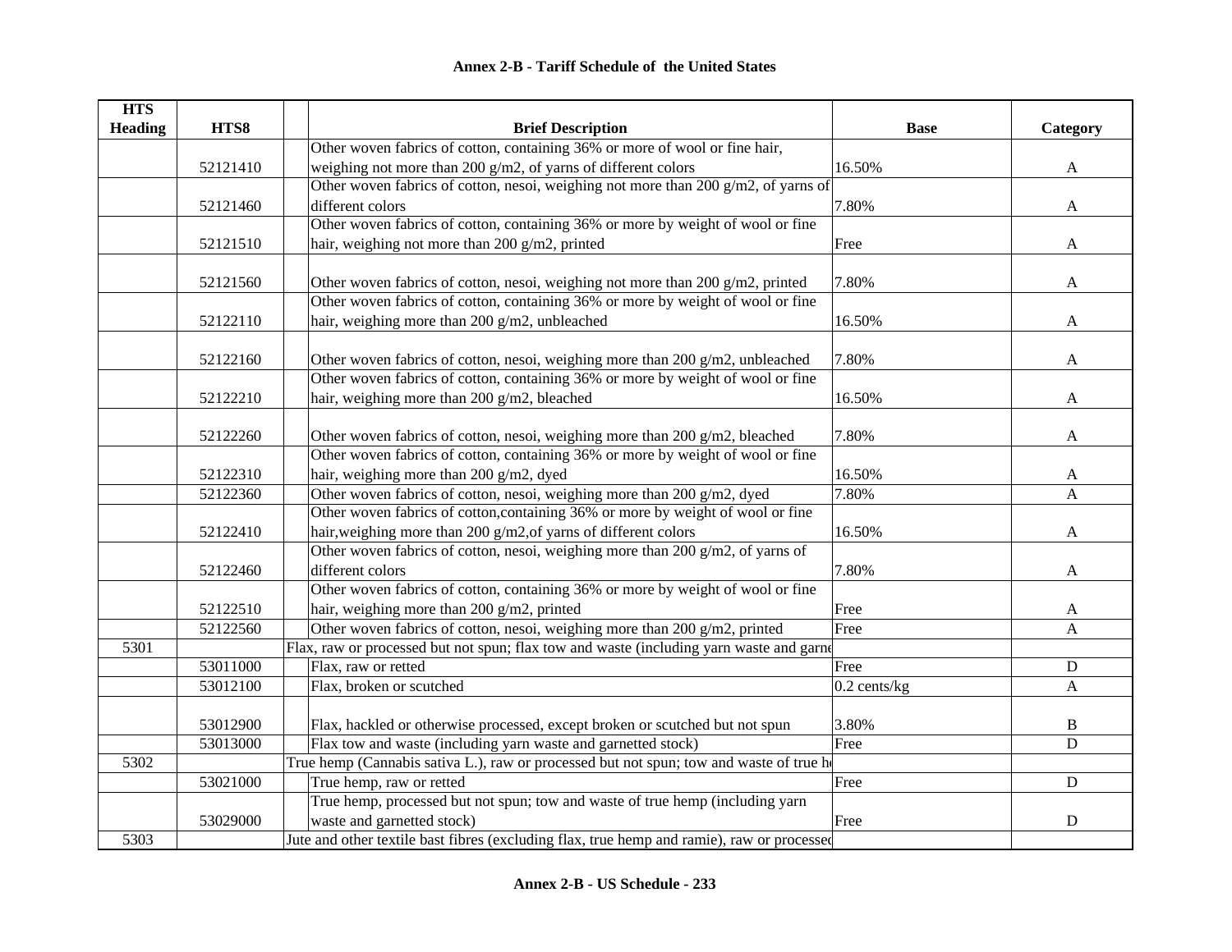# Annex 2-B - Tariff Schedule of the United States

| HTS Heading | HTS8 | | Brief Description | Base | Category |
|---|---|---|---|---|---|
| | 52121410 | | Other woven fabrics of cotton, containing 36% or more of wool or fine hair, weighing not more than 200 g/m2, of yarns of different colors | 16.50% | A |
| | 52121460 | | Other woven fabrics of cotton, nesoi, weighing not more than 200 g/m2, of yarns of different colors | 7.80% | A |
| | 52121510 | | Other woven fabrics of cotton, containing 36% or more by weight of wool or fine hair, weighing not more than 200 g/m2, printed | Free | A |
| | 52121560 | | Other woven fabrics of cotton, nesoi, weighing not more than 200 g/m2, printed | 7.80% | A |
| | 52122110 | | Other woven fabrics of cotton, containing 36% or more by weight of wool or fine hair, weighing more than 200 g/m2, unbleached | 16.50% | A |
| | 52122160 | | Other woven fabrics of cotton, nesoi, weighing more than 200 g/m2, unbleached | 7.80% | A |
| | 52122210 | | Other woven fabrics of cotton, containing 36% or more by weight of wool or fine hair, weighing more than 200 g/m2, bleached | 16.50% | A |
| | 52122260 | | Other woven fabrics of cotton, nesoi, weighing more than 200 g/m2, bleached | 7.80% | A |
| | 52122310 | | Other woven fabrics of cotton, containing 36% or more by weight of wool or fine hair, weighing more than 200 g/m2, dyed | 16.50% | A |
| | 52122360 | | Other woven fabrics of cotton, nesoi, weighing more than 200 g/m2, dyed | 7.80% | A |
| | 52122410 | | Other woven fabrics of cotton,containing 36% or more by weight of wool or fine hair,weighing more than 200 g/m2,of yarns of different colors | 16.50% | A |
| | 52122460 | | Other woven fabrics of cotton, nesoi, weighing more than 200 g/m2, of yarns of different colors | 7.80% | A |
| | 52122510 | | Other woven fabrics of cotton, containing 36% or more by weight of wool or fine hair, weighing more than 200 g/m2, printed | Free | A |
| | 52122560 | | Other woven fabrics of cotton, nesoi, weighing more than 200 g/m2, printed | Free | A |
| 5301 | | Flax, raw or processed but not spun; flax tow and waste (including yarn waste and garne | | | |
| | 53011000 | | Flax, raw or retted | Free | D |
| | 53012100 | | Flax, broken or scutched | 0.2 cents/kg | A |
| | 53012900 | | Flax, hackled or otherwise processed, except broken or scutched but not spun | 3.80% | B |
| | 53013000 | | Flax tow and waste (including yarn waste and garnetted stock) | Free | D |
| 5302 | | True hemp (Cannabis sativa L.), raw or processed but not spun; tow and waste of true he | | | |
| | 53021000 | | True hemp, raw or retted | Free | D |
| | 53029000 | | True hemp, processed but not spun; tow and waste of true hemp (including yarn waste and garnetted stock) | Free | D |
| 5303 | | Jute and other textile bast fibres (excluding flax, true hemp and ramie), raw or processed | | | |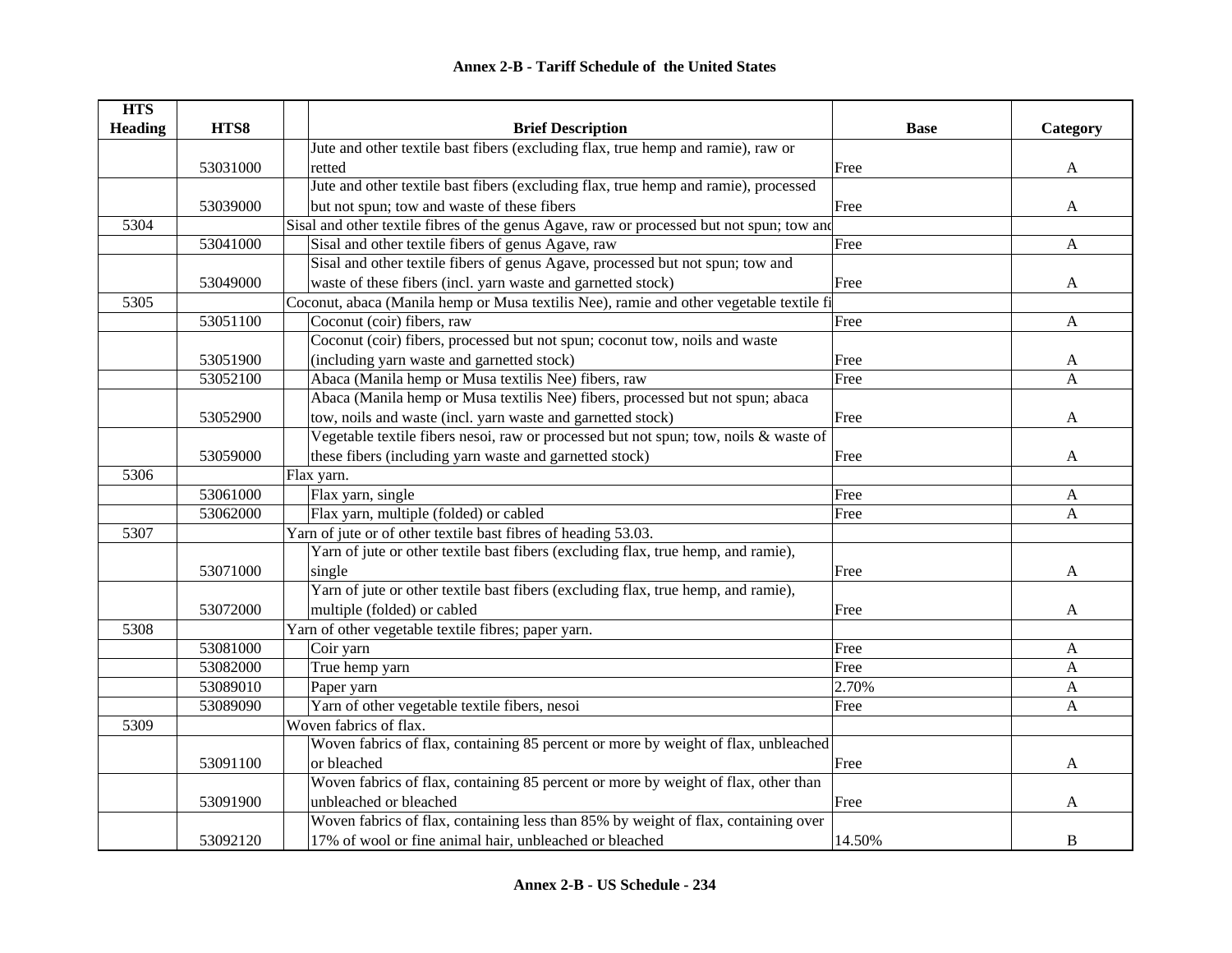## Annex 2-B - Tariff Schedule of the United States

| HTS Heading | HTS8 | Brief Description | Base | Category |
|---|---|---|---|---|
| | 53031000 | Jute and other textile bast fibers (excluding flax, true hemp and ramie), raw or retted | Free | A |
| | 53039000 | Jute and other textile bast fibers (excluding flax, true hemp and ramie), processed but not spun; tow and waste of these fibers | Free | A |
| 5304 | | Sisal and other textile fibres of the genus Agave, raw or processed but not spun; tow and | | |
| | 53041000 | Sisal and other textile fibers of genus Agave, raw | Free | A |
| | 53049000 | Sisal and other textile fibers of genus Agave, processed but not spun; tow and waste of these fibers (incl. yarn waste and garnetted stock) | Free | A |
| 5305 | | Coconut, abaca (Manila hemp or Musa textilis Nee), ramie and other vegetable textile fi | | |
| | 53051100 | Coconut (coir) fibers, raw | Free | A |
| | 53051900 | Coconut (coir) fibers, processed but not spun; coconut tow, noils and waste (including yarn waste and garnetted stock) | Free | A |
| | 53052100 | Abaca (Manila hemp or Musa textilis Nee) fibers, raw | Free | A |
| | 53052900 | Abaca (Manila hemp or Musa textilis Nee) fibers, processed but not spun; abaca tow, noils and waste (incl. yarn waste and garnetted stock) | Free | A |
| | 53059000 | Vegetable textile fibers nesoi, raw or processed but not spun; tow, noils & waste of these fibers (including yarn waste and garnetted stock) | Free | A |
| 5306 | | Flax yarn. | | |
| | 53061000 | Flax yarn, single | Free | A |
| | 53062000 | Flax yarn, multiple (folded) or cabled | Free | A |
| 5307 | | Yarn of jute or of other textile bast fibres of heading 53.03. | | |
| | 53071000 | Yarn of jute or other textile bast fibers (excluding flax, true hemp, and ramie), single | Free | A |
| | 53072000 | Yarn of jute or other textile bast fibers (excluding flax, true hemp, and ramie), multiple (folded) or cabled | Free | A |
| 5308 | | Yarn of other vegetable textile fibres; paper yarn. | | |
| | 53081000 | Coir yarn | Free | A |
| | 53082000 | True hemp yarn | Free | A |
| | 53089010 | Paper yarn | 2.70% | A |
| | 53089090 | Yarn of other vegetable textile fibers, nesoi | Free | A |
| 5309 | | Woven fabrics of flax. | | |
| | 53091100 | Woven fabrics of flax, containing 85 percent or more by weight of flax, unbleached or bleached | Free | A |
| | 53091900 | Woven fabrics of flax, containing 85 percent or more by weight of flax, other than unbleached or bleached | Free | A |
| | 53092120 | Woven fabrics of flax, containing less than 85% by weight of flax, containing over 17% of wool or fine animal hair, unbleached or bleached | 14.50% | B |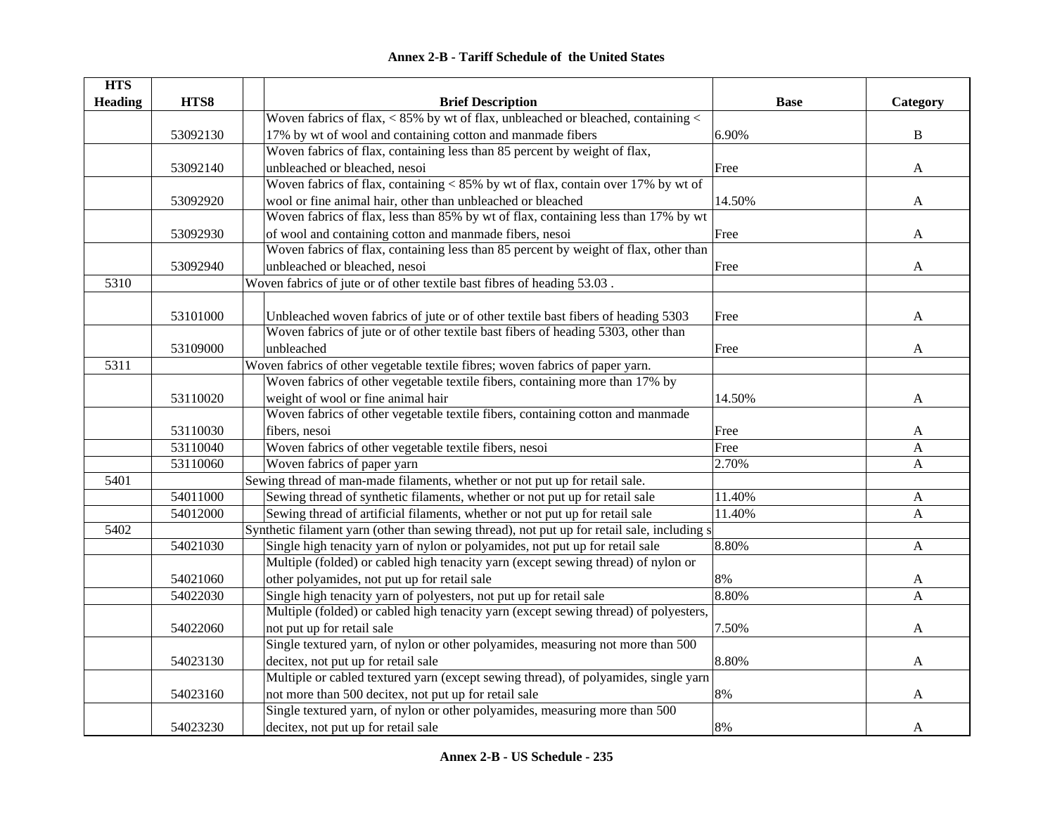## Annex 2-B - Tariff Schedule of the United States

| HTS Heading | HTS8 | Brief Description | Base | Category |
|---|---|---|---|---|
| | 53092130 | Woven fabrics of flax, < 85% by wt of flax, unbleached or bleached, containing < 17% by wt of wool and containing cotton and manmade fibers | 6.90% | B |
| | 53092140 | Woven fabrics of flax, containing less than 85 percent by weight of flax, unbleached or bleached, nesoi | Free | A |
| | 53092920 | Woven fabrics of flax, containing < 85% by wt of flax, contain over 17% by wt of wool or fine animal hair, other than unbleached or bleached | 14.50% | A |
| | 53092930 | Woven fabrics of flax, less than 85% by wt of flax, containing less than 17% by wt of wool and containing cotton and manmade fibers, nesoi | Free | A |
| | 53092940 | Woven fabrics of flax, containing less than 85 percent by weight of flax, other than unbleached or bleached, nesoi | Free | A |
| 5310 | | Woven fabrics of jute or of other textile bast fibres of heading 53.03 . | | |
| | 53101000 | Unbleached woven fabrics of jute or of other textile bast fibers of heading 5303 | Free | A |
| | 53109000 | Woven fabrics of jute or of other textile bast fibers of heading 5303, other than unbleached | Free | A |
| 5311 | | Woven fabrics of other vegetable textile fibres; woven fabrics of paper yarn. | | |
| | 53110020 | Woven fabrics of other vegetable textile fibers, containing more than 17% by weight of wool or fine animal hair | 14.50% | A |
| | 53110030 | Woven fabrics of other vegetable textile fibers, containing cotton and manmade fibers, nesoi | Free | A |
| | 53110040 | Woven fabrics of other vegetable textile fibers, nesoi | Free | A |
| | 53110060 | Woven fabrics of paper yarn | 2.70% | A |
| 5401 | | Sewing thread of man-made filaments, whether or not put up for retail sale. | | |
| | 54011000 | Sewing thread of synthetic filaments, whether or not put up for retail sale | 11.40% | A |
| | 54012000 | Sewing thread of artificial filaments, whether or not put up for retail sale | 11.40% | A |
| 5402 | | Synthetic filament yarn (other than sewing thread), not put up for retail sale, including s | | |
| | 54021030 | Single high tenacity yarn of nylon or polyamides, not put up for retail sale | 8.80% | A |
| | 54021060 | Multiple (folded) or cabled high tenacity yarn (except sewing thread) of nylon or other polyamides, not put up for retail sale | 8% | A |
| | 54022030 | Single high tenacity yarn of polyesters, not put up for retail sale | 8.80% | A |
| | 54022060 | Multiple (folded) or cabled high tenacity yarn (except sewing thread) of polyesters, not put up for retail sale | 7.50% | A |
| | 54023130 | Single textured yarn, of nylon or other polyamides, measuring not more than 500 decitex, not put up for retail sale | 8.80% | A |
| | 54023160 | Multiple or cabled textured yarn (except sewing thread), of polyamides, single yarn not more than 500 decitex, not put up for retail sale | 8% | A |
| | 54023230 | Single textured yarn, of nylon or other polyamides, measuring more than 500 decitex, not put up for retail sale | 8% | A |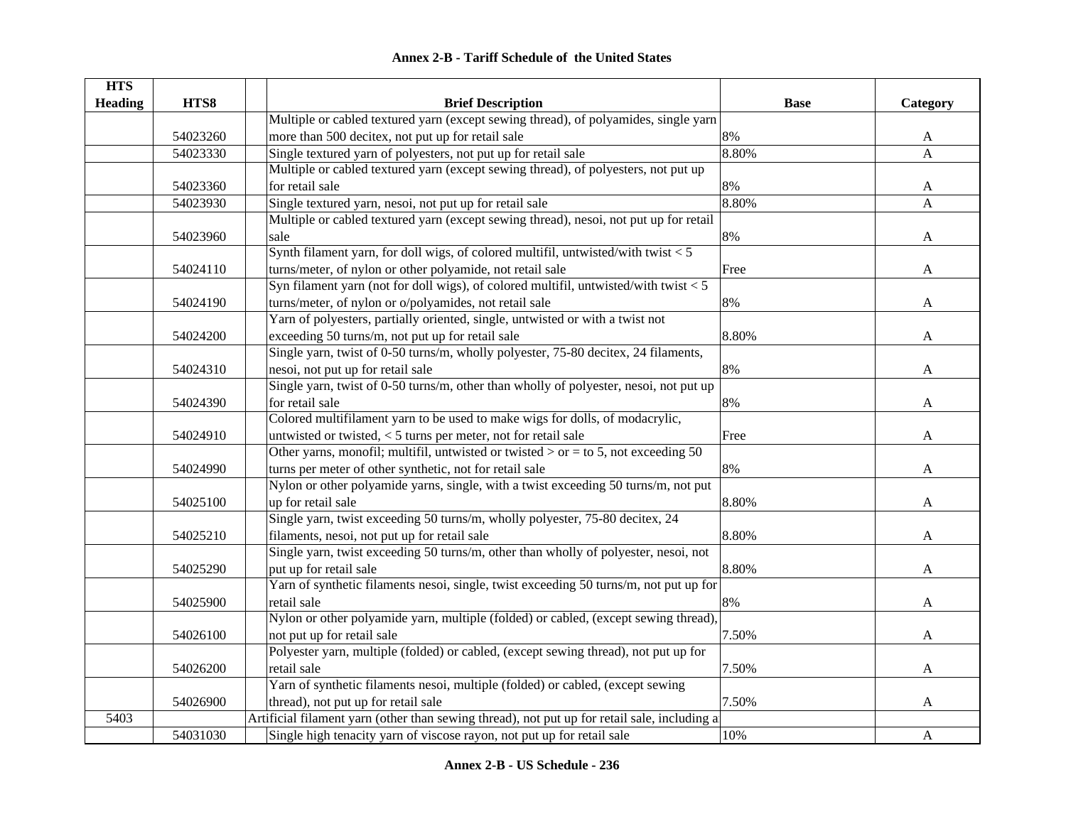## Annex 2-B - Tariff Schedule of the United States

| HTS Heading | HTS8 | | Brief Description | Base | Category |
|---|---|---|---|---|---|
| | 54023260 | | Multiple or cabled textured yarn (except sewing thread), of polyamides, single yarn more than 500 decitex, not put up for retail sale | 8% | A |
| | 54023330 | | Single textured yarn of polyesters, not put up for retail sale | 8.80% | A |
| | 54023360 | | Multiple or cabled textured yarn (except sewing thread), of polyesters, not put up for retail sale | 8% | A |
| | 54023930 | | Single textured yarn, nesoi, not put up for retail sale | 8.80% | A |
| | 54023960 | | Multiple or cabled textured yarn (except sewing thread), nesoi, not put up for retail sale | 8% | A |
| | 54024110 | | Synth filament yarn, for doll wigs, of colored multifil, untwisted/with twist < 5 turns/meter, of nylon or other polyamide, not retail sale | Free | A |
| | 54024190 | | Syn filament yarn (not for doll wigs), of colored multifil, untwisted/with twist < 5 turns/meter, of nylon or o/polyamides, not retail sale | 8% | A |
| | 54024200 | | Yarn of polyesters, partially oriented, single, untwisted or with a twist not exceeding 50 turns/m, not put up for retail sale | 8.80% | A |
| | 54024310 | | Single yarn, twist of 0-50 turns/m, wholly polyester, 75-80 decitex, 24 filaments, nesoi, not put up for retail sale | 8% | A |
| | 54024390 | | Single yarn, twist of 0-50 turns/m, other than wholly of polyester, nesoi, not put up for retail sale | 8% | A |
| | 54024910 | | Colored multifilament yarn to be used to make wigs for dolls, of modacrylic, untwisted or twisted, < 5 turns per meter, not for retail sale | Free | A |
| | 54024990 | | Other yarns, monofil; multifil, untwisted or twisted > or = to 5, not exceeding 50 turns per meter of other synthetic, not for retail sale | 8% | A |
| | 54025100 | | Nylon or other polyamide yarns, single, with a twist exceeding 50 turns/m, not put up for retail sale | 8.80% | A |
| | 54025210 | | Single yarn, twist exceeding 50 turns/m, wholly polyester, 75-80 decitex, 24 filaments, nesoi, not put up for retail sale | 8.80% | A |
| | 54025290 | | Single yarn, twist exceeding 50 turns/m, other than wholly of polyester, nesoi, not put up for retail sale | 8.80% | A |
| | 54025900 | | Yarn of synthetic filaments nesoi, single, twist exceeding 50 turns/m, not put up for retail sale | 8% | A |
| | 54026100 | | Nylon or other polyamide yarn, multiple (folded) or cabled, (except sewing thread), not put up for retail sale | 7.50% | A |
| | 54026200 | | Polyester yarn, multiple (folded) or cabled, (except sewing thread), not put up for retail sale | 7.50% | A |
| | 54026900 | | Yarn of synthetic filaments nesoi, multiple (folded) or cabled, (except sewing thread), not put up for retail sale | 7.50% | A |
| 5403 | | | Artificial filament yarn (other than sewing thread), not put up for retail sale, including a | | |
| | 54031030 | | Single high tenacity yarn of viscose rayon, not put up for retail sale | 10% | A |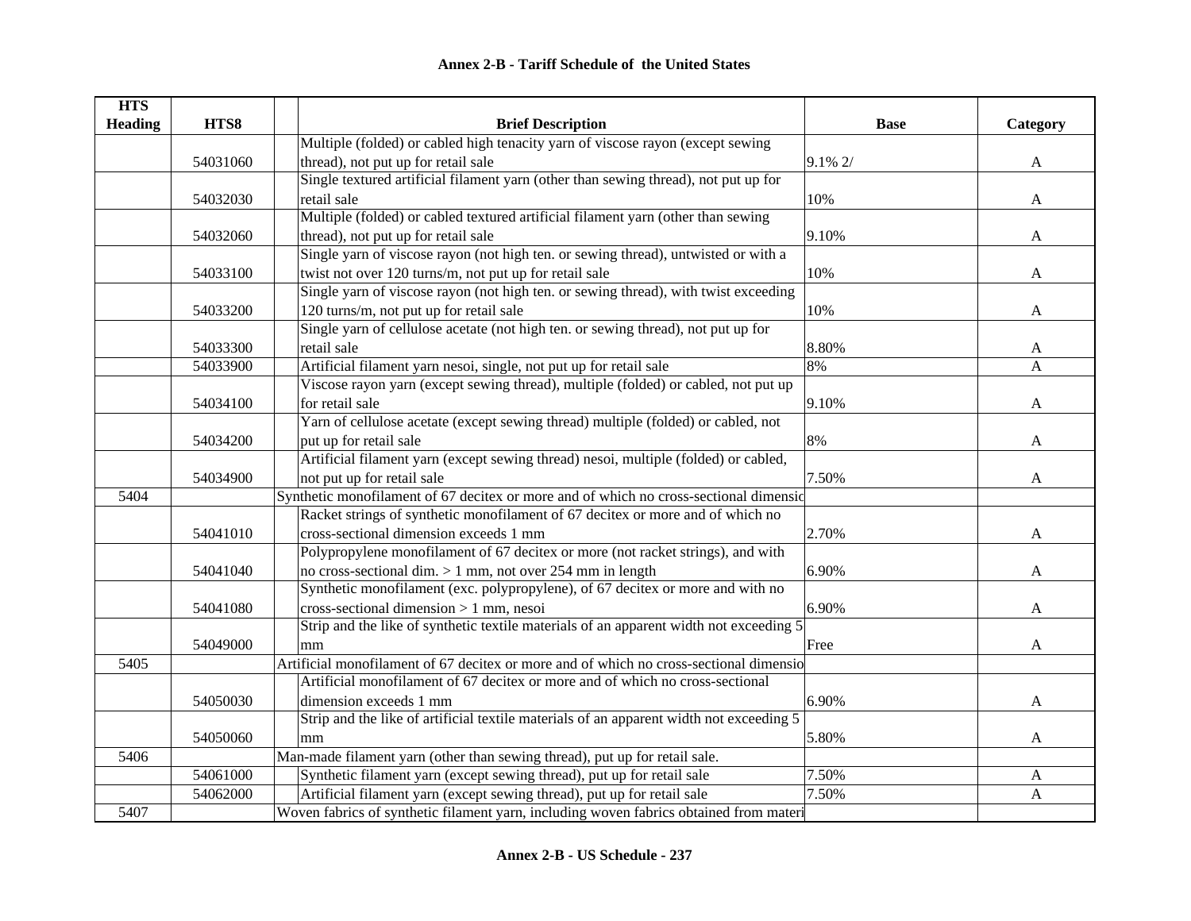## Annex 2-B - Tariff Schedule of the United States

| HTS Heading | HTS8 | Brief Description | Base | Category |
|---|---|---|---|---|
| | 54031060 | Multiple (folded) or cabled high tenacity yarn of viscose rayon (except sewing thread), not put up for retail sale | 9.1% 2/ | A |
| | 54032030 | Single textured artificial filament yarn (other than sewing thread), not put up for retail sale | 10% | A |
| | 54032060 | Multiple (folded) or cabled textured artificial filament yarn (other than sewing thread), not put up for retail sale | 9.10% | A |
| | 54033100 | Single yarn of viscose rayon (not high ten. or sewing thread), untwisted or with a twist not over 120 turns/m, not put up for retail sale | 10% | A |
| | 54033200 | Single yarn of viscose rayon (not high ten. or sewing thread), with twist exceeding 120 turns/m, not put up for retail sale | 10% | A |
| | 54033300 | Single yarn of cellulose acetate (not high ten. or sewing thread), not put up for retail sale | 8.80% | A |
| | 54033900 | Artificial filament yarn nesoi, single, not put up for retail sale | 8% | A |
| | 54034100 | Viscose rayon yarn (except sewing thread), multiple (folded) or cabled, not put up for retail sale | 9.10% | A |
| | 54034200 | Yarn of cellulose acetate (except sewing thread) multiple (folded) or cabled, not put up for retail sale | 8% | A |
| | 54034900 | Artificial filament yarn (except sewing thread) nesoi, multiple (folded) or cabled, not put up for retail sale | 7.50% | A |
| 5404 | | Synthetic monofilament of 67 decitex or more and of which no cross-sectional dimensio | | |
| | 54041010 | Racket strings of synthetic monofilament of 67 decitex or more and of which no cross-sectional dimension exceeds 1 mm | 2.70% | A |
| | 54041040 | Polypropylene monofilament of 67 decitex or more (not racket strings), and with no cross-sectional dim. > 1 mm, not over 254 mm in length | 6.90% | A |
| | 54041080 | Synthetic monofilament (exc. polypropylene), of 67 decitex or more and with no cross-sectional dimension > 1 mm, nesoi | 6.90% | A |
| | 54049000 | Strip and the like of synthetic textile materials of an apparent width not exceeding 5 mm | Free | A |
| 5405 | | Artificial monofilament of 67 decitex or more and of which no cross-sectional dimensio | | |
| | 54050030 | Artificial monofilament of 67 decitex or more and of which no cross-sectional dimension exceeds 1 mm | 6.90% | A |
| | 54050060 | Strip and the like of artificial textile materials of an apparent width not exceeding 5 mm | 5.80% | A |
| 5406 | | Man-made filament yarn (other than sewing thread), put up for retail sale. | | |
| | 54061000 | Synthetic filament yarn (except sewing thread), put up for retail sale | 7.50% | A |
| | 54062000 | Artificial filament yarn (except sewing thread), put up for retail sale | 7.50% | A |
| 5407 | | Woven fabrics of synthetic filament yarn, including woven fabrics obtained from materi | | |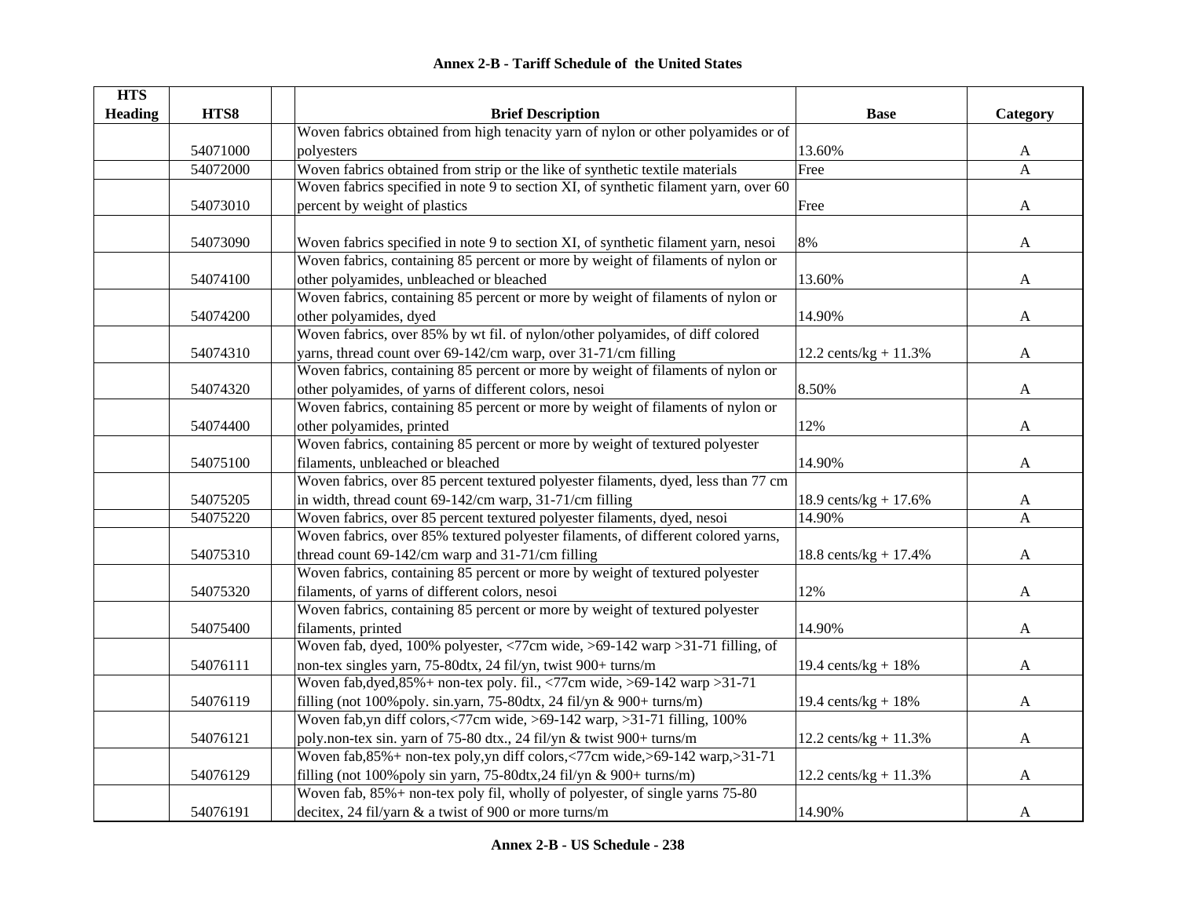# Annex 2-B - Tariff Schedule of the United States

| HTS Heading | HTS8 | | Brief Description | Base | Category |
|---|---|---|---|---|---|
| | 54071000 | | Woven fabrics obtained from high tenacity yarn of nylon or other polyamides or of polyesters | 13.60% | A |
| | 54072000 | | Woven fabrics obtained from strip or the like of synthetic textile materials | Free | A |
| | 54073010 | | Woven fabrics specified in note 9 to section XI, of synthetic filament yarn, over 60 percent by weight of plastics | Free | A |
| | 54073090 | | Woven fabrics specified in note 9 to section XI, of synthetic filament yarn, nesoi | 8% | A |
| | 54074100 | | Woven fabrics, containing 85 percent or more by weight of filaments of nylon or other polyamides, unbleached or bleached | 13.60% | A |
| | 54074200 | | Woven fabrics, containing 85 percent or more by weight of filaments of nylon or other polyamides, dyed | 14.90% | A |
| | 54074310 | | Woven fabrics, over 85% by wt fil. of nylon/other polyamides, of diff colored yarns, thread count over 69-142/cm warp, over 31-71/cm filling | 12.2 cents/kg + 11.3% | A |
| | 54074320 | | Woven fabrics, containing 85 percent or more by weight of filaments of nylon or other polyamides, of yarns of different colors, nesoi | 8.50% | A |
| | 54074400 | | Woven fabrics, containing 85 percent or more by weight of filaments of nylon or other polyamides, printed | 12% | A |
| | 54075100 | | Woven fabrics, containing 85 percent or more by weight of textured polyester filaments, unbleached or bleached | 14.90% | A |
| | 54075205 | | Woven fabrics, over 85 percent textured polyester filaments, dyed, less than 77 cm in width, thread count 69-142/cm warp, 31-71/cm filling | 18.9 cents/kg + 17.6% | A |
| | 54075220 | | Woven fabrics, over 85 percent textured polyester filaments, dyed, nesoi | 14.90% | A |
| | 54075310 | | Woven fabrics, over 85% textured polyester filaments, of different colored yarns, thread count 69-142/cm warp and 31-71/cm filling | 18.8 cents/kg + 17.4% | A |
| | 54075320 | | Woven fabrics, containing 85 percent or more by weight of textured polyester filaments, of yarns of different colors, nesoi | 12% | A |
| | 54075400 | | Woven fabrics, containing 85 percent or more by weight of textured polyester filaments, printed | 14.90% | A |
| | 54076111 | | Woven fab, dyed, 100% polyester, <77cm wide, >69-142 warp >31-71 filling, of non-tex singles yarn, 75-80dtx, 24 fil/yn, twist 900+ turns/m | 19.4 cents/kg + 18% | A |
| | 54076119 | | Woven fab,dyed,85%+ non-tex poly. fil., <77cm wide, >69-142 warp >31-71 filling (not 100%poly. sin.yarn, 75-80dtx, 24 fil/yn & 900+ turns/m) | 19.4 cents/kg + 18% | A |
| | 54076121 | | Woven fab,yn diff colors,<77cm wide, >69-142 warp, >31-71 filling, 100% poly.non-tex sin. yarn of 75-80 dtx., 24 fil/yn & twist 900+ turns/m | 12.2 cents/kg + 11.3% | A |
| | 54076129 | | Woven fab,85%+ non-tex poly,yn diff colors,<77cm wide,>69-142 warp,>31-71 filling (not 100%poly sin yarn, 75-80dtx,24 fil/yn & 900+ turns/m) | 12.2 cents/kg + 11.3% | A |
| | 54076191 | | Woven fab, 85%+ non-tex poly fil, wholly of polyester, of single yarns 75-80 decitex, 24 fil/yarn & a twist of 900 or more turns/m | 14.90% | A |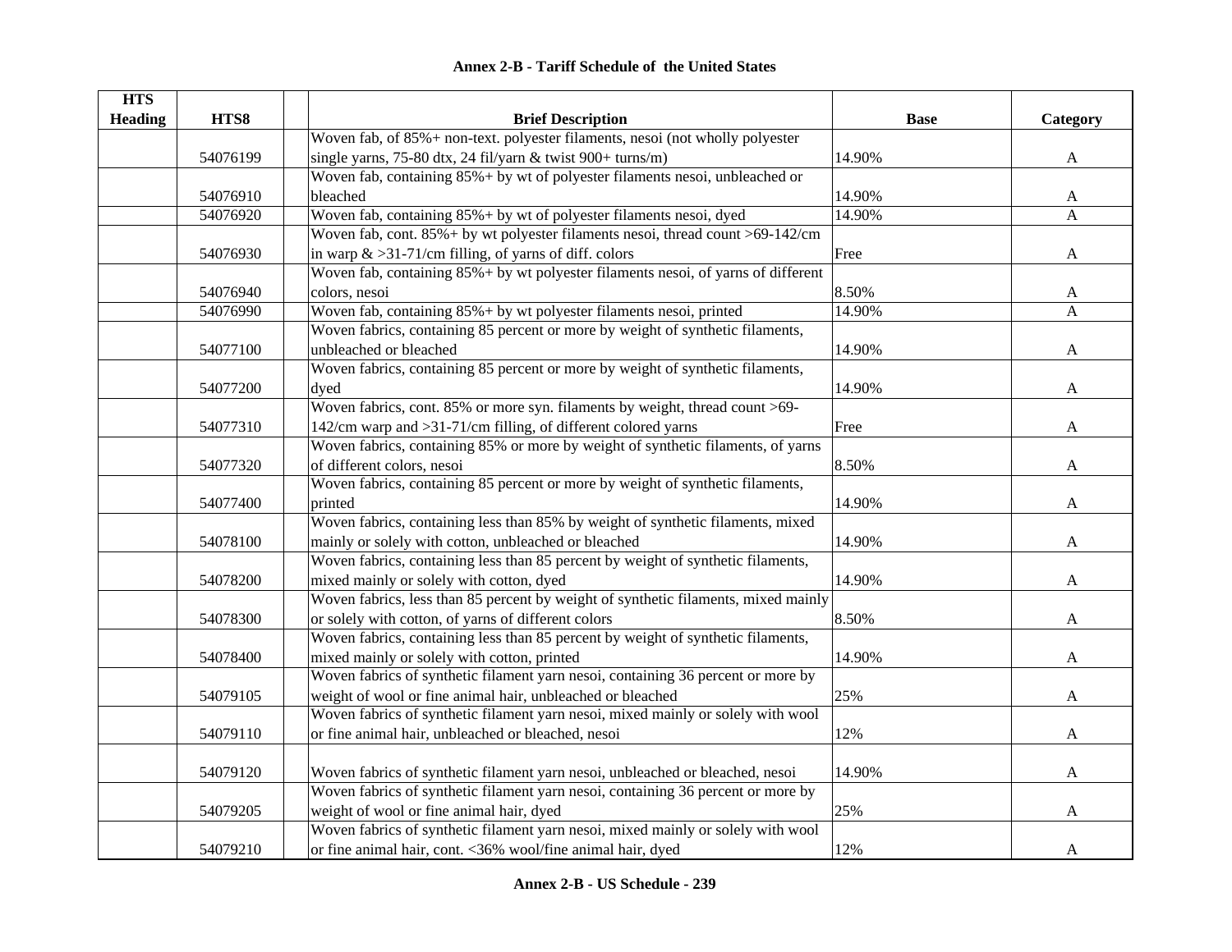## Annex 2-B - Tariff Schedule of the United States

| HTS Heading | HTS8 | | Brief Description | Base | Category |
|---|---|---|---|---|---|
| | 54076199 | | Woven fab, of 85%+ non-text. polyester filaments, nesoi (not wholly polyester single yarns, 75-80 dtx, 24 fil/yarn & twist 900+ turns/m) | 14.90% | A |
| | 54076910 | | Woven fab, containing 85%+ by wt of polyester filaments nesoi, unbleached or bleached | 14.90% | A |
| | 54076920 | | Woven fab, containing 85%+ by wt of polyester filaments nesoi, dyed | 14.90% | A |
| | 54076930 | | Woven fab, cont. 85%+ by wt polyester filaments nesoi, thread count >69-142/cm in warp & >31-71/cm filling, of yarns of diff. colors | Free | A |
| | 54076940 | | Woven fab, containing 85%+ by wt polyester filaments nesoi, of yarns of different colors, nesoi | 8.50% | A |
| | 54076990 | | Woven fab, containing 85%+ by wt polyester filaments nesoi, printed | 14.90% | A |
| | 54077100 | | Woven fabrics, containing 85 percent or more by weight of synthetic filaments, unbleached or bleached | 14.90% | A |
| | 54077200 | | Woven fabrics, containing 85 percent or more by weight of synthetic filaments, dyed | 14.90% | A |
| | 54077310 | | Woven fabrics, cont. 85% or more syn. filaments by weight, thread count >69-142/cm warp and >31-71/cm filling, of different colored yarns | Free | A |
| | 54077320 | | Woven fabrics, containing 85% or more by weight of synthetic filaments, of yarns of different colors, nesoi | 8.50% | A |
| | 54077400 | | Woven fabrics, containing 85 percent or more by weight of synthetic filaments, printed | 14.90% | A |
| | 54078100 | | Woven fabrics, containing less than 85% by weight of synthetic filaments, mixed mainly or solely with cotton, unbleached or bleached | 14.90% | A |
| | 54078200 | | Woven fabrics, containing less than 85 percent by weight of synthetic filaments, mixed mainly or solely with cotton, dyed | 14.90% | A |
| | 54078300 | | Woven fabrics, less than 85 percent by weight of synthetic filaments, mixed mainly or solely with cotton, of yarns of different colors | 8.50% | A |
| | 54078400 | | Woven fabrics, containing less than 85 percent by weight of synthetic filaments, mixed mainly or solely with cotton, printed | 14.90% | A |
| | 54079105 | | Woven fabrics of synthetic filament yarn nesoi, containing 36 percent or more by weight of wool or fine animal hair, unbleached or bleached | 25% | A |
| | 54079110 | | Woven fabrics of synthetic filament yarn nesoi, mixed mainly or solely with wool or fine animal hair, unbleached or bleached, nesoi | 12% | A |
| | 54079120 | | Woven fabrics of synthetic filament yarn nesoi, unbleached or bleached, nesoi | 14.90% | A |
| | 54079205 | | Woven fabrics of synthetic filament yarn nesoi, containing 36 percent or more by weight of wool or fine animal hair, dyed | 25% | A |
| | 54079210 | | Woven fabrics of synthetic filament yarn nesoi, mixed mainly or solely with wool or fine animal hair, cont. <36% wool/fine animal hair, dyed | 12% | A |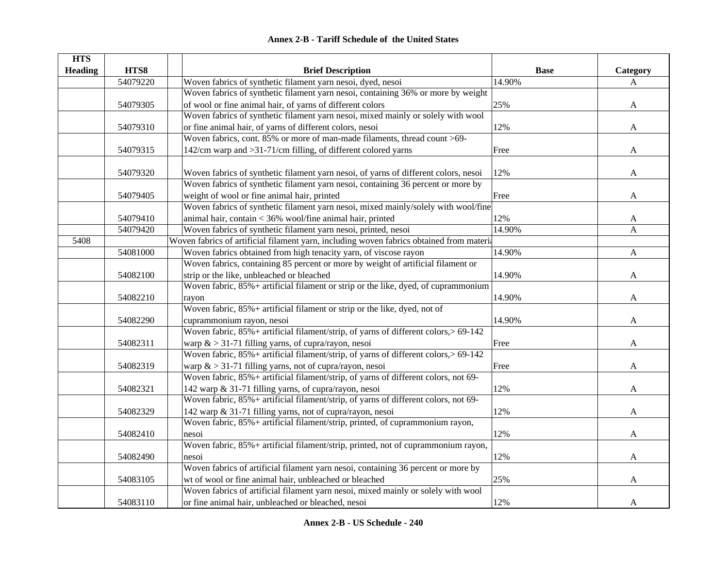| HTS Heading | HTS8 | | Brief Description | Base | Category |
|---|---|---|---|---|---|
| | 54079220 | | Woven fabrics of synthetic filament yarn nesoi, dyed, nesoi | 14.90% | A |
| | 54079305 | | Woven fabrics of synthetic filament yarn nesoi, containing 36% or more by weight of wool or fine animal hair, of yarns of different colors | 25% | A |
| | 54079310 | | Woven fabrics of synthetic filament yarn nesoi, mixed mainly or solely with wool or fine animal hair, of yarns of different colors, nesoi | 12% | A |
| | 54079315 | | Woven fabrics, cont. 85% or more of man-made filaments, thread count >69-142/cm warp and >31-71/cm filling, of different colored yarns | Free | A |
| | 54079320 | | Woven fabrics of synthetic filament yarn nesoi, of yarns of different colors, nesoi | 12% | A |
| | 54079405 | | Woven fabrics of synthetic filament yarn nesoi, containing 36 percent or more by weight of wool or fine animal hair, printed | Free | A |
| | 54079410 | | Woven fabrics of synthetic filament yarn nesoi, mixed mainly/solely with wool/fine animal hair, contain < 36% wool/fine animal hair, printed | 12% | A |
| | 54079420 | | Woven fabrics of synthetic filament yarn nesoi, printed, nesoi | 14.90% | A |
| 5408 | | | Woven fabrics of artificial filament yarn, including woven fabrics obtained from materia | | |
| | 54081000 | | Woven fabrics obtained from high tenacity yarn, of viscose rayon | 14.90% | A |
| | 54082100 | | Woven fabrics, containing 85 percent or more by weight of artificial filament or strip or the like, unbleached or bleached | 14.90% | A |
| | 54082210 | | Woven fabric, 85%+ artificial filament or strip or the like, dyed, of cuprammonium rayon | 14.90% | A |
| | 54082290 | | Woven fabric, 85%+ artificial filament or strip or the like, dyed, not of cuprammonium rayon, nesoi | 14.90% | A |
| | 54082311 | | Woven fabric, 85%+ artificial filament/strip, of yarns of different colors,> 69-142 warp & > 31-71 filling yarns, of cupra/rayon, nesoi | Free | A |
| | 54082319 | | Woven fabric, 85%+ artificial filament/strip, of yarns of different colors,> 69-142 warp & > 31-71 filling yarns, not of cupra/rayon, nesoi | Free | A |
| | 54082321 | | Woven fabric, 85%+ artificial filament/strip, of yarns of different colors, not 69-142 warp & 31-71 filling yarns, of cupra/rayon, nesoi | 12% | A |
| | 54082329 | | Woven fabric, 85%+ artificial filament/strip, of yarns of different colors, not 69-142 warp & 31-71 filling yarns, not of cupra/rayon, nesoi | 12% | A |
| | 54082410 | | Woven fabric, 85%+ artificial filament/strip, printed, of cuprammonium rayon, nesoi | 12% | A |
| | 54082490 | | Woven fabric, 85%+ artificial filament/strip, printed, not of cuprammonium rayon, nesoi | 12% | A |
| | 54083105 | | Woven fabrics of artificial filament yarn nesoi, containing 36 percent or more by wt of wool or fine animal hair, unbleached or bleached | 25% | A |
| | 54083110 | | Woven fabrics of artificial filament yarn nesoi, mixed mainly or solely with wool or fine animal hair, unbleached or bleached, nesoi | 12% | A |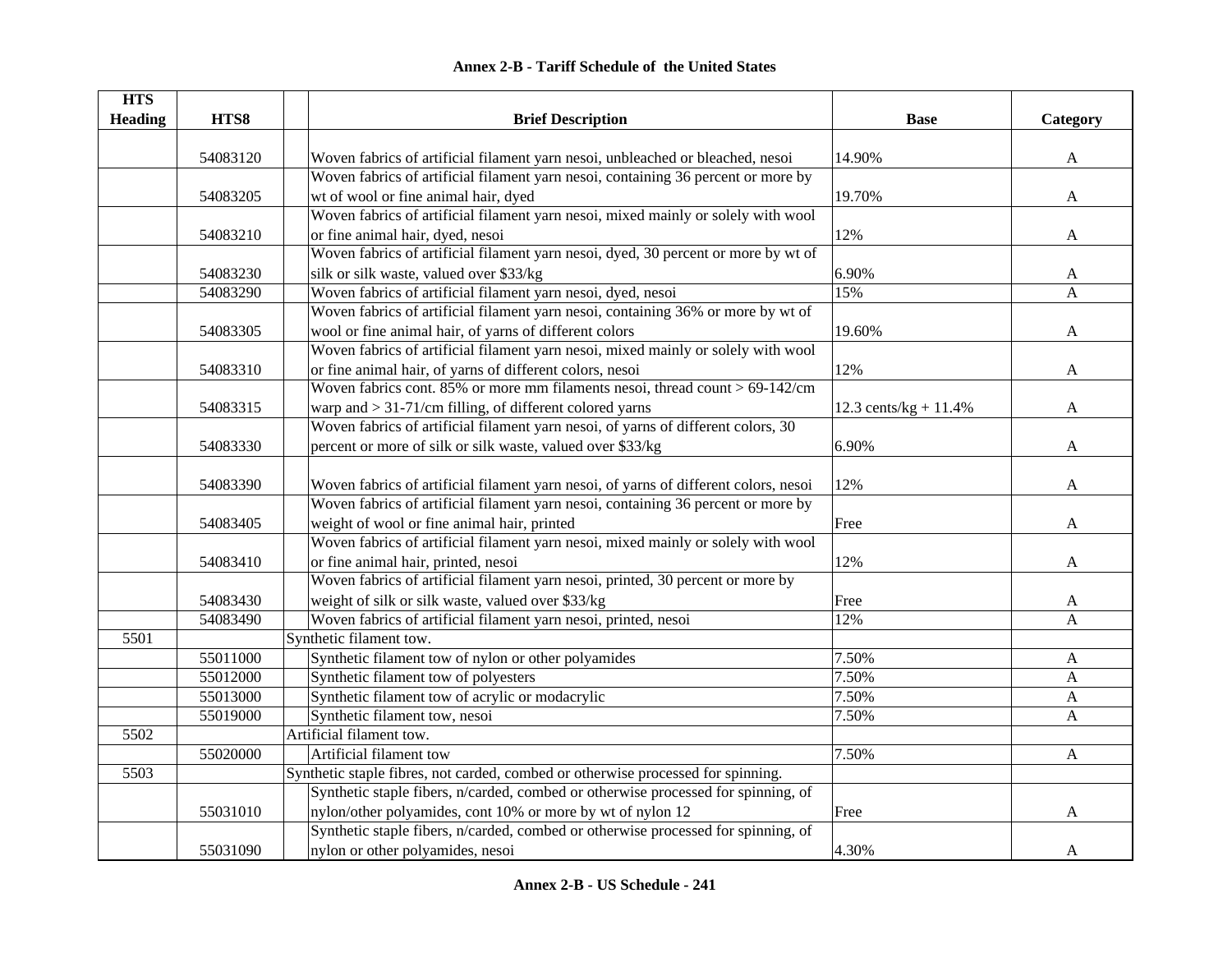# Annex 2-B - Tariff Schedule of the United States

| HTS Heading | HTS8 | Brief Description | Base | Category |
|---|---|---|---|---|
| | 54083120 | Woven fabrics of artificial filament yarn nesoi, unbleached or bleached, nesoi | 14.90% | A |
| | 54083205 | Woven fabrics of artificial filament yarn nesoi, containing 36 percent or more by wt of wool or fine animal hair, dyed | 19.70% | A |
| | 54083210 | Woven fabrics of artificial filament yarn nesoi, mixed mainly or solely with wool or fine animal hair, dyed, nesoi | 12% | A |
| | 54083230 | Woven fabrics of artificial filament yarn nesoi, dyed, 30 percent or more by wt of silk or silk waste, valued over $33/kg | 6.90% | A |
| | 54083290 | Woven fabrics of artificial filament yarn nesoi, dyed, nesoi | 15% | A |
| | 54083305 | Woven fabrics of artificial filament yarn nesoi, containing 36% or more by wt of wool or fine animal hair, of yarns of different colors | 19.60% | A |
| | 54083310 | Woven fabrics of artificial filament yarn nesoi, mixed mainly or solely with wool or fine animal hair, of yarns of different colors, nesoi | 12% | A |
| | 54083315 | Woven fabrics cont. 85% or more mm filaments nesoi, thread count > 69-142/cm warp and > 31-71/cm filling, of different colored yarns | 12.3 cents/kg + 11.4% | A |
| | 54083330 | Woven fabrics of artificial filament yarn nesoi, of yarns of different colors, 30 percent or more of silk or silk waste, valued over $33/kg | 6.90% | A |
| | 54083390 | Woven fabrics of artificial filament yarn nesoi, of yarns of different colors, nesoi | 12% | A |
| | 54083405 | Woven fabrics of artificial filament yarn nesoi, containing 36 percent or more by weight of wool or fine animal hair, printed | Free | A |
| | 54083410 | Woven fabrics of artificial filament yarn nesoi, mixed mainly or solely with wool or fine animal hair, printed, nesoi | 12% | A |
| | 54083430 | Woven fabrics of artificial filament yarn nesoi, printed, 30 percent or more by weight of silk or silk waste, valued over $33/kg | Free | A |
| | 54083490 | Woven fabrics of artificial filament yarn nesoi, printed, nesoi | 12% | A |
| 5501 | | Synthetic filament tow. | | |
| | 55011000 | Synthetic filament tow of nylon or other polyamides | 7.50% | A |
| | 55012000 | Synthetic filament tow of polyesters | 7.50% | A |
| | 55013000 | Synthetic filament tow of acrylic or modacrylic | 7.50% | A |
| | 55019000 | Synthetic filament tow, nesoi | 7.50% | A |
| 5502 | | Artificial filament tow. | | |
| | 55020000 | Artificial filament tow | 7.50% | A |
| 5503 | | Synthetic staple fibres, not carded, combed or otherwise processed for spinning. | | |
| | 55031010 | Synthetic staple fibers, n/carded, combed or otherwise processed for spinning, of nylon/other polyamides, cont 10% or more by wt of nylon 12 | Free | A |
| | 55031090 | Synthetic staple fibers, n/carded, combed or otherwise processed for spinning, of nylon or other polyamides, nesoi | 4.30% | A |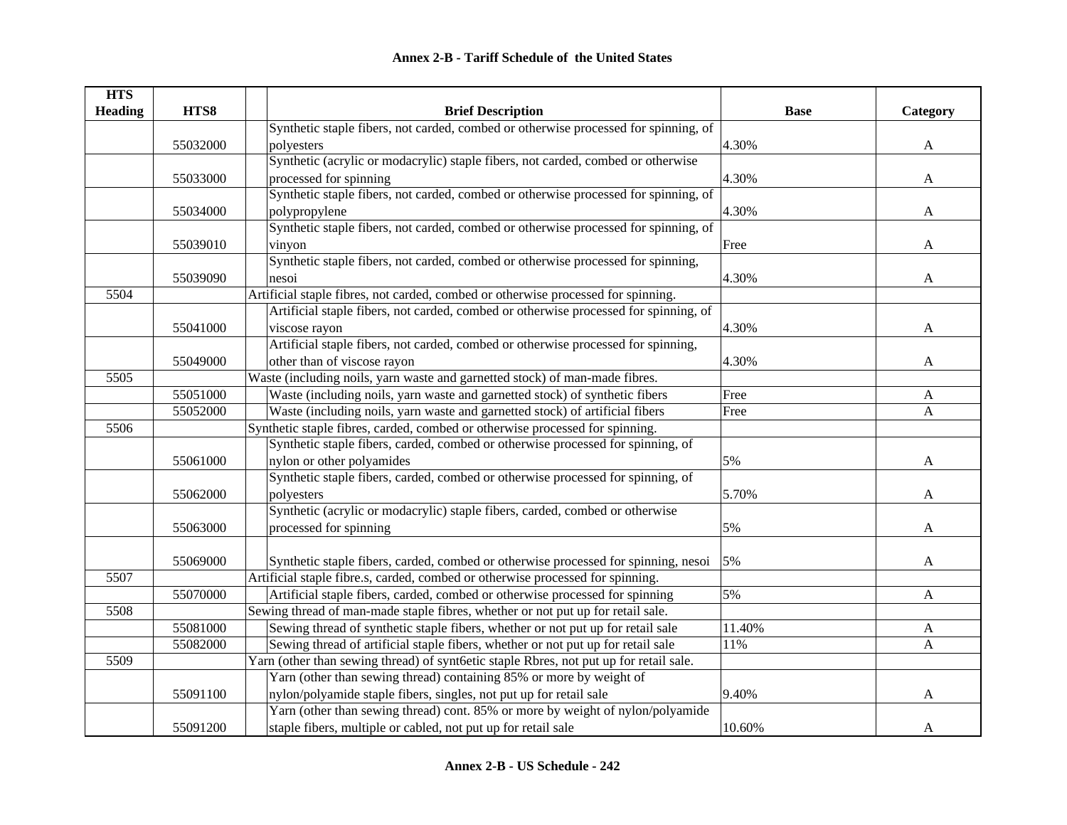## Annex 2-B - Tariff Schedule of the United States

| HTS Heading | HTS8 | Brief Description | Base | Category |
|---|---|---|---|---|
| | 55032000 | Synthetic staple fibers, not carded, combed or otherwise processed for spinning, of polyesters | 4.30% | A |
| | 55033000 | Synthetic (acrylic or modacrylic) staple fibers, not carded, combed or otherwise processed for spinning | 4.30% | A |
| | 55034000 | Synthetic staple fibers, not carded, combed or otherwise processed for spinning, of polypropylene | 4.30% | A |
| | 55039010 | Synthetic staple fibers, not carded, combed or otherwise processed for spinning, of vinyon | Free | A |
| | 55039090 | Synthetic staple fibers, not carded, combed or otherwise processed for spinning, nesoi | 4.30% | A |
| 5504 | | Artificial staple fibres, not carded, combed or otherwise processed for spinning. | | |
| | 55041000 | Artificial staple fibers, not carded, combed or otherwise processed for spinning, of viscose rayon | 4.30% | A |
| | 55049000 | Artificial staple fibers, not carded, combed or otherwise processed for spinning, other than of viscose rayon | 4.30% | A |
| 5505 | | Waste (including noils, yarn waste and garnetted stock) of man-made fibres. | | |
| | 55051000 | Waste (including noils, yarn waste and garnetted stock) of synthetic fibers | Free | A |
| | 55052000 | Waste (including noils, yarn waste and garnetted stock) of artificial fibers | Free | A |
| 5506 | | Synthetic staple fibres, carded, combed or otherwise processed for spinning. | | |
| | 55061000 | Synthetic staple fibers, carded, combed or otherwise processed for spinning, of nylon or other polyamides | 5% | A |
| | 55062000 | Synthetic staple fibers, carded, combed or otherwise processed for spinning, of polyesters | 5.70% | A |
| | 55063000 | Synthetic (acrylic or modacrylic) staple fibers, carded, combed or otherwise processed for spinning | 5% | A |
| | 55069000 | Synthetic staple fibers, carded, combed or otherwise processed for spinning, nesoi | 5% | A |
| 5507 | | Artificial staple fibre.s, carded, combed or otherwise processed for spinning. | | |
| | 55070000 | Artificial staple fibers, carded, combed or otherwise processed for spinning | 5% | A |
| 5508 | | Sewing thread of man-made staple fibres, whether or not put up for retail sale. | | |
| | 55081000 | Sewing thread of synthetic staple fibers, whether or not put up for retail sale | 11.40% | A |
| | 55082000 | Sewing thread of artificial staple fibers, whether or not put up for retail sale | 11% | A |
| 5509 | | Yarn (other than sewing thread) of synt6etic staple Rbres, not put up for retail sale. | | |
| | 55091100 | Yarn (other than sewing thread) containing 85% or more by weight of nylon/polyamide staple fibers, singles, not put up for retail sale | 9.40% | A |
| | 55091200 | Yarn (other than sewing thread) cont. 85% or more by weight of nylon/polyamide staple fibers, multiple or cabled, not put up for retail sale | 10.60% | A |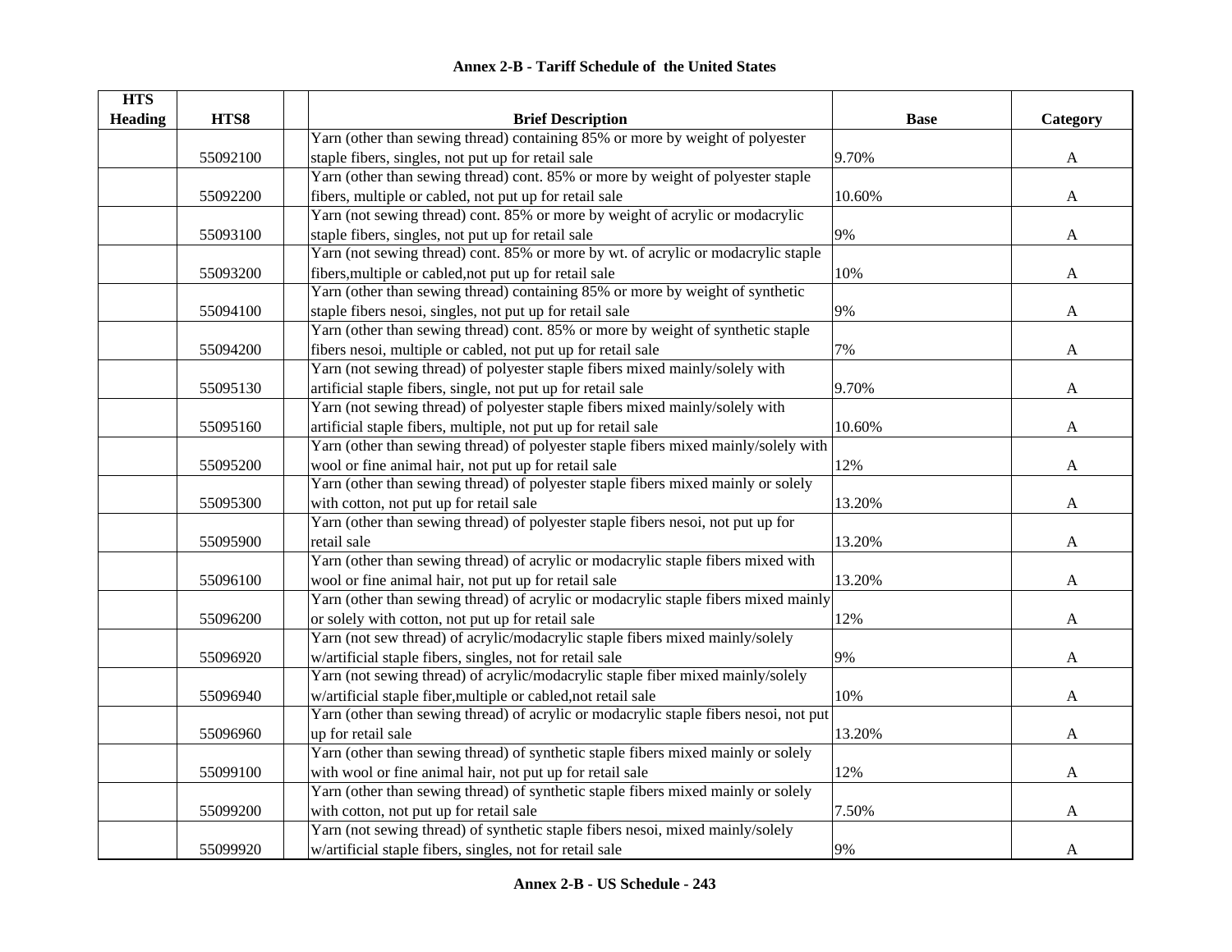# Annex 2-B - Tariff Schedule of the United States

| HTS Heading | HTS8 | | Brief Description | Base | Category |
|---|---|---|---|---|---|
| | 55092100 | | Yarn (other than sewing thread) containing 85% or more by weight of polyester staple fibers, singles, not put up for retail sale | 9.70% | A |
| | 55092200 | | Yarn (other than sewing thread) cont. 85% or more by weight of polyester staple fibers, multiple or cabled, not put up for retail sale | 10.60% | A |
| | 55093100 | | Yarn (not sewing thread) cont. 85% or more by weight of acrylic or modacrylic staple fibers, singles, not put up for retail sale | 9% | A |
| | 55093200 | | Yarn (not sewing thread) cont. 85% or more by wt. of acrylic or modacrylic staple fibers,multiple or cabled,not put up for retail sale | 10% | A |
| | 55094100 | | Yarn (other than sewing thread) containing 85% or more by weight of synthetic staple fibers nesoi, singles, not put up for retail sale | 9% | A |
| | 55094200 | | Yarn (other than sewing thread) cont. 85% or more by weight of synthetic staple fibers nesoi, multiple or cabled, not put up for retail sale | 7% | A |
| | 55095130 | | Yarn (not sewing thread) of polyester staple fibers mixed mainly/solely with artificial staple fibers, single, not put up for retail sale | 9.70% | A |
| | 55095160 | | Yarn (not sewing thread) of polyester staple fibers mixed mainly/solely with artificial staple fibers, multiple, not put up for retail sale | 10.60% | A |
| | 55095200 | | Yarn (other than sewing thread) of polyester staple fibers mixed mainly/solely with wool or fine animal hair, not put up for retail sale | 12% | A |
| | 55095300 | | Yarn (other than sewing thread) of polyester staple fibers mixed mainly or solely with cotton, not put up for retail sale | 13.20% | A |
| | 55095900 | | Yarn (other than sewing thread) of polyester staple fibers nesoi, not put up for retail sale | 13.20% | A |
| | 55096100 | | Yarn (other than sewing thread) of acrylic or modacrylic staple fibers mixed with wool or fine animal hair, not put up for retail sale | 13.20% | A |
| | 55096200 | | Yarn (other than sewing thread) of acrylic or modacrylic staple fibers mixed mainly or solely with cotton, not put up for retail sale | 12% | A |
| | 55096920 | | Yarn (not sew thread) of acrylic/modacrylic staple fibers mixed mainly/solely w/artificial staple fibers, singles, not for retail sale | 9% | A |
| | 55096940 | | Yarn (not sewing thread) of acrylic/modacrylic staple fiber mixed mainly/solely w/artificial staple fiber,multiple or cabled,not retail sale | 10% | A |
| | 55096960 | | Yarn (other than sewing thread) of acrylic or modacrylic staple fibers nesoi, not put up for retail sale | 13.20% | A |
| | 55099100 | | Yarn (other than sewing thread) of synthetic staple fibers mixed mainly or solely with wool or fine animal hair, not put up for retail sale | 12% | A |
| | 55099200 | | Yarn (other than sewing thread) of synthetic staple fibers mixed mainly or solely with cotton, not put up for retail sale | 7.50% | A |
| | 55099920 | | Yarn (not sewing thread) of synthetic staple fibers nesoi, mixed mainly/solely w/artificial staple fibers, singles, not for retail sale | 9% | A |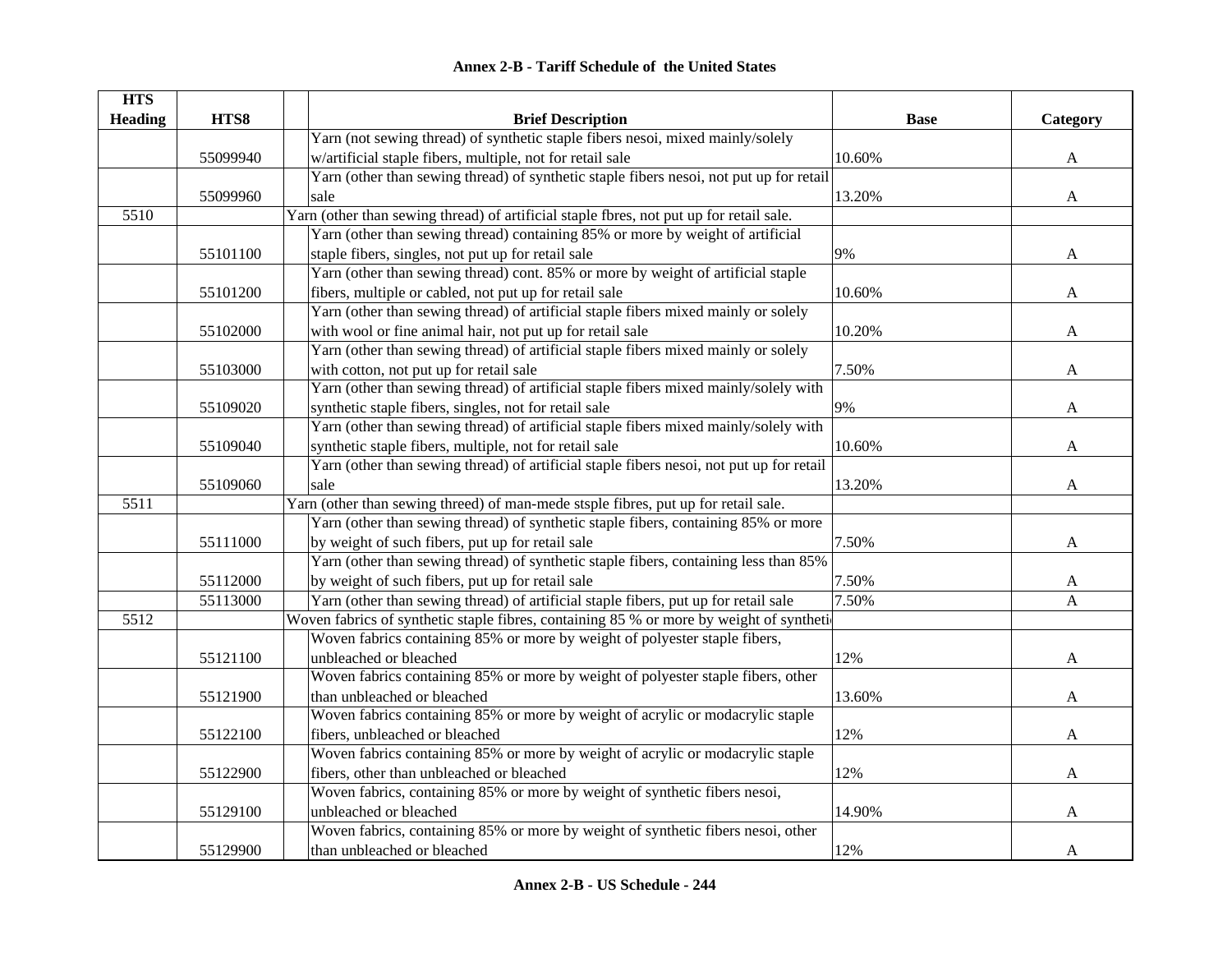# Annex 2-B - Tariff Schedule of the United States

| HTS Heading | HTS8 | Brief Description | Base | Category |
|---|---|---|---|---|
| | 55099940 | Yarn (not sewing thread) of synthetic staple fibers nesoi, mixed mainly/solely w/artificial staple fibers, multiple, not for retail sale | 10.60% | A |
| | 55099960 | Yarn (other than sewing thread) of synthetic staple fibers nesoi, not put up for retail sale | 13.20% | A |
| 5510 | | Yarn (other than sewing thread) of artificial staple fbres, not put up for retail sale. | | |
| | 55101100 | Yarn (other than sewing thread) containing 85% or more by weight of artificial staple fibers, singles, not put up for retail sale | 9% | A |
| | 55101200 | Yarn (other than sewing thread) cont. 85% or more by weight of artificial staple fibers, multiple or cabled, not put up for retail sale | 10.60% | A |
| | 55102000 | Yarn (other than sewing thread) of artificial staple fibers mixed mainly or solely with wool or fine animal hair, not put up for retail sale | 10.20% | A |
| | 55103000 | Yarn (other than sewing thread) of artificial staple fibers mixed mainly or solely with cotton, not put up for retail sale | 7.50% | A |
| | 55109020 | Yarn (other than sewing thread) of artificial staple fibers mixed mainly/solely with synthetic staple fibers, singles, not for retail sale | 9% | A |
| | 55109040 | Yarn (other than sewing thread) of artificial staple fibers mixed mainly/solely with synthetic staple fibers, multiple, not for retail sale | 10.60% | A |
| | 55109060 | Yarn (other than sewing thread) of artificial staple fibers nesoi, not put up for retail sale | 13.20% | A |
| 5511 | | Yarn (other than sewing threed) of man-mede stsple fibres, put up for retail sale. | | |
| | 55111000 | Yarn (other than sewing thread) of synthetic staple fibers, containing 85% or more by weight of such fibers, put up for retail sale | 7.50% | A |
| | 55112000 | Yarn (other than sewing thread) of synthetic staple fibers, containing less than 85% by weight of such fibers, put up for retail sale | 7.50% | A |
| | 55113000 | Yarn (other than sewing thread) of artificial staple fibers, put up for retail sale | 7.50% | A |
| 5512 | | Woven fabrics of synthetic staple fibres, containing 85 % or more by weight of syntheti | | |
| | 55121100 | Woven fabrics containing 85% or more by weight of polyester staple fibers, unbleached or bleached | 12% | A |
| | 55121900 | Woven fabrics containing 85% or more by weight of polyester staple fibers, other than unbleached or bleached | 13.60% | A |
| | 55122100 | Woven fabrics containing 85% or more by weight of acrylic or modacrylic staple fibers, unbleached or bleached | 12% | A |
| | 55122900 | Woven fabrics containing 85% or more by weight of acrylic or modacrylic staple fibers, other than unbleached or bleached | 12% | A |
| | 55129100 | Woven fabrics, containing 85% or more by weight of synthetic fibers nesoi, unbleached or bleached | 14.90% | A |
| | 55129900 | Woven fabrics, containing 85% or more by weight of synthetic fibers nesoi, other than unbleached or bleached | 12% | A |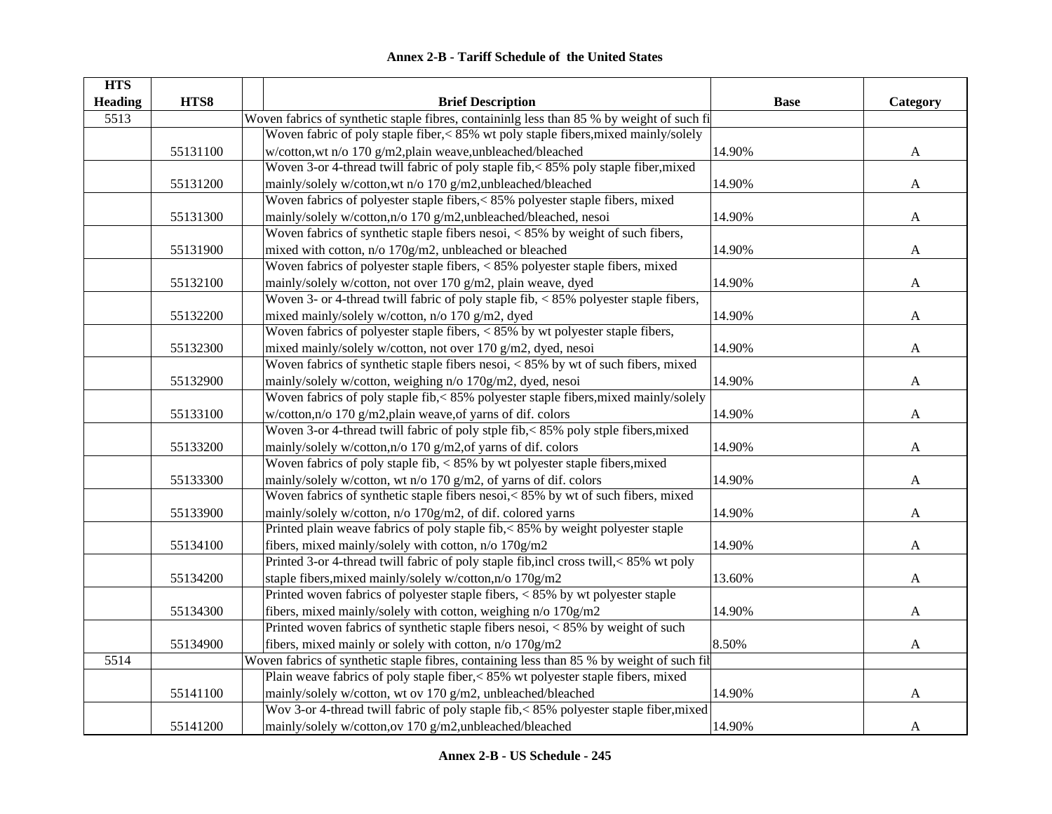## Annex 2-B - Tariff Schedule of the United States

| HTS Heading | HTS8 | | Brief Description | Base | Category |
|---|---|---|---|---|---|
| 5513 | | | Woven fabrics of synthetic staple fibres, containinlg less than 85 % by weight of such fi | | |
| | 55131100 | | Woven fabric of poly staple fiber,< 85% wt poly staple fibers,mixed mainly/solely w/cotton,wt n/o 170 g/m2,plain weave,unbleached/bleached | 14.90% | A |
| | 55131200 | | Woven 3-or 4-thread twill fabric of poly staple fib,< 85% poly staple fiber,mixed mainly/solely w/cotton,wt n/o 170 g/m2,unbleached/bleached | 14.90% | A |
| | 55131300 | | Woven fabrics of polyester staple fibers,< 85% polyester staple fibers, mixed mainly/solely w/cotton,n/o 170 g/m2,unbleached/bleached, nesoi | 14.90% | A |
| | 55131900 | | Woven fabrics of synthetic staple fibers nesoi, < 85% by weight of such fibers, mixed with cotton, n/o 170g/m2, unbleached or bleached | 14.90% | A |
| | 55132100 | | Woven fabrics of polyester staple fibers, < 85% polyester staple fibers, mixed mainly/solely w/cotton, not over 170 g/m2, plain weave, dyed | 14.90% | A |
| | 55132200 | | Woven 3- or 4-thread twill fabric of poly staple fib, < 85% polyester staple fibers, mixed mainly/solely w/cotton, n/o 170 g/m2, dyed | 14.90% | A |
| | 55132300 | | Woven fabrics of polyester staple fibers, < 85% by wt polyester staple fibers, mixed mainly/solely w/cotton, not over 170 g/m2, dyed, nesoi | 14.90% | A |
| | 55132900 | | Woven fabrics of synthetic staple fibers nesoi, < 85% by wt of such fibers, mixed mainly/solely w/cotton, weighing n/o 170g/m2, dyed, nesoi | 14.90% | A |
| | 55133100 | | Woven fabrics of poly staple fib,< 85% polyester staple fibers,mixed mainly/solely w/cotton,n/o 170 g/m2,plain weave,of yarns of dif. colors | 14.90% | A |
| | 55133200 | | Woven 3-or 4-thread twill fabric of poly stple fib,< 85% poly stple fibers,mixed mainly/solely w/cotton,n/o 170 g/m2,of yarns of dif. colors | 14.90% | A |
| | 55133300 | | Woven fabrics of poly staple fib, < 85% by wt polyester staple fibers,mixed mainly/solely w/cotton, wt n/o 170 g/m2, of yarns of dif. colors | 14.90% | A |
| | 55133900 | | Woven fabrics of synthetic staple fibers nesoi,< 85% by wt of such fibers, mixed mainly/solely w/cotton, n/o 170g/m2, of dif. colored yarns | 14.90% | A |
| | 55134100 | | Printed plain weave fabrics of poly staple fib,< 85% by weight polyester staple fibers, mixed mainly/solely with cotton, n/o 170g/m2 | 14.90% | A |
| | 55134200 | | Printed 3-or 4-thread twill fabric of poly staple fib,incl cross twill,< 85% wt poly staple fibers,mixed mainly/solely w/cotton,n/o 170g/m2 | 13.60% | A |
| | 55134300 | | Printed woven fabrics of polyester staple fibers, < 85% by wt polyester staple fibers, mixed mainly/solely with cotton, weighing n/o 170g/m2 | 14.90% | A |
| | 55134900 | | Printed woven fabrics of synthetic staple fibers nesoi, < 85% by weight of such fibers, mixed mainly or solely with cotton, n/o 170g/m2 | 8.50% | A |
| 5514 | | | Woven fabrics of synthetic staple fibres, containing less than 85 % by weight of such fib | | |
| | 55141100 | | Plain weave fabrics of poly staple fiber,< 85% wt polyester staple fibers, mixed mainly/solely w/cotton, wt ov 170 g/m2, unbleached/bleached | 14.90% | A |
| | 55141200 | | Wov 3-or 4-thread twill fabric of poly staple fib,< 85% polyester staple fiber,mixed mainly/solely w/cotton,ov 170 g/m2,unbleached/bleached | 14.90% | A |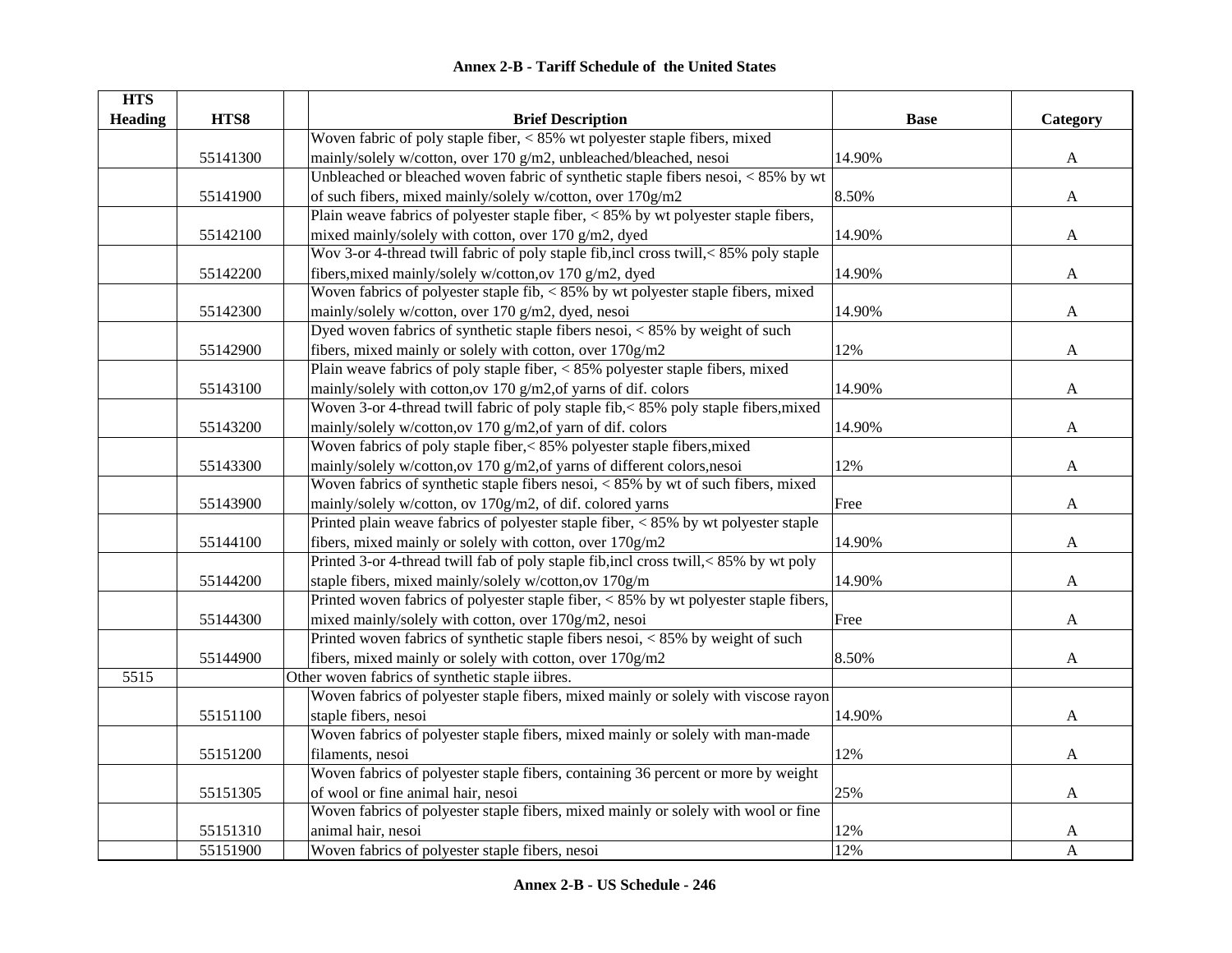# Annex 2-B - Tariff Schedule of the United States

| HTS Heading | HTS8 | | Brief Description | Base | Category |
|---|---|---|---|---|---|
| | 55141300 | | Woven fabric of poly staple fiber, < 85% wt polyester staple fibers, mixed mainly/solely w/cotton, over 170 g/m2, unbleached/bleached, nesoi | 14.90% | A |
| | 55141900 | | Unbleached or bleached woven fabric of synthetic staple fibers nesoi, < 85% by wt of such fibers, mixed mainly/solely w/cotton, over 170g/m2 | 8.50% | A |
| | 55142100 | | Plain weave fabrics of polyester staple fiber, < 85% by wt polyester staple fibers, mixed mainly/solely with cotton, over 170 g/m2, dyed | 14.90% | A |
| | 55142200 | | Wov 3-or 4-thread twill fabric of poly staple fib,incl cross twill,< 85% poly staple fibers,mixed mainly/solely w/cotton,ov 170 g/m2, dyed | 14.90% | A |
| | 55142300 | | Woven fabrics of polyester staple fib, < 85% by wt polyester staple fibers, mixed mainly/solely w/cotton, over 170 g/m2, dyed, nesoi | 14.90% | A |
| | 55142900 | | Dyed woven fabrics of synthetic staple fibers nesoi, < 85% by weight of such fibers, mixed mainly or solely with cotton, over 170g/m2 | 12% | A |
| | 55143100 | | Plain weave fabrics of poly staple fiber, < 85% polyester staple fibers, mixed mainly/solely with cotton,ov 170 g/m2,of yarns of dif. colors | 14.90% | A |
| | 55143200 | | Woven 3-or 4-thread twill fabric of poly staple fib,< 85% poly staple fibers,mixed mainly/solely w/cotton,ov 170 g/m2,of yarn of dif. colors | 14.90% | A |
| | 55143300 | | Woven fabrics of poly staple fiber,< 85% polyester staple fibers,mixed mainly/solely w/cotton,ov 170 g/m2,of yarns of different colors,nesoi | 12% | A |
| | 55143900 | | Woven fabrics of synthetic staple fibers nesoi, < 85% by wt of such fibers, mixed mainly/solely w/cotton, ov 170g/m2, of dif. colored yarns | Free | A |
| | 55144100 | | Printed plain weave fabrics of polyester staple fiber, < 85% by wt polyester staple fibers, mixed mainly or solely with cotton, over 170g/m2 | 14.90% | A |
| | 55144200 | | Printed 3-or 4-thread twill fab of poly staple fib,incl cross twill,< 85% by wt poly staple fibers, mixed mainly/solely w/cotton,ov 170g/m | 14.90% | A |
| | 55144300 | | Printed woven fabrics of polyester staple fiber, < 85% by wt polyester staple fibers, mixed mainly/solely with cotton, over 170g/m2, nesoi | Free | A |
| | 55144900 | | Printed woven fabrics of synthetic staple fibers nesoi, < 85% by weight of such fibers, mixed mainly or solely with cotton, over 170g/m2 | 8.50% | A |
| 5515 | | Other woven fabrics of synthetic staple iibres. | | | |
| | 55151100 | | Woven fabrics of polyester staple fibers, mixed mainly or solely with viscose rayon staple fibers, nesoi | 14.90% | A |
| | 55151200 | | Woven fabrics of polyester staple fibers, mixed mainly or solely with man-made filaments, nesoi | 12% | A |
| | 55151305 | | Woven fabrics of polyester staple fibers, containing 36 percent or more by weight of wool or fine animal hair, nesoi | 25% | A |
| | 55151310 | | Woven fabrics of polyester staple fibers, mixed mainly or solely with wool or fine animal hair, nesoi | 12% | A |
| | 55151900 | | Woven fabrics of polyester staple fibers, nesoi | 12% | A |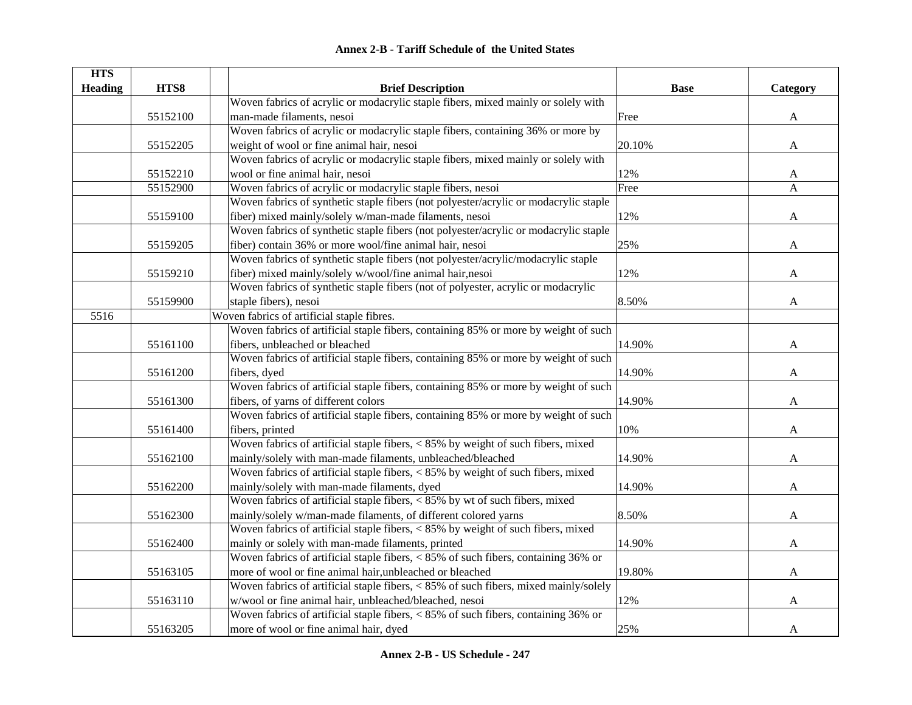## Annex 2-B - Tariff Schedule of the United States

| HTS Heading | HTS8 | | Brief Description | Base | Category |
|---|---|---|---|---|---|
| | 55152100 | | Woven fabrics of acrylic or modacrylic staple fibers, mixed mainly or solely with man-made filaments, nesoi | Free | A |
| | 55152205 | | Woven fabrics of acrylic or modacrylic staple fibers, containing 36% or more by weight of wool or fine animal hair, nesoi | 20.10% | A |
| | 55152210 | | Woven fabrics of acrylic or modacrylic staple fibers, mixed mainly or solely with wool or fine animal hair, nesoi | 12% | A |
| | 55152900 | | Woven fabrics of acrylic or modacrylic staple fibers, nesoi | Free | A |
| | 55159100 | | Woven fabrics of synthetic staple fibers (not polyester/acrylic or modacrylic staple fiber) mixed mainly/solely w/man-made filaments, nesoi | 12% | A |
| | 55159205 | | Woven fabrics of synthetic staple fibers (not polyester/acrylic or modacrylic staple fiber) contain 36% or more wool/fine animal hair, nesoi | 25% | A |
| | 55159210 | | Woven fabrics of synthetic staple fibers (not polyester/acrylic/modacrylic staple fiber) mixed mainly/solely w/wool/fine animal hair,nesoi | 12% | A |
| | 55159900 | | Woven fabrics of synthetic staple fibers (not of polyester, acrylic or modacrylic staple fibers), nesoi | 8.50% | A |
| 5516 | | Woven fabrics of artificial staple fibres. | | | |
| | 55161100 | | Woven fabrics of artificial staple fibers, containing 85% or more by weight of such fibers, unbleached or bleached | 14.90% | A |
| | 55161200 | | Woven fabrics of artificial staple fibers, containing 85% or more by weight of such fibers, dyed | 14.90% | A |
| | 55161300 | | Woven fabrics of artificial staple fibers, containing 85% or more by weight of such fibers, of yarns of different colors | 14.90% | A |
| | 55161400 | | Woven fabrics of artificial staple fibers, containing 85% or more by weight of such fibers, printed | 10% | A |
| | 55162100 | | Woven fabrics of artificial staple fibers, < 85% by weight of such fibers, mixed mainly/solely with man-made filaments, unbleached/bleached | 14.90% | A |
| | 55162200 | | Woven fabrics of artificial staple fibers, < 85% by weight of such fibers, mixed mainly/solely with man-made filaments, dyed | 14.90% | A |
| | 55162300 | | Woven fabrics of artificial staple fibers, < 85% by wt of such fibers, mixed mainly/solely w/man-made filaments, of different colored yarns | 8.50% | A |
| | 55162400 | | Woven fabrics of artificial staple fibers, < 85% by weight of such fibers, mixed mainly or solely with man-made filaments, printed | 14.90% | A |
| | 55163105 | | Woven fabrics of artificial staple fibers, < 85% of such fibers, containing 36% or more of wool or fine animal hair,unbleached or bleached | 19.80% | A |
| | 55163110 | | Woven fabrics of artificial staple fibers, < 85% of such fibers, mixed mainly/solely w/wool or fine animal hair, unbleached/bleached, nesoi | 12% | A |
| | 55163205 | | Woven fabrics of artificial staple fibers, < 85% of such fibers, containing 36% or more of wool or fine animal hair, dyed | 25% | A |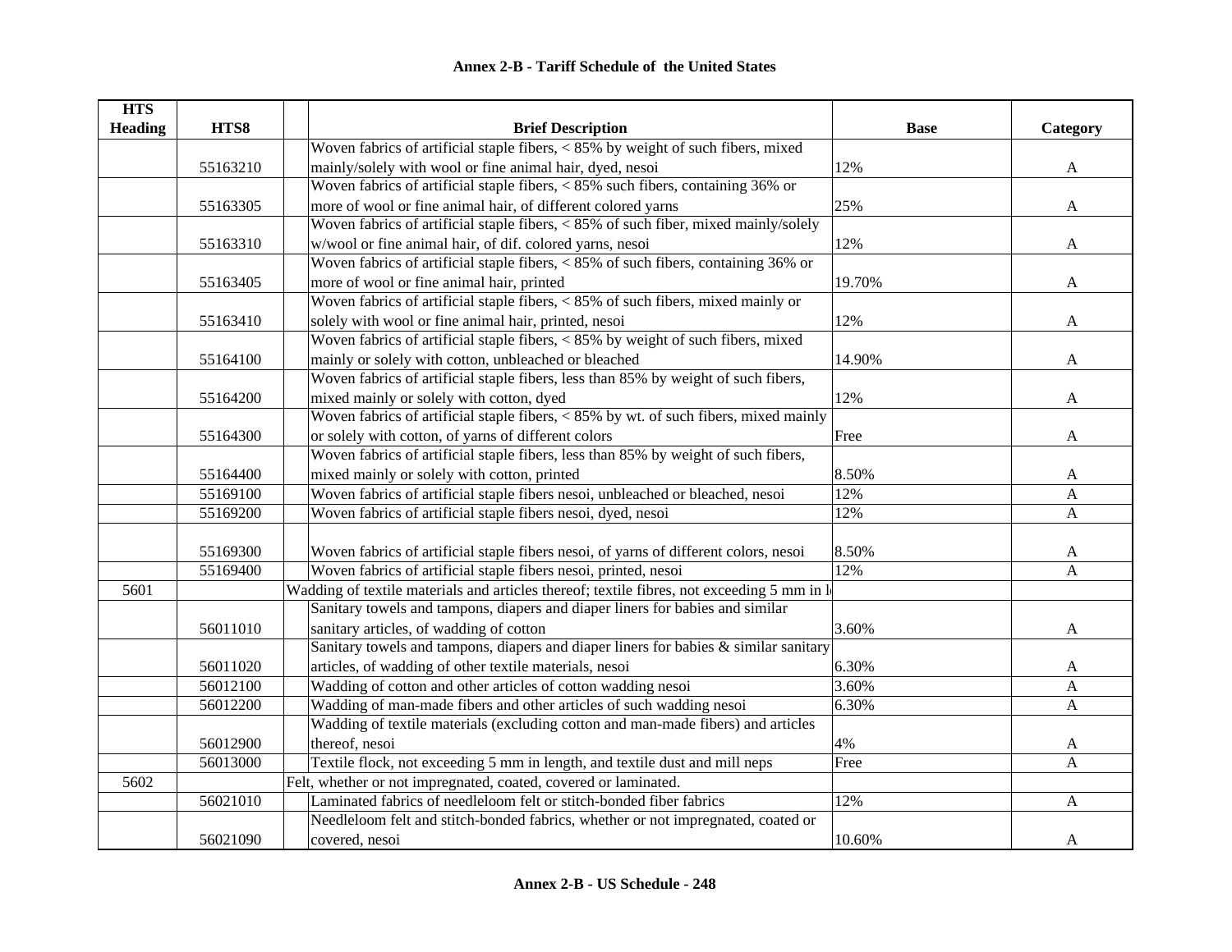## Annex 2-B - Tariff Schedule of the United States

| HTS Heading | HTS8 | Brief Description | Base | Category |
|---|---|---|---|---|
| | 55163210 | Woven fabrics of artificial staple fibers, < 85% by weight of such fibers, mixed mainly/solely with wool or fine animal hair, dyed, nesoi | 12% | A |
| | 55163305 | Woven fabrics of artificial staple fibers, < 85% such fibers, containing 36% or more of wool or fine animal hair, of different colored yarns | 25% | A |
| | 55163310 | Woven fabrics of artificial staple fibers, < 85% of such fiber, mixed mainly/solely w/wool or fine animal hair, of dif. colored yarns, nesoi | 12% | A |
| | 55163405 | Woven fabrics of artificial staple fibers, < 85% of such fibers, containing 36% or more of wool or fine animal hair, printed | 19.70% | A |
| | 55163410 | Woven fabrics of artificial staple fibers, < 85% of such fibers, mixed mainly or solely with wool or fine animal hair, printed, nesoi | 12% | A |
| | 55164100 | Woven fabrics of artificial staple fibers, < 85% by weight of such fibers, mixed mainly or solely with cotton, unbleached or bleached | 14.90% | A |
| | 55164200 | Woven fabrics of artificial staple fibers, less than 85% by weight of such fibers, mixed mainly or solely with cotton, dyed | 12% | A |
| | 55164300 | Woven fabrics of artificial staple fibers, < 85% by wt. of such fibers, mixed mainly or solely with cotton, of yarns of different colors | Free | A |
| | 55164400 | Woven fabrics of artificial staple fibers, less than 85% by weight of such fibers, mixed mainly or solely with cotton, printed | 8.50% | A |
| | 55169100 | Woven fabrics of artificial staple fibers nesoi, unbleached or bleached, nesoi | 12% | A |
| | 55169200 | Woven fabrics of artificial staple fibers nesoi, dyed, nesoi | 12% | A |
| | 55169300 | Woven fabrics of artificial staple fibers nesoi, of yarns of different colors, nesoi | 8.50% | A |
| | 55169400 | Woven fabrics of artificial staple fibers nesoi, printed, nesoi | 12% | A |
| 5601 | | Wadding of textile materials and articles thereof; textile fibres, not exceeding 5 mm in l | | |
| | 56011010 | Sanitary towels and tampons, diapers and diaper liners for babies and similar sanitary articles, of wadding of cotton | 3.60% | A |
| | 56011020 | Sanitary towels and tampons, diapers and diaper liners for babies & similar sanitary articles, of wadding of other textile materials, nesoi | 6.30% | A |
| | 56012100 | Wadding of cotton and other articles of cotton wadding nesoi | 3.60% | A |
| | 56012200 | Wadding of man-made fibers and other articles of such wadding nesoi | 6.30% | A |
| | 56012900 | Wadding of textile materials (excluding cotton and man-made fibers) and articles thereof, nesoi | 4% | A |
| | 56013000 | Textile flock, not exceeding 5 mm in length, and textile dust and mill neps | Free | A |
| 5602 | | Felt, whether or not impregnated, coated, covered or laminated. | | |
| | 56021010 | Laminated fabrics of needleloom felt or stitch-bonded fiber fabrics | 12% | A |
| | 56021090 | Needleloom felt and stitch-bonded fabrics, whether or not impregnated, coated or covered, nesoi | 10.60% | A |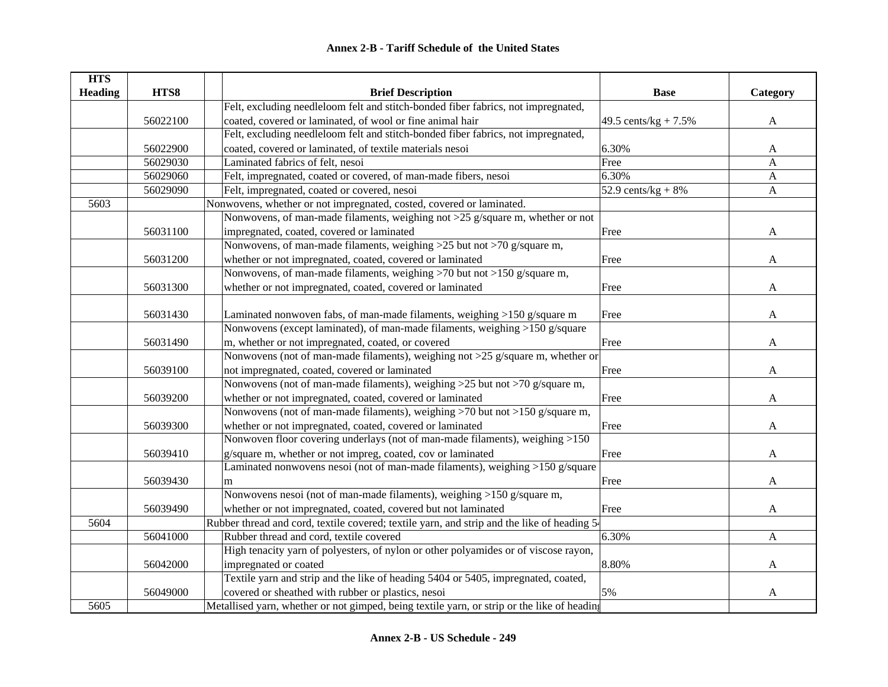# Annex 2-B - Tariff Schedule of the United States

| HTS Heading | HTS8 | Brief Description | Base | Category |
|---|---|---|---|---|
| | 56022100 | Felt, excluding needleloom felt and stitch-bonded fiber fabrics, not impregnated, coated, covered or laminated, of wool or fine animal hair | 49.5 cents/kg + 7.5% | A |
| | 56022900 | Felt, excluding needleloom felt and stitch-bonded fiber fabrics, not impregnated, coated, covered or laminated, of textile materials nesoi | 6.30% | A |
| | 56029030 | Laminated fabrics of felt, nesoi | Free | A |
| | 56029060 | Felt, impregnated, coated or covered, of man-made fibers, nesoi | 6.30% | A |
| | 56029090 | Felt, impregnated, coated or covered, nesoi | 52.9 cents/kg + 8% | A |
| 5603 | | Nonwovens, whether or not impregnated, costed, covered or laminated. | | |
| | 56031100 | Nonwovens, of man-made filaments, weighing not >25 g/square m, whether or not impregnated, coated, covered or laminated | Free | A |
| | 56031200 | Nonwovens, of man-made filaments, weighing >25 but not >70 g/square m, whether or not impregnated, coated, covered or laminated | Free | A |
| | 56031300 | Nonwovens, of man-made filaments, weighing >70 but not >150 g/square m, whether or not impregnated, coated, covered or laminated | Free | A |
| | 56031430 | Laminated nonwoven fabs, of man-made filaments, weighing >150 g/square m | Free | A |
| | 56031490 | Nonwovens (except laminated), of man-made filaments, weighing >150 g/square m, whether or not impregnated, coated, or covered | Free | A |
| | 56039100 | Nonwovens (not of man-made filaments), weighing not >25 g/square m, whether or not impregnated, coated, covered or laminated | Free | A |
| | 56039200 | Nonwovens (not of man-made filaments), weighing >25 but not >70 g/square m, whether or not impregnated, coated, covered or laminated | Free | A |
| | 56039300 | Nonwovens (not of man-made filaments), weighing >70 but not >150 g/square m, whether or not impregnated, coated, covered or laminated | Free | A |
| | 56039410 | Nonwoven floor covering underlays (not of man-made filaments), weighing >150 g/square m, whether or not impreg, coated, cov or laminated | Free | A |
| | 56039430 | Laminated nonwovens nesoi (not of man-made filaments), weighing >150 g/square m | Free | A |
| | 56039490 | Nonwovens nesoi (not of man-made filaments), weighing >150 g/square m, whether or not impregnated, coated, covered but not laminated | Free | A |
| 5604 | | Rubber thread and cord, textile covered; textile yarn, and strip and the like of heading 5 | | |
| | 56041000 | Rubber thread and cord, textile covered | 6.30% | A |
| | 56042000 | High tenacity yarn of polyesters, of nylon or other polyamides or of viscose rayon, impregnated or coated | 8.80% | A |
| | 56049000 | Textile yarn and strip and the like of heading 5404 or 5405, impregnated, coated, covered or sheathed with rubber or plastics, nesoi | 5% | A |
| 5605 | | Metallised yarn, whether or not gimped, being textile yarn, or strip or the like of heading | | |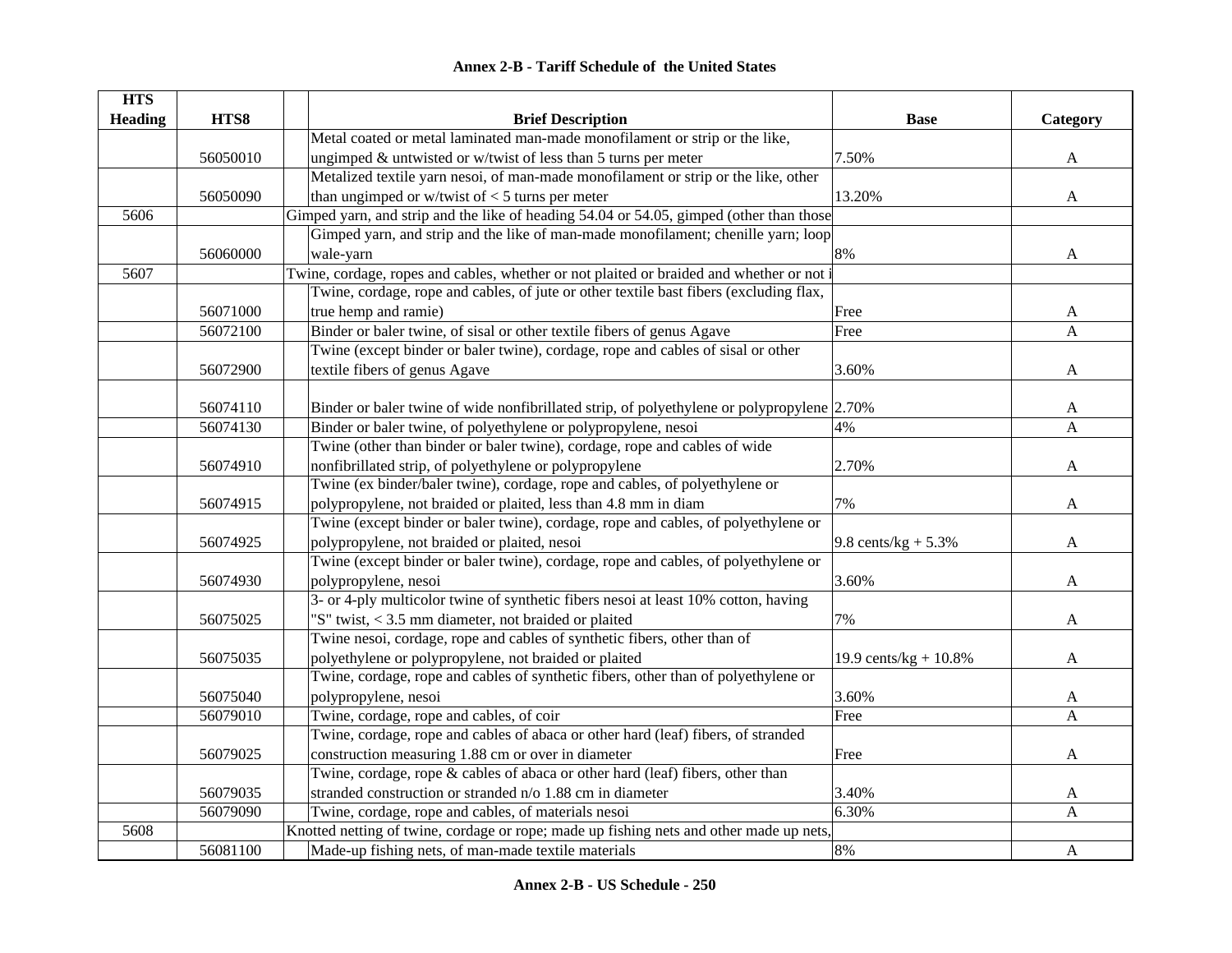# Annex 2-B - Tariff Schedule of the United States

| HTS Heading | HTS8 | Brief Description | Base | Category |
|---|---|---|---|---|
| | 56050010 | Metal coated or metal laminated man-made monofilament or strip or the like, ungimped & untwisted or w/twist of less than 5 turns per meter | 7.50% | A |
| | 56050090 | Metalized textile yarn nesoi, of man-made monofilament or strip or the like, other than ungimped or w/twist of < 5 turns per meter | 13.20% | A |
| 5606 | | Gimped yarn, and strip and the like of heading 54.04 or 54.05, gimped (other than those | | |
| | 56060000 | Gimped yarn, and strip and the like of man-made monofilament; chenille yarn; loop wale-yarn | 8% | A |
| 5607 | | Twine, cordage, ropes and cables, whether or not plaited or braided and whether or not i | | |
| | 56071000 | Twine, cordage, rope and cables, of jute or other textile bast fibers (excluding flax, true hemp and ramie) | Free | A |
| | 56072100 | Binder or baler twine, of sisal or other textile fibers of genus Agave | Free | A |
| | 56072900 | Twine (except binder or baler twine), cordage, rope and cables of sisal or other textile fibers of genus Agave | 3.60% | A |
| | 56074110 | Binder or baler twine of wide nonfibrillated strip, of polyethylene or polypropylene | 2.70% | A |
| | 56074130 | Binder or baler twine, of polyethylene or polypropylene, nesoi | 4% | A |
| | 56074910 | Twine (other than binder or baler twine), cordage, rope and cables of wide nonfibrillated strip, of polyethylene or polypropylene | 2.70% | A |
| | 56074915 | Twine (ex binder/baler twine), cordage, rope and cables, of polyethylene or polypropylene, not braided or plaited, less than 4.8 mm in diam | 7% | A |
| | 56074925 | Twine (except binder or baler twine), cordage, rope and cables, of polyethylene or polypropylene, not braided or plaited, nesoi | 9.8 cents/kg + 5.3% | A |
| | 56074930 | Twine (except binder or baler twine), cordage, rope and cables, of polyethylene or polypropylene, nesoi | 3.60% | A |
| | 56075025 | 3- or 4-ply multicolor twine of synthetic fibers nesoi at least 10% cotton, having "S" twist, < 3.5 mm diameter, not braided or plaited | 7% | A |
| | 56075035 | Twine nesoi, cordage, rope and cables of synthetic fibers, other than of polyethylene or polypropylene, not braided or plaited | 19.9 cents/kg + 10.8% | A |
| | 56075040 | Twine, cordage, rope and cables of synthetic fibers, other than of polyethylene or polypropylene, nesoi | 3.60% | A |
| | 56079010 | Twine, cordage, rope and cables, of coir | Free | A |
| | 56079025 | Twine, cordage, rope and cables of abaca or other hard (leaf) fibers, of stranded construction measuring 1.88 cm or over in diameter | Free | A |
| | 56079035 | Twine, cordage, rope & cables of abaca or other hard (leaf) fibers, other than stranded construction or stranded n/o 1.88 cm in diameter | 3.40% | A |
| | 56079090 | Twine, cordage, rope and cables, of materials nesoi | 6.30% | A |
| 5608 | | Knotted netting of twine, cordage or rope; made up fishing nets and other made up nets, | | |
| | 56081100 | Made-up fishing nets, of man-made textile materials | 8% | A |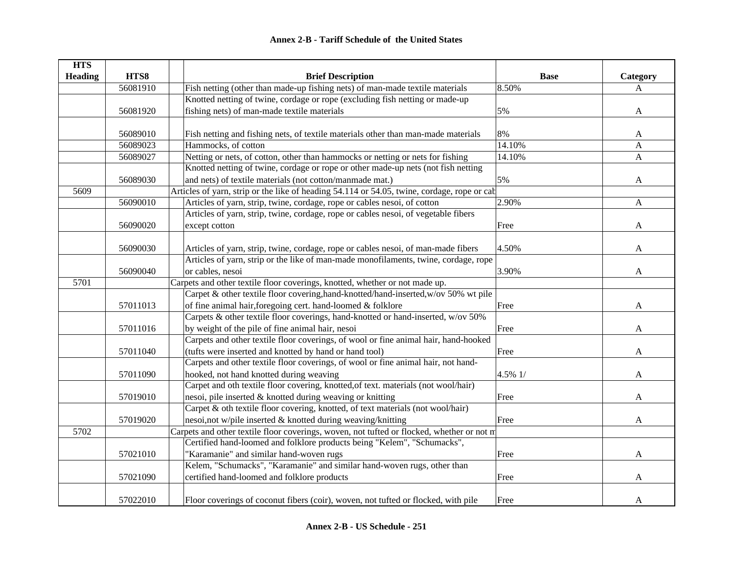# Annex 2-B - Tariff Schedule of the United States

| HTS Heading | HTS8 | | Brief Description | Base | Category |
|---|---|---|---|---|---|
| | 56081910 | | Fish netting (other than made-up fishing nets) of man-made textile materials | 8.50% | A |
| | 56081920 | | Knotted netting of twine, cordage or rope (excluding fish netting or made-up fishing nets) of man-made textile materials | 5% | A |
| | 56089010 | | Fish netting and fishing nets, of textile materials other than man-made materials | 8% | A |
| | 56089023 | | Hammocks, of cotton | 14.10% | A |
| | 56089027 | | Netting or nets, of cotton, other than hammocks or netting or nets for fishing | 14.10% | A |
| | 56089030 | | Knotted netting of twine, cordage or rope or other made-up nets (not fish netting and nets) of textile materials (not cotton/manmade mat.) | 5% | A |
| 5609 | | | Articles of yarn, strip or the like of heading 54.114 or 54.05, twine, cordage, rope or cab | | |
| | 56090010 | | Articles of yarn, strip, twine, cordage, rope or cables nesoi, of cotton | 2.90% | A |
| | 56090020 | | Articles of yarn, strip, twine, cordage, rope or cables nesoi, of vegetable fibers except cotton | Free | A |
| | 56090030 | | Articles of yarn, strip, twine, cordage, rope or cables nesoi, of man-made fibers | 4.50% | A |
| | 56090040 | | Articles of yarn, strip or the like of man-made monofilaments, twine, cordage, rope or cables, nesoi | 3.90% | A |
| 5701 | | | Carpets and other textile floor coverings, knotted, whether or not made up. | | |
| | 57011013 | | Carpet & other textile floor covering,hand-knotted/hand-inserted,w/ov 50% wt pile of fine animal hair,foregoing cert. hand-loomed & folklore | Free | A |
| | 57011016 | | Carpets & other textile floor coverings, hand-knotted or hand-inserted, w/ov 50% by weight of the pile of fine animal hair, nesoi | Free | A |
| | 57011040 | | Carpets and other textile floor coverings, of wool or fine animal hair, hand-hooked (tufts were inserted and knotted by hand or hand tool) | Free | A |
| | 57011090 | | Carpets and other textile floor coverings, of wool or fine animal hair, not hand-hooked, not hand knotted during weaving | 4.5% 1/ | A |
| | 57019010 | | Carpet and oth textile floor covering, knotted,of text. materials (not wool/hair) nesoi, pile inserted & knotted during weaving or knitting | Free | A |
| | 57019020 | | Carpet & oth textile floor covering, knotted, of text materials (not wool/hair) nesoi,not w/pile inserted & knotted during weaving/knitting | Free | A |
| 5702 | | | Carpets and other textile floor coverings, woven, not tufted or flocked, whether or not m | | |
| | 57021010 | | Certified hand-loomed and folklore products being "Kelem", "Schumacks", "Karamanie" and similar hand-woven rugs | Free | A |
| | 57021090 | | Kelem, "Schumacks", "Karamanie" and similar hand-woven rugs, other than certified hand-loomed and folklore products | Free | A |
| | 57022010 | | Floor coverings of coconut fibers (coir), woven, not tufted or flocked, with pile | Free | A |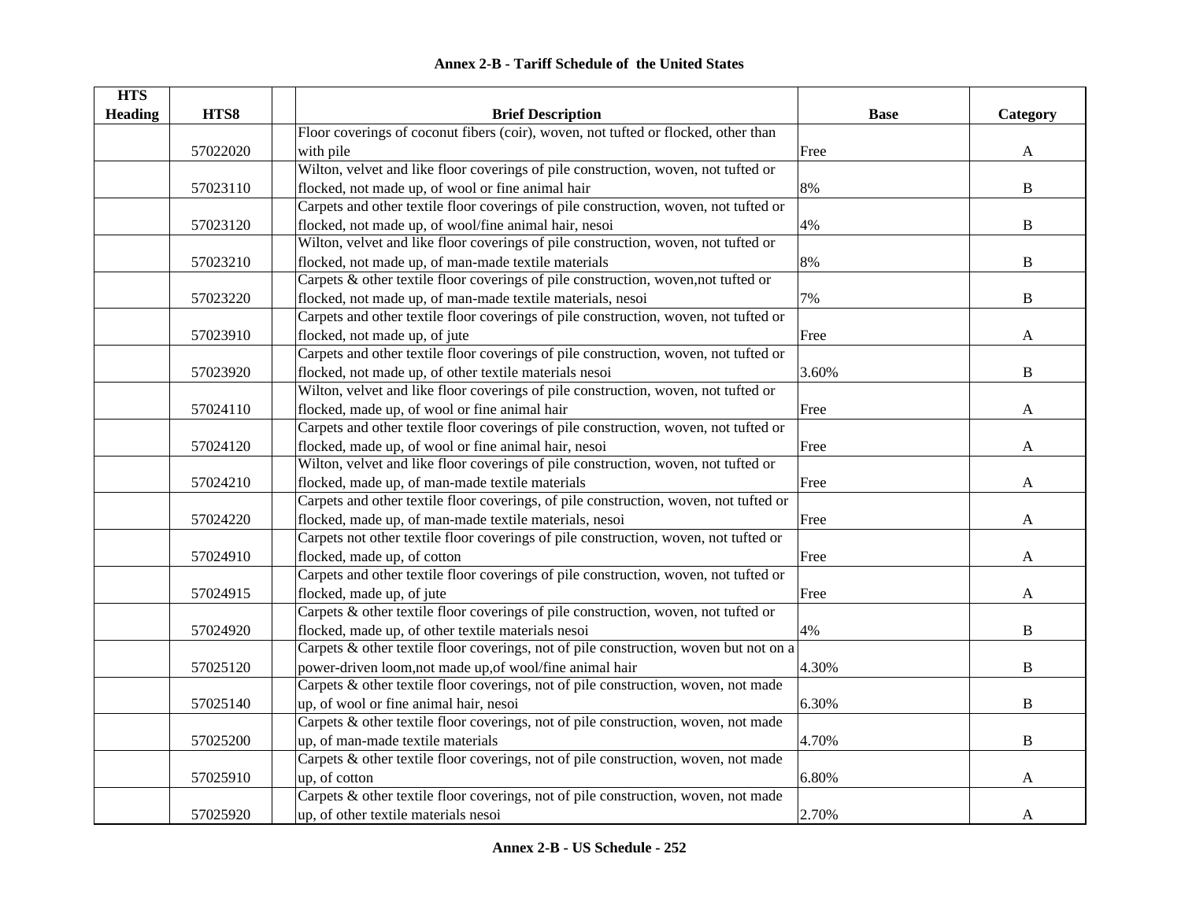# Annex 2-B - Tariff Schedule of the United States

| HTS Heading | HTS8 | | Brief Description | Base | Category |
|---|---|---|---|---|---|
| | 57022020 | | Floor coverings of coconut fibers (coir), woven, not tufted or flocked, other than with pile | Free | A |
| | 57023110 | | Wilton, velvet and like floor coverings of pile construction, woven, not tufted or flocked, not made up, of wool or fine animal hair | 8% | B |
| | 57023120 | | Carpets and other textile floor coverings of pile construction, woven, not tufted or flocked, not made up, of wool/fine animal hair, nesoi | 4% | B |
| | 57023210 | | Wilton, velvet and like floor coverings of pile construction, woven, not tufted or flocked, not made up, of man-made textile materials | 8% | B |
| | 57023220 | | Carpets & other textile floor coverings of pile construction, woven,not tufted or flocked, not made up, of man-made textile materials, nesoi | 7% | B |
| | 57023910 | | Carpets and other textile floor coverings of pile construction, woven, not tufted or flocked, not made up, of jute | Free | A |
| | 57023920 | | Carpets and other textile floor coverings of pile construction, woven, not tufted or flocked, not made up, of other textile materials nesoi | 3.60% | B |
| | 57024110 | | Wilton, velvet and like floor coverings of pile construction, woven, not tufted or flocked, made up, of wool or fine animal hair | Free | A |
| | 57024120 | | Carpets and other textile floor coverings of pile construction, woven, not tufted or flocked, made up, of wool or fine animal hair, nesoi | Free | A |
| | 57024210 | | Wilton, velvet and like floor coverings of pile construction, woven, not tufted or flocked, made up, of man-made textile materials | Free | A |
| | 57024220 | | Carpets and other textile floor coverings, of pile construction, woven, not tufted or flocked, made up, of man-made textile materials, nesoi | Free | A |
| | 57024910 | | Carpets not other textile floor coverings of pile construction, woven, not tufted or flocked, made up, of cotton | Free | A |
| | 57024915 | | Carpets and other textile floor coverings of pile construction, woven, not tufted or flocked, made up, of jute | Free | A |
| | 57024920 | | Carpets & other textile floor coverings of pile construction, woven, not tufted or flocked, made up, of other textile materials nesoi | 4% | B |
| | 57025120 | | Carpets & other textile floor coverings, not of pile construction, woven but not on a power-driven loom,not made up,of wool/fine animal hair | 4.30% | B |
| | 57025140 | | Carpets & other textile floor coverings, not of pile construction, woven, not made up, of wool or fine animal hair, nesoi | 6.30% | B |
| | 57025200 | | Carpets & other textile floor coverings, not of pile construction, woven, not made up, of man-made textile materials | 4.70% | B |
| | 57025910 | | Carpets & other textile floor coverings, not of pile construction, woven, not made up, of cotton | 6.80% | A |
| | 57025920 | | Carpets & other textile floor coverings, not of pile construction, woven, not made up, of other textile materials nesoi | 2.70% | A |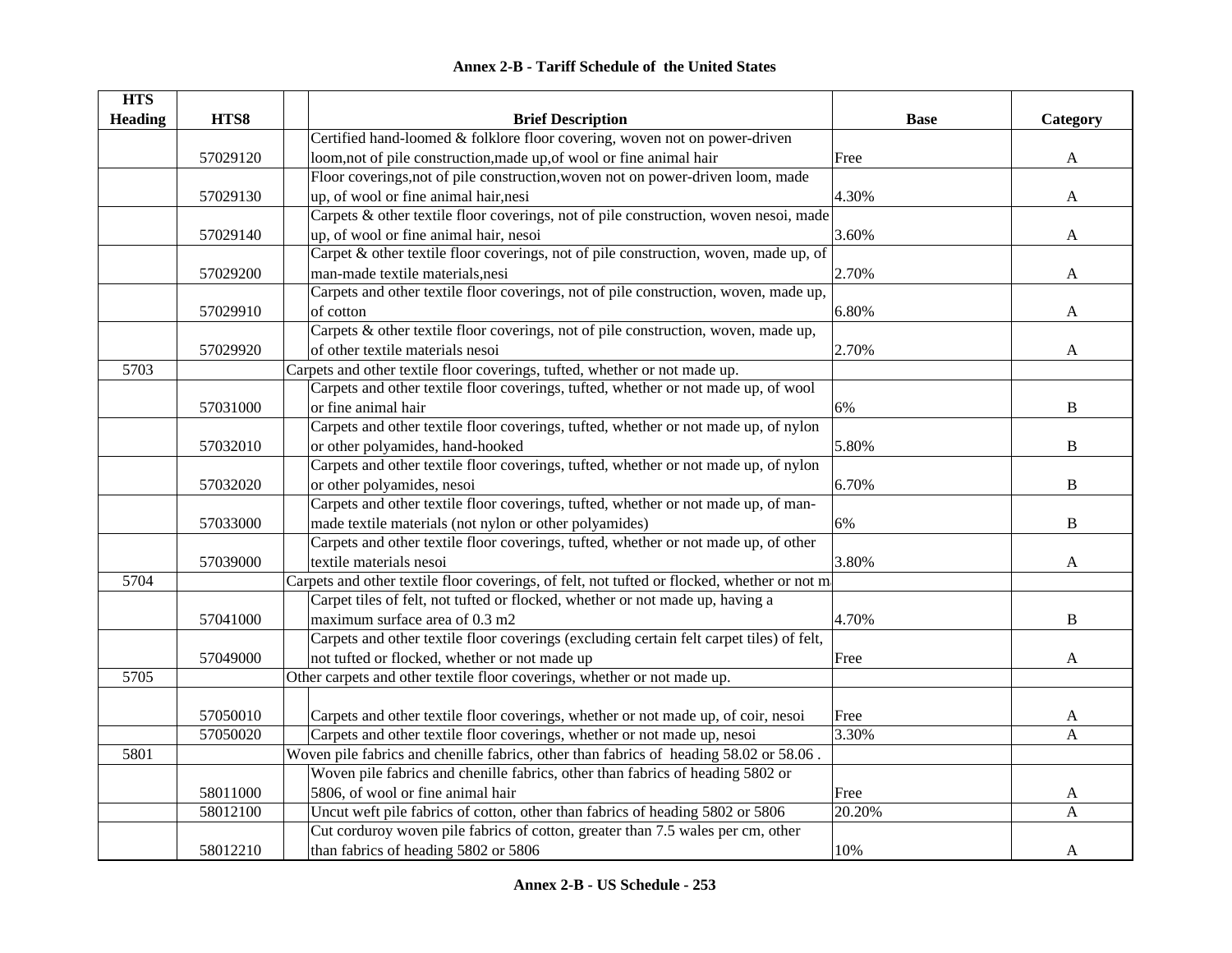## Annex 2-B - Tariff Schedule of the United States

| HTS Heading | HTS8 | Brief Description | Base | Category |
|---|---|---|---|---|
| | 57029120 | Certified hand-loomed & folklore floor covering, woven not on power-driven loom,not of pile construction,made up,of wool or fine animal hair | Free | A |
| | 57029130 | Floor coverings,not of pile construction,woven not on power-driven loom, made up, of wool or fine animal hair,nesi | 4.30% | A |
| | 57029140 | Carpets & other textile floor coverings, not of pile construction, woven nesoi, made up, of wool or fine animal hair, nesoi | 3.60% | A |
| | 57029200 | Carpet & other textile floor coverings, not of pile construction, woven, made up, of man-made textile materials,nesi | 2.70% | A |
| | 57029910 | Carpets and other textile floor coverings, not of pile construction, woven, made up, of cotton | 6.80% | A |
| | 57029920 | Carpets & other textile floor coverings, not of pile construction, woven, made up, of other textile materials nesoi | 2.70% | A |
| 5703 | | Carpets and other textile floor coverings, tufted, whether or not made up. | | |
| | 57031000 | Carpets and other textile floor coverings, tufted, whether or not made up, of wool or fine animal hair | 6% | B |
| | 57032010 | Carpets and other textile floor coverings, tufted, whether or not made up, of nylon or other polyamides, hand-hooked | 5.80% | B |
| | 57032020 | Carpets and other textile floor coverings, tufted, whether or not made up, of nylon or other polyamides, nesoi | 6.70% | B |
| | 57033000 | Carpets and other textile floor coverings, tufted, whether or not made up, of man-made textile materials (not nylon or other polyamides) | 6% | B |
| | 57039000 | Carpets and other textile floor coverings, tufted, whether or not made up, of other textile materials nesoi | 3.80% | A |
| 5704 | | Carpets and other textile floor coverings, of felt, not tufted or flocked, whether or not m | | |
| | 57041000 | Carpet tiles of felt, not tufted or flocked, whether or not made up, having a maximum surface area of 0.3 m2 | 4.70% | B |
| | 57049000 | Carpets and other textile floor coverings (excluding certain felt carpet tiles) of felt, not tufted or flocked, whether or not made up | Free | A |
| 5705 | | Other carpets and other textile floor coverings, whether or not made up. | | |
| | 57050010 | Carpets and other textile floor coverings, whether or not made up, of coir, nesoi | Free | A |
| | 57050020 | Carpets and other textile floor coverings, whether or not made up, nesoi | 3.30% | A |
| 5801 | | Woven pile fabrics and chenille fabrics, other than fabrics of heading 58.02 or 58.06 . | | |
| | 58011000 | Woven pile fabrics and chenille fabrics, other than fabrics of heading 5802 or 5806, of wool or fine animal hair | Free | A |
| | 58012100 | Uncut weft pile fabrics of cotton, other than fabrics of heading 5802 or 5806 | 20.20% | A |
| | 58012210 | Cut corduroy woven pile fabrics of cotton, greater than 7.5 wales per cm, other than fabrics of heading 5802 or 5806 | 10% | A |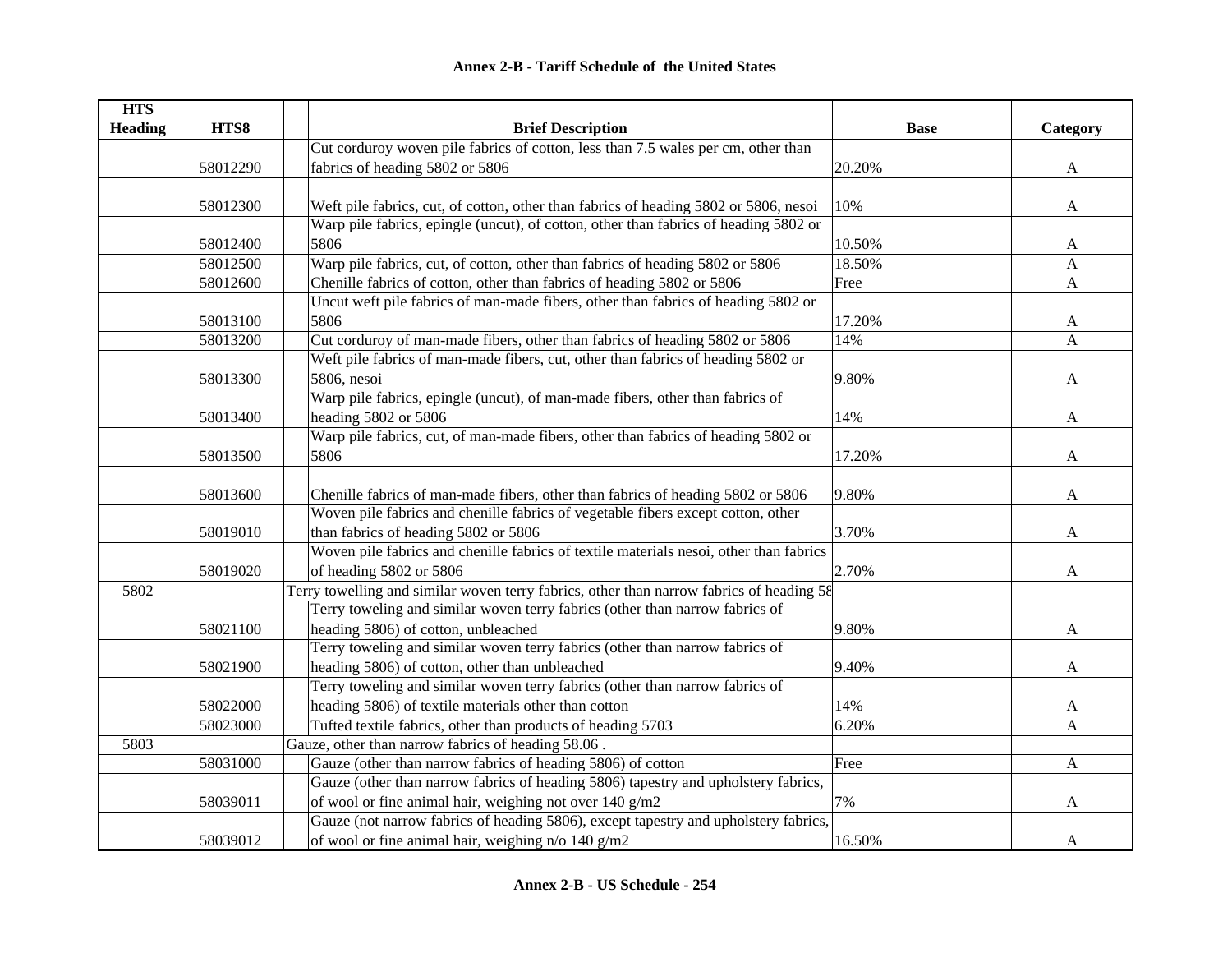## Annex 2-B - Tariff Schedule of the United States

| HTS Heading | HTS8 | Brief Description | Base | Category |
|---|---|---|---|---|
| | 58012290 | Cut corduroy woven pile fabrics of cotton, less than 7.5 wales per cm, other than fabrics of heading 5802 or 5806 | 20.20% | A |
| | 58012300 | Weft pile fabrics, cut, of cotton, other than fabrics of heading 5802 or 5806, nesoi | 10% | A |
| | 58012400 | Warp pile fabrics, epingle (uncut), of cotton, other than fabrics of heading 5802 or 5806 | 10.50% | A |
| | 58012500 | Warp pile fabrics, cut, of cotton, other than fabrics of heading 5802 or 5806 | 18.50% | A |
| | 58012600 | Chenille fabrics of cotton, other than fabrics of heading 5802 or 5806 | Free | A |
| | 58013100 | Uncut weft pile fabrics of man-made fibers, other than fabrics of heading 5802 or 5806 | 17.20% | A |
| | 58013200 | Cut corduroy of man-made fibers, other than fabrics of heading 5802 or 5806 | 14% | A |
| | 58013300 | Weft pile fabrics of man-made fibers, cut, other than fabrics of heading 5802 or 5806, nesoi | 9.80% | A |
| | 58013400 | Warp pile fabrics, epingle (uncut), of man-made fibers, other than fabrics of heading 5802 or 5806 | 14% | A |
| | 58013500 | Warp pile fabrics, cut, of man-made fibers, other than fabrics of heading 5802 or 5806 | 17.20% | A |
| | 58013600 | Chenille fabrics of man-made fibers, other than fabrics of heading 5802 or 5806 | 9.80% | A |
| | 58019010 | Woven pile fabrics and chenille fabrics of vegetable fibers except cotton, other than fabrics of heading 5802 or 5806 | 3.70% | A |
| | 58019020 | Woven pile fabrics and chenille fabrics of textile materials nesoi, other than fabrics of heading 5802 or 5806 | 2.70% | A |
| 5802 | | Terry towelling and similar woven terry fabrics, other than narrow fabrics of heading 58 | | |
| | 58021100 | Terry toweling and similar woven terry fabrics (other than narrow fabrics of heading 5806) of cotton, unbleached | 9.80% | A |
| | 58021900 | Terry toweling and similar woven terry fabrics (other than narrow fabrics of heading 5806) of cotton, other than unbleached | 9.40% | A |
| | 58022000 | Terry toweling and similar woven terry fabrics (other than narrow fabrics of heading 5806) of textile materials other than cotton | 14% | A |
| | 58023000 | Tufted textile fabrics, other than products of heading 5703 | 6.20% | A |
| 5803 | | Gauze, other than narrow fabrics of heading 58.06 . | | |
| | 58031000 | Gauze (other than narrow fabrics of heading 5806) of cotton | Free | A |
| | 58039011 | Gauze (other than narrow fabrics of heading 5806) tapestry and upholstery fabrics, of wool or fine animal hair, weighing not over 140 g/m2 | 7% | A |
| | 58039012 | Gauze (not narrow fabrics of heading 5806), except tapestry and upholstery fabrics, of wool or fine animal hair, weighing n/o 140 g/m2 | 16.50% | A |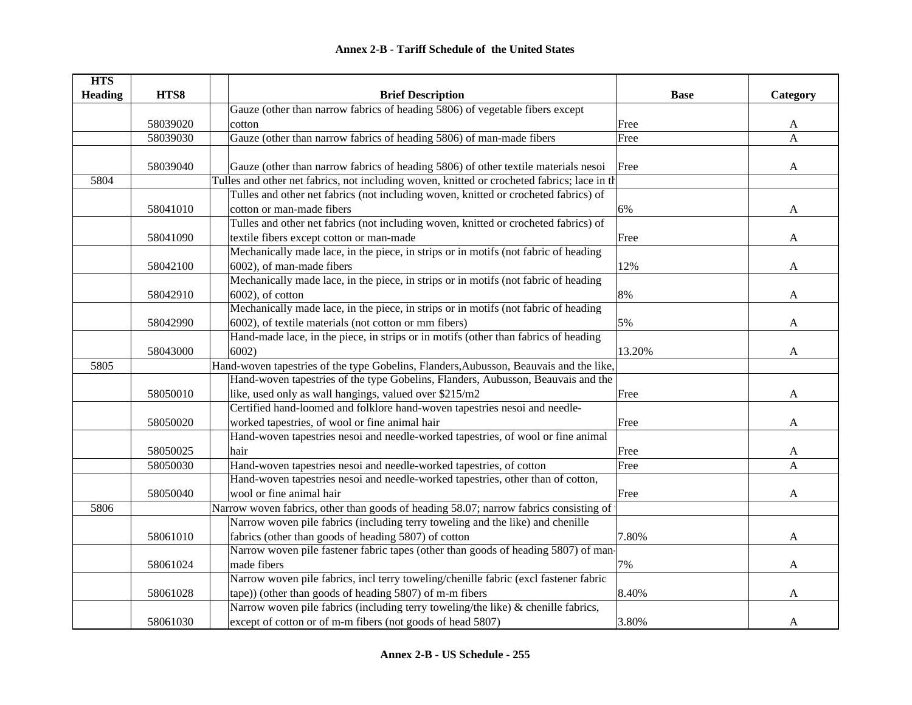## Annex 2-B - Tariff Schedule of the United States

| HTS Heading | HTS8 | Brief Description | Base | Category |
|---|---|---|---|---|
| | 58039020 | Gauze (other than narrow fabrics of heading 5806) of vegetable fibers except cotton | Free | A |
| | 58039030 | Gauze (other than narrow fabrics of heading 5806) of man-made fibers | Free | A |
| | 58039040 | Gauze (other than narrow fabrics of heading 5806) of other textile materials nesoi | Free | A |
| 5804 | | Tulles and other net fabrics, not including woven, knitted or crocheted fabrics; lace in th | | |
| | 58041010 | Tulles and other net fabrics (not including woven, knitted or crocheted fabrics) of cotton or man-made fibers | 6% | A |
| | 58041090 | Tulles and other net fabrics (not including woven, knitted or crocheted fabrics) of textile fibers except cotton or man-made | Free | A |
| | 58042100 | Mechanically made lace, in the piece, in strips or in motifs (not fabric of heading 6002), of man-made fibers | 12% | A |
| | 58042910 | Mechanically made lace, in the piece, in strips or in motifs (not fabric of heading 6002), of cotton | 8% | A |
| | 58042990 | Mechanically made lace, in the piece, in strips or in motifs (not fabric of heading 6002), of textile materials (not cotton or mm fibers) | 5% | A |
| | 58043000 | Hand-made lace, in the piece, in strips or in motifs (other than fabrics of heading 6002) | 13.20% | A |
| 5805 | | Hand-woven tapestries of the type Gobelins, Flanders,Aubusson, Beauvais and the like, | | |
| | 58050010 | Hand-woven tapestries of the type Gobelins, Flanders, Aubusson, Beauvais and the like, used only as wall hangings, valued over $215/m2 | Free | A |
| | 58050020 | Certified hand-loomed and folklore hand-woven tapestries nesoi and needle-worked tapestries, of wool or fine animal hair | Free | A |
| | 58050025 | Hand-woven tapestries nesoi and needle-worked tapestries, of wool or fine animal hair | Free | A |
| | 58050030 | Hand-woven tapestries nesoi and needle-worked tapestries, of cotton | Free | A |
| | 58050040 | Hand-woven tapestries nesoi and needle-worked tapestries, other than of cotton, wool or fine animal hair | Free | A |
| 5806 | | Narrow woven fabrics, other than goods of heading 58.07; narrow fabrics consisting of | | |
| | 58061010 | Narrow woven pile fabrics (including terry toweling and the like) and chenille fabrics (other than goods of heading 5807) of cotton | 7.80% | A |
| | 58061024 | Narrow woven pile fastener fabric tapes (other than goods of heading 5807) of man-made fibers | 7% | A |
| | 58061028 | Narrow woven pile fabrics, incl terry toweling/chenille fabric (excl fastener fabric tape)) (other than goods of heading 5807) of m-m fibers | 8.40% | A |
| | 58061030 | Narrow woven pile fabrics (including terry toweling/the like) & chenille fabrics, except of cotton or of m-m fibers (not goods of head 5807) | 3.80% | A |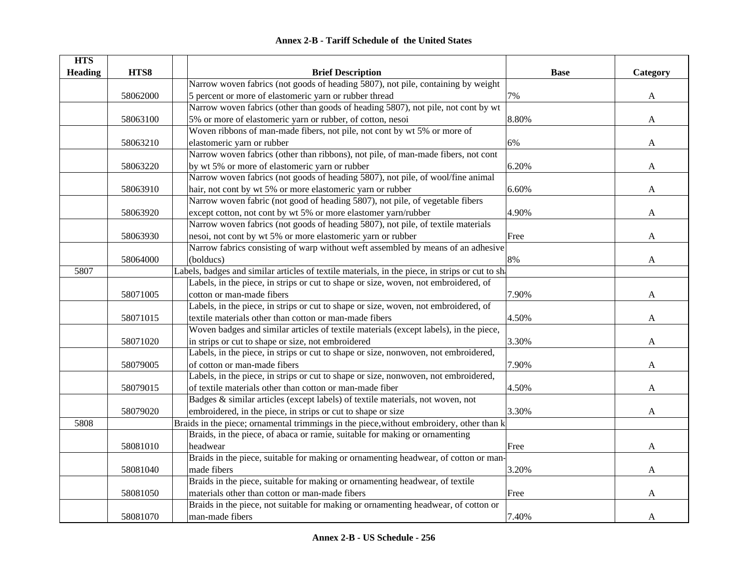# Annex 2-B - Tariff Schedule of the United States

| HTS Heading | HTS8 | | Brief Description | Base | Category |
|---|---|---|---|---|---|
| | 58062000 | | Narrow woven fabrics (not goods of heading 5807), not pile, containing by weight 5 percent or more of elastomeric yarn or rubber thread | 7% | A |
| | 58063100 | | Narrow woven fabrics (other than goods of heading 5807), not pile, not cont by wt 5% or more of elastomeric yarn or rubber, of cotton, nesoi | 8.80% | A |
| | 58063210 | | Woven ribbons of man-made fibers, not pile, not cont by wt 5% or more of elastomeric yarn or rubber | 6% | A |
| | 58063220 | | Narrow woven fabrics (other than ribbons), not pile, of man-made fibers, not cont by wt 5% or more of elastomeric yarn or rubber | 6.20% | A |
| | 58063910 | | Narrow woven fabrics (not goods of heading 5807), not pile, of wool/fine animal hair, not cont by wt 5% or more elastomeric yarn or rubber | 6.60% | A |
| | 58063920 | | Narrow woven fabric (not good of heading 5807), not pile, of vegetable fibers except cotton, not cont by wt 5% or more elastomer yarn/rubber | 4.90% | A |
| | 58063930 | | Narrow woven fabrics (not goods of heading 5807), not pile, of textile materials nesoi, not cont by wt 5% or more elastomeric yarn or rubber | Free | A |
| | 58064000 | | Narrow fabrics consisting of warp without weft assembled by means of an adhesive (bolducs) | 8% | A |
| 5807 | | Labels, badges and similar articles of textile materials, in the piece, in strips or cut to sh | | | |
| | 58071005 | | Labels, in the piece, in strips or cut to shape or size, woven, not embroidered, of cotton or man-made fibers | 7.90% | A |
| | 58071015 | | Labels, in the piece, in strips or cut to shape or size, woven, not embroidered, of textile materials other than cotton or man-made fibers | 4.50% | A |
| | 58071020 | | Woven badges and similar articles of textile materials (except labels), in the piece, in strips or cut to shape or size, not embroidered | 3.30% | A |
| | 58079005 | | Labels, in the piece, in strips or cut to shape or size, nonwoven, not embroidered, of cotton or man-made fibers | 7.90% | A |
| | 58079015 | | Labels, in the piece, in strips or cut to shape or size, nonwoven, not embroidered, of textile materials other than cotton or man-made fiber | 4.50% | A |
| | 58079020 | | Badges & similar articles (except labels) of textile materials, not woven, not embroidered, in the piece, in strips or cut to shape or size | 3.30% | A |
| 5808 | | Braids in the piece; ornamental trimmings in the piece,without embroidery, other than k | | | |
| | 58081010 | | Braids, in the piece, of abaca or ramie, suitable for making or ornamenting headwear | Free | A |
| | 58081040 | | Braids in the piece, suitable for making or ornamenting headwear, of cotton or man-made fibers | 3.20% | A |
| | 58081050 | | Braids in the piece, suitable for making or ornamenting headwear, of textile materials other than cotton or man-made fibers | Free | A |
| | 58081070 | | Braids in the piece, not suitable for making or ornamenting headwear, of cotton or man-made fibers | 7.40% | A |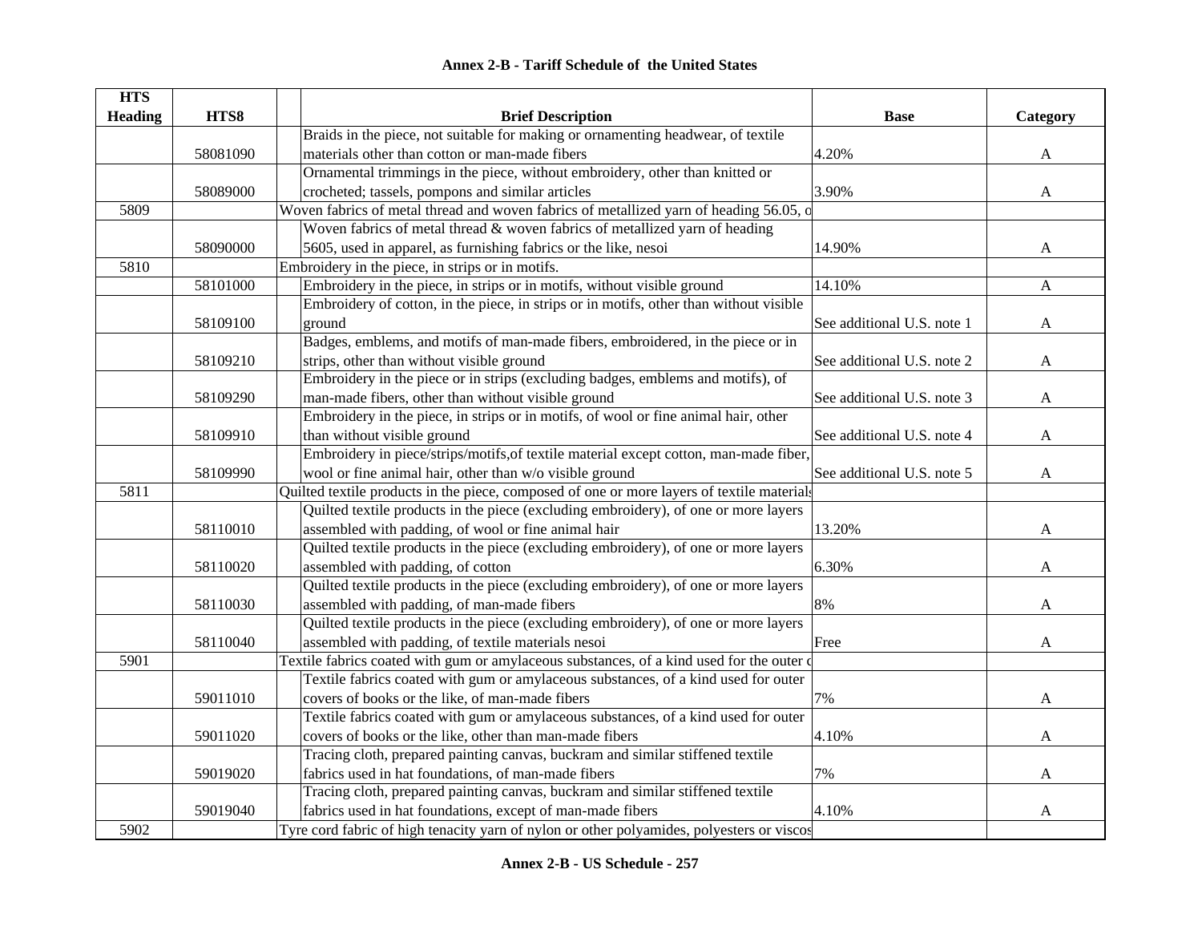# Annex 2-B - Tariff Schedule of the United States

| HTS Heading | HTS8 | Brief Description | Base | Category |
|---|---|---|---|---|
| | 58081090 | Braids in the piece, not suitable for making or ornamenting headwear, of textile materials other than cotton or man-made fibers | 4.20% | A |
| | 58089000 | Ornamental trimmings in the piece, without embroidery, other than knitted or crocheted; tassels, pompons and similar articles | 3.90% | A |
| 5809 | | Woven fabrics of metal thread and woven fabrics of metallized yarn of heading 56.05, o | | |
| | 58090000 | Woven fabrics of metal thread & woven fabrics of metallized yarn of heading 5605, used in apparel, as furnishing fabrics or the like, nesoi | 14.90% | A |
| 5810 | | Embroidery in the piece, in strips or in motifs. | | |
| | 58101000 | Embroidery in the piece, in strips or in motifs, without visible ground | 14.10% | A |
| | 58109100 | Embroidery of cotton, in the piece, in strips or in motifs, other than without visible ground | See additional U.S. note 1 | A |
| | 58109210 | Badges, emblems, and motifs of man-made fibers, embroidered, in the piece or in strips, other than without visible ground | See additional U.S. note 2 | A |
| | 58109290 | Embroidery in the piece or in strips (excluding badges, emblems and motifs), of man-made fibers, other than without visible ground | See additional U.S. note 3 | A |
| | 58109910 | Embroidery in the piece, in strips or in motifs, of wool or fine animal hair, other than without visible ground | See additional U.S. note 4 | A |
| | 58109990 | Embroidery in piece/strips/motifs,of textile material except cotton, man-made fiber, wool or fine animal hair, other than w/o visible ground | See additional U.S. note 5 | A |
| 5811 | | Quilted textile products in the piece, composed of one or more layers of textile materials | | |
| | 58110010 | Quilted textile products in the piece (excluding embroidery), of one or more layers assembled with padding, of wool or fine animal hair | 13.20% | A |
| | 58110020 | Quilted textile products in the piece (excluding embroidery), of one or more layers assembled with padding, of cotton | 6.30% | A |
| | 58110030 | Quilted textile products in the piece (excluding embroidery), of one or more layers assembled with padding, of man-made fibers | 8% | A |
| | 58110040 | Quilted textile products in the piece (excluding embroidery), of one or more layers assembled with padding, of textile materials nesoi | Free | A |
| 5901 | | Textile fabrics coated with gum or amylaceous substances, of a kind used for the outer c | | |
| | 59011010 | Textile fabrics coated with gum or amylaceous substances, of a kind used for outer covers of books or the like, of man-made fibers | 7% | A |
| | 59011020 | Textile fabrics coated with gum or amylaceous substances, of a kind used for outer covers of books or the like, other than man-made fibers | 4.10% | A |
| | 59019020 | Tracing cloth, prepared painting canvas, buckram and similar stiffened textile fabrics used in hat foundations, of man-made fibers | 7% | A |
| | 59019040 | Tracing cloth, prepared painting canvas, buckram and similar stiffened textile fabrics used in hat foundations, except of man-made fibers | 4.10% | A |
| 5902 | | Tyre cord fabric of high tenacity yarn of nylon or other polyamides, polyesters or viscos | | |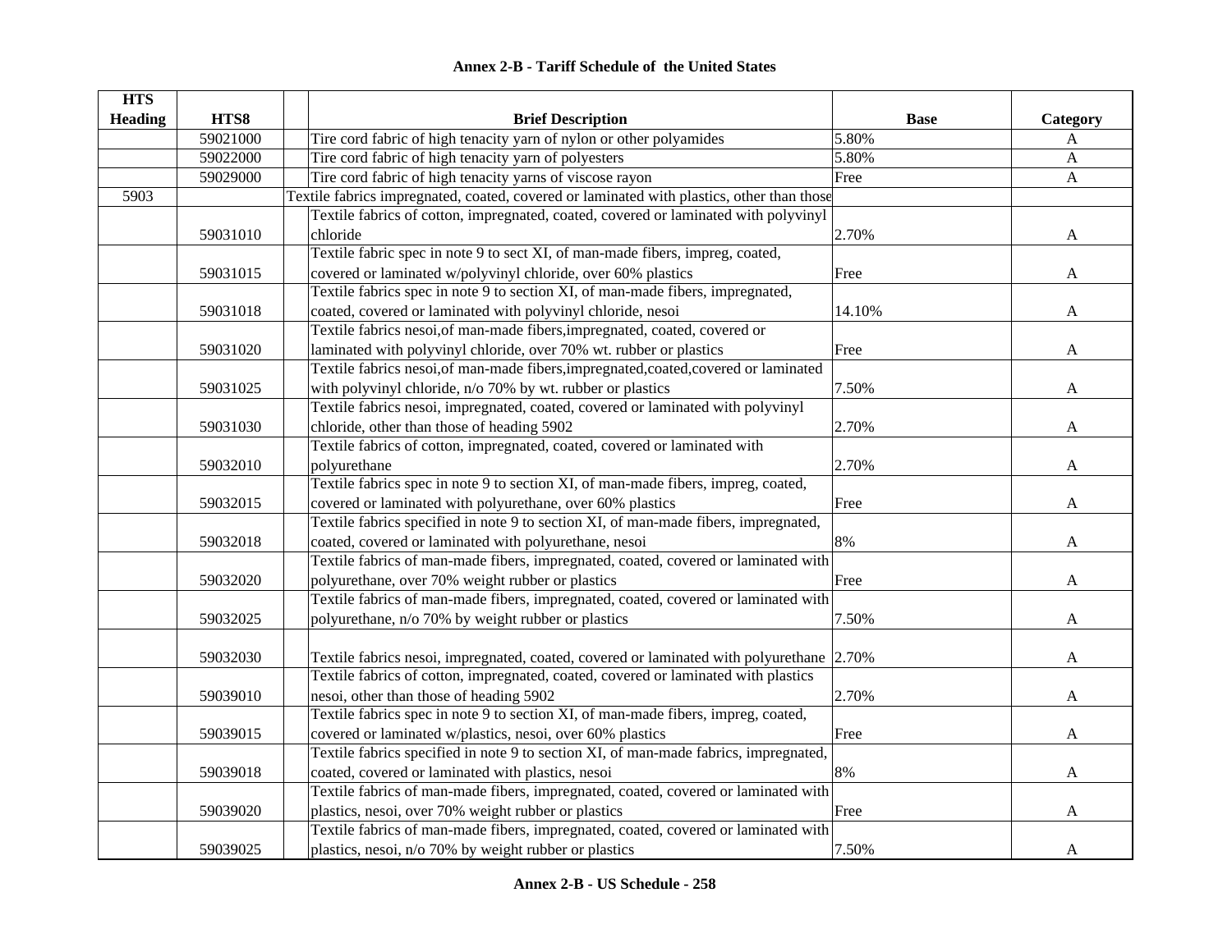## Annex 2-B - Tariff Schedule of the United States

| HTS Heading | HTS8 | | Brief Description | Base | Category |
|---|---|---|---|---|---|
| | 59021000 | | Tire cord fabric of high tenacity yarn of nylon or other polyamides | 5.80% | A |
| | 59022000 | | Tire cord fabric of high tenacity yarn of polyesters | 5.80% | A |
| | 59029000 | | Tire cord fabric of high tenacity yarns of viscose rayon | Free | A |
| 5903 | | | Textile fabrics impregnated, coated, covered or laminated with plastics, other than those | | |
| | 59031010 | | Textile fabrics of cotton, impregnated, coated, covered or laminated with polyvinyl chloride | 2.70% | A |
| | 59031015 | | Textile fabric spec in note 9 to sect XI, of man-made fibers, impreg, coated, covered or laminated w/polyvinyl chloride, over 60% plastics | Free | A |
| | 59031018 | | Textile fabrics spec in note 9 to section XI, of man-made fibers, impregnated, coated, covered or laminated with polyvinyl chloride, nesoi | 14.10% | A |
| | 59031020 | | Textile fabrics nesoi,of man-made fibers,impregnated, coated, covered or laminated with polyvinyl chloride, over 70% wt. rubber or plastics | Free | A |
| | 59031025 | | Textile fabrics nesoi,of man-made fibers,impregnated,coated,covered or laminated with polyvinyl chloride, n/o 70% by wt. rubber or plastics | 7.50% | A |
| | 59031030 | | Textile fabrics nesoi, impregnated, coated, covered or laminated with polyvinyl chloride, other than those of heading 5902 | 2.70% | A |
| | 59032010 | | Textile fabrics of cotton, impregnated, coated, covered or laminated with polyurethane | 2.70% | A |
| | 59032015 | | Textile fabrics spec in note 9 to section XI, of man-made fibers, impreg, coated, covered or laminated with polyurethane, over 60% plastics | Free | A |
| | 59032018 | | Textile fabrics specified in note 9 to section XI, of man-made fibers, impregnated, coated, covered or laminated with polyurethane, nesoi | 8% | A |
| | 59032020 | | Textile fabrics of man-made fibers, impregnated, coated, covered or laminated with polyurethane, over 70% weight rubber or plastics | Free | A |
| | 59032025 | | Textile fabrics of man-made fibers, impregnated, coated, covered or laminated with polyurethane, n/o 70% by weight rubber or plastics | 7.50% | A |
| | 59032030 | | Textile fabrics nesoi, impregnated, coated, covered or laminated with polyurethane | 2.70% | A |
| | 59039010 | | Textile fabrics of cotton, impregnated, coated, covered or laminated with plastics nesoi, other than those of heading 5902 | 2.70% | A |
| | 59039015 | | Textile fabrics spec in note 9 to section XI, of man-made fibers, impreg, coated, covered or laminated w/plastics, nesoi, over 60% plastics | Free | A |
| | 59039018 | | Textile fabrics specified in note 9 to section XI, of man-made fabrics, impregnated, coated, covered or laminated with plastics, nesoi | 8% | A |
| | 59039020 | | Textile fabrics of man-made fibers, impregnated, coated, covered or laminated with plastics, nesoi, over 70% weight rubber or plastics | Free | A |
| | 59039025 | | Textile fabrics of man-made fibers, impregnated, coated, covered or laminated with plastics, nesoi, n/o 70% by weight rubber or plastics | 7.50% | A |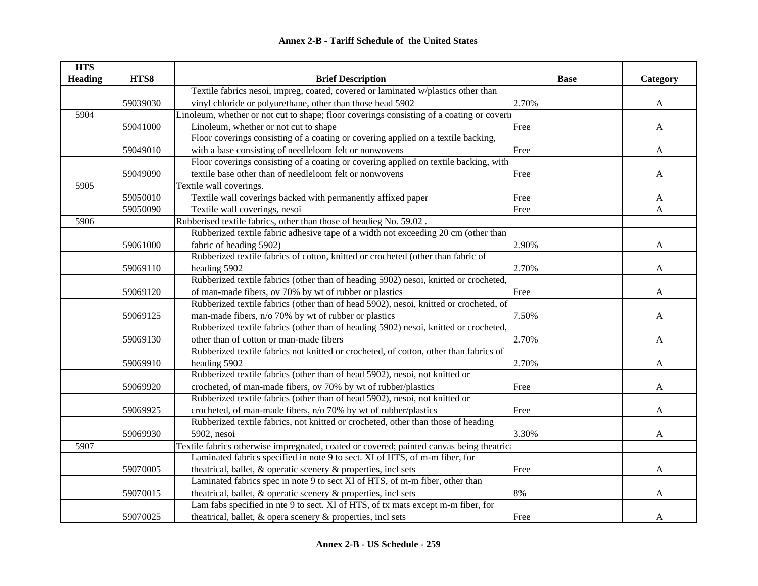**Annex 2-B - Tariff Schedule of the United States**

| HTS Heading | HTS8 | Brief Description | Base | Category |
|---|---|---|---|---|
| | 59039030 | Textile fabrics nesoi, impreg, coated, covered or laminated w/plastics other than vinyl chloride or polyurethane, other than those head 5902 | 2.70% | A |
| 5904 | | Linoleum, whether or not cut to shape; floor coverings consisting of a coating or coverin | | |
| | 59041000 | Linoleum, whether or not cut to shape | Free | A |
| | 59049010 | Floor coverings consisting of a coating or covering applied on a textile backing, with a base consisting of needleloom felt or nonwovens | Free | A |
| | 59049090 | Floor coverings consisting of a coating or covering applied on textile backing, with textile base other than of needleloom felt or nonwovens | Free | A |
| 5905 | | Textile wall coverings. | | |
| | 59050010 | Textile wall coverings backed with permanently affixed paper | Free | A |
| | 59050090 | Textile wall coverings, nesoi | Free | A |
| 5906 | | Rubberised textile fabrics, other than those of headieg No. 59.02 . | | |
| | 59061000 | Rubberized textile fabric adhesive tape of a width not exceeding 20 cm (other than fabric of heading 5902) | 2.90% | A |
| | 59069110 | Rubberized textile fabrics of cotton, knitted or crocheted (other than fabric of heading 5902 | 2.70% | A |
| | 59069120 | Rubberized textile fabrics (other than of heading 5902) nesoi, knitted or crocheted, of man-made fibers, ov 70% by wt of rubber or plastics | Free | A |
| | 59069125 | Rubberized textile fabrics (other than of head 5902), nesoi, knitted or crocheted, of man-made fibers, n/o 70% by wt of rubber or plastics | 7.50% | A |
| | 59069130 | Rubberized textile fabrics (other than of heading 5902) nesoi, knitted or crocheted, other than of cotton or man-made fibers | 2.70% | A |
| | 59069910 | Rubberized textile fabrics not knitted or crocheted, of cotton, other than fabrics of heading 5902 | 2.70% | A |
| | 59069920 | Rubberized textile fabrics (other than of head 5902), nesoi, not knitted or crocheted, of man-made fibers, ov 70% by wt of rubber/plastics | Free | A |
| | 59069925 | Rubberized textile fabrics (other than of head 5902), nesoi, not knitted or crocheted, of man-made fibers, n/o 70% by wt of rubber/plastics | Free | A |
| | 59069930 | Rubberized textile fabrics, not knitted or crocheted, other than those of heading 5902, nesoi | 3.30% | A |
| 5907 | | Textile fabrics otherwise impregnated, coated or covered; painted canvas being theatrica | | |
| | 59070005 | Laminated fabrics specified in note 9 to sect. XI of HTS, of m-m fiber, for theatrical, ballet, & operatic scenery & properties, incl sets | Free | A |
| | 59070015 | Laminated fabrics spec in note 9 to sect XI of HTS, of m-m fiber, other than theatrical, ballet, & operatic scenery & properties, incl sets | 8% | A |
| | 59070025 | Lam fabs specified in nte 9 to sect. XI of HTS, of tx mats except m-m fiber, for theatrical, ballet, & opera scenery & properties, incl sets | Free | A |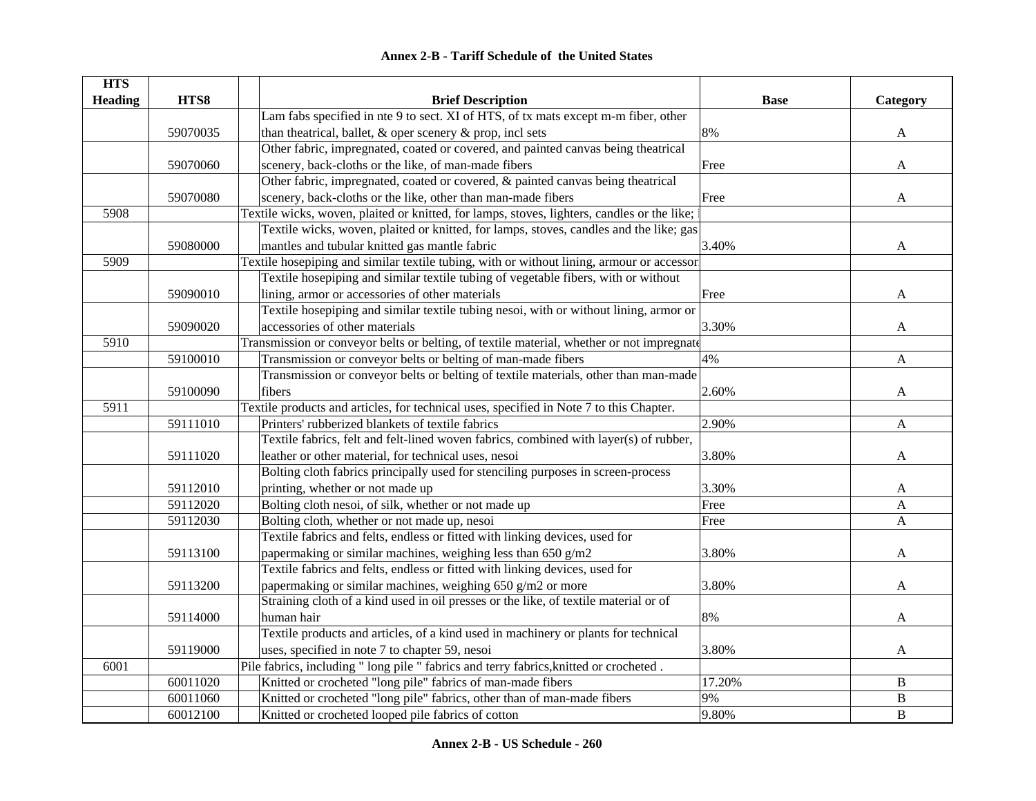**Annex 2-B - Tariff Schedule of the United States**

| HTS Heading | HTS8 | | Brief Description | Base | Category |
|---|---|---|---|---|---|
| | 59070035 | | Lam fabs specified in nte 9 to sect. XI of HTS, of tx mats except m-m fiber, other than theatrical, ballet, & oper scenery & prop, incl sets | 8% | A |
| | 59070060 | | Other fabric, impregnated, coated or covered, and painted canvas being theatrical scenery, back-cloths or the like, of man-made fibers | Free | A |
| | 59070080 | | Other fabric, impregnated, coated or covered, & painted canvas being theatrical scenery, back-cloths or the like, other than man-made fibers | Free | A |
| 5908 | | Textile wicks, woven, plaited or knitted, for lamps, stoves, lighters, candles or the like; | | | |
| | 59080000 | | Textile wicks, woven, plaited or knitted, for lamps, stoves, candles and the like; gas mantles and tubular knitted gas mantle fabric | 3.40% | A |
| 5909 | | Textile hosepiping and similar textile tubing, with or without lining, armour or accessor | | | |
| | 59090010 | | Textile hosepiping and similar textile tubing of vegetable fibers, with or without lining, armor or accessories of other materials | Free | A |
| | 59090020 | | Textile hosepiping and similar textile tubing nesoi, with or without lining, armor or accessories of other materials | 3.30% | A |
| 5910 | | Transmission or conveyor belts or belting, of textile material, whether or not impregnate | | | |
| | 59100010 | | Transmission or conveyor belts or belting of man-made fibers | 4% | A |
| | 59100090 | | Transmission or conveyor belts or belting of textile materials, other than man-made fibers | 2.60% | A |
| 5911 | | Textile products and articles, for technical uses, specified in Note 7 to this Chapter. | | | |
| | 59111010 | | Printers' rubberized blankets of textile fabrics | 2.90% | A |
| | 59111020 | | Textile fabrics, felt and felt-lined woven fabrics, combined with layer(s) of rubber, leather or other material, for technical uses, nesoi | 3.80% | A |
| | 59112010 | | Bolting cloth fabrics principally used for stenciling purposes in screen-process printing, whether or not made up | 3.30% | A |
| | 59112020 | | Bolting cloth nesoi, of silk, whether or not made up | Free | A |
| | 59112030 | | Bolting cloth, whether or not made up, nesoi | Free | A |
| | 59113100 | | Textile fabrics and felts, endless or fitted with linking devices, used for papermaking or similar machines, weighing less than 650 g/m2 | 3.80% | A |
| | 59113200 | | Textile fabrics and felts, endless or fitted with linking devices, used for papermaking or similar machines, weighing 650 g/m2 or more | 3.80% | A |
| | 59114000 | | Straining cloth of a kind used in oil presses or the like, of textile material or of human hair | 8% | A |
| | 59119000 | | Textile products and articles, of a kind used in machinery or plants for technical uses, specified in note 7 to chapter 59, nesoi | 3.80% | A |
| 6001 | | Pile fabrics, including " long pile " fabrics and terry fabrics,knitted or crocheted . | | | |
| | 60011020 | | Knitted or crocheted "long pile" fabrics of man-made fibers | 17.20% | B |
| | 60011060 | | Knitted or crocheted "long pile" fabrics, other than of man-made fibers | 9% | B |
| | 60012100 | | Knitted or crocheted looped pile fabrics of cotton | 9.80% | B |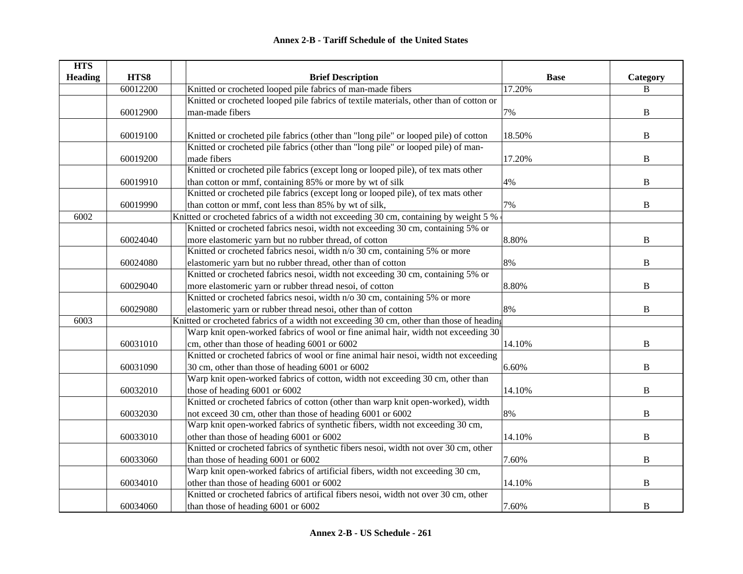## Annex 2-B - Tariff Schedule of the United States

| HTS Heading | HTS8 | | Brief Description | Base | Category |
|---|---|---|---|---|---|
| | 60012200 | | Knitted or crocheted looped pile fabrics of man-made fibers | 17.20% | B |
| | 60012900 | | Knitted or crocheted looped pile fabrics of textile materials, other than of cotton or man-made fibers | 7% | B |
| | 60019100 | | Knitted or crocheted pile fabrics (other than "long pile" or looped pile) of cotton | 18.50% | B |
| | 60019200 | | Knitted or crocheted pile fabrics (other than "long pile" or looped pile) of man-made fibers | 17.20% | B |
| | 60019910 | | Knitted or crocheted pile fabrics (except long or looped pile), of tex mats other than cotton or mmf, containing 85% or more by wt of silk | 4% | B |
| | 60019990 | | Knitted or crocheted pile fabrics (except long or looped pile), of tex mats other than cotton or mmf, cont less than 85% by wt of silk, | 7% | B |
| 6002 | | | Knitted or crocheted fabrics of a width not exceeding 30 cm, containing by weight 5 % | | |
| | 60024040 | | Knitted or crocheted fabrics nesoi, width not exceeding 30 cm, containing 5% or more elastomeric yarn but no rubber thread, of cotton | 8.80% | B |
| | 60024080 | | Knitted or crocheted fabrics nesoi, width n/o 30 cm, containing 5% or more elastomeric yarn but no rubber thread, other than of cotton | 8% | B |
| | 60029040 | | Knitted or crocheted fabrics nesoi, width not exceeding 30 cm, containing 5% or more elastomeric yarn or rubber thread nesoi, of cotton | 8.80% | B |
| | 60029080 | | Knitted or crocheted fabrics nesoi, width n/o 30 cm, containing 5% or more elastomeric yarn or rubber thread nesoi, other than of cotton | 8% | B |
| 6003 | | | Knitted or crocheted fabrics of a width not exceeding 30 cm, other than those of heading | | |
| | 60031010 | | Warp knit open-worked fabrics of wool or fine animal hair, width not exceeding 30 cm, other than those of heading 6001 or 6002 | 14.10% | B |
| | 60031090 | | Knitted or crocheted fabrics of wool or fine animal hair nesoi, width not exceeding 30 cm, other than those of heading 6001 or 6002 | 6.60% | B |
| | 60032010 | | Warp knit open-worked fabrics of cotton, width not exceeding 30 cm, other than those of heading 6001 or 6002 | 14.10% | B |
| | 60032030 | | Knitted or crocheted fabrics of cotton (other than warp knit open-worked), width not exceed 30 cm, other than those of heading 6001 or 6002 | 8% | B |
| | 60033010 | | Warp knit open-worked fabrics of synthetic fibers, width not exceeding 30 cm, other than those of heading 6001 or 6002 | 14.10% | B |
| | 60033060 | | Knitted or crocheted fabrics of synthetic fibers nesoi, width not over 30 cm, other than those of heading 6001 or 6002 | 7.60% | B |
| | 60034010 | | Warp knit open-worked fabrics of artificial fibers, width not exceeding 30 cm, other than those of heading 6001 or 6002 | 14.10% | B |
| | 60034060 | | Knitted or crocheted fabrics of artifical fibers nesoi, width not over 30 cm, other than those of heading 6001 or 6002 | 7.60% | B |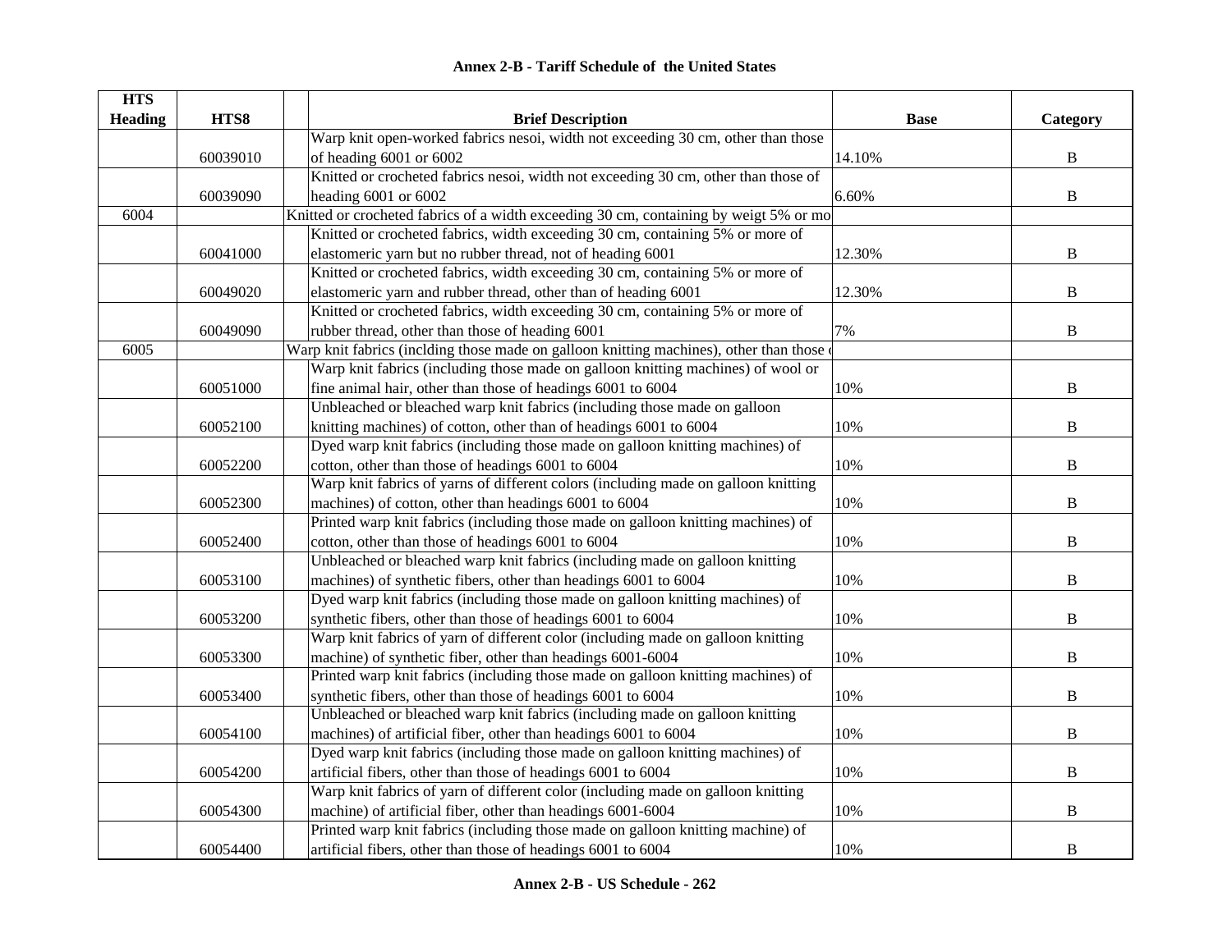## Annex 2-B - Tariff Schedule of the United States

| HTS Heading | HTS8 | | Brief Description | Base | Category |
|---|---|---|---|---|---|
| | 60039010 | | Warp knit open-worked fabrics nesoi, width not exceeding 30 cm, other than those of heading 6001 or 6002 | 14.10% | B |
| | 60039090 | | Knitted or crocheted fabrics nesoi, width not exceeding 30 cm, other than those of heading 6001 or 6002 | 6.60% | B |
| 6004 | | | Knitted or crocheted fabrics of a width exceeding 30 cm, containing by weigt 5% or mo | | |
| | 60041000 | | Knitted or crocheted fabrics, width exceeding 30 cm, containing 5% or more of elastomeric yarn but no rubber thread, not of heading 6001 | 12.30% | B |
| | 60049020 | | Knitted or crocheted fabrics, width exceeding 30 cm, containing 5% or more of elastomeric yarn and rubber thread, other than of heading 6001 | 12.30% | B |
| | 60049090 | | Knitted or crocheted fabrics, width exceeding 30 cm, containing 5% or more of rubber thread, other than those of heading 6001 | 7% | B |
| 6005 | | | Warp knit fabrics (inclding those made on galloon knitting machines), other than those o | | |
| | 60051000 | | Warp knit fabrics (including those made on galloon knitting machines) of wool or fine animal hair, other than those of headings 6001 to 6004 | 10% | B |
| | 60052100 | | Unbleached or bleached warp knit fabrics (including those made on galloon knitting machines) of cotton, other than of headings 6001 to 6004 | 10% | B |
| | 60052200 | | Dyed warp knit fabrics (including those made on galloon knitting machines) of cotton, other than those of headings 6001 to 6004 | 10% | B |
| | 60052300 | | Warp knit fabrics of yarns of different colors (including made on galloon knitting machines) of cotton, other than headings 6001 to 6004 | 10% | B |
| | 60052400 | | Printed warp knit fabrics (including those made on galloon knitting machines) of cotton, other than those of headings 6001 to 6004 | 10% | B |
| | 60053100 | | Unbleached or bleached warp knit fabrics (including made on galloon knitting machines) of synthetic fibers, other than headings 6001 to 6004 | 10% | B |
| | 60053200 | | Dyed warp knit fabrics (including those made on galloon knitting machines) of synthetic fibers, other than those of headings 6001 to 6004 | 10% | B |
| | 60053300 | | Warp knit fabrics of yarn of different color (including made on galloon knitting machine) of synthetic fiber, other than headings 6001-6004 | 10% | B |
| | 60053400 | | Printed warp knit fabrics (including those made on galloon knitting machines) of synthetic fibers, other than those of headings 6001 to 6004 | 10% | B |
| | 60054100 | | Unbleached or bleached warp knit fabrics (including made on galloon knitting machines) of artificial fiber, other than headings 6001 to 6004 | 10% | B |
| | 60054200 | | Dyed warp knit fabrics (including those made on galloon knitting machines) of artificial fibers, other than those of headings 6001 to 6004 | 10% | B |
| | 60054300 | | Warp knit fabrics of yarn of different color (including made on galloon knitting machine) of artificial fiber, other than headings 6001-6004 | 10% | B |
| | 60054400 | | Printed warp knit fabrics (including those made on galloon knitting machine) of artificial fibers, other than those of headings 6001 to 6004 | 10% | B |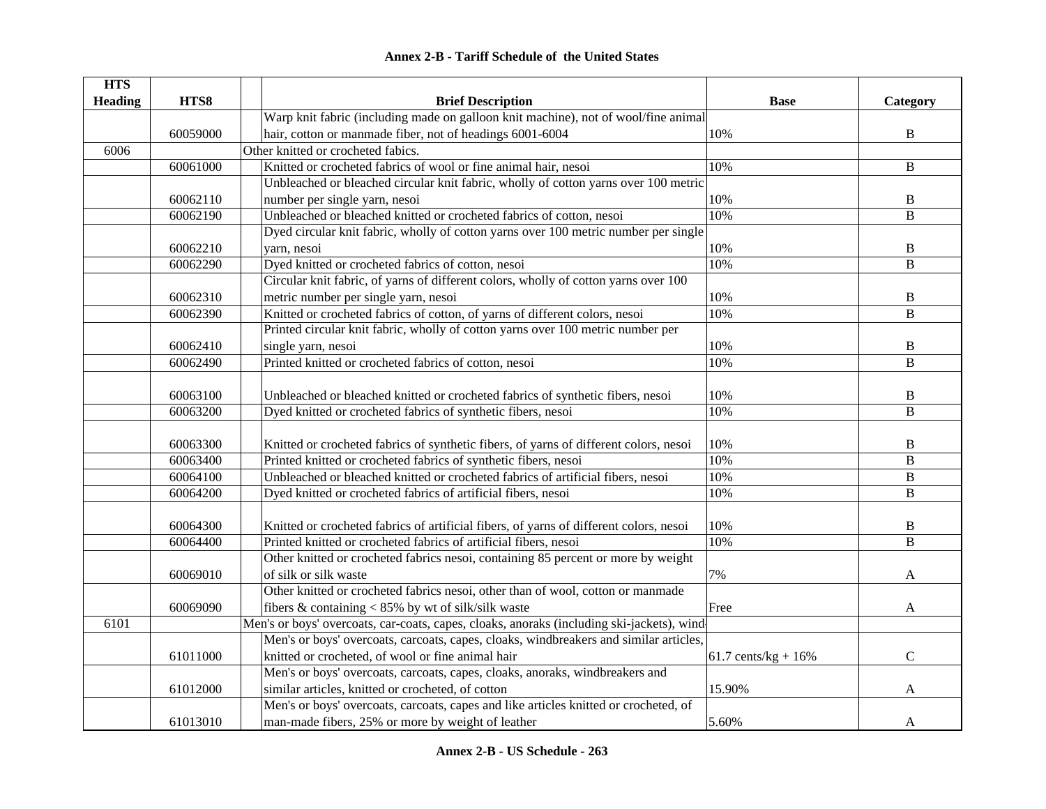## Annex 2-B - Tariff Schedule of the United States

| HTS Heading | HTS8 | Brief Description | Base | Category |
|---|---|---|---|---|
| | 60059000 | Warp knit fabric (including made on galloon knit machine), not of wool/fine animal hair, cotton or manmade fiber, not of headings 6001-6004 | 10% | B |
| 6006 | | Other knitted or crocheted fabics. | | |
| | 60061000 | Knitted or crocheted fabrics of wool or fine animal hair, nesoi | 10% | B |
| | 60062110 | Unbleached or bleached circular knit fabric, wholly of cotton yarns over 100 metric number per single yarn, nesoi | 10% | B |
| | 60062190 | Unbleached or bleached knitted or crocheted fabrics of cotton, nesoi | 10% | B |
| | 60062210 | Dyed circular knit fabric, wholly of cotton yarns over 100 metric number per single yarn, nesoi | 10% | B |
| | 60062290 | Dyed knitted or crocheted fabrics of cotton, nesoi | 10% | B |
| | 60062310 | Circular knit fabric, of yarns of different colors, wholly of cotton yarns over 100 metric number per single yarn, nesoi | 10% | B |
| | 60062390 | Knitted or crocheted fabrics of cotton, of yarns of different colors, nesoi | 10% | B |
| | 60062410 | Printed circular knit fabric, wholly of cotton yarns over 100 metric number per single yarn, nesoi | 10% | B |
| | 60062490 | Printed knitted or crocheted fabrics of cotton, nesoi | 10% | B |
| | 60063100 | Unbleached or bleached knitted or crocheted fabrics of synthetic fibers, nesoi | 10% | B |
| | 60063200 | Dyed knitted or crocheted fabrics of synthetic fibers, nesoi | 10% | B |
| | 60063300 | Knitted or crocheted fabrics of synthetic fibers, of yarns of different colors, nesoi | 10% | B |
| | 60063400 | Printed knitted or crocheted fabrics of synthetic fibers, nesoi | 10% | B |
| | 60064100 | Unbleached or bleached knitted or crocheted fabrics of artificial fibers, nesoi | 10% | B |
| | 60064200 | Dyed knitted or crocheted fabrics of artificial fibers, nesoi | 10% | B |
| | 60064300 | Knitted or crocheted fabrics of artificial fibers, of yarns of different colors, nesoi | 10% | B |
| | 60064400 | Printed knitted or crocheted fabrics of artificial fibers, nesoi | 10% | B |
| | 60069010 | Other knitted or crocheted fabrics nesoi, containing 85 percent or more by weight of silk or silk waste | 7% | A |
| | 60069090 | Other knitted or crocheted fabrics nesoi, other than of wool, cotton or manmade fibers & containing < 85% by wt of silk/silk waste | Free | A |
| 6101 | | Men's or boys' overcoats, car-coats, capes, cloaks, anoraks (including ski-jackets), wind | | |
| | 61011000 | Men's or boys' overcoats, carcoats, capes, cloaks, windbreakers and similar articles, knitted or crocheted, of wool or fine animal hair | 61.7 cents/kg + 16% | C |
| | 61012000 | Men's or boys' overcoats, carcoats, capes, cloaks, anoraks, windbreakers and similar articles, knitted or crocheted, of cotton | 15.90% | A |
| | 61013010 | Men's or boys' overcoats, carcoats, capes and like articles knitted or crocheted, of man-made fibers, 25% or more by weight of leather | 5.60% | A |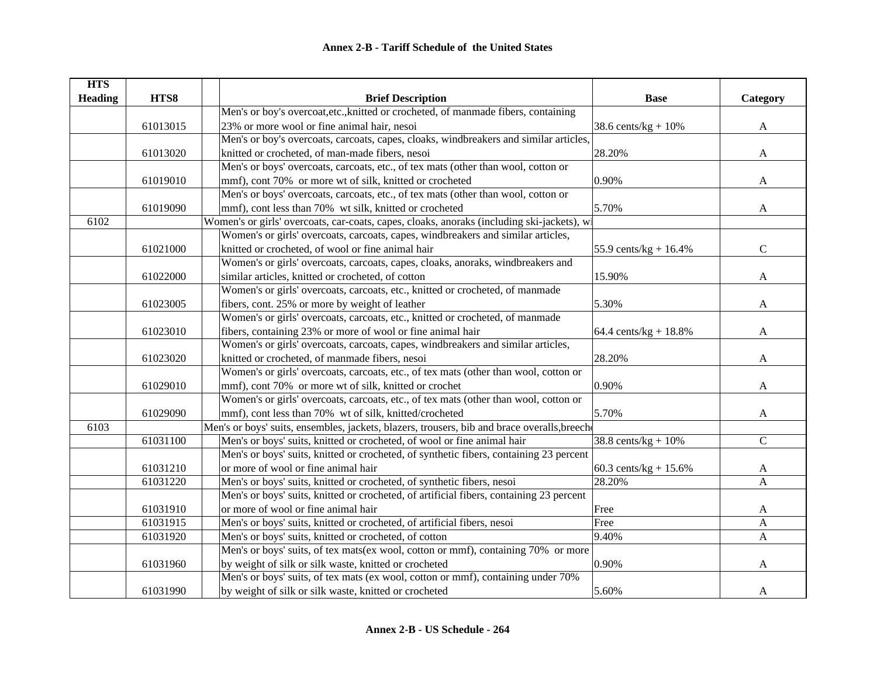## Annex 2-B - Tariff Schedule of the United States

| HTS Heading | HTS8 | | Brief Description | Base | Category |
|---|---|---|---|---|---|
| | 61013015 | | Men's or boy's overcoat,etc.,knitted or crocheted, of manmade fibers, containing 23% or more wool or fine animal hair, nesoi | 38.6 cents/kg + 10% | A |
| | 61013020 | | Men's or boy's overcoats, carcoats, capes, cloaks, windbreakers and similar articles, knitted or crocheted, of man-made fibers, nesoi | 28.20% | A |
| | 61019010 | | Men's or boys' overcoats, carcoats, etc., of tex mats (other than wool, cotton or mmf), cont 70% or more wt of silk, knitted or crocheted | 0.90% | A |
| | 61019090 | | Men's or boys' overcoats, carcoats, etc., of tex mats (other than wool, cotton or mmf), cont less than 70% wt of silk, knitted or crocheted | 5.70% | A |
| 6102 | | Women's or girls' overcoats, car-coats, capes, cloaks, anoraks (including ski-jackets), wi | | | |
| | 61021000 | | Women's or girls' overcoats, carcoats, capes, windbreakers and similar articles, knitted or crocheted, of wool or fine animal hair | 55.9 cents/kg + 16.4% | C |
| | 61022000 | | Women's or girls' overcoats, carcoats, capes, cloaks, anoraks, windbreakers and similar articles, knitted or crocheted, of cotton | 15.90% | A |
| | 61023005 | | Women's or girls' overcoats, carcoats, etc., knitted or crocheted, of manmade fibers, cont. 25% or more by weight of leather | 5.30% | A |
| | 61023010 | | Women's or girls' overcoats, carcoats, etc., knitted or crocheted, of manmade fibers, containing 23% or more of wool or fine animal hair | 64.4 cents/kg + 18.8% | A |
| | 61023020 | | Women's or girls' overcoats, carcoats, capes, windbreakers and similar articles, knitted or crocheted, of manmade fibers, nesoi | 28.20% | A |
| | 61029010 | | Women's or girls' overcoats, carcoats, etc., of tex mats (other than wool, cotton or mmf), cont 70% or more wt of silk, knitted or crochet | 0.90% | A |
| | 61029090 | | Women's or girls' overcoats, carcoats, etc., of tex mats (other than wool, cotton or mmf), cont less than 70% wt of silk, knitted/crocheted | 5.70% | A |
| 6103 | | Men's or boys' suits, ensembles, jackets, blazers, trousers, bib and brace overalls,breech | | | |
| | 61031100 | | Men's or boys' suits, knitted or crocheted, of wool or fine animal hair | 38.8 cents/kg + 10% | C |
| | 61031210 | | Men's or boys' suits, knitted or crocheted, of synthetic fibers, containing 23 percent or more of wool or fine animal hair | 60.3 cents/kg + 15.6% | A |
| | 61031220 | | Men's or boys' suits, knitted or crocheted, of synthetic fibers, nesoi | 28.20% | A |
| | 61031910 | | Men's or boys' suits, knitted or crocheted, of artificial fibers, containing 23 percent or more of wool or fine animal hair | Free | A |
| | 61031915 | | Men's or boys' suits, knitted or crocheted, of artificial fibers, nesoi | Free | A |
| | 61031920 | | Men's or boys' suits, knitted or crocheted, of cotton | 9.40% | A |
| | 61031960 | | Men's or boys' suits, of tex mats(ex wool, cotton or mmf), containing 70% or more by weight of silk or silk waste, knitted or crocheted | 0.90% | A |
| | 61031990 | | Men's or boys' suits, of tex mats (ex wool, cotton or mmf), containing under 70% by weight of silk or silk waste, knitted or crocheted | 5.60% | A |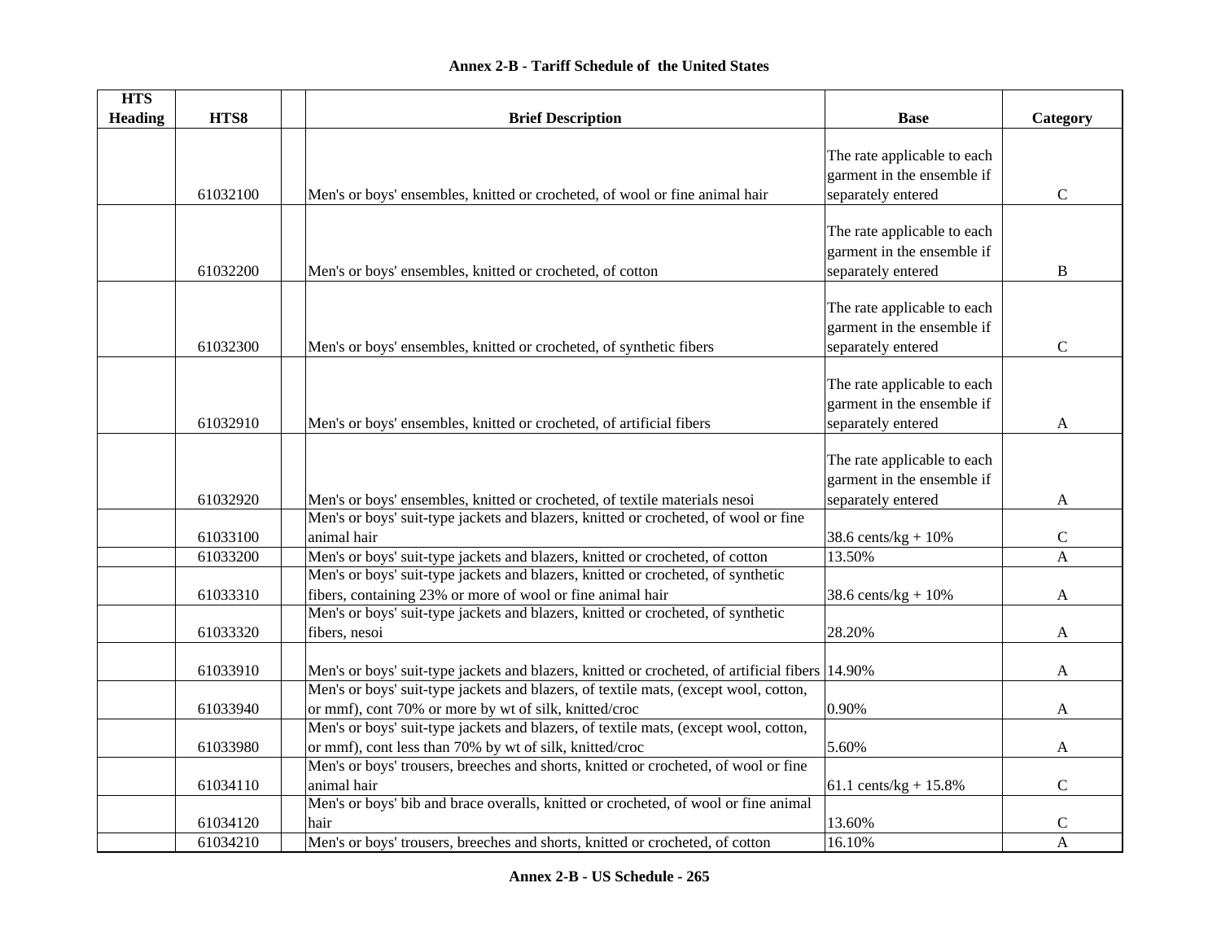**Annex 2-B - Tariff Schedule of the United States**

| HTS Heading | HTS8 | | Brief Description | Base | Category |
|---|---|---|---|---|---|
| | 61032100 | | Men's or boys' ensembles, knitted or crocheted, of wool or fine animal hair | The rate applicable to each garment in the ensemble if separately entered | C |
| | 61032200 | | Men's or boys' ensembles, knitted or crocheted, of cotton | The rate applicable to each garment in the ensemble if separately entered | B |
| | 61032300 | | Men's or boys' ensembles, knitted or crocheted, of synthetic fibers | The rate applicable to each garment in the ensemble if separately entered | C |
| | 61032910 | | Men's or boys' ensembles, knitted or crocheted, of artificial fibers | The rate applicable to each garment in the ensemble if separately entered | A |
| | 61032920 | | Men's or boys' ensembles, knitted or crocheted, of textile materials nesoi | The rate applicable to each garment in the ensemble if separately entered | A |
| | 61033100 | | Men's or boys' suit-type jackets and blazers, knitted or crocheted, of wool or fine animal hair | 38.6 cents/kg + 10% | C |
| | 61033200 | | Men's or boys' suit-type jackets and blazers, knitted or crocheted, of cotton | 13.50% | A |
| | 61033310 | | Men's or boys' suit-type jackets and blazers, knitted or crocheted, of synthetic fibers, containing 23% or more of wool or fine animal hair | 38.6 cents/kg + 10% | A |
| | 61033320 | | Men's or boys' suit-type jackets and blazers, knitted or crocheted, of synthetic fibers, nesoi | 28.20% | A |
| | 61033910 | | Men's or boys' suit-type jackets and blazers, knitted or crocheted, of artificial fibers | 14.90% | A |
| | 61033940 | | Men's or boys' suit-type jackets and blazers, of textile mats, (except wool, cotton, or mmf), cont 70% or more by wt of silk, knitted/croc | 0.90% | A |
| | 61033980 | | Men's or boys' suit-type jackets and blazers, of textile mats, (except wool, cotton, or mmf), cont less than 70% by wt of silk, knitted/croc | 5.60% | A |
| | 61034110 | | Men's or boys' trousers, breeches and shorts, knitted or crocheted, of wool or fine animal hair | 61.1 cents/kg + 15.8% | C |
| | 61034120 | | Men's or boys' bib and brace overalls, knitted or crocheted, of wool or fine animal hair | 13.60% | C |
| | 61034210 | | Men's or boys' trousers, breeches and shorts, knitted or crocheted, of cotton | 16.10% | A |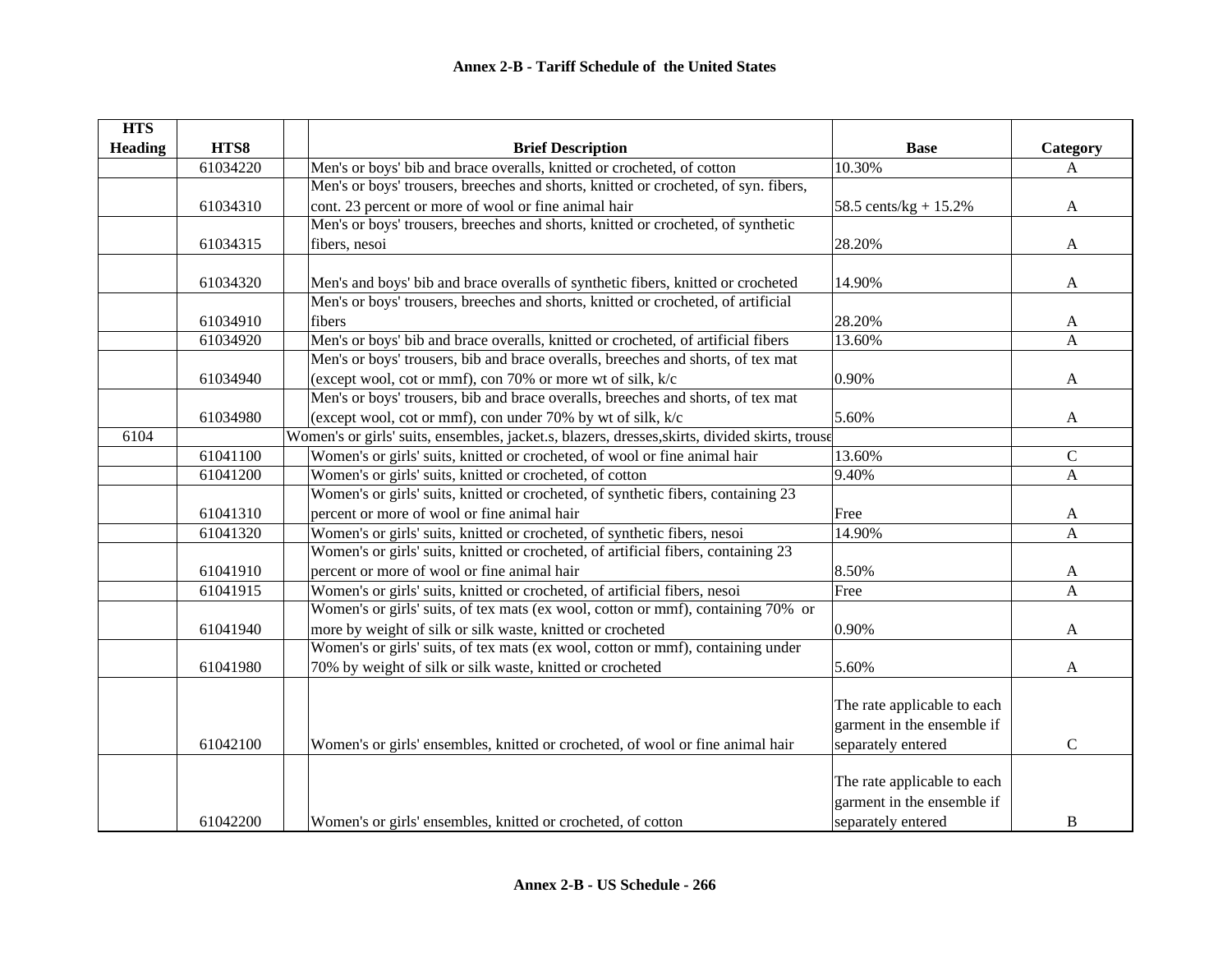# Annex 2-B - Tariff Schedule of the United States

| HTS Heading | HTS8 | | Brief Description | Base | Category |
|---|---|---|---|---|---|
| | 61034220 | | Men's or boys' bib and brace overalls, knitted or crocheted, of cotton | 10.30% | A |
| | 61034310 | | Men's or boys' trousers, breeches and shorts, knitted or crocheted, of syn. fibers, cont. 23 percent or more of wool or fine animal hair | 58.5 cents/kg + 15.2% | A |
| | 61034315 | | Men's or boys' trousers, breeches and shorts, knitted or crocheted, of synthetic fibers, nesoi | 28.20% | A |
| | 61034320 | | Men's and boys' bib and brace overalls of synthetic fibers, knitted or crocheted | 14.90% | A |
| | 61034910 | | Men's or boys' trousers, breeches and shorts, knitted or crocheted, of artificial fibers | 28.20% | A |
| | 61034920 | | Men's or boys' bib and brace overalls, knitted or crocheted, of artificial fibers | 13.60% | A |
| | 61034940 | | Men's or boys' trousers, bib and brace overalls, breeches and shorts, of tex mat (except wool, cot or mmf), con 70% or more wt of silk, k/c | 0.90% | A |
| | 61034980 | | Men's or boys' trousers, bib and brace overalls, breeches and shorts, of tex mat (except wool, cot or mmf), con under 70% by wt of silk, k/c | 5.60% | A |
| 6104 | | | Women's or girls' suits, ensembles, jacket.s, blazers, dresses,skirts, divided skirts, trouse | | |
| | 61041100 | | Women's or girls' suits, knitted or crocheted, of wool or fine animal hair | 13.60% | C |
| | 61041200 | | Women's or girls' suits, knitted or crocheted, of cotton | 9.40% | A |
| | 61041310 | | Women's or girls' suits, knitted or crocheted, of synthetic fibers, containing 23 percent or more of wool or fine animal hair | Free | A |
| | 61041320 | | Women's or girls' suits, knitted or crocheted, of synthetic fibers, nesoi | 14.90% | A |
| | 61041910 | | Women's or girls' suits, knitted or crocheted, of artificial fibers, containing 23 percent or more of wool or fine animal hair | 8.50% | A |
| | 61041915 | | Women's or girls' suits, knitted or crocheted, of artificial fibers, nesoi | Free | A |
| | 61041940 | | Women's or girls' suits, of tex mats (ex wool, cotton or mmf), containing 70% or more by weight of silk or silk waste, knitted or crocheted | 0.90% | A |
| | 61041980 | | Women's or girls' suits, of tex mats (ex wool, cotton or mmf), containing under 70% by weight of silk or silk waste, knitted or crocheted | 5.60% | A |
| | 61042100 | | Women's or girls' ensembles, knitted or crocheted, of wool or fine animal hair | The rate applicable to each garment in the ensemble if separately entered | C |
| | 61042200 | | Women's or girls' ensembles, knitted or crocheted, of cotton | The rate applicable to each garment in the ensemble if separately entered | B |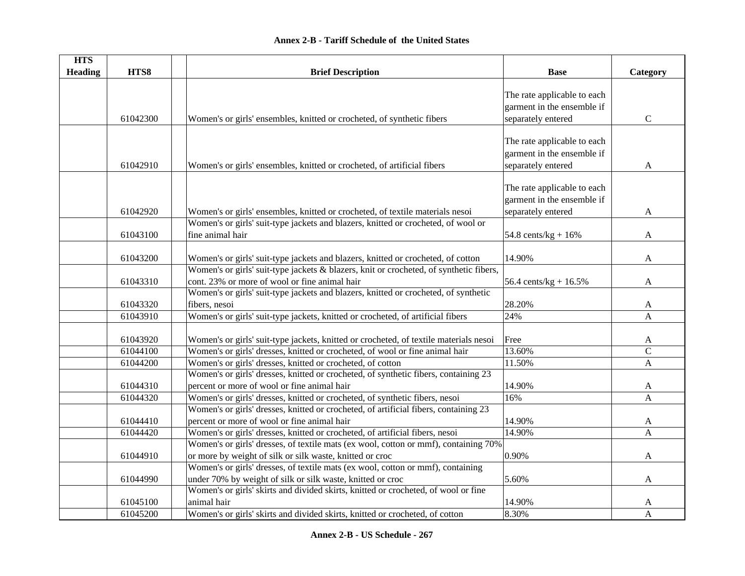**Annex 2-B - Tariff Schedule of the United States**

| HTS Heading | HTS8 | | Brief Description | Base | Category |
|---|---|---|---|---|---|
| | 61042300 | | Women's or girls' ensembles, knitted or crocheted, of synthetic fibers | The rate applicable to each garment in the ensemble if separately entered | C |
| | 61042910 | | Women's or girls' ensembles, knitted or crocheted, of artificial fibers | The rate applicable to each garment in the ensemble if separately entered | A |
| | 61042920 | | Women's or girls' ensembles, knitted or crocheted, of textile materials nesoi | The rate applicable to each garment in the ensemble if separately entered | A |
| | 61043100 | | Women's or girls' suit-type jackets and blazers, knitted or crocheted, of wool or fine animal hair | 54.8 cents/kg + 16% | A |
| | 61043200 | | Women's or girls' suit-type jackets and blazers, knitted or crocheted, of cotton | 14.90% | A |
| | 61043310 | | Women's or girls' suit-type jackets & blazers, knit or crocheted, of synthetic fibers, cont. 23% or more of wool or fine animal hair | 56.4 cents/kg + 16.5% | A |
| | 61043320 | | Women's or girls' suit-type jackets and blazers, knitted or crocheted, of synthetic fibers, nesoi | 28.20% | A |
| | 61043910 | | Women's or girls' suit-type jackets, knitted or crocheted, of artificial fibers | 24% | A |
| | 61043920 | | Women's or girls' suit-type jackets, knitted or crocheted, of textile materials nesoi | Free | A |
| | 61044100 | | Women's or girls' dresses, knitted or crocheted, of wool or fine animal hair | 13.60% | C |
| | 61044200 | | Women's or girls' dresses, knitted or crocheted, of cotton | 11.50% | A |
| | 61044310 | | Women's or girls' dresses, knitted or crocheted, of synthetic fibers, containing 23 percent or more of wool or fine animal hair | 14.90% | A |
| | 61044320 | | Women's or girls' dresses, knitted or crocheted, of synthetic fibers, nesoi | 16% | A |
| | 61044410 | | Women's or girls' dresses, knitted or crocheted, of artificial fibers, containing 23 percent or more of wool or fine animal hair | 14.90% | A |
| | 61044420 | | Women's or girls' dresses, knitted or crocheted, of artificial fibers, nesoi | 14.90% | A |
| | 61044910 | | Women's or girls' dresses, of textile mats (ex wool, cotton or mmf), containing 70% or more by weight of silk or silk waste, knitted or croc | 0.90% | A |
| | 61044990 | | Women's or girls' dresses, of textile mats (ex wool, cotton or mmf), containing under 70% by weight of silk or silk waste, knitted or croc | 5.60% | A |
| | 61045100 | | Women's or girls' skirts and divided skirts, knitted or crocheted, of wool or fine animal hair | 14.90% | A |
| | 61045200 | | Women's or girls' skirts and divided skirts, knitted or crocheted, of cotton | 8.30% | A |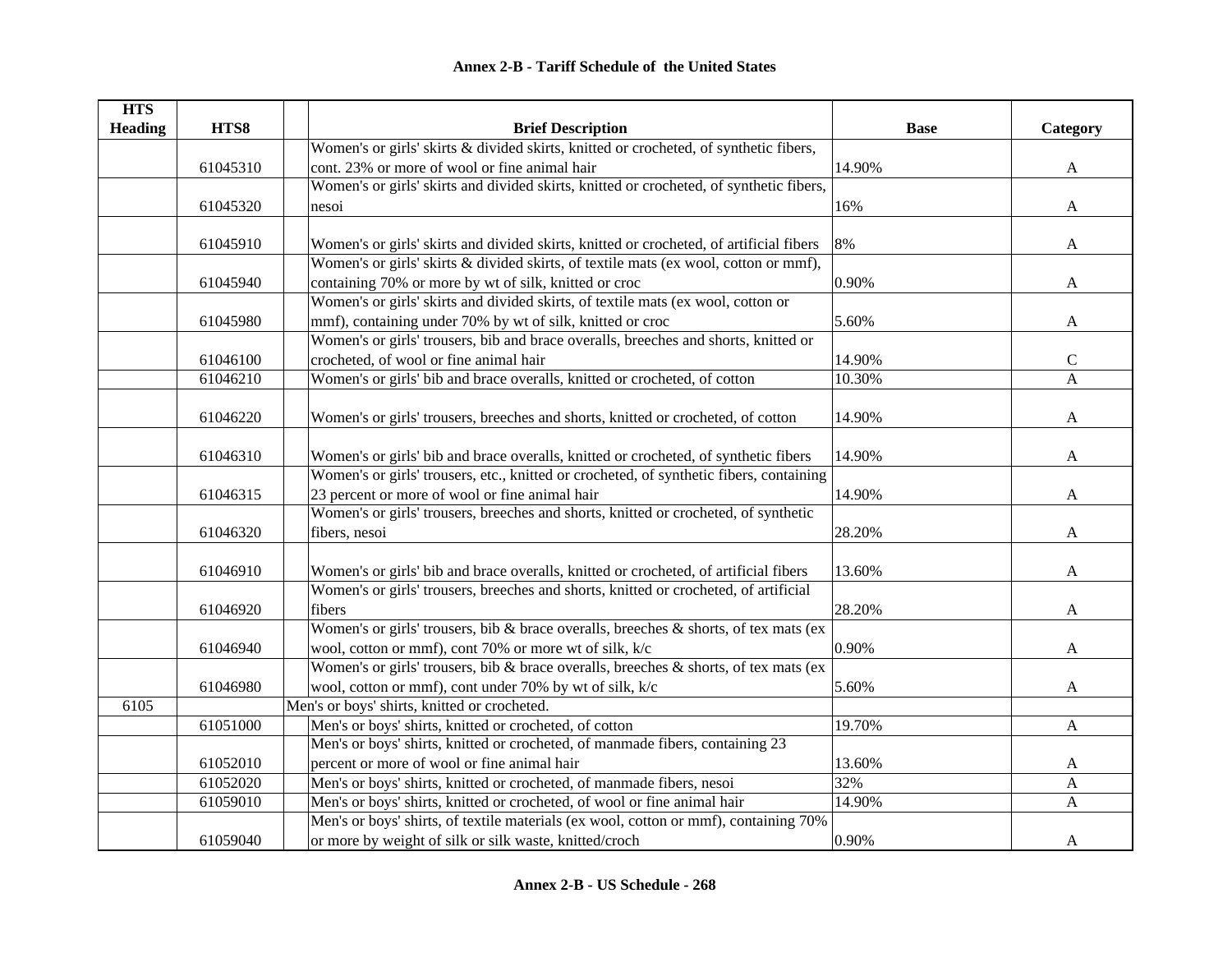**Annex 2-B - Tariff Schedule of the United States**

| HTS Heading | HTS8 | | Brief Description | Base | Category |
|---|---|---|---|---|---|
| | 61045310 | | Women's or girls' skirts & divided skirts, knitted or crocheted, of synthetic fibers, cont. 23% or more of wool or fine animal hair | 14.90% | A |
| | 61045320 | | Women's or girls' skirts and divided skirts, knitted or crocheted, of synthetic fibers, nesoi | 16% | A |
| | 61045910 | | Women's or girls' skirts and divided skirts, knitted or crocheted, of artificial fibers | 8% | A |
| | 61045940 | | Women's or girls' skirts & divided skirts, of textile mats (ex wool, cotton or mmf), containing 70% or more by wt of silk, knitted or croc | 0.90% | A |
| | 61045980 | | Women's or girls' skirts and divided skirts, of textile mats (ex wool, cotton or mmf), containing under 70% by wt of silk, knitted or croc | 5.60% | A |
| | 61046100 | | Women's or girls' trousers, bib and brace overalls, breeches and shorts, knitted or crocheted, of wool or fine animal hair | 14.90% | C |
| | 61046210 | | Women's or girls' bib and brace overalls, knitted or crocheted, of cotton | 10.30% | A |
| | 61046220 | | Women's or girls' trousers, breeches and shorts, knitted or crocheted, of cotton | 14.90% | A |
| | 61046310 | | Women's or girls' bib and brace overalls, knitted or crocheted, of synthetic fibers | 14.90% | A |
| | 61046315 | | Women's or girls' trousers, etc., knitted or crocheted, of synthetic fibers, containing 23 percent or more of wool or fine animal hair | 14.90% | A |
| | 61046320 | | Women's or girls' trousers, breeches and shorts, knitted or crocheted, of synthetic fibers, nesoi | 28.20% | A |
| | 61046910 | | Women's or girls' bib and brace overalls, knitted or crocheted, of artificial fibers | 13.60% | A |
| | 61046920 | | Women's or girls' trousers, breeches and shorts, knitted or crocheted, of artificial fibers | 28.20% | A |
| | 61046940 | | Women's or girls' trousers, bib & brace overalls, breeches & shorts, of tex mats (ex wool, cotton or mmf), cont 70% or more wt of silk, k/c | 0.90% | A |
| | 61046980 | | Women's or girls' trousers, bib & brace overalls, breeches & shorts, of tex mats (ex wool, cotton or mmf), cont under 70% by wt of silk, k/c | 5.60% | A |
| 6105 | | Men's or boys' shirts, knitted or crocheted. | | | |
| | 61051000 | | Men's or boys' shirts, knitted or crocheted, of cotton | 19.70% | A |
| | 61052010 | | Men's or boys' shirts, knitted or crocheted, of manmade fibers, containing 23 percent or more of wool or fine animal hair | 13.60% | A |
| | 61052020 | | Men's or boys' shirts, knitted or crocheted, of manmade fibers, nesoi | 32% | A |
| | 61059010 | | Men's or boys' shirts, knitted or crocheted, of wool or fine animal hair | 14.90% | A |
| | 61059040 | | Men's or boys' shirts, of textile materials (ex wool, cotton or mmf), containing 70% or more by weight of silk or silk waste, knitted/croch | 0.90% | A |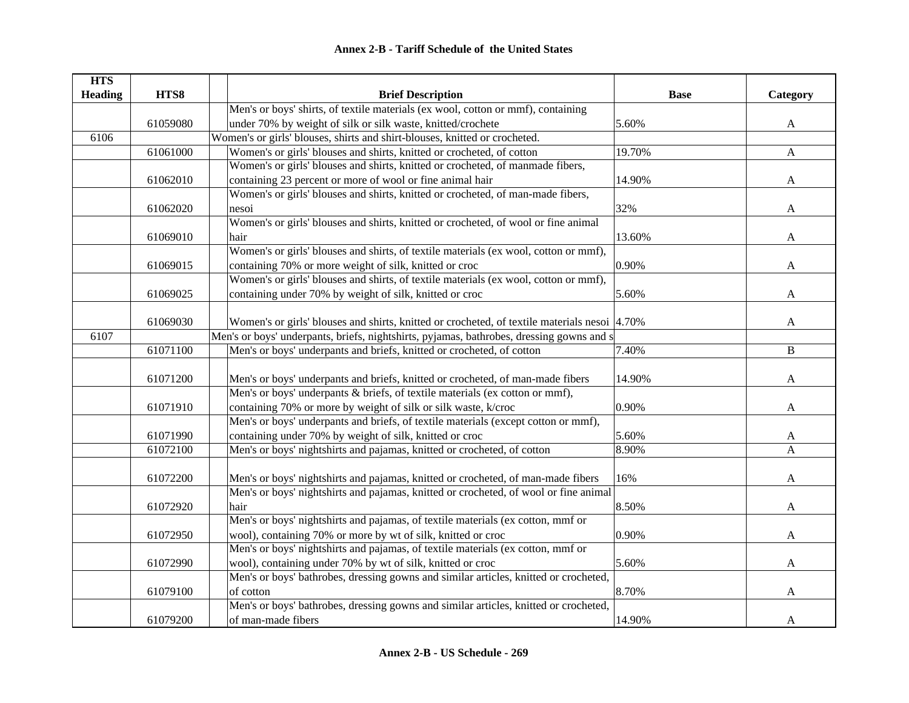## Annex 2-B - Tariff Schedule of the United States

| HTS Heading | HTS8 | Brief Description | Base | Category |
|---|---|---|---|---|
| | 61059080 | Men's or boys' shirts, of textile materials (ex wool, cotton or mmf), containing under 70% by weight of silk or silk waste, knitted/crochete | 5.60% | A |
| 6106 | | Women's or girls' blouses, shirts and shirt-blouses, knitted or crocheted. | | |
| | 61061000 | Women's or girls' blouses and shirts, knitted or crocheted, of cotton | 19.70% | A |
| | 61062010 | Women's or girls' blouses and shirts, knitted or crocheted, of manmade fibers, containing 23 percent or more of wool or fine animal hair | 14.90% | A |
| | 61062020 | Women's or girls' blouses and shirts, knitted or crocheted, of man-made fibers, nesoi | 32% | A |
| | 61069010 | Women's or girls' blouses and shirts, knitted or crocheted, of wool or fine animal hair | 13.60% | A |
| | 61069015 | Women's or girls' blouses and shirts, of textile materials (ex wool, cotton or mmf), containing 70% or more weight of silk, knitted or croc | 0.90% | A |
| | 61069025 | Women's or girls' blouses and shirts, of textile materials (ex wool, cotton or mmf), containing under 70% by weight of silk, knitted or croc | 5.60% | A |
| | 61069030 | Women's or girls' blouses and shirts, knitted or crocheted, of textile materials nesoi | 4.70% | A |
| 6107 | | Men's or boys' underpants, briefs, nightshirts, pyjamas, bathrobes, dressing gowns and s | | |
| | 61071100 | Men's or boys' underpants and briefs, knitted or crocheted, of cotton | 7.40% | B |
| | 61071200 | Men's or boys' underpants and briefs, knitted or crocheted, of man-made fibers | 14.90% | A |
| | 61071910 | Men's or boys' underpants & briefs, of textile materials (ex cotton or mmf), containing 70% or more by weight of silk or silk waste, k/croc | 0.90% | A |
| | 61071990 | Men's or boys' underpants and briefs, of textile materials (except cotton or mmf), containing under 70% by weight of silk, knitted or croc | 5.60% | A |
| | 61072100 | Men's or boys' nightshirts and pajamas, knitted or crocheted, of cotton | 8.90% | A |
| | 61072200 | Men's or boys' nightshirts and pajamas, knitted or crocheted, of man-made fibers | 16% | A |
| | 61072920 | Men's or boys' nightshirts and pajamas, knitted or crocheted, of wool or fine animal hair | 8.50% | A |
| | 61072950 | Men's or boys' nightshirts and pajamas, of textile materials (ex cotton, mmf or wool), containing 70% or more by wt of silk, knitted or croc | 0.90% | A |
| | 61072990 | Men's or boys' nightshirts and pajamas, of textile materials (ex cotton, mmf or wool), containing under 70% by wt of silk, knitted or croc | 5.60% | A |
| | 61079100 | Men's or boys' bathrobes, dressing gowns and similar articles, knitted or crocheted, of cotton | 8.70% | A |
| | 61079200 | Men's or boys' bathrobes, dressing gowns and similar articles, knitted or crocheted, of man-made fibers | 14.90% | A |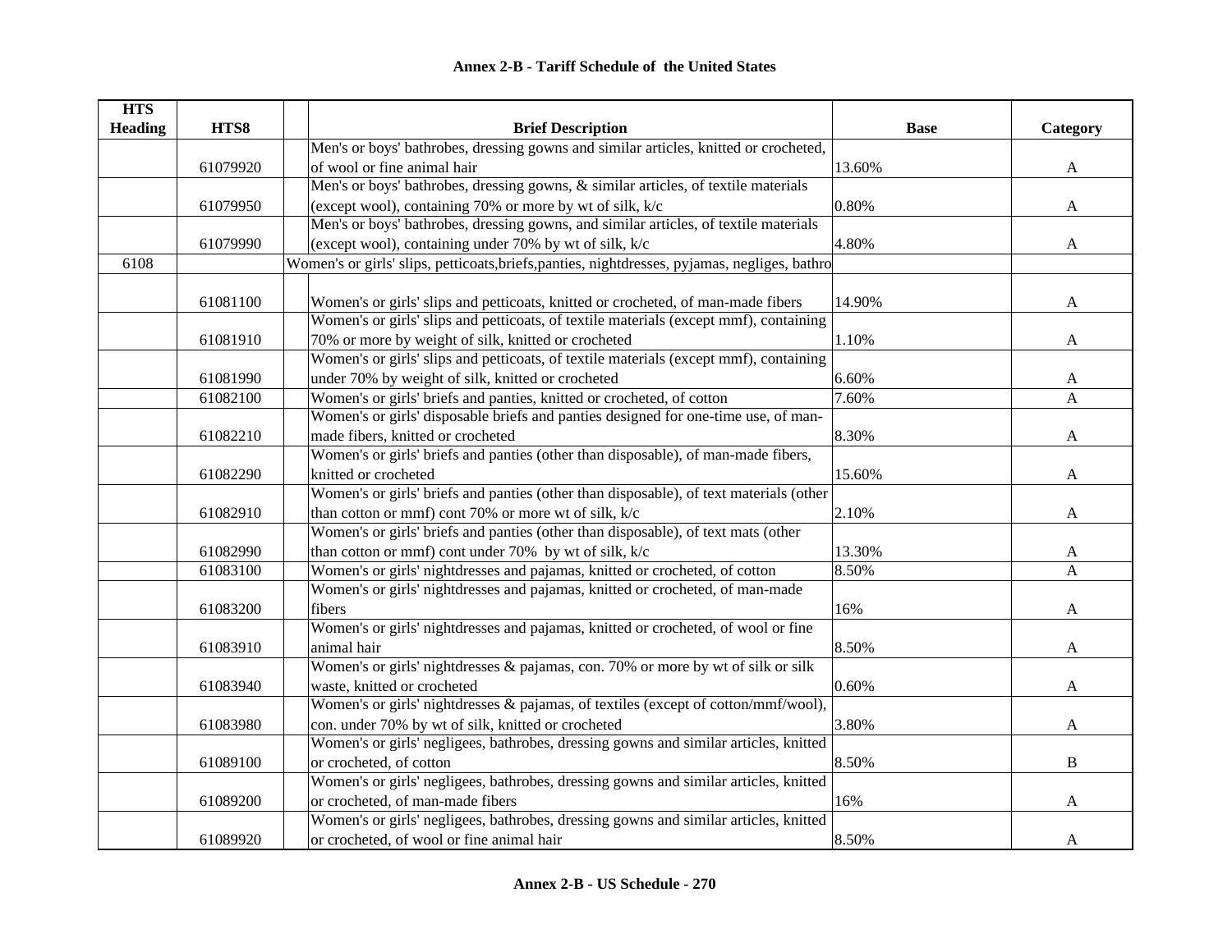# Annex 2-B - Tariff Schedule of the United States

| HTS Heading | HTS8 | | Brief Description | Base | Category |
|---|---|---|---|---|---|
| | 61079920 | | Men's or boys' bathrobes, dressing gowns and similar articles, knitted or crocheted, of wool or fine animal hair | 13.60% | A |
| | 61079950 | | Men's or boys' bathrobes, dressing gowns, & similar articles, of textile materials (except wool), containing 70% or more by wt of silk, k/c | 0.80% | A |
| | 61079990 | | Men's or boys' bathrobes, dressing gowns, and similar articles, of textile materials (except wool), containing under 70% by wt of silk, k/c | 4.80% | A |
| 6108 | | | Women's or girls' slips, petticoats,briefs,panties, nightdresses, pyjamas, negliges, bathro | | |
| | 61081100 | | Women's or girls' slips and petticoats, knitted or crocheted, of man-made fibers | 14.90% | A |
| | 61081910 | | Women's or girls' slips and petticoats, of textile materials (except mmf), containing 70% or more by weight of silk, knitted or crocheted | 1.10% | A |
| | 61081990 | | Women's or girls' slips and petticoats, of textile materials (except mmf), containing under 70% by weight of silk, knitted or crocheted | 6.60% | A |
| | 61082100 | | Women's or girls' briefs and panties, knitted or crocheted, of cotton | 7.60% | A |
| | 61082210 | | Women's or girls' disposable briefs and panties designed for one-time use, of man-made fibers, knitted or crocheted | 8.30% | A |
| | 61082290 | | Women's or girls' briefs and panties (other than disposable), of man-made fibers, knitted or crocheted | 15.60% | A |
| | 61082910 | | Women's or girls' briefs and panties (other than disposable), of text materials (other than cotton or mmf) cont 70% or more wt of silk, k/c | 2.10% | A |
| | 61082990 | | Women's or girls' briefs and panties (other than disposable), of text mats (other than cotton or mmf) cont under 70% by wt of silk, k/c | 13.30% | A |
| | 61083100 | | Women's or girls' nightdresses and pajamas, knitted or crocheted, of cotton | 8.50% | A |
| | 61083200 | | Women's or girls' nightdresses and pajamas, knitted or crocheted, of man-made fibers | 16% | A |
| | 61083910 | | Women's or girls' nightdresses and pajamas, knitted or crocheted, of wool or fine animal hair | 8.50% | A |
| | 61083940 | | Women's or girls' nightdresses & pajamas, con. 70% or more by wt of silk or silk waste, knitted or crocheted | 0.60% | A |
| | 61083980 | | Women's or girls' nightdresses & pajamas, of textiles (except of cotton/mmf/wool), con. under 70% by wt of silk, knitted or crocheted | 3.80% | A |
| | 61089100 | | Women's or girls' negligees, bathrobes, dressing gowns and similar articles, knitted or crocheted, of cotton | 8.50% | B |
| | 61089200 | | Women's or girls' negligees, bathrobes, dressing gowns and similar articles, knitted or crocheted, of man-made fibers | 16% | A |
| | 61089920 | | Women's or girls' negligees, bathrobes, dressing gowns and similar articles, knitted or crocheted, of wool or fine animal hair | 8.50% | A |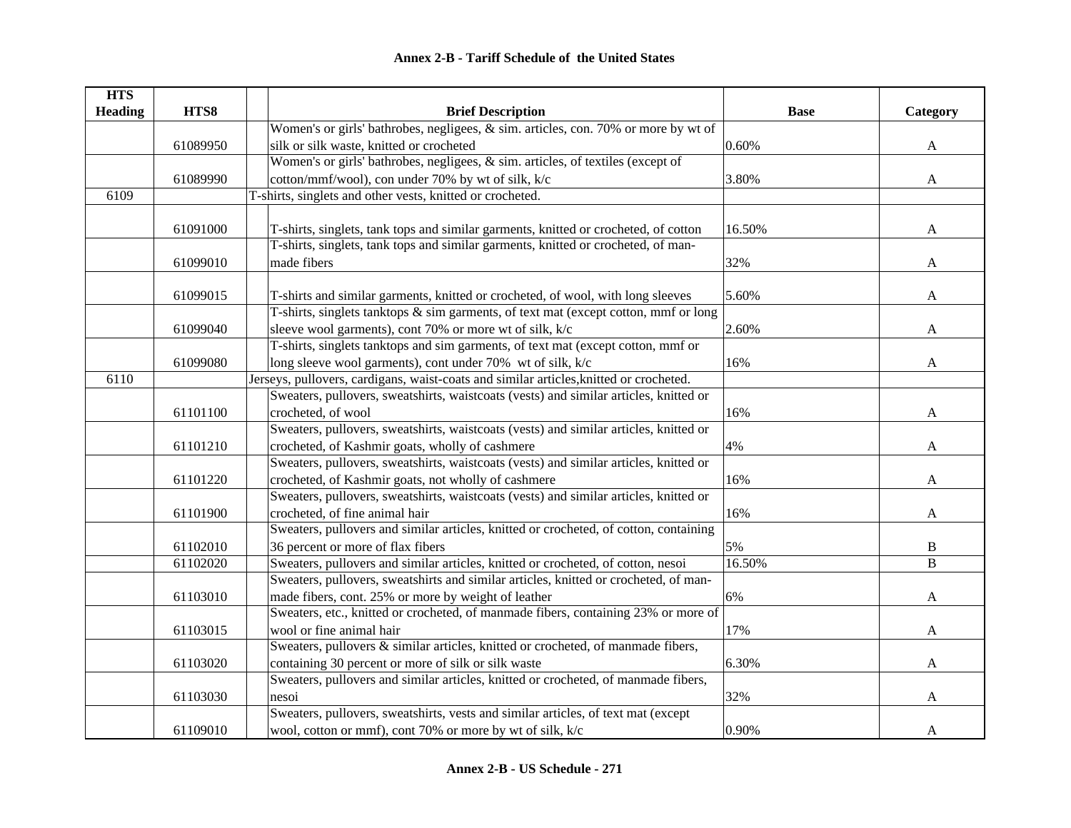**Annex 2-B - Tariff Schedule of the United States**

| HTS Heading | HTS8 | | Brief Description | Base | Category |
|---|---|---|---|---|---|
| | 61089950 | | Women's or girls' bathrobes, negligees, & sim. articles, con. 70% or more by wt of silk or silk waste, knitted or crocheted | 0.60% | A |
| | 61089990 | | Women's or girls' bathrobes, negligees, & sim. articles, of textiles (except of cotton/mmf/wool), con under 70% by wt of silk, k/c | 3.80% | A |
| 6109 | | T-shirts, singlets and other vests, knitted or crocheted. | | | |
| | 61091000 | | T-shirts, singlets, tank tops and similar garments, knitted or crocheted, of cotton | 16.50% | A |
| | 61099010 | | T-shirts, singlets, tank tops and similar garments, knitted or crocheted, of man-made fibers | 32% | A |
| | 61099015 | | T-shirts and similar garments, knitted or crocheted, of wool, with long sleeves | 5.60% | A |
| | 61099040 | | T-shirts, singlets tanktops & sim garments, of text mat (except cotton, mmf or long sleeve wool garments), cont 70% or more wt of silk, k/c | 2.60% | A |
| | 61099080 | | T-shirts, singlets tanktops and sim garments, of text mat (except cotton, mmf or long sleeve wool garments), cont under 70% wt of silk, k/c | 16% | A |
| 6110 | | Jerseys, pullovers, cardigans, waist-coats and similar articles,knitted or crocheted. | | | |
| | 61101100 | | Sweaters, pullovers, sweatshirts, waistcoats (vests) and similar articles, knitted or crocheted, of wool | 16% | A |
| | 61101210 | | Sweaters, pullovers, sweatshirts, waistcoats (vests) and similar articles, knitted or crocheted, of Kashmir goats, wholly of cashmere | 4% | A |
| | 61101220 | | Sweaters, pullovers, sweatshirts, waistcoats (vests) and similar articles, knitted or crocheted, of Kashmir goats, not wholly of cashmere | 16% | A |
| | 61101900 | | Sweaters, pullovers, sweatshirts, waistcoats (vests) and similar articles, knitted or crocheted, of fine animal hair | 16% | A |
| | 61102010 | | Sweaters, pullovers and similar articles, knitted or crocheted, of cotton, containing 36 percent or more of flax fibers | 5% | B |
| | 61102020 | | Sweaters, pullovers and similar articles, knitted or crocheted, of cotton, nesoi | 16.50% | B |
| | 61103010 | | Sweaters, pullovers, sweatshirts and similar articles, knitted or crocheted, of man-made fibers, cont. 25% or more by weight of leather | 6% | A |
| | 61103015 | | Sweaters, etc., knitted or crocheted, of manmade fibers, containing 23% or more of wool or fine animal hair | 17% | A |
| | 61103020 | | Sweaters, pullovers & similar articles, knitted or crocheted, of manmade fibers, containing 30 percent or more of silk or silk waste | 6.30% | A |
| | 61103030 | | Sweaters, pullovers and similar articles, knitted or crocheted, of manmade fibers, nesoi | 32% | A |
| | 61109010 | | Sweaters, pullovers, sweatshirts, vests and similar articles, of text mat (except wool, cotton or mmf), cont 70% or more by wt of silk, k/c | 0.90% | A |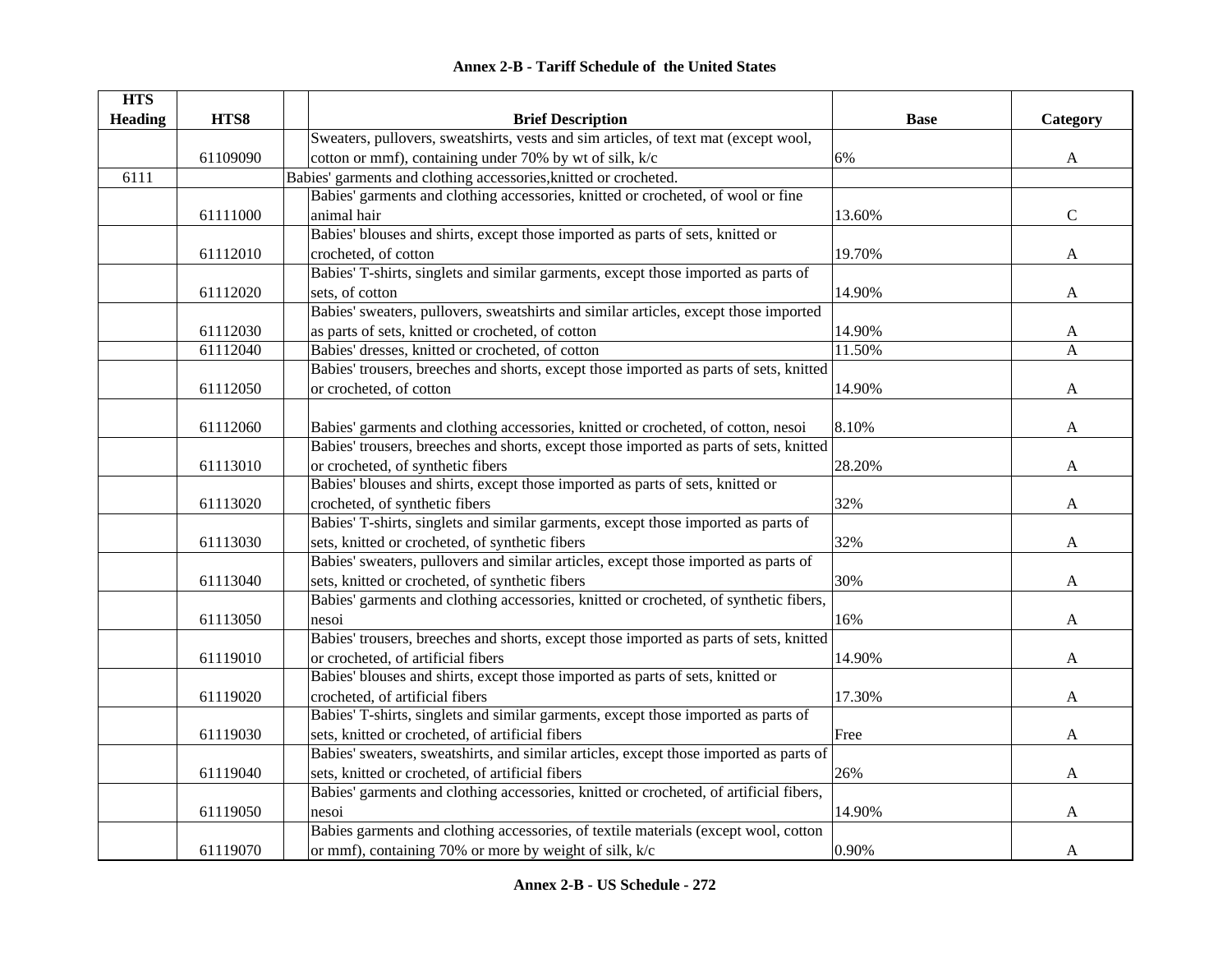## Annex 2-B - Tariff Schedule of the United States

| HTS Heading | HTS8 | | Brief Description | Base | Category |
|---|---|---|---|---|---|
| | 61109090 | | Sweaters, pullovers, sweatshirts, vests and sim articles, of text mat (except wool, cotton or mmf), containing under 70% by wt of silk, k/c | 6% | A |
| 6111 | | Babies' garments and clothing accessories,knitted or crocheted. | | | |
| | 61111000 | | Babies' garments and clothing accessories, knitted or crocheted, of wool or fine animal hair | 13.60% | C |
| | 61112010 | | Babies' blouses and shirts, except those imported as parts of sets, knitted or crocheted, of cotton | 19.70% | A |
| | 61112020 | | Babies' T-shirts, singlets and similar garments, except those imported as parts of sets, of cotton | 14.90% | A |
| | 61112030 | | Babies' sweaters, pullovers, sweatshirts and similar articles, except those imported as parts of sets, knitted or crocheted, of cotton | 14.90% | A |
| | 61112040 | | Babies' dresses, knitted or crocheted, of cotton | 11.50% | A |
| | 61112050 | | Babies' trousers, breeches and shorts, except those imported as parts of sets, knitted or crocheted, of cotton | 14.90% | A |
| | 61112060 | | Babies' garments and clothing accessories, knitted or crocheted, of cotton, nesoi | 8.10% | A |
| | 61113010 | | Babies' trousers, breeches and shorts, except those imported as parts of sets, knitted or crocheted, of synthetic fibers | 28.20% | A |
| | 61113020 | | Babies' blouses and shirts, except those imported as parts of sets, knitted or crocheted, of synthetic fibers | 32% | A |
| | 61113030 | | Babies' T-shirts, singlets and similar garments, except those imported as parts of sets, knitted or crocheted, of synthetic fibers | 32% | A |
| | 61113040 | | Babies' sweaters, pullovers and similar articles, except those imported as parts of sets, knitted or crocheted, of synthetic fibers | 30% | A |
| | 61113050 | | Babies' garments and clothing accessories, knitted or crocheted, of synthetic fibers, nesoi | 16% | A |
| | 61119010 | | Babies' trousers, breeches and shorts, except those imported as parts of sets, knitted or crocheted, of artificial fibers | 14.90% | A |
| | 61119020 | | Babies' blouses and shirts, except those imported as parts of sets, knitted or crocheted, of artificial fibers | 17.30% | A |
| | 61119030 | | Babies' T-shirts, singlets and similar garments, except those imported as parts of sets, knitted or crocheted, of artificial fibers | Free | A |
| | 61119040 | | Babies' sweaters, sweatshirts, and similar articles, except those imported as parts of sets, knitted or crocheted, of artificial fibers | 26% | A |
| | 61119050 | | Babies' garments and clothing accessories, knitted or crocheted, of artificial fibers, nesoi | 14.90% | A |
| | 61119070 | | Babies garments and clothing accessories, of textile materials (except wool, cotton or mmf), containing 70% or more by weight of silk, k/c | 0.90% | A |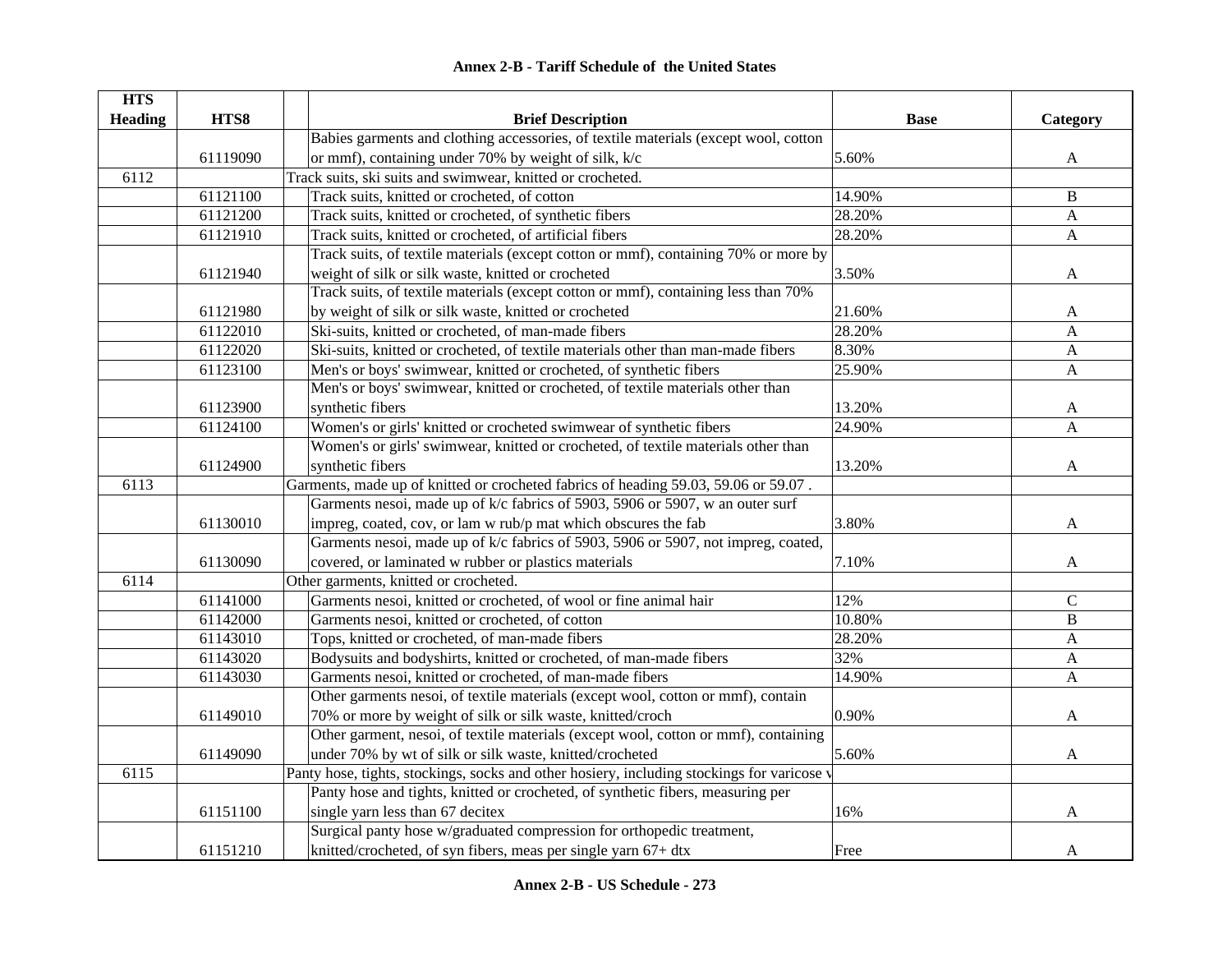## Annex 2-B - Tariff Schedule of the United States

| HTS Heading | HTS8 | Brief Description | Base | Category |
|---|---|---|---|---|
| | 61119090 | Babies garments and clothing accessories, of textile materials (except wool, cotton or mmf), containing under 70% by weight of silk, k/c | 5.60% | A |
| 6112 | | Track suits, ski suits and swimwear, knitted or crocheted. | | |
| | 61121100 | Track suits, knitted or crocheted, of cotton | 14.90% | B |
| | 61121200 | Track suits, knitted or crocheted, of synthetic fibers | 28.20% | A |
| | 61121910 | Track suits, knitted or crocheted, of artificial fibers | 28.20% | A |
| | 61121940 | Track suits, of textile materials (except cotton or mmf), containing 70% or more by weight of silk or silk waste, knitted or crocheted | 3.50% | A |
| | 61121980 | Track suits, of textile materials (except cotton or mmf), containing less than 70% by weight of silk or silk waste, knitted or crocheted | 21.60% | A |
| | 61122010 | Ski-suits, knitted or crocheted, of man-made fibers | 28.20% | A |
| | 61122020 | Ski-suits, knitted or crocheted, of textile materials other than man-made fibers | 8.30% | A |
| | 61123100 | Men's or boys' swimwear, knitted or crocheted, of synthetic fibers | 25.90% | A |
| | 61123900 | Men's or boys' swimwear, knitted or crocheted, of textile materials other than synthetic fibers | 13.20% | A |
| | 61124100 | Women's or girls' knitted or crocheted swimwear of synthetic fibers | 24.90% | A |
| | 61124900 | Women's or girls' swimwear, knitted or crocheted, of textile materials other than synthetic fibers | 13.20% | A |
| 6113 | | Garments, made up of knitted or crocheted fabrics of heading 59.03, 59.06 or 59.07 . | | |
| | 61130010 | Garments nesoi, made up of k/c fabrics of 5903, 5906 or 5907, w an outer surf impreg, coated, cov, or lam w rub/p mat which obscures the fab | 3.80% | A |
| | 61130090 | Garments nesoi, made up of k/c fabrics of 5903, 5906 or 5907, not impreg, coated, covered, or laminated w rubber or plastics materials | 7.10% | A |
| 6114 | | Other garments, knitted or crocheted. | | |
| | 61141000 | Garments nesoi, knitted or crocheted, of wool or fine animal hair | 12% | C |
| | 61142000 | Garments nesoi, knitted or crocheted, of cotton | 10.80% | B |
| | 61143010 | Tops, knitted or crocheted, of man-made fibers | 28.20% | A |
| | 61143020 | Bodysuits and bodyshirts, knitted or crocheted, of man-made fibers | 32% | A |
| | 61143030 | Garments nesoi, knitted or crocheted, of man-made fibers | 14.90% | A |
| | 61149010 | Other garments nesoi, of textile materials (except wool, cotton or mmf), contain 70% or more by weight of silk or silk waste, knitted/croch | 0.90% | A |
| | 61149090 | Other garment, nesoi, of textile materials (except wool, cotton or mmf), containing under 70% by wt of silk or silk waste, knitted/crocheted | 5.60% | A |
| 6115 | | Panty hose, tights, stockings, socks and other hosiery, including stockings for varicose v | | |
| | 61151100 | Panty hose and tights, knitted or crocheted, of synthetic fibers, measuring per single yarn less than 67 decitex | 16% | A |
| | 61151210 | Surgical panty hose w/graduated compression for orthopedic treatment, knitted/crocheted, of syn fibers, meas per single yarn 67+ dtx | Free | A |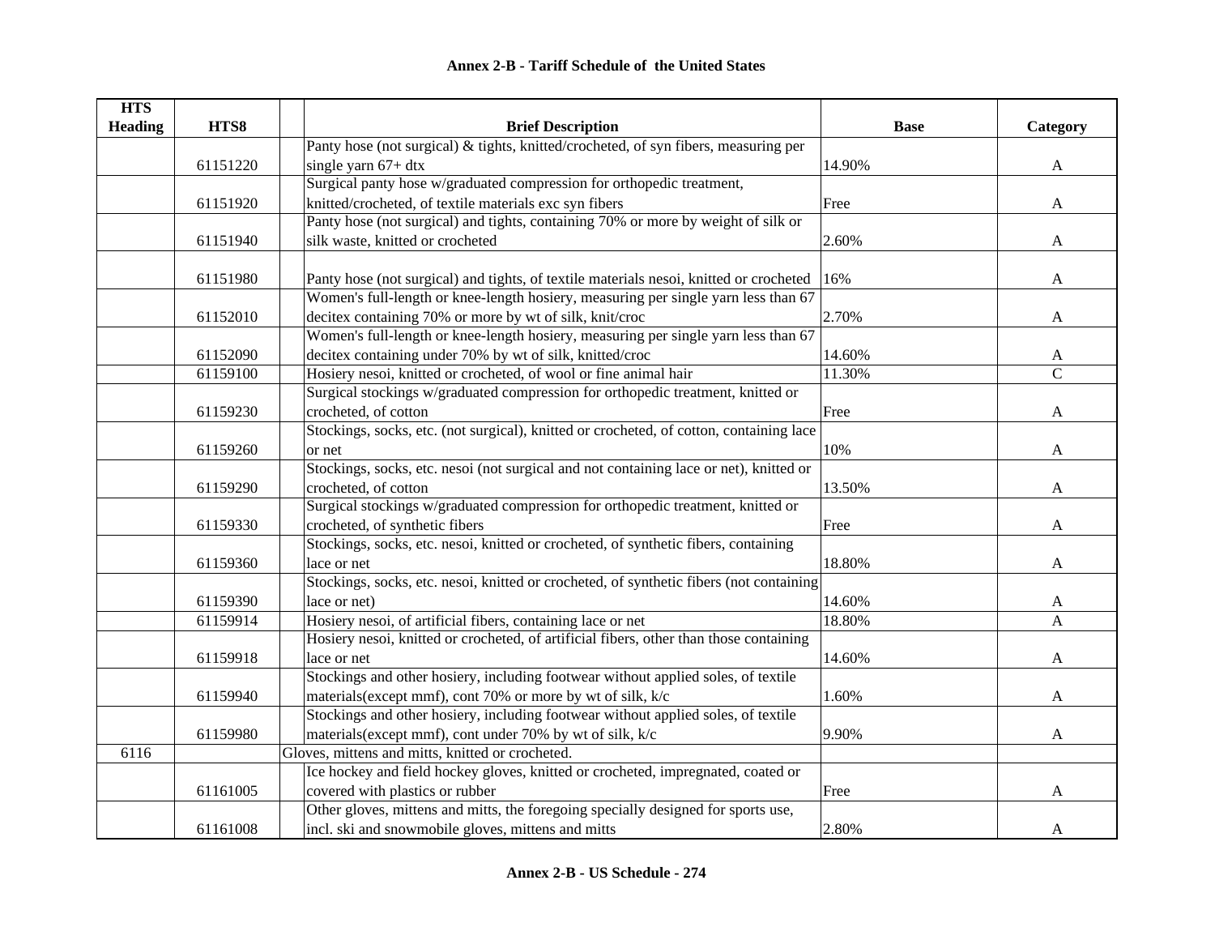## Annex 2-B - Tariff Schedule of the United States

| HTS Heading | HTS8 | Brief Description | Base | Category |
|---|---|---|---|---|
| | 61151220 | Panty hose (not surgical) & tights, knitted/crocheted, of syn fibers, measuring per single yarn 67+ dtx | 14.90% | A |
| | 61151920 | Surgical panty hose w/graduated compression for orthopedic treatment, knitted/crocheted, of textile materials exc syn fibers | Free | A |
| | 61151940 | Panty hose (not surgical) and tights, containing 70% or more by weight of silk or silk waste, knitted or crocheted | 2.60% | A |
| | 61151980 | Panty hose (not surgical) and tights, of textile materials nesoi, knitted or crocheted | 16% | A |
| | 61152010 | Women's full-length or knee-length hosiery, measuring per single yarn less than 67 decitex containing 70% or more by wt of silk, knit/croc | 2.70% | A |
| | 61152090 | Women's full-length or knee-length hosiery, measuring per single yarn less than 67 decitex containing under 70% by wt of silk, knitted/croc | 14.60% | A |
| | 61159100 | Hosiery nesoi, knitted or crocheted, of wool or fine animal hair | 11.30% | C |
| | 61159230 | Surgical stockings w/graduated compression for orthopedic treatment, knitted or crocheted, of cotton | Free | A |
| | 61159260 | Stockings, socks, etc. (not surgical), knitted or crocheted, of cotton, containing lace or net | 10% | A |
| | 61159290 | Stockings, socks, etc. nesoi (not surgical and not containing lace or net), knitted or crocheted, of cotton | 13.50% | A |
| | 61159330 | Surgical stockings w/graduated compression for orthopedic treatment, knitted or crocheted, of synthetic fibers | Free | A |
| | 61159360 | Stockings, socks, etc. nesoi, knitted or crocheted, of synthetic fibers, containing lace or net | 18.80% | A |
| | 61159390 | Stockings, socks, etc. nesoi, knitted or crocheted, of synthetic fibers (not containing lace or net) | 14.60% | A |
| | 61159914 | Hosiery nesoi, of artificial fibers, containing lace or net | 18.80% | A |
| | 61159918 | Hosiery nesoi, knitted or crocheted, of artificial fibers, other than those containing lace or net | 14.60% | A |
| | 61159940 | Stockings and other hosiery, including footwear without applied soles, of textile materials(except mmf), cont 70% or more by wt of silk, k/c | 1.60% | A |
| | 61159980 | Stockings and other hosiery, including footwear without applied soles, of textile materials(except mmf), cont under 70% by wt of silk, k/c | 9.90% | A |
| 6116 | | Gloves, mittens and mitts, knitted or crocheted. | | |
| | 61161005 | Ice hockey and field hockey gloves, knitted or crocheted, impregnated, coated or covered with plastics or rubber | Free | A |
| | 61161008 | Other gloves, mittens and mitts, the foregoing specially designed for sports use, incl. ski and snowmobile gloves, mittens and mitts | 2.80% | A |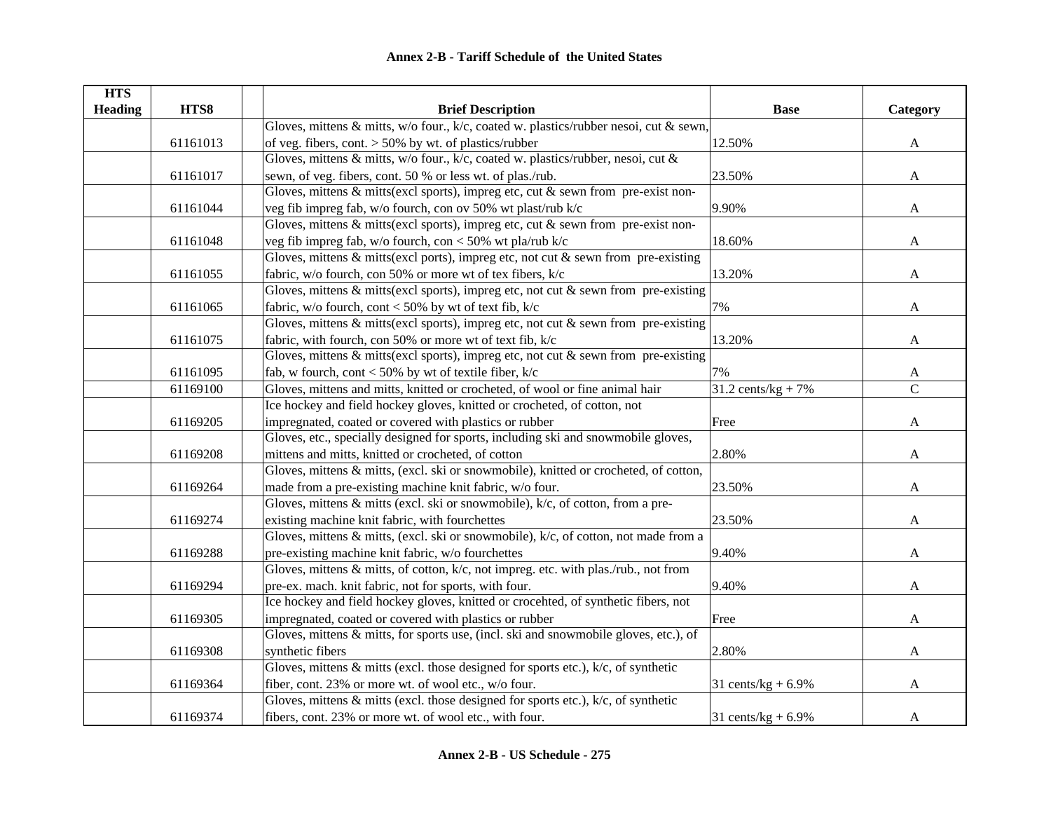**Annex 2-B - Tariff Schedule of the United States**

| HTS Heading | HTS8 | | Brief Description | Base | Category |
|---|---|---|---|---|---|
| | 61161013 | | Gloves, mittens & mitts, w/o four., k/c, coated w. plastics/rubber nesoi, cut & sewn, of veg. fibers, cont. > 50% by wt. of plastics/rubber | 12.50% | A |
| | 61161017 | | Gloves, mittens & mitts, w/o four., k/c, coated w. plastics/rubber, nesoi, cut & sewn, of veg. fibers, cont. 50 % or less wt. of plas./rub. | 23.50% | A |
| | 61161044 | | Gloves, mittens & mitts(excl sports), impreg etc, cut & sewn from pre-exist non-veg fib impreg fab, w/o fourch, con ov 50% wt plast/rub k/c | 9.90% | A |
| | 61161048 | | Gloves, mittens & mitts(excl sports), impreg etc, cut & sewn from pre-exist non-veg fib impreg fab, w/o fourch, con < 50% wt pla/rub k/c | 18.60% | A |
| | 61161055 | | Gloves, mittens & mitts(excl ports), impreg etc, not cut & sewn from pre-existing fabric, w/o fourch, con 50% or more wt of tex fibers, k/c | 13.20% | A |
| | 61161065 | | Gloves, mittens & mitts(excl sports), impreg etc, not cut & sewn from pre-existing fabric, w/o fourch, cont < 50% by wt of text fib, k/c | 7% | A |
| | 61161075 | | Gloves, mittens & mitts(excl sports), impreg etc, not cut & sewn from pre-existing fabric, with fourch, con 50% or more wt of text fib, k/c | 13.20% | A |
| | 61161095 | | Gloves, mittens & mitts(excl sports), impreg etc, not cut & sewn from pre-existing fab, w fourch, cont < 50% by wt of textile fiber, k/c | 7% | A |
| | 61169100 | | Gloves, mittens and mitts, knitted or crocheted, of wool or fine animal hair | 31.2 cents/kg + 7% | C |
| | 61169205 | | Ice hockey and field hockey gloves, knitted or crocheted, of cotton, not impregnated, coated or covered with plastics or rubber | Free | A |
| | 61169208 | | Gloves, etc., specially designed for sports, including ski and snowmobile gloves, mittens and mitts, knitted or crocheted, of cotton | 2.80% | A |
| | 61169264 | | Gloves, mittens & mitts, (excl. ski or snowmobile), knitted or crocheted, of cotton, made from a pre-existing machine knit fabric, w/o four. | 23.50% | A |
| | 61169274 | | Gloves, mittens & mitts (excl. ski or snowmobile), k/c, of cotton, from a pre-existing machine knit fabric, with fourchettes | 23.50% | A |
| | 61169288 | | Gloves, mittens & mitts, (excl. ski or snowmobile), k/c, of cotton, not made from a pre-existing machine knit fabric, w/o fourchettes | 9.40% | A |
| | 61169294 | | Gloves, mittens & mitts, of cotton, k/c, not impreg. etc. with plas./rub., not from pre-ex. mach. knit fabric, not for sports, with four. | 9.40% | A |
| | 61169305 | | Ice hockey and field hockey gloves, knitted or crocehted, of synthetic fibers, not impregnated, coated or covered with plastics or rubber | Free | A |
| | 61169308 | | Gloves, mittens & mitts, for sports use, (incl. ski and snowmobile gloves, etc.), of synthetic fibers | 2.80% | A |
| | 61169364 | | Gloves, mittens & mitts (excl. those designed for sports etc.), k/c, of synthetic fiber, cont. 23% or more wt. of wool etc., w/o four. | 31 cents/kg + 6.9% | A |
| | 61169374 | | Gloves, mittens & mitts (excl. those designed for sports etc.), k/c, of synthetic fibers, cont. 23% or more wt. of wool etc., with four. | 31 cents/kg + 6.9% | A |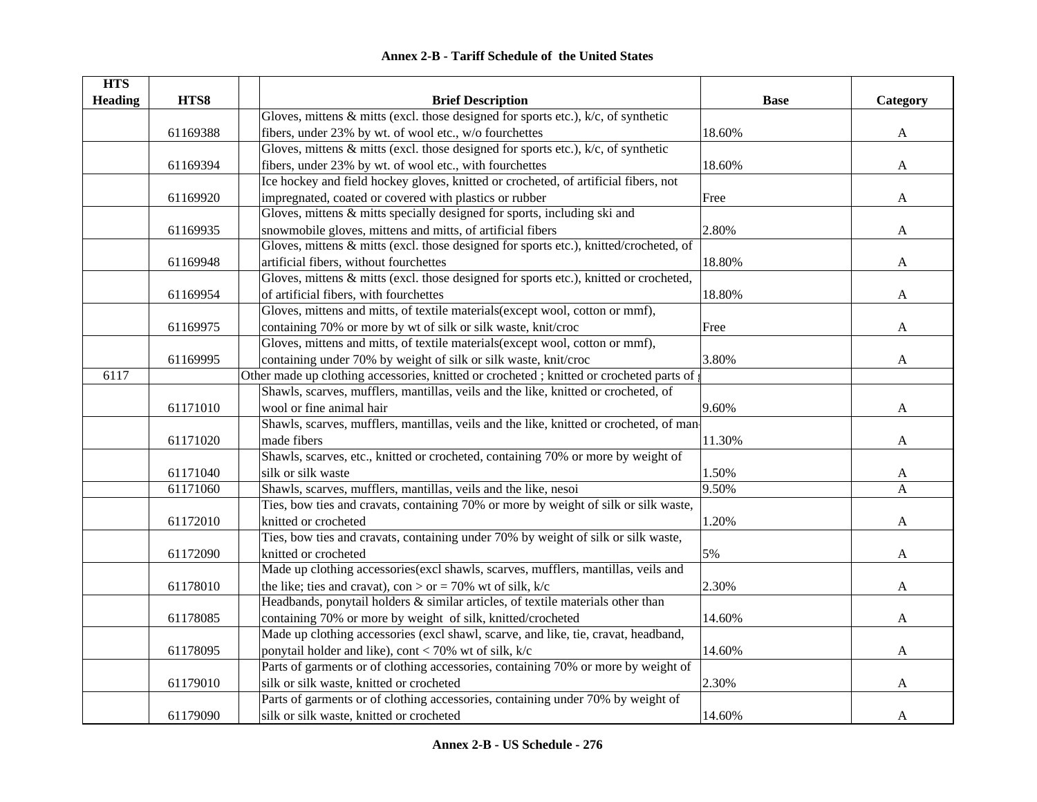## Annex 2-B - Tariff Schedule of the United States

| HTS Heading | HTS8 | | Brief Description | Base | Category |
|---|---|---|---|---|---|
| | 61169388 | | Gloves, mittens & mitts (excl. those designed for sports etc.), k/c, of synthetic fibers, under 23% by wt. of wool etc., w/o fourchettes | 18.60% | A |
| | 61169394 | | Gloves, mittens & mitts (excl. those designed for sports etc.), k/c, of synthetic fibers, under 23% by wt. of wool etc., with fourchettes | 18.60% | A |
| | 61169920 | | Ice hockey and field hockey gloves, knitted or crocheted, of artificial fibers, not impregnated, coated or covered with plastics or rubber | Free | A |
| | 61169935 | | Gloves, mittens & mitts specially designed for sports, including ski and snowmobile gloves, mittens and mitts, of artificial fibers | 2.80% | A |
| | 61169948 | | Gloves, mittens & mitts (excl. those designed for sports etc.), knitted/crocheted, of artificial fibers, without fourchettes | 18.80% | A |
| | 61169954 | | Gloves, mittens & mitts (excl. those designed for sports etc.), knitted or crocheted, of artificial fibers, with fourchettes | 18.80% | A |
| | 61169975 | | Gloves, mittens and mitts, of textile materials(except wool, cotton or mmf), containing 70% or more by wt of silk or silk waste, knit/croc | Free | A |
| | 61169995 | | Gloves, mittens and mitts, of textile materials(except wool, cotton or mmf), containing under 70% by weight of silk or silk waste, knit/croc | 3.80% | A |
| 6117 | | Other made up clothing accessories, knitted or crocheted ; knitted or crocheted parts of g | | | |
| | 61171010 | | Shawls, scarves, mufflers, mantillas, veils and the like, knitted or crocheted, of wool or fine animal hair | 9.60% | A |
| | 61171020 | | Shawls, scarves, mufflers, mantillas, veils and the like, knitted or crocheted, of man-made fibers | 11.30% | A |
| | 61171040 | | Shawls, scarves, etc., knitted or crocheted, containing 70% or more by weight of silk or silk waste | 1.50% | A |
| | 61171060 | | Shawls, scarves, mufflers, mantillas, veils and the like, nesoi | 9.50% | A |
| | 61172010 | | Ties, bow ties and cravats, containing 70% or more by weight of silk or silk waste, knitted or crocheted | 1.20% | A |
| | 61172090 | | Ties, bow ties and cravats, containing under 70% by weight of silk or silk waste, knitted or crocheted | 5% | A |
| | 61178010 | | Made up clothing accessories(excl shawls, scarves, mufflers, mantillas, veils and the like; ties and cravat), con > or = 70% wt of silk, k/c | 2.30% | A |
| | 61178085 | | Headbands, ponytail holders & similar articles, of textile materials other than containing 70% or more by weight of silk, knitted/crocheted | 14.60% | A |
| | 61178095 | | Made up clothing accessories (excl shawl, scarve, and like, tie, cravat, headband, ponytail holder and like), cont < 70% wt of silk, k/c | 14.60% | A |
| | 61179010 | | Parts of garments or of clothing accessories, containing 70% or more by weight of silk or silk waste, knitted or crocheted | 2.30% | A |
| | 61179090 | | Parts of garments or of clothing accessories, containing under 70% by weight of silk or silk waste, knitted or crocheted | 14.60% | A |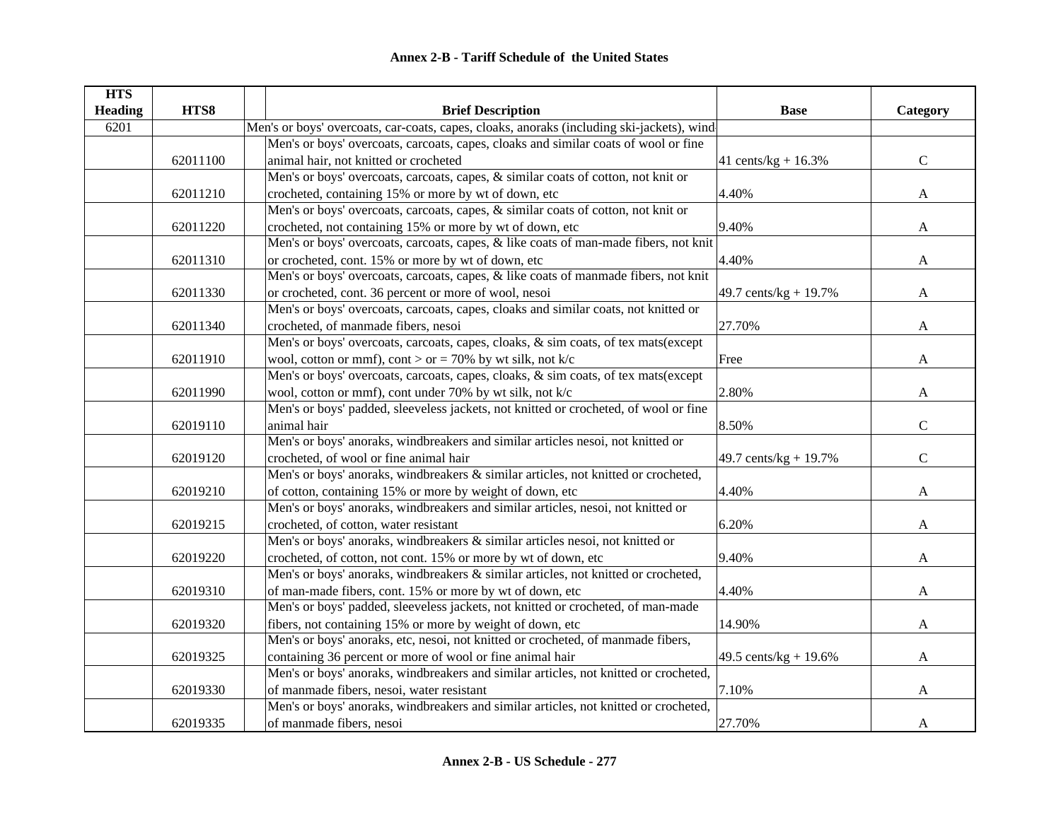# Annex 2-B - Tariff Schedule of the United States

| HTS Heading | HTS8 | | Brief Description | Base | Category |
|---|---|---|---|---|---|
| 6201 | | | Men's or boys' overcoats, car-coats, capes, cloaks, anoraks (including ski-jackets), wind | | |
| | 62011100 | | Men's or boys' overcoats, carcoats, capes, cloaks and similar coats of wool or fine animal hair, not knitted or crocheted | 41 cents/kg + 16.3% | C |
| | 62011210 | | Men's or boys' overcoats, carcoats, capes, & similar coats of cotton, not knit or crocheted, containing 15% or more by wt of down, etc | 4.40% | A |
| | 62011220 | | Men's or boys' overcoats, carcoats, capes, & similar coats of cotton, not knit or crocheted, not containing 15% or more by wt of down, etc | 9.40% | A |
| | 62011310 | | Men's or boys' overcoats, carcoats, capes, & like coats of man-made fibers, not knit or crocheted, cont. 15% or more by wt of down, etc | 4.40% | A |
| | 62011330 | | Men's or boys' overcoats, carcoats, capes, & like coats of manmade fibers, not knit or crocheted, cont. 36 percent or more of wool, nesoi | 49.7 cents/kg + 19.7% | A |
| | 62011340 | | Men's or boys' overcoats, carcoats, capes, cloaks and similar coats, not knitted or crocheted, of manmade fibers, nesoi | 27.70% | A |
| | 62011910 | | Men's or boys' overcoats, carcoats, capes, cloaks, & sim coats, of tex mats(except wool, cotton or mmf), cont > or = 70% by wt silk, not k/c | Free | A |
| | 62011990 | | Men's or boys' overcoats, carcoats, capes, cloaks, & sim coats, of tex mats(except wool, cotton or mmf), cont under 70% by wt silk, not k/c | 2.80% | A |
| | 62019110 | | Men's or boys' padded, sleeveless jackets, not knitted or crocheted, of wool or fine animal hair | 8.50% | C |
| | 62019120 | | Men's or boys' anoraks, windbreakers and similar articles nesoi, not knitted or crocheted, of wool or fine animal hair | 49.7 cents/kg + 19.7% | C |
| | 62019210 | | Men's or boys' anoraks, windbreakers & similar articles, not knitted or crocheted, of cotton, containing 15% or more by weight of down, etc | 4.40% | A |
| | 62019215 | | Men's or boys' anoraks, windbreakers and similar articles, nesoi, not knitted or crocheted, of cotton, water resistant | 6.20% | A |
| | 62019220 | | Men's or boys' anoraks, windbreakers & similar articles nesoi, not knitted or crocheted, of cotton, not cont. 15% or more by wt of down, etc | 9.40% | A |
| | 62019310 | | Men's or boys' anoraks, windbreakers & similar articles, not knitted or crocheted, of man-made fibers, cont. 15% or more by wt of down, etc | 4.40% | A |
| | 62019320 | | Men's or boys' padded, sleeveless jackets, not knitted or crocheted, of man-made fibers, not containing 15% or more by weight of down, etc | 14.90% | A |
| | 62019325 | | Men's or boys' anoraks, etc, nesoi, not knitted or crocheted, of manmade fibers, containing 36 percent or more of wool or fine animal hair | 49.5 cents/kg + 19.6% | A |
| | 62019330 | | Men's or boys' anoraks, windbreakers and similar articles, not knitted or crocheted, of manmade fibers, nesoi, water resistant | 7.10% | A |
| | 62019335 | | Men's or boys' anoraks, windbreakers and similar articles, not knitted or crocheted, of manmade fibers, nesoi | 27.70% | A |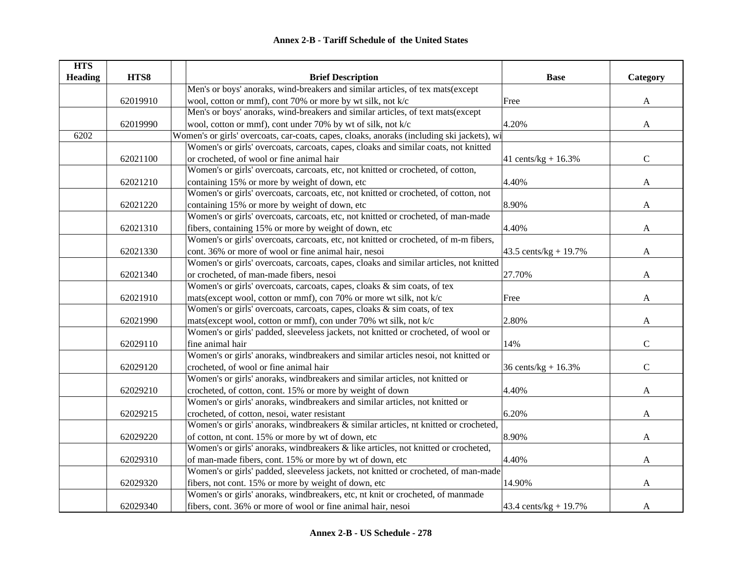## Annex 2-B - Tariff Schedule of the United States

| HTS Heading | HTS8 | | Brief Description | Base | Category |
|---|---|---|---|---|---|
| | 62019910 | | Men's or boys' anoraks, wind-breakers and similar articles, of tex mats(except wool, cotton or mmf), cont 70% or more by wt silk, not k/c | Free | A |
| | 62019990 | | Men's or boys' anoraks, wind-breakers and similar articles, of text mats(except wool, cotton or mmf), cont under 70% by wt of silk, not k/c | 4.20% | A |
| 6202 | | Women's or girls' overcoats, car-coats, capes, cloaks, anoraks (including ski jackets), wi | | | |
| | 62021100 | | Women's or girls' overcoats, carcoats, capes, cloaks and similar coats, not knitted or crocheted, of wool or fine animal hair | 41 cents/kg + 16.3% | C |
| | 62021210 | | Women's or girls' overcoats, carcoats, etc, not knitted or crocheted, of cotton, containing 15% or more by weight of down, etc | 4.40% | A |
| | 62021220 | | Women's or girls' overcoats, carcoats, etc, not knitted or crocheted, of cotton, not containing 15% or more by weight of down, etc | 8.90% | A |
| | 62021310 | | Women's or girls' overcoats, carcoats, etc, not knitted or crocheted, of man-made fibers, containing 15% or more by weight of down, etc | 4.40% | A |
| | 62021330 | | Women's or girls' overcoats, carcoats, etc, not knitted or crocheted, of m-m fibers, cont. 36% or more of wool or fine animal hair, nesoi | 43.5 cents/kg + 19.7% | A |
| | 62021340 | | Women's or girls' overcoats, carcoats, capes, cloaks and similar articles, not knitted or crocheted, of man-made fibers, nesoi | 27.70% | A |
| | 62021910 | | Women's or girls' overcoats, carcoats, capes, cloaks & sim coats, of tex mats(except wool, cotton or mmf), con 70% or more wt silk, not k/c | Free | A |
| | 62021990 | | Women's or girls' overcoats, carcoats, capes, cloaks & sim coats, of tex mats(except wool, cotton or mmf), con under 70% wt silk, not k/c | 2.80% | A |
| | 62029110 | | Women's or girls' padded, sleeveless jackets, not knitted or crocheted, of wool or fine animal hair | 14% | C |
| | 62029120 | | Women's or girls' anoraks, windbreakers and similar articles nesoi, not knitted or crocheted, of wool or fine animal hair | 36 cents/kg + 16.3% | C |
| | 62029210 | | Women's or girls' anoraks, windbreakers and similar articles, not knitted or crocheted, of cotton, cont. 15% or more by weight of down | 4.40% | A |
| | 62029215 | | Women's or girls' anoraks, windbreakers and similar articles, not knitted or crocheted, of cotton, nesoi, water resistant | 6.20% | A |
| | 62029220 | | Women's or girls' anoraks, windbreakers & similar articles, nt knitted or crocheted, of cotton, nt cont. 15% or more by wt of down, etc | 8.90% | A |
| | 62029310 | | Women's or girls' anoraks, windbreakers & like articles, not knitted or crocheted, of man-made fibers, cont. 15% or more by wt of down, etc | 4.40% | A |
| | 62029320 | | Women's or girls' padded, sleeveless jackets, not knitted or crocheted, of man-made fibers, not cont. 15% or more by weight of down, etc | 14.90% | A |
| | 62029340 | | Women's or girls' anoraks, windbreakers, etc, nt knit or crocheted, of manmade fibers, cont. 36% or more of wool or fine animal hair, nesoi | 43.4 cents/kg + 19.7% | A |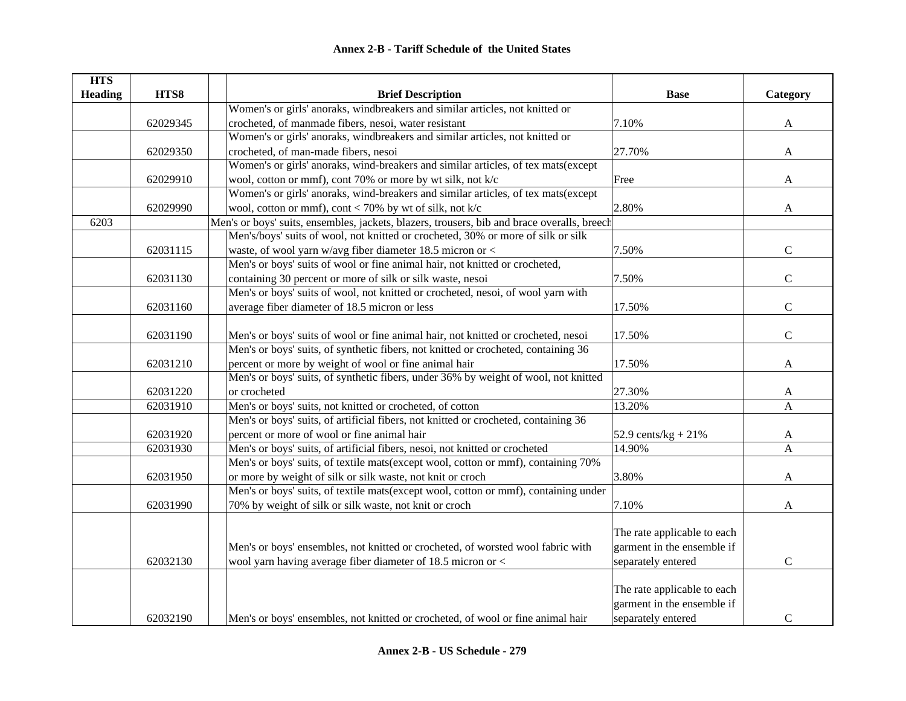## Annex 2-B - Tariff Schedule of the United States

| HTS Heading | HTS8 | Brief Description | Base | Category |
|---|---|---|---|---|
| | 62029345 | Women's or girls' anoraks, windbreakers and similar articles, not knitted or crocheted, of manmade fibers, nesoi, water resistant | 7.10% | A |
| | 62029350 | Women's or girls' anoraks, windbreakers and similar articles, not knitted or crocheted, of man-made fibers, nesoi | 27.70% | A |
| | 62029910 | Women's or girls' anoraks, wind-breakers and similar articles, of tex mats(except wool, cotton or mmf), cont 70% or more by wt silk, not k/c | Free | A |
| | 62029990 | Women's or girls' anoraks, wind-breakers and similar articles, of tex mats(except wool, cotton or mmf), cont < 70% by wt of silk, not k/c | 2.80% | A |
| 6203 | | Men's or boys' suits, ensembles, jackets, blazers, trousers, bib and brace overalls, breech | | |
| | 62031115 | Men's/boys' suits of wool, not knitted or crocheted, 30% or more of silk or silk waste, of wool yarn w/avg fiber diameter 18.5 micron or < | 7.50% | C |
| | 62031130 | Men's or boys' suits of wool or fine animal hair, not knitted or crocheted, containing 30 percent or more of silk or silk waste, nesoi | 7.50% | C |
| | 62031160 | Men's or boys' suits of wool, not knitted or crocheted, nesoi, of wool yarn with average fiber diameter of 18.5 micron or less | 17.50% | C |
| | 62031190 | Men's or boys' suits of wool or fine animal hair, not knitted or crocheted, nesoi | 17.50% | C |
| | 62031210 | Men's or boys' suits, of synthetic fibers, not knitted or crocheted, containing 36 percent or more by weight of wool or fine animal hair | 17.50% | A |
| | 62031220 | Men's or boys' suits, of synthetic fibers, under 36% by weight of wool, not knitted or crocheted | 27.30% | A |
| | 62031910 | Men's or boys' suits, not knitted or crocheted, of cotton | 13.20% | A |
| | 62031920 | Men's or boys' suits, of artificial fibers, not knitted or crocheted, containing 36 percent or more of wool or fine animal hair | 52.9 cents/kg + 21% | A |
| | 62031930 | Men's or boys' suits, of artificial fibers, nesoi, not knitted or crocheted | 14.90% | A |
| | 62031950 | Men's or boys' suits, of textile mats(except wool, cotton or mmf), containing 70% or more by weight of silk or silk waste, not knit or croch | 3.80% | A |
| | 62031990 | Men's or boys' suits, of textile mats(except wool, cotton or mmf), containing under 70% by weight of silk or silk waste, not knit or croch | 7.10% | A |
| | 62032130 | Men's or boys' ensembles, not knitted or crocheted, of worsted wool fabric with wool yarn having average fiber diameter of 18.5 micron or < | The rate applicable to each garment in the ensemble if separately entered | C |
| | 62032190 | Men's or boys' ensembles, not knitted or crocheted, of wool or fine animal hair | The rate applicable to each garment in the ensemble if separately entered | C |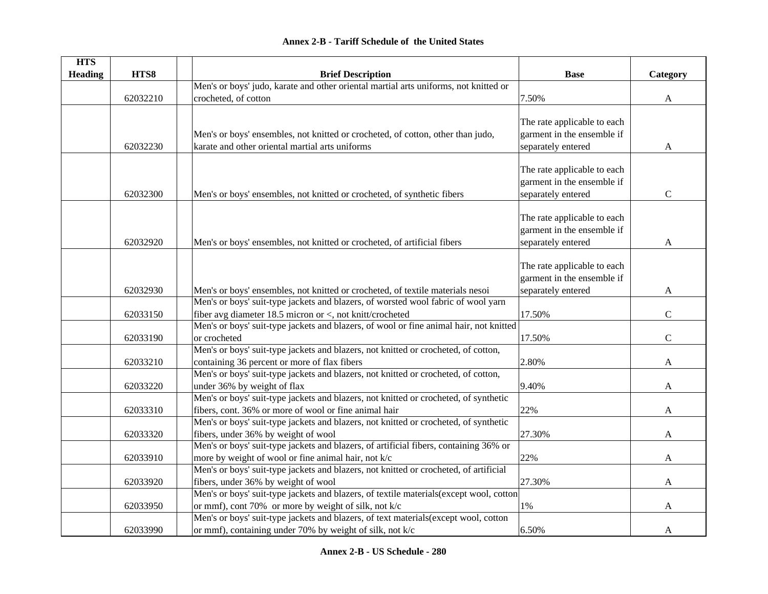## Annex 2-B - Tariff Schedule of the United States

| HTS Heading | HTS8 | | Brief Description | Base | Category |
|---|---|---|---|---|---|
| | 62032210 | | Men's or boys' judo, karate and other oriental martial arts uniforms, not knitted or crocheted, of cotton | 7.50% | A |
| | 62032230 | | Men's or boys' ensembles, not knitted or crocheted, of cotton, other than judo, karate and other oriental martial arts uniforms | The rate applicable to each garment in the ensemble if separately entered | A |
| | 62032300 | | Men's or boys' ensembles, not knitted or crocheted, of synthetic fibers | The rate applicable to each garment in the ensemble if separately entered | C |
| | 62032920 | | Men's or boys' ensembles, not knitted or crocheted, of artificial fibers | The rate applicable to each garment in the ensemble if separately entered | A |
| | 62032930 | | Men's or boys' ensembles, not knitted or crocheted, of textile materials nesoi | The rate applicable to each garment in the ensemble if separately entered | A |
| | 62033150 | | Men's or boys' suit-type jackets and blazers, of worsted wool fabric of wool yarn fiber avg diameter 18.5 micron or <, not knitt/crocheted | 17.50% | C |
| | 62033190 | | Men's or boys' suit-type jackets and blazers, of wool or fine animal hair, not knitted or crocheted | 17.50% | C |
| | 62033210 | | Men's or boys' suit-type jackets and blazers, not knitted or crocheted, of cotton, containing 36 percent or more of flax fibers | 2.80% | A |
| | 62033220 | | Men's or boys' suit-type jackets and blazers, not knitted or crocheted, of cotton, under 36% by weight of flax | 9.40% | A |
| | 62033310 | | Men's or boys' suit-type jackets and blazers, not knitted or crocheted, of synthetic fibers, cont. 36% or more of wool or fine animal hair | 22% | A |
| | 62033320 | | Men's or boys' suit-type jackets and blazers, not knitted or crocheted, of synthetic fibers, under 36% by weight of wool | 27.30% | A |
| | 62033910 | | Men's or boys' suit-type jackets and blazers, of artificial fibers, containing 36% or more by weight of wool or fine animal hair, not k/c | 22% | A |
| | 62033920 | | Men's or boys' suit-type jackets and blazers, not knitted or crocheted, of artificial fibers, under 36% by weight of wool | 27.30% | A |
| | 62033950 | | Men's or boys' suit-type jackets and blazers, of textile materials(except wool, cotton or mmf), cont 70% or more by weight of silk, not k/c | 1% | A |
| | 62033990 | | Men's or boys' suit-type jackets and blazers, of text materials(except wool, cotton or mmf), containing under 70% by weight of silk, not k/c | 6.50% | A |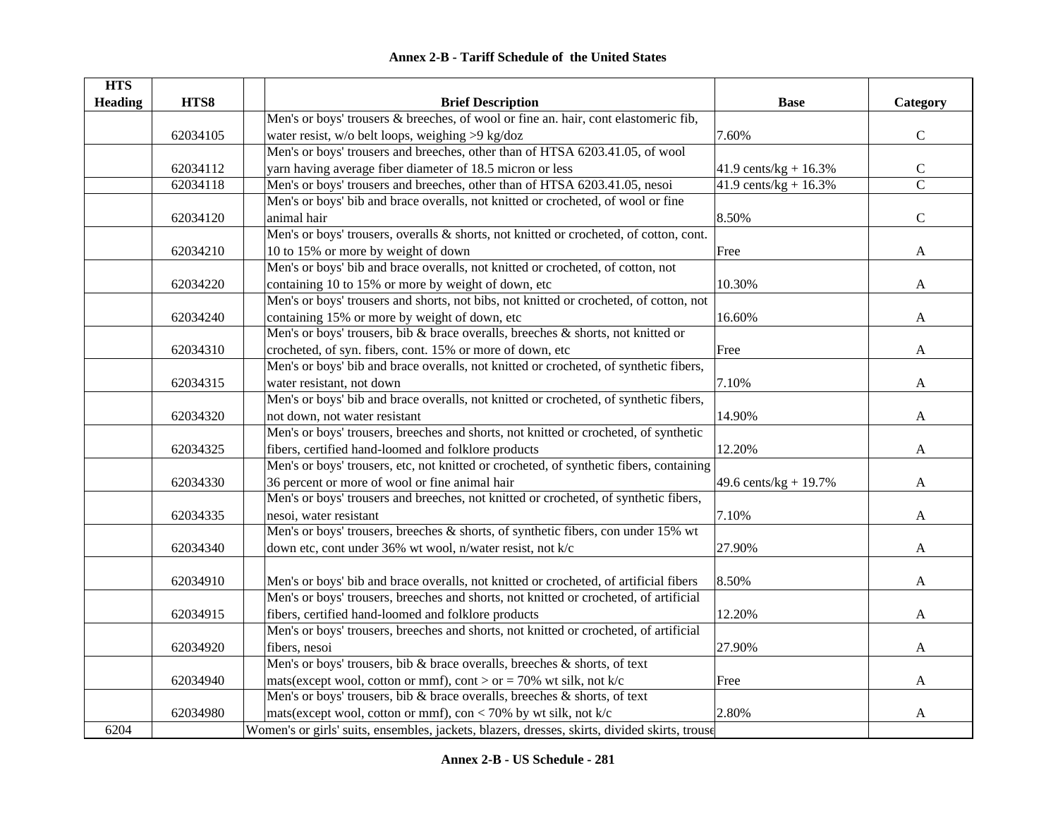**Annex 2-B - Tariff Schedule of the United States**

| HTS Heading | HTS8 | | Brief Description | Base | Category |
|---|---|---|---|---|---|
| | 62034105 | | Men's or boys' trousers & breeches, of wool or fine an. hair, cont elastomeric fib, water resist, w/o belt loops, weighing >9 kg/doz | 7.60% | C |
| | 62034112 | | Men's or boys' trousers and breeches, other than of HTSA 6203.41.05, of wool yarn having average fiber diameter of 18.5 micron or less | 41.9 cents/kg + 16.3% | C |
| | 62034118 | | Men's or boys' trousers and breeches, other than of HTSA 6203.41.05, nesoi | 41.9 cents/kg + 16.3% | C |
| | 62034120 | | Men's or boys' bib and brace overalls, not knitted or crocheted, of wool or fine animal hair | 8.50% | C |
| | 62034210 | | Men's or boys' trousers, overalls & shorts, not knitted or crocheted, of cotton, cont. 10 to 15% or more by weight of down | Free | A |
| | 62034220 | | Men's or boys' bib and brace overalls, not knitted or crocheted, of cotton, not containing 10 to 15% or more by weight of down, etc | 10.30% | A |
| | 62034240 | | Men's or boys' trousers and shorts, not bibs, not knitted or crocheted, of cotton, not containing 15% or more by weight of down, etc | 16.60% | A |
| | 62034310 | | Men's or boys' trousers, bib & brace overalls, breeches & shorts, not knitted or crocheted, of syn. fibers, cont. 15% or more of down, etc | Free | A |
| | 62034315 | | Men's or boys' bib and brace overalls, not knitted or crocheted, of synthetic fibers, water resistant, not down | 7.10% | A |
| | 62034320 | | Men's or boys' bib and brace overalls, not knitted or crocheted, of synthetic fibers, not down, not water resistant | 14.90% | A |
| | 62034325 | | Men's or boys' trousers, breeches and shorts, not knitted or crocheted, of synthetic fibers, certified hand-loomed and folklore products | 12.20% | A |
| | 62034330 | | Men's or boys' trousers, etc, not knitted or crocheted, of synthetic fibers, containing 36 percent or more of wool or fine animal hair | 49.6 cents/kg + 19.7% | A |
| | 62034335 | | Men's or boys' trousers and breeches, not knitted or crocheted, of synthetic fibers, nesoi, water resistant | 7.10% | A |
| | 62034340 | | Men's or boys' trousers, breeches & shorts, of synthetic fibers, con under 15% wt down etc, cont under 36% wt wool, n/water resist, not k/c | 27.90% | A |
| | 62034910 | | Men's or boys' bib and brace overalls, not knitted or crocheted, of artificial fibers | 8.50% | A |
| | 62034915 | | Men's or boys' trousers, breeches and shorts, not knitted or crocheted, of artificial fibers, certified hand-loomed and folklore products | 12.20% | A |
| | 62034920 | | Men's or boys' trousers, breeches and shorts, not knitted or crocheted, of artificial fibers, nesoi | 27.90% | A |
| | 62034940 | | Men's or boys' trousers, bib & brace overalls, breeches & shorts, of text mats(except wool, cotton or mmf), cont > or = 70% wt silk, not k/c | Free | A |
| | 62034980 | | Men's or boys' trousers, bib & brace overalls, breeches & shorts, of text mats(except wool, cotton or mmf), con < 70% by wt silk, not k/c | 2.80% | A |
| 6204 | | Women's or girls' suits, ensembles, jackets, blazers, dresses, skirts, divided skirts, trouse | | | |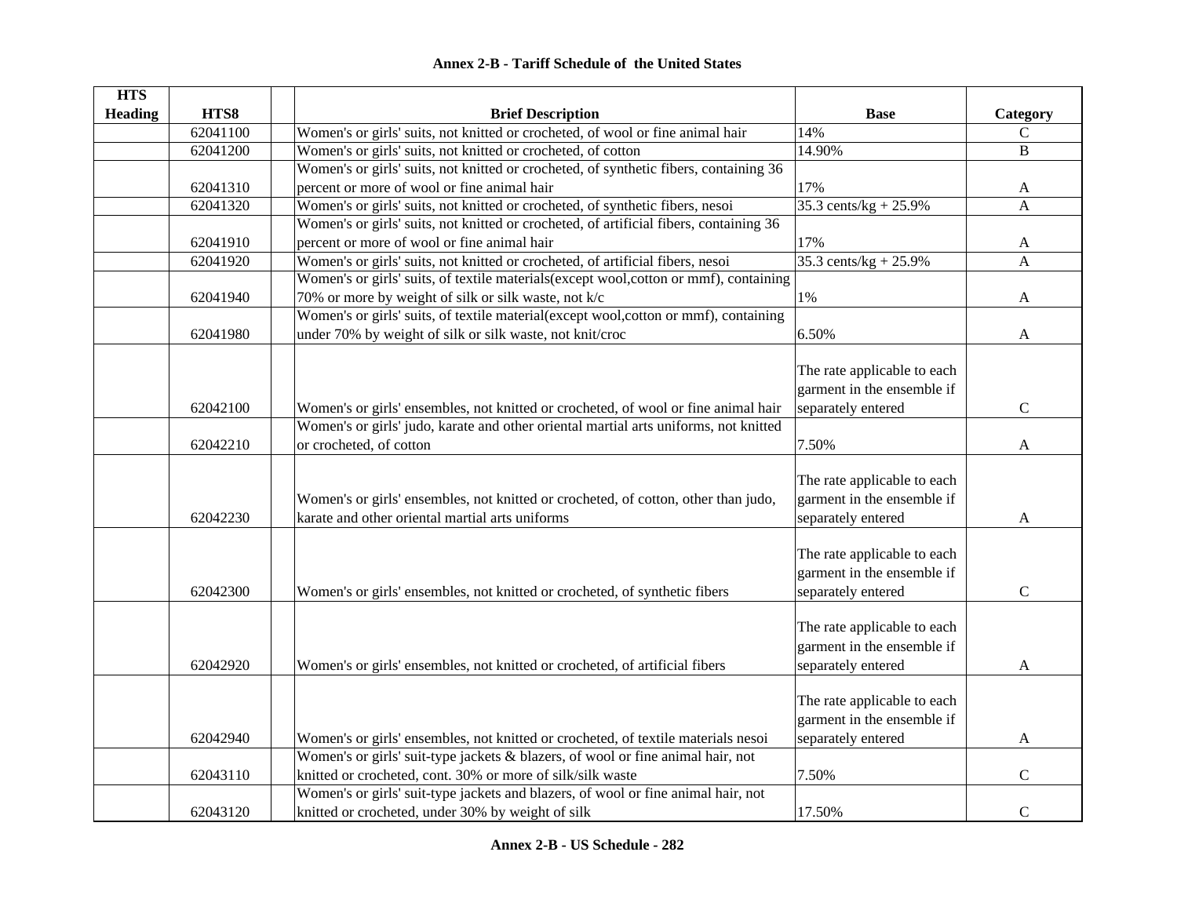## Annex 2-B - Tariff Schedule of the United States

| HTS Heading | HTS8 | | Brief Description | Base | Category |
|---|---|---|---|---|---|
| | 62041100 | | Women's or girls' suits, not knitted or crocheted, of wool or fine animal hair | 14% | C |
| | 62041200 | | Women's or girls' suits, not knitted or crocheted, of cotton | 14.90% | B |
| | 62041310 | | Women's or girls' suits, not knitted or crocheted, of synthetic fibers, containing 36 percent or more of wool or fine animal hair | 17% | A |
| | 62041320 | | Women's or girls' suits, not knitted or crocheted, of synthetic fibers, nesoi | 35.3 cents/kg + 25.9% | A |
| | 62041910 | | Women's or girls' suits, not knitted or crocheted, of artificial fibers, containing 36 percent or more of wool or fine animal hair | 17% | A |
| | 62041920 | | Women's or girls' suits, not knitted or crocheted, of artificial fibers, nesoi | 35.3 cents/kg + 25.9% | A |
| | 62041940 | | Women's or girls' suits, of textile materials(except wool,cotton or mmf), containing 70% or more by weight of silk or silk waste, not k/c | 1% | A |
| | 62041980 | | Women's or girls' suits, of textile material(except wool,cotton or mmf), containing under 70% by weight of silk or silk waste, not knit/croc | 6.50% | A |
| | 62042100 | | Women's or girls' ensembles, not knitted or crocheted, of wool or fine animal hair | The rate applicable to each garment in the ensemble if separately entered | C |
| | 62042210 | | Women's or girls' judo, karate and other oriental martial arts uniforms, not knitted or crocheted, of cotton | 7.50% | A |
| | 62042230 | | Women's or girls' ensembles, not knitted or crocheted, of cotton, other than judo, karate and other oriental martial arts uniforms | The rate applicable to each garment in the ensemble if separately entered | A |
| | 62042300 | | Women's or girls' ensembles, not knitted or crocheted, of synthetic fibers | The rate applicable to each garment in the ensemble if separately entered | C |
| | 62042920 | | Women's or girls' ensembles, not knitted or crocheted, of artificial fibers | The rate applicable to each garment in the ensemble if separately entered | A |
| | 62042940 | | Women's or girls' ensembles, not knitted or crocheted, of textile materials nesoi | The rate applicable to each garment in the ensemble if separately entered | A |
| | 62043110 | | Women's or girls' suit-type jackets & blazers, of wool or fine animal hair, not knitted or crocheted, cont. 30% or more of silk/silk waste | 7.50% | C |
| | 62043120 | | Women's or girls' suit-type jackets and blazers, of wool or fine animal hair, not knitted or crocheted, under 30% by weight of silk | 17.50% | C |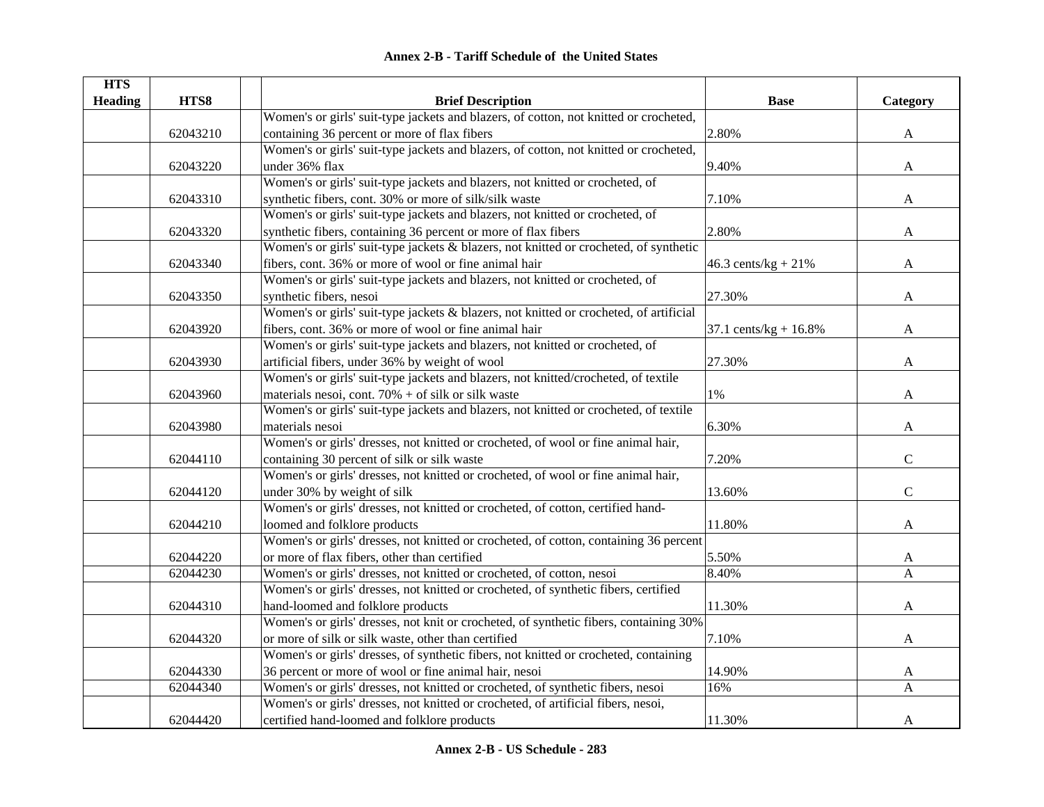## Annex 2-B - Tariff Schedule of the United States

| HTS Heading | HTS8 | | Brief Description | Base | Category |
|---|---|---|---|---|---|
| | 62043210 | | Women's or girls' suit-type jackets and blazers, of cotton, not knitted or crocheted, containing 36 percent or more of flax fibers | 2.80% | A |
| | 62043220 | | Women's or girls' suit-type jackets and blazers, of cotton, not knitted or crocheted, under 36% flax | 9.40% | A |
| | 62043310 | | Women's or girls' suit-type jackets and blazers, not knitted or crocheted, of synthetic fibers, cont. 30% or more of silk/silk waste | 7.10% | A |
| | 62043320 | | Women's or girls' suit-type jackets and blazers, not knitted or crocheted, of synthetic fibers, containing 36 percent or more of flax fibers | 2.80% | A |
| | 62043340 | | Women's or girls' suit-type jackets & blazers, not knitted or crocheted, of synthetic fibers, cont. 36% or more of wool or fine animal hair | 46.3 cents/kg + 21% | A |
| | 62043350 | | Women's or girls' suit-type jackets and blazers, not knitted or crocheted, of synthetic fibers, nesoi | 27.30% | A |
| | 62043920 | | Women's or girls' suit-type jackets & blazers, not knitted or crocheted, of artificial fibers, cont. 36% or more of wool or fine animal hair | 37.1 cents/kg + 16.8% | A |
| | 62043930 | | Women's or girls' suit-type jackets and blazers, not knitted or crocheted, of artificial fibers, under 36% by weight of wool | 27.30% | A |
| | 62043960 | | Women's or girls' suit-type jackets and blazers, not knitted/crocheted, of textile materials nesoi, cont. 70% + of silk or silk waste | 1% | A |
| | 62043980 | | Women's or girls' suit-type jackets and blazers, not knitted or crocheted, of textile materials nesoi | 6.30% | A |
| | 62044110 | | Women's or girls' dresses, not knitted or crocheted, of wool or fine animal hair, containing 30 percent of silk or silk waste | 7.20% | C |
| | 62044120 | | Women's or girls' dresses, not knitted or crocheted, of wool or fine animal hair, under 30% by weight of silk | 13.60% | C |
| | 62044210 | | Women's or girls' dresses, not knitted or crocheted, of cotton, certified hand-loomed and folklore products | 11.80% | A |
| | 62044220 | | Women's or girls' dresses, not knitted or crocheted, of cotton, containing 36 percent or more of flax fibers, other than certified | 5.50% | A |
| | 62044230 | | Women's or girls' dresses, not knitted or crocheted, of cotton, nesoi | 8.40% | A |
| | 62044310 | | Women's or girls' dresses, not knitted or crocheted, of synthetic fibers, certified hand-loomed and folklore products | 11.30% | A |
| | 62044320 | | Women's or girls' dresses, not knit or crocheted, of synthetic fibers, containing 30% or more of silk or silk waste, other than certified | 7.10% | A |
| | 62044330 | | Women's or girls' dresses, of synthetic fibers, not knitted or crocheted, containing 36 percent or more of wool or fine animal hair, nesoi | 14.90% | A |
| | 62044340 | | Women's or girls' dresses, not knitted or crocheted, of synthetic fibers, nesoi | 16% | A |
| | 62044420 | | Women's or girls' dresses, not knitted or crocheted, of artificial fibers, nesoi, certified hand-loomed and folklore products | 11.30% | A |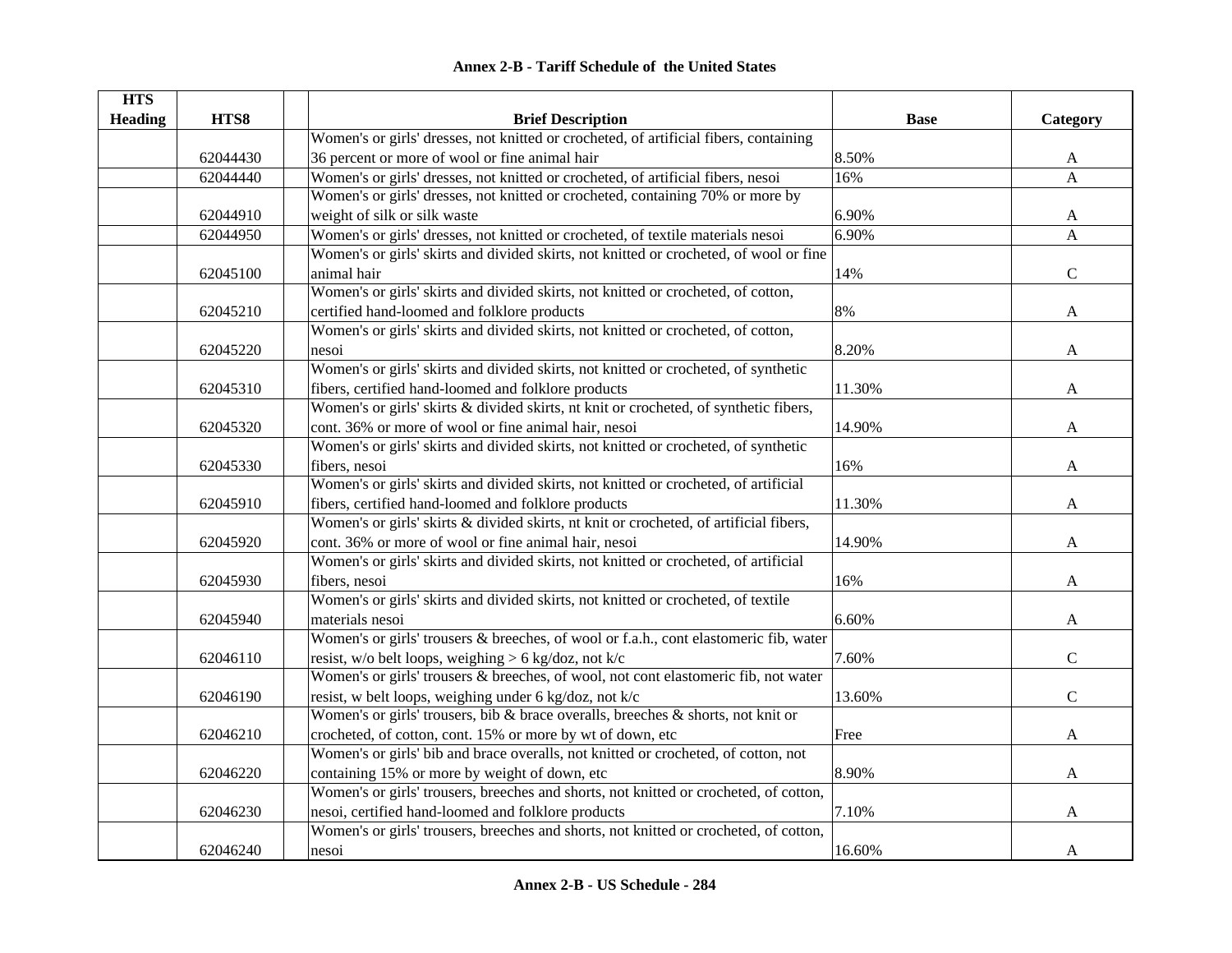## Annex 2-B - Tariff Schedule of the United States

| HTS Heading | HTS8 | | Brief Description | Base | Category |
|---|---|---|---|---|---|
| | 62044430 | | Women's or girls' dresses, not knitted or crocheted, of artificial fibers, containing 36 percent or more of wool or fine animal hair | 8.50% | A |
| | 62044440 | | Women's or girls' dresses, not knitted or crocheted, of artificial fibers, nesoi | 16% | A |
| | 62044910 | | Women's or girls' dresses, not knitted or crocheted, containing 70% or more by weight of silk or silk waste | 6.90% | A |
| | 62044950 | | Women's or girls' dresses, not knitted or crocheted, of textile materials nesoi | 6.90% | A |
| | 62045100 | | Women's or girls' skirts and divided skirts, not knitted or crocheted, of wool or fine animal hair | 14% | C |
| | 62045210 | | Women's or girls' skirts and divided skirts, not knitted or crocheted, of cotton, certified hand-loomed and folklore products | 8% | A |
| | 62045220 | | Women's or girls' skirts and divided skirts, not knitted or crocheted, of cotton, nesoi | 8.20% | A |
| | 62045310 | | Women's or girls' skirts and divided skirts, not knitted or crocheted, of synthetic fibers, certified hand-loomed and folklore products | 11.30% | A |
| | 62045320 | | Women's or girls' skirts & divided skirts, nt knit or crocheted, of synthetic fibers, cont. 36% or more of wool or fine animal hair, nesoi | 14.90% | A |
| | 62045330 | | Women's or girls' skirts and divided skirts, not knitted or crocheted, of synthetic fibers, nesoi | 16% | A |
| | 62045910 | | Women's or girls' skirts and divided skirts, not knitted or crocheted, of artificial fibers, certified hand-loomed and folklore products | 11.30% | A |
| | 62045920 | | Women's or girls' skirts & divided skirts, nt knit or crocheted, of artificial fibers, cont. 36% or more of wool or fine animal hair, nesoi | 14.90% | A |
| | 62045930 | | Women's or girls' skirts and divided skirts, not knitted or crocheted, of artificial fibers, nesoi | 16% | A |
| | 62045940 | | Women's or girls' skirts and divided skirts, not knitted or crocheted, of textile materials nesoi | 6.60% | A |
| | 62046110 | | Women's or girls' trousers & breeches, of wool or f.a.h., cont elastomeric fib, water resist, w/o belt loops, weighing > 6 kg/doz, not k/c | 7.60% | C |
| | 62046190 | | Women's or girls' trousers & breeches, of wool, not cont elastomeric fib, not water resist, w belt loops, weighing under 6 kg/doz, not k/c | 13.60% | C |
| | 62046210 | | Women's or girls' trousers, bib & brace overalls, breeches & shorts, not knit or crocheted, of cotton, cont. 15% or more by wt of down, etc | Free | A |
| | 62046220 | | Women's or girls' bib and brace overalls, not knitted or crocheted, of cotton, not containing 15% or more by weight of down, etc | 8.90% | A |
| | 62046230 | | Women's or girls' trousers, breeches and shorts, not knitted or crocheted, of cotton, nesoi, certified hand-loomed and folklore products | 7.10% | A |
| | 62046240 | | Women's or girls' trousers, breeches and shorts, not knitted or crocheted, of cotton, nesoi | 16.60% | A |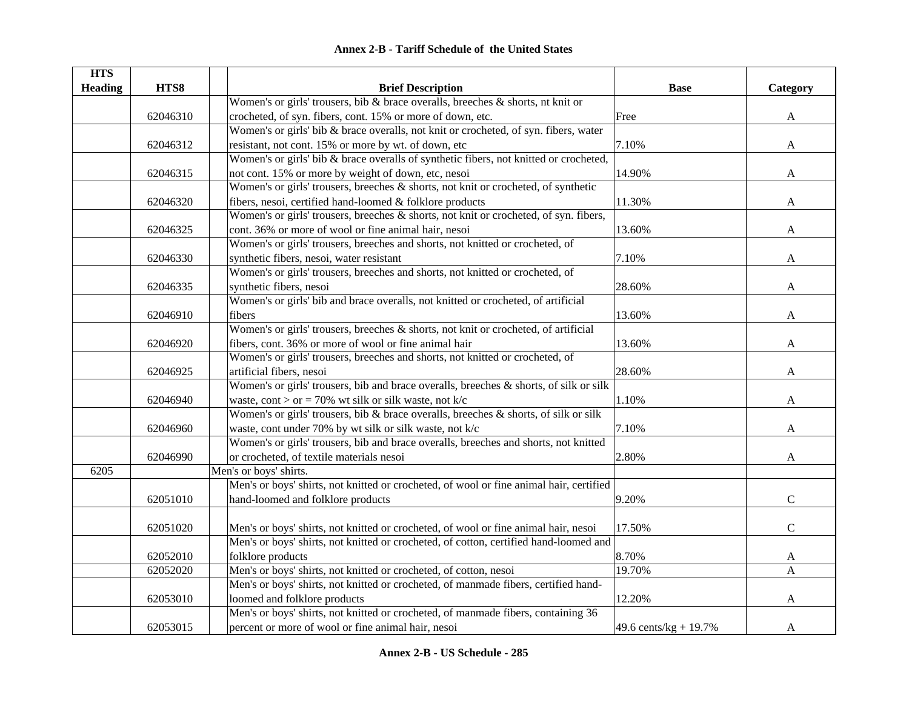# Annex 2-B - Tariff Schedule of the United States

| HTS Heading | HTS8 | | Brief Description | Base | Category |
|---|---|---|---|---|---|
| | 62046310 | | Women's or girls' trousers, bib & brace overalls, breeches & shorts, nt knit or crocheted, of syn. fibers, cont. 15% or more of down, etc. | Free | A |
| | 62046312 | | Women's or girls' bib & brace overalls, not knit or crocheted, of syn. fibers, water resistant, not cont. 15% or more by wt. of down, etc | 7.10% | A |
| | 62046315 | | Women's or girls' bib & brace overalls of synthetic fibers, not knitted or crocheted, not cont. 15% or more by weight of down, etc, nesoi | 14.90% | A |
| | 62046320 | | Women's or girls' trousers, breeches & shorts, not knit or crocheted, of synthetic fibers, nesoi, certified hand-loomed & folklore products | 11.30% | A |
| | 62046325 | | Women's or girls' trousers, breeches & shorts, not knit or crocheted, of syn. fibers, cont. 36% or more of wool or fine animal hair, nesoi | 13.60% | A |
| | 62046330 | | Women's or girls' trousers, breeches and shorts, not knitted or crocheted, of synthetic fibers, nesoi, water resistant | 7.10% | A |
| | 62046335 | | Women's or girls' trousers, breeches and shorts, not knitted or crocheted, of synthetic fibers, nesoi | 28.60% | A |
| | 62046910 | | Women's or girls' bib and brace overalls, not knitted or crocheted, of artificial fibers | 13.60% | A |
| | 62046920 | | Women's or girls' trousers, breeches & shorts, not knit or crocheted, of artificial fibers, cont. 36% or more of wool or fine animal hair | 13.60% | A |
| | 62046925 | | Women's or girls' trousers, breeches and shorts, not knitted or crocheted, of artificial fibers, nesoi | 28.60% | A |
| | 62046940 | | Women's or girls' trousers, bib and brace overalls, breeches & shorts, of silk or silk waste, cont > or = 70% wt silk or silk waste, not k/c | 1.10% | A |
| | 62046960 | | Women's or girls' trousers, bib & brace overalls, breeches & shorts, of silk or silk waste, cont under 70% by wt silk or silk waste, not k/c | 7.10% | A |
| | 62046990 | | Women's or girls' trousers, bib and brace overalls, breeches and shorts, not knitted or crocheted, of textile materials nesoi | 2.80% | A |
| 6205 | | | Men's or boys' shirts. | | |
| | 62051010 | | Men's or boys' shirts, not knitted or crocheted, of wool or fine animal hair, certified hand-loomed and folklore products | 9.20% | C |
| | 62051020 | | Men's or boys' shirts, not knitted or crocheted, of wool or fine animal hair, nesoi | 17.50% | C |
| | 62052010 | | Men's or boys' shirts, not knitted or crocheted, of cotton, certified hand-loomed and folklore products | 8.70% | A |
| | 62052020 | | Men's or boys' shirts, not knitted or crocheted, of cotton, nesoi | 19.70% | A |
| | 62053010 | | Men's or boys' shirts, not knitted or crocheted, of manmade fibers, certified hand-loomed and folklore products | 12.20% | A |
| | 62053015 | | Men's or boys' shirts, not knitted or crocheted, of manmade fibers, containing 36 percent or more of wool or fine animal hair, nesoi | 49.6 cents/kg + 19.7% | A |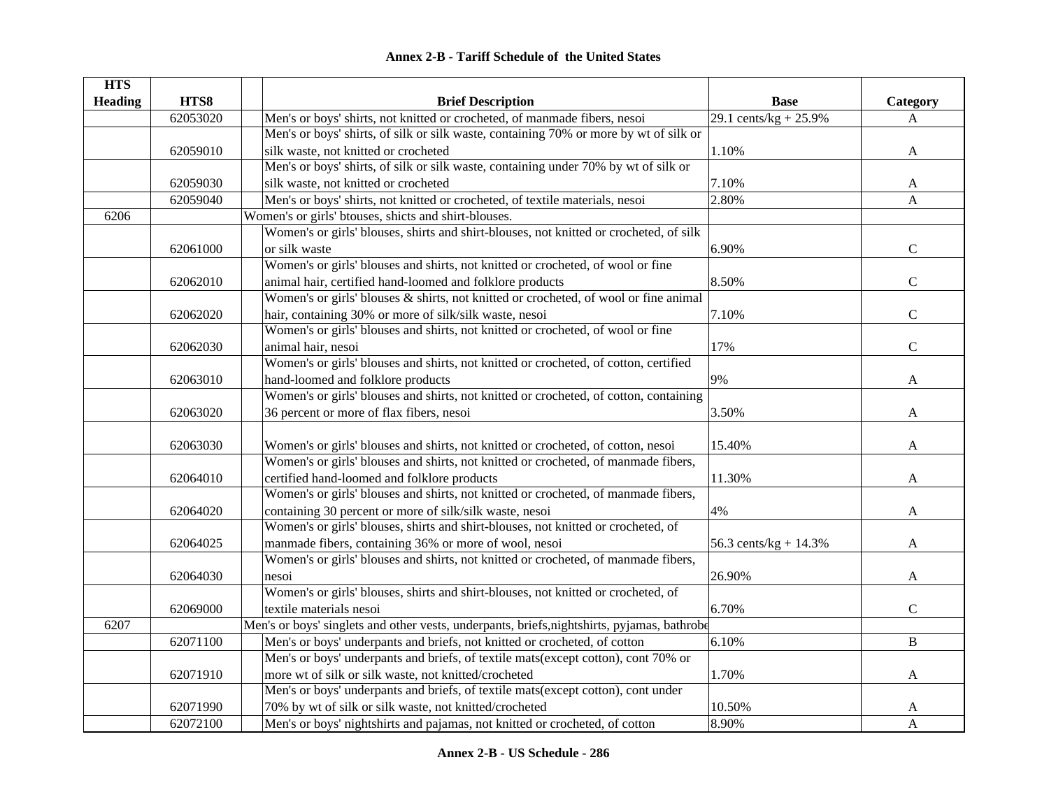## Annex 2-B - Tariff Schedule of the United States

| HTS Heading | HTS8 | | Brief Description | Base | Category |
|---|---|---|---|---|---|
| | 62053020 | | Men's or boys' shirts, not knitted or crocheted, of manmade fibers, nesoi | 29.1 cents/kg + 25.9% | A |
| | 62059010 | | Men's or boys' shirts, of silk or silk waste, containing 70% or more by wt of silk or silk waste, not knitted or crocheted | 1.10% | A |
| | 62059030 | | Men's or boys' shirts, of silk or silk waste, containing under 70% by wt of silk or silk waste, not knitted or crocheted | 7.10% | A |
| | 62059040 | | Men's or boys' shirts, not knitted or crocheted, of textile materials, nesoi | 2.80% | A |
| 6206 | | Women's or girls' btouses, shicts and shirt-blouses. | | | |
| | 62061000 | | Women's or girls' blouses, shirts and shirt-blouses, not knitted or crocheted, of silk or silk waste | 6.90% | C |
| | 62062010 | | Women's or girls' blouses and shirts, not knitted or crocheted, of wool or fine animal hair, certified hand-loomed and folklore products | 8.50% | C |
| | 62062020 | | Women's or girls' blouses & shirts, not knitted or crocheted, of wool or fine animal hair, containing 30% or more of silk/silk waste, nesoi | 7.10% | C |
| | 62062030 | | Women's or girls' blouses and shirts, not knitted or crocheted, of wool or fine animal hair, nesoi | 17% | C |
| | 62063010 | | Women's or girls' blouses and shirts, not knitted or crocheted, of cotton, certified hand-loomed and folklore products | 9% | A |
| | 62063020 | | Women's or girls' blouses and shirts, not knitted or crocheted, of cotton, containing 36 percent or more of flax fibers, nesoi | 3.50% | A |
| | 62063030 | | Women's or girls' blouses and shirts, not knitted or crocheted, of cotton, nesoi | 15.40% | A |
| | 62064010 | | Women's or girls' blouses and shirts, not knitted or crocheted, of manmade fibers, certified hand-loomed and folklore products | 11.30% | A |
| | 62064020 | | Women's or girls' blouses and shirts, not knitted or crocheted, of manmade fibers, containing 30 percent or more of silk/silk waste, nesoi | 4% | A |
| | 62064025 | | Women's or girls' blouses, shirts and shirt-blouses, not knitted or crocheted, of manmade fibers, containing 36% or more of wool, nesoi | 56.3 cents/kg + 14.3% | A |
| | 62064030 | | Women's or girls' blouses and shirts, not knitted or crocheted, of manmade fibers, nesoi | 26.90% | A |
| | 62069000 | | Women's or girls' blouses, shirts and shirt-blouses, not knitted or crocheted, of textile materials nesoi | 6.70% | C |
| 6207 | | Men's or boys' singlets and other vests, underpants, briefs,nightshirts, pyjamas, bathrobe | | | |
| | 62071100 | | Men's or boys' underpants and briefs, not knitted or crocheted, of cotton | 6.10% | B |
| | 62071910 | | Men's or boys' underpants and briefs, of textile mats(except cotton), cont 70% or more wt of silk or silk waste, not knitted/crocheted | 1.70% | A |
| | 62071990 | | Men's or boys' underpants and briefs, of textile mats(except cotton), cont under 70% by wt of silk or silk waste, not knitted/crocheted | 10.50% | A |
| | 62072100 | | Men's or boys' nightshirts and pajamas, not knitted or crocheted, of cotton | 8.90% | A |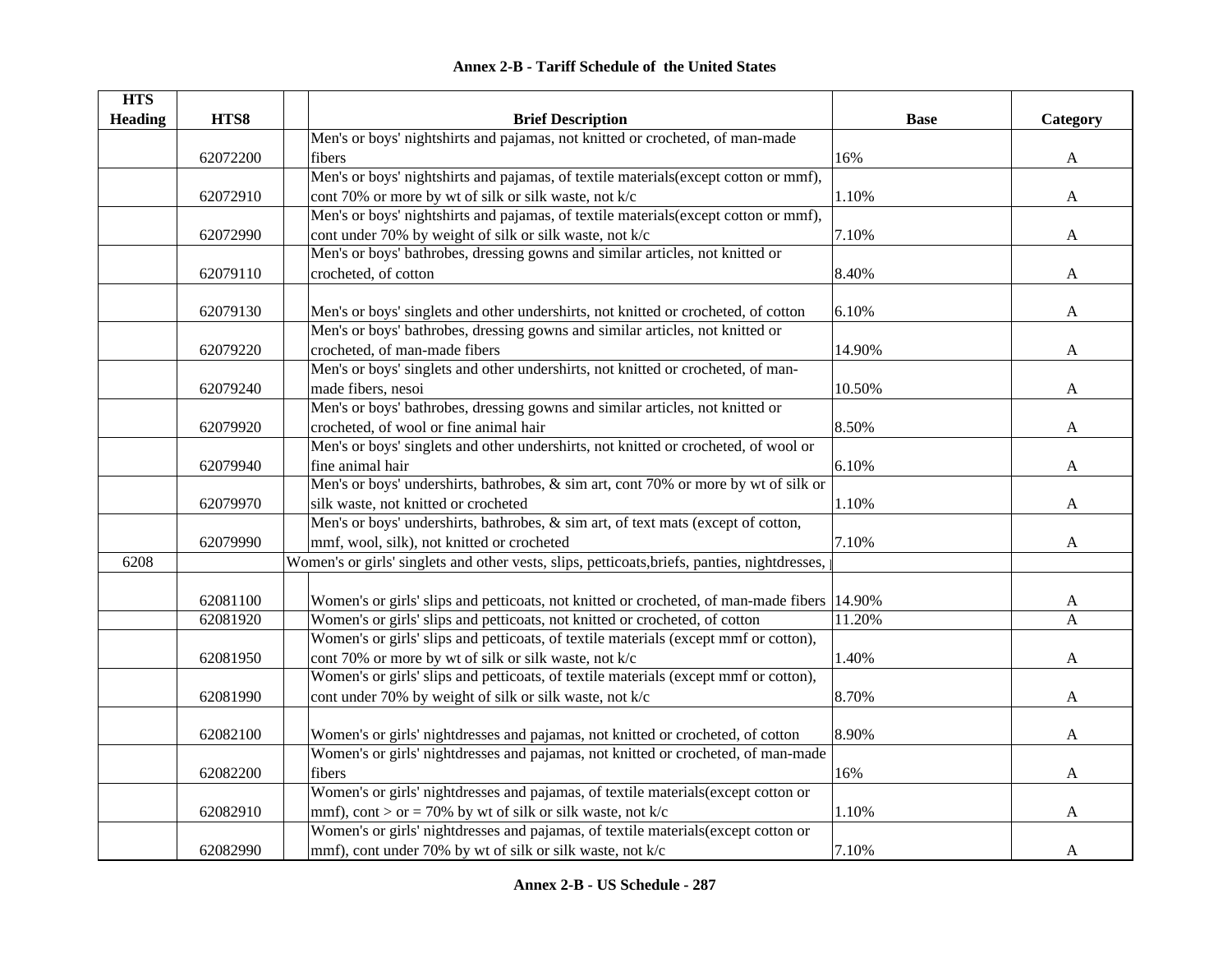# Annex 2-B - Tariff Schedule of the United States

| HTS Heading | HTS8 | | Brief Description | Base | Category |
|---|---|---|---|---|---|
| | 62072200 | | Men's or boys' nightshirts and pajamas, not knitted or crocheted, of man-made fibers | 16% | A |
| | 62072910 | | Men's or boys' nightshirts and pajamas, of textile materials(except cotton or mmf), cont 70% or more by wt of silk or silk waste, not k/c | 1.10% | A |
| | 62072990 | | Men's or boys' nightshirts and pajamas, of textile materials(except cotton or mmf), cont under 70% by weight of silk or silk waste, not k/c | 7.10% | A |
| | 62079110 | | Men's or boys' bathrobes, dressing gowns and similar articles, not knitted or crocheted, of cotton | 8.40% | A |
| | 62079130 | | Men's or boys' singlets and other undershirts, not knitted or crocheted, of cotton | 6.10% | A |
| | 62079220 | | Men's or boys' bathrobes, dressing gowns and similar articles, not knitted or crocheted, of man-made fibers | 14.90% | A |
| | 62079240 | | Men's or boys' singlets and other undershirts, not knitted or crocheted, of man-made fibers, nesoi | 10.50% | A |
| | 62079920 | | Men's or boys' bathrobes, dressing gowns and similar articles, not knitted or crocheted, of wool or fine animal hair | 8.50% | A |
| | 62079940 | | Men's or boys' singlets and other undershirts, not knitted or crocheted, of wool or fine animal hair | 6.10% | A |
| | 62079970 | | Men's or boys' undershirts, bathrobes, & sim art, cont 70% or more by wt of silk or silk waste, not knitted or crocheted | 1.10% | A |
| | 62079990 | | Men's or boys' undershirts, bathrobes, & sim art, of text mats (except of cotton, mmf, wool, silk), not knitted or crocheted | 7.10% | A |
| 6208 | | | Women's or girls' singlets and other vests, slips, petticoats,briefs, panties, nightdresses, | | |
| | 62081100 | | Women's or girls' slips and petticoats, not knitted or crocheted, of man-made fibers | 14.90% | A |
| | 62081920 | | Women's or girls' slips and petticoats, not knitted or crocheted, of cotton | 11.20% | A |
| | 62081950 | | Women's or girls' slips and petticoats, of textile materials (except mmf or cotton), cont 70% or more by wt of silk or silk waste, not k/c | 1.40% | A |
| | 62081990 | | Women's or girls' slips and petticoats, of textile materials (except mmf or cotton), cont under 70% by weight of silk or silk waste, not k/c | 8.70% | A |
| | 62082100 | | Women's or girls' nightdresses and pajamas, not knitted or crocheted, of cotton | 8.90% | A |
| | 62082200 | | Women's or girls' nightdresses and pajamas, not knitted or crocheted, of man-made fibers | 16% | A |
| | 62082910 | | Women's or girls' nightdresses and pajamas, of textile materials(except cotton or mmf), cont > or = 70% by wt of silk or silk waste, not k/c | 1.10% | A |
| | 62082990 | | Women's or girls' nightdresses and pajamas, of textile materials(except cotton or mmf), cont under 70% by wt of silk or silk waste, not k/c | 7.10% | A |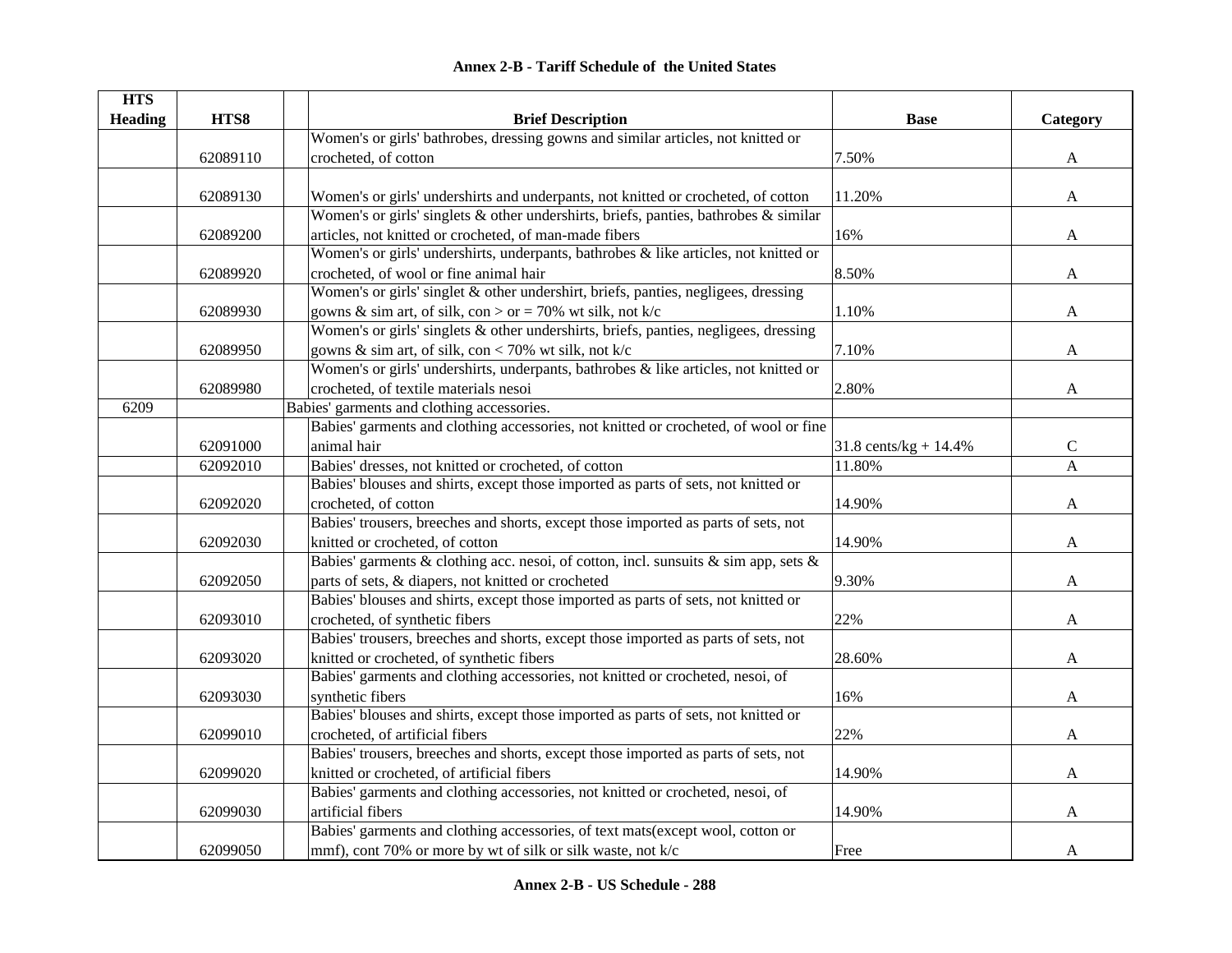## Annex 2-B - Tariff Schedule of the United States

| HTS Heading | HTS8 | | Brief Description | Base | Category |
|---|---|---|---|---|---|
| | 62089110 | | Women's or girls' bathrobes, dressing gowns and similar articles, not knitted or crocheted, of cotton | 7.50% | A |
| | 62089130 | | Women's or girls' undershirts and underpants, not knitted or crocheted, of cotton | 11.20% | A |
| | 62089200 | | Women's or girls' singlets & other undershirts, briefs, panties, bathrobes & similar articles, not knitted or crocheted, of man-made fibers | 16% | A |
| | 62089920 | | Women's or girls' undershirts, underpants, bathrobes & like articles, not knitted or crocheted, of wool or fine animal hair | 8.50% | A |
| | 62089930 | | Women's or girls' singlet & other undershirt, briefs, panties, negligees, dressing gowns & sim art, of silk, con > or = 70% wt silk, not k/c | 1.10% | A |
| | 62089950 | | Women's or girls' singlets & other undershirts, briefs, panties, negligees, dressing gowns & sim art, of silk, con < 70% wt silk, not k/c | 7.10% | A |
| | 62089980 | | Women's or girls' undershirts, underpants, bathrobes & like articles, not knitted or crocheted, of textile materials nesoi | 2.80% | A |
| 6209 | | | Babies' garments and clothing accessories. | | |
| | 62091000 | | Babies' garments and clothing accessories, not knitted or crocheted, of wool or fine animal hair | 31.8 cents/kg + 14.4% | C |
| | 62092010 | | Babies' dresses, not knitted or crocheted, of cotton | 11.80% | A |
| | 62092020 | | Babies' blouses and shirts, except those imported as parts of sets, not knitted or crocheted, of cotton | 14.90% | A |
| | 62092030 | | Babies' trousers, breeches and shorts, except those imported as parts of sets, not knitted or crocheted, of cotton | 14.90% | A |
| | 62092050 | | Babies' garments & clothing acc. nesoi, of cotton, incl. sunsuits & sim app, sets & parts of sets, & diapers, not knitted or crocheted | 9.30% | A |
| | 62093010 | | Babies' blouses and shirts, except those imported as parts of sets, not knitted or crocheted, of synthetic fibers | 22% | A |
| | 62093020 | | Babies' trousers, breeches and shorts, except those imported as parts of sets, not knitted or crocheted, of synthetic fibers | 28.60% | A |
| | 62093030 | | Babies' garments and clothing accessories, not knitted or crocheted, nesoi, of synthetic fibers | 16% | A |
| | 62099010 | | Babies' blouses and shirts, except those imported as parts of sets, not knitted or crocheted, of artificial fibers | 22% | A |
| | 62099020 | | Babies' trousers, breeches and shorts, except those imported as parts of sets, not knitted or crocheted, of artificial fibers | 14.90% | A |
| | 62099030 | | Babies' garments and clothing accessories, not knitted or crocheted, nesoi, of artificial fibers | 14.90% | A |
| | 62099050 | | Babies' garments and clothing accessories, of text mats(except wool, cotton or mmf), cont 70% or more by wt of silk or silk waste, not k/c | Free | A |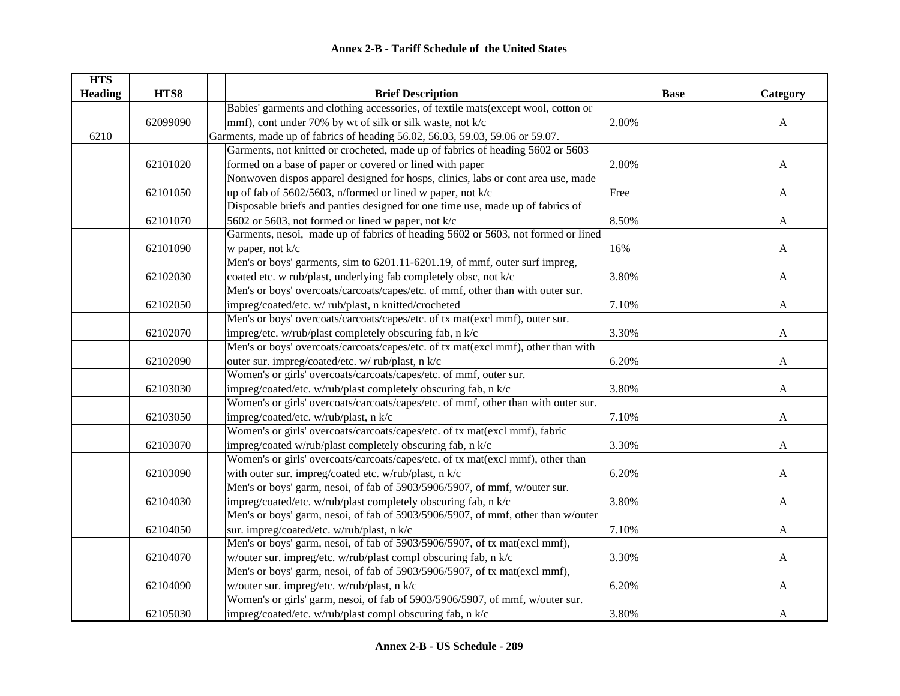# Annex 2-B - Tariff Schedule of the United States

| HTS Heading | HTS8 | Brief Description | Base | Category |
|---|---|---|---|---|
| | 62099090 | Babies' garments and clothing accessories, of textile mats(except wool, cotton or mmf), cont under 70% by wt of silk or silk waste, not k/c | 2.80% | A |
| 6210 | | Garments, made up of fabrics of heading 56.02, 56.03, 59.03, 59.06 or 59.07. | | |
| | 62101020 | Garments, not knitted or crocheted, made up of fabrics of heading 5602 or 5603 formed on a base of paper or covered or lined with paper | 2.80% | A |
| | 62101050 | Nonwoven dispos apparel designed for hosps, clinics, labs or cont area use, made up of fab of 5602/5603, n/formed or lined w paper, not k/c | Free | A |
| | 62101070 | Disposable briefs and panties designed for one time use, made up of fabrics of 5602 or 5603, not formed or lined w paper, not k/c | 8.50% | A |
| | 62101090 | Garments, nesoi, made up of fabrics of heading 5602 or 5603, not formed or lined w paper, not k/c | 16% | A |
| | 62102030 | Men's or boys' garments, sim to 6201.11-6201.19, of mmf, outer surf impreg, coated etc. w rub/plast, underlying fab completely obsc, not k/c | 3.80% | A |
| | 62102050 | Men's or boys' overcoats/carcoats/capes/etc. of mmf, other than with outer sur. impreg/coated/etc. w/ rub/plast, n knitted/crocheted | 7.10% | A |
| | 62102070 | Men's or boys' overcoats/carcoats/capes/etc. of tx mat(excl mmf), outer sur. impreg/etc. w/rub/plast completely obscuring fab, n k/c | 3.30% | A |
| | 62102090 | Men's or boys' overcoats/carcoats/capes/etc. of tx mat(excl mmf), other than with outer sur. impreg/coated/etc. w/ rub/plast, n k/c | 6.20% | A |
| | 62103030 | Women's or girls' overcoats/carcoats/capes/etc. of mmf, outer sur. impreg/coated/etc. w/rub/plast completely obscuring fab, n k/c | 3.80% | A |
| | 62103050 | Women's or girls' overcoats/carcoats/capes/etc. of mmf, other than with outer sur. impreg/coated/etc. w/rub/plast, n k/c | 7.10% | A |
| | 62103070 | Women's or girls' overcoats/carcoats/capes/etc. of tx mat(excl mmf), fabric impreg/coated w/rub/plast completely obscuring fab, n k/c | 3.30% | A |
| | 62103090 | Women's or girls' overcoats/carcoats/capes/etc. of tx mat(excl mmf), other than with outer sur. impreg/coated etc. w/rub/plast, n k/c | 6.20% | A |
| | 62104030 | Men's or boys' garm, nesoi, of fab of 5903/5906/5907, of mmf, w/outer sur. impreg/coated/etc. w/rub/plast completely obscuring fab, n k/c | 3.80% | A |
| | 62104050 | Men's or boys' garm, nesoi, of fab of 5903/5906/5907, of mmf, other than w/outer sur. impreg/coated/etc. w/rub/plast, n k/c | 7.10% | A |
| | 62104070 | Men's or boys' garm, nesoi, of fab of 5903/5906/5907, of tx mat(excl mmf), w/outer sur. impreg/etc. w/rub/plast compl obscuring fab, n k/c | 3.30% | A |
| | 62104090 | Men's or boys' garm, nesoi, of fab of 5903/5906/5907, of tx mat(excl mmf), w/outer sur. impreg/etc. w/rub/plast, n k/c | 6.20% | A |
| | 62105030 | Women's or girls' garm, nesoi, of fab of 5903/5906/5907, of mmf, w/outer sur. impreg/coated/etc. w/rub/plast compl obscuring fab, n k/c | 3.80% | A |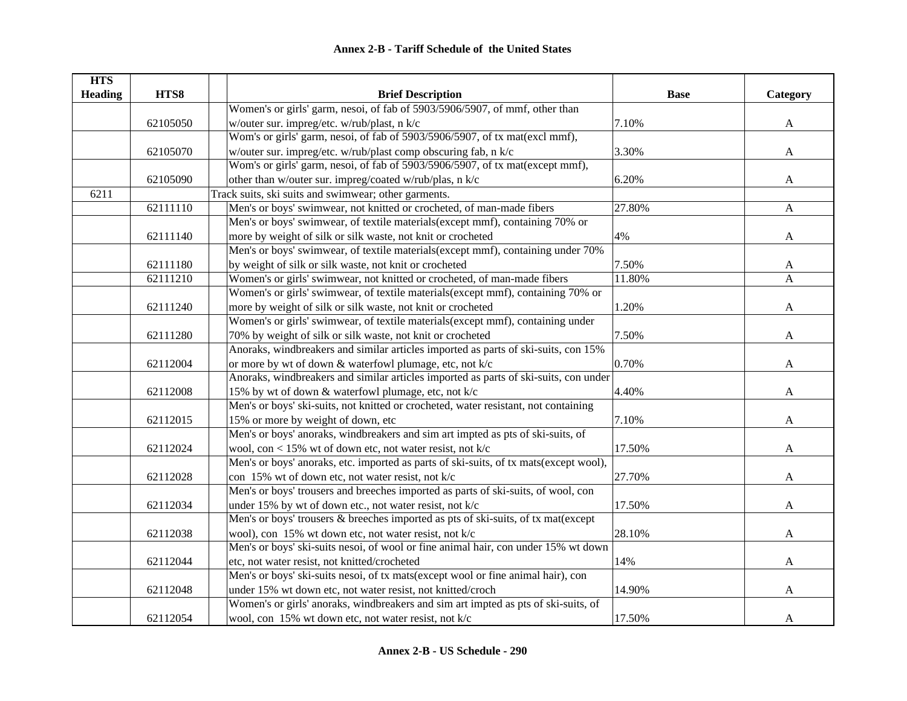## Annex 2-B - Tariff Schedule of the United States

| HTS Heading | HTS8 | | Brief Description | Base | Category |
|---|---|---|---|---|---|
| | 62105050 | | Women's or girls' garm, nesoi, of fab of 5903/5906/5907, of mmf, other than w/outer sur. impreg/etc. w/rub/plast, n k/c | 7.10% | A |
| | 62105070 | | Wom's or girls' garm, nesoi, of fab of 5903/5906/5907, of tx mat(excl mmf), w/outer sur. impreg/etc. w/rub/plast comp obscuring fab, n k/c | 3.30% | A |
| | 62105090 | | Wom's or girls' garm, nesoi, of fab of 5903/5906/5907, of tx mat(except mmf), other than w/outer sur. impreg/coated w/rub/plas, n k/c | 6.20% | A |
| 6211 | | Track suits, ski suits and swimwear; other garments. | | | |
| | 62111110 | | Men's or boys' swimwear, not knitted or crocheted, of man-made fibers | 27.80% | A |
| | 62111140 | | Men's or boys' swimwear, of textile materials(except mmf), containing 70% or more by weight of silk or silk waste, not knit or crocheted | 4% | A |
| | 62111180 | | Men's or boys' swimwear, of textile materials(except mmf), containing under 70% by weight of silk or silk waste, not knit or crocheted | 7.50% | A |
| | 62111210 | | Women's or girls' swimwear, not knitted or crocheted, of man-made fibers | 11.80% | A |
| | 62111240 | | Women's or girls' swimwear, of textile materials(except mmf), containing 70% or more by weight of silk or silk waste, not knit or crocheted | 1.20% | A |
| | 62111280 | | Women's or girls' swimwear, of textile materials(except mmf), containing under 70% by weight of silk or silk waste, not knit or crocheted | 7.50% | A |
| | 62112004 | | Anoraks, windbreakers and similar articles imported as parts of ski-suits, con 15% or more by wt of down & waterfowl plumage, etc, not k/c | 0.70% | A |
| | 62112008 | | Anoraks, windbreakers and similar articles imported as parts of ski-suits, con under 15% by wt of down & waterfowl plumage, etc, not k/c | 4.40% | A |
| | 62112015 | | Men's or boys' ski-suits, not knitted or crocheted, water resistant, not containing 15% or more by weight of down, etc | 7.10% | A |
| | 62112024 | | Men's or boys' anoraks, windbreakers and sim art impted as pts of ski-suits, of wool, con < 15% wt of down etc, not water resist, not k/c | 17.50% | A |
| | 62112028 | | Men's or boys' anoraks, etc. imported as parts of ski-suits, of tx mats(except wool), con 15% wt of down etc, not water resist, not k/c | 27.70% | A |
| | 62112034 | | Men's or boys' trousers and breeches imported as parts of ski-suits, of wool, con under 15% by wt of down etc., not water resist, not k/c | 17.50% | A |
| | 62112038 | | Men's or boys' trousers & breeches imported as pts of ski-suits, of tx mat(except wool), con 15% wt down etc, not water resist, not k/c | 28.10% | A |
| | 62112044 | | Men's or boys' ski-suits nesoi, of wool or fine animal hair, con under 15% wt down etc, not water resist, not knitted/crocheted | 14% | A |
| | 62112048 | | Men's or boys' ski-suits nesoi, of tx mats(except wool or fine animal hair), con under 15% wt down etc, not water resist, not knitted/croch | 14.90% | A |
| | 62112054 | | Women's or girls' anoraks, windbreakers and sim art impted as pts of ski-suits, of wool, con 15% wt down etc, not water resist, not k/c | 17.50% | A |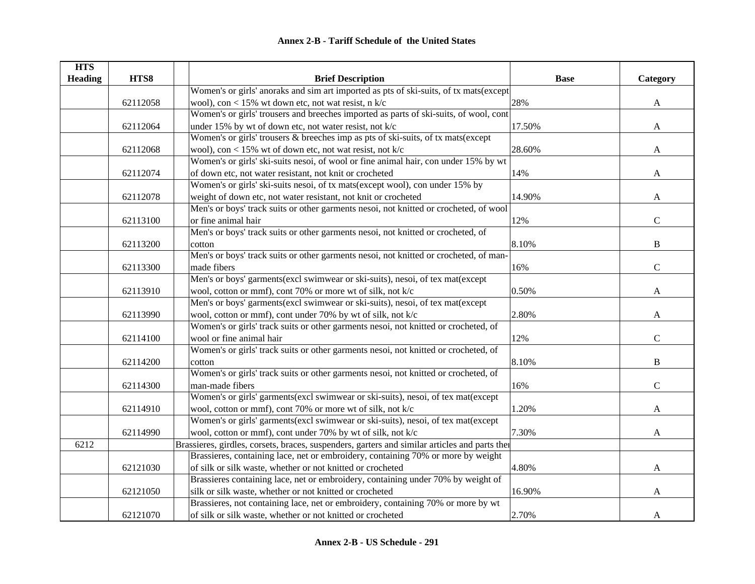# Annex 2-B - Tariff Schedule of the United States

| HTS Heading | HTS8 | | Brief Description | Base | Category |
|---|---|---|---|---|---|
| | 62112058 | | Women's or girls' anoraks and sim art imported as pts of ski-suits, of tx mats(except wool), con < 15% wt down etc, not wat resist, n k/c | 28% | A |
| | 62112064 | | Women's or girls' trousers and breeches imported as parts of ski-suits, of wool, cont under 15% by wt of down etc, not water resist, not k/c | 17.50% | A |
| | 62112068 | | Women's or girls' trousers & breeches imp as pts of ski-suits, of tx mats(except wool), con < 15% wt of down etc, not wat resist, not k/c | 28.60% | A |
| | 62112074 | | Women's or girls' ski-suits nesoi, of wool or fine animal hair, con under 15% by wt of down etc, not water resistant, not knit or crocheted | 14% | A |
| | 62112078 | | Women's or girls' ski-suits nesoi, of tx mats(except wool), con under 15% by weight of down etc, not water resistant, not knit or crocheted | 14.90% | A |
| | 62113100 | | Men's or boys' track suits or other garments nesoi, not knitted or crocheted, of wool or fine animal hair | 12% | C |
| | 62113200 | | Men's or boys' track suits or other garments nesoi, not knitted or crocheted, of cotton | 8.10% | B |
| | 62113300 | | Men's or boys' track suits or other garments nesoi, not knitted or crocheted, of man-made fibers | 16% | C |
| | 62113910 | | Men's or boys' garments(excl swimwear or ski-suits), nesoi, of tex mat(except wool, cotton or mmf), cont 70% or more wt of silk, not k/c | 0.50% | A |
| | 62113990 | | Men's or boys' garments(excl swimwear or ski-suits), nesoi, of tex mat(except wool, cotton or mmf), cont under 70% by wt of silk, not k/c | 2.80% | A |
| | 62114100 | | Women's or girls' track suits or other garments nesoi, not knitted or crocheted, of wool or fine animal hair | 12% | C |
| | 62114200 | | Women's or girls' track suits or other garments nesoi, not knitted or crocheted, of cotton | 8.10% | B |
| | 62114300 | | Women's or girls' track suits or other garments nesoi, not knitted or crocheted, of man-made fibers | 16% | C |
| | 62114910 | | Women's or girls' garments(excl swimwear or ski-suits), nesoi, of tex mat(except wool, cotton or mmf), cont 70% or more wt of silk, not k/c | 1.20% | A |
| | 62114990 | | Women's or girls' garments(excl swimwear or ski-suits), nesoi, of tex mat(except wool, cotton or mmf), cont under 70% by wt of silk, not k/c | 7.30% | A |
| 6212 | | | Brassieres, girdles, corsets, braces, suspenders, garters and similar articles and parts ther | | |
| | 62121030 | | Brassieres, containing lace, net or embroidery, containing 70% or more by weight of silk or silk waste, whether or not knitted or crocheted | 4.80% | A |
| | 62121050 | | Brassieres containing lace, net or embroidery, containing under 70% by weight of silk or silk waste, whether or not knitted or crocheted | 16.90% | A |
| | 62121070 | | Brassieres, not containing lace, net or embroidery, containing 70% or more by wt of silk or silk waste, whether or not knitted or crocheted | 2.70% | A |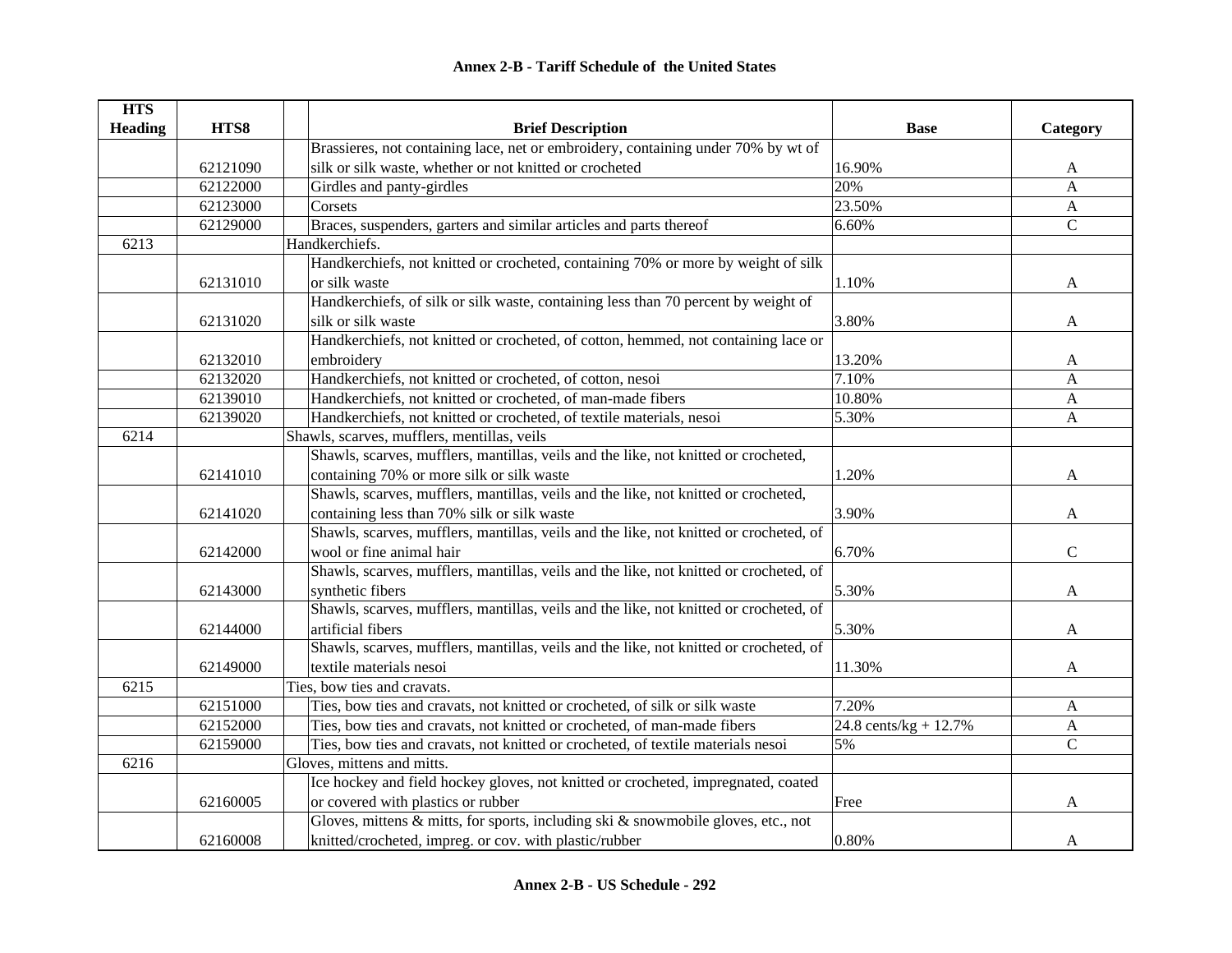**Annex 2-B - Tariff Schedule of the United States**

| HTS Heading | HTS8 | Brief Description | Base | Category |
|---|---|---|---|---|
| | 62121090 | Brassieres, not containing lace, net or embroidery, containing under 70% by wt of silk or silk waste, whether or not knitted or crocheted | 16.90% | A |
| | 62122000 | Girdles and panty-girdles | 20% | A |
| | 62123000 | Corsets | 23.50% | A |
| | 62129000 | Braces, suspenders, garters and similar articles and parts thereof | 6.60% | C |
| 6213 | | Handkerchiefs. | | |
| | 62131010 | Handkerchiefs, not knitted or crocheted, containing 70% or more by weight of silk or silk waste | 1.10% | A |
| | 62131020 | Handkerchiefs, of silk or silk waste, containing less than 70 percent by weight of silk or silk waste | 3.80% | A |
| | 62132010 | Handkerchiefs, not knitted or crocheted, of cotton, hemmed, not containing lace or embroidery | 13.20% | A |
| | 62132020 | Handkerchiefs, not knitted or crocheted, of cotton, nesoi | 7.10% | A |
| | 62139010 | Handkerchiefs, not knitted or crocheted, of man-made fibers | 10.80% | A |
| | 62139020 | Handkerchiefs, not knitted or crocheted, of textile materials, nesoi | 5.30% | A |
| 6214 | | Shawls, scarves, mufflers, mentillas, veils | | |
| | 62141010 | Shawls, scarves, mufflers, mantillas, veils and the like, not knitted or crocheted, containing 70% or more silk or silk waste | 1.20% | A |
| | 62141020 | Shawls, scarves, mufflers, mantillas, veils and the like, not knitted or crocheted, containing less than 70% silk or silk waste | 3.90% | A |
| | 62142000 | Shawls, scarves, mufflers, mantillas, veils and the like, not knitted or crocheted, of wool or fine animal hair | 6.70% | C |
| | 62143000 | Shawls, scarves, mufflers, mantillas, veils and the like, not knitted or crocheted, of synthetic fibers | 5.30% | A |
| | 62144000 | Shawls, scarves, mufflers, mantillas, veils and the like, not knitted or crocheted, of artificial fibers | 5.30% | A |
| | 62149000 | Shawls, scarves, mufflers, mantillas, veils and the like, not knitted or crocheted, of textile materials nesoi | 11.30% | A |
| 6215 | | Ties, bow ties and cravats. | | |
| | 62151000 | Ties, bow ties and cravats, not knitted or crocheted, of silk or silk waste | 7.20% | A |
| | 62152000 | Ties, bow ties and cravats, not knitted or crocheted, of man-made fibers | 24.8 cents/kg + 12.7% | A |
| | 62159000 | Ties, bow ties and cravats, not knitted or crocheted, of textile materials nesoi | 5% | C |
| 6216 | | Gloves, mittens and mitts. | | |
| | 62160005 | Ice hockey and field hockey gloves, not knitted or crocheted, impregnated, coated or covered with plastics or rubber | Free | A |
| | 62160008 | Gloves, mittens & mitts, for sports, including ski & snowmobile gloves, etc., not knitted/crocheted, impreg. or cov. with plastic/rubber | 0.80% | A |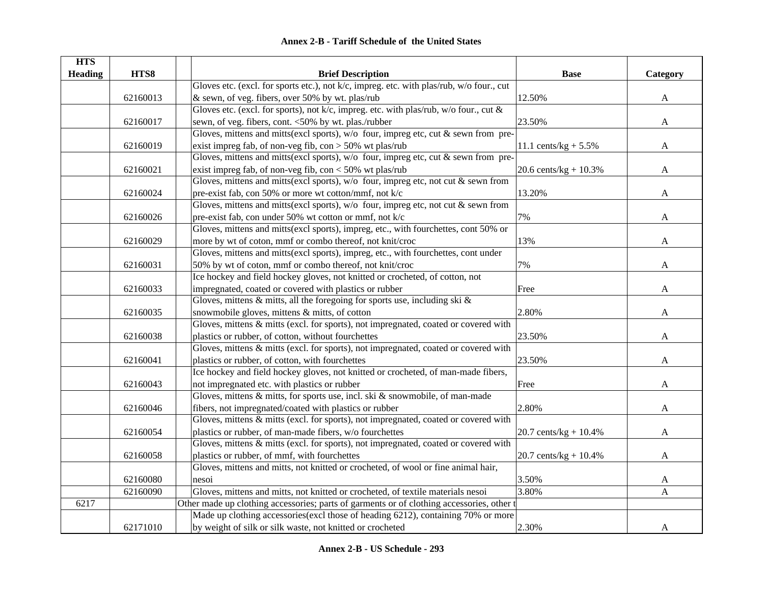# Annex 2-B - Tariff Schedule of the United States

| HTS Heading | HTS8 | | Brief Description | Base | Category |
|---|---|---|---|---|---|
| | 62160013 | | Gloves etc. (excl. for sports etc.), not k/c, impreg. etc. with plas/rub, w/o four., cut & sewn, of veg. fibers, over 50% by wt. plas/rub | 12.50% | A |
| | 62160017 | | Gloves etc. (excl. for sports), not k/c, impreg. etc. with plas/rub, w/o four., cut & sewn, of veg. fibers, cont. <50% by wt. plas./rubber | 23.50% | A |
| | 62160019 | | Gloves, mittens and mitts(excl sports), w/o four, impreg etc, cut & sewn from pre-exist impreg fab, of non-veg fib, con > 50% wt plas/rub | 11.1 cents/kg + 5.5% | A |
| | 62160021 | | Gloves, mittens and mitts(excl sports), w/o four, impreg etc, cut & sewn from pre-exist impreg fab, of non-veg fib, con < 50% wt plas/rub | 20.6 cents/kg + 10.3% | A |
| | 62160024 | | Gloves, mittens and mitts(excl sports), w/o four, impreg etc, not cut & sewn from pre-exist fab, con 50% or more wt cotton/mmf, not k/c | 13.20% | A |
| | 62160026 | | Gloves, mittens and mitts(excl sports), w/o four, impreg etc, not cut & sewn from pre-exist fab, con under 50% wt cotton or mmf, not k/c | 7% | A |
| | 62160029 | | Gloves, mittens and mitts(excl sports), impreg, etc., with fourchettes, cont 50% or more by wt of coton, mmf or combo thereof, not knit/croc | 13% | A |
| | 62160031 | | Gloves, mittens and mitts(excl sports), impreg, etc., with fourchettes, cont under 50% by wt of coton, mmf or combo thereof, not knit/croc | 7% | A |
| | 62160033 | | Ice hockey and field hockey gloves, not knitted or crocheted, of cotton, not impregnated, coated or covered with plastics or rubber | Free | A |
| | 62160035 | | Gloves, mittens & mitts, all the foregoing for sports use, including ski & snowmobile gloves, mittens & mitts, of cotton | 2.80% | A |
| | 62160038 | | Gloves, mittens & mitts (excl. for sports), not impregnated, coated or covered with plastics or rubber, of cotton, without fourchettes | 23.50% | A |
| | 62160041 | | Gloves, mittens & mitts (excl. for sports), not impregnated, coated or covered with plastics or rubber, of cotton, with fourchettes | 23.50% | A |
| | 62160043 | | Ice hockey and field hockey gloves, not knitted or crocheted, of man-made fibers, not impregnated etc. with plastics or rubber | Free | A |
| | 62160046 | | Gloves, mittens & mitts, for sports use, incl. ski & snowmobile, of man-made fibers, not impregnated/coated with plastics or rubber | 2.80% | A |
| | 62160054 | | Gloves, mittens & mitts (excl. for sports), not impregnated, coated or covered with plastics or rubber, of man-made fibers, w/o fourchettes | 20.7 cents/kg + 10.4% | A |
| | 62160058 | | Gloves, mittens & mitts (excl. for sports), not impregnated, coated or covered with plastics or rubber, of mmf, with fourchettes | 20.7 cents/kg + 10.4% | A |
| | 62160080 | | Gloves, mittens and mitts, not knitted or crocheted, of wool or fine animal hair, nesoi | 3.50% | A |
| | 62160090 | | Gloves, mittens and mitts, not knitted or crocheted, of textile materials nesoi | 3.80% | A |
| 6217 | | | Other made up clothing accessories; parts of garments or of clothing accessories, other t | | |
| | 62171010 | | Made up clothing accessories(excl those of heading 6212), containing 70% or more by weight of silk or silk waste, not knitted or crocheted | 2.30% | A |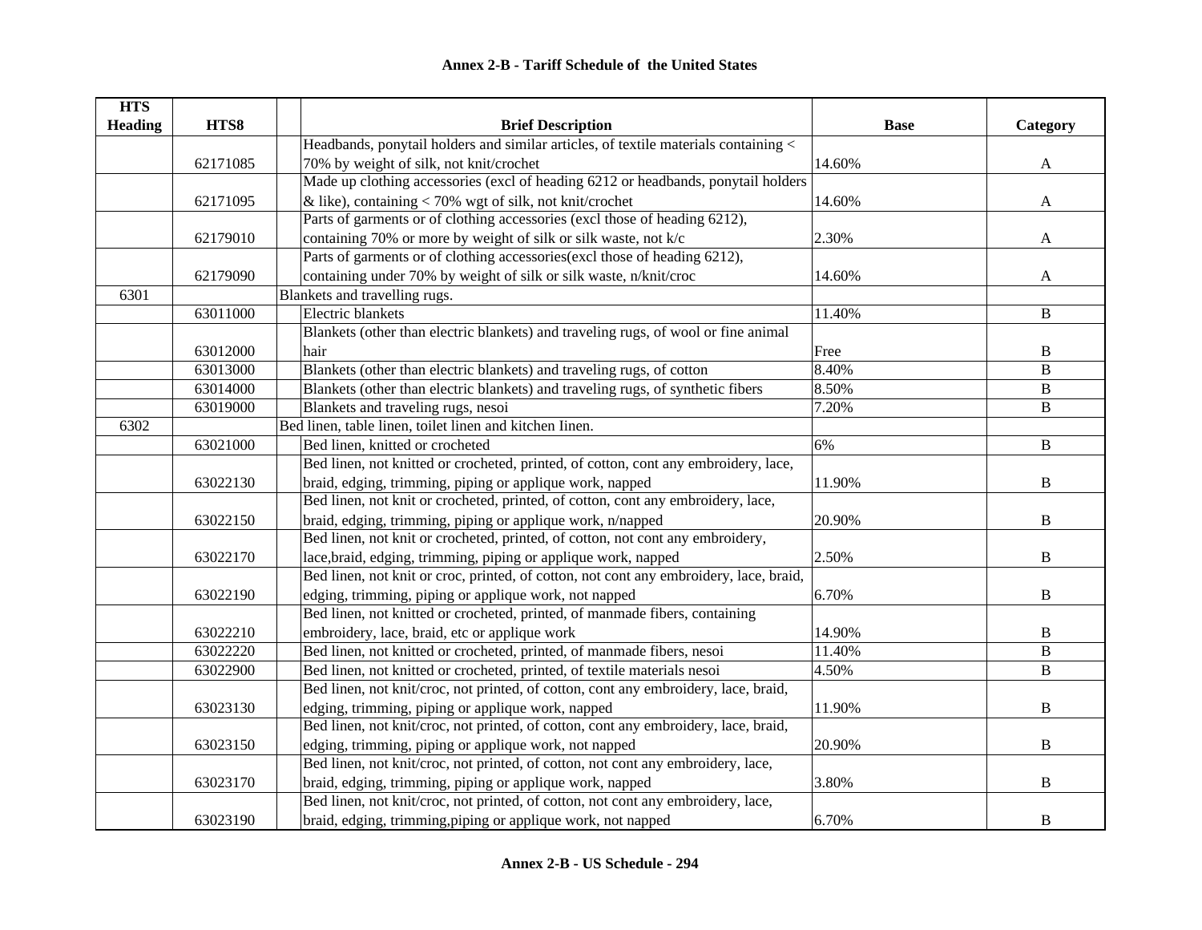**Annex 2-B - Tariff Schedule of the United States**

| HTS Heading | HTS8 | Brief Description | Base | Category |
|---|---|---|---|---|
| | 62171085 | Headbands, ponytail holders and similar articles, of textile materials containing < 70% by weight of silk, not knit/crochet | 14.60% | A |
| | 62171095 | Made up clothing accessories (excl of heading 6212 or headbands, ponytail holders & like), containing < 70% wgt of silk, not knit/crochet | 14.60% | A |
| | 62179010 | Parts of garments or of clothing accessories (excl those of heading 6212), containing 70% or more by weight of silk or silk waste, not k/c | 2.30% | A |
| | 62179090 | Parts of garments or of clothing accessories(excl those of heading 6212), containing under 70% by weight of silk or silk waste, n/knit/croc | 14.60% | A |
| 6301 | | Blankets and travelling rugs. | | |
| | 63011000 | Electric blankets | 11.40% | B |
| | 63012000 | Blankets (other than electric blankets) and traveling rugs, of wool or fine animal hair | Free | B |
| | 63013000 | Blankets (other than electric blankets) and traveling rugs, of cotton | 8.40% | B |
| | 63014000 | Blankets (other than electric blankets) and traveling rugs, of synthetic fibers | 8.50% | B |
| | 63019000 | Blankets and traveling rugs, nesoi | 7.20% | B |
| 6302 | | Bed linen, table linen, toilet linen and kitchen Iinen. | | |
| | 63021000 | Bed linen, knitted or crocheted | 6% | B |
| | 63022130 | Bed linen, not knitted or crocheted, printed, of cotton, cont any embroidery, lace, braid, edging, trimming, piping or applique work, napped | 11.90% | B |
| | 63022150 | Bed linen, not knit or crocheted, printed, of cotton, cont any embroidery, lace, braid, edging, trimming, piping or applique work, n/napped | 20.90% | B |
| | 63022170 | Bed linen, not knit or crocheted, printed, of cotton, not cont any embroidery, lace,braid, edging, trimming, piping or applique work, napped | 2.50% | B |
| | 63022190 | Bed linen, not knit or croc, printed, of cotton, not cont any embroidery, lace, braid, edging, trimming, piping or applique work, not napped | 6.70% | B |
| | 63022210 | Bed linen, not knitted or crocheted, printed, of manmade fibers, containing embroidery, lace, braid, etc or applique work | 14.90% | B |
| | 63022220 | Bed linen, not knitted or crocheted, printed, of manmade fibers, nesoi | 11.40% | B |
| | 63022900 | Bed linen, not knitted or crocheted, printed, of textile materials nesoi | 4.50% | B |
| | 63023130 | Bed linen, not knit/croc, not printed, of cotton, cont any embroidery, lace, braid, edging, trimming, piping or applique work, napped | 11.90% | B |
| | 63023150 | Bed linen, not knit/croc, not printed, of cotton, cont any embroidery, lace, braid, edging, trimming, piping or applique work, not napped | 20.90% | B |
| | 63023170 | Bed linen, not knit/croc, not printed, of cotton, not cont any embroidery, lace, braid, edging, trimming, piping or applique work, napped | 3.80% | B |
| | 63023190 | Bed linen, not knit/croc, not printed, of cotton, not cont any embroidery, lace, braid, edging, trimming,piping or applique work, not napped | 6.70% | B |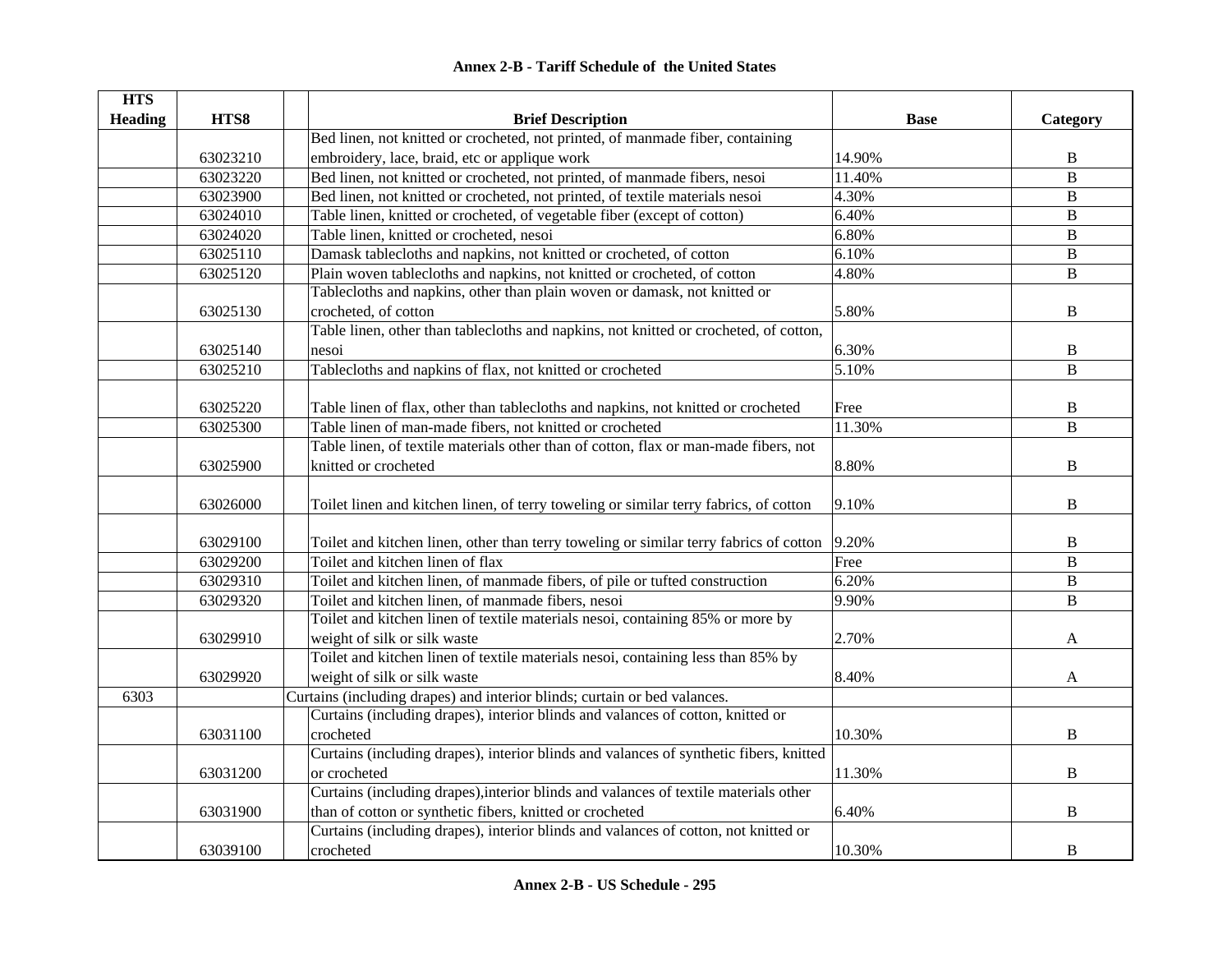## Annex 2-B - Tariff Schedule of the United States

| HTS Heading | HTS8 | | Brief Description | Base | Category |
|---|---|---|---|---|---|
| | 63023210 | | Bed linen, not knitted or crocheted, not printed, of manmade fiber, containing embroidery, lace, braid, etc or applique work | 14.90% | B |
| | 63023220 | | Bed linen, not knitted or crocheted, not printed, of manmade fibers, nesoi | 11.40% | B |
| | 63023900 | | Bed linen, not knitted or crocheted, not printed, of textile materials nesoi | 4.30% | B |
| | 63024010 | | Table linen, knitted or crocheted, of vegetable fiber (except of cotton) | 6.40% | B |
| | 63024020 | | Table linen, knitted or crocheted, nesoi | 6.80% | B |
| | 63025110 | | Damask tablecloths and napkins, not knitted or crocheted, of cotton | 6.10% | B |
| | 63025120 | | Plain woven tablecloths and napkins, not knitted or crocheted, of cotton | 4.80% | B |
| | 63025130 | | Tablecloths and napkins, other than plain woven or damask, not knitted or crocheted, of cotton | 5.80% | B |
| | 63025140 | | Table linen, other than tablecloths and napkins, not knitted or crocheted, of cotton, nesoi | 6.30% | B |
| | 63025210 | | Tablecloths and napkins of flax, not knitted or crocheted | 5.10% | B |
| | 63025220 | | Table linen of flax, other than tablecloths and napkins, not knitted or crocheted | Free | B |
| | 63025300 | | Table linen of man-made fibers, not knitted or crocheted | 11.30% | B |
| | 63025900 | | Table linen, of textile materials other than of cotton, flax or man-made fibers, not knitted or crocheted | 8.80% | B |
| | 63026000 | | Toilet linen and kitchen linen, of terry toweling or similar terry fabrics, of cotton | 9.10% | B |
| | 63029100 | | Toilet and kitchen linen, other than terry toweling or similar terry fabrics of cotton | 9.20% | B |
| | 63029200 | | Toilet and kitchen linen of flax | Free | B |
| | 63029310 | | Toilet and kitchen linen, of manmade fibers, of pile or tufted construction | 6.20% | B |
| | 63029320 | | Toilet and kitchen linen, of manmade fibers, nesoi | 9.90% | B |
| | 63029910 | | Toilet and kitchen linen of textile materials nesoi, containing 85% or more by weight of silk or silk waste | 2.70% | A |
| | 63029920 | | Toilet and kitchen linen of textile materials nesoi, containing less than 85% by weight of silk or silk waste | 8.40% | A |
| 6303 | | Curtains (including drapes) and interior blinds; curtain or bed valances. | | | |
| | 63031100 | | Curtains (including drapes), interior blinds and valances of cotton, knitted or crocheted | 10.30% | B |
| | 63031200 | | Curtains (including drapes), interior blinds and valances of synthetic fibers, knitted or crocheted | 11.30% | B |
| | 63031900 | | Curtains (including drapes),interior blinds and valances of textile materials other than of cotton or synthetic fibers, knitted or crocheted | 6.40% | B |
| | 63039100 | | Curtains (including drapes), interior blinds and valances of cotton, not knitted or crocheted | 10.30% | B |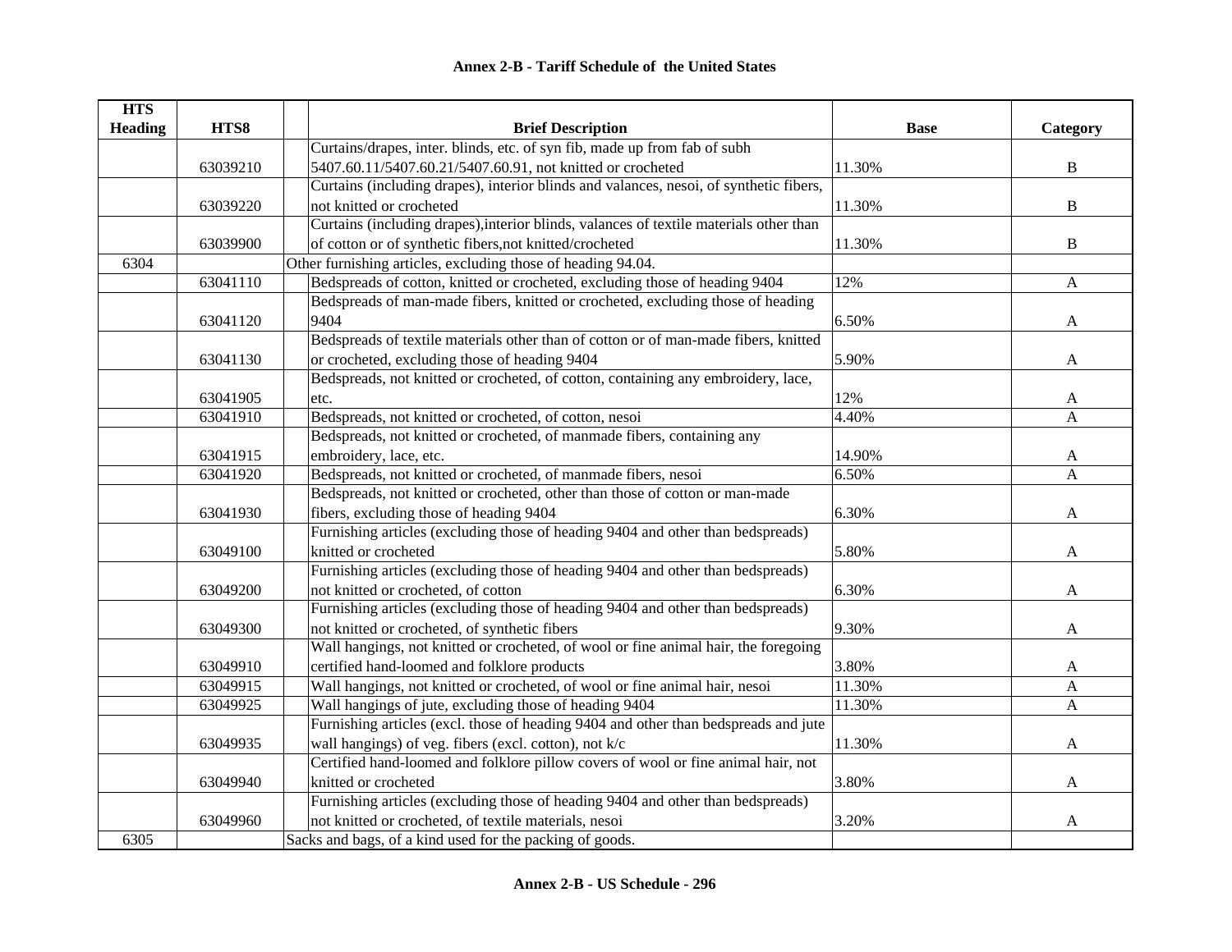# Annex 2-B - Tariff Schedule of the United States

| HTS Heading | HTS8 | Brief Description | Base | Category |
|---|---|---|---|---|
| | 63039210 | Curtains/drapes, inter. blinds, etc. of syn fib, made up from fab of subh 5407.60.11/5407.60.21/5407.60.91, not knitted or crocheted | 11.30% | B |
| | 63039220 | Curtains (including drapes), interior blinds and valances, nesoi, of synthetic fibers, not knitted or crocheted | 11.30% | B |
| | 63039900 | Curtains (including drapes),interior blinds, valances of textile materials other than of cotton or of synthetic fibers,not knitted/crocheted | 11.30% | B |
| 6304 | | Other furnishing articles, excluding those of heading 94.04. | | |
| | 63041110 | Bedspreads of cotton, knitted or crocheted, excluding those of heading 9404 | 12% | A |
| | 63041120 | Bedspreads of man-made fibers, knitted or crocheted, excluding those of heading 9404 | 6.50% | A |
| | 63041130 | Bedspreads of textile materials other than of cotton or of man-made fibers, knitted or crocheted, excluding those of heading 9404 | 5.90% | A |
| | 63041905 | Bedspreads, not knitted or crocheted, of cotton, containing any embroidery, lace, etc. | 12% | A |
| | 63041910 | Bedspreads, not knitted or crocheted, of cotton, nesoi | 4.40% | A |
| | 63041915 | Bedspreads, not knitted or crocheted, of manmade fibers, containing any embroidery, lace, etc. | 14.90% | A |
| | 63041920 | Bedspreads, not knitted or crocheted, of manmade fibers, nesoi | 6.50% | A |
| | 63041930 | Bedspreads, not knitted or crocheted, other than those of cotton or man-made fibers, excluding those of heading 9404 | 6.30% | A |
| | 63049100 | Furnishing articles (excluding those of heading 9404 and other than bedspreads) knitted or crocheted | 5.80% | A |
| | 63049200 | Furnishing articles (excluding those of heading 9404 and other than bedspreads) not knitted or crocheted, of cotton | 6.30% | A |
| | 63049300 | Furnishing articles (excluding those of heading 9404 and other than bedspreads) not knitted or crocheted, of synthetic fibers | 9.30% | A |
| | 63049910 | Wall hangings, not knitted or crocheted, of wool or fine animal hair, the foregoing certified hand-loomed and folklore products | 3.80% | A |
| | 63049915 | Wall hangings, not knitted or crocheted, of wool or fine animal hair, nesoi | 11.30% | A |
| | 63049925 | Wall hangings of jute, excluding those of heading 9404 | 11.30% | A |
| | 63049935 | Furnishing articles (excl. those of heading 9404 and other than bedspreads and jute wall hangings) of veg. fibers (excl. cotton), not k/c | 11.30% | A |
| | 63049940 | Certified hand-loomed and folklore pillow covers of wool or fine animal hair, not knitted or crocheted | 3.80% | A |
| | 63049960 | Furnishing articles (excluding those of heading 9404 and other than bedspreads) not knitted or crocheted, of textile materials, nesoi | 3.20% | A |
| 6305 | | Sacks and bags, of a kind used for the packing of goods. | | |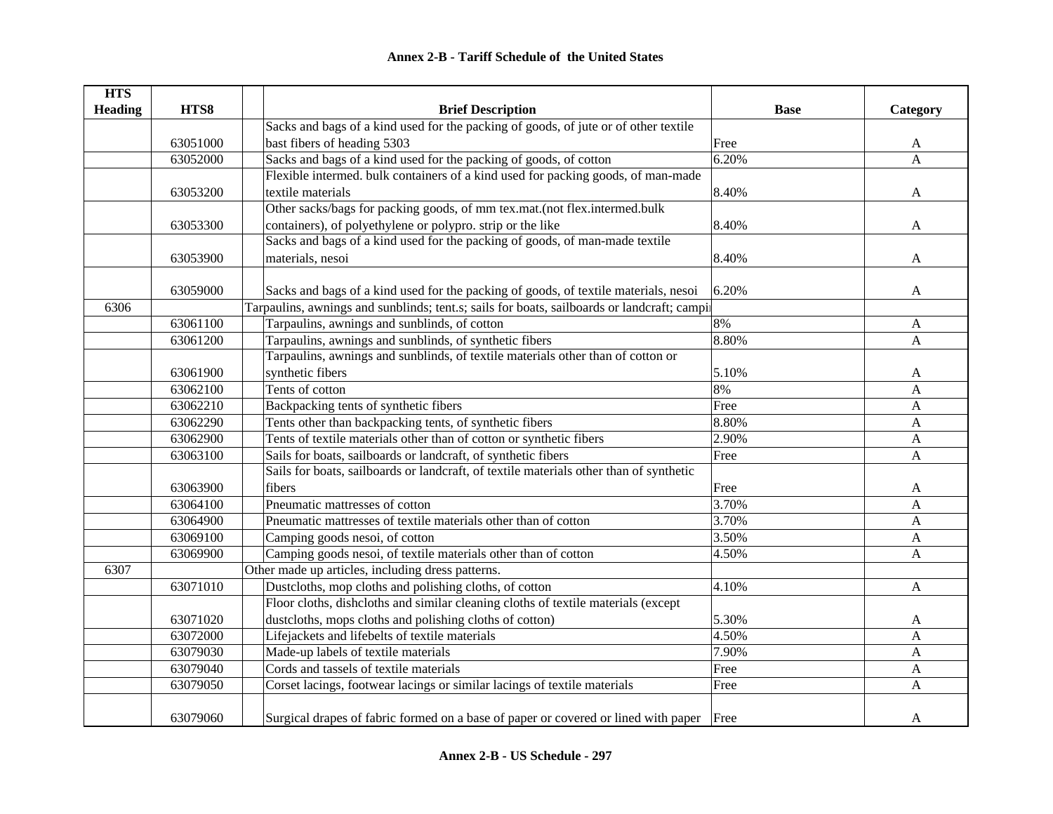## Annex 2-B - Tariff Schedule of the United States

| HTS Heading | HTS8 | | Brief Description | Base | Category |
|---|---|---|---|---|---|
| | 63051000 | | Sacks and bags of a kind used for the packing of goods, of jute or of other textile bast fibers of heading 5303 | Free | A |
| | 63052000 | | Sacks and bags of a kind used for the packing of goods, of cotton | 6.20% | A |
| | 63053200 | | Flexible intermed. bulk containers of a kind used for packing goods, of man-made textile materials | 8.40% | A |
| | 63053300 | | Other sacks/bags for packing goods, of mm tex.mat.(not flex.intermed.bulk containers), of polyethylene or polypro. strip or the like | 8.40% | A |
| | 63053900 | | Sacks and bags of a kind used for the packing of goods, of man-made textile materials, nesoi | 8.40% | A |
| | 63059000 | | Sacks and bags of a kind used for the packing of goods, of textile materials, nesoi | 6.20% | A |
| 6306 | | | Tarpaulins, awnings and sunblinds; tent.s; sails for boats, sailboards or landcraft; campi | | |
| | 63061100 | | Tarpaulins, awnings and sunblinds, of cotton | 8% | A |
| | 63061200 | | Tarpaulins, awnings and sunblinds, of synthetic fibers | 8.80% | A |
| | 63061900 | | Tarpaulins, awnings and sunblinds, of textile materials other than of cotton or synthetic fibers | 5.10% | A |
| | 63062100 | | Tents of cotton | 8% | A |
| | 63062210 | | Backpacking tents of synthetic fibers | Free | A |
| | 63062290 | | Tents other than backpacking tents, of synthetic fibers | 8.80% | A |
| | 63062900 | | Tents of textile materials other than of cotton or synthetic fibers | 2.90% | A |
| | 63063100 | | Sails for boats, sailboards or landcraft, of synthetic fibers | Free | A |
| | 63063900 | | Sails for boats, sailboards or landcraft, of textile materials other than of synthetic fibers | Free | A |
| | 63064100 | | Pneumatic mattresses of cotton | 3.70% | A |
| | 63064900 | | Pneumatic mattresses of textile materials other than of cotton | 3.70% | A |
| | 63069100 | | Camping goods nesoi, of cotton | 3.50% | A |
| | 63069900 | | Camping goods nesoi, of textile materials other than of cotton | 4.50% | A |
| 6307 | | | Other made up articles, including dress patterns. | | |
| | 63071010 | | Dustcloths, mop cloths and polishing cloths, of cotton | 4.10% | A |
| | 63071020 | | Floor cloths, dishcloths and similar cleaning cloths of textile materials (except dustcloths, mops cloths and polishing cloths of cotton) | 5.30% | A |
| | 63072000 | | Lifejackets and lifebelts of textile materials | 4.50% | A |
| | 63079030 | | Made-up labels of textile materials | 7.90% | A |
| | 63079040 | | Cords and tassels of textile materials | Free | A |
| | 63079050 | | Corset lacings, footwear lacings or similar lacings of textile materials | Free | A |
| | 63079060 | | Surgical drapes of fabric formed on a base of paper or covered or lined with paper | Free | A |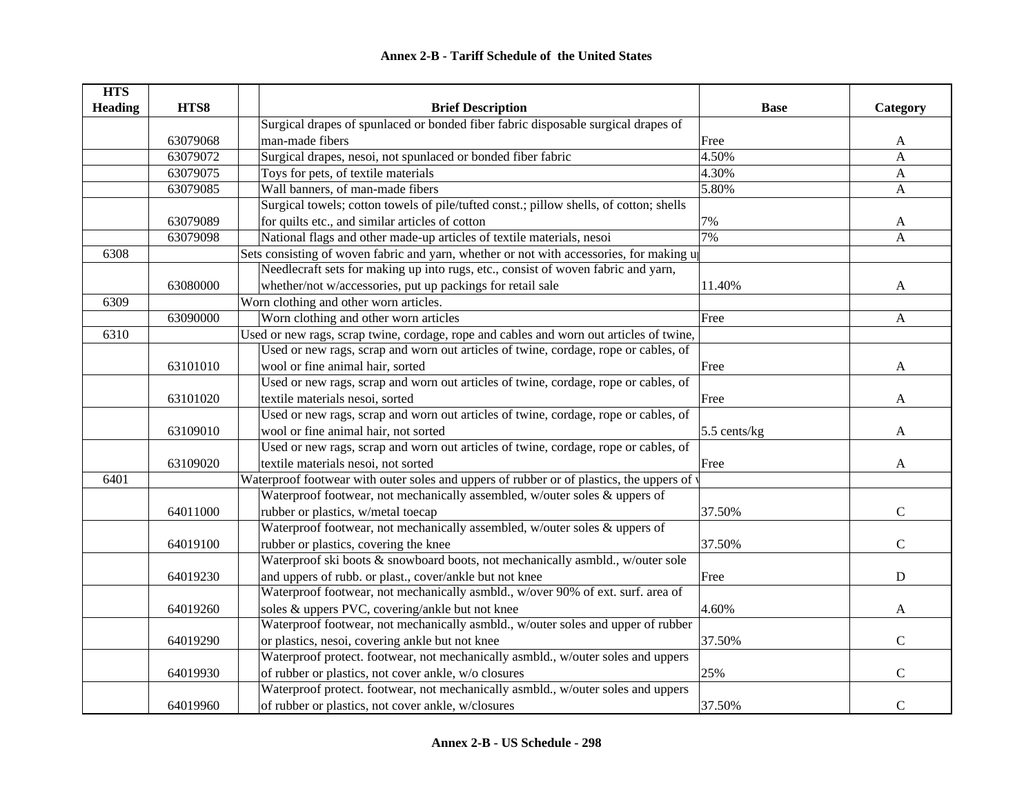# Annex 2-B - Tariff Schedule of the United States

| HTS Heading | HTS8 | Brief Description | Base | Category |
|---|---|---|---|---|
| | 63079068 | Surgical drapes of spunlaced or bonded fiber fabric disposable surgical drapes of man-made fibers | Free | A |
| | 63079072 | Surgical drapes, nesoi, not spunlaced or bonded fiber fabric | 4.50% | A |
| | 63079075 | Toys for pets, of textile materials | 4.30% | A |
| | 63079085 | Wall banners, of man-made fibers | 5.80% | A |
| | 63079089 | Surgical towels; cotton towels of pile/tufted const.; pillow shells, of cotton; shells for quilts etc., and similar articles of cotton | 7% | A |
| | 63079098 | National flags and other made-up articles of textile materials, nesoi | 7% | A |
| 6308 | | Sets consisting of woven fabric and yarn, whether or not with accessories, for making u | | |
| | 63080000 | Needlecraft sets for making up into rugs, etc., consist of woven fabric and yarn, whether/not w/accessories, put up packings for retail sale | 11.40% | A |
| 6309 | | Worn clothing and other worn articles. | | |
| | 63090000 | Worn clothing and other worn articles | Free | A |
| 6310 | | Used or new rags, scrap twine, cordage, rope and cables and worn out articles of twine, | | |
| | 63101010 | Used or new rags, scrap and worn out articles of twine, cordage, rope or cables, of wool or fine animal hair, sorted | Free | A |
| | 63101020 | Used or new rags, scrap and worn out articles of twine, cordage, rope or cables, of textile materials nesoi, sorted | Free | A |
| | 63109010 | Used or new rags, scrap and worn out articles of twine, cordage, rope or cables, of wool or fine animal hair, not sorted | 5.5 cents/kg | A |
| | 63109020 | Used or new rags, scrap and worn out articles of twine, cordage, rope or cables, of textile materials nesoi, not sorted | Free | A |
| 6401 | | Waterproof footwear with outer soles and uppers of rubber or of plastics, the uppers of | | |
| | 64011000 | Waterproof footwear, not mechanically assembled, w/outer soles & uppers of rubber or plastics, w/metal toecap | 37.50% | C |
| | 64019100 | Waterproof footwear, not mechanically assembled, w/outer soles & uppers of rubber or plastics, covering the knee | 37.50% | C |
| | 64019230 | Waterproof ski boots & snowboard boots, not mechanically asmbld., w/outer sole and uppers of rubb. or plast., cover/ankle but not knee | Free | D |
| | 64019260 | Waterproof footwear, not mechanically asmbld., w/over 90% of ext. surf. area of soles & uppers PVC, covering/ankle but not knee | 4.60% | A |
| | 64019290 | Waterproof footwear, not mechanically asmbld., w/outer soles and upper of rubber or plastics, nesoi, covering ankle but not knee | 37.50% | C |
| | 64019930 | Waterproof protect. footwear, not mechanically asmbld., w/outer soles and uppers of rubber or plastics, not cover ankle, w/o closures | 25% | C |
| | 64019960 | Waterproof protect. footwear, not mechanically asmbld., w/outer soles and uppers of rubber or plastics, not cover ankle, w/closures | 37.50% | C |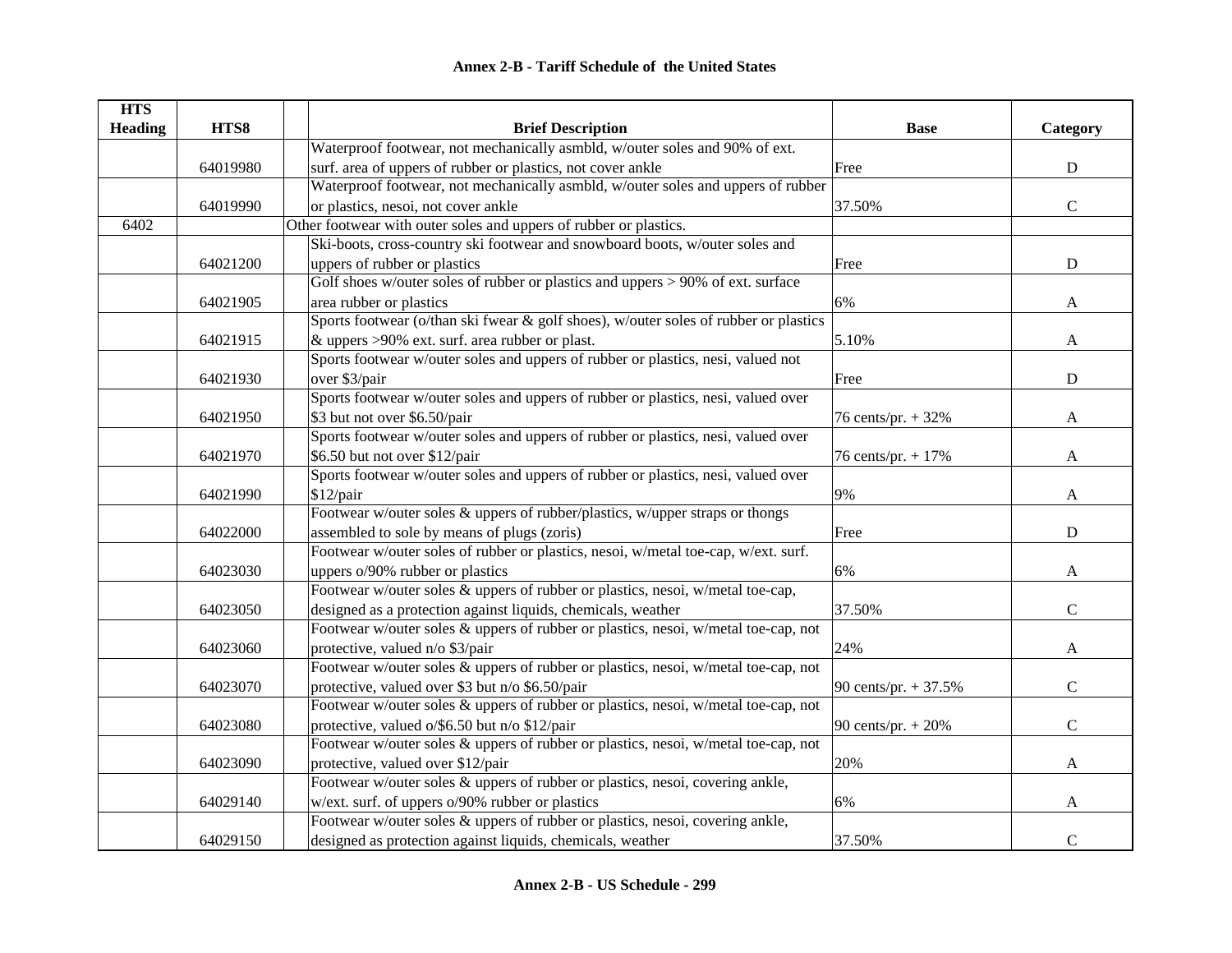## Annex 2-B - Tariff Schedule of the United States

| HTS Heading | HTS8 | | Brief Description | Base | Category |
|---|---|---|---|---|---|
| | 64019980 | | Waterproof footwear, not mechanically asmbld, w/outer soles and 90% of ext. surf. area of uppers of rubber or plastics, not cover ankle | Free | D |
| | 64019990 | | Waterproof footwear, not mechanically asmbld, w/outer soles and uppers of rubber or plastics, nesoi, not cover ankle | 37.50% | C |
| 6402 | | Other footwear with outer soles and uppers of rubber or plastics. | | | |
| | 64021200 | | Ski-boots, cross-country ski footwear and snowboard boots, w/outer soles and uppers of rubber or plastics | Free | D |
| | 64021905 | | Golf shoes w/outer soles of rubber or plastics and uppers > 90% of ext. surface area rubber or plastics | 6% | A |
| | 64021915 | | Sports footwear (o/than ski fwear & golf shoes), w/outer soles of rubber or plastics & uppers >90% ext. surf. area rubber or plast. | 5.10% | A |
| | 64021930 | | Sports footwear w/outer soles and uppers of rubber or plastics, nesi, valued not over $3/pair | Free | D |
| | 64021950 | | Sports footwear w/outer soles and uppers of rubber or plastics, nesi, valued over $3 but not over $6.50/pair | 76 cents/pr. + 32% | A |
| | 64021970 | | Sports footwear w/outer soles and uppers of rubber or plastics, nesi, valued over $6.50 but not over $12/pair | 76 cents/pr. + 17% | A |
| | 64021990 | | Sports footwear w/outer soles and uppers of rubber or plastics, nesi, valued over $12/pair | 9% | A |
| | 64022000 | | Footwear w/outer soles & uppers of rubber/plastics, w/upper straps or thongs assembled to sole by means of plugs (zoris) | Free | D |
| | 64023030 | | Footwear w/outer soles of rubber or plastics, nesoi, w/metal toe-cap, w/ext. surf. uppers o/90% rubber or plastics | 6% | A |
| | 64023050 | | Footwear w/outer soles & uppers of rubber or plastics, nesoi, w/metal toe-cap, designed as a protection against liquids, chemicals, weather | 37.50% | C |
| | 64023060 | | Footwear w/outer soles & uppers of rubber or plastics, nesoi, w/metal toe-cap, not protective, valued n/o $3/pair | 24% | A |
| | 64023070 | | Footwear w/outer soles & uppers of rubber or plastics, nesoi, w/metal toe-cap, not protective, valued over $3 but n/o $6.50/pair | 90 cents/pr. + 37.5% | C |
| | 64023080 | | Footwear w/outer soles & uppers of rubber or plastics, nesoi, w/metal toe-cap, not protective, valued o/$6.50 but n/o $12/pair | 90 cents/pr. + 20% | C |
| | 64023090 | | Footwear w/outer soles & uppers of rubber or plastics, nesoi, w/metal toe-cap, not protective, valued over $12/pair | 20% | A |
| | 64029140 | | Footwear w/outer soles & uppers of rubber or plastics, nesoi, covering ankle, w/ext. surf. of uppers o/90% rubber or plastics | 6% | A |
| | 64029150 | | Footwear w/outer soles & uppers of rubber or plastics, nesoi, covering ankle, designed as protection against liquids, chemicals, weather | 37.50% | C |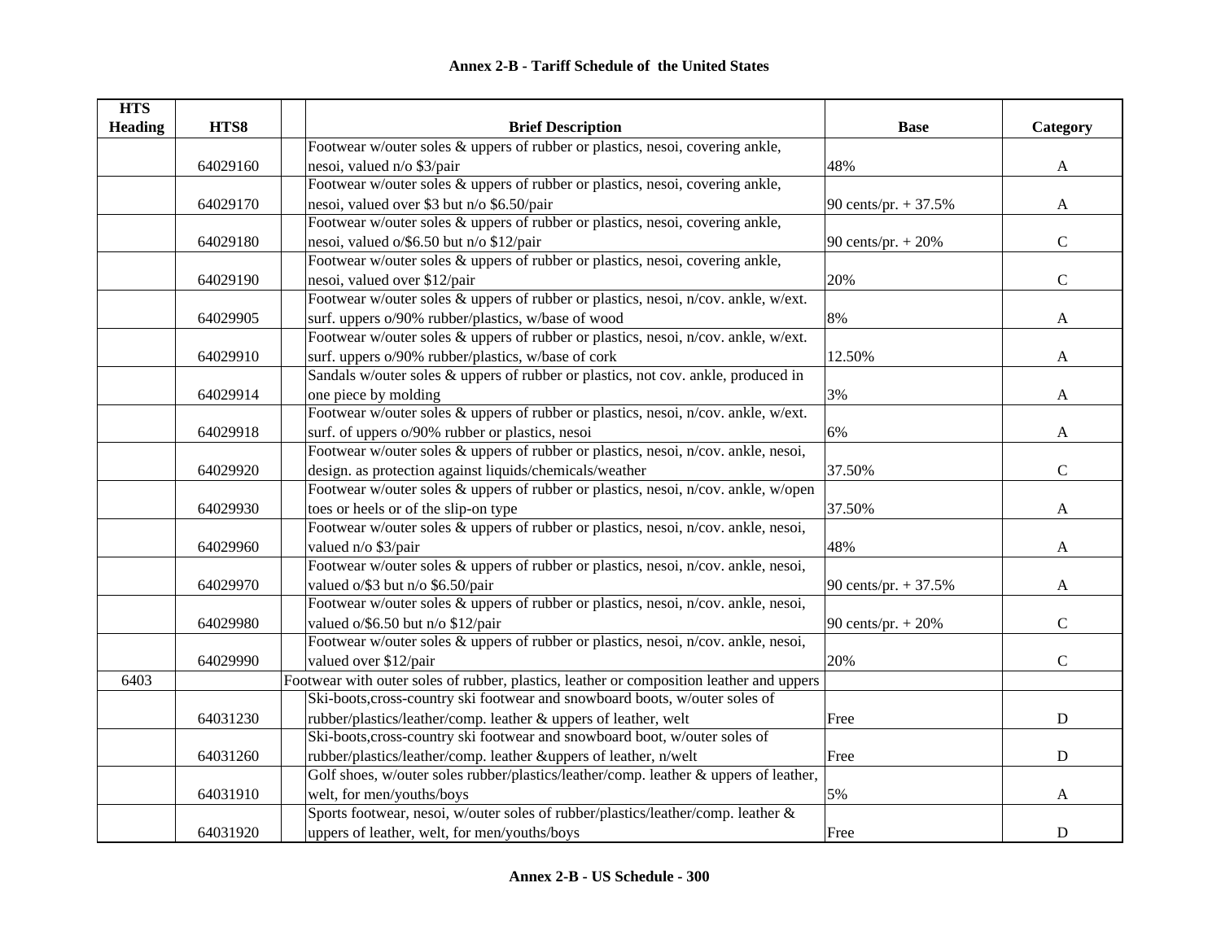# Annex 2-B - Tariff Schedule of the United States

| HTS Heading | HTS8 | | Brief Description | Base | Category |
|---|---|---|---|---|---|
| | 64029160 | | Footwear w/outer soles & uppers of rubber or plastics, nesoi, covering ankle, nesoi, valued n/o $3/pair | 48% | A |
| | 64029170 | | Footwear w/outer soles & uppers of rubber or plastics, nesoi, covering ankle, nesoi, valued over $3 but n/o $6.50/pair | 90 cents/pr. + 37.5% | A |
| | 64029180 | | Footwear w/outer soles & uppers of rubber or plastics, nesoi, covering ankle, nesoi, valued o/$6.50 but n/o $12/pair | 90 cents/pr. + 20% | C |
| | 64029190 | | Footwear w/outer soles & uppers of rubber or plastics, nesoi, covering ankle, nesoi, valued over $12/pair | 20% | C |
| | 64029905 | | Footwear w/outer soles & uppers of rubber or plastics, nesoi, n/cov. ankle, w/ext. surf. uppers o/90% rubber/plastics, w/base of wood | 8% | A |
| | 64029910 | | Footwear w/outer soles & uppers of rubber or plastics, nesoi, n/cov. ankle, w/ext. surf. uppers o/90% rubber/plastics, w/base of cork | 12.50% | A |
| | 64029914 | | Sandals w/outer soles & uppers of rubber or plastics, not cov. ankle, produced in one piece by molding | 3% | A |
| | 64029918 | | Footwear w/outer soles & uppers of rubber or plastics, nesoi, n/cov. ankle, w/ext. surf. of uppers o/90% rubber or plastics, nesoi | 6% | A |
| | 64029920 | | Footwear w/outer soles & uppers of rubber or plastics, nesoi, n/cov. ankle, nesoi, design. as protection against liquids/chemicals/weather | 37.50% | C |
| | 64029930 | | Footwear w/outer soles & uppers of rubber or plastics, nesoi, n/cov. ankle, w/open toes or heels or of the slip-on type | 37.50% | A |
| | 64029960 | | Footwear w/outer soles & uppers of rubber or plastics, nesoi, n/cov. ankle, nesoi, valued n/o $3/pair | 48% | A |
| | 64029970 | | Footwear w/outer soles & uppers of rubber or plastics, nesoi, n/cov. ankle, nesoi, valued o/$3 but n/o $6.50/pair | 90 cents/pr. + 37.5% | A |
| | 64029980 | | Footwear w/outer soles & uppers of rubber or plastics, nesoi, n/cov. ankle, nesoi, valued o/$6.50 but n/o $12/pair | 90 cents/pr. + 20% | C |
| | 64029990 | | Footwear w/outer soles & uppers of rubber or plastics, nesoi, n/cov. ankle, nesoi, valued over $12/pair | 20% | C |
| 6403 | | Footwear with outer soles of rubber, plastics, leather or composition leather and uppers | | | |
| | 64031230 | | Ski-boots,cross-country ski footwear and snowboard boots, w/outer soles of rubber/plastics/leather/comp. leather & uppers of leather, welt | Free | D |
| | 64031260 | | Ski-boots,cross-country ski footwear and snowboard boot, w/outer soles of rubber/plastics/leather/comp. leather &uppers of leather, n/welt | Free | D |
| | 64031910 | | Golf shoes, w/outer soles rubber/plastics/leather/comp. leather & uppers of leather, welt, for men/youths/boys | 5% | A |
| | 64031920 | | Sports footwear, nesoi, w/outer soles of rubber/plastics/leather/comp. leather & uppers of leather, welt, for men/youths/boys | Free | D |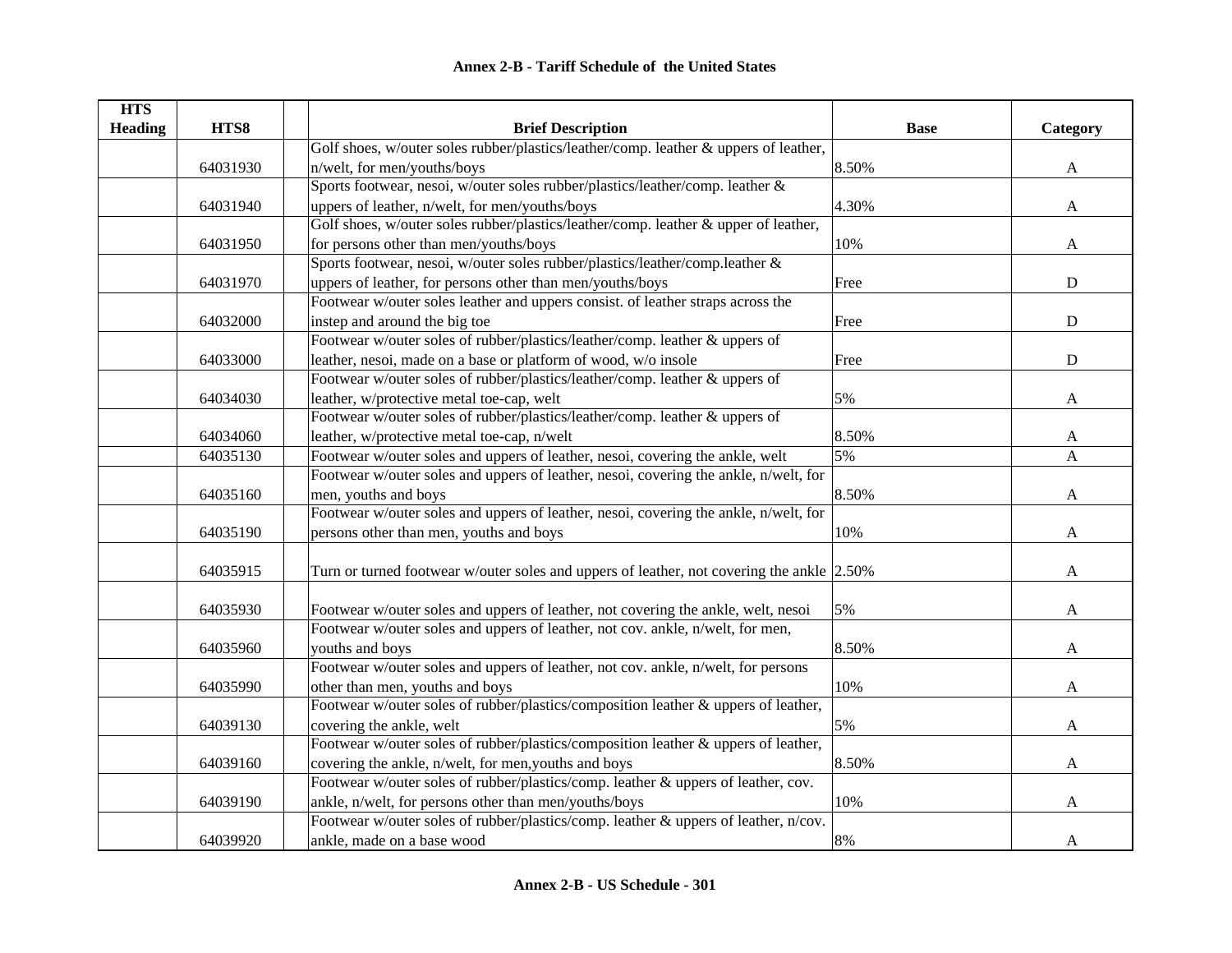| HTS Heading | HTS8 | | Brief Description | Base | Category |
|---|---|---|---|---|---|
| | 64031930 | | Golf shoes, w/outer soles rubber/plastics/leather/comp. leather & uppers of leather, n/welt, for men/youths/boys | 8.50% | A |
| | 64031940 | | Sports footwear, nesoi, w/outer soles rubber/plastics/leather/comp. leather & uppers of leather, n/welt, for men/youths/boys | 4.30% | A |
| | 64031950 | | Golf shoes, w/outer soles rubber/plastics/leather/comp. leather & upper of leather, for persons other than men/youths/boys | 10% | A |
| | 64031970 | | Sports footwear, nesoi, w/outer soles rubber/plastics/leather/comp.leather & uppers of leather, for persons other than men/youths/boys | Free | D |
| | 64032000 | | Footwear w/outer soles leather and uppers consist. of leather straps across the instep and around the big toe | Free | D |
| | 64033000 | | Footwear w/outer soles of rubber/plastics/leather/comp. leather & uppers of leather, nesoi, made on a base or platform of wood, w/o insole | Free | D |
| | 64034030 | | Footwear w/outer soles of rubber/plastics/leather/comp. leather & uppers of leather, w/protective metal toe-cap, welt | 5% | A |
| | 64034060 | | Footwear w/outer soles of rubber/plastics/leather/comp. leather & uppers of leather, w/protective metal toe-cap, n/welt | 8.50% | A |
| | 64035130 | | Footwear w/outer soles and uppers of leather, nesoi, covering the ankle, welt | 5% | A |
| | 64035160 | | Footwear w/outer soles and uppers of leather, nesoi, covering the ankle, n/welt, for men, youths and boys | 8.50% | A |
| | 64035190 | | Footwear w/outer soles and uppers of leather, nesoi, covering the ankle, n/welt, for persons other than men, youths and boys | 10% | A |
| | 64035915 | | Turn or turned footwear w/outer soles and uppers of leather, not covering the ankle | 2.50% | A |
| | 64035930 | | Footwear w/outer soles and uppers of leather, not covering the ankle, welt, nesoi | 5% | A |
| | 64035960 | | Footwear w/outer soles and uppers of leather, not cov. ankle, n/welt, for men, youths and boys | 8.50% | A |
| | 64035990 | | Footwear w/outer soles and uppers of leather, not cov. ankle, n/welt, for persons other than men, youths and boys | 10% | A |
| | 64039130 | | Footwear w/outer soles of rubber/plastics/composition leather & uppers of leather, covering the ankle, welt | 5% | A |
| | 64039160 | | Footwear w/outer soles of rubber/plastics/composition leather & uppers of leather, covering the ankle, n/welt, for men,youths and boys | 8.50% | A |
| | 64039190 | | Footwear w/outer soles of rubber/plastics/comp. leather & uppers of leather, cov. ankle, n/welt, for persons other than men/youths/boys | 10% | A |
| | 64039920 | | Footwear w/outer soles of rubber/plastics/comp. leather & uppers of leather, n/cov. ankle, made on a base wood | 8% | A |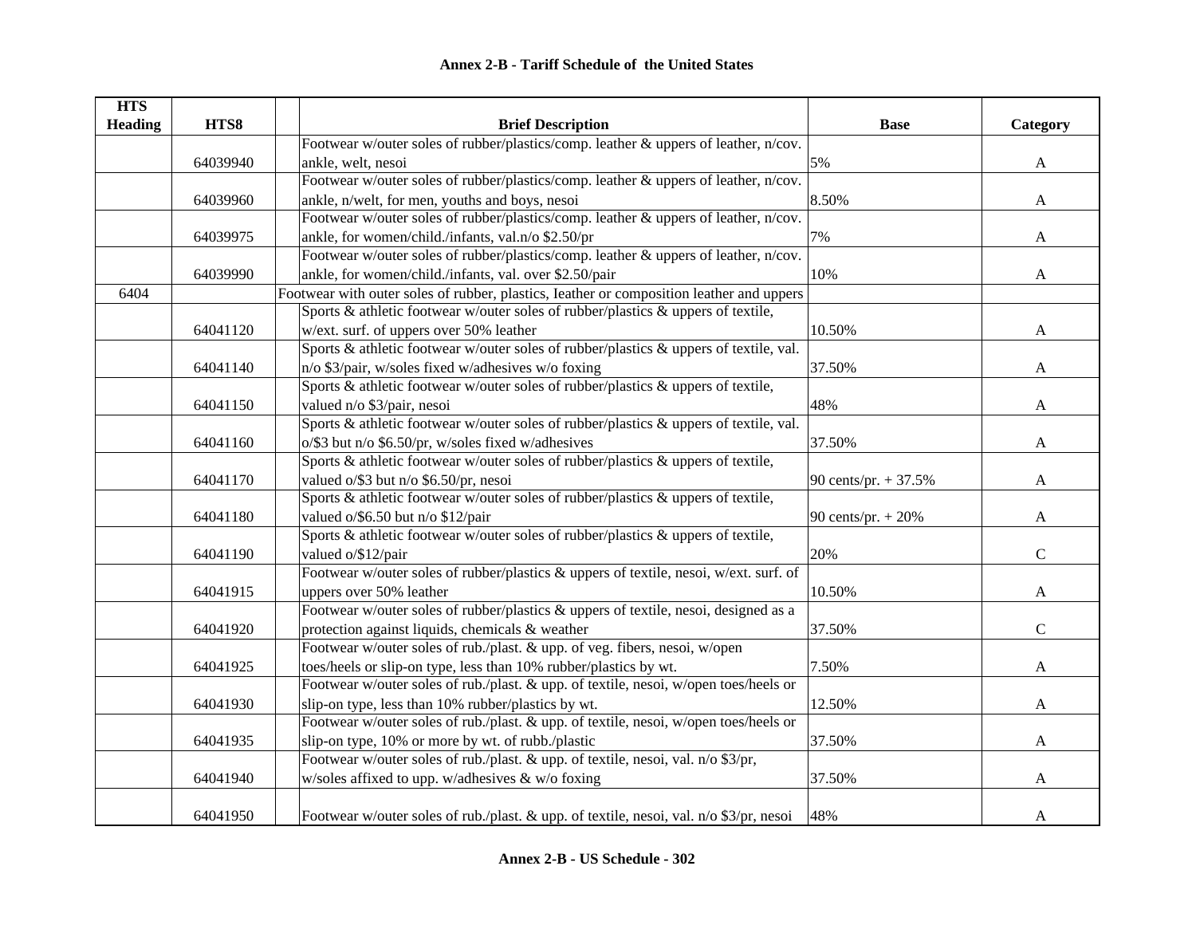## Annex 2-B - Tariff Schedule of the United States

| HTS Heading | HTS8 | | Brief Description | Base | Category |
|---|---|---|---|---|---|
| | 64039940 | | Footwear w/outer soles of rubber/plastics/comp. leather & uppers of leather, n/cov. ankle, welt, nesoi | 5% | A |
| | 64039960 | | Footwear w/outer soles of rubber/plastics/comp. leather & uppers of leather, n/cov. ankle, n/welt, for men, youths and boys, nesoi | 8.50% | A |
| | 64039975 | | Footwear w/outer soles of rubber/plastics/comp. leather & uppers of leather, n/cov. ankle, for women/child./infants, val.n/o $2.50/pr | 7% | A |
| | 64039990 | | Footwear w/outer soles of rubber/plastics/comp. leather & uppers of leather, n/cov. ankle, for women/child./infants, val. over $2.50/pair | 10% | A |
| 6404 | | Footwear with outer soles of rubber, plastics, Ieather or composition leather and uppers | | | |
| | 64041120 | | Sports & athletic footwear w/outer soles of rubber/plastics & uppers of textile, w/ext. surf. of uppers over 50% leather | 10.50% | A |
| | 64041140 | | Sports & athletic footwear w/outer soles of rubber/plastics & uppers of textile, val. n/o $3/pair, w/soles fixed w/adhesives w/o foxing | 37.50% | A |
| | 64041150 | | Sports & athletic footwear w/outer soles of rubber/plastics & uppers of textile, valued n/o $3/pair, nesoi | 48% | A |
| | 64041160 | | Sports & athletic footwear w/outer soles of rubber/plastics & uppers of textile, val. o/$3 but n/o $6.50/pr, w/soles fixed w/adhesives | 37.50% | A |
| | 64041170 | | Sports & athletic footwear w/outer soles of rubber/plastics & uppers of textile, valued o/$3 but n/o $6.50/pr, nesoi | 90 cents/pr. + 37.5% | A |
| | 64041180 | | Sports & athletic footwear w/outer soles of rubber/plastics & uppers of textile, valued o/$6.50 but n/o $12/pair | 90 cents/pr. + 20% | A |
| | 64041190 | | Sports & athletic footwear w/outer soles of rubber/plastics & uppers of textile, valued o/$12/pair | 20% | C |
| | 64041915 | | Footwear w/outer soles of rubber/plastics & uppers of textile, nesoi, w/ext. surf. of uppers over 50% leather | 10.50% | A |
| | 64041920 | | Footwear w/outer soles of rubber/plastics & uppers of textile, nesoi, designed as a protection against liquids, chemicals & weather | 37.50% | C |
| | 64041925 | | Footwear w/outer soles of rub./plast. & upp. of veg. fibers, nesoi, w/open toes/heels or slip-on type, less than 10% rubber/plastics by wt. | 7.50% | A |
| | 64041930 | | Footwear w/outer soles of rub./plast. & upp. of textile, nesoi, w/open toes/heels or slip-on type, less than 10% rubber/plastics by wt. | 12.50% | A |
| | 64041935 | | Footwear w/outer soles of rub./plast. & upp. of textile, nesoi, w/open toes/heels or slip-on type, 10% or more by wt. of rubb./plastic | 37.50% | A |
| | 64041940 | | Footwear w/outer soles of rub./plast. & upp. of textile, nesoi, val. n/o $3/pr, w/soles affixed to upp. w/adhesives & w/o foxing | 37.50% | A |
| | 64041950 | | Footwear w/outer soles of rub./plast. & upp. of textile, nesoi, val. n/o $3/pr, nesoi | 48% | A |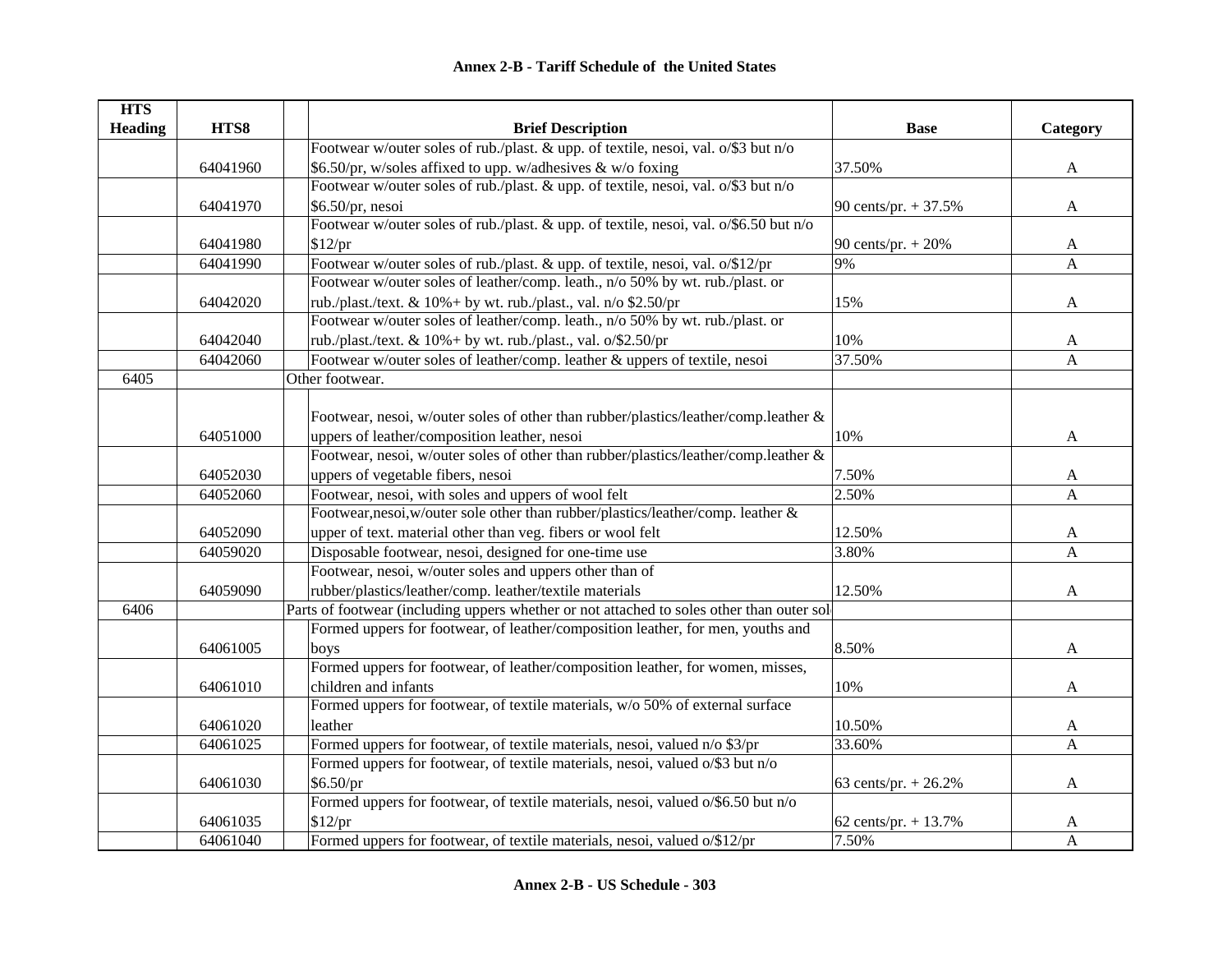# Annex 2-B - Tariff Schedule of the United States

| HTS Heading | HTS8 | | Brief Description | Base | Category |
|---|---|---|---|---|---|
| | 64041960 | | Footwear w/outer soles of rub./plast. & upp. of textile, nesoi, val. o/$3 but n/o $6.50/pr, w/soles affixed to upp. w/adhesives & w/o foxing | 37.50% | A |
| | 64041970 | | Footwear w/outer soles of rub./plast. & upp. of textile, nesoi, val. o/$3 but n/o $6.50/pr, nesoi | 90 cents/pr. + 37.5% | A |
| | 64041980 | | Footwear w/outer soles of rub./plast. & upp. of textile, nesoi, val. o/$6.50 but n/o $12/pr | 90 cents/pr. + 20% | A |
| | 64041990 | | Footwear w/outer soles of rub./plast. & upp. of textile, nesoi, val. o/$12/pr | 9% | A |
| | 64042020 | | Footwear w/outer soles of leather/comp. leath., n/o 50% by wt. rub./plast. or rub./plast./text. & 10%+ by wt. rub./plast., val. n/o $2.50/pr | 15% | A |
| | 64042040 | | Footwear w/outer soles of leather/comp. leath., n/o 50% by wt. rub./plast. or rub./plast./text. & 10%+ by wt. rub./plast., val. o/$2.50/pr | 10% | A |
| | 64042060 | | Footwear w/outer soles of leather/comp. leather & uppers of textile, nesoi | 37.50% | A |
| 6405 | | Other footwear. | | | |
| | 64051000 | | Footwear, nesoi, w/outer soles of other than rubber/plastics/leather/comp.leather & uppers of leather/composition leather, nesoi | 10% | A |
| | 64052030 | | Footwear, nesoi, w/outer soles of other than rubber/plastics/leather/comp.leather & uppers of vegetable fibers, nesoi | 7.50% | A |
| | 64052060 | | Footwear, nesoi, with soles and uppers of wool felt | 2.50% | A |
| | 64052090 | | Footwear,nesoi,w/outer sole other than rubber/plastics/leather/comp. leather & upper of text. material other than veg. fibers or wool felt | 12.50% | A |
| | 64059020 | | Disposable footwear, nesoi, designed for one-time use | 3.80% | A |
| | 64059090 | | Footwear, nesoi, w/outer soles and uppers other than of rubber/plastics/leather/comp. leather/textile materials | 12.50% | A |
| 6406 | | Parts of footwear (including uppers whether or not attached to soles other than outer sol | | | |
| | 64061005 | | Formed uppers for footwear, of leather/composition leather, for men, youths and boys | 8.50% | A |
| | 64061010 | | Formed uppers for footwear, of leather/composition leather, for women, misses, children and infants | 10% | A |
| | 64061020 | | Formed uppers for footwear, of textile materials, w/o 50% of external surface leather | 10.50% | A |
| | 64061025 | | Formed uppers for footwear, of textile materials, nesoi, valued n/o $3/pr | 33.60% | A |
| | 64061030 | | Formed uppers for footwear, of textile materials, nesoi, valued o/$3 but n/o $6.50/pr | 63 cents/pr. + 26.2% | A |
| | 64061035 | | Formed uppers for footwear, of textile materials, nesoi, valued o/$6.50 but n/o $12/pr | 62 cents/pr. + 13.7% | A |
| | 64061040 | | Formed uppers for footwear, of textile materials, nesoi, valued o/$12/pr | 7.50% | A |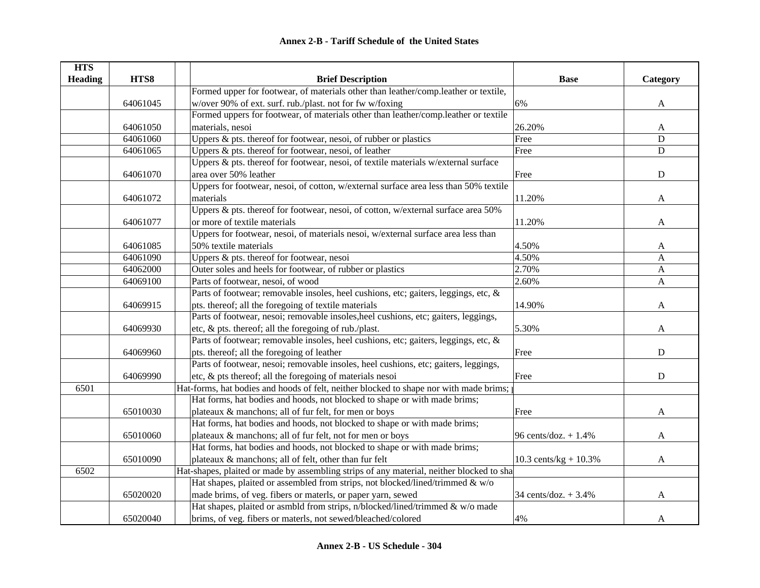**Annex 2-B - Tariff Schedule of the United States**

| HTS Heading | HTS8 | | Brief Description | Base | Category |
|---|---|---|---|---|---|
| | 64061045 | | Formed upper for footwear, of materials other than leather/comp.leather or textile, w/over 90% of ext. surf. rub./plast. not for fw w/foxing | 6% | A |
| | 64061050 | | Formed uppers for footwear, of materials other than leather/comp.leather or textile materials, nesoi | 26.20% | A |
| | 64061060 | | Uppers & pts. thereof for footwear, nesoi, of rubber or plastics | Free | D |
| | 64061065 | | Uppers & pts. thereof for footwear, nesoi, of leather | Free | D |
| | 64061070 | | Uppers & pts. thereof for footwear, nesoi, of textile materials w/external surface area over 50% leather | Free | D |
| | 64061072 | | Uppers for footwear, nesoi, of cotton, w/external surface area less than 50% textile materials | 11.20% | A |
| | 64061077 | | Uppers & pts. thereof for footwear, nesoi, of cotton, w/external surface area 50% or more of textile materials | 11.20% | A |
| | 64061085 | | Uppers for footwear, nesoi, of materials nesoi, w/external surface area less than 50% textile materials | 4.50% | A |
| | 64061090 | | Uppers & pts. thereof for footwear, nesoi | 4.50% | A |
| | 64062000 | | Outer soles and heels for footwear, of rubber or plastics | 2.70% | A |
| | 64069100 | | Parts of footwear, nesoi, of wood | 2.60% | A |
| | 64069915 | | Parts of footwear; removable insoles, heel cushions, etc; gaiters, leggings, etc, & pts. thereof; all the foregoing of textile materials | 14.90% | A |
| | 64069930 | | Parts of footwear, nesoi; removable insoles,heel cushions, etc; gaiters, leggings, etc, & pts. thereof; all the foregoing of rub./plast. | 5.30% | A |
| | 64069960 | | Parts of footwear; removable insoles, heel cushions, etc; gaiters, leggings, etc, & pts. thereof; all the foregoing of leather | Free | D |
| | 64069990 | | Parts of footwear, nesoi; removable insoles, heel cushions, etc; gaiters, leggings, etc, & pts thereof; all the foregoing of materials nesoi | Free | D |
| 6501 | | | Hat-forms, hat bodies and hoods of felt, neither blocked to shape nor with made brims; | | |
| | 65010030 | | Hat forms, hat bodies and hoods, not blocked to shape or with made brims; plateaux & manchons; all of fur felt, for men or boys | Free | A |
| | 65010060 | | Hat forms, hat bodies and hoods, not blocked to shape or with made brims; plateaux & manchons; all of fur felt, not for men or boys | 96 cents/doz. + 1.4% | A |
| | 65010090 | | Hat forms, hat bodies and hoods, not blocked to shape or with made brims; plateaux & manchons; all of felt, other than fur felt | 10.3 cents/kg + 10.3% | A |
| 6502 | | | Hat-shapes, plaited or made by assembling strips of any material, neither blocked to sha | | |
| | 65020020 | | Hat shapes, plaited or assembled from strips, not blocked/lined/trimmed & w/o made brims, of veg. fibers or materls, or paper yarn, sewed | 34 cents/doz. + 3.4% | A |
| | 65020040 | | Hat shapes, plaited or asmbld from strips, n/blocked/lined/trimmed & w/o made brims, of veg. fibers or materls, not sewed/bleached/colored | 4% | A |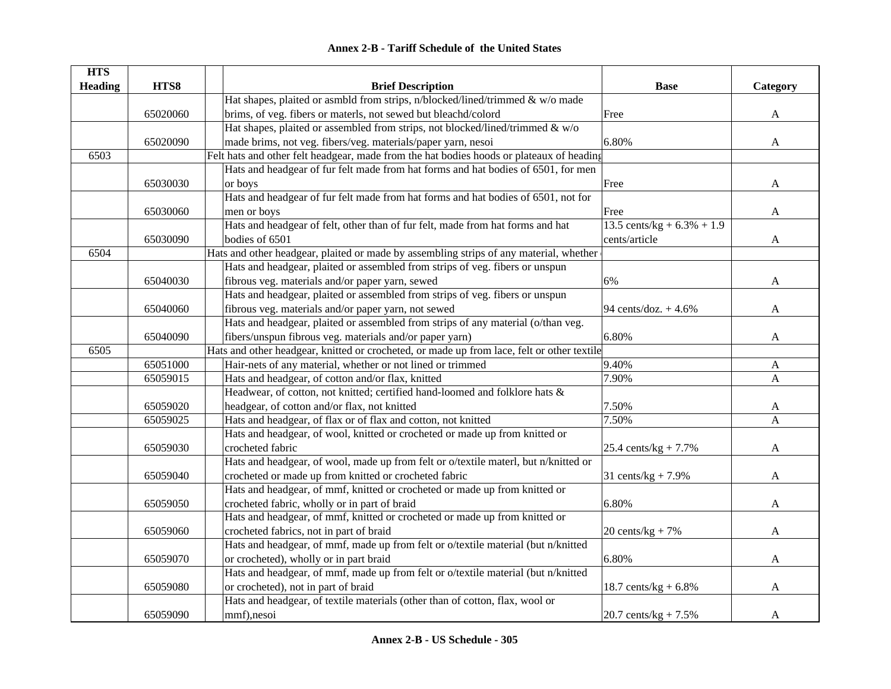## Annex 2-B - Tariff Schedule of the United States

| HTS Heading | HTS8 | | Brief Description | Base | Category |
|---|---|---|---|---|---|
| | 65020060 | | Hat shapes, plaited or asmbld from strips, n/blocked/lined/trimmed & w/o made brims, of veg. fibers or materls, not sewed but bleachd/colord | Free | A |
| | 65020090 | | Hat shapes, plaited or assembled from strips, not blocked/lined/trimmed & w/o made brims, not veg. fibers/veg. materials/paper yarn, nesoi | 6.80% | A |
| 6503 | | | Felt hats and other felt headgear, made from the hat bodies hoods or plateaux of heading | | |
| | 65030030 | | Hats and headgear of fur felt made from hat forms and hat bodies of 6501, for men or boys | Free | A |
| | 65030060 | | Hats and headgear of fur felt made from hat forms and hat bodies of 6501, not for men or boys | Free | A |
| | 65030090 | | Hats and headgear of felt, other than of fur felt, made from hat forms and hat bodies of 6501 | 13.5 cents/kg + 6.3% + 1.9 cents/article | A |
| 6504 | | | Hats and other headgear, plaited or made by assembling strips of any material, whether | | |
| | 65040030 | | Hats and headgear, plaited or assembled from strips of veg. fibers or unspun fibrous veg. materials and/or paper yarn, sewed | 6% | A |
| | 65040060 | | Hats and headgear, plaited or assembled from strips of veg. fibers or unspun fibrous veg. materials and/or paper yarn, not sewed | 94 cents/doz. + 4.6% | A |
| | 65040090 | | Hats and headgear, plaited or assembled from strips of any material (o/than veg. fibers/unspun fibrous veg. materials and/or paper yarn) | 6.80% | A |
| 6505 | | | Hats and other headgear, knitted or crocheted, or made up from lace, felt or other textile | | |
| | 65051000 | | Hair-nets of any material, whether or not lined or trimmed | 9.40% | A |
| | 65059015 | | Hats and headgear, of cotton and/or flax, knitted | 7.90% | A |
| | 65059020 | | Headwear, of cotton, not knitted; certified hand-loomed and folklore hats & headgear, of cotton and/or flax, not knitted | 7.50% | A |
| | 65059025 | | Hats and headgear, of flax or of flax and cotton, not knitted | 7.50% | A |
| | 65059030 | | Hats and headgear, of wool, knitted or crocheted or made up from knitted or crocheted fabric | 25.4 cents/kg + 7.7% | A |
| | 65059040 | | Hats and headgear, of wool, made up from felt or o/textile materl, but n/knitted or crocheted or made up from knitted or crocheted fabric | 31 cents/kg + 7.9% | A |
| | 65059050 | | Hats and headgear, of mmf, knitted or crocheted or made up from knitted or crocheted fabric, wholly or in part of braid | 6.80% | A |
| | 65059060 | | Hats and headgear, of mmf, knitted or crocheted or made up from knitted or crocheted fabrics, not in part of braid | 20 cents/kg + 7% | A |
| | 65059070 | | Hats and headgear, of mmf, made up from felt or o/textile material (but n/knitted or crocheted), wholly or in part braid | 6.80% | A |
| | 65059080 | | Hats and headgear, of mmf, made up from felt or o/textile material (but n/knitted or crocheted), not in part of braid | 18.7 cents/kg + 6.8% | A |
| | 65059090 | | Hats and headgear, of textile materials (other than of cotton, flax, wool or mmf),nesoi | 20.7 cents/kg + 7.5% | A |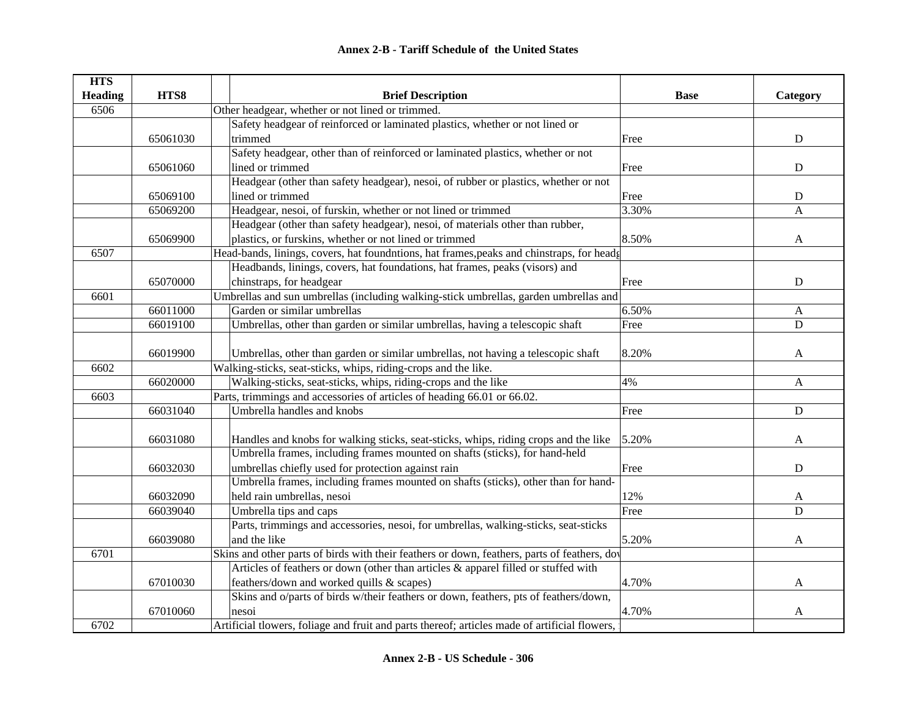## Annex 2-B - Tariff Schedule of the United States

| HTS Heading | HTS8 | Brief Description | Base | Category |
|---|---|---|---|---|
| 6506 | | Other headgear, whether or not lined or trimmed. | | |
| | 65061030 | Safety headgear of reinforced or laminated plastics, whether or not lined or trimmed | Free | D |
| | 65061060 | Safety headgear, other than of reinforced or laminated plastics, whether or not lined or trimmed | Free | D |
| | 65069100 | Headgear (other than safety headgear), nesoi, of rubber or plastics, whether or not lined or trimmed | Free | D |
| | 65069200 | Headgear, nesoi, of furskin, whether or not lined or trimmed | 3.30% | A |
| | 65069900 | Headgear (other than safety headgear), nesoi, of materials other than rubber, plastics, or furskins, whether or not lined or trimmed | 8.50% | A |
| 6507 | | Head-bands, linings, covers, hat foundntions, hat frames,peaks and chinstraps, for headg | | |
| | 65070000 | Headbands, linings, covers, hat foundations, hat frames, peaks (visors) and chinstraps, for headgear | Free | D |
| 6601 | | Umbrellas and sun umbrellas (including walking-stick umbrellas, garden umbrellas and | | |
| | 66011000 | Garden or similar umbrellas | 6.50% | A |
| | 66019100 | Umbrellas, other than garden or similar umbrellas, having a telescopic shaft | Free | D |
| | 66019900 | Umbrellas, other than garden or similar umbrellas, not having a telescopic shaft | 8.20% | A |
| 6602 | | Walking-sticks, seat-sticks, whips, riding-crops and the like. | | |
| | 66020000 | Walking-sticks, seat-sticks, whips, riding-crops and the like | 4% | A |
| 6603 | | Parts, trimmings and accessories of articles of heading 66.01 or 66.02. | | |
| | 66031040 | Umbrella handles and knobs | Free | D |
| | 66031080 | Handles and knobs for walking sticks, seat-sticks, whips, riding crops and the like | 5.20% | A |
| | 66032030 | Umbrella frames, including frames mounted on shafts (sticks), for hand-held umbrellas chiefly used for protection against rain | Free | D |
| | 66032090 | Umbrella frames, including frames mounted on shafts (sticks), other than for hand-held rain umbrellas, nesoi | 12% | A |
| | 66039040 | Umbrella tips and caps | Free | D |
| | 66039080 | Parts, trimmings and accessories, nesoi, for umbrellas, walking-sticks, seat-sticks and the like | 5.20% | A |
| 6701 | | Skins and other parts of birds with their feathers or down, feathers, parts of feathers, dov | | |
| | 67010030 | Articles of feathers or down (other than articles & apparel filled or stuffed with feathers/down and worked quills & scapes) | 4.70% | A |
| | 67010060 | Skins and o/parts of birds w/their feathers or down, feathers, pts of feathers/down, nesoi | 4.70% | A |
| 6702 | | Artificial flowers, foliage and fruit and parts thereof; articles made of artificial flowers, | | |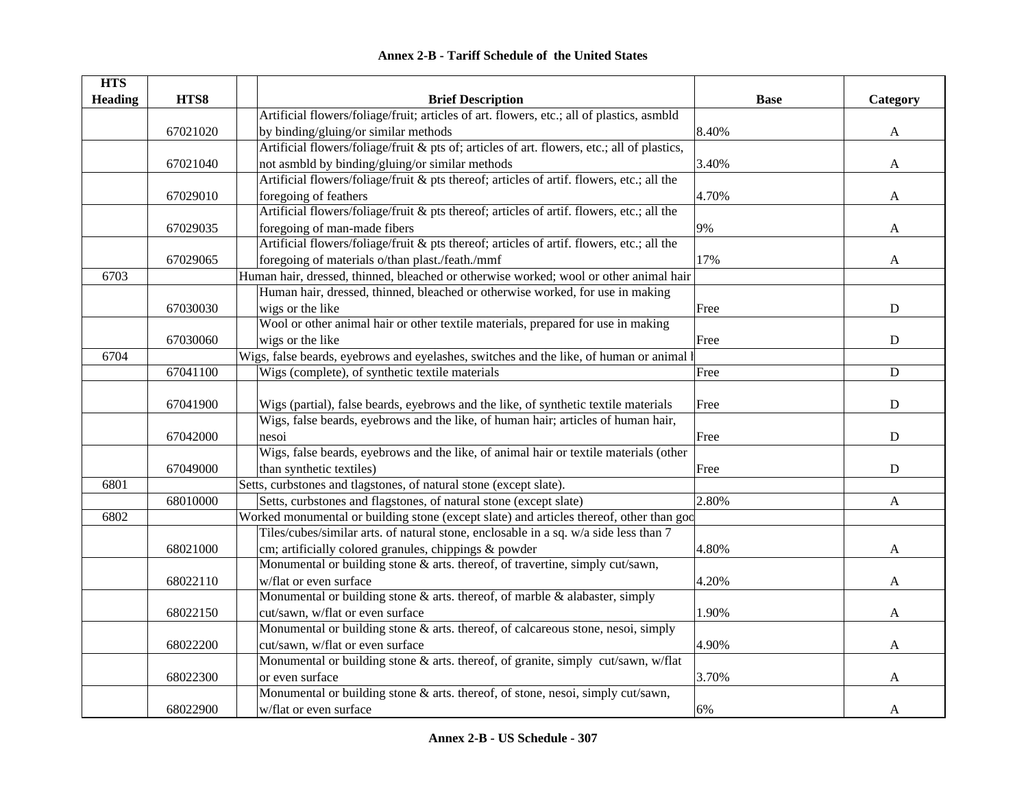## Annex 2-B - Tariff Schedule of the United States

| HTS Heading | HTS8 | Brief Description | Base | Category |
|---|---|---|---|---|
| | 67021020 | Artificial flowers/foliage/fruit; articles of art. flowers, etc.; all of plastics, asmbld by binding/gluing/or similar methods | 8.40% | A |
| | 67021040 | Artificial flowers/foliage/fruit & pts of; articles of art. flowers, etc.; all of plastics, not asmbld by binding/gluing/or similar methods | 3.40% | A |
| | 67029010 | Artificial flowers/foliage/fruit & pts thereof; articles of artif. flowers, etc.; all the foregoing of feathers | 4.70% | A |
| | 67029035 | Artificial flowers/foliage/fruit & pts thereof; articles of artif. flowers, etc.; all the foregoing of man-made fibers | 9% | A |
| | 67029065 | Artificial flowers/foliage/fruit & pts thereof; articles of artif. flowers, etc.; all the foregoing of materials o/than plast./feath./mmf | 17% | A |
| 6703 | | Human hair, dressed, thinned, bleached or otherwise worked; wool or other animal hair | | |
| | 67030030 | Human hair, dressed, thinned, bleached or otherwise worked, for use in making wigs or the like | Free | D |
| | 67030060 | Wool or other animal hair or other textile materials, prepared for use in making wigs or the like | Free | D |
| 6704 | | Wigs, false beards, eyebrows and eyelashes, switches and the like, of human or animal h | | |
| | 67041100 | Wigs (complete), of synthetic textile materials | Free | D |
| | 67041900 | Wigs (partial), false beards, eyebrows and the like, of synthetic textile materials | Free | D |
| | 67042000 | Wigs, false beards, eyebrows and the like, of human hair; articles of human hair, nesoi | Free | D |
| | 67049000 | Wigs, false beards, eyebrows and the like, of animal hair or textile materials (other than synthetic textiles) | Free | D |
| 6801 | | Setts, curbstones and flagstones, of natural stone (except slate). | | |
| | 68010000 | Setts, curbstones and flagstones, of natural stone (except slate) | 2.80% | A |
| 6802 | | Worked monumental or building stone (except slate) and articles thereof, other than goo | | |
| | 68021000 | Tiles/cubes/similar arts. of natural stone, enclosable in a sq. w/a side less than 7 cm; artificially colored granules, chippings & powder | 4.80% | A |
| | 68022110 | Monumental or building stone & arts. thereof, of travertine, simply cut/sawn, w/flat or even surface | 4.20% | A |
| | 68022150 | Monumental or building stone & arts. thereof, of marble & alabaster, simply cut/sawn, w/flat or even surface | 1.90% | A |
| | 68022200 | Monumental or building stone & arts. thereof, of calcareous stone, nesoi, simply cut/sawn, w/flat or even surface | 4.90% | A |
| | 68022300 | Monumental or building stone & arts. thereof, of granite, simply cut/sawn, w/flat or even surface | 3.70% | A |
| | 68022900 | Monumental or building stone & arts. thereof, of stone, nesoi, simply cut/sawn, w/flat or even surface | 6% | A |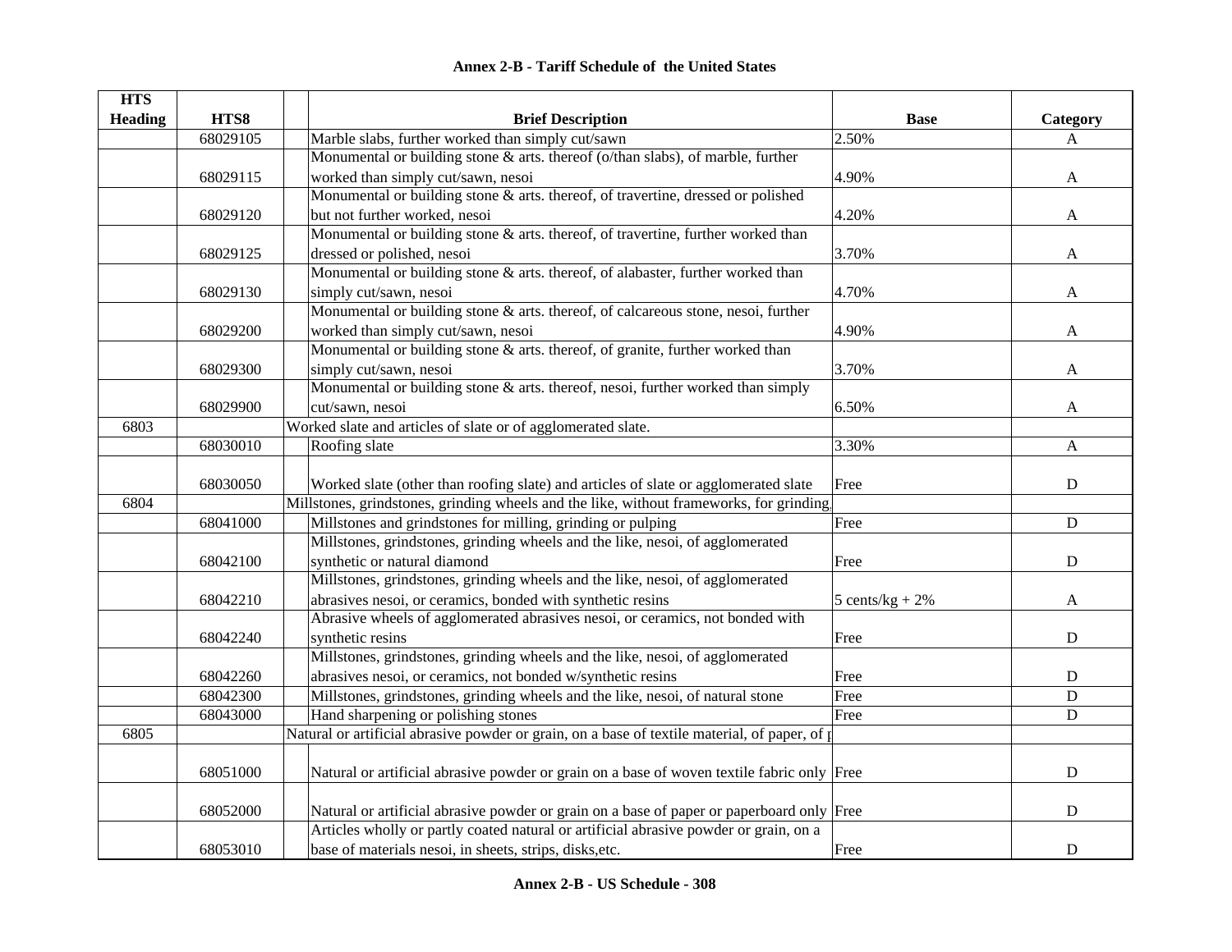## Annex 2-B - Tariff Schedule of the United States

| HTS Heading | HTS8 | | Brief Description | Base | Category |
|---|---|---|---|---|---|
| | 68029105 | | Marble slabs, further worked than simply cut/sawn | 2.50% | A |
| | 68029115 | | Monumental or building stone & arts. thereof (o/than slabs), of marble, further worked than simply cut/sawn, nesoi | 4.90% | A |
| | 68029120 | | Monumental or building stone & arts. thereof, of travertine, dressed or polished but not further worked, nesoi | 4.20% | A |
| | 68029125 | | Monumental or building stone & arts. thereof, of travertine, further worked than dressed or polished, nesoi | 3.70% | A |
| | 68029130 | | Monumental or building stone & arts. thereof, of alabaster, further worked than simply cut/sawn, nesoi | 4.70% | A |
| | 68029200 | | Monumental or building stone & arts. thereof, of calcareous stone, nesoi, further worked than simply cut/sawn, nesoi | 4.90% | A |
| | 68029300 | | Monumental or building stone & arts. thereof, of granite, further worked than simply cut/sawn, nesoi | 3.70% | A |
| | 68029900 | | Monumental or building stone & arts. thereof, nesoi, further worked than simply cut/sawn, nesoi | 6.50% | A |
| 6803 | | Worked slate and articles of slate or of agglomerated slate. | | | |
| | 68030010 | | Roofing slate | 3.30% | A |
| | 68030050 | | Worked slate (other than roofing slate) and articles of slate or agglomerated slate | Free | D |
| 6804 | | Millstones, grindstones, grinding wheels and the like, without frameworks, for grinding, | | | |
| | 68041000 | | Millstones and grindstones for milling, grinding or pulping | Free | D |
| | 68042100 | | Millstones, grindstones, grinding wheels and the like, nesoi, of agglomerated synthetic or natural diamond | Free | D |
| | 68042210 | | Millstones, grindstones, grinding wheels and the like, nesoi, of agglomerated abrasives nesoi, or ceramics, bonded with synthetic resins | 5 cents/kg + 2% | A |
| | 68042240 | | Abrasive wheels of agglomerated abrasives nesoi, or ceramics, not bonded with synthetic resins | Free | D |
| | 68042260 | | Millstones, grindstones, grinding wheels and the like, nesoi, of agglomerated abrasives nesoi, or ceramics, not bonded w/synthetic resins | Free | D |
| | 68042300 | | Millstones, grindstones, grinding wheels and the like, nesoi, of natural stone | Free | D |
| | 68043000 | | Hand sharpening or polishing stones | Free | D |
| 6805 | | Natural or artificial abrasive powder or grain, on a base of textile material, of paper, of p | | | |
| | 68051000 | | Natural or artificial abrasive powder or grain on a base of woven textile fabric only | Free | D |
| | 68052000 | | Natural or artificial abrasive powder or grain on a base of paper or paperboard only | Free | D |
| | 68053010 | | Articles wholly or partly coated natural or artificial abrasive powder or grain, on a base of materials nesoi, in sheets, strips, disks,etc. | Free | D |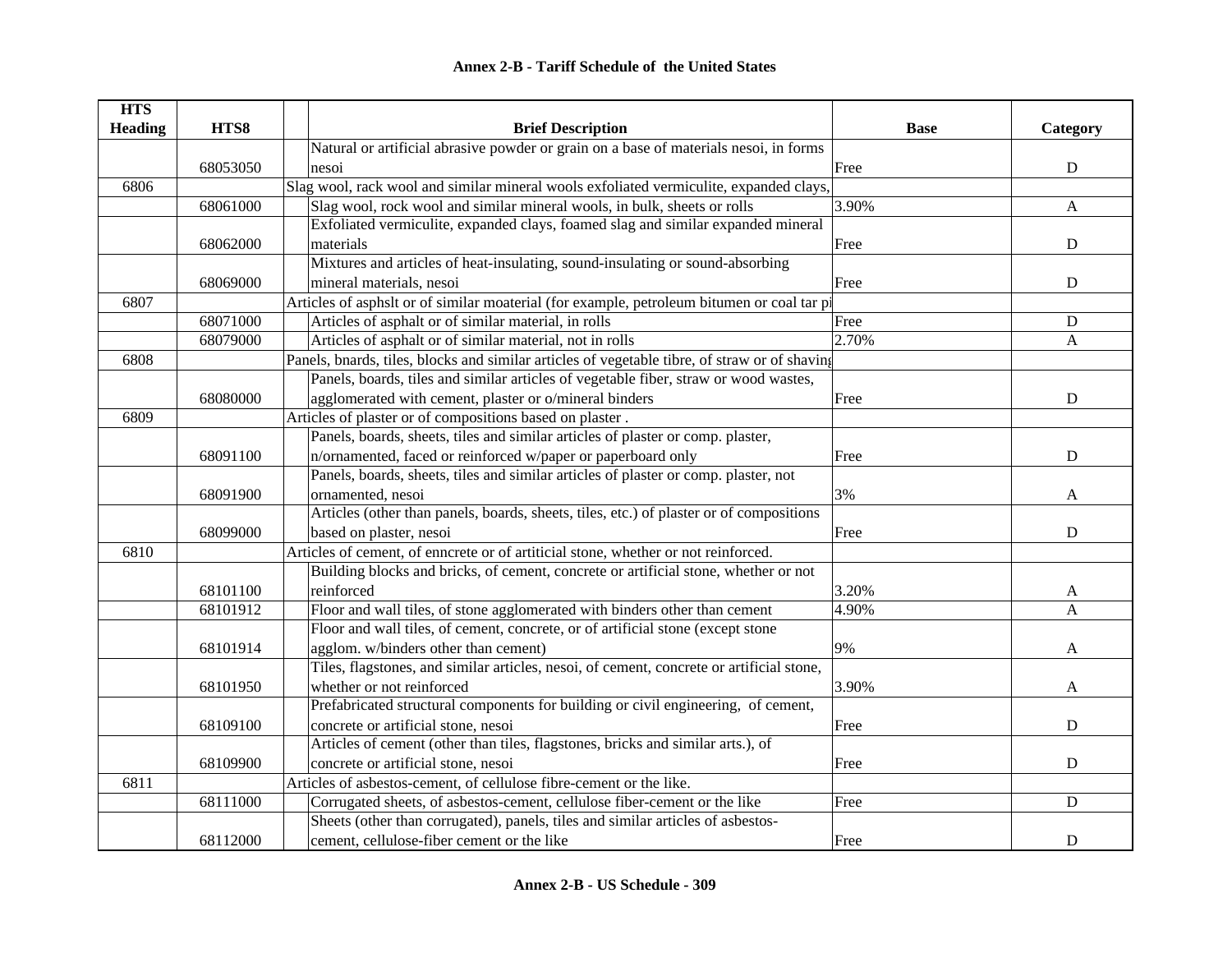# Annex 2-B - Tariff Schedule of the United States

| HTS Heading | HTS8 | Brief Description | Base | Category |
|---|---|---|---|---|
| | 68053050 | Natural or artificial abrasive powder or grain on a base of materials nesoi, in forms nesoi | Free | D |
| 6806 | | Slag wool, rack wool and similar mineral wools exfoliated vermiculite, expanded clays, | | |
| | 68061000 | Slag wool, rock wool and similar mineral wools, in bulk, sheets or rolls | 3.90% | A |
| | 68062000 | Exfoliated vermiculite, expanded clays, foamed slag and similar expanded mineral materials | Free | D |
| | 68069000 | Mixtures and articles of heat-insulating, sound-insulating or sound-absorbing mineral materials, nesoi | Free | D |
| 6807 | | Articles of asphslt or of similar moaterial (for example, petroleum bitumen or coal tar pi | | |
| | 68071000 | Articles of asphalt or of similar material, in rolls | Free | D |
| | 68079000 | Articles of asphalt or of similar material, not in rolls | 2.70% | A |
| 6808 | | Panels, bnards, tiles, blocks and similar articles of vegetable tibre, of straw or of shaving | | |
| | 68080000 | Panels, boards, tiles and similar articles of vegetable fiber, straw or wood wastes, agglomerated with cement, plaster or o/mineral binders | Free | D |
| 6809 | | Articles of plaster or of compositions based on plaster . | | |
| | 68091100 | Panels, boards, sheets, tiles and similar articles of plaster or comp. plaster, n/ornamented, faced or reinforced w/paper or paperboard only | Free | D |
| | 68091900 | Panels, boards, sheets, tiles and similar articles of plaster or comp. plaster, not ornamented, nesoi | 3% | A |
| | 68099000 | Articles (other than panels, boards, sheets, tiles, etc.) of plaster or of compositions based on plaster, nesoi | Free | D |
| 6810 | | Articles of cement, of enncrete or of artiticial stone, whether or not reinforced. | | |
| | 68101100 | Building blocks and bricks, of cement, concrete or artificial stone, whether or not reinforced | 3.20% | A |
| | 68101912 | Floor and wall tiles, of stone agglomerated with binders other than cement | 4.90% | A |
| | 68101914 | Floor and wall tiles, of cement, concrete, or of artificial stone (except stone agglom. w/binders other than cement) | 9% | A |
| | 68101950 | Tiles, flagstones, and similar articles, nesoi, of cement, concrete or artificial stone, whether or not reinforced | 3.90% | A |
| | 68109100 | Prefabricated structural components for building or civil engineering, of cement, concrete or artificial stone, nesoi | Free | D |
| | 68109900 | Articles of cement (other than tiles, flagstones, bricks and similar arts.), of concrete or artificial stone, nesoi | Free | D |
| 6811 | | Articles of asbestos-cement, of cellulose fibre-cement or the like. | | |
| | 68111000 | Corrugated sheets, of asbestos-cement, cellulose fiber-cement or the like | Free | D |
| | 68112000 | Sheets (other than corrugated), panels, tiles and similar articles of asbestos-cement, cellulose-fiber cement or the like | Free | D |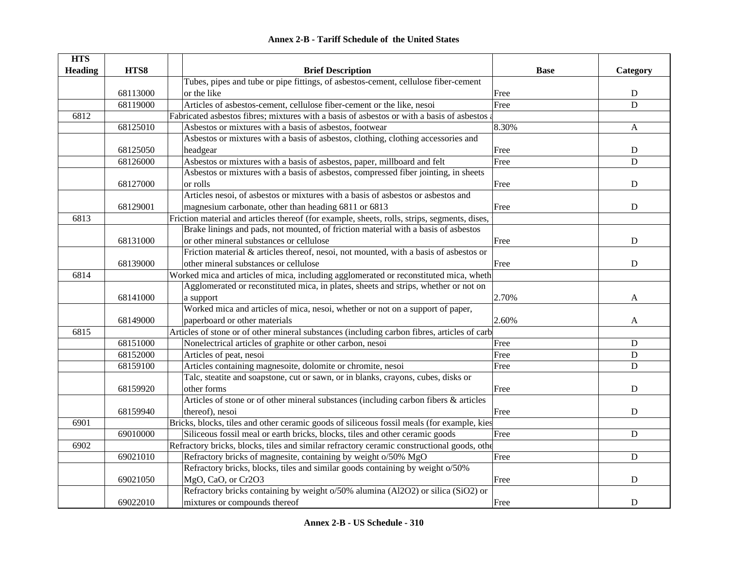## Annex 2-B - Tariff Schedule of the United States

| HTS Heading | HTS8 | Brief Description | Base | Category |
|---|---|---|---|---|
| | 68113000 | Tubes, pipes and tube or pipe fittings, of asbestos-cement, cellulose fiber-cement or the like | Free | D |
| | 68119000 | Articles of asbestos-cement, cellulose fiber-cement or the like, nesoi | Free | D |
| 6812 | | Fabricated asbestos fibres; mixtures with a basis of asbestos or with a basis of asbestos a | | |
| | 68125010 | Asbestos or mixtures with a basis of asbestos, footwear | 8.30% | A |
| | 68125050 | Asbestos or mixtures with a basis of asbestos, clothing, clothing accessories and headgear | Free | D |
| | 68126000 | Asbestos or mixtures with a basis of asbestos, paper, millboard and felt | Free | D |
| | 68127000 | Asbestos or mixtures with a basis of asbestos, compressed fiber jointing, in sheets or rolls | Free | D |
| | 68129001 | Articles nesoi, of asbestos or mixtures with a basis of asbestos or asbestos and magnesium carbonate, other than heading 6811 or 6813 | Free | D |
| 6813 | | Friction material and articles thereof (for example, sheets, rolls, strips, segments, discs, | | |
| | 68131000 | Brake linings and pads, not mounted, of friction material with a basis of asbestos or other mineral substances or cellulose | Free | D |
| | 68139000 | Friction material & articles thereof, nesoi, not mounted, with a basis of asbestos or other mineral substances or cellulose | Free | D |
| 6814 | | Worked mica and articles of mica, including agglomerated or reconstituted mica, wheth | | |
| | 68141000 | Agglomerated or reconstituted mica, in plates, sheets and strips, whether or not on a support | 2.70% | A |
| | 68149000 | Worked mica and articles of mica, nesoi, whether or not on a support of paper, paperboard or other materials | 2.60% | A |
| 6815 | | Articles of stone or of other mineral substances (including carbon fibres, articles of carb | | |
| | 68151000 | Nonelectrical articles of graphite or other carbon, nesoi | Free | D |
| | 68152000 | Articles of peat, nesoi | Free | D |
| | 68159100 | Articles containing magnesoite, dolomite or chromite, nesoi | Free | D |
| | 68159920 | Talc, steatite and soapstone, cut or sawn, or in blanks, crayons, cubes, disks or other forms | Free | D |
| | 68159940 | Articles of stone or of other mineral substances (including carbon fibers & articles thereof), nesoi | Free | D |
| 6901 | | Bricks, blocks, tiles and other ceramic goods of siliceous fossil meals (for example, kies | | |
| | 69010000 | Siliceous fossil meal or earth bricks, blocks, tiles and other ceramic goods | Free | D |
| 6902 | | Refractory bricks, blocks, tiles and similar refractory ceramic constructional goods, othe | | |
| | 69021010 | Refractory bricks of magnesite, containing by weight o/50% MgO | Free | D |
| | 69021050 | Refractory bricks, blocks, tiles and similar goods containing by weight o/50% MgO, CaO, or Cr2O3 | Free | D |
| | 69022010 | Refractory bricks containing by weight o/50% alumina (Al2O2) or silica (SiO2) or mixtures or compounds thereof | Free | D |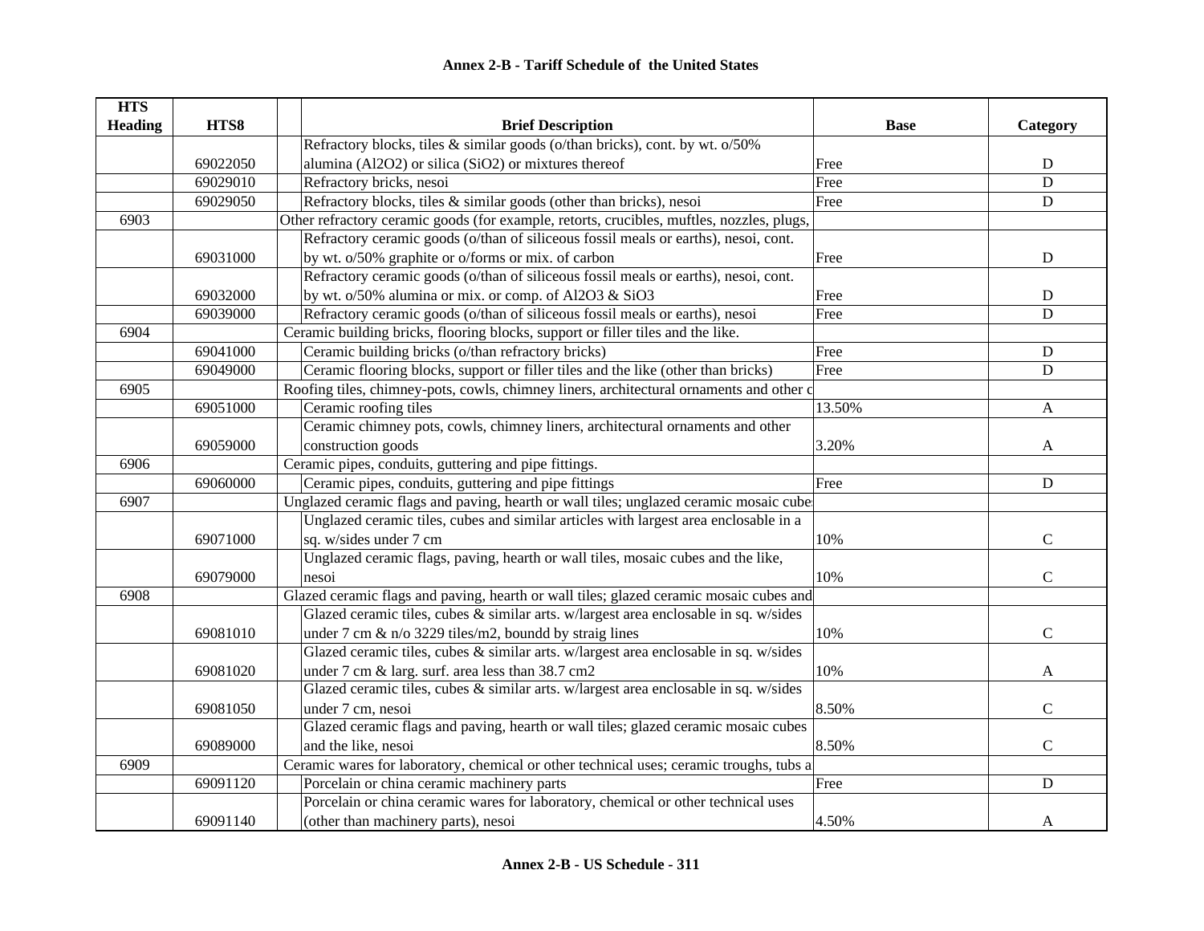# Annex 2-B - Tariff Schedule of the United States

| HTS Heading | HTS8 | Brief Description | Base | Category |
|---|---|---|---|---|
| | 69022050 | Refractory blocks, tiles & similar goods (o/than bricks), cont. by wt. o/50% alumina (Al2O2) or silica (SiO2) or mixtures thereof | Free | D |
| | 69029010 | Refractory bricks, nesoi | Free | D |
| | 69029050 | Refractory blocks, tiles & similar goods (other than bricks), nesoi | Free | D |
| 6903 | | Other refractory ceramic goods (for example, retorts, crucibles, muftles, nozzles, plugs, | | |
| | 69031000 | Refractory ceramic goods (o/than of siliceous fossil meals or earths), nesoi, cont. by wt. o/50% graphite or o/forms or mix. of carbon | Free | D |
| | 69032000 | Refractory ceramic goods (o/than of siliceous fossil meals or earths), nesoi, cont. by wt. o/50% alumina or mix. or comp. of Al2O3 & SiO3 | Free | D |
| | 69039000 | Refractory ceramic goods (o/than of siliceous fossil meals or earths), nesoi | Free | D |
| 6904 | | Ceramic building bricks, flooring blocks, support or filler tiles and the like. | | |
| | 69041000 | Ceramic building bricks (o/than refractory bricks) | Free | D |
| | 69049000 | Ceramic flooring blocks, support or filler tiles and the like (other than bricks) | Free | D |
| 6905 | | Roofing tiles, chimney-pots, cowls, chimney liners, architectural ornaments and other c | | |
| | 69051000 | Ceramic roofing tiles | 13.50% | A |
| | 69059000 | Ceramic chimney pots, cowls, chimney liners, architectural ornaments and other construction goods | 3.20% | A |
| 6906 | | Ceramic pipes, conduits, guttering and pipe fittings. | | |
| | 69060000 | Ceramic pipes, conduits, guttering and pipe fittings | Free | D |
| 6907 | | Unglazed ceramic flags and paving, hearth or wall tiles; unglazed ceramic mosaic cube | | |
| | 69071000 | Unglazed ceramic tiles, cubes and similar articles with largest area enclosable in a sq. w/sides under 7 cm | 10% | C |
| | 69079000 | Unglazed ceramic flags, paving, hearth or wall tiles, mosaic cubes and the like, nesoi | 10% | C |
| 6908 | | Glazed ceramic flags and paving, hearth or wall tiles; glazed ceramic mosaic cubes and | | |
| | 69081010 | Glazed ceramic tiles, cubes & similar arts. w/largest area enclosable in sq. w/sides under 7 cm & n/o 3229 tiles/m2, boundd by straig lines | 10% | C |
| | 69081020 | Glazed ceramic tiles, cubes & similar arts. w/largest area enclosable in sq. w/sides under 7 cm & larg. surf. area less than 38.7 cm2 | 10% | A |
| | 69081050 | Glazed ceramic tiles, cubes & similar arts. w/largest area enclosable in sq. w/sides under 7 cm, nesoi | 8.50% | C |
| | 69089000 | Glazed ceramic flags and paving, hearth or wall tiles; glazed ceramic mosaic cubes and the like, nesoi | 8.50% | C |
| 6909 | | Ceramic wares for laboratory, chemical or other technical uses; ceramic troughs, tubs a | | |
| | 69091120 | Porcelain or china ceramic machinery parts | Free | D |
| | 69091140 | Porcelain or china ceramic wares for laboratory, chemical or other technical uses (other than machinery parts), nesoi | 4.50% | A |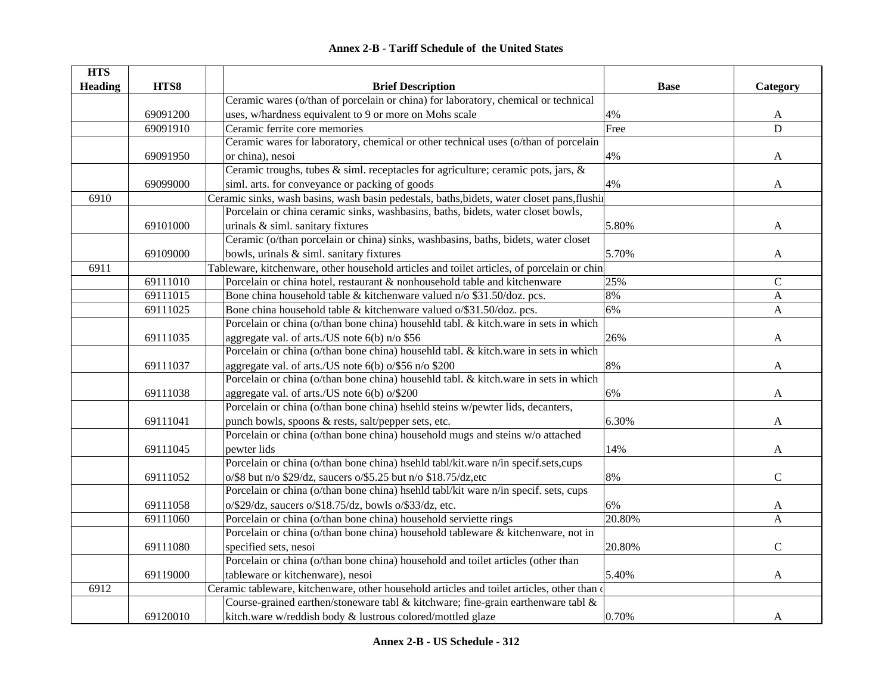# Annex 2-B - Tariff Schedule of the United States

| HTS Heading | HTS8 | Brief Description | Base | Category |
|---|---|---|---|---|
| | 69091200 | Ceramic wares (o/than of porcelain or china) for laboratory, chemical or technical uses, w/hardness equivalent to 9 or more on Mohs scale | 4% | A |
| | 69091910 | Ceramic ferrite core memories | Free | D |
| | 69091950 | Ceramic wares for laboratory, chemical or other technical uses (o/than of porcelain or china), nesoi | 4% | A |
| | 69099000 | Ceramic troughs, tubes & siml. receptacles for agriculture; ceramic pots, jars, & siml. arts. for conveyance or packing of goods | 4% | A |
| 6910 | | Ceramic sinks, wash basins, wash basin pedestals, baths,bidets, water closet pans,flushi | | |
| | 69101000 | Porcelain or china ceramic sinks, washbasins, baths, bidets, water closet bowls, urinals & siml. sanitary fixtures | 5.80% | A |
| | 69109000 | Ceramic (o/than porcelain or china) sinks, washbasins, baths, bidets, water closet bowls, urinals & siml. sanitary fixtures | 5.70% | A |
| 6911 | | Tableware, kitchenware, other household articles and toilet articles, of porcelain or chin | | |
| | 69111010 | Porcelain or china hotel, restaurant & nonhousehold table and kitchenware | 25% | C |
| | 69111015 | Bone china household table & kitchenware valued n/o $31.50/doz. pcs. | 8% | A |
| | 69111025 | Bone china household table & kitchenware valued o/$31.50/doz. pcs. | 6% | A |
| | 69111035 | Porcelain or china (o/than bone china) househld tabl. & kitch.ware in sets in which aggregate val. of arts./US note 6(b) n/o $56 | 26% | A |
| | 69111037 | Porcelain or china (o/than bone china) househld tabl. & kitch.ware in sets in which aggregate val. of arts./US note 6(b) o/$56 n/o $200 | 8% | A |
| | 69111038 | Porcelain or china (o/than bone china) househld tabl. & kitch.ware in sets in which aggregate val. of arts./US note 6(b) o/$200 | 6% | A |
| | 69111041 | Porcelain or china (o/than bone china) hsehld steins w/pewter lids, decanters, punch bowls, spoons & rests, salt/pepper sets, etc. | 6.30% | A |
| | 69111045 | Porcelain or china (o/than bone china) household mugs and steins w/o attached pewter lids | 14% | A |
| | 69111052 | Porcelain or china (o/than bone china) hsehld tabl/kit.ware n/in specif.sets,cups o/$8 but n/o $29/dz, saucers o/$5.25 but n/o $18.75/dz,etc | 8% | C |
| | 69111058 | Porcelain or china (o/than bone china) hsehld tabl/kit ware n/in specif. sets, cups o/$29/dz, saucers o/$18.75/dz, bowls o/$33/dz, etc. | 6% | A |
| | 69111060 | Porcelain or china (o/than bone china) household serviette rings | 20.80% | A |
| | 69111080 | Porcelain or china (o/than bone china) household tableware & kitchenware, not in specified sets, nesoi | 20.80% | C |
| | 69119000 | Porcelain or china (o/than bone china) household and toilet articles (other than tableware or kitchenware), nesoi | 5.40% | A |
| 6912 | | Ceramic tableware, kitchenware, other household articles and toilet articles, other than c | | |
| | 69120010 | Course-grained earthen/stoneware tabl & kitchware; fine-grain earthenware tabl & kitch.ware w/reddish body & lustrous colored/mottled glaze | 0.70% | A |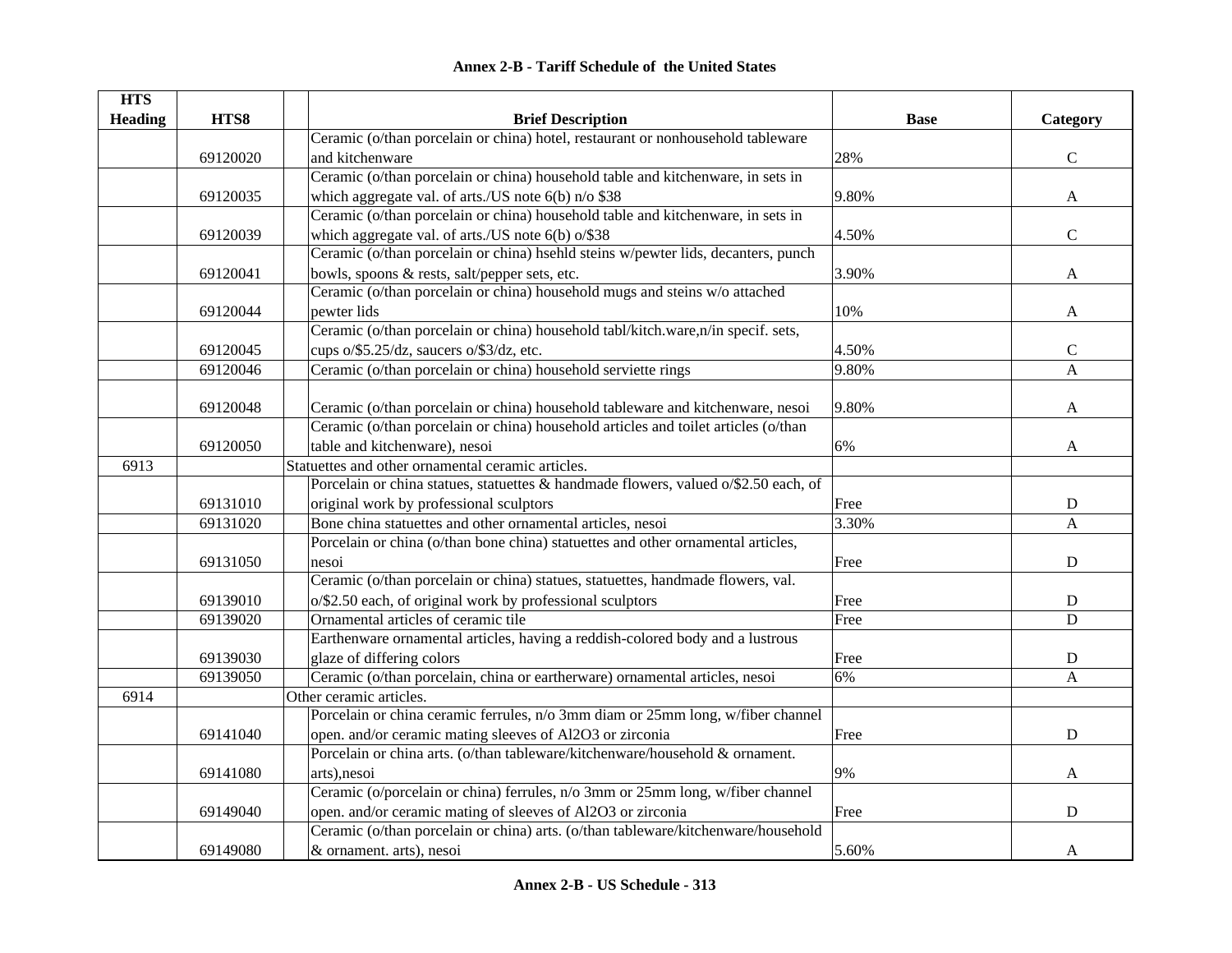**Annex 2-B - Tariff Schedule of the United States**

| HTS Heading | HTS8 | | Brief Description | Base | Category |
|---|---|---|---|---|---|
| | 69120020 | | Ceramic (o/than porcelain or china) hotel, restaurant or nonhousehold tableware and kitchenware | 28% | C |
| | 69120035 | | Ceramic (o/than porcelain or china) household table and kitchenware, in sets in which aggregate val. of arts./US note 6(b) n/o $38 | 9.80% | A |
| | 69120039 | | Ceramic (o/than porcelain or china) household table and kitchenware, in sets in which aggregate val. of arts./US note 6(b) o/$38 | 4.50% | C |
| | 69120041 | | Ceramic (o/than porcelain or china) hsehld steins w/pewter lids, decanters, punch bowls, spoons & rests, salt/pepper sets, etc. | 3.90% | A |
| | 69120044 | | Ceramic (o/than porcelain or china) household mugs and steins w/o attached pewter lids | 10% | A |
| | 69120045 | | Ceramic (o/than porcelain or china) household tabl/kitch.ware,n/in specif. sets, cups o/$5.25/dz, saucers o/$3/dz, etc. | 4.50% | C |
| | 69120046 | | Ceramic (o/than porcelain or china) household serviette rings | 9.80% | A |
| | 69120048 | | Ceramic (o/than porcelain or china) household tableware and kitchenware, nesoi | 9.80% | A |
| | 69120050 | | Ceramic (o/than porcelain or china) household articles and toilet articles (o/than table and kitchenware), nesoi | 6% | A |
| 6913 | | Statuettes and other ornamental ceramic articles. | | | |
| | 69131010 | | Porcelain or china statues, statuettes & handmade flowers, valued o/$2.50 each, of original work by professional sculptors | Free | D |
| | 69131020 | | Bone china statuettes and other ornamental articles, nesoi | 3.30% | A |
| | 69131050 | | Porcelain or china (o/than bone china) statuettes and other ornamental articles, nesoi | Free | D |
| | 69139010 | | Ceramic (o/than porcelain or china) statues, statuettes, handmade flowers, val. o/$2.50 each, of original work by professional sculptors | Free | D |
| | 69139020 | | Ornamental articles of ceramic tile | Free | D |
| | 69139030 | | Earthenware ornamental articles, having a reddish-colored body and a lustrous glaze of differing colors | Free | D |
| | 69139050 | | Ceramic (o/than porcelain, china or eartherware) ornamental articles, nesoi | 6% | A |
| 6914 | | Other ceramic articles. | | | |
| | 69141040 | | Porcelain or china ceramic ferrules, n/o 3mm diam or 25mm long, w/fiber channel open. and/or ceramic mating sleeves of Al2O3 or zirconia | Free | D |
| | 69141080 | | Porcelain or china arts. (o/than tableware/kitchenware/household & ornament. arts),nesoi | 9% | A |
| | 69149040 | | Ceramic (o/porcelain or china) ferrules, n/o 3mm or 25mm long, w/fiber channel open. and/or ceramic mating of sleeves of Al2O3 or zirconia | Free | D |
| | 69149080 | | Ceramic (o/than porcelain or china) arts. (o/than tableware/kitchenware/household & ornament. arts), nesoi | 5.60% | A |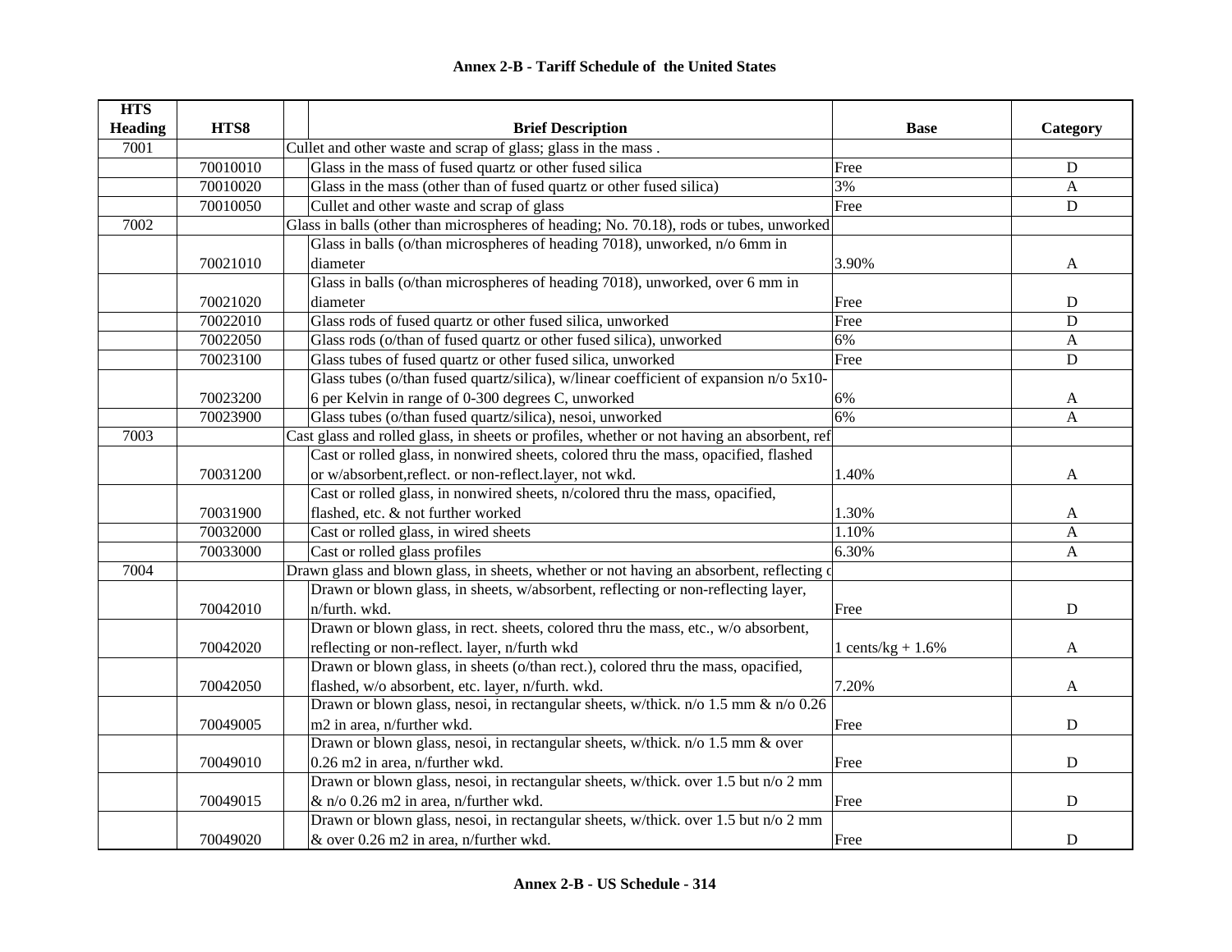# Annex 2-B - Tariff Schedule of the United States

| HTS Heading | HTS8 | Brief Description | Base | Category |
|---|---|---|---|---|
| 7001 | | Cullet and other waste and scrap of glass; glass in the mass . | | |
| | 70010010 | Glass in the mass of fused quartz or other fused silica | Free | D |
| | 70010020 | Glass in the mass (other than of fused quartz or other fused silica) | 3% | A |
| | 70010050 | Cullet and other waste and scrap of glass | Free | D |
| 7002 | | Glass in balls (other than microspheres of heading; No. 70.18), rods or tubes, unworked | | |
| | 70021010 | Glass in balls (o/than microspheres of heading 7018), unworked, n/o 6mm in diameter | 3.90% | A |
| | 70021020 | Glass in balls (o/than microspheres of heading 7018), unworked, over 6 mm in diameter | Free | D |
| | 70022010 | Glass rods of fused quartz or other fused silica, unworked | Free | D |
| | 70022050 | Glass rods (o/than of fused quartz or other fused silica), unworked | 6% | A |
| | 70023100 | Glass tubes of fused quartz or other fused silica, unworked | Free | D |
| | 70023200 | Glass tubes (o/than fused quartz/silica), w/linear coefficient of expansion n/o 5x10-6 per Kelvin in range of 0-300 degrees C, unworked | 6% | A |
| | 70023900 | Glass tubes (o/than fused quartz/silica), nesoi, unworked | 6% | A |
| 7003 | | Cast glass and rolled glass, in sheets or profiles, whether or not having an absorbent, ref | | |
| | 70031200 | Cast or rolled glass, in nonwired sheets, colored thru the mass, opacified, flashed or w/absorbent,reflect. or non-reflect.layer, not wkd. | 1.40% | A |
| | 70031900 | Cast or rolled glass, in nonwired sheets, n/colored thru the mass, opacified, flashed, etc. & not further worked | 1.30% | A |
| | 70032000 | Cast or rolled glass, in wired sheets | 1.10% | A |
| | 70033000 | Cast or rolled glass profiles | 6.30% | A |
| 7004 | | Drawn glass and blown glass, in sheets, whether or not having an absorbent, reflecting o | | |
| | 70042010 | Drawn or blown glass, in sheets, w/absorbent, reflecting or non-reflecting layer, n/furth. wkd. | Free | D |
| | 70042020 | Drawn or blown glass, in rect. sheets, colored thru the mass, etc., w/o absorbent, reflecting or non-reflect. layer, n/furth wkd | 1 cents/kg + 1.6% | A |
| | 70042050 | Drawn or blown glass, in sheets (o/than rect.), colored thru the mass, opacified, flashed, w/o absorbent, etc. layer, n/furth. wkd. | 7.20% | A |
| | 70049005 | Drawn or blown glass, nesoi, in rectangular sheets, w/thick. n/o 1.5 mm & n/o 0.26 m2 in area, n/further wkd. | Free | D |
| | 70049010 | Drawn or blown glass, nesoi, in rectangular sheets, w/thick. n/o 1.5 mm & over 0.26 m2 in area, n/further wkd. | Free | D |
| | 70049015 | Drawn or blown glass, nesoi, in rectangular sheets, w/thick. over 1.5 but n/o 2 mm & n/o 0.26 m2 in area, n/further wkd. | Free | D |
| | 70049020 | Drawn or blown glass, nesoi, in rectangular sheets, w/thick. over 1.5 but n/o 2 mm & over 0.26 m2 in area, n/further wkd. | Free | D |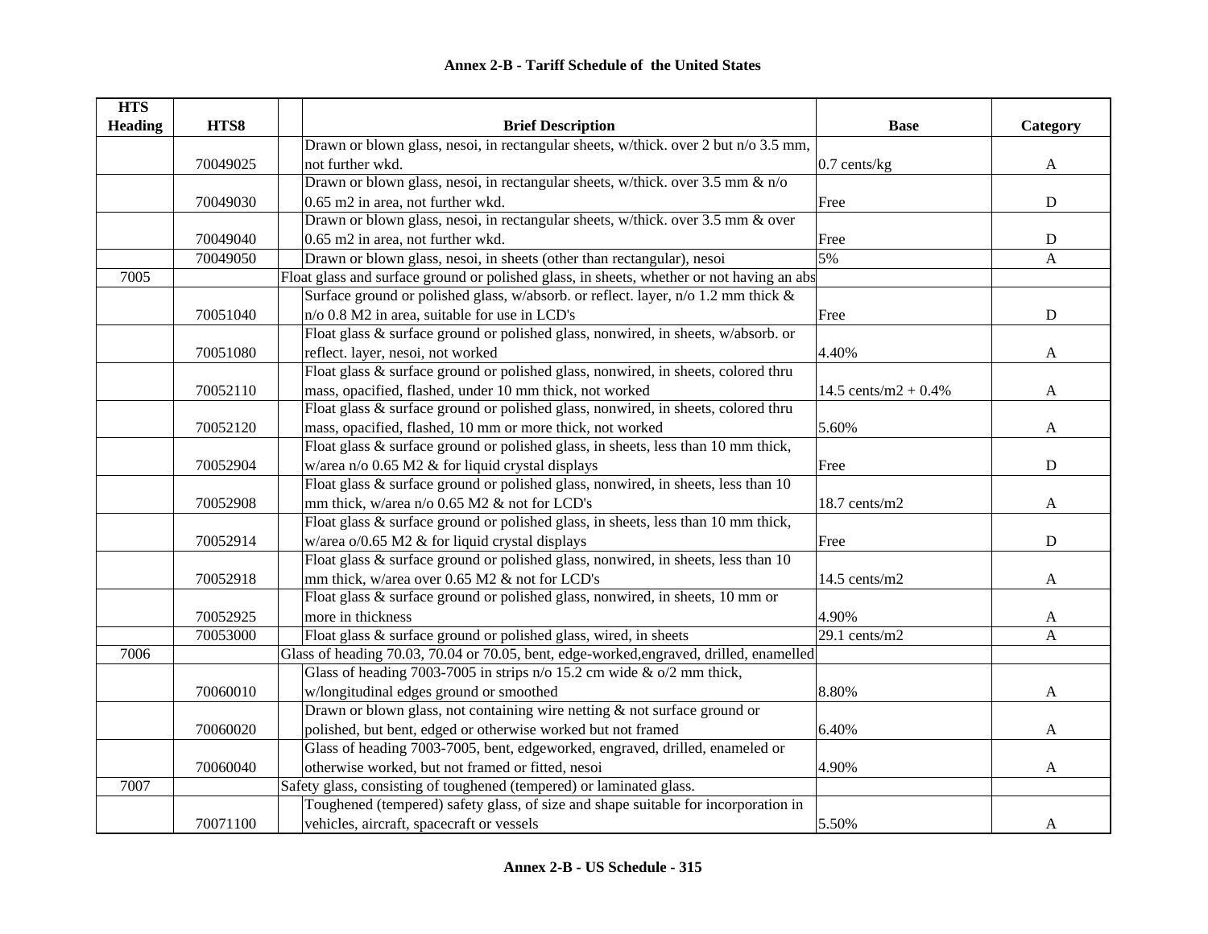# Annex 2-B - Tariff Schedule of the United States

| HTS Heading | HTS8 | | Brief Description | Base | Category |
|---|---|---|---|---|---|
| | 70049025 | | Drawn or blown glass, nesoi, in rectangular sheets, w/thick. over 2 but n/o 3.5 mm, not further wkd. | 0.7 cents/kg | A |
| | 70049030 | | Drawn or blown glass, nesoi, in rectangular sheets, w/thick. over 3.5 mm & n/o 0.65 m2 in area, not further wkd. | Free | D |
| | 70049040 | | Drawn or blown glass, nesoi, in rectangular sheets, w/thick. over 3.5 mm & over 0.65 m2 in area, not further wkd. | Free | D |
| | 70049050 | | Drawn or blown glass, nesoi, in sheets (other than rectangular), nesoi | 5% | A |
| 7005 | | Float glass and surface ground or polished glass, in sheets, whether or not having an abs | | | |
| | 70051040 | | Surface ground or polished glass, w/absorb. or reflect. layer, n/o 1.2 mm thick & n/o 0.8 M2 in area, suitable for use in LCD's | Free | D |
| | 70051080 | | Float glass & surface ground or polished glass, nonwired, in sheets, w/absorb. or reflect. layer, nesoi, not worked | 4.40% | A |
| | 70052110 | | Float glass & surface ground or polished glass, nonwired, in sheets, colored thru mass, opacified, flashed, under 10 mm thick, not worked | 14.5 cents/m2 + 0.4% | A |
| | 70052120 | | Float glass & surface ground or polished glass, nonwired, in sheets, colored thru mass, opacified, flashed, 10 mm or more thick, not worked | 5.60% | A |
| | 70052904 | | Float glass & surface ground or polished glass, in sheets, less than 10 mm thick, w/area n/o 0.65 M2 & for liquid crystal displays | Free | D |
| | 70052908 | | Float glass & surface ground or polished glass, nonwired, in sheets, less than 10 mm thick, w/area n/o 0.65 M2 & not for LCD's | 18.7 cents/m2 | A |
| | 70052914 | | Float glass & surface ground or polished glass, in sheets, less than 10 mm thick, w/area o/0.65 M2 & for liquid crystal displays | Free | D |
| | 70052918 | | Float glass & surface ground or polished glass, nonwired, in sheets, less than 10 mm thick, w/area over 0.65 M2 & not for LCD's | 14.5 cents/m2 | A |
| | 70052925 | | Float glass & surface ground or polished glass, nonwired, in sheets, 10 mm or more in thickness | 4.90% | A |
| | 70053000 | | Float glass & surface ground or polished glass, wired, in sheets | 29.1 cents/m2 | A |
| 7006 | | Glass of heading 70.03, 70.04 or 70.05, bent, edge-worked,engraved, drilled, enamelled | | | |
| | 70060010 | | Glass of heading 7003-7005 in strips n/o 15.2 cm wide & o/2 mm thick, w/longitudinal edges ground or smoothed | 8.80% | A |
| | 70060020 | | Drawn or blown glass, not containing wire netting & not surface ground or polished, but bent, edged or otherwise worked but not framed | 6.40% | A |
| | 70060040 | | Glass of heading 7003-7005, bent, edgeworked, engraved, drilled, enameled or otherwise worked, but not framed or fitted, nesoi | 4.90% | A |
| 7007 | | Safety glass, consisting of toughened (tempered) or laminated glass. | | | |
| | 70071100 | | Toughened (tempered) safety glass, of size and shape suitable for incorporation in vehicles, aircraft, spacecraft or vessels | 5.50% | A |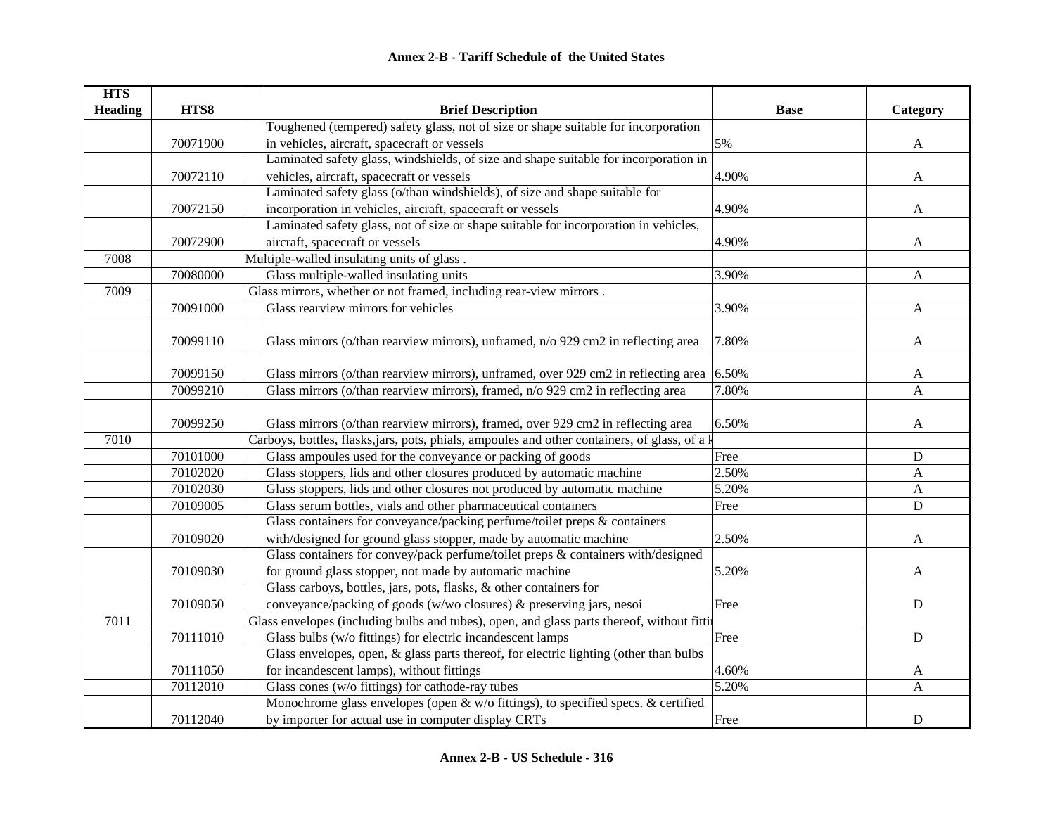# Annex 2-B - Tariff Schedule of the United States

| HTS Heading | HTS8 | Brief Description | Base | Category |
|---|---|---|---|---|
| | 70071900 | Toughened (tempered) safety glass, not of size or shape suitable for incorporation in vehicles, aircraft, spacecraft or vessels | 5% | A |
| | 70072110 | Laminated safety glass, windshields, of size and shape suitable for incorporation in vehicles, aircraft, spacecraft or vessels | 4.90% | A |
| | 70072150 | Laminated safety glass (o/than windshields), of size and shape suitable for incorporation in vehicles, aircraft, spacecraft or vessels | 4.90% | A |
| | 70072900 | Laminated safety glass, not of size or shape suitable for incorporation in vehicles, aircraft, spacecraft or vessels | 4.90% | A |
| 7008 | | Multiple-walled insulating units of glass . | | |
| | 70080000 | Glass multiple-walled insulating units | 3.90% | A |
| 7009 | | Glass mirrors, whether or not framed, including rear-view mirrors . | | |
| | 70091000 | Glass rearview mirrors for vehicles | 3.90% | A |
| | 70099110 | Glass mirrors (o/than rearview mirrors), unframed, n/o 929 cm2 in reflecting area | 7.80% | A |
| | 70099150 | Glass mirrors (o/than rearview mirrors), unframed, over 929 cm2 in reflecting area | 6.50% | A |
| | 70099210 | Glass mirrors (o/than rearview mirrors), framed, n/o 929 cm2 in reflecting area | 7.80% | A |
| | 70099250 | Glass mirrors (o/than rearview mirrors), framed, over 929 cm2 in reflecting area | 6.50% | A |
| 7010 | | Carboys, bottles, flasks,jars, pots, phials, ampoules and other containers, of glass, of a k | | |
| | 70101000 | Glass ampoules used for the conveyance or packing of goods | Free | D |
| | 70102020 | Glass stoppers, lids and other closures produced by automatic machine | 2.50% | A |
| | 70102030 | Glass stoppers, lids and other closures not produced by automatic machine | 5.20% | A |
| | 70109005 | Glass serum bottles, vials and other pharmaceutical containers | Free | D |
| | 70109020 | Glass containers for conveyance/packing perfume/toilet preps & containers with/designed for ground glass stopper, made by automatic machine | 2.50% | A |
| | 70109030 | Glass containers for convey/pack perfume/toilet preps & containers with/designed for ground glass stopper, not made by automatic machine | 5.20% | A |
| | 70109050 | Glass carboys, bottles, jars, pots, flasks, & other containers for conveyance/packing of goods (w/wo closures) & preserving jars, nesoi | Free | D |
| 7011 | | Glass envelopes (including bulbs and tubes), open, and glass parts thereof, without fitti | | |
| | 70111010 | Glass bulbs (w/o fittings) for electric incandescent lamps | Free | D |
| | 70111050 | Glass envelopes, open, & glass parts thereof, for electric lighting (other than bulbs for incandescent lamps), without fittings | 4.60% | A |
| | 70112010 | Glass cones (w/o fittings) for cathode-ray tubes | 5.20% | A |
| | 70112040 | Monochrome glass envelopes (open & w/o fittings), to specified specs. & certified by importer for actual use in computer display CRTs | Free | D |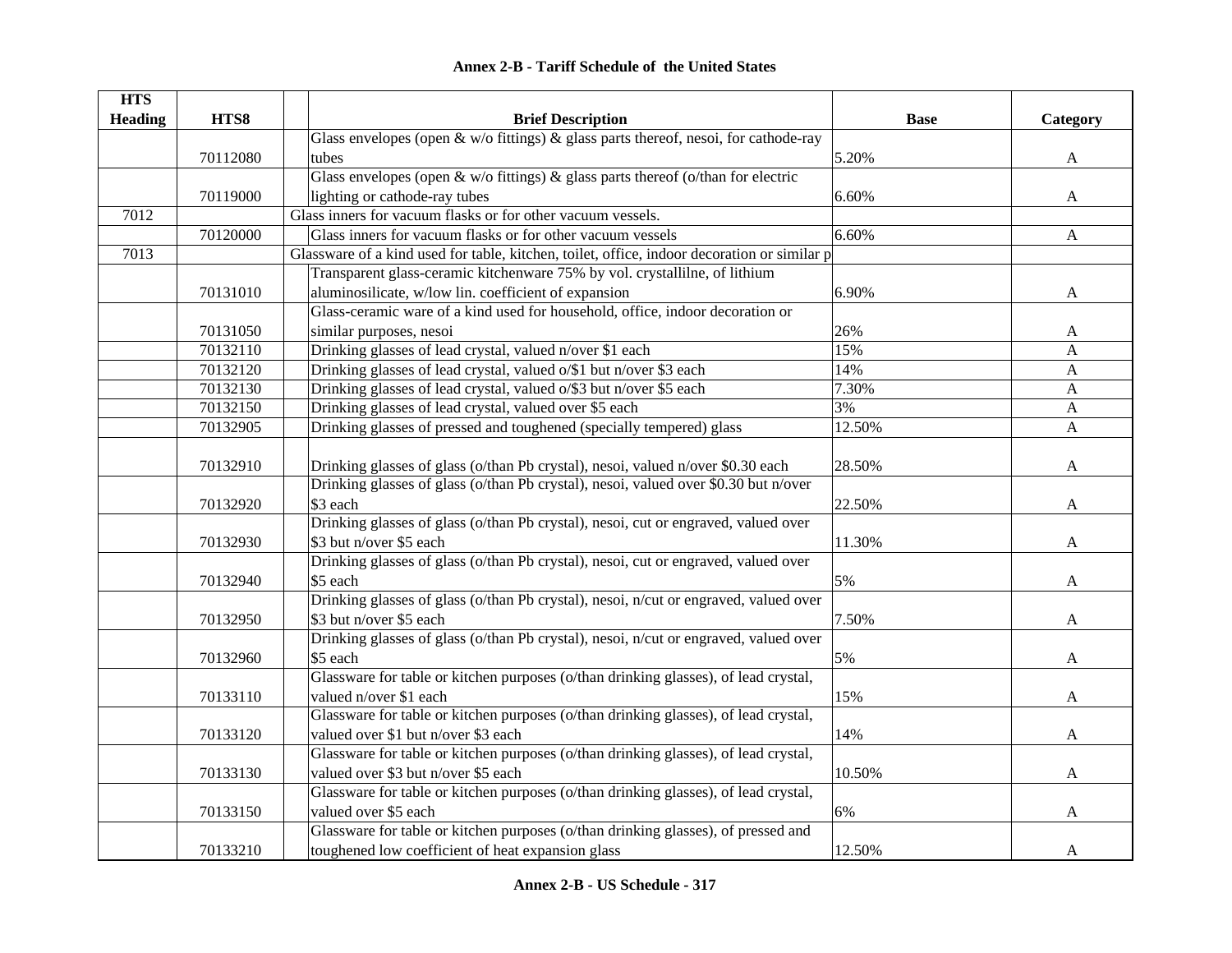## Annex 2-B - Tariff Schedule of the United States

| HTS Heading | HTS8 | Brief Description | Base | Category |
|---|---|---|---|---|
| | 70112080 | Glass envelopes (open & w/o fittings) & glass parts thereof, nesoi, for cathode-ray tubes | 5.20% | A |
| | 70119000 | Glass envelopes (open & w/o fittings) & glass parts thereof (o/than for electric lighting or cathode-ray tubes | 6.60% | A |
| 7012 | | Glass inners for vacuum flasks or for other vacuum vessels. | | |
| | 70120000 | Glass inners for vacuum flasks or for other vacuum vessels | 6.60% | A |
| 7013 | | Glassware of a kind used for table, kitchen, toilet, office, indoor decoration or similar p | | |
| | 70131010 | Transparent glass-ceramic kitchenware 75% by vol. crystallilne, of lithium aluminosilicate, w/low lin. coefficient of expansion | 6.90% | A |
| | 70131050 | Glass-ceramic ware of a kind used for household, office, indoor decoration or similar purposes, nesoi | 26% | A |
| | 70132110 | Drinking glasses of lead crystal, valued n/over $1 each | 15% | A |
| | 70132120 | Drinking glasses of lead crystal, valued o/$1 but n/over $3 each | 14% | A |
| | 70132130 | Drinking glasses of lead crystal, valued o/$3 but n/over $5 each | 7.30% | A |
| | 70132150 | Drinking glasses of lead crystal, valued over $5 each | 3% | A |
| | 70132905 | Drinking glasses of pressed and toughened (specially tempered) glass | 12.50% | A |
| | 70132910 | Drinking glasses of glass (o/than Pb crystal), nesoi, valued n/over $0.30 each | 28.50% | A |
| | 70132920 | Drinking glasses of glass (o/than Pb crystal), nesoi, valued over $0.30 but n/over $3 each | 22.50% | A |
| | 70132930 | Drinking glasses of glass (o/than Pb crystal), nesoi, cut or engraved, valued over $3 but n/over $5 each | 11.30% | A |
| | 70132940 | Drinking glasses of glass (o/than Pb crystal), nesoi, cut or engraved, valued over $5 each | 5% | A |
| | 70132950 | Drinking glasses of glass (o/than Pb crystal), nesoi, n/cut or engraved, valued over $3 but n/over $5 each | 7.50% | A |
| | 70132960 | Drinking glasses of glass (o/than Pb crystal), nesoi, n/cut or engraved, valued over $5 each | 5% | A |
| | 70133110 | Glassware for table or kitchen purposes (o/than drinking glasses), of lead crystal, valued n/over $1 each | 15% | A |
| | 70133120 | Glassware for table or kitchen purposes (o/than drinking glasses), of lead crystal, valued over $1 but n/over $3 each | 14% | A |
| | 70133130 | Glassware for table or kitchen purposes (o/than drinking glasses), of lead crystal, valued over $3 but n/over $5 each | 10.50% | A |
| | 70133150 | Glassware for table or kitchen purposes (o/than drinking glasses), of lead crystal, valued over $5 each | 6% | A |
| | 70133210 | Glassware for table or kitchen purposes (o/than drinking glasses), of pressed and toughened low coefficient of heat expansion glass | 12.50% | A |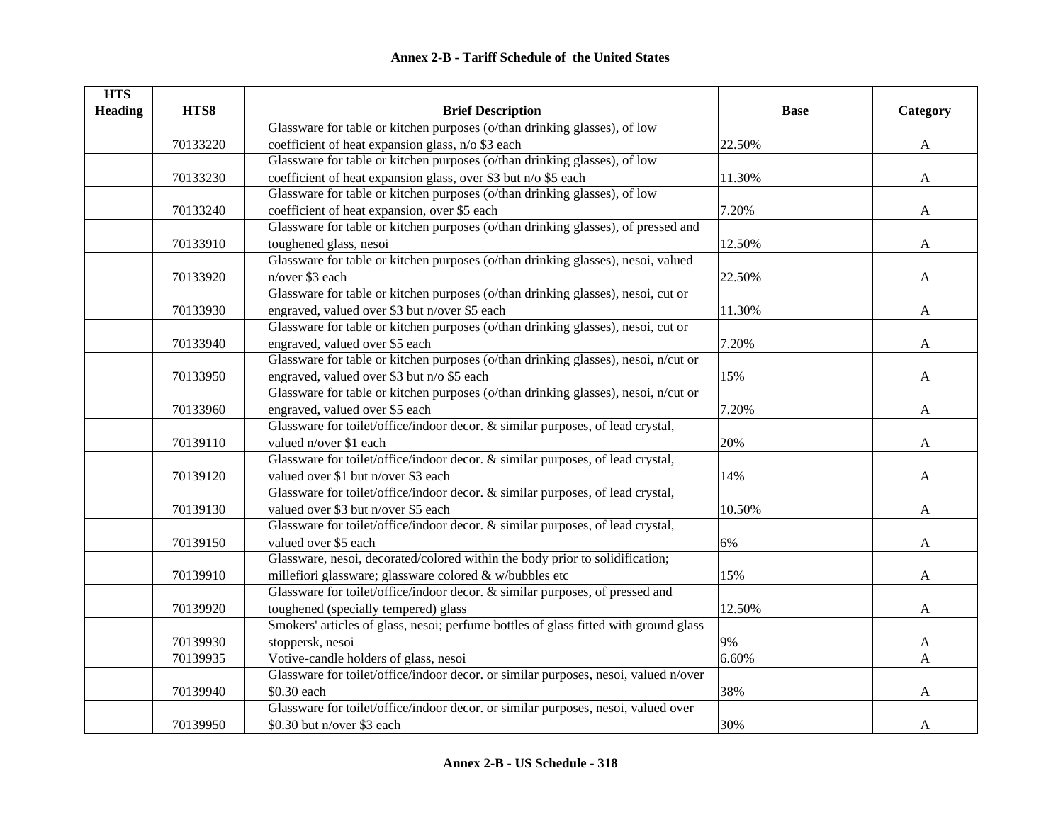## Annex 2-B - Tariff Schedule of the United States

| HTS Heading | HTS8 | | Brief Description | Base | Category |
|---|---|---|---|---|---|
| | 70133220 | | Glassware for table or kitchen purposes (o/than drinking glasses), of low coefficient of heat expansion glass, n/o $3 each | 22.50% | A |
| | 70133230 | | Glassware for table or kitchen purposes (o/than drinking glasses), of low coefficient of heat expansion glass, over $3 but n/o $5 each | 11.30% | A |
| | 70133240 | | Glassware for table or kitchen purposes (o/than drinking glasses), of low coefficient of heat expansion, over $5 each | 7.20% | A |
| | 70133910 | | Glassware for table or kitchen purposes (o/than drinking glasses), of pressed and toughened glass, nesoi | 12.50% | A |
| | 70133920 | | Glassware for table or kitchen purposes (o/than drinking glasses), nesoi, valued n/over $3 each | 22.50% | A |
| | 70133930 | | Glassware for table or kitchen purposes (o/than drinking glasses), nesoi, cut or engraved, valued over $3 but n/over $5 each | 11.30% | A |
| | 70133940 | | Glassware for table or kitchen purposes (o/than drinking glasses), nesoi, cut or engraved, valued over $5 each | 7.20% | A |
| | 70133950 | | Glassware for table or kitchen purposes (o/than drinking glasses), nesoi, n/cut or engraved, valued over $3 but n/o $5 each | 15% | A |
| | 70133960 | | Glassware for table or kitchen purposes (o/than drinking glasses), nesoi, n/cut or engraved, valued over $5 each | 7.20% | A |
| | 70139110 | | Glassware for toilet/office/indoor decor. & similar purposes, of lead crystal, valued n/over $1 each | 20% | A |
| | 70139120 | | Glassware for toilet/office/indoor decor. & similar purposes, of lead crystal, valued over $1 but n/over $3 each | 14% | A |
| | 70139130 | | Glassware for toilet/office/indoor decor. & similar purposes, of lead crystal, valued over $3 but n/over $5 each | 10.50% | A |
| | 70139150 | | Glassware for toilet/office/indoor decor. & similar purposes, of lead crystal, valued over $5 each | 6% | A |
| | 70139910 | | Glassware, nesoi, decorated/colored within the body prior to solidification; millefiori glassware; glassware colored & w/bubbles etc | 15% | A |
| | 70139920 | | Glassware for toilet/office/indoor decor. & similar purposes, of pressed and toughened (specially tempered) glass | 12.50% | A |
| | 70139930 | | Smokers' articles of glass, nesoi; perfume bottles of glass fitted with ground glass stoppersk, nesoi | 9% | A |
| | 70139935 | | Votive-candle holders of glass, nesoi | 6.60% | A |
| | 70139940 | | Glassware for toilet/office/indoor decor. or similar purposes, nesoi, valued n/over $0.30 each | 38% | A |
| | 70139950 | | Glassware for toilet/office/indoor decor. or similar purposes, nesoi, valued over $0.30 but n/over $3 each | 30% | A |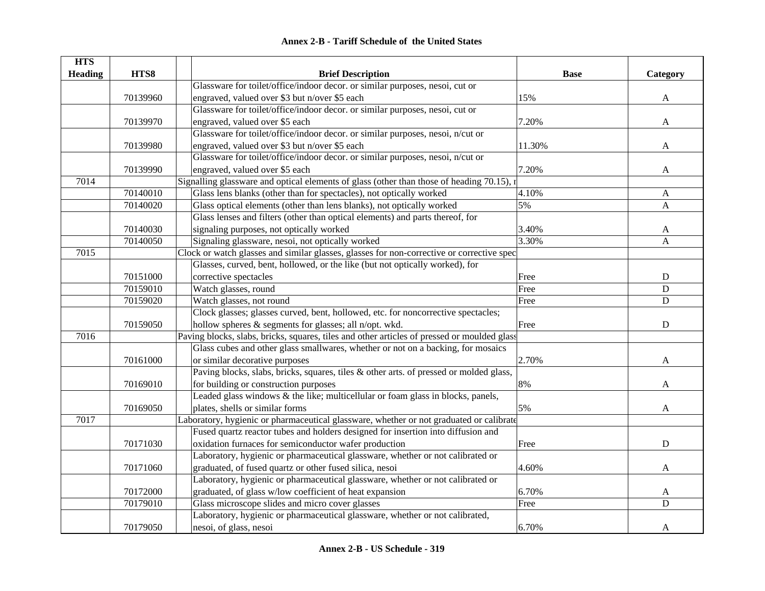# Annex 2-B - Tariff Schedule of the United States

| HTS Heading | HTS8 | Brief Description | Base | Category |
|---|---|---|---|---|
| | 70139960 | Glassware for toilet/office/indoor decor. or similar purposes, nesoi, cut or engraved, valued over $3 but n/over $5 each | 15% | A |
| | 70139970 | Glassware for toilet/office/indoor decor. or similar purposes, nesoi, cut or engraved, valued over $5 each | 7.20% | A |
| | 70139980 | Glassware for toilet/office/indoor decor. or similar purposes, nesoi, n/cut or engraved, valued over $3 but n/over $5 each | 11.30% | A |
| | 70139990 | Glassware for toilet/office/indoor decor. or similar purposes, nesoi, n/cut or engraved, valued over $5 each | 7.20% | A |
| 7014 | | Signalling glassware and optical elements of glass (other than those of heading 70.15), r | | |
| | 70140010 | Glass lens blanks (other than for spectacles), not optically worked | 4.10% | A |
| | 70140020 | Glass optical elements (other than lens blanks), not optically worked | 5% | A |
| | 70140030 | Glass lenses and filters (other than optical elements) and parts thereof, for signaling purposes, not optically worked | 3.40% | A |
| | 70140050 | Signaling glassware, nesoi, not optically worked | 3.30% | A |
| 7015 | | Clock or watch glasses and similar glasses, glasses for non-corrective or corrective spec | | |
| | 70151000 | Glasses, curved, bent, hollowed, or the like (but not optically worked), for corrective spectacles | Free | D |
| | 70159010 | Watch glasses, round | Free | D |
| | 70159020 | Watch glasses, not round | Free | D |
| | 70159050 | Clock glasses; glasses curved, bent, hollowed, etc. for noncorrective spectacles; hollow spheres & segments for glasses; all n/opt. wkd. | Free | D |
| 7016 | | Paving blocks, slabs, bricks, squares, tiles and other articles of pressed or moulded glass | | |
| | 70161000 | Glass cubes and other glass smallwares, whether or not on a backing, for mosaics or similar decorative purposes | 2.70% | A |
| | 70169010 | Paving blocks, slabs, bricks, squares, tiles & other arts. of pressed or molded glass, for building or construction purposes | 8% | A |
| | 70169050 | Leaded glass windows & the like; multicellular or foam glass in blocks, panels, plates, shells or similar forms | 5% | A |
| 7017 | | Laboratory, hygienic or pharmaceutical glassware, whether or not graduated or calibrate | | |
| | 70171030 | Fused quartz reactor tubes and holders designed for insertion into diffusion and oxidation furnaces for semiconductor wafer production | Free | D |
| | 70171060 | Laboratory, hygienic or pharmaceutical glassware, whether or not calibrated or graduated, of fused quartz or other fused silica, nesoi | 4.60% | A |
| | 70172000 | Laboratory, hygienic or pharmaceutical glassware, whether or not calibrated or graduated, of glass w/low coefficient of heat expansion | 6.70% | A |
| | 70179010 | Glass microscope slides and micro cover glasses | Free | D |
| | 70179050 | Laboratory, hygienic or pharmaceutical glassware, whether or not calibrated, nesoi, of glass, nesoi | 6.70% | A |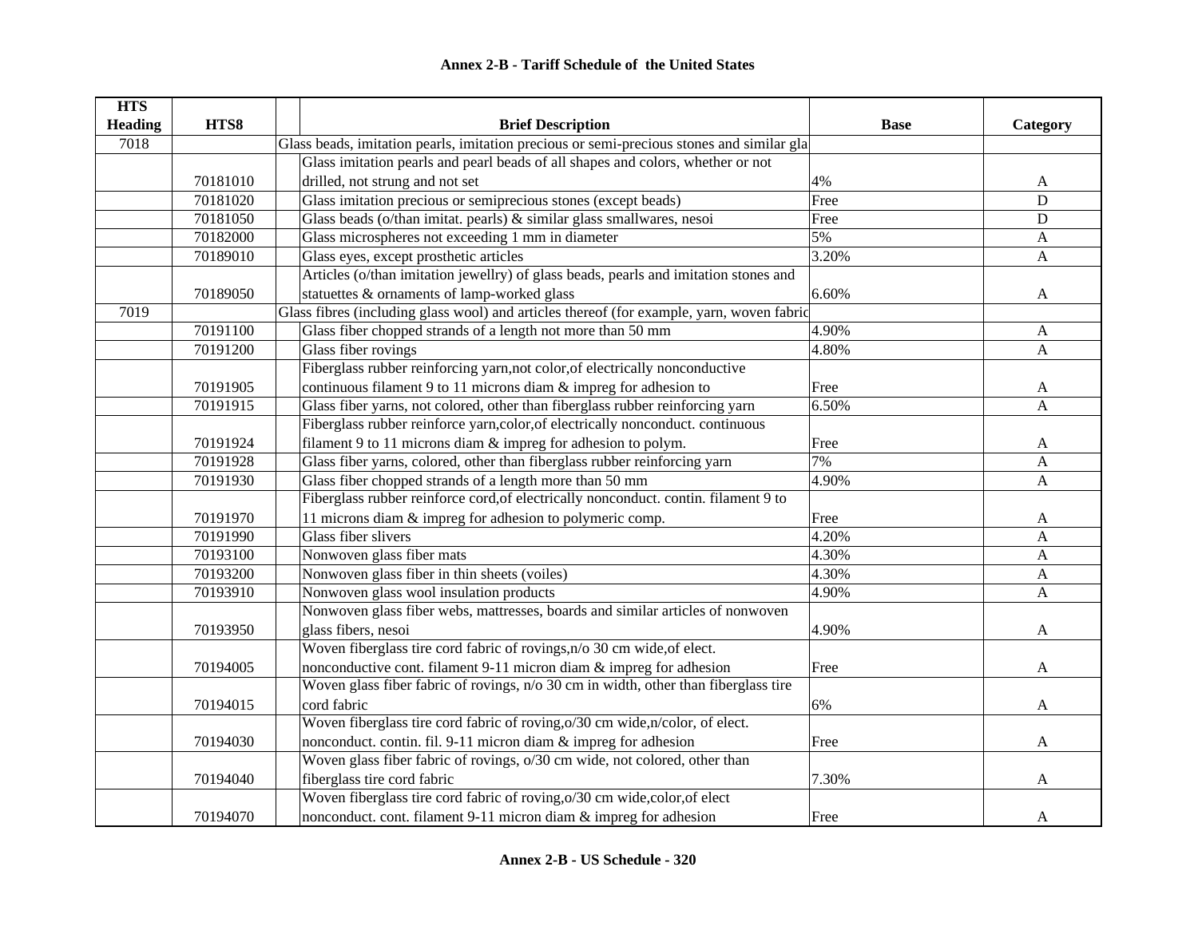## Annex 2-B - Tariff Schedule of the United States

| HTS Heading | HTS8 | Brief Description | Base | Category |
|---|---|---|---|---|
| 7018 | | Glass beads, imitation pearls, imitation precious or semi-precious stones and similar gla | | |
| | 70181010 | Glass imitation pearls and pearl beads of all shapes and colors, whether or not drilled, not strung and not set | 4% | A |
| | 70181020 | Glass imitation precious or semiprecious stones (except beads) | Free | D |
| | 70181050 | Glass beads (o/than imitat. pearls) & similar glass smallwares, nesoi | Free | D |
| | 70182000 | Glass microspheres not exceeding 1 mm in diameter | 5% | A |
| | 70189010 | Glass eyes, except prosthetic articles | 3.20% | A |
| | 70189050 | Articles (o/than imitation jewellry) of glass beads, pearls and imitation stones and statuettes & ornaments of lamp-worked glass | 6.60% | A |
| 7019 | | Glass fibres (including glass wool) and articles thereof (for example, yarn, woven fabric | | |
| | 70191100 | Glass fiber chopped strands of a length not more than 50 mm | 4.90% | A |
| | 70191200 | Glass fiber rovings | 4.80% | A |
| | 70191905 | Fiberglass rubber reinforcing yarn,not color,of electrically nonconductive continuous filament 9 to 11 microns diam & impreg for adhesion to | Free | A |
| | 70191915 | Glass fiber yarns, not colored, other than fiberglass rubber reinforcing yarn | 6.50% | A |
| | 70191924 | Fiberglass rubber reinforce yarn,color,of electrically nonconduct. continuous filament 9 to 11 microns diam & impreg for adhesion to polym. | Free | A |
| | 70191928 | Glass fiber yarns, colored, other than fiberglass rubber reinforcing yarn | 7% | A |
| | 70191930 | Glass fiber chopped strands of a length more than 50 mm | 4.90% | A |
| | 70191970 | Fiberglass rubber reinforce cord,of electrically nonconduct. contin. filament 9 to 11 microns diam & impreg for adhesion to polymeric comp. | Free | A |
| | 70191990 | Glass fiber slivers | 4.20% | A |
| | 70193100 | Nonwoven glass fiber mats | 4.30% | A |
| | 70193200 | Nonwoven glass fiber in thin sheets (voiles) | 4.30% | A |
| | 70193910 | Nonwoven glass wool insulation products | 4.90% | A |
| | 70193950 | Nonwoven glass fiber webs, mattresses, boards and similar articles of nonwoven glass fibers, nesoi | 4.90% | A |
| | 70194005 | Woven fiberglass tire cord fabric of rovings,n/o 30 cm wide,of elect. nonconductive cont. filament 9-11 micron diam & impreg for adhesion | Free | A |
| | 70194015 | Woven glass fiber fabric of rovings, n/o 30 cm in width, other than fiberglass tire cord fabric | 6% | A |
| | 70194030 | Woven fiberglass tire cord fabric of roving,o/30 cm wide,n/color, of elect. nonconduct. contin. fil. 9-11 micron diam & impreg for adhesion | Free | A |
| | 70194040 | Woven glass fiber fabric of rovings, o/30 cm wide, not colored, other than fiberglass tire cord fabric | 7.30% | A |
| | 70194070 | Woven fiberglass tire cord fabric of roving,o/30 cm wide,color,of elect nonconduct. cont. filament 9-11 micron diam & impreg for adhesion | Free | A |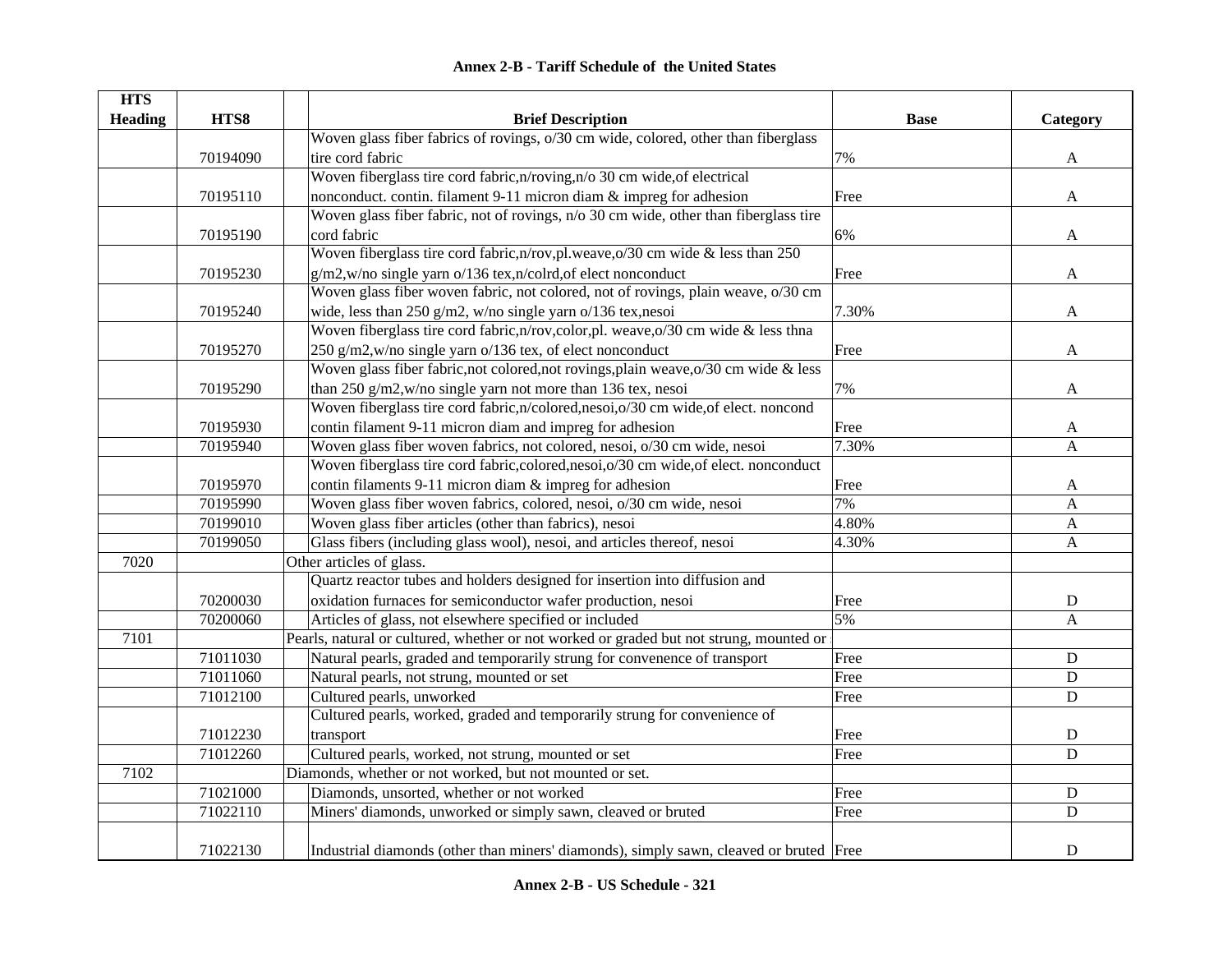# Annex 2-B - Tariff Schedule of the United States

| HTS Heading | HTS8 | Brief Description | Base | Category |
|---|---|---|---|---|
| | 70194090 | Woven glass fiber fabrics of rovings, o/30 cm wide, colored, other than fiberglass tire cord fabric | 7% | A |
| | 70195110 | Woven fiberglass tire cord fabric,n/roving,n/o 30 cm wide,of electrical nonconduct. contin. filament 9-11 micron diam & impreg for adhesion | Free | A |
| | 70195190 | Woven glass fiber fabric, not of rovings, n/o 30 cm wide, other than fiberglass tire cord fabric | 6% | A |
| | 70195230 | Woven fiberglass tire cord fabric,n/rov,pl.weave,o/30 cm wide & less than 250 g/m2,w/no single yarn o/136 tex,n/colrd,of elect nonconduct | Free | A |
| | 70195240 | Woven glass fiber woven fabric, not colored, not of rovings, plain weave, o/30 cm wide, less than 250 g/m2, w/no single yarn o/136 tex,nesoi | 7.30% | A |
| | 70195270 | Woven fiberglass tire cord fabric,n/rov,color,pl. weave,o/30 cm wide & less thna 250 g/m2,w/no single yarn o/136 tex, of elect nonconduct | Free | A |
| | 70195290 | Woven glass fiber fabric,not colored,not rovings,plain weave,o/30 cm wide & less than 250 g/m2,w/no single yarn not more than 136 tex, nesoi | 7% | A |
| | 70195930 | Woven fiberglass tire cord fabric,n/colored,nesoi,o/30 cm wide,of elect. noncond contin filament 9-11 micron diam and impreg for adhesion | Free | A |
| | 70195940 | Woven glass fiber woven fabrics, not colored, nesoi, o/30 cm wide, nesoi | 7.30% | A |
| | 70195970 | Woven fiberglass tire cord fabric,colored,nesoi,o/30 cm wide,of elect. nonconduct contin filaments 9-11 micron diam & impreg for adhesion | Free | A |
| | 70195990 | Woven glass fiber woven fabrics, colored, nesoi, o/30 cm wide, nesoi | 7% | A |
| | 70199010 | Woven glass fiber articles (other than fabrics), nesoi | 4.80% | A |
| | 70199050 | Glass fibers (including glass wool), nesoi, and articles thereof, nesoi | 4.30% | A |
| 7020 | | Other articles of glass. | | |
| | 70200030 | Quartz reactor tubes and holders designed for insertion into diffusion and oxidation furnaces for semiconductor wafer production, nesoi | Free | D |
| | 70200060 | Articles of glass, not elsewhere specified or included | 5% | A |
| 7101 | | Pearls, natural or cultured, whether or not worked or graded but not strung, mounted or | | |
| | 71011030 | Natural pearls, graded and temporarily strung for convenence of transport | Free | D |
| | 71011060 | Natural pearls, not strung, mounted or set | Free | D |
| | 71012100 | Cultured pearls, unworked | Free | D |
| | 71012230 | Cultured pearls, worked, graded and temporarily strung for convenience of transport | Free | D |
| | 71012260 | Cultured pearls, worked, not strung, mounted or set | Free | D |
| 7102 | | Diamonds, whether or not worked, but not mounted or set. | | |
| | 71021000 | Diamonds, unsorted, whether or not worked | Free | D |
| | 71022110 | Miners' diamonds, unworked or simply sawn, cleaved or bruted | Free | D |
| | 71022130 | Industrial diamonds (other than miners' diamonds), simply sawn, cleaved or bruted | Free | D |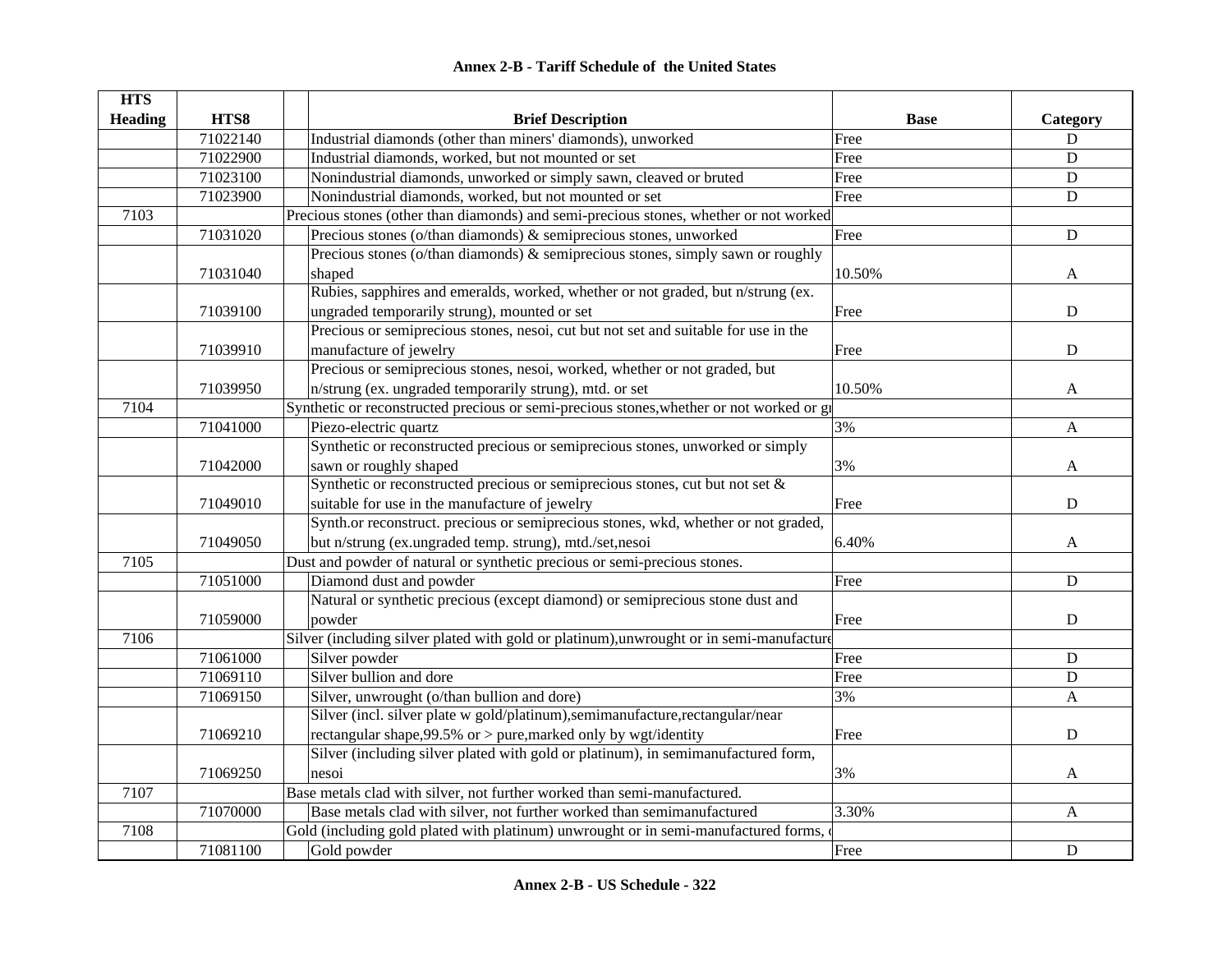# Annex 2-B - Tariff Schedule of the United States

| HTS Heading | HTS8 | Brief Description | Base | Category |
|---|---|---|---|---|
| | 71022140 | Industrial diamonds (other than miners' diamonds), unworked | Free | D |
| | 71022900 | Industrial diamonds, worked, but not mounted or set | Free | D |
| | 71023100 | Nonindustrial diamonds, unworked or simply sawn, cleaved or bruted | Free | D |
| | 71023900 | Nonindustrial diamonds, worked, but not mounted or set | Free | D |
| 7103 | | Precious stones (other than diamonds) and semi-precious stones, whether or not worked | | |
| | 71031020 | Precious stones (o/than diamonds) & semiprecious stones, unworked | Free | D |
| | 71031040 | Precious stones (o/than diamonds) & semiprecious stones, simply sawn or roughly shaped | 10.50% | A |
| | 71039100 | Rubies, sapphires and emeralds, worked, whether or not graded, but n/strung (ex. ungraded temporarily strung), mounted or set | Free | D |
| | 71039910 | Precious or semiprecious stones, nesoi, cut but not set and suitable for use in the manufacture of jewelry | Free | D |
| | 71039950 | Precious or semiprecious stones, nesoi, worked, whether or not graded, but n/strung (ex. ungraded temporarily strung), mtd. or set | 10.50% | A |
| 7104 | | Synthetic or reconstructed precious or semi-precious stones,whether or not worked or gr | | |
| | 71041000 | Piezo-electric quartz | 3% | A |
| | 71042000 | Synthetic or reconstructed precious or semiprecious stones, unworked or simply sawn or roughly shaped | 3% | A |
| | 71049010 | Synthetic or reconstructed precious or semiprecious stones, cut but not set & suitable for use in the manufacture of jewelry | Free | D |
| | 71049050 | Synth.or reconstruct. precious or semiprecious stones, wkd, whether or not graded, but n/strung (ex.ungraded temp. strung), mtd./set,nesoi | 6.40% | A |
| 7105 | | Dust and powder of natural or synthetic precious or semi-precious stones. | | |
| | 71051000 | Diamond dust and powder | Free | D |
| | 71059000 | Natural or synthetic precious (except diamond) or semiprecious stone dust and powder | Free | D |
| 7106 | | Silver (including silver plated with gold or platinum),unwrought or in semi-manufacture | | |
| | 71061000 | Silver powder | Free | D |
| | 71069110 | Silver bullion and dore | Free | D |
| | 71069150 | Silver, unwrought (o/than bullion and dore) | 3% | A |
| | 71069210 | Silver (incl. silver plate w gold/platinum),semimanufacture,rectangular/near rectangular shape,99.5% or > pure,marked only by wgt/identity | Free | D |
| | 71069250 | Silver (including silver plated with gold or platinum), in semimanufactured form, nesoi | 3% | A |
| 7107 | | Base metals clad with silver, not further worked than semi-manufactured. | | |
| | 71070000 | Base metals clad with silver, not further worked than semimanufactured | 3.30% | A |
| 7108 | | Gold (including gold plated with platinum) unwrought or in semi-manufactured forms, o | | |
| | 71081100 | Gold powder | Free | D |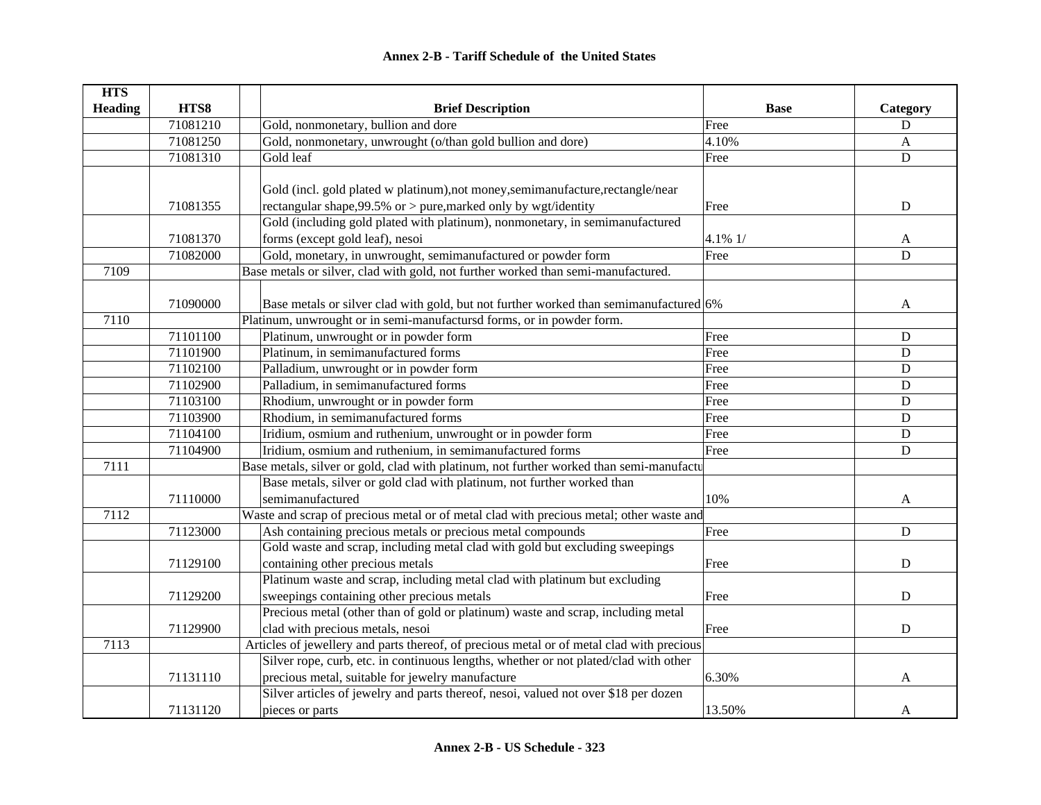## Annex 2-B - Tariff Schedule of the United States

| HTS Heading | HTS8 | Brief Description | Base | Category |
|---|---|---|---|---|
| | 71081210 | Gold, nonmonetary, bullion and dore | Free | D |
| | 71081250 | Gold, nonmonetary, unwrought (o/than gold bullion and dore) | 4.10% | A |
| | 71081310 | Gold leaf | Free | D |
| | 71081355 | Gold (incl. gold plated w platinum),not money,semimanufacture,rectangle/near rectangular shape,99.5% or > pure,marked only by wgt/identity | Free | D |
| | 71081370 | Gold (including gold plated with platinum), nonmonetary, in semimanufactured forms (except gold leaf), nesoi | 4.1% 1/ | A |
| | 71082000 | Gold, monetary, in unwrought, semimanufactured or powder form | Free | D |
| 7109 | | Base metals or silver, clad with gold, not further worked than semi-manufactured. | | |
| | 71090000 | Base metals or silver clad with gold, but not further worked than semimanufactured | 6% | A |
| 7110 | | Platinum, unwrought or in semi-manufactursd forms, or in powder form. | | |
| | 71101100 | Platinum, unwrought or in powder form | Free | D |
| | 71101900 | Platinum, in semimanufactured forms | Free | D |
| | 71102100 | Palladium, unwrought or in powder form | Free | D |
| | 71102900 | Palladium, in semimanufactured forms | Free | D |
| | 71103100 | Rhodium, unwrought or in powder form | Free | D |
| | 71103900 | Rhodium, in semimanufactured forms | Free | D |
| | 71104100 | Iridium, osmium and ruthenium, unwrought or in powder form | Free | D |
| | 71104900 | Iridium, osmium and ruthenium, in semimanufactured forms | Free | D |
| 7111 | | Base metals, silver or gold, clad with platinum, not further worked than semi-manufactu | | |
| | 71110000 | Base metals, silver or gold clad with platinum, not further worked than semimanufactured | 10% | A |
| 7112 | | Waste and scrap of precious metal or of metal clad with precious metal; other waste and | | |
| | 71123000 | Ash containing precious metals or precious metal compounds | Free | D |
| | 71129100 | Gold waste and scrap, including metal clad with gold but excluding sweepings containing other precious metals | Free | D |
| | 71129200 | Platinum waste and scrap, including metal clad with platinum but excluding sweepings containing other precious metals | Free | D |
| | 71129900 | Precious metal (other than of gold or platinum) waste and scrap, including metal clad with precious metals, nesoi | Free | D |
| 7113 | | Articles of jewellery and parts thereof, of precious metal or of metal clad with precious | | |
| | 71131110 | Silver rope, curb, etc. in continuous lengths, whether or not plated/clad with other precious metal, suitable for jewelry manufacture | 6.30% | A |
| | 71131120 | Silver articles of jewelry and parts thereof, nesoi, valued not over $18 per dozen pieces or parts | 13.50% | A |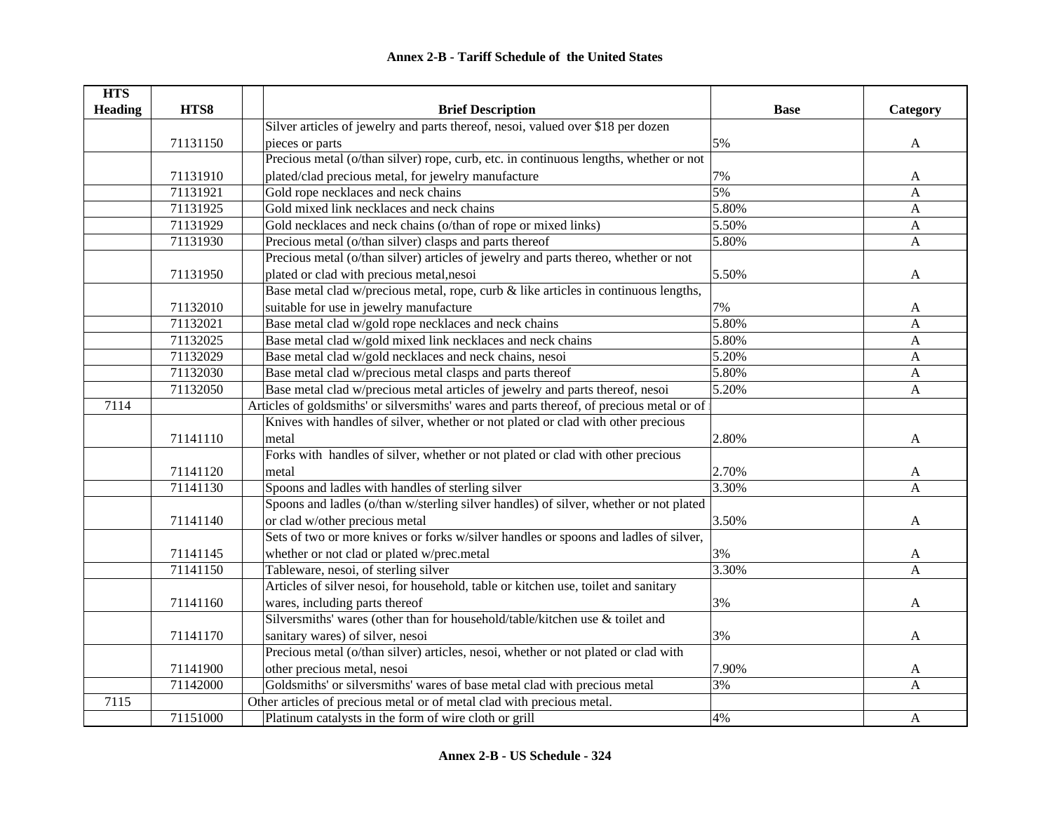# Annex 2-B - Tariff Schedule of the United States

| HTS Heading | HTS8 | Brief Description | Base | Category |
|---|---|---|---|---|
| | 71131150 | Silver articles of jewelry and parts thereof, nesoi, valued over $18 per dozen pieces or parts | 5% | A |
| | 71131910 | Precious metal (o/than silver) rope, curb, etc. in continuous lengths, whether or not plated/clad precious metal, for jewelry manufacture | 7% | A |
| | 71131921 | Gold rope necklaces and neck chains | 5% | A |
| | 71131925 | Gold mixed link necklaces and neck chains | 5.80% | A |
| | 71131929 | Gold necklaces and neck chains (o/than of rope or mixed links) | 5.50% | A |
| | 71131930 | Precious metal (o/than silver) clasps and parts thereof | 5.80% | A |
| | 71131950 | Precious metal (o/than silver) articles of jewelry and parts thereo, whether or not plated or clad with precious metal,nesoi | 5.50% | A |
| | 71132010 | Base metal clad w/precious metal, rope, curb & like articles in continuous lengths, suitable for use in jewelry manufacture | 7% | A |
| | 71132021 | Base metal clad w/gold rope necklaces and neck chains | 5.80% | A |
| | 71132025 | Base metal clad w/gold mixed link necklaces and neck chains | 5.80% | A |
| | 71132029 | Base metal clad w/gold necklaces and neck chains, nesoi | 5.20% | A |
| | 71132030 | Base metal clad w/precious metal clasps and parts thereof | 5.80% | A |
| | 71132050 | Base metal clad w/precious metal articles of jewelry and parts thereof, nesoi | 5.20% | A |
| 7114 | | Articles of goldsmiths' or silversmiths' wares and parts thereof, of precious metal or of | | |
| | 71141110 | Knives with handles of silver, whether or not plated or clad with other precious metal | 2.80% | A |
| | 71141120 | Forks with handles of silver, whether or not plated or clad with other precious metal | 2.70% | A |
| | 71141130 | Spoons and ladles with handles of sterling silver | 3.30% | A |
| | 71141140 | Spoons and ladles (o/than w/sterling silver handles) of silver, whether or not plated or clad w/other precious metal | 3.50% | A |
| | 71141145 | Sets of two or more knives or forks w/silver handles or spoons and ladles of silver, whether or not clad or plated w/prec.metal | 3% | A |
| | 71141150 | Tableware, nesoi, of sterling silver | 3.30% | A |
| | 71141160 | Articles of silver nesoi, for household, table or kitchen use, toilet and sanitary wares, including parts thereof | 3% | A |
| | 71141170 | Silversmiths' wares (other than for household/table/kitchen use & toilet and sanitary wares) of silver, nesoi | 3% | A |
| | 71141900 | Precious metal (o/than silver) articles, nesoi, whether or not plated or clad with other precious metal, nesoi | 7.90% | A |
| | 71142000 | Goldsmiths' or silversmiths' wares of base metal clad with precious metal | 3% | A |
| 7115 | | Other articles of precious metal or of metal clad with precious metal. | | |
| | 71151000 | Platinum catalysts in the form of wire cloth or grill | 4% | A |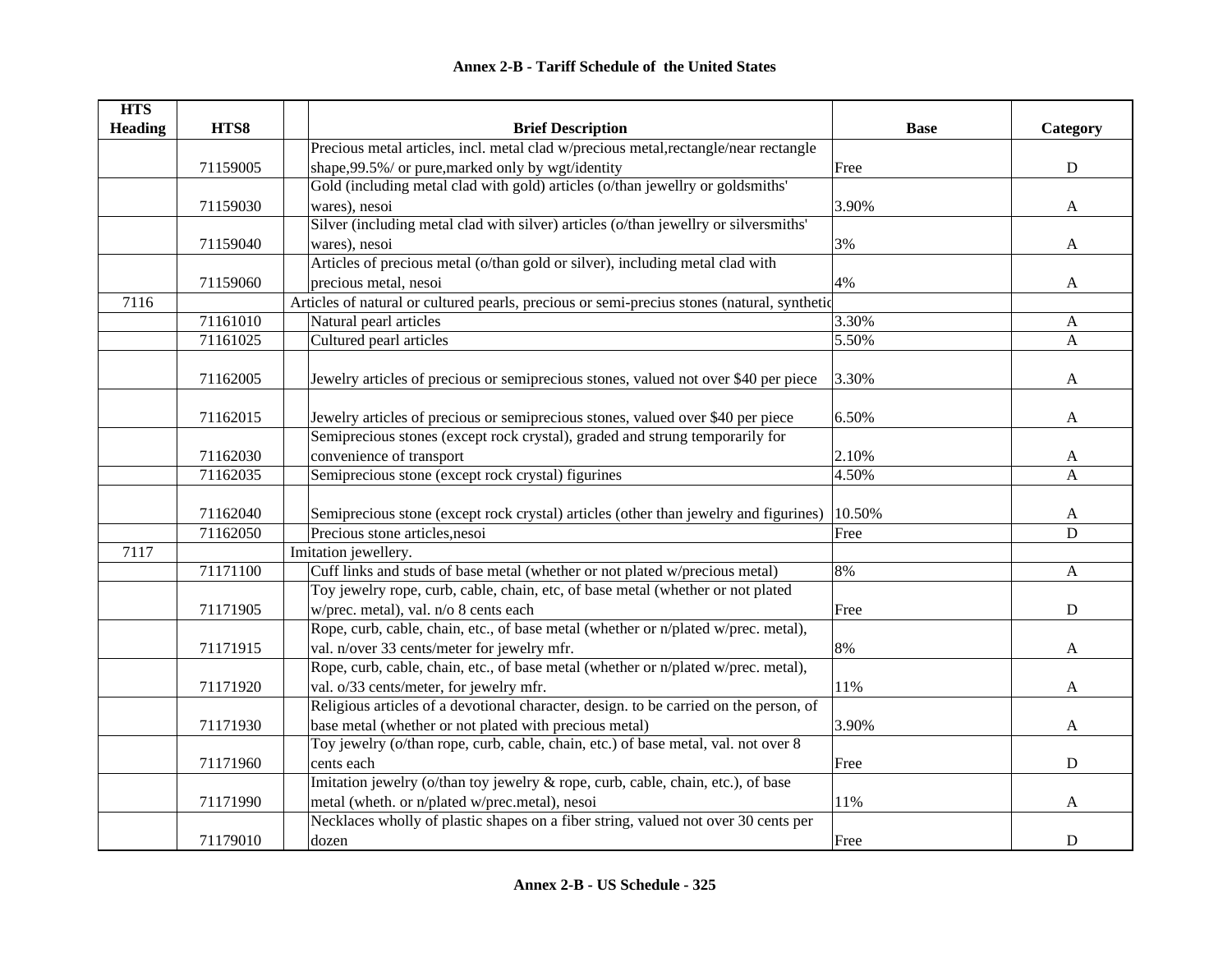# Annex 2-B - Tariff Schedule of the United States

| HTS Heading | HTS8 | Brief Description | Base | Category |
|---|---|---|---|---|
| | 71159005 | Precious metal articles, incl. metal clad w/precious metal,rectangle/near rectangle shape,99.5%/ or pure,marked only by wgt/identity | Free | D |
| | 71159030 | Gold (including metal clad with gold) articles (o/than jewellry or goldsmiths' wares), nesoi | 3.90% | A |
| | 71159040 | Silver (including metal clad with silver) articles (o/than jewellry or silversmiths' wares), nesoi | 3% | A |
| | 71159060 | Articles of precious metal (o/than gold or silver), including metal clad with precious metal, nesoi | 4% | A |
| 7116 | | Articles of natural or cultured pearls, precious or semi-precius stones (natural, synthetic | | |
| | 71161010 | Natural pearl articles | 3.30% | A |
| | 71161025 | Cultured pearl articles | 5.50% | A |
| | 71162005 | Jewelry articles of precious or semiprecious stones, valued not over $40 per piece | 3.30% | A |
| | 71162015 | Jewelry articles of precious or semiprecious stones, valued over $40 per piece | 6.50% | A |
| | 71162030 | Semiprecious stones (except rock crystal), graded and strung temporarily for convenience of transport | 2.10% | A |
| | 71162035 | Semiprecious stone (except rock crystal) figurines | 4.50% | A |
| | 71162040 | Semiprecious stone (except rock crystal) articles (other than jewelry and figurines) | 10.50% | A |
| | 71162050 | Precious stone articles,nesoi | Free | D |
| 7117 | | Imitation jewellery. | | |
| | 71171100 | Cuff links and studs of base metal (whether or not plated w/precious metal) | 8% | A |
| | 71171905 | Toy jewelry rope, curb, cable, chain, etc, of base metal (whether or not plated w/prec. metal), val. n/o 8 cents each | Free | D |
| | 71171915 | Rope, curb, cable, chain, etc., of base metal (whether or n/plated w/prec. metal), val. n/over 33 cents/meter for jewelry mfr. | 8% | A |
| | 71171920 | Rope, curb, cable, chain, etc., of base metal (whether or n/plated w/prec. metal), val. o/33 cents/meter, for jewelry mfr. | 11% | A |
| | 71171930 | Religious articles of a devotional character, design. to be carried on the person, of base metal (whether or not plated with precious metal) | 3.90% | A |
| | 71171960 | Toy jewelry (o/than rope, curb, cable, chain, etc.) of base metal, val. not over 8 cents each | Free | D |
| | 71171990 | Imitation jewelry (o/than toy jewelry & rope, curb, cable, chain, etc.), of base metal (wheth. or n/plated w/prec.metal), nesoi | 11% | A |
| | 71179010 | Necklaces wholly of plastic shapes on a fiber string, valued not over 30 cents per dozen | Free | D |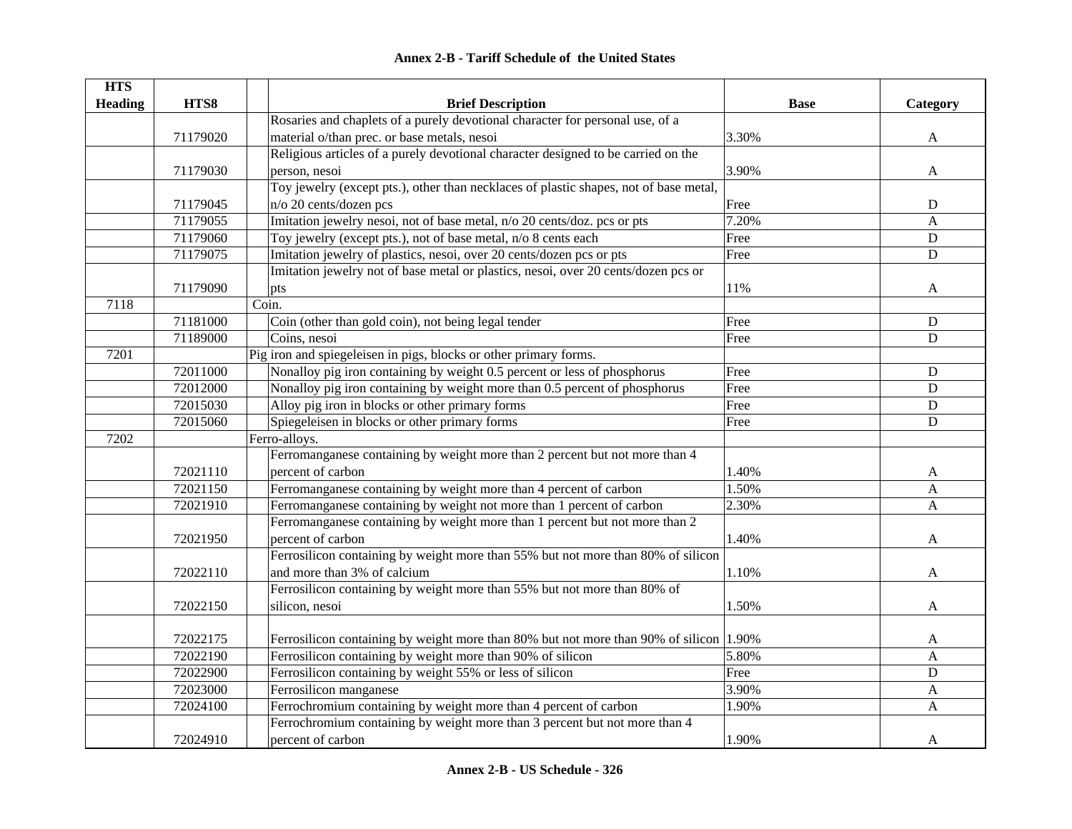# Annex 2-B - Tariff Schedule of the United States

| HTS Heading | HTS8 | Brief Description | Base | Category |
|---|---|---|---|---|
| | 71179020 | Rosaries and chaplets of a purely devotional character for personal use, of a material o/than prec. or base metals, nesoi | 3.30% | A |
| | 71179030 | Religious articles of a purely devotional character designed to be carried on the person, nesoi | 3.90% | A |
| | 71179045 | Toy jewelry (except pts.), other than necklaces of plastic shapes, not of base metal, n/o 20 cents/dozen pcs | Free | D |
| | 71179055 | Imitation jewelry nesoi, not of base metal, n/o 20 cents/doz. pcs or pts | 7.20% | A |
| | 71179060 | Toy jewelry (except pts.), not of base metal, n/o 8 cents each | Free | D |
| | 71179075 | Imitation jewelry of plastics, nesoi, over 20 cents/dozen pcs or pts | Free | D |
| | 71179090 | Imitation jewelry not of base metal or plastics, nesoi, over 20 cents/dozen pcs or pts | 11% | A |
| 7118 | | Coin. | | |
| | 71181000 | Coin (other than gold coin), not being legal tender | Free | D |
| | 71189000 | Coins, nesoi | Free | D |
| 7201 | | Pig iron and spiegeleisen in pigs, blocks or other primary forms. | | |
| | 72011000 | Nonalloy pig iron containing by weight 0.5 percent or less of phosphorus | Free | D |
| | 72012000 | Nonalloy pig iron containing by weight more than 0.5 percent of phosphorus | Free | D |
| | 72015030 | Alloy pig iron in blocks or other primary forms | Free | D |
| | 72015060 | Spiegeleisen in blocks or other primary forms | Free | D |
| 7202 | | Ferro-alloys. | | |
| | 72021110 | Ferromanganese containing by weight more than 2 percent but not more than 4 percent of carbon | 1.40% | A |
| | 72021150 | Ferromanganese containing by weight more than 4 percent of carbon | 1.50% | A |
| | 72021910 | Ferromanganese containing by weight not more than 1 percent of carbon | 2.30% | A |
| | 72021950 | Ferromanganese containing by weight more than 1 percent but not more than 2 percent of carbon | 1.40% | A |
| | 72022110 | Ferrosilicon containing by weight more than 55% but not more than 80% of silicon and more than 3% of calcium | 1.10% | A |
| | 72022150 | Ferrosilicon containing by weight more than 55% but not more than 80% of silicon, nesoi | 1.50% | A |
| | 72022175 | Ferrosilicon containing by weight more than 80% but not more than 90% of silicon | 1.90% | A |
| | 72022190 | Ferrosilicon containing by weight more than 90% of silicon | 5.80% | A |
| | 72022900 | Ferrosilicon containing by weight 55% or less of silicon | Free | D |
| | 72023000 | Ferrosilicon manganese | 3.90% | A |
| | 72024100 | Ferrochromium containing by weight more than 4 percent of carbon | 1.90% | A |
| | 72024910 | Ferrochromium containing by weight more than 3 percent but not more than 4 percent of carbon | 1.90% | A |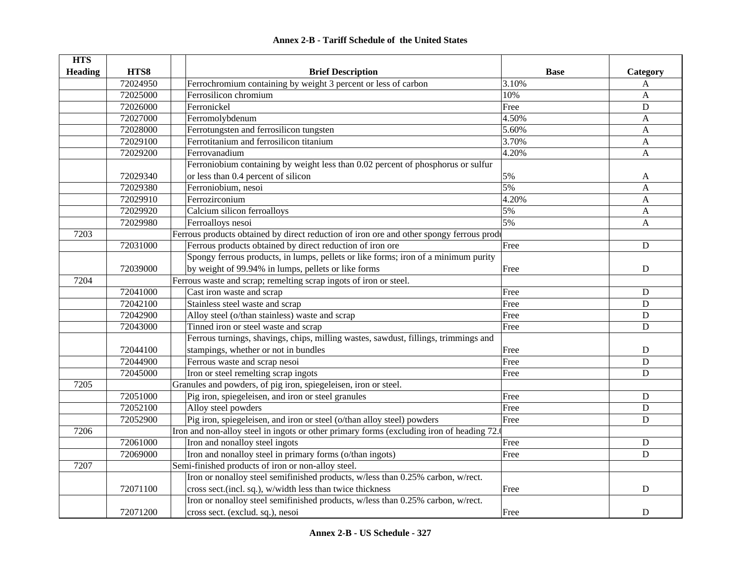## Annex 2-B - Tariff Schedule of the United States

| HTS Heading | HTS8 | Brief Description | Base | Category |
|---|---|---|---|---|
| | 72024950 | Ferrochromium containing by weight 3 percent or less of carbon | 3.10% | A |
| | 72025000 | Ferrosilicon chromium | 10% | A |
| | 72026000 | Ferronickel | Free | D |
| | 72027000 | Ferromolybdenum | 4.50% | A |
| | 72028000 | Ferrotungsten and ferrosilicon tungsten | 5.60% | A |
| | 72029100 | Ferrotitanium and ferrosilicon titanium | 3.70% | A |
| | 72029200 | Ferrovanadium | 4.20% | A |
| | 72029340 | Ferroniobium containing by weight less than 0.02 percent of phosphorus or sulfur or less than 0.4 percent of silicon | 5% | A |
| | 72029380 | Ferroniobium, nesoi | 5% | A |
| | 72029910 | Ferrozirconium | 4.20% | A |
| | 72029920 | Calcium silicon ferroalloys | 5% | A |
| | 72029980 | Ferroalloys nesoi | 5% | A |
| 7203 | | Ferrous products obtained by direct reduction of iron ore and other spongy ferrous produ | | |
| | 72031000 | Ferrous products obtained by direct reduction of iron ore | Free | D |
| | 72039000 | Spongy ferrous products, in lumps, pellets or like forms; iron of a minimum purity by weight of 99.94% in lumps, pellets or like forms | Free | D |
| 7204 | | Ferrous waste and scrap; remelting scrap ingots of iron or steel. | | |
| | 72041000 | Cast iron waste and scrap | Free | D |
| | 72042100 | Stainless steel waste and scrap | Free | D |
| | 72042900 | Alloy steel (o/than stainless) waste and scrap | Free | D |
| | 72043000 | Tinned iron or steel waste and scrap | Free | D |
| | 72044100 | Ferrous turnings, shavings, chips, milling wastes, sawdust, fillings, trimmings and stampings, whether or not in bundles | Free | D |
| | 72044900 | Ferrous waste and scrap nesoi | Free | D |
| | 72045000 | Iron or steel remelting scrap ingots | Free | D |
| 7205 | | Granules and powders, of pig iron, spiegeleisen, iron or steel. | | |
| | 72051000 | Pig iron, spiegeleisen, and iron or steel granules | Free | D |
| | 72052100 | Alloy steel powders | Free | D |
| | 72052900 | Pig iron, spiegeleisen, and iron or steel (o/than alloy steel) powders | Free | D |
| 7206 | | Iron and non-alloy steel in ingots or other primary forms (excluding iron of heading 72.( | | |
| | 72061000 | Iron and nonalloy steel ingots | Free | D |
| | 72069000 | Iron and nonalloy steel in primary forms (o/than ingots) | Free | D |
| 7207 | | Semi-finished products of iron or non-alloy steel. | | |
| | 72071100 | Iron or nonalloy steel semifinished products, w/less than 0.25% carbon, w/rect. cross sect.(incl. sq.), w/width less than twice thickness | Free | D |
| | 72071200 | Iron or nonalloy steel semifinished products, w/less than 0.25% carbon, w/rect. cross sect. (exclud. sq.), nesoi | Free | D |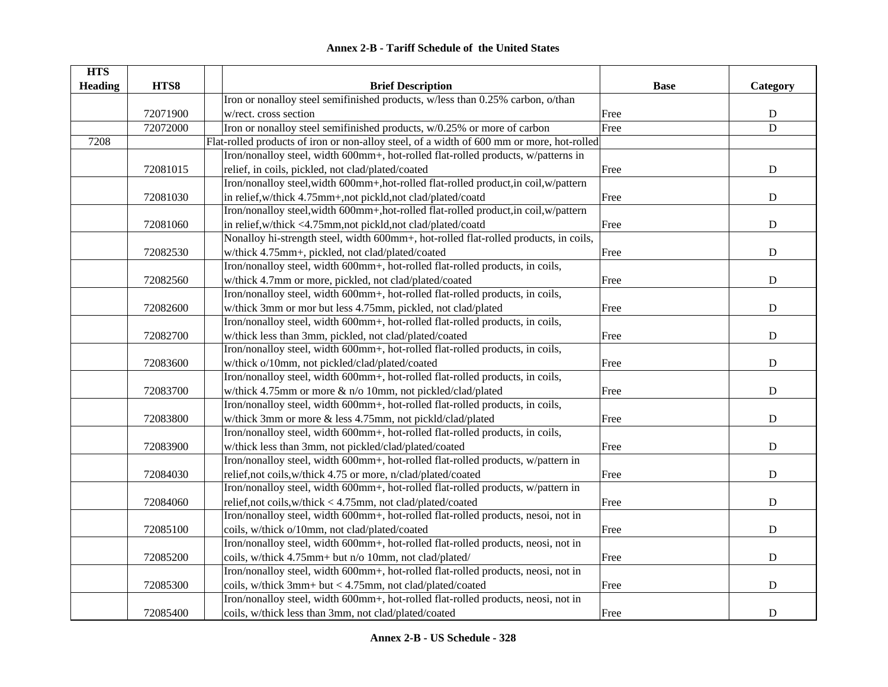**Annex 2-B - Tariff Schedule of the United States**

| HTS Heading | HTS8 | | Brief Description | Base | Category |
|---|---|---|---|---|---|
| | 72071900 | | Iron or nonalloy steel semifinished products, w/less than 0.25% carbon, o/than w/rect. cross section | Free | D |
| | 72072000 | | Iron or nonalloy steel semifinished products, w/0.25% or more of carbon | Free | D |
| 7208 | | | Flat-rolled products of iron or non-alloy steel, of a width of 600 mm or more, hot-rolled | | |
| | 72081015 | | Iron/nonalloy steel, width 600mm+, hot-rolled flat-rolled products, w/patterns in relief, in coils, pickled, not clad/plated/coated | Free | D |
| | 72081030 | | Iron/nonalloy steel,width 600mm+,hot-rolled flat-rolled product,in coil,w/pattern in relief,w/thick 4.75mm+,not pickld,not clad/plated/coatd | Free | D |
| | 72081060 | | Iron/nonalloy steel,width 600mm+,hot-rolled flat-rolled product,in coil,w/pattern in relief,w/thick <4.75mm,not pickld,not clad/plated/coatd | Free | D |
| | 72082530 | | Nonalloy hi-strength steel, width 600mm+, hot-rolled flat-rolled products, in coils, w/thick 4.75mm+, pickled, not clad/plated/coated | Free | D |
| | 72082560 | | Iron/nonalloy steel, width 600mm+, hot-rolled flat-rolled products, in coils, w/thick 4.7mm or more, pickled, not clad/plated/coated | Free | D |
| | 72082600 | | Iron/nonalloy steel, width 600mm+, hot-rolled flat-rolled products, in coils, w/thick 3mm or mor but less 4.75mm, pickled, not clad/plated | Free | D |
| | 72082700 | | Iron/nonalloy steel, width 600mm+, hot-rolled flat-rolled products, in coils, w/thick less than 3mm, pickled, not clad/plated/coated | Free | D |
| | 72083600 | | Iron/nonalloy steel, width 600mm+, hot-rolled flat-rolled products, in coils, w/thick o/10mm, not pickled/clad/plated/coated | Free | D |
| | 72083700 | | Iron/nonalloy steel, width 600mm+, hot-rolled flat-rolled products, in coils, w/thick 4.75mm or more & n/o 10mm, not pickled/clad/plated | Free | D |
| | 72083800 | | Iron/nonalloy steel, width 600mm+, hot-rolled flat-rolled products, in coils, w/thick 3mm or more & less 4.75mm, not pickld/clad/plated | Free | D |
| | 72083900 | | Iron/nonalloy steel, width 600mm+, hot-rolled flat-rolled products, in coils, w/thick less than 3mm, not pickled/clad/plated/coated | Free | D |
| | 72084030 | | Iron/nonalloy steel, width 600mm+, hot-rolled flat-rolled products, w/pattern in relief,not coils,w/thick 4.75 or more, n/clad/plated/coated | Free | D |
| | 72084060 | | Iron/nonalloy steel, width 600mm+, hot-rolled flat-rolled products, w/pattern in relief,not coils,w/thick < 4.75mm, not clad/plated/coated | Free | D |
| | 72085100 | | Iron/nonalloy steel, width 600mm+, hot-rolled flat-rolled products, nesoi, not in coils, w/thick o/10mm, not clad/plated/coated | Free | D |
| | 72085200 | | Iron/nonalloy steel, width 600mm+, hot-rolled flat-rolled products, neosi, not in coils, w/thick 4.75mm+ but n/o 10mm, not clad/plated/ | Free | D |
| | 72085300 | | Iron/nonalloy steel, width 600mm+, hot-rolled flat-rolled products, neosi, not in coils, w/thick 3mm+ but < 4.75mm, not clad/plated/coated | Free | D |
| | 72085400 | | Iron/nonalloy steel, width 600mm+, hot-rolled flat-rolled products, neosi, not in coils, w/thick less than 3mm, not clad/plated/coated | Free | D |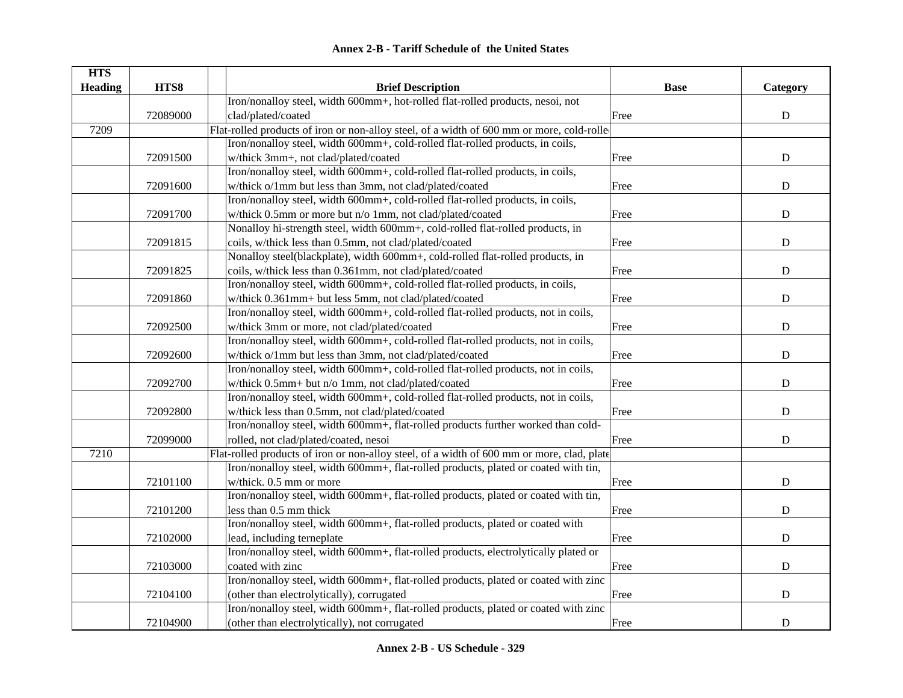**Annex 2-B - Tariff Schedule of the United States**

| HTS Heading | HTS8 | | Brief Description | Base | Category |
|---|---|---|---|---|---|
| | 72089000 | | Iron/nonalloy steel, width 600mm+, hot-rolled flat-rolled products, nesoi, not clad/plated/coated | Free | D |
| 7209 | | | Flat-rolled products of iron or non-alloy steel, of a width of 600 mm or more, cold-rolle | | |
| | 72091500 | | Iron/nonalloy steel, width 600mm+, cold-rolled flat-rolled products, in coils, w/thick 3mm+, not clad/plated/coated | Free | D |
| | 72091600 | | Iron/nonalloy steel, width 600mm+, cold-rolled flat-rolled products, in coils, w/thick o/1mm but less than 3mm, not clad/plated/coated | Free | D |
| | 72091700 | | Iron/nonalloy steel, width 600mm+, cold-rolled flat-rolled products, in coils, w/thick 0.5mm or more but n/o 1mm, not clad/plated/coated | Free | D |
| | 72091815 | | Nonalloy hi-strength steel, width 600mm+, cold-rolled flat-rolled products, in coils, w/thick less than 0.5mm, not clad/plated/coated | Free | D |
| | 72091825 | | Nonalloy steel(blackplate), width 600mm+, cold-rolled flat-rolled products, in coils, w/thick less than 0.361mm, not clad/plated/coated | Free | D |
| | 72091860 | | Iron/nonalloy steel, width 600mm+, cold-rolled flat-rolled products, in coils, w/thick 0.361mm+ but less 5mm, not clad/plated/coated | Free | D |
| | 72092500 | | Iron/nonalloy steel, width 600mm+, cold-rolled flat-rolled products, not in coils, w/thick 3mm or more, not clad/plated/coated | Free | D |
| | 72092600 | | Iron/nonalloy steel, width 600mm+, cold-rolled flat-rolled products, not in coils, w/thick o/1mm but less than 3mm, not clad/plated/coated | Free | D |
| | 72092700 | | Iron/nonalloy steel, width 600mm+, cold-rolled flat-rolled products, not in coils, w/thick 0.5mm+ but n/o 1mm, not clad/plated/coated | Free | D |
| | 72092800 | | Iron/nonalloy steel, width 600mm+, cold-rolled flat-rolled products, not in coils, w/thick less than 0.5mm, not clad/plated/coated | Free | D |
| | 72099000 | | Iron/nonalloy steel, width 600mm+, flat-rolled products further worked than cold-rolled, not clad/plated/coated, nesoi | Free | D |
| 7210 | | | Flat-rolled products of iron or non-alloy steel, of a width of 600 mm or more, clad, plate | | |
| | 72101100 | | Iron/nonalloy steel, width 600mm+, flat-rolled products, plated or coated with tin, w/thick. 0.5 mm or more | Free | D |
| | 72101200 | | Iron/nonalloy steel, width 600mm+, flat-rolled products, plated or coated with tin, less than 0.5 mm thick | Free | D |
| | 72102000 | | Iron/nonalloy steel, width 600mm+, flat-rolled products, plated or coated with lead, including terneplate | Free | D |
| | 72103000 | | Iron/nonalloy steel, width 600mm+, flat-rolled products, electrolytically plated or coated with zinc | Free | D |
| | 72104100 | | Iron/nonalloy steel, width 600mm+, flat-rolled products, plated or coated with zinc (other than electrolytically), corrugated | Free | D |
| | 72104900 | | Iron/nonalloy steel, width 600mm+, flat-rolled products, plated or coated with zinc (other than electrolytically), not corrugated | Free | D |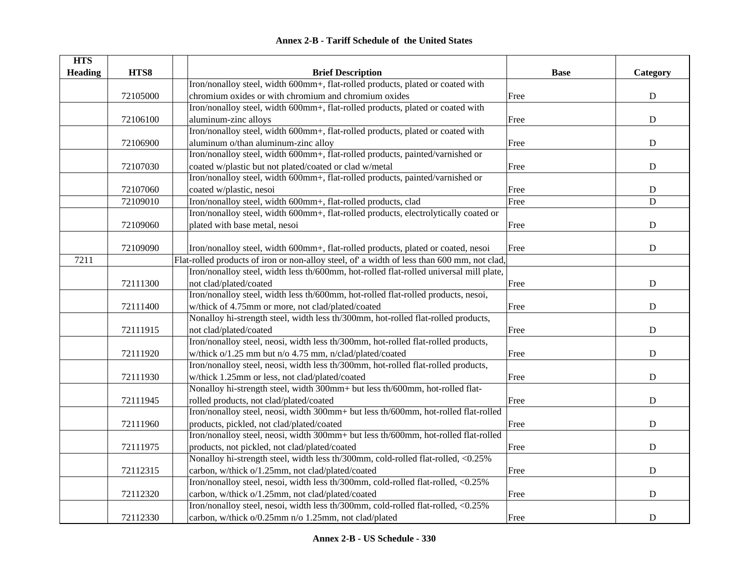## Annex 2-B - Tariff Schedule of the United States

| HTS Heading | HTS8 | | Brief Description | Base | Category |
|---|---|---|---|---|---|
| | 72105000 | | Iron/nonalloy steel, width 600mm+, flat-rolled products, plated or coated with chromium oxides or with chromium and chromium oxides | Free | D |
| | 72106100 | | Iron/nonalloy steel, width 600mm+, flat-rolled products, plated or coated with aluminum-zinc alloys | Free | D |
| | 72106900 | | Iron/nonalloy steel, width 600mm+, flat-rolled products, plated or coated with aluminum o/than aluminum-zinc alloy | Free | D |
| | 72107030 | | Iron/nonalloy steel, width 600mm+, flat-rolled products, painted/varnished or coated w/plastic but not plated/coated or clad w/metal | Free | D |
| | 72107060 | | Iron/nonalloy steel, width 600mm+, flat-rolled products, painted/varnished or coated w/plastic, nesoi | Free | D |
| | 72109010 | | Iron/nonalloy steel, width 600mm+, flat-rolled products, clad | Free | D |
| | 72109060 | | Iron/nonalloy steel, width 600mm+, flat-rolled products, electrolytically coated or plated with base metal, nesoi | Free | D |
| | 72109090 | | Iron/nonalloy steel, width 600mm+, flat-rolled products, plated or coated, nesoi | Free | D |
| 7211 | | Flat-rolled products of iron or non-alloy steel, of' a width of less than 600 mm, not clad, | | | |
| | 72111300 | | Iron/nonalloy steel, width less th/600mm, hot-rolled flat-rolled universal mill plate, not clad/plated/coated | Free | D |
| | 72111400 | | Iron/nonalloy steel, width less th/600mm, hot-rolled flat-rolled products, nesoi, w/thick of 4.75mm or more, not clad/plated/coated | Free | D |
| | 72111915 | | Nonalloy hi-strength steel, width less th/300mm, hot-rolled flat-rolled products, not clad/plated/coated | Free | D |
| | 72111920 | | Iron/nonalloy steel, neosi, width less th/300mm, hot-rolled flat-rolled products, w/thick o/1.25 mm but n/o 4.75 mm, n/clad/plated/coated | Free | D |
| | 72111930 | | Iron/nonalloy steel, neosi, width less th/300mm, hot-rolled flat-rolled products, w/thick 1.25mm or less, not clad/plated/coated | Free | D |
| | 72111945 | | Nonalloy hi-strength steel, width 300mm+ but less th/600mm, hot-rolled flat-rolled products, not clad/plated/coated | Free | D |
| | 72111960 | | Iron/nonalloy steel, neosi, width 300mm+ but less th/600mm, hot-rolled flat-rolled products, pickled, not clad/plated/coated | Free | D |
| | 72111975 | | Iron/nonalloy steel, neosi, width 300mm+ but less th/600mm, hot-rolled flat-rolled products, not pickled, not clad/plated/coated | Free | D |
| | 72112315 | | Nonalloy hi-strength steel, width less th/300mm, cold-rolled flat-rolled, <0.25% carbon, w/thick o/1.25mm, not clad/plated/coated | Free | D |
| | 72112320 | | Iron/nonalloy steel, nesoi, width less th/300mm, cold-rolled flat-rolled, <0.25% carbon, w/thick o/1.25mm, not clad/plated/coated | Free | D |
| | 72112330 | | Iron/nonalloy steel, nesoi, width less th/300mm, cold-rolled flat-rolled, <0.25% carbon, w/thick o/0.25mm n/o 1.25mm, not clad/plated | Free | D |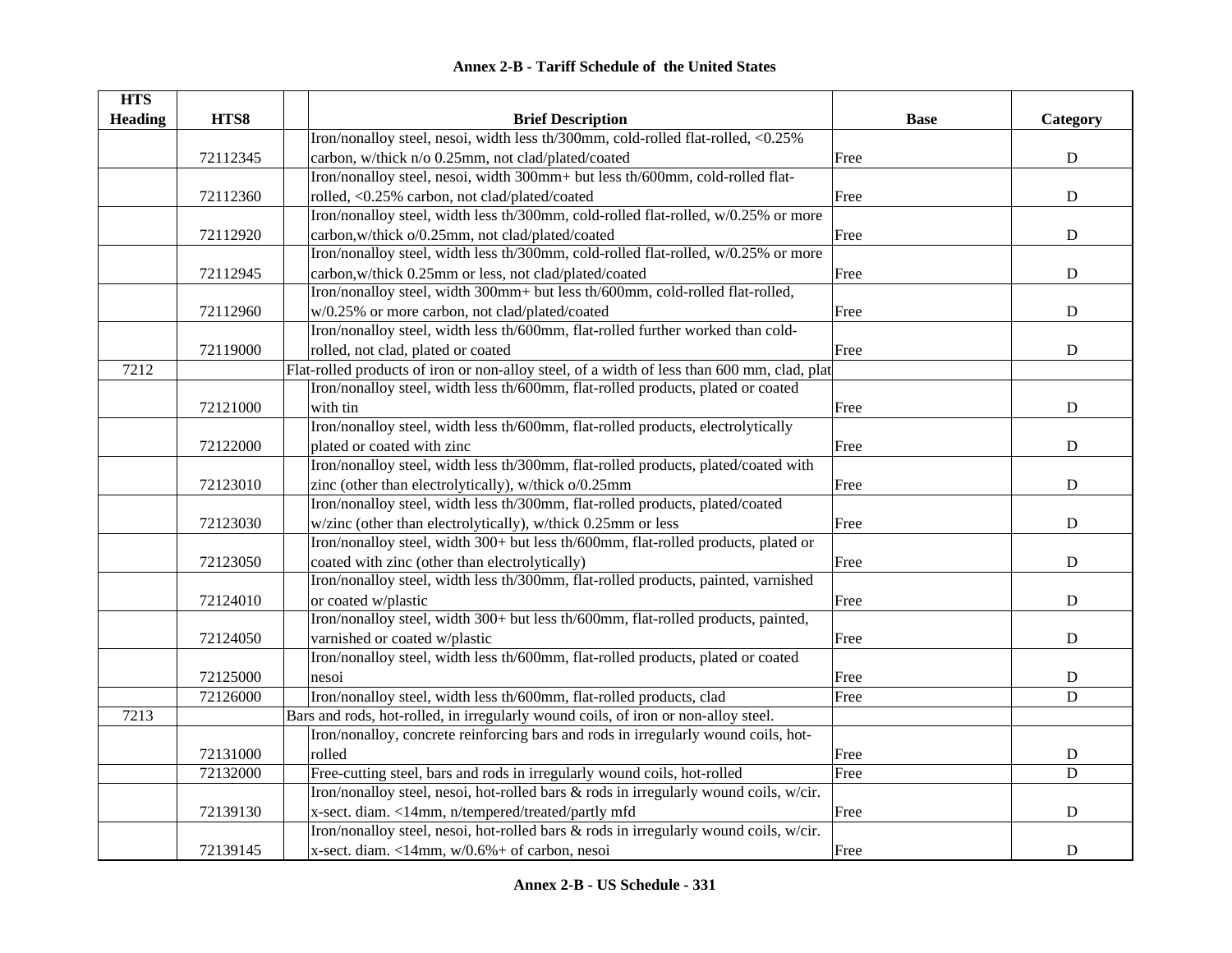# Annex 2-B - Tariff Schedule of the United States

| HTS Heading | HTS8 | | Brief Description | Base | Category |
|---|---|---|---|---|---|
| | 72112345 | | Iron/nonalloy steel, nesoi, width less th/300mm, cold-rolled flat-rolled, <0.25% carbon, w/thick n/o 0.25mm, not clad/plated/coated | Free | D |
| | 72112360 | | Iron/nonalloy steel, nesoi, width 300mm+ but less th/600mm, cold-rolled flat-rolled, <0.25% carbon, not clad/plated/coated | Free | D |
| | 72112920 | | Iron/nonalloy steel, width less th/300mm, cold-rolled flat-rolled, w/0.25% or more carbon,w/thick o/0.25mm, not clad/plated/coated | Free | D |
| | 72112945 | | Iron/nonalloy steel, width less th/300mm, cold-rolled flat-rolled, w/0.25% or more carbon,w/thick 0.25mm or less, not clad/plated/coated | Free | D |
| | 72112960 | | Iron/nonalloy steel, width 300mm+ but less th/600mm, cold-rolled flat-rolled, w/0.25% or more carbon, not clad/plated/coated | Free | D |
| | 72119000 | | Iron/nonalloy steel, width less th/600mm, flat-rolled further worked than cold-rolled, not clad, plated or coated | Free | D |
| 7212 | | Flat-rolled products of iron or non-alloy steel, of a width of less than 600 mm, clad, plat | | | |
| | 72121000 | | Iron/nonalloy steel, width less th/600mm, flat-rolled products, plated or coated with tin | Free | D |
| | 72122000 | | Iron/nonalloy steel, width less th/600mm, flat-rolled products, electrolytically plated or coated with zinc | Free | D |
| | 72123010 | | Iron/nonalloy steel, width less th/300mm, flat-rolled products, plated/coated with zinc (other than electrolytically), w/thick o/0.25mm | Free | D |
| | 72123030 | | Iron/nonalloy steel, width less th/300mm, flat-rolled products, plated/coated w/zinc (other than electrolytically), w/thick 0.25mm or less | Free | D |
| | 72123050 | | Iron/nonalloy steel, width 300+ but less th/600mm, flat-rolled products, plated or coated with zinc (other than electrolytically) | Free | D |
| | 72124010 | | Iron/nonalloy steel, width less th/300mm, flat-rolled products, painted, varnished or coated w/plastic | Free | D |
| | 72124050 | | Iron/nonalloy steel, width 300+ but less th/600mm, flat-rolled products, painted, varnished or coated w/plastic | Free | D |
| | 72125000 | | Iron/nonalloy steel, width less th/600mm, flat-rolled products, plated or coated nesoi | Free | D |
| | 72126000 | | Iron/nonalloy steel, width less th/600mm, flat-rolled products, clad | Free | D |
| 7213 | | Bars and rods, hot-rolled, in irregularly wound coils, of iron or non-alloy steel. | | | |
| | 72131000 | | Iron/nonalloy, concrete reinforcing bars and rods in irregularly wound coils, hot-rolled | Free | D |
| | 72132000 | | Free-cutting steel, bars and rods in irregularly wound coils, hot-rolled | Free | D |
| | 72139130 | | Iron/nonalloy steel, nesoi, hot-rolled bars & rods in irregularly wound coils, w/cir. x-sect. diam. <14mm, n/tempered/treated/partly mfd | Free | D |
| | 72139145 | | Iron/nonalloy steel, nesoi, hot-rolled bars & rods in irregularly wound coils, w/cir. x-sect. diam. <14mm, w/0.6%+ of carbon, nesoi | Free | D |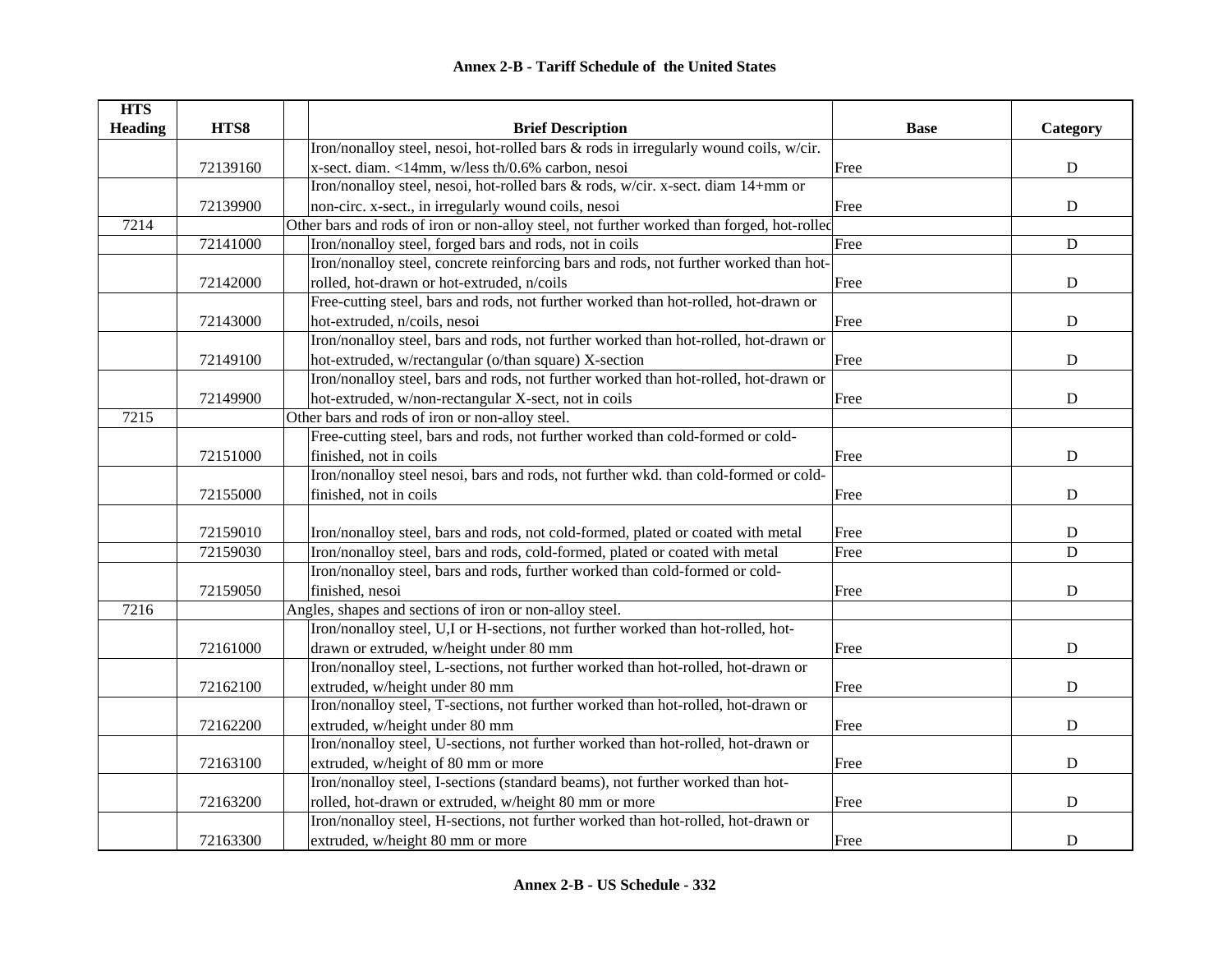# Annex 2-B - Tariff Schedule of the United States

| HTS Heading | HTS8 | | Brief Description | Base | Category |
|---|---|---|---|---|---|
| | 72139160 | | Iron/nonalloy steel, nesoi, hot-rolled bars & rods in irregularly wound coils, w/cir. x-sect. diam. <14mm, w/less th/0.6% carbon, nesoi | Free | D |
| | 72139900 | | Iron/nonalloy steel, nesoi, hot-rolled bars & rods, w/cir. x-sect. diam 14+mm or non-circ. x-sect., in irregularly wound coils, nesoi | Free | D |
| 7214 | | | Other bars and rods of iron or non-alloy steel, not further worked than forged, hot-rolled | | |
| | 72141000 | | Iron/nonalloy steel, forged bars and rods, not in coils | Free | D |
| | 72142000 | | Iron/nonalloy steel, concrete reinforcing bars and rods, not further worked than hot-rolled, hot-drawn or hot-extruded, n/coils | Free | D |
| | 72143000 | | Free-cutting steel, bars and rods, not further worked than hot-rolled, hot-drawn or hot-extruded, n/coils, nesoi | Free | D |
| | 72149100 | | Iron/nonalloy steel, bars and rods, not further worked than hot-rolled, hot-drawn or hot-extruded, w/rectangular (o/than square) X-section | Free | D |
| | 72149900 | | Iron/nonalloy steel, bars and rods, not further worked than hot-rolled, hot-drawn or hot-extruded, w/non-rectangular X-sect, not in coils | Free | D |
| 7215 | | | Other bars and rods of iron or non-alloy steel. | | |
| | 72151000 | | Free-cutting steel, bars and rods, not further worked than cold-formed or cold-finished, not in coils | Free | D |
| | 72155000 | | Iron/nonalloy steel nesoi, bars and rods, not further wkd. than cold-formed or cold-finished, not in coils | Free | D |
| | 72159010 | | Iron/nonalloy steel, bars and rods, not cold-formed, plated or coated with metal | Free | D |
| | 72159030 | | Iron/nonalloy steel, bars and rods, cold-formed, plated or coated with metal | Free | D |
| | 72159050 | | Iron/nonalloy steel, bars and rods, further worked than cold-formed or cold-finished, nesoi | Free | D |
| 7216 | | | Angles, shapes and sections of iron or non-alloy steel. | | |
| | 72161000 | | Iron/nonalloy steel, U,I or H-sections, not further worked than hot-rolled, hot-drawn or extruded, w/height under 80 mm | Free | D |
| | 72162100 | | Iron/nonalloy steel, L-sections, not further worked than hot-rolled, hot-drawn or extruded, w/height under 80 mm | Free | D |
| | 72162200 | | Iron/nonalloy steel, T-sections, not further worked than hot-rolled, hot-drawn or extruded, w/height under 80 mm | Free | D |
| | 72163100 | | Iron/nonalloy steel, U-sections, not further worked than hot-rolled, hot-drawn or extruded, w/height of 80 mm or more | Free | D |
| | 72163200 | | Iron/nonalloy steel, I-sections (standard beams), not further worked than hot-rolled, hot-drawn or extruded, w/height 80 mm or more | Free | D |
| | 72163300 | | Iron/nonalloy steel, H-sections, not further worked than hot-rolled, hot-drawn or extruded, w/height 80 mm or more | Free | D |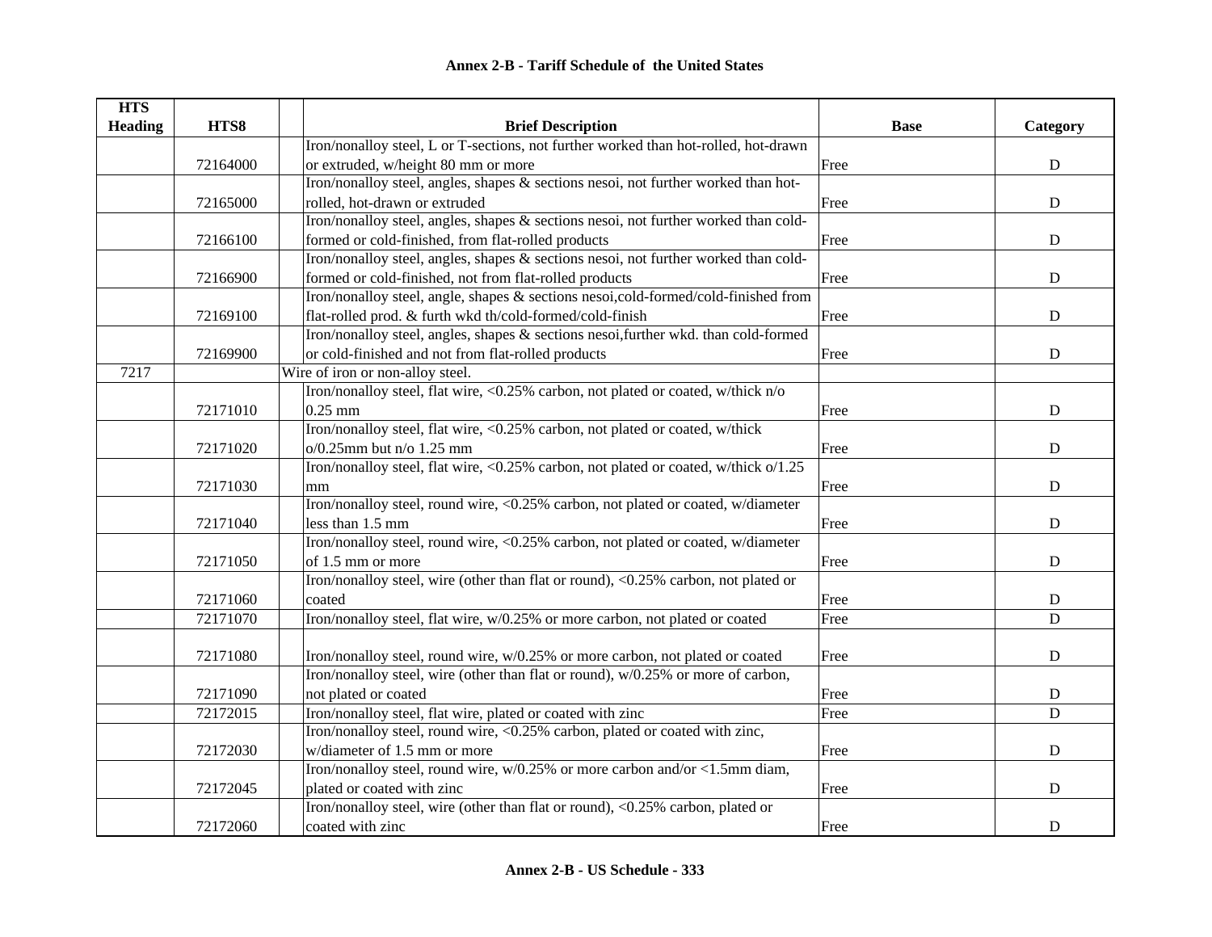## Annex 2-B - Tariff Schedule of the United States

| HTS Heading | HTS8 | | Brief Description | Base | Category |
|---|---|---|---|---|---|
| | 72164000 | | Iron/nonalloy steel, L or T-sections, not further worked than hot-rolled, hot-drawn or extruded, w/height 80 mm or more | Free | D |
| | 72165000 | | Iron/nonalloy steel, angles, shapes & sections nesoi, not further worked than hot-rolled, hot-drawn or extruded | Free | D |
| | 72166100 | | Iron/nonalloy steel, angles, shapes & sections nesoi, not further worked than cold-formed or cold-finished, from flat-rolled products | Free | D |
| | 72166900 | | Iron/nonalloy steel, angles, shapes & sections nesoi, not further worked than cold-formed or cold-finished, not from flat-rolled products | Free | D |
| | 72169100 | | Iron/nonalloy steel, angle, shapes & sections nesoi,cold-formed/cold-finished from flat-rolled prod. & furth wkd th/cold-formed/cold-finish | Free | D |
| | 72169900 | | Iron/nonalloy steel, angles, shapes & sections nesoi,further wkd. than cold-formed or cold-finished and not from flat-rolled products | Free | D |
| 7217 | | Wire of iron or non-alloy steel. | | | |
| | 72171010 | | Iron/nonalloy steel, flat wire, <0.25% carbon, not plated or coated, w/thick n/o 0.25 mm | Free | D |
| | 72171020 | | Iron/nonalloy steel, flat wire, <0.25% carbon, not plated or coated, w/thick o/0.25mm but n/o 1.25 mm | Free | D |
| | 72171030 | | Iron/nonalloy steel, flat wire, <0.25% carbon, not plated or coated, w/thick o/1.25 mm | Free | D |
| | 72171040 | | Iron/nonalloy steel, round wire, <0.25% carbon, not plated or coated, w/diameter less than 1.5 mm | Free | D |
| | 72171050 | | Iron/nonalloy steel, round wire, <0.25% carbon, not plated or coated, w/diameter of 1.5 mm or more | Free | D |
| | 72171060 | | Iron/nonalloy steel, wire (other than flat or round), <0.25% carbon, not plated or coated | Free | D |
| | 72171070 | | Iron/nonalloy steel, flat wire, w/0.25% or more carbon, not plated or coated | Free | D |
| | 72171080 | | Iron/nonalloy steel, round wire, w/0.25% or more carbon, not plated or coated | Free | D |
| | 72171090 | | Iron/nonalloy steel, wire (other than flat or round), w/0.25% or more of carbon, not plated or coated | Free | D |
| | 72172015 | | Iron/nonalloy steel, flat wire, plated or coated with zinc | Free | D |
| | 72172030 | | Iron/nonalloy steel, round wire, <0.25% carbon, plated or coated with zinc, w/diameter of 1.5 mm or more | Free | D |
| | 72172045 | | Iron/nonalloy steel, round wire, w/0.25% or more carbon and/or <1.5mm diam, plated or coated with zinc | Free | D |
| | 72172060 | | Iron/nonalloy steel, wire (other than flat or round), <0.25% carbon, plated or coated with zinc | Free | D |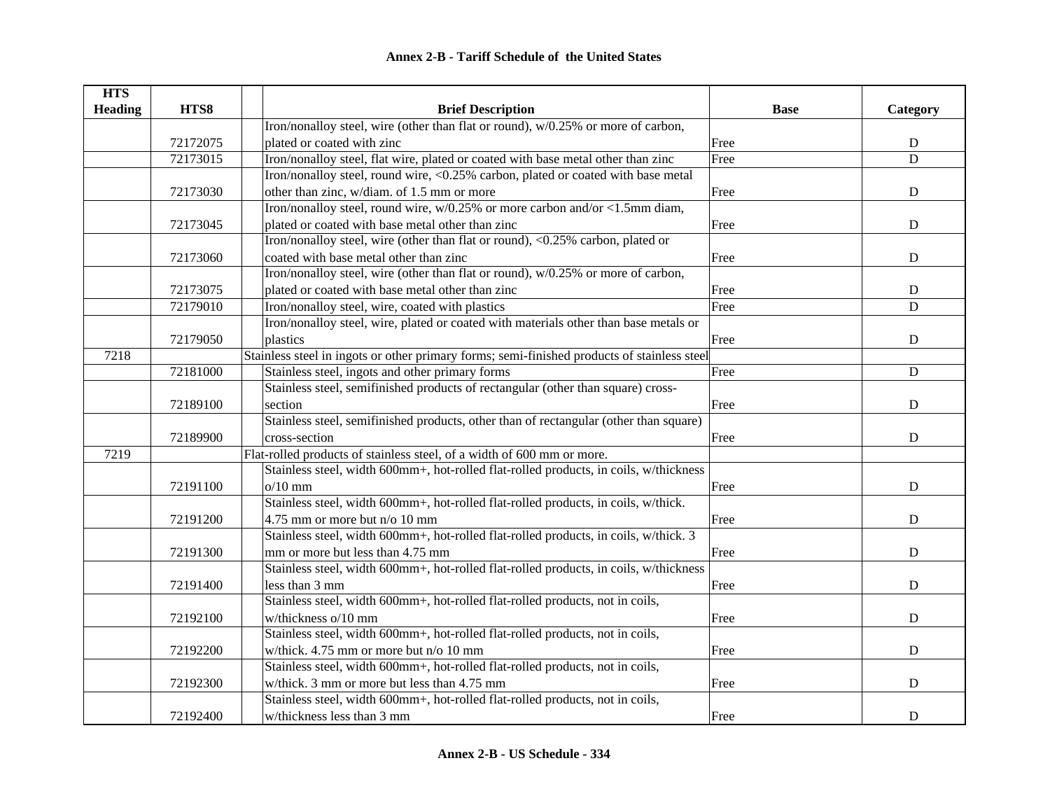# Annex 2-B - Tariff Schedule of the United States

| HTS Heading | HTS8 | Brief Description | Base | Category |
|---|---|---|---|---|
| | 72172075 | Iron/nonalloy steel, wire (other than flat or round), w/0.25% or more of carbon, plated or coated with zinc | Free | D |
| | 72173015 | Iron/nonalloy steel, flat wire, plated or coated with base metal other than zinc | Free | D |
| | 72173030 | Iron/nonalloy steel, round wire, <0.25% carbon, plated or coated with base metal other than zinc, w/diam. of 1.5 mm or more | Free | D |
| | 72173045 | Iron/nonalloy steel, round wire, w/0.25% or more carbon and/or <1.5mm diam, plated or coated with base metal other than zinc | Free | D |
| | 72173060 | Iron/nonalloy steel, wire (other than flat or round), <0.25% carbon, plated or coated with base metal other than zinc | Free | D |
| | 72173075 | Iron/nonalloy steel, wire (other than flat or round), w/0.25% or more of carbon, plated or coated with base metal other than zinc | Free | D |
| | 72179010 | Iron/nonalloy steel, wire, coated with plastics | Free | D |
| | 72179050 | Iron/nonalloy steel, wire, plated or coated with materials other than base metals or plastics | Free | D |
| 7218 | | Stainless steel in ingots or other primary forms; semi-finished products of stainless steel | | |
| | 72181000 | Stainless steel, ingots and other primary forms | Free | D |
| | 72189100 | Stainless steel, semifinished products of rectangular (other than square) cross-section | Free | D |
| | 72189900 | Stainless steel, semifinished products, other than of rectangular (other than square) cross-section | Free | D |
| 7219 | | Flat-rolled products of stainless steel, of a width of 600 mm or more. | | |
| | 72191100 | Stainless steel, width 600mm+, hot-rolled flat-rolled products, in coils, w/thickness o/10 mm | Free | D |
| | 72191200 | Stainless steel, width 600mm+, hot-rolled flat-rolled products, in coils, w/thick. 4.75 mm or more but n/o 10 mm | Free | D |
| | 72191300 | Stainless steel, width 600mm+, hot-rolled flat-rolled products, in coils, w/thick. 3 mm or more but less than 4.75 mm | Free | D |
| | 72191400 | Stainless steel, width 600mm+, hot-rolled flat-rolled products, in coils, w/thickness less than 3 mm | Free | D |
| | 72192100 | Stainless steel, width 600mm+, hot-rolled flat-rolled products, not in coils, w/thickness o/10 mm | Free | D |
| | 72192200 | Stainless steel, width 600mm+, hot-rolled flat-rolled products, not in coils, w/thick. 4.75 mm or more but n/o 10 mm | Free | D |
| | 72192300 | Stainless steel, width 600mm+, hot-rolled flat-rolled products, not in coils, w/thick. 3 mm or more but less than 4.75 mm | Free | D |
| | 72192400 | Stainless steel, width 600mm+, hot-rolled flat-rolled products, not in coils, w/thickness less than 3 mm | Free | D |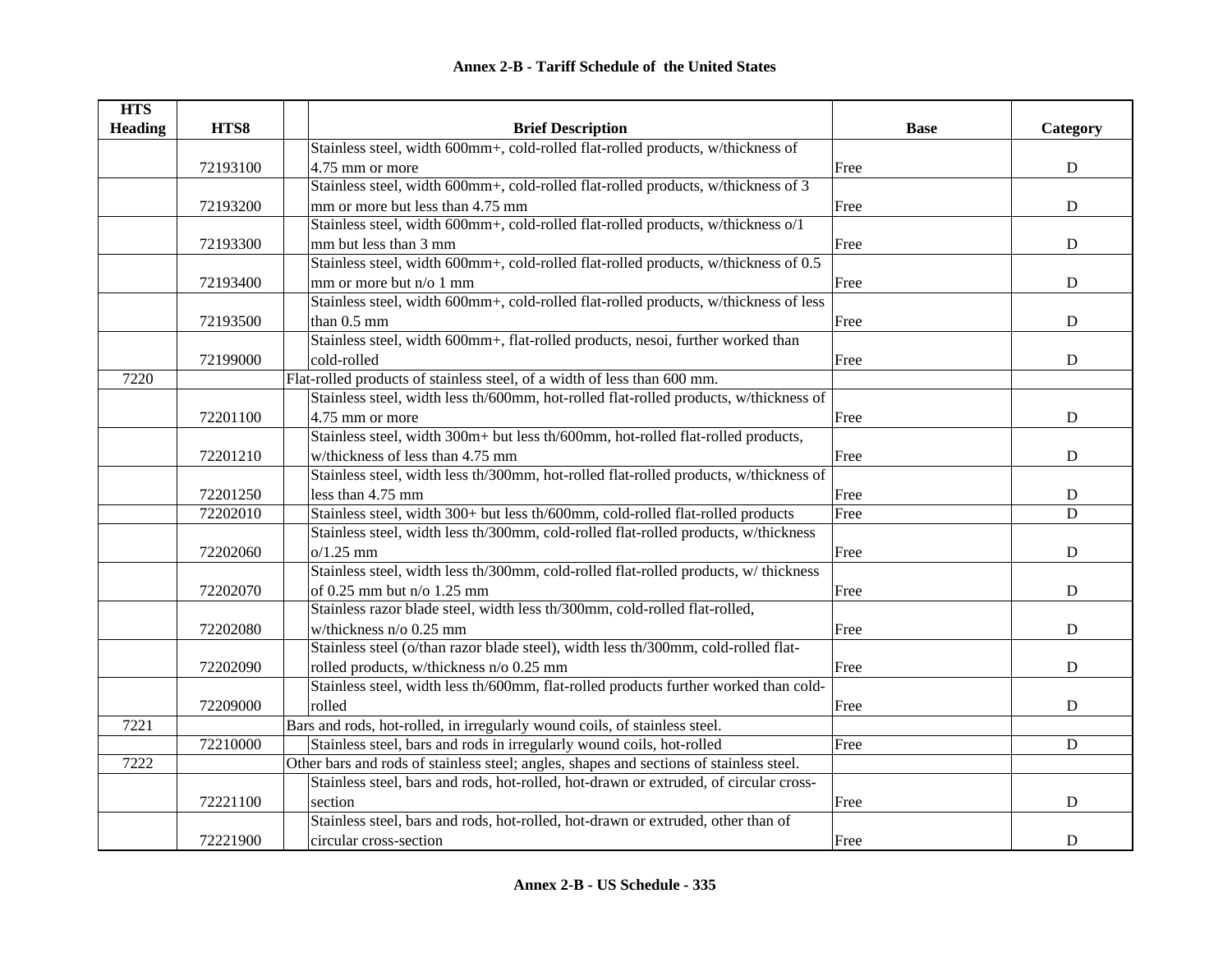## Annex 2-B - Tariff Schedule of the United States

| HTS Heading | HTS8 | Brief Description | Base | Category |
|---|---|---|---|---|
| | 72193100 | Stainless steel, width 600mm+, cold-rolled flat-rolled products, w/thickness of 4.75 mm or more | Free | D |
| | 72193200 | Stainless steel, width 600mm+, cold-rolled flat-rolled products, w/thickness of 3 mm or more but less than 4.75 mm | Free | D |
| | 72193300 | Stainless steel, width 600mm+, cold-rolled flat-rolled products, w/thickness o/1 mm but less than 3 mm | Free | D |
| | 72193400 | Stainless steel, width 600mm+, cold-rolled flat-rolled products, w/thickness of 0.5 mm or more but n/o 1 mm | Free | D |
| | 72193500 | Stainless steel, width 600mm+, cold-rolled flat-rolled products, w/thickness of less than 0.5 mm | Free | D |
| | 72199000 | Stainless steel, width 600mm+, flat-rolled products, nesoi, further worked than cold-rolled | Free | D |
| 7220 | | Flat-rolled products of stainless steel, of a width of less than 600 mm. | | |
| | 72201100 | Stainless steel, width less th/600mm, hot-rolled flat-rolled products, w/thickness of 4.75 mm or more | Free | D |
| | 72201210 | Stainless steel, width 300m+ but less th/600mm, hot-rolled flat-rolled products, w/thickness of less than 4.75 mm | Free | D |
| | 72201250 | Stainless steel, width less th/300mm, hot-rolled flat-rolled products, w/thickness of less than 4.75 mm | Free | D |
| | 72202010 | Stainless steel, width 300+ but less th/600mm, cold-rolled flat-rolled products | Free | D |
| | 72202060 | Stainless steel, width less th/300mm, cold-rolled flat-rolled products, w/thickness o/1.25 mm | Free | D |
| | 72202070 | Stainless steel, width less th/300mm, cold-rolled flat-rolled products, w/ thickness of 0.25 mm but n/o 1.25 mm | Free | D |
| | 72202080 | Stainless razor blade steel, width less th/300mm, cold-rolled flat-rolled, w/thickness n/o 0.25 mm | Free | D |
| | 72202090 | Stainless steel (o/than razor blade steel), width less th/300mm, cold-rolled flat-rolled products, w/thickness n/o 0.25 mm | Free | D |
| | 72209000 | Stainless steel, width less th/600mm, flat-rolled products further worked than cold-rolled | Free | D |
| 7221 | | Bars and rods, hot-rolled, in irregularly wound coils, of stainless steel. | | |
| | 72210000 | Stainless steel, bars and rods in irregularly wound coils, hot-rolled | Free | D |
| 7222 | | Other bars and rods of stainless steel; angles, shapes and sections of stainless steel. | | |
| | 72221100 | Stainless steel, bars and rods, hot-rolled, hot-drawn or extruded, of circular cross-section | Free | D |
| | 72221900 | Stainless steel, bars and rods, hot-rolled, hot-drawn or extruded, other than of circular cross-section | Free | D |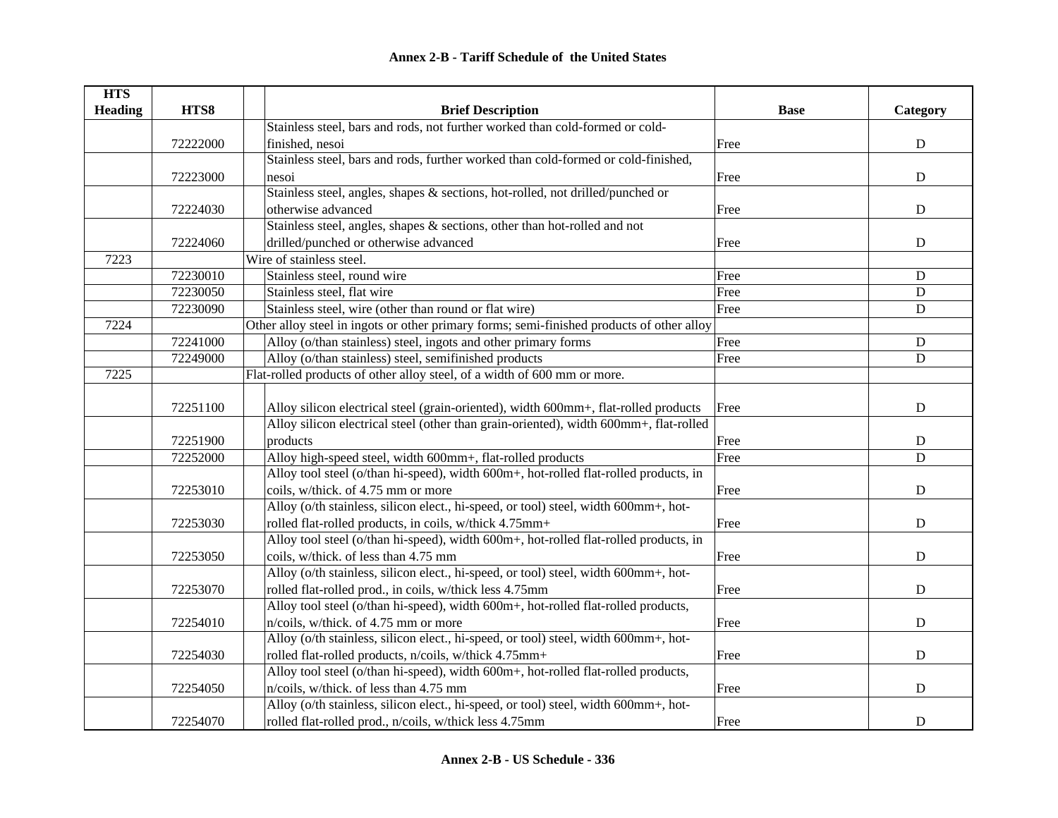## Annex 2-B - Tariff Schedule of the United States

| HTS Heading | HTS8 | Brief Description | Base | Category |
|---|---|---|---|---|
| | 72222000 | Stainless steel, bars and rods, not further worked than cold-formed or cold-finished, nesoi | Free | D |
| | 72223000 | Stainless steel, bars and rods, further worked than cold-formed or cold-finished, nesoi | Free | D |
| | 72224030 | Stainless steel, angles, shapes & sections, hot-rolled, not drilled/punched or otherwise advanced | Free | D |
| | 72224060 | Stainless steel, angles, shapes & sections, other than hot-rolled and not drilled/punched or otherwise advanced | Free | D |
| 7223 | | Wire of stainless steel. | | |
| | 72230010 | Stainless steel, round wire | Free | D |
| | 72230050 | Stainless steel, flat wire | Free | D |
| | 72230090 | Stainless steel, wire (other than round or flat wire) | Free | D |
| 7224 | | Other alloy steel in ingots or other primary forms; semi-finished products of other alloy | | |
| | 72241000 | Alloy (o/than stainless) steel, ingots and other primary forms | Free | D |
| | 72249000 | Alloy (o/than stainless) steel, semifinished products | Free | D |
| 7225 | | Flat-rolled products of other alloy steel, of a width of 600 mm or more. | | |
| | 72251100 | Alloy silicon electrical steel (grain-oriented), width 600mm+, flat-rolled products | Free | D |
| | 72251900 | Alloy silicon electrical steel (other than grain-oriented), width 600mm+, flat-rolled products | Free | D |
| | 72252000 | Alloy high-speed steel, width 600mm+, flat-rolled products | Free | D |
| | 72253010 | Alloy tool steel (o/than hi-speed), width 600m+, hot-rolled flat-rolled products, in coils, w/thick. of 4.75 mm or more | Free | D |
| | 72253030 | Alloy (o/th stainless, silicon elect., hi-speed, or tool) steel, width 600mm+, hot-rolled flat-rolled products, in coils, w/thick 4.75mm+ | Free | D |
| | 72253050 | Alloy tool steel (o/than hi-speed), width 600m+, hot-rolled flat-rolled products, in coils, w/thick. of less than 4.75 mm | Free | D |
| | 72253070 | Alloy (o/th stainless, silicon elect., hi-speed, or tool) steel, width 600mm+, hot-rolled flat-rolled prod., in coils, w/thick less 4.75mm | Free | D |
| | 72254010 | Alloy tool steel (o/than hi-speed), width 600m+, hot-rolled flat-rolled products, n/coils, w/thick. of 4.75 mm or more | Free | D |
| | 72254030 | Alloy (o/th stainless, silicon elect., hi-speed, or tool) steel, width 600mm+, hot-rolled flat-rolled products, n/coils, w/thick 4.75mm+ | Free | D |
| | 72254050 | Alloy tool steel (o/than hi-speed), width 600m+, hot-rolled flat-rolled products, n/coils, w/thick. of less than 4.75 mm | Free | D |
| | 72254070 | Alloy (o/th stainless, silicon elect., hi-speed, or tool) steel, width 600mm+, hot-rolled flat-rolled prod., n/coils, w/thick less 4.75mm | Free | D |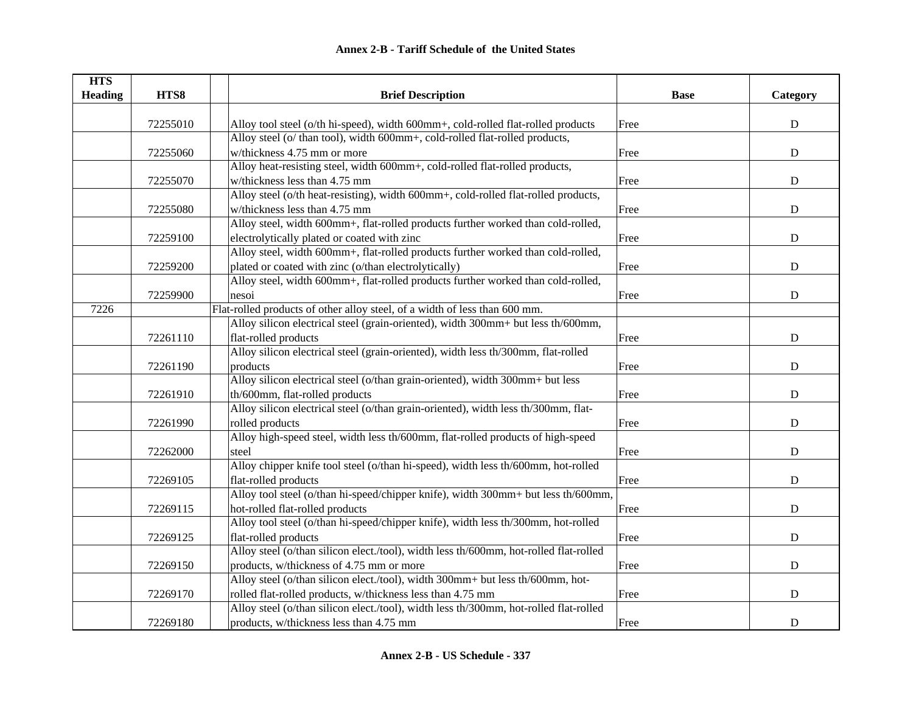## Annex 2-B - Tariff Schedule of the United States

| HTS Heading | HTS8 | Brief Description | Base | Category |
|---|---|---|---|---|
| | 72255010 | Alloy tool steel (o/th hi-speed), width 600mm+, cold-rolled flat-rolled products | Free | D |
| | 72255060 | Alloy steel (o/ than tool), width 600mm+, cold-rolled flat-rolled products, w/thickness 4.75 mm or more | Free | D |
| | 72255070 | Alloy heat-resisting steel, width 600mm+, cold-rolled flat-rolled products, w/thickness less than 4.75 mm | Free | D |
| | 72255080 | Alloy steel (o/th heat-resisting), width 600mm+, cold-rolled flat-rolled products, w/thickness less than 4.75 mm | Free | D |
| | 72259100 | Alloy steel, width 600mm+, flat-rolled products further worked than cold-rolled, electrolytically plated or coated with zinc | Free | D |
| | 72259200 | Alloy steel, width 600mm+, flat-rolled products further worked than cold-rolled, plated or coated with zinc (o/than electrolytically) | Free | D |
| | 72259900 | Alloy steel, width 600mm+, flat-rolled products further worked than cold-rolled, nesoi | Free | D |
| 7226 | | Flat-rolled products of other alloy steel, of a width of less than 600 mm. | | |
| | 72261110 | Alloy silicon electrical steel (grain-oriented), width 300mm+ but less th/600mm, flat-rolled products | Free | D |
| | 72261190 | Alloy silicon electrical steel (grain-oriented), width less th/300mm, flat-rolled products | Free | D |
| | 72261910 | Alloy silicon electrical steel (o/than grain-oriented), width 300mm+ but less th/600mm, flat-rolled products | Free | D |
| | 72261990 | Alloy silicon electrical steel (o/than grain-oriented), width less th/300mm, flat-rolled products | Free | D |
| | 72262000 | Alloy high-speed steel, width less th/600mm, flat-rolled products of high-speed steel | Free | D |
| | 72269105 | Alloy chipper knife tool steel (o/than hi-speed), width less th/600mm, hot-rolled flat-rolled products | Free | D |
| | 72269115 | Alloy tool steel (o/than hi-speed/chipper knife), width 300mm+ but less th/600mm, hot-rolled flat-rolled products | Free | D |
| | 72269125 | Alloy tool steel (o/than hi-speed/chipper knife), width less th/300mm, hot-rolled flat-rolled products | Free | D |
| | 72269150 | Alloy steel (o/than silicon elect./tool), width less th/600mm, hot-rolled flat-rolled products, w/thickness of 4.75 mm or more | Free | D |
| | 72269170 | Alloy steel (o/than silicon elect./tool), width 300mm+ but less th/600mm, hot-rolled flat-rolled products, w/thickness less than 4.75 mm | Free | D |
| | 72269180 | Alloy steel (o/than silicon elect./tool), width less th/300mm, hot-rolled flat-rolled products, w/thickness less than 4.75 mm | Free | D |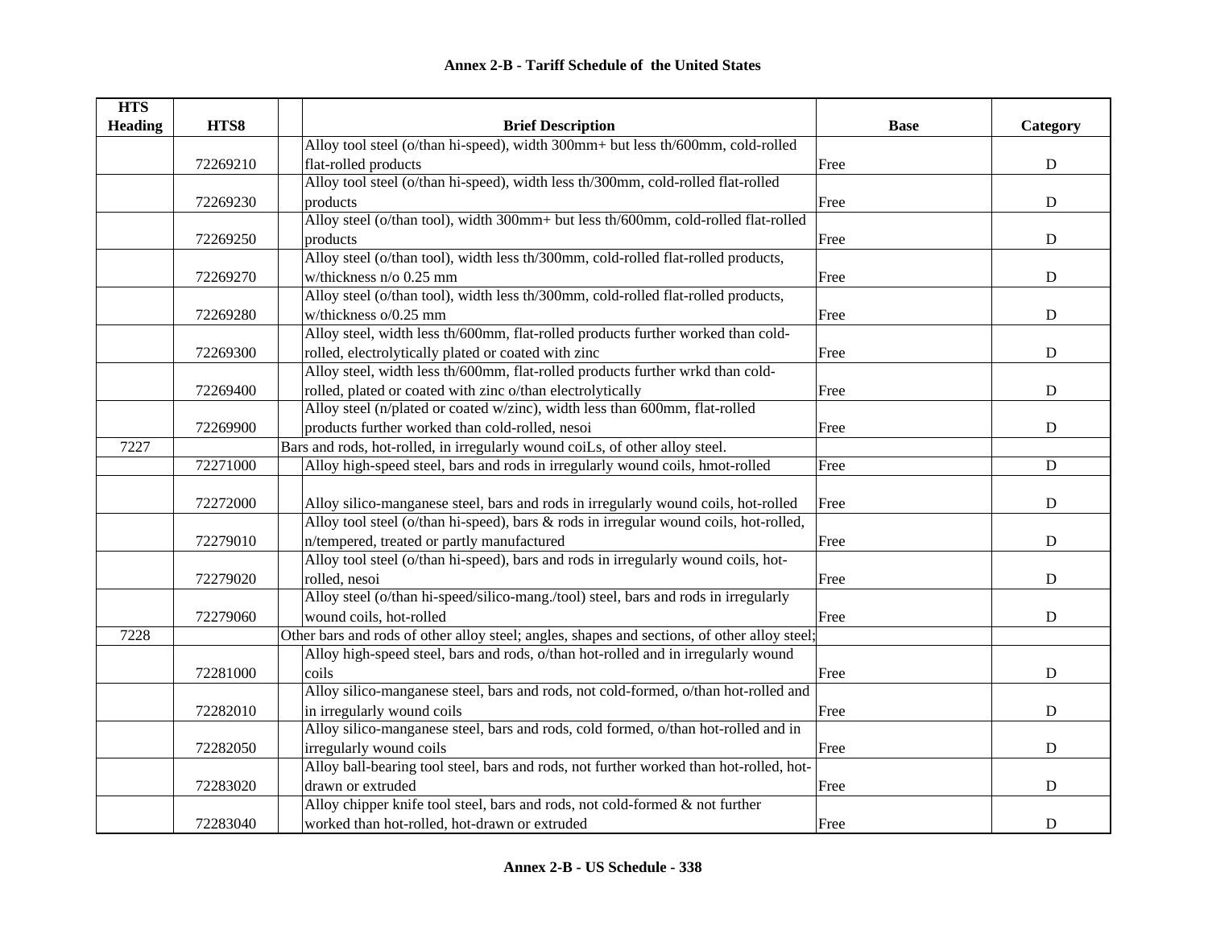## Annex 2-B - Tariff Schedule of the United States

| HTS Heading | HTS8 | Brief Description | Base | Category |
|---|---|---|---|---|
| | 72269210 | Alloy tool steel (o/than hi-speed), width 300mm+ but less th/600mm, cold-rolled flat-rolled products | Free | D |
| | 72269230 | Alloy tool steel (o/than hi-speed), width less th/300mm, cold-rolled flat-rolled products | Free | D |
| | 72269250 | Alloy steel (o/than tool), width 300mm+ but less th/600mm, cold-rolled flat-rolled products | Free | D |
| | 72269270 | Alloy steel (o/than tool), width less th/300mm, cold-rolled flat-rolled products, w/thickness n/o 0.25 mm | Free | D |
| | 72269280 | Alloy steel (o/than tool), width less th/300mm, cold-rolled flat-rolled products, w/thickness o/0.25 mm | Free | D |
| | 72269300 | Alloy steel, width less th/600mm, flat-rolled products further worked than cold-rolled, electrolytically plated or coated with zinc | Free | D |
| | 72269400 | Alloy steel, width less th/600mm, flat-rolled products further wrkd than cold-rolled, plated or coated with zinc o/than electrolytically | Free | D |
| | 72269900 | Alloy steel (n/plated or coated w/zinc), width less than 600mm, flat-rolled products further worked than cold-rolled, nesoi | Free | D |
| 7227 | | Bars and rods, hot-rolled, in irregularly wound coiLs, of other alloy steel. | | |
| | 72271000 | Alloy high-speed steel, bars and rods in irregularly wound coils, hmot-rolled | Free | D |
| | 72272000 | Alloy silico-manganese steel, bars and rods in irregularly wound coils, hot-rolled | Free | D |
| | 72279010 | Alloy tool steel (o/than hi-speed), bars & rods in irregular wound coils, hot-rolled, n/tempered, treated or partly manufactured | Free | D |
| | 72279020 | Alloy tool steel (o/than hi-speed), bars and rods in irregularly wound coils, hot-rolled, nesoi | Free | D |
| | 72279060 | Alloy steel (o/than hi-speed/silico-mang./tool) steel, bars and rods in irregularly wound coils, hot-rolled | Free | D |
| 7228 | | Other bars and rods of other alloy steel; angles, shapes and sections, of other alloy steel; | | |
| | 72281000 | Alloy high-speed steel, bars and rods, o/than hot-rolled and in irregularly wound coils | Free | D |
| | 72282010 | Alloy silico-manganese steel, bars and rods, not cold-formed, o/than hot-rolled and in irregularly wound coils | Free | D |
| | 72282050 | Alloy silico-manganese steel, bars and rods, cold formed, o/than hot-rolled and in irregularly wound coils | Free | D |
| | 72283020 | Alloy ball-bearing tool steel, bars and rods, not further worked than hot-rolled, hot-drawn or extruded | Free | D |
| | 72283040 | Alloy chipper knife tool steel, bars and rods, not cold-formed & not further worked than hot-rolled, hot-drawn or extruded | Free | D |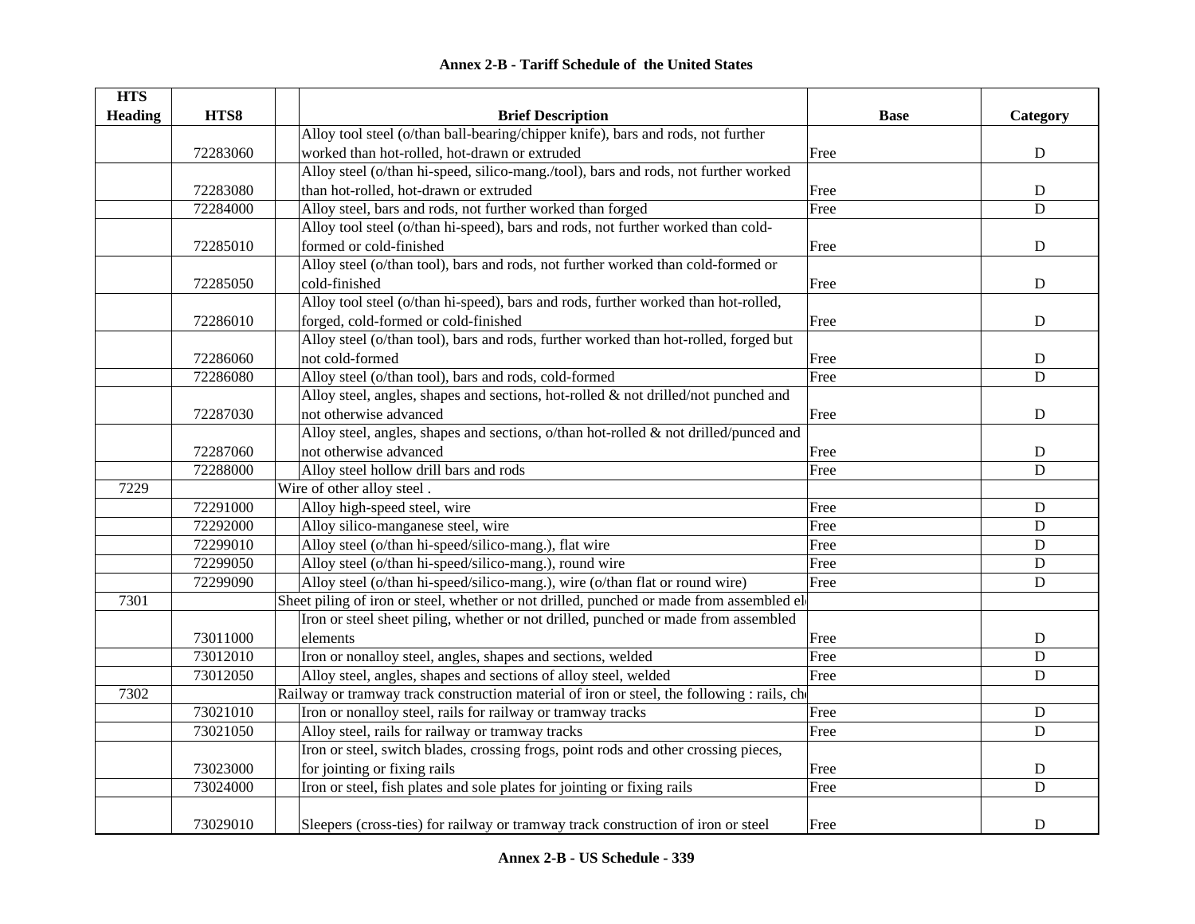## Annex 2-B - Tariff Schedule of the United States

| HTS Heading | HTS8 | Brief Description | Base | Category |
|---|---|---|---|---|
| | 72283060 | Alloy tool steel (o/than ball-bearing/chipper knife), bars and rods, not further worked than hot-rolled, hot-drawn or extruded | Free | D |
| | 72283080 | Alloy steel (o/than hi-speed, silico-mang./tool), bars and rods, not further worked than hot-rolled, hot-drawn or extruded | Free | D |
| | 72284000 | Alloy steel, bars and rods, not further worked than forged | Free | D |
| | 72285010 | Alloy tool steel (o/than hi-speed), bars and rods, not further worked than cold-formed or cold-finished | Free | D |
| | 72285050 | Alloy steel (o/than tool), bars and rods, not further worked than cold-formed or cold-finished | Free | D |
| | 72286010 | Alloy tool steel (o/than hi-speed), bars and rods, further worked than hot-rolled, forged, cold-formed or cold-finished | Free | D |
| | 72286060 | Alloy steel (o/than tool), bars and rods, further worked than hot-rolled, forged but not cold-formed | Free | D |
| | 72286080 | Alloy steel (o/than tool), bars and rods, cold-formed | Free | D |
| | 72287030 | Alloy steel, angles, shapes and sections, hot-rolled & not drilled/not punched and not otherwise advanced | Free | D |
| | 72287060 | Alloy steel, angles, shapes and sections, o/than hot-rolled & not drilled/punced and not otherwise advanced | Free | D |
| | 72288000 | Alloy steel hollow drill bars and rods | Free | D |
| 7229 | | Wire of other alloy steel . | | |
| | 72291000 | Alloy high-speed steel, wire | Free | D |
| | 72292000 | Alloy silico-manganese steel, wire | Free | D |
| | 72299010 | Alloy steel (o/than hi-speed/silico-mang.), flat wire | Free | D |
| | 72299050 | Alloy steel (o/than hi-speed/silico-mang.), round wire | Free | D |
| | 72299090 | Alloy steel (o/than hi-speed/silico-mang.), wire (o/than flat or round wire) | Free | D |
| 7301 | | Sheet piling of iron or steel, whether or not drilled, punched or made from assembled el | | |
| | 73011000 | Iron or steel sheet piling, whether or not drilled, punched or made from assembled elements | Free | D |
| | 73012010 | Iron or nonalloy steel, angles, shapes and sections, welded | Free | D |
| | 73012050 | Alloy steel, angles, shapes and sections of alloy steel, welded | Free | D |
| 7302 | | Railway or tramway track construction material of iron or steel, the following : rails, ch | | |
| | 73021010 | Iron or nonalloy steel, rails for railway or tramway tracks | Free | D |
| | 73021050 | Alloy steel, rails for railway or tramway tracks | Free | D |
| | 73023000 | Iron or steel, switch blades, crossing frogs, point rods and other crossing pieces, for jointing or fixing rails | Free | D |
| | 73024000 | Iron or steel, fish plates and sole plates for jointing or fixing rails | Free | D |
| | 73029010 | Sleepers (cross-ties) for railway or tramway track construction of iron or steel | Free | D |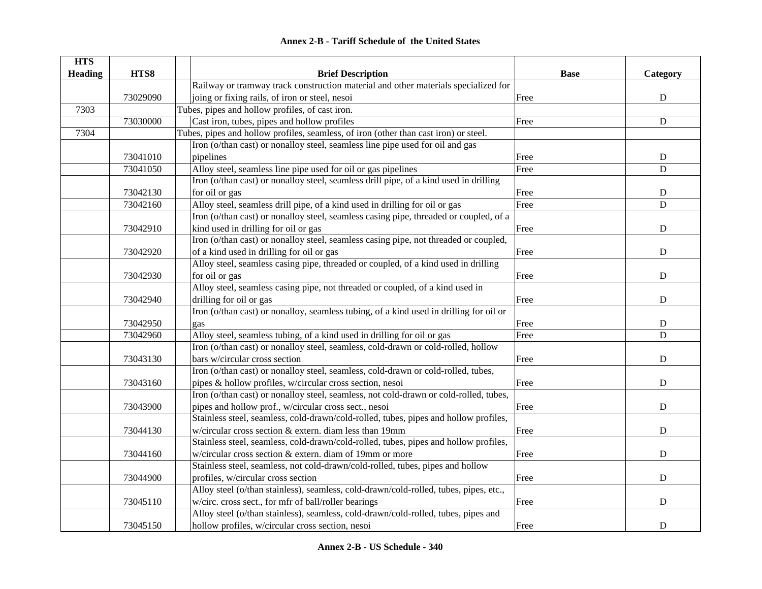**Annex 2-B - Tariff Schedule of the United States**

| HTS Heading | HTS8 | Brief Description | Base | Category |
|---|---|---|---|---|
| | 73029090 | Railway or tramway track construction material and other materials specialized for joing or fixing rails, of iron or steel, nesoi | Free | D |
| 7303 | | Tubes, pipes and hollow profiles, of cast iron. | | |
| | 73030000 | Cast iron, tubes, pipes and hollow profiles | Free | D |
| 7304 | | Tubes, pipes and hollow profiles, seamless, of iron (other than cast iron) or steel. | | |
| | 73041010 | Iron (o/than cast) or nonalloy steel, seamless line pipe used for oil and gas pipelines | Free | D |
| | 73041050 | Alloy steel, seamless line pipe used for oil or gas pipelines | Free | D |
| | 73042130 | Iron (o/than cast) or nonalloy steel, seamless drill pipe, of a kind used in drilling for oil or gas | Free | D |
| | 73042160 | Alloy steel, seamless drill pipe, of a kind used in drilling for oil or gas | Free | D |
| | 73042910 | Iron (o/than cast) or nonalloy steel, seamless casing pipe, threaded or coupled, of a kind used in drilling for oil or gas | Free | D |
| | 73042920 | Iron (o/than cast) or nonalloy steel, seamless casing pipe, not threaded or coupled, of a kind used in drilling for oil or gas | Free | D |
| | 73042930 | Alloy steel, seamless casing pipe, threaded or coupled, of a kind used in drilling for oil or gas | Free | D |
| | 73042940 | Alloy steel, seamless casing pipe, not threaded or coupled, of a kind used in drilling for oil or gas | Free | D |
| | 73042950 | Iron (o/than cast) or nonalloy, seamless tubing, of a kind used in drilling for oil or gas | Free | D |
| | 73042960 | Alloy steel, seamless tubing, of a kind used in drilling for oil or gas | Free | D |
| | 73043130 | Iron (o/than cast) or nonalloy steel, seamless, cold-drawn or cold-rolled, hollow bars w/circular cross section | Free | D |
| | 73043160 | Iron (o/than cast) or nonalloy steel, seamless, cold-drawn or cold-rolled, tubes, pipes & hollow profiles, w/circular cross section, nesoi | Free | D |
| | 73043900 | Iron (o/than cast) or nonalloy steel, seamless, not cold-drawn or cold-rolled, tubes, pipes and hollow prof., w/circular cross sect., nesoi | Free | D |
| | 73044130 | Stainless steel, seamless, cold-drawn/cold-rolled, tubes, pipes and hollow profiles, w/circular cross section & extern. diam less than 19mm | Free | D |
| | 73044160 | Stainless steel, seamless, cold-drawn/cold-rolled, tubes, pipes and hollow profiles, w/circular cross section & extern. diam of 19mm or more | Free | D |
| | 73044900 | Stainless steel, seamless, not cold-drawn/cold-rolled, tubes, pipes and hollow profiles, w/circular cross section | Free | D |
| | 73045110 | Alloy steel (o/than stainless), seamless, cold-drawn/cold-rolled, tubes, pipes, etc., w/circ. cross sect., for mfr of ball/roller bearings | Free | D |
| | 73045150 | Alloy steel (o/than stainless), seamless, cold-drawn/cold-rolled, tubes, pipes and hollow profiles, w/circular cross section, nesoi | Free | D |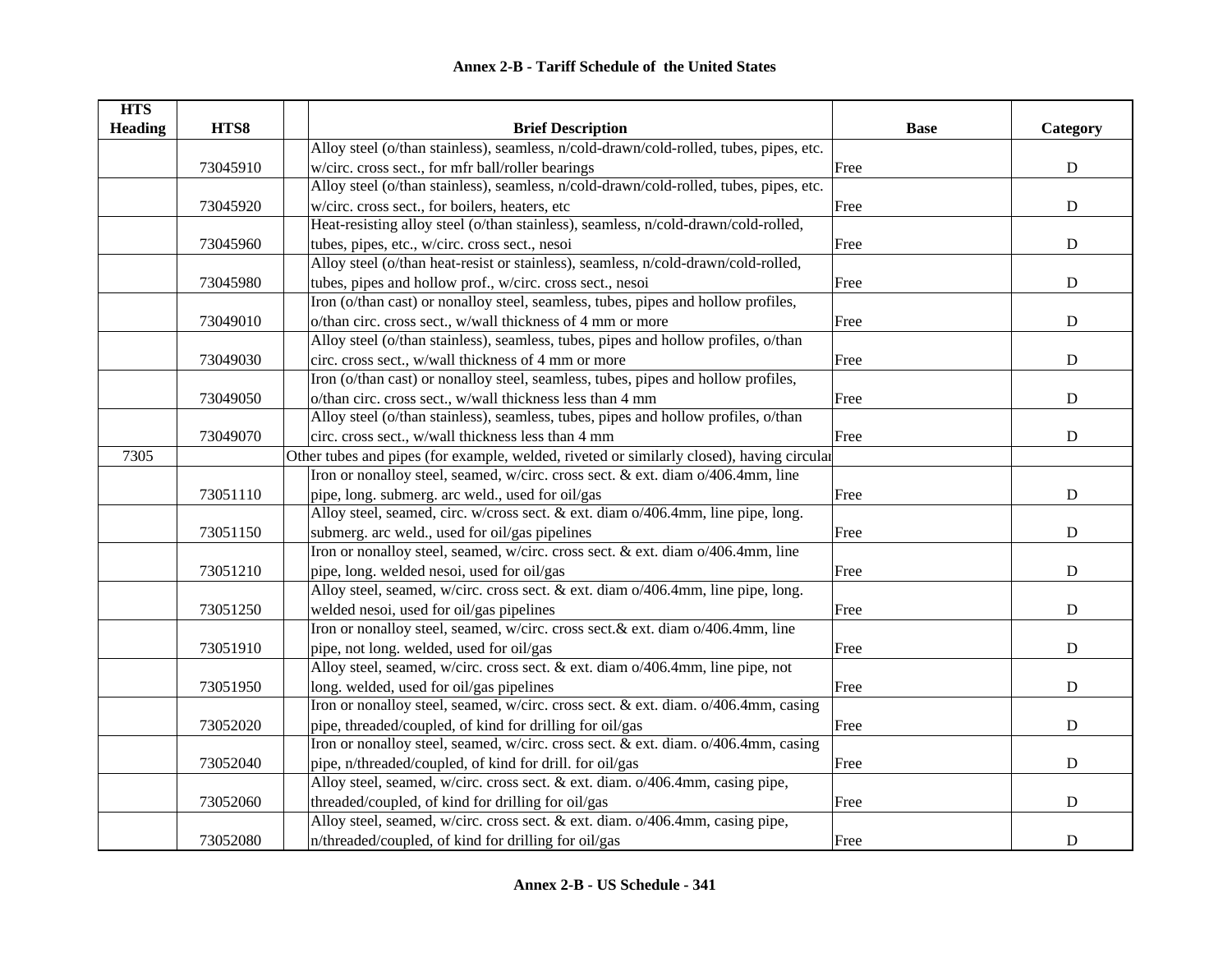## Annex 2-B - Tariff Schedule of the United States

| HTS Heading | HTS8 | | Brief Description | Base | Category |
|---|---|---|---|---|---|
| | 73045910 | | Alloy steel (o/than stainless), seamless, n/cold-drawn/cold-rolled, tubes, pipes, etc. w/circ. cross sect., for mfr ball/roller bearings | Free | D |
| | 73045920 | | Alloy steel (o/than stainless), seamless, n/cold-drawn/cold-rolled, tubes, pipes, etc. w/circ. cross sect., for boilers, heaters, etc | Free | D |
| | 73045960 | | Heat-resisting alloy steel (o/than stainless), seamless, n/cold-drawn/cold-rolled, tubes, pipes, etc., w/circ. cross sect., nesoi | Free | D |
| | 73045980 | | Alloy steel (o/than heat-resist or stainless), seamless, n/cold-drawn/cold-rolled, tubes, pipes and hollow prof., w/circ. cross sect., nesoi | Free | D |
| | 73049010 | | Iron (o/than cast) or nonalloy steel, seamless, tubes, pipes and hollow profiles, o/than circ. cross sect., w/wall thickness of 4 mm or more | Free | D |
| | 73049030 | | Alloy steel (o/than stainless), seamless, tubes, pipes and hollow profiles, o/than circ. cross sect., w/wall thickness of 4 mm or more | Free | D |
| | 73049050 | | Iron (o/than cast) or nonalloy steel, seamless, tubes, pipes and hollow profiles, o/than circ. cross sect., w/wall thickness less than 4 mm | Free | D |
| | 73049070 | | Alloy steel (o/than stainless), seamless, tubes, pipes and hollow profiles, o/than circ. cross sect., w/wall thickness less than 4 mm | Free | D |
| 7305 | | | Other tubes and pipes (for example, welded, riveted or similarly closed), having circular | | |
| | 73051110 | | Iron or nonalloy steel, seamed, w/circ. cross sect. & ext. diam o/406.4mm, line pipe, long. submerg. arc weld., used for oil/gas | Free | D |
| | 73051150 | | Alloy steel, seamed, circ. w/cross sect. & ext. diam o/406.4mm, line pipe, long. submerg. arc weld., used for oil/gas pipelines | Free | D |
| | 73051210 | | Iron or nonalloy steel, seamed, w/circ. cross sect. & ext. diam o/406.4mm, line pipe, long. welded nesoi, used for oil/gas | Free | D |
| | 73051250 | | Alloy steel, seamed, w/circ. cross sect. & ext. diam o/406.4mm, line pipe, long. welded nesoi, used for oil/gas pipelines | Free | D |
| | 73051910 | | Iron or nonalloy steel, seamed, w/circ. cross sect.& ext. diam o/406.4mm, line pipe, not long. welded, used for oil/gas | Free | D |
| | 73051950 | | Alloy steel, seamed, w/circ. cross sect. & ext. diam o/406.4mm, line pipe, not long. welded, used for oil/gas pipelines | Free | D |
| | 73052020 | | Iron or nonalloy steel, seamed, w/circ. cross sect. & ext. diam. o/406.4mm, casing pipe, threaded/coupled, of kind for drilling for oil/gas | Free | D |
| | 73052040 | | Iron or nonalloy steel, seamed, w/circ. cross sect. & ext. diam. o/406.4mm, casing pipe, n/threaded/coupled, of kind for drill. for oil/gas | Free | D |
| | 73052060 | | Alloy steel, seamed, w/circ. cross sect. & ext. diam. o/406.4mm, casing pipe, threaded/coupled, of kind for drilling for oil/gas | Free | D |
| | 73052080 | | Alloy steel, seamed, w/circ. cross sect. & ext. diam. o/406.4mm, casing pipe, n/threaded/coupled, of kind for drilling for oil/gas | Free | D |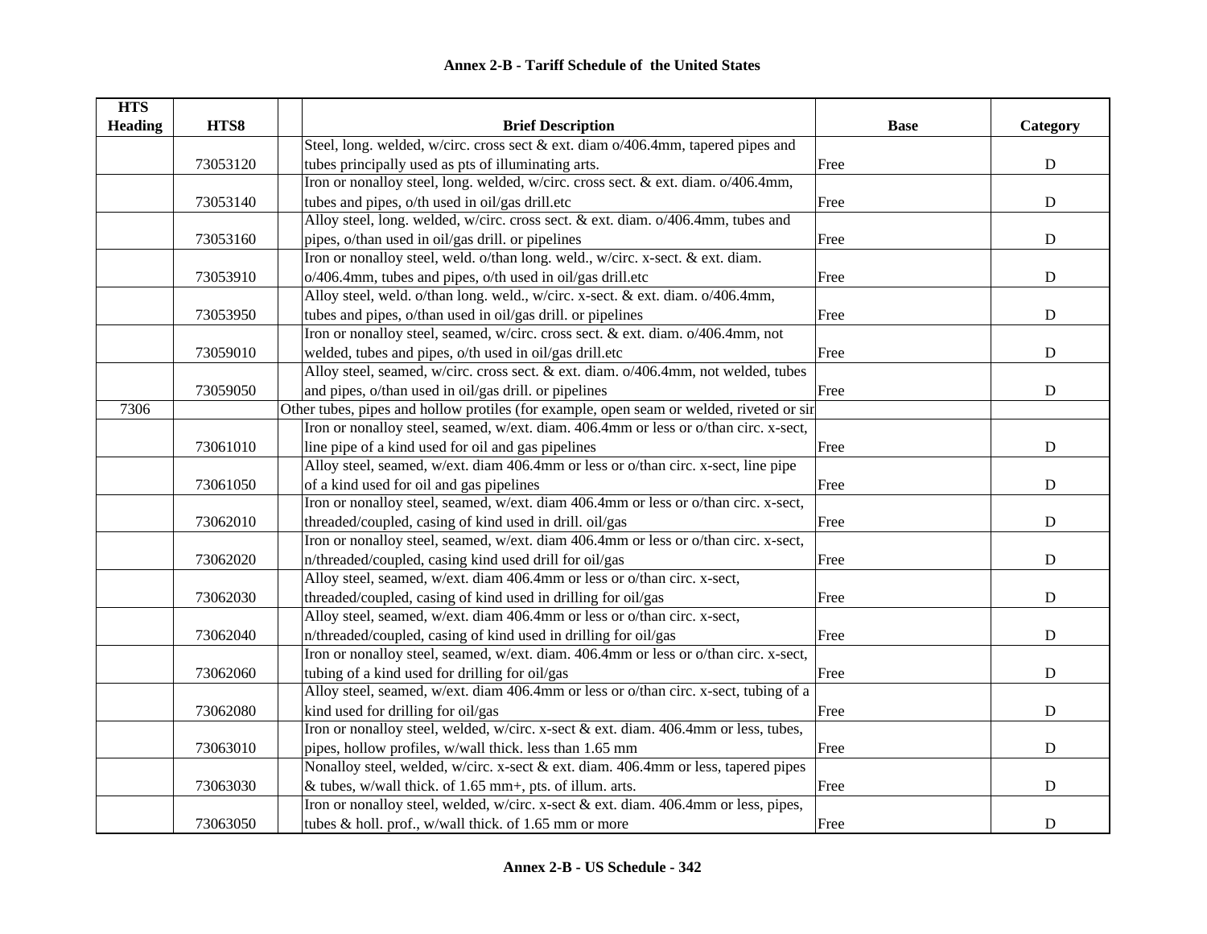# Annex 2-B - Tariff Schedule of the United States

| HTS Heading | HTS8 | | Brief Description | Base | Category |
|---|---|---|---|---|---|
| | 73053120 | | Steel, long. welded, w/circ. cross sect & ext. diam o/406.4mm, tapered pipes and tubes principally used as pts of illuminating arts. | Free | D |
| | 73053140 | | Iron or nonalloy steel, long. welded, w/circ. cross sect. & ext. diam. o/406.4mm, tubes and pipes, o/th used in oil/gas drill.etc | Free | D |
| | 73053160 | | Alloy steel, long. welded, w/circ. cross sect. & ext. diam. o/406.4mm, tubes and pipes, o/than used in oil/gas drill. or pipelines | Free | D |
| | 73053910 | | Iron or nonalloy steel, weld. o/than long. weld., w/circ. x-sect. & ext. diam. o/406.4mm, tubes and pipes, o/th used in oil/gas drill.etc | Free | D |
| | 73053950 | | Alloy steel, weld. o/than long. weld., w/circ. x-sect. & ext. diam. o/406.4mm, tubes and pipes, o/than used in oil/gas drill. or pipelines | Free | D |
| | 73059010 | | Iron or nonalloy steel, seamed, w/circ. cross sect. & ext. diam. o/406.4mm, not welded, tubes and pipes, o/th used in oil/gas drill.etc | Free | D |
| | 73059050 | | Alloy steel, seamed, w/circ. cross sect. & ext. diam. o/406.4mm, not welded, tubes and pipes, o/than used in oil/gas drill. or pipelines | Free | D |
| 7306 | | Other tubes, pipes and hollow protiles (for example, open seam or welded, riveted or sir | | | |
| | 73061010 | | Iron or nonalloy steel, seamed, w/ext. diam. 406.4mm or less or o/than circ. x-sect, line pipe of a kind used for oil and gas pipelines | Free | D |
| | 73061050 | | Alloy steel, seamed, w/ext. diam 406.4mm or less or o/than circ. x-sect, line pipe of a kind used for oil and gas pipelines | Free | D |
| | 73062010 | | Iron or nonalloy steel, seamed, w/ext. diam 406.4mm or less or o/than circ. x-sect, threaded/coupled, casing of kind used in drill. oil/gas | Free | D |
| | 73062020 | | Iron or nonalloy steel, seamed, w/ext. diam 406.4mm or less or o/than circ. x-sect, n/threaded/coupled, casing kind used drill for oil/gas | Free | D |
| | 73062030 | | Alloy steel, seamed, w/ext. diam 406.4mm or less or o/than circ. x-sect, threaded/coupled, casing of kind used in drilling for oil/gas | Free | D |
| | 73062040 | | Alloy steel, seamed, w/ext. diam 406.4mm or less or o/than circ. x-sect, n/threaded/coupled, casing of kind used in drilling for oil/gas | Free | D |
| | 73062060 | | Iron or nonalloy steel, seamed, w/ext. diam. 406.4mm or less or o/than circ. x-sect, tubing of a kind used for drilling for oil/gas | Free | D |
| | 73062080 | | Alloy steel, seamed, w/ext. diam 406.4mm or less or o/than circ. x-sect, tubing of a kind used for drilling for oil/gas | Free | D |
| | 73063010 | | Iron or nonalloy steel, welded, w/circ. x-sect & ext. diam. 406.4mm or less, tubes, pipes, hollow profiles, w/wall thick. less than 1.65 mm | Free | D |
| | 73063030 | | Nonalloy steel, welded, w/circ. x-sect & ext. diam. 406.4mm or less, tapered pipes & tubes, w/wall thick. of 1.65 mm+, pts. of illum. arts. | Free | D |
| | 73063050 | | Iron or nonalloy steel, welded, w/circ. x-sect & ext. diam. 406.4mm or less, pipes, tubes & holl. prof., w/wall thick. of 1.65 mm or more | Free | D |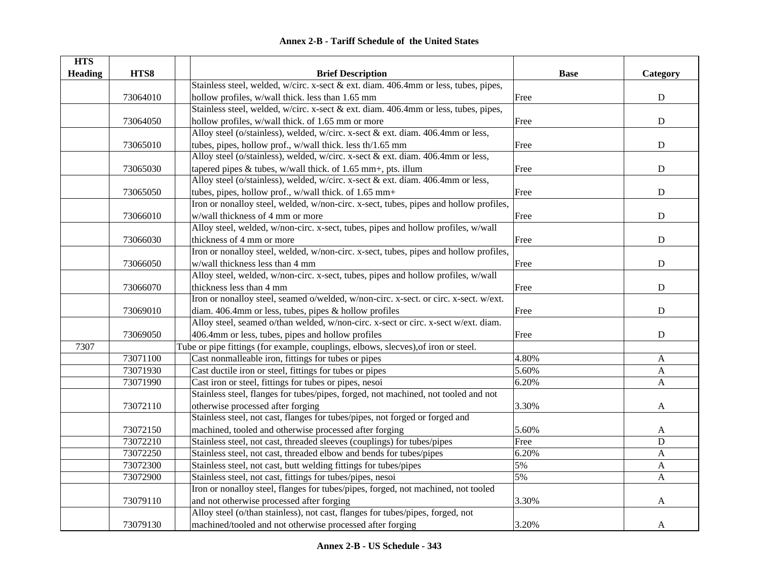# Annex 2-B - Tariff Schedule of the United States

| HTS Heading | HTS8 | | Brief Description | Base | Category |
|---|---|---|---|---|---|
| | 73064010 | | Stainless steel, welded, w/circ. x-sect & ext. diam. 406.4mm or less, tubes, pipes, hollow profiles, w/wall thick. less than 1.65 mm | Free | D |
| | 73064050 | | Stainless steel, welded, w/circ. x-sect & ext. diam. 406.4mm or less, tubes, pipes, hollow profiles, w/wall thick. of 1.65 mm or more | Free | D |
| | 73065010 | | Alloy steel (o/stainless), welded, w/circ. x-sect & ext. diam. 406.4mm or less, tubes, pipes, hollow prof., w/wall thick. less th/1.65 mm | Free | D |
| | 73065030 | | Alloy steel (o/stainless), welded, w/circ. x-sect & ext. diam. 406.4mm or less, tapered pipes & tubes, w/wall thick. of 1.65 mm+, pts. illum | Free | D |
| | 73065050 | | Alloy steel (o/stainless), welded, w/circ. x-sect & ext. diam. 406.4mm or less, tubes, pipes, hollow prof., w/wall thick. of 1.65 mm+ | Free | D |
| | 73066010 | | Iron or nonalloy steel, welded, w/non-circ. x-sect, tubes, pipes and hollow profiles, w/wall thickness of 4 mm or more | Free | D |
| | 73066030 | | Alloy steel, welded, w/non-circ. x-sect, tubes, pipes and hollow profiles, w/wall thickness of 4 mm or more | Free | D |
| | 73066050 | | Iron or nonalloy steel, welded, w/non-circ. x-sect, tubes, pipes and hollow profiles, w/wall thickness less than 4 mm | Free | D |
| | 73066070 | | Alloy steel, welded, w/non-circ. x-sect, tubes, pipes and hollow profiles, w/wall thickness less than 4 mm | Free | D |
| | 73069010 | | Iron or nonalloy steel, seamed o/welded, w/non-circ. x-sect. or circ. x-sect. w/ext. diam. 406.4mm or less, tubes, pipes & hollow profiles | Free | D |
| | 73069050 | | Alloy steel, seamed o/than welded, w/non-circ. x-sect or circ. x-sect w/ext. diam. 406.4mm or less, tubes, pipes and hollow profiles | Free | D |
| 7307 | | Tube or pipe fittings (for example, couplings, elbows, slecves),of iron or steel. | | | |
| | 73071100 | | Cast nonmalleable iron, fittings for tubes or pipes | 4.80% | A |
| | 73071930 | | Cast ductile iron or steel, fittings for tubes or pipes | 5.60% | A |
| | 73071990 | | Cast iron or steel, fittings for tubes or pipes, nesoi | 6.20% | A |
| | 73072110 | | Stainless steel, flanges for tubes/pipes, forged, not machined, not tooled and not otherwise processed after forging | 3.30% | A |
| | 73072150 | | Stainless steel, not cast, flanges for tubes/pipes, not forged or forged and machined, tooled and otherwise processed after forging | 5.60% | A |
| | 73072210 | | Stainless steel, not cast, threaded sleeves (couplings) for tubes/pipes | Free | D |
| | 73072250 | | Stainless steel, not cast, threaded elbow and bends for tubes/pipes | 6.20% | A |
| | 73072300 | | Stainless steel, not cast, butt welding fittings for tubes/pipes | 5% | A |
| | 73072900 | | Stainless steel, not cast, fittings for tubes/pipes, nesoi | 5% | A |
| | 73079110 | | Iron or nonalloy steel, flanges for tubes/pipes, forged, not machined, not tooled and not otherwise processed after forging | 3.30% | A |
| | 73079130 | | Alloy steel (o/than stainless), not cast, flanges for tubes/pipes, forged, not machined/tooled and not otherwise processed after forging | 3.20% | A |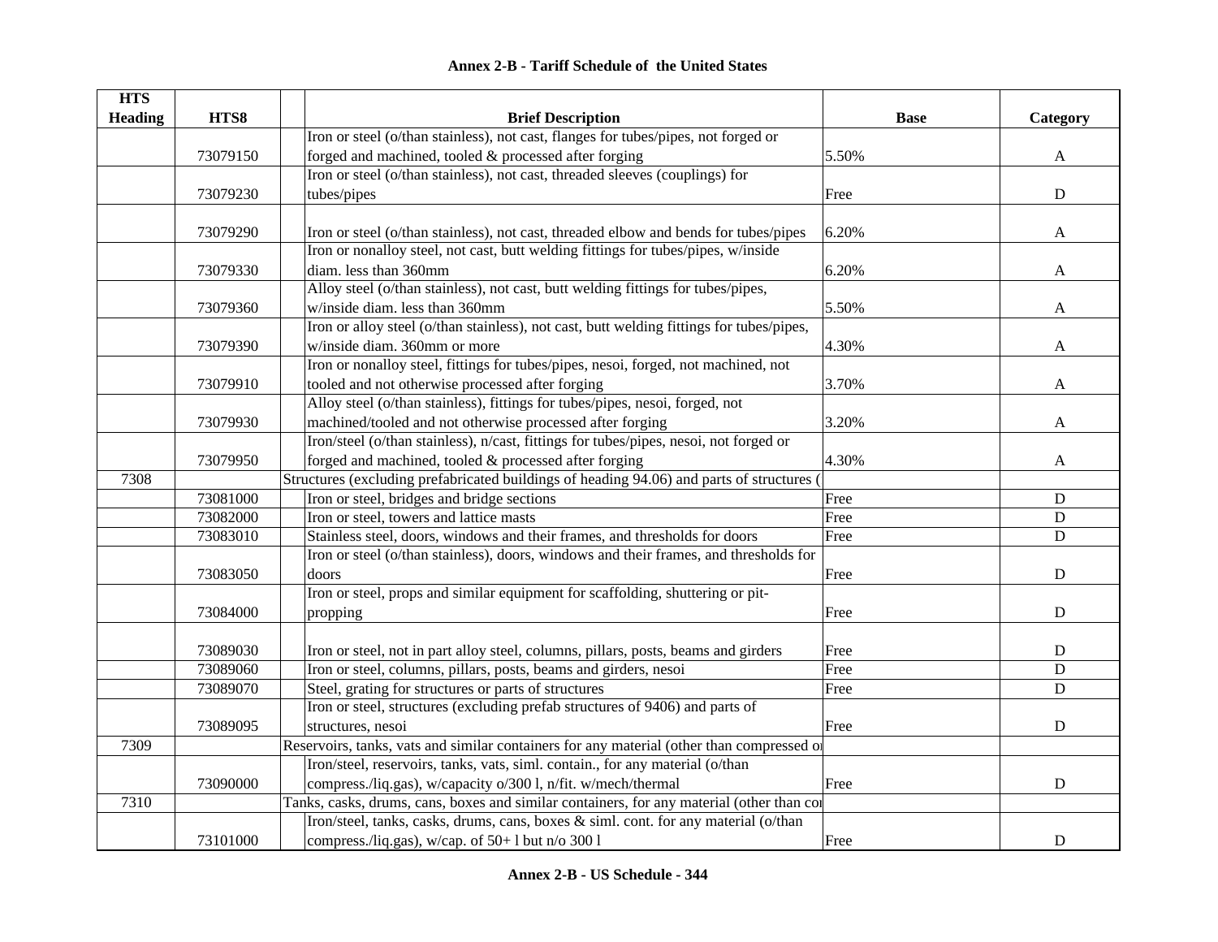## Annex 2-B - Tariff Schedule of the United States

| HTS Heading | HTS8 | | Brief Description | Base | Category |
|---|---|---|---|---|---|
| | 73079150 | | Iron or steel (o/than stainless), not cast, flanges for tubes/pipes, not forged or forged and machined, tooled & processed after forging | 5.50% | A |
| | 73079230 | | Iron or steel (o/than stainless), not cast, threaded sleeves (couplings) for tubes/pipes | Free | D |
| | 73079290 | | Iron or steel (o/than stainless), not cast, threaded elbow and bends for tubes/pipes | 6.20% | A |
| | 73079330 | | Iron or nonalloy steel, not cast, butt welding fittings for tubes/pipes, w/inside diam. less than 360mm | 6.20% | A |
| | 73079360 | | Alloy steel (o/than stainless), not cast, butt welding fittings for tubes/pipes, w/inside diam. less than 360mm | 5.50% | A |
| | 73079390 | | Iron or alloy steel (o/than stainless), not cast, butt welding fittings for tubes/pipes, w/inside diam. 360mm or more | 4.30% | A |
| | 73079910 | | Iron or nonalloy steel, fittings for tubes/pipes, nesoi, forged, not machined, not tooled and not otherwise processed after forging | 3.70% | A |
| | 73079930 | | Alloy steel (o/than stainless), fittings for tubes/pipes, nesoi, forged, not machined/tooled and not otherwise processed after forging | 3.20% | A |
| | 73079950 | | Iron/steel (o/than stainless), n/cast, fittings for tubes/pipes, nesoi, not forged or forged and machined, tooled & processed after forging | 4.30% | A |
| 7308 | | Structures (excluding prefabricated buildings of heading 94.06) and parts of structures ( | | | |
| | 73081000 | | Iron or steel, bridges and bridge sections | Free | D |
| | 73082000 | | Iron or steel, towers and lattice masts | Free | D |
| | 73083010 | | Stainless steel, doors, windows and their frames, and thresholds for doors | Free | D |
| | 73083050 | | Iron or steel (o/than stainless), doors, windows and their frames, and thresholds for doors | Free | D |
| | 73084000 | | Iron or steel, props and similar equipment for scaffolding, shuttering or pit-propping | Free | D |
| | 73089030 | | Iron or steel, not in part alloy steel, columns, pillars, posts, beams and girders | Free | D |
| | 73089060 | | Iron or steel, columns, pillars, posts, beams and girders, nesoi | Free | D |
| | 73089070 | | Steel, grating for structures or parts of structures | Free | D |
| | 73089095 | | Iron or steel, structures (excluding prefab structures of 9406) and parts of structures, nesoi | Free | D |
| 7309 | | Reservoirs, tanks, vats and similar containers for any material (other than compressed or | | | |
| | 73090000 | | Iron/steel, reservoirs, tanks, vats, siml. contain., for any material (o/than compress./liq.gas), w/capacity o/300 l, n/fit. w/mech/thermal | Free | D |
| 7310 | | Tanks, casks, drums, cans, boxes and similar containers, for any material (other than co | | | |
| | 73101000 | | Iron/steel, tanks, casks, drums, cans, boxes & siml. cont. for any material (o/than compress./liq.gas), w/cap. of 50+ l but n/o 300 l | Free | D |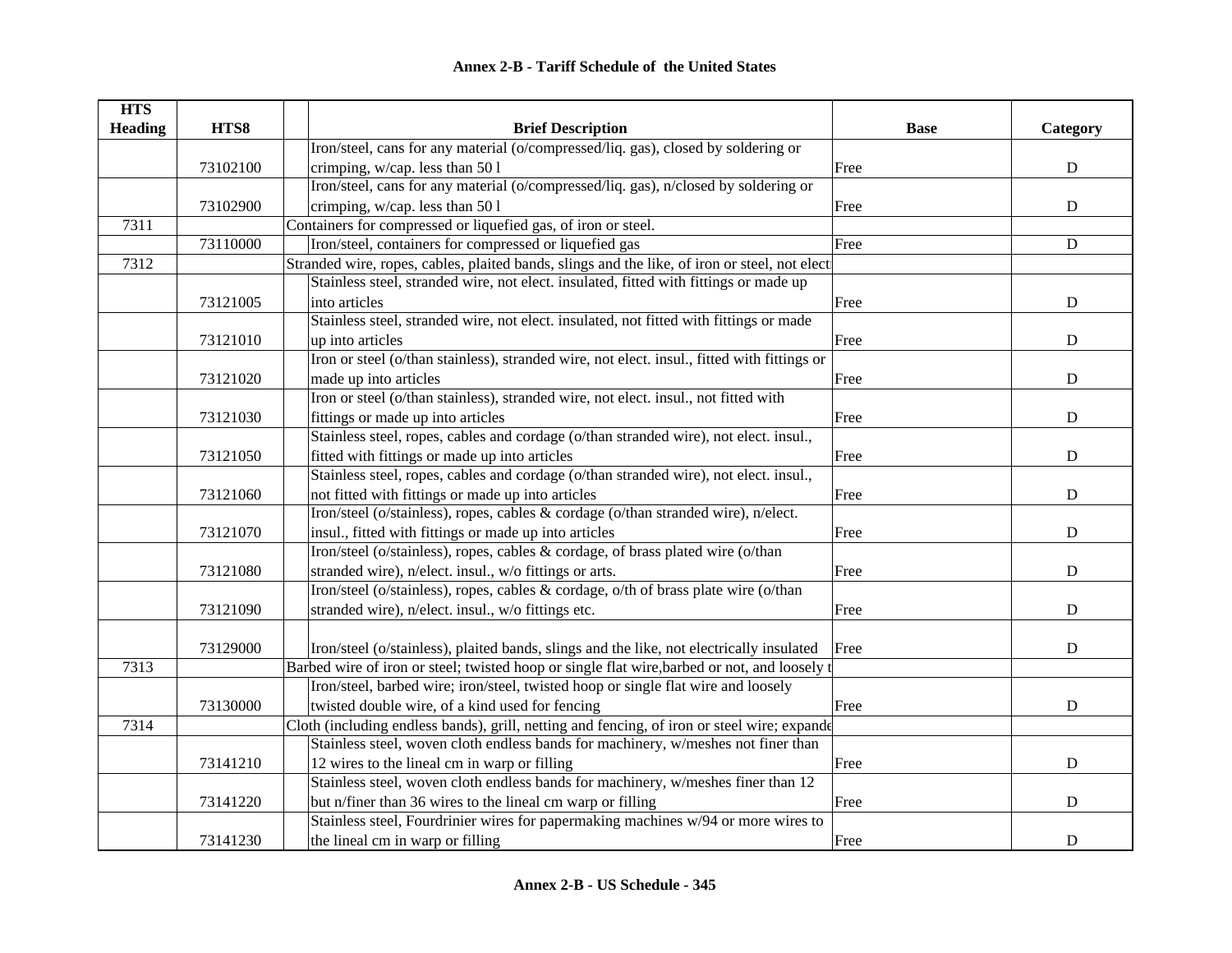## Annex 2-B - Tariff Schedule of the United States

| HTS Heading | HTS8 | | Brief Description | Base | Category |
|---|---|---|---|---|---|
| | 73102100 | | Iron/steel, cans for any material (o/compressed/liq. gas), closed by soldering or crimping, w/cap. less than 50 l | Free | D |
| | 73102900 | | Iron/steel, cans for any material (o/compressed/liq. gas), n/closed by soldering or crimping, w/cap. less than 50 l | Free | D |
| 7311 | | Containers for compressed or liquefied gas, of iron or steel. | | | |
| | 73110000 | | Iron/steel, containers for compressed or liquefied gas | Free | D |
| 7312 | | Stranded wire, ropes, cables, plaited bands, slings and the like, of iron or steel, not elect | | | |
| | 73121005 | | Stainless steel, stranded wire, not elect. insulated, fitted with fittings or made up into articles | Free | D |
| | 73121010 | | Stainless steel, stranded wire, not elect. insulated, not fitted with fittings or made up into articles | Free | D |
| | 73121020 | | Iron or steel (o/than stainless), stranded wire, not elect. insul., fitted with fittings or made up into articles | Free | D |
| | 73121030 | | Iron or steel (o/than stainless), stranded wire, not elect. insul., not fitted with fittings or made up into articles | Free | D |
| | 73121050 | | Stainless steel, ropes, cables and cordage (o/than stranded wire), not elect. insul., fitted with fittings or made up into articles | Free | D |
| | 73121060 | | Stainless steel, ropes, cables and cordage (o/than stranded wire), not elect. insul., not fitted with fittings or made up into articles | Free | D |
| | 73121070 | | Iron/steel (o/stainless), ropes, cables & cordage (o/than stranded wire), n/elect. insul., fitted with fittings or made up into articles | Free | D |
| | 73121080 | | Iron/steel (o/stainless), ropes, cables & cordage, of brass plated wire (o/than stranded wire), n/elect. insul., w/o fittings or arts. | Free | D |
| | 73121090 | | Iron/steel (o/stainless), ropes, cables & cordage, o/th of brass plate wire (o/than stranded wire), n/elect. insul., w/o fittings etc. | Free | D |
| | 73129000 | | Iron/steel (o/stainless), plaited bands, slings and the like, not electrically insulated | Free | D |
| 7313 | | Barbed wire of iron or steel; twisted hoop or single flat wire,barbed or not, and loosely t | | | |
| | 73130000 | | Iron/steel, barbed wire; iron/steel, twisted hoop or single flat wire and loosely twisted double wire, of a kind used for fencing | Free | D |
| 7314 | | Cloth (including endless bands), grill, netting and fencing, of iron or steel wire; expande | | | |
| | 73141210 | | Stainless steel, woven cloth endless bands for machinery, w/meshes not finer than 12 wires to the lineal cm in warp or filling | Free | D |
| | 73141220 | | Stainless steel, woven cloth endless bands for machinery, w/meshes finer than 12 but n/finer than 36 wires to the lineal cm warp or filling | Free | D |
| | 73141230 | | Stainless steel, Fourdrinier wires for papermaking machines w/94 or more wires to the lineal cm in warp or filling | Free | D |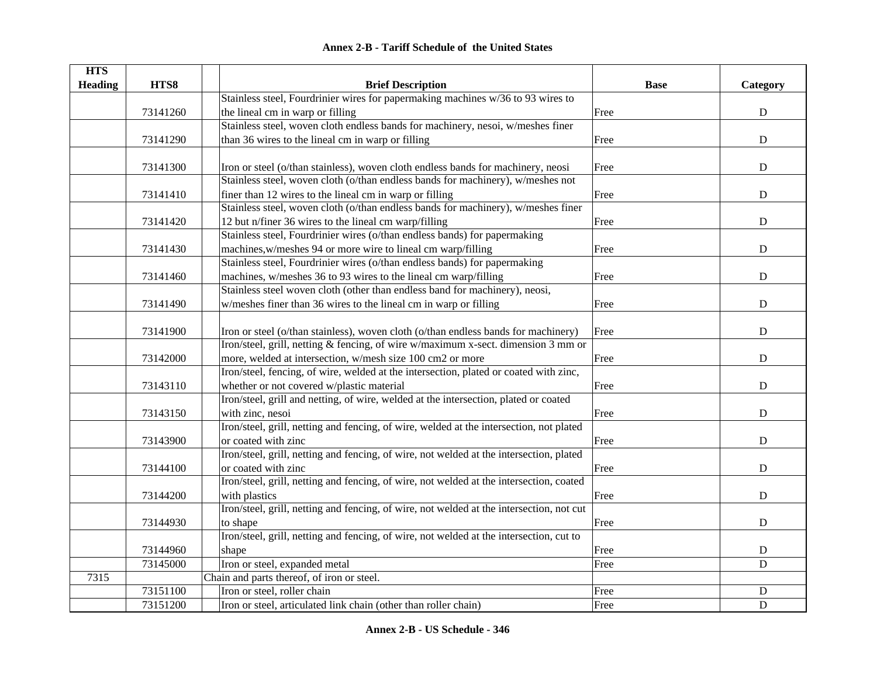## Annex 2-B - Tariff Schedule of the United States

| HTS Heading | HTS8 | Brief Description | Base | Category |
|---|---|---|---|---|
| | 73141260 | Stainless steel, Fourdrinier wires for papermaking machines w/36 to 93 wires to the lineal cm in warp or filling | Free | D |
| | 73141290 | Stainless steel, woven cloth endless bands for machinery, nesoi, w/meshes finer than 36 wires to the lineal cm in warp or filling | Free | D |
| | 73141300 | Iron or steel (o/than stainless), woven cloth endless bands for machinery, neosi | Free | D |
| | 73141410 | Stainless steel, woven cloth (o/than endless bands for machinery), w/meshes not finer than 12 wires to the lineal cm in warp or filling | Free | D |
| | 73141420 | Stainless steel, woven cloth (o/than endless bands for machinery), w/meshes finer 12 but n/finer 36 wires to the lineal cm warp/filling | Free | D |
| | 73141430 | Stainless steel, Fourdrinier wires (o/than endless bands) for papermaking machines,w/meshes 94 or more wire to lineal cm warp/filling | Free | D |
| | 73141460 | Stainless steel, Fourdrinier wires (o/than endless bands) for papermaking machines, w/meshes 36 to 93 wires to the lineal cm warp/filling | Free | D |
| | 73141490 | Stainless steel woven cloth (other than endless band for machinery), neosi, w/meshes finer than 36 wires to the lineal cm in warp or filling | Free | D |
| | 73141900 | Iron or steel (o/than stainless), woven cloth (o/than endless bands for machinery) | Free | D |
| | 73142000 | Iron/steel, grill, netting & fencing, of wire w/maximum x-sect. dimension 3 mm or more, welded at intersection, w/mesh size 100 cm2 or more | Free | D |
| | 73143110 | Iron/steel, fencing, of wire, welded at the intersection, plated or coated with zinc, whether or not covered w/plastic material | Free | D |
| | 73143150 | Iron/steel, grill and netting, of wire, welded at the intersection, plated or coated with zinc, nesoi | Free | D |
| | 73143900 | Iron/steel, grill, netting and fencing, of wire, welded at the intersection, not plated or coated with zinc | Free | D |
| | 73144100 | Iron/steel, grill, netting and fencing, of wire, not welded at the intersection, plated or coated with zinc | Free | D |
| | 73144200 | Iron/steel, grill, netting and fencing, of wire, not welded at the intersection, coated with plastics | Free | D |
| | 73144930 | Iron/steel, grill, netting and fencing, of wire, not welded at the intersection, not cut to shape | Free | D |
| | 73144960 | Iron/steel, grill, netting and fencing, of wire, not welded at the intersection, cut to shape | Free | D |
| | 73145000 | Iron or steel, expanded metal | Free | D |
| 7315 | | Chain and parts thereof, of iron or steel. | | |
| | 73151100 | Iron or steel, roller chain | Free | D |
| | 73151200 | Iron or steel, articulated link chain (other than roller chain) | Free | D |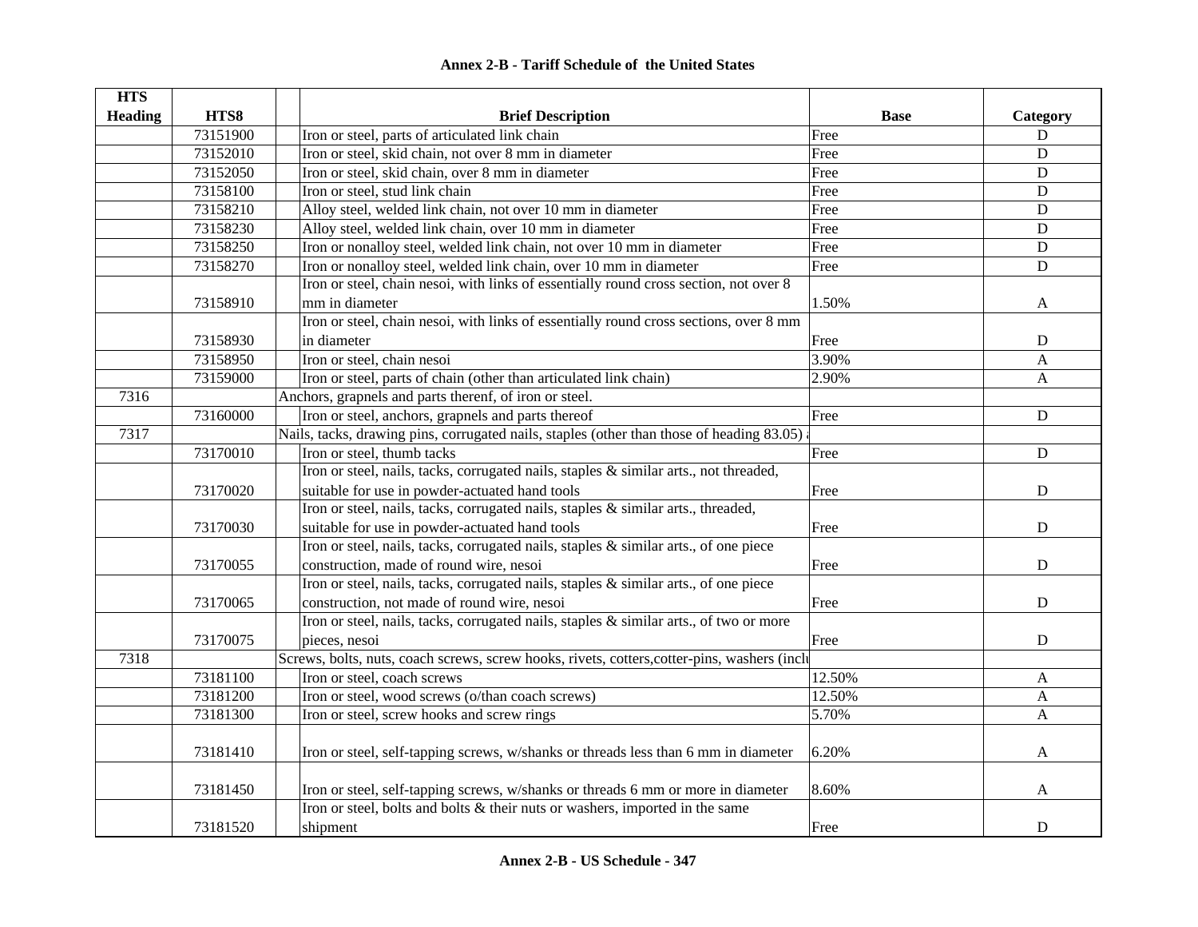## Annex 2-B - Tariff Schedule of the United States

| HTS Heading | HTS8 | Brief Description | Base | Category |
|---|---|---|---|---|
| | 73151900 | Iron or steel, parts of articulated link chain | Free | D |
| | 73152010 | Iron or steel, skid chain, not over 8 mm in diameter | Free | D |
| | 73152050 | Iron or steel, skid chain, over 8 mm in diameter | Free | D |
| | 73158100 | Iron or steel, stud link chain | Free | D |
| | 73158210 | Alloy steel, welded link chain, not over 10 mm in diameter | Free | D |
| | 73158230 | Alloy steel, welded link chain, over 10 mm in diameter | Free | D |
| | 73158250 | Iron or nonalloy steel, welded link chain, not over 10 mm in diameter | Free | D |
| | 73158270 | Iron or nonalloy steel, welded link chain, over 10 mm in diameter | Free | D |
| | 73158910 | Iron or steel, chain nesoi, with links of essentially round cross section, not over 8 mm in diameter | 1.50% | A |
| | 73158930 | Iron or steel, chain nesoi, with links of essentially round cross sections, over 8 mm in diameter | Free | D |
| | 73158950 | Iron or steel, chain nesoi | 3.90% | A |
| | 73159000 | Iron or steel, parts of chain (other than articulated link chain) | 2.90% | A |
| 7316 | | Anchors, grapnels and parts therenf, of iron or steel. | | |
| | 73160000 | Iron or steel, anchors, grapnels and parts thereof | Free | D |
| 7317 | | Nails, tacks, drawing pins, corrugated nails, staples (other than those of heading 83.05) a | | |
| | 73170010 | Iron or steel, thumb tacks | Free | D |
| | 73170020 | Iron or steel, nails, tacks, corrugated nails, staples & similar arts., not threaded, suitable for use in powder-actuated hand tools | Free | D |
| | 73170030 | Iron or steel, nails, tacks, corrugated nails, staples & similar arts., threaded, suitable for use in powder-actuated hand tools | Free | D |
| | 73170055 | Iron or steel, nails, tacks, corrugated nails, staples & similar arts., of one piece construction, made of round wire, nesoi | Free | D |
| | 73170065 | Iron or steel, nails, tacks, corrugated nails, staples & similar arts., of one piece construction, not made of round wire, nesoi | Free | D |
| | 73170075 | Iron or steel, nails, tacks, corrugated nails, staples & similar arts., of two or more pieces, nesoi | Free | D |
| 7318 | | Screws, bolts, nuts, coach screws, screw hooks, rivets, cotters,cotter-pins, washers (inclu | | |
| | 73181100 | Iron or steel, coach screws | 12.50% | A |
| | 73181200 | Iron or steel, wood screws (o/than coach screws) | 12.50% | A |
| | 73181300 | Iron or steel, screw hooks and screw rings | 5.70% | A |
| | 73181410 | Iron or steel, self-tapping screws, w/shanks or threads less than 6 mm in diameter | 6.20% | A |
| | 73181450 | Iron or steel, self-tapping screws, w/shanks or threads 6 mm or more in diameter | 8.60% | A |
| | 73181520 | Iron or steel, bolts and bolts & their nuts or washers, imported in the same shipment | Free | D |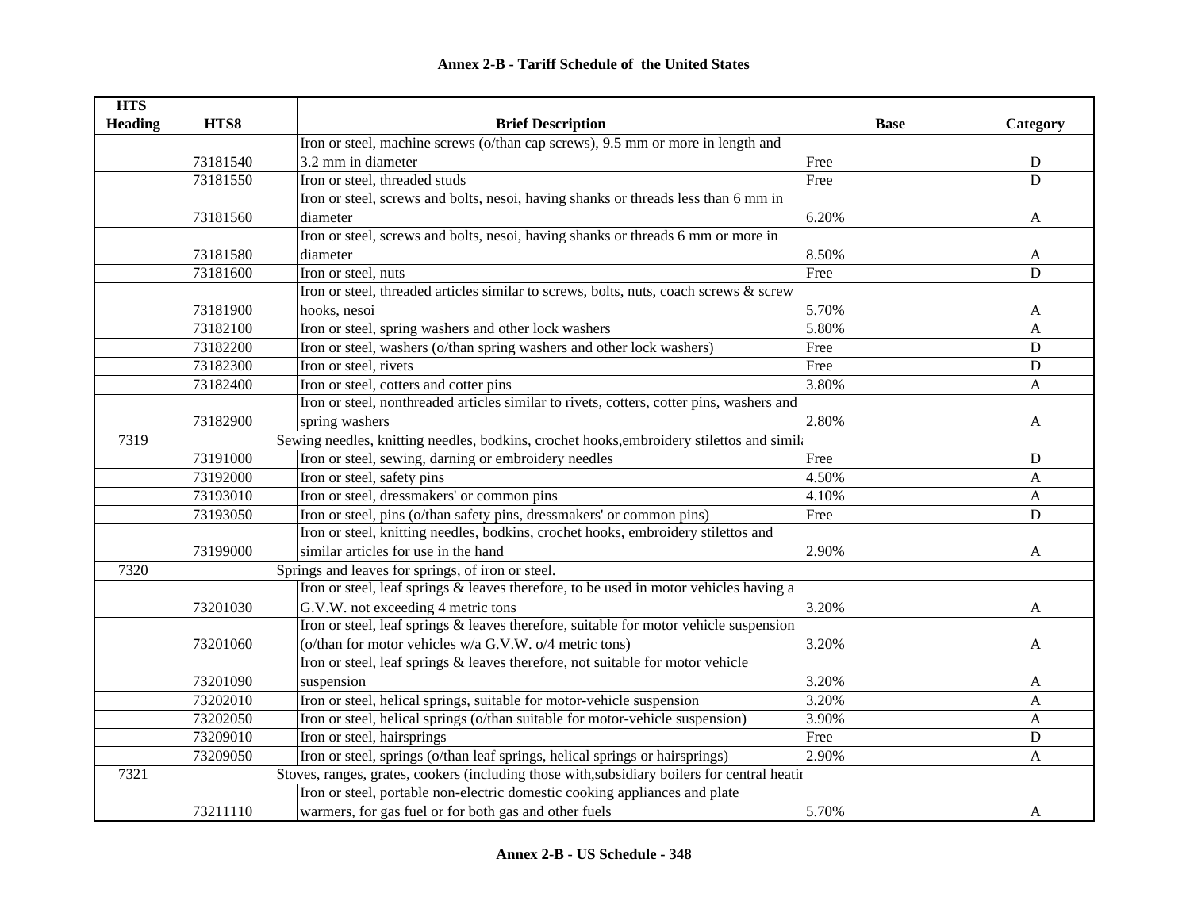## Annex 2-B - Tariff Schedule of the United States

| HTS Heading | HTS8 | Brief Description | Base | Category |
|---|---|---|---|---|
| | 73181540 | Iron or steel, machine screws (o/than cap screws), 9.5 mm or more in length and 3.2 mm in diameter | Free | D |
| | 73181550 | Iron or steel, threaded studs | Free | D |
| | 73181560 | Iron or steel, screws and bolts, nesoi, having shanks or threads less than 6 mm in diameter | 6.20% | A |
| | 73181580 | Iron or steel, screws and bolts, nesoi, having shanks or threads 6 mm or more in diameter | 8.50% | A |
| | 73181600 | Iron or steel, nuts | Free | D |
| | 73181900 | Iron or steel, threaded articles similar to screws, bolts, nuts, coach screws & screw hooks, nesoi | 5.70% | A |
| | 73182100 | Iron or steel, spring washers and other lock washers | 5.80% | A |
| | 73182200 | Iron or steel, washers (o/than spring washers and other lock washers) | Free | D |
| | 73182300 | Iron or steel, rivets | Free | D |
| | 73182400 | Iron or steel, cotters and cotter pins | 3.80% | A |
| | 73182900 | Iron or steel, nonthreaded articles similar to rivets, cotters, cotter pins, washers and spring washers | 2.80% | A |
| 7319 | | Sewing needles, knitting needles, bodkins, crochet hooks,embroidery stilettos and simila | | |
| | 73191000 | Iron or steel, sewing, darning or embroidery needles | Free | D |
| | 73192000 | Iron or steel, safety pins | 4.50% | A |
| | 73193010 | Iron or steel, dressmakers' or common pins | 4.10% | A |
| | 73193050 | Iron or steel, pins (o/than safety pins, dressmakers' or common pins) | Free | D |
| | 73199000 | Iron or steel, knitting needles, bodkins, crochet hooks, embroidery stilettos and similar articles for use in the hand | 2.90% | A |
| 7320 | | Springs and leaves for springs, of iron or steel. | | |
| | 73201030 | Iron or steel, leaf springs & leaves therefore, to be used in motor vehicles having a G.V.W. not exceeding 4 metric tons | 3.20% | A |
| | 73201060 | Iron or steel, leaf springs & leaves therefore, suitable for motor vehicle suspension (o/than for motor vehicles w/a G.V.W. o/4 metric tons) | 3.20% | A |
| | 73201090 | Iron or steel, leaf springs & leaves therefore, not suitable for motor vehicle suspension | 3.20% | A |
| | 73202010 | Iron or steel, helical springs, suitable for motor-vehicle suspension | 3.20% | A |
| | 73202050 | Iron or steel, helical springs (o/than suitable for motor-vehicle suspension) | 3.90% | A |
| | 73209010 | Iron or steel, hairsprings | Free | D |
| | 73209050 | Iron or steel, springs (o/than leaf springs, helical springs or hairsprings) | 2.90% | A |
| 7321 | | Stoves, ranges, grates, cookers (including those with,subsidiary boilers for central heatin | | |
| | 73211110 | Iron or steel, portable non-electric domestic cooking appliances and plate warmers, for gas fuel or for both gas and other fuels | 5.70% | A |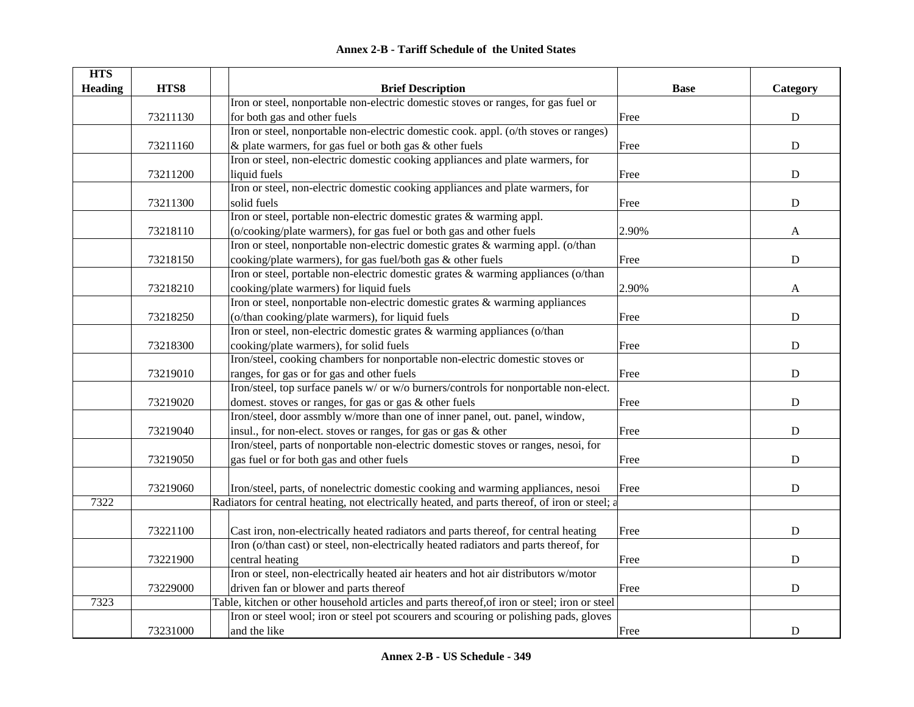# Annex 2-B - Tariff Schedule of the United States

| HTS Heading | HTS8 | | Brief Description | Base | Category |
|---|---|---|---|---|---|
| | 73211130 | | Iron or steel, nonportable non-electric domestic stoves or ranges, for gas fuel or for both gas and other fuels | Free | D |
| | 73211160 | | Iron or steel, nonportable non-electric domestic cook. appl. (o/th stoves or ranges) & plate warmers, for gas fuel or both gas & other fuels | Free | D |
| | 73211200 | | Iron or steel, non-electric domestic cooking appliances and plate warmers, for liquid fuels | Free | D |
| | 73211300 | | Iron or steel, non-electric domestic cooking appliances and plate warmers, for solid fuels | Free | D |
| | 73218110 | | Iron or steel, portable non-electric domestic grates & warming appl. (o/cooking/plate warmers), for gas fuel or both gas and other fuels | 2.90% | A |
| | 73218150 | | Iron or steel, nonportable non-electric domestic grates & warming appl. (o/than cooking/plate warmers), for gas fuel/both gas & other fuels | Free | D |
| | 73218210 | | Iron or steel, portable non-electric domestic grates & warming appliances (o/than cooking/plate warmers) for liquid fuels | 2.90% | A |
| | 73218250 | | Iron or steel, nonportable non-electric domestic grates & warming appliances (o/than cooking/plate warmers), for liquid fuels | Free | D |
| | 73218300 | | Iron or steel, non-electric domestic grates & warming appliances (o/than cooking/plate warmers), for solid fuels | Free | D |
| | 73219010 | | Iron/steel, cooking chambers for nonportable non-electric domestic stoves or ranges, for gas or for gas and other fuels | Free | D |
| | 73219020 | | Iron/steel, top surface panels w/ or w/o burners/controls for nonportable non-elect. domest. stoves or ranges, for gas or gas & other fuels | Free | D |
| | 73219040 | | Iron/steel, door assmbly w/more than one of inner panel, out. panel, window, insul., for non-elect. stoves or ranges, for gas or gas & other | Free | D |
| | 73219050 | | Iron/steel, parts of nonportable non-electric domestic stoves or ranges, nesoi, for gas fuel or for both gas and other fuels | Free | D |
| | 73219060 | | Iron/steel, parts, of nonelectric domestic cooking and warming appliances, nesoi | Free | D |
| 7322 | | Radiators for central heating, not electrically heated, and parts thereof, of iron or steel; a | | | |
| | 73221100 | | Cast iron, non-electrically heated radiators and parts thereof, for central heating | Free | D |
| | 73221900 | | Iron (o/than cast) or steel, non-electrically heated radiators and parts thereof, for central heating | Free | D |
| | 73229000 | | Iron or steel, non-electrically heated air heaters and hot air distributors w/motor driven fan or blower and parts thereof | Free | D |
| 7323 | | Table, kitchen or other household articles and parts thereof,of iron or steel; iron or steel | | | |
| | 73231000 | | Iron or steel wool; iron or steel pot scourers and scouring or polishing pads, gloves and the like | Free | D |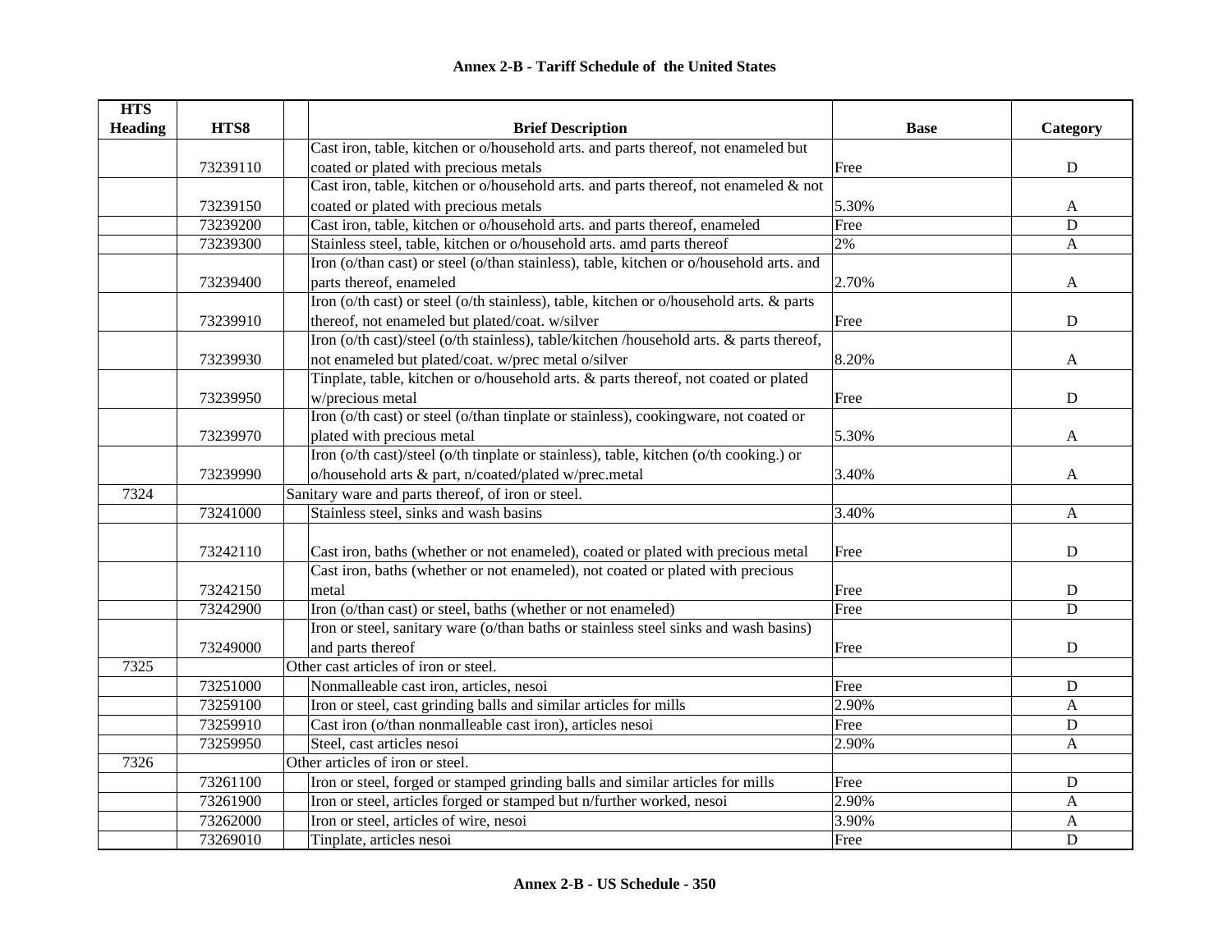# Annex 2-B - Tariff Schedule of the United States

| HTS Heading | HTS8 | Brief Description | Base | Category |
|---|---|---|---|---|
| | 73239110 | Cast iron, table, kitchen or o/household arts. and parts thereof, not enameled but coated or plated with precious metals | Free | D |
| | 73239150 | Cast iron, table, kitchen or o/household arts. and parts thereof, not enameled & not coated or plated with precious metals | 5.30% | A |
| | 73239200 | Cast iron, table, kitchen or o/household arts. and parts thereof, enameled | Free | D |
| | 73239300 | Stainless steel, table, kitchen or o/household arts. amd parts thereof | 2% | A |
| | 73239400 | Iron (o/than cast) or steel (o/than stainless), table, kitchen or o/household arts. and parts thereof, enameled | 2.70% | A |
| | 73239910 | Iron (o/th cast) or steel (o/th stainless), table, kitchen or o/household arts. & parts thereof, not enameled but plated/coat. w/silver | Free | D |
| | 73239930 | Iron (o/th cast)/steel (o/th stainless), table/kitchen /household arts. & parts thereof, not enameled but plated/coat. w/prec metal o/silver | 8.20% | A |
| | 73239950 | Tinplate, table, kitchen or o/household arts. & parts thereof, not coated or plated w/precious metal | Free | D |
| | 73239970 | Iron (o/th cast) or steel (o/than tinplate or stainless), cookingware, not coated or plated with precious metal | 5.30% | A |
| | 73239990 | Iron (o/th cast)/steel (o/th tinplate or stainless), table, kitchen (o/th cooking.) or o/household arts & part, n/coated/plated w/prec.metal | 3.40% | A |
| 7324 | | Sanitary ware and parts thereof, of iron or steel. | | |
| | 73241000 | Stainless steel, sinks and wash basins | 3.40% | A |
| | 73242110 | Cast iron, baths (whether or not enameled), coated or plated with precious metal | Free | D |
| | 73242150 | Cast iron, baths (whether or not enameled), not coated or plated with precious metal | Free | D |
| | 73242900 | Iron (o/than cast) or steel, baths (whether or not enameled) | Free | D |
| | 73249000 | Iron or steel, sanitary ware (o/than baths or stainless steel sinks and wash basins) and parts thereof | Free | D |
| 7325 | | Other cast articles of iron or steel. | | |
| | 73251000 | Nonmalleable cast iron, articles, nesoi | Free | D |
| | 73259100 | Iron or steel, cast grinding balls and similar articles for mills | 2.90% | A |
| | 73259910 | Cast iron (o/than nonmalleable cast iron), articles nesoi | Free | D |
| | 73259950 | Steel, cast articles nesoi | 2.90% | A |
| 7326 | | Other articles of iron or steel. | | |
| | 73261100 | Iron or steel, forged or stamped grinding balls and similar articles for mills | Free | D |
| | 73261900 | Iron or steel, articles forged or stamped but n/further worked, nesoi | 2.90% | A |
| | 73262000 | Iron or steel, articles of wire, nesoi | 3.90% | A |
| | 73269010 | Tinplate, articles nesoi | Free | D |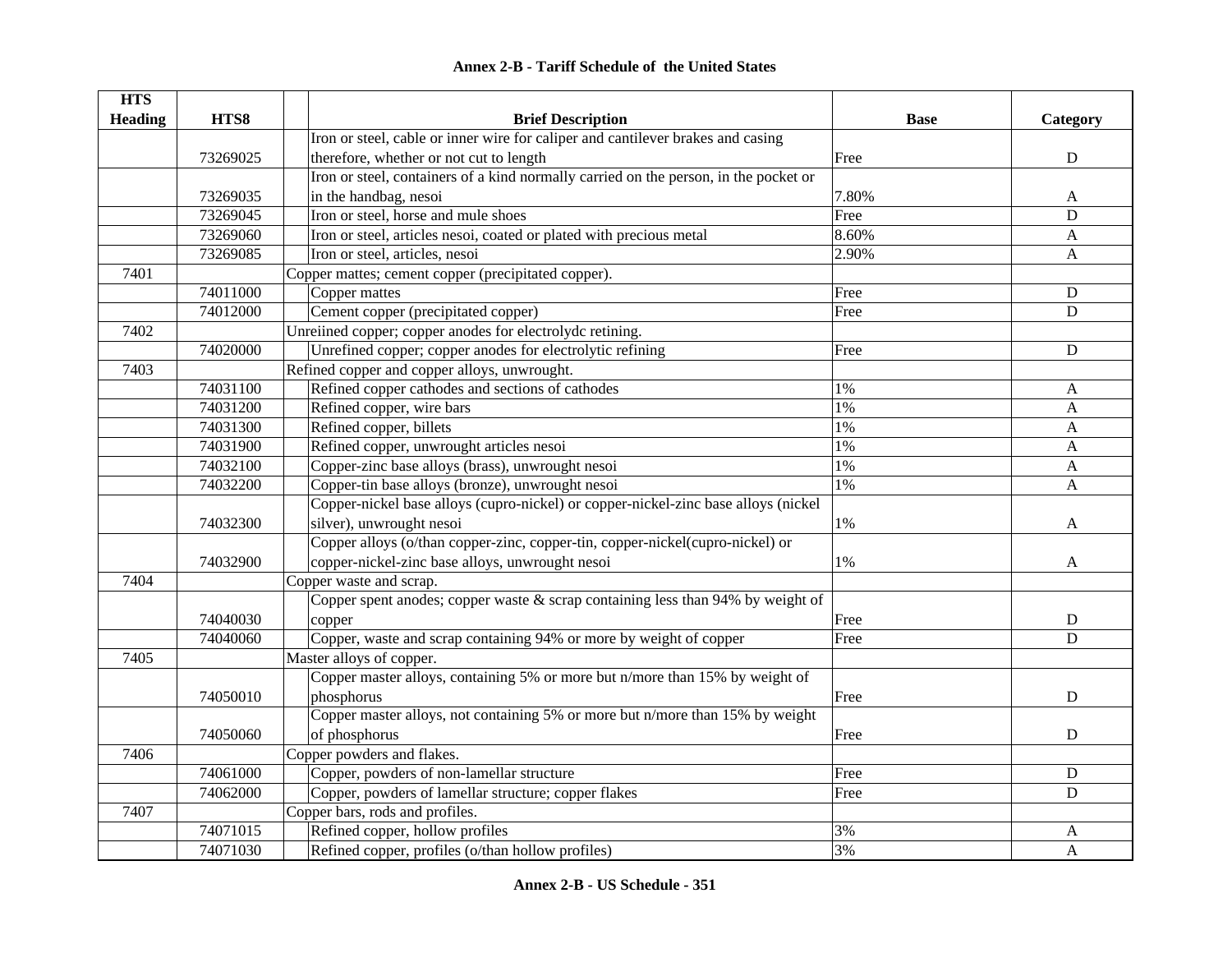**Annex 2-B - Tariff Schedule of the United States**

| HTS Heading | HTS8 | Brief Description | Base | Category |
|---|---|---|---|---|
| | 73269025 | Iron or steel, cable or inner wire for caliper and cantilever brakes and casing therefore, whether or not cut to length | Free | D |
| | 73269035 | Iron or steel, containers of a kind normally carried on the person, in the pocket or in the handbag, nesoi | 7.80% | A |
| | 73269045 | Iron or steel, horse and mule shoes | Free | D |
| | 73269060 | Iron or steel, articles nesoi, coated or plated with precious metal | 8.60% | A |
| | 73269085 | Iron or steel, articles, nesoi | 2.90% | A |
| 7401 | | Copper mattes; cement copper (precipitated copper). | | |
| | 74011000 | Copper mattes | Free | D |
| | 74012000 | Cement copper (precipitated copper) | Free | D |
| 7402 | | Unreiined copper; copper anodes for electrolydc retining. | | |
| | 74020000 | Unrefined copper; copper anodes for electrolytic refining | Free | D |
| 7403 | | Refined copper and copper alloys, unwrought. | | |
| | 74031100 | Refined copper cathodes and sections of cathodes | 1% | A |
| | 74031200 | Refined copper, wire bars | 1% | A |
| | 74031300 | Refined copper, billets | 1% | A |
| | 74031900 | Refined copper, unwrought articles nesoi | 1% | A |
| | 74032100 | Copper-zinc base alloys (brass), unwrought nesoi | 1% | A |
| | 74032200 | Copper-tin base alloys (bronze), unwrought nesoi | 1% | A |
| | 74032300 | Copper-nickel base alloys (cupro-nickel) or copper-nickel-zinc base alloys (nickel silver), unwrought nesoi | 1% | A |
| | 74032900 | Copper alloys (o/than copper-zinc, copper-tin, copper-nickel(cupro-nickel) or copper-nickel-zinc base alloys, unwrought nesoi | 1% | A |
| 7404 | | Copper waste and scrap. | | |
| | 74040030 | Copper spent anodes; copper waste & scrap containing less than 94% by weight of copper | Free | D |
| | 74040060 | Copper, waste and scrap containing 94% or more by weight of copper | Free | D |
| 7405 | | Master alloys of copper. | | |
| | 74050010 | Copper master alloys, containing 5% or more but n/more than 15% by weight of phosphorus | Free | D |
| | 74050060 | Copper master alloys, not containing 5% or more but n/more than 15% by weight of phosphorus | Free | D |
| 7406 | | Copper powders and flakes. | | |
| | 74061000 | Copper, powders of non-lamellar structure | Free | D |
| | 74062000 | Copper, powders of lamellar structure; copper flakes | Free | D |
| 7407 | | Copper bars, rods and profiles. | | |
| | 74071015 | Refined copper, hollow profiles | 3% | A |
| | 74071030 | Refined copper, profiles (o/than hollow profiles) | 3% | A |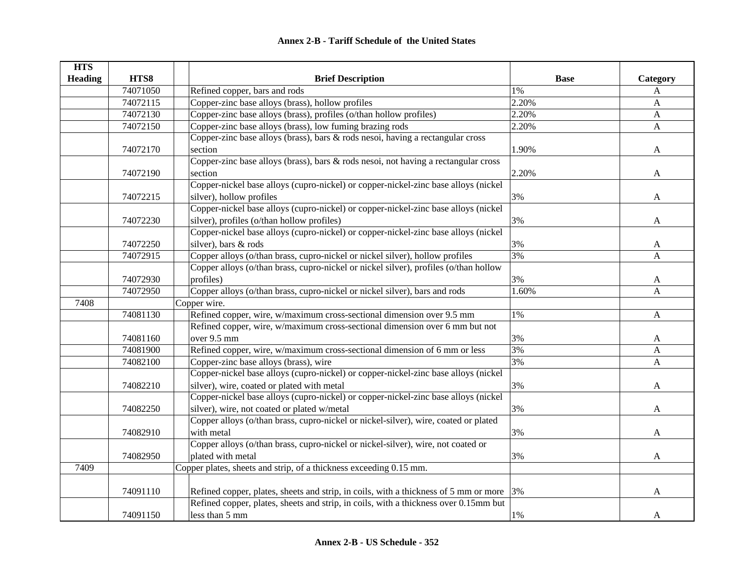**Annex 2-B - Tariff Schedule of the United States**

| HTS Heading | HTS8 | Brief Description | Base | Category |
|---|---|---|---|---|
| | 74071050 | Refined copper, bars and rods | 1% | A |
| | 74072115 | Copper-zinc base alloys (brass), hollow profiles | 2.20% | A |
| | 74072130 | Copper-zinc base alloys (brass), profiles (o/than hollow profiles) | 2.20% | A |
| | 74072150 | Copper-zinc base alloys (brass), low fuming brazing rods | 2.20% | A |
| | 74072170 | Copper-zinc base alloys (brass), bars & rods nesoi, having a rectangular cross section | 1.90% | A |
| | 74072190 | Copper-zinc base alloys (brass), bars & rods nesoi, not having a rectangular cross section | 2.20% | A |
| | 74072215 | Copper-nickel base alloys (cupro-nickel) or copper-nickel-zinc base alloys (nickel silver), hollow profiles | 3% | A |
| | 74072230 | Copper-nickel base alloys (cupro-nickel) or copper-nickel-zinc base alloys (nickel silver), profiles (o/than hollow profiles) | 3% | A |
| | 74072250 | Copper-nickel base alloys (cupro-nickel) or copper-nickel-zinc base alloys (nickel silver), bars & rods | 3% | A |
| | 74072915 | Copper alloys (o/than brass, cupro-nickel or nickel silver), hollow profiles | 3% | A |
| | 74072930 | Copper alloys (o/than brass, cupro-nickel or nickel silver), profiles (o/than hollow profiles) | 3% | A |
| | 74072950 | Copper alloys (o/than brass, cupro-nickel or nickel silver), bars and rods | 1.60% | A |
| 7408 | | Copper wire. | | |
| | 74081130 | Refined copper, wire, w/maximum cross-sectional dimension over 9.5 mm | 1% | A |
| | 74081160 | Refined copper, wire, w/maximum cross-sectional dimension over 6 mm but not over 9.5 mm | 3% | A |
| | 74081900 | Refined copper, wire, w/maximum cross-sectional dimension of 6 mm or less | 3% | A |
| | 74082100 | Copper-zinc base alloys (brass), wire | 3% | A |
| | 74082210 | Copper-nickel base alloys (cupro-nickel) or copper-nickel-zinc base alloys (nickel silver), wire, coated or plated with metal | 3% | A |
| | 74082250 | Copper-nickel base alloys (cupro-nickel) or copper-nickel-zinc base alloys (nickel silver), wire, not coated or plated w/metal | 3% | A |
| | 74082910 | Copper alloys (o/than brass, cupro-nickel or nickel-silver), wire, coated or plated with metal | 3% | A |
| | 74082950 | Copper alloys (o/than brass, cupro-nickel or nickel-silver), wire, not coated or plated with metal | 3% | A |
| 7409 | | Copper plates, sheets and strip, of a thickness exceeding 0.15 mm. | | |
| | 74091110 | Refined copper, plates, sheets and strip, in coils, with a thickness of 5 mm or more | 3% | A |
| | 74091150 | Refined copper, plates, sheets and strip, in coils, with a thickness over 0.15mm but less than 5 mm | 1% | A |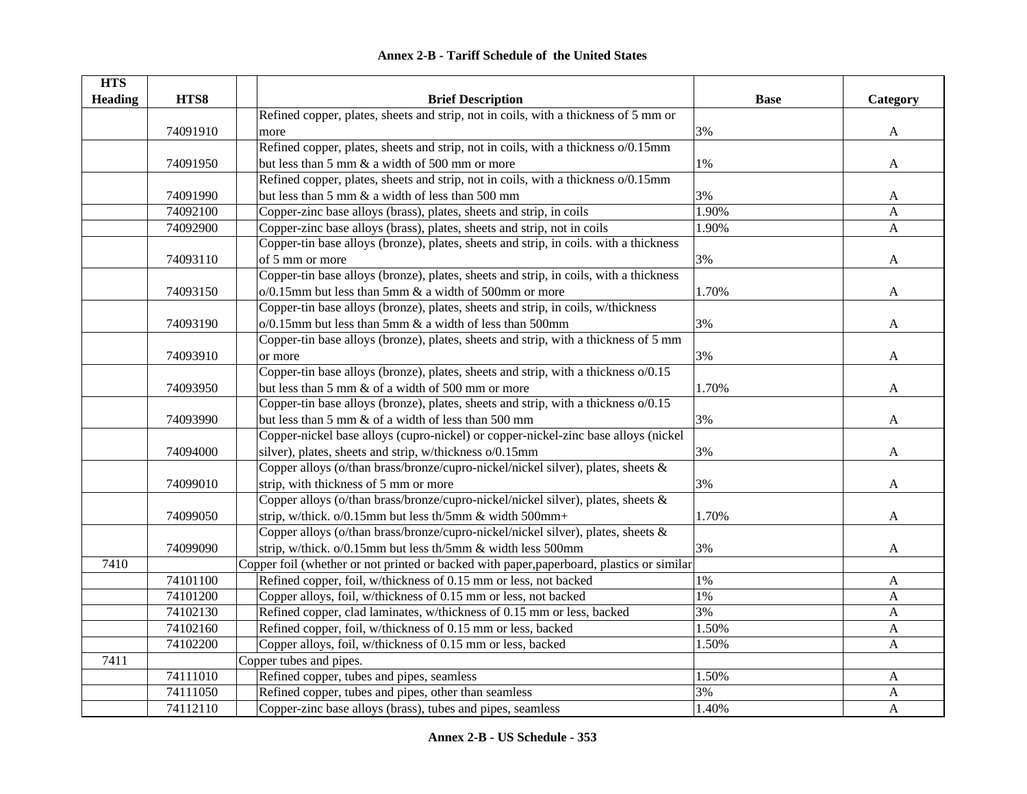## Annex 2-B - Tariff Schedule of the United States

| HTS Heading | HTS8 | | Brief Description | Base | Category |
|---|---|---|---|---|---|
| | 74091910 | | Refined copper, plates, sheets and strip, not in coils, with a thickness of 5 mm or more | 3% | A |
| | 74091950 | | Refined copper, plates, sheets and strip, not in coils, with a thickness o/0.15mm but less than 5 mm & a width of 500 mm or more | 1% | A |
| | 74091990 | | Refined copper, plates, sheets and strip, not in coils, with a thickness o/0.15mm but less than 5 mm & a width of less than 500 mm | 3% | A |
| | 74092100 | | Copper-zinc base alloys (brass), plates, sheets and strip, in coils | 1.90% | A |
| | 74092900 | | Copper-zinc base alloys (brass), plates, sheets and strip, not in coils | 1.90% | A |
| | 74093110 | | Copper-tin base alloys (bronze), plates, sheets and strip, in coils. with a thickness of 5 mm or more | 3% | A |
| | 74093150 | | Copper-tin base alloys (bronze), plates, sheets and strip, in coils, with a thickness o/0.15mm but less than 5mm & a width of 500mm or more | 1.70% | A |
| | 74093190 | | Copper-tin base alloys (bronze), plates, sheets and strip, in coils, w/thickness o/0.15mm but less than 5mm & a width of less than 500mm | 3% | A |
| | 74093910 | | Copper-tin base alloys (bronze), plates, sheets and strip, with a thickness of 5 mm or more | 3% | A |
| | 74093950 | | Copper-tin base alloys (bronze), plates, sheets and strip, with a thickness o/0.15 but less than 5 mm & of a width of 500 mm or more | 1.70% | A |
| | 74093990 | | Copper-tin base alloys (bronze), plates, sheets and strip, with a thickness o/0.15 but less than 5 mm & of a width of less than 500 mm | 3% | A |
| | 74094000 | | Copper-nickel base alloys (cupro-nickel) or copper-nickel-zinc base alloys (nickel silver), plates, sheets and strip, w/thickness o/0.15mm | 3% | A |
| | 74099010 | | Copper alloys (o/than brass/bronze/cupro-nickel/nickel silver), plates, sheets & strip, with thickness of 5 mm or more | 3% | A |
| | 74099050 | | Copper alloys (o/than brass/bronze/cupro-nickel/nickel silver), plates, sheets & strip, w/thick. o/0.15mm but less th/5mm & width 500mm+ | 1.70% | A |
| | 74099090 | | Copper alloys (o/than brass/bronze/cupro-nickel/nickel silver), plates, sheets & strip, w/thick. o/0.15mm but less th/5mm & width less 500mm | 3% | A |
| 7410 | | Copper foil (whether or not printed or backed with paper,paperboard, plastics or similar | | | |
| | 74101100 | | Refined copper, foil, w/thickness of 0.15 mm or less, not backed | 1% | A |
| | 74101200 | | Copper alloys, foil, w/thickness of 0.15 mm or less, not backed | 1% | A |
| | 74102130 | | Refined copper, clad laminates, w/thickness of 0.15 mm or less, backed | 3% | A |
| | 74102160 | | Refined copper, foil, w/thickness of 0.15 mm or less, backed | 1.50% | A |
| | 74102200 | | Copper alloys, foil, w/thickness of 0.15 mm or less, backed | 1.50% | A |
| 7411 | | Copper tubes and pipes. | | | |
| | 74111010 | | Refined copper, tubes and pipes, seamless | 1.50% | A |
| | 74111050 | | Refined copper, tubes and pipes, other than seamless | 3% | A |
| | 74112110 | | Copper-zinc base alloys (brass), tubes and pipes, seamless | 1.40% | A |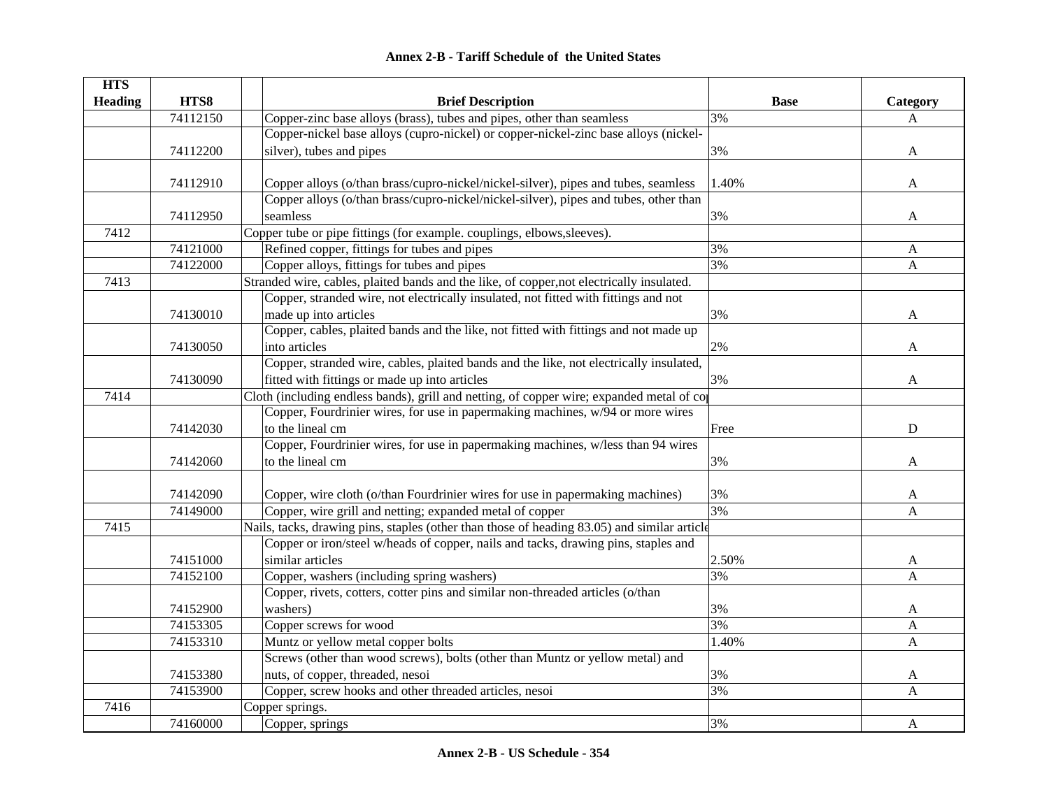# Annex 2-B - Tariff Schedule of the United States

| HTS Heading | HTS8 | Brief Description | Base | Category |
|---|---|---|---|---|
| | 74112150 | Copper-zinc base alloys (brass), tubes and pipes, other than seamless | 3% | A |
| | 74112200 | Copper-nickel base alloys (cupro-nickel) or copper-nickel-zinc base alloys (nickel-silver), tubes and pipes | 3% | A |
| | 74112910 | Copper alloys (o/than brass/cupro-nickel/nickel-silver), pipes and tubes, seamless | 1.40% | A |
| | 74112950 | Copper alloys (o/than brass/cupro-nickel/nickel-silver), pipes and tubes, other than seamless | 3% | A |
| 7412 | | Copper tube or pipe fittings (for example. couplings, elbows,sleeves). | | |
| | 74121000 | Refined copper, fittings for tubes and pipes | 3% | A |
| | 74122000 | Copper alloys, fittings for tubes and pipes | 3% | A |
| 7413 | | Stranded wire, cables, plaited bands and the like, of copper,not electrically insulated. | | |
| | 74130010 | Copper, stranded wire, not electrically insulated, not fitted with fittings and not made up into articles | 3% | A |
| | 74130050 | Copper, cables, plaited bands and the like, not fitted with fittings and not made up into articles | 2% | A |
| | 74130090 | Copper, stranded wire, cables, plaited bands and the like, not electrically insulated, fitted with fittings or made up into articles | 3% | A |
| 7414 | | Cloth (including endless bands), grill and netting, of copper wire; expanded metal of co | | |
| | 74142030 | Copper, Fourdrinier wires, for use in papermaking machines, w/94 or more wires to the lineal cm | Free | D |
| | 74142060 | Copper, Fourdrinier wires, for use in papermaking machines, w/less than 94 wires to the lineal cm | 3% | A |
| | 74142090 | Copper, wire cloth (o/than Fourdrinier wires for use in papermaking machines) | 3% | A |
| | 74149000 | Copper, wire grill and netting; expanded metal of copper | 3% | A |
| 7415 | | Nails, tacks, drawing pins, staples (other than those of heading 83.05) and similar article | | |
| | 74151000 | Copper or iron/steel w/heads of copper, nails and tacks, drawing pins, staples and similar articles | 2.50% | A |
| | 74152100 | Copper, washers (including spring washers) | 3% | A |
| | 74152900 | Copper, rivets, cotters, cotter pins and similar non-threaded articles (o/than washers) | 3% | A |
| | 74153305 | Copper screws for wood | 3% | A |
| | 74153310 | Muntz or yellow metal copper bolts | 1.40% | A |
| | 74153380 | Screws (other than wood screws), bolts (other than Muntz or yellow metal) and nuts, of copper, threaded, nesoi | 3% | A |
| | 74153900 | Copper, screw hooks and other threaded articles, nesoi | 3% | A |
| 7416 | | Copper springs. | | |
| | 74160000 | Copper, springs | 3% | A |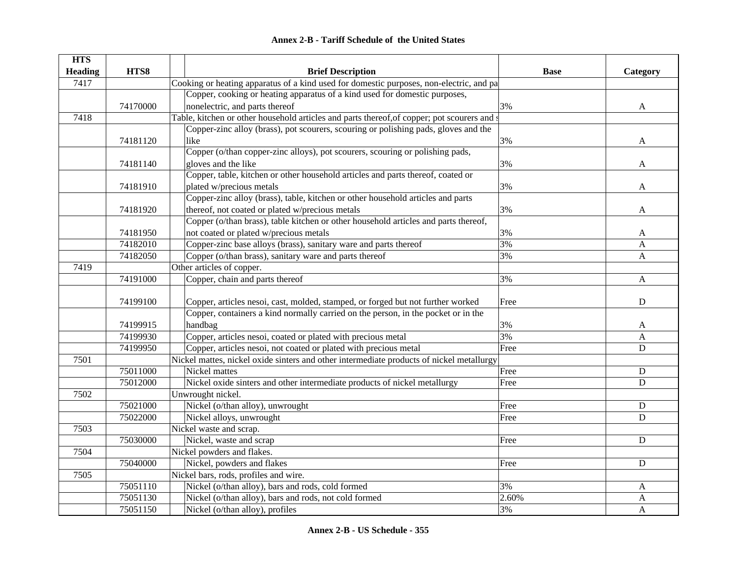## Annex 2-B - Tariff Schedule of the United States

| HTS Heading | HTS8 | Brief Description | Base | Category |
|---|---|---|---|---|
| 7417 | | Cooking or heating apparatus of a kind used for domestic purposes, non-electric, and pa | | |
| | 74170000 | Copper, cooking or heating apparatus of a kind used for domestic purposes, nonelectric, and parts thereof | 3% | A |
| 7418 | | Table, kitchen or other household articles and parts thereof,of copper; pot scourers and s | | |
| | 74181120 | Copper-zinc alloy (brass), pot scourers, scouring or polishing pads, gloves and the like | 3% | A |
| | 74181140 | Copper (o/than copper-zinc alloys), pot scourers, scouring or polishing pads, gloves and the like | 3% | A |
| | 74181910 | Copper, table, kitchen or other household articles and parts thereof, coated or plated w/precious metals | 3% | A |
| | 74181920 | Copper-zinc alloy (brass), table, kitchen or other household articles and parts thereof, not coated or plated w/precious metals | 3% | A |
| | 74181950 | Copper (o/than brass), table kitchen or other household articles and parts thereof, not coated or plated w/precious metals | 3% | A |
| | 74182010 | Copper-zinc base alloys (brass), sanitary ware and parts thereof | 3% | A |
| | 74182050 | Copper (o/than brass), sanitary ware and parts thereof | 3% | A |
| 7419 | | Other articles of copper. | | |
| | 74191000 | Copper, chain and parts thereof | 3% | A |
| | 74199100 | Copper, articles nesoi, cast, molded, stamped, or forged but not further worked | Free | D |
| | 74199915 | Copper, containers a kind normally carried on the person, in the pocket or in the handbag | 3% | A |
| | 74199930 | Copper, articles nesoi, coated or plated with precious metal | 3% | A |
| | 74199950 | Copper, articles nesoi, not coated or plated with precious metal | Free | D |
| 7501 | | Nickel mattes, nickel oxide sinters and other intermediate products of nickel metallurgy | | |
| | 75011000 | Nickel mattes | Free | D |
| | 75012000 | Nickel oxide sinters and other intermediate products of nickel metallurgy | Free | D |
| 7502 | | Unwrought nickel. | | |
| | 75021000 | Nickel (o/than alloy), unwrought | Free | D |
| | 75022000 | Nickel alloys, unwrought | Free | D |
| 7503 | | Nickel waste and scrap. | | |
| | 75030000 | Nickel, waste and scrap | Free | D |
| 7504 | | Nickel powders and flakes. | | |
| | 75040000 | Nickel, powders and flakes | Free | D |
| 7505 | | Nickel bars, rods, profiles and wire. | | |
| | 75051110 | Nickel (o/than alloy), bars and rods, cold formed | 3% | A |
| | 75051130 | Nickel (o/than alloy), bars and rods, not cold formed | 2.60% | A |
| | 75051150 | Nickel (o/than alloy), profiles | 3% | A |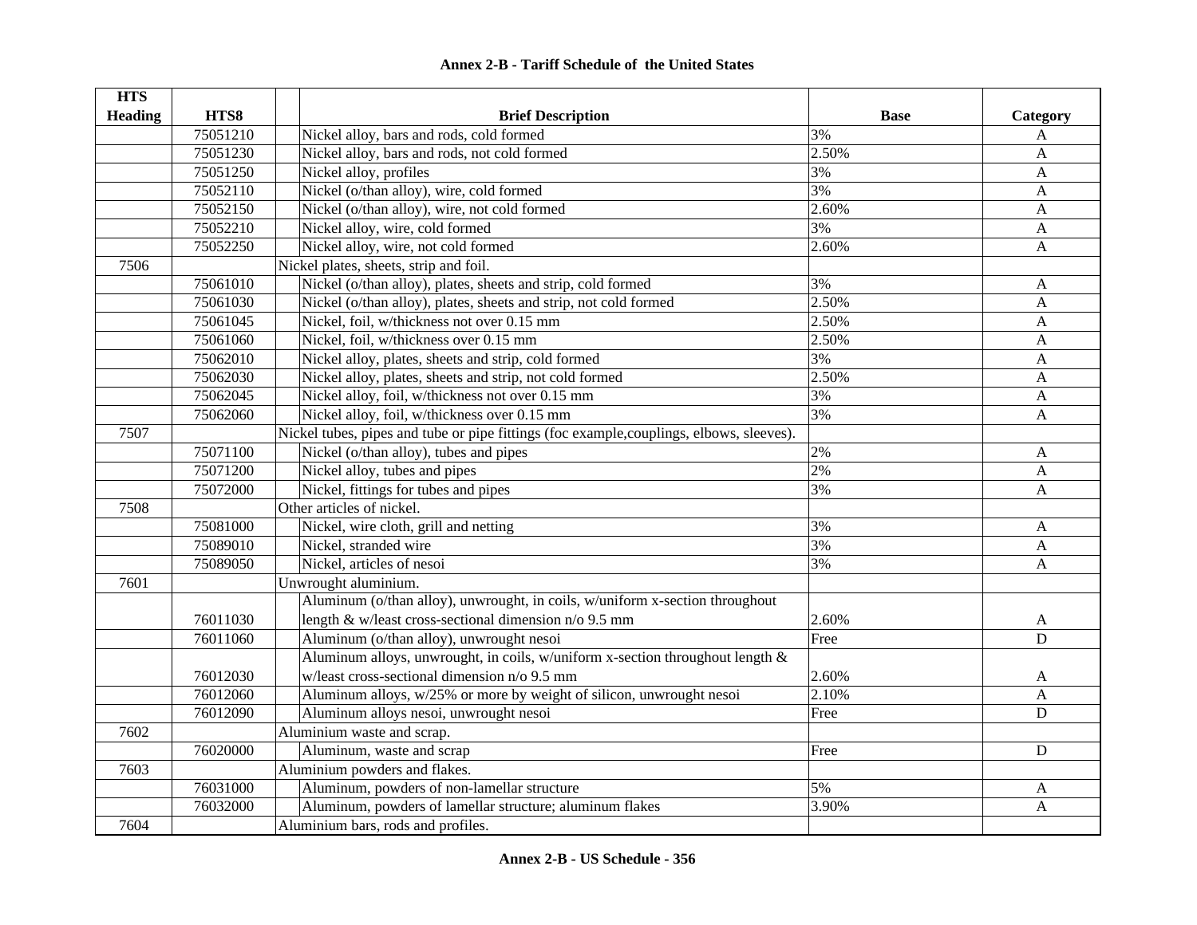## Annex 2-B - Tariff Schedule of the United States

| HTS Heading | HTS8 | Brief Description | Base | Category |
|---|---|---|---|---|
| | 75051210 | Nickel alloy, bars and rods, cold formed | 3% | A |
| | 75051230 | Nickel alloy, bars and rods, not cold formed | 2.50% | A |
| | 75051250 | Nickel alloy, profiles | 3% | A |
| | 75052110 | Nickel (o/than alloy), wire, cold formed | 3% | A |
| | 75052150 | Nickel (o/than alloy), wire, not cold formed | 2.60% | A |
| | 75052210 | Nickel alloy, wire, cold formed | 3% | A |
| | 75052250 | Nickel alloy, wire, not cold formed | 2.60% | A |
| 7506 | | Nickel plates, sheets, strip and foil. | | |
| | 75061010 | Nickel (o/than alloy), plates, sheets and strip, cold formed | 3% | A |
| | 75061030 | Nickel (o/than alloy), plates, sheets and strip, not cold formed | 2.50% | A |
| | 75061045 | Nickel, foil, w/thickness not over 0.15 mm | 2.50% | A |
| | 75061060 | Nickel, foil, w/thickness over 0.15 mm | 2.50% | A |
| | 75062010 | Nickel alloy, plates, sheets and strip, cold formed | 3% | A |
| | 75062030 | Nickel alloy, plates, sheets and strip, not cold formed | 2.50% | A |
| | 75062045 | Nickel alloy, foil, w/thickness not over 0.15 mm | 3% | A |
| | 75062060 | Nickel alloy, foil, w/thickness over 0.15 mm | 3% | A |
| 7507 | | Nickel tubes, pipes and tube or pipe fittings (foc example,couplings, elbows, sleeves). | | |
| | 75071100 | Nickel (o/than alloy), tubes and pipes | 2% | A |
| | 75071200 | Nickel alloy, tubes and pipes | 2% | A |
| | 75072000 | Nickel, fittings for tubes and pipes | 3% | A |
| 7508 | | Other articles of nickel. | | |
| | 75081000 | Nickel, wire cloth, grill and netting | 3% | A |
| | 75089010 | Nickel, stranded wire | 3% | A |
| | 75089050 | Nickel, articles of nesoi | 3% | A |
| 7601 | | Unwrought aluminium. | | |
| | 76011030 | Aluminum (o/than alloy), unwrought, in coils, w/uniform x-section throughout length & w/least cross-sectional dimension n/o 9.5 mm | 2.60% | A |
| | 76011060 | Aluminum (o/than alloy), unwrought nesoi | Free | D |
| | 76012030 | Aluminum alloys, unwrought, in coils, w/uniform x-section throughout length & w/least cross-sectional dimension n/o 9.5 mm | 2.60% | A |
| | 76012060 | Aluminum alloys, w/25% or more by weight of silicon, unwrought nesoi | 2.10% | A |
| | 76012090 | Aluminum alloys nesoi, unwrought nesoi | Free | D |
| 7602 | | Aluminium waste and scrap. | | |
| | 76020000 | Aluminum, waste and scrap | Free | D |
| 7603 | | Aluminium powders and flakes. | | |
| | 76031000 | Aluminum, powders of non-lamellar structure | 5% | A |
| | 76032000 | Aluminum, powders of lamellar structure; aluminum flakes | 3.90% | A |
| 7604 | | Aluminium bars, rods and profiles. | | |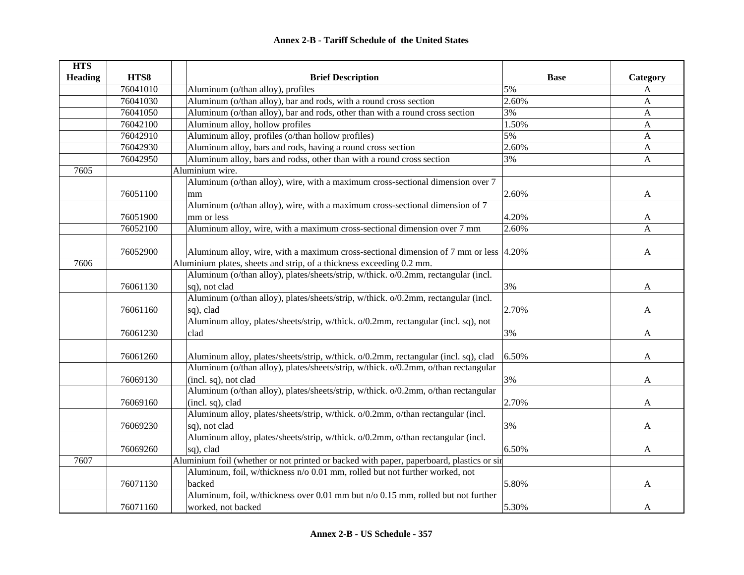# Annex 2-B - Tariff Schedule of the United States

| HTS Heading | HTS8 | | Brief Description | Base | Category |
|---|---|---|---|---|---|
| | 76041010 | | Aluminum (o/than alloy), profiles | 5% | A |
| | 76041030 | | Aluminum (o/than alloy), bar and rods, with a round cross section | 2.60% | A |
| | 76041050 | | Aluminum (o/than alloy), bar and rods, other than with a round cross section | 3% | A |
| | 76042100 | | Aluminum alloy, hollow profiles | 1.50% | A |
| | 76042910 | | Aluminum alloy, profiles (o/than hollow profiles) | 5% | A |
| | 76042930 | | Aluminum alloy, bars and rods, having a round cross section | 2.60% | A |
| | 76042950 | | Aluminum alloy, bars and rodss, other than with a round cross section | 3% | A |
| 7605 | | Aluminium wire. | | | |
| | 76051100 | | Aluminum (o/than alloy), wire, with a maximum cross-sectional dimension over 7 mm | 2.60% | A |
| | 76051900 | | Aluminum (o/than alloy), wire, with a maximum cross-sectional dimension of 7 mm or less | 4.20% | A |
| | 76052100 | | Aluminum alloy, wire, with a maximum cross-sectional dimension over 7 mm | 2.60% | A |
| | 76052900 | | Aluminum alloy, wire, with a maximum cross-sectional dimension of 7 mm or less | 4.20% | A |
| 7606 | | Aluminium plates, sheets and strip, of a thickness exceeding 0.2 mm. | | | |
| | 76061130 | | Aluminum (o/than alloy), plates/sheets/strip, w/thick. o/0.2mm, rectangular (incl. sq), not clad | 3% | A |
| | 76061160 | | Aluminum (o/than alloy), plates/sheets/strip, w/thick. o/0.2mm, rectangular (incl. sq), clad | 2.70% | A |
| | 76061230 | | Aluminum alloy, plates/sheets/strip, w/thick. o/0.2mm, rectangular (incl. sq), not clad | 3% | A |
| | 76061260 | | Aluminum alloy, plates/sheets/strip, w/thick. o/0.2mm, rectangular (incl. sq), clad | 6.50% | A |
| | 76069130 | | Aluminum (o/than alloy), plates/sheets/strip, w/thick. o/0.2mm, o/than rectangular (incl. sq), not clad | 3% | A |
| | 76069160 | | Aluminum (o/than alloy), plates/sheets/strip, w/thick. o/0.2mm, o/than rectangular (incl. sq), clad | 2.70% | A |
| | 76069230 | | Aluminum alloy, plates/sheets/strip, w/thick. o/0.2mm, o/than rectangular (incl. sq), not clad | 3% | A |
| | 76069260 | | Aluminum alloy, plates/sheets/strip, w/thick. o/0.2mm, o/than rectangular (incl. sq), clad | 6.50% | A |
| 7607 | | Aluminium foil (whether or not printed or backed with paper, paperboard, plastics or sir | | | |
| | 76071130 | | Aluminum, foil, w/thickness n/o 0.01 mm, rolled but not further worked, not backed | 5.80% | A |
| | 76071160 | | Aluminum, foil, w/thickness over 0.01 mm but n/o 0.15 mm, rolled but not further worked, not backed | 5.30% | A |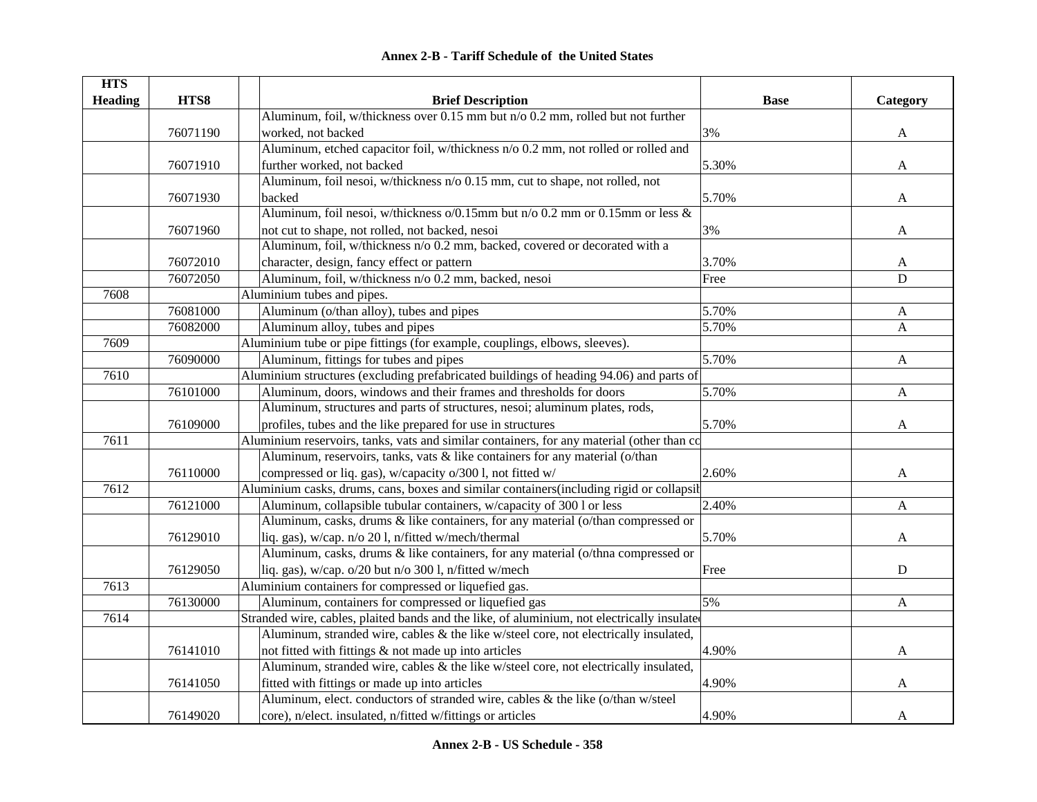# Annex 2-B - Tariff Schedule of the United States

| HTS Heading | HTS8 | Brief Description | Base | Category |
|---|---|---|---|---|
| | 76071190 | Aluminum, foil, w/thickness over 0.15 mm but n/o 0.2 mm, rolled but not further worked, not backed | 3% | A |
| | 76071910 | Aluminum, etched capacitor foil, w/thickness n/o 0.2 mm, not rolled or rolled and further worked, not backed | 5.30% | A |
| | 76071930 | Aluminum, foil nesoi, w/thickness n/o 0.15 mm, cut to shape, not rolled, not backed | 5.70% | A |
| | 76071960 | Aluminum, foil nesoi, w/thickness o/0.15mm but n/o 0.2 mm or 0.15mm or less & not cut to shape, not rolled, not backed, nesoi | 3% | A |
| | 76072010 | Aluminum, foil, w/thickness n/o 0.2 mm, backed, covered or decorated with a character, design, fancy effect or pattern | 3.70% | A |
| | 76072050 | Aluminum, foil, w/thickness n/o 0.2 mm, backed, nesoi | Free | D |
| 7608 | | Aluminium tubes and pipes. | | |
| | 76081000 | Aluminum (o/than alloy), tubes and pipes | 5.70% | A |
| | 76082000 | Aluminum alloy, tubes and pipes | 5.70% | A |
| 7609 | | Aluminium tube or pipe fittings (for example, couplings, elbows, sleeves). | | |
| | 76090000 | Aluminum, fittings for tubes and pipes | 5.70% | A |
| 7610 | | Aluminium structures (excluding prefabricated buildings of heading 94.06) and parts of | | |
| | 76101000 | Aluminum, doors, windows and their frames and thresholds for doors | 5.70% | A |
| | 76109000 | Aluminum, structures and parts of structures, nesoi; aluminum plates, rods, profiles, tubes and the like prepared for use in structures | 5.70% | A |
| 7611 | | Aluminium reservoirs, tanks, vats and similar containers, for any material (other than co | | |
| | 76110000 | Aluminum, reservoirs, tanks, vats & like containers for any material (o/than compressed or liq. gas), w/capacity o/300 l, not fitted w/ | 2.60% | A |
| 7612 | | Aluminium casks, drums, cans, boxes and similar containers(including rigid or collapsib | | |
| | 76121000 | Aluminum, collapsible tubular containers, w/capacity of 300 l or less | 2.40% | A |
| | 76129010 | Aluminum, casks, drums & like containers, for any material (o/than compressed or liq. gas), w/cap. n/o 20 l, n/fitted w/mech/thermal | 5.70% | A |
| | 76129050 | Aluminum, casks, drums & like containers, for any material (o/thna compressed or liq. gas), w/cap. o/20 but n/o 300 l, n/fitted w/mech | Free | D |
| 7613 | | Aluminium containers for compressed or liquefied gas. | | |
| | 76130000 | Aluminum, containers for compressed or liquefied gas | 5% | A |
| 7614 | | Stranded wire, cables, plaited bands and the like, of aluminium, not electrically insulate | | |
| | 76141010 | Aluminum, stranded wire, cables & the like w/steel core, not electrically insulated, not fitted with fittings & not made up into articles | 4.90% | A |
| | 76141050 | Aluminum, stranded wire, cables & the like w/steel core, not electrically insulated, fitted with fittings or made up into articles | 4.90% | A |
| | 76149020 | Aluminum, elect. conductors of stranded wire, cables & the like (o/than w/steel core), n/elect. insulated, n/fitted w/fittings or articles | 4.90% | A |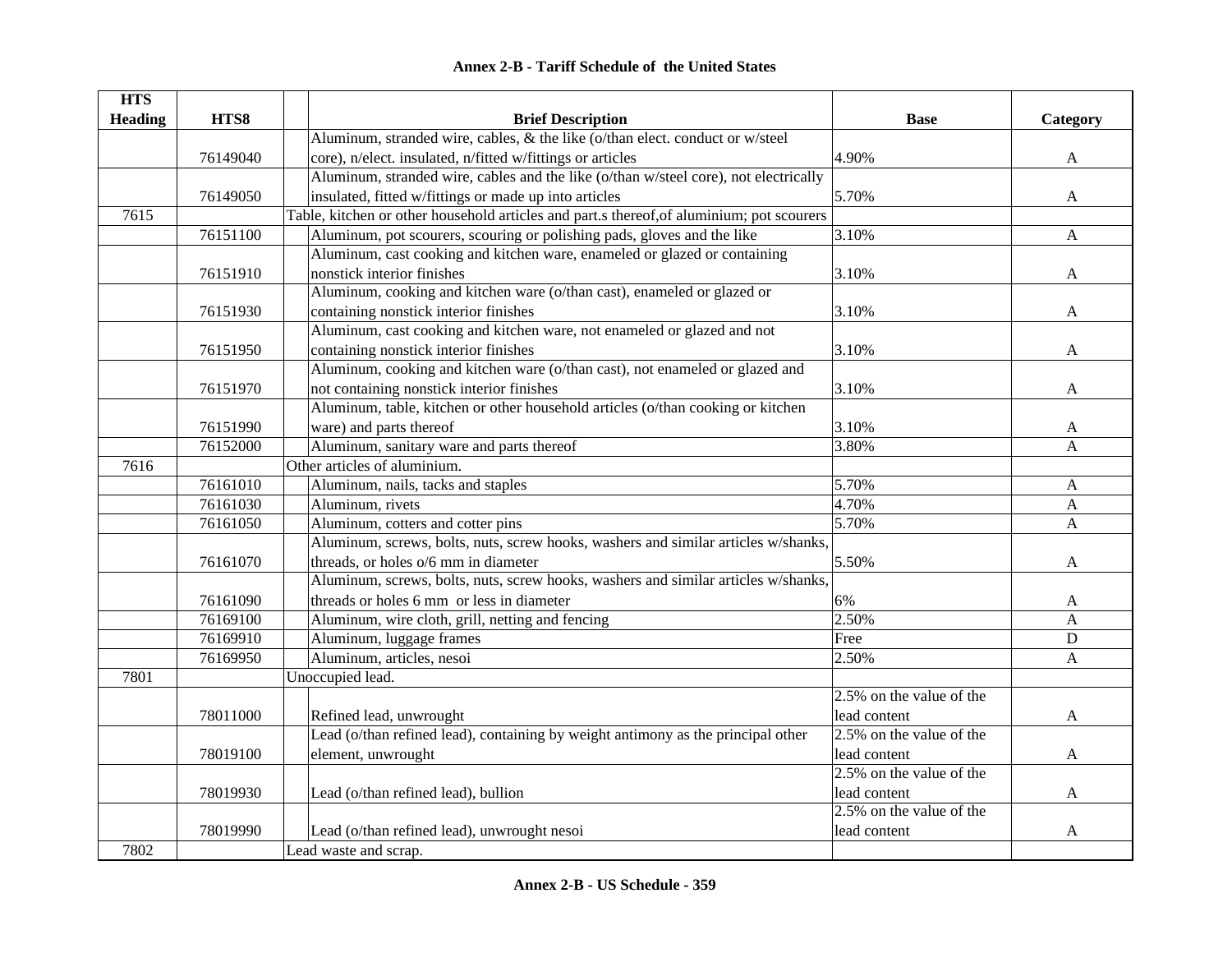# Annex 2-B - Tariff Schedule of the United States

| HTS Heading | HTS8 | Brief Description | Base | Category |
|---|---|---|---|---|
| | 76149040 | Aluminum, stranded wire, cables, & the like (o/than elect. conduct or w/steel core), n/elect. insulated, n/fitted w/fittings or articles | 4.90% | A |
| | 76149050 | Aluminum, stranded wire, cables and the like (o/than w/steel core), not electrically insulated, fitted w/fittings or made up into articles | 5.70% | A |
| 7615 | | Table, kitchen or other household articles and part.s thereof,of aluminium; pot scourers | | |
| | 76151100 | Aluminum, pot scourers, scouring or polishing pads, gloves and the like | 3.10% | A |
| | 76151910 | Aluminum, cast cooking and kitchen ware, enameled or glazed or containing nonstick interior finishes | 3.10% | A |
| | 76151930 | Aluminum, cooking and kitchen ware (o/than cast), enameled or glazed or containing nonstick interior finishes | 3.10% | A |
| | 76151950 | Aluminum, cast cooking and kitchen ware, not enameled or glazed and not containing nonstick interior finishes | 3.10% | A |
| | 76151970 | Aluminum, cooking and kitchen ware (o/than cast), not enameled or glazed and not containing nonstick interior finishes | 3.10% | A |
| | 76151990 | Aluminum, table, kitchen or other household articles (o/than cooking or kitchen ware) and parts thereof | 3.10% | A |
| | 76152000 | Aluminum, sanitary ware and parts thereof | 3.80% | A |
| 7616 | | Other articles of aluminium. | | |
| | 76161010 | Aluminum, nails, tacks and staples | 5.70% | A |
| | 76161030 | Aluminum, rivets | 4.70% | A |
| | 76161050 | Aluminum, cotters and cotter pins | 5.70% | A |
| | 76161070 | Aluminum, screws, bolts, nuts, screw hooks, washers and similar articles w/shanks, threads, or holes o/6 mm in diameter | 5.50% | A |
| | 76161090 | Aluminum, screws, bolts, nuts, screw hooks, washers and similar articles w/shanks, threads or holes 6 mm or less in diameter | 6% | A |
| | 76169100 | Aluminum, wire cloth, grill, netting and fencing | 2.50% | A |
| | 76169910 | Aluminum, luggage frames | Free | D |
| | 76169950 | Aluminum, articles, nesoi | 2.50% | A |
| 7801 | | Unoccupied lead. | | |
| | 78011000 | Refined lead, unwrought | 2.5% on the value of the lead content | A |
| | 78019100 | Lead (o/than refined lead), containing by weight antimony as the principal other element, unwrought | 2.5% on the value of the lead content | A |
| | 78019930 | Lead (o/than refined lead), bullion | 2.5% on the value of the lead content | A |
| | 78019990 | Lead (o/than refined lead), unwrought nesoi | 2.5% on the value of the lead content | A |
| 7802 | | Lead waste and scrap. | | |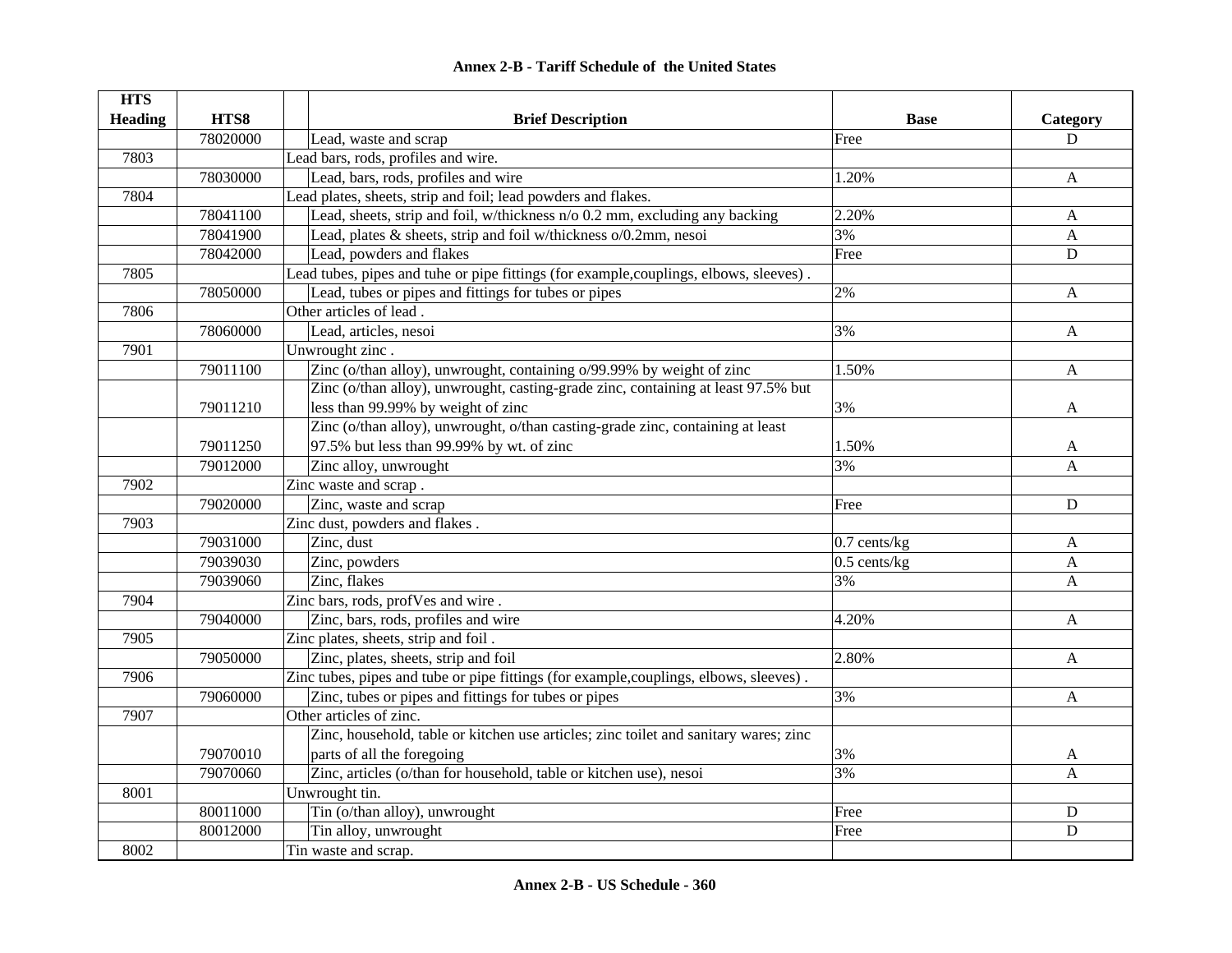## Annex 2-B - Tariff Schedule of the United States

| HTS Heading | HTS8 | Brief Description | Base | Category |
|---|---|---|---|---|
| | 78020000 | Lead, waste and scrap | Free | D |
| 7803 | | Lead bars, rods, profiles and wire. | | |
| | 78030000 | Lead, bars, rods, profiles and wire | 1.20% | A |
| 7804 | | Lead plates, sheets, strip and foil; lead powders and flakes. | | |
| | 78041100 | Lead, sheets, strip and foil, w/thickness n/o 0.2 mm, excluding any backing | 2.20% | A |
| | 78041900 | Lead, plates & sheets, strip and foil w/thickness o/0.2mm, nesoi | 3% | A |
| | 78042000 | Lead, powders and flakes | Free | D |
| 7805 | | Lead tubes, pipes and tuhe or pipe fittings (for example,couplings, elbows, sleeves) . | | |
| | 78050000 | Lead, tubes or pipes and fittings for tubes or pipes | 2% | A |
| 7806 | | Other articles of lead . | | |
| | 78060000 | Lead, articles, nesoi | 3% | A |
| 7901 | | Unwrought zinc . | | |
| | 79011100 | Zinc (o/than alloy), unwrought, containing o/99.99% by weight of zinc | 1.50% | A |
| | 79011210 | Zinc (o/than alloy), unwrought, casting-grade zinc, containing at least 97.5% but less than 99.99% by weight of zinc | 3% | A |
| | 79011250 | Zinc (o/than alloy), unwrought, o/than casting-grade zinc, containing at least 97.5% but less than 99.99% by wt. of zinc | 1.50% | A |
| | 79012000 | Zinc alloy, unwrought | 3% | A |
| 7902 | | Zinc waste and scrap . | | |
| | 79020000 | Zinc, waste and scrap | Free | D |
| 7903 | | Zinc dust, powders and flakes . | | |
| | 79031000 | Zinc, dust | 0.7 cents/kg | A |
| | 79039030 | Zinc, powders | 0.5 cents/kg | A |
| | 79039060 | Zinc, flakes | 3% | A |
| 7904 | | Zinc bars, rods, profVes and wire . | | |
| | 79040000 | Zinc, bars, rods, profiles and wire | 4.20% | A |
| 7905 | | Zinc plates, sheets, strip and foil . | | |
| | 79050000 | Zinc, plates, sheets, strip and foil | 2.80% | A |
| 7906 | | Zinc tubes, pipes and tube or pipe fittings (for example,couplings, elbows, sleeves) . | | |
| | 79060000 | Zinc, tubes or pipes and fittings for tubes or pipes | 3% | A |
| 7907 | | Other articles of zinc. | | |
| | 79070010 | Zinc, household, table or kitchen use articles; zinc toilet and sanitary wares; zinc parts of all the foregoing | 3% | A |
| | 79070060 | Zinc, articles (o/than for household, table or kitchen use), nesoi | 3% | A |
| 8001 | | Unwrought tin. | | |
| | 80011000 | Tin (o/than alloy), unwrought | Free | D |
| | 80012000 | Tin alloy, unwrought | Free | D |
| 8002 | | Tin waste and scrap. | | |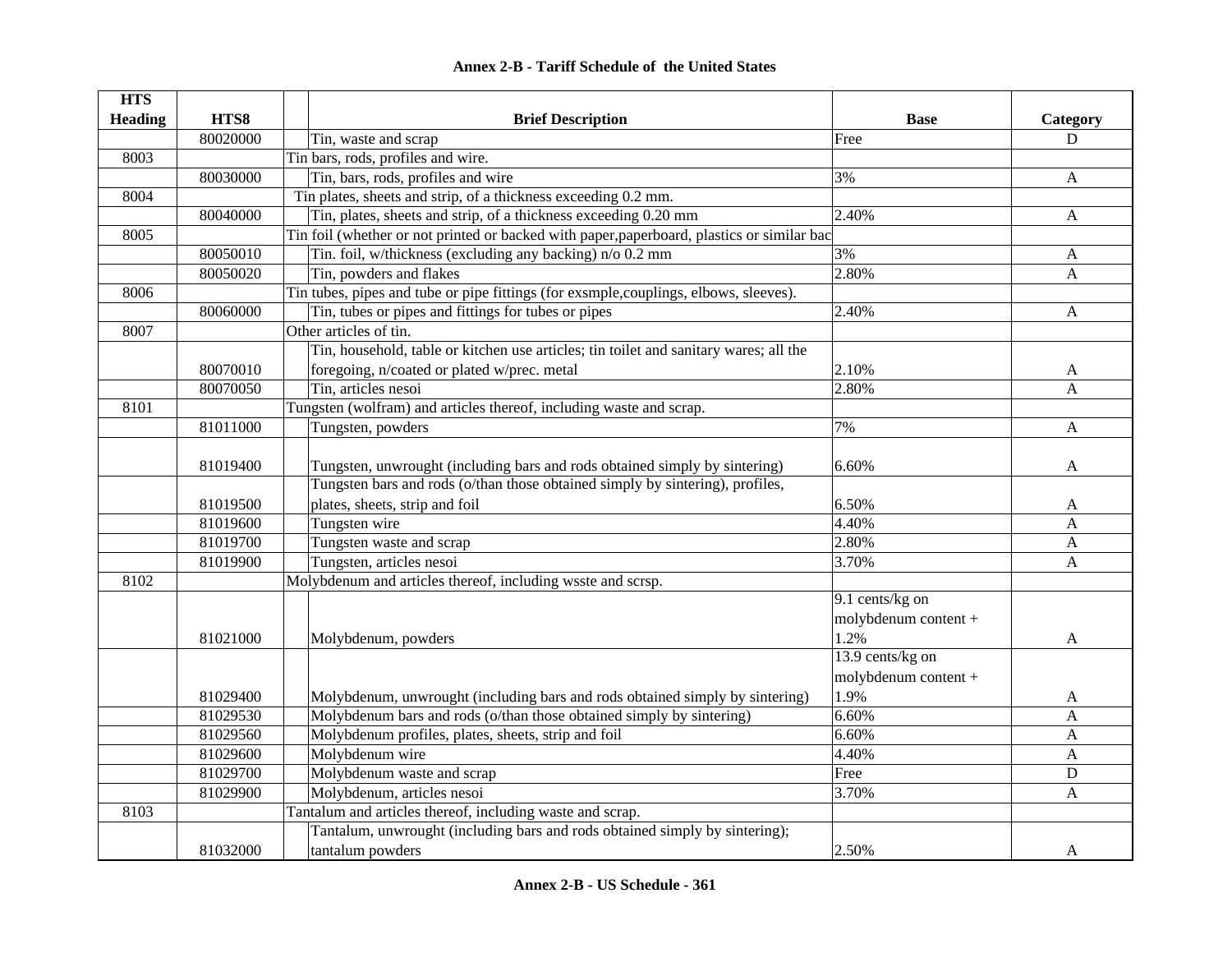# Annex 2-B - Tariff Schedule of the United States

| HTS Heading | HTS8 | Brief Description | Base | Category |
|---|---|---|---|---|
| | 80020000 | Tin, waste and scrap | Free | D |
| 8003 | | Tin bars, rods, profiles and wire. | | |
| | 80030000 | Tin, bars, rods, profiles and wire | 3% | A |
| 8004 | | Tin plates, sheets and strip, of a thickness exceeding 0.2 mm. | | |
| | 80040000 | Tin, plates, sheets and strip, of a thickness exceeding 0.20 mm | 2.40% | A |
| 8005 | | Tin foil (whether or not printed or backed with paper,paperboard, plastics or similar bac | | |
| | 80050010 | Tin. foil, w/thickness (excluding any backing) n/o 0.2 mm | 3% | A |
| | 80050020 | Tin, powders and flakes | 2.80% | A |
| 8006 | | Tin tubes, pipes and tube or pipe fittings (for exsmple,couplings, elbows, sleeves). | | |
| | 80060000 | Tin, tubes or pipes and fittings for tubes or pipes | 2.40% | A |
| 8007 | | Other articles of tin. | | |
| | 80070010 | Tin, household, table or kitchen use articles; tin toilet and sanitary wares; all the foregoing, n/coated or plated w/prec. metal | 2.10% | A |
| | 80070050 | Tin, articles nesoi | 2.80% | A |
| 8101 | | Tungsten (wolfram) and articles thereof, including waste and scrap. | | |
| | 81011000 | Tungsten, powders | 7% | A |
| | 81019400 | Tungsten, unwrought (including bars and rods obtained simply by sintering) | 6.60% | A |
| | 81019500 | Tungsten bars and rods (o/than those obtained simply by sintering), profiles, plates, sheets, strip and foil | 6.50% | A |
| | 81019600 | Tungsten wire | 4.40% | A |
| | 81019700 | Tungsten waste and scrap | 2.80% | A |
| | 81019900 | Tungsten, articles nesoi | 3.70% | A |
| 8102 | | Molybdenum and articles thereof, including wsste and scrsp. | | |
| | 81021000 | Molybdenum, powders | 9.1 cents/kg on molybdenum content + 1.2% | A |
| | 81029400 | Molybdenum, unwrought (including bars and rods obtained simply by sintering) | 13.9 cents/kg on molybdenum content + 1.9% | A |
| | 81029530 | Molybdenum bars and rods (o/than those obtained simply by sintering) | 6.60% | A |
| | 81029560 | Molybdenum profiles, plates, sheets, strip and foil | 6.60% | A |
| | 81029600 | Molybdenum wire | 4.40% | A |
| | 81029700 | Molybdenum waste and scrap | Free | D |
| | 81029900 | Molybdenum, articles nesoi | 3.70% | A |
| 8103 | | Tantalum and articles thereof, including waste and scrap. | | |
| | 81032000 | Tantalum, unwrought (including bars and rods obtained simply by sintering); tantalum powders | 2.50% | A |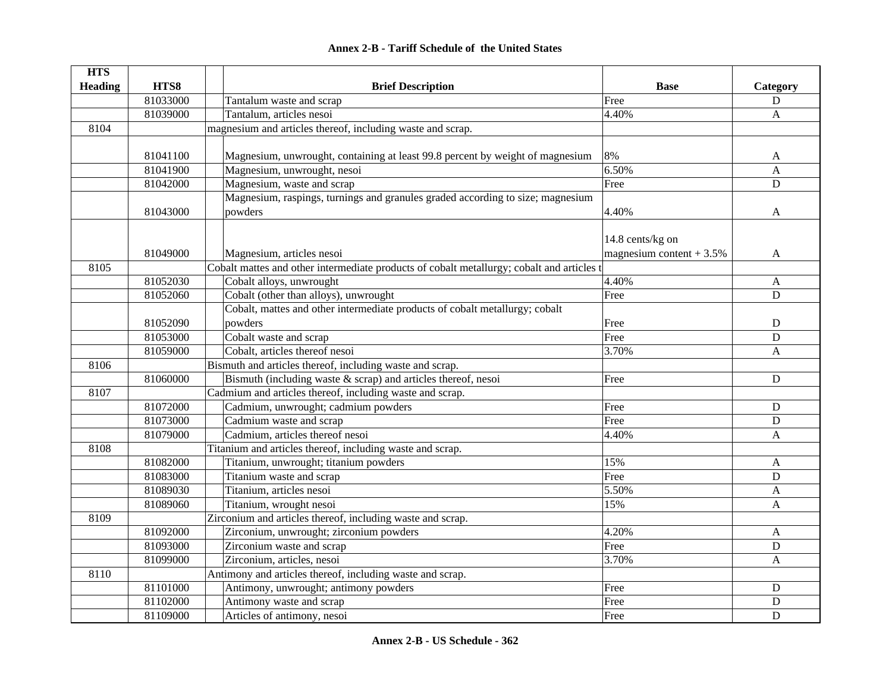# Annex 2-B - Tariff Schedule of the United States

| HTS Heading | HTS8 | Brief Description | Base | Category |
|---|---|---|---|---|
| | 81033000 | Tantalum waste and scrap | Free | D |
| | 81039000 | Tantalum, articles nesoi | 4.40% | A |
| 8104 | | magnesium and articles thereof, including waste and scrap. | | |
| | 81041100 | Magnesium, unwrought, containing at least 99.8 percent by weight of magnesium | 8% | A |
| | 81041900 | Magnesium, unwrought, nesoi | 6.50% | A |
| | 81042000 | Magnesium, waste and scrap | Free | D |
| | 81043000 | Magnesium, raspings, turnings and granules graded according to size; magnesium powders | 4.40% | A |
| | 81049000 | Magnesium, articles nesoi | 14.8 cents/kg on magnesium content + 3.5% | A |
| 8105 | | Cobalt mattes and other intermediate products of cobalt metallurgy; cobalt and articles t | | |
| | 81052030 | Cobalt alloys, unwrought | 4.40% | A |
| | 81052060 | Cobalt (other than alloys), unwrought | Free | D |
| | 81052090 | Cobalt, mattes and other intermediate products of cobalt metallurgy; cobalt powders | Free | D |
| | 81053000 | Cobalt waste and scrap | Free | D |
| | 81059000 | Cobalt, articles thereof nesoi | 3.70% | A |
| 8106 | | Bismuth and articles thereof, including waste and scrap. | | |
| | 81060000 | Bismuth (including waste & scrap) and articles thereof, nesoi | Free | D |
| 8107 | | Cadmium and articles thereof, including waste and scrap. | | |
| | 81072000 | Cadmium, unwrought; cadmium powders | Free | D |
| | 81073000 | Cadmium waste and scrap | Free | D |
| | 81079000 | Cadmium, articles thereof nesoi | 4.40% | A |
| 8108 | | Titanium and articles thereof, including waste and scrap. | | |
| | 81082000 | Titanium, unwrought; titanium powders | 15% | A |
| | 81083000 | Titanium waste and scrap | Free | D |
| | 81089030 | Titanium, articles nesoi | 5.50% | A |
| | 81089060 | Titanium, wrought nesoi | 15% | A |
| 8109 | | Zirconium and articles thereof, including waste and scrap. | | |
| | 81092000 | Zirconium, unwrought; zirconium powders | 4.20% | A |
| | 81093000 | Zirconium waste and scrap | Free | D |
| | 81099000 | Zirconium, articles, nesoi | 3.70% | A |
| 8110 | | Antimony and articles thereof, including waste and scrap. | | |
| | 81101000 | Antimony, unwrought; antimony powders | Free | D |
| | 81102000 | Antimony waste and scrap | Free | D |
| | 81109000 | Articles of antimony, nesoi | Free | D |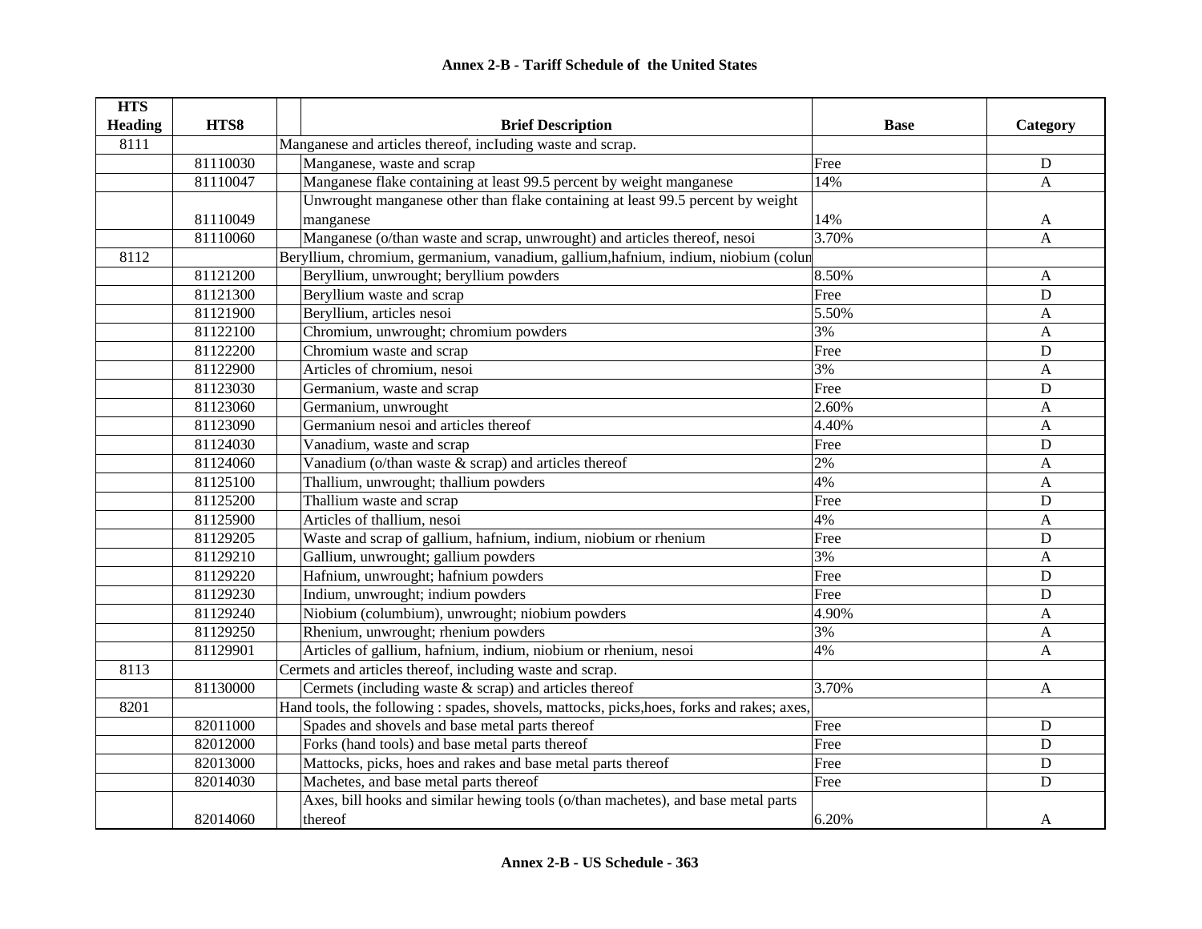## Annex 2-B - Tariff Schedule of the United States

| HTS Heading | HTS8 | Brief Description | Base | Category |
|---|---|---|---|---|
| 8111 | | Manganese and articles thereof, incIuding waste and scrap. | | |
| | 81110030 | Manganese, waste and scrap | Free | D |
| | 81110047 | Manganese flake containing at least 99.5 percent by weight manganese | 14% | A |
| | 81110049 | Unwrought manganese other than flake containing at least 99.5 percent by weight manganese | 14% | A |
| | 81110060 | Manganese (o/than waste and scrap, unwrought) and articles thereof, nesoi | 3.70% | A |
| 8112 | | Beryllium, chromium, germanium, vanadium, gallium,hafnium, indium, niobium (colun | | |
| | 81121200 | Beryllium, unwrought; beryllium powders | 8.50% | A |
| | 81121300 | Beryllium waste and scrap | Free | D |
| | 81121900 | Beryllium, articles nesoi | 5.50% | A |
| | 81122100 | Chromium, unwrought; chromium powders | 3% | A |
| | 81122200 | Chromium waste and scrap | Free | D |
| | 81122900 | Articles of chromium, nesoi | 3% | A |
| | 81123030 | Germanium, waste and scrap | Free | D |
| | 81123060 | Germanium, unwrought | 2.60% | A |
| | 81123090 | Germanium nesoi and articles thereof | 4.40% | A |
| | 81124030 | Vanadium, waste and scrap | Free | D |
| | 81124060 | Vanadium (o/than waste & scrap) and articles thereof | 2% | A |
| | 81125100 | Thallium, unwrought; thallium powders | 4% | A |
| | 81125200 | Thallium waste and scrap | Free | D |
| | 81125900 | Articles of thallium, nesoi | 4% | A |
| | 81129205 | Waste and scrap of gallium, hafnium, indium, niobium or rhenium | Free | D |
| | 81129210 | Gallium, unwrought; gallium powders | 3% | A |
| | 81129220 | Hafnium, unwrought; hafnium powders | Free | D |
| | 81129230 | Indium, unwrought; indium powders | Free | D |
| | 81129240 | Niobium (columbium), unwrought; niobium powders | 4.90% | A |
| | 81129250 | Rhenium, unwrought; rhenium powders | 3% | A |
| | 81129901 | Articles of gallium, hafnium, indium, niobium or rhenium, nesoi | 4% | A |
| 8113 | | Cermets and articles thereof, including waste and scrap. | | |
| | 81130000 | Cermets (including waste & scrap) and articles thereof | 3.70% | A |
| 8201 | | Hand tools, the following : spades, shovels, mattocks, picks,hoes, forks and rakes; axes, | | |
| | 82011000 | Spades and shovels and base metal parts thereof | Free | D |
| | 82012000 | Forks (hand tools) and base metal parts thereof | Free | D |
| | 82013000 | Mattocks, picks, hoes and rakes and base metal parts thereof | Free | D |
| | 82014030 | Machetes, and base metal parts thereof | Free | D |
| | 82014060 | Axes, bill hooks and similar hewing tools (o/than machetes), and base metal parts thereof | 6.20% | A |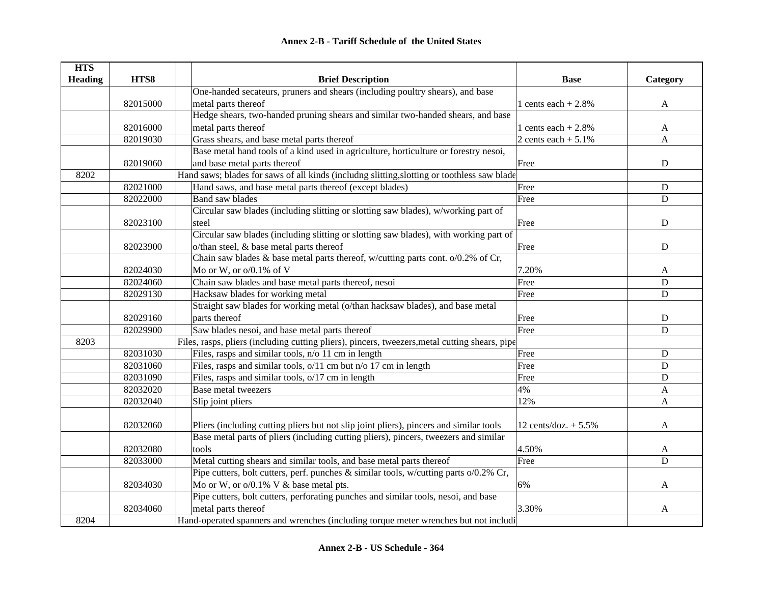# Annex 2-B - Tariff Schedule of the United States

| HTS Heading | HTS8 | Brief Description | Base | Category |
|---|---|---|---|---|
| | 82015000 | One-handed secateurs, pruners and shears (including poultry shears), and base metal parts thereof | 1 cents each + 2.8% | A |
| | 82016000 | Hedge shears, two-handed pruning shears and similar two-handed shears, and base metal parts thereof | 1 cents each + 2.8% | A |
| | 82019030 | Grass shears, and base metal parts thereof | 2 cents each + 5.1% | A |
| | 82019060 | Base metal hand tools of a kind used in agriculture, horticulture or forestry nesoi, and base metal parts thereof | Free | D |
| 8202 | | Hand saws; blades for saws of all kinds (includng slitting,slotting or toothless saw blade | | |
| | 82021000 | Hand saws, and base metal parts thereof (except blades) | Free | D |
| | 82022000 | Band saw blades | Free | D |
| | 82023100 | Circular saw blades (including slitting or slotting saw blades), w/working part of steel | Free | D |
| | 82023900 | Circular saw blades (including slitting or slotting saw blades), with working part of o/than steel, & base metal parts thereof | Free | D |
| | 82024030 | Chain saw blades & base metal parts thereof, w/cutting parts cont. o/0.2% of Cr, Mo or W, or o/0.1% of V | 7.20% | A |
| | 82024060 | Chain saw blades and base metal parts thereof, nesoi | Free | D |
| | 82029130 | Hacksaw blades for working metal | Free | D |
| | 82029160 | Straight saw blades for working metal (o/than hacksaw blades), and base metal parts thereof | Free | D |
| | 82029900 | Saw blades nesoi, and base metal parts thereof | Free | D |
| 8203 | | Files, rasps, pliers (including cutting pliers), pincers, tweezers,metal cutting shears, pipe | | |
| | 82031030 | Files, rasps and similar tools, n/o 11 cm in length | Free | D |
| | 82031060 | Files, rasps and similar tools, o/11 cm but n/o 17 cm in length | Free | D |
| | 82031090 | Files, rasps and similar tools, o/17 cm in length | Free | D |
| | 82032020 | Base metal tweezers | 4% | A |
| | 82032040 | Slip joint pliers | 12% | A |
| | 82032060 | Pliers (including cutting pliers but not slip joint pliers), pincers and similar tools | 12 cents/doz. + 5.5% | A |
| | 82032080 | Base metal parts of pliers (including cutting pliers), pincers, tweezers and similar tools | 4.50% | A |
| | 82033000 | Metal cutting shears and similar tools, and base metal parts thereof | Free | D |
| | 82034030 | Pipe cutters, bolt cutters, perf. punches & similar tools, w/cutting parts o/0.2% Cr, Mo or W, or o/0.1% V & base metal pts. | 6% | A |
| | 82034060 | Pipe cutters, bolt cutters, perforating punches and similar tools, nesoi, and base metal parts thereof | 3.30% | A |
| 8204 | | Hand-operated spanners and wrenches (including torque meter wrenches but not includi | | |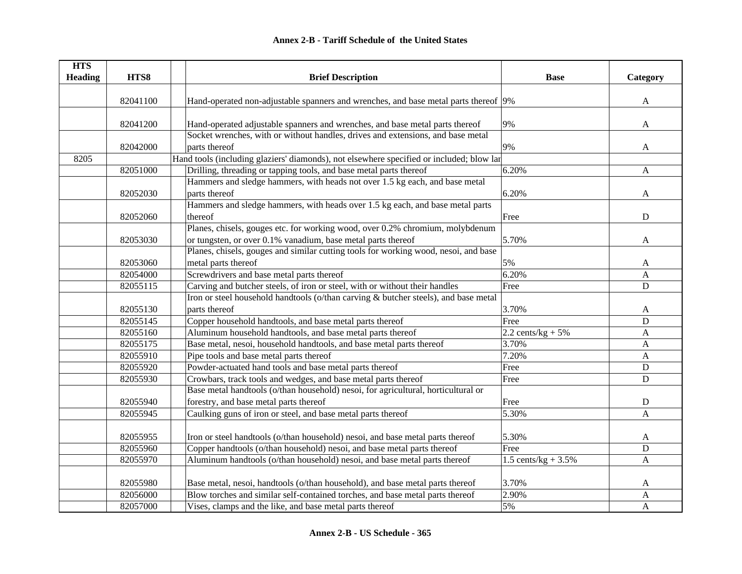## Annex 2-B - Tariff Schedule of the United States

| HTS Heading | HTS8 | | Brief Description | Base | Category |
|---|---|---|---|---|---|
| | 82041100 | | Hand-operated non-adjustable spanners and wrenches, and base metal parts thereof | 9% | A |
| | 82041200 | | Hand-operated adjustable spanners and wrenches, and base metal parts thereof | 9% | A |
| | 82042000 | | Socket wrenches, with or without handles, drives and extensions, and base metal parts thereof | 9% | A |
| 8205 | | Hand tools (including glaziers' diamonds), not elsewhere specified or included; blow lar | | | |
| | 82051000 | | Drilling, threading or tapping tools, and base metal parts thereof | 6.20% | A |
| | 82052030 | | Hammers and sledge hammers, with heads not over 1.5 kg each, and base metal parts thereof | 6.20% | A |
| | 82052060 | | Hammers and sledge hammers, with heads over 1.5 kg each, and base metal parts thereof | Free | D |
| | 82053030 | | Planes, chisels, gouges etc. for working wood, over 0.2% chromium, molybdenum or tungsten, or over 0.1% vanadium, base metal parts thereof | 5.70% | A |
| | 82053060 | | Planes, chisels, gouges and similar cutting tools for working wood, nesoi, and base metal parts thereof | 5% | A |
| | 82054000 | | Screwdrivers and base metal parts thereof | 6.20% | A |
| | 82055115 | | Carving and butcher steels, of iron or steel, with or without their handles | Free | D |
| | 82055130 | | Iron or steel household handtools (o/than carving & butcher steels), and base metal parts thereof | 3.70% | A |
| | 82055145 | | Copper household handtools, and base metal parts thereof | Free | D |
| | 82055160 | | Aluminum household handtools, and base metal parts thereof | 2.2 cents/kg + 5% | A |
| | 82055175 | | Base metal, nesoi, household handtools, and base metal parts thereof | 3.70% | A |
| | 82055910 | | Pipe tools and base metal parts thereof | 7.20% | A |
| | 82055920 | | Powder-actuated hand tools and base metal parts thereof | Free | D |
| | 82055930 | | Crowbars, track tools and wedges, and base metal parts thereof | Free | D |
| | 82055940 | | Base metal handtools (o/than household) nesoi, for agricultural, horticultural or forestry, and base metal parts thereof | Free | D |
| | 82055945 | | Caulking guns of iron or steel, and base metal parts thereof | 5.30% | A |
| | 82055955 | | Iron or steel handtools (o/than household) nesoi, and base metal parts thereof | 5.30% | A |
| | 82055960 | | Copper handtools (o/than household) nesoi, and base metal parts thereof | Free | D |
| | 82055970 | | Aluminum handtools (o/than household) nesoi, and base metal parts thereof | 1.5 cents/kg + 3.5% | A |
| | 82055980 | | Base metal, nesoi, handtools (o/than household), and base metal parts thereof | 3.70% | A |
| | 82056000 | | Blow torches and similar self-contained torches, and base metal parts thereof | 2.90% | A |
| | 82057000 | | Vises, clamps and the like, and base metal parts thereof | 5% | A |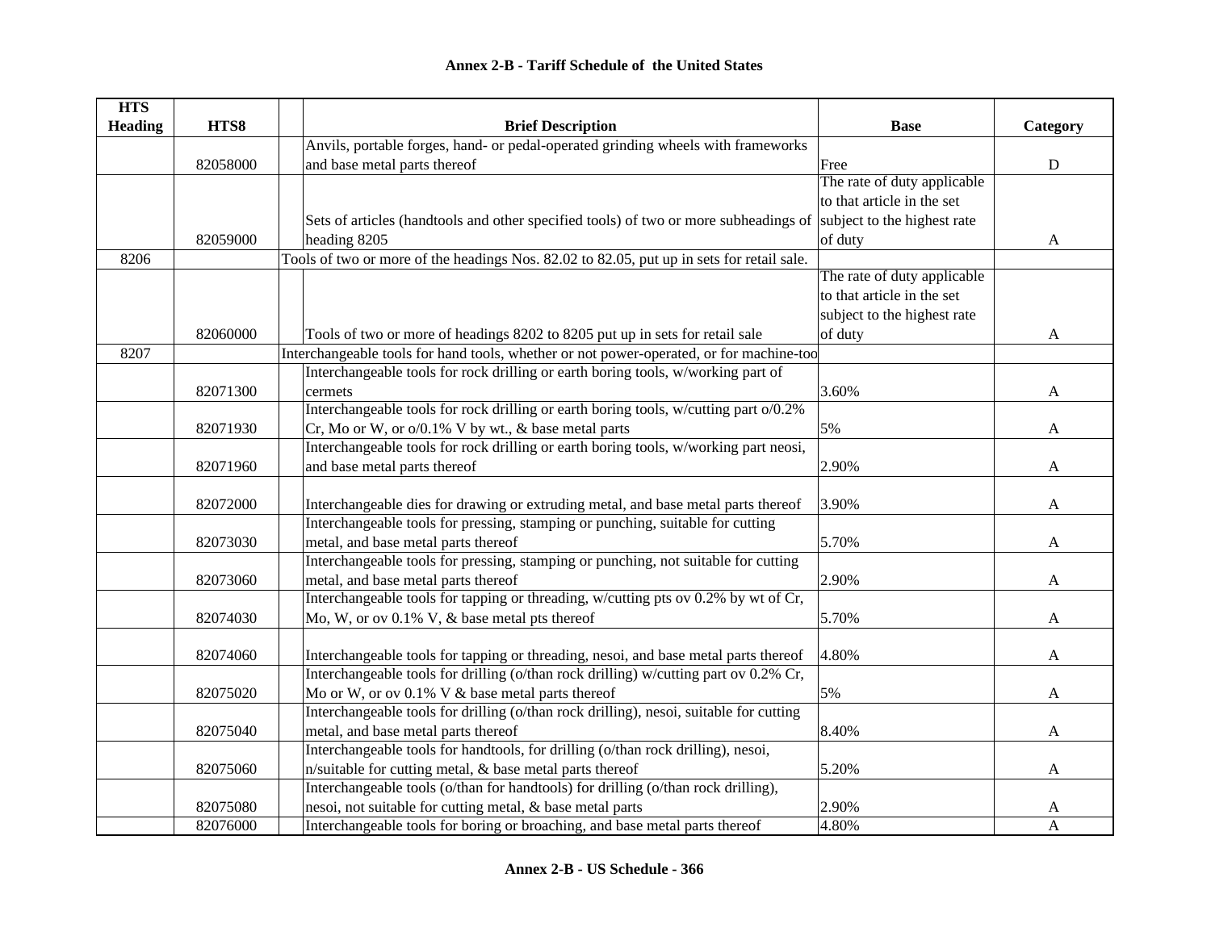## Annex 2-B - Tariff Schedule of the United States

| HTS Heading | HTS8 | | Brief Description | Base | Category |
|---|---|---|---|---|---|
| | 82058000 | | Anvils, portable forges, hand- or pedal-operated grinding wheels with frameworks and base metal parts thereof | Free | D |
| | 82059000 | | Sets of articles (handtools and other specified tools) of two or more subheadings of heading 8205 | The rate of duty applicable to that article in the set subject to the highest rate of duty | A |
| 8206 | | Tools of two or more of the headings Nos. 82.02 to 82.05, put up in sets for retail sale. | | | |
| | 82060000 | | Tools of two or more of headings 8202 to 8205 put up in sets for retail sale | The rate of duty applicable to that article in the set subject to the highest rate of duty | A |
| 8207 | | Interchangeable tools for hand tools, whether or not power-operated, or for machine-too | | | |
| | 82071300 | | Interchangeable tools for rock drilling or earth boring tools, w/working part of cermets | 3.60% | A |
| | 82071930 | | Interchangeable tools for rock drilling or earth boring tools, w/cutting part o/0.2% Cr, Mo or W, or o/0.1% V by wt., & base metal parts | 5% | A |
| | 82071960 | | Interchangeable tools for rock drilling or earth boring tools, w/working part neosi, and base metal parts thereof | 2.90% | A |
| | 82072000 | | Interchangeable dies for drawing or extruding metal, and base metal parts thereof | 3.90% | A |
| | 82073030 | | Interchangeable tools for pressing, stamping or punching, suitable for cutting metal, and base metal parts thereof | 5.70% | A |
| | 82073060 | | Interchangeable tools for pressing, stamping or punching, not suitable for cutting metal, and base metal parts thereof | 2.90% | A |
| | 82074030 | | Interchangeable tools for tapping or threading, w/cutting pts ov 0.2% by wt of Cr, Mo, W, or ov 0.1% V, & base metal pts thereof | 5.70% | A |
| | 82074060 | | Interchangeable tools for tapping or threading, nesoi, and base metal parts thereof | 4.80% | A |
| | 82075020 | | Interchangeable tools for drilling (o/than rock drilling) w/cutting part ov 0.2% Cr, Mo or W, or ov 0.1% V & base metal parts thereof | 5% | A |
| | 82075040 | | Interchangeable tools for drilling (o/than rock drilling), nesoi, suitable for cutting metal, and base metal parts thereof | 8.40% | A |
| | 82075060 | | Interchangeable tools for handtools, for drilling (o/than rock drilling), nesoi, n/suitable for cutting metal, & base metal parts thereof | 5.20% | A |
| | 82075080 | | Interchangeable tools (o/than for handtools) for drilling (o/than rock drilling), nesoi, not suitable for cutting metal, & base metal parts | 2.90% | A |
| | 82076000 | | Interchangeable tools for boring or broaching, and base metal parts thereof | 4.80% | A |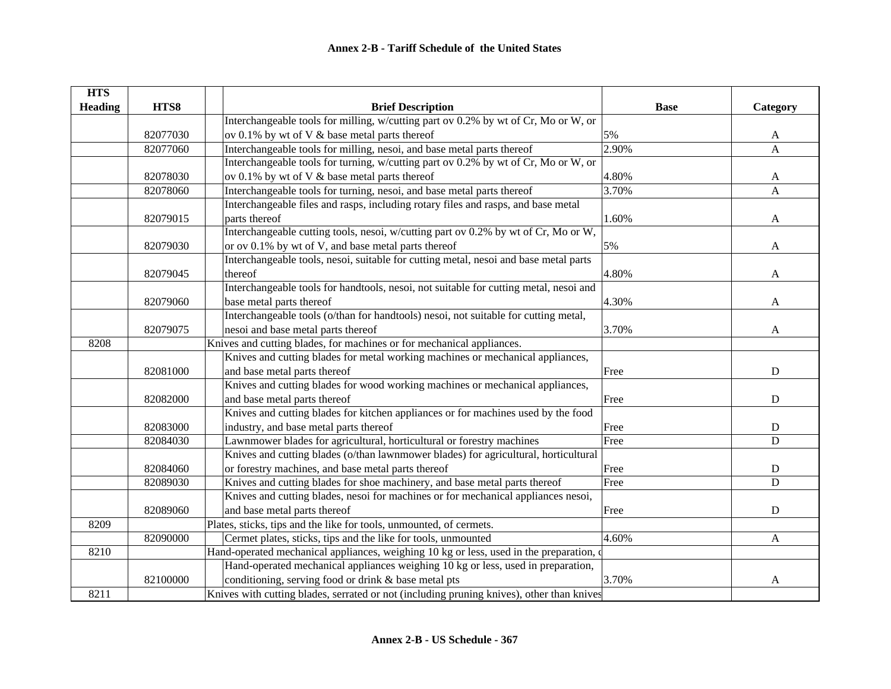## Annex 2-B - Tariff Schedule of the United States

| HTS Heading | HTS8 | Brief Description | Base | Category |
|---|---|---|---|---|
| | 82077030 | Interchangeable tools for milling, w/cutting part ov 0.2% by wt of Cr, Mo or W, or ov 0.1% by wt of V & base metal parts thereof | 5% | A |
| | 82077060 | Interchangeable tools for milling, nesoi, and base metal parts thereof | 2.90% | A |
| | 82078030 | Interchangeable tools for turning, w/cutting part ov 0.2% by wt of Cr, Mo or W, or ov 0.1% by wt of V & base metal parts thereof | 4.80% | A |
| | 82078060 | Interchangeable tools for turning, nesoi, and base metal parts thereof | 3.70% | A |
| | 82079015 | Interchangeable files and rasps, including rotary files and rasps, and base metal parts thereof | 1.60% | A |
| | 82079030 | Interchangeable cutting tools, nesoi, w/cutting part ov 0.2% by wt of Cr, Mo or W, or ov 0.1% by wt of V, and base metal parts thereof | 5% | A |
| | 82079045 | Interchangeable tools, nesoi, suitable for cutting metal, nesoi and base metal parts thereof | 4.80% | A |
| | 82079060 | Interchangeable tools for handtools, nesoi, not suitable for cutting metal, nesoi and base metal parts thereof | 4.30% | A |
| | 82079075 | Interchangeable tools (o/than for handtools) nesoi, not suitable for cutting metal, nesoi and base metal parts thereof | 3.70% | A |
| 8208 | | Knives and cutting blades, for machines or for mechanical appliances. | | |
| | 82081000 | Knives and cutting blades for metal working machines or mechanical appliances, and base metal parts thereof | Free | D |
| | 82082000 | Knives and cutting blades for wood working machines or mechanical appliances, and base metal parts thereof | Free | D |
| | 82083000 | Knives and cutting blades for kitchen appliances or for machines used by the food industry, and base metal parts thereof | Free | D |
| | 82084030 | Lawnmower blades for agricultural, horticultural or forestry machines | Free | D |
| | 82084060 | Knives and cutting blades (o/than lawnmower blades) for agricultural, horticultural or forestry machines, and base metal parts thereof | Free | D |
| | 82089030 | Knives and cutting blades for shoe machinery, and base metal parts thereof | Free | D |
| | 82089060 | Knives and cutting blades, nesoi for machines or for mechanical appliances nesoi, and base metal parts thereof | Free | D |
| 8209 | | Plates, sticks, tips and the like for tools, unmounted, of cermets. | | |
| | 82090000 | Cermet plates, sticks, tips and the like for tools, unmounted | 4.60% | A |
| 8210 | | Hand-operated mechanical appliances, weighing 10 kg or less, used in the preparation, c | | |
| | 82100000 | Hand-operated mechanical appliances weighing 10 kg or less, used in preparation, conditioning, serving food or drink & base metal pts | 3.70% | A |
| 8211 | | Knives with cutting blades, serrated or not (including pruning knives), other than knives | | |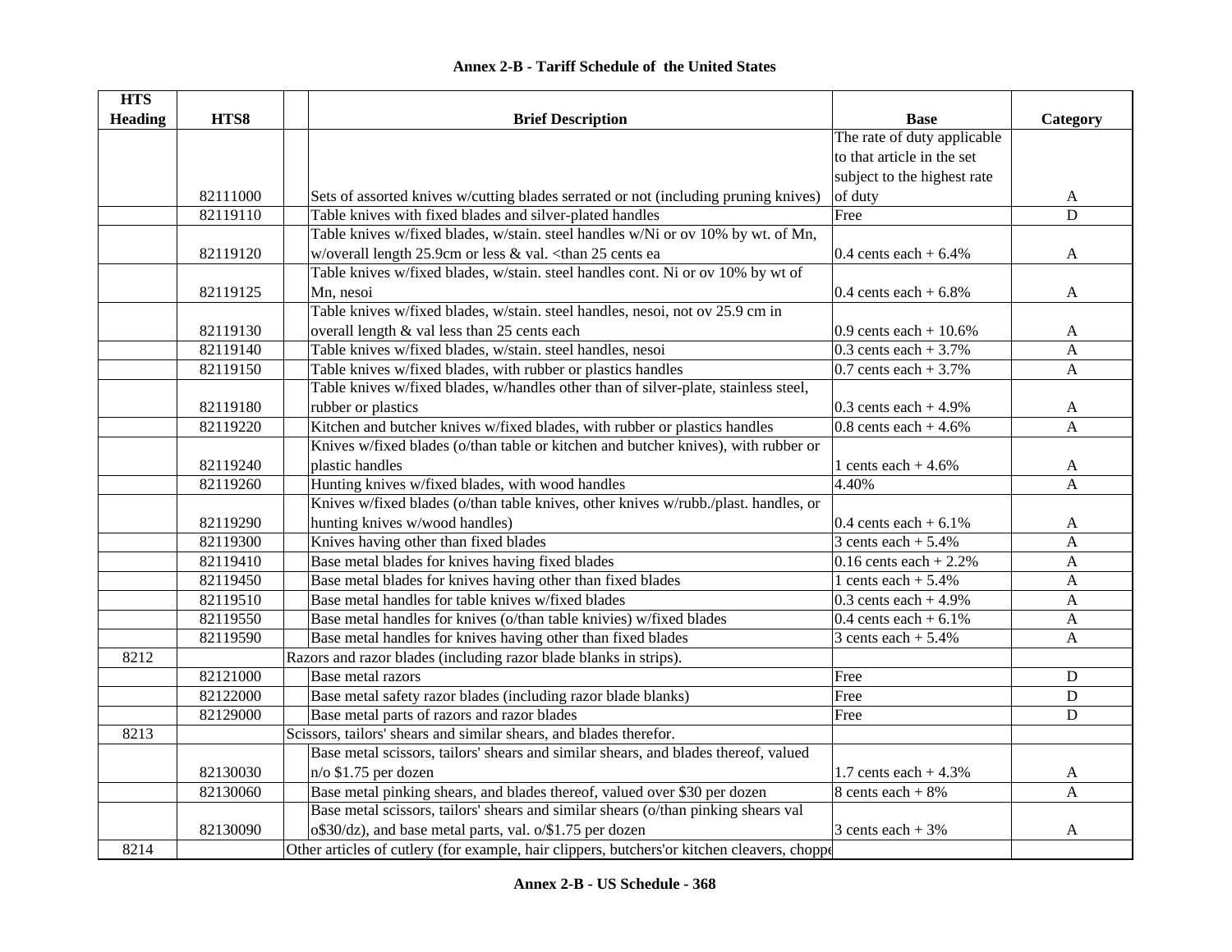# Annex 2-B - Tariff Schedule of the United States

| HTS Heading | HTS8 | Brief Description | Base | Category |
|---|---|---|---|---|
| | 82111000 | Sets of assorted knives w/cutting blades serrated or not (including pruning knives) | The rate of duty applicable to that article in the set subject to the highest rate of duty | A |
| | 82119110 | Table knives with fixed blades and silver-plated handles | Free | D |
| | 82119120 | Table knives w/fixed blades, w/stain. steel handles w/Ni or ov 10% by wt. of Mn, w/overall length 25.9cm or less & val. <than 25 cents ea | 0.4 cents each + 6.4% | A |
| | 82119125 | Table knives w/fixed blades, w/stain. steel handles cont. Ni or ov 10% by wt of Mn, nesoi | 0.4 cents each + 6.8% | A |
| | 82119130 | Table knives w/fixed blades, w/stain. steel handles, nesoi, not ov 25.9 cm in overall length & val less than 25 cents each | 0.9 cents each + 10.6% | A |
| | 82119140 | Table knives w/fixed blades, w/stain. steel handles, nesoi | 0.3 cents each + 3.7% | A |
| | 82119150 | Table knives w/fixed blades, with rubber or plastics handles | 0.7 cents each + 3.7% | A |
| | 82119180 | Table knives w/fixed blades, w/handles other than of silver-plate, stainless steel, rubber or plastics | 0.3 cents each + 4.9% | A |
| | 82119220 | Kitchen and butcher knives w/fixed blades, with rubber or plastics handles | 0.8 cents each + 4.6% | A |
| | 82119240 | Knives w/fixed blades (o/than table or kitchen and butcher knives), with rubber or plastic handles | 1 cents each + 4.6% | A |
| | 82119260 | Hunting knives w/fixed blades, with wood handles | 4.40% | A |
| | 82119290 | Knives w/fixed blades (o/than table knives, other knives w/rubb./plast. handles, or hunting knives w/wood handles) | 0.4 cents each + 6.1% | A |
| | 82119300 | Knives having other than fixed blades | 3 cents each + 5.4% | A |
| | 82119410 | Base metal blades for knives having fixed blades | 0.16 cents each + 2.2% | A |
| | 82119450 | Base metal blades for knives having other than fixed blades | 1 cents each + 5.4% | A |
| | 82119510 | Base metal handles for table knives w/fixed blades | 0.3 cents each + 4.9% | A |
| | 82119550 | Base metal handles for knives (o/than table knivies) w/fixed blades | 0.4 cents each + 6.1% | A |
| | 82119590 | Base metal handles for knives having other than fixed blades | 3 cents each + 5.4% | A |
| 8212 | | Razors and razor blades (including razor blade blanks in strips). | | |
| | 82121000 | Base metal razors | Free | D |
| | 82122000 | Base metal safety razor blades (including razor blade blanks) | Free | D |
| | 82129000 | Base metal parts of razors and razor blades | Free | D |
| 8213 | | Scissors, tailors' shears and similar shears, and blades therefor. | | |
| | 82130030 | Base metal scissors, tailors' shears and similar shears, and blades thereof, valued n/o $1.75 per dozen | 1.7 cents each + 4.3% | A |
| | 82130060 | Base metal pinking shears, and blades thereof, valued over $30 per dozen | 8 cents each + 8% | A |
| | 82130090 | Base metal scissors, tailors' shears and similar shears (o/than pinking shears val o$30/dz), and base metal parts, val. o/$1.75 per dozen | 3 cents each + 3% | A |
| 8214 | | Other articles of cutlery (for example, hair clippers, butchers'or kitchen cleavers, choppe | | |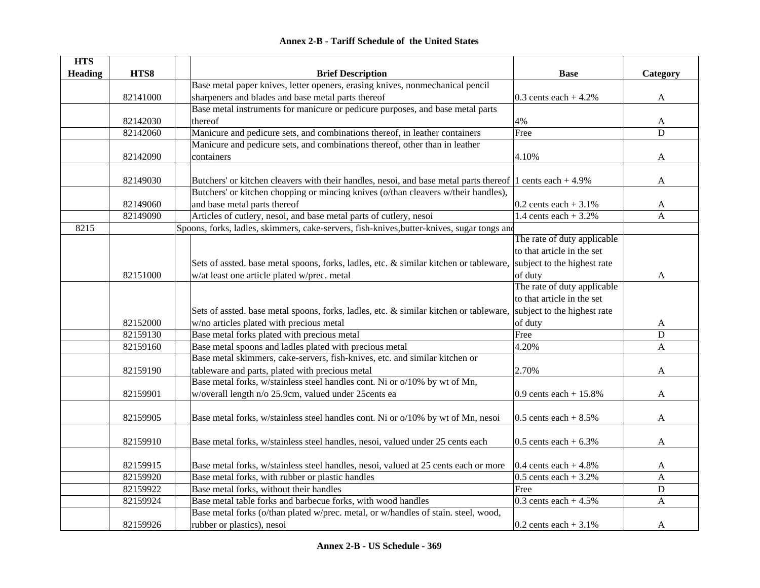## Annex 2-B - Tariff Schedule of the United States

| HTS Heading | HTS8 | | Brief Description | Base | Category |
|---|---|---|---|---|---|
| | 82141000 | | Base metal paper knives, letter openers, erasing knives, nonmechanical pencil sharpeners and blades and base metal parts thereof | 0.3 cents each + 4.2% | A |
| | 82142030 | | Base metal instruments for manicure or pedicure purposes, and base metal parts thereof | 4% | A |
| | 82142060 | | Manicure and pedicure sets, and combinations thereof, in leather containers | Free | D |
| | 82142090 | | Manicure and pedicure sets, and combinations thereof, other than in leather containers | 4.10% | A |
| | 82149030 | | Butchers' or kitchen cleavers with their handles, nesoi, and base metal parts thereof | 1 cents each + 4.9% | A |
| | 82149060 | | Butchers' or kitchen chopping or mincing knives (o/than cleavers w/their handles), and base metal parts thereof | 0.2 cents each + 3.1% | A |
| | 82149090 | | Articles of cutlery, nesoi, and base metal parts of cutlery, nesoi | 1.4 cents each + 3.2% | A |
| 8215 | | Spoons, forks, ladles, skimmers, cake-servers, fish-knives,butter-knives, sugar tongs and | | | |
| | 82151000 | | Sets of assted. base metal spoons, forks, ladles, etc. & similar kitchen or tableware, w/at least one article plated w/prec. metal | The rate of duty applicable to that article in the set subject to the highest rate of duty | A |
| | 82152000 | | Sets of assted. base metal spoons, forks, ladles, etc. & similar kitchen or tableware, w/no articles plated with precious metal | The rate of duty applicable to that article in the set subject to the highest rate of duty | A |
| | 82159130 | | Base metal forks plated with precious metal | Free | D |
| | 82159160 | | Base metal spoons and ladles plated with precious metal | 4.20% | A |
| | 82159190 | | Base metal skimmers, cake-servers, fish-knives, etc. and similar kitchen or tableware and parts, plated with precious metal | 2.70% | A |
| | 82159901 | | Base metal forks, w/stainless steel handles cont. Ni or o/10% by wt of Mn, w/overall length n/o 25.9cm, valued under 25cents ea | 0.9 cents each + 15.8% | A |
| | 82159905 | | Base metal forks, w/stainless steel handles cont. Ni or o/10% by wt of Mn, nesoi | 0.5 cents each + 8.5% | A |
| | 82159910 | | Base metal forks, w/stainless steel handles, nesoi, valued under 25 cents each | 0.5 cents each + 6.3% | A |
| | 82159915 | | Base metal forks, w/stainless steel handles, nesoi, valued at 25 cents each or more | 0.4 cents each + 4.8% | A |
| | 82159920 | | Base metal forks, with rubber or plastic handles | 0.5 cents each + 3.2% | A |
| | 82159922 | | Base metal forks, without their handles | Free | D |
| | 82159924 | | Base metal table forks and barbecue forks, with wood handles | 0.3 cents each + 4.5% | A |
| | 82159926 | | Base metal forks (o/than plated w/prec. metal, or w/handles of stain. steel, wood, rubber or plastics), nesoi | 0.2 cents each + 3.1% | A |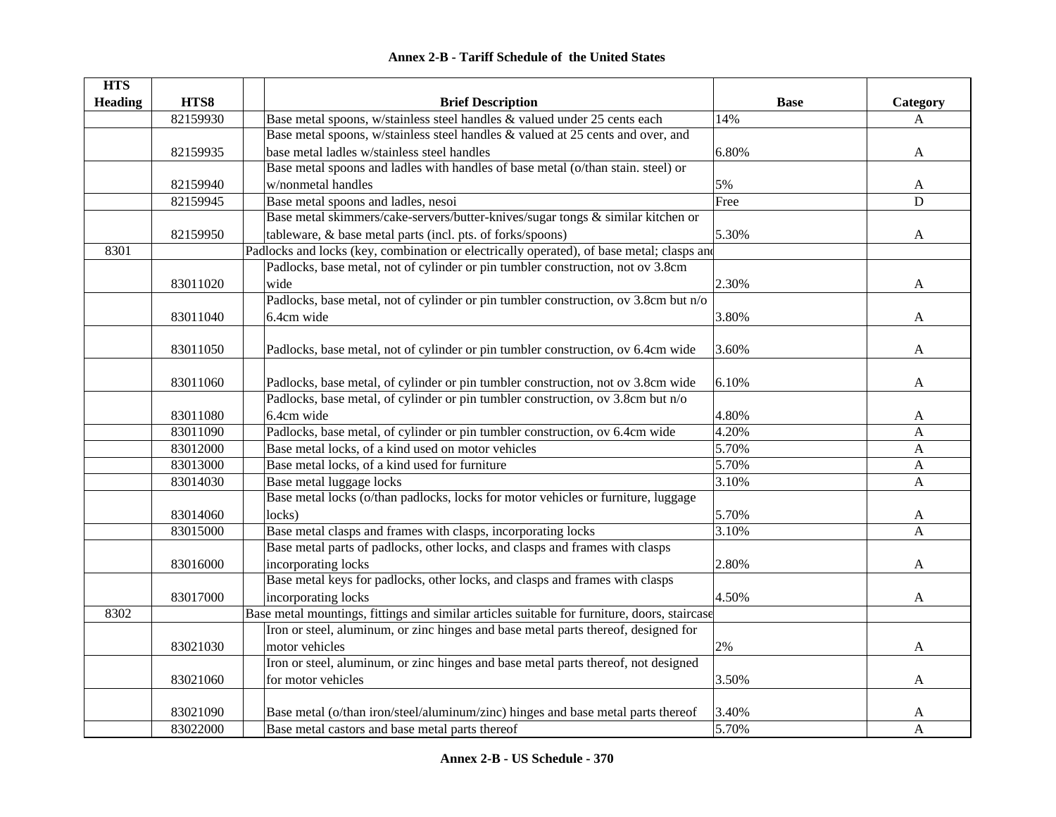## Annex 2-B - Tariff Schedule of the United States

| HTS Heading | HTS8 | | Brief Description | Base | Category |
|---|---|---|---|---|---|
| | 82159930 | | Base metal spoons, w/stainless steel handles & valued under 25 cents each | 14% | A |
| | 82159935 | | Base metal spoons, w/stainless steel handles & valued at 25 cents and over, and base metal ladles w/stainless steel handles | 6.80% | A |
| | 82159940 | | Base metal spoons and ladles with handles of base metal (o/than stain. steel) or w/nonmetal handles | 5% | A |
| | 82159945 | | Base metal spoons and ladles, nesoi | Free | D |
| | 82159950 | | Base metal skimmers/cake-servers/butter-knives/sugar tongs & similar kitchen or tableware, & base metal parts (incl. pts. of forks/spoons) | 5.30% | A |
| 8301 | | | Padlocks and locks (key, combination or electrically operated), of base metal; clasps and | | |
| | 83011020 | | Padlocks, base metal, not of cylinder or pin tumbler construction, not ov 3.8cm wide | 2.30% | A |
| | 83011040 | | Padlocks, base metal, not of cylinder or pin tumbler construction, ov 3.8cm but n/o 6.4cm wide | 3.80% | A |
| | 83011050 | | Padlocks, base metal, not of cylinder or pin tumbler construction, ov 6.4cm wide | 3.60% | A |
| | 83011060 | | Padlocks, base metal, of cylinder or pin tumbler construction, not ov 3.8cm wide | 6.10% | A |
| | 83011080 | | Padlocks, base metal, of cylinder or pin tumbler construction, ov 3.8cm but n/o 6.4cm wide | 4.80% | A |
| | 83011090 | | Padlocks, base metal, of cylinder or pin tumbler construction, ov 6.4cm wide | 4.20% | A |
| | 83012000 | | Base metal locks, of a kind used on motor vehicles | 5.70% | A |
| | 83013000 | | Base metal locks, of a kind used for furniture | 5.70% | A |
| | 83014030 | | Base metal luggage locks | 3.10% | A |
| | 83014060 | | Base metal locks (o/than padlocks, locks for motor vehicles or furniture, luggage locks) | 5.70% | A |
| | 83015000 | | Base metal clasps and frames with clasps, incorporating locks | 3.10% | A |
| | 83016000 | | Base metal parts of padlocks, other locks, and clasps and frames with clasps incorporating locks | 2.80% | A |
| | 83017000 | | Base metal keys for padlocks, other locks, and clasps and frames with clasps incorporating locks | 4.50% | A |
| 8302 | | | Base metal mountings, fittings and similar articles suitable for furniture, doors, staircase | | |
| | 83021030 | | Iron or steel, aluminum, or zinc hinges and base metal parts thereof, designed for motor vehicles | 2% | A |
| | 83021060 | | Iron or steel, aluminum, or zinc hinges and base metal parts thereof, not designed for motor vehicles | 3.50% | A |
| | 83021090 | | Base metal (o/than iron/steel/aluminum/zinc) hinges and base metal parts thereof | 3.40% | A |
| | 83022000 | | Base metal castors and base metal parts thereof | 5.70% | A |

Annex 2-B - US Schedule - 370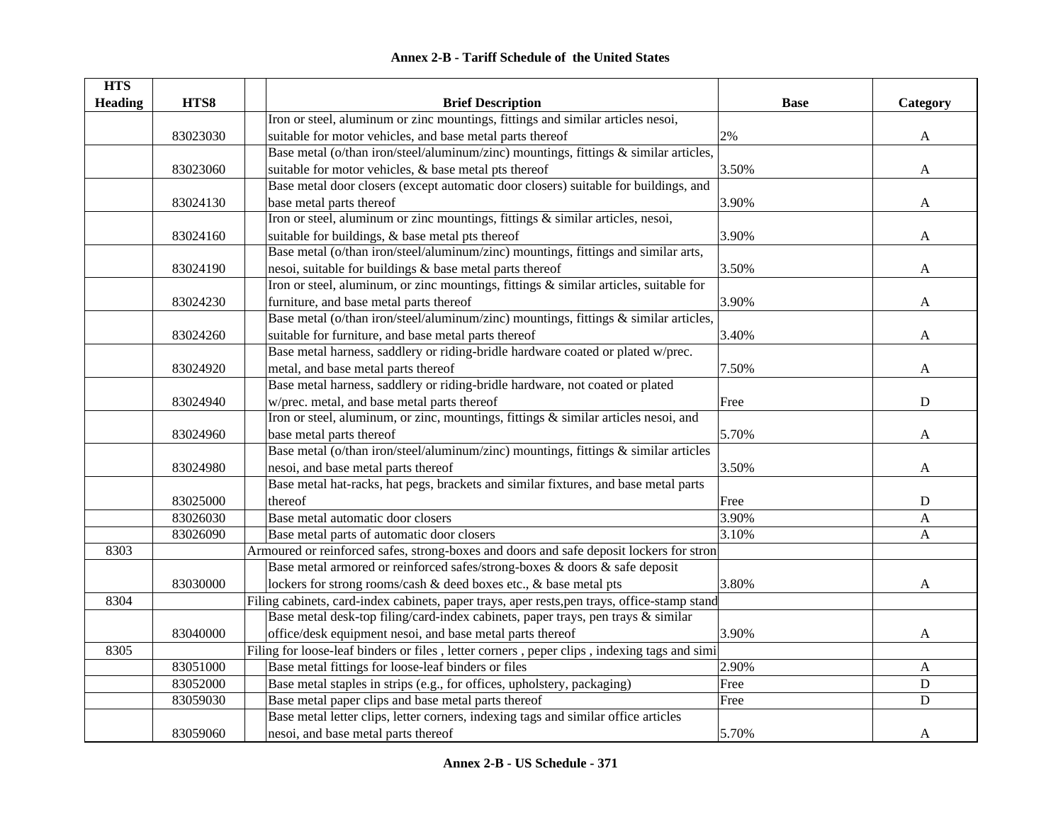## Annex 2-B - Tariff Schedule of the United States

| HTS Heading | HTS8 | | Brief Description | Base | Category |
|---|---|---|---|---|---|
| | 83023030 | | Iron or steel, aluminum or zinc mountings, fittings and similar articles nesoi, suitable for motor vehicles, and base metal parts thereof | 2% | A |
| | 83023060 | | Base metal (o/than iron/steel/aluminum/zinc) mountings, fittings & similar articles, suitable for motor vehicles, & base metal pts thereof | 3.50% | A |
| | 83024130 | | Base metal door closers (except automatic door closers) suitable for buildings, and base metal parts thereof | 3.90% | A |
| | 83024160 | | Iron or steel, aluminum or zinc mountings, fittings & similar articles, nesoi, suitable for buildings, & base metal pts thereof | 3.90% | A |
| | 83024190 | | Base metal (o/than iron/steel/aluminum/zinc) mountings, fittings and similar arts, nesoi, suitable for buildings & base metal parts thereof | 3.50% | A |
| | 83024230 | | Iron or steel, aluminum, or zinc mountings, fittings & similar articles, suitable for furniture, and base metal parts thereof | 3.90% | A |
| | 83024260 | | Base metal (o/than iron/steel/aluminum/zinc) mountings, fittings & similar articles, suitable for furniture, and base metal parts thereof | 3.40% | A |
| | 83024920 | | Base metal harness, saddlery or riding-bridle hardware coated or plated w/prec. metal, and base metal parts thereof | 7.50% | A |
| | 83024940 | | Base metal harness, saddlery or riding-bridle hardware, not coated or plated w/prec. metal, and base metal parts thereof | Free | D |
| | 83024960 | | Iron or steel, aluminum, or zinc, mountings, fittings & similar articles nesoi, and base metal parts thereof | 5.70% | A |
| | 83024980 | | Base metal (o/than iron/steel/aluminum/zinc) mountings, fittings & similar articles nesoi, and base metal parts thereof | 3.50% | A |
| | 83025000 | | Base metal hat-racks, hat pegs, brackets and similar fixtures, and base metal parts thereof | Free | D |
| | 83026030 | | Base metal automatic door closers | 3.90% | A |
| | 83026090 | | Base metal parts of automatic door closers | 3.10% | A |
| 8303 | | Armoured or reinforced safes, strong-boxes and doors and safe deposit lockers for stron | | | |
| | 83030000 | | Base metal armored or reinforced safes/strong-boxes & doors & safe deposit lockers for strong rooms/cash & deed boxes etc., & base metal pts | 3.80% | A |
| 8304 | | Filing cabinets, card-index cabinets, paper trays, aper rests,pen trays, office-stamp stand | | | |
| | 83040000 | | Base metal desk-top filing/card-index cabinets, paper trays, pen trays & similar office/desk equipment nesoi, and base metal parts thereof | 3.90% | A |
| 8305 | | Filing for loose-leaf binders or files , letter corners , peper clips , indexing tags and simi | | | |
| | 83051000 | | Base metal fittings for loose-leaf binders or files | 2.90% | A |
| | 83052000 | | Base metal staples in strips (e.g., for offices, upholstery, packaging) | Free | D |
| | 83059030 | | Base metal paper clips and base metal parts thereof | Free | D |
| | 83059060 | | Base metal letter clips, letter corners, indexing tags and similar office articles nesoi, and base metal parts thereof | 5.70% | A |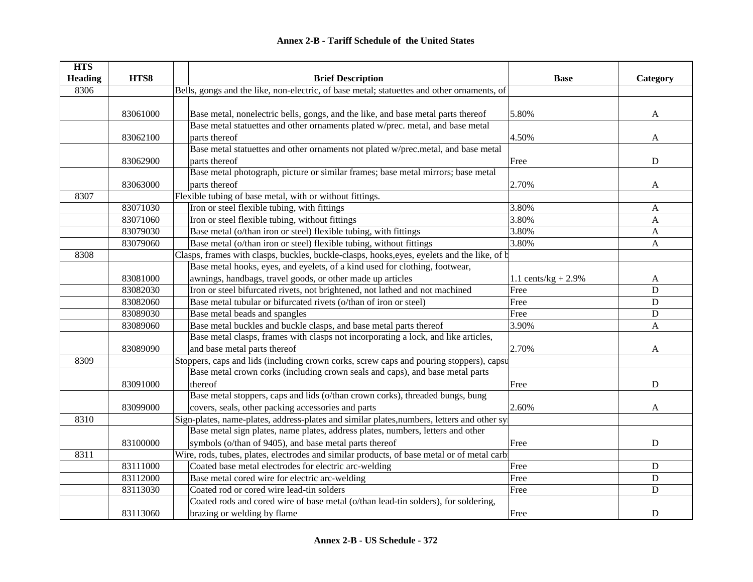# Annex 2-B - Tariff Schedule of the United States

| HTS Heading | HTS8 | Brief Description | Base | Category |
|---|---|---|---|---|
| 8306 | | Bells, gongs and the like, non-electric, of base metal; statuettes and other ornaments, of | | |
| | 83061000 | Base metal, nonelectric bells, gongs, and the like, and base metal parts thereof | 5.80% | A |
| | 83062100 | Base metal statuettes and other ornaments plated w/prec. metal, and base metal parts thereof | 4.50% | A |
| | 83062900 | Base metal statuettes and other ornaments not plated w/prec.metal, and base metal parts thereof | Free | D |
| | 83063000 | Base metal photograph, picture or similar frames; base metal mirrors; base metal parts thereof | 2.70% | A |
| 8307 | | Flexible tubing of base metal, with or without fittings. | | |
| | 83071030 | Iron or steel flexible tubing, with fittings | 3.80% | A |
| | 83071060 | Iron or steel flexible tubing, without fittings | 3.80% | A |
| | 83079030 | Base metal (o/than iron or steel) flexible tubing, with fittings | 3.80% | A |
| | 83079060 | Base metal (o/than iron or steel) flexible tubing, without fittings | 3.80% | A |
| 8308 | | Clasps, frames with clasps, buckles, buckle-clasps, hooks,eyes, eyelets and the like, of b | | |
| | 83081000 | Base metal hooks, eyes, and eyelets, of a kind used for clothing, footwear, awnings, handbags, travel goods, or other made up articles | 1.1 cents/kg + 2.9% | A |
| | 83082030 | Iron or steel bifurcated rivets, not brightened, not lathed and not machined | Free | D |
| | 83082060 | Base metal tubular or bifurcated rivets (o/than of iron or steel) | Free | D |
| | 83089030 | Base metal beads and spangles | Free | D |
| | 83089060 | Base metal buckles and buckle clasps, and base metal parts thereof | 3.90% | A |
| | 83089090 | Base metal clasps, frames with clasps not incorporating a lock, and like articles, and base metal parts thereof | 2.70% | A |
| 8309 | | Stoppers, caps and lids (including crown corks, screw caps and pouring stoppers), capsu | | |
| | 83091000 | Base metal crown corks (including crown seals and caps), and base metal parts thereof | Free | D |
| | 83099000 | Base metal stoppers, caps and lids (o/than crown corks), threaded bungs, bung covers, seals, other packing accessories and parts | 2.60% | A |
| 8310 | | Sign-plates, name-plates, address-plates and similar plates,numbers, letters and other sy | | |
| | 83100000 | Base metal sign plates, name plates, address plates, numbers, letters and other symbols (o/than of 9405), and base metal parts thereof | Free | D |
| 8311 | | Wire, rods, tubes, plates, electrodes and similar products, of base metal or of metal carb | | |
| | 83111000 | Coated base metal electrodes for electric arc-welding | Free | D |
| | 83112000 | Base metal cored wire for electric arc-welding | Free | D |
| | 83113030 | Coated rod or cored wire lead-tin solders | Free | D |
| | 83113060 | Coated rods and cored wire of base metal (o/than lead-tin solders), for soldering, brazing or welding by flame | Free | D |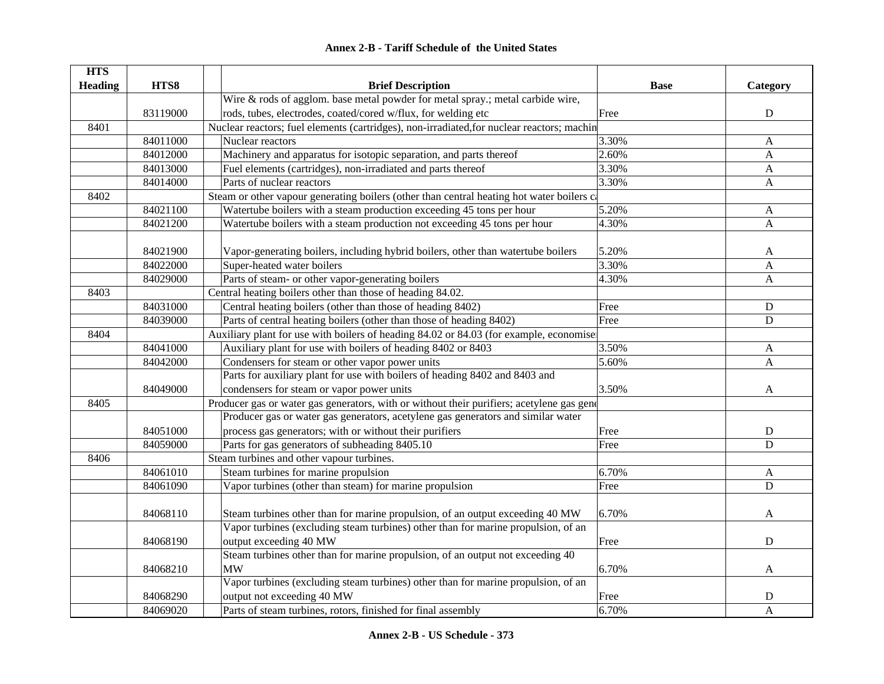## Annex 2-B - Tariff Schedule of the United States

| HTS Heading | HTS8 | Brief Description | Base | Category |
|---|---|---|---|---|
| | 83119000 | Wire & rods of agglom. base metal powder for metal spray.; metal carbide wire, rods, tubes, electrodes, coated/cored w/flux, for welding etc | Free | D |
| 8401 | | Nuclear reactors; fuel elements (cartridges), non-irradiated,for nuclear reactors; machin | | |
| | 84011000 | Nuclear reactors | 3.30% | A |
| | 84012000 | Machinery and apparatus for isotopic separation, and parts thereof | 2.60% | A |
| | 84013000 | Fuel elements (cartridges), non-irradiated and parts thereof | 3.30% | A |
| | 84014000 | Parts of nuclear reactors | 3.30% | A |
| 8402 | | Steam or other vapour generating boilers (other than central heating hot water boilers ca | | |
| | 84021100 | Watertube boilers with a steam production exceeding 45 tons per hour | 5.20% | A |
| | 84021200 | Watertube boilers with a steam production not exceeding 45 tons per hour | 4.30% | A |
| | 84021900 | Vapor-generating boilers, including hybrid boilers, other than watertube boilers | 5.20% | A |
| | 84022000 | Super-heated water boilers | 3.30% | A |
| | 84029000 | Parts of steam- or other vapor-generating boilers | 4.30% | A |
| 8403 | | Central heating boilers other than those of heading 84.02. | | |
| | 84031000 | Central heating boilers (other than those of heading 8402) | Free | D |
| | 84039000 | Parts of central heating boilers (other than those of heading 8402) | Free | D |
| 8404 | | Auxiliary plant for use with boilers of heading 84.02 or 84.03 (for example, economiser | | |
| | 84041000 | Auxiliary plant for use with boilers of heading 8402 or 8403 | 3.50% | A |
| | 84042000 | Condensers for steam or other vapor power units | 5.60% | A |
| | 84049000 | Parts for auxiliary plant for use with boilers of heading 8402 and 8403 and condensers for steam or vapor power units | 3.50% | A |
| 8405 | | Producer gas or water gas generators, with or without their purifiers; acetylene gas gene | | |
| | 84051000 | Producer gas or water gas generators, acetylene gas generators and similar water process gas generators; with or without their purifiers | Free | D |
| | 84059000 | Parts for gas generators of subheading 8405.10 | Free | D |
| 8406 | | Steam turbines and other vapour turbines. | | |
| | 84061010 | Steam turbines for marine propulsion | 6.70% | A |
| | 84061090 | Vapor turbines (other than steam) for marine propulsion | Free | D |
| | 84068110 | Steam turbines other than for marine propulsion, of an output exceeding 40 MW | 6.70% | A |
| | 84068190 | Vapor turbines (excluding steam turbines) other than for marine propulsion, of an output exceeding 40 MW | Free | D |
| | 84068210 | Steam turbines other than for marine propulsion, of an output not exceeding 40 MW | 6.70% | A |
| | 84068290 | Vapor turbines (excluding steam turbines) other than for marine propulsion, of an output not exceeding 40 MW | Free | D |
| | 84069020 | Parts of steam turbines, rotors, finished for final assembly | 6.70% | A |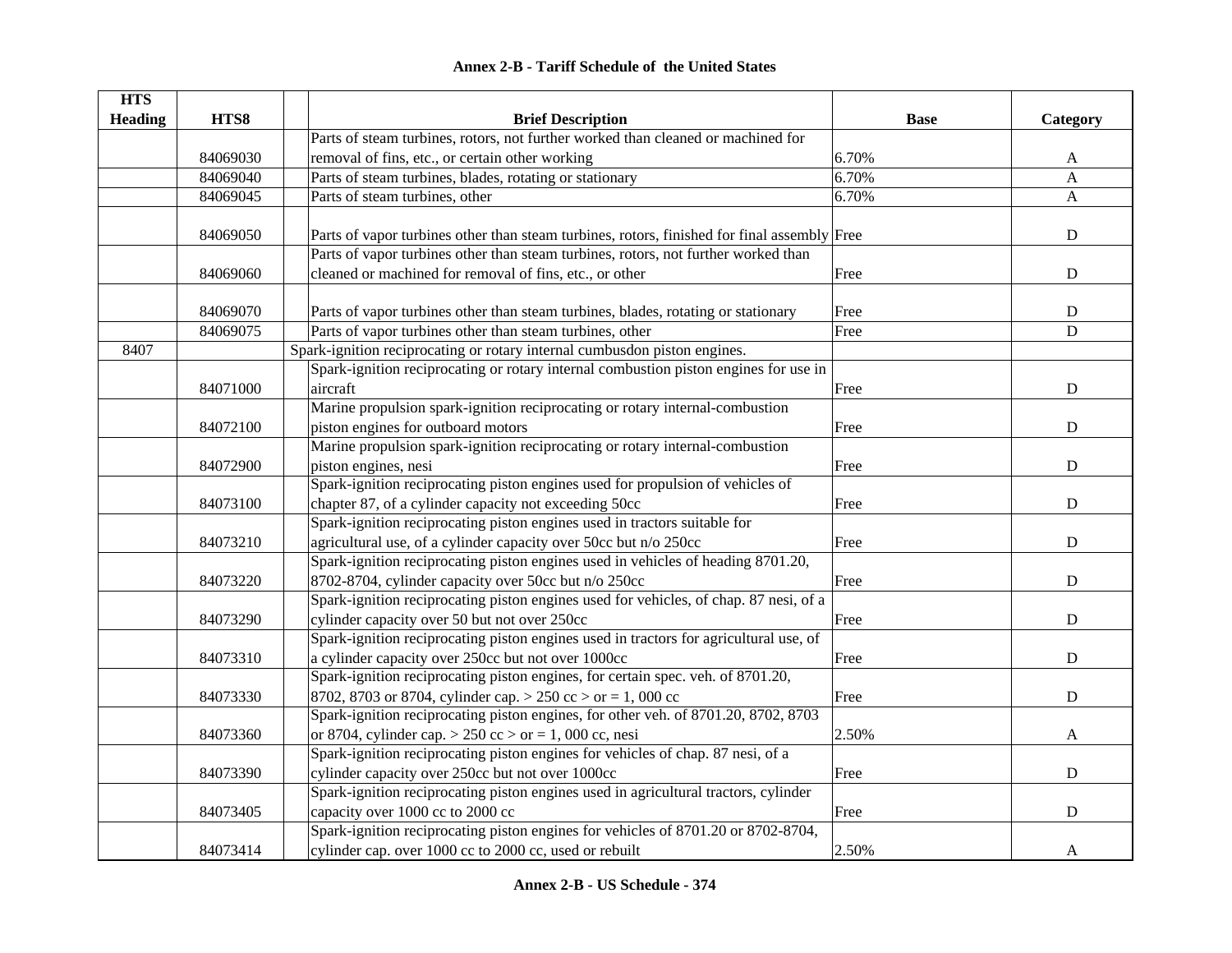# Annex 2-B - Tariff Schedule of the United States

| HTS Heading | HTS8 | | Brief Description | Base | Category |
|---|---|---|---|---|---|
| | 84069030 | | Parts of steam turbines, rotors, not further worked than cleaned or machined for removal of fins, etc., or certain other working | 6.70% | A |
| | 84069040 | | Parts of steam turbines, blades, rotating or stationary | 6.70% | A |
| | 84069045 | | Parts of steam turbines, other | 6.70% | A |
| | 84069050 | | Parts of vapor turbines other than steam turbines, rotors, finished for final assembly | Free | D |
| | 84069060 | | Parts of vapor turbines other than steam turbines, rotors, not further worked than cleaned or machined for removal of fins, etc., or other | Free | D |
| | 84069070 | | Parts of vapor turbines other than steam turbines, blades, rotating or stationary | Free | D |
| | 84069075 | | Parts of vapor turbines other than steam turbines, other | Free | D |
| 8407 | | Spark-ignition reciprocating or rotary internal cumbusdon piston engines. | | | |
| | 84071000 | | Spark-ignition reciprocating or rotary internal combustion piston engines for use in aircraft | Free | D |
| | 84072100 | | Marine propulsion spark-ignition reciprocating or rotary internal-combustion piston engines for outboard motors | Free | D |
| | 84072900 | | Marine propulsion spark-ignition reciprocating or rotary internal-combustion piston engines, nesi | Free | D |
| | 84073100 | | Spark-ignition reciprocating piston engines used for propulsion of vehicles of chapter 87, of a cylinder capacity not exceeding 50cc | Free | D |
| | 84073210 | | Spark-ignition reciprocating piston engines used in tractors suitable for agricultural use, of a cylinder capacity over 50cc but n/o 250cc | Free | D |
| | 84073220 | | Spark-ignition reciprocating piston engines used in vehicles of heading 8701.20, 8702-8704, cylinder capacity over 50cc but n/o 250cc | Free | D |
| | 84073290 | | Spark-ignition reciprocating piston engines used for vehicles, of chap. 87 nesi, of a cylinder capacity over 50 but not over 250cc | Free | D |
| | 84073310 | | Spark-ignition reciprocating piston engines used in tractors for agricultural use, of a cylinder capacity over 250cc but not over 1000cc | Free | D |
| | 84073330 | | Spark-ignition reciprocating piston engines, for certain spec. veh. of 8701.20, 8702, 8703 or 8704, cylinder cap. > 250 cc > or = 1, 000 cc | Free | D |
| | 84073360 | | Spark-ignition reciprocating piston engines, for other veh. of 8701.20, 8702, 8703 or 8704, cylinder cap. > 250 cc > or = 1, 000 cc, nesi | 2.50% | A |
| | 84073390 | | Spark-ignition reciprocating piston engines for vehicles of chap. 87 nesi, of a cylinder capacity over 250cc but not over 1000cc | Free | D |
| | 84073405 | | Spark-ignition reciprocating piston engines used in agricultural tractors, cylinder capacity over 1000 cc to 2000 cc | Free | D |
| | 84073414 | | Spark-ignition reciprocating piston engines for vehicles of 8701.20 or 8702-8704, cylinder cap. over 1000 cc to 2000 cc, used or rebuilt | 2.50% | A |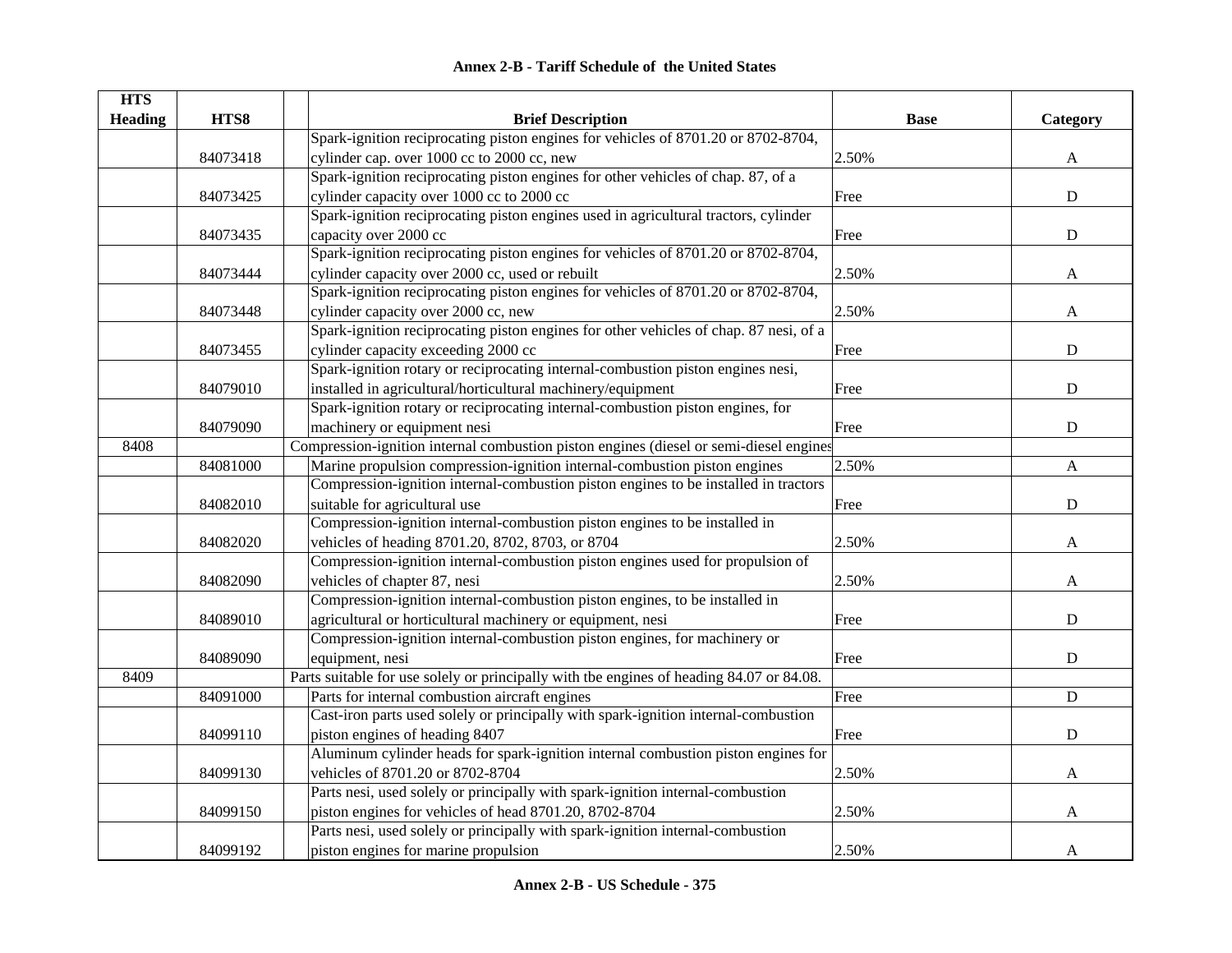## Annex 2-B - Tariff Schedule of the United States

| HTS Heading | HTS8 | | Brief Description | Base | Category |
|---|---|---|---|---|---|
| | 84073418 | | Spark-ignition reciprocating piston engines for vehicles of 8701.20 or 8702-8704, cylinder cap. over 1000 cc to 2000 cc, new | 2.50% | A |
| | 84073425 | | Spark-ignition reciprocating piston engines for other vehicles of chap. 87, of a cylinder capacity over 1000 cc to 2000 cc | Free | D |
| | 84073435 | | Spark-ignition reciprocating piston engines used in agricultural tractors, cylinder capacity over 2000 cc | Free | D |
| | 84073444 | | Spark-ignition reciprocating piston engines for vehicles of 8701.20 or 8702-8704, cylinder capacity over 2000 cc, used or rebuilt | 2.50% | A |
| | 84073448 | | Spark-ignition reciprocating piston engines for vehicles of 8701.20 or 8702-8704, cylinder capacity over 2000 cc, new | 2.50% | A |
| | 84073455 | | Spark-ignition reciprocating piston engines for other vehicles of chap. 87 nesi, of a cylinder capacity exceeding 2000 cc | Free | D |
| | 84079010 | | Spark-ignition rotary or reciprocating internal-combustion piston engines nesi, installed in agricultural/horticultural machinery/equipment | Free | D |
| | 84079090 | | Spark-ignition rotary or reciprocating internal-combustion piston engines, for machinery or equipment nesi | Free | D |
| 8408 | | Compression-ignition internal combustion piston engines (diesel or semi-diesel engines | | | |
| | 84081000 | | Marine propulsion compression-ignition internal-combustion piston engines | 2.50% | A |
| | 84082010 | | Compression-ignition internal-combustion piston engines to be installed in tractors suitable for agricultural use | Free | D |
| | 84082020 | | Compression-ignition internal-combustion piston engines to be installed in vehicles of heading 8701.20, 8702, 8703, or 8704 | 2.50% | A |
| | 84082090 | | Compression-ignition internal-combustion piston engines used for propulsion of vehicles of chapter 87, nesi | 2.50% | A |
| | 84089010 | | Compression-ignition internal-combustion piston engines, to be installed in agricultural or horticultural machinery or equipment, nesi | Free | D |
| | 84089090 | | Compression-ignition internal-combustion piston engines, for machinery or equipment, nesi | Free | D |
| 8409 | | Parts suitable for use solely or principally with tbe engines of heading 84.07 or 84.08. | | | |
| | 84091000 | | Parts for internal combustion aircraft engines | Free | D |
| | 84099110 | | Cast-iron parts used solely or principally with spark-ignition internal-combustion piston engines of heading 8407 | Free | D |
| | 84099130 | | Aluminum cylinder heads for spark-ignition internal combustion piston engines for vehicles of 8701.20 or 8702-8704 | 2.50% | A |
| | 84099150 | | Parts nesi, used solely or principally with spark-ignition internal-combustion piston engines for vehicles of head 8701.20, 8702-8704 | 2.50% | A |
| | 84099192 | | Parts nesi, used solely or principally with spark-ignition internal-combustion piston engines for marine propulsion | 2.50% | A |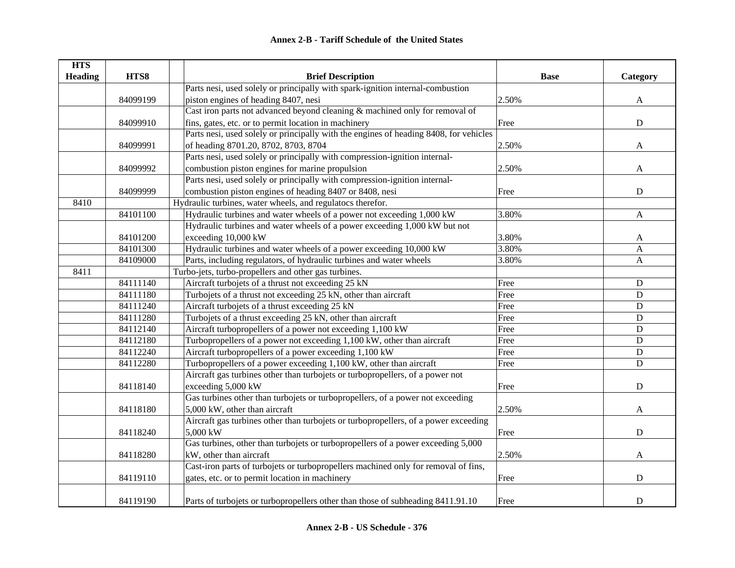# Annex 2-B - Tariff Schedule of the United States

| HTS Heading | HTS8 | Brief Description | Base | Category |
|---|---|---|---|---|
| | 84099199 | Parts nesi, used solely or principally with spark-ignition internal-combustion piston engines of heading 8407, nesi | 2.50% | A |
| | 84099910 | Cast iron parts not advanced beyond cleaning & machined only for removal of fins, gates, etc. or to permit location in machinery | Free | D |
| | 84099991 | Parts nesi, used solely or principally with the engines of heading 8408, for vehicles of heading 8701.20, 8702, 8703, 8704 | 2.50% | A |
| | 84099992 | Parts nesi, used solely or principally with compression-ignition internal-combustion piston engines for marine propulsion | 2.50% | A |
| | 84099999 | Parts nesi, used solely or principally with compression-ignition internal-combustion piston engines of heading 8407 or 8408, nesi | Free | D |
| 8410 | | Hydraulic turbines, water wheels, and regulatocs therefor. | | |
| | 84101100 | Hydraulic turbines and water wheels of a power not exceeding 1,000 kW | 3.80% | A |
| | 84101200 | Hydraulic turbines and water wheels of a power exceeding 1,000 kW but not exceeding 10,000 kW | 3.80% | A |
| | 84101300 | Hydraulic turbines and water wheels of a power exceeding 10,000 kW | 3.80% | A |
| | 84109000 | Parts, including regulators, of hydraulic turbines and water wheels | 3.80% | A |
| 8411 | | Turbo-jets, turbo-propellers and other gas turbines. | | |
| | 84111140 | Aircraft turbojets of a thrust not exceeding 25 kN | Free | D |
| | 84111180 | Turbojets of a thrust not exceeding 25 kN, other than aircraft | Free | D |
| | 84111240 | Aircraft turbojets of a thrust exceeding 25 kN | Free | D |
| | 84111280 | Turbojets of a thrust exceeding 25 kN, other than aircraft | Free | D |
| | 84112140 | Aircraft turbopropellers of a power not exceeding 1,100 kW | Free | D |
| | 84112180 | Turbopropellers of a power not exceeding 1,100 kW, other than aircraft | Free | D |
| | 84112240 | Aircraft turbopropellers of a power exceeding 1,100 kW | Free | D |
| | 84112280 | Turbopropellers of a power exceeding 1,100 kW, other than aircraft | Free | D |
| | 84118140 | Aircraft gas turbines other than turbojets or turbopropellers, of a power not exceeding 5,000 kW | Free | D |
| | 84118180 | Gas turbines other than turbojets or turbopropellers, of a power not exceeding 5,000 kW, other than aircraft | 2.50% | A |
| | 84118240 | Aircraft gas turbines other than turbojets or turbopropellers, of a power exceeding 5,000 kW | Free | D |
| | 84118280 | Gas turbines, other than turbojets or turbopropellers of a power exceeding 5,000 kW, other than aircraft | 2.50% | A |
| | 84119110 | Cast-iron parts of turbojets or turbopropellers machined only for removal of fins, gates, etc. or to permit location in machinery | Free | D |
| | 84119190 | Parts of turbojets or turbopropellers other than those of subheading 8411.91.10 | Free | D |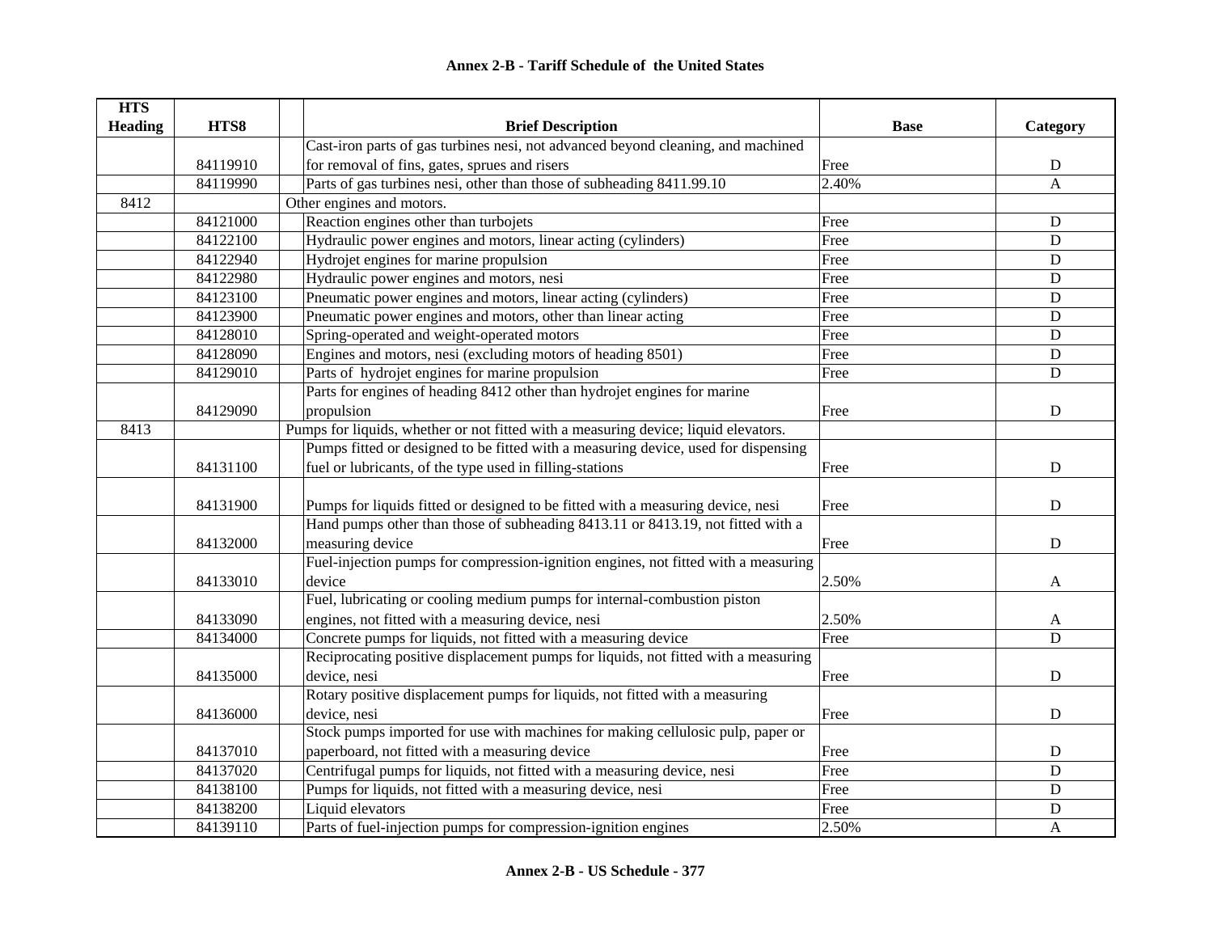## Annex 2-B - Tariff Schedule of the United States

| HTS Heading | HTS8 | Brief Description | Base | Category |
|---|---|---|---|---|
| | 84119910 | Cast-iron parts of gas turbines nesi, not advanced beyond cleaning, and machined for removal of fins, gates, sprues and risers | Free | D |
| | 84119990 | Parts of gas turbines nesi, other than those of subheading 8411.99.10 | 2.40% | A |
| 8412 | | Other engines and motors. | | |
| | 84121000 | Reaction engines other than turbojets | Free | D |
| | 84122100 | Hydraulic power engines and motors, linear acting (cylinders) | Free | D |
| | 84122940 | Hydrojet engines for marine propulsion | Free | D |
| | 84122980 | Hydraulic power engines and motors, nesi | Free | D |
| | 84123100 | Pneumatic power engines and motors, linear acting (cylinders) | Free | D |
| | 84123900 | Pneumatic power engines and motors, other than linear acting | Free | D |
| | 84128010 | Spring-operated and weight-operated motors | Free | D |
| | 84128090 | Engines and motors, nesi (excluding motors of heading 8501) | Free | D |
| | 84129010 | Parts of hydrojet engines for marine propulsion | Free | D |
| | 84129090 | Parts for engines of heading 8412 other than hydrojet engines for marine propulsion | Free | D |
| 8413 | | Pumps for liquids, whether or not fitted with a measuring device; liquid elevators. | | |
| | 84131100 | Pumps fitted or designed to be fitted with a measuring device, used for dispensing fuel or lubricants, of the type used in filling-stations | Free | D |
| | 84131900 | Pumps for liquids fitted or designed to be fitted with a measuring device, nesi | Free | D |
| | 84132000 | Hand pumps other than those of subheading 8413.11 or 8413.19, not fitted with a measuring device | Free | D |
| | 84133010 | Fuel-injection pumps for compression-ignition engines, not fitted with a measuring device | 2.50% | A |
| | 84133090 | Fuel, lubricating or cooling medium pumps for internal-combustion piston engines, not fitted with a measuring device, nesi | 2.50% | A |
| | 84134000 | Concrete pumps for liquids, not fitted with a measuring device | Free | D |
| | 84135000 | Reciprocating positive displacement pumps for liquids, not fitted with a measuring device, nesi | Free | D |
| | 84136000 | Rotary positive displacement pumps for liquids, not fitted with a measuring device, nesi | Free | D |
| | 84137010 | Stock pumps imported for use with machines for making cellulosic pulp, paper or paperboard, not fitted with a measuring device | Free | D |
| | 84137020 | Centrifugal pumps for liquids, not fitted with a measuring device, nesi | Free | D |
| | 84138100 | Pumps for liquids, not fitted with a measuring device, nesi | Free | D |
| | 84138200 | Liquid elevators | Free | D |
| | 84139110 | Parts of fuel-injection pumps for compression-ignition engines | 2.50% | A |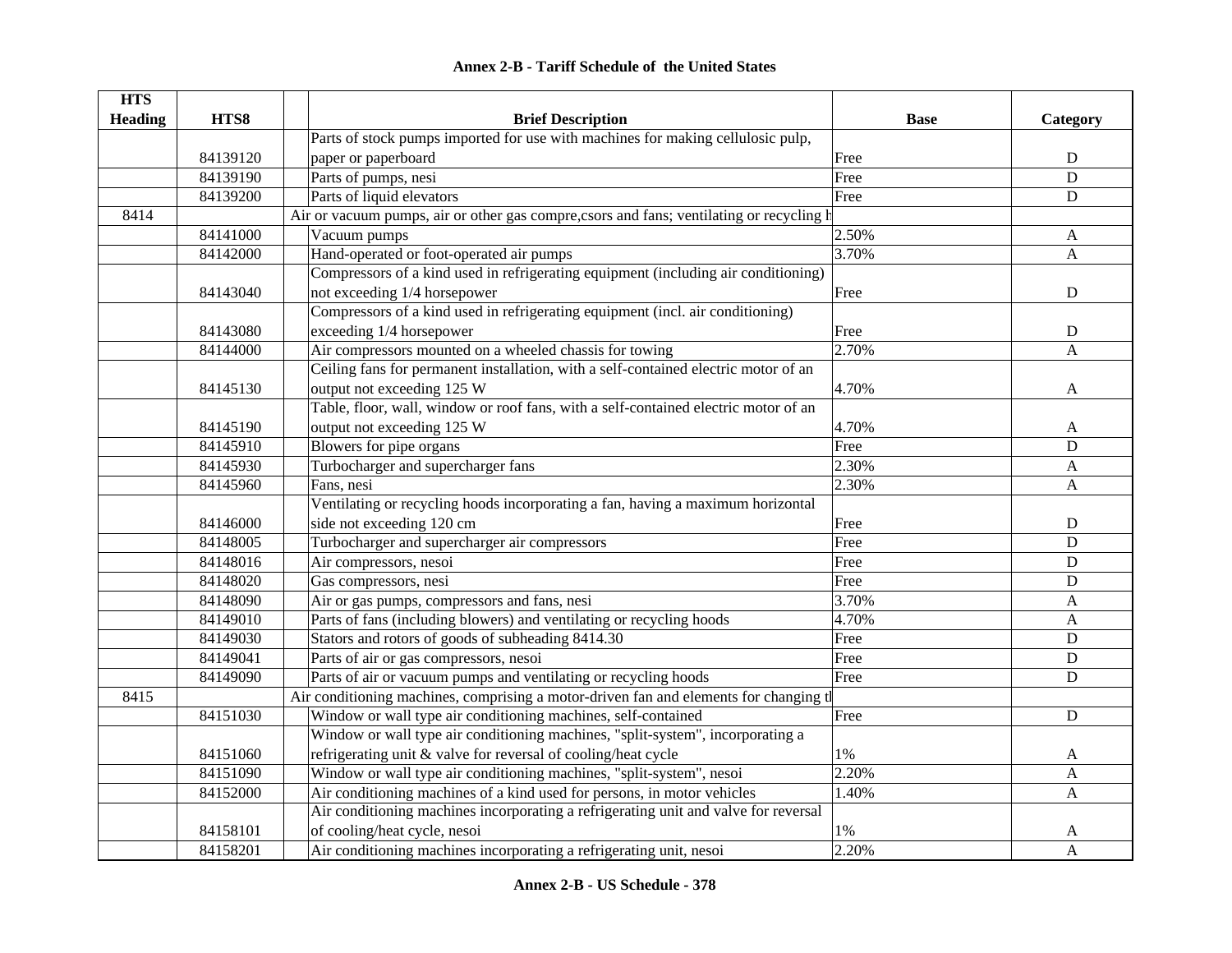## Annex 2-B - Tariff Schedule of the United States

| HTS Heading | HTS8 | | Brief Description | Base | Category |
|---|---|---|---|---|---|
| | 84139120 | | Parts of stock pumps imported for use with machines for making cellulosic pulp, paper or paperboard | Free | D |
| | 84139190 | | Parts of pumps, nesi | Free | D |
| | 84139200 | | Parts of liquid elevators | Free | D |
| 8414 | | | Air or vacuum pumps, air or other gas compre,csors and fans; ventilating or recycling h | | |
| | 84141000 | | Vacuum pumps | 2.50% | A |
| | 84142000 | | Hand-operated or foot-operated air pumps | 3.70% | A |
| | 84143040 | | Compressors of a kind used in refrigerating equipment (including air conditioning) not exceeding 1/4 horsepower | Free | D |
| | 84143080 | | Compressors of a kind used in refrigerating equipment (incl. air conditioning) exceeding 1/4 horsepower | Free | D |
| | 84144000 | | Air compressors mounted on a wheeled chassis for towing | 2.70% | A |
| | 84145130 | | Ceiling fans for permanent installation, with a self-contained electric motor of an output not exceeding 125 W | 4.70% | A |
| | 84145190 | | Table, floor, wall, window or roof fans, with a self-contained electric motor of an output not exceeding 125 W | 4.70% | A |
| | 84145910 | | Blowers for pipe organs | Free | D |
| | 84145930 | | Turbocharger and supercharger fans | 2.30% | A |
| | 84145960 | | Fans, nesi | 2.30% | A |
| | 84146000 | | Ventilating or recycling hoods incorporating a fan, having a maximum horizontal side not exceeding 120 cm | Free | D |
| | 84148005 | | Turbocharger and supercharger air compressors | Free | D |
| | 84148016 | | Air compressors, nesoi | Free | D |
| | 84148020 | | Gas compressors, nesi | Free | D |
| | 84148090 | | Air or gas pumps, compressors and fans, nesi | 3.70% | A |
| | 84149010 | | Parts of fans (including blowers) and ventilating or recycling hoods | 4.70% | A |
| | 84149030 | | Stators and rotors of goods of subheading 8414.30 | Free | D |
| | 84149041 | | Parts of air or gas compressors, nesoi | Free | D |
| | 84149090 | | Parts of air or vacuum pumps and ventilating or recycling hoods | Free | D |
| 8415 | | | Air conditioning machines, comprising a motor-driven fan and elements for changing th | | |
| | 84151030 | | Window or wall type air conditioning machines, self-contained | Free | D |
| | 84151060 | | Window or wall type air conditioning machines, "split-system", incorporating a refrigerating unit & valve for reversal of cooling/heat cycle | 1% | A |
| | 84151090 | | Window or wall type air conditioning machines, "split-system", nesoi | 2.20% | A |
| | 84152000 | | Air conditioning machines of a kind used for persons, in motor vehicles | 1.40% | A |
| | 84158101 | | Air conditioning machines incorporating a refrigerating unit and valve for reversal of cooling/heat cycle, nesoi | 1% | A |
| | 84158201 | | Air conditioning machines incorporating a refrigerating unit, nesoi | 2.20% | A |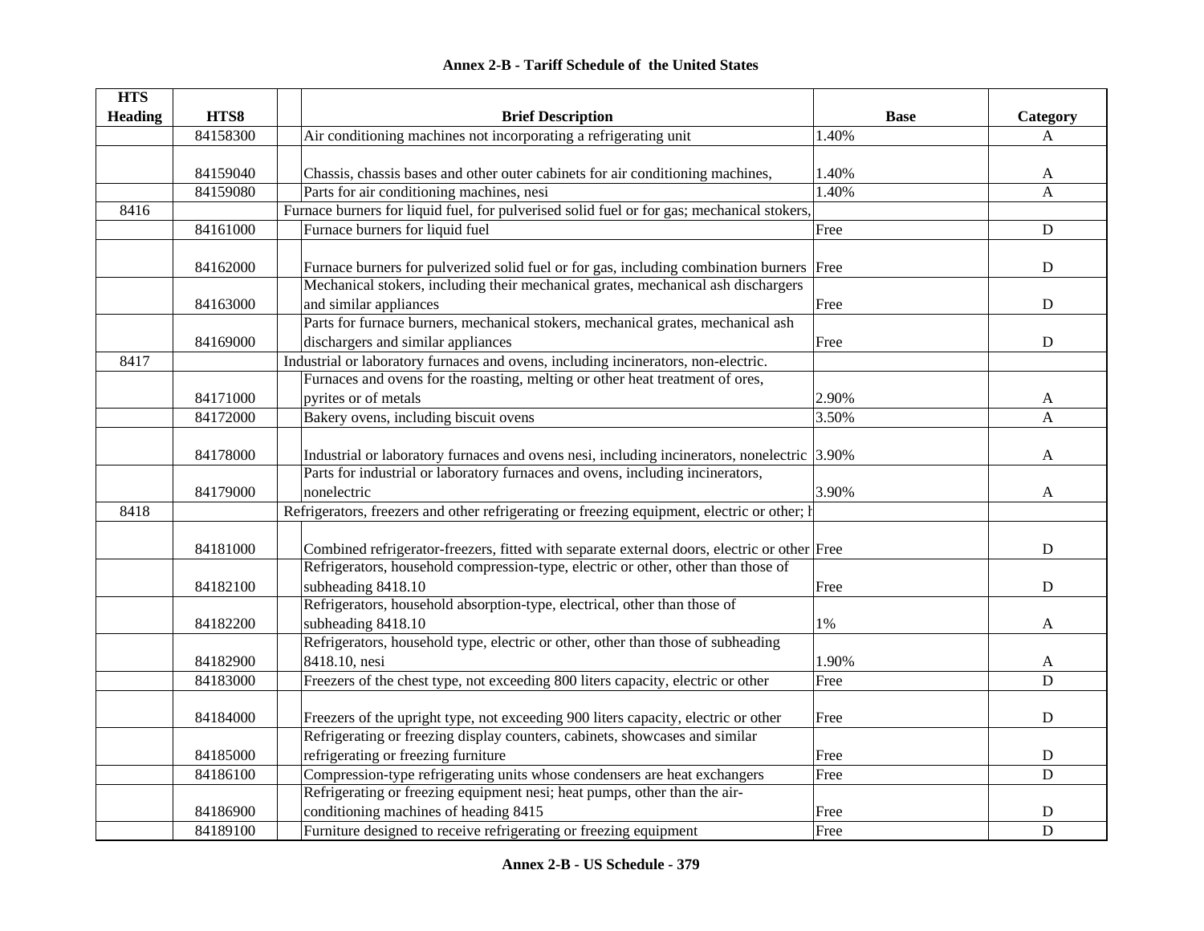## Annex 2-B - Tariff Schedule of the United States

| HTS Heading | HTS8 | | Brief Description | Base | Category |
|---|---|---|---|---|---|
| | 84158300 | | Air conditioning machines not incorporating a refrigerating unit | 1.40% | A |
| | 84159040 | | Chassis, chassis bases and other outer cabinets for air conditioning machines, | 1.40% | A |
| | 84159080 | | Parts for air conditioning machines, nesi | 1.40% | A |
| 8416 | | | Furnace burners for liquid fuel, for pulverised solid fuel or for gas; mechanical stokers, | | |
| | 84161000 | | Furnace burners for liquid fuel | Free | D |
| | 84162000 | | Furnace burners for pulverized solid fuel or for gas, including combination burners | Free | D |
| | 84163000 | | Mechanical stokers, including their mechanical grates, mechanical ash dischargers and similar appliances | Free | D |
| | 84169000 | | Parts for furnace burners, mechanical stokers, mechanical grates, mechanical ash dischargers and similar appliances | Free | D |
| 8417 | | | Industrial or laboratory furnaces and ovens, including incinerators, non-electric. | | |
| | 84171000 | | Furnaces and ovens for the roasting, melting or other heat treatment of ores, pyrites or of metals | 2.90% | A |
| | 84172000 | | Bakery ovens, including biscuit ovens | 3.50% | A |
| | 84178000 | | Industrial or laboratory furnaces and ovens nesi, including incinerators, nonelectric | 3.90% | A |
| | 84179000 | | Parts for industrial or laboratory furnaces and ovens, including incinerators, nonelectric | 3.90% | A |
| 8418 | | | Refrigerators, freezers and other refrigerating or freezing equipment, electric or other; h | | |
| | 84181000 | | Combined refrigerator-freezers, fitted with separate external doors, electric or other | Free | D |
| | 84182100 | | Refrigerators, household compression-type, electric or other, other than those of subheading 8418.10 | Free | D |
| | 84182200 | | Refrigerators, household absorption-type, electrical, other than those of subheading 8418.10 | 1% | A |
| | 84182900 | | Refrigerators, household type, electric or other, other than those of subheading 8418.10, nesi | 1.90% | A |
| | 84183000 | | Freezers of the chest type, not exceeding 800 liters capacity, electric or other | Free | D |
| | 84184000 | | Freezers of the upright type, not exceeding 900 liters capacity, electric or other | Free | D |
| | 84185000 | | Refrigerating or freezing display counters, cabinets, showcases and similar refrigerating or freezing furniture | Free | D |
| | 84186100 | | Compression-type refrigerating units whose condensers are heat exchangers | Free | D |
| | 84186900 | | Refrigerating or freezing equipment nesi; heat pumps, other than the air-conditioning machines of heading 8415 | Free | D |
| | 84189100 | | Furniture designed to receive refrigerating or freezing equipment | Free | D |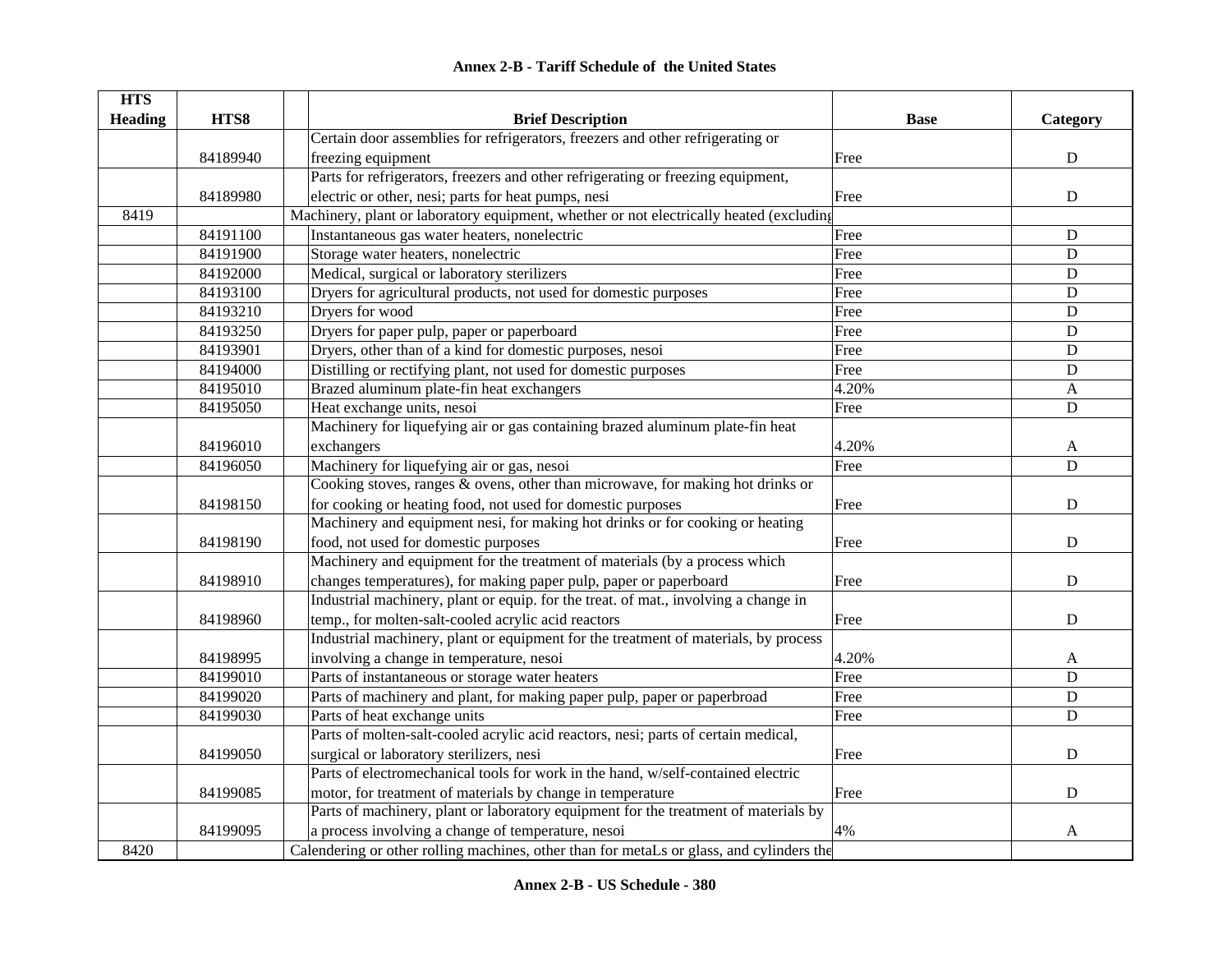## Annex 2-B - Tariff Schedule of the United States

| HTS Heading | HTS8 | Brief Description | Base | Category |
|---|---|---|---|---|
| | 84189940 | Certain door assemblies for refrigerators, freezers and other refrigerating or freezing equipment | Free | D |
| | 84189980 | Parts for refrigerators, freezers and other refrigerating or freezing equipment, electric or other, nesi; parts for heat pumps, nesi | Free | D |
| 8419 | | Machinery, plant or laboratory equipment, whether or not electrically heated (excluding | | |
| | 84191100 | Instantaneous gas water heaters, nonelectric | Free | D |
| | 84191900 | Storage water heaters, nonelectric | Free | D |
| | 84192000 | Medical, surgical or laboratory sterilizers | Free | D |
| | 84193100 | Dryers for agricultural products, not used for domestic purposes | Free | D |
| | 84193210 | Dryers for wood | Free | D |
| | 84193250 | Dryers for paper pulp, paper or paperboard | Free | D |
| | 84193901 | Dryers, other than of a kind for domestic purposes, nesoi | Free | D |
| | 84194000 | Distilling or rectifying plant, not used for domestic purposes | Free | D |
| | 84195010 | Brazed aluminum plate-fin heat exchangers | 4.20% | A |
| | 84195050 | Heat exchange units, nesoi | Free | D |
| | 84196010 | Machinery for liquefying air or gas containing brazed aluminum plate-fin heat exchangers | 4.20% | A |
| | 84196050 | Machinery for liquefying air or gas, nesoi | Free | D |
| | 84198150 | Cooking stoves, ranges & ovens, other than microwave, for making hot drinks or for cooking or heating food, not used for domestic purposes | Free | D |
| | 84198190 | Machinery and equipment nesi, for making hot drinks or for cooking or heating food, not used for domestic purposes | Free | D |
| | 84198910 | Machinery and equipment for the treatment of materials (by a process which changes temperatures), for making paper pulp, paper or paperboard | Free | D |
| | 84198960 | Industrial machinery, plant or equip. for the treat. of mat., involving a change in temp., for molten-salt-cooled acrylic acid reactors | Free | D |
| | 84198995 | Industrial machinery, plant or equipment for the treatment of materials, by process involving a change in temperature, nesoi | 4.20% | A |
| | 84199010 | Parts of instantaneous or storage water heaters | Free | D |
| | 84199020 | Parts of machinery and plant, for making paper pulp, paper or paperbroad | Free | D |
| | 84199030 | Parts of heat exchange units | Free | D |
| | 84199050 | Parts of molten-salt-cooled acrylic acid reactors, nesi; parts of certain medical, surgical or laboratory sterilizers, nesi | Free | D |
| | 84199085 | Parts of electromechanical tools for work in the hand, w/self-contained electric motor, for treatment of materials by change in temperature | Free | D |
| | 84199095 | Parts of machinery, plant or laboratory equipment for the treatment of materials by a process involving a change of temperature, nesoi | 4% | A |
| 8420 | | Calendering or other rolling machines, other than for metaLs or glass, and cylinders the | | |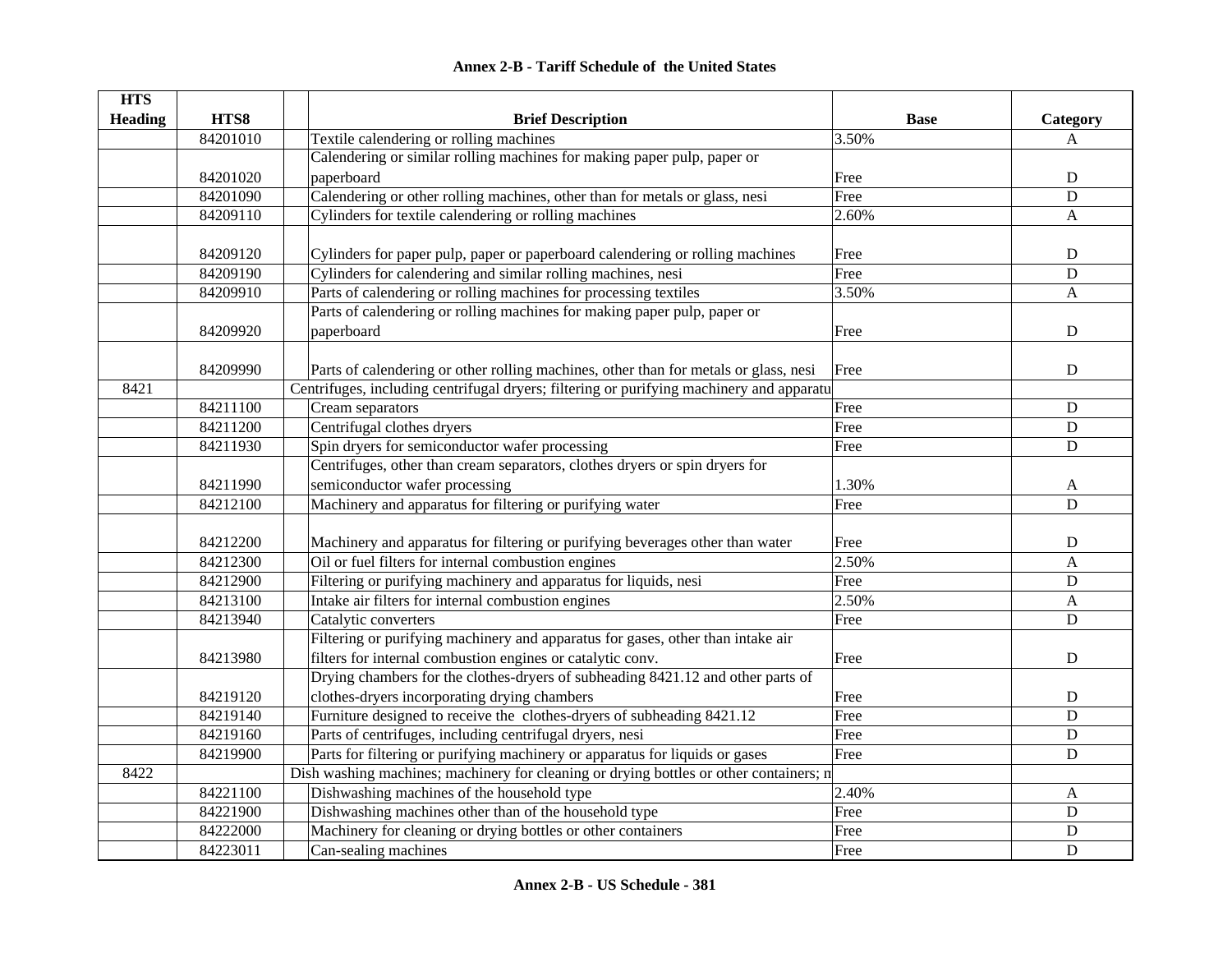# Annex 2-B - Tariff Schedule of the United States

| HTS Heading | HTS8 | | Brief Description | Base | Category |
|---|---|---|---|---|---|
| | 84201010 | | Textile calendering or rolling machines | 3.50% | A |
| | 84201020 | | Calendering or similar rolling machines for making paper pulp, paper or paperboard | Free | D |
| | 84201090 | | Calendering or other rolling machines, other than for metals or glass, nesi | Free | D |
| | 84209110 | | Cylinders for textile calendering or rolling machines | 2.60% | A |
| | 84209120 | | Cylinders for paper pulp, paper or paperboard calendering or rolling machines | Free | D |
| | 84209190 | | Cylinders for calendering and similar rolling machines, nesi | Free | D |
| | 84209910 | | Parts of calendering or rolling machines for processing textiles | 3.50% | A |
| | 84209920 | | Parts of calendering or rolling machines for making paper pulp, paper or paperboard | Free | D |
| | 84209990 | | Parts of calendering or other rolling machines, other than for metals or glass, nesi | Free | D |
| 8421 | | Centrifuges, including centrifugal dryers; filtering or purifying machinery and apparatu | | | |
| | 84211100 | | Cream separators | Free | D |
| | 84211200 | | Centrifugal clothes dryers | Free | D |
| | 84211930 | | Spin dryers for semiconductor wafer processing | Free | D |
| | 84211990 | | Centrifuges, other than cream separators, clothes dryers or spin dryers for semiconductor wafer processing | 1.30% | A |
| | 84212100 | | Machinery and apparatus for filtering or purifying water | Free | D |
| | 84212200 | | Machinery and apparatus for filtering or purifying beverages other than water | Free | D |
| | 84212300 | | Oil or fuel filters for internal combustion engines | 2.50% | A |
| | 84212900 | | Filtering or purifying machinery and apparatus for liquids, nesi | Free | D |
| | 84213100 | | Intake air filters for internal combustion engines | 2.50% | A |
| | 84213940 | | Catalytic converters | Free | D |
| | 84213980 | | Filtering or purifying machinery and apparatus for gases, other than intake air filters for internal combustion engines or catalytic conv. | Free | D |
| | 84219120 | | Drying chambers for the clothes-dryers of subheading 8421.12 and other parts of clothes-dryers incorporating drying chambers | Free | D |
| | 84219140 | | Furniture designed to receive the clothes-dryers of subheading 8421.12 | Free | D |
| | 84219160 | | Parts of centrifuges, including centrifugal dryers, nesi | Free | D |
| | 84219900 | | Parts for filtering or purifying machinery or apparatus for liquids or gases | Free | D |
| 8422 | | Dish washing machines; machinery for cleaning or drying bottles or other containers; m | | | |
| | 84221100 | | Dishwashing machines of the household type | 2.40% | A |
| | 84221900 | | Dishwashing machines other than of the household type | Free | D |
| | 84222000 | | Machinery for cleaning or drying bottles or other containers | Free | D |
| | 84223011 | | Can-sealing machines | Free | D |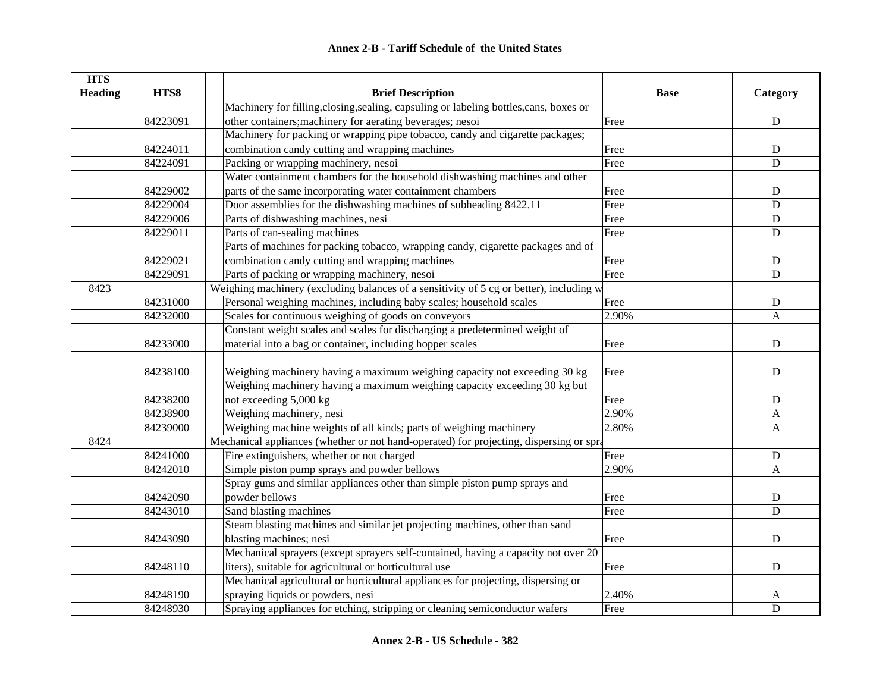# Annex 2-B - Tariff Schedule of the United States

| HTS Heading | HTS8 | Brief Description | Base | Category |
|---|---|---|---|---|
| | 84223091 | Machinery for filling,closing,sealing, capsuling or labeling bottles,cans, boxes or other containers;machinery for aerating beverages; nesoi | Free | D |
| | 84224011 | Machinery for packing or wrapping pipe tobacco, candy and cigarette packages; combination candy cutting and wrapping machines | Free | D |
| | 84224091 | Packing or wrapping machinery, nesoi | Free | D |
| | 84229002 | Water containment chambers for the household dishwashing machines and other parts of the same incorporating water containment chambers | Free | D |
| | 84229004 | Door assemblies for the dishwashing machines of subheading 8422.11 | Free | D |
| | 84229006 | Parts of dishwashing machines, nesi | Free | D |
| | 84229011 | Parts of can-sealing machines | Free | D |
| | 84229021 | Parts of machines for packing tobacco, wrapping candy, cigarette packages and of combination candy cutting and wrapping machines | Free | D |
| | 84229091 | Parts of packing or wrapping machinery, nesoi | Free | D |
| 8423 | | Weighing machinery (excluding balances of a sensitivity of 5 cg or better), including w | | |
| | 84231000 | Personal weighing machines, including baby scales; household scales | Free | D |
| | 84232000 | Scales for continuous weighing of goods on conveyors | 2.90% | A |
| | 84233000 | Constant weight scales and scales for discharging a predetermined weight of material into a bag or container, including hopper scales | Free | D |
| | 84238100 | Weighing machinery having a maximum weighing capacity not exceeding 30 kg | Free | D |
| | 84238200 | Weighing machinery having a maximum weighing capacity exceeding 30 kg but not exceeding 5,000 kg | Free | D |
| | 84238900 | Weighing machinery, nesi | 2.90% | A |
| | 84239000 | Weighing machine weights of all kinds; parts of weighing machinery | 2.80% | A |
| 8424 | | Mechanical appliances (whether or not hand-operated) for projecting, dispersing or spra | | |
| | 84241000 | Fire extinguishers, whether or not charged | Free | D |
| | 84242010 | Simple piston pump sprays and powder bellows | 2.90% | A |
| | 84242090 | Spray guns and similar appliances other than simple piston pump sprays and powder bellows | Free | D |
| | 84243010 | Sand blasting machines | Free | D |
| | 84243090 | Steam blasting machines and similar jet projecting machines, other than sand blasting machines; nesi | Free | D |
| | 84248110 | Mechanical sprayers (except sprayers self-contained, having a capacity not over 20 liters), suitable for agricultural or horticultural use | Free | D |
| | 84248190 | Mechanical agricultural or horticultural appliances for projecting, dispersing or spraying liquids or powders, nesi | 2.40% | A |
| | 84248930 | Spraying appliances for etching, stripping or cleaning semiconductor wafers | Free | D |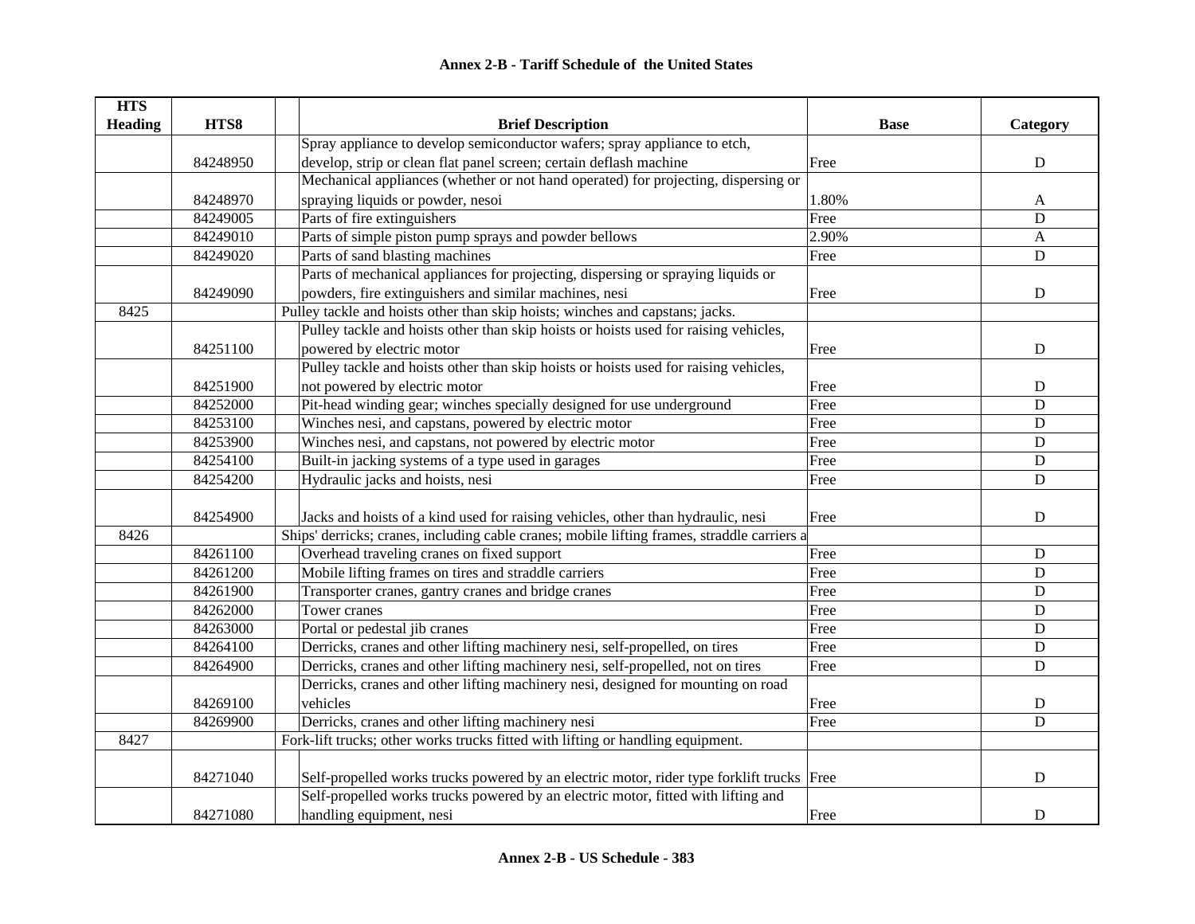# Annex 2-B - Tariff Schedule of the United States

| HTS Heading | HTS8 | Brief Description | Base | Category |
|---|---|---|---|---|
| | 84248950 | Spray appliance to develop semiconductor wafers; spray appliance to etch, develop, strip or clean flat panel screen; certain deflash machine | Free | D |
| | 84248970 | Mechanical appliances (whether or not hand operated) for projecting, dispersing or spraying liquids or powder, nesoi | 1.80% | A |
| | 84249005 | Parts of fire extinguishers | Free | D |
| | 84249010 | Parts of simple piston pump sprays and powder bellows | 2.90% | A |
| | 84249020 | Parts of sand blasting machines | Free | D |
| | 84249090 | Parts of mechanical appliances for projecting, dispersing or spraying liquids or powders, fire extinguishers and similar machines, nesi | Free | D |
| 8425 | | Pulley tackle and hoists other than skip hoists; winches and capstans; jacks. | | |
| | 84251100 | Pulley tackle and hoists other than skip hoists or hoists used for raising vehicles, powered by electric motor | Free | D |
| | 84251900 | Pulley tackle and hoists other than skip hoists or hoists used for raising vehicles, not powered by electric motor | Free | D |
| | 84252000 | Pit-head winding gear; winches specially designed for use underground | Free | D |
| | 84253100 | Winches nesi, and capstans, powered by electric motor | Free | D |
| | 84253900 | Winches nesi, and capstans, not powered by electric motor | Free | D |
| | 84254100 | Built-in jacking systems of a type used in garages | Free | D |
| | 84254200 | Hydraulic jacks and hoists, nesi | Free | D |
| | 84254900 | Jacks and hoists of a kind used for raising vehicles, other than hydraulic, nesi | Free | D |
| 8426 | | Ships' derricks; cranes, including cable cranes; mobile lifting frames, straddle carriers a | | |
| | 84261100 | Overhead traveling cranes on fixed support | Free | D |
| | 84261200 | Mobile lifting frames on tires and straddle carriers | Free | D |
| | 84261900 | Transporter cranes, gantry cranes and bridge cranes | Free | D |
| | 84262000 | Tower cranes | Free | D |
| | 84263000 | Portal or pedestal jib cranes | Free | D |
| | 84264100 | Derricks, cranes and other lifting machinery nesi, self-propelled, on tires | Free | D |
| | 84264900 | Derricks, cranes and other lifting machinery nesi, self-propelled, not on tires | Free | D |
| | 84269100 | Derricks, cranes and other lifting machinery nesi, designed for mounting on road vehicles | Free | D |
| | 84269900 | Derricks, cranes and other lifting machinery nesi | Free | D |
| 8427 | | Fork-lift trucks; other works trucks fitted with lifting or handling equipment. | | |
| | 84271040 | Self-propelled works trucks powered by an electric motor, rider type forklift trucks | Free | D |
| | 84271080 | Self-propelled works trucks powered by an electric motor, fitted with lifting and handling equipment, nesi | Free | D |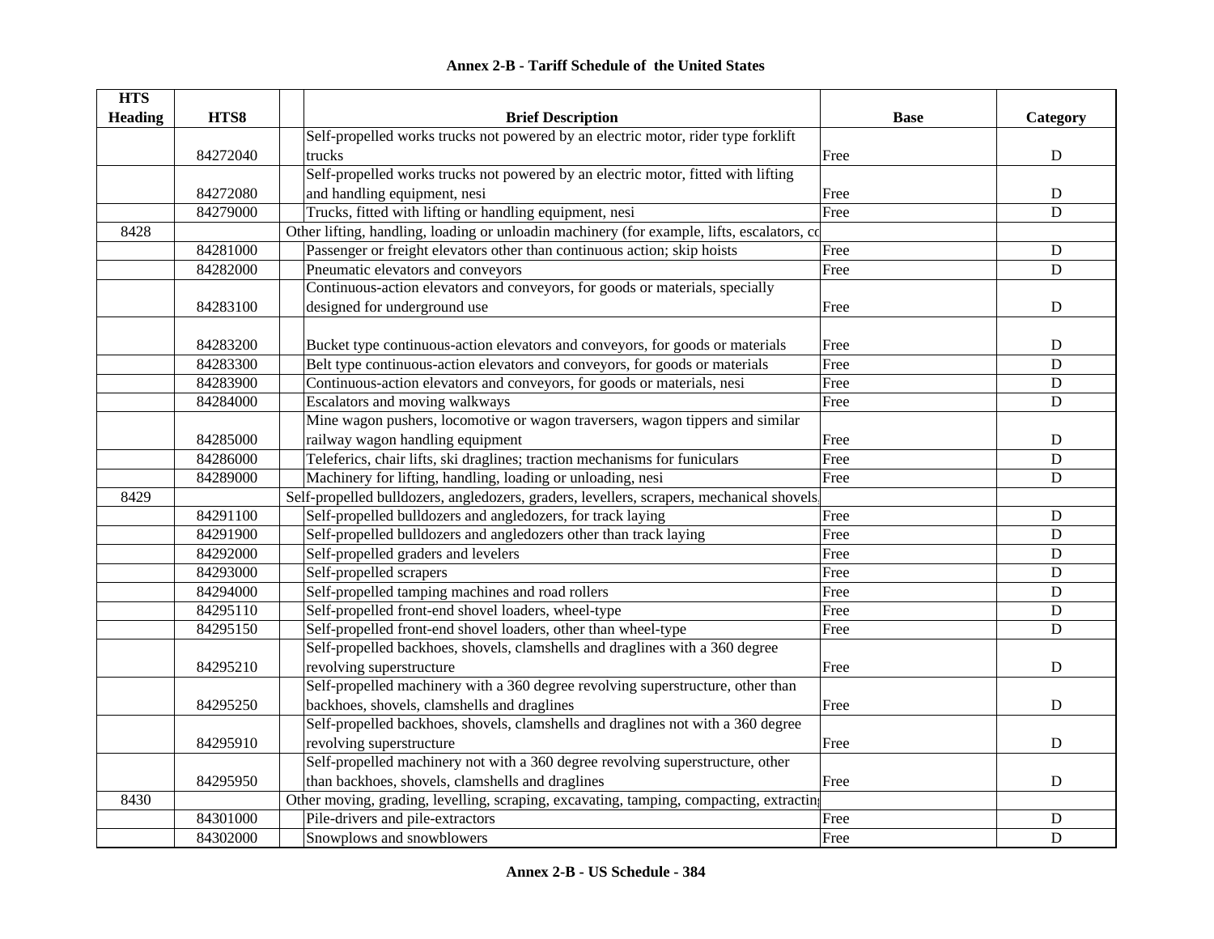## Annex 2-B - Tariff Schedule of the United States

| HTS Heading | HTS8 | Brief Description | Base | Category |
|---|---|---|---|---|
| | 84272040 | Self-propelled works trucks not powered by an electric motor, rider type forklift trucks | Free | D |
| | 84272080 | Self-propelled works trucks not powered by an electric motor, fitted with lifting and handling equipment, nesi | Free | D |
| | 84279000 | Trucks, fitted with lifting or handling equipment, nesi | Free | D |
| 8428 | | Other lifting, handling, loading or unloadin machinery (for example, lifts, escalators, co | | |
| | 84281000 | Passenger or freight elevators other than continuous action; skip hoists | Free | D |
| | 84282000 | Pneumatic elevators and conveyors | Free | D |
| | 84283100 | Continuous-action elevators and conveyors, for goods or materials, specially designed for underground use | Free | D |
| | 84283200 | Bucket type continuous-action elevators and conveyors, for goods or materials | Free | D |
| | 84283300 | Belt type continuous-action elevators and conveyors, for goods or materials | Free | D |
| | 84283900 | Continuous-action elevators and conveyors, for goods or materials, nesi | Free | D |
| | 84284000 | Escalators and moving walkways | Free | D |
| | 84285000 | Mine wagon pushers, locomotive or wagon traversers, wagon tippers and similar railway wagon handling equipment | Free | D |
| | 84286000 | Teleferics, chair lifts, ski draglines; traction mechanisms for funiculars | Free | D |
| | 84289000 | Machinery for lifting, handling, loading or unloading, nesi | Free | D |
| 8429 | | Self-propelled bulldozers, angledozers, graders, levellers, scrapers, mechanical shovels, | | |
| | 84291100 | Self-propelled bulldozers and angledozers, for track laying | Free | D |
| | 84291900 | Self-propelled bulldozers and angledozers other than track laying | Free | D |
| | 84292000 | Self-propelled graders and levelers | Free | D |
| | 84293000 | Self-propelled scrapers | Free | D |
| | 84294000 | Self-propelled tamping machines and road rollers | Free | D |
| | 84295110 | Self-propelled front-end shovel loaders, wheel-type | Free | D |
| | 84295150 | Self-propelled front-end shovel loaders, other than wheel-type | Free | D |
| | 84295210 | Self-propelled backhoes, shovels, clamshells and draglines with a 360 degree revolving superstructure | Free | D |
| | 84295250 | Self-propelled machinery with a 360 degree revolving superstructure, other than backhoes, shovels, clamshells and draglines | Free | D |
| | 84295910 | Self-propelled backhoes, shovels, clamshells and draglines not with a 360 degree revolving superstructure | Free | D |
| | 84295950 | Self-propelled machinery not with a 360 degree revolving superstructure, other than backhoes, shovels, clamshells and draglines | Free | D |
| 8430 | | Other moving, grading, levelling, scraping, excavating, tamping, compacting, extracting | | |
| | 84301000 | Pile-drivers and pile-extractors | Free | D |
| | 84302000 | Snowplows and snowblowers | Free | D |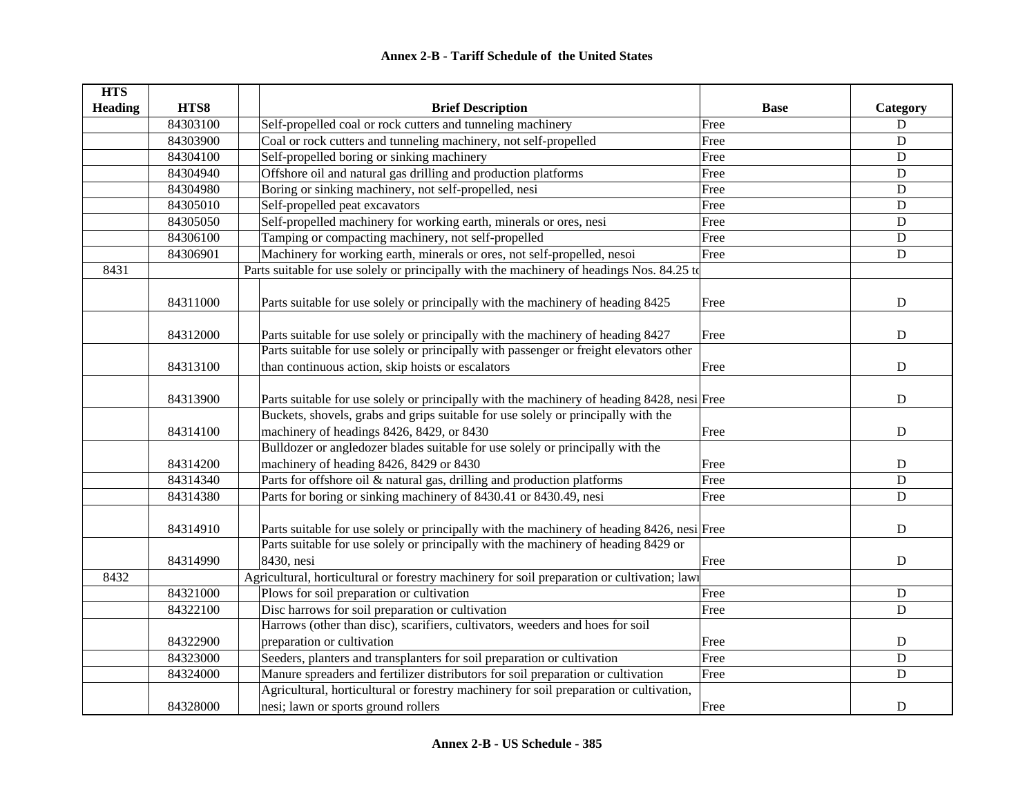## Annex 2-B - Tariff Schedule of the United States

| HTS Heading | HTS8 | | Brief Description | Base | Category |
|---|---|---|---|---|---|
| | 84303100 | | Self-propelled coal or rock cutters and tunneling machinery | Free | D |
| | 84303900 | | Coal or rock cutters and tunneling machinery, not self-propelled | Free | D |
| | 84304100 | | Self-propelled boring or sinking machinery | Free | D |
| | 84304940 | | Offshore oil and natural gas drilling and production platforms | Free | D |
| | 84304980 | | Boring or sinking machinery, not self-propelled, nesi | Free | D |
| | 84305010 | | Self-propelled peat excavators | Free | D |
| | 84305050 | | Self-propelled machinery for working earth, minerals or ores, nesi | Free | D |
| | 84306100 | | Tamping or compacting machinery, not self-propelled | Free | D |
| | 84306901 | | Machinery for working earth, minerals or ores, not self-propelled, nesoi | Free | D |
| 8431 | | | Parts suitable for use solely or principally with the machinery of headings Nos. 84.25 to | | |
| | 84311000 | | Parts suitable for use solely or principally with the machinery of heading 8425 | Free | D |
| | 84312000 | | Parts suitable for use solely or principally with the machinery of heading 8427 | Free | D |
| | 84313100 | | Parts suitable for use solely or principally with passenger or freight elevators other than continuous action, skip hoists or escalators | Free | D |
| | 84313900 | | Parts suitable for use solely or principally with the machinery of heading 8428, nesi | Free | D |
| | 84314100 | | Buckets, shovels, grabs and grips suitable for use solely or principally with the machinery of headings 8426, 8429, or 8430 | Free | D |
| | 84314200 | | Bulldozer or angledozer blades suitable for use solely or principally with the machinery of heading 8426, 8429 or 8430 | Free | D |
| | 84314340 | | Parts for offshore oil & natural gas, drilling and production platforms | Free | D |
| | 84314380 | | Parts for boring or sinking machinery of 8430.41 or 8430.49, nesi | Free | D |
| | 84314910 | | Parts suitable for use solely or principally with the machinery of heading 8426, nesi | Free | D |
| | 84314990 | | Parts suitable for use solely or principally with the machinery of heading 8429 or 8430, nesi | Free | D |
| 8432 | | | Agricultural, horticultural or forestry machinery for soil preparation or cultivation; lawn | | |
| | 84321000 | | Plows for soil preparation or cultivation | Free | D |
| | 84322100 | | Disc harrows for soil preparation or cultivation | Free | D |
| | 84322900 | | Harrows (other than disc), scarifiers, cultivators, weeders and hoes for soil preparation or cultivation | Free | D |
| | 84323000 | | Seeders, planters and transplanters for soil preparation or cultivation | Free | D |
| | 84324000 | | Manure spreaders and fertilizer distributors for soil preparation or cultivation | Free | D |
| | 84328000 | | Agricultural, horticultural or forestry machinery for soil preparation or cultivation, nesi; lawn or sports ground rollers | Free | D |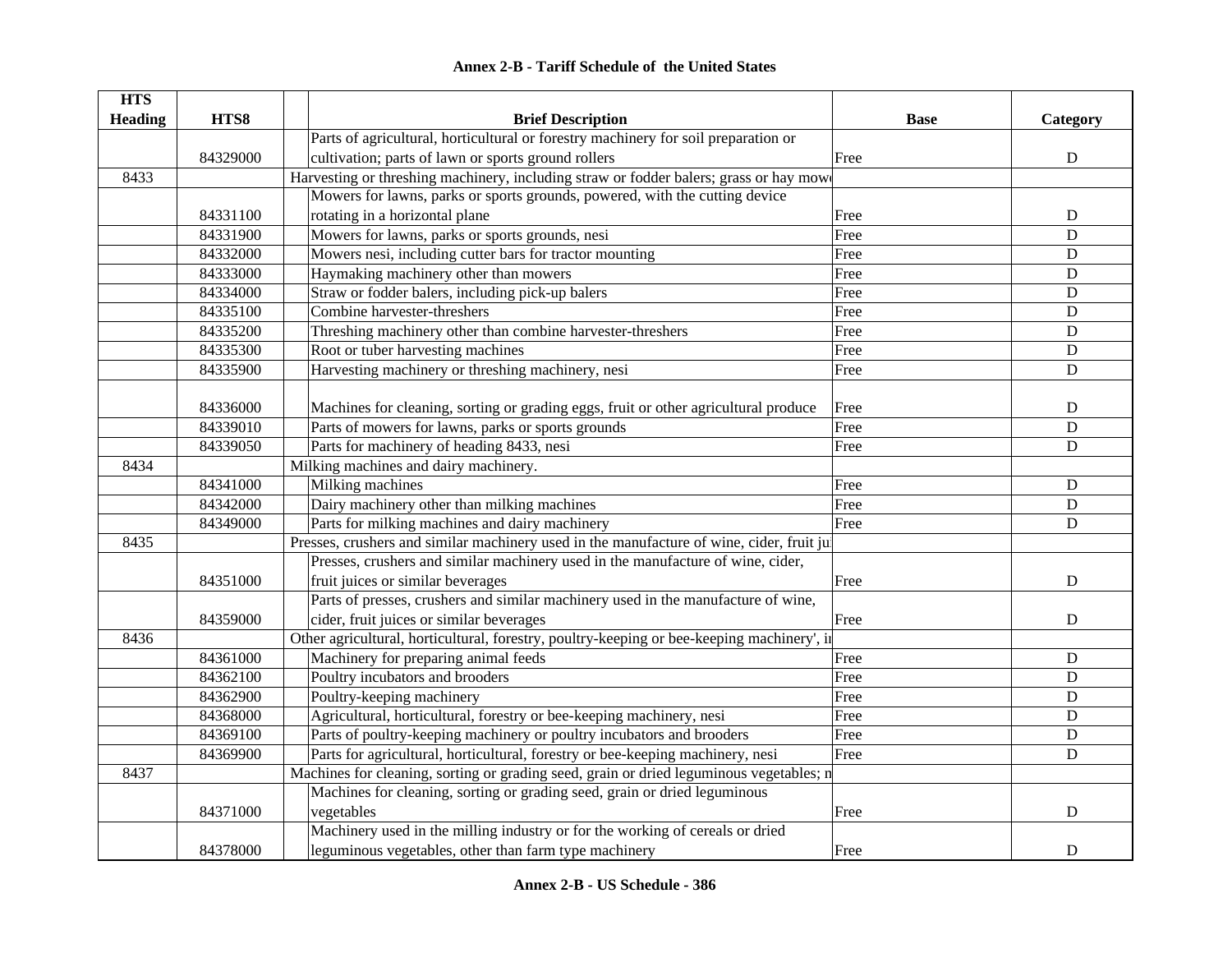# Annex 2-B - Tariff Schedule of the United States

| HTS Heading | HTS8 | Brief Description | Base | Category |
|---|---|---|---|---|
| | 84329000 | Parts of agricultural, horticultural or forestry machinery for soil preparation or cultivation; parts of lawn or sports ground rollers | Free | D |
| 8433 | | Harvesting or threshing machinery, including straw or fodder balers; grass or hay mowe | | |
| | 84331100 | Mowers for lawns, parks or sports grounds, powered, with the cutting device rotating in a horizontal plane | Free | D |
| | 84331900 | Mowers for lawns, parks or sports grounds, nesi | Free | D |
| | 84332000 | Mowers nesi, including cutter bars for tractor mounting | Free | D |
| | 84333000 | Haymaking machinery other than mowers | Free | D |
| | 84334000 | Straw or fodder balers, including pick-up balers | Free | D |
| | 84335100 | Combine harvester-threshers | Free | D |
| | 84335200 | Threshing machinery other than combine harvester-threshers | Free | D |
| | 84335300 | Root or tuber harvesting machines | Free | D |
| | 84335900 | Harvesting machinery or threshing machinery, nesi | Free | D |
| | 84336000 | Machines for cleaning, sorting or grading eggs, fruit or other agricultural produce | Free | D |
| | 84339010 | Parts of mowers for lawns, parks or sports grounds | Free | D |
| | 84339050 | Parts for machinery of heading 8433, nesi | Free | D |
| 8434 | | Milking machines and dairy machinery. | | |
| | 84341000 | Milking machines | Free | D |
| | 84342000 | Dairy machinery other than milking machines | Free | D |
| | 84349000 | Parts for milking machines and dairy machinery | Free | D |
| 8435 | | Presses, crushers and similar machinery used in the manufacture of wine, cider, fruit ju | | |
| | 84351000 | Presses, crushers and similar machinery used in the manufacture of wine, cider, fruit juices or similar beverages | Free | D |
| | 84359000 | Parts of presses, crushers and similar machinery used in the manufacture of wine, cider, fruit juices or similar beverages | Free | D |
| 8436 | | Other agricultural, horticultural, forestry, poultry-keeping or bee-keeping machinery', i | | |
| | 84361000 | Machinery for preparing animal feeds | Free | D |
| | 84362100 | Poultry incubators and brooders | Free | D |
| | 84362900 | Poultry-keeping machinery | Free | D |
| | 84368000 | Agricultural, horticultural, forestry or bee-keeping machinery, nesi | Free | D |
| | 84369100 | Parts of poultry-keeping machinery or poultry incubators and brooders | Free | D |
| | 84369900 | Parts for agricultural, horticultural, forestry or bee-keeping machinery, nesi | Free | D |
| 8437 | | Machines for cleaning, sorting or grading seed, grain or dried leguminous vegetables; n | | |
| | 84371000 | Machines for cleaning, sorting or grading seed, grain or dried leguminous vegetables | Free | D |
| | 84378000 | Machinery used in the milling industry or for the working of cereals or dried leguminous vegetables, other than farm type machinery | Free | D |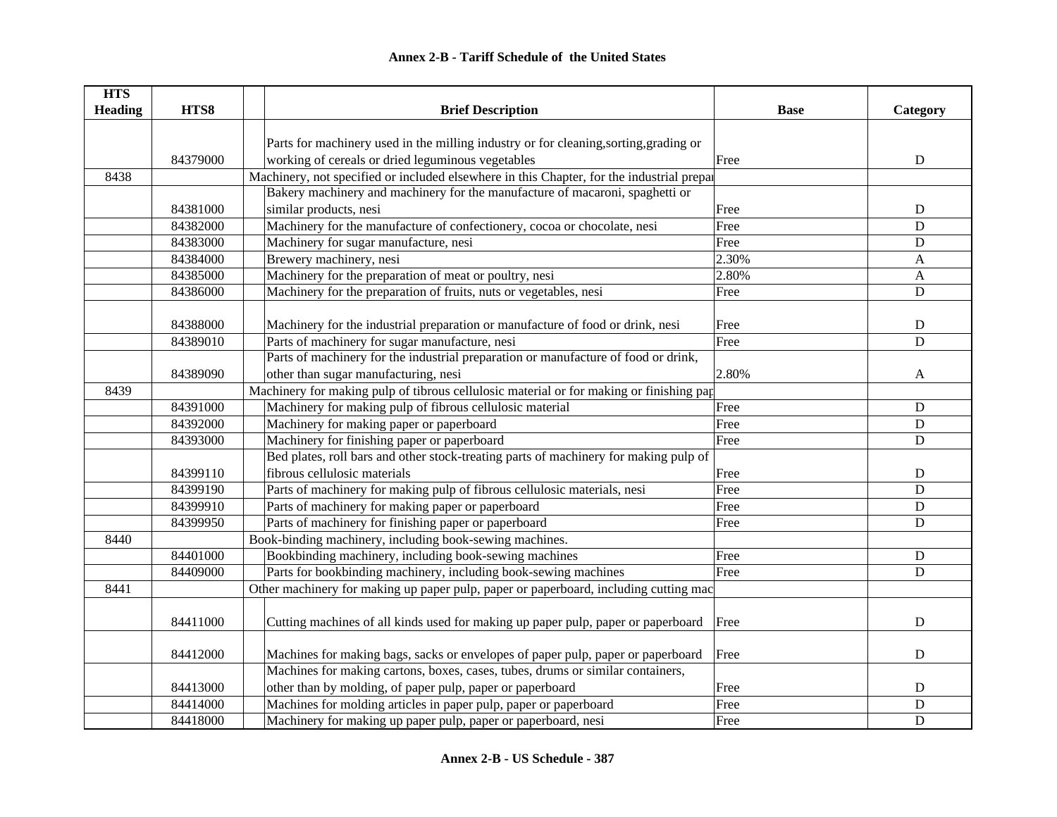## Annex 2-B - Tariff Schedule of the United States

| HTS Heading | HTS8 | | Brief Description | Base | Category |
|---|---|---|---|---|---|
| | 84379000 | | Parts for machinery used in the milling industry or for cleaning,sorting,grading or working of cereals or dried leguminous vegetables | Free | D |
| 8438 | | | Machinery, not specified or included elsewhere in this Chapter, for the industrial prepar | | |
| | 84381000 | | Bakery machinery and machinery for the manufacture of macaroni, spaghetti or similar products, nesi | Free | D |
| | 84382000 | | Machinery for the manufacture of confectionery, cocoa or chocolate, nesi | Free | D |
| | 84383000 | | Machinery for sugar manufacture, nesi | Free | D |
| | 84384000 | | Brewery machinery, nesi | 2.30% | A |
| | 84385000 | | Machinery for the preparation of meat or poultry, nesi | 2.80% | A |
| | 84386000 | | Machinery for the preparation of fruits, nuts or vegetables, nesi | Free | D |
| | 84388000 | | Machinery for the industrial preparation or manufacture of food or drink, nesi | Free | D |
| | 84389010 | | Parts of machinery for sugar manufacture, nesi | Free | D |
| | 84389090 | | Parts of machinery for the industrial preparation or manufacture of food or drink, other than sugar manufacturing, nesi | 2.80% | A |
| 8439 | | | Machinery for making pulp of tibrous cellulosic material or for making or finishing pap | | |
| | 84391000 | | Machinery for making pulp of fibrous cellulosic material | Free | D |
| | 84392000 | | Machinery for making paper or paperboard | Free | D |
| | 84393000 | | Machinery for finishing paper or paperboard | Free | D |
| | 84399110 | | Bed plates, roll bars and other stock-treating parts of machinery for making pulp of fibrous cellulosic materials | Free | D |
| | 84399190 | | Parts of machinery for making pulp of fibrous cellulosic materials, nesi | Free | D |
| | 84399910 | | Parts of machinery for making paper or paperboard | Free | D |
| | 84399950 | | Parts of machinery for finishing paper or paperboard | Free | D |
| 8440 | | | Book-binding machinery, including book-sewing machines. | | |
| | 84401000 | | Bookbinding machinery, including book-sewing machines | Free | D |
| | 84409000 | | Parts for bookbinding machinery, including book-sewing machines | Free | D |
| 8441 | | | Other machinery for making up paper pulp, paper or paperboard, including cutting mac | | |
| | 84411000 | | Cutting machines of all kinds used for making up paper pulp, paper or paperboard | Free | D |
| | 84412000 | | Machines for making bags, sacks or envelopes of paper pulp, paper or paperboard | Free | D |
| | 84413000 | | Machines for making cartons, boxes, cases, tubes, drums or similar containers, other than by molding, of paper pulp, paper or paperboard | Free | D |
| | 84414000 | | Machines for molding articles in paper pulp, paper or paperboard | Free | D |
| | 84418000 | | Machinery for making up paper pulp, paper or paperboard, nesi | Free | D |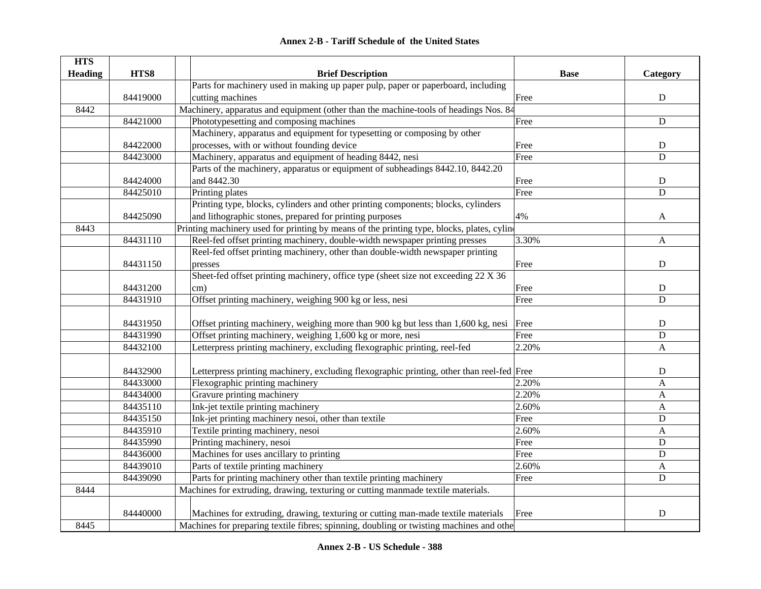# Annex 2-B - Tariff Schedule of the United States

| HTS Heading | HTS8 | Brief Description | Base | Category |
|---|---|---|---|---|
| | 84419000 | Parts for machinery used in making up paper pulp, paper or paperboard, including cutting machines | Free | D |
| 8442 | | Machinery, apparatus and equipment (other than the machine-tools of headings Nos. 84 | | |
| | 84421000 | Phototypesetting and composing machines | Free | D |
| | 84422000 | Machinery, apparatus and equipment for typesetting or composing by other processes, with or without founding device | Free | D |
| | 84423000 | Machinery, apparatus and equipment of heading 8442, nesi | Free | D |
| | 84424000 | Parts of the machinery, apparatus or equipment of subheadings 8442.10, 8442.20 and 8442.30 | Free | D |
| | 84425010 | Printing plates | Free | D |
| | 84425090 | Printing type, blocks, cylinders and other printing components; blocks, cylinders and lithographic stones, prepared for printing purposes | 4% | A |
| 8443 | | Printing machinery used for printing by means of the printing type, blocks, plates, cylin | | |
| | 84431110 | Reel-fed offset printing machinery, double-width newspaper printing presses | 3.30% | A |
| | 84431150 | Reel-fed offset printing machinery, other than double-width newspaper printing presses | Free | D |
| | 84431200 | Sheet-fed offset printing machinery, office type (sheet size not exceeding 22 X 36 cm) | Free | D |
| | 84431910 | Offset printing machinery, weighing 900 kg or less, nesi | Free | D |
| | 84431950 | Offset printing machinery, weighing more than 900 kg but less than 1,600 kg, nesi | Free | D |
| | 84431990 | Offset printing machinery, weighing 1,600 kg or more, nesi | Free | D |
| | 84432100 | Letterpress printing machinery, excluding flexographic printing, reel-fed | 2.20% | A |
| | 84432900 | Letterpress printing machinery, excluding flexographic printing, other than reel-fed | Free | D |
| | 84433000 | Flexographic printing machinery | 2.20% | A |
| | 84434000 | Gravure printing machinery | 2.20% | A |
| | 84435110 | Ink-jet textile printing machinery | 2.60% | A |
| | 84435150 | Ink-jet printing machinery nesoi, other than textile | Free | D |
| | 84435910 | Textile printing machinery, nesoi | 2.60% | A |
| | 84435990 | Printing machinery, nesoi | Free | D |
| | 84436000 | Machines for uses ancillary to printing | Free | D |
| | 84439010 | Parts of textile printing machinery | 2.60% | A |
| | 84439090 | Parts for printing machinery other than textile printing machinery | Free | D |
| 8444 | | Machines for extruding, drawing, texturing or cutting manmade textile materials. | | |
| | 84440000 | Machines for extruding, drawing, texturing or cutting man-made textile materials | Free | D |
| 8445 | | Machines for preparing textile fibres; spinning, doubling or twisting machines and othe | | |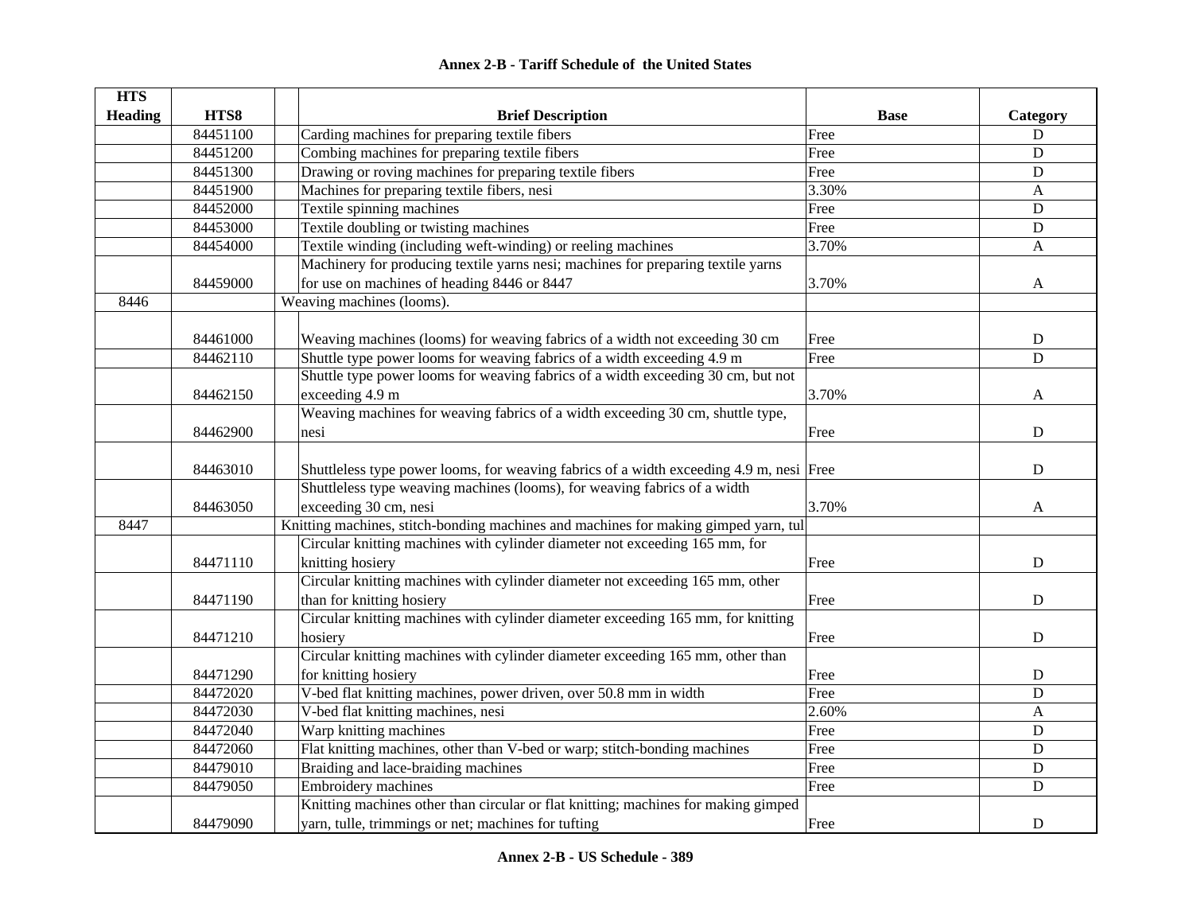**Annex 2-B - Tariff Schedule of the United States**

| HTS Heading | HTS8 | | Brief Description | Base | Category |
|---|---|---|---|---|---|
| | 84451100 | | Carding machines for preparing textile fibers | Free | D |
| | 84451200 | | Combing machines for preparing textile fibers | Free | D |
| | 84451300 | | Drawing or roving machines for preparing textile fibers | Free | D |
| | 84451900 | | Machines for preparing textile fibers, nesi | 3.30% | A |
| | 84452000 | | Textile spinning machines | Free | D |
| | 84453000 | | Textile doubling or twisting machines | Free | D |
| | 84454000 | | Textile winding (including weft-winding) or reeling machines | 3.70% | A |
| | 84459000 | | Machinery for producing textile yarns nesi; machines for preparing textile yarns for use on machines of heading 8446 or 8447 | 3.70% | A |
| 8446 | | Weaving machines (looms). | | | |
| | 84461000 | | Weaving machines (looms) for weaving fabrics of a width not exceeding 30 cm | Free | D |
| | 84462110 | | Shuttle type power looms for weaving fabrics of a width exceeding 4.9 m | Free | D |
| | 84462150 | | Shuttle type power looms for weaving fabrics of a width exceeding 30 cm, but not exceeding 4.9 m | 3.70% | A |
| | 84462900 | | Weaving machines for weaving fabrics of a width exceeding 30 cm, shuttle type, nesi | Free | D |
| | 84463010 | | Shuttleless type power looms, for weaving fabrics of a width exceeding 4.9 m, nesi | Free | D |
| | 84463050 | | Shuttleless type weaving machines (looms), for weaving fabrics of a width exceeding 30 cm, nesi | 3.70% | A |
| 8447 | | Knitting machines, stitch-bonding machines and machines for making gimped yarn, tul | | | |
| | 84471110 | | Circular knitting machines with cylinder diameter not exceeding 165 mm, for knitting hosiery | Free | D |
| | 84471190 | | Circular knitting machines with cylinder diameter not exceeding 165 mm, other than for knitting hosiery | Free | D |
| | 84471210 | | Circular knitting machines with cylinder diameter exceeding 165 mm, for knitting hosiery | Free | D |
| | 84471290 | | Circular knitting machines with cylinder diameter exceeding 165 mm, other than for knitting hosiery | Free | D |
| | 84472020 | | V-bed flat knitting machines, power driven, over 50.8 mm in width | Free | D |
| | 84472030 | | V-bed flat knitting machines, nesi | 2.60% | A |
| | 84472040 | | Warp knitting machines | Free | D |
| | 84472060 | | Flat knitting machines, other than V-bed or warp; stitch-bonding machines | Free | D |
| | 84479010 | | Braiding and lace-braiding machines | Free | D |
| | 84479050 | | Embroidery machines | Free | D |
| | 84479090 | | Knitting machines other than circular or flat knitting; machines for making gimped yarn, tulle, trimmings or net; machines for tufting | Free | D |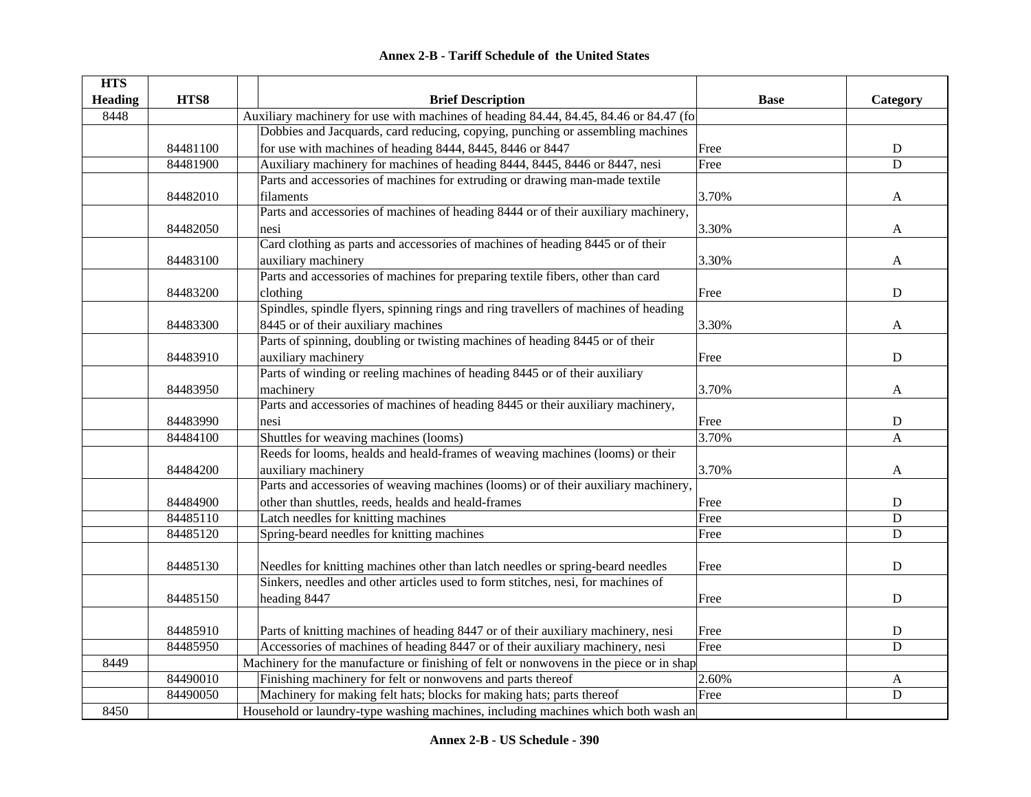## Annex 2-B - Tariff Schedule of the United States

| HTS Heading | HTS8 | Brief Description | Base | Category |
|---|---|---|---|---|
| 8448 | | Auxiliary machinery for use with machines of heading 84.44, 84.45, 84.46 or 84.47 (fo | | |
| | 84481100 | Dobbies and Jacquards, card reducing, copying, punching or assembling machines for use with machines of heading 8444, 8445, 8446 or 8447 | Free | D |
| | 84481900 | Auxiliary machinery for machines of heading 8444, 8445, 8446 or 8447, nesi | Free | D |
| | 84482010 | Parts and accessories of machines for extruding or drawing man-made textile filaments | 3.70% | A |
| | 84482050 | Parts and accessories of machines of heading 8444 or of their auxiliary machinery, nesi | 3.30% | A |
| | 84483100 | Card clothing as parts and accessories of machines of heading 8445 or of their auxiliary machinery | 3.30% | A |
| | 84483200 | Parts and accessories of machines for preparing textile fibers, other than card clothing | Free | D |
| | 84483300 | Spindles, spindle flyers, spinning rings and ring travellers of machines of heading 8445 or of their auxiliary machines | 3.30% | A |
| | 84483910 | Parts of spinning, doubling or twisting machines of heading 8445 or of their auxiliary machinery | Free | D |
| | 84483950 | Parts of winding or reeling machines of heading 8445 or of their auxiliary machinery | 3.70% | A |
| | 84483990 | Parts and accessories of machines of heading 8445 or their auxiliary machinery, nesi | Free | D |
| | 84484100 | Shuttles for weaving machines (looms) | 3.70% | A |
| | 84484200 | Reeds for looms, healds and heald-frames of weaving machines (looms) or their auxiliary machinery | 3.70% | A |
| | 84484900 | Parts and accessories of weaving machines (looms) or of their auxiliary machinery, other than shuttles, reeds, healds and heald-frames | Free | D |
| | 84485110 | Latch needles for knitting machines | Free | D |
| | 84485120 | Spring-beard needles for knitting machines | Free | D |
| | 84485130 | Needles for knitting machines other than latch needles or spring-beard needles | Free | D |
| | 84485150 | Sinkers, needles and other articles used to form stitches, nesi, for machines of heading 8447 | Free | D |
| | 84485910 | Parts of knitting machines of heading 8447 or of their auxiliary machinery, nesi | Free | D |
| | 84485950 | Accessories of machines of heading 8447 or of their auxiliary machinery, nesi | Free | D |
| 8449 | | Machinery for the manufacture or finishing of felt or nonwovens in the piece or in shap | | |
| | 84490010 | Finishing machinery for felt or nonwovens and parts thereof | 2.60% | A |
| | 84490050 | Machinery for making felt hats; blocks for making hats; parts thereof | Free | D |
| 8450 | | Household or laundry-type washing machines, including machines which both wash an | | |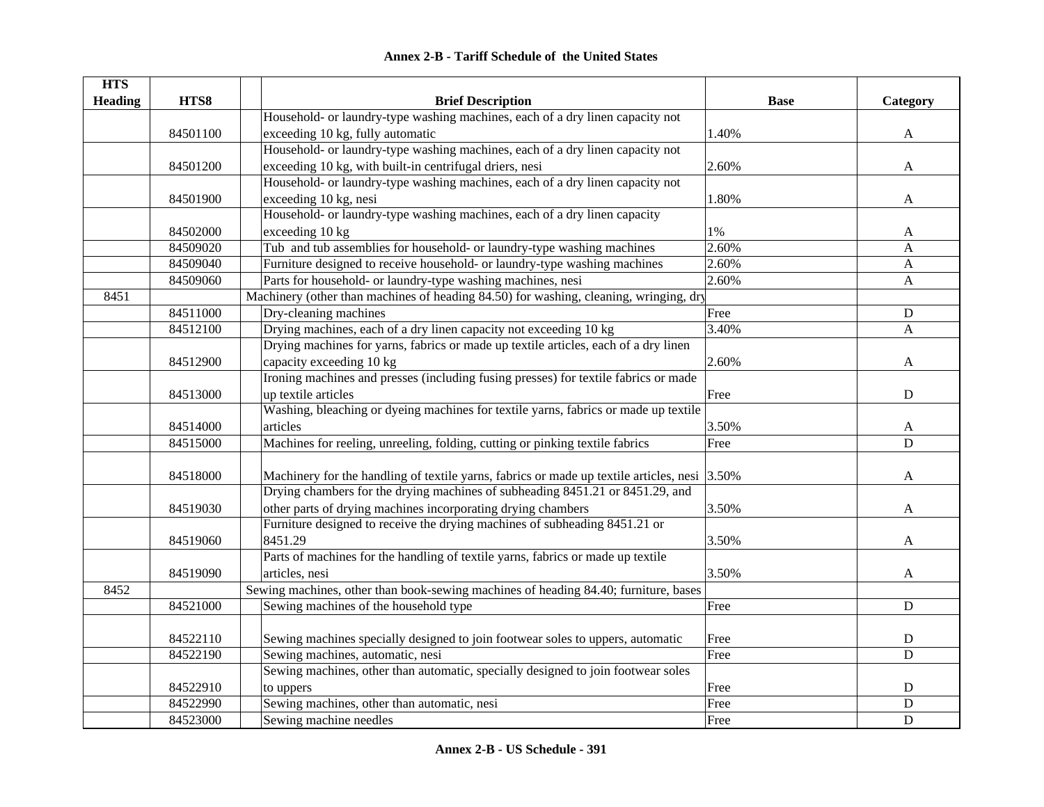# Annex 2-B - Tariff Schedule of the United States

| HTS Heading | HTS8 | | Brief Description | Base | Category |
|---|---|---|---|---|---|
| | 84501100 | | Household- or laundry-type washing machines, each of a dry linen capacity not exceeding 10 kg, fully automatic | 1.40% | A |
| | 84501200 | | Household- or laundry-type washing machines, each of a dry linen capacity not exceeding 10 kg, with built-in centrifugal driers, nesi | 2.60% | A |
| | 84501900 | | Household- or laundry-type washing machines, each of a dry linen capacity not exceeding 10 kg, nesi | 1.80% | A |
| | 84502000 | | Household- or laundry-type washing machines, each of a dry linen capacity exceeding 10 kg | 1% | A |
| | 84509020 | | Tub and tub assemblies for household- or laundry-type washing machines | 2.60% | A |
| | 84509040 | | Furniture designed to receive household- or laundry-type washing machines | 2.60% | A |
| | 84509060 | | Parts for household- or laundry-type washing machines, nesi | 2.60% | A |
| 8451 | | Machinery (other than machines of heading 84.50) for washing, cleaning, wringing, dry | | | |
| | 84511000 | | Dry-cleaning machines | Free | D |
| | 84512100 | | Drying machines, each of a dry linen capacity not exceeding 10 kg | 3.40% | A |
| | 84512900 | | Drying machines for yarns, fabrics or made up textile articles, each of a dry linen capacity exceeding 10 kg | 2.60% | A |
| | 84513000 | | Ironing machines and presses (including fusing presses) for textile fabrics or made up textile articles | Free | D |
| | 84514000 | | Washing, bleaching or dyeing machines for textile yarns, fabrics or made up textile articles | 3.50% | A |
| | 84515000 | | Machines for reeling, unreeling, folding, cutting or pinking textile fabrics | Free | D |
| | 84518000 | | Machinery for the handling of textile yarns, fabrics or made up textile articles, nesi | 3.50% | A |
| | 84519030 | | Drying chambers for the drying machines of subheading 8451.21 or 8451.29, and other parts of drying machines incorporating drying chambers | 3.50% | A |
| | 84519060 | | Furniture designed to receive the drying machines of subheading 8451.21 or 8451.29 | 3.50% | A |
| | 84519090 | | Parts of machines for the handling of textile yarns, fabrics or made up textile articles, nesi | 3.50% | A |
| 8452 | | Sewing machines, other than book-sewing machines of heading 84.40; furniture, bases | | | |
| | 84521000 | | Sewing machines of the household type | Free | D |
| | 84522110 | | Sewing machines specially designed to join footwear soles to uppers, automatic | Free | D |
| | 84522190 | | Sewing machines, automatic, nesi | Free | D |
| | 84522910 | | Sewing machines, other than automatic, specially designed to join footwear soles to uppers | Free | D |
| | 84522990 | | Sewing machines, other than automatic, nesi | Free | D |
| | 84523000 | | Sewing machine needles | Free | D |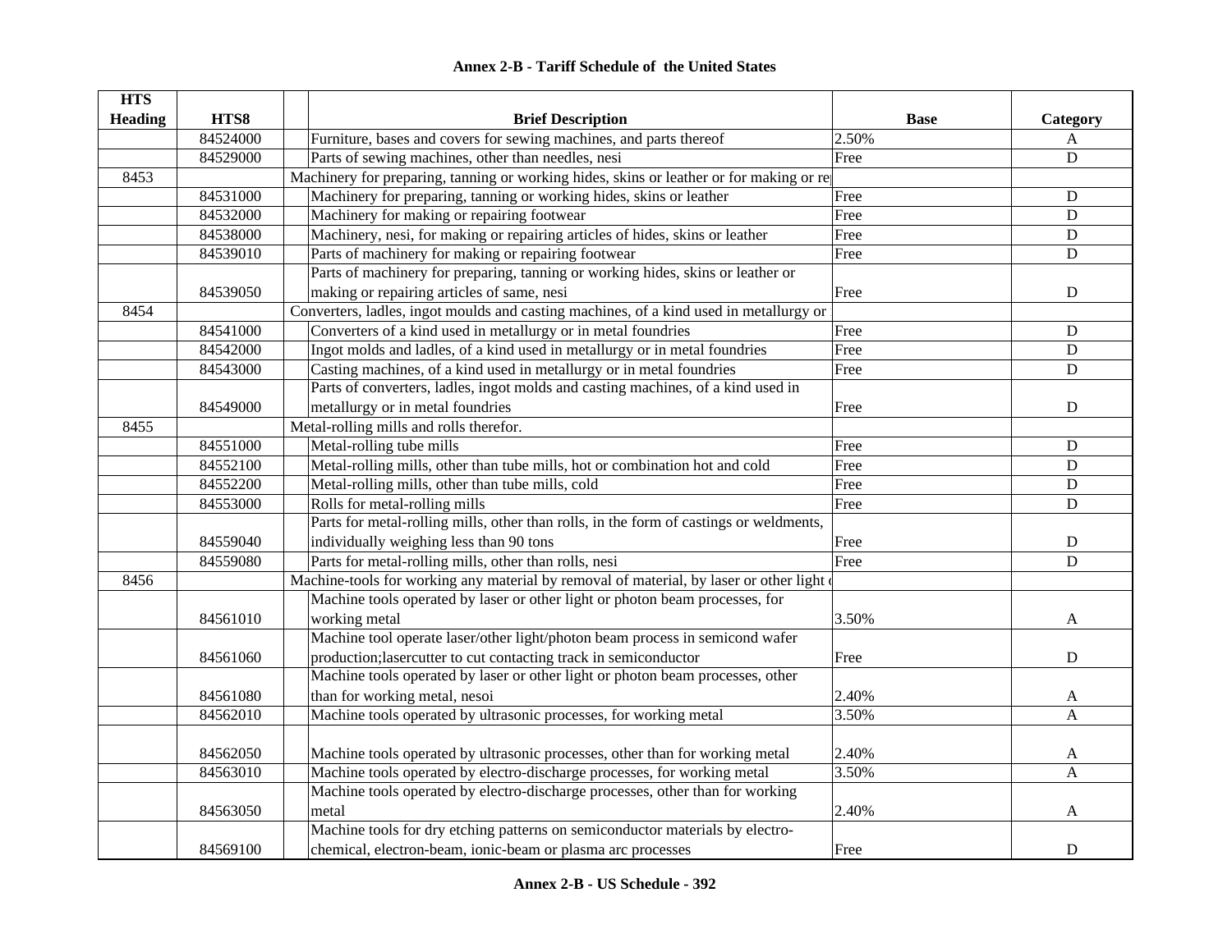# Annex 2-B - Tariff Schedule of the United States

| HTS Heading | HTS8 | Brief Description | Base | Category |
|---|---|---|---|---|
| | 84524000 | Furniture, bases and covers for sewing machines, and parts thereof | 2.50% | A |
| | 84529000 | Parts of sewing machines, other than needles, nesi | Free | D |
| 8453 | | Machinery for preparing, tanning or working hides, skins or leather or for making or re | | |
| | 84531000 | Machinery for preparing, tanning or working hides, skins or leather | Free | D |
| | 84532000 | Machinery for making or repairing footwear | Free | D |
| | 84538000 | Machinery, nesi, for making or repairing articles of hides, skins or leather | Free | D |
| | 84539010 | Parts of machinery for making or repairing footwear | Free | D |
| | 84539050 | Parts of machinery for preparing, tanning or working hides, skins or leather or making or repairing articles of same, nesi | Free | D |
| 8454 | | Converters, ladles, ingot moulds and casting machines, of a kind used in metallurgy or | | |
| | 84541000 | Converters of a kind used in metallurgy or in metal foundries | Free | D |
| | 84542000 | Ingot molds and ladles, of a kind used in metallurgy or in metal foundries | Free | D |
| | 84543000 | Casting machines, of a kind used in metallurgy or in metal foundries | Free | D |
| | 84549000 | Parts of converters, ladles, ingot molds and casting machines, of a kind used in metallurgy or in metal foundries | Free | D |
| 8455 | | Metal-rolling mills and rolls therefor. | | |
| | 84551000 | Metal-rolling tube mills | Free | D |
| | 84552100 | Metal-rolling mills, other than tube mills, hot or combination hot and cold | Free | D |
| | 84552200 | Metal-rolling mills, other than tube mills, cold | Free | D |
| | 84553000 | Rolls for metal-rolling mills | Free | D |
| | 84559040 | Parts for metal-rolling mills, other than rolls, in the form of castings or weldments, individually weighing less than 90 tons | Free | D |
| | 84559080 | Parts for metal-rolling mills, other than rolls, nesi | Free | D |
| 8456 | | Machine-tools for working any material by removal of material, by laser or other light | | |
| | 84561010 | Machine tools operated by laser or other light or photon beam processes, for working metal | 3.50% | A |
| | 84561060 | Machine tool operate laser/other light/photon beam process in semicond wafer production;lasercutter to cut contacting track in semiconductor | Free | D |
| | 84561080 | Machine tools operated by laser or other light or photon beam processes, other than for working metal, nesoi | 2.40% | A |
| | 84562010 | Machine tools operated by ultrasonic processes, for working metal | 3.50% | A |
| | 84562050 | Machine tools operated by ultrasonic processes, other than for working metal | 2.40% | A |
| | 84563010 | Machine tools operated by electro-discharge processes, for working metal | 3.50% | A |
| | 84563050 | Machine tools operated by electro-discharge processes, other than for working metal | 2.40% | A |
| | 84569100 | Machine tools for dry etching patterns on semiconductor materials by electro-chemical, electron-beam, ionic-beam or plasma arc processes | Free | D |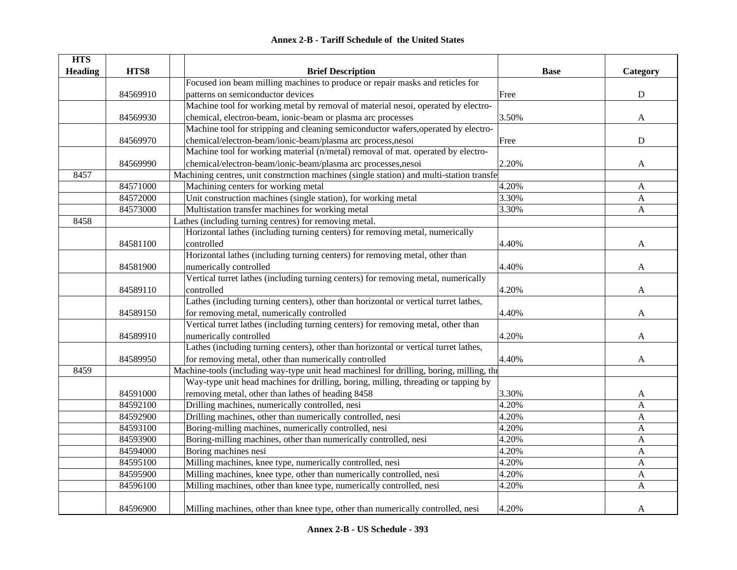## Annex 2-B - Tariff Schedule of the United States

| HTS Heading | HTS8 | Brief Description | Base | Category |
|---|---|---|---|---|
| | 84569910 | Focused ion beam milling machines to produce or repair masks and reticles for patterns on semiconductor devices | Free | D |
| | 84569930 | Machine tool for working metal by removal of material nesoi, operated by electro-chemical, electron-beam, ionic-beam or plasma arc processes | 3.50% | A |
| | 84569970 | Machine tool for stripping and cleaning semiconductor wafers,operated by electro-chemical/electron-beam/ionic-beam/plasma arc process,nesoi | Free | D |
| | 84569990 | Machine tool for working material (n/metal) removal of mat. operated by electro-chemical/electron-beam/ionic-beam/plasma arc processes,nesoi | 2.20% | A |
| 8457 | | Machining centres, unit constrnction machines (single station) and multi-station transfe | | |
| | 84571000 | Machining centers for working metal | 4.20% | A |
| | 84572000 | Unit construction machines (single station), for working metal | 3.30% | A |
| | 84573000 | Multistation transfer machines for working metal | 3.30% | A |
| 8458 | | Lathes (including turning centres) for removing metal. | | |
| | 84581100 | Horizontal lathes (including turning centers) for removing metal, numerically controlled | 4.40% | A |
| | 84581900 | Horizontal lathes (including turning centers) for removing metal, other than numerically controlled | 4.40% | A |
| | 84589110 | Vertical turret lathes (including turning centers) for removing metal, numerically controlled | 4.20% | A |
| | 84589150 | Lathes (including turning centers), other than horizontal or vertical turret lathes, for removing metal, numerically controlled | 4.40% | A |
| | 84589910 | Vertical turret lathes (including turning centers) for removing metal, other than numerically controlled | 4.20% | A |
| | 84589950 | Lathes (including turning centers), other than horizontal or vertical turret lathes, for removing metal, other than numerically controlled | 4.40% | A |
| 8459 | | Machine-tools (including way-type unit head machinesl for drilling, boring, milling, th | | |
| | 84591000 | Way-type unit head machines for drilling, boring, milling, threading or tapping by removing metal, other than lathes of heading 8458 | 3.30% | A |
| | 84592100 | Drilling machines, numerically controlled, nesi | 4.20% | A |
| | 84592900 | Drilling machines, other than numerically controlled, nesi | 4.20% | A |
| | 84593100 | Boring-milling machines, numerically controlled, nesi | 4.20% | A |
| | 84593900 | Boring-milling machines, other than numerically controlled, nesi | 4.20% | A |
| | 84594000 | Boring machines nesi | 4.20% | A |
| | 84595100 | Milling machines, knee type, numerically controlled, nesi | 4.20% | A |
| | 84595900 | Milling machines, knee type, other than numerically controlled, nesi | 4.20% | A |
| | 84596100 | Milling machines, other than knee type, numerically controlled, nesi | 4.20% | A |
| | 84596900 | Milling machines, other than knee type, other than numerically controlled, nesi | 4.20% | A |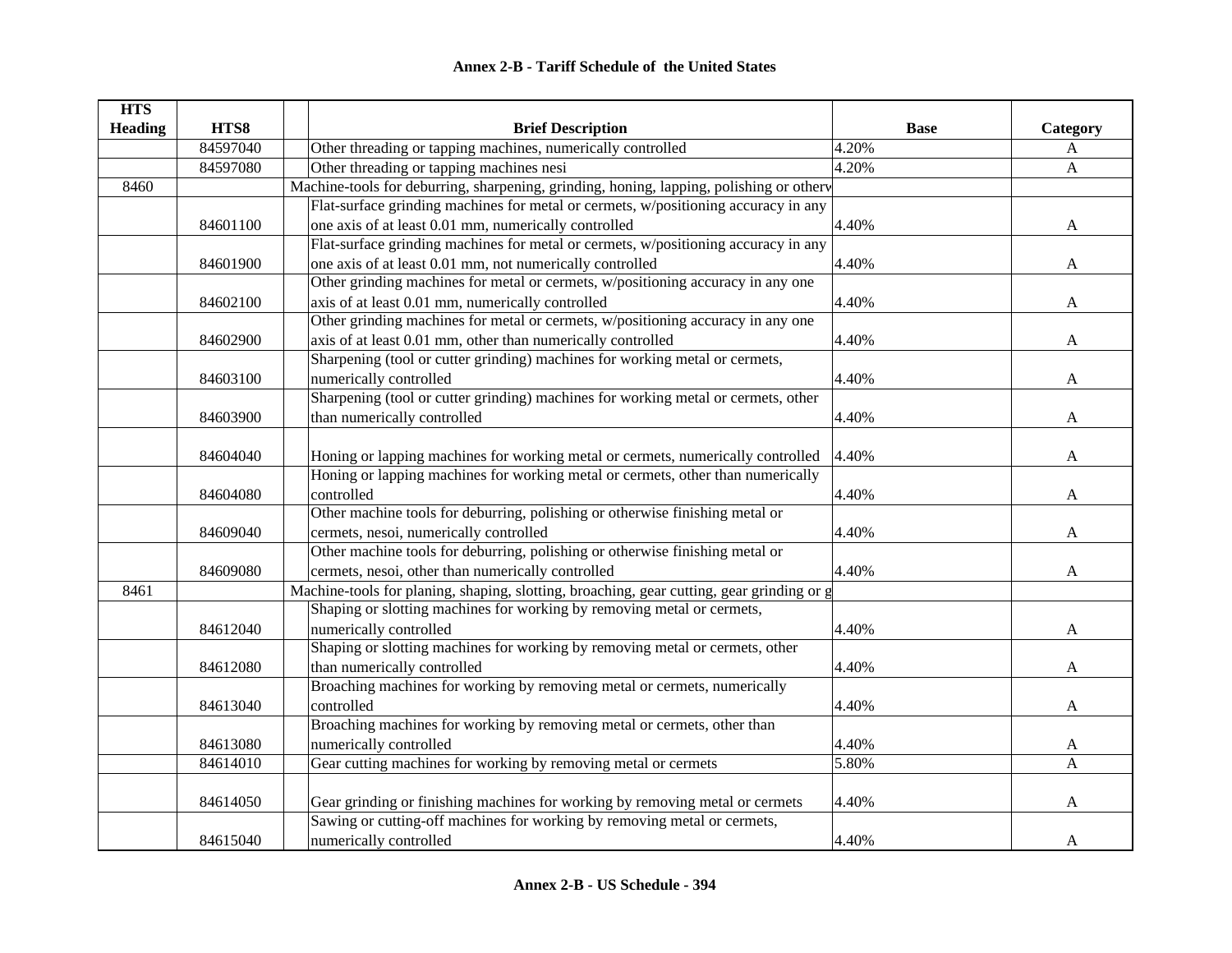## Annex 2-B - Tariff Schedule of the United States

| HTS Heading | HTS8 | | Brief Description | Base | Category |
|---|---|---|---|---|---|
| | 84597040 | | Other threading or tapping machines, numerically controlled | 4.20% | A |
| | 84597080 | | Other threading or tapping machines nesi | 4.20% | A |
| 8460 | | | Machine-tools for deburring, sharpening, grinding, honing, lapping, polishing or otherw | | |
| | 84601100 | | Flat-surface grinding machines for metal or cermets, w/positioning accuracy in any one axis of at least 0.01 mm, numerically controlled | 4.40% | A |
| | 84601900 | | Flat-surface grinding machines for metal or cermets, w/positioning accuracy in any one axis of at least 0.01 mm, not numerically controlled | 4.40% | A |
| | 84602100 | | Other grinding machines for metal or cermets, w/positioning accuracy in any one axis of at least 0.01 mm, numerically controlled | 4.40% | A |
| | 84602900 | | Other grinding machines for metal or cermets, w/positioning accuracy in any one axis of at least 0.01 mm, other than numerically controlled | 4.40% | A |
| | 84603100 | | Sharpening (tool or cutter grinding) machines for working metal or cermets, numerically controlled | 4.40% | A |
| | 84603900 | | Sharpening (tool or cutter grinding) machines for working metal or cermets, other than numerically controlled | 4.40% | A |
| | 84604040 | | Honing or lapping machines for working metal or cermets, numerically controlled | 4.40% | A |
| | 84604080 | | Honing or lapping machines for working metal or cermets, other than numerically controlled | 4.40% | A |
| | 84609040 | | Other machine tools for deburring, polishing or otherwise finishing metal or cermets, nesoi, numerically controlled | 4.40% | A |
| | 84609080 | | Other machine tools for deburring, polishing or otherwise finishing metal or cermets, nesoi, other than numerically controlled | 4.40% | A |
| 8461 | | | Machine-tools for planing, shaping, slotting, broaching, gear cutting, gear grinding or g | | |
| | 84612040 | | Shaping or slotting machines for working by removing metal or cermets, numerically controlled | 4.40% | A |
| | 84612080 | | Shaping or slotting machines for working by removing metal or cermets, other than numerically controlled | 4.40% | A |
| | 84613040 | | Broaching machines for working by removing metal or cermets, numerically controlled | 4.40% | A |
| | 84613080 | | Broaching machines for working by removing metal or cermets, other than numerically controlled | 4.40% | A |
| | 84614010 | | Gear cutting machines for working by removing metal or cermets | 5.80% | A |
| | 84614050 | | Gear grinding or finishing machines for working by removing metal or cermets | 4.40% | A |
| | 84615040 | | Sawing or cutting-off machines for working by removing metal or cermets, numerically controlled | 4.40% | A |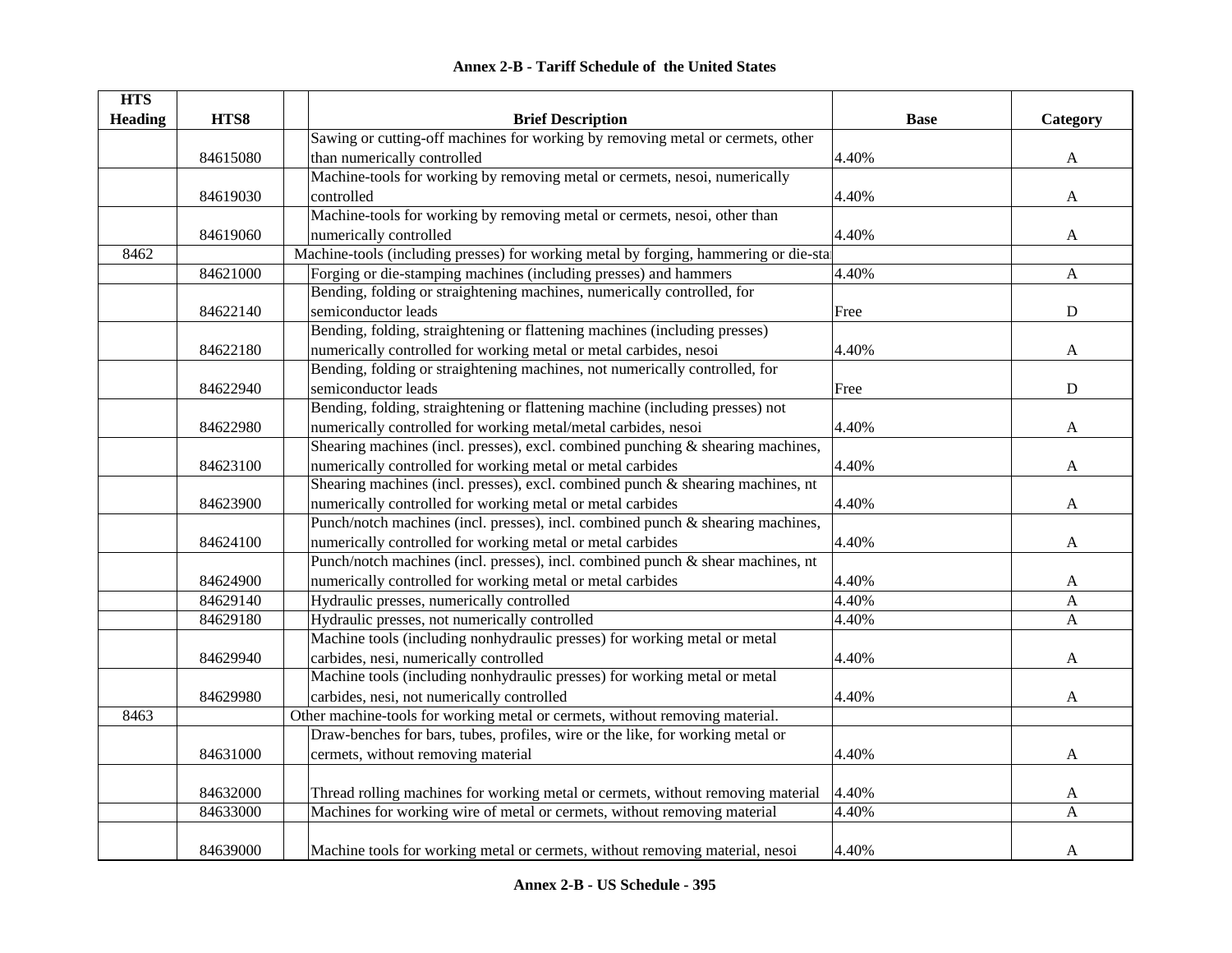## Annex 2-B - Tariff Schedule of the United States

| HTS Heading | HTS8 | | Brief Description | Base | Category |
|---|---|---|---|---|---|
| | 84615080 | | Sawing or cutting-off machines for working by removing metal or cermets, other than numerically controlled | 4.40% | A |
| | 84619030 | | Machine-tools for working by removing metal or cermets, nesoi, numerically controlled | 4.40% | A |
| | 84619060 | | Machine-tools for working by removing metal or cermets, nesoi, other than numerically controlled | 4.40% | A |
| 8462 | | Machine-tools (including presses) for working metal by forging, hammering or die-sta | | | |
| | 84621000 | | Forging or die-stamping machines (including presses) and hammers | 4.40% | A |
| | 84622140 | | Bending, folding or straightening machines, numerically controlled, for semiconductor leads | Free | D |
| | 84622180 | | Bending, folding, straightening or flattening machines (including presses) numerically controlled for working metal or metal carbides, nesoi | 4.40% | A |
| | 84622940 | | Bending, folding or straightening machines, not numerically controlled, for semiconductor leads | Free | D |
| | 84622980 | | Bending, folding, straightening or flattening machine (including presses) not numerically controlled for working metal/metal carbides, nesoi | 4.40% | A |
| | 84623100 | | Shearing machines (incl. presses), excl. combined punching & shearing machines, numerically controlled for working metal or metal carbides | 4.40% | A |
| | 84623900 | | Shearing machines (incl. presses), excl. combined punch & shearing machines, nt numerically controlled for working metal or metal carbides | 4.40% | A |
| | 84624100 | | Punch/notch machines (incl. presses), incl. combined punch & shearing machines, numerically controlled for working metal or metal carbides | 4.40% | A |
| | 84624900 | | Punch/notch machines (incl. presses), incl. combined punch & shear machines, nt numerically controlled for working metal or metal carbides | 4.40% | A |
| | 84629140 | | Hydraulic presses, numerically controlled | 4.40% | A |
| | 84629180 | | Hydraulic presses, not numerically controlled | 4.40% | A |
| | 84629940 | | Machine tools (including nonhydraulic presses) for working metal or metal carbides, nesi, numerically controlled | 4.40% | A |
| | 84629980 | | Machine tools (including nonhydraulic presses) for working metal or metal carbides, nesi, not numerically controlled | 4.40% | A |
| 8463 | | Other machine-tools for working metal or cermets, without removing material. | | | |
| | 84631000 | | Draw-benches for bars, tubes, profiles, wire or the like, for working metal or cermets, without removing material | 4.40% | A |
| | 84632000 | | Thread rolling machines for working metal or cermets, without removing material | 4.40% | A |
| | 84633000 | | Machines for working wire of metal or cermets, without removing material | 4.40% | A |
| | 84639000 | | Machine tools for working metal or cermets, without removing material, nesoi | 4.40% | A |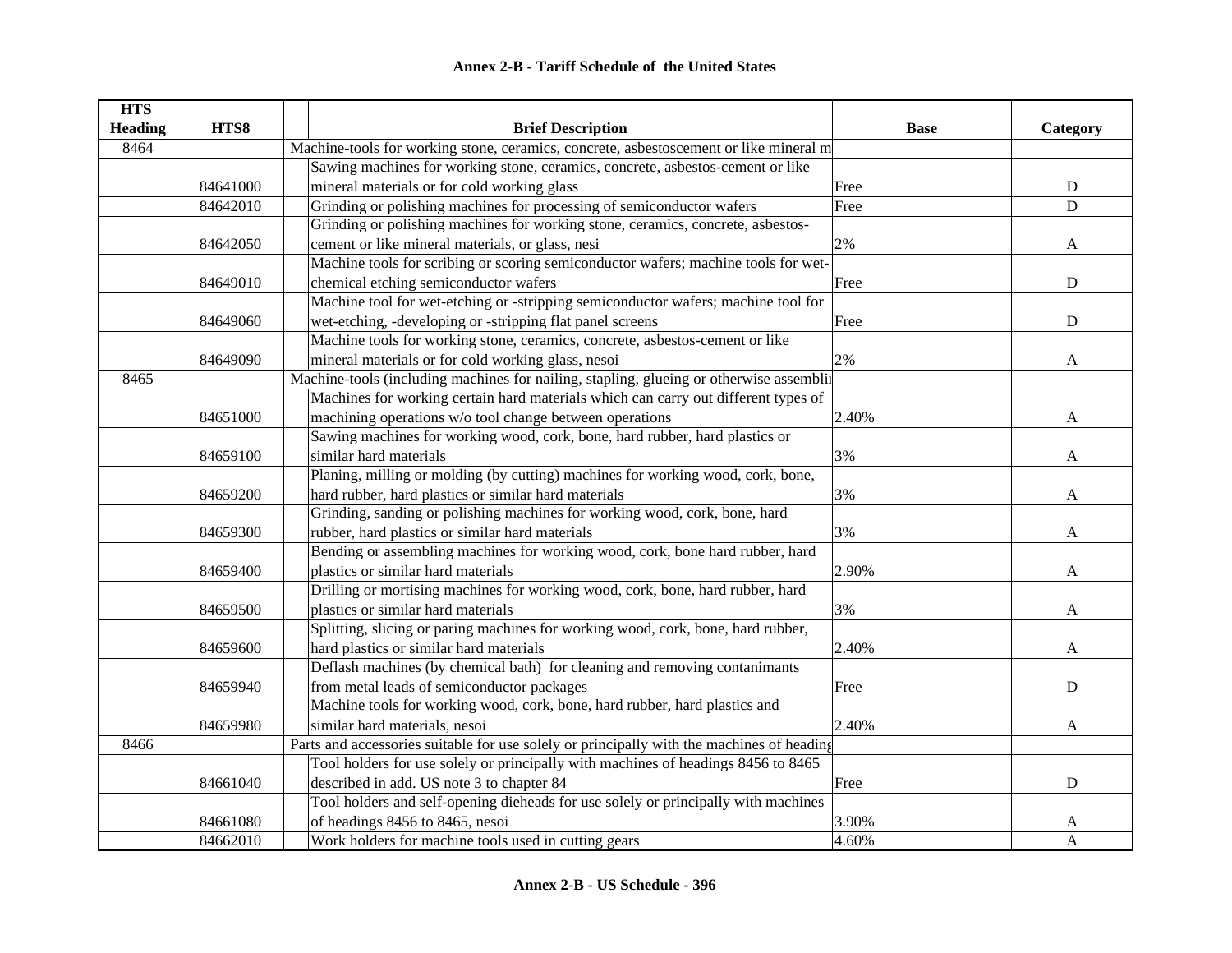# Annex 2-B - Tariff Schedule of the United States

| HTS Heading | HTS8 | Brief Description | Base | Category |
|---|---|---|---|---|
| 8464 | | Machine-tools for working stone, ceramics, concrete, asbestoscement or like mineral m | | |
| | 84641000 | Sawing machines for working stone, ceramics, concrete, asbestos-cement or like mineral materials or for cold working glass | Free | D |
| | 84642010 | Grinding or polishing machines for processing of semiconductor wafers | Free | D |
| | 84642050 | Grinding or polishing machines for working stone, ceramics, concrete, asbestos-cement or like mineral materials, or glass, nesi | 2% | A |
| | 84649010 | Machine tools for scribing or scoring semiconductor wafers; machine tools for wet-chemical etching semiconductor wafers | Free | D |
| | 84649060 | Machine tool for wet-etching or -stripping semiconductor wafers; machine tool for wet-etching, -developing or -stripping flat panel screens | Free | D |
| | 84649090 | Machine tools for working stone, ceramics, concrete, asbestos-cement or like mineral materials or for cold working glass, nesoi | 2% | A |
| 8465 | | Machine-tools (including machines for nailing, stapling, glueing or otherwise assemblin | | |
| | 84651000 | Machines for working certain hard materials which can carry out different types of machining operations w/o tool change between operations | 2.40% | A |
| | 84659100 | Sawing machines for working wood, cork, bone, hard rubber, hard plastics or similar hard materials | 3% | A |
| | 84659200 | Planing, milling or molding (by cutting) machines for working wood, cork, bone, hard rubber, hard plastics or similar hard materials | 3% | A |
| | 84659300 | Grinding, sanding or polishing machines for working wood, cork, bone, hard rubber, hard plastics or similar hard materials | 3% | A |
| | 84659400 | Bending or assembling machines for working wood, cork, bone hard rubber, hard plastics or similar hard materials | 2.90% | A |
| | 84659500 | Drilling or mortising machines for working wood, cork, bone, hard rubber, hard plastics or similar hard materials | 3% | A |
| | 84659600 | Splitting, slicing or paring machines for working wood, cork, bone, hard rubber, hard plastics or similar hard materials | 2.40% | A |
| | 84659940 | Deflash machines (by chemical bath) for cleaning and removing contanimants from metal leads of semiconductor packages | Free | D |
| | 84659980 | Machine tools for working wood, cork, bone, hard rubber, hard plastics and similar hard materials, nesoi | 2.40% | A |
| 8466 | | Parts and accessories suitable for use solely or principally with the machines of heading | | |
| | 84661040 | Tool holders for use solely or principally with machines of headings 8456 to 8465 described in add. US note 3 to chapter 84 | Free | D |
| | 84661080 | Tool holders and self-opening dieheads for use solely or principally with machines of headings 8456 to 8465, nesoi | 3.90% | A |
| | 84662010 | Work holders for machine tools used in cutting gears | 4.60% | A |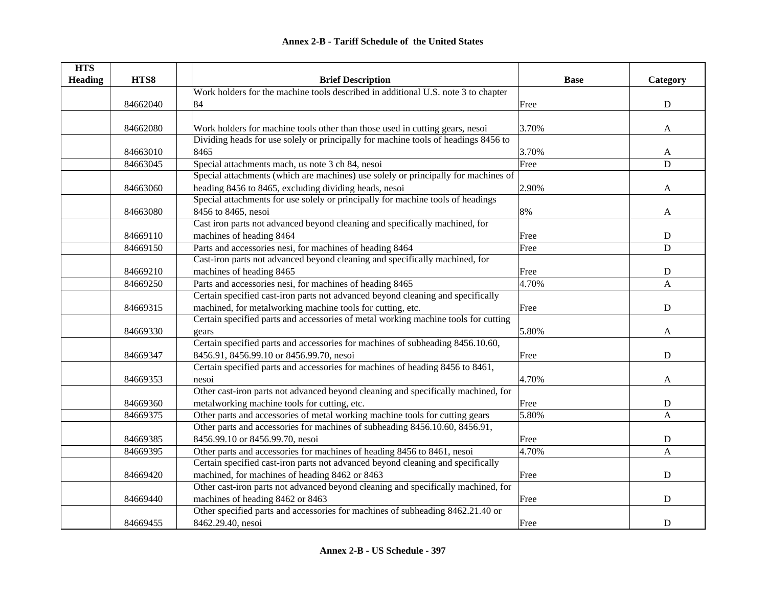# Annex 2-B - Tariff Schedule of the United States

| HTS Heading | HTS8 | | Brief Description | Base | Category |
|---|---|---|---|---|---|
| | 84662040 | | Work holders for the machine tools described in additional U.S. note 3 to chapter 84 | Free | D |
| | 84662080 | | Work holders for machine tools other than those used in cutting gears, nesoi | 3.70% | A |
| | 84663010 | | Dividing heads for use solely or principally for machine tools of headings 8456 to 8465 | 3.70% | A |
| | 84663045 | | Special attachments mach, us note 3 ch 84, nesoi | Free | D |
| | 84663060 | | Special attachments (which are machines) use solely or principally for machines of heading 8456 to 8465, excluding dividing heads, nesoi | 2.90% | A |
| | 84663080 | | Special attachments for use solely or principally for machine tools of headings 8456 to 8465, nesoi | 8% | A |
| | 84669110 | | Cast iron parts not advanced beyond cleaning and specifically machined, for machines of heading 8464 | Free | D |
| | 84669150 | | Parts and accessories nesi, for machines of heading 8464 | Free | D |
| | 84669210 | | Cast-iron parts not advanced beyond cleaning and specifically machined, for machines of heading 8465 | Free | D |
| | 84669250 | | Parts and accessories nesi, for machines of heading 8465 | 4.70% | A |
| | 84669315 | | Certain specified cast-iron parts not advanced beyond cleaning and specifically machined, for metalworking machine tools for cutting, etc. | Free | D |
| | 84669330 | | Certain specified parts and accessories of metal working machine tools for cutting gears | 5.80% | A |
| | 84669347 | | Certain specified parts and accessories for machines of subheading 8456.10.60, 8456.91, 8456.99.10 or 8456.99.70, nesoi | Free | D |
| | 84669353 | | Certain specified parts and accessories for machines of heading 8456 to 8461, nesoi | 4.70% | A |
| | 84669360 | | Other cast-iron parts not advanced beyond cleaning and specifically machined, for metalworking machine tools for cutting, etc. | Free | D |
| | 84669375 | | Other parts and accessories of metal working machine tools for cutting gears | 5.80% | A |
| | 84669385 | | Other parts and accessories for machines of subheading 8456.10.60, 8456.91, 8456.99.10 or 8456.99.70, nesoi | Free | D |
| | 84669395 | | Other parts and accessories for machines of heading 8456 to 8461, nesoi | 4.70% | A |
| | 84669420 | | Certain specified cast-iron parts not advanced beyond cleaning and specifically machined, for machines of heading 8462 or 8463 | Free | D |
| | 84669440 | | Other cast-iron parts not advanced beyond cleaning and specifically machined, for machines of heading 8462 or 8463 | Free | D |
| | 84669455 | | Other specified parts and accessories for machines of subheading 8462.21.40 or 8462.29.40, nesoi | Free | D |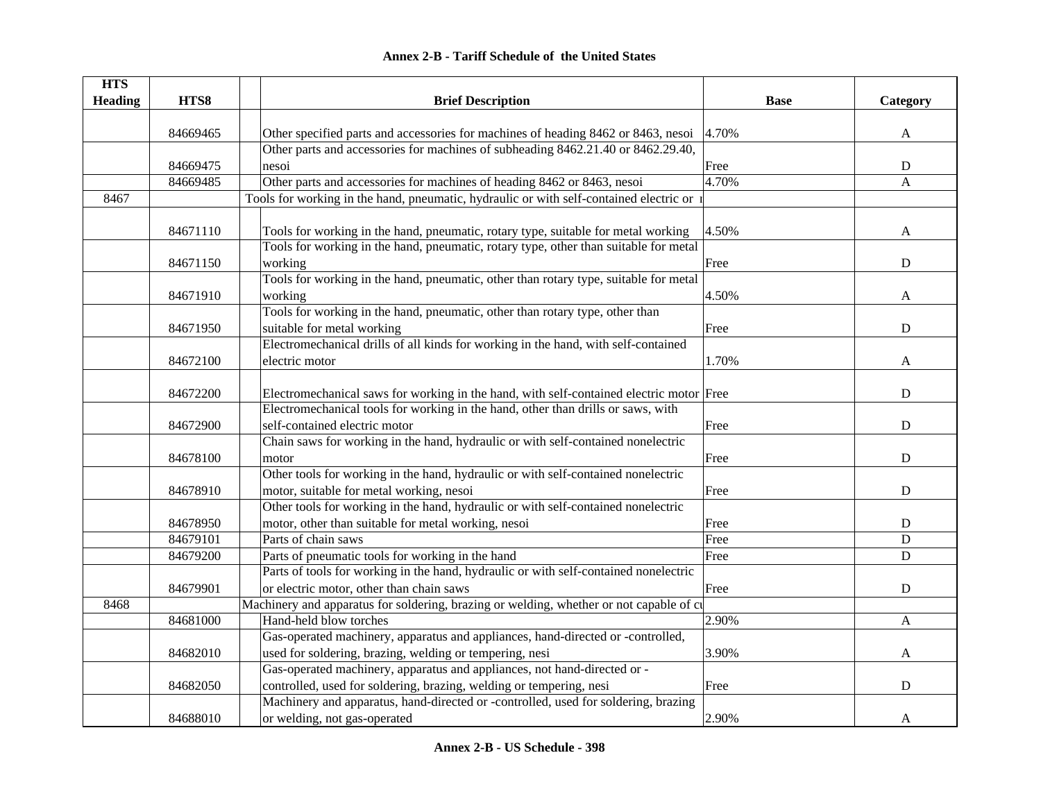# Annex 2-B - Tariff Schedule of the United States

| HTS Heading | HTS8 | | Brief Description | Base | Category |
|---|---|---|---|---|---|
| | 84669465 | | Other specified parts and accessories for machines of heading 8462 or 8463, nesoi | 4.70% | A |
| | 84669475 | | Other parts and accessories for machines of subheading 8462.21.40 or 8462.29.40, nesoi | Free | D |
| | 84669485 | | Other parts and accessories for machines of heading 8462 or 8463, nesoi | 4.70% | A |
| 8467 | | | Tools for working in the hand, pneumatic, hydraulic or with self-contained electric or n | | |
| | 84671110 | | Tools for working in the hand, pneumatic, rotary type, suitable for metal working | 4.50% | A |
| | 84671150 | | Tools for working in the hand, pneumatic, rotary type, other than suitable for metal working | Free | D |
| | 84671910 | | Tools for working in the hand, pneumatic, other than rotary type, suitable for metal working | 4.50% | A |
| | 84671950 | | Tools for working in the hand, pneumatic, other than rotary type, other than suitable for metal working | Free | D |
| | 84672100 | | Electromechanical drills of all kinds for working in the hand, with self-contained electric motor | 1.70% | A |
| | 84672200 | | Electromechanical saws for working in the hand, with self-contained electric motor | Free | D |
| | 84672900 | | Electromechanical tools for working in the hand, other than drills or saws, with self-contained electric motor | Free | D |
| | 84678100 | | Chain saws for working in the hand, hydraulic or with self-contained nonelectric motor | Free | D |
| | 84678910 | | Other tools for working in the hand, hydraulic or with self-contained nonelectric motor, suitable for metal working, nesoi | Free | D |
| | 84678950 | | Other tools for working in the hand, hydraulic or with self-contained nonelectric motor, other than suitable for metal working, nesoi | Free | D |
| | 84679101 | | Parts of chain saws | Free | D |
| | 84679200 | | Parts of pneumatic tools for working in the hand | Free | D |
| | 84679901 | | Parts of tools for working in the hand, hydraulic or with self-contained nonelectric or electric motor, other than chain saws | Free | D |
| 8468 | | | Machinery and apparatus for soldering, brazing or welding, whether or not capable of cu | | |
| | 84681000 | | Hand-held blow torches | 2.90% | A |
| | 84682010 | | Gas-operated machinery, apparatus and appliances, hand-directed or -controlled, used for soldering, brazing, welding or tempering, nesi | 3.90% | A |
| | 84682050 | | Gas-operated machinery, apparatus and appliances, not hand-directed or -controlled, used for soldering, brazing, welding or tempering, nesi | Free | D |
| | 84688010 | | Machinery and apparatus, hand-directed or -controlled, used for soldering, brazing or welding, not gas-operated | 2.90% | A |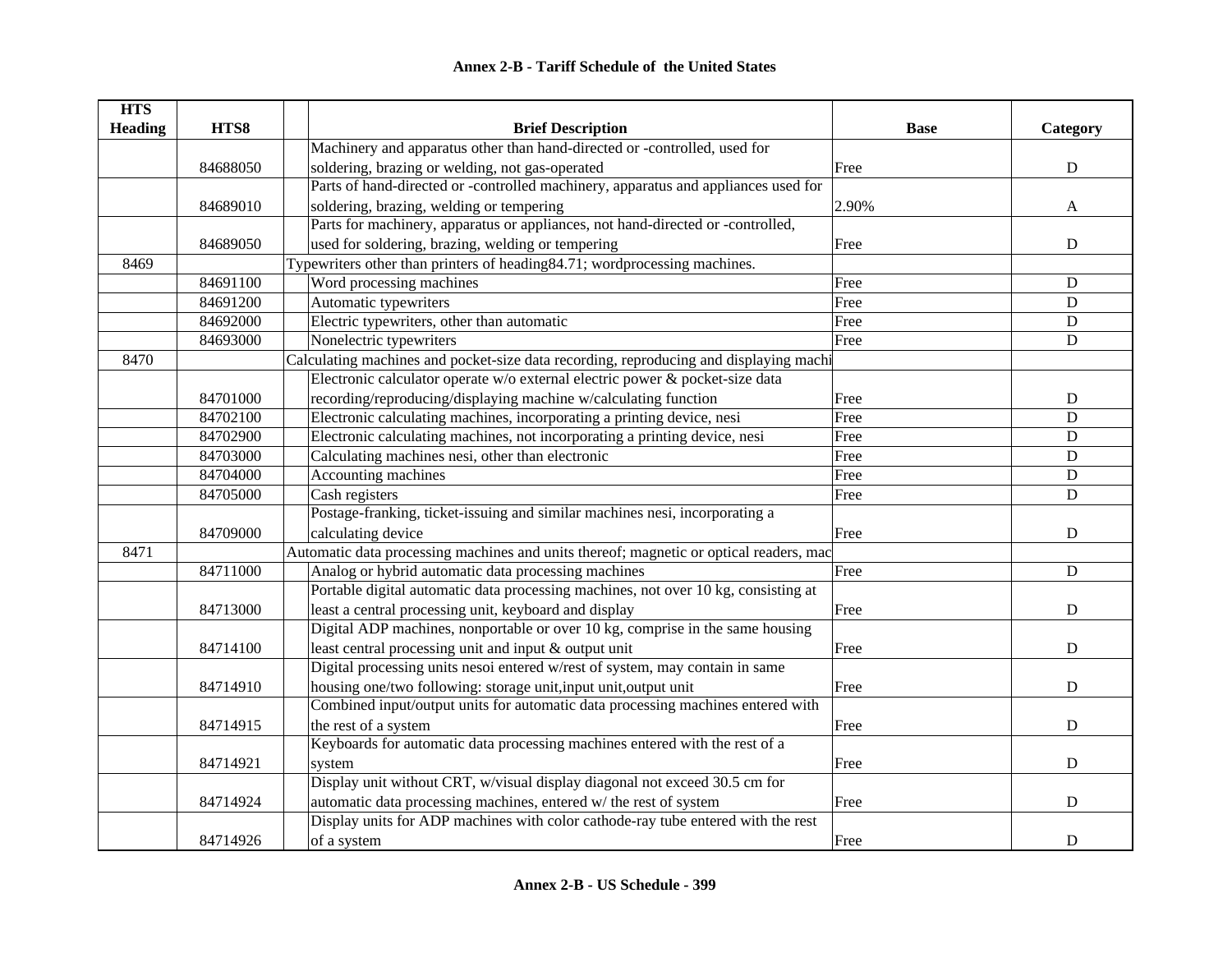# Annex 2-B - Tariff Schedule of the United States

| HTS Heading | HTS8 | Brief Description | Base | Category |
|---|---|---|---|---|
| | 84688050 | Machinery and apparatus other than hand-directed or -controlled, used for soldering, brazing or welding, not gas-operated | Free | D |
| | 84689010 | Parts of hand-directed or -controlled machinery, apparatus and appliances used for soldering, brazing, welding or tempering | 2.90% | A |
| | 84689050 | Parts for machinery, apparatus or appliances, not hand-directed or -controlled, used for soldering, brazing, welding or tempering | Free | D |
| 8469 | | Typewriters other than printers of heading84.71; wordprocessing machines. | | |
| | 84691100 | Word processing machines | Free | D |
| | 84691200 | Automatic typewriters | Free | D |
| | 84692000 | Electric typewriters, other than automatic | Free | D |
| | 84693000 | Nonelectric typewriters | Free | D |
| 8470 | | Calculating machines and pocket-size data recording, reproducing and displaying machi | | |
| | 84701000 | Electronic calculator operate w/o external electric power & pocket-size data recording/reproducing/displaying machine w/calculating function | Free | D |
| | 84702100 | Electronic calculating machines, incorporating a printing device, nesi | Free | D |
| | 84702900 | Electronic calculating machines, not incorporating a printing device, nesi | Free | D |
| | 84703000 | Calculating machines nesi, other than electronic | Free | D |
| | 84704000 | Accounting machines | Free | D |
| | 84705000 | Cash registers | Free | D |
| | 84709000 | Postage-franking, ticket-issuing and similar machines nesi, incorporating a calculating device | Free | D |
| 8471 | | Automatic data processing machines and units thereof; magnetic or optical readers, mac | | |
| | 84711000 | Analog or hybrid automatic data processing machines | Free | D |
| | 84713000 | Portable digital automatic data processing machines, not over 10 kg, consisting at least a central processing unit, keyboard and display | Free | D |
| | 84714100 | Digital ADP machines, nonportable or over 10 kg, comprise in the same housing least central processing unit and input & output unit | Free | D |
| | 84714910 | Digital processing units nesoi entered w/rest of system, may contain in same housing one/two following: storage unit,input unit,output unit | Free | D |
| | 84714915 | Combined input/output units for automatic data processing machines entered with the rest of a system | Free | D |
| | 84714921 | Keyboards for automatic data processing machines entered with the rest of a system | Free | D |
| | 84714924 | Display unit without CRT, w/visual display diagonal not exceed 30.5 cm for automatic data processing machines, entered w/ the rest of system | Free | D |
| | 84714926 | Display units for ADP machines with color cathode-ray tube entered with the rest of a system | Free | D |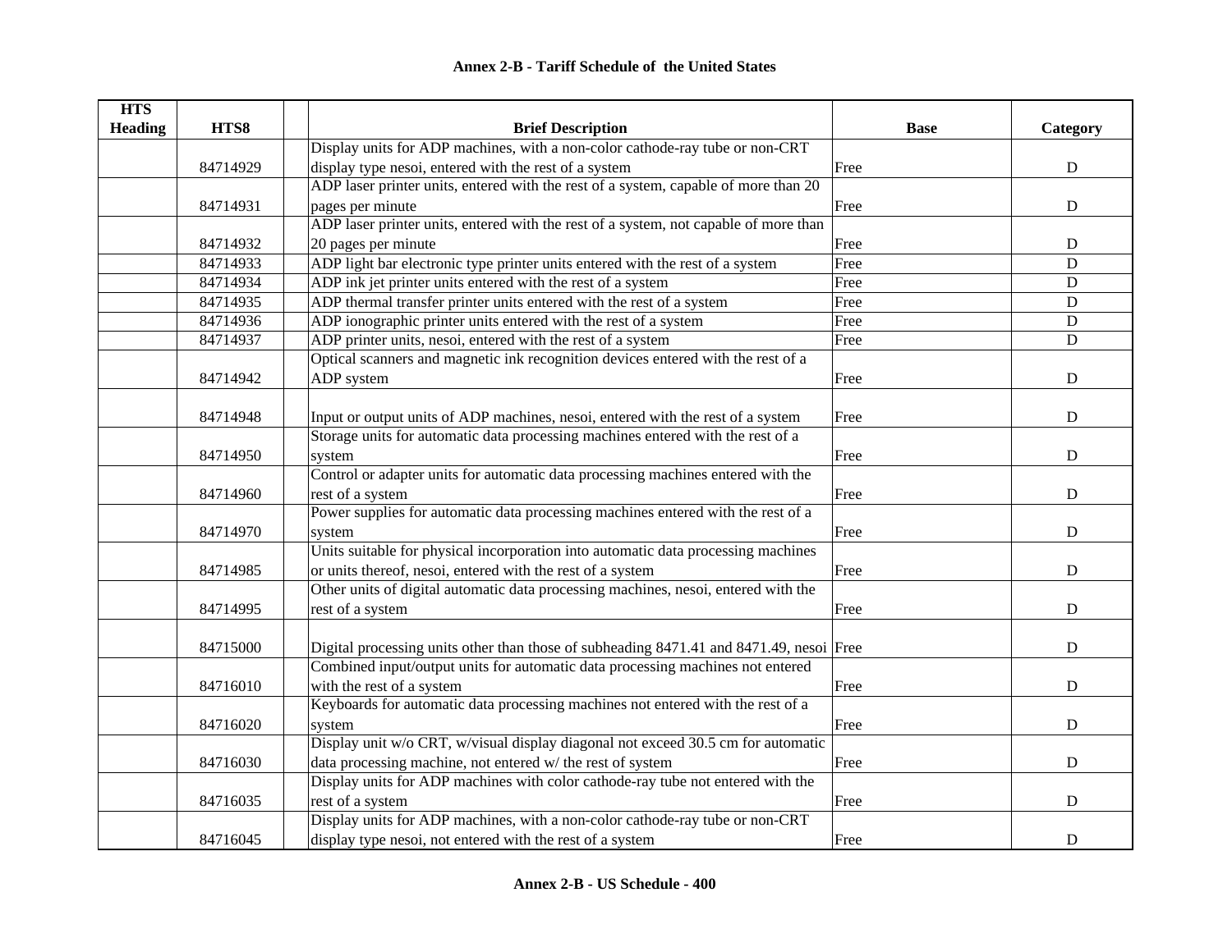## Annex 2-B - Tariff Schedule of the United States

| HTS Heading | HTS8 | | Brief Description | Base | Category |
|---|---|---|---|---|---|
| | 84714929 | | Display units for ADP machines, with a non-color cathode-ray tube or non-CRT display type nesoi, entered with the rest of a system | Free | D |
| | 84714931 | | ADP laser printer units, entered with the rest of a system, capable of more than 20 pages per minute | Free | D |
| | 84714932 | | ADP laser printer units, entered with the rest of a system, not capable of more than 20 pages per minute | Free | D |
| | 84714933 | | ADP light bar electronic type printer units entered with the rest of a system | Free | D |
| | 84714934 | | ADP ink jet printer units entered with the rest of a system | Free | D |
| | 84714935 | | ADP thermal transfer printer units entered with the rest of a system | Free | D |
| | 84714936 | | ADP ionographic printer units entered with the rest of a system | Free | D |
| | 84714937 | | ADP printer units, nesoi, entered with the rest of a system | Free | D |
| | 84714942 | | Optical scanners and magnetic ink recognition devices entered with the rest of a ADP system | Free | D |
| | 84714948 | | Input or output units of ADP machines, nesoi, entered with the rest of a system | Free | D |
| | 84714950 | | Storage units for automatic data processing machines entered with the rest of a system | Free | D |
| | 84714960 | | Control or adapter units for automatic data processing machines entered with the rest of a system | Free | D |
| | 84714970 | | Power supplies for automatic data processing machines entered with the rest of a system | Free | D |
| | 84714985 | | Units suitable for physical incorporation into automatic data processing machines or units thereof, nesoi, entered with the rest of a system | Free | D |
| | 84714995 | | Other units of digital automatic data processing machines, nesoi, entered with the rest of a system | Free | D |
| | 84715000 | | Digital processing units other than those of subheading 8471.41 and 8471.49, nesoi | Free | D |
| | 84716010 | | Combined input/output units for automatic data processing machines not entered with the rest of a system | Free | D |
| | 84716020 | | Keyboards for automatic data processing machines not entered with the rest of a system | Free | D |
| | 84716030 | | Display unit w/o CRT, w/visual display diagonal not exceed 30.5 cm for automatic data processing machine, not entered w/ the rest of system | Free | D |
| | 84716035 | | Display units for ADP machines with color cathode-ray tube not entered with the rest of a system | Free | D |
| | 84716045 | | Display units for ADP machines, with a non-color cathode-ray tube or non-CRT display type nesoi, not entered with the rest of a system | Free | D |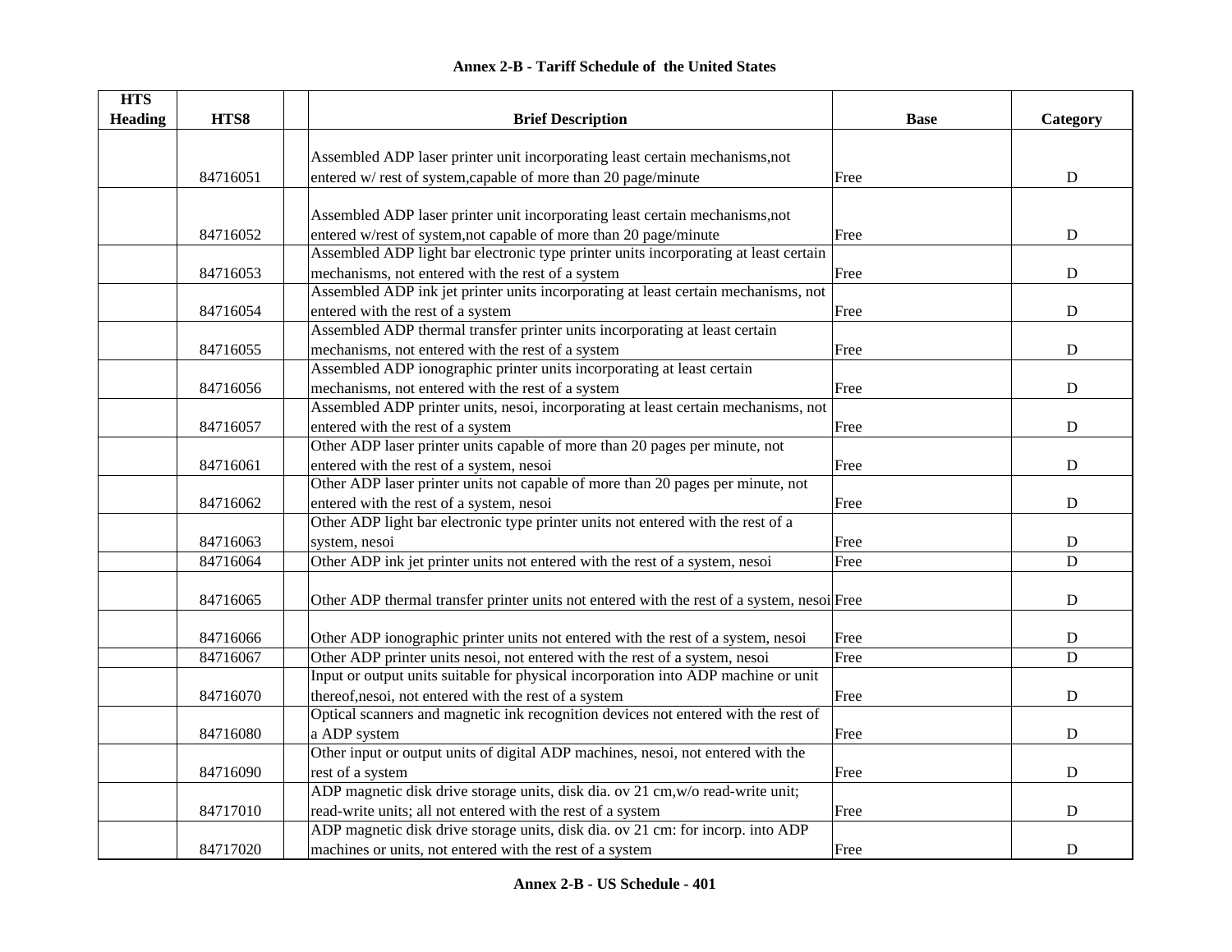## Annex 2-B - Tariff Schedule of the United States

| HTS Heading | HTS8 | | Brief Description | Base | Category |
|---|---|---|---|---|---|
| | 84716051 | | Assembled ADP laser printer unit incorporating least certain mechanisms,not entered w/ rest of system,capable of more than 20 page/minute | Free | D |
| | 84716052 | | Assembled ADP laser printer unit incorporating least certain mechanisms,not entered w/rest of system,not capable of more than 20 page/minute | Free | D |
| | 84716053 | | Assembled ADP light bar electronic type printer units incorporating at least certain mechanisms, not entered with the rest of a system | Free | D |
| | 84716054 | | Assembled ADP ink jet printer units incorporating at least certain mechanisms, not entered with the rest of a system | Free | D |
| | 84716055 | | Assembled ADP thermal transfer printer units incorporating at least certain mechanisms, not entered with the rest of a system | Free | D |
| | 84716056 | | Assembled ADP ionographic printer units incorporating at least certain mechanisms, not entered with the rest of a system | Free | D |
| | 84716057 | | Assembled ADP printer units, nesoi, incorporating at least certain mechanisms, not entered with the rest of a system | Free | D |
| | 84716061 | | Other ADP laser printer units capable of more than 20 pages per minute, not entered with the rest of a system, nesoi | Free | D |
| | 84716062 | | Other ADP laser printer units not capable of more than 20 pages per minute, not entered with the rest of a system, nesoi | Free | D |
| | 84716063 | | Other ADP light bar electronic type printer units not entered with the rest of a system, nesoi | Free | D |
| | 84716064 | | Other ADP ink jet printer units not entered with the rest of a system, nesoi | Free | D |
| | 84716065 | | Other ADP thermal transfer printer units not entered with the rest of a system, nesoi | Free | D |
| | 84716066 | | Other ADP ionographic printer units not entered with the rest of a system, nesoi | Free | D |
| | 84716067 | | Other ADP printer units nesoi, not entered with the rest of a system, nesoi | Free | D |
| | 84716070 | | Input or output units suitable for physical incorporation into ADP machine or unit thereof,nesoi, not entered with the rest of a system | Free | D |
| | 84716080 | | Optical scanners and magnetic ink recognition devices not entered with the rest of a ADP system | Free | D |
| | 84716090 | | Other input or output units of digital ADP machines, nesoi, not entered with the rest of a system | Free | D |
| | 84717010 | | ADP magnetic disk drive storage units, disk dia. ov 21 cm,w/o read-write unit; read-write units; all not entered with the rest of a system | Free | D |
| | 84717020 | | ADP magnetic disk drive storage units, disk dia. ov 21 cm: for incorp. into ADP machines or units, not entered with the rest of a system | Free | D |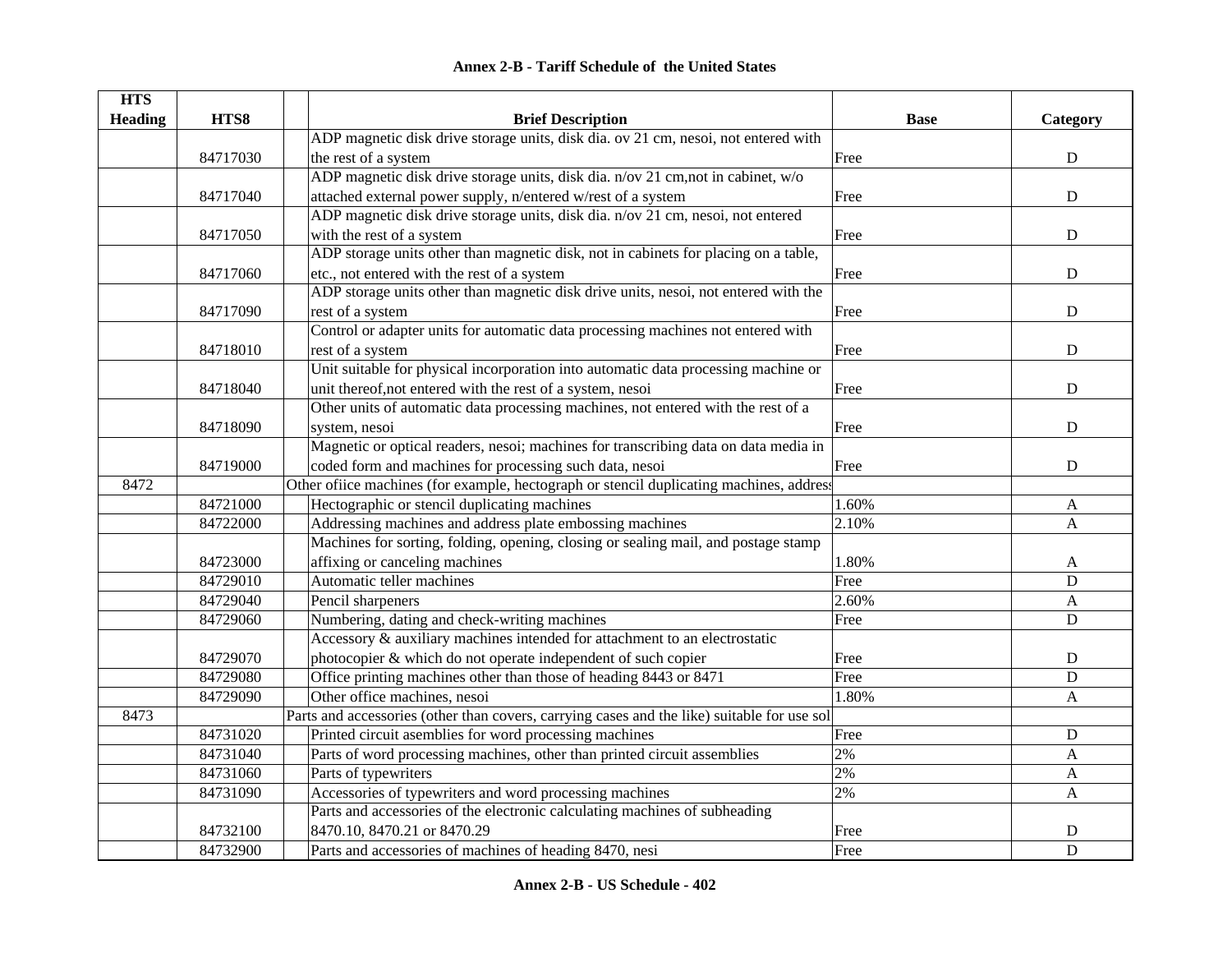# Annex 2-B - Tariff Schedule of the United States

| HTS Heading | HTS8 | Brief Description | Base | Category |
|---|---|---|---|---|
| | 84717030 | ADP magnetic disk drive storage units, disk dia. ov 21 cm, nesoi, not entered with the rest of a system | Free | D |
| | 84717040 | ADP magnetic disk drive storage units, disk dia. n/ov 21 cm,not in cabinet, w/o attached external power supply, n/entered w/rest of a system | Free | D |
| | 84717050 | ADP magnetic disk drive storage units, disk dia. n/ov 21 cm, nesoi, not entered with the rest of a system | Free | D |
| | 84717060 | ADP storage units other than magnetic disk, not in cabinets for placing on a table, etc., not entered with the rest of a system | Free | D |
| | 84717090 | ADP storage units other than magnetic disk drive units, nesoi, not entered with the rest of a system | Free | D |
| | 84718010 | Control or adapter units for automatic data processing machines not entered with rest of a system | Free | D |
| | 84718040 | Unit suitable for physical incorporation into automatic data processing machine or unit thereof,not entered with the rest of a system, nesoi | Free | D |
| | 84718090 | Other units of automatic data processing machines, not entered with the rest of a system, nesoi | Free | D |
| | 84719000 | Magnetic or optical readers, nesoi; machines for transcribing data on data media in coded form and machines for processing such data, nesoi | Free | D |
| 8472 | | Other ofiice machines (for example, hectograph or stencil duplicating machines, address | | |
| | 84721000 | Hectographic or stencil duplicating machines | 1.60% | A |
| | 84722000 | Addressing machines and address plate embossing machines | 2.10% | A |
| | 84723000 | Machines for sorting, folding, opening, closing or sealing mail, and postage stamp affixing or canceling machines | 1.80% | A |
| | 84729010 | Automatic teller machines | Free | D |
| | 84729040 | Pencil sharpeners | 2.60% | A |
| | 84729060 | Numbering, dating and check-writing machines | Free | D |
| | 84729070 | Accessory & auxiliary machines intended for attachment to an electrostatic photocopier & which do not operate independent of such copier | Free | D |
| | 84729080 | Office printing machines other than those of heading 8443 or 8471 | Free | D |
| | 84729090 | Other office machines, nesoi | 1.80% | A |
| 8473 | | Parts and accessories (other than covers, carrying cases and the like) suitable for use sol | | |
| | 84731020 | Printed circuit asemblies for word processing machines | Free | D |
| | 84731040 | Parts of word processing machines, other than printed circuit assemblies | 2% | A |
| | 84731060 | Parts of typewriters | 2% | A |
| | 84731090 | Accessories of typewriters and word processing machines | 2% | A |
| | 84732100 | Parts and accessories of the electronic calculating machines of subheading 8470.10, 8470.21 or 8470.29 | Free | D |
| | 84732900 | Parts and accessories of machines of heading 8470, nesi | Free | D |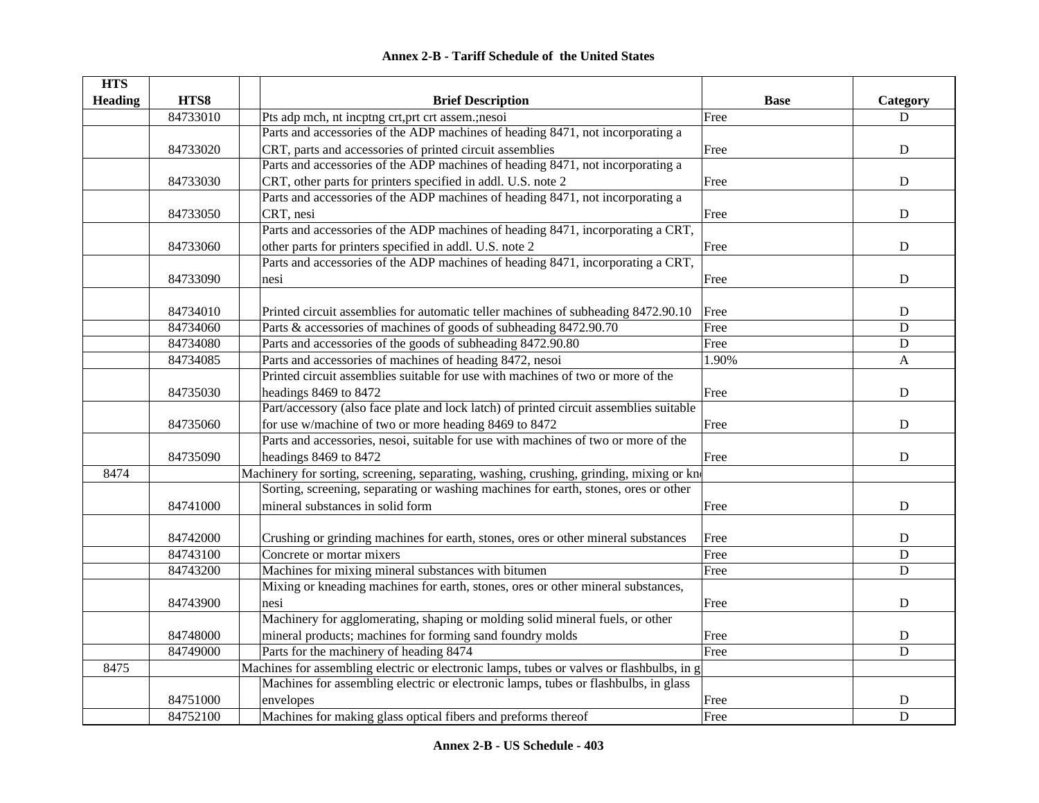# Annex 2-B - Tariff Schedule of the United States

| HTS Heading | HTS8 | | Brief Description | Base | Category |
|---|---|---|---|---|---|
| | 84733010 | | Pts adp mch, nt incptng crt,prt crt assem.;nesoi | Free | D |
| | 84733020 | | Parts and accessories of the ADP machines of heading 8471, not incorporating a CRT, parts and accessories of printed circuit assemblies | Free | D |
| | 84733030 | | Parts and accessories of the ADP machines of heading 8471, not incorporating a CRT, other parts for printers specified in addl. U.S. note 2 | Free | D |
| | 84733050 | | Parts and accessories of the ADP machines of heading 8471, not incorporating a CRT, nesi | Free | D |
| | 84733060 | | Parts and accessories of the ADP machines of heading 8471, incorporating a CRT, other parts for printers specified in addl. U.S. note 2 | Free | D |
| | 84733090 | | Parts and accessories of the ADP machines of heading 8471, incorporating a CRT, nesi | Free | D |
| | 84734010 | | Printed circuit assemblies for automatic teller machines of subheading 8472.90.10 | Free | D |
| | 84734060 | | Parts & accessories of machines of goods of subheading 8472.90.70 | Free | D |
| | 84734080 | | Parts and accessories of the goods of subheading 8472.90.80 | Free | D |
| | 84734085 | | Parts and accessories of machines of heading 8472, nesoi | 1.90% | A |
| | 84735030 | | Printed circuit assemblies suitable for use with machines of two or more of the headings 8469 to 8472 | Free | D |
| | 84735060 | | Part/accessory (also face plate and lock latch) of printed circuit assemblies suitable for use w/machine of two or more heading 8469 to 8472 | Free | D |
| | 84735090 | | Parts and accessories, nesoi, suitable for use with machines of two or more of the headings 8469 to 8472 | Free | D |
| 8474 | | Machinery for sorting, screening, separating, washing, crushing, grinding, mixing or kn | | | |
| | 84741000 | | Sorting, screening, separating or washing machines for earth, stones, ores or other mineral substances in solid form | Free | D |
| | 84742000 | | Crushing or grinding machines for earth, stones, ores or other mineral substances | Free | D |
| | 84743100 | | Concrete or mortar mixers | Free | D |
| | 84743200 | | Machines for mixing mineral substances with bitumen | Free | D |
| | 84743900 | | Mixing or kneading machines for earth, stones, ores or other mineral substances, nesi | Free | D |
| | 84748000 | | Machinery for agglomerating, shaping or molding solid mineral fuels, or other mineral products; machines for forming sand foundry molds | Free | D |
| | 84749000 | | Parts for the machinery of heading 8474 | Free | D |
| 8475 | | Machines for assembling electric or electronic lamps, tubes or valves or flashbulbs, in g | | | |
| | 84751000 | | Machines for assembling electric or electronic lamps, tubes or flashbulbs, in glass envelopes | Free | D |
| | 84752100 | | Machines for making glass optical fibers and preforms thereof | Free | D |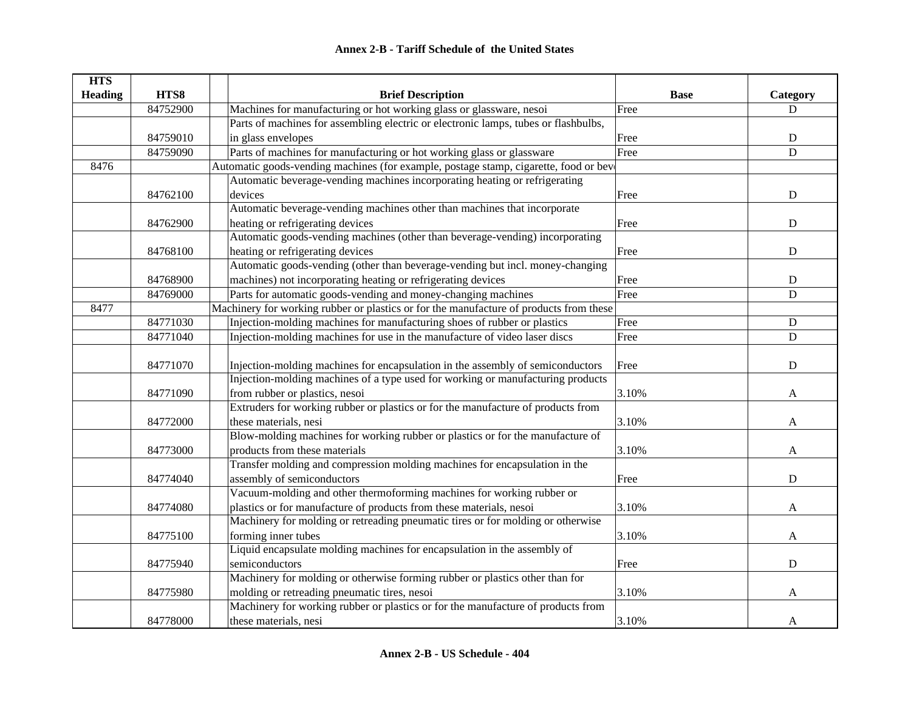## Annex 2-B - Tariff Schedule of the United States

| HTS Heading | HTS8 | Brief Description | Base | Category |
|---|---|---|---|---|
| | 84752900 | Machines for manufacturing or hot working glass or glassware, nesoi | Free | D |
| | 84759010 | Parts of machines for assembling electric or electronic lamps, tubes or flashbulbs, in glass envelopes | Free | D |
| | 84759090 | Parts of machines for manufacturing or hot working glass or glassware | Free | D |
| 8476 | | Automatic goods-vending machines (for example, postage stamp, cigarette, food or bev | | |
| | 84762100 | Automatic beverage-vending machines incorporating heating or refrigerating devices | Free | D |
| | 84762900 | Automatic beverage-vending machines other than machines that incorporate heating or refrigerating devices | Free | D |
| | 84768100 | Automatic goods-vending machines (other than beverage-vending) incorporating heating or refrigerating devices | Free | D |
| | 84768900 | Automatic goods-vending (other than beverage-vending but incl. money-changing machines) not incorporating heating or refrigerating devices | Free | D |
| | 84769000 | Parts for automatic goods-vending and money-changing machines | Free | D |
| 8477 | | Machinery for working rubber or plastics or for the manufacture of products from these | | |
| | 84771030 | Injection-molding machines for manufacturing shoes of rubber or plastics | Free | D |
| | 84771040 | Injection-molding machines for use in the manufacture of video laser discs | Free | D |
| | 84771070 | Injection-molding machines for encapsulation in the assembly of semiconductors | Free | D |
| | 84771090 | Injection-molding machines of a type used for working or manufacturing products from rubber or plastics, nesoi | 3.10% | A |
| | 84772000 | Extruders for working rubber or plastics or for the manufacture of products from these materials, nesi | 3.10% | A |
| | 84773000 | Blow-molding machines for working rubber or plastics or for the manufacture of products from these materials | 3.10% | A |
| | 84774040 | Transfer molding and compression molding machines for encapsulation in the assembly of semiconductors | Free | D |
| | 84774080 | Vacuum-molding and other thermoforming machines for working rubber or plastics or for manufacture of products from these materials, nesoi | 3.10% | A |
| | 84775100 | Machinery for molding or retreading pneumatic tires or for molding or otherwise forming inner tubes | 3.10% | A |
| | 84775940 | Liquid encapsulate molding machines for encapsulation in the assembly of semiconductors | Free | D |
| | 84775980 | Machinery for molding or otherwise forming rubber or plastics other than for molding or retreading pneumatic tires, nesoi | 3.10% | A |
| | 84778000 | Machinery for working rubber or plastics or for the manufacture of products from these materials, nesi | 3.10% | A |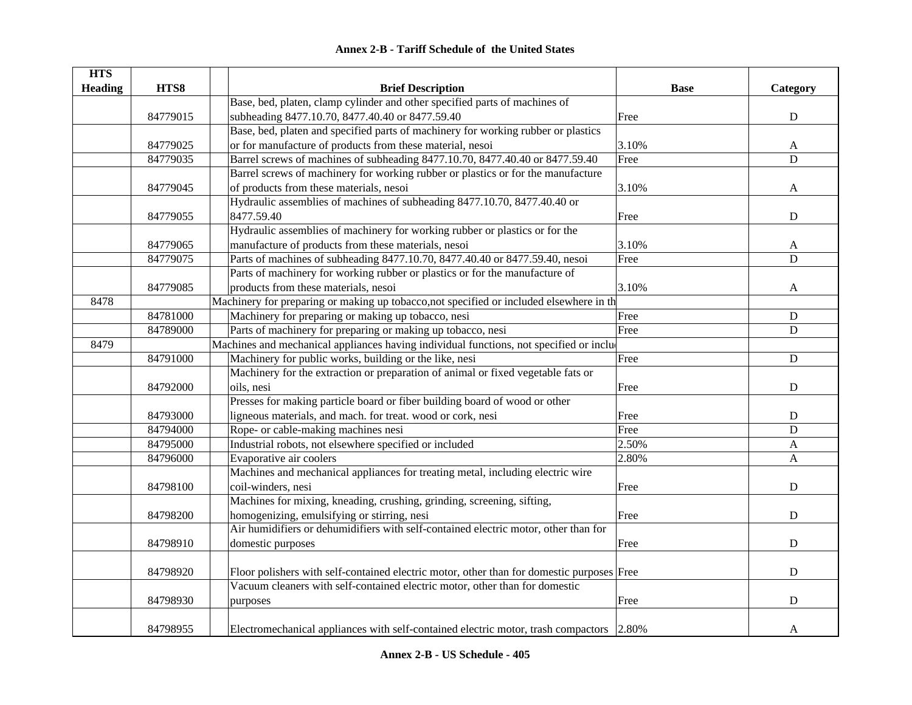## Annex 2-B - Tariff Schedule of the United States

| HTS Heading | HTS8 | Brief Description | Base | Category |
|---|---|---|---|---|
| | 84779015 | Base, bed, platen, clamp cylinder and other specified parts of machines of subheading 8477.10.70, 8477.40.40 or 8477.59.40 | Free | D |
| | 84779025 | Base, bed, platen and specified parts of machinery for working rubber or plastics or for manufacture of products from these material, nesoi | 3.10% | A |
| | 84779035 | Barrel screws of machines of subheading 8477.10.70, 8477.40.40 or 8477.59.40 | Free | D |
| | 84779045 | Barrel screws of machinery for working rubber or plastics or for the manufacture of products from these materials, nesoi | 3.10% | A |
| | 84779055 | Hydraulic assemblies of machines of subheading 8477.10.70, 8477.40.40 or 8477.59.40 | Free | D |
| | 84779065 | Hydraulic assemblies of machinery for working rubber or plastics or for the manufacture of products from these materials, nesoi | 3.10% | A |
| | 84779075 | Parts of machines of subheading 8477.10.70, 8477.40.40 or 8477.59.40, nesoi | Free | D |
| | 84779085 | Parts of machinery for working rubber or plastics or for the manufacture of products from these materials, nesoi | 3.10% | A |
| 8478 | | Machinery for preparing or making up tobacco,not specified or included elsewhere in th | | |
| | 84781000 | Machinery for preparing or making up tobacco, nesi | Free | D |
| | 84789000 | Parts of machinery for preparing or making up tobacco, nesi | Free | D |
| 8479 | | Machines and mechanical appliances having individual functions, not specified or inclu | | |
| | 84791000 | Machinery for public works, building or the like, nesi | Free | D |
| | 84792000 | Machinery for the extraction or preparation of animal or fixed vegetable fats or oils, nesi | Free | D |
| | 84793000 | Presses for making particle board or fiber building board of wood or other ligneous materials, and mach. for treat. wood or cork, nesi | Free | D |
| | 84794000 | Rope- or cable-making machines nesi | Free | D |
| | 84795000 | Industrial robots, not elsewhere specified or included | 2.50% | A |
| | 84796000 | Evaporative air coolers | 2.80% | A |
| | 84798100 | Machines and mechanical appliances for treating metal, including electric wire coil-winders, nesi | Free | D |
| | 84798200 | Machines for mixing, kneading, crushing, grinding, screening, sifting, homogenizing, emulsifying or stirring, nesi | Free | D |
| | 84798910 | Air humidifiers or dehumidifiers with self-contained electric motor, other than for domestic purposes | Free | D |
| | 84798920 | Floor polishers with self-contained electric motor, other than for domestic purposes | Free | D |
| | 84798930 | Vacuum cleaners with self-contained electric motor, other than for domestic purposes | Free | D |
| | 84798955 | Electromechanical appliances with self-contained electric motor, trash compactors | 2.80% | A |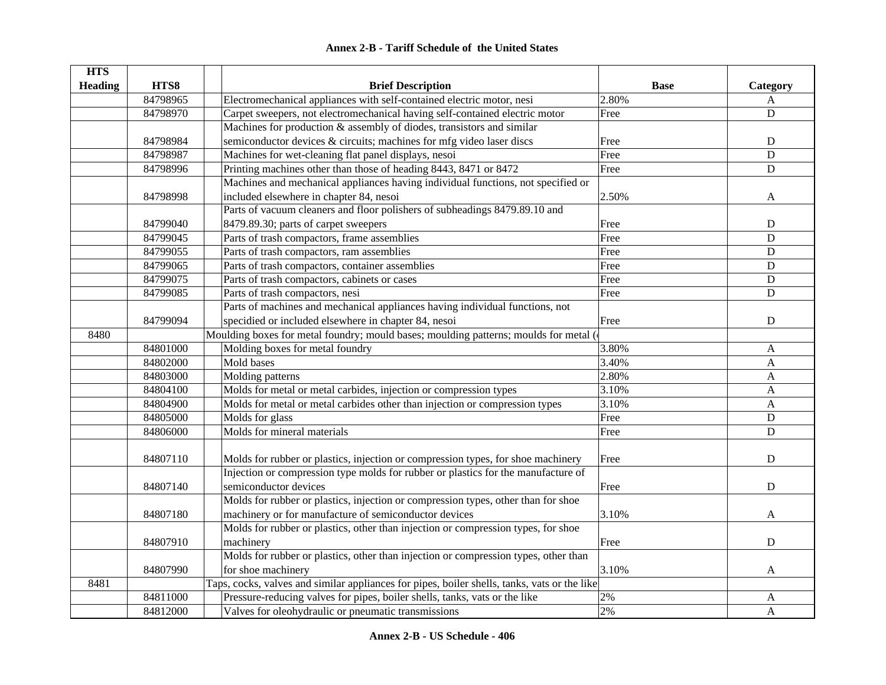# Annex 2-B - Tariff Schedule of the United States

| HTS Heading | HTS8 | | Brief Description | Base | Category |
|---|---|---|---|---|---|
| | 84798965 | | Electromechanical appliances with self-contained electric motor, nesi | 2.80% | A |
| | 84798970 | | Carpet sweepers, not electromechanical having self-contained electric motor | Free | D |
| | 84798984 | | Machines for production & assembly of diodes, transistors and similar semiconductor devices & circuits; machines for mfg video laser discs | Free | D |
| | 84798987 | | Machines for wet-cleaning flat panel displays, nesoi | Free | D |
| | 84798996 | | Printing machines other than those of heading 8443, 8471 or 8472 | Free | D |
| | 84798998 | | Machines and mechanical appliances having individual functions, not specified or included elsewhere in chapter 84, nesoi | 2.50% | A |
| | 84799040 | | Parts of vacuum cleaners and floor polishers of subheadings 8479.89.10 and 8479.89.30; parts of carpet sweepers | Free | D |
| | 84799045 | | Parts of trash compactors, frame assemblies | Free | D |
| | 84799055 | | Parts of trash compactors, ram assemblies | Free | D |
| | 84799065 | | Parts of trash compactors, container assemblies | Free | D |
| | 84799075 | | Parts of trash compactors, cabinets or cases | Free | D |
| | 84799085 | | Parts of trash compactors, nesi | Free | D |
| | 84799094 | | Parts of machines and mechanical appliances having individual functions, not specidied or included elsewhere in chapter 84, nesoi | Free | D |
| 8480 | | Moulding boxes for metal foundry; mould bases; moulding patterns; moulds for metal ( | | | |
| | 84801000 | | Molding boxes for metal foundry | 3.80% | A |
| | 84802000 | | Mold bases | 3.40% | A |
| | 84803000 | | Molding patterns | 2.80% | A |
| | 84804100 | | Molds for metal or metal carbides, injection or compression types | 3.10% | A |
| | 84804900 | | Molds for metal or metal carbides other than injection or compression types | 3.10% | A |
| | 84805000 | | Molds for glass | Free | D |
| | 84806000 | | Molds for mineral materials | Free | D |
| | 84807110 | | Molds for rubber or plastics, injection or compression types, for shoe machinery | Free | D |
| | 84807140 | | Injection or compression type molds for rubber or plastics for the manufacture of semiconductor devices | Free | D |
| | 84807180 | | Molds for rubber or plastics, injection or compression types, other than for shoe machinery or for manufacture of semiconductor devices | 3.10% | A |
| | 84807910 | | Molds for rubber or plastics, other than injection or compression types, for shoe machinery | Free | D |
| | 84807990 | | Molds for rubber or plastics, other than injection or compression types, other than for shoe machinery | 3.10% | A |
| 8481 | | Taps, cocks, valves and similar appliances for pipes, boiler shells, tanks, vats or the like | | | |
| | 84811000 | | Pressure-reducing valves for pipes, boiler shells, tanks, vats or the like | 2% | A |
| | 84812000 | | Valves for oleohydraulic or pneumatic transmissions | 2% | A |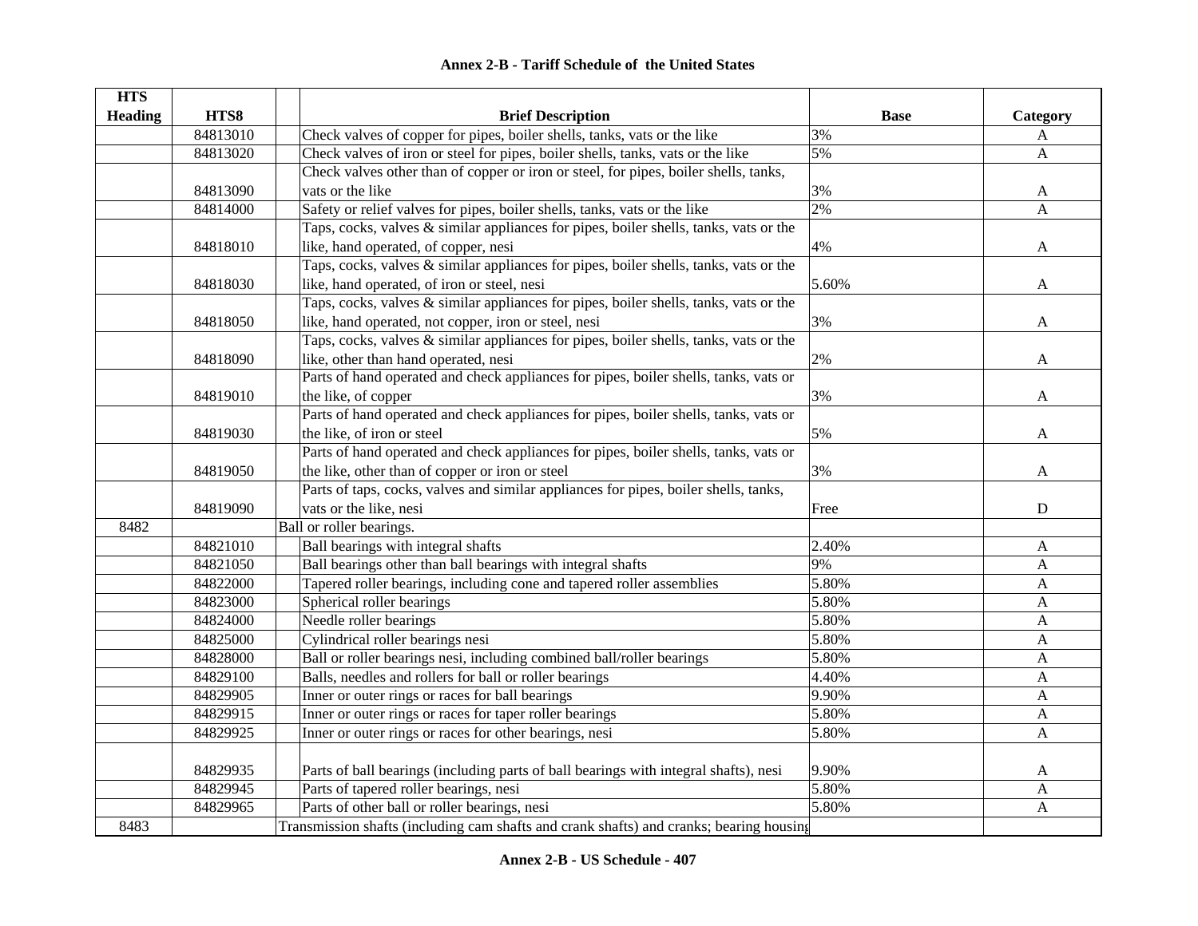## Annex 2-B - Tariff Schedule of the United States

| HTS Heading | HTS8 | Brief Description | Base | Category |
|---|---|---|---|---|
| | 84813010 | Check valves of copper for pipes, boiler shells, tanks, vats or the like | 3% | A |
| | 84813020 | Check valves of iron or steel for pipes, boiler shells, tanks, vats or the like | 5% | A |
| | 84813090 | Check valves other than of copper or iron or steel, for pipes, boiler shells, tanks, vats or the like | 3% | A |
| | 84814000 | Safety or relief valves for pipes, boiler shells, tanks, vats or the like | 2% | A |
| | 84818010 | Taps, cocks, valves & similar appliances for pipes, boiler shells, tanks, vats or the like, hand operated, of copper, nesi | 4% | A |
| | 84818030 | Taps, cocks, valves & similar appliances for pipes, boiler shells, tanks, vats or the like, hand operated, of iron or steel, nesi | 5.60% | A |
| | 84818050 | Taps, cocks, valves & similar appliances for pipes, boiler shells, tanks, vats or the like, hand operated, not copper, iron or steel, nesi | 3% | A |
| | 84818090 | Taps, cocks, valves & similar appliances for pipes, boiler shells, tanks, vats or the like, other than hand operated, nesi | 2% | A |
| | 84819010 | Parts of hand operated and check appliances for pipes, boiler shells, tanks, vats or the like, of copper | 3% | A |
| | 84819030 | Parts of hand operated and check appliances for pipes, boiler shells, tanks, vats or the like, of iron or steel | 5% | A |
| | 84819050 | Parts of hand operated and check appliances for pipes, boiler shells, tanks, vats or the like, other than of copper or iron or steel | 3% | A |
| | 84819090 | Parts of taps, cocks, valves and similar appliances for pipes, boiler shells, tanks, vats or the like, nesi | Free | D |
| 8482 | | Ball or roller bearings. | | |
| | 84821010 | Ball bearings with integral shafts | 2.40% | A |
| | 84821050 | Ball bearings other than ball bearings with integral shafts | 9% | A |
| | 84822000 | Tapered roller bearings, including cone and tapered roller assemblies | 5.80% | A |
| | 84823000 | Spherical roller bearings | 5.80% | A |
| | 84824000 | Needle roller bearings | 5.80% | A |
| | 84825000 | Cylindrical roller bearings nesi | 5.80% | A |
| | 84828000 | Ball or roller bearings nesi, including combined ball/roller bearings | 5.80% | A |
| | 84829100 | Balls, needles and rollers for ball or roller bearings | 4.40% | A |
| | 84829905 | Inner or outer rings or races for ball bearings | 9.90% | A |
| | 84829915 | Inner or outer rings or races for taper roller bearings | 5.80% | A |
| | 84829925 | Inner or outer rings or races for other bearings, nesi | 5.80% | A |
| | 84829935 | Parts of ball bearings (including parts of ball bearings with integral shafts), nesi | 9.90% | A |
| | 84829945 | Parts of tapered roller bearings, nesi | 5.80% | A |
| | 84829965 | Parts of other ball or roller bearings, nesi | 5.80% | A |
| 8483 | | Transmission shafts (including cam shafts and crank shafts) and cranks; bearing housing | | |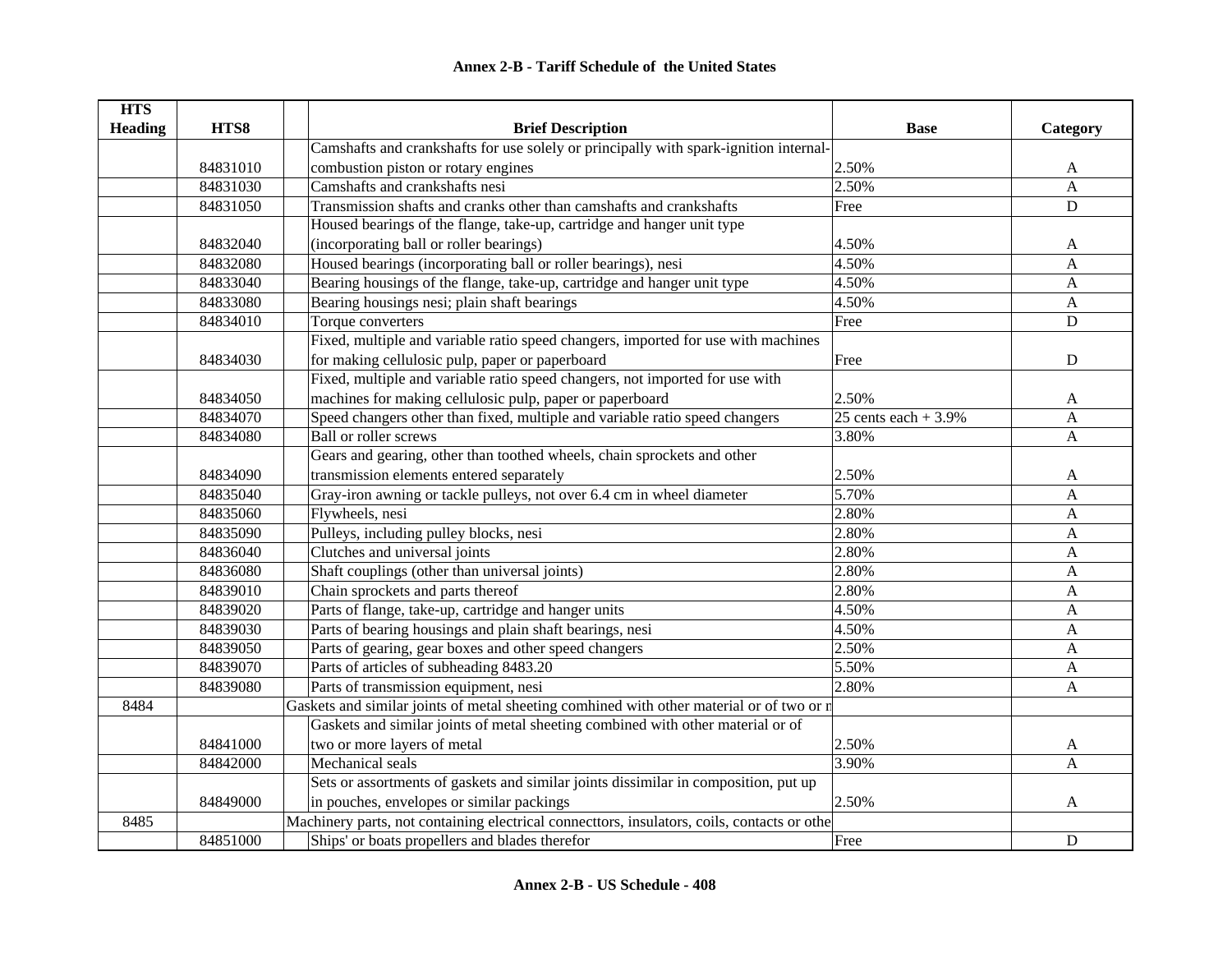**Annex 2-B - Tariff Schedule of the United States**

| HTS Heading | HTS8 | | Brief Description | Base | Category |
|---|---|---|---|---|---|
| | 84831010 | | Camshafts and crankshafts for use solely or principally with spark-ignition internal-combustion piston or rotary engines | 2.50% | A |
| | 84831030 | | Camshafts and crankshafts nesi | 2.50% | A |
| | 84831050 | | Transmission shafts and cranks other than camshafts and crankshafts | Free | D |
| | 84832040 | | Housed bearings of the flange, take-up, cartridge and hanger unit type (incorporating ball or roller bearings) | 4.50% | A |
| | 84832080 | | Housed bearings (incorporating ball or roller bearings), nesi | 4.50% | A |
| | 84833040 | | Bearing housings of the flange, take-up, cartridge and hanger unit type | 4.50% | A |
| | 84833080 | | Bearing housings nesi; plain shaft bearings | 4.50% | A |
| | 84834010 | | Torque converters | Free | D |
| | 84834030 | | Fixed, multiple and variable ratio speed changers, imported for use with machines for making cellulosic pulp, paper or paperboard | Free | D |
| | 84834050 | | Fixed, multiple and variable ratio speed changers, not imported for use with machines for making cellulosic pulp, paper or paperboard | 2.50% | A |
| | 84834070 | | Speed changers other than fixed, multiple and variable ratio speed changers | 25 cents each + 3.9% | A |
| | 84834080 | | Ball or roller screws | 3.80% | A |
| | 84834090 | | Gears and gearing, other than toothed wheels, chain sprockets and other transmission elements entered separately | 2.50% | A |
| | 84835040 | | Gray-iron awning or tackle pulleys, not over 6.4 cm in wheel diameter | 5.70% | A |
| | 84835060 | | Flywheels, nesi | 2.80% | A |
| | 84835090 | | Pulleys, including pulley blocks, nesi | 2.80% | A |
| | 84836040 | | Clutches and universal joints | 2.80% | A |
| | 84836080 | | Shaft couplings (other than universal joints) | 2.80% | A |
| | 84839010 | | Chain sprockets and parts thereof | 2.80% | A |
| | 84839020 | | Parts of flange, take-up, cartridge and hanger units | 4.50% | A |
| | 84839030 | | Parts of bearing housings and plain shaft bearings, nesi | 4.50% | A |
| | 84839050 | | Parts of gearing, gear boxes and other speed changers | 2.50% | A |
| | 84839070 | | Parts of articles of subheading 8483.20 | 5.50% | A |
| | 84839080 | | Parts of transmission equipment, nesi | 2.80% | A |
| 8484 | | Gaskets and similar joints of metal sheeting comhined with other material or of two or n | | | |
| | 84841000 | | Gaskets and similar joints of metal sheeting combined with other material or of two or more layers of metal | 2.50% | A |
| | 84842000 | | Mechanical seals | 3.90% | A |
| | 84849000 | | Sets or assortments of gaskets and similar joints dissimilar in composition, put up in pouches, envelopes or similar packings | 2.50% | A |
| 8485 | | Machinery parts, not containing electrical connecttors, insulators, coils, contacts or othe | | | |
| | 84851000 | | Ships' or boats propellers and blades therefor | Free | D |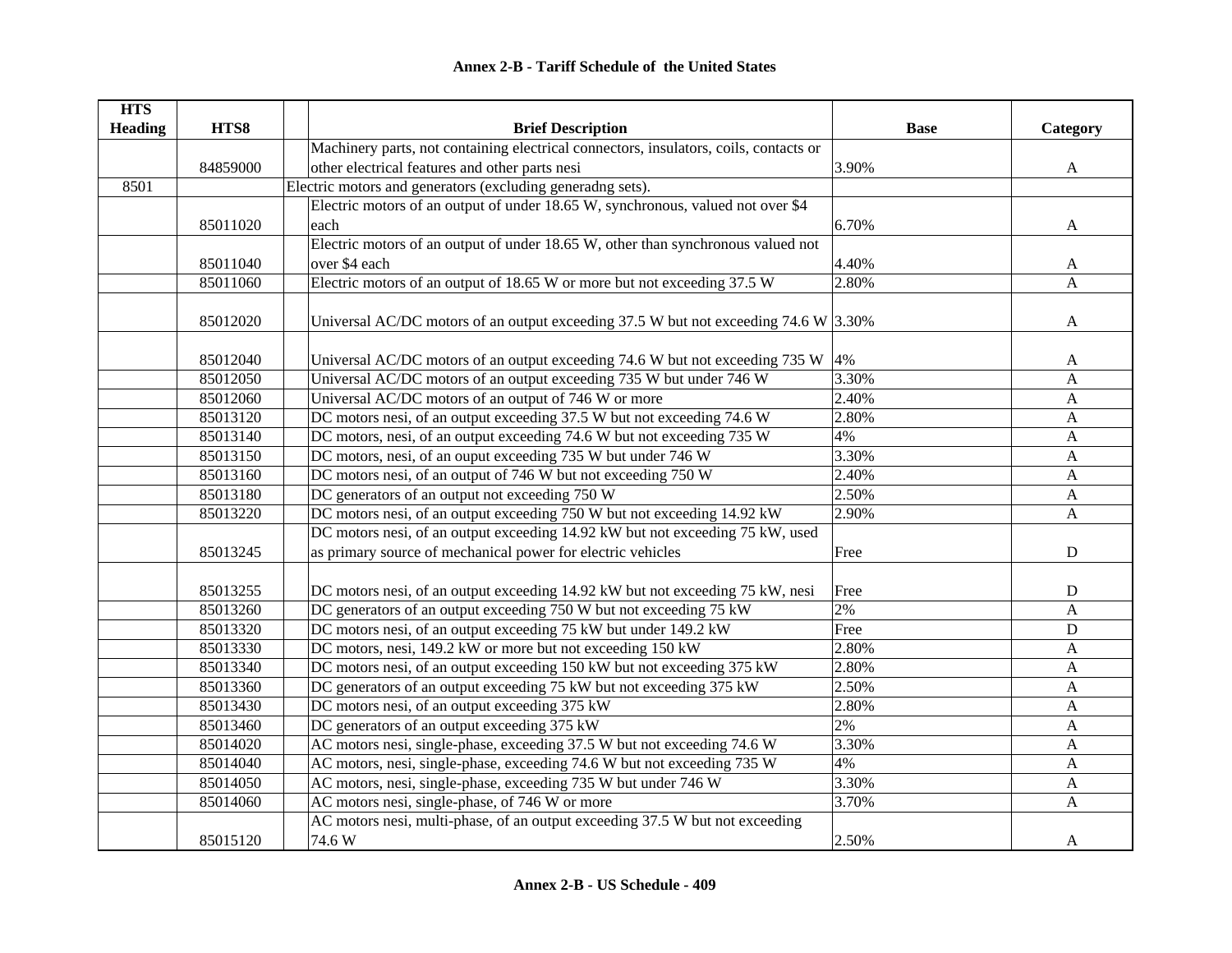**Annex 2-B - Tariff Schedule of the United States**

| HTS Heading | HTS8 | Brief Description | Base | Category |
|---|---|---|---|---|
| | 84859000 | Machinery parts, not containing electrical connectors, insulators, coils, contacts or other electrical features and other parts nesi | 3.90% | A |
| 8501 | | Electric motors and generators (excluding generadng sets). | | |
| | 85011020 | Electric motors of an output of under 18.65 W, synchronous, valued not over $4 each | 6.70% | A |
| | 85011040 | Electric motors of an output of under 18.65 W, other than synchronous valued not over $4 each | 4.40% | A |
| | 85011060 | Electric motors of an output of 18.65 W or more but not exceeding 37.5 W | 2.80% | A |
| | 85012020 | Universal AC/DC motors of an output exceeding 37.5 W but not exceeding 74.6 W | 3.30% | A |
| | 85012040 | Universal AC/DC motors of an output exceeding 74.6 W but not exceeding 735 W | 4% | A |
| | 85012050 | Universal AC/DC motors of an output exceeding 735 W but under 746 W | 3.30% | A |
| | 85012060 | Universal AC/DC motors of an output of 746 W or more | 2.40% | A |
| | 85013120 | DC motors nesi, of an output exceeding 37.5 W but not exceeding 74.6 W | 2.80% | A |
| | 85013140 | DC motors, nesi, of an output exceeding 74.6 W but not exceeding 735 W | 4% | A |
| | 85013150 | DC motors, nesi, of an ouput exceeding 735 W but under 746 W | 3.30% | A |
| | 85013160 | DC motors nesi, of an output of 746 W but not exceeding 750 W | 2.40% | A |
| | 85013180 | DC generators of an output not exceeding 750 W | 2.50% | A |
| | 85013220 | DC motors nesi, of an output exceeding 750 W but not exceeding 14.92 kW | 2.90% | A |
| | 85013245 | DC motors nesi, of an output exceeding 14.92 kW but not exceeding 75 kW, used as primary source of mechanical power for electric vehicles | Free | D |
| | 85013255 | DC motors nesi, of an output exceeding 14.92 kW but not exceeding 75 kW, nesi | Free | D |
| | 85013260 | DC generators of an output exceeding 750 W but not exceeding 75 kW | 2% | A |
| | 85013320 | DC motors nesi, of an output exceeding 75 kW but under 149.2 kW | Free | D |
| | 85013330 | DC motors, nesi, 149.2 kW or more but not exceeding 150 kW | 2.80% | A |
| | 85013340 | DC motors nesi, of an output exceeding 150 kW but not exceeding 375 kW | 2.80% | A |
| | 85013360 | DC generators of an output exceeding 75 kW but not exceeding 375 kW | 2.50% | A |
| | 85013430 | DC motors nesi, of an output exceeding 375 kW | 2.80% | A |
| | 85013460 | DC generators of an output exceeding 375 kW | 2% | A |
| | 85014020 | AC motors nesi, single-phase, exceeding 37.5 W but not exceeding 74.6 W | 3.30% | A |
| | 85014040 | AC motors, nesi, single-phase, exceeding 74.6 W but not exceeding 735 W | 4% | A |
| | 85014050 | AC motors, nesi, single-phase, exceeding 735 W but under 746 W | 3.30% | A |
| | 85014060 | AC motors nesi, single-phase, of 746 W or more | 3.70% | A |
| | 85015120 | AC motors nesi, multi-phase, of an output exceeding 37.5 W but not exceeding 74.6 W | 2.50% | A |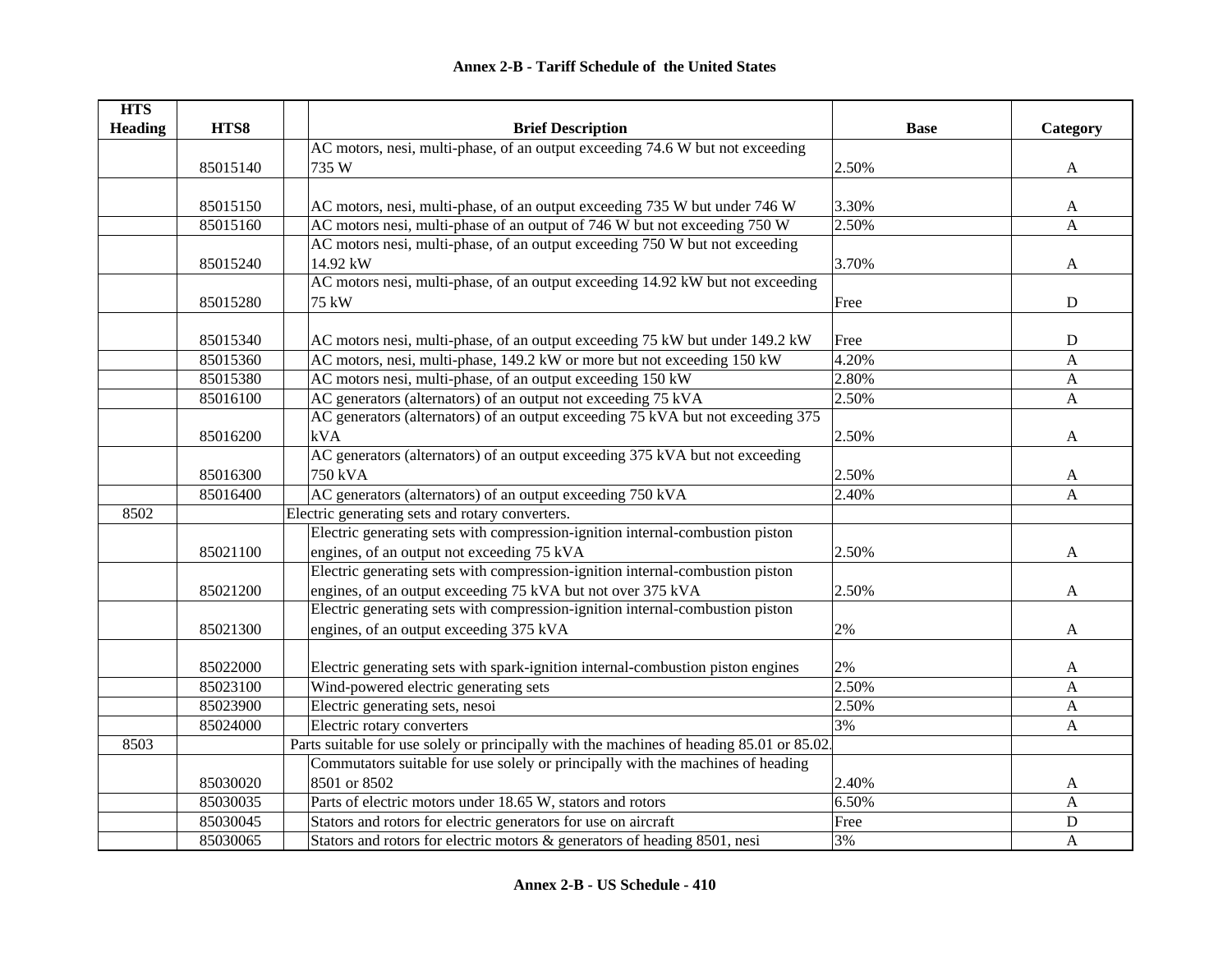**Annex 2-B - Tariff Schedule of the United States**

| HTS Heading | HTS8 | | Brief Description | Base | Category |
|---|---|---|---|---|---|
| | 85015140 | | AC motors, nesi, multi-phase, of an output exceeding 74.6 W but not exceeding 735 W | 2.50% | A |
| | 85015150 | | AC motors, nesi, multi-phase, of an output exceeding 735 W but under 746 W | 3.30% | A |
| | 85015160 | | AC motors nesi, multi-phase of an output of 746 W but not exceeding 750 W | 2.50% | A |
| | 85015240 | | AC motors nesi, multi-phase, of an output exceeding 750 W but not exceeding 14.92 kW | 3.70% | A |
| | 85015280 | | AC motors nesi, multi-phase, of an output exceeding 14.92 kW but not exceeding 75 kW | Free | D |
| | 85015340 | | AC motors nesi, multi-phase, of an output exceeding 75 kW but under 149.2 kW | Free | D |
| | 85015360 | | AC motors, nesi, multi-phase, 149.2 kW or more but not exceeding 150 kW | 4.20% | A |
| | 85015380 | | AC motors nesi, multi-phase, of an output exceeding 150 kW | 2.80% | A |
| | 85016100 | | AC generators (alternators) of an output not exceeding 75 kVA | 2.50% | A |
| | 85016200 | | AC generators (alternators) of an output exceeding 75 kVA but not exceeding 375 kVA | 2.50% | A |
| | 85016300 | | AC generators (alternators) of an output exceeding 375 kVA but not exceeding 750 kVA | 2.50% | A |
| | 85016400 | | AC generators (alternators) of an output exceeding 750 kVA | 2.40% | A |
| 8502 | | Electric generating sets and rotary converters. | | | |
| | 85021100 | | Electric generating sets with compression-ignition internal-combustion piston engines, of an output not exceeding 75 kVA | 2.50% | A |
| | 85021200 | | Electric generating sets with compression-ignition internal-combustion piston engines, of an output exceeding 75 kVA but not over 375 kVA | 2.50% | A |
| | 85021300 | | Electric generating sets with compression-ignition internal-combustion piston engines, of an output exceeding 375 kVA | 2% | A |
| | 85022000 | | Electric generating sets with spark-ignition internal-combustion piston engines | 2% | A |
| | 85023100 | | Wind-powered electric generating sets | 2.50% | A |
| | 85023900 | | Electric generating sets, nesoi | 2.50% | A |
| | 85024000 | | Electric rotary converters | 3% | A |
| 8503 | | Parts suitable for use solely or principally with the machines of heading 85.01 or 85.02. | | | |
| | 85030020 | | Commutators suitable for use solely or principally with the machines of heading 8501 or 8502 | 2.40% | A |
| | 85030035 | | Parts of electric motors under 18.65 W, stators and rotors | 6.50% | A |
| | 85030045 | | Stators and rotors for electric generators for use on aircraft | Free | D |
| | 85030065 | | Stators and rotors for electric motors & generators of heading 8501, nesi | 3% | A |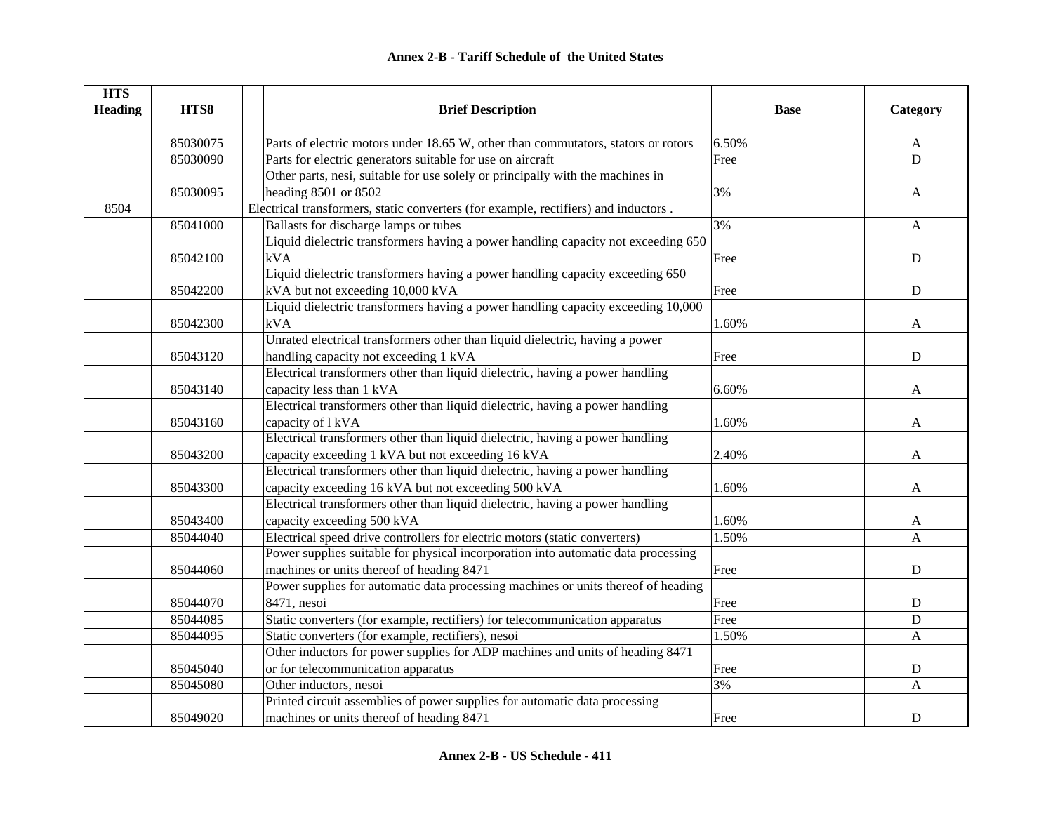## Annex 2-B - Tariff Schedule of the United States

| HTS Heading | HTS8 | | Brief Description | Base | Category |
|---|---|---|---|---|---|
| | 85030075 | | Parts of electric motors under 18.65 W, other than commutators, stators or rotors | 6.50% | A |
| | 85030090 | | Parts for electric generators suitable for use on aircraft | Free | D |
| | 85030095 | | Other parts, nesi, suitable for use solely or principally with the machines in heading 8501 or 8502 | 3% | A |
| 8504 | | | Electrical transformers, static converters (for example, rectifiers) and inductors . | | |
| | 85041000 | | Ballasts for discharge lamps or tubes | 3% | A |
| | 85042100 | | Liquid dielectric transformers having a power handling capacity not exceeding 650 kVA | Free | D |
| | 85042200 | | Liquid dielectric transformers having a power handling capacity exceeding 650 kVA but not exceeding 10,000 kVA | Free | D |
| | 85042300 | | Liquid dielectric transformers having a power handling capacity exceeding 10,000 kVA | 1.60% | A |
| | 85043120 | | Unrated electrical transformers other than liquid dielectric, having a power handling capacity not exceeding 1 kVA | Free | D |
| | 85043140 | | Electrical transformers other than liquid dielectric, having a power handling capacity less than 1 kVA | 6.60% | A |
| | 85043160 | | Electrical transformers other than liquid dielectric, having a power handling capacity of l kVA | 1.60% | A |
| | 85043200 | | Electrical transformers other than liquid dielectric, having a power handling capacity exceeding 1 kVA but not exceeding 16 kVA | 2.40% | A |
| | 85043300 | | Electrical transformers other than liquid dielectric, having a power handling capacity exceeding 16 kVA but not exceeding 500 kVA | 1.60% | A |
| | 85043400 | | Electrical transformers other than liquid dielectric, having a power handling capacity exceeding 500 kVA | 1.60% | A |
| | 85044040 | | Electrical speed drive controllers for electric motors (static converters) | 1.50% | A |
| | 85044060 | | Power supplies suitable for physical incorporation into automatic data processing machines or units thereof of heading 8471 | Free | D |
| | 85044070 | | Power supplies for automatic data processing machines or units thereof of heading 8471, nesoi | Free | D |
| | 85044085 | | Static converters (for example, rectifiers) for telecommunication apparatus | Free | D |
| | 85044095 | | Static converters (for example, rectifiers), nesoi | 1.50% | A |
| | 85045040 | | Other inductors for power supplies for ADP machines and units of heading 8471 or for telecommunication apparatus | Free | D |
| | 85045080 | | Other inductors, nesoi | 3% | A |
| | 85049020 | | Printed circuit assemblies of power supplies for automatic data processing machines or units thereof of heading 8471 | Free | D |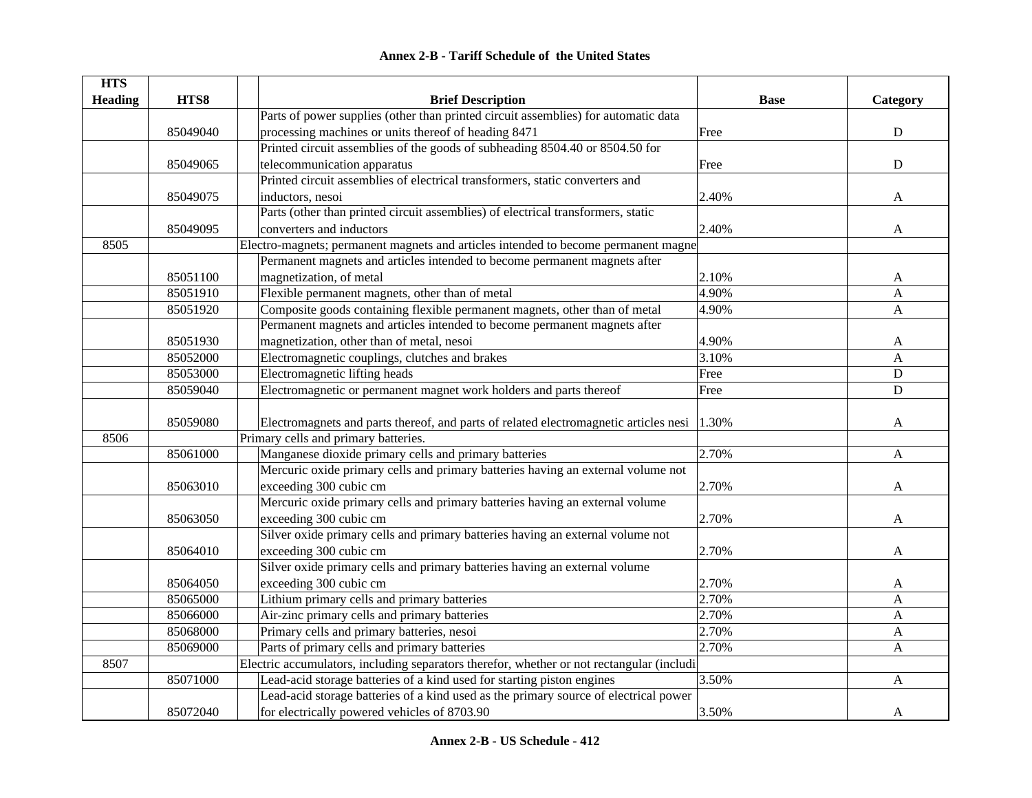## Annex 2-B - Tariff Schedule of the United States

| HTS Heading | HTS8 | | Brief Description | Base | Category |
|---|---|---|---|---|---|
| | 85049040 | | Parts of power supplies (other than printed circuit assemblies) for automatic data processing machines or units thereof of heading 8471 | Free | D |
| | 85049065 | | Printed circuit assemblies of the goods of subheading 8504.40 or 8504.50 for telecommunication apparatus | Free | D |
| | 85049075 | | Printed circuit assemblies of electrical transformers, static converters and inductors, nesoi | 2.40% | A |
| | 85049095 | | Parts (other than printed circuit assemblies) of electrical transformers, static converters and inductors | 2.40% | A |
| 8505 | | | Electro-magnets; permanent magnets and articles intended to become permanent magne | | |
| | 85051100 | | Permanent magnets and articles intended to become permanent magnets after magnetization, of metal | 2.10% | A |
| | 85051910 | | Flexible permanent magnets, other than of metal | 4.90% | A |
| | 85051920 | | Composite goods containing flexible permanent magnets, other than of metal | 4.90% | A |
| | 85051930 | | Permanent magnets and articles intended to become permanent magnets after magnetization, other than of metal, nesoi | 4.90% | A |
| | 85052000 | | Electromagnetic couplings, clutches and brakes | 3.10% | A |
| | 85053000 | | Electromagnetic lifting heads | Free | D |
| | 85059040 | | Electromagnetic or permanent magnet work holders and parts thereof | Free | D |
| | 85059080 | | Electromagnets and parts thereof, and parts of related electromagnetic articles nesi | 1.30% | A |
| 8506 | | | Primary cells and primary batteries. | | |
| | 85061000 | | Manganese dioxide primary cells and primary batteries | 2.70% | A |
| | 85063010 | | Mercuric oxide primary cells and primary batteries having an external volume not exceeding 300 cubic cm | 2.70% | A |
| | 85063050 | | Mercuric oxide primary cells and primary batteries having an external volume exceeding 300 cubic cm | 2.70% | A |
| | 85064010 | | Silver oxide primary cells and primary batteries having an external volume not exceeding 300 cubic cm | 2.70% | A |
| | 85064050 | | Silver oxide primary cells and primary batteries having an external volume exceeding 300 cubic cm | 2.70% | A |
| | 85065000 | | Lithium primary cells and primary batteries | 2.70% | A |
| | 85066000 | | Air-zinc primary cells and primary batteries | 2.70% | A |
| | 85068000 | | Primary cells and primary batteries, nesoi | 2.70% | A |
| | 85069000 | | Parts of primary cells and primary batteries | 2.70% | A |
| 8507 | | | Electric accumulators, including separators therefor, whether or not rectangular (includi | | |
| | 85071000 | | Lead-acid storage batteries of a kind used for starting piston engines | 3.50% | A |
| | 85072040 | | Lead-acid storage batteries of a kind used as the primary source of electrical power for electrically powered vehicles of 8703.90 | 3.50% | A |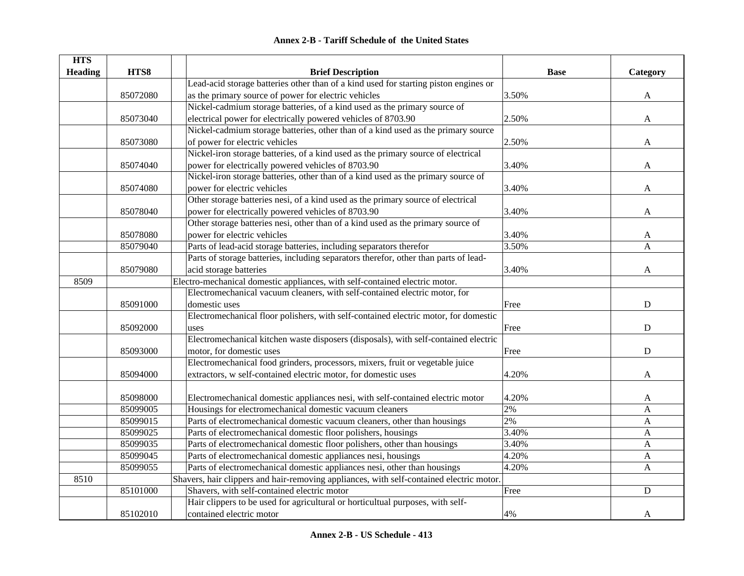## Annex 2-B - Tariff Schedule of the United States

| HTS Heading | HTS8 | Brief Description | Base | Category |
|---|---|---|---|---|
| | 85072080 | Lead-acid storage batteries other than of a kind used for starting piston engines or as the primary source of power for electric vehicles | 3.50% | A |
| | 85073040 | Nickel-cadmium storage batteries, of a kind used as the primary source of electrical power for electrically powered vehicles of 8703.90 | 2.50% | A |
| | 85073080 | Nickel-cadmium storage batteries, other than of a kind used as the primary source of power for electric vehicles | 2.50% | A |
| | 85074040 | Nickel-iron storage batteries, of a kind used as the primary source of electrical power for electrically powered vehicles of 8703.90 | 3.40% | A |
| | 85074080 | Nickel-iron storage batteries, other than of a kind used as the primary source of power for electric vehicles | 3.40% | A |
| | 85078040 | Other storage batteries nesi, of a kind used as the primary source of electrical power for electrically powered vehicles of 8703.90 | 3.40% | A |
| | 85078080 | Other storage batteries nesi, other than of a kind used as the primary source of power for electric vehicles | 3.40% | A |
| | 85079040 | Parts of lead-acid storage batteries, including separators therefor | 3.50% | A |
| | 85079080 | Parts of storage batteries, including separators therefor, other than parts of lead-acid storage batteries | 3.40% | A |
| 8509 | | Electro-mechanical domestic appliances, with self-contained electric motor. | | |
| | 85091000 | Electromechanical vacuum cleaners, with self-contained electric motor, for domestic uses | Free | D |
| | 85092000 | Electromechanical floor polishers, with self-contained electric motor, for domestic uses | Free | D |
| | 85093000 | Electromechanical kitchen waste disposers (disposals), with self-contained electric motor, for domestic uses | Free | D |
| | 85094000 | Electromechanical food grinders, processors, mixers, fruit or vegetable juice extractors, w self-contained electric motor, for domestic uses | 4.20% | A |
| | 85098000 | Electromechanical domestic appliances nesi, with self-contained electric motor | 4.20% | A |
| | 85099005 | Housings for electromechanical domestic vacuum cleaners | 2% | A |
| | 85099015 | Parts of electromechanical domestic vacuum cleaners, other than housings | 2% | A |
| | 85099025 | Parts of electromechanical domestic floor polishers, housings | 3.40% | A |
| | 85099035 | Parts of electromechanical domestic floor polishers, other than housings | 3.40% | A |
| | 85099045 | Parts of electromechanical domestic appliances nesi, housings | 4.20% | A |
| | 85099055 | Parts of electromechanical domestic appliances nesi, other than housings | 4.20% | A |
| 8510 | | Shavers, hair clippers and hair-removing appliances, with self-contained electric motor. | | |
| | 85101000 | Shavers, with self-contained electric motor | Free | D |
| | 85102010 | Hair clippers to be used for agricultural or horticultual purposes, with self-contained electric motor | 4% | A |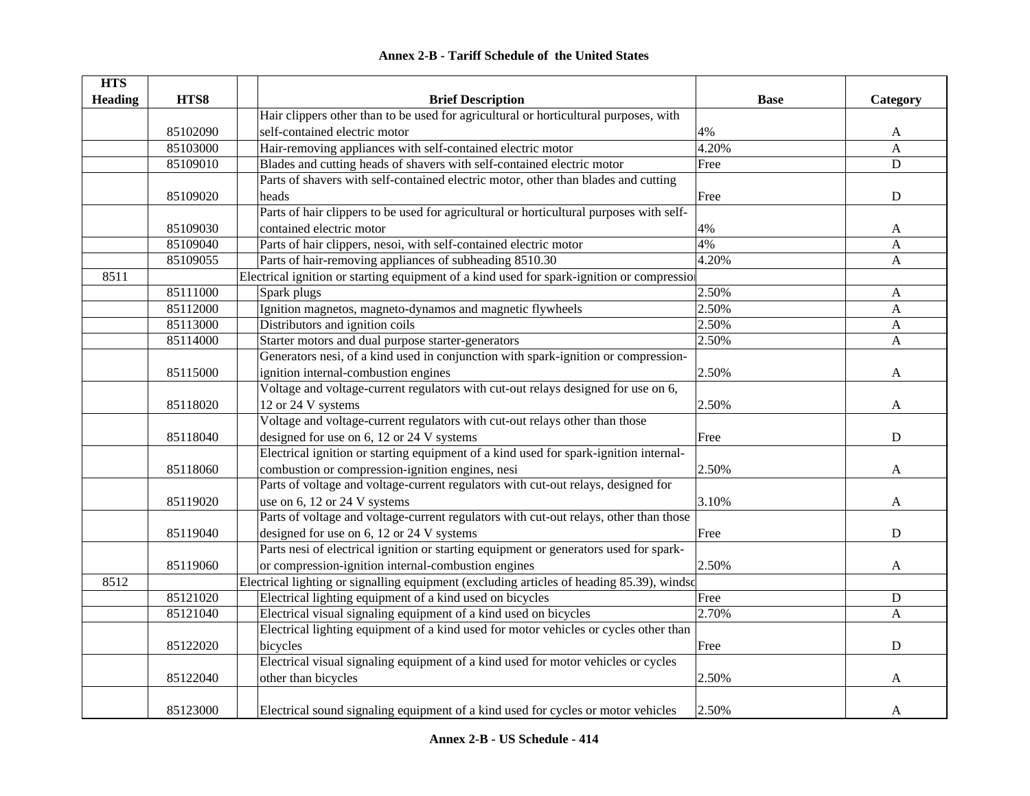## Annex 2-B - Tariff Schedule of the United States

| HTS Heading | HTS8 | | Brief Description | Base | Category |
|---|---|---|---|---|---|
| | 85102090 | | Hair clippers other than to be used for agricultural or horticultural purposes, with self-contained electric motor | 4% | A |
| | 85103000 | | Hair-removing appliances with self-contained electric motor | 4.20% | A |
| | 85109010 | | Blades and cutting heads of shavers with self-contained electric motor | Free | D |
| | 85109020 | | Parts of shavers with self-contained electric motor, other than blades and cutting heads | Free | D |
| | 85109030 | | Parts of hair clippers to be used for agricultural or horticultural purposes with self-contained electric motor | 4% | A |
| | 85109040 | | Parts of hair clippers, nesoi, with self-contained electric motor | 4% | A |
| | 85109055 | | Parts of hair-removing appliances of subheading 8510.30 | 4.20% | A |
| 8511 | | | Electrical ignition or starting equipment of a kind used for spark-ignition or compressio | | |
| | 85111000 | | Spark plugs | 2.50% | A |
| | 85112000 | | Ignition magnetos, magneto-dynamos and magnetic flywheels | 2.50% | A |
| | 85113000 | | Distributors and ignition coils | 2.50% | A |
| | 85114000 | | Starter motors and dual purpose starter-generators | 2.50% | A |
| | 85115000 | | Generators nesi, of a kind used in conjunction with spark-ignition or compression-ignition internal-combustion engines | 2.50% | A |
| | 85118020 | | Voltage and voltage-current regulators with cut-out relays designed for use on 6, 12 or 24 V systems | 2.50% | A |
| | 85118040 | | Voltage and voltage-current regulators with cut-out relays other than those designed for use on 6, 12 or 24 V systems | Free | D |
| | 85118060 | | Electrical ignition or starting equipment of a kind used for spark-ignition internal-combustion or compression-ignition engines, nesi | 2.50% | A |
| | 85119020 | | Parts of voltage and voltage-current regulators with cut-out relays, designed for use on 6, 12 or 24 V systems | 3.10% | A |
| | 85119040 | | Parts of voltage and voltage-current regulators with cut-out relays, other than those designed for use on 6, 12 or 24 V systems | Free | D |
| | 85119060 | | Parts nesi of electrical ignition or starting equipment or generators used for spark- or compression-ignition internal-combustion engines | 2.50% | A |
| 8512 | | | Electrical lighting or signalling equipment (excluding articles of heading 85.39), windsc | | |
| | 85121020 | | Electrical lighting equipment of a kind used on bicycles | Free | D |
| | 85121040 | | Electrical visual signaling equipment of a kind used on bicycles | 2.70% | A |
| | 85122020 | | Electrical lighting equipment of a kind used for motor vehicles or cycles other than bicycles | Free | D |
| | 85122040 | | Electrical visual signaling equipment of a kind used for motor vehicles or cycles other than bicycles | 2.50% | A |
| | 85123000 | | Electrical sound signaling equipment of a kind used for cycles or motor vehicles | 2.50% | A |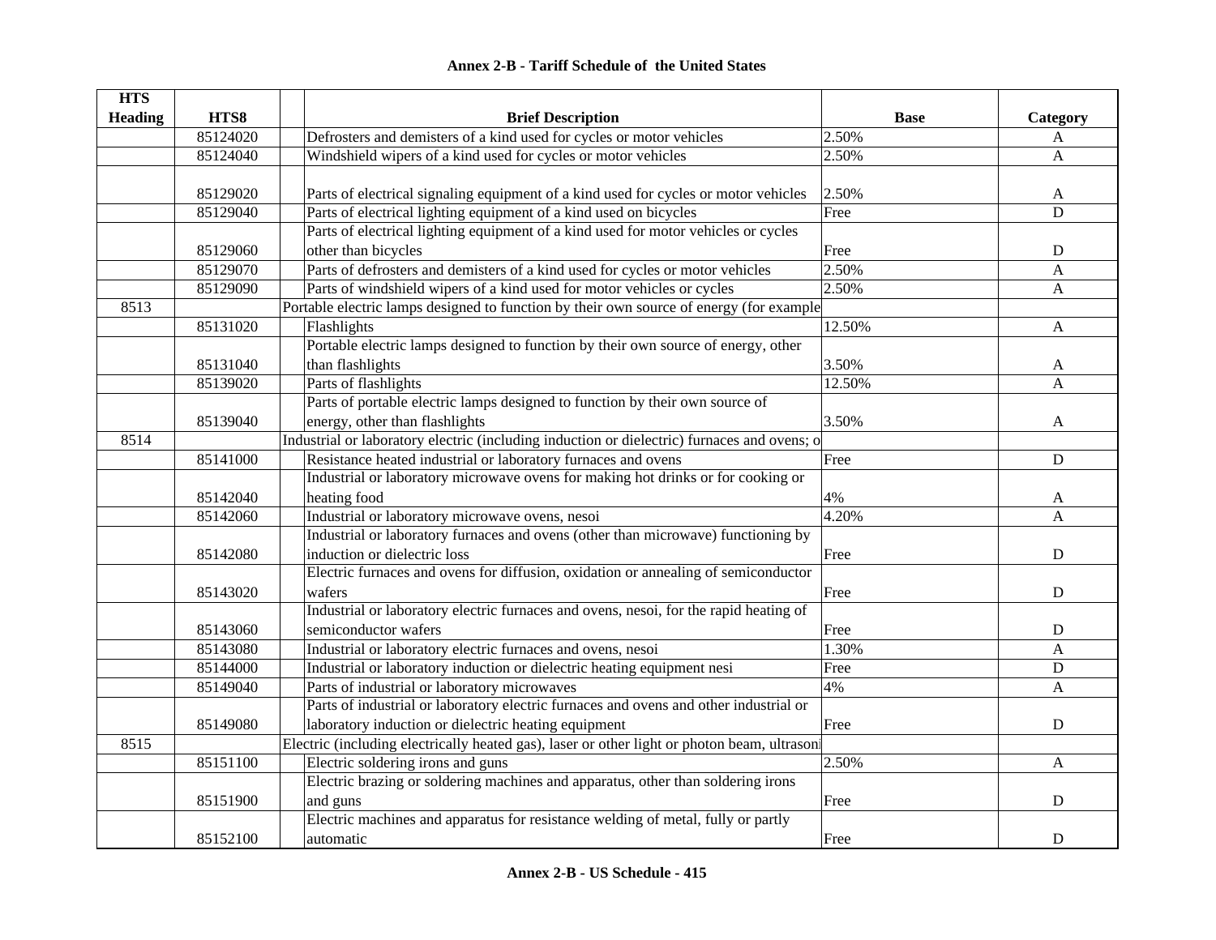## Annex 2-B - Tariff Schedule of the United States

| HTS Heading | HTS8 | Brief Description | Base | Category |
|---|---|---|---|---|
| | 85124020 | Defrosters and demisters of a kind used for cycles or motor vehicles | 2.50% | A |
| | 85124040 | Windshield wipers of a kind used for cycles or motor vehicles | 2.50% | A |
| | 85129020 | Parts of electrical signaling equipment of a kind used for cycles or motor vehicles | 2.50% | A |
| | 85129040 | Parts of electrical lighting equipment of a kind used on bicycles | Free | D |
| | 85129060 | Parts of electrical lighting equipment of a kind used for motor vehicles or cycles other than bicycles | Free | D |
| | 85129070 | Parts of defrosters and demisters of a kind used for cycles or motor vehicles | 2.50% | A |
| | 85129090 | Parts of windshield wipers of a kind used for motor vehicles or cycles | 2.50% | A |
| 8513 | | Portable electric lamps designed to function by their own source of energy (for example | | |
| | 85131020 | Flashlights | 12.50% | A |
| | 85131040 | Portable electric lamps designed to function by their own source of energy, other than flashlights | 3.50% | A |
| | 85139020 | Parts of flashlights | 12.50% | A |
| | 85139040 | Parts of portable electric lamps designed to function by their own source of energy, other than flashlights | 3.50% | A |
| 8514 | | Industrial or laboratory electric (including induction or dielectric) furnaces and ovens; o | | |
| | 85141000 | Resistance heated industrial or laboratory furnaces and ovens | Free | D |
| | 85142040 | Industrial or laboratory microwave ovens for making hot drinks or for cooking or heating food | 4% | A |
| | 85142060 | Industrial or laboratory microwave ovens, nesoi | 4.20% | A |
| | 85142080 | Industrial or laboratory furnaces and ovens (other than microwave) functioning by induction or dielectric loss | Free | D |
| | 85143020 | Electric furnaces and ovens for diffusion, oxidation or annealing of semiconductor wafers | Free | D |
| | 85143060 | Industrial or laboratory electric furnaces and ovens, nesoi, for the rapid heating of semiconductor wafers | Free | D |
| | 85143080 | Industrial or laboratory electric furnaces and ovens, nesoi | 1.30% | A |
| | 85144000 | Industrial or laboratory induction or dielectric heating equipment nesi | Free | D |
| | 85149040 | Parts of industrial or laboratory microwaves | 4% | A |
| | 85149080 | Parts of industrial or laboratory electric furnaces and ovens and other industrial or laboratory induction or dielectric heating equipment | Free | D |
| 8515 | | Electric (including electrically heated gas), laser or other light or photon beam, ultrasoni | | |
| | 85151100 | Electric soldering irons and guns | 2.50% | A |
| | 85151900 | Electric brazing or soldering machines and apparatus, other than soldering irons and guns | Free | D |
| | 85152100 | Electric machines and apparatus for resistance welding of metal, fully or partly automatic | Free | D |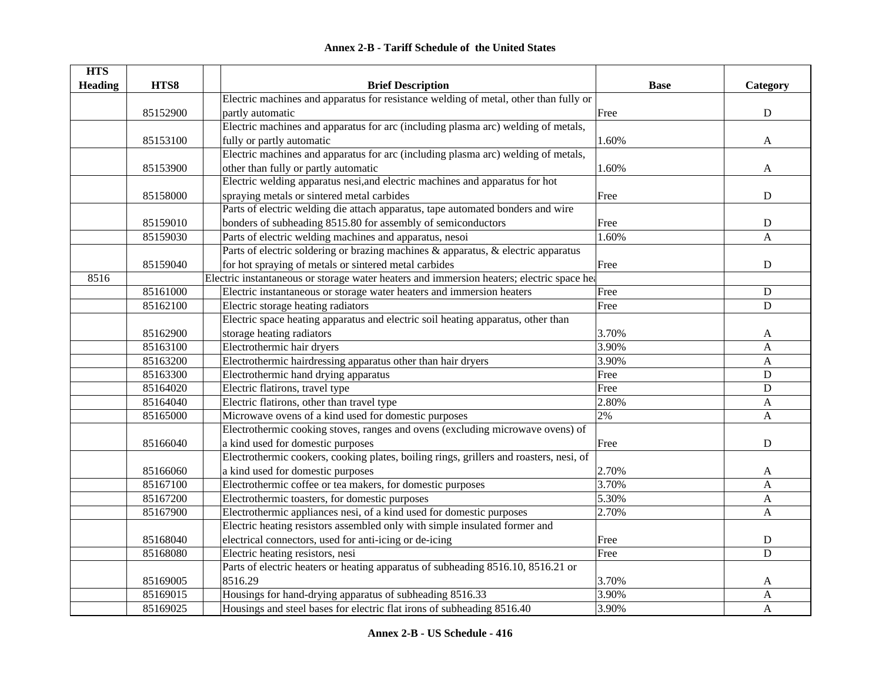## Annex 2-B - Tariff Schedule of the United States

| HTS Heading | HTS8 | | Brief Description | Base | Category |
|---|---|---|---|---|---|
| | 85152900 | | Electric machines and apparatus for resistance welding of metal, other than fully or partly automatic | Free | D |
| | 85153100 | | Electric machines and apparatus for arc (including plasma arc) welding of metals, fully or partly automatic | 1.60% | A |
| | 85153900 | | Electric machines and apparatus for arc (including plasma arc) welding of metals, other than fully or partly automatic | 1.60% | A |
| | 85158000 | | Electric welding apparatus nesi,and electric machines and apparatus for hot spraying metals or sintered metal carbides | Free | D |
| | 85159010 | | Parts of electric welding die attach apparatus, tape automated bonders and wire bonders of subheading 8515.80 for assembly of semiconductors | Free | D |
| | 85159030 | | Parts of electric welding machines and apparatus, nesoi | 1.60% | A |
| | 85159040 | | Parts of electric soldering or brazing machines & apparatus, & electric apparatus for hot spraying of metals or sintered metal carbides | Free | D |
| 8516 | | Electric instantaneous or storage water heaters and immersion heaters; electric space hea | | | |
| | 85161000 | | Electric instantaneous or storage water heaters and immersion heaters | Free | D |
| | 85162100 | | Electric storage heating radiators | Free | D |
| | 85162900 | | Electric space heating apparatus and electric soil heating apparatus, other than storage heating radiators | 3.70% | A |
| | 85163100 | | Electrothermic hair dryers | 3.90% | A |
| | 85163200 | | Electrothermic hairdressing apparatus other than hair dryers | 3.90% | A |
| | 85163300 | | Electrothermic hand drying apparatus | Free | D |
| | 85164020 | | Electric flatirons, travel type | Free | D |
| | 85164040 | | Electric flatirons, other than travel type | 2.80% | A |
| | 85165000 | | Microwave ovens of a kind used for domestic purposes | 2% | A |
| | 85166040 | | Electrothermic cooking stoves, ranges and ovens (excluding microwave ovens) of a kind used for domestic purposes | Free | D |
| | 85166060 | | Electrothermic cookers, cooking plates, boiling rings, grillers and roasters, nesi, of a kind used for domestic purposes | 2.70% | A |
| | 85167100 | | Electrothermic coffee or tea makers, for domestic purposes | 3.70% | A |
| | 85167200 | | Electrothermic toasters, for domestic purposes | 5.30% | A |
| | 85167900 | | Electrothermic appliances nesi, of a kind used for domestic purposes | 2.70% | A |
| | 85168040 | | Electric heating resistors assembled only with simple insulated former and electrical connectors, used for anti-icing or de-icing | Free | D |
| | 85168080 | | Electric heating resistors, nesi | Free | D |
| | 85169005 | | Parts of electric heaters or heating apparatus of subheading 8516.10, 8516.21 or 8516.29 | 3.70% | A |
| | 85169015 | | Housings for hand-drying apparatus of subheading 8516.33 | 3.90% | A |
| | 85169025 | | Housings and steel bases for electric flat irons of subheading 8516.40 | 3.90% | A |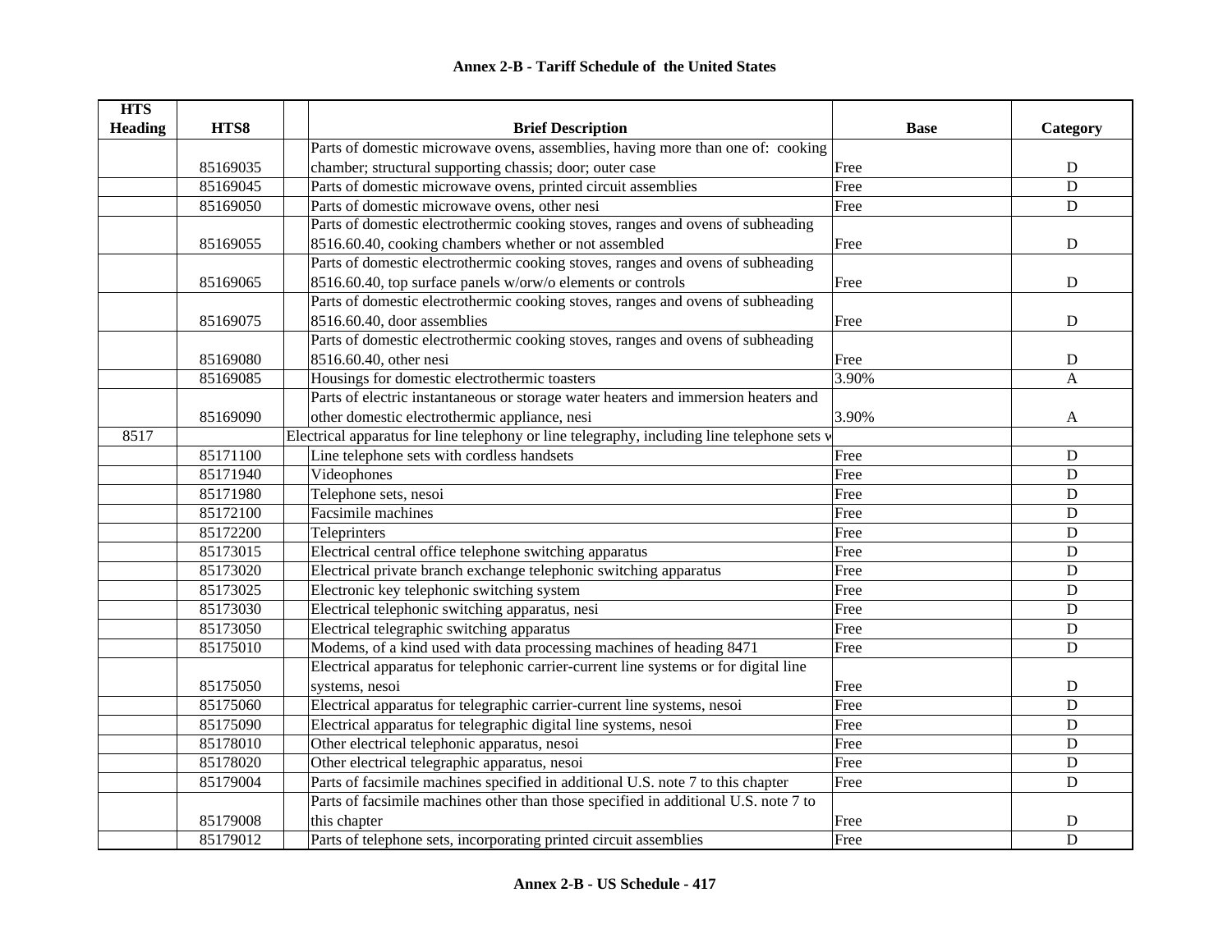# Annex 2-B - Tariff Schedule of the United States

| HTS Heading | HTS8 | | Brief Description | Base | Category |
|---|---|---|---|---|---|
| | 85169035 | | Parts of domestic microwave ovens, assemblies, having more than one of: cooking chamber; structural supporting chassis; door; outer case | Free | D |
| | 85169045 | | Parts of domestic microwave ovens, printed circuit assemblies | Free | D |
| | 85169050 | | Parts of domestic microwave ovens, other nesi | Free | D |
| | 85169055 | | Parts of domestic electrothermic cooking stoves, ranges and ovens of subheading 8516.60.40, cooking chambers whether or not assembled | Free | D |
| | 85169065 | | Parts of domestic electrothermic cooking stoves, ranges and ovens of subheading 8516.60.40, top surface panels w/orw/o elements or controls | Free | D |
| | 85169075 | | Parts of domestic electrothermic cooking stoves, ranges and ovens of subheading 8516.60.40, door assemblies | Free | D |
| | 85169080 | | Parts of domestic electrothermic cooking stoves, ranges and ovens of subheading 8516.60.40, other nesi | Free | D |
| | 85169085 | | Housings for domestic electrothermic toasters | 3.90% | A |
| | 85169090 | | Parts of electric instantaneous or storage water heaters and immersion heaters and other domestic electrothermic appliance, nesi | 3.90% | A |
| 8517 | | Electrical apparatus for line telephony or line telegraphy, including line telephone sets w | | | |
| | 85171100 | | Line telephone sets with cordless handsets | Free | D |
| | 85171940 | | Videophones | Free | D |
| | 85171980 | | Telephone sets, nesoi | Free | D |
| | 85172100 | | Facsimile machines | Free | D |
| | 85172200 | | Teleprinters | Free | D |
| | 85173015 | | Electrical central office telephone switching apparatus | Free | D |
| | 85173020 | | Electrical private branch exchange telephonic switching apparatus | Free | D |
| | 85173025 | | Electronic key telephonic switching system | Free | D |
| | 85173030 | | Electrical telephonic switching apparatus, nesi | Free | D |
| | 85173050 | | Electrical telegraphic switching apparatus | Free | D |
| | 85175010 | | Modems, of a kind used with data processing machines of heading 8471 | Free | D |
| | 85175050 | | Electrical apparatus for telephonic carrier-current line systems or for digital line systems, nesoi | Free | D |
| | 85175060 | | Electrical apparatus for telegraphic carrier-current line systems, nesoi | Free | D |
| | 85175090 | | Electrical apparatus for telegraphic digital line systems, nesoi | Free | D |
| | 85178010 | | Other electrical telephonic apparatus, nesoi | Free | D |
| | 85178020 | | Other electrical telegraphic apparatus, nesoi | Free | D |
| | 85179004 | | Parts of facsimile machines specified in additional U.S. note 7 to this chapter | Free | D |
| | 85179008 | | Parts of facsimile machines other than those specified in additional U.S. note 7 to this chapter | Free | D |
| | 85179012 | | Parts of telephone sets, incorporating printed circuit assemblies | Free | D |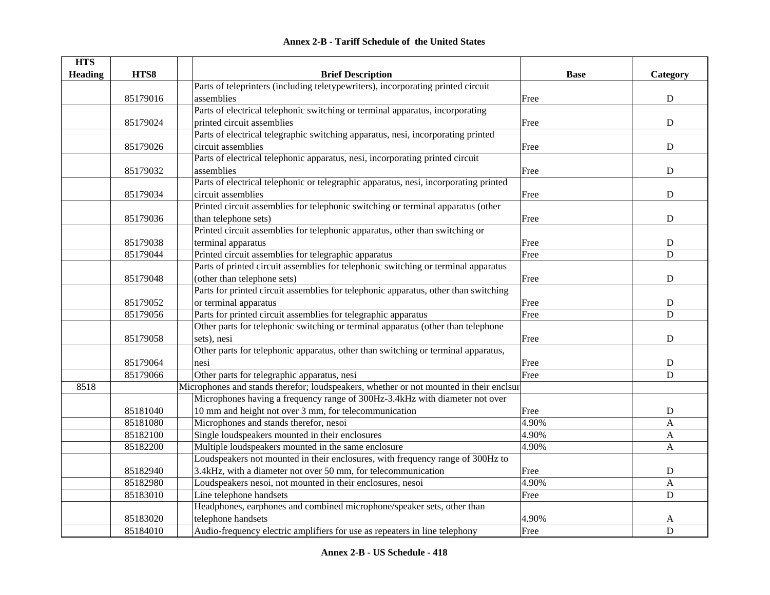## Annex 2-B - Tariff Schedule of the United States

| HTS Heading | HTS8 | | Brief Description | Base | Category |
|---|---|---|---|---|---|
| | 85179016 | | Parts of teleprinters (including teletypewriters), incorporating printed circuit assemblies | Free | D |
| | 85179024 | | Parts of electrical telephonic switching or terminal apparatus, incorporating printed circuit assemblies | Free | D |
| | 85179026 | | Parts of electrical telegraphic switching apparatus, nesi, incorporating printed circuit assemblies | Free | D |
| | 85179032 | | Parts of electrical telephonic apparatus, nesi, incorporating printed circuit assemblies | Free | D |
| | 85179034 | | Parts of electrical telephonic or telegraphic apparatus, nesi, incorporating printed circuit assemblies | Free | D |
| | 85179036 | | Printed circuit assemblies for telephonic switching or terminal apparatus (other than telephone sets) | Free | D |
| | 85179038 | | Printed circuit assemblies for telephonic apparatus, other than switching or terminal apparatus | Free | D |
| | 85179044 | | Printed circuit assemblies for telegraphic apparatus | Free | D |
| | 85179048 | | Parts of printed circuit assemblies for telephonic switching or terminal apparatus (other than telephone sets) | Free | D |
| | 85179052 | | Parts for printed circuit assemblies for telephonic apparatus, other than switching or terminal apparatus | Free | D |
| | 85179056 | | Parts for printed circuit assemblies for telegraphic apparatus | Free | D |
| | 85179058 | | Other parts for telephonic switching or terminal apparatus (other than telephone sets), nesi | Free | D |
| | 85179064 | | Other parts for telephonic apparatus, other than switching or terminal apparatus, nesi | Free | D |
| | 85179066 | | Other parts for telegraphic apparatus, nesi | Free | D |
| 8518 | | | Microphones and stands therefor; loudspeakers, whether or not mounted in their enclsur | | |
| | 85181040 | | Microphones having a frequency range of 300Hz-3.4kHz with diameter not over 10 mm and height not over 3 mm, for telecommunication | Free | D |
| | 85181080 | | Microphones and stands therefor, nesoi | 4.90% | A |
| | 85182100 | | Single loudspeakers mounted in their enclosures | 4.90% | A |
| | 85182200 | | Multiple loudspeakers mounted in the same enclosure | 4.90% | A |
| | 85182940 | | Loudspeakers not mounted in their enclosures, with frequency range of 300Hz to 3.4kHz, with a diameter not over 50 mm, for telecommunication | Free | D |
| | 85182980 | | Loudspeakers nesoi, not mounted in their enclosures, nesoi | 4.90% | A |
| | 85183010 | | Line telephone handsets | Free | D |
| | 85183020 | | Headphones, earphones and combined microphone/speaker sets, other than telephone handsets | 4.90% | A |
| | 85184010 | | Audio-frequency electric amplifiers for use as repeaters in line telephony | Free | D |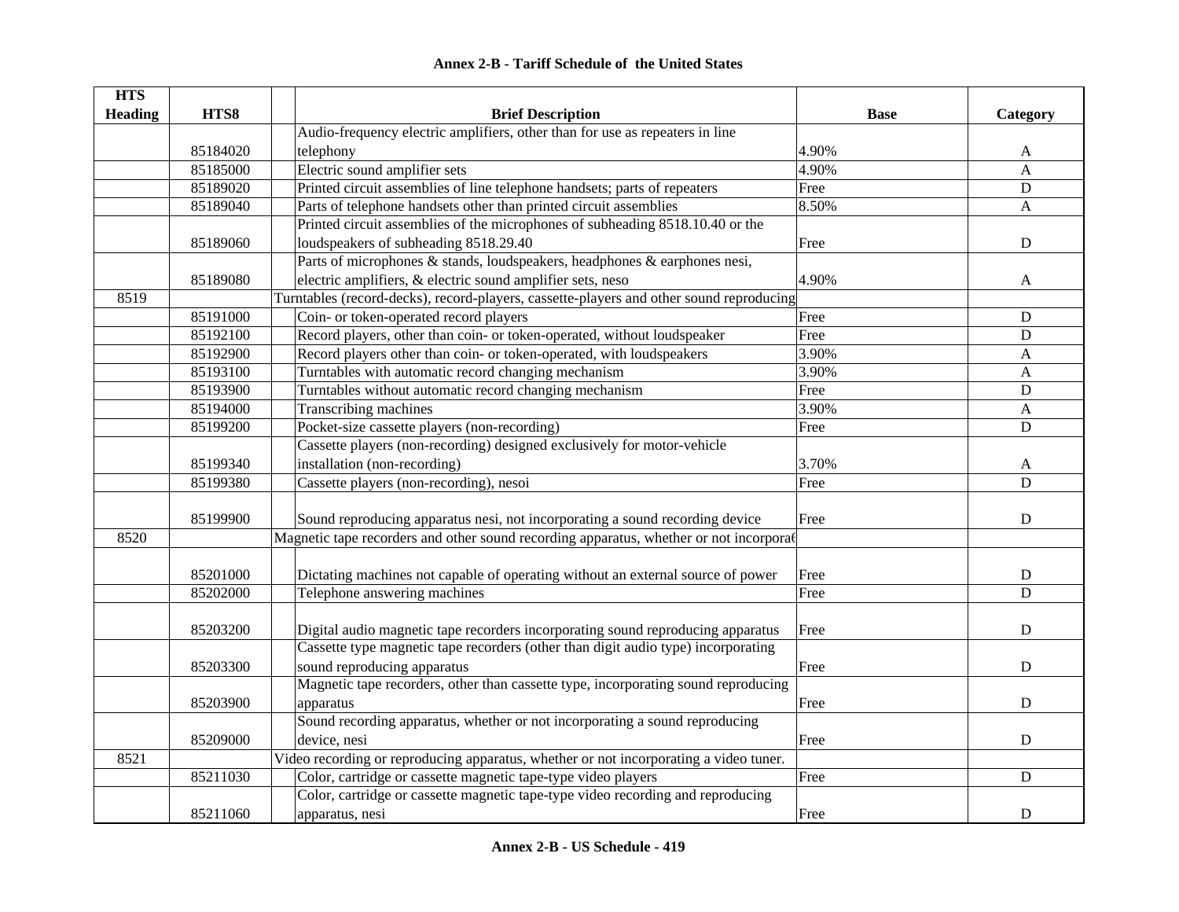**Annex 2-B - Tariff Schedule of the United States**

| HTS Heading | HTS8 | Brief Description | Base | Category |
|---|---|---|---|---|
| | 85184020 | Audio-frequency electric amplifiers, other than for use as repeaters in line telephony | 4.90% | A |
| | 85185000 | Electric sound amplifier sets | 4.90% | A |
| | 85189020 | Printed circuit assemblies of line telephone handsets; parts of repeaters | Free | D |
| | 85189040 | Parts of telephone handsets other than printed circuit assemblies | 8.50% | A |
| | 85189060 | Printed circuit assemblies of the microphones of subheading 8518.10.40 or the loudspeakers of subheading 8518.29.40 | Free | D |
| | 85189080 | Parts of microphones & stands, loudspeakers, headphones & earphones nesi, electric amplifiers, & electric sound amplifier sets, neso | 4.90% | A |
| 8519 | | Turntables (record-decks), record-players, cassette-players and other sound reproducing | | |
| | 85191000 | Coin- or token-operated record players | Free | D |
| | 85192100 | Record players, other than coin- or token-operated, without loudspeaker | Free | D |
| | 85192900 | Record players other than coin- or token-operated, with loudspeakers | 3.90% | A |
| | 85193100 | Turntables with automatic record changing mechanism | 3.90% | A |
| | 85193900 | Turntables without automatic record changing mechanism | Free | D |
| | 85194000 | Transcribing machines | 3.90% | A |
| | 85199200 | Pocket-size cassette players (non-recording) | Free | D |
| | 85199340 | Cassette players (non-recording) designed exclusively for motor-vehicle installation (non-recording) | 3.70% | A |
| | 85199380 | Cassette players (non-recording), nesoi | Free | D |
| | 85199900 | Sound reproducing apparatus nesi, not incorporating a sound recording device | Free | D |
| 8520 | | Magnetic tape recorders and other sound recording apparatus, whether or not incorporat | | |
| | 85201000 | Dictating machines not capable of operating without an external source of power | Free | D |
| | 85202000 | Telephone answering machines | Free | D |
| | 85203200 | Digital audio magnetic tape recorders incorporating sound reproducing apparatus | Free | D |
| | 85203300 | Cassette type magnetic tape recorders (other than digit audio type) incorporating sound reproducing apparatus | Free | D |
| | 85203900 | Magnetic tape recorders, other than cassette type, incorporating sound reproducing apparatus | Free | D |
| | 85209000 | Sound recording apparatus, whether or not incorporating a sound reproducing device, nesi | Free | D |
| 8521 | | Video recording or reproducing apparatus, whether or not incorporating a video tuner. | | |
| | 85211030 | Color, cartridge or cassette magnetic tape-type video players | Free | D |
| | 85211060 | Color, cartridge or cassette magnetic tape-type video recording and reproducing apparatus, nesi | Free | D |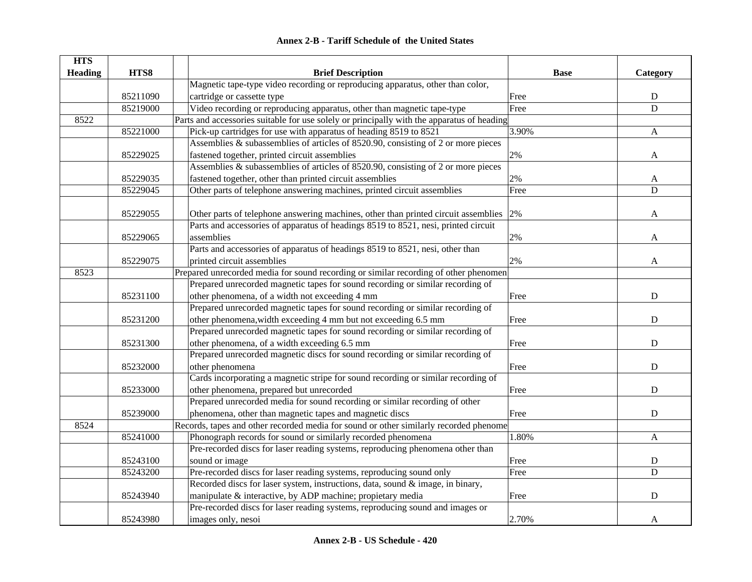# Annex 2-B - Tariff Schedule of the United States

| HTS Heading | HTS8 | Brief Description | Base | Category |
|---|---|---|---|---|
| | 85211090 | Magnetic tape-type video recording or reproducing apparatus, other than color, cartridge or cassette type | Free | D |
| | 85219000 | Video recording or reproducing apparatus, other than magnetic tape-type | Free | D |
| 8522 | | Parts and accessories suitable for use solely or principally with the apparatus of heading | | |
| | 85221000 | Pick-up cartridges for use with apparatus of heading 8519 to 8521 | 3.90% | A |
| | 85229025 | Assemblies & subassemblies of articles of 8520.90, consisting of 2 or more pieces fastened together, printed circuit assemblies | 2% | A |
| | 85229035 | Assemblies & subassemblies of articles of 8520.90, consisting of 2 or more pieces fastened together, other than printed circuit assemblies | 2% | A |
| | 85229045 | Other parts of telephone answering machines, printed circuit assemblies | Free | D |
| | 85229055 | Other parts of telephone answering machines, other than printed circuit assemblies | 2% | A |
| | 85229065 | Parts and accessories of apparatus of headings 8519 to 8521, nesi, printed circuit assemblies | 2% | A |
| | 85229075 | Parts and accessories of apparatus of headings 8519 to 8521, nesi, other than printed circuit assemblies | 2% | A |
| 8523 | | Prepared unrecorded media for sound recording or similar recording of other phenomen | | |
| | 85231100 | Prepared unrecorded magnetic tapes for sound recording or similar recording of other phenomena, of a width not exceeding 4 mm | Free | D |
| | 85231200 | Prepared unrecorded magnetic tapes for sound recording or similar recording of other phenomena,width exceeding 4 mm but not exceeding 6.5 mm | Free | D |
| | 85231300 | Prepared unrecorded magnetic tapes for sound recording or similar recording of other phenomena, of a width exceeding 6.5 mm | Free | D |
| | 85232000 | Prepared unrecorded magnetic discs for sound recording or similar recording of other phenomena | Free | D |
| | 85233000 | Cards incorporating a magnetic stripe for sound recording or similar recording of other phenomena, prepared but unrecorded | Free | D |
| | 85239000 | Prepared unrecorded media for sound recording or similar recording of other phenomena, other than magnetic tapes and magnetic discs | Free | D |
| 8524 | | Records, tapes and other recorded media for sound or other similarly recorded phenome | | |
| | 85241000 | Phonograph records for sound or similarly recorded phenomena | 1.80% | A |
| | 85243100 | Pre-recorded discs for laser reading systems, reproducing phenomena other than sound or image | Free | D |
| | 85243200 | Pre-recorded discs for laser reading systems, reproducing sound only | Free | D |
| | 85243940 | Recorded discs for laser system, instructions, data, sound & image, in binary, manipulate & interactive, by ADP machine; propietary media | Free | D |
| | 85243980 | Pre-recorded discs for laser reading systems, reproducing sound and images or images only, nesoi | 2.70% | A |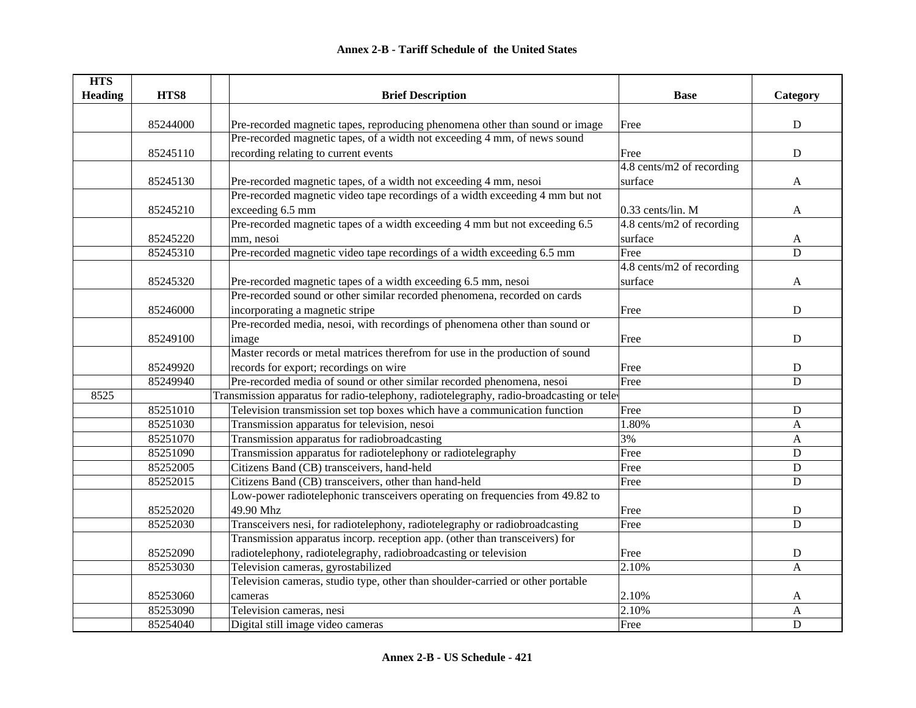# Annex 2-B - Tariff Schedule of the United States

| HTS Heading | HTS8 | | Brief Description | Base | Category |
|---|---|---|---|---|---|
| | 85244000 | | Pre-recorded magnetic tapes, reproducing phenomena other than sound or image | Free | D |
| | 85245110 | | Pre-recorded magnetic tapes, of a width not exceeding 4 mm, of news sound recording relating to current events | Free | D |
| | 85245130 | | Pre-recorded magnetic tapes, of a width not exceeding 4 mm, nesoi | 4.8 cents/m2 of recording surface | A |
| | 85245210 | | Pre-recorded magnetic video tape recordings of a width exceeding 4 mm but not exceeding 6.5 mm | 0.33 cents/lin. M | A |
| | 85245220 | | Pre-recorded magnetic tapes of a width exceeding 4 mm but not exceeding 6.5 mm, nesoi | 4.8 cents/m2 of recording surface | A |
| | 85245310 | | Pre-recorded magnetic video tape recordings of a width exceeding 6.5 mm | Free | D |
| | 85245320 | | Pre-recorded magnetic tapes of a width exceeding 6.5 mm, nesoi | 4.8 cents/m2 of recording surface | A |
| | 85246000 | | Pre-recorded sound or other similar recorded phenomena, recorded on cards incorporating a magnetic stripe | Free | D |
| | 85249100 | | Pre-recorded media, nesoi, with recordings of phenomena other than sound or image | Free | D |
| | 85249920 | | Master records or metal matrices therefrom for use in the production of sound records for export; recordings on wire | Free | D |
| | 85249940 | | Pre-recorded media of sound or other similar recorded phenomena, nesoi | Free | D |
| 8525 | | Transmission apparatus for radio-telephony, radiotelegraphy, radio-broadcasting or tele | | | |
| | 85251010 | | Television transmission set top boxes which have a communication function | Free | D |
| | 85251030 | | Transmission apparatus for television, nesoi | 1.80% | A |
| | 85251070 | | Transmission apparatus for radiobroadcasting | 3% | A |
| | 85251090 | | Transmission apparatus for radiotelephony or radiotelegraphy | Free | D |
| | 85252005 | | Citizens Band (CB) transceivers, hand-held | Free | D |
| | 85252015 | | Citizens Band (CB) transceivers, other than hand-held | Free | D |
| | 85252020 | | Low-power radiotelephonic transceivers operating on frequencies from 49.82 to 49.90 Mhz | Free | D |
| | 85252030 | | Transceivers nesi, for radiotelephony, radiotelegraphy or radiobroadcasting | Free | D |
| | 85252090 | | Transmission apparatus incorp. reception app. (other than transceivers) for radiotelephony, radiotelegraphy, radiobroadcasting or television | Free | D |
| | 85253030 | | Television cameras, gyrostabilized | 2.10% | A |
| | 85253060 | | Television cameras, studio type, other than shoulder-carried or other portable cameras | 2.10% | A |
| | 85253090 | | Television cameras, nesi | 2.10% | A |
| | 85254040 | | Digital still image video cameras | Free | D |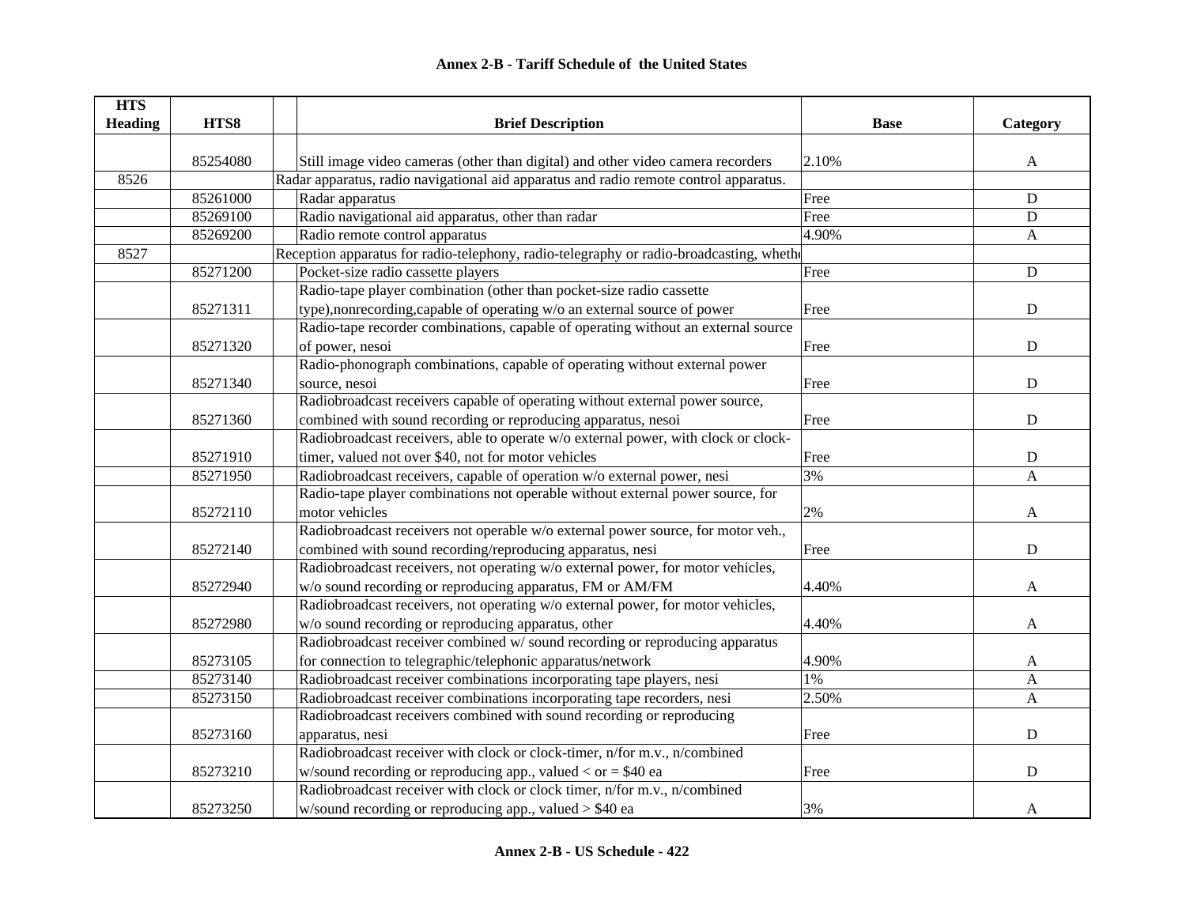# Annex 2-B - Tariff Schedule of the United States

| HTS Heading | HTS8 | | Brief Description | Base | Category |
|---|---|---|---|---|---|
| | 85254080 | | Still image video cameras (other than digital) and other video camera recorders | 2.10% | A |
| 8526 | | Radar apparatus, radio navigational aid apparatus and radio remote control apparatus. | | | |
| | 85261000 | | Radar apparatus | Free | D |
| | 85269100 | | Radio navigational aid apparatus, other than radar | Free | D |
| | 85269200 | | Radio remote control apparatus | 4.90% | A |
| 8527 | | Reception apparatus for radio-telephony, radio-telegraphy or radio-broadcasting, wheth | | | |
| | 85271200 | | Pocket-size radio cassette players | Free | D |
| | 85271311 | | Radio-tape player combination (other than pocket-size radio cassette type),nonrecording,capable of operating w/o an external source of power | Free | D |
| | 85271320 | | Radio-tape recorder combinations, capable of operating without an external source of power, nesoi | Free | D |
| | 85271340 | | Radio-phonograph combinations, capable of operating without external power source, nesoi | Free | D |
| | 85271360 | | Radiobroadcast receivers capable of operating without external power source, combined with sound recording or reproducing apparatus, nesoi | Free | D |
| | 85271910 | | Radiobroadcast receivers, able to operate w/o external power, with clock or clock-timer, valued not over $40, not for motor vehicles | Free | D |
| | 85271950 | | Radiobroadcast receivers, capable of operation w/o external power, nesi | 3% | A |
| | 85272110 | | Radio-tape player combinations not operable without external power source, for motor vehicles | 2% | A |
| | 85272140 | | Radiobroadcast receivers not operable w/o external power source, for motor veh., combined with sound recording/reproducing apparatus, nesi | Free | D |
| | 85272940 | | Radiobroadcast receivers, not operating w/o external power, for motor vehicles, w/o sound recording or reproducing apparatus, FM or AM/FM | 4.40% | A |
| | 85272980 | | Radiobroadcast receivers, not operating w/o external power, for motor vehicles, w/o sound recording or reproducing apparatus, other | 4.40% | A |
| | 85273105 | | Radiobroadcast receiver combined w/ sound recording or reproducing apparatus for connection to telegraphic/telephonic apparatus/network | 4.90% | A |
| | 85273140 | | Radiobroadcast receiver combinations incorporating tape players, nesi | 1% | A |
| | 85273150 | | Radiobroadcast receiver combinations incorporating tape recorders, nesi | 2.50% | A |
| | 85273160 | | Radiobroadcast receivers combined with sound recording or reproducing apparatus, nesi | Free | D |
| | 85273210 | | Radiobroadcast receiver with clock or clock-timer, n/for m.v., n/combined w/sound recording or reproducing app., valued < or = $40 ea | Free | D |
| | 85273250 | | Radiobroadcast receiver with clock or clock timer, n/for m.v., n/combined w/sound recording or reproducing app., valued > $40 ea | 3% | A |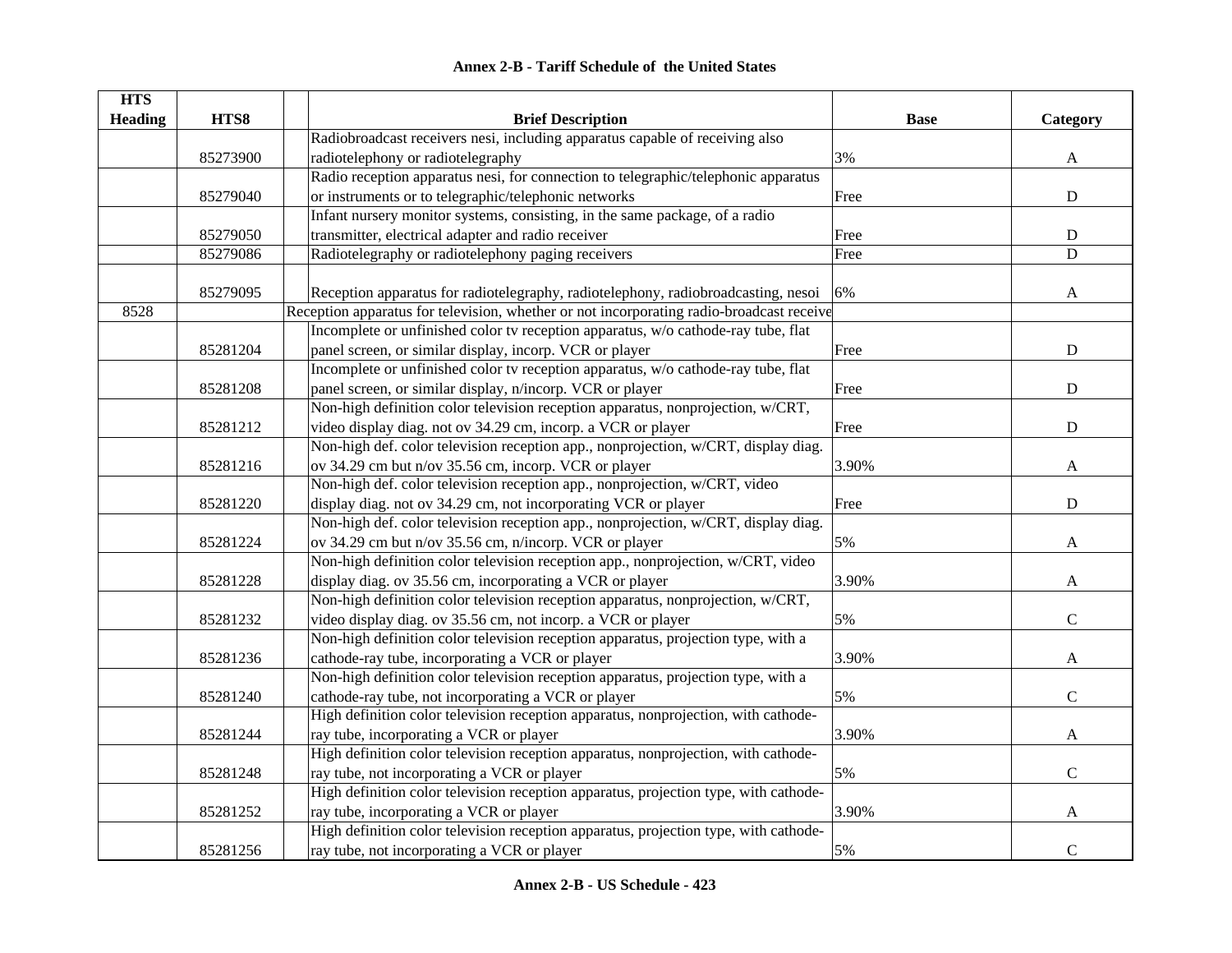## Annex 2-B - Tariff Schedule of the United States

| HTS Heading | HTS8 | | Brief Description | Base | Category |
|---|---|---|---|---|---|
| | 85273900 | | Radiobroadcast receivers nesi, including apparatus capable of receiving also radiotelephony or radiotelegraphy | 3% | A |
| | 85279040 | | Radio reception apparatus nesi, for connection to telegraphic/telephonic apparatus or instruments or to telegraphic/telephonic networks | Free | D |
| | 85279050 | | Infant nursery monitor systems, consisting, in the same package, of a radio transmitter, electrical adapter and radio receiver | Free | D |
| | 85279086 | | Radiotelegraphy or radiotelephony paging receivers | Free | D |
| | 85279095 | | Reception apparatus for radiotelegraphy, radiotelephony, radiobroadcasting, nesoi | 6% | A |
| 8528 | | Reception apparatus for television, whether or not incorporating radio-broadcast receive | | | |
| | 85281204 | | Incomplete or unfinished color tv reception apparatus, w/o cathode-ray tube, flat panel screen, or similar display, incorp. VCR or player | Free | D |
| | 85281208 | | Incomplete or unfinished color tv reception apparatus, w/o cathode-ray tube, flat panel screen, or similar display, n/incorp. VCR or player | Free | D |
| | 85281212 | | Non-high definition color television reception apparatus, nonprojection, w/CRT, video display diag. not ov 34.29 cm, incorp. a VCR or player | Free | D |
| | 85281216 | | Non-high def. color television reception app., nonprojection, w/CRT, display diag. ov 34.29 cm but n/ov 35.56 cm, incorp. VCR or player | 3.90% | A |
| | 85281220 | | Non-high def. color television reception app., nonprojection, w/CRT, video display diag. not ov 34.29 cm, not incorporating VCR or player | Free | D |
| | 85281224 | | Non-high def. color television reception app., nonprojection, w/CRT, display diag. ov 34.29 cm but n/ov 35.56 cm, n/incorp. VCR or player | 5% | A |
| | 85281228 | | Non-high definition color television reception app., nonprojection, w/CRT, video display diag. ov 35.56 cm, incorporating a VCR or player | 3.90% | A |
| | 85281232 | | Non-high definition color television reception apparatus, nonprojection, w/CRT, video display diag. ov 35.56 cm, not incorp. a VCR or player | 5% | C |
| | 85281236 | | Non-high definition color television reception apparatus, projection type, with a cathode-ray tube, incorporating a VCR or player | 3.90% | A |
| | 85281240 | | Non-high definition color television reception apparatus, projection type, with a cathode-ray tube, not incorporating a VCR or player | 5% | C |
| | 85281244 | | High definition color television reception apparatus, nonprojection, with cathode-ray tube, incorporating a VCR or player | 3.90% | A |
| | 85281248 | | High definition color television reception apparatus, nonprojection, with cathode-ray tube, not incorporating a VCR or player | 5% | C |
| | 85281252 | | High definition color television reception apparatus, projection type, with cathode-ray tube, incorporating a VCR or player | 3.90% | A |
| | 85281256 | | High definition color television reception apparatus, projection type, with cathode-ray tube, not incorporating a VCR or player | 5% | C |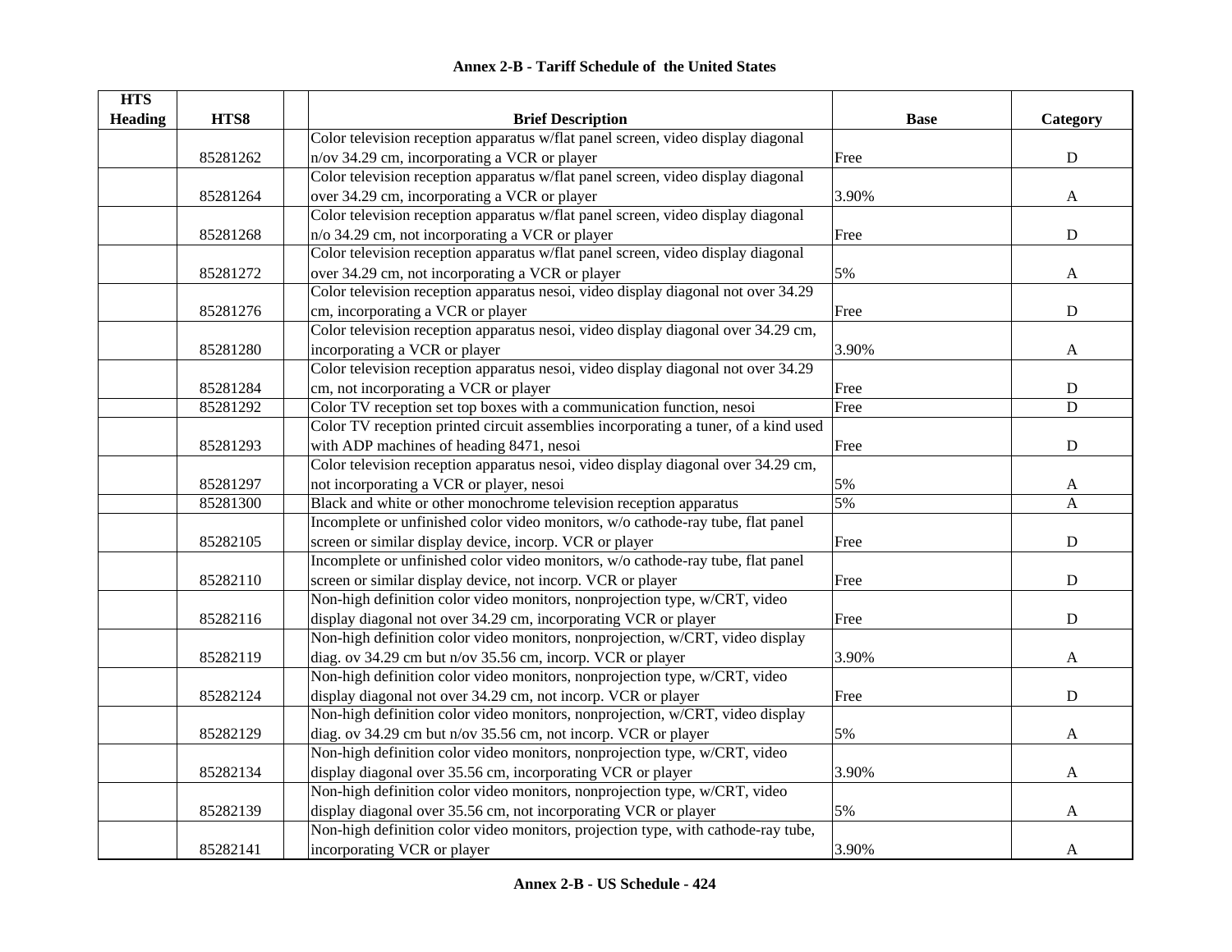## Annex 2-B - Tariff Schedule of the United States

| HTS Heading | HTS8 | | Brief Description | Base | Category |
|---|---|---|---|---|---|
| | 85281262 | | Color television reception apparatus w/flat panel screen, video display diagonal n/ov 34.29 cm, incorporating a VCR or player | Free | D |
| | 85281264 | | Color television reception apparatus w/flat panel screen, video display diagonal over 34.29 cm, incorporating a VCR or player | 3.90% | A |
| | 85281268 | | Color television reception apparatus w/flat panel screen, video display diagonal n/o 34.29 cm, not incorporating a VCR or player | Free | D |
| | 85281272 | | Color television reception apparatus w/flat panel screen, video display diagonal over 34.29 cm, not incorporating a VCR or player | 5% | A |
| | 85281276 | | Color television reception apparatus nesoi, video display diagonal not over 34.29 cm, incorporating a VCR or player | Free | D |
| | 85281280 | | Color television reception apparatus nesoi, video display diagonal over 34.29 cm, incorporating a VCR or player | 3.90% | A |
| | 85281284 | | Color television reception apparatus nesoi, video display diagonal not over 34.29 cm, not incorporating a VCR or player | Free | D |
| | 85281292 | | Color TV reception set top boxes with a communication function, nesoi | Free | D |
| | 85281293 | | Color TV reception printed circuit assemblies incorporating a tuner, of a kind used with ADP machines of heading 8471, nesoi | Free | D |
| | 85281297 | | Color television reception apparatus nesoi, video display diagonal over 34.29 cm, not incorporating a VCR or player, nesoi | 5% | A |
| | 85281300 | | Black and white or other monochrome television reception apparatus | 5% | A |
| | 85282105 | | Incomplete or unfinished color video monitors, w/o cathode-ray tube, flat panel screen or similar display device, incorp. VCR or player | Free | D |
| | 85282110 | | Incomplete or unfinished color video monitors, w/o cathode-ray tube, flat panel screen or similar display device, not incorp. VCR or player | Free | D |
| | 85282116 | | Non-high definition color video monitors, nonprojection type, w/CRT, video display diagonal not over 34.29 cm, incorporating VCR or player | Free | D |
| | 85282119 | | Non-high definition color video monitors, nonprojection, w/CRT, video display diag. ov 34.29 cm but n/ov 35.56 cm, incorp. VCR or player | 3.90% | A |
| | 85282124 | | Non-high definition color video monitors, nonprojection type, w/CRT, video display diagonal not over 34.29 cm, not incorp. VCR or player | Free | D |
| | 85282129 | | Non-high definition color video monitors, nonprojection, w/CRT, video display diag. ov 34.29 cm but n/ov 35.56 cm, not incorp. VCR or player | 5% | A |
| | 85282134 | | Non-high definition color video monitors, nonprojection type, w/CRT, video display diagonal over 35.56 cm, incorporating VCR or player | 3.90% | A |
| | 85282139 | | Non-high definition color video monitors, nonprojection type, w/CRT, video display diagonal over 35.56 cm, not incorporating VCR or player | 5% | A |
| | 85282141 | | Non-high definition color video monitors, projection type, with cathode-ray tube, incorporating VCR or player | 3.90% | A |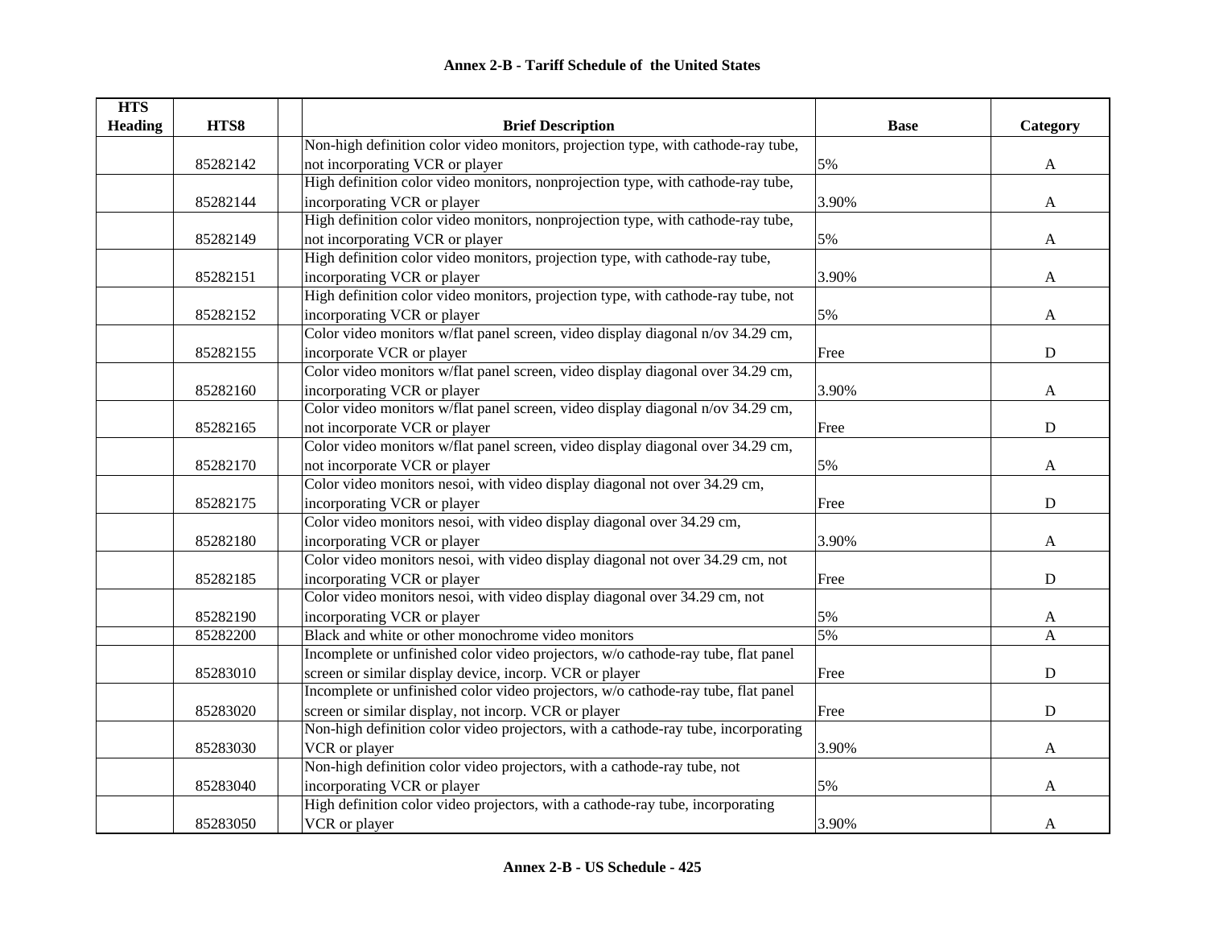## Annex 2-B - Tariff Schedule of the United States

| HTS Heading | HTS8 | | Brief Description | Base | Category |
|---|---|---|---|---|---|
| | 85282142 | | Non-high definition color video monitors, projection type, with cathode-ray tube, not incorporating VCR or player | 5% | A |
| | 85282144 | | High definition color video monitors, nonprojection type, with cathode-ray tube, incorporating VCR or player | 3.90% | A |
| | 85282149 | | High definition color video monitors, nonprojection type, with cathode-ray tube, not incorporating VCR or player | 5% | A |
| | 85282151 | | High definition color video monitors, projection type, with cathode-ray tube, incorporating VCR or player | 3.90% | A |
| | 85282152 | | High definition color video monitors, projection type, with cathode-ray tube, not incorporating VCR or player | 5% | A |
| | 85282155 | | Color video monitors w/flat panel screen, video display diagonal n/ov 34.29 cm, incorporate VCR or player | Free | D |
| | 85282160 | | Color video monitors w/flat panel screen, video display diagonal over 34.29 cm, incorporating VCR or player | 3.90% | A |
| | 85282165 | | Color video monitors w/flat panel screen, video display diagonal n/ov 34.29 cm, not incorporate VCR or player | Free | D |
| | 85282170 | | Color video monitors w/flat panel screen, video display diagonal over 34.29 cm, not incorporate VCR or player | 5% | A |
| | 85282175 | | Color video monitors nesoi, with video display diagonal not over 34.29 cm, incorporating VCR or player | Free | D |
| | 85282180 | | Color video monitors nesoi, with video display diagonal over 34.29 cm, incorporating VCR or player | 3.90% | A |
| | 85282185 | | Color video monitors nesoi, with video display diagonal not over 34.29 cm, not incorporating VCR or player | Free | D |
| | 85282190 | | Color video monitors nesoi, with video display diagonal over 34.29 cm, not incorporating VCR or player | 5% | A |
| | 85282200 | | Black and white or other monochrome video monitors | 5% | A |
| | 85283010 | | Incomplete or unfinished color video projectors, w/o cathode-ray tube, flat panel screen or similar display device, incorp. VCR or player | Free | D |
| | 85283020 | | Incomplete or unfinished color video projectors, w/o cathode-ray tube, flat panel screen or similar display, not incorp. VCR or player | Free | D |
| | 85283030 | | Non-high definition color video projectors, with a cathode-ray tube, incorporating VCR or player | 3.90% | A |
| | 85283040 | | Non-high definition color video projectors, with a cathode-ray tube, not incorporating VCR or player | 5% | A |
| | 85283050 | | High definition color video projectors, with a cathode-ray tube, incorporating VCR or player | 3.90% | A |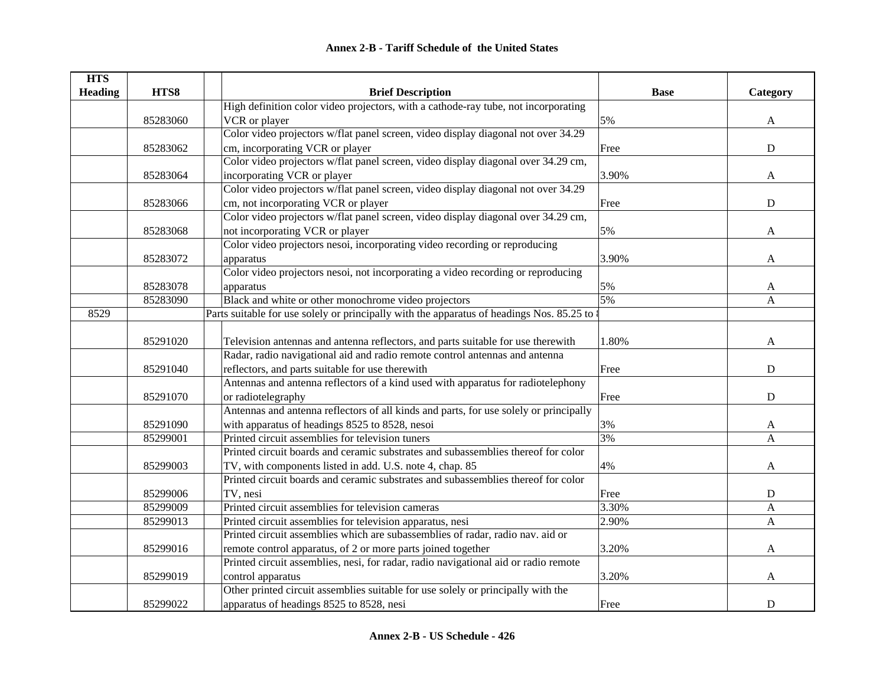## Annex 2-B - Tariff Schedule of the United States

| HTS Heading | HTS8 | | Brief Description | Base | Category |
|---|---|---|---|---|---|
| | 85283060 | | High definition color video projectors, with a cathode-ray tube, not incorporating VCR or player | 5% | A |
| | 85283062 | | Color video projectors w/flat panel screen, video display diagonal not over 34.29 cm, incorporating VCR or player | Free | D |
| | 85283064 | | Color video projectors w/flat panel screen, video display diagonal over 34.29 cm, incorporating VCR or player | 3.90% | A |
| | 85283066 | | Color video projectors w/flat panel screen, video display diagonal not over 34.29 cm, not incorporating VCR or player | Free | D |
| | 85283068 | | Color video projectors w/flat panel screen, video display diagonal over 34.29 cm, not incorporating VCR or player | 5% | A |
| | 85283072 | | Color video projectors nesoi, incorporating video recording or reproducing apparatus | 3.90% | A |
| | 85283078 | | Color video projectors nesoi, not incorporating a video recording or reproducing apparatus | 5% | A |
| | 85283090 | | Black and white or other monochrome video projectors | 5% | A |
| 8529 | | Parts suitable for use solely or principally with the apparatus of headings Nos. 85.25 to 8 | | | |
| | 85291020 | | Television antennas and antenna reflectors, and parts suitable for use therewith | 1.80% | A |
| | 85291040 | | Radar, radio navigational aid and radio remote control antennas and antenna reflectors, and parts suitable for use therewith | Free | D |
| | 85291070 | | Antennas and antenna reflectors of a kind used with apparatus for radiotelephony or radiotelegraphy | Free | D |
| | 85291090 | | Antennas and antenna reflectors of all kinds and parts, for use solely or principally with apparatus of headings 8525 to 8528, nesoi | 3% | A |
| | 85299001 | | Printed circuit assemblies for television tuners | 3% | A |
| | 85299003 | | Printed circuit boards and ceramic substrates and subassemblies thereof for color TV, with components listed in add. U.S. note 4, chap. 85 | 4% | A |
| | 85299006 | | Printed circuit boards and ceramic substrates and subassemblies thereof for color TV, nesi | Free | D |
| | 85299009 | | Printed circuit assemblies for television cameras | 3.30% | A |
| | 85299013 | | Printed circuit assemblies for television apparatus, nesi | 2.90% | A |
| | 85299016 | | Printed circuit assemblies which are subassemblies of radar, radio nav. aid or remote control apparatus, of 2 or more parts joined together | 3.20% | A |
| | 85299019 | | Printed circuit assemblies, nesi, for radar, radio navigational aid or radio remote control apparatus | 3.20% | A |
| | 85299022 | | Other printed circuit assemblies suitable for use solely or principally with the apparatus of headings 8525 to 8528, nesi | Free | D |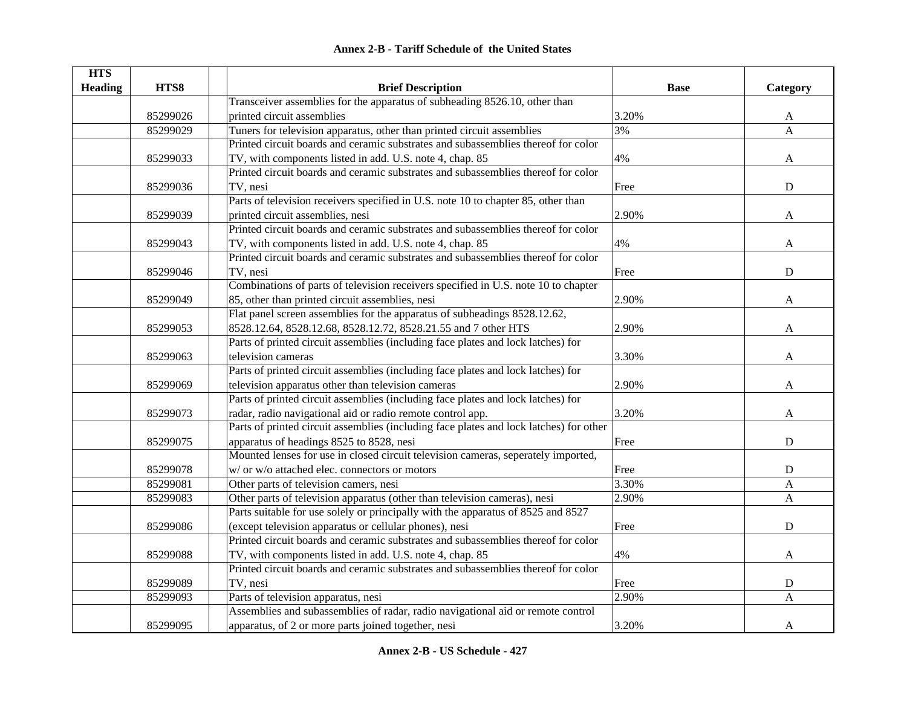**Annex 2-B - Tariff Schedule of the United States**

| HTS Heading | HTS8 | | Brief Description | Base | Category |
|---|---|---|---|---|---|
| | 85299026 | | Transceiver assemblies for the apparatus of subheading 8526.10, other than printed circuit assemblies | 3.20% | A |
| | 85299029 | | Tuners for television apparatus, other than printed circuit assemblies | 3% | A |
| | 85299033 | | Printed circuit boards and ceramic substrates and subassemblies thereof for color TV, with components listed in add. U.S. note 4, chap. 85 | 4% | A |
| | 85299036 | | Printed circuit boards and ceramic substrates and subassemblies thereof for color TV, nesi | Free | D |
| | 85299039 | | Parts of television receivers specified in U.S. note 10 to chapter 85, other than printed circuit assemblies, nesi | 2.90% | A |
| | 85299043 | | Printed circuit boards and ceramic substrates and subassemblies thereof for color TV, with components listed in add. U.S. note 4, chap. 85 | 4% | A |
| | 85299046 | | Printed circuit boards and ceramic substrates and subassemblies thereof for color TV, nesi | Free | D |
| | 85299049 | | Combinations of parts of television receivers specified in U.S. note 10 to chapter 85, other than printed circuit assemblies, nesi | 2.90% | A |
| | 85299053 | | Flat panel screen assemblies for the apparatus of subheadings 8528.12.62, 8528.12.64, 8528.12.68, 8528.12.72, 8528.21.55 and 7 other HTS | 2.90% | A |
| | 85299063 | | Parts of printed circuit assemblies (including face plates and lock latches) for television cameras | 3.30% | A |
| | 85299069 | | Parts of printed circuit assemblies (including face plates and lock latches) for television apparatus other than television cameras | 2.90% | A |
| | 85299073 | | Parts of printed circuit assemblies (including face plates and lock latches) for radar, radio navigational aid or radio remote control app. | 3.20% | A |
| | 85299075 | | Parts of printed circuit assemblies (including face plates and lock latches) for other apparatus of headings 8525 to 8528, nesi | Free | D |
| | 85299078 | | Mounted lenses for use in closed circuit television cameras, seperately imported, w/ or w/o attached elec. connectors or motors | Free | D |
| | 85299081 | | Other parts of television camers, nesi | 3.30% | A |
| | 85299083 | | Other parts of television apparatus (other than television cameras), nesi | 2.90% | A |
| | 85299086 | | Parts suitable for use solely or principally with the apparatus of 8525 and 8527 (except television apparatus or cellular phones), nesi | Free | D |
| | 85299088 | | Printed circuit boards and ceramic substrates and subassemblies thereof for color TV, with components listed in add. U.S. note 4, chap. 85 | 4% | A |
| | 85299089 | | Printed circuit boards and ceramic substrates and subassemblies thereof for color TV, nesi | Free | D |
| | 85299093 | | Parts of television apparatus, nesi | 2.90% | A |
| | 85299095 | | Assemblies and subassemblies of radar, radio navigational aid or remote control apparatus, of 2 or more parts joined together, nesi | 3.20% | A |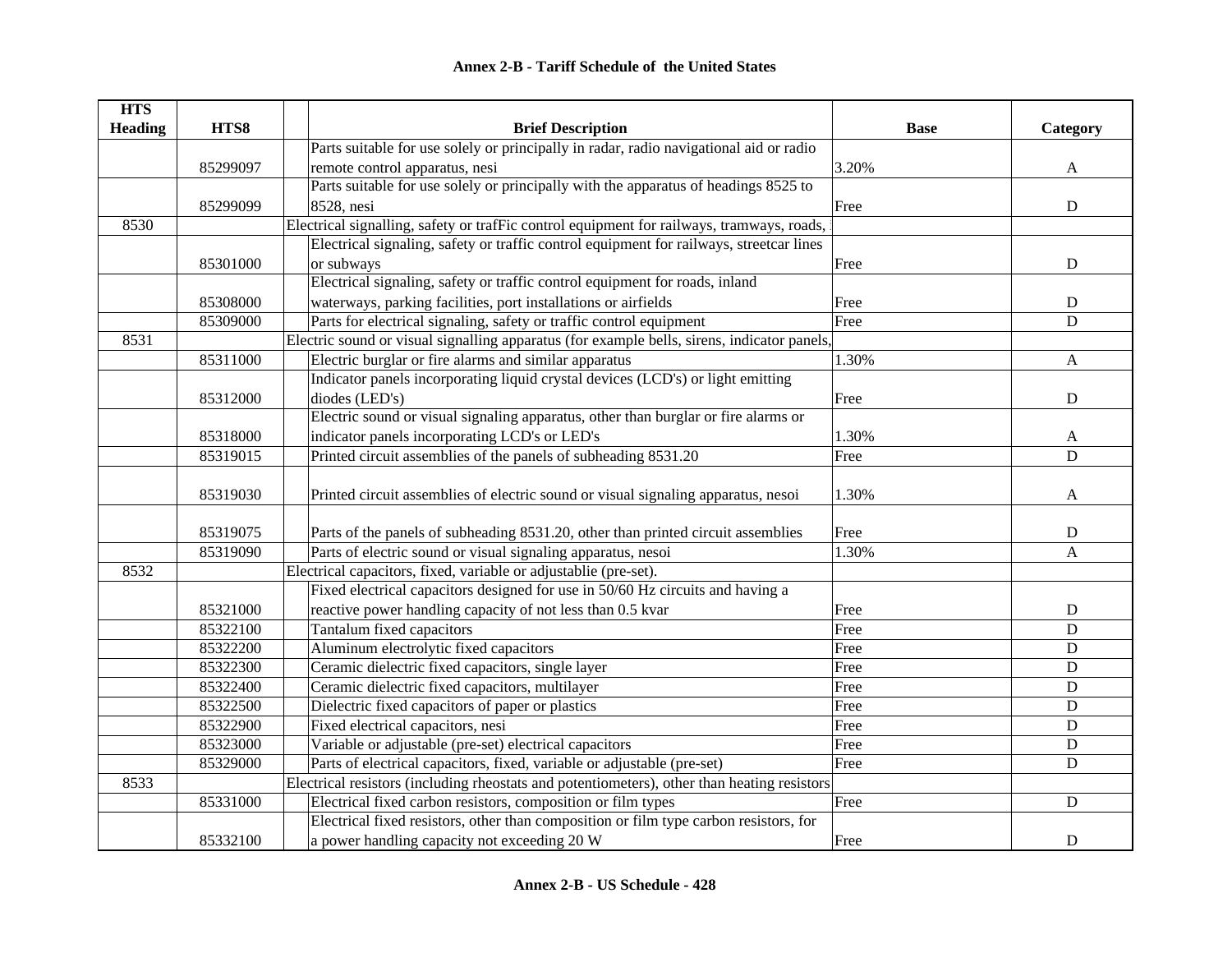# Annex 2-B - Tariff Schedule of the United States

| HTS Heading | HTS8 | Brief Description | Base | Category |
|---|---|---|---|---|
| | 85299097 | Parts suitable for use solely or principally in radar, radio navigational aid or radio remote control apparatus, nesi | 3.20% | A |
| | 85299099 | Parts suitable for use solely or principally with the apparatus of headings 8525 to 8528, nesi | Free | D |
| 8530 | | Electrical signalling, safety or trafFic control equipment for railways, tramways, roads, | | |
| | 85301000 | Electrical signaling, safety or traffic control equipment for railways, streetcar lines or subways | Free | D |
| | 85308000 | Electrical signaling, safety or traffic control equipment for roads, inland waterways, parking facilities, port installations or airfields | Free | D |
| | 85309000 | Parts for electrical signaling, safety or traffic control equipment | Free | D |
| 8531 | | Electric sound or visual signalling apparatus (for example bells, sirens, indicator panels, | | |
| | 85311000 | Electric burglar or fire alarms and similar apparatus | 1.30% | A |
| | 85312000 | Indicator panels incorporating liquid crystal devices (LCD's) or light emitting diodes (LED's) | Free | D |
| | 85318000 | Electric sound or visual signaling apparatus, other than burglar or fire alarms or indicator panels incorporating LCD's or LED's | 1.30% | A |
| | 85319015 | Printed circuit assemblies of the panels of subheading 8531.20 | Free | D |
| | 85319030 | Printed circuit assemblies of electric sound or visual signaling apparatus, nesoi | 1.30% | A |
| | 85319075 | Parts of the panels of subheading 8531.20, other than printed circuit assemblies | Free | D |
| | 85319090 | Parts of electric sound or visual signaling apparatus, nesoi | 1.30% | A |
| 8532 | | Electrical capacitors, fixed, variable or adjustablie (pre-set). | | |
| | 85321000 | Fixed electrical capacitors designed for use in 50/60 Hz circuits and having a reactive power handling capacity of not less than 0.5 kvar | Free | D |
| | 85322100 | Tantalum fixed capacitors | Free | D |
| | 85322200 | Aluminum electrolytic fixed capacitors | Free | D |
| | 85322300 | Ceramic dielectric fixed capacitors, single layer | Free | D |
| | 85322400 | Ceramic dielectric fixed capacitors, multilayer | Free | D |
| | 85322500 | Dielectric fixed capacitors of paper or plastics | Free | D |
| | 85322900 | Fixed electrical capacitors, nesi | Free | D |
| | 85323000 | Variable or adjustable (pre-set) electrical capacitors | Free | D |
| | 85329000 | Parts of electrical capacitors, fixed, variable or adjustable (pre-set) | Free | D |
| 8533 | | Electrical resistors (including rheostats and potentiometers), other than heating resistors | | |
| | 85331000 | Electrical fixed carbon resistors, composition or film types | Free | D |
| | 85332100 | Electrical fixed resistors, other than composition or film type carbon resistors, for a power handling capacity not exceeding 20 W | Free | D |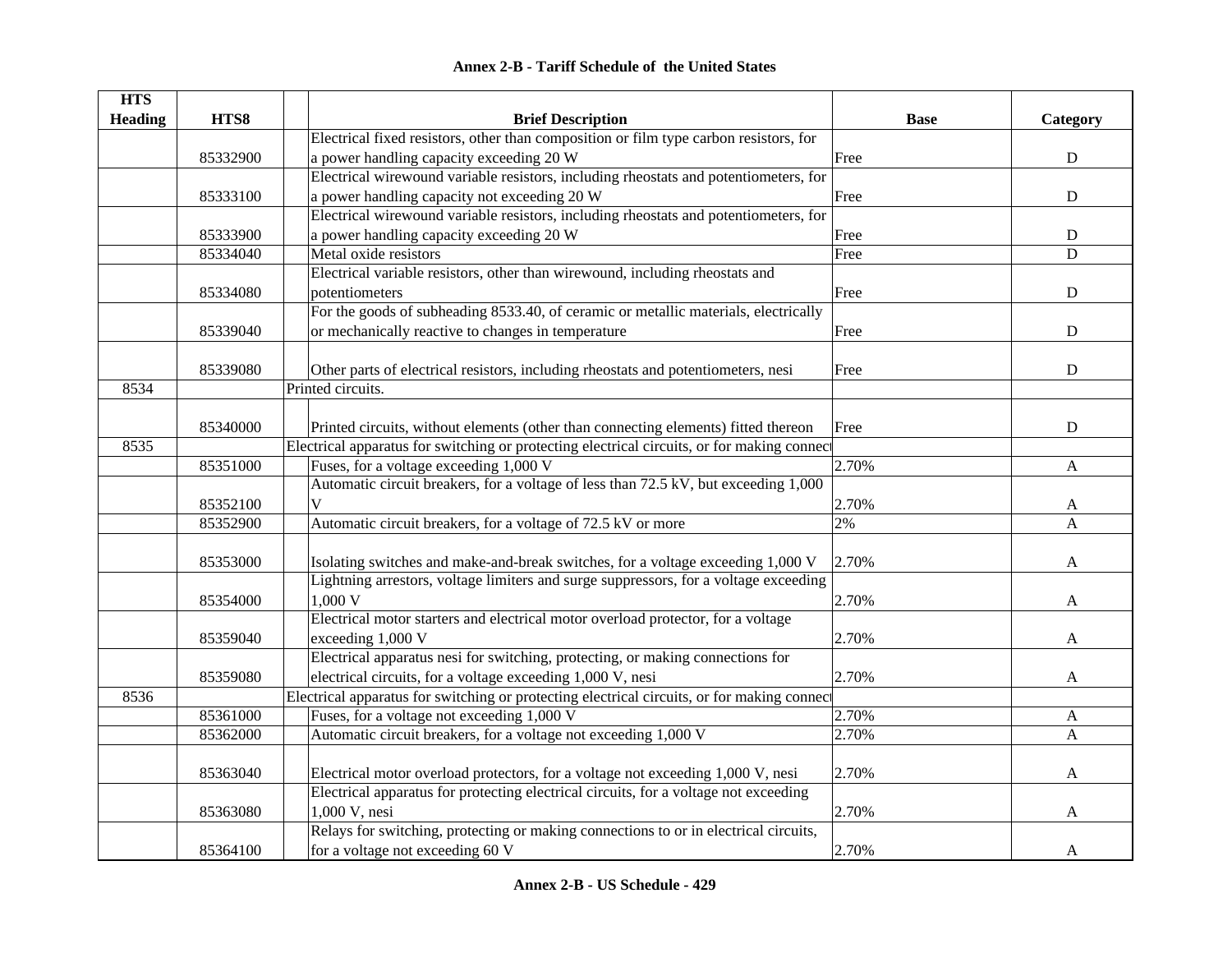## Annex 2-B - Tariff Schedule of the United States

| HTS Heading | HTS8 | Brief Description | Base | Category |
|---|---|---|---|---|
| | 85332900 | Electrical fixed resistors, other than composition or film type carbon resistors, for a power handling capacity exceeding 20 W | Free | D |
| | 85333100 | Electrical wirewound variable resistors, including rheostats and potentiometers, for a power handling capacity not exceeding 20 W | Free | D |
| | 85333900 | Electrical wirewound variable resistors, including rheostats and potentiometers, for a power handling capacity exceeding 20 W | Free | D |
| | 85334040 | Metal oxide resistors | Free | D |
| | 85334080 | Electrical variable resistors, other than wirewound, including rheostats and potentiometers | Free | D |
| | 85339040 | For the goods of subheading 8533.40, of ceramic or metallic materials, electrically or mechanically reactive to changes in temperature | Free | D |
| | 85339080 | Other parts of electrical resistors, including rheostats and potentiometers, nesi | Free | D |
| 8534 | | Printed circuits. | | |
| | 85340000 | Printed circuits, without elements (other than connecting elements) fitted thereon | Free | D |
| 8535 | | Electrical apparatus for switching or protecting electrical circuits, or for making connect | | |
| | 85351000 | Fuses, for a voltage exceeding 1,000 V | 2.70% | A |
| | 85352100 | Automatic circuit breakers, for a voltage of less than 72.5 kV, but exceeding 1,000 V | 2.70% | A |
| | 85352900 | Automatic circuit breakers, for a voltage of 72.5 kV or more | 2% | A |
| | 85353000 | Isolating switches and make-and-break switches, for a voltage exceeding 1,000 V | 2.70% | A |
| | 85354000 | Lightning arrestors, voltage limiters and surge suppressors, for a voltage exceeding 1,000 V | 2.70% | A |
| | 85359040 | Electrical motor starters and electrical motor overload protector, for a voltage exceeding 1,000 V | 2.70% | A |
| | 85359080 | Electrical apparatus nesi for switching, protecting, or making connections for electrical circuits, for a voltage exceeding 1,000 V, nesi | 2.70% | A |
| 8536 | | Electrical apparatus for switching or protecting electrical circuits, or for making connect | | |
| | 85361000 | Fuses, for a voltage not exceeding 1,000 V | 2.70% | A |
| | 85362000 | Automatic circuit breakers, for a voltage not exceeding 1,000 V | 2.70% | A |
| | 85363040 | Electrical motor overload protectors, for a voltage not exceeding 1,000 V, nesi | 2.70% | A |
| | 85363080 | Electrical apparatus for protecting electrical circuits, for a voltage not exceeding 1,000 V, nesi | 2.70% | A |
| | 85364100 | Relays for switching, protecting or making connections to or in electrical circuits, for a voltage not exceeding 60 V | 2.70% | A |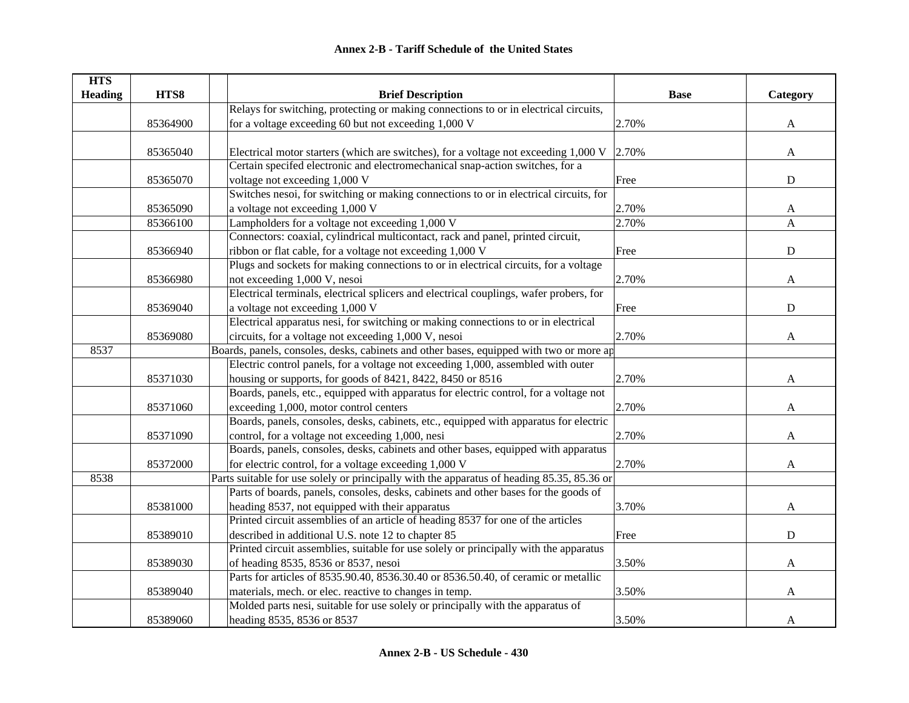# Annex 2-B - Tariff Schedule of the United States

| HTS Heading | HTS8 | | Brief Description | Base | Category |
|---|---|---|---|---|---|
| | 85364900 | | Relays for switching, protecting or making connections to or in electrical circuits, for a voltage exceeding 60 but not exceeding 1,000 V | 2.70% | A |
| | 85365040 | | Electrical motor starters (which are switches), for a voltage not exceeding 1,000 V | 2.70% | A |
| | 85365070 | | Certain specifed electronic and electromechanical snap-action switches, for a voltage not exceeding 1,000 V | Free | D |
| | 85365090 | | Switches nesoi, for switching or making connections to or in electrical circuits, for a voltage not exceeding 1,000 V | 2.70% | A |
| | 85366100 | | Lampholders for a voltage not exceeding 1,000 V | 2.70% | A |
| | 85366940 | | Connectors: coaxial, cylindrical multicontact, rack and panel, printed circuit, ribbon or flat cable, for a voltage not exceeding 1,000 V | Free | D |
| | 85366980 | | Plugs and sockets for making connections to or in electrical circuits, for a voltage not exceeding 1,000 V, nesoi | 2.70% | A |
| | 85369040 | | Electrical terminals, electrical splicers and electrical couplings, wafer probers, for a voltage not exceeding 1,000 V | Free | D |
| | 85369080 | | Electrical apparatus nesi, for switching or making connections to or in electrical circuits, for a voltage not exceeding 1,000 V, nesoi | 2.70% | A |
| 8537 | | Boards, panels, consoles, desks, cabinets and other bases, equipped with two or more ap | | | |
| | 85371030 | | Electric control panels, for a voltage not exceeding 1,000, assembled with outer housing or supports, for goods of 8421, 8422, 8450 or 8516 | 2.70% | A |
| | 85371060 | | Boards, panels, etc., equipped with apparatus for electric control, for a voltage not exceeding 1,000, motor control centers | 2.70% | A |
| | 85371090 | | Boards, panels, consoles, desks, cabinets, etc., equipped with apparatus for electric control, for a voltage not exceeding 1,000, nesi | 2.70% | A |
| | 85372000 | | Boards, panels, consoles, desks, cabinets and other bases, equipped with apparatus for electric control, for a voltage exceeding 1,000 V | 2.70% | A |
| 8538 | | Parts suitable for use solely or principally with the apparatus of heading 85.35, 85.36 or | | | |
| | 85381000 | | Parts of boards, panels, consoles, desks, cabinets and other bases for the goods of heading 8537, not equipped with their apparatus | 3.70% | A |
| | 85389010 | | Printed circuit assemblies of an article of heading 8537 for one of the articles described in additional U.S. note 12 to chapter 85 | Free | D |
| | 85389030 | | Printed circuit assemblies, suitable for use solely or principally with the apparatus of heading 8535, 8536 or 8537, nesoi | 3.50% | A |
| | 85389040 | | Parts for articles of 8535.90.40, 8536.30.40 or 8536.50.40, of ceramic or metallic materials, mech. or elec. reactive to changes in temp. | 3.50% | A |
| | 85389060 | | Molded parts nesi, suitable for use solely or principally with the apparatus of heading 8535, 8536 or 8537 | 3.50% | A |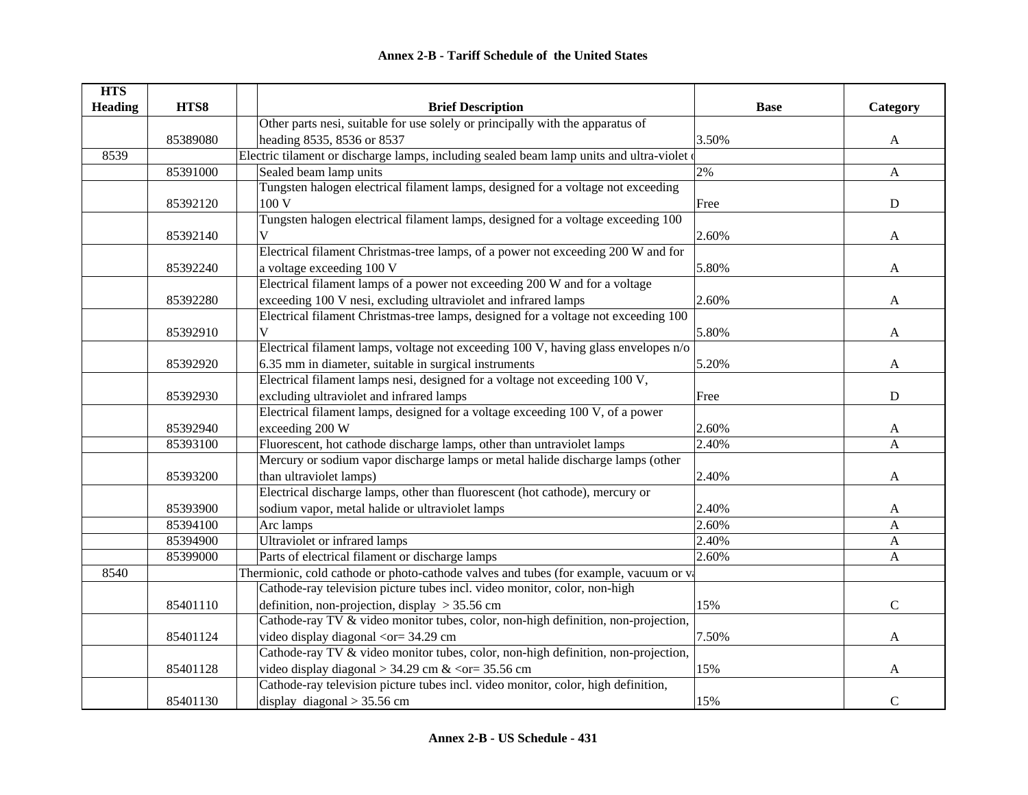## Annex 2-B - Tariff Schedule of the United States

| HTS Heading | HTS8 | Brief Description | Base | Category |
|---|---|---|---|---|
| | 85389080 | Other parts nesi, suitable for use solely or principally with the apparatus of heading 8535, 8536 or 8537 | 3.50% | A |
| 8539 | | Electric tilament or discharge lamps, including sealed beam lamp units and ultra-violet ( | | |
| | 85391000 | Sealed beam lamp units | 2% | A |
| | 85392120 | Tungsten halogen electrical filament lamps, designed for a voltage not exceeding 100 V | Free | D |
| | 85392140 | Tungsten halogen electrical filament lamps, designed for a voltage exceeding 100 V | 2.60% | A |
| | 85392240 | Electrical filament Christmas-tree lamps, of a power not exceeding 200 W and for a voltage exceeding 100 V | 5.80% | A |
| | 85392280 | Electrical filament lamps of a power not exceeding 200 W and for a voltage exceeding 100 V nesi, excluding ultraviolet and infrared lamps | 2.60% | A |
| | 85392910 | Electrical filament Christmas-tree lamps, designed for a voltage not exceeding 100 V | 5.80% | A |
| | 85392920 | Electrical filament lamps, voltage not exceeding 100 V, having glass envelopes n/o 6.35 mm in diameter, suitable in surgical instruments | 5.20% | A |
| | 85392930 | Electrical filament lamps nesi, designed for a voltage not exceeding 100 V, excluding ultraviolet and infrared lamps | Free | D |
| | 85392940 | Electrical filament lamps, designed for a voltage exceeding 100 V, of a power exceeding 200 W | 2.60% | A |
| | 85393100 | Fluorescent, hot cathode discharge lamps, other than untraviolet lamps | 2.40% | A |
| | 85393200 | Mercury or sodium vapor discharge lamps or metal halide discharge lamps (other than ultraviolet lamps) | 2.40% | A |
| | 85393900 | Electrical discharge lamps, other than fluorescent (hot cathode), mercury or sodium vapor, metal halide or ultraviolet lamps | 2.40% | A |
| | 85394100 | Arc lamps | 2.60% | A |
| | 85394900 | Ultraviolet or infrared lamps | 2.40% | A |
| | 85399000 | Parts of electrical filament or discharge lamps | 2.60% | A |
| 8540 | | Thermionic, cold cathode or photo-cathode valves and tubes (for example, vacuum or va | | |
| | 85401110 | Cathode-ray television picture tubes incl. video monitor, color, non-high definition, non-projection, display > 35.56 cm | 15% | C |
| | 85401124 | Cathode-ray TV & video monitor tubes, color, non-high definition, non-projection, video display diagonal <or= 34.29 cm | 7.50% | A |
| | 85401128 | Cathode-ray TV & video monitor tubes, color, non-high definition, non-projection, video display diagonal > 34.29 cm & <or= 35.56 cm | 15% | A |
| | 85401130 | Cathode-ray television picture tubes incl. video monitor, color, high definition, display diagonal > 35.56 cm | 15% | C |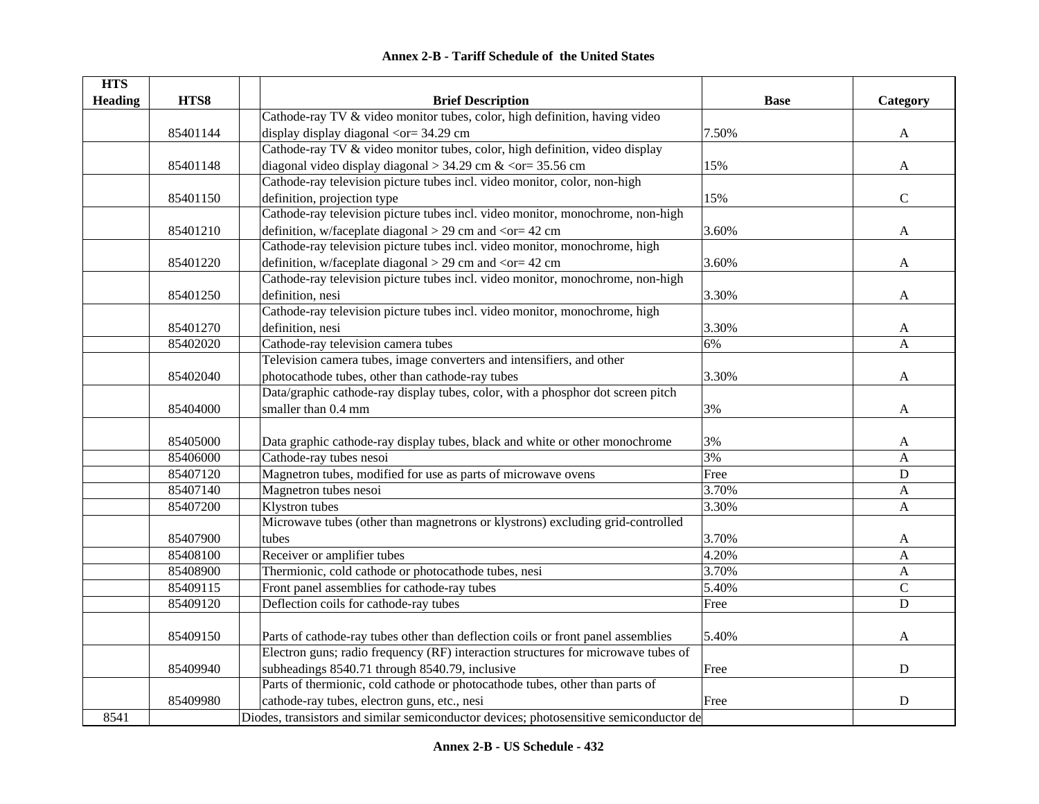## Annex 2-B - Tariff Schedule of the United States

| HTS Heading | HTS8 | | Brief Description | Base | Category |
|---|---|---|---|---|---|
| | 85401144 | | Cathode-ray TV & video monitor tubes, color, high definition, having video display display diagonal <or= 34.29 cm | 7.50% | A |
| | 85401148 | | Cathode-ray TV & video monitor tubes, color, high definition, video display diagonal video display diagonal > 34.29 cm & <or= 35.56 cm | 15% | A |
| | 85401150 | | Cathode-ray television picture tubes incl. video monitor, color, non-high definition, projection type | 15% | C |
| | 85401210 | | Cathode-ray television picture tubes incl. video monitor, monochrome, non-high definition, w/faceplate diagonal > 29 cm and <or= 42 cm | 3.60% | A |
| | 85401220 | | Cathode-ray television picture tubes incl. video monitor, monochrome, high definition, w/faceplate diagonal > 29 cm and <or= 42 cm | 3.60% | A |
| | 85401250 | | Cathode-ray television picture tubes incl. video monitor, monochrome, non-high definition, nesi | 3.30% | A |
| | 85401270 | | Cathode-ray television picture tubes incl. video monitor, monochrome, high definition, nesi | 3.30% | A |
| | 85402020 | | Cathode-ray television camera tubes | 6% | A |
| | 85402040 | | Television camera tubes, image converters and intensifiers, and other photocathode tubes, other than cathode-ray tubes | 3.30% | A |
| | 85404000 | | Data/graphic cathode-ray display tubes, color, with a phosphor dot screen pitch smaller than 0.4 mm | 3% | A |
| | 85405000 | | Data graphic cathode-ray display tubes, black and white or other monochrome | 3% | A |
| | 85406000 | | Cathode-ray tubes nesoi | 3% | A |
| | 85407120 | | Magnetron tubes, modified for use as parts of microwave ovens | Free | D |
| | 85407140 | | Magnetron tubes nesoi | 3.70% | A |
| | 85407200 | | Klystron tubes | 3.30% | A |
| | 85407900 | | Microwave tubes (other than magnetrons or klystrons) excluding grid-controlled tubes | 3.70% | A |
| | 85408100 | | Receiver or amplifier tubes | 4.20% | A |
| | 85408900 | | Thermionic, cold cathode or photocathode tubes, nesi | 3.70% | A |
| | 85409115 | | Front panel assemblies for cathode-ray tubes | 5.40% | C |
| | 85409120 | | Deflection coils for cathode-ray tubes | Free | D |
| | 85409150 | | Parts of cathode-ray tubes other than deflection coils or front panel assemblies | 5.40% | A |
| | 85409940 | | Electron guns; radio frequency (RF) interaction structures for microwave tubes of subheadings 8540.71 through 8540.79, inclusive | Free | D |
| | 85409980 | | Parts of thermionic, cold cathode or photocathode tubes, other than parts of cathode-ray tubes, electron guns, etc., nesi | Free | D |
| 8541 | | Diodes, transistors and similar semiconductor devices; photosensitive semiconductor de | | | |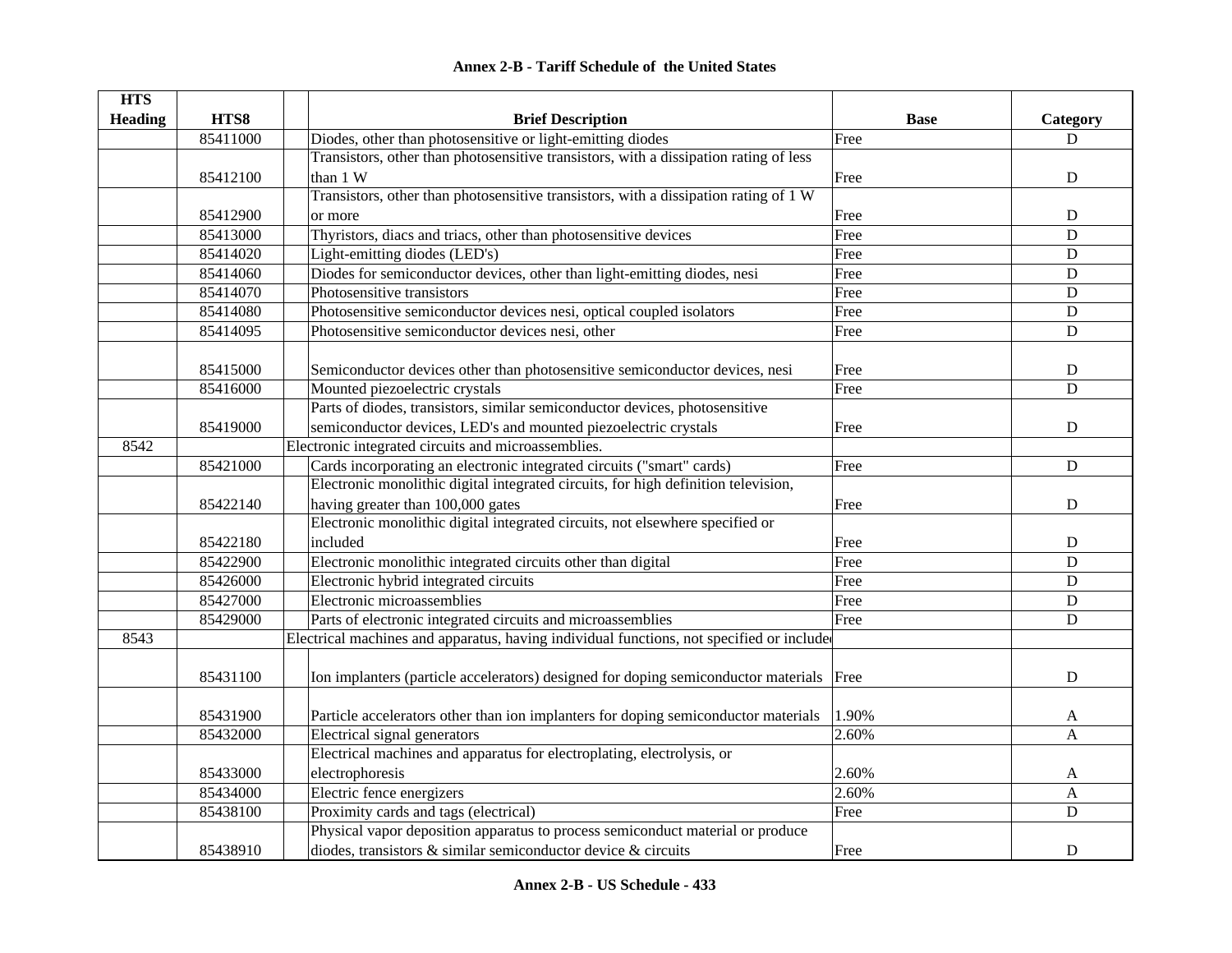**Annex 2-B - Tariff Schedule of the United States**

| HTS Heading | HTS8 | | Brief Description | Base | Category |
|---|---|---|---|---|---|
| | 85411000 | | Diodes, other than photosensitive or light-emitting diodes | Free | D |
| | 85412100 | | Transistors, other than photosensitive transistors, with a dissipation rating of less than 1 W | Free | D |
| | 85412900 | | Transistors, other than photosensitive transistors, with a dissipation rating of 1 W or more | Free | D |
| | 85413000 | | Thyristors, diacs and triacs, other than photosensitive devices | Free | D |
| | 85414020 | | Light-emitting diodes (LED's) | Free | D |
| | 85414060 | | Diodes for semiconductor devices, other than light-emitting diodes, nesi | Free | D |
| | 85414070 | | Photosensitive transistors | Free | D |
| | 85414080 | | Photosensitive semiconductor devices nesi, optical coupled isolators | Free | D |
| | 85414095 | | Photosensitive semiconductor devices nesi, other | Free | D |
| | 85415000 | | Semiconductor devices other than photosensitive semiconductor devices, nesi | Free | D |
| | 85416000 | | Mounted piezoelectric crystals | Free | D |
| | 85419000 | | Parts of diodes, transistors, similar semiconductor devices, photosensitive semiconductor devices, LED's and mounted piezoelectric crystals | Free | D |
| 8542 | | Electronic integrated circuits and microassemblies. | | | |
| | 85421000 | | Cards incorporating an electronic integrated circuits ("smart" cards) | Free | D |
| | 85422140 | | Electronic monolithic digital integrated circuits, for high definition television, having greater than 100,000 gates | Free | D |
| | 85422180 | | Electronic monolithic digital integrated circuits, not elsewhere specified or included | Free | D |
| | 85422900 | | Electronic monolithic integrated circuits other than digital | Free | D |
| | 85426000 | | Electronic hybrid integrated circuits | Free | D |
| | 85427000 | | Electronic microassemblies | Free | D |
| | 85429000 | | Parts of electronic integrated circuits and microassemblies | Free | D |
| 8543 | | Electrical machines and apparatus, having individual functions, not specified or include | | | |
| | 85431100 | | Ion implanters (particle accelerators) designed for doping semiconductor materials | Free | D |
| | 85431900 | | Particle accelerators other than ion implanters for doping semiconductor materials | 1.90% | A |
| | 85432000 | | Electrical signal generators | 2.60% | A |
| | 85433000 | | Electrical machines and apparatus for electroplating, electrolysis, or electrophoresis | 2.60% | A |
| | 85434000 | | Electric fence energizers | 2.60% | A |
| | 85438100 | | Proximity cards and tags (electrical) | Free | D |
| | 85438910 | | Physical vapor deposition apparatus to process semiconduct material or produce diodes, transistors & similar semiconductor device & circuits | Free | D |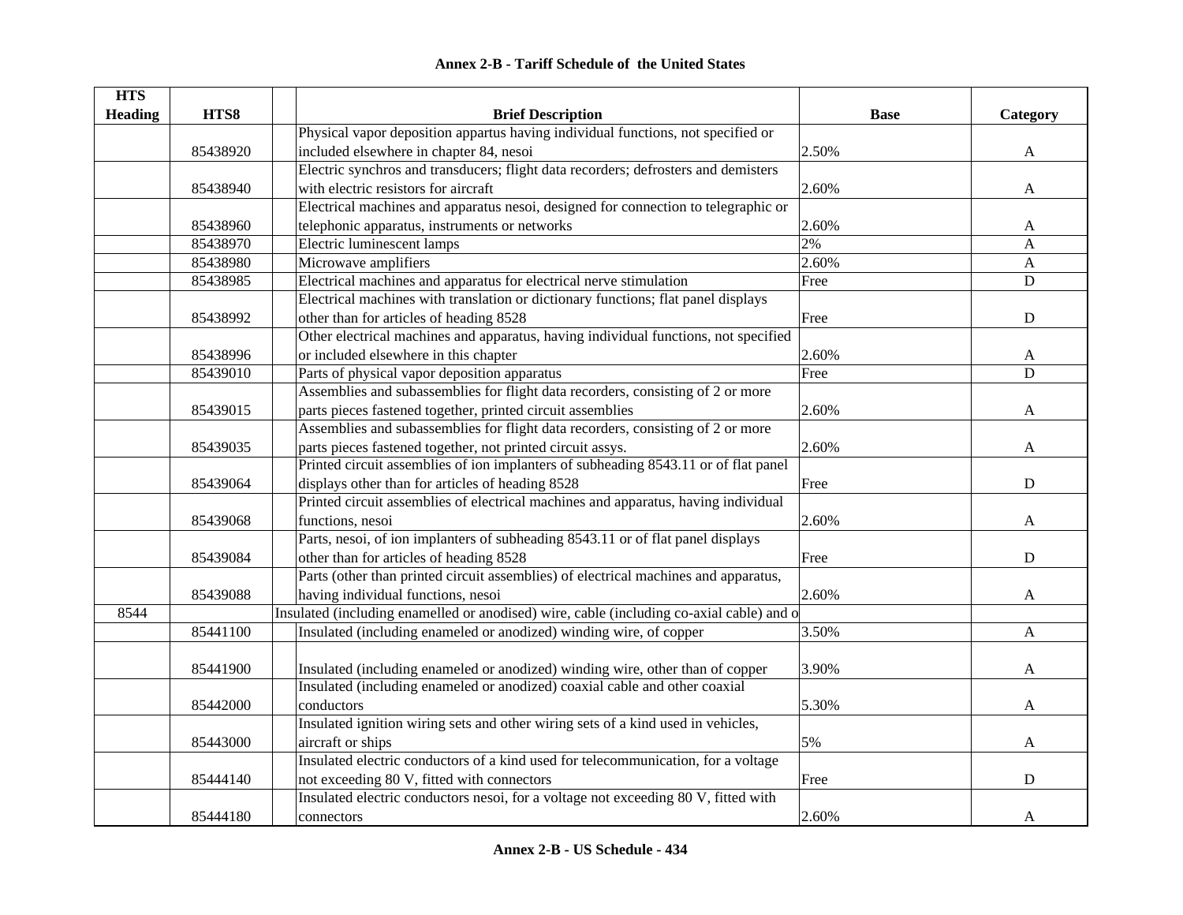## Annex 2-B - Tariff Schedule of the United States

| HTS Heading | HTS8 | | Brief Description | Base | Category |
|---|---|---|---|---|---|
| | 85438920 | | Physical vapor deposition appartus having individual functions, not specified or included elsewhere in chapter 84, nesoi | 2.50% | A |
| | 85438940 | | Electric synchros and transducers; flight data recorders; defrosters and demisters with electric resistors for aircraft | 2.60% | A |
| | 85438960 | | Electrical machines and apparatus nesoi, designed for connection to telegraphic or telephonic apparatus, instruments or networks | 2.60% | A |
| | 85438970 | | Electric luminescent lamps | 2% | A |
| | 85438980 | | Microwave amplifiers | 2.60% | A |
| | 85438985 | | Electrical machines and apparatus for electrical nerve stimulation | Free | D |
| | 85438992 | | Electrical machines with translation or dictionary functions; flat panel displays other than for articles of heading 8528 | Free | D |
| | 85438996 | | Other electrical machines and apparatus, having individual functions, not specified or included elsewhere in this chapter | 2.60% | A |
| | 85439010 | | Parts of physical vapor deposition apparatus | Free | D |
| | 85439015 | | Assemblies and subassemblies for flight data recorders, consisting of 2 or more parts pieces fastened together, printed circuit assemblies | 2.60% | A |
| | 85439035 | | Assemblies and subassemblies for flight data recorders, consisting of 2 or more parts pieces fastened together, not printed circuit assys. | 2.60% | A |
| | 85439064 | | Printed circuit assemblies of ion implanters of subheading 8543.11 or of flat panel displays other than for articles of heading 8528 | Free | D |
| | 85439068 | | Printed circuit assemblies of electrical machines and apparatus, having individual functions, nesoi | 2.60% | A |
| | 85439084 | | Parts, nesoi, of ion implanters of subheading 8543.11 or of flat panel displays other than for articles of heading 8528 | Free | D |
| | 85439088 | | Parts (other than printed circuit assemblies) of electrical machines and apparatus, having individual functions, nesoi | 2.60% | A |
| 8544 | | Insulated (including enamelled or anodised) wire, cable (including co-axial cable) and o | | | |
| | 85441100 | | Insulated (including enameled or anodized) winding wire, of copper | 3.50% | A |
| | 85441900 | | Insulated (including enameled or anodized) winding wire, other than of copper | 3.90% | A |
| | 85442000 | | Insulated (including enameled or anodized) coaxial cable and other coaxial conductors | 5.30% | A |
| | 85443000 | | Insulated ignition wiring sets and other wiring sets of a kind used in vehicles, aircraft or ships | 5% | A |
| | 85444140 | | Insulated electric conductors of a kind used for telecommunication, for a voltage not exceeding 80 V, fitted with connectors | Free | D |
| | 85444180 | | Insulated electric conductors nesoi, for a voltage not exceeding 80 V, fitted with connectors | 2.60% | A |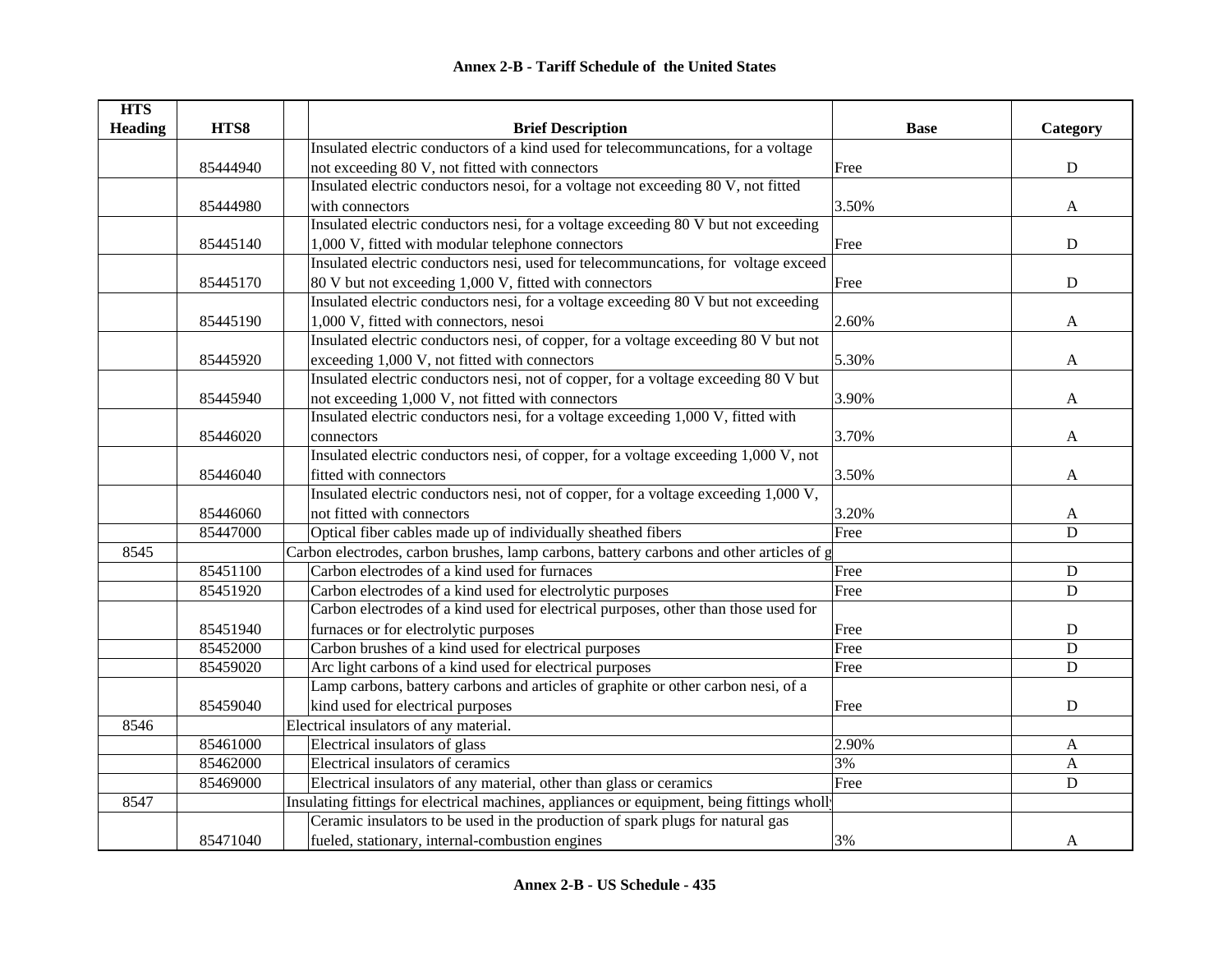## Annex 2-B - Tariff Schedule of the United States

| HTS Heading | HTS8 | Brief Description | Base | Category |
|---|---|---|---|---|
| | 85444940 | Insulated electric conductors of a kind used for telecommuncations, for a voltage not exceeding 80 V, not fitted with connectors | Free | D |
| | 85444980 | Insulated electric conductors nesoi, for a voltage not exceeding 80 V, not fitted with connectors | 3.50% | A |
| | 85445140 | Insulated electric conductors nesi, for a voltage exceeding 80 V but not exceeding 1,000 V, fitted with modular telephone connectors | Free | D |
| | 85445170 | Insulated electric conductors nesi, used for telecommuncations, for voltage exceed 80 V but not exceeding 1,000 V, fitted with connectors | Free | D |
| | 85445190 | Insulated electric conductors nesi, for a voltage exceeding 80 V but not exceeding 1,000 V, fitted with connectors, nesoi | 2.60% | A |
| | 85445920 | Insulated electric conductors nesi, of copper, for a voltage exceeding 80 V but not exceeding 1,000 V, not fitted with connectors | 5.30% | A |
| | 85445940 | Insulated electric conductors nesi, not of copper, for a voltage exceeding 80 V but not exceeding 1,000 V, not fitted with connectors | 3.90% | A |
| | 85446020 | Insulated electric conductors nesi, for a voltage exceeding 1,000 V, fitted with connectors | 3.70% | A |
| | 85446040 | Insulated electric conductors nesi, of copper, for a voltage exceeding 1,000 V, not fitted with connectors | 3.50% | A |
| | 85446060 | Insulated electric conductors nesi, not of copper, for a voltage exceeding 1,000 V, not fitted with connectors | 3.20% | A |
| | 85447000 | Optical fiber cables made up of individually sheathed fibers | Free | D |
| 8545 | | Carbon electrodes, carbon brushes, lamp carbons, battery carbons and other articles of g | | |
| | 85451100 | Carbon electrodes of a kind used for furnaces | Free | D |
| | 85451920 | Carbon electrodes of a kind used for electrolytic purposes | Free | D |
| | 85451940 | Carbon electrodes of a kind used for electrical purposes, other than those used for furnaces or for electrolytic purposes | Free | D |
| | 85452000 | Carbon brushes of a kind used for electrical purposes | Free | D |
| | 85459020 | Arc light carbons of a kind used for electrical purposes | Free | D |
| | 85459040 | Lamp carbons, battery carbons and articles of graphite or other carbon nesi, of a kind used for electrical purposes | Free | D |
| 8546 | | Electrical insulators of any material. | | |
| | 85461000 | Electrical insulators of glass | 2.90% | A |
| | 85462000 | Electrical insulators of ceramics | 3% | A |
| | 85469000 | Electrical insulators of any material, other than glass or ceramics | Free | D |
| 8547 | | Insulating fittings for electrical machines, appliances or equipment, being fittings wholly | | |
| | 85471040 | Ceramic insulators to be used in the production of spark plugs for natural gas fueled, stationary, internal-combustion engines | 3% | A |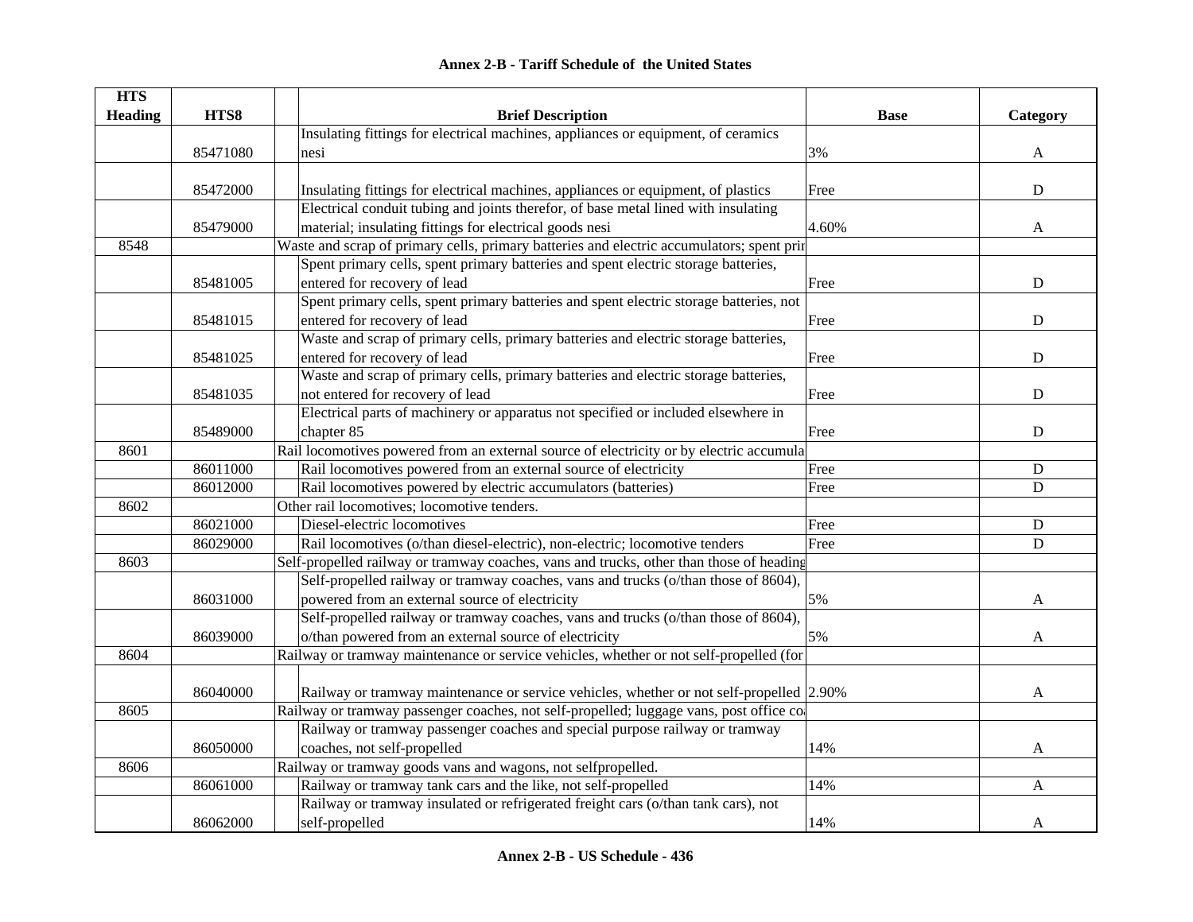# Annex 2-B - Tariff Schedule of the United States

| HTS Heading | HTS8 | Brief Description | Base | Category |
|---|---|---|---|---|
| | 85471080 | Insulating fittings for electrical machines, appliances or equipment, of ceramics nesi | 3% | A |
| | 85472000 | Insulating fittings for electrical machines, appliances or equipment, of plastics | Free | D |
| | 85479000 | Electrical conduit tubing and joints therefor, of base metal lined with insulating material; insulating fittings for electrical goods nesi | 4.60% | A |
| 8548 | | Waste and scrap of primary cells, primary batteries and electric accumulators; spent prir | | |
| | 85481005 | Spent primary cells, spent primary batteries and spent electric storage batteries, entered for recovery of lead | Free | D |
| | 85481015 | Spent primary cells, spent primary batteries and spent electric storage batteries, not entered for recovery of lead | Free | D |
| | 85481025 | Waste and scrap of primary cells, primary batteries and electric storage batteries, entered for recovery of lead | Free | D |
| | 85481035 | Waste and scrap of primary cells, primary batteries and electric storage batteries, not entered for recovery of lead | Free | D |
| | 85489000 | Electrical parts of machinery or apparatus not specified or included elsewhere in chapter 85 | Free | D |
| 8601 | | Rail locomotives powered from an external source of electricity or by electric accumula | | |
| | 86011000 | Rail locomotives powered from an external source of electricity | Free | D |
| | 86012000 | Rail locomotives powered by electric accumulators (batteries) | Free | D |
| 8602 | | Other rail locomotives; locomotive tenders. | | |
| | 86021000 | Diesel-electric locomotives | Free | D |
| | 86029000 | Rail locomotives (o/than diesel-electric), non-electric; locomotive tenders | Free | D |
| 8603 | | Self-propelled railway or tramway coaches, vans and trucks, other than those of heading | | |
| | 86031000 | Self-propelled railway or tramway coaches, vans and trucks (o/than those of 8604), powered from an external source of electricity | 5% | A |
| | 86039000 | Self-propelled railway or tramway coaches, vans and trucks (o/than those of 8604), o/than powered from an external source of electricity | 5% | A |
| 8604 | | Railway or tramway maintenance or service vehicles, whether or not self-propelled (for | | |
| | 86040000 | Railway or tramway maintenance or service vehicles, whether or not self-propelled | 2.90% | A |
| 8605 | | Railway or tramway passenger coaches, not self-propelled; luggage vans, post office co | | |
| | 86050000 | Railway or tramway passenger coaches and special purpose railway or tramway coaches, not self-propelled | 14% | A |
| 8606 | | Railway or tramway goods vans and wagons, not selfpropelled. | | |
| | 86061000 | Railway or tramway tank cars and the like, not self-propelled | 14% | A |
| | 86062000 | Railway or tramway insulated or refrigerated freight cars (o/than tank cars), not self-propelled | 14% | A |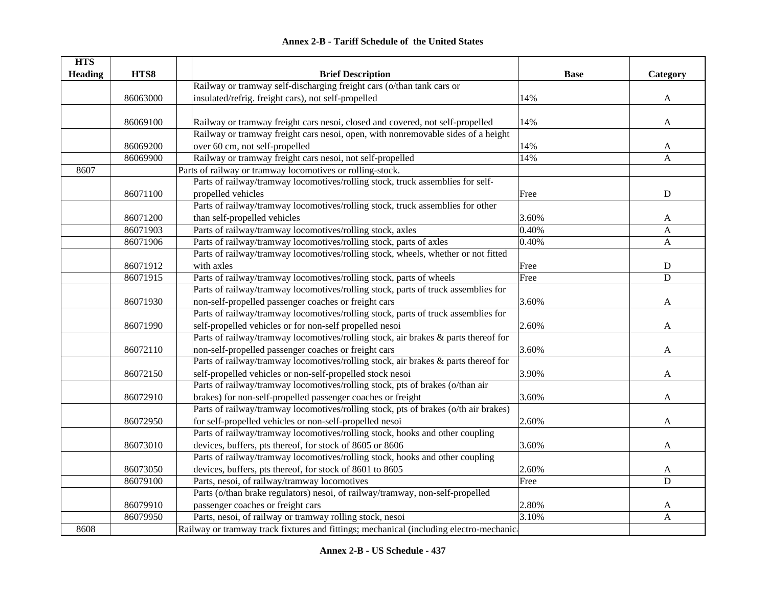## Annex 2-B - Tariff Schedule of the United States

| HTS Heading | HTS8 | Brief Description | Base | Category |
|---|---|---|---|---|
| | 86063000 | Railway or tramway self-discharging freight cars (o/than tank cars or insulated/refrig. freight cars), not self-propelled | 14% | A |
| | 86069100 | Railway or tramway freight cars nesoi, closed and covered, not self-propelled | 14% | A |
| | 86069200 | Railway or tramway freight cars nesoi, open, with nonremovable sides of a height over 60 cm, not self-propelled | 14% | A |
| | 86069900 | Railway or tramway freight cars nesoi, not self-propelled | 14% | A |
| 8607 | | Parts of railway or tramway locomotives or rolling-stock. | | |
| | 86071100 | Parts of railway/tramway locomotives/rolling stock, truck assemblies for self-propelled vehicles | Free | D |
| | 86071200 | Parts of railway/tramway locomotives/rolling stock, truck assemblies for other than self-propelled vehicles | 3.60% | A |
| | 86071903 | Parts of railway/tramway locomotives/rolling stock, axles | 0.40% | A |
| | 86071906 | Parts of railway/tramway locomotives/rolling stock, parts of axles | 0.40% | A |
| | 86071912 | Parts of railway/tramway locomotives/rolling stock, wheels, whether or not fitted with axles | Free | D |
| | 86071915 | Parts of railway/tramway locomotives/rolling stock, parts of wheels | Free | D |
| | 86071930 | Parts of railway/tramway locomotives/rolling stock, parts of truck assemblies for non-self-propelled passenger coaches or freight cars | 3.60% | A |
| | 86071990 | Parts of railway/tramway locomotives/rolling stock, parts of truck assemblies for self-propelled vehicles or for non-self propelled nesoi | 2.60% | A |
| | 86072110 | Parts of railway/tramway locomotives/rolling stock, air brakes & parts thereof for non-self-propelled passenger coaches or freight cars | 3.60% | A |
| | 86072150 | Parts of railway/tramway locomotives/rolling stock, air brakes & parts thereof for self-propelled vehicles or non-self-propelled stock nesoi | 3.90% | A |
| | 86072910 | Parts of railway/tramway locomotives/rolling stock, pts of brakes (o/than air brakes) for non-self-propelled passenger coaches or freight | 3.60% | A |
| | 86072950 | Parts of railway/tramway locomotives/rolling stock, pts of brakes (o/th air brakes) for self-propelled vehicles or non-self-propelled nesoi | 2.60% | A |
| | 86073010 | Parts of railway/tramway locomotives/rolling stock, hooks and other coupling devices, buffers, pts thereof, for stock of 8605 or 8606 | 3.60% | A |
| | 86073050 | Parts of railway/tramway locomotives/rolling stock, hooks and other coupling devices, buffers, pts thereof, for stock of 8601 to 8605 | 2.60% | A |
| | 86079100 | Parts, nesoi, of railway/tramway locomotives | Free | D |
| | 86079910 | Parts (o/than brake regulators) nesoi, of railway/tramway, non-self-propelled passenger coaches or freight cars | 2.80% | A |
| | 86079950 | Parts, nesoi, of railway or tramway rolling stock, nesoi | 3.10% | A |
| 8608 | | Railway or tramway track fixtures and fittings; mechanical (including electro-mechanica | | |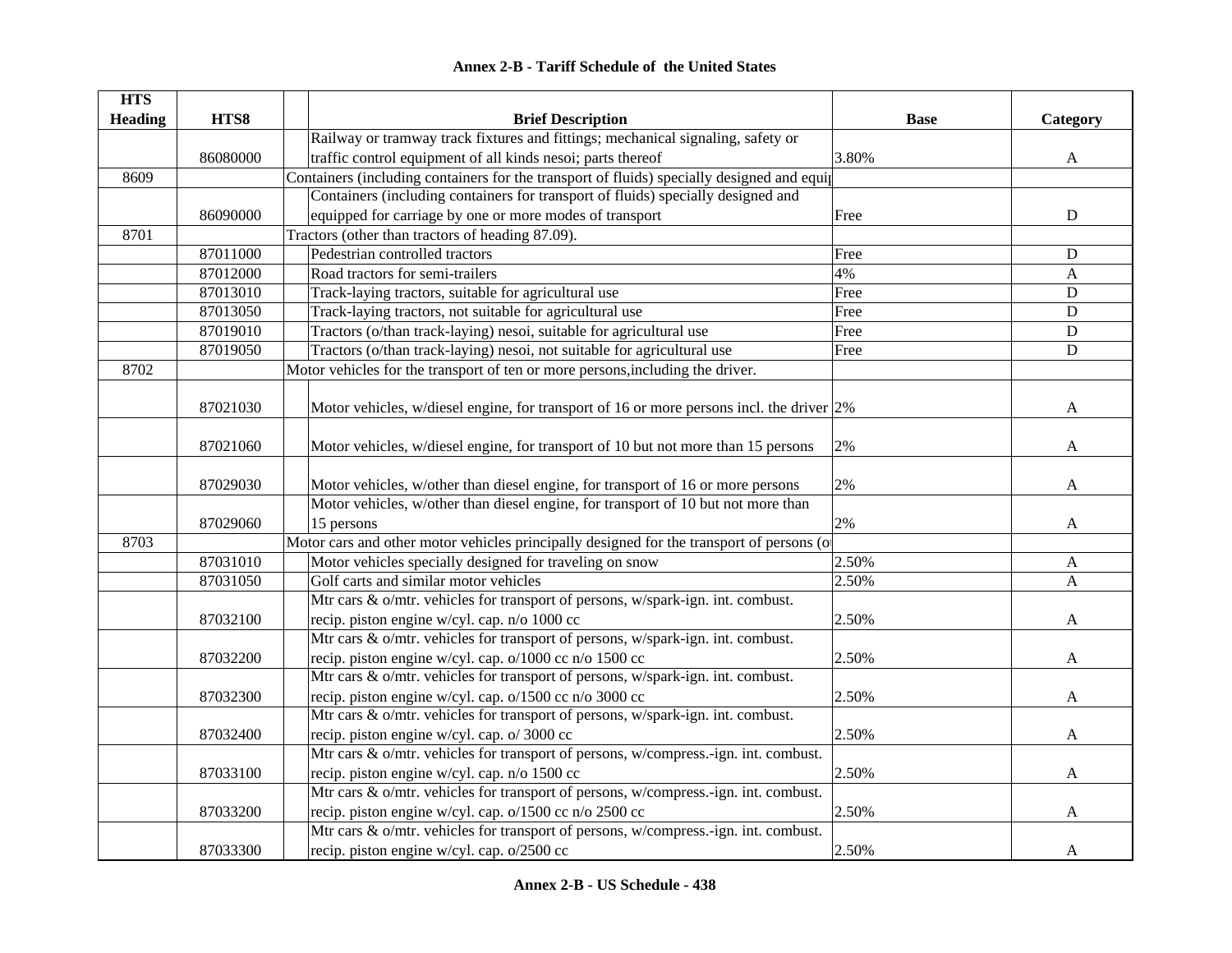# Annex 2-B - Tariff Schedule of the United States

| HTS Heading | HTS8 | | Brief Description | Base | Category |
|---|---|---|---|---|---|
| | 86080000 | | Railway or tramway track fixtures and fittings; mechanical signaling, safety or traffic control equipment of all kinds nesoi; parts thereof | 3.80% | A |
| 8609 | | | Containers (including containers for the transport of fluids) specially designed and equip | | |
| | 86090000 | | Containers (including containers for transport of fluids) specially designed and equipped for carriage by one or more modes of transport | Free | D |
| 8701 | | | Tractors (other than tractors of heading 87.09). | | |
| | 87011000 | | Pedestrian controlled tractors | Free | D |
| | 87012000 | | Road tractors for semi-trailers | 4% | A |
| | 87013010 | | Track-laying tractors, suitable for agricultural use | Free | D |
| | 87013050 | | Track-laying tractors, not suitable for agricultural use | Free | D |
| | 87019010 | | Tractors (o/than track-laying) nesoi, suitable for agricultural use | Free | D |
| | 87019050 | | Tractors (o/than track-laying) nesoi, not suitable for agricultural use | Free | D |
| 8702 | | | Motor vehicles for the transport of ten or more persons,including the driver. | | |
| | 87021030 | | Motor vehicles, w/diesel engine, for transport of 16 or more persons incl. the driver | 2% | A |
| | 87021060 | | Motor vehicles, w/diesel engine, for transport of 10 but not more than 15 persons | 2% | A |
| | 87029030 | | Motor vehicles, w/other than diesel engine, for transport of 16 or more persons | 2% | A |
| | 87029060 | | Motor vehicles, w/other than diesel engine, for transport of 10 but not more than 15 persons | 2% | A |
| 8703 | | | Motor cars and other motor vehicles principally designed for the transport of persons (o | | |
| | 87031010 | | Motor vehicles specially designed for traveling on snow | 2.50% | A |
| | 87031050 | | Golf carts and similar motor vehicles | 2.50% | A |
| | 87032100 | | Mtr cars & o/mtr. vehicles for transport of persons, w/spark-ign. int. combust. recip. piston engine w/cyl. cap. n/o 1000 cc | 2.50% | A |
| | 87032200 | | Mtr cars & o/mtr. vehicles for transport of persons, w/spark-ign. int. combust. recip. piston engine w/cyl. cap. o/1000 cc n/o 1500 cc | 2.50% | A |
| | 87032300 | | Mtr cars & o/mtr. vehicles for transport of persons, w/spark-ign. int. combust. recip. piston engine w/cyl. cap. o/1500 cc n/o 3000 cc | 2.50% | A |
| | 87032400 | | Mtr cars & o/mtr. vehicles for transport of persons, w/spark-ign. int. combust. recip. piston engine w/cyl. cap. o/ 3000 cc | 2.50% | A |
| | 87033100 | | Mtr cars & o/mtr. vehicles for transport of persons, w/compress.-ign. int. combust. recip. piston engine w/cyl. cap. n/o 1500 cc | 2.50% | A |
| | 87033200 | | Mtr cars & o/mtr. vehicles for transport of persons, w/compress.-ign. int. combust. recip. piston engine w/cyl. cap. o/1500 cc n/o 2500 cc | 2.50% | A |
| | 87033300 | | Mtr cars & o/mtr. vehicles for transport of persons, w/compress.-ign. int. combust. recip. piston engine w/cyl. cap. o/2500 cc | 2.50% | A |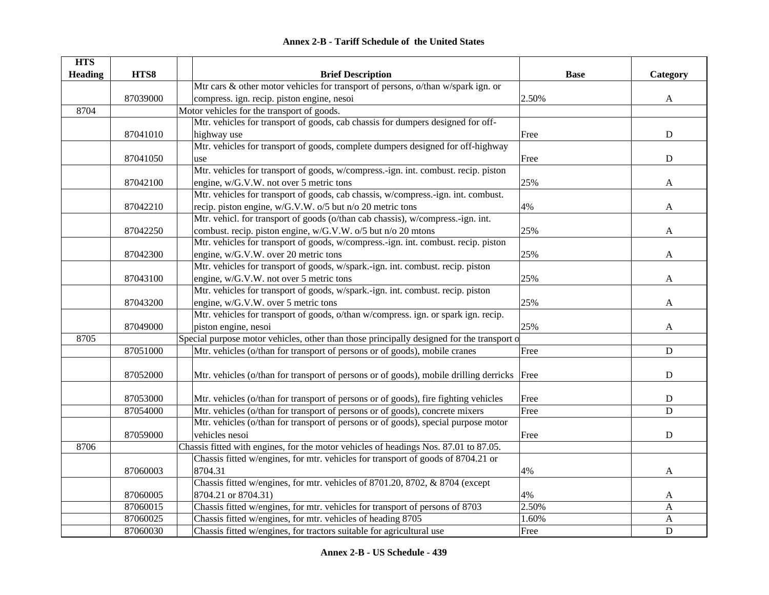## Annex 2-B - Tariff Schedule of the United States

| HTS Heading | HTS8 | Brief Description | Base | Category |
|---|---|---|---|---|
| | 87039000 | Mtr cars & other motor vehicles for transport of persons, o/than w/spark ign. or compress. ign. recip. piston engine, nesoi | 2.50% | A |
| 8704 | | Motor vehicles for the transport of goods. | | |
| | 87041010 | Mtr. vehicles for transport of goods, cab chassis for dumpers designed for off-highway use | Free | D |
| | 87041050 | Mtr. vehicles for transport of goods, complete dumpers designed for off-highway use | Free | D |
| | 87042100 | Mtr. vehicles for transport of goods, w/compress.-ign. int. combust. recip. piston engine, w/G.V.W. not over 5 metric tons | 25% | A |
| | 87042210 | Mtr. vehicles for transport of goods, cab chassis, w/compress.-ign. int. combust. recip. piston engine, w/G.V.W. o/5 but n/o 20 metric tons | 4% | A |
| | 87042250 | Mtr. vehicl. for transport of goods (o/than cab chassis), w/compress.-ign. int. combust. recip. piston engine, w/G.V.W. o/5 but n/o 20 mtons | 25% | A |
| | 87042300 | Mtr. vehicles for transport of goods, w/compress.-ign. int. combust. recip. piston engine, w/G.V.W. over 20 metric tons | 25% | A |
| | 87043100 | Mtr. vehicles for transport of goods, w/spark.-ign. int. combust. recip. piston engine, w/G.V.W. not over 5 metric tons | 25% | A |
| | 87043200 | Mtr. vehicles for transport of goods, w/spark.-ign. int. combust. recip. piston engine, w/G.V.W. over 5 metric tons | 25% | A |
| | 87049000 | Mtr. vehicles for transport of goods, o/than w/compress. ign. or spark ign. recip. piston engine, nesoi | 25% | A |
| 8705 | | Special purpose motor vehicles, other than those principally designed for the transport o | | |
| | 87051000 | Mtr. vehicles (o/than for transport of persons or of goods), mobile cranes | Free | D |
| | 87052000 | Mtr. vehicles (o/than for transport of persons or of goods), mobile drilling derricks | Free | D |
| | 87053000 | Mtr. vehicles (o/than for transport of persons or of goods), fire fighting vehicles | Free | D |
| | 87054000 | Mtr. vehicles (o/than for transport of persons or of goods), concrete mixers | Free | D |
| | 87059000 | Mtr. vehicles (o/than for transport of persons or of goods), special purpose motor vehicles nesoi | Free | D |
| 8706 | | Chassis fitted with engines, for the motor vehicles of headings Nos. 87.01 to 87.05. | | |
| | 87060003 | Chassis fitted w/engines, for mtr. vehicles for transport of goods of 8704.21 or 8704.31 | 4% | A |
| | 87060005 | Chassis fitted w/engines, for mtr. vehicles of 8701.20, 8702, & 8704 (except 8704.21 or 8704.31) | 4% | A |
| | 87060015 | Chassis fitted w/engines, for mtr. vehicles for transport of persons of 8703 | 2.50% | A |
| | 87060025 | Chassis fitted w/engines, for mtr. vehicles of heading 8705 | 1.60% | A |
| | 87060030 | Chassis fitted w/engines, for tractors suitable for agricultural use | Free | D |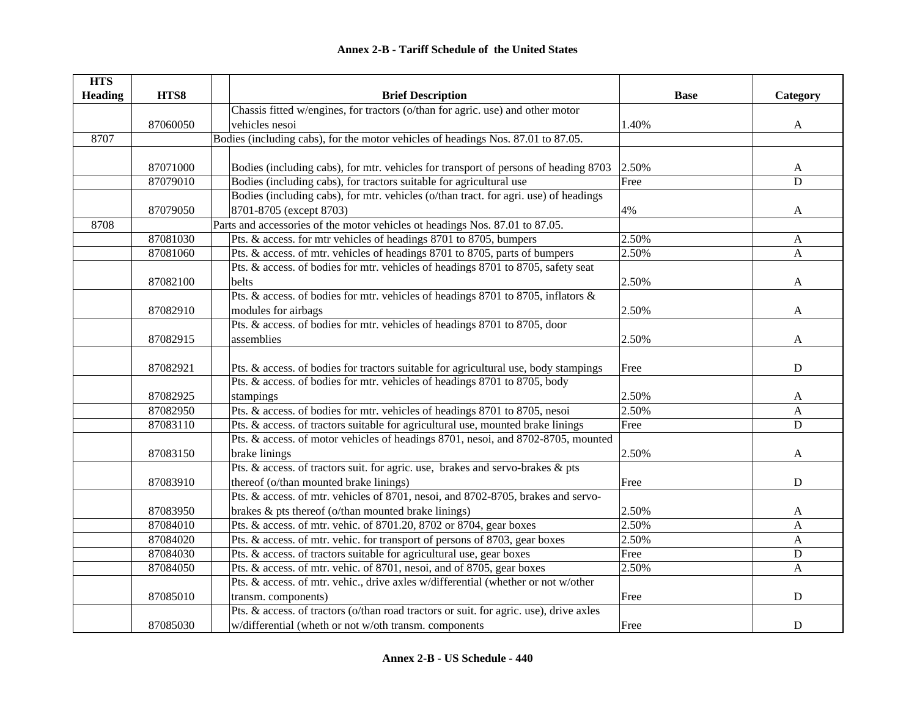## Annex 2-B - Tariff Schedule of the United States

| HTS Heading | HTS8 | Brief Description | Base | Category |
|---|---|---|---|---|
| | 87060050 | Chassis fitted w/engines, for tractors (o/than for agric. use) and other motor vehicles nesoi | 1.40% | A |
| 8707 | | Bodies (including cabs), for the motor vehicles of headings Nos. 87.01 to 87.05. | | |
| | 87071000 | Bodies (including cabs), for mtr. vehicles for transport of persons of heading 8703 | 2.50% | A |
| | 87079010 | Bodies (including cabs), for tractors suitable for agricultural use | Free | D |
| | 87079050 | Bodies (including cabs), for mtr. vehicles (o/than tract. for agri. use) of headings 8701-8705 (except 8703) | 4% | A |
| 8708 | | Parts and accessories of the motor vehicles ot headings Nos. 87.01 to 87.05. | | |
| | 87081030 | Pts. & access. for mtr vehicles of headings 8701 to 8705, bumpers | 2.50% | A |
| | 87081060 | Pts. & access. of mtr. vehicles of headings 8701 to 8705, parts of bumpers | 2.50% | A |
| | 87082100 | Pts. & access. of bodies for mtr. vehicles of headings 8701 to 8705, safety seat belts | 2.50% | A |
| | 87082910 | Pts. & access. of bodies for mtr. vehicles of headings 8701 to 8705, inflators & modules for airbags | 2.50% | A |
| | 87082915 | Pts. & access. of bodies for mtr. vehicles of headings 8701 to 8705, door assemblies | 2.50% | A |
| | 87082921 | Pts. & access. of bodies for tractors suitable for agricultural use, body stampings | Free | D |
| | 87082925 | Pts. & access. of bodies for mtr. vehicles of headings 8701 to 8705, body stampings | 2.50% | A |
| | 87082950 | Pts. & access. of bodies for mtr. vehicles of headings 8701 to 8705, nesoi | 2.50% | A |
| | 87083110 | Pts. & access. of tractors suitable for agricultural use, mounted brake linings | Free | D |
| | 87083150 | Pts. & access. of motor vehicles of headings 8701, nesoi, and 8702-8705, mounted brake linings | 2.50% | A |
| | 87083910 | Pts. & access. of tractors suit. for agric. use, brakes and servo-brakes & pts thereof (o/than mounted brake linings) | Free | D |
| | 87083950 | Pts. & access. of mtr. vehicles of 8701, nesoi, and 8702-8705, brakes and servo-brakes & pts thereof (o/than mounted brake linings) | 2.50% | A |
| | 87084010 | Pts. & access. of mtr. vehic. of 8701.20, 8702 or 8704, gear boxes | 2.50% | A |
| | 87084020 | Pts. & access. of mtr. vehic. for transport of persons of 8703, gear boxes | 2.50% | A |
| | 87084030 | Pts. & access. of tractors suitable for agricultural use, gear boxes | Free | D |
| | 87084050 | Pts. & access. of mtr. vehic. of 8701, nesoi, and of 8705, gear boxes | 2.50% | A |
| | 87085010 | Pts. & access. of mtr. vehic., drive axles w/differential (whether or not w/other transm. components) | Free | D |
| | 87085030 | Pts. & access. of tractors (o/than road tractors or suit. for agric. use), drive axles w/differential (wheth or not w/oth transm. components | Free | D |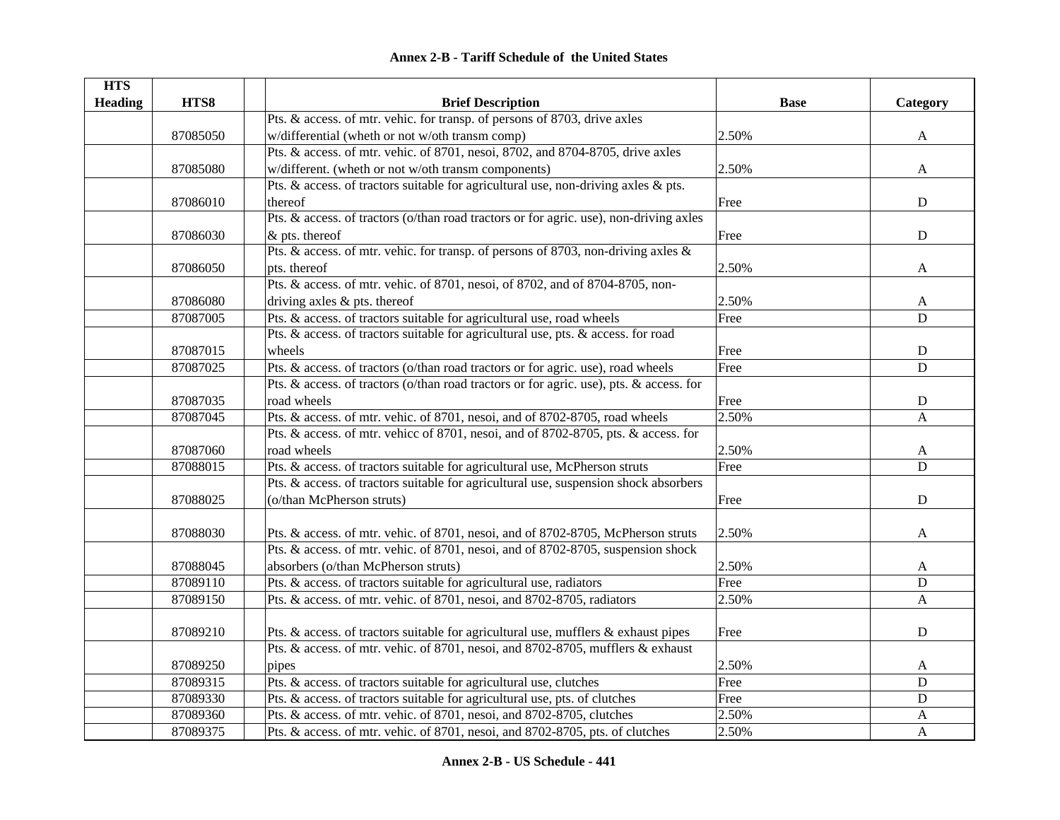**Annex 2-B - Tariff Schedule of the United States**

| HTS Heading | HTS8 | | Brief Description | Base | Category |
|---|---|---|---|---|---|
| | 87085050 | | Pts. & access. of mtr. vehic. for transp. of persons of 8703, drive axles w/differential (wheth or not w/oth transm comp) | 2.50% | A |
| | 87085080 | | Pts. & access. of mtr. vehic. of 8701, nesoi, 8702, and 8704-8705, drive axles w/different. (wheth or not w/oth transm components) | 2.50% | A |
| | 87086010 | | Pts. & access. of tractors suitable for agricultural use, non-driving axles & pts. thereof | Free | D |
| | 87086030 | | Pts. & access. of tractors (o/than road tractors or for agric. use), non-driving axles & pts. thereof | Free | D |
| | 87086050 | | Pts. & access. of mtr. vehic. for transp. of persons of 8703, non-driving axles & pts. thereof | 2.50% | A |
| | 87086080 | | Pts. & access. of mtr. vehic. of 8701, nesoi, of 8702, and of 8704-8705, non-driving axles & pts. thereof | 2.50% | A |
| | 87087005 | | Pts. & access. of tractors suitable for agricultural use, road wheels | Free | D |
| | 87087015 | | Pts. & access. of tractors suitable for agricultural use, pts. & access. for road wheels | Free | D |
| | 87087025 | | Pts. & access. of tractors (o/than road tractors or for agric. use), road wheels | Free | D |
| | 87087035 | | Pts. & access. of tractors (o/than road tractors or for agric. use), pts. & access. for road wheels | Free | D |
| | 87087045 | | Pts. & access. of mtr. vehic. of 8701, nesoi, and of 8702-8705, road wheels | 2.50% | A |
| | 87087060 | | Pts. & access. of mtr. vehicc of 8701, nesoi, and of 8702-8705, pts. & access. for road wheels | 2.50% | A |
| | 87088015 | | Pts. & access. of tractors suitable for agricultural use, McPherson struts | Free | D |
| | 87088025 | | Pts. & access. of tractors suitable for agricultural use, suspension shock absorbers (o/than McPherson struts) | Free | D |
| | 87088030 | | Pts. & access. of mtr. vehic. of 8701, nesoi, and of 8702-8705, McPherson struts | 2.50% | A |
| | 87088045 | | Pts. & access. of mtr. vehic. of 8701, nesoi, and of 8702-8705, suspension shock absorbers (o/than McPherson struts) | 2.50% | A |
| | 87089110 | | Pts. & access. of tractors suitable for agricultural use, radiators | Free | D |
| | 87089150 | | Pts. & access. of mtr. vehic. of 8701, nesoi, and 8702-8705, radiators | 2.50% | A |
| | 87089210 | | Pts. & access. of tractors suitable for agricultural use, mufflers & exhaust pipes | Free | D |
| | 87089250 | | Pts. & access. of mtr. vehic. of 8701, nesoi, and 8702-8705, mufflers & exhaust pipes | 2.50% | A |
| | 87089315 | | Pts. & access. of tractors suitable for agricultural use, clutches | Free | D |
| | 87089330 | | Pts. & access. of tractors suitable for agricultural use, pts. of clutches | Free | D |
| | 87089360 | | Pts. & access. of mtr. vehic. of 8701, nesoi, and 8702-8705, clutches | 2.50% | A |
| | 87089375 | | Pts. & access. of mtr. vehic. of 8701, nesoi, and 8702-8705, pts. of clutches | 2.50% | A |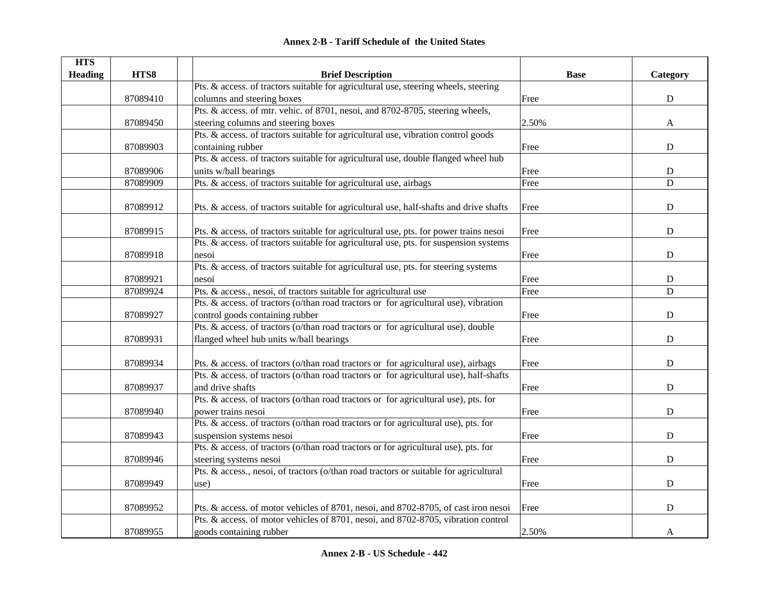| HTS Heading | HTS8 | | Brief Description | Base | Category |
|---|---|---|---|---|---|
| | 87089410 | | Pts. & access. of tractors suitable for agricultural use, steering wheels, steering columns and steering boxes | Free | D |
| | 87089450 | | Pts. & access. of mtr. vehic. of 8701, nesoi, and 8702-8705, steering wheels, steering columns and steering boxes | 2.50% | A |
| | 87089903 | | Pts. & access. of tractors suitable for agricultural use, vibration control goods containing rubber | Free | D |
| | 87089906 | | Pts. & access. of tractors suitable for agricultural use, double flanged wheel hub units w/ball bearings | Free | D |
| | 87089909 | | Pts. & access. of tractors suitable for agricultural use, airbags | Free | D |
| | 87089912 | | Pts. & access. of tractors suitable for agricultural use, half-shafts and drive shafts | Free | D |
| | 87089915 | | Pts. & access. of tractors suitable for agricultural use, pts. for power trains nesoi | Free | D |
| | 87089918 | | Pts. & access. of tractors suitable for agricultural use, pts. for suspension systems nesoi | Free | D |
| | 87089921 | | Pts. & access. of tractors suitable for agricultural use, pts. for steering systems nesoi | Free | D |
| | 87089924 | | Pts. & access., nesoi, of tractors suitable for agricultural use | Free | D |
| | 87089927 | | Pts. & access. of tractors (o/than road tractors or for agricultural use), vibration control goods containing rubber | Free | D |
| | 87089931 | | Pts. & access. of tractors (o/than road tractors or for agricultural use), double flanged wheel hub units w/ball bearings | Free | D |
| | 87089934 | | Pts. & access. of tractors (o/than road tractors or for agricultural use), airbags | Free | D |
| | 87089937 | | Pts. & access. of tractors (o/than road tractors or for agricultural use), half-shafts and drive shafts | Free | D |
| | 87089940 | | Pts. & access. of tractors (o/than road tractors or for agricultural use), pts. for power trains nesoi | Free | D |
| | 87089943 | | Pts. & access. of tractors (o/than road tractors or for agricultural use), pts. for suspension systems nesoi | Free | D |
| | 87089946 | | Pts. & access. of tractors (o/than road tractors or for agricultural use), pts. for steering systems nesoi | Free | D |
| | 87089949 | | Pts. & access., nesoi, of tractors (o/than road tractors or suitable for agricultural use) | Free | D |
| | 87089952 | | Pts. & access. of motor vehicles of 8701, nesoi, and 8702-8705, of cast iron nesoi | Free | D |
| | 87089955 | | Pts. & access. of motor vehicles of 8701, nesoi, and 8702-8705, vibration control goods containing rubber | 2.50% | A |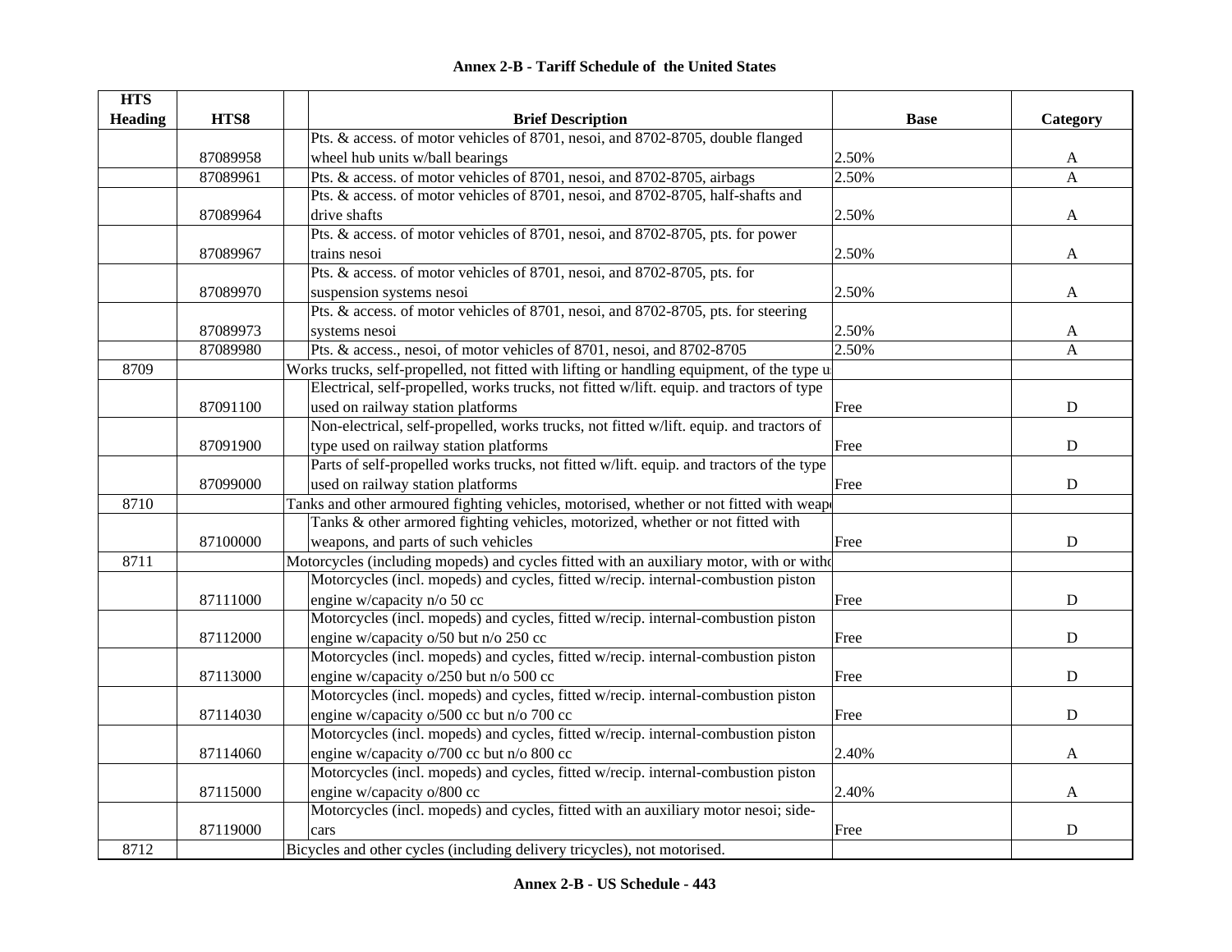## Annex 2-B - Tariff Schedule of the United States

| HTS Heading | HTS8 | Brief Description | Base | Category |
|---|---|---|---|---|
| | 87089958 | Pts. & access. of motor vehicles of 8701, nesoi, and 8702-8705, double flanged wheel hub units w/ball bearings | 2.50% | A |
| | 87089961 | Pts. & access. of motor vehicles of 8701, nesoi, and 8702-8705, airbags | 2.50% | A |
| | 87089964 | Pts. & access. of motor vehicles of 8701, nesoi, and 8702-8705, half-shafts and drive shafts | 2.50% | A |
| | 87089967 | Pts. & access. of motor vehicles of 8701, nesoi, and 8702-8705, pts. for power trains nesoi | 2.50% | A |
| | 87089970 | Pts. & access. of motor vehicles of 8701, nesoi, and 8702-8705, pts. for suspension systems nesoi | 2.50% | A |
| | 87089973 | Pts. & access. of motor vehicles of 8701, nesoi, and 8702-8705, pts. for steering systems nesoi | 2.50% | A |
| | 87089980 | Pts. & access., nesoi, of motor vehicles of 8701, nesoi, and 8702-8705 | 2.50% | A |
| 8709 | | Works trucks, self-propelled, not fitted with lifting or handling equipment, of the type u | | |
| | 87091100 | Electrical, self-propelled, works trucks, not fitted w/lift. equip. and tractors of type used on railway station platforms | Free | D |
| | 87091900 | Non-electrical, self-propelled, works trucks, not fitted w/lift. equip. and tractors of type used on railway station platforms | Free | D |
| | 87099000 | Parts of self-propelled works trucks, not fitted w/lift. equip. and tractors of the type used on railway station platforms | Free | D |
| 8710 | | Tanks and other armoured fighting vehicles, motorised, whether or not fitted with weap | | |
| | 87100000 | Tanks & other armored fighting vehicles, motorized, whether or not fitted with weapons, and parts of such vehicles | Free | D |
| 8711 | | Motorcycles (including mopeds) and cycles fitted with an auxiliary motor, with or witho | | |
| | 87111000 | Motorcycles (incl. mopeds) and cycles, fitted w/recip. internal-combustion piston engine w/capacity n/o 50 cc | Free | D |
| | 87112000 | Motorcycles (incl. mopeds) and cycles, fitted w/recip. internal-combustion piston engine w/capacity o/50 but n/o 250 cc | Free | D |
| | 87113000 | Motorcycles (incl. mopeds) and cycles, fitted w/recip. internal-combustion piston engine w/capacity o/250 but n/o 500 cc | Free | D |
| | 87114030 | Motorcycles (incl. mopeds) and cycles, fitted w/recip. internal-combustion piston engine w/capacity o/500 cc but n/o 700 cc | Free | D |
| | 87114060 | Motorcycles (incl. mopeds) and cycles, fitted w/recip. internal-combustion piston engine w/capacity o/700 cc but n/o 800 cc | 2.40% | A |
| | 87115000 | Motorcycles (incl. mopeds) and cycles, fitted w/recip. internal-combustion piston engine w/capacity o/800 cc | 2.40% | A |
| | 87119000 | Motorcycles (incl. mopeds) and cycles, fitted with an auxiliary motor nesoi; side-cars | Free | D |
| 8712 | | Bicycles and other cycles (including delivery tricycles), not motorised. | | |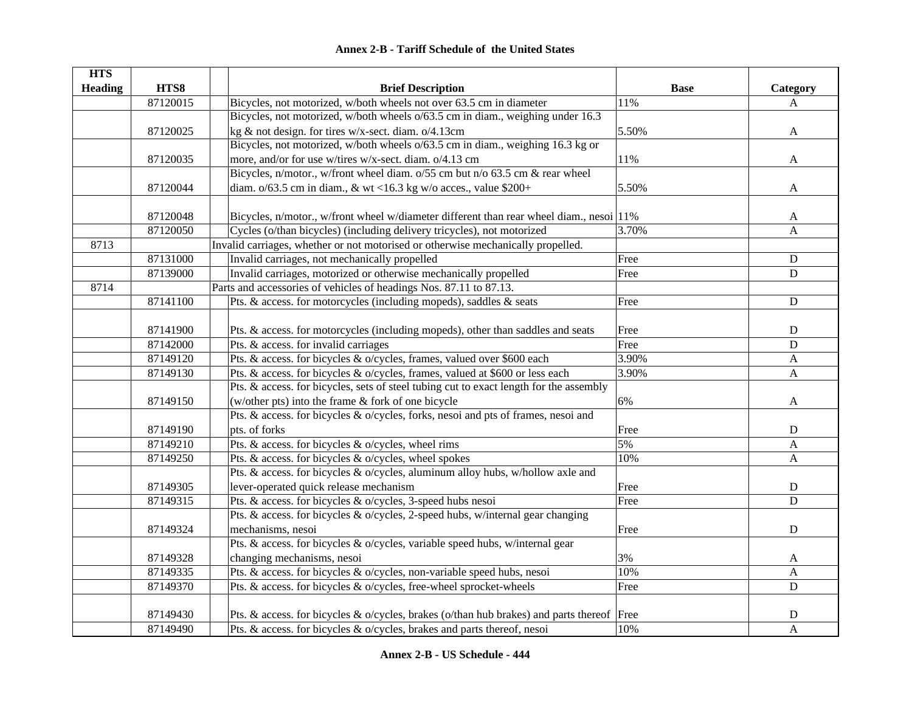**Annex 2-B - Tariff Schedule of the United States**

| HTS Heading | HTS8 | Brief Description | Base | Category |
|---|---|---|---|---|
| | 87120015 | Bicycles, not motorized, w/both wheels not over 63.5 cm in diameter | 11% | A |
| | 87120025 | Bicycles, not motorized, w/both wheels o/63.5 cm in diam., weighing under 16.3 kg & not design. for tires w/x-sect. diam. o/4.13cm | 5.50% | A |
| | 87120035 | Bicycles, not motorized, w/both wheels o/63.5 cm in diam., weighing 16.3 kg or more, and/or for use w/tires w/x-sect. diam. o/4.13 cm | 11% | A |
| | 87120044 | Bicycles, n/motor., w/front wheel diam. o/55 cm but n/o 63.5 cm & rear wheel diam. o/63.5 cm in diam., & wt <16.3 kg w/o acces., value $200+ | 5.50% | A |
| | 87120048 | Bicycles, n/motor., w/front wheel w/diameter different than rear wheel diam., nesoi | 11% | A |
| | 87120050 | Cycles (o/than bicycles) (including delivery tricycles), not motorized | 3.70% | A |
| 8713 | | Invalid carriages, whether or not motorised or otherwise mechanically propelled. | | |
| | 87131000 | Invalid carriages, not mechanically propelled | Free | D |
| | 87139000 | Invalid carriages, motorized or otherwise mechanically propelled | Free | D |
| 8714 | | Parts and accessories of vehicles of headings Nos. 87.11 to 87.13. | | |
| | 87141100 | Pts. & access. for motorcycles (including mopeds), saddles & seats | Free | D |
| | 87141900 | Pts. & access. for motorcycles (including mopeds), other than saddles and seats | Free | D |
| | 87142000 | Pts. & access. for invalid carriages | Free | D |
| | 87149120 | Pts. & access. for bicycles & o/cycles, frames, valued over $600 each | 3.90% | A |
| | 87149130 | Pts. & access. for bicycles & o/cycles, frames, valued at $600 or less each | 3.90% | A |
| | 87149150 | Pts. & access. for bicycles, sets of steel tubing cut to exact length for the assembly (w/other pts) into the frame & fork of one bicycle | 6% | A |
| | 87149190 | Pts. & access. for bicycles & o/cycles, forks, nesoi and pts of frames, nesoi and pts. of forks | Free | D |
| | 87149210 | Pts. & access. for bicycles & o/cycles, wheel rims | 5% | A |
| | 87149250 | Pts. & access. for bicycles & o/cycles, wheel spokes | 10% | A |
| | 87149305 | Pts. & access. for bicycles & o/cycles, aluminum alloy hubs, w/hollow axle and lever-operated quick release mechanism | Free | D |
| | 87149315 | Pts. & access. for bicycles & o/cycles, 3-speed hubs nesoi | Free | D |
| | 87149324 | Pts. & access. for bicycles & o/cycles, 2-speed hubs, w/internal gear changing mechanisms, nesoi | Free | D |
| | 87149328 | Pts. & access. for bicycles & o/cycles, variable speed hubs, w/internal gear changing mechanisms, nesoi | 3% | A |
| | 87149335 | Pts. & access. for bicycles & o/cycles, non-variable speed hubs, nesoi | 10% | A |
| | 87149370 | Pts. & access. for bicycles & o/cycles, free-wheel sprocket-wheels | Free | D |
| | 87149430 | Pts. & access. for bicycles & o/cycles, brakes (o/than hub brakes) and parts thereof | Free | D |
| | 87149490 | Pts. & access. for bicycles & o/cycles, brakes and parts thereof, nesoi | 10% | A |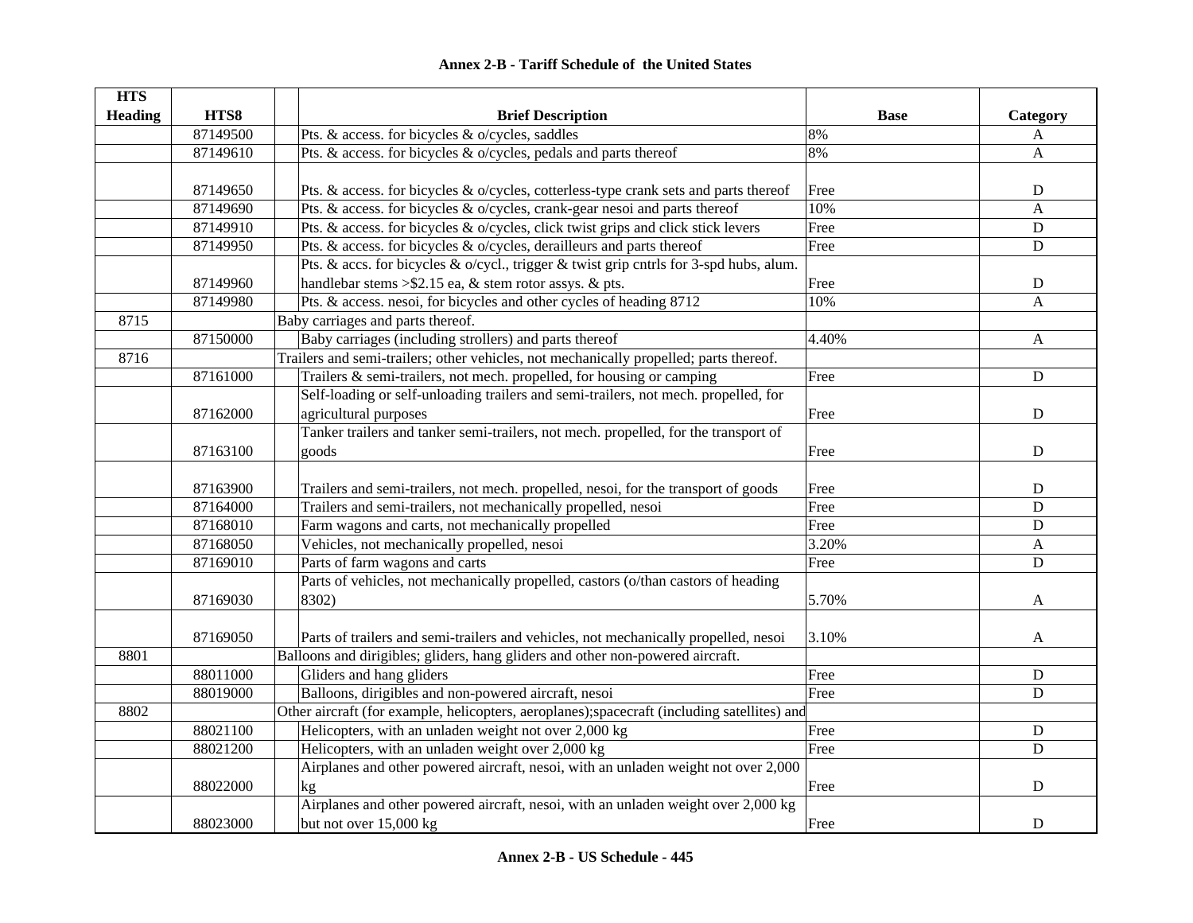## Annex 2-B - Tariff Schedule of the United States

| HTS Heading | HTS8 | Brief Description | Base | Category |
|---|---|---|---|---|
| | 87149500 | Pts. & access. for bicycles & o/cycles, saddles | 8% | A |
| | 87149610 | Pts. & access. for bicycles & o/cycles, pedals and parts thereof | 8% | A |
| | 87149650 | Pts. & access. for bicycles & o/cycles, cotterless-type crank sets and parts thereof | Free | D |
| | 87149690 | Pts. & access. for bicycles & o/cycles, crank-gear nesoi and parts thereof | 10% | A |
| | 87149910 | Pts. & access. for bicycles & o/cycles, click twist grips and click stick levers | Free | D |
| | 87149950 | Pts. & access. for bicycles & o/cycles, derailleurs and parts thereof | Free | D |
| | 87149960 | Pts. & accs. for bicycles & o/cycl., trigger & twist grip cntrls for 3-spd hubs, alum. handlebar stems >$2.15 ea, & stem rotor assys. & pts. | Free | D |
| | 87149980 | Pts. & access. nesoi, for bicycles and other cycles of heading 8712 | 10% | A |
| 8715 | | Baby carriages and parts thereof. | | |
| | 87150000 | Baby carriages (including strollers) and parts thereof | 4.40% | A |
| 8716 | | Trailers and semi-trailers; other vehicles, not mechanically propelled; parts thereof. | | |
| | 87161000 | Trailers & semi-trailers, not mech. propelled, for housing or camping | Free | D |
| | 87162000 | Self-loading or self-unloading trailers and semi-trailers, not mech. propelled, for agricultural purposes | Free | D |
| | 87163100 | Tanker trailers and tanker semi-trailers, not mech. propelled, for the transport of goods | Free | D |
| | 87163900 | Trailers and semi-trailers, not mech. propelled, nesoi, for the transport of goods | Free | D |
| | 87164000 | Trailers and semi-trailers, not mechanically propelled, nesoi | Free | D |
| | 87168010 | Farm wagons and carts, not mechanically propelled | Free | D |
| | 87168050 | Vehicles, not mechanically propelled, nesoi | 3.20% | A |
| | 87169010 | Parts of farm wagons and carts | Free | D |
| | 87169030 | Parts of vehicles, not mechanically propelled, castors (o/than castors of heading 8302) | 5.70% | A |
| | 87169050 | Parts of trailers and semi-trailers and vehicles, not mechanically propelled, nesoi | 3.10% | A |
| 8801 | | Balloons and dirigibles; gliders, hang gliders and other non-powered aircraft. | | |
| | 88011000 | Gliders and hang gliders | Free | D |
| | 88019000 | Balloons, dirigibles and non-powered aircraft, nesoi | Free | D |
| 8802 | | Other aircraft (for example, helicopters, aeroplanes);spacecraft (including satellites) and | | |
| | 88021100 | Helicopters, with an unladen weight not over 2,000 kg | Free | D |
| | 88021200 | Helicopters, with an unladen weight over 2,000 kg | Free | D |
| | 88022000 | Airplanes and other powered aircraft, nesoi, with an unladen weight not over 2,000 kg | Free | D |
| | 88023000 | Airplanes and other powered aircraft, nesoi, with an unladen weight over 2,000 kg but not over 15,000 kg | Free | D |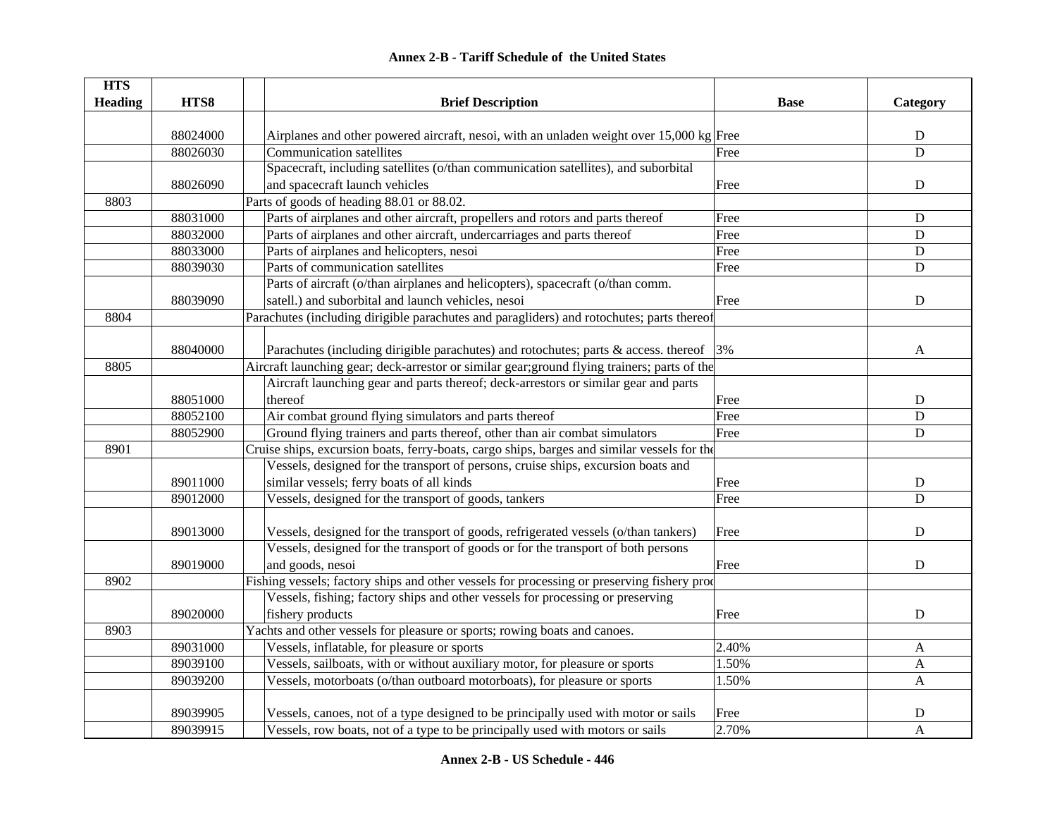# Annex 2-B - Tariff Schedule of the United States

| HTS Heading | HTS8 | Brief Description | Base | Category |
|---|---|---|---|---|
| | 88024000 | Airplanes and other powered aircraft, nesoi, with an unladen weight over 15,000 kg | Free | D |
| | 88026030 | Communication satellites | Free | D |
| | 88026090 | Spacecraft, including satellites (o/than communication satellites), and suborbital and spacecraft launch vehicles | Free | D |
| 8803 | | Parts of goods of heading 88.01 or 88.02. | | |
| | 88031000 | Parts of airplanes and other aircraft, propellers and rotors and parts thereof | Free | D |
| | 88032000 | Parts of airplanes and other aircraft, undercarriages and parts thereof | Free | D |
| | 88033000 | Parts of airplanes and helicopters, nesoi | Free | D |
| | 88039030 | Parts of communication satellites | Free | D |
| | 88039090 | Parts of aircraft (o/than airplanes and helicopters), spacecraft (o/than comm. satell.) and suborbital and launch vehicles, nesoi | Free | D |
| 8804 | | Parachutes (including dirigible parachutes and paragliders) and rotochutes; parts thereof | | |
| | 88040000 | Parachutes (including dirigible parachutes) and rotochutes; parts & access. thereof | 3% | A |
| 8805 | | Aircraft launching gear; deck-arrestor or similar gear;ground flying trainers; parts of the | | |
| | 88051000 | Aircraft launching gear and parts thereof; deck-arrestors or similar gear and parts thereof | Free | D |
| | 88052100 | Air combat ground flying simulators and parts thereof | Free | D |
| | 88052900 | Ground flying trainers and parts thereof, other than air combat simulators | Free | D |
| 8901 | | Cruise ships, excursion boats, ferry-boats, cargo ships, barges and similar vessels for the | | |
| | 89011000 | Vessels, designed for the transport of persons, cruise ships, excursion boats and similar vessels; ferry boats of all kinds | Free | D |
| | 89012000 | Vessels, designed for the transport of goods, tankers | Free | D |
| | 89013000 | Vessels, designed for the transport of goods, refrigerated vessels (o/than tankers) | Free | D |
| | 89019000 | Vessels, designed for the transport of goods or for the transport of both persons and goods, nesoi | Free | D |
| 8902 | | Fishing vessels; factory ships and other vessels for processing or preserving fishery proc | | |
| | 89020000 | Vessels, fishing; factory ships and other vessels for processing or preserving fishery products | Free | D |
| 8903 | | Yachts and other vessels for pleasure or sports; rowing boats and canoes. | | |
| | 89031000 | Vessels, inflatable, for pleasure or sports | 2.40% | A |
| | 89039100 | Vessels, sailboats, with or without auxiliary motor, for pleasure or sports | 1.50% | A |
| | 89039200 | Vessels, motorboats (o/than outboard motorboats), for pleasure or sports | 1.50% | A |
| | 89039905 | Vessels, canoes, not of a type designed to be principally used with motor or sails | Free | D |
| | 89039915 | Vessels, row boats, not of a type to be principally used with motors or sails | 2.70% | A |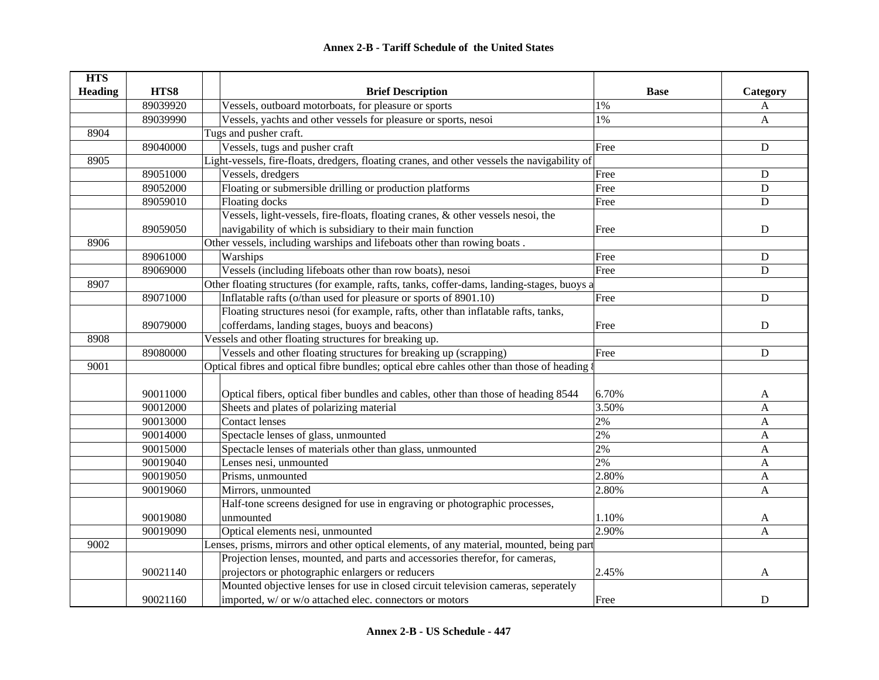## Annex 2-B - Tariff Schedule of the United States

| HTS Heading | HTS8 | | Brief Description | Base | Category |
|---|---|---|---|---|---|
| | 89039920 | | Vessels, outboard motorboats, for pleasure or sports | 1% | A |
| | 89039990 | | Vessels, yachts and other vessels for pleasure or sports, nesoi | 1% | A |
| 8904 | | Tugs and pusher craft. | | | |
| | 89040000 | | Vessels, tugs and pusher craft | Free | D |
| 8905 | | Light-vessels, fire-floats, dredgers, floating cranes, and other vessels the navigability of | | | |
| | 89051000 | | Vessels, dredgers | Free | D |
| | 89052000 | | Floating or submersible drilling or production platforms | Free | D |
| | 89059010 | | Floating docks | Free | D |
| | 89059050 | | Vessels, light-vessels, fire-floats, floating cranes, & other vessels nesoi, the navigability of which is subsidiary to their main function | Free | D |
| 8906 | | Other vessels, including warships and lifeboats other than rowing boats . | | | |
| | 89061000 | | Warships | Free | D |
| | 89069000 | | Vessels (including lifeboats other than row boats), nesoi | Free | D |
| 8907 | | Other floating structures (for example, rafts, tanks, coffer-dams, landing-stages, buoys a | | | |
| | 89071000 | | Inflatable rafts (o/than used for pleasure or sports of 8901.10) | Free | D |
| | 89079000 | | Floating structures nesoi (for example, rafts, other than inflatable rafts, tanks, cofferdams, landing stages, buoys and beacons) | Free | D |
| 8908 | | Vessels and other floating structures for breaking up. | | | |
| | 89080000 | | Vessels and other floating structures for breaking up (scrapping) | Free | D |
| 9001 | | Optical fibres and optical fibre bundles; optical ebre cahles other than those of heading 8 | | | |
| | 90011000 | | Optical fibers, optical fiber bundles and cables, other than those of heading 8544 | 6.70% | A |
| | 90012000 | | Sheets and plates of polarizing material | 3.50% | A |
| | 90013000 | | Contact lenses | 2% | A |
| | 90014000 | | Spectacle lenses of glass, unmounted | 2% | A |
| | 90015000 | | Spectacle lenses of materials other than glass, unmounted | 2% | A |
| | 90019040 | | Lenses nesi, unmounted | 2% | A |
| | 90019050 | | Prisms, unmounted | 2.80% | A |
| | 90019060 | | Mirrors, unmounted | 2.80% | A |
| | 90019080 | | Half-tone screens designed for use in engraving or photographic processes, unmounted | 1.10% | A |
| | 90019090 | | Optical elements nesi, unmounted | 2.90% | A |
| 9002 | | Lenses, prisms, mirrors and other optical elements, of any material, mounted, being part | | | |
| | 90021140 | | Projection lenses, mounted, and parts and accessories therefor, for cameras, projectors or photographic enlargers or reducers | 2.45% | A |
| | 90021160 | | Mounted objective lenses for use in closed circuit television cameras, seperately imported, w/ or w/o attached elec. connectors or motors | Free | D |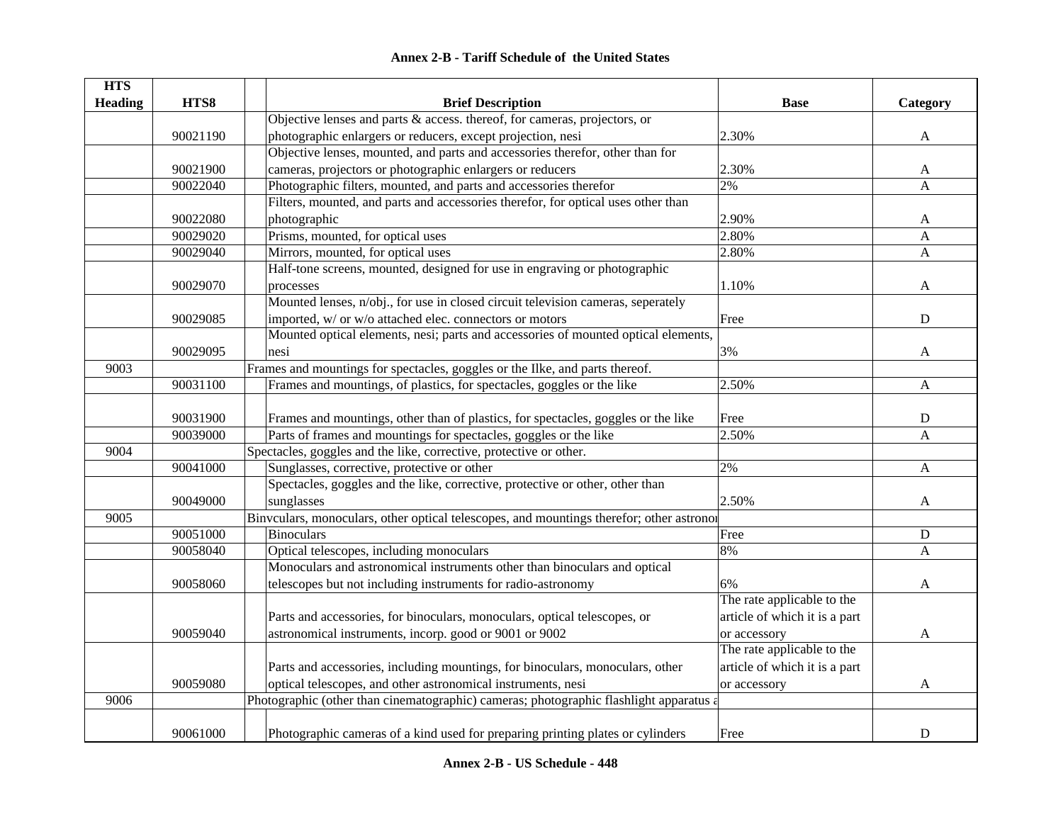# Annex 2-B - Tariff Schedule of the United States

| HTS Heading | HTS8 | Brief Description | Base | Category |
|---|---|---|---|---|
| | 90021190 | Objective lenses and parts & access. thereof, for cameras, projectors, or photographic enlargers or reducers, except projection, nesi | 2.30% | A |
| | 90021900 | Objective lenses, mounted, and parts and accessories therefor, other than for cameras, projectors or photographic enlargers or reducers | 2.30% | A |
| | 90022040 | Photographic filters, mounted, and parts and accessories therefor | 2% | A |
| | 90022080 | Filters, mounted, and parts and accessories therefor, for optical uses other than photographic | 2.90% | A |
| | 90029020 | Prisms, mounted, for optical uses | 2.80% | A |
| | 90029040 | Mirrors, mounted, for optical uses | 2.80% | A |
| | 90029070 | Half-tone screens, mounted, designed for use in engraving or photographic processes | 1.10% | A |
| | 90029085 | Mounted lenses, n/obj., for use in closed circuit television cameras, seperately imported, w/ or w/o attached elec. connectors or motors | Free | D |
| | 90029095 | Mounted optical elements, nesi; parts and accessories of mounted optical elements, nesi | 3% | A |
| 9003 | | Frames and mountings for spectacles, goggles or the Ilke, and parts thereof. | | |
| | 90031100 | Frames and mountings, of plastics, for spectacles, goggles or the like | 2.50% | A |
| | 90031900 | Frames and mountings, other than of plastics, for spectacles, goggles or the like | Free | D |
| | 90039000 | Parts of frames and mountings for spectacles, goggles or the like | 2.50% | A |
| 9004 | | Spectacles, goggles and the like, corrective, protective or other. | | |
| | 90041000 | Sunglasses, corrective, protective or other | 2% | A |
| | 90049000 | Spectacles, goggles and the like, corrective, protective or other, other than sunglasses | 2.50% | A |
| 9005 | | Binvculars, monoculars, other optical telescopes, and mountings therefor; other astronor | | |
| | 90051000 | Binoculars | Free | D |
| | 90058040 | Optical telescopes, including monoculars | 8% | A |
| | 90058060 | Monoculars and astronomical instruments other than binoculars and optical telescopes but not including instruments for radio-astronomy | 6% | A |
| | 90059040 | Parts and accessories, for binoculars, monoculars, optical telescopes, or astronomical instruments, incorp. good or 9001 or 9002 | The rate applicable to the article of which it is a part or accessory | A |
| | 90059080 | Parts and accessories, including mountings, for binoculars, monoculars, other optical telescopes, and other astronomical instruments, nesi | The rate applicable to the article of which it is a part or accessory | A |
| 9006 | | Photographic (other than cinematographic) cameras; photographic flashlight apparatus a | | |
| | 90061000 | Photographic cameras of a kind used for preparing printing plates or cylinders | Free | D |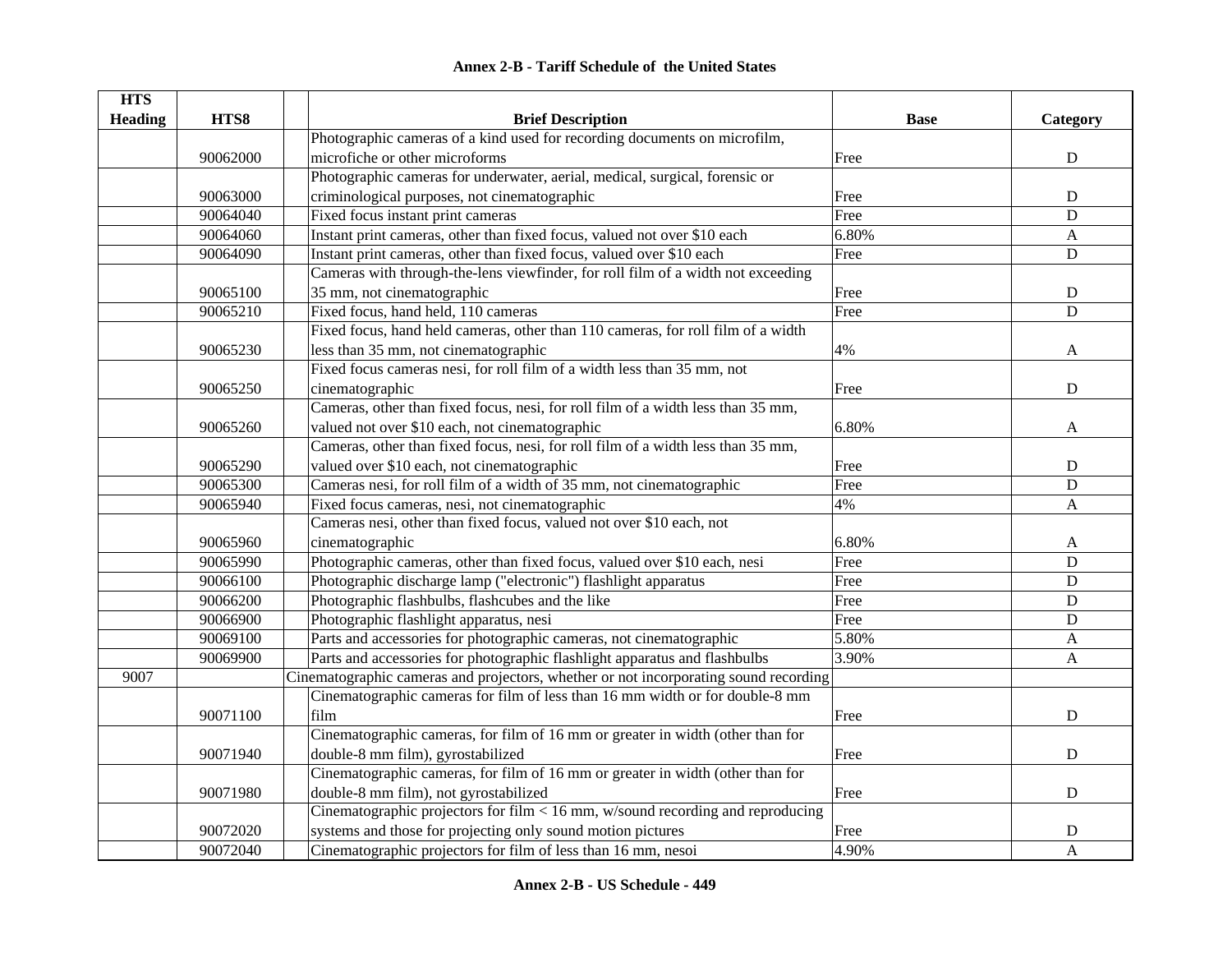## Annex 2-B - Tariff Schedule of the United States

| HTS Heading | HTS8 | | Brief Description | Base | Category |
|---|---|---|---|---|---|
| | 90062000 | | Photographic cameras of a kind used for recording documents on microfilm, microfiche or other microforms | Free | D |
| | 90063000 | | Photographic cameras for underwater, aerial, medical, surgical, forensic or criminological purposes, not cinematographic | Free | D |
| | 90064040 | | Fixed focus instant print cameras | Free | D |
| | 90064060 | | Instant print cameras, other than fixed focus, valued not over $10 each | 6.80% | A |
| | 90064090 | | Instant print cameras, other than fixed focus, valued over $10 each | Free | D |
| | 90065100 | | Cameras with through-the-lens viewfinder, for roll film of a width not exceeding 35 mm, not cinematographic | Free | D |
| | 90065210 | | Fixed focus, hand held, 110 cameras | Free | D |
| | 90065230 | | Fixed focus, hand held cameras, other than 110 cameras, for roll film of a width less than 35 mm, not cinematographic | 4% | A |
| | 90065250 | | Fixed focus cameras nesi, for roll film of a width less than 35 mm, not cinematographic | Free | D |
| | 90065260 | | Cameras, other than fixed focus, nesi, for roll film of a width less than 35 mm, valued not over $10 each, not cinematographic | 6.80% | A |
| | 90065290 | | Cameras, other than fixed focus, nesi, for roll film of a width less than 35 mm, valued over $10 each, not cinematographic | Free | D |
| | 90065300 | | Cameras nesi, for roll film of a width of 35 mm, not cinematographic | Free | D |
| | 90065940 | | Fixed focus cameras, nesi, not cinematographic | 4% | A |
| | 90065960 | | Cameras nesi, other than fixed focus, valued not over $10 each, not cinematographic | 6.80% | A |
| | 90065990 | | Photographic cameras, other than fixed focus, valued over $10 each, nesi | Free | D |
| | 90066100 | | Photographic discharge lamp ("electronic") flashlight apparatus | Free | D |
| | 90066200 | | Photographic flashbulbs, flashcubes and the like | Free | D |
| | 90066900 | | Photographic flashlight apparatus, nesi | Free | D |
| | 90069100 | | Parts and accessories for photographic cameras, not cinematographic | 5.80% | A |
| | 90069900 | | Parts and accessories for photographic flashlight apparatus and flashbulbs | 3.90% | A |
| 9007 | | Cinematographic cameras and projectors, whether or not incorporating sound recording | | | |
| | 90071100 | | Cinematographic cameras for film of less than 16 mm width or for double-8 mm film | Free | D |
| | 90071940 | | Cinematographic cameras, for film of 16 mm or greater in width (other than for double-8 mm film), gyrostabilized | Free | D |
| | 90071980 | | Cinematographic cameras, for film of 16 mm or greater in width (other than for double-8 mm film), not gyrostabilized | Free | D |
| | 90072020 | | Cinematographic projectors for film < 16 mm, w/sound recording and reproducing systems and those for projecting only sound motion pictures | Free | D |
| | 90072040 | | Cinematographic projectors for film of less than 16 mm, nesoi | 4.90% | A |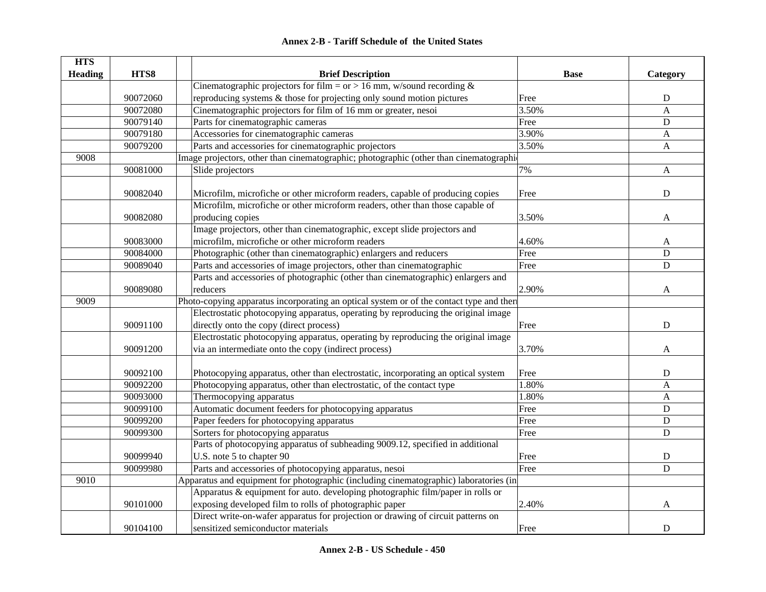**Annex 2-B - Tariff Schedule of the United States**

| HTS Heading | HTS8 | Brief Description | Base | Category |
|---|---|---|---|---|
| | 90072060 | Cinematographic projectors for film = or > 16 mm, w/sound recording & reproducing systems & those for projecting only sound motion pictures | Free | D |
| | 90072080 | Cinematographic projectors for film of 16 mm or greater, nesoi | 3.50% | A |
| | 90079140 | Parts for cinematographic cameras | Free | D |
| | 90079180 | Accessories for cinematographic cameras | 3.90% | A |
| | 90079200 | Parts and accessories for cinematographic projectors | 3.50% | A |
| 9008 | | Image projectors, other than cinematographic; photographic (other than cinematographi | | |
| | 90081000 | Slide projectors | 7% | A |
| | 90082040 | Microfilm, microfiche or other microform readers, capable of producing copies | Free | D |
| | 90082080 | Microfilm, microfiche or other microform readers, other than those capable of producing copies | 3.50% | A |
| | 90083000 | Image projectors, other than cinematographic, except slide projectors and microfilm, microfiche or other microform readers | 4.60% | A |
| | 90084000 | Photographic (other than cinematographic) enlargers and reducers | Free | D |
| | 90089040 | Parts and accessories of image projectors, other than cinematographic | Free | D |
| | 90089080 | Parts and accessories of photographic (other than cinematographic) enlargers and reducers | 2.90% | A |
| 9009 | | Photo-copying apparatus incorporating an optical system or of the contact type and ther | | |
| | 90091100 | Electrostatic photocopying apparatus, operating by reproducing the original image directly onto the copy (direct process) | Free | D |
| | 90091200 | Electrostatic photocopying apparatus, operating by reproducing the original image via an intermediate onto the copy (indirect process) | 3.70% | A |
| | 90092100 | Photocopying apparatus, other than electrostatic, incorporating an optical system | Free | D |
| | 90092200 | Photocopying apparatus, other than electrostatic, of the contact type | 1.80% | A |
| | 90093000 | Thermocopying apparatus | 1.80% | A |
| | 90099100 | Automatic document feeders for photocopying apparatus | Free | D |
| | 90099200 | Paper feeders for photocopying apparatus | Free | D |
| | 90099300 | Sorters for photocopying apparatus | Free | D |
| | 90099940 | Parts of photocopying apparatus of subheading 9009.12, specified in additional U.S. note 5 to chapter 90 | Free | D |
| | 90099980 | Parts and accessories of photocopying apparatus, nesoi | Free | D |
| 9010 | | Apparatus and equipment for photographic (including cinematographic) laboratories (in | | |
| | 90101000 | Apparatus & equipment for auto. developing photographic film/paper in rolls or exposing developed film to rolls of photographic paper | 2.40% | A |
| | 90104100 | Direct write-on-wafer apparatus for projection or drawing of circuit patterns on sensitized semiconductor materials | Free | D |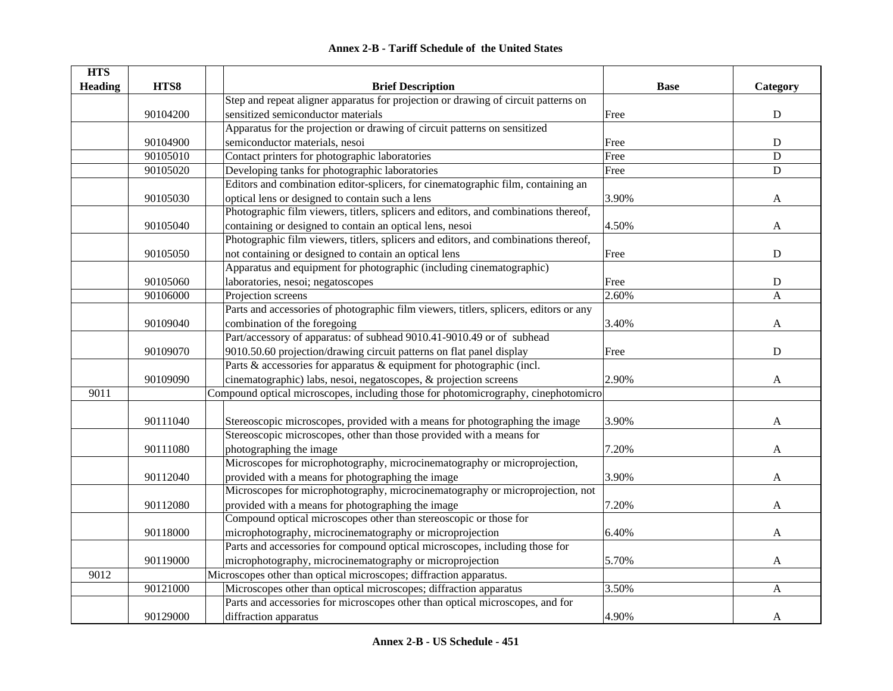## Annex 2-B - Tariff Schedule of the United States

| HTS Heading | HTS8 | | Brief Description | Base | Category |
|---|---|---|---|---|---|
| | 90104200 | | Step and repeat aligner apparatus for projection or drawing of circuit patterns on sensitized semiconductor materials | Free | D |
| | 90104900 | | Apparatus for the projection or drawing of circuit patterns on sensitized semiconductor materials, nesoi | Free | D |
| | 90105010 | | Contact printers for photographic laboratories | Free | D |
| | 90105020 | | Developing tanks for photographic laboratories | Free | D |
| | 90105030 | | Editors and combination editor-splicers, for cinematographic film, containing an optical lens or designed to contain such a lens | 3.90% | A |
| | 90105040 | | Photographic film viewers, titlers, splicers and editors, and combinations thereof, containing or designed to contain an optical lens, nesoi | 4.50% | A |
| | 90105050 | | Photographic film viewers, titlers, splicers and editors, and combinations thereof, not containing or designed to contain an optical lens | Free | D |
| | 90105060 | | Apparatus and equipment for photographic (including cinematographic) laboratories, nesoi; negatoscopes | Free | D |
| | 90106000 | | Projection screens | 2.60% | A |
| | 90109040 | | Parts and accessories of photographic film viewers, titlers, splicers, editors or any combination of the foregoing | 3.40% | A |
| | 90109070 | | Part/accessory of apparatus: of subhead 9010.41-9010.49 or of subhead 9010.50.60 projection/drawing circuit patterns on flat panel display | Free | D |
| | 90109090 | | Parts & accessories for apparatus & equipment for photographic (incl. cinematographic) labs, nesoi, negatoscopes, & projection screens | 2.90% | A |
| 9011 | | Compound optical microscopes, including those for photomicrography, cinephotomicro | | | |
| | 90111040 | | Stereoscopic microscopes, provided with a means for photographing the image | 3.90% | A |
| | 90111080 | | Stereoscopic microscopes, other than those provided with a means for photographing the image | 7.20% | A |
| | 90112040 | | Microscopes for microphotography, microcinematography or microprojection, provided with a means for photographing the image | 3.90% | A |
| | 90112080 | | Microscopes for microphotography, microcinematography or microprojection, not provided with a means for photographing the image | 7.20% | A |
| | 90118000 | | Compound optical microscopes other than stereoscopic or those for microphotography, microcinematography or microprojection | 6.40% | A |
| | 90119000 | | Parts and accessories for compound optical microscopes, including those for microphotography, microcinematography or microprojection | 5.70% | A |
| 9012 | | Microscopes other than optical microscopes; diffraction apparatus. | | | |
| | 90121000 | | Microscopes other than optical microscopes; diffraction apparatus | 3.50% | A |
| | 90129000 | | Parts and accessories for microscopes other than optical microscopes, and for diffraction apparatus | 4.90% | A |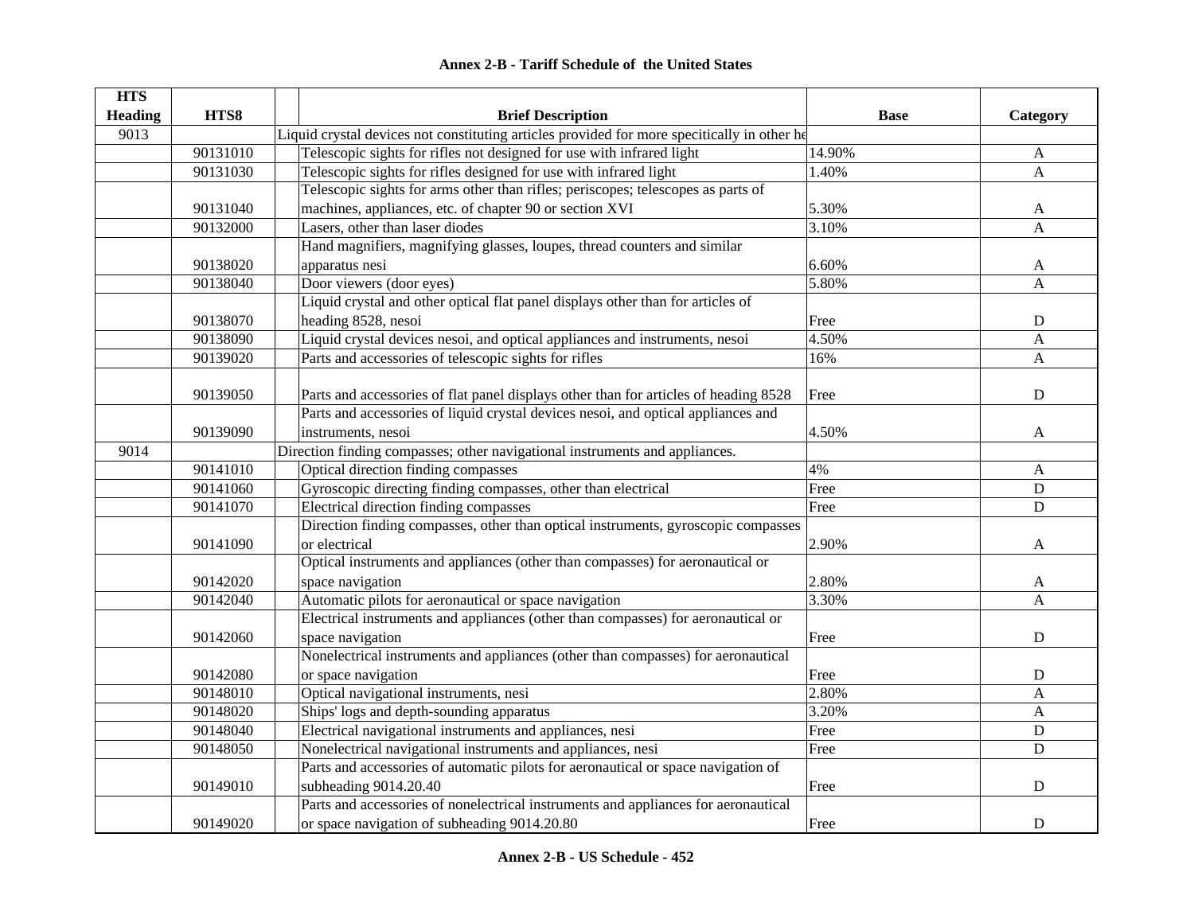## Annex 2-B - Tariff Schedule of the United States

| HTS Heading | HTS8 | Brief Description | Base | Category |
|---|---|---|---|---|
| 9013 | | Liquid crystal devices not constituting articles provided for more specitically in other he | | |
| | 90131010 | Telescopic sights for rifles not designed for use with infrared light | 14.90% | A |
| | 90131030 | Telescopic sights for rifles designed for use with infrared light | 1.40% | A |
| | 90131040 | Telescopic sights for arms other than rifles; periscopes; telescopes as parts of machines, appliances, etc. of chapter 90 or section XVI | 5.30% | A |
| | 90132000 | Lasers, other than laser diodes | 3.10% | A |
| | 90138020 | Hand magnifiers, magnifying glasses, loupes, thread counters and similar apparatus nesi | 6.60% | A |
| | 90138040 | Door viewers (door eyes) | 5.80% | A |
| | 90138070 | Liquid crystal and other optical flat panel displays other than for articles of heading 8528, nesoi | Free | D |
| | 90138090 | Liquid crystal devices nesoi, and optical appliances and instruments, nesoi | 4.50% | A |
| | 90139020 | Parts and accessories of telescopic sights for rifles | 16% | A |
| | 90139050 | Parts and accessories of flat panel displays other than for articles of heading 8528 | Free | D |
| | 90139090 | Parts and accessories of liquid crystal devices nesoi, and optical appliances and instruments, nesoi | 4.50% | A |
| 9014 | | Direction finding compasses; other navigational instruments and appliances. | | |
| | 90141010 | Optical direction finding compasses | 4% | A |
| | 90141060 | Gyroscopic directing finding compasses, other than electrical | Free | D |
| | 90141070 | Electrical direction finding compasses | Free | D |
| | 90141090 | Direction finding compasses, other than optical instruments, gyroscopic compasses or electrical | 2.90% | A |
| | 90142020 | Optical instruments and appliances (other than compasses) for aeronautical or space navigation | 2.80% | A |
| | 90142040 | Automatic pilots for aeronautical or space navigation | 3.30% | A |
| | 90142060 | Electrical instruments and appliances (other than compasses) for aeronautical or space navigation | Free | D |
| | 90142080 | Nonelectrical instruments and appliances (other than compasses) for aeronautical or space navigation | Free | D |
| | 90148010 | Optical navigational instruments, nesi | 2.80% | A |
| | 90148020 | Ships' logs and depth-sounding apparatus | 3.20% | A |
| | 90148040 | Electrical navigational instruments and appliances, nesi | Free | D |
| | 90148050 | Nonelectrical navigational instruments and appliances, nesi | Free | D |
| | 90149010 | Parts and accessories of automatic pilots for aeronautical or space navigation of subheading 9014.20.40 | Free | D |
| | 90149020 | Parts and accessories of nonelectrical instruments and appliances for aeronautical or space navigation of subheading 9014.20.80 | Free | D |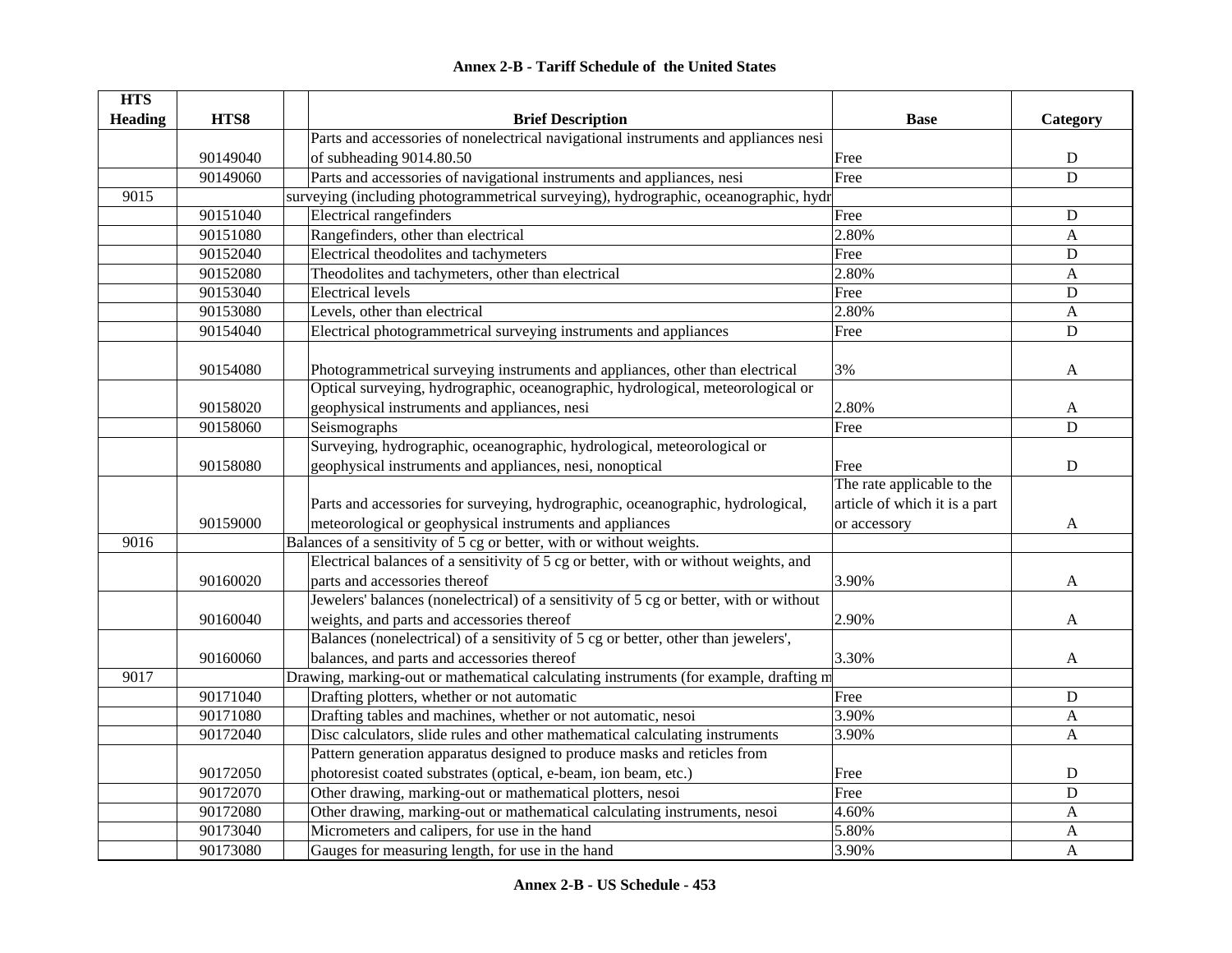# Annex 2-B - Tariff Schedule of the United States

| HTS Heading | HTS8 | Brief Description | Base | Category |
|---|---|---|---|---|
| | 90149040 | Parts and accessories of nonelectrical navigational instruments and appliances nesi of subheading 9014.80.50 | Free | D |
| | 90149060 | Parts and accessories of navigational instruments and appliances, nesi | Free | D |
| 9015 | | surveying (including photogrammetrical surveying), hydrographic, oceanographic, hydr | | |
| | 90151040 | Electrical rangefinders | Free | D |
| | 90151080 | Rangefinders, other than electrical | 2.80% | A |
| | 90152040 | Electrical theodolites and tachymeters | Free | D |
| | 90152080 | Theodolites and tachymeters, other than electrical | 2.80% | A |
| | 90153040 | Electrical levels | Free | D |
| | 90153080 | Levels, other than electrical | 2.80% | A |
| | 90154040 | Electrical photogrammetrical surveying instruments and appliances | Free | D |
| | 90154080 | Photogrammetrical surveying instruments and appliances, other than electrical | 3% | A |
| | 90158020 | Optical surveying, hydrographic, oceanographic, hydrological, meteorological or geophysical instruments and appliances, nesi | 2.80% | A |
| | 90158060 | Seismographs | Free | D |
| | 90158080 | Surveying, hydrographic, oceanographic, hydrological, meteorological or geophysical instruments and appliances, nesi, nonoptical | Free | D |
| | 90159000 | Parts and accessories for surveying, hydrographic, oceanographic, hydrological, meteorological or geophysical instruments and appliances | The rate applicable to the article of which it is a part or accessory | A |
| 9016 | | Balances of a sensitivity of 5 cg or better, with or without weights. | | |
| | 90160020 | Electrical balances of a sensitivity of 5 cg or better, with or without weights, and parts and accessories thereof | 3.90% | A |
| | 90160040 | Jewelers' balances (nonelectrical) of a sensitivity of 5 cg or better, with or without weights, and parts and accessories thereof | 2.90% | A |
| | 90160060 | Balances (nonelectrical) of a sensitivity of 5 cg or better, other than jewelers', balances, and parts and accessories thereof | 3.30% | A |
| 9017 | | Drawing, marking-out or mathematical calculating instruments (for example, drafting m | | |
| | 90171040 | Drafting plotters, whether or not automatic | Free | D |
| | 90171080 | Drafting tables and machines, whether or not automatic, nesoi | 3.90% | A |
| | 90172040 | Disc calculators, slide rules and other mathematical calculating instruments | 3.90% | A |
| | 90172050 | Pattern generation apparatus designed to produce masks and reticles from photoresist coated substrates (optical, e-beam, ion beam, etc.) | Free | D |
| | 90172070 | Other drawing, marking-out or mathematical plotters, nesoi | Free | D |
| | 90172080 | Other drawing, marking-out or mathematical calculating instruments, nesoi | 4.60% | A |
| | 90173040 | Micrometers and calipers, for use in the hand | 5.80% | A |
| | 90173080 | Gauges for measuring length, for use in the hand | 3.90% | A |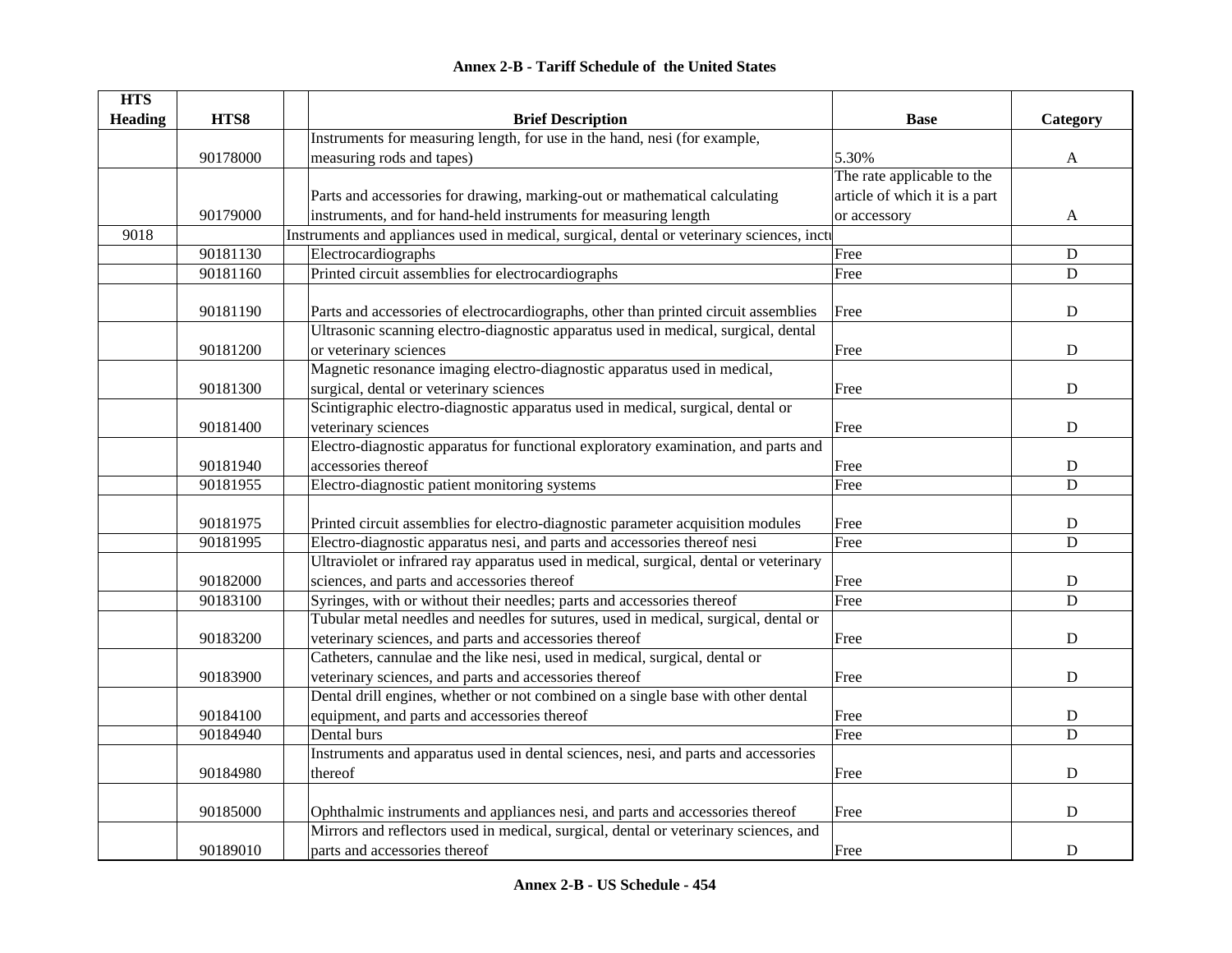| HTS Heading | HTS8 | | Brief Description | Base | Category |
|---|---|---|---|---|---|
| | 90178000 | | Instruments for measuring length, for use in the hand, nesi (for example, measuring rods and tapes) | 5.30% | A |
| | 90179000 | | Parts and accessories for drawing, marking-out or mathematical calculating instruments, and for hand-held instruments for measuring length | The rate applicable to the article of which it is a part or accessory | A |
| 9018 | | Instruments and appliances used in medical, surgical, dental or veterinary sciences, inclu | | | |
| | 90181130 | | Electrocardiographs | Free | D |
| | 90181160 | | Printed circuit assemblies for electrocardiographs | Free | D |
| | 90181190 | | Parts and accessories of electrocardiographs, other than printed circuit assemblies | Free | D |
| | 90181200 | | Ultrasonic scanning electro-diagnostic apparatus used in medical, surgical, dental or veterinary sciences | Free | D |
| | 90181300 | | Magnetic resonance imaging electro-diagnostic apparatus used in medical, surgical, dental or veterinary sciences | Free | D |
| | 90181400 | | Scintigraphic electro-diagnostic apparatus used in medical, surgical, dental or veterinary sciences | Free | D |
| | 90181940 | | Electro-diagnostic apparatus for functional exploratory examination, and parts and accessories thereof | Free | D |
| | 90181955 | | Electro-diagnostic patient monitoring systems | Free | D |
| | 90181975 | | Printed circuit assemblies for electro-diagnostic parameter acquisition modules | Free | D |
| | 90181995 | | Electro-diagnostic apparatus nesi, and parts and accessories thereof nesi | Free | D |
| | 90182000 | | Ultraviolet or infrared ray apparatus used in medical, surgical, dental or veterinary sciences, and parts and accessories thereof | Free | D |
| | 90183100 | | Syringes, with or without their needles; parts and accessories thereof | Free | D |
| | 90183200 | | Tubular metal needles and needles for sutures, used in medical, surgical, dental or veterinary sciences, and parts and accessories thereof | Free | D |
| | 90183900 | | Catheters, cannulae and the like nesi, used in medical, surgical, dental or veterinary sciences, and parts and accessories thereof | Free | D |
| | 90184100 | | Dental drill engines, whether or not combined on a single base with other dental equipment, and parts and accessories thereof | Free | D |
| | 90184940 | | Dental burs | Free | D |
| | 90184980 | | Instruments and apparatus used in dental sciences, nesi, and parts and accessories thereof | Free | D |
| | 90185000 | | Ophthalmic instruments and appliances nesi, and parts and accessories thereof | Free | D |
| | 90189010 | | Mirrors and reflectors used in medical, surgical, dental or veterinary sciences, and parts and accessories thereof | Free | D |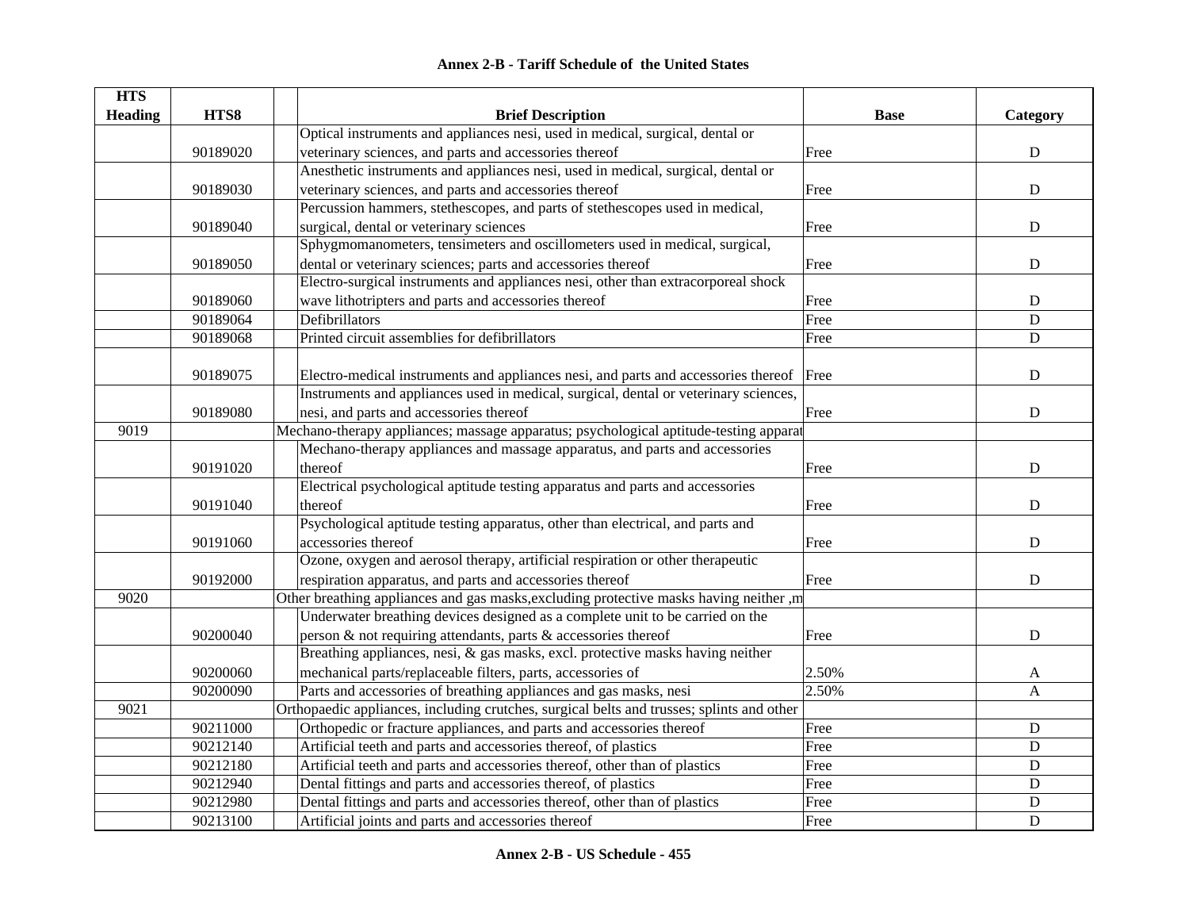# Annex 2-B - Tariff Schedule of the United States

| HTS Heading | HTS8 | | Brief Description | Base | Category |
|---|---|---|---|---|---|
| | 90189020 | | Optical instruments and appliances nesi, used in medical, surgical, dental or veterinary sciences, and parts and accessories thereof | Free | D |
| | 90189030 | | Anesthetic instruments and appliances nesi, used in medical, surgical, dental or veterinary sciences, and parts and accessories thereof | Free | D |
| | 90189040 | | Percussion hammers, stethescopes, and parts of stethescopes used in medical, surgical, dental or veterinary sciences | Free | D |
| | 90189050 | | Sphygmomanometers, tensimeters and oscillometers used in medical, surgical, dental or veterinary sciences; parts and accessories thereof | Free | D |
| | 90189060 | | Electro-surgical instruments and appliances nesi, other than extracorporeal shock wave lithotripters and parts and accessories thereof | Free | D |
| | 90189064 | | Defibrillators | Free | D |
| | 90189068 | | Printed circuit assemblies for defibrillators | Free | D |
| | 90189075 | | Electro-medical instruments and appliances nesi, and parts and accessories thereof | Free | D |
| | 90189080 | | Instruments and appliances used in medical, surgical, dental or veterinary sciences, nesi, and parts and accessories thereof | Free | D |
| 9019 | | Mechano-therapy appliances; massage apparatus; psychological aptitude-testing apparat | | | |
| | 90191020 | | Mechano-therapy appliances and massage apparatus, and parts and accessories thereof | Free | D |
| | 90191040 | | Electrical psychological aptitude testing apparatus and parts and accessories thereof | Free | D |
| | 90191060 | | Psychological aptitude testing apparatus, other than electrical, and parts and accessories thereof | Free | D |
| | 90192000 | | Ozone, oxygen and aerosol therapy, artificial respiration or other therapeutic respiration apparatus, and parts and accessories thereof | Free | D |
| 9020 | | Other breathing appliances and gas masks,excluding protective masks having neither ,m | | | |
| | 90200040 | | Underwater breathing devices designed as a complete unit to be carried on the person & not requiring attendants, parts & accessories thereof | Free | D |
| | 90200060 | | Breathing appliances, nesi, & gas masks, excl. protective masks having neither mechanical parts/replaceable filters, parts, accessories of | 2.50% | A |
| | 90200090 | | Parts and accessories of breathing appliances and gas masks, nesi | 2.50% | A |
| 9021 | | Orthopaedic appliances, including crutches, surgical belts and trusses; splints and other | | | |
| | 90211000 | | Orthopedic or fracture appliances, and parts and accessories thereof | Free | D |
| | 90212140 | | Artificial teeth and parts and accessories thereof, of plastics | Free | D |
| | 90212180 | | Artificial teeth and parts and accessories thereof, other than of plastics | Free | D |
| | 90212940 | | Dental fittings and parts and accessories thereof, of plastics | Free | D |
| | 90212980 | | Dental fittings and parts and accessories thereof, other than of plastics | Free | D |
| | 90213100 | | Artificial joints and parts and accessories thereof | Free | D |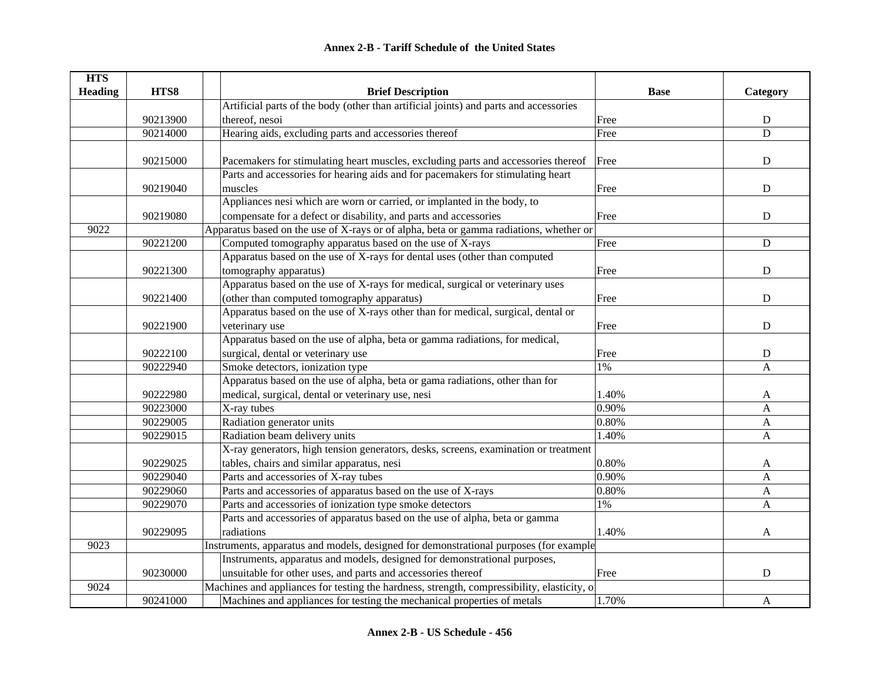**Annex 2-B - Tariff Schedule of the United States**

| HTS Heading | HTS8 | Brief Description | Base | Category |
|---|---|---|---|---|
| | 90213900 | Artificial parts of the body (other than artificial joints) and parts and accessories thereof, nesoi | Free | D |
| | 90214000 | Hearing aids, excluding parts and accessories thereof | Free | D |
| | 90215000 | Pacemakers for stimulating heart muscles, excluding parts and accessories thereof | Free | D |
| | 90219040 | Parts and accessories for hearing aids and for pacemakers for stimulating heart muscles | Free | D |
| | 90219080 | Appliances nesi which are worn or carried, or implanted in the body, to compensate for a defect or disability, and parts and accessories | Free | D |
| 9022 | | Apparatus based on the use of X-rays or of alpha, beta or gamma radiations, whether or | | |
| | 90221200 | Computed tomography apparatus based on the use of X-rays | Free | D |
| | 90221300 | Apparatus based on the use of X-rays for dental uses (other than computed tomography apparatus) | Free | D |
| | 90221400 | Apparatus based on the use of X-rays for medical, surgical or veterinary uses (other than computed tomography apparatus) | Free | D |
| | 90221900 | Apparatus based on the use of X-rays other than for medical, surgical, dental or veterinary use | Free | D |
| | 90222100 | Apparatus based on the use of alpha, beta or gamma radiations, for medical, surgical, dental or veterinary use | Free | D |
| | 90222940 | Smoke detectors, ionization type | 1% | A |
| | 90222980 | Apparatus based on the use of alpha, beta or gama radiations, other than for medical, surgical, dental or veterinary use, nesi | 1.40% | A |
| | 90223000 | X-ray tubes | 0.90% | A |
| | 90229005 | Radiation generator units | 0.80% | A |
| | 90229015 | Radiation beam delivery units | 1.40% | A |
| | 90229025 | X-ray generators, high tension generators, desks, screens, examination or treatment tables, chairs and similar apparatus, nesi | 0.80% | A |
| | 90229040 | Parts and accessories of X-ray tubes | 0.90% | A |
| | 90229060 | Parts and accessories of apparatus based on the use of X-rays | 0.80% | A |
| | 90229070 | Parts and accessories of ionization type smoke detectors | 1% | A |
| | 90229095 | Parts and accessories of apparatus based on the use of alpha, beta or gamma radiations | 1.40% | A |
| 9023 | | Instruments, apparatus and models, designed for demonstrational purposes (for example | | |
| | 90230000 | Instruments, apparatus and models, designed for demonstrational purposes, unsuitable for other uses, and parts and accessories thereof | Free | D |
| 9024 | | Machines and appliances for testing the hardness, strength, compressibility, elasticity, o | | |
| | 90241000 | Machines and appliances for testing the mechanical properties of metals | 1.70% | A |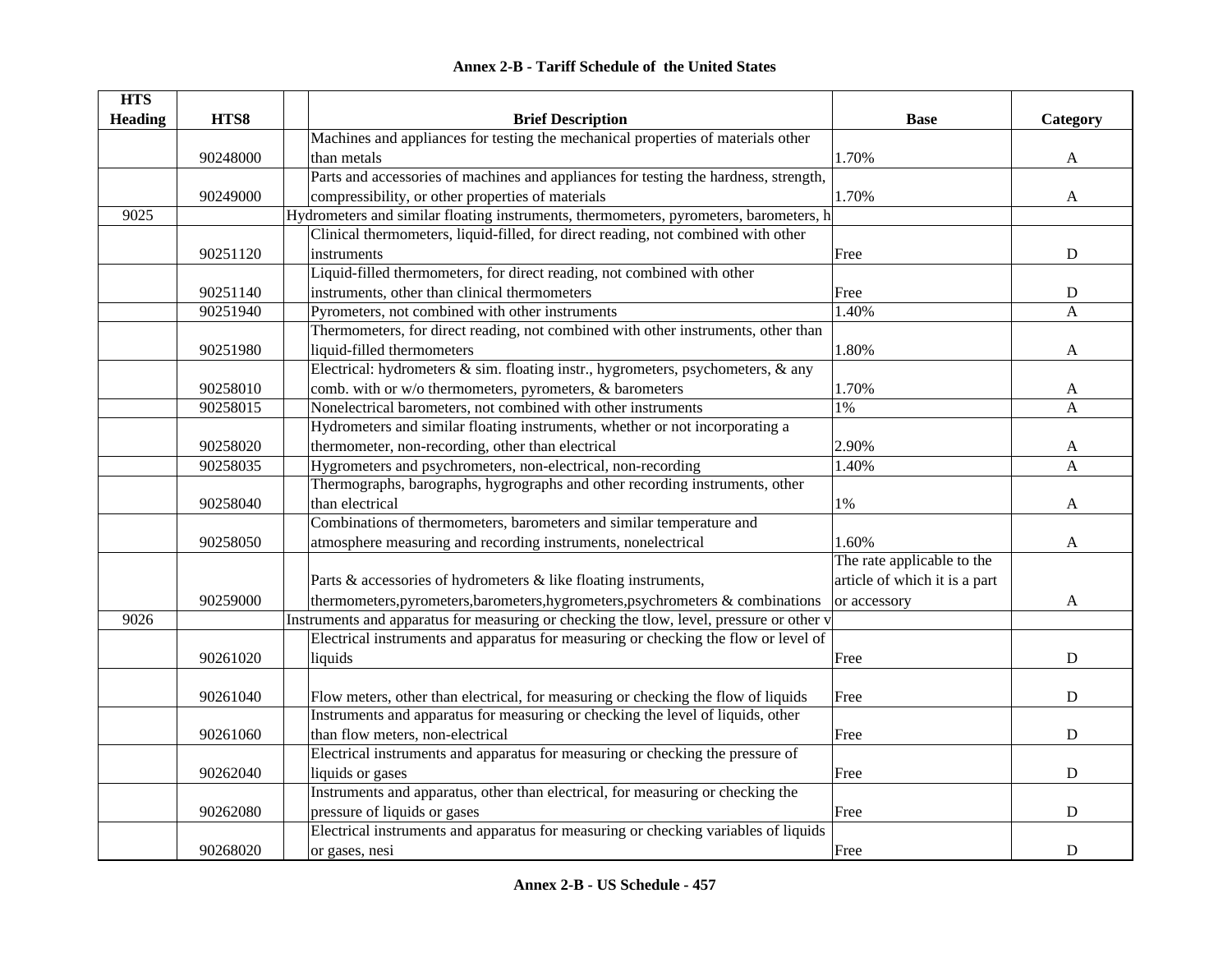**Annex 2-B - Tariff Schedule of the United States**

| HTS Heading | HTS8 | | Brief Description | Base | Category |
|---|---|---|---|---|---|
| | 90248000 | | Machines and appliances for testing the mechanical properties of materials other than metals | 1.70% | A |
| | 90249000 | | Parts and accessories of machines and appliances for testing the hardness, strength, compressibility, or other properties of materials | 1.70% | A |
| 9025 | | | Hydrometers and similar floating instruments, thermometers, pyrometers, barometers, h | | |
| | 90251120 | | Clinical thermometers, liquid-filled, for direct reading, not combined with other instruments | Free | D |
| | 90251140 | | Liquid-filled thermometers, for direct reading, not combined with other instruments, other than clinical thermometers | Free | D |
| | 90251940 | | Pyrometers, not combined with other instruments | 1.40% | A |
| | 90251980 | | Thermometers, for direct reading, not combined with other instruments, other than liquid-filled thermometers | 1.80% | A |
| | 90258010 | | Electrical: hydrometers & sim. floating instr., hygrometers, psychometers, & any comb. with or w/o thermometers, pyrometers, & barometers | 1.70% | A |
| | 90258015 | | Nonelectrical barometers, not combined with other instruments | 1% | A |
| | 90258020 | | Hydrometers and similar floating instruments, whether or not incorporating a thermometer, non-recording, other than electrical | 2.90% | A |
| | 90258035 | | Hygrometers and psychrometers, non-electrical, non-recording | 1.40% | A |
| | 90258040 | | Thermographs, barographs, hygrographs and other recording instruments, other than electrical | 1% | A |
| | 90258050 | | Combinations of thermometers, barometers and similar temperature and atmosphere measuring and recording instruments, nonelectrical | 1.60% | A |
| | 90259000 | | Parts & accessories of hydrometers & like floating instruments, thermometers,pyrometers,barometers,hygrometers,psychrometers & combinations | The rate applicable to the article of which it is a part or accessory | A |
| 9026 | | | Instruments and apparatus for measuring or checking the tlow, level, pressure or other v | | |
| | 90261020 | | Electrical instruments and apparatus for measuring or checking the flow or level of liquids | Free | D |
| | 90261040 | | Flow meters, other than electrical, for measuring or checking the flow of liquids | Free | D |
| | 90261060 | | Instruments and apparatus for measuring or checking the level of liquids, other than flow meters, non-electrical | Free | D |
| | 90262040 | | Electrical instruments and apparatus for measuring or checking the pressure of liquids or gases | Free | D |
| | 90262080 | | Instruments and apparatus, other than electrical, for measuring or checking the pressure of liquids or gases | Free | D |
| | 90268020 | | Electrical instruments and apparatus for measuring or checking variables of liquids or gases, nesi | Free | D |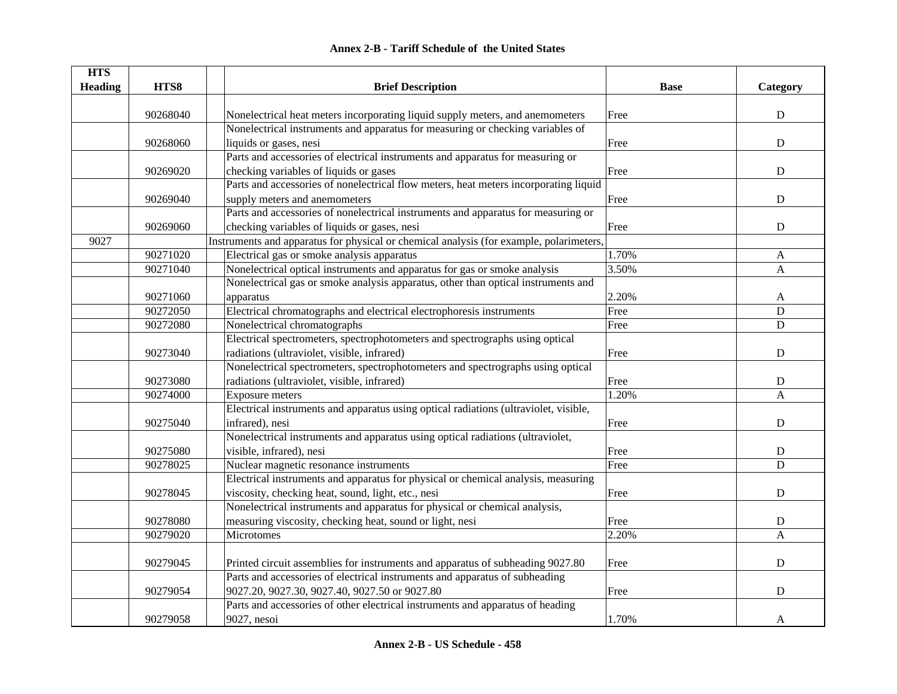# Annex 2-B - Tariff Schedule of the United States

| HTS Heading | HTS8 | | Brief Description | Base | Category |
|---|---|---|---|---|---|
| | 90268040 | | Nonelectrical heat meters incorporating liquid supply meters, and anemometers | Free | D |
| | 90268060 | | Nonelectrical instruments and apparatus for measuring or checking variables of liquids or gases, nesi | Free | D |
| | 90269020 | | Parts and accessories of electrical instruments and apparatus for measuring or checking variables of liquids or gases | Free | D |
| | 90269040 | | Parts and accessories of nonelectrical flow meters, heat meters incorporating liquid supply meters and anemometers | Free | D |
| | 90269060 | | Parts and accessories of nonelectrical instruments and apparatus for measuring or checking variables of liquids or gases, nesi | Free | D |
| 9027 | | | Instruments and apparatus for physical or chemical analysis (for example, polarimeters, | | |
| | 90271020 | | Electrical gas or smoke analysis apparatus | 1.70% | A |
| | 90271040 | | Nonelectrical optical instruments and apparatus for gas or smoke analysis | 3.50% | A |
| | 90271060 | | Nonelectrical gas or smoke analysis apparatus, other than optical instruments and apparatus | 2.20% | A |
| | 90272050 | | Electrical chromatographs and electrical electrophoresis instruments | Free | D |
| | 90272080 | | Nonelectrical chromatographs | Free | D |
| | 90273040 | | Electrical spectrometers, spectrophotometers and spectrographs using optical radiations (ultraviolet, visible, infrared) | Free | D |
| | 90273080 | | Nonelectrical spectrometers, spectrophotometers and spectrographs using optical radiations (ultraviolet, visible, infrared) | Free | D |
| | 90274000 | | Exposure meters | 1.20% | A |
| | 90275040 | | Electrical instruments and apparatus using optical radiations (ultraviolet, visible, infrared), nesi | Free | D |
| | 90275080 | | Nonelectrical instruments and apparatus using optical radiations (ultraviolet, visible, infrared), nesi | Free | D |
| | 90278025 | | Nuclear magnetic resonance instruments | Free | D |
| | 90278045 | | Electrical instruments and apparatus for physical or chemical analysis, measuring viscosity, checking heat, sound, light, etc., nesi | Free | D |
| | 90278080 | | Nonelectrical instruments and apparatus for physical or chemical analysis, measuring viscosity, checking heat, sound or light, nesi | Free | D |
| | 90279020 | | Microtomes | 2.20% | A |
| | 90279045 | | Printed circuit assemblies for instruments and apparatus of subheading 9027.80 | Free | D |
| | 90279054 | | Parts and accessories of electrical instruments and apparatus of subheading 9027.20, 9027.30, 9027.40, 9027.50 or 9027.80 | Free | D |
| | 90279058 | | Parts and accessories of other electrical instruments and apparatus of heading 9027, nesoi | 1.70% | A |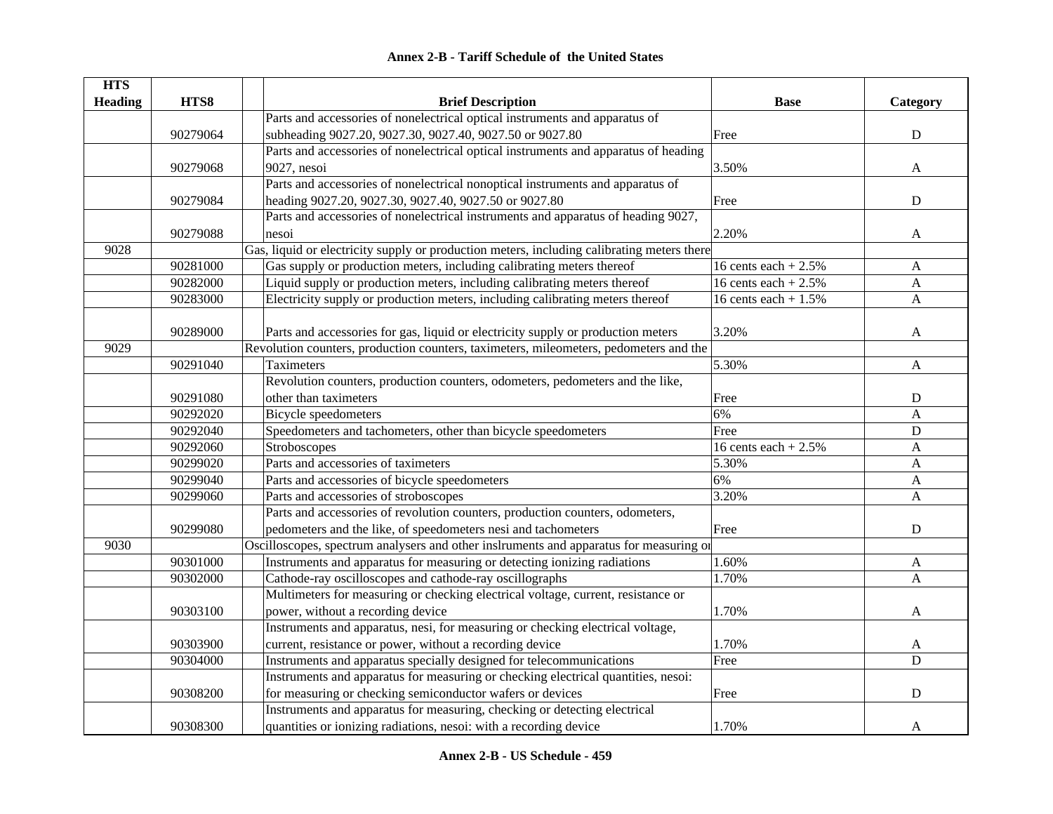# Annex 2-B - Tariff Schedule of the United States

| HTS Heading | HTS8 | Brief Description | Base | Category |
|---|---|---|---|---|
| | 90279064 | Parts and accessories of nonelectrical optical instruments and apparatus of subheading 9027.20, 9027.30, 9027.40, 9027.50 or 9027.80 | Free | D |
| | 90279068 | Parts and accessories of nonelectrical optical instruments and apparatus of heading 9027, nesoi | 3.50% | A |
| | 90279084 | Parts and accessories of nonelectrical nonoptical instruments and apparatus of heading 9027.20, 9027.30, 9027.40, 9027.50 or 9027.80 | Free | D |
| | 90279088 | Parts and accessories of nonelectrical instruments and apparatus of heading 9027, nesoi | 2.20% | A |
| 9028 | | Gas, liquid or electricity supply or production meters, including calibrating meters there | | |
| | 90281000 | Gas supply or production meters, including calibrating meters thereof | 16 cents each + 2.5% | A |
| | 90282000 | Liquid supply or production meters, including calibrating meters thereof | 16 cents each + 2.5% | A |
| | 90283000 | Electricity supply or production meters, including calibrating meters thereof | 16 cents each + 1.5% | A |
| | 90289000 | Parts and accessories for gas, liquid or electricity supply or production meters | 3.20% | A |
| 9029 | | Revolution counters, production counters, taximeters, mileometers, pedometers and the | | |
| | 90291040 | Taximeters | 5.30% | A |
| | 90291080 | Revolution counters, production counters, odometers, pedometers and the like, other than taximeters | Free | D |
| | 90292020 | Bicycle speedometers | 6% | A |
| | 90292040 | Speedometers and tachometers, other than bicycle speedometers | Free | D |
| | 90292060 | Stroboscopes | 16 cents each + 2.5% | A |
| | 90299020 | Parts and accessories of taximeters | 5.30% | A |
| | 90299040 | Parts and accessories of bicycle speedometers | 6% | A |
| | 90299060 | Parts and accessories of stroboscopes | 3.20% | A |
| | 90299080 | Parts and accessories of revolution counters, production counters, odometers, pedometers and the like, of speedometers nesi and tachometers | Free | D |
| 9030 | | Oscilloscopes, spectrum analysers and other inslruments and apparatus for measuring or | | |
| | 90301000 | Instruments and apparatus for measuring or detecting ionizing radiations | 1.60% | A |
| | 90302000 | Cathode-ray oscilloscopes and cathode-ray oscillographs | 1.70% | A |
| | 90303100 | Multimeters for measuring or checking electrical voltage, current, resistance or power, without a recording device | 1.70% | A |
| | 90303900 | Instruments and apparatus, nesi, for measuring or checking electrical voltage, current, resistance or power, without a recording device | 1.70% | A |
| | 90304000 | Instruments and apparatus specially designed for telecommunications | Free | D |
| | 90308200 | Instruments and apparatus for measuring or checking electrical quantities, nesoi: for measuring or checking semiconductor wafers or devices | Free | D |
| | 90308300 | Instruments and apparatus for measuring, checking or detecting electrical quantities or ionizing radiations, nesoi: with a recording device | 1.70% | A |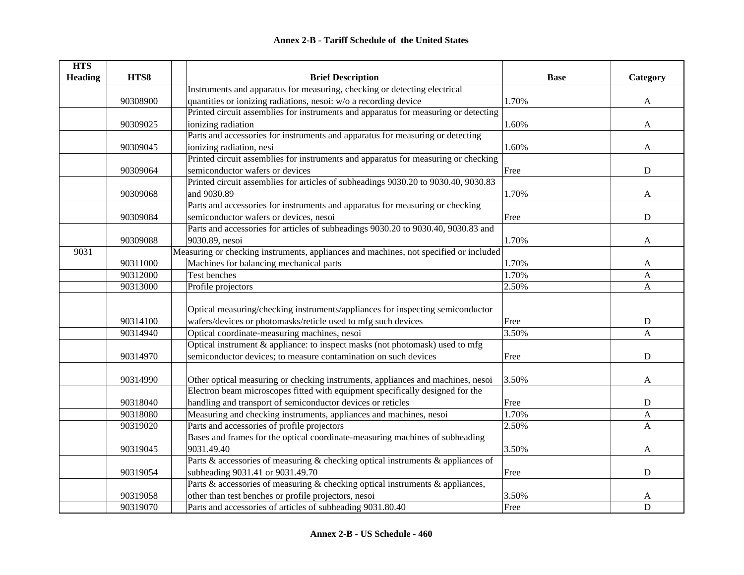**Annex 2-B - Tariff Schedule of the United States**

| HTS Heading | HTS8 | Brief Description | Base | Category |
|---|---|---|---|---|
| | 90308900 | Instruments and apparatus for measuring, checking or detecting electrical quantities or ionizing radiations, nesoi: w/o a recording device | 1.70% | A |
| | 90309025 | Printed circuit assemblies for instruments and apparatus for measuring or detecting ionizing radiation | 1.60% | A |
| | 90309045 | Parts and accessories for instruments and apparatus for measuring or detecting ionizing radiation, nesi | 1.60% | A |
| | 90309064 | Printed circuit assemblies for instruments and apparatus for measuring or checking semiconductor wafers or devices | Free | D |
| | 90309068 | Printed circuit assemblies for articles of subheadings 9030.20 to 9030.40, 9030.83 and 9030.89 | 1.70% | A |
| | 90309084 | Parts and accessories for instruments and apparatus for measuring or checking semiconductor wafers or devices, nesoi | Free | D |
| | 90309088 | Parts and accessories for articles of subheadings 9030.20 to 9030.40, 9030.83 and 9030.89, nesoi | 1.70% | A |
| 9031 | | Measuring or checking instruments, appliances and machines, not specified or included | | |
| | 90311000 | Machines for balancing mechanical parts | 1.70% | A |
| | 90312000 | Test benches | 1.70% | A |
| | 90313000 | Profile projectors | 2.50% | A |
| | 90314100 | Optical measuring/checking instruments/appliances for inspecting semiconductor wafers/devices or photomasks/reticle used to mfg such devices | Free | D |
| | 90314940 | Optical coordinate-measuring machines, nesoi | 3.50% | A |
| | 90314970 | Optical instrument & appliance: to inspect masks (not photomask) used to mfg semiconductor devices; to measure contamination on such devices | Free | D |
| | 90314990 | Other optical measuring or checking instruments, appliances and machines, nesoi | 3.50% | A |
| | 90318040 | Electron beam microscopes fitted with equipment specifically designed for the handling and transport of semiconductor devices or reticles | Free | D |
| | 90318080 | Measuring and checking instruments, appliances and machines, nesoi | 1.70% | A |
| | 90319020 | Parts and accessories of profile projectors | 2.50% | A |
| | 90319045 | Bases and frames for the optical coordinate-measuring machines of subheading 9031.49.40 | 3.50% | A |
| | 90319054 | Parts & accessories of measuring & checking optical instruments & appliances of subheading 9031.41 or 9031.49.70 | Free | D |
| | 90319058 | Parts & accessories of measuring & checking optical instruments & appliances, other than test benches or profile projectors, nesoi | 3.50% | A |
| | 90319070 | Parts and accessories of articles of subheading 9031.80.40 | Free | D |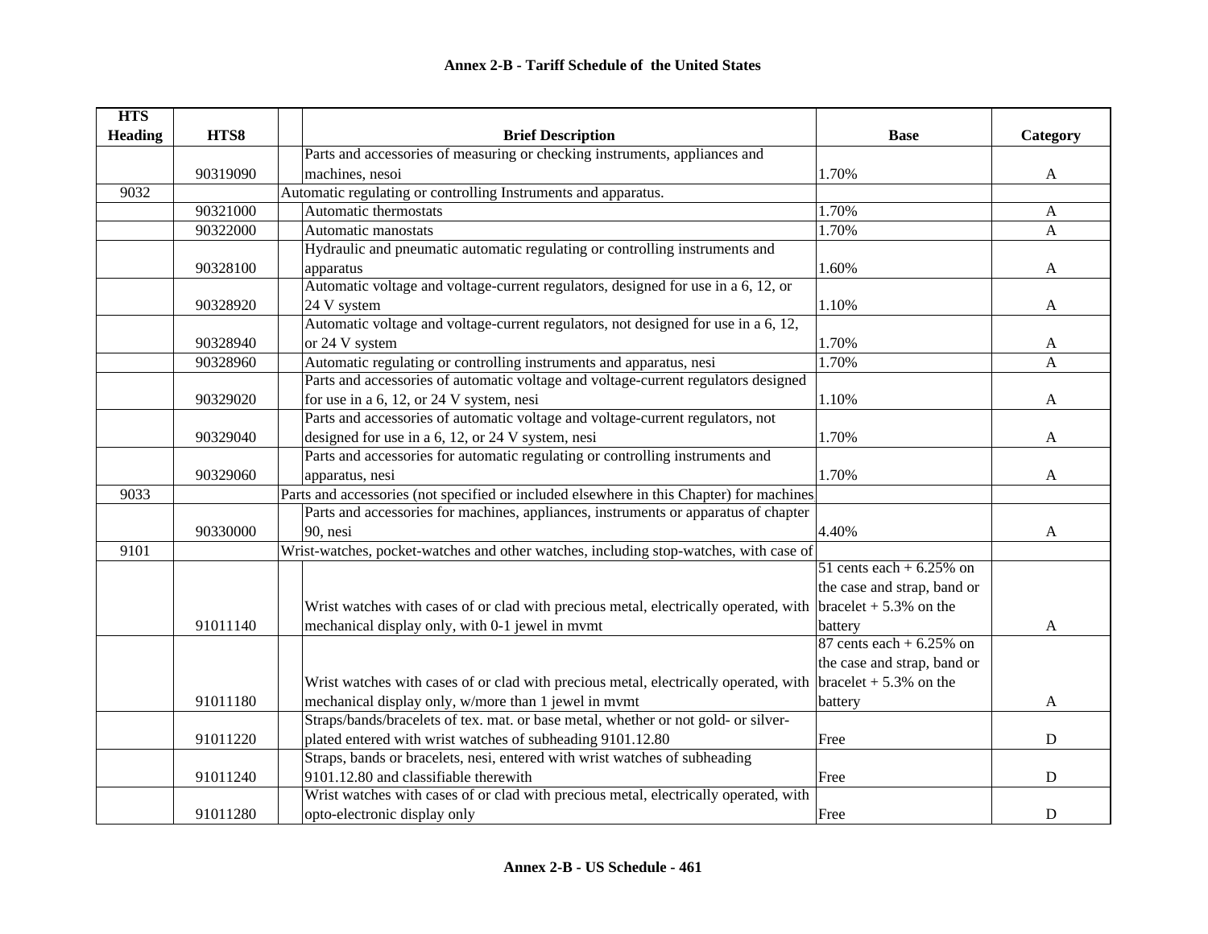# Annex 2-B - Tariff Schedule of the United States

| HTS Heading | HTS8 | Brief Description | Base | Category |
|---|---|---|---|---|
| | 90319090 | Parts and accessories of measuring or checking instruments, appliances and machines, nesoi | 1.70% | A |
| 9032 | | Automatic regulating or controlling Instruments and apparatus. | | |
| | 90321000 | Automatic thermostats | 1.70% | A |
| | 90322000 | Automatic manostats | 1.70% | A |
| | 90328100 | Hydraulic and pneumatic automatic regulating or controlling instruments and apparatus | 1.60% | A |
| | 90328920 | Automatic voltage and voltage-current regulators, designed for use in a 6, 12, or 24 V system | 1.10% | A |
| | 90328940 | Automatic voltage and voltage-current regulators, not designed for use in a 6, 12, or 24 V system | 1.70% | A |
| | 90328960 | Automatic regulating or controlling instruments and apparatus, nesi | 1.70% | A |
| | 90329020 | Parts and accessories of automatic voltage and voltage-current regulators designed for use in a 6, 12, or 24 V system, nesi | 1.10% | A |
| | 90329040 | Parts and accessories of automatic voltage and voltage-current regulators, not designed for use in a 6, 12, or 24 V system, nesi | 1.70% | A |
| | 90329060 | Parts and accessories for automatic regulating or controlling instruments and apparatus, nesi | 1.70% | A |
| 9033 | | Parts and accessories (not specified or included elsewhere in this Chapter) for machines | | |
| | 90330000 | Parts and accessories for machines, appliances, instruments or apparatus of chapter 90, nesi | 4.40% | A |
| 9101 | | Wrist-watches, pocket-watches and other watches, including stop-watches, with case of | | |
| | 91011140 | Wrist watches with cases of or clad with precious metal, electrically operated, with mechanical display only, with 0-1 jewel in mvmt | 51 cents each + 6.25% on the case and strap, band or bracelet + 5.3% on the battery | A |
| | 91011180 | Wrist watches with cases of or clad with precious metal, electrically operated, with mechanical display only, w/more than 1 jewel in mvmt | 87 cents each + 6.25% on the case and strap, band or bracelet + 5.3% on the battery | A |
| | 91011220 | Straps/bands/bracelets of tex. mat. or base metal, whether or not gold- or silver-plated entered with wrist watches of subheading 9101.12.80 | Free | D |
| | 91011240 | Straps, bands or bracelets, nesi, entered with wrist watches of subheading 9101.12.80 and classifiable therewith | Free | D |
| | 91011280 | Wrist watches with cases of or clad with precious metal, electrically operated, with opto-electronic display only | Free | D |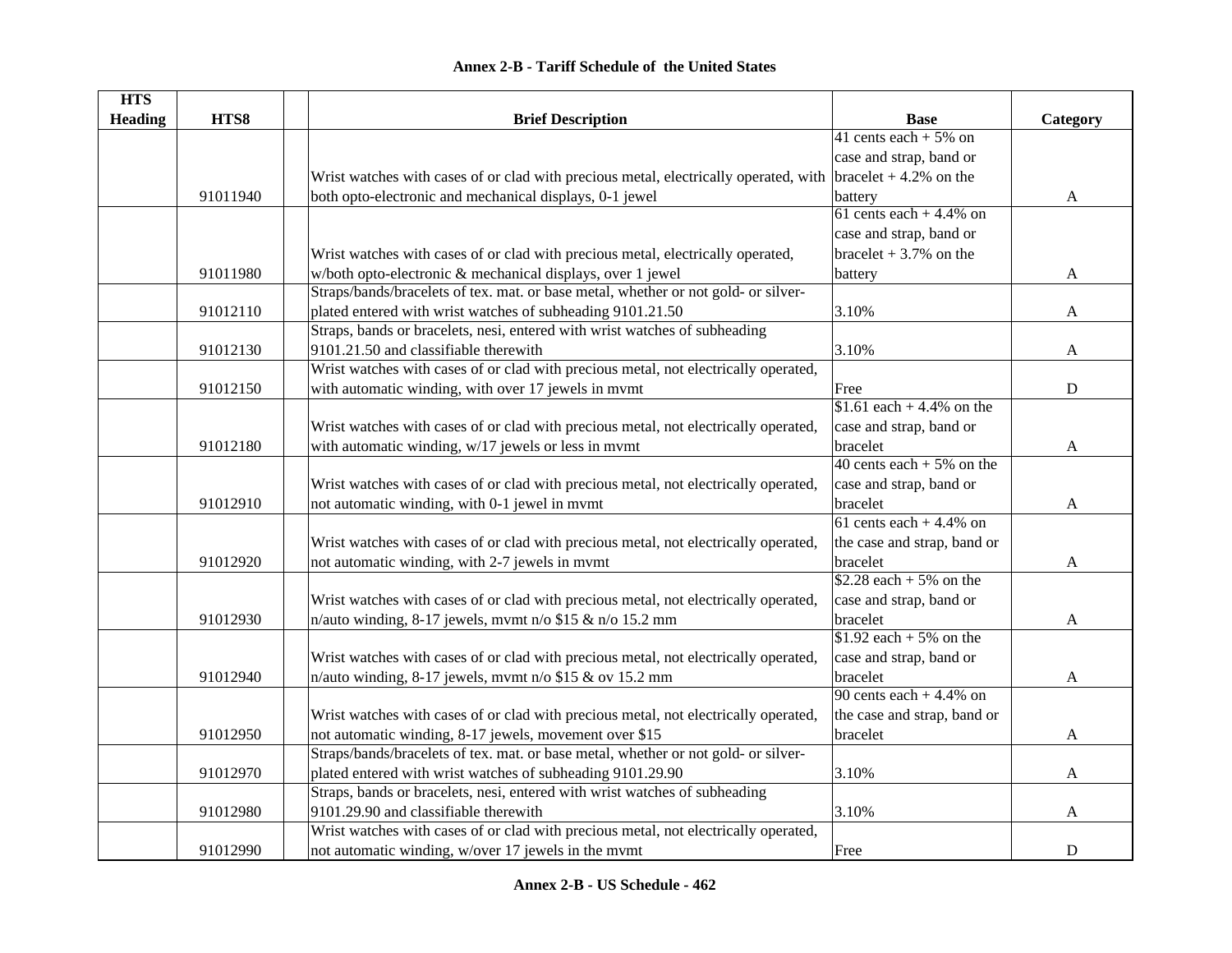**Annex 2-B - Tariff Schedule of the United States**

| HTS Heading | HTS8 | | Brief Description | Base | Category |
|---|---|---|---|---|---|
| | 91011940 | | Wrist watches with cases of or clad with precious metal, electrically operated, with both opto-electronic and mechanical displays, 0-1 jewel | 41 cents each + 5% on case and strap, band or bracelet + 4.2% on the battery | A |
| | 91011980 | | Wrist watches with cases of or clad with precious metal, electrically operated, w/both opto-electronic & mechanical displays, over 1 jewel | 61 cents each + 4.4% on case and strap, band or bracelet + 3.7% on the battery | A |
| | 91012110 | | Straps/bands/bracelets of tex. mat. or base metal, whether or not gold- or silver-plated entered with wrist watches of subheading 9101.21.50 | 3.10% | A |
| | 91012130 | | Straps, bands or bracelets, nesi, entered with wrist watches of subheading 9101.21.50 and classifiable therewith | 3.10% | A |
| | 91012150 | | Wrist watches with cases of or clad with precious metal, not electrically operated, with automatic winding, with over 17 jewels in mvmt | Free | D |
| | 91012180 | | Wrist watches with cases of or clad with precious metal, not electrically operated, with automatic winding, w/17 jewels or less in mvmt | $1.61 each + 4.4% on the case and strap, band or bracelet | A |
| | 91012910 | | Wrist watches with cases of or clad with precious metal, not electrically operated, not automatic winding, with 0-1 jewel in mvmt | 40 cents each + 5% on the case and strap, band or bracelet | A |
| | 91012920 | | Wrist watches with cases of or clad with precious metal, not electrically operated, not automatic winding, with 2-7 jewels in mvmt | 61 cents each + 4.4% on the case and strap, band or bracelet | A |
| | 91012930 | | Wrist watches with cases of or clad with precious metal, not electrically operated, n/auto winding, 8-17 jewels, mvmt n/o $15 & n/o 15.2 mm | $2.28 each + 5% on the case and strap, band or bracelet | A |
| | 91012940 | | Wrist watches with cases of or clad with precious metal, not electrically operated, n/auto winding, 8-17 jewels, mvmt n/o $15 & ov 15.2 mm | $1.92 each + 5% on the case and strap, band or bracelet | A |
| | 91012950 | | Wrist watches with cases of or clad with precious metal, not electrically operated, not automatic winding, 8-17 jewels, movement over $15 | 90 cents each + 4.4% on the case and strap, band or bracelet | A |
| | 91012970 | | Straps/bands/bracelets of tex. mat. or base metal, whether or not gold- or silver-plated entered with wrist watches of subheading 9101.29.90 | 3.10% | A |
| | 91012980 | | Straps, bands or bracelets, nesi, entered with wrist watches of subheading 9101.29.90 and classifiable therewith | 3.10% | A |
| | 91012990 | | Wrist watches with cases of or clad with precious metal, not electrically operated, not automatic winding, w/over 17 jewels in the mvmt | Free | D |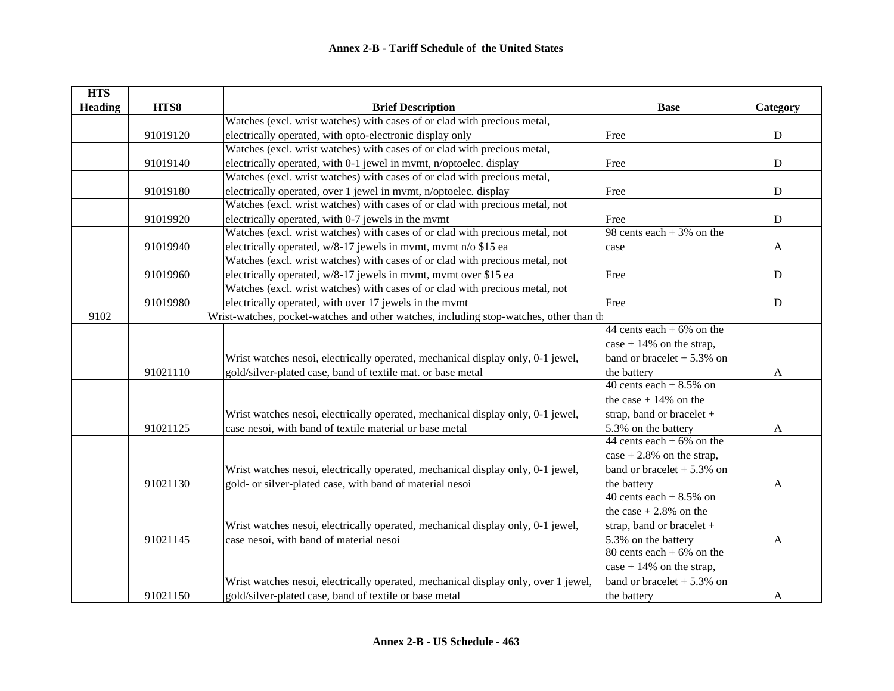## Annex 2-B - Tariff Schedule of the United States

| HTS Heading | HTS8 | | Brief Description | Base | Category |
|---|---|---|---|---|---|
| | 91019120 | | Watches (excl. wrist watches) with cases of or clad with precious metal, electrically operated, with opto-electronic display only | Free | D |
| | 91019140 | | Watches (excl. wrist watches) with cases of or clad with precious metal, electrically operated, with 0-1 jewel in mvmt, n/optoelec. display | Free | D |
| | 91019180 | | Watches (excl. wrist watches) with cases of or clad with precious metal, electrically operated, over 1 jewel in mvmt, n/optoelec. display | Free | D |
| | 91019920 | | Watches (excl. wrist watches) with cases of or clad with precious metal, not electrically operated, with 0-7 jewels in the mvmt | Free | D |
| | 91019940 | | Watches (excl. wrist watches) with cases of or clad with precious metal, not electrically operated, w/8-17 jewels in mvmt, mvmt n/o $15 ea | 98 cents each + 3% on the case | A |
| | 91019960 | | Watches (excl. wrist watches) with cases of or clad with precious metal, not electrically operated, w/8-17 jewels in mvmt, mvmt over $15 ea | Free | D |
| | 91019980 | | Watches (excl. wrist watches) with cases of or clad with precious metal, not electrically operated, with over 17 jewels in the mvmt | Free | D |
| 9102 | | Wrist-watches, pocket-watches and other watches, including stop-watches, other than th | | | |
| | 91021110 | | Wrist watches nesoi, electrically operated, mechanical display only, 0-1 jewel, gold/silver-plated case, band of textile mat. or base metal | 44 cents each + 6% on the case + 14% on the strap, band or bracelet + 5.3% on the battery | A |
| | 91021125 | | Wrist watches nesoi, electrically operated, mechanical display only, 0-1 jewel, case nesoi, with band of textile material or base metal | 40 cents each + 8.5% on the case + 14% on the strap, band or bracelet + 5.3% on the battery | A |
| | 91021130 | | Wrist watches nesoi, electrically operated, mechanical display only, 0-1 jewel, gold- or silver-plated case, with band of material nesoi | 44 cents each + 6% on the case + 2.8% on the strap, band or bracelet + 5.3% on the battery | A |
| | 91021145 | | Wrist watches nesoi, electrically operated, mechanical display only, 0-1 jewel, case nesoi, with band of material nesoi | 40 cents each + 8.5% on the case + 2.8% on the strap, band or bracelet + 5.3% on the battery | A |
| | 91021150 | | Wrist watches nesoi, electrically operated, mechanical display only, over 1 jewel, gold/silver-plated case, band of textile or base metal | 80 cents each + 6% on the case + 14% on the strap, band or bracelet + 5.3% on the battery | A |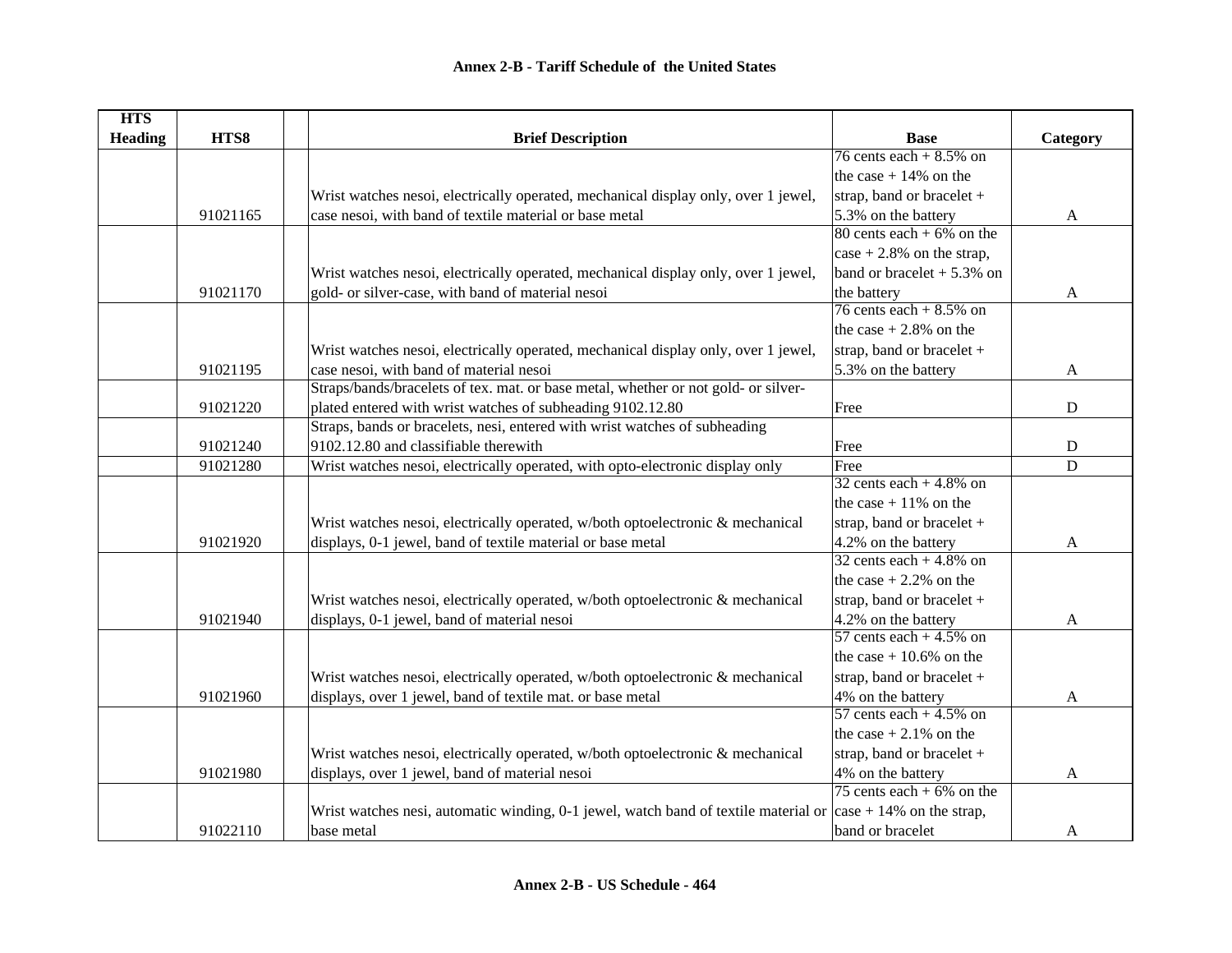## Annex 2-B - Tariff Schedule of the United States

| HTS Heading | HTS8 | | Brief Description | Base | Category |
|---|---|---|---|---|---|
| | 91021165 | | Wrist watches nesoi, electrically operated, mechanical display only, over 1 jewel, case nesoi, with band of textile material or base metal | 76 cents each + 8.5% on the case + 14% on the strap, band or bracelet + 5.3% on the battery | A |
| | 91021170 | | Wrist watches nesoi, electrically operated, mechanical display only, over 1 jewel, gold- or silver-case, with band of material nesoi | 80 cents each + 6% on the case + 2.8% on the strap, band or bracelet + 5.3% on the battery | A |
| | 91021195 | | Wrist watches nesoi, electrically operated, mechanical display only, over 1 jewel, case nesoi, with band of material nesoi | 76 cents each + 8.5% on the case + 2.8% on the strap, band or bracelet + 5.3% on the battery | A |
| | 91021220 | | Straps/bands/bracelets of tex. mat. or base metal, whether or not gold- or silver-plated entered with wrist watches of subheading 9102.12.80 | Free | D |
| | 91021240 | | Straps, bands or bracelets, nesi, entered with wrist watches of subheading 9102.12.80 and classifiable therewith | Free | D |
| | 91021280 | | Wrist watches nesoi, electrically operated, with opto-electronic display only | Free | D |
| | 91021920 | | Wrist watches nesoi, electrically operated, w/both optoelectronic & mechanical displays, 0-1 jewel, band of textile material or base metal | 32 cents each + 4.8% on the case + 11% on the strap, band or bracelet + 4.2% on the battery | A |
| | 91021940 | | Wrist watches nesoi, electrically operated, w/both optoelectronic & mechanical displays, 0-1 jewel, band of material nesoi | 32 cents each + 4.8% on the case + 2.2% on the strap, band or bracelet + 4.2% on the battery | A |
| | 91021960 | | Wrist watches nesoi, electrically operated, w/both optoelectronic & mechanical displays, over 1 jewel, band of textile mat. or base metal | 57 cents each + 4.5% on the case + 10.6% on the strap, band or bracelet + 4% on the battery | A |
| | 91021980 | | Wrist watches nesoi, electrically operated, w/both optoelectronic & mechanical displays, over 1 jewel, band of material nesoi | 57 cents each + 4.5% on the case + 2.1% on the strap, band or bracelet + 4% on the battery | A |
| | 91022110 | | Wrist watches nesi, automatic winding, 0-1 jewel, watch band of textile material or base metal | 75 cents each + 6% on the case + 14% on the strap, band or bracelet | A |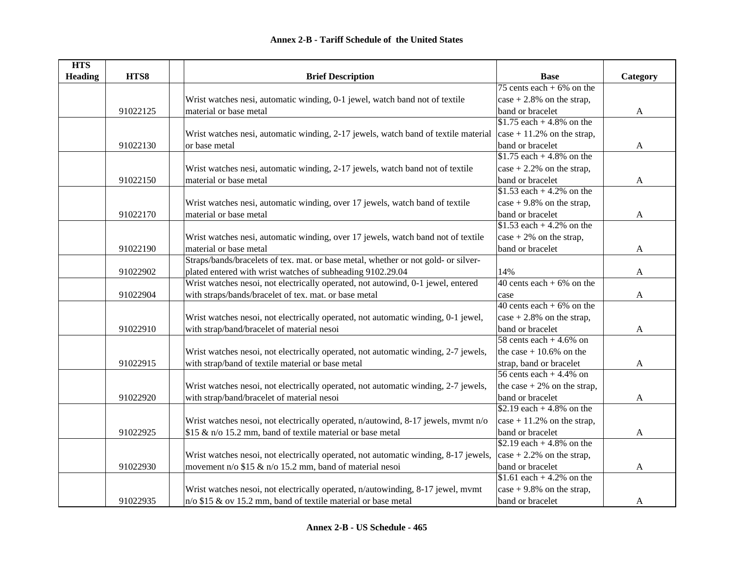**Annex 2-B - Tariff Schedule of the United States**

| HTS Heading | HTS8 | | Brief Description | Base | Category |
|---|---|---|---|---|---|
| | 91022125 | | Wrist watches nesi, automatic winding, 0-1 jewel, watch band not of textile material or base metal | 75 cents each + 6% on the case + 2.8% on the strap, band or bracelet | A |
| | 91022130 | | Wrist watches nesi, automatic winding, 2-17 jewels, watch band of textile material or base metal | $1.75 each + 4.8% on the case + 11.2% on the strap, band or bracelet | A |
| | 91022150 | | Wrist watches nesi, automatic winding, 2-17 jewels, watch band not of textile material or base metal | $1.75 each + 4.8% on the case + 2.2% on the strap, band or bracelet | A |
| | 91022170 | | Wrist watches nesi, automatic winding, over 17 jewels, watch band of textile material or base metal | $1.53 each + 4.2% on the case + 9.8% on the strap, band or bracelet | A |
| | 91022190 | | Wrist watches nesi, automatic winding, over 17 jewels, watch band not of textile material or base metal | $1.53 each + 4.2% on the case + 2% on the strap, band or bracelet | A |
| | 91022902 | | Straps/bands/bracelets of tex. mat. or base metal, whether or not gold- or silver-plated entered with wrist watches of subheading 9102.29.04 | 14% | A |
| | 91022904 | | Wrist watches nesoi, not electrically operated, not autowind, 0-1 jewel, entered with straps/bands/bracelet of tex. mat. or base metal | 40 cents each + 6% on the case | A |
| | 91022910 | | Wrist watches nesoi, not electrically operated, not automatic winding, 0-1 jewel, with strap/band/bracelet of material nesoi | 40 cents each + 6% on the case + 2.8% on the strap, band or bracelet | A |
| | 91022915 | | Wrist watches nesoi, not electrically operated, not automatic winding, 2-7 jewels, with strap/band of textile material or base metal | 58 cents each + 4.6% on the case + 10.6% on the strap, band or bracelet | A |
| | 91022920 | | Wrist watches nesoi, not electrically operated, not automatic winding, 2-7 jewels, with strap/band/bracelet of material nesoi | 56 cents each + 4.4% on the case + 2% on the strap, band or bracelet | A |
| | 91022925 | | Wrist watches nesoi, not electrically operated, n/autowind, 8-17 jewels, mvmt n/o $15 & n/o 15.2 mm, band of textile material or base metal | $2.19 each + 4.8% on the case + 11.2% on the strap, band or bracelet | A |
| | 91022930 | | Wrist watches nesoi, not electrically operated, not automatic winding, 8-17 jewels, movement n/o $15 & n/o 15.2 mm, band of material nesoi | $2.19 each + 4.8% on the case + 2.2% on the strap, band or bracelet | A |
| | 91022935 | | Wrist watches nesoi, not electrically operated, n/autowinding, 8-17 jewel, mvmt n/o $15 & ov 15.2 mm, band of textile material or base metal | $1.61 each + 4.2% on the case + 9.8% on the strap, band or bracelet | A |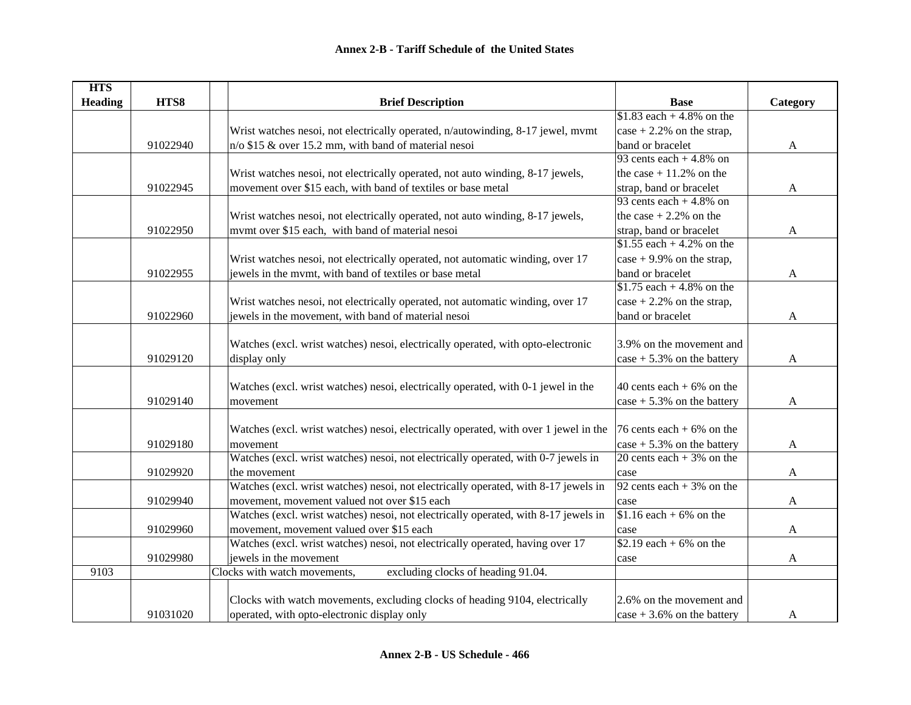## Annex 2-B - Tariff Schedule of the United States

| HTS Heading | HTS8 | | Brief Description | Base | Category |
|---|---|---|---|---|---|
| | 91022940 | | Wrist watches nesoi, not electrically operated, n/autowinding, 8-17 jewel, mvmt n/o $15 & over 15.2 mm, with band of material nesoi | $1.83 each + 4.8% on the case + 2.2% on the strap, band or bracelet | A |
| | 91022945 | | Wrist watches nesoi, not electrically operated, not auto winding, 8-17 jewels, movement over $15 each, with band of textiles or base metal | 93 cents each + 4.8% on the case + 11.2% on the strap, band or bracelet | A |
| | 91022950 | | Wrist watches nesoi, not electrically operated, not auto winding, 8-17 jewels, mvmt over $15 each, with band of material nesoi | 93 cents each + 4.8% on the case + 2.2% on the strap, band or bracelet | A |
| | 91022955 | | Wrist watches nesoi, not electrically operated, not automatic winding, over 17 jewels in the mvmt, with band of textiles or base metal | $1.55 each + 4.2% on the case + 9.9% on the strap, band or bracelet | A |
| | 91022960 | | Wrist watches nesoi, not electrically operated, not automatic winding, over 17 jewels in the movement, with band of material nesoi | $1.75 each + 4.8% on the case + 2.2% on the strap, band or bracelet | A |
| | 91029120 | | Watches (excl. wrist watches) nesoi, electrically operated, with opto-electronic display only | 3.9% on the movement and case + 5.3% on the battery | A |
| | 91029140 | | Watches (excl. wrist watches) nesoi, electrically operated, with 0-1 jewel in the movement | 40 cents each + 6% on the case + 5.3% on the battery | A |
| | 91029180 | | Watches (excl. wrist watches) nesoi, electrically operated, with over 1 jewel in the movement | 76 cents each + 6% on the case + 5.3% on the battery | A |
| | 91029920 | | Watches (excl. wrist watches) nesoi, not electrically operated, with 0-7 jewels in the movement | 20 cents each + 3% on the case | A |
| | 91029940 | | Watches (excl. wrist watches) nesoi, not electrically operated, with 8-17 jewels in movement, movement valued not over $15 each | 92 cents each + 3% on the case | A |
| | 91029960 | | Watches (excl. wrist watches) nesoi, not electrically operated, with 8-17 jewels in movement, movement valued over $15 each | $1.16 each + 6% on the case | A |
| | 91029980 | | Watches (excl. wrist watches) nesoi, not electrically operated, having over 17 jewels in the movement | $2.19 each + 6% on the case | A |
| 9103 | | Clocks with watch movements, excluding clocks of heading 91.04. | | | |
| | 91031020 | | Clocks with watch movements, excluding clocks of heading 9104, electrically operated, with opto-electronic display only | 2.6% on the movement and case + 3.6% on the battery | A |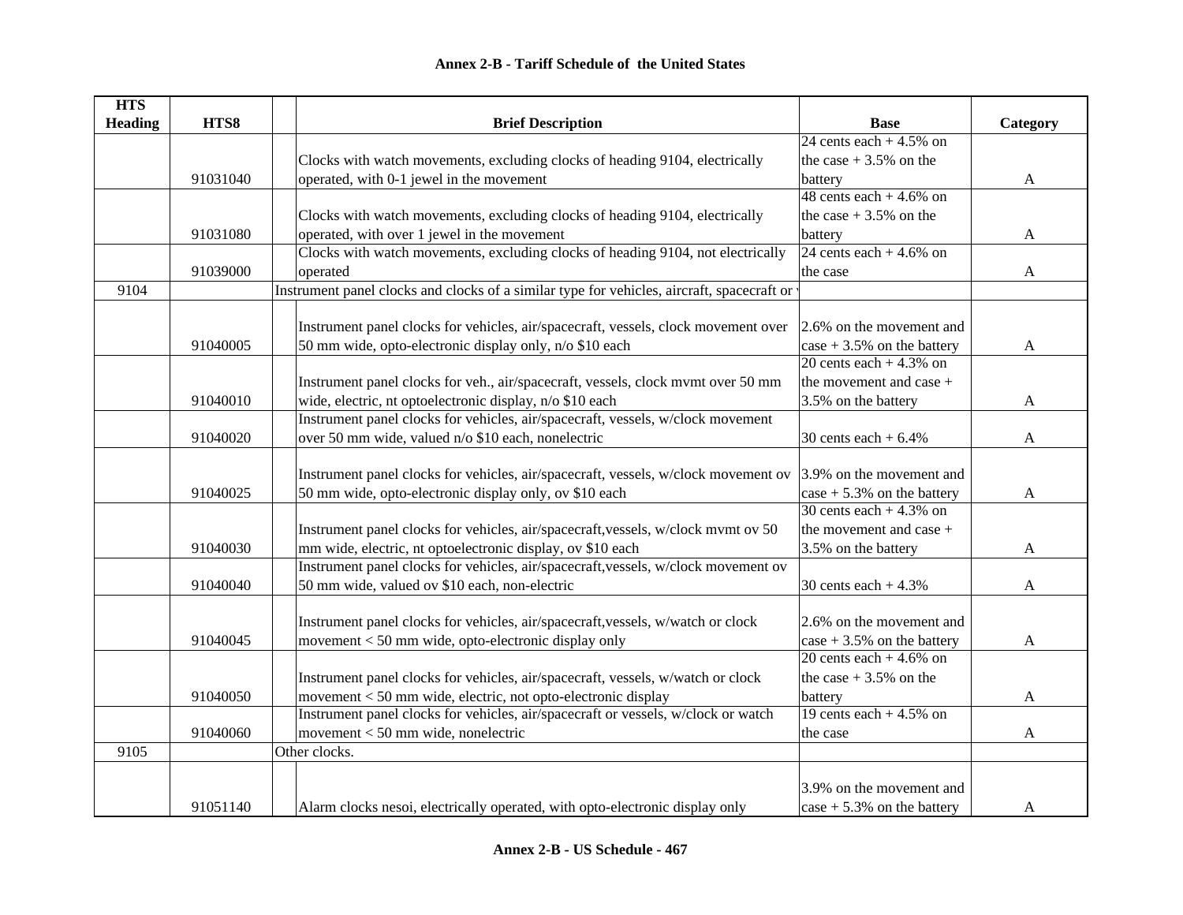# Annex 2-B - Tariff Schedule of the United States

| HTS Heading | HTS8 | | Brief Description | Base | Category |
|---|---|---|---|---|---|
| | 91031040 | | Clocks with watch movements, excluding clocks of heading 9104, electrically operated, with 0-1 jewel in the movement | 24 cents each + 4.5% on the case + 3.5% on the battery | A |
| | 91031080 | | Clocks with watch movements, excluding clocks of heading 9104, electrically operated, with over 1 jewel in the movement | 48 cents each + 4.6% on the case + 3.5% on the battery | A |
| | 91039000 | | Clocks with watch movements, excluding clocks of heading 9104, not electrically operated | 24 cents each + 4.6% on the case | A |
| 9104 | | Instrument panel clocks and clocks of a similar type for vehicles, aircraft, spacecraft or v | | | |
| | 91040005 | | Instrument panel clocks for vehicles, air/spacecraft, vessels, clock movement over 50 mm wide, opto-electronic display only, n/o $10 each | 2.6% on the movement and case + 3.5% on the battery | A |
| | 91040010 | | Instrument panel clocks for veh., air/spacecraft, vessels, clock mvmt over 50 mm wide, electric, nt optoelectronic display, n/o $10 each | 20 cents each + 4.3% on the movement and case + 3.5% on the battery | A |
| | 91040020 | | Instrument panel clocks for vehicles, air/spacecraft, vessels, w/clock movement over 50 mm wide, valued n/o $10 each, nonelectric | 30 cents each + 6.4% | A |
| | 91040025 | | Instrument panel clocks for vehicles, air/spacecraft, vessels, w/clock movement ov 50 mm wide, opto-electronic display only, ov $10 each | 3.9% on the movement and case + 5.3% on the battery | A |
| | 91040030 | | Instrument panel clocks for vehicles, air/spacecraft,vessels, w/clock mvmt ov 50 mm wide, electric, nt optoelectronic display, ov $10 each | 30 cents each + 4.3% on the movement and case + 3.5% on the battery | A |
| | 91040040 | | Instrument panel clocks for vehicles, air/spacecraft,vessels, w/clock movement ov 50 mm wide, valued ov $10 each, non-electric | 30 cents each + 4.3% | A |
| | 91040045 | | Instrument panel clocks for vehicles, air/spacecraft,vessels, w/watch or clock movement < 50 mm wide, opto-electronic display only | 2.6% on the movement and case + 3.5% on the battery | A |
| | 91040050 | | Instrument panel clocks for vehicles, air/spacecraft, vessels, w/watch or clock movement < 50 mm wide, electric, not opto-electronic display | 20 cents each + 4.6% on the case + 3.5% on the battery | A |
| | 91040060 | | Instrument panel clocks for vehicles, air/spacecraft or vessels, w/clock or watch movement < 50 mm wide, nonelectric | 19 cents each + 4.5% on the case | A |
| 9105 | | Other clocks. | | | |
| | 91051140 | | Alarm clocks nesoi, electrically operated, with opto-electronic display only | 3.9% on the movement and case + 5.3% on the battery | A |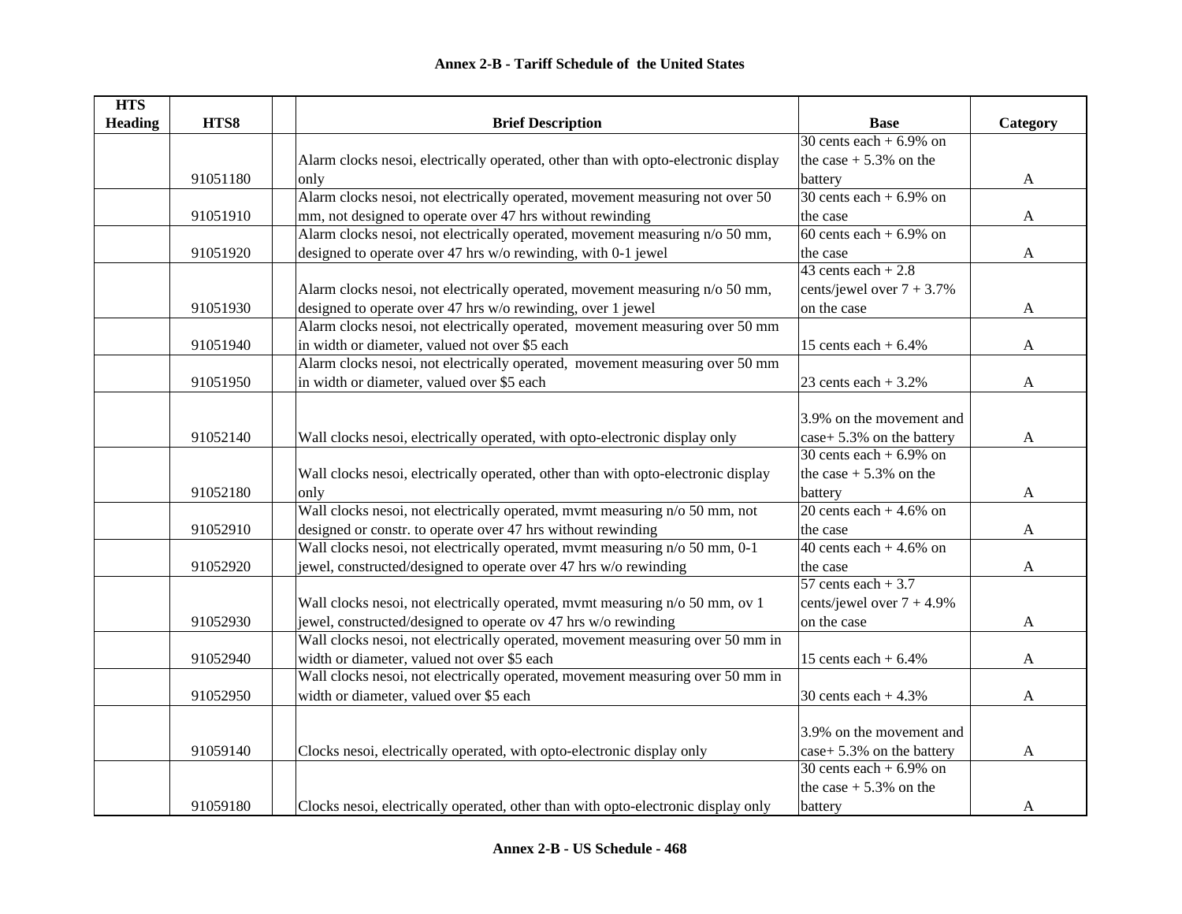## Annex 2-B - Tariff Schedule of the United States

| HTS Heading | HTS8 | | Brief Description | Base | Category |
|---|---|---|---|---|---|
| | 91051180 | | Alarm clocks nesoi, electrically operated, other than with opto-electronic display only | 30 cents each + 6.9% on the case + 5.3% on the battery | A |
| | 91051910 | | Alarm clocks nesoi, not electrically operated, movement measuring not over 50 mm, not designed to operate over 47 hrs without rewinding | 30 cents each + 6.9% on the case | A |
| | 91051920 | | Alarm clocks nesoi, not electrically operated, movement measuring n/o 50 mm, designed to operate over 47 hrs w/o rewinding, with 0-1 jewel | 60 cents each + 6.9% on the case | A |
| | 91051930 | | Alarm clocks nesoi, not electrically operated, movement measuring n/o 50 mm, designed to operate over 47 hrs w/o rewinding, over 1 jewel | 43 cents each + 2.8 cents/jewel over 7 + 3.7% on the case | A |
| | 91051940 | | Alarm clocks nesoi, not electrically operated, movement measuring over 50 mm in width or diameter, valued not over $5 each | 15 cents each + 6.4% | A |
| | 91051950 | | Alarm clocks nesoi, not electrically operated, movement measuring over 50 mm in width or diameter, valued over $5 each | 23 cents each + 3.2% | A |
| | 91052140 | | Wall clocks nesoi, electrically operated, with opto-electronic display only | 3.9% on the movement and case+ 5.3% on the battery | A |
| | 91052180 | | Wall clocks nesoi, electrically operated, other than with opto-electronic display only | 30 cents each + 6.9% on the case + 5.3% on the battery | A |
| | 91052910 | | Wall clocks nesoi, not electrically operated, mvmt measuring n/o 50 mm, not designed or constr. to operate over 47 hrs without rewinding | 20 cents each + 4.6% on the case | A |
| | 91052920 | | Wall clocks nesoi, not electrically operated, mvmt measuring n/o 50 mm, 0-1 jewel, constructed/designed to operate over 47 hrs w/o rewinding | 40 cents each + 4.6% on the case | A |
| | 91052930 | | Wall clocks nesoi, not electrically operated, mvmt measuring n/o 50 mm, ov 1 jewel, constructed/designed to operate ov 47 hrs w/o rewinding | 57 cents each + 3.7 cents/jewel over 7 + 4.9% on the case | A |
| | 91052940 | | Wall clocks nesoi, not electrically operated, movement measuring over 50 mm in width or diameter, valued not over $5 each | 15 cents each + 6.4% | A |
| | 91052950 | | Wall clocks nesoi, not electrically operated, movement measuring over 50 mm in width or diameter, valued over $5 each | 30 cents each + 4.3% | A |
| | 91059140 | | Clocks nesoi, electrically operated, with opto-electronic display only | 3.9% on the movement and case+ 5.3% on the battery | A |
| | 91059180 | | Clocks nesoi, electrically operated, other than with opto-electronic display only | 30 cents each + 6.9% on the case + 5.3% on the battery | A |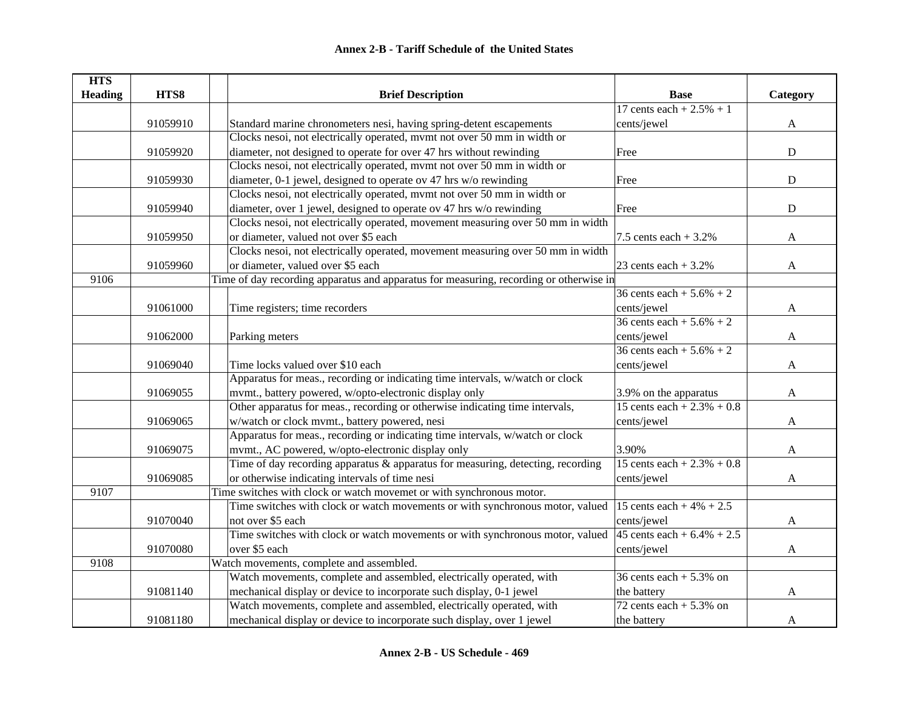# Annex 2-B - Tariff Schedule of the United States

| HTS Heading | HTS8 | Brief Description | Base | Category |
|---|---|---|---|---|
| | 91059910 | Standard marine chronometers nesi, having spring-detent escapements | 17 cents each + 2.5% + 1 cents/jewel | A |
| | 91059920 | Clocks nesoi, not electrically operated, mvmt not over 50 mm in width or diameter, not designed to operate for over 47 hrs without rewinding | Free | D |
| | 91059930 | Clocks nesoi, not electrically operated, mvmt not over 50 mm in width or diameter, 0-1 jewel, designed to operate ov 47 hrs w/o rewinding | Free | D |
| | 91059940 | Clocks nesoi, not electrically operated, mvmt not over 50 mm in width or diameter, over 1 jewel, designed to operate ov 47 hrs w/o rewinding | Free | D |
| | 91059950 | Clocks nesoi, not electrically operated, movement measuring over 50 mm in width or diameter, valued not over $5 each | 7.5 cents each + 3.2% | A |
| | 91059960 | Clocks nesoi, not electrically operated, movement measuring over 50 mm in width or diameter, valued over $5 each | 23 cents each + 3.2% | A |
| 9106 | | Time of day recording apparatus and apparatus for measuring, recording or otherwise in | | |
| | 91061000 | Time registers; time recorders | 36 cents each + 5.6% + 2 cents/jewel | A |
| | 91062000 | Parking meters | 36 cents each + 5.6% + 2 cents/jewel | A |
| | 91069040 | Time locks valued over $10 each | 36 cents each + 5.6% + 2 cents/jewel | A |
| | 91069055 | Apparatus for meas., recording or indicating time intervals, w/watch or clock mvmt., battery powered, w/opto-electronic display only | 3.9% on the apparatus | A |
| | 91069065 | Other apparatus for meas., recording or otherwise indicating time intervals, w/watch or clock mvmt., battery powered, nesi | 15 cents each + 2.3% + 0.8 cents/jewel | A |
| | 91069075 | Apparatus for meas., recording or indicating time intervals, w/watch or clock mvmt., AC powered, w/opto-electronic display only | 3.90% | A |
| | 91069085 | Time of day recording apparatus & apparatus for measuring, detecting, recording or otherwise indicating intervals of time nesi | 15 cents each + 2.3% + 0.8 cents/jewel | A |
| 9107 | | Time switches with clock or watch movemet or with synchronous motor. | | |
| | 91070040 | Time switches with clock or watch movements or with synchronous motor, valued not over $5 each | 15 cents each + 4% + 2.5 cents/jewel | A |
| | 91070080 | Time switches with clock or watch movements or with synchronous motor, valued over $5 each | 45 cents each + 6.4% + 2.5 cents/jewel | A |
| 9108 | | Watch movements, complete and assembled. | | |
| | 91081140 | Watch movements, complete and assembled, electrically operated, with mechanical display or device to incorporate such display, 0-1 jewel | 36 cents each + 5.3% on the battery | A |
| | 91081180 | Watch movements, complete and assembled, electrically operated, with mechanical display or device to incorporate such display, over 1 jewel | 72 cents each + 5.3% on the battery | A |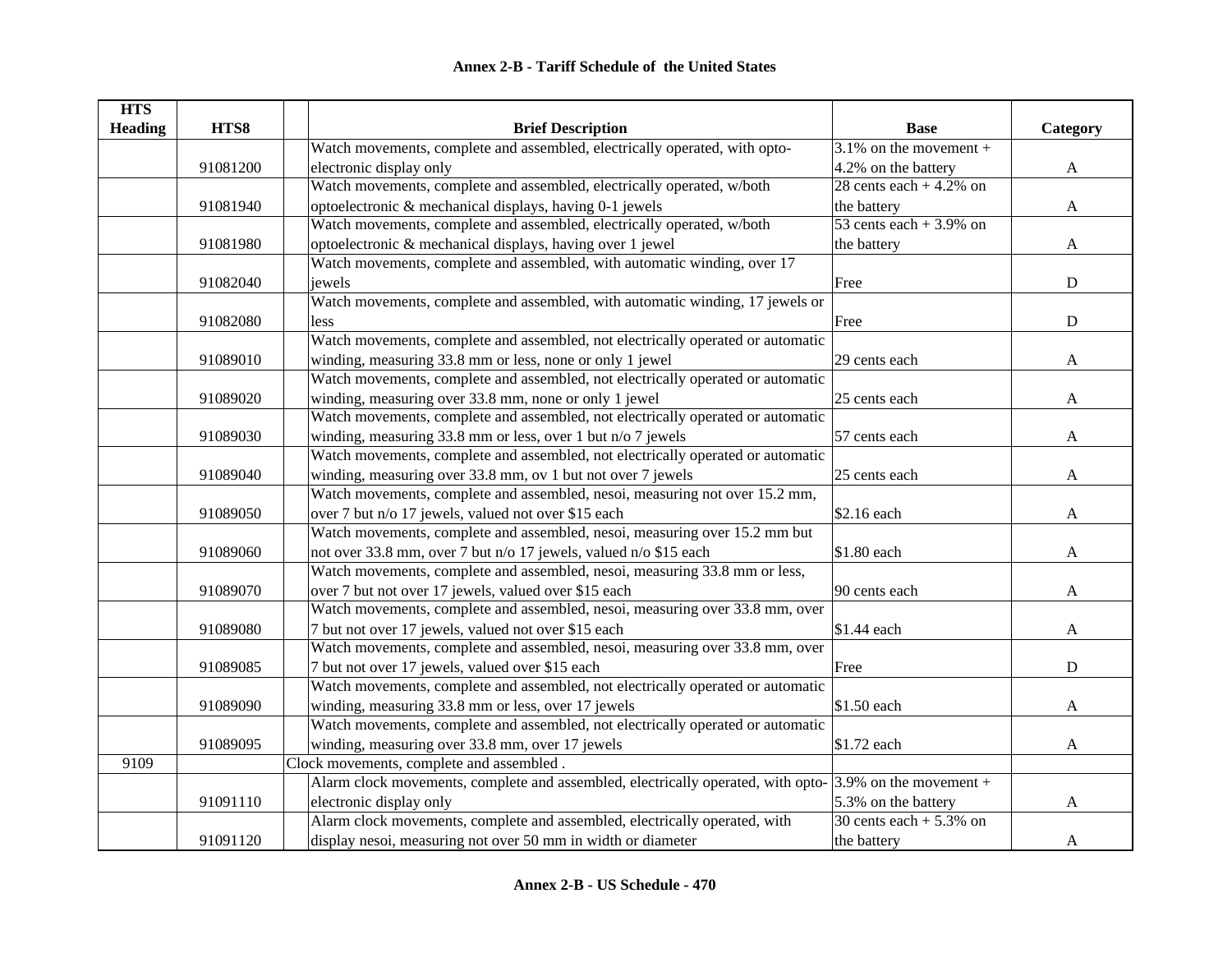## Annex 2-B - Tariff Schedule of the United States

| HTS Heading | HTS8 | | Brief Description | Base | Category |
|---|---|---|---|---|---|
| | 91081200 | | Watch movements, complete and assembled, electrically operated, with opto-electronic display only | 3.1% on the movement + 4.2% on the battery | A |
| | 91081940 | | Watch movements, complete and assembled, electrically operated, w/both optoelectronic & mechanical displays, having 0-1 jewels | 28 cents each + 4.2% on the battery | A |
| | 91081980 | | Watch movements, complete and assembled, electrically operated, w/both optoelectronic & mechanical displays, having over 1 jewel | 53 cents each + 3.9% on the battery | A |
| | 91082040 | | Watch movements, complete and assembled, with automatic winding, over 17 jewels | Free | D |
| | 91082080 | | Watch movements, complete and assembled, with automatic winding, 17 jewels or less | Free | D |
| | 91089010 | | Watch movements, complete and assembled, not electrically operated or automatic winding, measuring 33.8 mm or less, none or only 1 jewel | 29 cents each | A |
| | 91089020 | | Watch movements, complete and assembled, not electrically operated or automatic winding, measuring over 33.8 mm, none or only 1 jewel | 25 cents each | A |
| | 91089030 | | Watch movements, complete and assembled, not electrically operated or automatic winding, measuring 33.8 mm or less, over 1 but n/o 7 jewels | 57 cents each | A |
| | 91089040 | | Watch movements, complete and assembled, not electrically operated or automatic winding, measuring over 33.8 mm, ov 1 but not over 7 jewels | 25 cents each | A |
| | 91089050 | | Watch movements, complete and assembled, nesoi, measuring not over 15.2 mm, over 7 but n/o 17 jewels, valued not over $15 each | $2.16 each | A |
| | 91089060 | | Watch movements, complete and assembled, nesoi, measuring over 15.2 mm but not over 33.8 mm, over 7 but n/o 17 jewels, valued n/o $15 each | $1.80 each | A |
| | 91089070 | | Watch movements, complete and assembled, nesoi, measuring 33.8 mm or less, over 7 but not over 17 jewels, valued over $15 each | 90 cents each | A |
| | 91089080 | | Watch movements, complete and assembled, nesoi, measuring over 33.8 mm, over 7 but not over 17 jewels, valued not over $15 each | $1.44 each | A |
| | 91089085 | | Watch movements, complete and assembled, nesoi, measuring over 33.8 mm, over 7 but not over 17 jewels, valued over $15 each | Free | D |
| | 91089090 | | Watch movements, complete and assembled, not electrically operated or automatic winding, measuring 33.8 mm or less, over 17 jewels | $1.50 each | A |
| | 91089095 | | Watch movements, complete and assembled, not electrically operated or automatic winding, measuring over 33.8 mm, over 17 jewels | $1.72 each | A |
| 9109 | | Clock movements, complete and assembled . | | | |
| | 91091110 | | Alarm clock movements, complete and assembled, electrically operated, with opto-electronic display only | 3.9% on the movement + 5.3% on the battery | A |
| | 91091120 | | Alarm clock movements, complete and assembled, electrically operated, with display nesoi, measuring not over 50 mm in width or diameter | 30 cents each + 5.3% on the battery | A |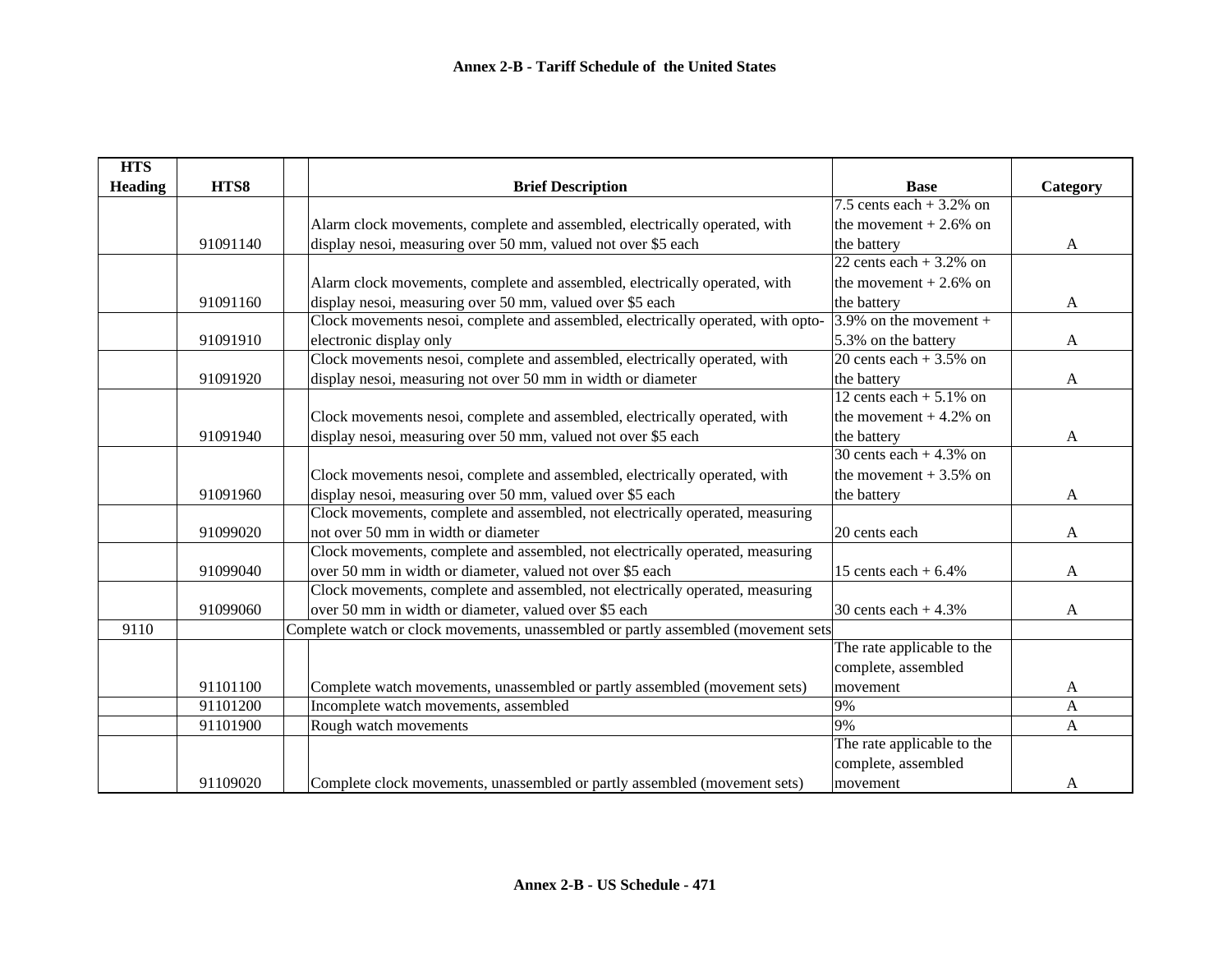# Annex 2-B - Tariff Schedule of the United States

| HTS Heading | HTS8 | | Brief Description | Base | Category |
|---|---|---|---|---|---|
| | 91091140 | | Alarm clock movements, complete and assembled, electrically operated, with display nesoi, measuring over 50 mm, valued not over $5 each | 7.5 cents each + 3.2% on the movement + 2.6% on the battery | A |
| | 91091160 | | Alarm clock movements, complete and assembled, electrically operated, with display nesoi, measuring over 50 mm, valued over $5 each | 22 cents each + 3.2% on the movement + 2.6% on the battery | A |
| | 91091910 | | Clock movements nesoi, complete and assembled, electrically operated, with opto-electronic display only | 3.9% on the movement + 5.3% on the battery | A |
| | 91091920 | | Clock movements nesoi, complete and assembled, electrically operated, with display nesoi, measuring not over 50 mm in width or diameter | 20 cents each + 3.5% on the battery | A |
| | 91091940 | | Clock movements nesoi, complete and assembled, electrically operated, with display nesoi, measuring over 50 mm, valued not over $5 each | 12 cents each + 5.1% on the movement + 4.2% on the battery | A |
| | 91091960 | | Clock movements nesoi, complete and assembled, electrically operated, with display nesoi, measuring over 50 mm, valued over $5 each | 30 cents each + 4.3% on the movement + 3.5% on the battery | A |
| | 91099020 | | Clock movements, complete and assembled, not electrically operated, measuring not over 50 mm in width or diameter | 20 cents each | A |
| | 91099040 | | Clock movements, complete and assembled, not electrically operated, measuring over 50 mm in width or diameter, valued not over $5 each | 15 cents each + 6.4% | A |
| | 91099060 | | Clock movements, complete and assembled, not electrically operated, measuring over 50 mm in width or diameter, valued over $5 each | 30 cents each + 4.3% | A |
| 9110 | | Complete watch or clock movements, unassembled or partly assembled (movement sets | | | |
| | 91101100 | | Complete watch movements, unassembled or partly assembled (movement sets) | The rate applicable to the complete, assembled movement | A |
| | 91101200 | | Incomplete watch movements, assembled | 9% | A |
| | 91101900 | | Rough watch movements | 9% | A |
| | 91109020 | | Complete clock movements, unassembled or partly assembled (movement sets) | The rate applicable to the complete, assembled movement | A |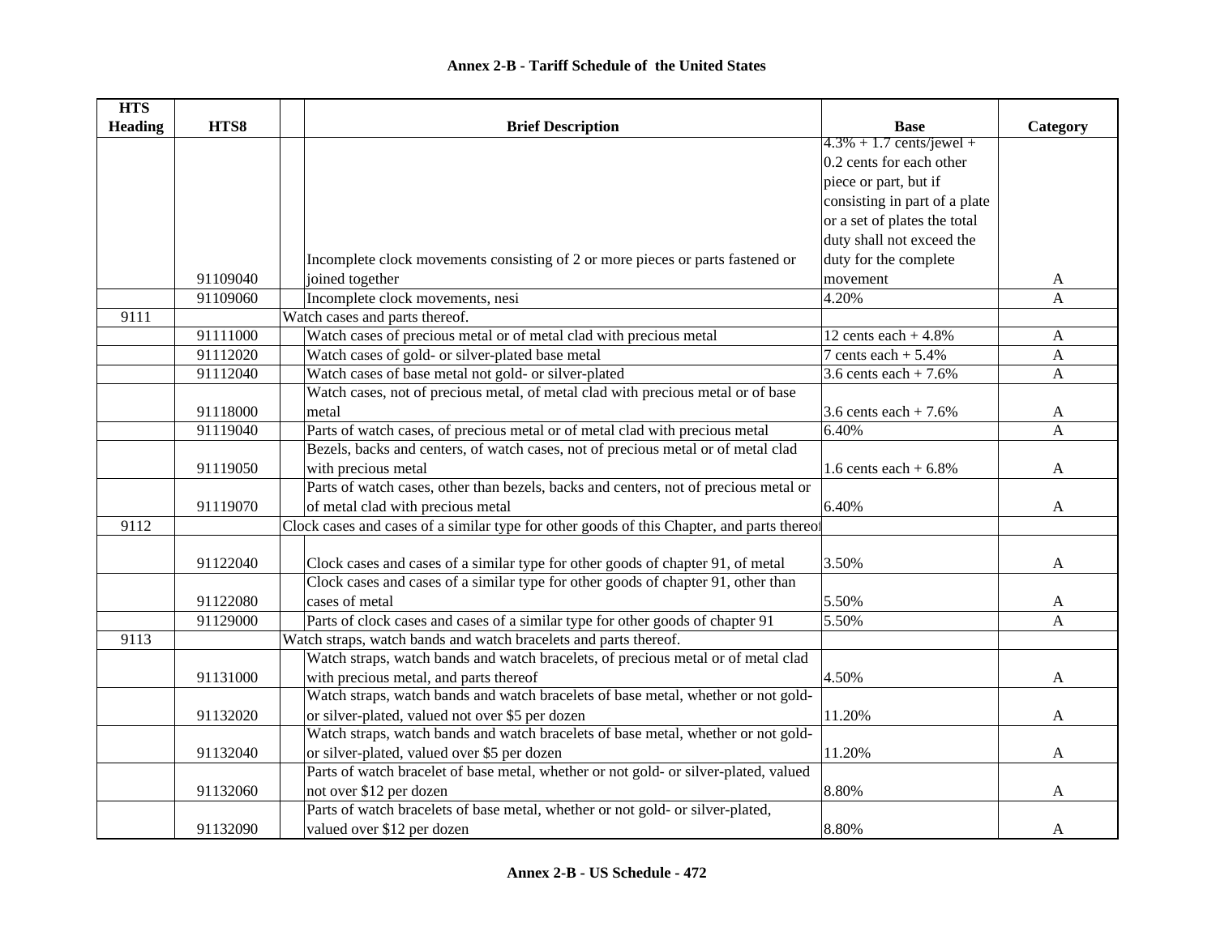## Annex 2-B - Tariff Schedule of the United States

| HTS Heading | HTS8 | Brief Description | Base | Category |
|---|---|---|---|---|
| | 91109040 | Incomplete clock movements consisting of 2 or more pieces or parts fastened or joined together | 4.3% + 1.7 cents/jewel + 0.2 cents for each other piece or part, but if consisting in part of a plate or a set of plates the total duty shall not exceed the duty for the complete movement | A |
| | 91109060 | Incomplete clock movements, nesi | 4.20% | A |
| 9111 | | Watch cases and parts thereof. | | |
| | 91111000 | Watch cases of precious metal or of metal clad with precious metal | 12 cents each + 4.8% | A |
| | 91112020 | Watch cases of gold- or silver-plated base metal | 7 cents each + 5.4% | A |
| | 91112040 | Watch cases of base metal not gold- or silver-plated | 3.6 cents each + 7.6% | A |
| | 91118000 | Watch cases, not of precious metal, of metal clad with precious metal or of base metal | 3.6 cents each + 7.6% | A |
| | 91119040 | Parts of watch cases, of precious metal or of metal clad with precious metal | 6.40% | A |
| | 91119050 | Bezels, backs and centers, of watch cases, not of precious metal or of metal clad with precious metal | 1.6 cents each + 6.8% | A |
| | 91119070 | Parts of watch cases, other than bezels, backs and centers, not of precious metal or of metal clad with precious metal | 6.40% | A |
| 9112 | | Clock cases and cases of a similar type for other goods of this Chapter, and parts thereof | | |
| | 91122040 | Clock cases and cases of a similar type for other goods of chapter 91, of metal | 3.50% | A |
| | 91122080 | Clock cases and cases of a similar type for other goods of chapter 91, other than cases of metal | 5.50% | A |
| | 91129000 | Parts of clock cases and cases of a similar type for other goods of chapter 91 | 5.50% | A |
| 9113 | | Watch straps, watch bands and watch bracelets and parts thereof. | | |
| | 91131000 | Watch straps, watch bands and watch bracelets, of precious metal or of metal clad with precious metal, and parts thereof | 4.50% | A |
| | 91132020 | Watch straps, watch bands and watch bracelets of base metal, whether or not gold- or silver-plated, valued not over $5 per dozen | 11.20% | A |
| | 91132040 | Watch straps, watch bands and watch bracelets of base metal, whether or not gold- or silver-plated, valued over $5 per dozen | 11.20% | A |
| | 91132060 | Parts of watch bracelet of base metal, whether or not gold- or silver-plated, valued not over $12 per dozen | 8.80% | A |
| | 91132090 | Parts of watch bracelets of base metal, whether or not gold- or silver-plated, valued over $12 per dozen | 8.80% | A |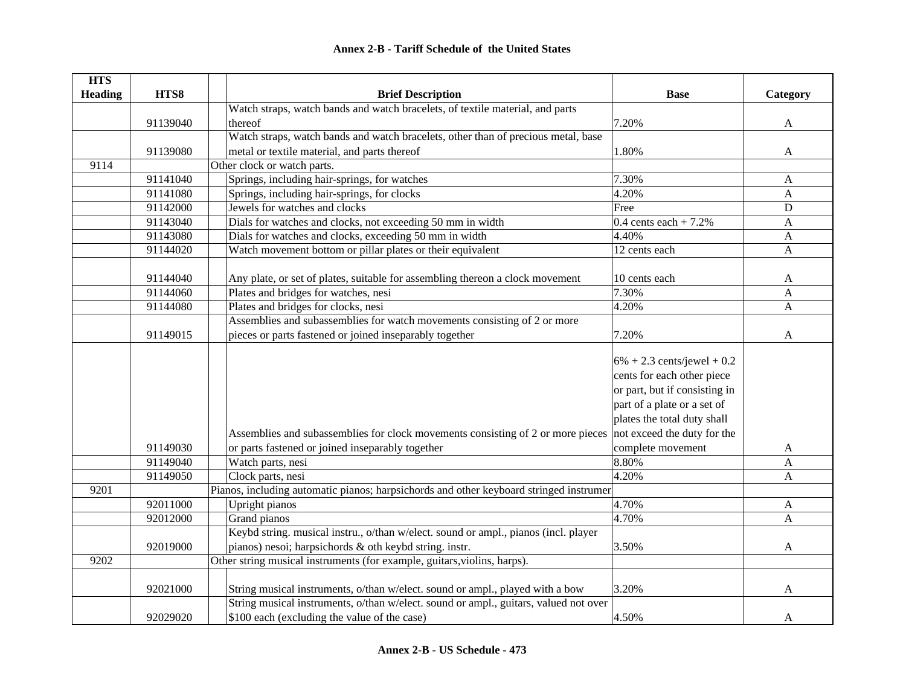# Annex 2-B - Tariff Schedule of the United States

| HTS Heading | HTS8 | Brief Description | Base | Category |
|---|---|---|---|---|
| | 91139040 | Watch straps, watch bands and watch bracelets, of textile material, and parts thereof | 7.20% | A |
| | 91139080 | Watch straps, watch bands and watch bracelets, other than of precious metal, base metal or textile material, and parts thereof | 1.80% | A |
| 9114 | | Other clock or watch parts. | | |
| | 91141040 | Springs, including hair-springs, for watches | 7.30% | A |
| | 91141080 | Springs, including hair-springs, for clocks | 4.20% | A |
| | 91142000 | Jewels for watches and clocks | Free | D |
| | 91143040 | Dials for watches and clocks, not exceeding 50 mm in width | 0.4 cents each + 7.2% | A |
| | 91143080 | Dials for watches and clocks, exceeding 50 mm in width | 4.40% | A |
| | 91144020 | Watch movement bottom or pillar plates or their equivalent | 12 cents each | A |
| | 91144040 | Any plate, or set of plates, suitable for assembling thereon a clock movement | 10 cents each | A |
| | 91144060 | Plates and bridges for watches, nesi | 7.30% | A |
| | 91144080 | Plates and bridges for clocks, nesi | 4.20% | A |
| | 91149015 | Assemblies and subassemblies for watch movements consisting of 2 or more pieces or parts fastened or joined inseparably together | 7.20% | A |
| | 91149030 | Assemblies and subassemblies for clock movements consisting of 2 or more pieces or parts fastened or joined inseparably together | 6% + 2.3 cents/jewel + 0.2 cents for each other piece or part, but if consisting in part of a plate or a set of plates the total duty shall not exceed the duty for the complete movement | A |
| | 91149040 | Watch parts, nesi | 8.80% | A |
| | 91149050 | Clock parts, nesi | 4.20% | A |
| 9201 | | Pianos, including automatic pianos; harpsichords and other keyboard stringed instrumer | | |
| | 92011000 | Upright pianos | 4.70% | A |
| | 92012000 | Grand pianos | 4.70% | A |
| | 92019000 | Keybd string. musical instru., o/than w/elect. sound or ampl., pianos (incl. player pianos) nesoi; harpsichords & oth keybd string. instr. | 3.50% | A |
| 9202 | | Other string musical instruments (for example, guitars,violins, harps). | | |
| | 92021000 | String musical instruments, o/than w/elect. sound or ampl., played with a bow | 3.20% | A |
| | 92029020 | String musical instruments, o/than w/elect. sound or ampl., guitars, valued not over $100 each (excluding the value of the case) | 4.50% | A |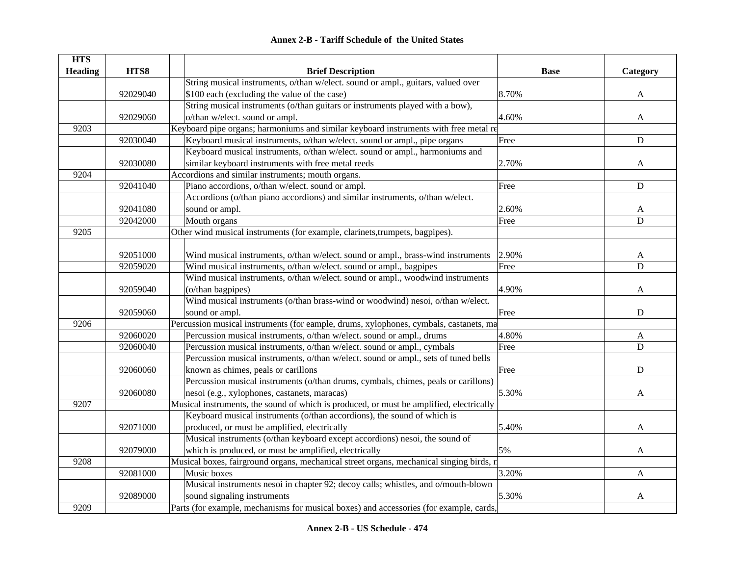## Annex 2-B - Tariff Schedule of the United States

| HTS Heading | HTS8 | Brief Description | Base | Category |
|---|---|---|---|---|
| | 92029040 | String musical instruments, o/than w/elect. sound or ampl., guitars, valued over $100 each (excluding the value of the case) | 8.70% | A |
| | 92029060 | String musical instruments (o/than guitars or instruments played with a bow), o/than w/elect. sound or ampl. | 4.60% | A |
| 9203 | | Keyboard pipe organs; harmoniums and similar keyboard instruments with free metal re | | |
| | 92030040 | Keyboard musical instruments, o/than w/elect. sound or ampl., pipe organs | Free | D |
| | 92030080 | Keyboard musical instruments, o/than w/elect. sound or ampl., harmoniums and similar keyboard instruments with free metal reeds | 2.70% | A |
| 9204 | | Accordions and similar instruments; mouth organs. | | |
| | 92041040 | Piano accordions, o/than w/elect. sound or ampl. | Free | D |
| | 92041080 | Accordions (o/than piano accordions) and similar instruments, o/than w/elect. sound or ampl. | 2.60% | A |
| | 92042000 | Mouth organs | Free | D |
| 9205 | | Other wind musical instruments (for example, clarinets,trumpets, bagpipes). | | |
| | 92051000 | Wind musical instruments, o/than w/elect. sound or ampl., brass-wind instruments | 2.90% | A |
| | 92059020 | Wind musical instruments, o/than w/elect. sound or ampl., bagpipes | Free | D |
| | 92059040 | Wind musical instruments, o/than w/elect. sound or ampl., woodwind instruments (o/than bagpipes) | 4.90% | A |
| | 92059060 | Wind musical instruments (o/than brass-wind or woodwind) nesoi, o/than w/elect. sound or ampl. | Free | D |
| 9206 | | Percussion musical instruments (for eample, drums, xylophones, cymbals, castanets, ma | | |
| | 92060020 | Percussion musical instruments, o/than w/elect. sound or ampl., drums | 4.80% | A |
| | 92060040 | Percussion musical instruments, o/than w/elect. sound or ampl., cymbals | Free | D |
| | 92060060 | Percussion musical instruments, o/than w/elect. sound or ampl., sets of tuned bells known as chimes, peals or carillons | Free | D |
| | 92060080 | Percussion musical instruments (o/than drums, cymbals, chimes, peals or carillons) nesoi (e.g., xylophones, castanets, maracas) | 5.30% | A |
| 9207 | | Musical instruments, the sound of which is produced, or must be amplified, electrically | | |
| | 92071000 | Keyboard musical instruments (o/than accordions), the sound of which is produced, or must be amplified, electrically | 5.40% | A |
| | 92079000 | Musical instruments (o/than keyboard except accordions) nesoi, the sound of which is produced, or must be amplified, electrically | 5% | A |
| 9208 | | Musical boxes, fairground organs, mechanical street organs, mechanical singing birds, r | | |
| | 92081000 | Music boxes | 3.20% | A |
| | 92089000 | Musical instruments nesoi in chapter 92; decoy calls; whistles, and o/mouth-blown sound signaling instruments | 5.30% | A |
| 9209 | | Parts (for example, mechanisms for musical boxes) and accessories (for example, cards, | | |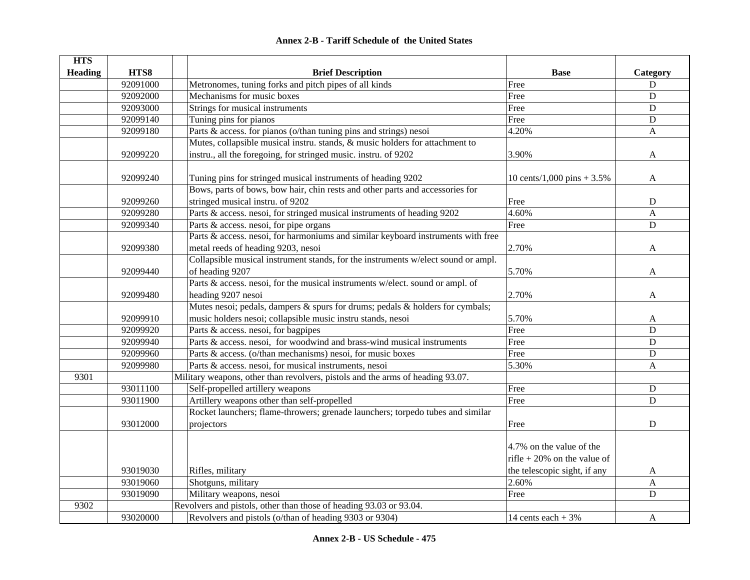**Annex 2-B - Tariff Schedule of the United States**

| HTS Heading | HTS8 | Brief Description | Base | Category |
|---|---|---|---|---|
| | 92091000 | Metronomes, tuning forks and pitch pipes of all kinds | Free | D |
| | 92092000 | Mechanisms for music boxes | Free | D |
| | 92093000 | Strings for musical instruments | Free | D |
| | 92099140 | Tuning pins for pianos | Free | D |
| | 92099180 | Parts & access. for pianos (o/than tuning pins and strings) nesoi | 4.20% | A |
| | 92099220 | Mutes, collapsible musical instru. stands, & music holders for attachment to instru., all the foregoing, for stringed music. instru. of 9202 | 3.90% | A |
| | 92099240 | Tuning pins for stringed musical instruments of heading 9202 | 10 cents/1,000 pins + 3.5% | A |
| | 92099260 | Bows, parts of bows, bow hair, chin rests and other parts and accessories for stringed musical instru. of 9202 | Free | D |
| | 92099280 | Parts & access. nesoi, for stringed musical instruments of heading 9202 | 4.60% | A |
| | 92099340 | Parts & access. nesoi, for pipe organs | Free | D |
| | 92099380 | Parts & access. nesoi, for harmoniums and similar keyboard instruments with free metal reeds of heading 9203, nesoi | 2.70% | A |
| | 92099440 | Collapsible musical instrument stands, for the instruments w/elect sound or ampl. of heading 9207 | 5.70% | A |
| | 92099480 | Parts & access. nesoi, for the musical instruments w/elect. sound or ampl. of heading 9207 nesoi | 2.70% | A |
| | 92099910 | Mutes nesoi; pedals, dampers & spurs for drums; pedals & holders for cymbals; music holders nesoi; collapsible music instru stands, nesoi | 5.70% | A |
| | 92099920 | Parts & access. nesoi, for bagpipes | Free | D |
| | 92099940 | Parts & access. nesoi, for woodwind and brass-wind musical instruments | Free | D |
| | 92099960 | Parts & access. (o/than mechanisms) nesoi, for music boxes | Free | D |
| | 92099980 | Parts & access. nesoi, for musical instruments, nesoi | 5.30% | A |
| 9301 | | Military weapons, other than revolvers, pistols and the arms of heading 93.07. | | |
| | 93011100 | Self-propelled artillery weapons | Free | D |
| | 93011900 | Artillery weapons other than self-propelled | Free | D |
| | 93012000 | Rocket launchers; flame-throwers; grenade launchers; torpedo tubes and similar projectors | Free | D |
| | 93019030 | Rifles, military | 4.7% on the value of the rifle + 20% on the value of the telescopic sight, if any | A |
| | 93019060 | Shotguns, military | 2.60% | A |
| | 93019090 | Military weapons, nesoi | Free | D |
| 9302 | | Revolvers and pistols, other than those of heading 93.03 or 93.04. | | |
| | 93020000 | Revolvers and pistols (o/than of heading 9303 or 9304) | 14 cents each + 3% | A |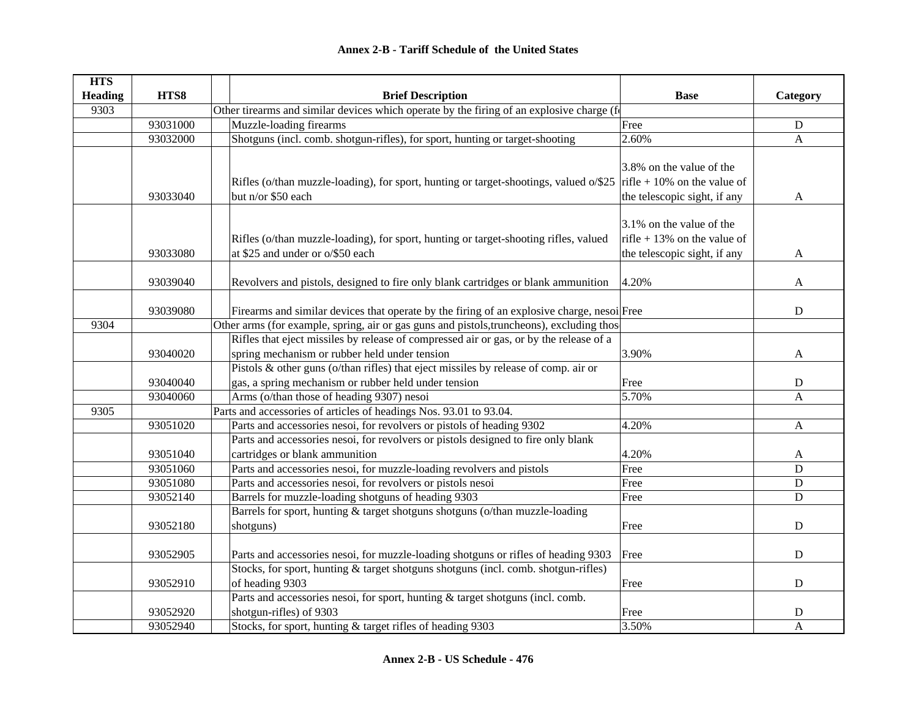**Annex 2-B - Tariff Schedule of the United States**

| HTS Heading | HTS8 | Brief Description | Base | Category |
|---|---|---|---|---|
| 9303 | | Other tirearms and similar devices which operate by the firing of an explosive charge (f | | |
| | 93031000 | Muzzle-loading firearms | Free | D |
| | 93032000 | Shotguns (incl. comb. shotgun-rifles), for sport, hunting or target-shooting | 2.60% | A |
| | 93033040 | Rifles (o/than muzzle-loading), for sport, hunting or target-shootings, valued o/$25 but n/or $50 each | 3.8% on the value of the rifle + 10% on the value of the telescopic sight, if any | A |
| | 93033080 | Rifles (o/than muzzle-loading), for sport, hunting or target-shooting rifles, valued at $25 and under or o/$50 each | 3.1% on the value of the rifle + 13% on the value of the telescopic sight, if any | A |
| | 93039040 | Revolvers and pistols, designed to fire only blank cartridges or blank ammunition | 4.20% | A |
| | 93039080 | Firearms and similar devices that operate by the firing of an explosive charge, nesoi | Free | D |
| 9304 | | Other arms (for example, spring, air or gas guns and pistols,truncheons), excluding thos | | |
| | 93040020 | Rifles that eject missiles by release of compressed air or gas, or by the release of a spring mechanism or rubber held under tension | 3.90% | A |
| | 93040040 | Pistols & other guns (o/than rifles) that eject missiles by release of comp. air or gas, a spring mechanism or rubber held under tension | Free | D |
| | 93040060 | Arms (o/than those of heading 9307) nesoi | 5.70% | A |
| 9305 | | Parts and accessories of articles of headings Nos. 93.01 to 93.04. | | |
| | 93051020 | Parts and accessories nesoi, for revolvers or pistols of heading 9302 | 4.20% | A |
| | 93051040 | Parts and accessories nesoi, for revolvers or pistols designed to fire only blank cartridges or blank ammunition | 4.20% | A |
| | 93051060 | Parts and accessories nesoi, for muzzle-loading revolvers and pistols | Free | D |
| | 93051080 | Parts and accessories nesoi, for revolvers or pistols nesoi | Free | D |
| | 93052140 | Barrels for muzzle-loading shotguns of heading 9303 | Free | D |
| | 93052180 | Barrels for sport, hunting & target shotguns shotguns (o/than muzzle-loading shotguns) | Free | D |
| | 93052905 | Parts and accessories nesoi, for muzzle-loading shotguns or rifles of heading 9303 | Free | D |
| | 93052910 | Stocks, for sport, hunting & target shotguns shotguns (incl. comb. shotgun-rifles) of heading 9303 | Free | D |
| | 93052920 | Parts and accessories nesoi, for sport, hunting & target shotguns (incl. comb. shotgun-rifles) of 9303 | Free | D |
| | 93052940 | Stocks, for sport, hunting & target rifles of heading 9303 | 3.50% | A |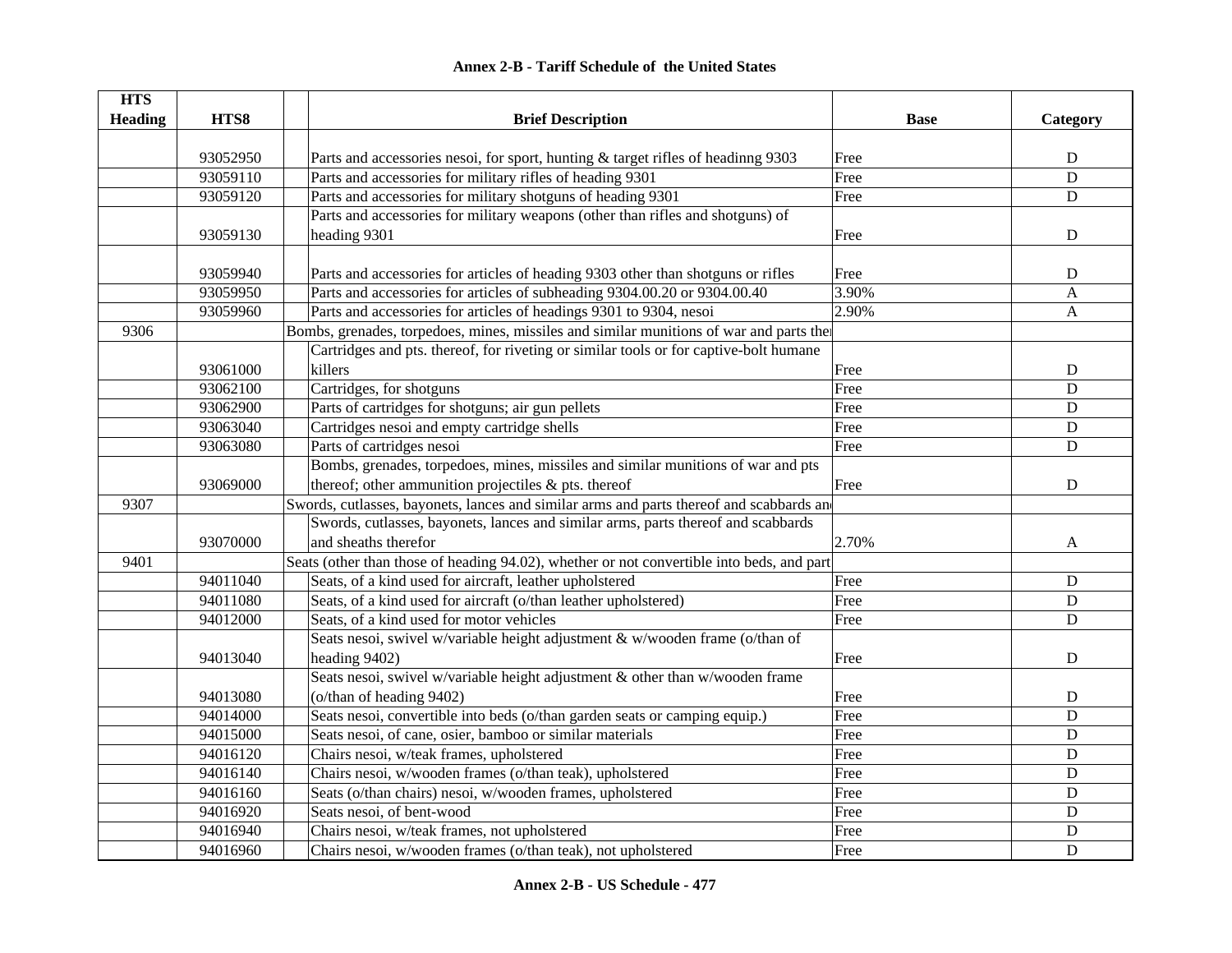## Annex 2-B - Tariff Schedule of the United States

| HTS Heading | HTS8 | | Brief Description | Base | Category |
|---|---|---|---|---|---|
| | 93052950 | | Parts and accessories nesoi, for sport, hunting & target rifles of headinng 9303 | Free | D |
| | 93059110 | | Parts and accessories for military rifles of heading 9301 | Free | D |
| | 93059120 | | Parts and accessories for military shotguns of heading 9301 | Free | D |
| | 93059130 | | Parts and accessories for military weapons (other than rifles and shotguns) of heading 9301 | Free | D |
| | 93059940 | | Parts and accessories for articles of heading 9303 other than shotguns or rifles | Free | D |
| | 93059950 | | Parts and accessories for articles of subheading 9304.00.20 or 9304.00.40 | 3.90% | A |
| | 93059960 | | Parts and accessories for articles of headings 9301 to 9304, nesoi | 2.90% | A |
| 9306 | | Bombs, grenades, torpedoes, mines, missiles and similar munitions of war and parts ther | | | |
| | 93061000 | | Cartridges and pts. thereof, for riveting or similar tools or for captive-bolt humane killers | Free | D |
| | 93062100 | | Cartridges, for shotguns | Free | D |
| | 93062900 | | Parts of cartridges for shotguns; air gun pellets | Free | D |
| | 93063040 | | Cartridges nesoi and empty cartridge shells | Free | D |
| | 93063080 | | Parts of cartridges nesoi | Free | D |
| | 93069000 | | Bombs, grenades, torpedoes, mines, missiles and similar munitions of war and pts thereof; other ammunition projectiles & pts. thereof | Free | D |
| 9307 | | Swords, cutlasses, bayonets, lances and similar arms and parts thereof and scabbards and | | | |
| | 93070000 | | Swords, cutlasses, bayonets, lances and similar arms, parts thereof and scabbards and sheaths therefor | 2.70% | A |
| 9401 | | Seats (other than those of heading 94.02), whether or not convertible into beds, and part | | | |
| | 94011040 | | Seats, of a kind used for aircraft, leather upholstered | Free | D |
| | 94011080 | | Seats, of a kind used for aircraft (o/than leather upholstered) | Free | D |
| | 94012000 | | Seats, of a kind used for motor vehicles | Free | D |
| | 94013040 | | Seats nesoi, swivel w/variable height adjustment & w/wooden frame (o/than of heading 9402) | Free | D |
| | 94013080 | | Seats nesoi, swivel w/variable height adjustment & other than w/wooden frame (o/than of heading 9402) | Free | D |
| | 94014000 | | Seats nesoi, convertible into beds (o/than garden seats or camping equip.) | Free | D |
| | 94015000 | | Seats nesoi, of cane, osier, bamboo or similar materials | Free | D |
| | 94016120 | | Chairs nesoi, w/teak frames, upholstered | Free | D |
| | 94016140 | | Chairs nesoi, w/wooden frames (o/than teak), upholstered | Free | D |
| | 94016160 | | Seats (o/than chairs) nesoi, w/wooden frames, upholstered | Free | D |
| | 94016920 | | Seats nesoi, of bent-wood | Free | D |
| | 94016940 | | Chairs nesoi, w/teak frames, not upholstered | Free | D |
| | 94016960 | | Chairs nesoi, w/wooden frames (o/than teak), not upholstered | Free | D |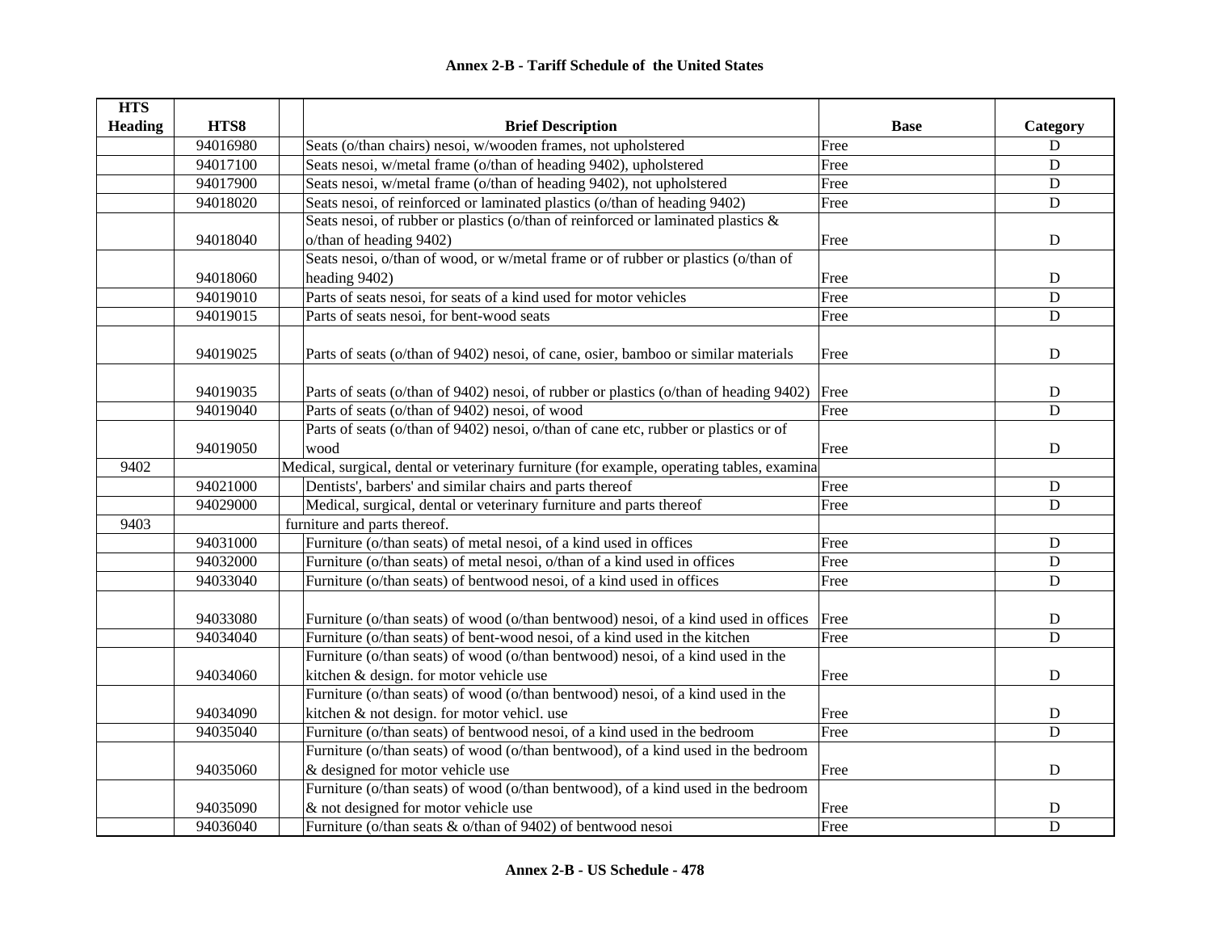# Annex 2-B - Tariff Schedule of the United States

| HTS Heading | HTS8 | Brief Description | Base | Category |
|---|---|---|---|---|
| | 94016980 | Seats (o/than chairs) nesoi, w/wooden frames, not upholstered | Free | D |
| | 94017100 | Seats nesoi, w/metal frame (o/than of heading 9402), upholstered | Free | D |
| | 94017900 | Seats nesoi, w/metal frame (o/than of heading 9402), not upholstered | Free | D |
| | 94018020 | Seats nesoi, of reinforced or laminated plastics (o/than of heading 9402) | Free | D |
| | 94018040 | Seats nesoi, of rubber or plastics (o/than of reinforced or laminated plastics & o/than of heading 9402) | Free | D |
| | 94018060 | Seats nesoi, o/than of wood, or w/metal frame or of rubber or plastics (o/than of heading 9402) | Free | D |
| | 94019010 | Parts of seats nesoi, for seats of a kind used for motor vehicles | Free | D |
| | 94019015 | Parts of seats nesoi, for bent-wood seats | Free | D |
| | 94019025 | Parts of seats (o/than of 9402) nesoi, of cane, osier, bamboo or similar materials | Free | D |
| | 94019035 | Parts of seats (o/than of 9402) nesoi, of rubber or plastics (o/than of heading 9402) | Free | D |
| | 94019040 | Parts of seats (o/than of 9402) nesoi, of wood | Free | D |
| | 94019050 | Parts of seats (o/than of 9402) nesoi, o/than of cane etc, rubber or plastics or of wood | Free | D |
| 9402 | | Medical, surgical, dental or veterinary furniture (for example, operating tables, examina | | |
| | 94021000 | Dentists', barbers' and similar chairs and parts thereof | Free | D |
| | 94029000 | Medical, surgical, dental or veterinary furniture and parts thereof | Free | D |
| 9403 | | furniture and parts thereof. | | |
| | 94031000 | Furniture (o/than seats) of metal nesoi, of a kind used in offices | Free | D |
| | 94032000 | Furniture (o/than seats) of metal nesoi, o/than of a kind used in offices | Free | D |
| | 94033040 | Furniture (o/than seats) of bentwood nesoi, of a kind used in offices | Free | D |
| | 94033080 | Furniture (o/than seats) of wood (o/than bentwood) nesoi, of a kind used in offices | Free | D |
| | 94034040 | Furniture (o/than seats) of bent-wood nesoi, of a kind used in the kitchen | Free | D |
| | 94034060 | Furniture (o/than seats) of wood (o/than bentwood) nesoi, of a kind used in the kitchen & design. for motor vehicle use | Free | D |
| | 94034090 | Furniture (o/than seats) of wood (o/than bentwood) nesoi, of a kind used in the kitchen & not design. for motor vehicl. use | Free | D |
| | 94035040 | Furniture (o/than seats) of bentwood nesoi, of a kind used in the bedroom | Free | D |
| | 94035060 | Furniture (o/than seats) of wood (o/than bentwood), of a kind used in the bedroom & designed for motor vehicle use | Free | D |
| | 94035090 | Furniture (o/than seats) of wood (o/than bentwood), of a kind used in the bedroom & not designed for motor vehicle use | Free | D |
| | 94036040 | Furniture (o/than seats & o/than of 9402) of bentwood nesoi | Free | D |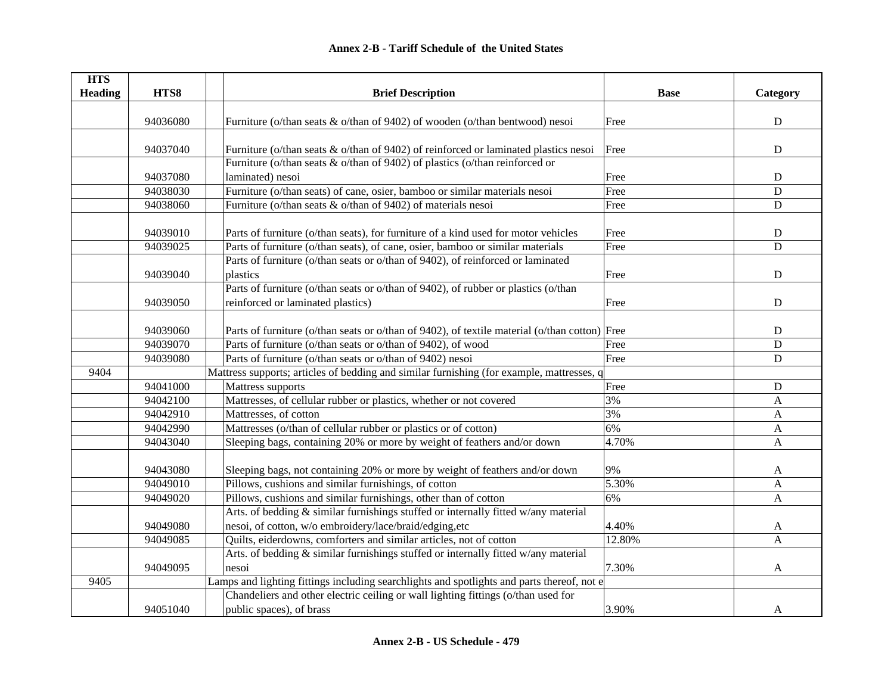## Annex 2-B - Tariff Schedule of the United States

| HTS Heading | HTS8 | | Brief Description | Base | Category |
|---|---|---|---|---|---|
| | 94036080 | | Furniture (o/than seats & o/than of 9402) of wooden (o/than bentwood) nesoi | Free | D |
| | 94037040 | | Furniture (o/than seats & o/than of 9402) of reinforced or laminated plastics nesoi | Free | D |
| | 94037080 | | Furniture (o/than seats & o/than of 9402) of plastics (o/than reinforced or laminated) nesoi | Free | D |
| | 94038030 | | Furniture (o/than seats) of cane, osier, bamboo or similar materials nesoi | Free | D |
| | 94038060 | | Furniture (o/than seats & o/than of 9402) of materials nesoi | Free | D |
| | 94039010 | | Parts of furniture (o/than seats), for furniture of a kind used for motor vehicles | Free | D |
| | 94039025 | | Parts of furniture (o/than seats), of cane, osier, bamboo or similar materials | Free | D |
| | 94039040 | | Parts of furniture (o/than seats or o/than of 9402), of reinforced or laminated plastics | Free | D |
| | 94039050 | | Parts of furniture (o/than seats or o/than of 9402), of rubber or plastics (o/than reinforced or laminated plastics) | Free | D |
| | 94039060 | | Parts of furniture (o/than seats or o/than of 9402), of textile material (o/than cotton) | Free | D |
| | 94039070 | | Parts of furniture (o/than seats or o/than of 9402), of wood | Free | D |
| | 94039080 | | Parts of furniture (o/than seats or o/than of 9402) nesoi | Free | D |
| 9404 | | Mattress supports; articles of bedding and similar furnishing (for example, mattresses, q | | | |
| | 94041000 | | Mattress supports | Free | D |
| | 94042100 | | Mattresses, of cellular rubber or plastics, whether or not covered | 3% | A |
| | 94042910 | | Mattresses, of cotton | 3% | A |
| | 94042990 | | Mattresses (o/than of cellular rubber or plastics or of cotton) | 6% | A |
| | 94043040 | | Sleeping bags, containing 20% or more by weight of feathers and/or down | 4.70% | A |
| | 94043080 | | Sleeping bags, not containing 20% or more by weight of feathers and/or down | 9% | A |
| | 94049010 | | Pillows, cushions and similar furnishings, of cotton | 5.30% | A |
| | 94049020 | | Pillows, cushions and similar furnishings, other than of cotton | 6% | A |
| | 94049080 | | Arts. of bedding & similar furnishings stuffed or internally fitted w/any material nesoi, of cotton, w/o embroidery/lace/braid/edging,etc | 4.40% | A |
| | 94049085 | | Quilts, eiderdowns, comforters and similar articles, not of cotton | 12.80% | A |
| | 94049095 | | Arts. of bedding & similar furnishings stuffed or internally fitted w/any material nesoi | 7.30% | A |
| 9405 | | Lamps and lighting fittings including searchlights and spotlights and parts thereof, not e | | | |
| | 94051040 | | Chandeliers and other electric ceiling or wall lighting fittings (o/than used for public spaces), of brass | 3.90% | A |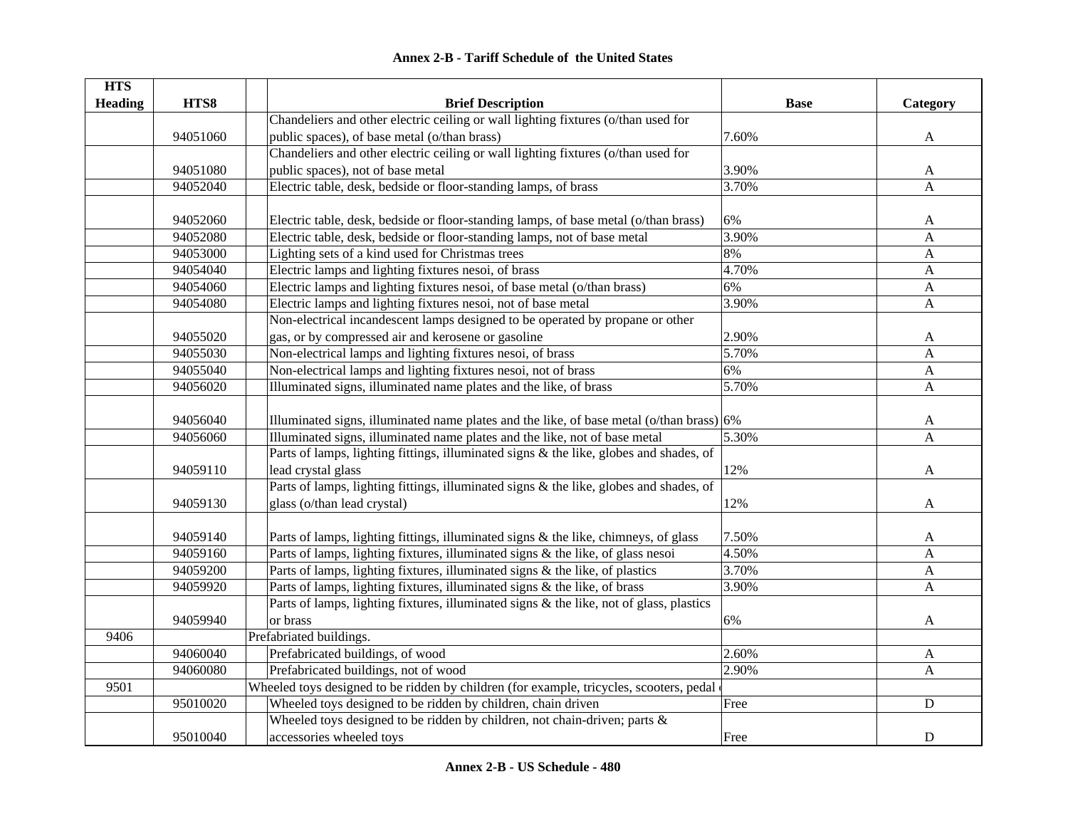## Annex 2-B - Tariff Schedule of the United States

| HTS Heading | HTS8 | | Brief Description | Base | Category |
|---|---|---|---|---|---|
| | 94051060 | | Chandeliers and other electric ceiling or wall lighting fixtures (o/than used for public spaces), of base metal (o/than brass) | 7.60% | A |
| | 94051080 | | Chandeliers and other electric ceiling or wall lighting fixtures (o/than used for public spaces), not of base metal | 3.90% | A |
| | 94052040 | | Electric table, desk, bedside or floor-standing lamps, of brass | 3.70% | A |
| | 94052060 | | Electric table, desk, bedside or floor-standing lamps, of base metal (o/than brass) | 6% | A |
| | 94052080 | | Electric table, desk, bedside or floor-standing lamps, not of base metal | 3.90% | A |
| | 94053000 | | Lighting sets of a kind used for Christmas trees | 8% | A |
| | 94054040 | | Electric lamps and lighting fixtures nesoi, of brass | 4.70% | A |
| | 94054060 | | Electric lamps and lighting fixtures nesoi, of base metal (o/than brass) | 6% | A |
| | 94054080 | | Electric lamps and lighting fixtures nesoi, not of base metal | 3.90% | A |
| | 94055020 | | Non-electrical incandescent lamps designed to be operated by propane or other gas, or by compressed air and kerosene or gasoline | 2.90% | A |
| | 94055030 | | Non-electrical lamps and lighting fixtures nesoi, of brass | 5.70% | A |
| | 94055040 | | Non-electrical lamps and lighting fixtures nesoi, not of brass | 6% | A |
| | 94056020 | | Illuminated signs, illuminated name plates and the like, of brass | 5.70% | A |
| | 94056040 | | Illuminated signs, illuminated name plates and the like, of base metal (o/than brass) | 6% | A |
| | 94056060 | | Illuminated signs, illuminated name plates and the like, not of base metal | 5.30% | A |
| | 94059110 | | Parts of lamps, lighting fittings, illuminated signs & the like, globes and shades, of lead crystal glass | 12% | A |
| | 94059130 | | Parts of lamps, lighting fittings, illuminated signs & the like, globes and shades, of glass (o/than lead crystal) | 12% | A |
| | 94059140 | | Parts of lamps, lighting fittings, illuminated signs & the like, chimneys, of glass | 7.50% | A |
| | 94059160 | | Parts of lamps, lighting fixtures, illuminated signs & the like, of glass nesoi | 4.50% | A |
| | 94059200 | | Parts of lamps, lighting fixtures, illuminated signs & the like, of plastics | 3.70% | A |
| | 94059920 | | Parts of lamps, lighting fixtures, illuminated signs & the like, of brass | 3.90% | A |
| | 94059940 | | Parts of lamps, lighting fixtures, illuminated signs & the like, not of glass, plastics or brass | 6% | A |
| 9406 | | Prefabriated buildings. | | | |
| | 94060040 | | Prefabricated buildings, of wood | 2.60% | A |
| | 94060080 | | Prefabricated buildings, not of wood | 2.90% | A |
| 9501 | | Wheeled toys designed to be ridden by children (for example, tricycles, scooters, pedal | | | |
| | 95010020 | | Wheeled toys designed to be ridden by children, chain driven | Free | D |
| | 95010040 | | Wheeled toys designed to be ridden by children, not chain-driven; parts & accessories wheeled toys | Free | D |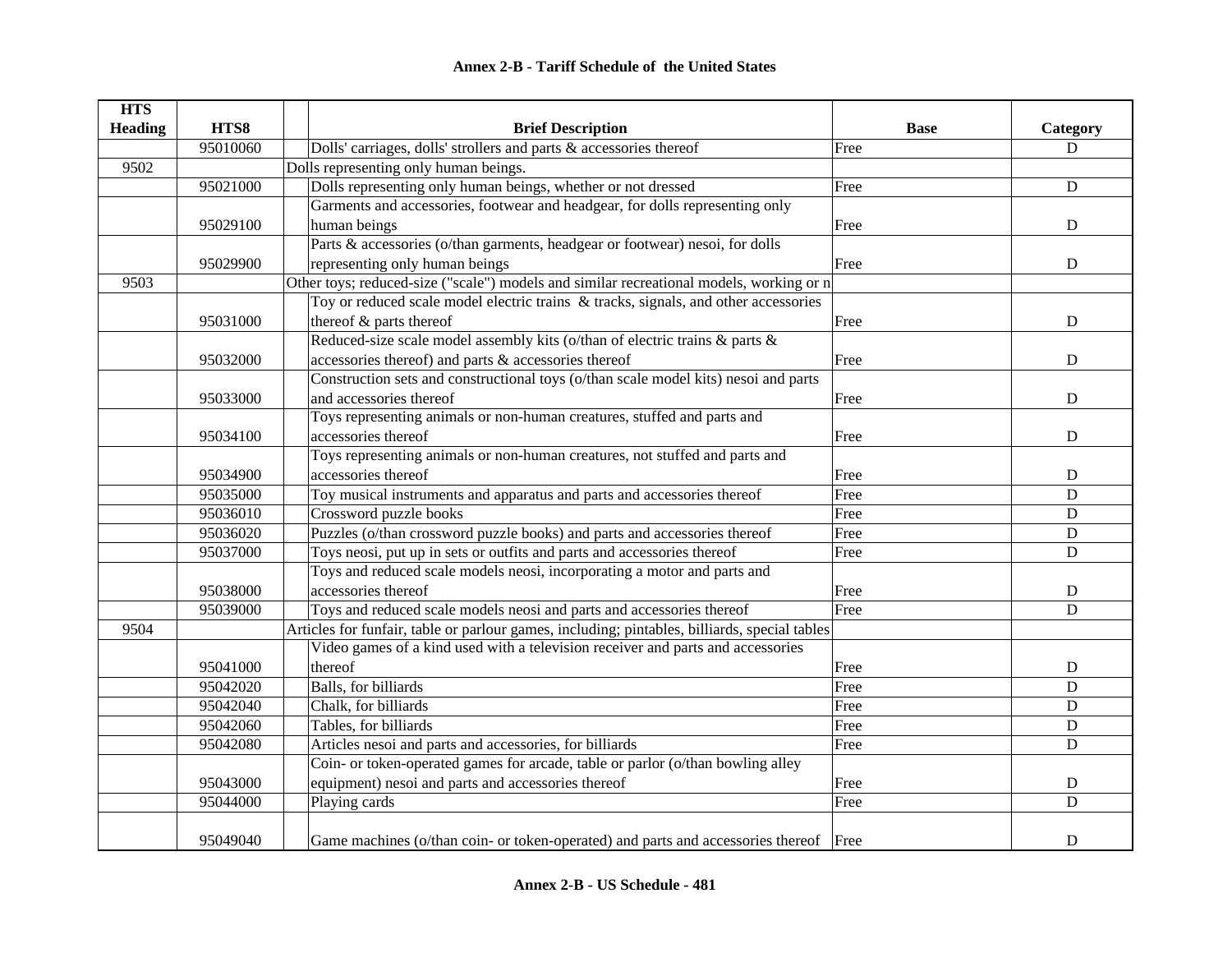## Annex 2-B - Tariff Schedule of the United States

| HTS Heading | HTS8 | | Brief Description | Base | Category |
|---|---|---|---|---|---|
| | 95010060 | | Dolls' carriages, dolls' strollers and parts & accessories thereof | Free | D |
| 9502 | | | Dolls representing only human beings. | | |
| | 95021000 | | Dolls representing only human beings, whether or not dressed | Free | D |
| | 95029100 | | Garments and accessories, footwear and headgear, for dolls representing only human beings | Free | D |
| | 95029900 | | Parts & accessories (o/than garments, headgear or footwear) nesoi, for dolls representing only human beings | Free | D |
| 9503 | | | Other toys; reduced-size ("scale") models and similar recreational models, working or n | | |
| | 95031000 | | Toy or reduced scale model electric trains & tracks, signals, and other accessories thereof & parts thereof | Free | D |
| | 95032000 | | Reduced-size scale model assembly kits (o/than of electric trains & parts & accessories thereof) and parts & accessories thereof | Free | D |
| | 95033000 | | Construction sets and constructional toys (o/than scale model kits) nesoi and parts and accessories thereof | Free | D |
| | 95034100 | | Toys representing animals or non-human creatures, stuffed and parts and accessories thereof | Free | D |
| | 95034900 | | Toys representing animals or non-human creatures, not stuffed and parts and accessories thereof | Free | D |
| | 95035000 | | Toy musical instruments and apparatus and parts and accessories thereof | Free | D |
| | 95036010 | | Crossword puzzle books | Free | D |
| | 95036020 | | Puzzles (o/than crossword puzzle books) and parts and accessories thereof | Free | D |
| | 95037000 | | Toys neosi, put up in sets or outfits and parts and accessories thereof | Free | D |
| | 95038000 | | Toys and reduced scale models neosi, incorporating a motor and parts and accessories thereof | Free | D |
| | 95039000 | | Toys and reduced scale models neosi and parts and accessories thereof | Free | D |
| 9504 | | | Articles for funfair, table or parlour games, including; pintables, billiards, special tables | | |
| | 95041000 | | Video games of a kind used with a television receiver and parts and accessories thereof | Free | D |
| | 95042020 | | Balls, for billiards | Free | D |
| | 95042040 | | Chalk, for billiards | Free | D |
| | 95042060 | | Tables, for billiards | Free | D |
| | 95042080 | | Articles nesoi and parts and accessories, for billiards | Free | D |
| | 95043000 | | Coin- or token-operated games for arcade, table or parlor (o/than bowling alley equipment) nesoi and parts and accessories thereof | Free | D |
| | 95044000 | | Playing cards | Free | D |
| | 95049040 | | Game machines (o/than coin- or token-operated) and parts and accessories thereof | Free | D |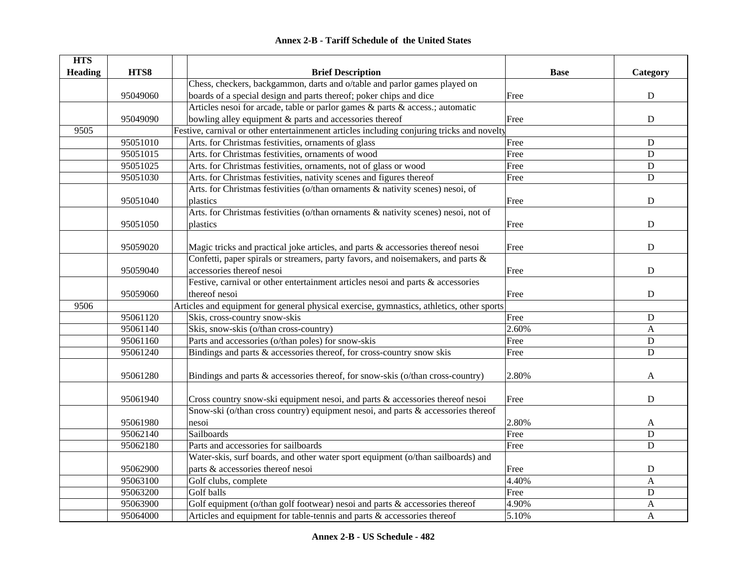# Annex 2-B - Tariff Schedule of the United States

| HTS Heading | HTS8 | Brief Description | Base | Category |
|---|---|---|---|---|
| | 95049060 | Chess, checkers, backgammon, darts and o/table and parlor games played on boards of a special design and parts thereof; poker chips and dice | Free | D |
| | 95049090 | Articles nesoi for arcade, table or parlor games & parts & access.; automatic bowling alley equipment & parts and accessories thereof | Free | D |
| 9505 | | Festive, carnival or other entertainmenent articles including conjuring tricks and novelty | | |
| | 95051010 | Arts. for Christmas festivities, ornaments of glass | Free | D |
| | 95051015 | Arts. for Christmas festivities, ornaments of wood | Free | D |
| | 95051025 | Arts. for Christmas festivities, ornaments, not of glass or wood | Free | D |
| | 95051030 | Arts. for Christmas festivities, nativity scenes and figures thereof | Free | D |
| | 95051040 | Arts. for Christmas festivities (o/than ornaments & nativity scenes) nesoi, of plastics | Free | D |
| | 95051050 | Arts. for Christmas festivities (o/than ornaments & nativity scenes) nesoi, not of plastics | Free | D |
| | 95059020 | Magic tricks and practical joke articles, and parts & accessories thereof nesoi | Free | D |
| | 95059040 | Confetti, paper spirals or streamers, party favors, and noisemakers, and parts & accessories thereof nesoi | Free | D |
| | 95059060 | Festive, carnival or other entertainment articles nesoi and parts & accessories thereof nesoi | Free | D |
| 9506 | | Articles and equipment for general physical exercise, gymnastics, athletics, other sports | | |
| | 95061120 | Skis, cross-country snow-skis | Free | D |
| | 95061140 | Skis, snow-skis (o/than cross-country) | 2.60% | A |
| | 95061160 | Parts and accessories (o/than poles) for snow-skis | Free | D |
| | 95061240 | Bindings and parts & accessories thereof, for cross-country snow skis | Free | D |
| | 95061280 | Bindings and parts & accessories thereof, for snow-skis (o/than cross-country) | 2.80% | A |
| | 95061940 | Cross country snow-ski equipment nesoi, and parts & accessories thereof nesoi | Free | D |
| | 95061980 | Snow-ski (o/than cross country) equipment nesoi, and parts & accessories thereof nesoi | 2.80% | A |
| | 95062140 | Sailboards | Free | D |
| | 95062180 | Parts and accessories for sailboards | Free | D |
| | 95062900 | Water-skis, surf boards, and other water sport equipment (o/than sailboards) and parts & accessories thereof nesoi | Free | D |
| | 95063100 | Golf clubs, complete | 4.40% | A |
| | 95063200 | Golf balls | Free | D |
| | 95063900 | Golf equipment (o/than golf footwear) nesoi and parts & accessories thereof | 4.90% | A |
| | 95064000 | Articles and equipment for table-tennis and parts & accessories thereof | 5.10% | A |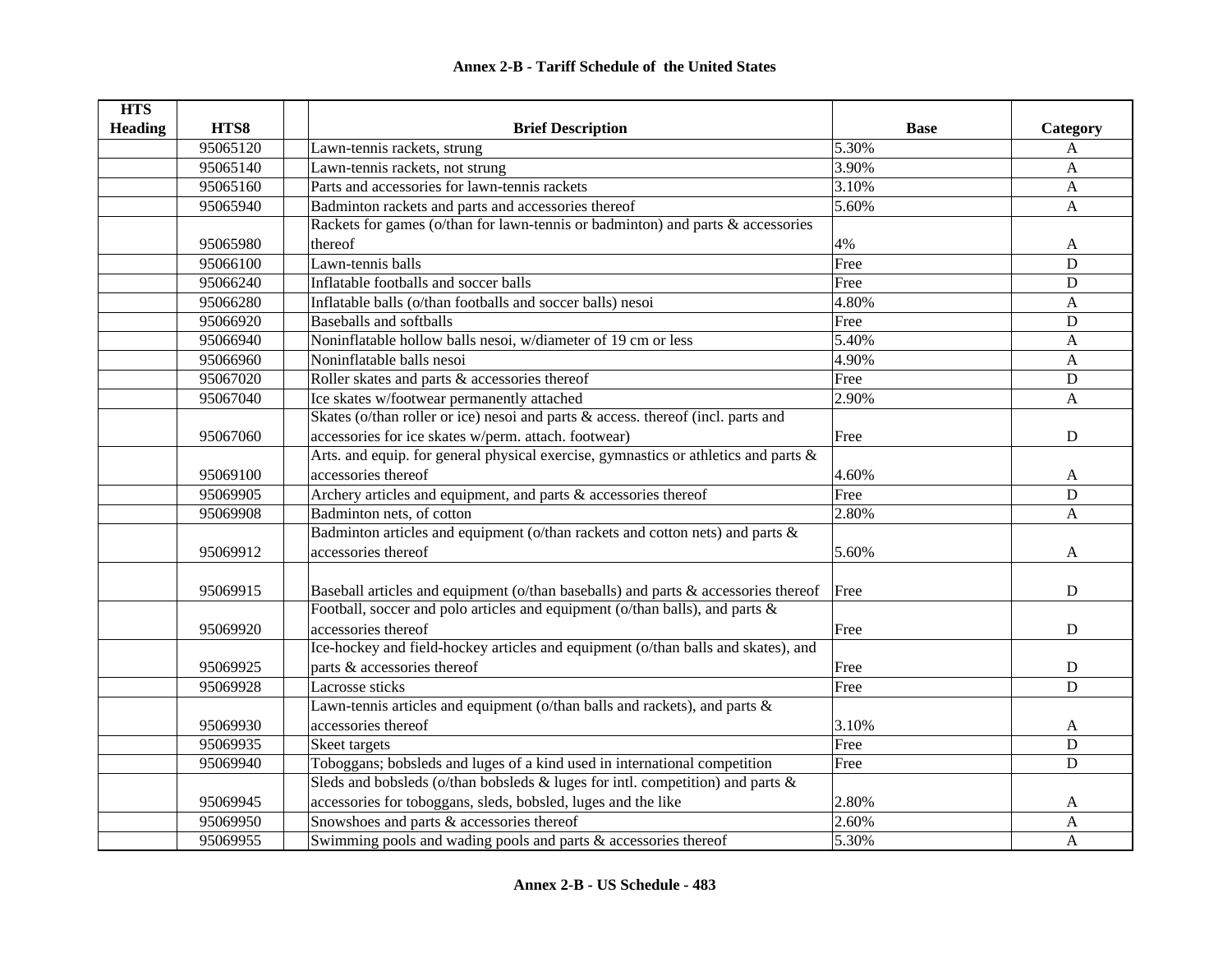## Annex 2-B - Tariff Schedule of the United States

| HTS Heading | HTS8 | | Brief Description | Base | Category |
|---|---|---|---|---|---|
| | 95065120 | | Lawn-tennis rackets, strung | 5.30% | A |
| | 95065140 | | Lawn-tennis rackets, not strung | 3.90% | A |
| | 95065160 | | Parts and accessories for lawn-tennis rackets | 3.10% | A |
| | 95065940 | | Badminton rackets and parts and accessories thereof | 5.60% | A |
| | 95065980 | | Rackets for games (o/than for lawn-tennis or badminton) and parts & accessories thereof | 4% | A |
| | 95066100 | | Lawn-tennis balls | Free | D |
| | 95066240 | | Inflatable footballs and soccer balls | Free | D |
| | 95066280 | | Inflatable balls (o/than footballs and soccer balls) nesoi | 4.80% | A |
| | 95066920 | | Baseballs and softballs | Free | D |
| | 95066940 | | Noninflatable hollow balls nesoi, w/diameter of 19 cm or less | 5.40% | A |
| | 95066960 | | Noninflatable balls nesoi | 4.90% | A |
| | 95067020 | | Roller skates and parts & accessories thereof | Free | D |
| | 95067040 | | Ice skates w/footwear permanently attached | 2.90% | A |
| | 95067060 | | Skates (o/than roller or ice) nesoi and parts & access. thereof (incl. parts and accessories for ice skates w/perm. attach. footwear) | Free | D |
| | 95069100 | | Arts. and equip. for general physical exercise, gymnastics or athletics and parts & accessories thereof | 4.60% | A |
| | 95069905 | | Archery articles and equipment, and parts & accessories thereof | Free | D |
| | 95069908 | | Badminton nets, of cotton | 2.80% | A |
| | 95069912 | | Badminton articles and equipment (o/than rackets and cotton nets) and parts & accessories thereof | 5.60% | A |
| | 95069915 | | Baseball articles and equipment (o/than baseballs) and parts & accessories thereof | Free | D |
| | 95069920 | | Football, soccer and polo articles and equipment (o/than balls), and parts & accessories thereof | Free | D |
| | 95069925 | | Ice-hockey and field-hockey articles and equipment (o/than balls and skates), and parts & accessories thereof | Free | D |
| | 95069928 | | Lacrosse sticks | Free | D |
| | 95069930 | | Lawn-tennis articles and equipment (o/than balls and rackets), and parts & accessories thereof | 3.10% | A |
| | 95069935 | | Skeet targets | Free | D |
| | 95069940 | | Toboggans; bobsleds and luges of a kind used in international competition | Free | D |
| | 95069945 | | Sleds and bobsleds (o/than bobsleds & luges for intl. competition) and parts & accessories for toboggans, sleds, bobsled, luges and the like | 2.80% | A |
| | 95069950 | | Snowshoes and parts & accessories thereof | 2.60% | A |
| | 95069955 | | Swimming pools and wading pools and parts & accessories thereof | 5.30% | A |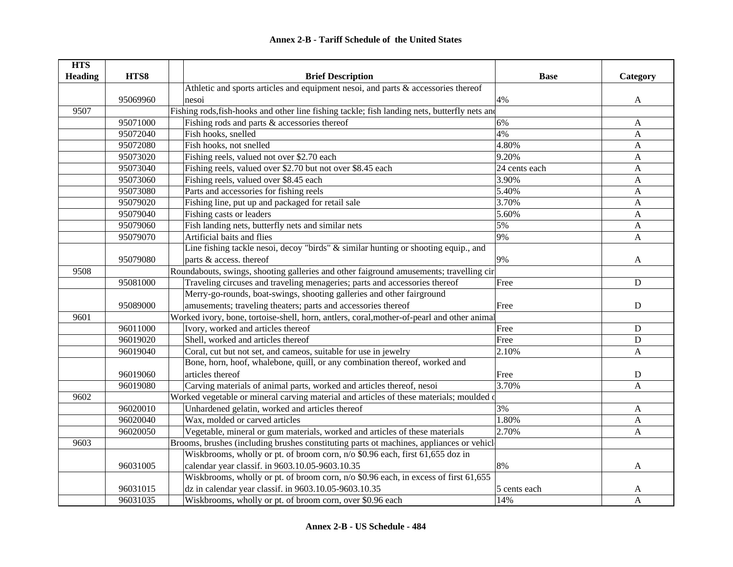## Annex 2-B - Tariff Schedule of the United States

| HTS Heading | HTS8 | Brief Description | Base | Category |
|---|---|---|---|---|
| | 95069960 | Athletic and sports articles and equipment nesoi, and parts & accessories thereof nesoi | 4% | A |
| 9507 | | Fishing rods,fish-hooks and other line fishing tackle; fish landing nets, butterfly nets and | | |
| | 95071000 | Fishing rods and parts & accessories thereof | 6% | A |
| | 95072040 | Fish hooks, snelled | 4% | A |
| | 95072080 | Fish hooks, not snelled | 4.80% | A |
| | 95073020 | Fishing reels, valued not over $2.70 each | 9.20% | A |
| | 95073040 | Fishing reels, valued over $2.70 but not over $8.45 each | 24 cents each | A |
| | 95073060 | Fishing reels, valued over $8.45 each | 3.90% | A |
| | 95073080 | Parts and accessories for fishing reels | 5.40% | A |
| | 95079020 | Fishing line, put up and packaged for retail sale | 3.70% | A |
| | 95079040 | Fishing casts or leaders | 5.60% | A |
| | 95079060 | Fish landing nets, butterfly nets and similar nets | 5% | A |
| | 95079070 | Artificial baits and flies | 9% | A |
| | 95079080 | Line fishing tackle nesoi, decoy "birds" & similar hunting or shooting equip., and parts & access. thereof | 9% | A |
| 9508 | | Roundabouts, swings, shooting galleries and other faiground amusements; travelling cir | | |
| | 95081000 | Traveling circuses and traveling menageries; parts and accessories thereof | Free | D |
| | 95089000 | Merry-go-rounds, boat-swings, shooting galleries and other fairground amusements; traveling theaters; parts and accessories thereof | Free | D |
| 9601 | | Worked ivory, bone, tortoise-shell, horn, antlers, coral,mother-of-pearl and other animal | | |
| | 96011000 | Ivory, worked and articles thereof | Free | D |
| | 96019020 | Shell, worked and articles thereof | Free | D |
| | 96019040 | Coral, cut but not set, and cameos, suitable for use in jewelry | 2.10% | A |
| | 96019060 | Bone, horn, hoof, whalebone, quill, or any combination thereof, worked and articles thereof | Free | D |
| | 96019080 | Carving materials of animal parts, worked and articles thereof, nesoi | 3.70% | A |
| 9602 | | Worked vegetable or mineral carving material and articles of these materials; moulded c | | |
| | 96020010 | Unhardened gelatin, worked and articles thereof | 3% | A |
| | 96020040 | Wax, molded or carved articles | 1.80% | A |
| | 96020050 | Vegetable, mineral or gum materials, worked and articles of these materials | 2.70% | A |
| 9603 | | Brooms, brushes (including brushes constituting parts ot machines, appliances or vehicl | | |
| | 96031005 | Wiskbrooms, wholly or pt. of broom corn, n/o $0.96 each, first 61,655 doz in calendar year classif. in 9603.10.05-9603.10.35 | 8% | A |
| | 96031015 | Wiskbrooms, wholly or pt. of broom corn, n/o $0.96 each, in excess of first 61,655 dz in calendar year classif. in 9603.10.05-9603.10.35 | 5 cents each | A |
| | 96031035 | Wiskbrooms, wholly or pt. of broom corn, over $0.96 each | 14% | A |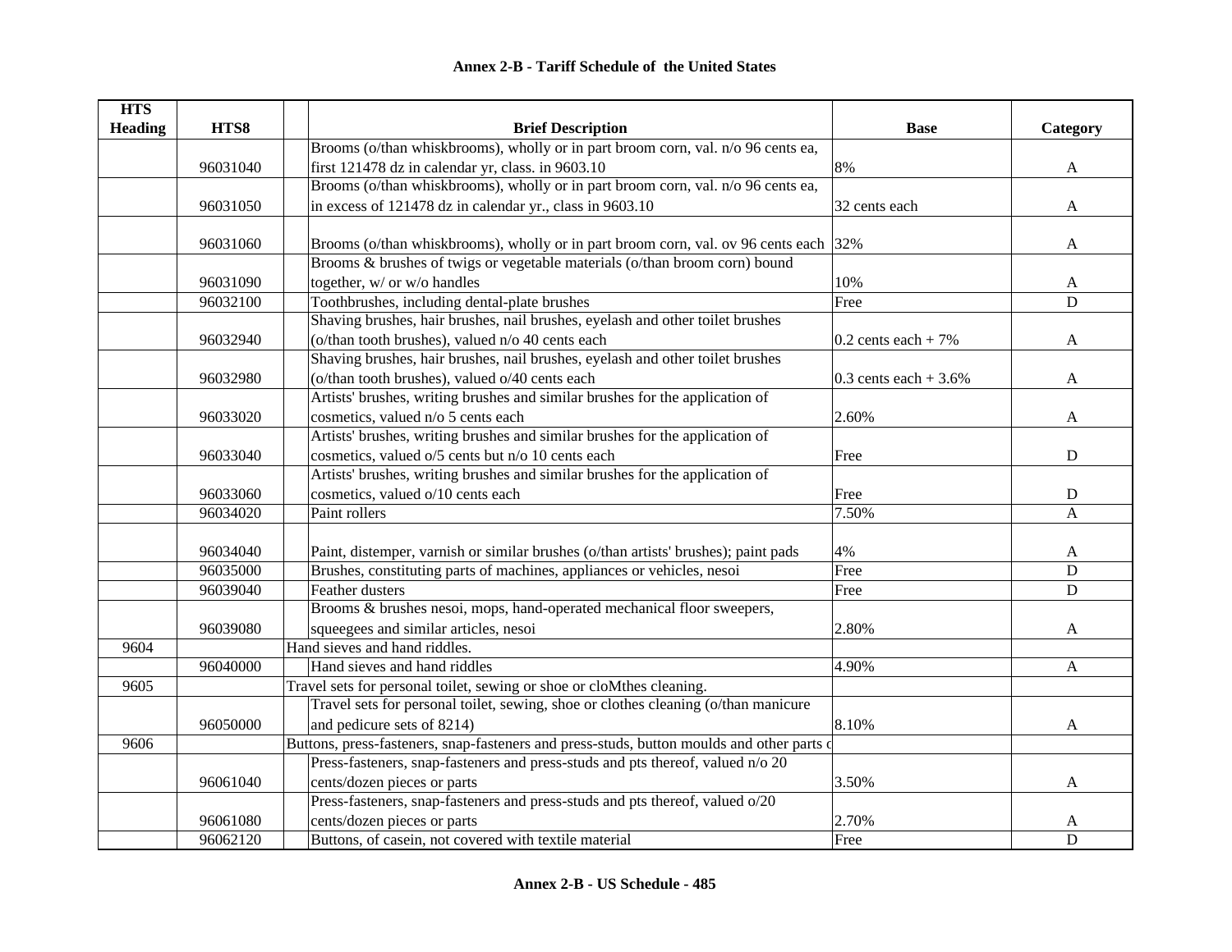## Annex 2-B - Tariff Schedule of the United States

| HTS Heading | HTS8 | Brief Description | Base | Category |
|---|---|---|---|---|
| | 96031040 | Brooms (o/than whiskbrooms), wholly or in part broom corn, val. n/o 96 cents ea, first 121478 dz in calendar yr, class. in 9603.10 | 8% | A |
| | 96031050 | Brooms (o/than whiskbrooms), wholly or in part broom corn, val. n/o 96 cents ea, in excess of 121478 dz in calendar yr., class in 9603.10 | 32 cents each | A |
| | 96031060 | Brooms (o/than whiskbrooms), wholly or in part broom corn, val. ov 96 cents each | 32% | A |
| | 96031090 | Brooms & brushes of twigs or vegetable materials (o/than broom corn) bound together, w/ or w/o handles | 10% | A |
| | 96032100 | Toothbrushes, including dental-plate brushes | Free | D |
| | 96032940 | Shaving brushes, hair brushes, nail brushes, eyelash and other toilet brushes (o/than tooth brushes), valued n/o 40 cents each | 0.2 cents each + 7% | A |
| | 96032980 | Shaving brushes, hair brushes, nail brushes, eyelash and other toilet brushes (o/than tooth brushes), valued o/40 cents each | 0.3 cents each + 3.6% | A |
| | 96033020 | Artists' brushes, writing brushes and similar brushes for the application of cosmetics, valued n/o 5 cents each | 2.60% | A |
| | 96033040 | Artists' brushes, writing brushes and similar brushes for the application of cosmetics, valued o/5 cents but n/o 10 cents each | Free | D |
| | 96033060 | Artists' brushes, writing brushes and similar brushes for the application of cosmetics, valued o/10 cents each | Free | D |
| | 96034020 | Paint rollers | 7.50% | A |
| | 96034040 | Paint, distemper, varnish or similar brushes (o/than artists' brushes); paint pads | 4% | A |
| | 96035000 | Brushes, constituting parts of machines, appliances or vehicles, nesoi | Free | D |
| | 96039040 | Feather dusters | Free | D |
| | 96039080 | Brooms & brushes nesoi, mops, hand-operated mechanical floor sweepers, squeegees and similar articles, nesoi | 2.80% | A |
| 9604 | | Hand sieves and hand riddles. | | |
| | 96040000 | Hand sieves and hand riddles | 4.90% | A |
| 9605 | | Travel sets for personal toilet, sewing or shoe or cloMthes cleaning. | | |
| | 96050000 | Travel sets for personal toilet, sewing, shoe or clothes cleaning (o/than manicure and pedicure sets of 8214) | 8.10% | A |
| 9606 | | Buttons, press-fasteners, snap-fasteners and press-studs, button moulds and other parts c | | |
| | 96061040 | Press-fasteners, snap-fasteners and press-studs and pts thereof, valued n/o 20 cents/dozen pieces or parts | 3.50% | A |
| | 96061080 | Press-fasteners, snap-fasteners and press-studs and pts thereof, valued o/20 cents/dozen pieces or parts | 2.70% | A |
| | 96062120 | Buttons, of casein, not covered with textile material | Free | D |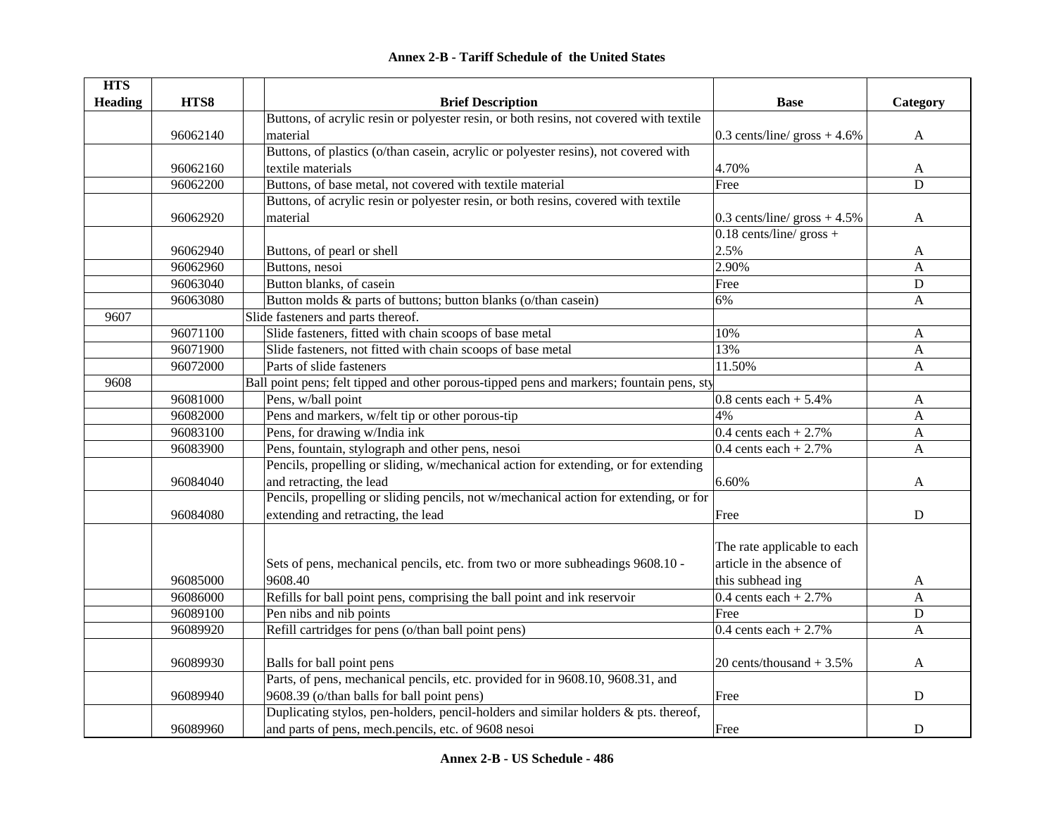# Annex 2-B - Tariff Schedule of the United States

| HTS Heading | HTS8 | Brief Description | Base | Category |
|---|---|---|---|---|
| | 96062140 | Buttons, of acrylic resin or polyester resin, or both resins, not covered with textile material | 0.3 cents/line/ gross + 4.6% | A |
| | 96062160 | Buttons, of plastics (o/than casein, acrylic or polyester resins), not covered with textile materials | 4.70% | A |
| | 96062200 | Buttons, of base metal, not covered with textile material | Free | D |
| | 96062920 | Buttons, of acrylic resin or polyester resin, or both resins, covered with textile material | 0.3 cents/line/ gross + 4.5% | A |
| | 96062940 | Buttons, of pearl or shell | 0.18 cents/line/ gross + 2.5% | A |
| | 96062960 | Buttons, nesoi | 2.90% | A |
| | 96063040 | Button blanks, of casein | Free | D |
| | 96063080 | Button molds & parts of buttons; button blanks (o/than casein) | 6% | A |
| 9607 | | Slide fasteners and parts thereof. | | |
| | 96071100 | Slide fasteners, fitted with chain scoops of base metal | 10% | A |
| | 96071900 | Slide fasteners, not fitted with chain scoops of base metal | 13% | A |
| | 96072000 | Parts of slide fasteners | 11.50% | A |
| 9608 | | Ball point pens; felt tipped and other porous-tipped pens and markers; fountain pens, sty | | |
| | 96081000 | Pens, w/ball point | 0.8 cents each + 5.4% | A |
| | 96082000 | Pens and markers, w/felt tip or other porous-tip | 4% | A |
| | 96083100 | Pens, for drawing w/India ink | 0.4 cents each + 2.7% | A |
| | 96083900 | Pens, fountain, stylograph and other pens, nesoi | 0.4 cents each + 2.7% | A |
| | 96084040 | Pencils, propelling or sliding, w/mechanical action for extending, or for extending and retracting, the lead | 6.60% | A |
| | 96084080 | Pencils, propelling or sliding pencils, not w/mechanical action for extending, or for extending and retracting, the lead | Free | D |
| | 96085000 | Sets of pens, mechanical pencils, etc. from two or more subheadings 9608.10 - 9608.40 | The rate applicable to each article in the absence of this subhead ing | A |
| | 96086000 | Refills for ball point pens, comprising the ball point and ink reservoir | 0.4 cents each + 2.7% | A |
| | 96089100 | Pen nibs and nib points | Free | D |
| | 96089920 | Refill cartridges for pens (o/than ball point pens) | 0.4 cents each + 2.7% | A |
| | 96089930 | Balls for ball point pens | 20 cents/thousand + 3.5% | A |
| | 96089940 | Parts, of pens, mechanical pencils, etc. provided for in 9608.10, 9608.31, and 9608.39 (o/than balls for ball point pens) | Free | D |
| | 96089960 | Duplicating stylos, pen-holders, pencil-holders and similar holders & pts. thereof, and parts of pens, mech.pencils, etc. of 9608 nesoi | Free | D |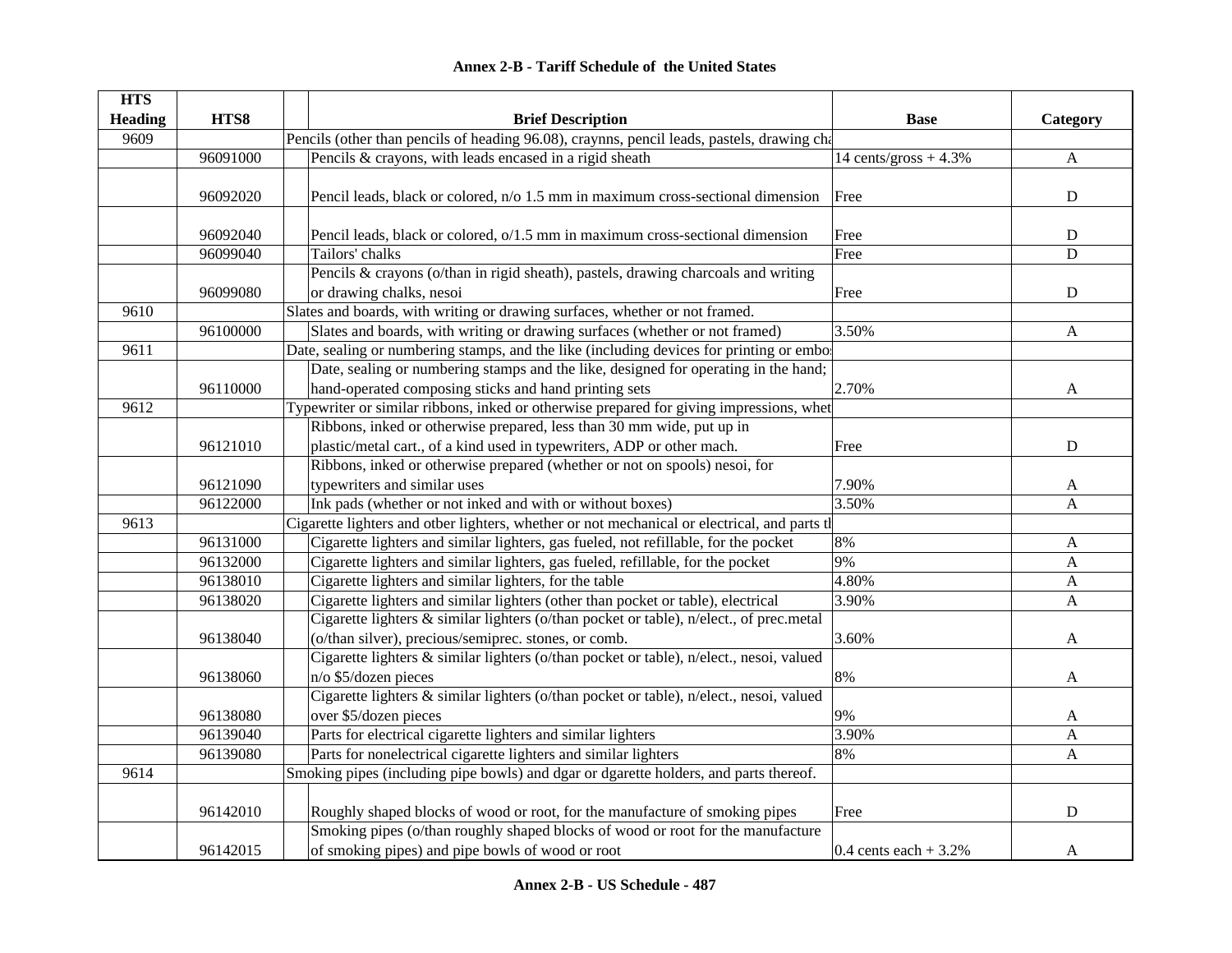## Annex 2-B - Tariff Schedule of the United States

| HTS Heading | HTS8 | | Brief Description | Base | Category |
|---|---|---|---|---|---|
| 9609 | | | Pencils (other than pencils of heading 96.08), craynns, pencil leads, pastels, drawing cha | | |
| | 96091000 | | Pencils & crayons, with leads encased in a rigid sheath | 14 cents/gross + 4.3% | A |
| | 96092020 | | Pencil leads, black or colored, n/o 1.5 mm in maximum cross-sectional dimension | Free | D |
| | 96092040 | | Pencil leads, black or colored, o/1.5 mm in maximum cross-sectional dimension | Free | D |
| | 96099040 | | Tailors' chalks | Free | D |
| | 96099080 | | Pencils & crayons (o/than in rigid sheath), pastels, drawing charcoals and writing or drawing chalks, nesoi | Free | D |
| 9610 | | | Slates and boards, with writing or drawing surfaces, whether or not framed. | | |
| | 96100000 | | Slates and boards, with writing or drawing surfaces (whether or not framed) | 3.50% | A |
| 9611 | | | Date, sealing or numbering stamps, and the like (including devices for printing or embo | | |
| | 96110000 | | Date, sealing or numbering stamps and the like, designed for operating in the hand; hand-operated composing sticks and hand printing sets | 2.70% | A |
| 9612 | | | Typewriter or similar ribbons, inked or otherwise prepared for giving impressions, whet | | |
| | 96121010 | | Ribbons, inked or otherwise prepared, less than 30 mm wide, put up in plastic/metal cart., of a kind used in typewriters, ADP or other mach. | Free | D |
| | 96121090 | | Ribbons, inked or otherwise prepared (whether or not on spools) nesoi, for typewriters and similar uses | 7.90% | A |
| | 96122000 | | Ink pads (whether or not inked and with or without boxes) | 3.50% | A |
| 9613 | | | Cigarette lighters and otber lighters, whether or not mechanical or electrical, and parts tl | | |
| | 96131000 | | Cigarette lighters and similar lighters, gas fueled, not refillable, for the pocket | 8% | A |
| | 96132000 | | Cigarette lighters and similar lighters, gas fueled, refillable, for the pocket | 9% | A |
| | 96138010 | | Cigarette lighters and similar lighters, for the table | 4.80% | A |
| | 96138020 | | Cigarette lighters and similar lighters (other than pocket or table), electrical | 3.90% | A |
| | 96138040 | | Cigarette lighters & similar lighters (o/than pocket or table), n/elect., of prec.metal (o/than silver), precious/semiprec. stones, or comb. | 3.60% | A |
| | 96138060 | | Cigarette lighters & similar lighters (o/than pocket or table), n/elect., nesoi, valued n/o $5/dozen pieces | 8% | A |
| | 96138080 | | Cigarette lighters & similar lighters (o/than pocket or table), n/elect., nesoi, valued over $5/dozen pieces | 9% | A |
| | 96139040 | | Parts for electrical cigarette lighters and similar lighters | 3.90% | A |
| | 96139080 | | Parts for nonelectrical cigarette lighters and similar lighters | 8% | A |
| 9614 | | | Smoking pipes (including pipe bowls) and dgar or dgarette holders, and parts thereof. | | |
| | 96142010 | | Roughly shaped blocks of wood or root, for the manufacture of smoking pipes | Free | D |
| | 96142015 | | Smoking pipes (o/than roughly shaped blocks of wood or root for the manufacture of smoking pipes) and pipe bowls of wood or root | 0.4 cents each + 3.2% | A |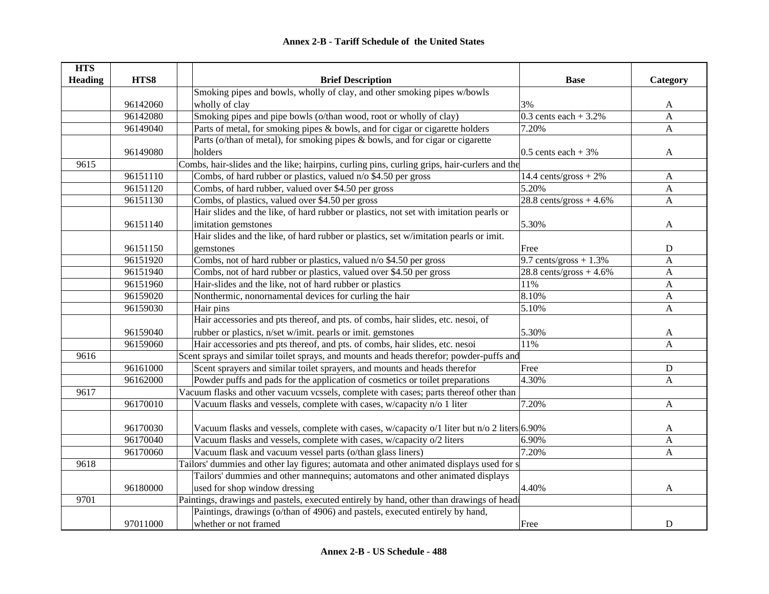# Annex 2-B - Tariff Schedule of the United States

| HTS Heading | HTS8 | Brief Description | Base | Category |
|---|---|---|---|---|
| | 96142060 | Smoking pipes and bowls, wholly of clay, and other smoking pipes w/bowls wholly of clay | 3% | A |
| | 96142080 | Smoking pipes and pipe bowls (o/than wood, root or wholly of clay) | 0.3 cents each + 3.2% | A |
| | 96149040 | Parts of metal, for smoking pipes & bowls, and for cigar or cigarette holders | 7.20% | A |
| | 96149080 | Parts (o/than of metal), for smoking pipes & bowls, and for cigar or cigarette holders | 0.5 cents each + 3% | A |
| 9615 | | Combs, hair-slides and the like; hairpins, curling pins, curling grips, hair-curlers and the | | |
| | 96151110 | Combs, of hard rubber or plastics, valued n/o $4.50 per gross | 14.4 cents/gross + 2% | A |
| | 96151120 | Combs, of hard rubber, valued over $4.50 per gross | 5.20% | A |
| | 96151130 | Combs, of plastics, valued over $4.50 per gross | 28.8 cents/gross + 4.6% | A |
| | 96151140 | Hair slides and the like, of hard rubber or plastics, not set with imitation pearls or imitation gemstones | 5.30% | A |
| | 96151150 | Hair slides and the like, of hard rubber or plastics, set w/imitation pearls or imit. gemstones | Free | D |
| | 96151920 | Combs, not of hard rubber or plastics, valued n/o $4.50 per gross | 9.7 cents/gross + 1.3% | A |
| | 96151940 | Combs, not of hard rubber or plastics, valued over $4.50 per gross | 28.8 cents/gross + 4.6% | A |
| | 96151960 | Hair-slides and the like, not of hard rubber or plastics | 11% | A |
| | 96159020 | Nonthermic, nonornamental devices for curling the hair | 8.10% | A |
| | 96159030 | Hair pins | 5.10% | A |
| | 96159040 | Hair accessories and pts thereof, and pts. of combs, hair slides, etc. nesoi, of rubber or plastics, n/set w/imit. pearls or imit. gemstones | 5.30% | A |
| | 96159060 | Hair accessories and pts thereof, and pts. of combs, hair slides, etc. nesoi | 11% | A |
| 9616 | | Scent sprays and similar toilet sprays, and mounts and heads therefor; powder-puffs and | | |
| | 96161000 | Scent sprayers and similar toilet sprayers, and mounts and heads therefor | Free | D |
| | 96162000 | Powder puffs and pads for the application of cosmetics or toilet preparations | 4.30% | A |
| 9617 | | Vacuum flasks and other vacuum vcssels, complete with cases; parts thereof other than | | |
| | 96170010 | Vacuum flasks and vessels, complete with cases, w/capacity n/o 1 liter | 7.20% | A |
| | 96170030 | Vacuum flasks and vessels, complete with cases, w/capacity o/1 liter but n/o 2 liters | 6.90% | A |
| | 96170040 | Vacuum flasks and vessels, complete with cases, w/capacity o/2 liters | 6.90% | A |
| | 96170060 | Vacuum flask and vacuum vessel parts (o/than glass liners) | 7.20% | A |
| 9618 | | Tailors' dummies and other lay figures; automata and other animated displays used for s | | |
| | 96180000 | Tailors' dummies and other mannequins; automatons and other animated displays used for shop window dressing | 4.40% | A |
| 9701 | | Paintings, drawings and pastels, executed entirely by hand, other than drawings of headi | | |
| | 97011000 | Paintings, drawings (o/than of 4906) and pastels, executed entirely by hand, whether or not framed | Free | D |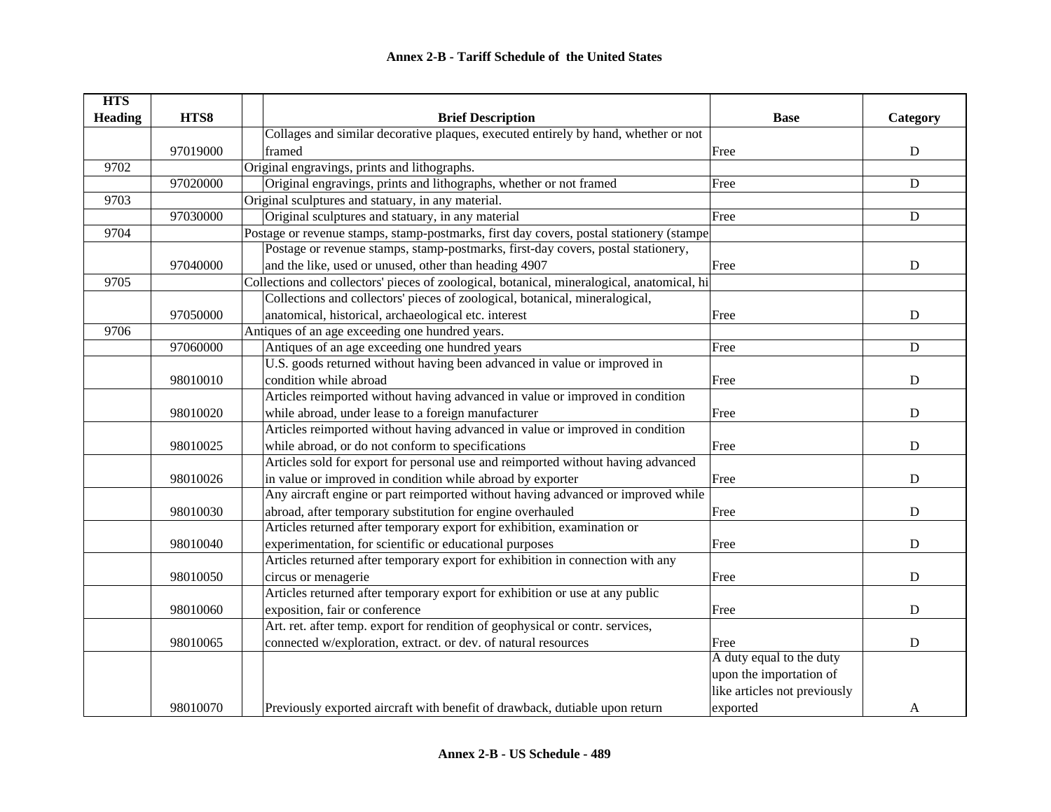# Annex 2-B - Tariff Schedule of the United States

| HTS Heading | HTS8 | Brief Description | Base | Category |
|---|---|---|---|---|
| | 97019000 | Collages and similar decorative plaques, executed entirely by hand, whether or not framed | Free | D |
| 9702 | | Original engravings, prints and lithographs. | | |
| | 97020000 | Original engravings, prints and lithographs, whether or not framed | Free | D |
| 9703 | | Original sculptures and statuary, in any material. | | |
| | 97030000 | Original sculptures and statuary, in any material | Free | D |
| 9704 | | Postage or revenue stamps, stamp-postmarks, first day covers, postal stationery (stampe | | |
| | 97040000 | Postage or revenue stamps, stamp-postmarks, first-day covers, postal stationery, and the like, used or unused, other than heading 4907 | Free | D |
| 9705 | | Collections and collectors' pieces of zoological, botanical, mineralogical, anatomical, hi | | |
| | 97050000 | Collections and collectors' pieces of zoological, botanical, mineralogical, anatomical, historical, archaeological etc. interest | Free | D |
| 9706 | | Antiques of an age exceeding one hundred years. | | |
| | 97060000 | Antiques of an age exceeding one hundred years | Free | D |
| | 98010010 | U.S. goods returned without having been advanced in value or improved in condition while abroad | Free | D |
| | 98010020 | Articles reimported without having advanced in value or improved in condition while abroad, under lease to a foreign manufacturer | Free | D |
| | 98010025 | Articles reimported without having advanced in value or improved in condition while abroad, or do not conform to specifications | Free | D |
| | 98010026 | Articles sold for export for personal use and reimported without having advanced in value or improved in condition while abroad by exporter | Free | D |
| | 98010030 | Any aircraft engine or part reimported without having advanced or improved while abroad, after temporary substitution for engine overhauled | Free | D |
| | 98010040 | Articles returned after temporary export for exhibition, examination or experimentation, for scientific or educational purposes | Free | D |
| | 98010050 | Articles returned after temporary export for exhibition in connection with any circus or menagerie | Free | D |
| | 98010060 | Articles returned after temporary export for exhibition or use at any public exposition, fair or conference | Free | D |
| | 98010065 | Art. ret. after temp. export for rendition of geophysical or contr. services, connected w/exploration, extract. or dev. of natural resources | Free | D |
| | 98010070 | Previously exported aircraft with benefit of drawback, dutiable upon return | A duty equal to the duty upon the importation of like articles not previously exported | A |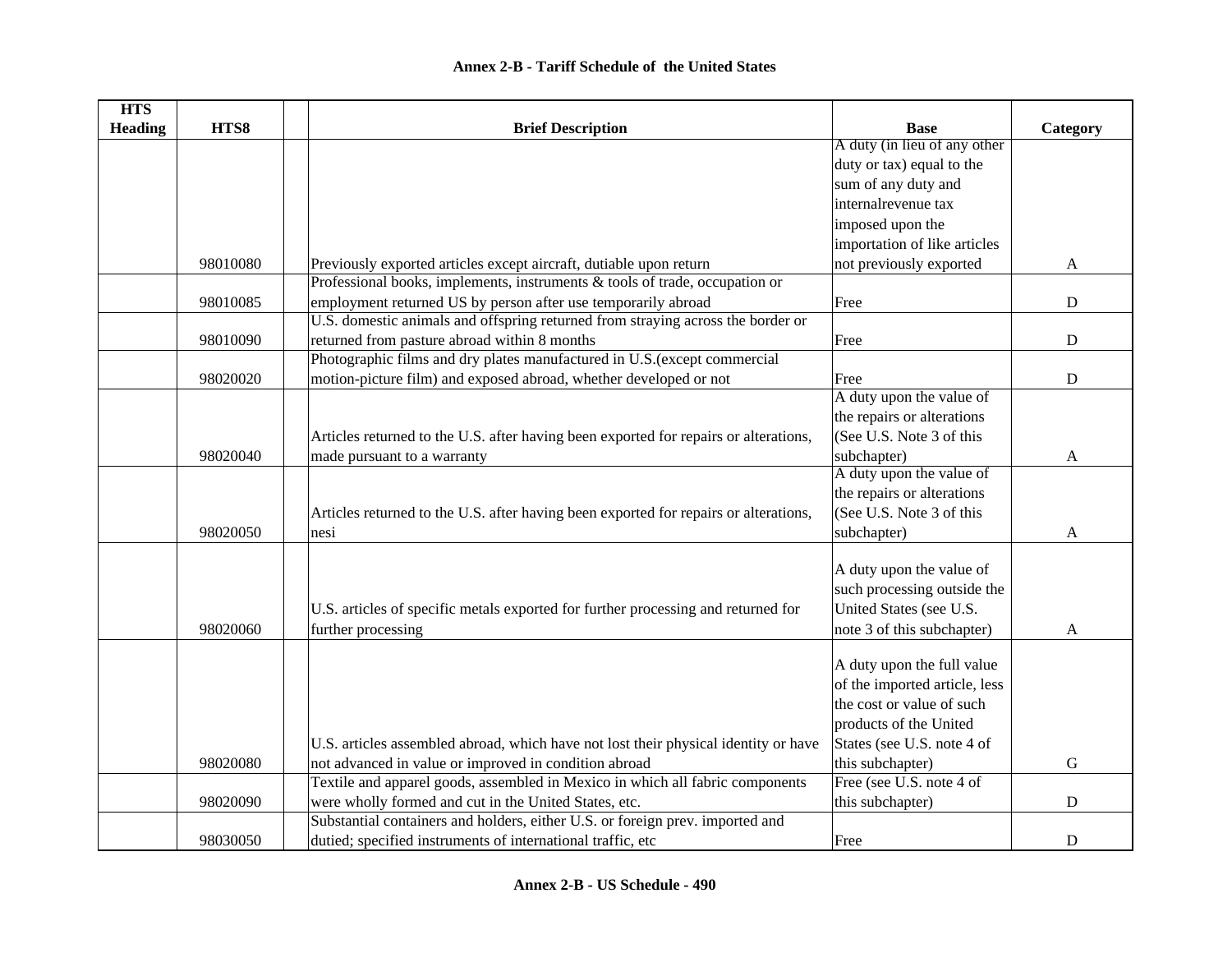## Annex 2-B - Tariff Schedule of the United States

| HTS Heading | HTS8 | | Brief Description | Base | Category |
|---|---|---|---|---|---|
| | 98010080 | | Previously exported articles except aircraft, dutiable upon return | A duty (in lieu of any other duty or tax) equal to the sum of any duty and internalrevenue tax imposed upon the importation of like articles not previously exported | A |
| | 98010085 | | Professional books, implements, instruments & tools of trade, occupation or employment returned US by person after use temporarily abroad | Free | D |
| | 98010090 | | U.S. domestic animals and offspring returned from straying across the border or returned from pasture abroad within 8 months | Free | D |
| | 98020020 | | Photographic films and dry plates manufactured in U.S.(except commercial motion-picture film) and exposed abroad, whether developed or not | Free | D |
| | 98020040 | | Articles returned to the U.S. after having been exported for repairs or alterations, made pursuant to a warranty | A duty upon the value of the repairs or alterations (See U.S. Note 3 of this subchapter) | A |
| | 98020050 | | Articles returned to the U.S. after having been exported for repairs or alterations, nesi | A duty upon the value of the repairs or alterations (See U.S. Note 3 of this subchapter) | A |
| | 98020060 | | U.S. articles of specific metals exported for further processing and returned for further processing | A duty upon the value of such processing outside the United States (see U.S. note 3 of this subchapter) | A |
| | 98020080 | | U.S. articles assembled abroad, which have not lost their physical identity or have not advanced in value or improved in condition abroad | A duty upon the full value of the imported article, less the cost or value of such products of the United States (see U.S. note 4 of this subchapter) | G |
| | 98020090 | | Textile and apparel goods, assembled in Mexico in which all fabric components were wholly formed and cut in the United States, etc. | Free (see U.S. note 4 of this subchapter) | D |
| | 98030050 | | Substantial containers and holders, either U.S. or foreign prev. imported and dutied; specified instruments of international traffic, etc | Free | D |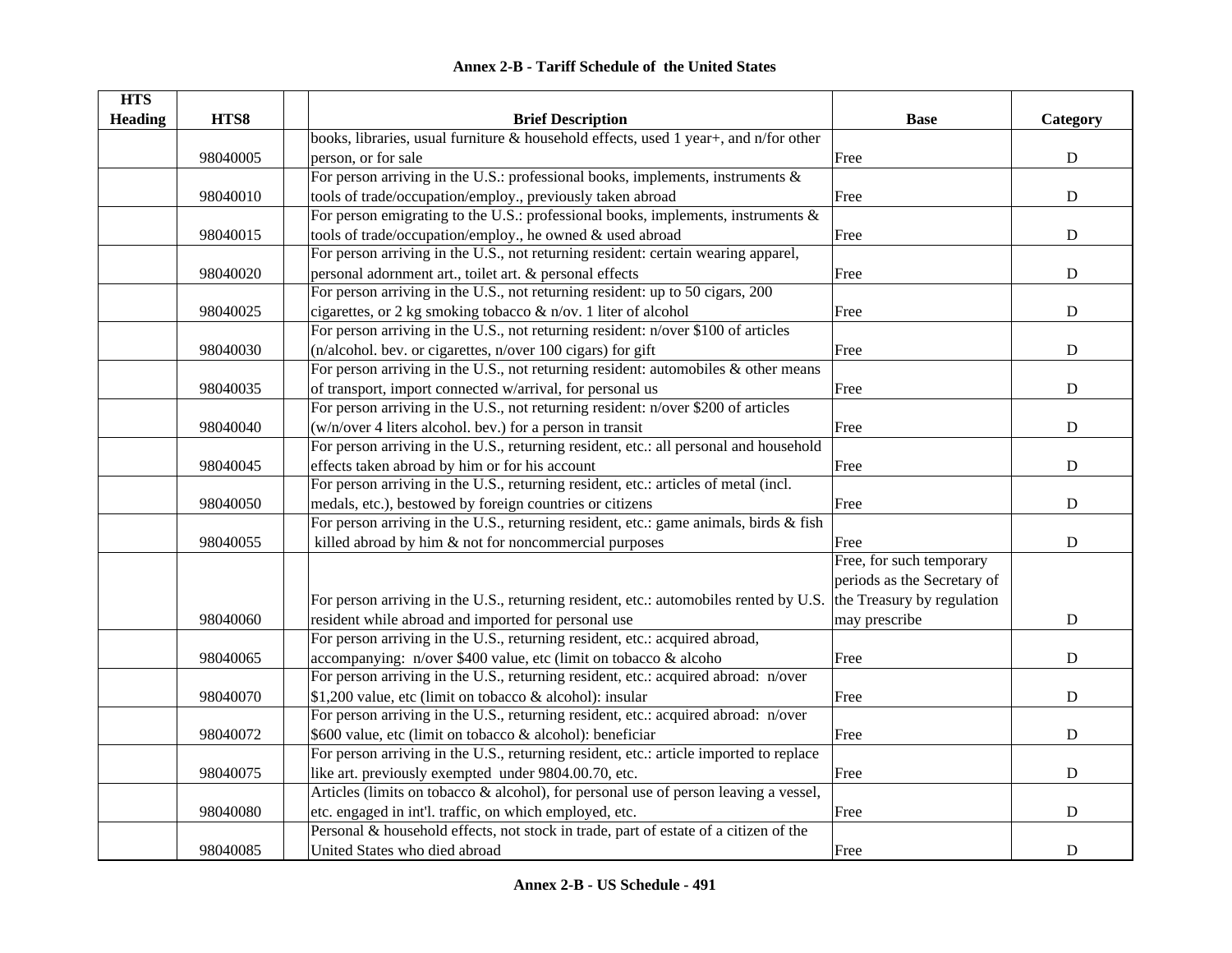## Annex 2-B - Tariff Schedule of the United States

| HTS Heading | HTS8 | | Brief Description | Base | Category |
|---|---|---|---|---|---|
| | 98040005 | | books, libraries, usual furniture & household effects, used 1 year+, and n/for other person, or for sale | Free | D |
| | 98040010 | | For person arriving in the U.S.: professional books, implements, instruments & tools of trade/occupation/employ., previously taken abroad | Free | D |
| | 98040015 | | For person emigrating to the U.S.: professional books, implements, instruments & tools of trade/occupation/employ., he owned & used abroad | Free | D |
| | 98040020 | | For person arriving in the U.S., not returning resident: certain wearing apparel, personal adornment art., toilet art. & personal effects | Free | D |
| | 98040025 | | For person arriving in the U.S., not returning resident: up to 50 cigars, 200 cigarettes, or 2 kg smoking tobacco & n/ov. 1 liter of alcohol | Free | D |
| | 98040030 | | For person arriving in the U.S., not returning resident: n/over $100 of articles (n/alcohol. bev. or cigarettes, n/over 100 cigars) for gift | Free | D |
| | 98040035 | | For person arriving in the U.S., not returning resident: automobiles & other means of transport, import connected w/arrival, for personal us | Free | D |
| | 98040040 | | For person arriving in the U.S., not returning resident: n/over $200 of articles (w/n/over 4 liters alcohol. bev.) for a person in transit | Free | D |
| | 98040045 | | For person arriving in the U.S., returning resident, etc.: all personal and household effects taken abroad by him or for his account | Free | D |
| | 98040050 | | For person arriving in the U.S., returning resident, etc.: articles of metal (incl. medals, etc.), bestowed by foreign countries or citizens | Free | D |
| | 98040055 | | For person arriving in the U.S., returning resident, etc.: game animals, birds & fish killed abroad by him & not for noncommercial purposes | Free | D |
| | 98040060 | | For person arriving in the U.S., returning resident, etc.: automobiles rented by U.S. resident while abroad and imported for personal use | Free, for such temporary periods as the Secretary of the Treasury by regulation may prescribe | D |
| | 98040065 | | For person arriving in the U.S., returning resident, etc.: acquired abroad, accompanying: n/over $400 value, etc (limit on tobacco & alcoho | Free | D |
| | 98040070 | | For person arriving in the U.S., returning resident, etc.: acquired abroad: n/over $1,200 value, etc (limit on tobacco & alcohol): insular | Free | D |
| | 98040072 | | For person arriving in the U.S., returning resident, etc.: acquired abroad: n/over $600 value, etc (limit on tobacco & alcohol): beneficiar | Free | D |
| | 98040075 | | For person arriving in the U.S., returning resident, etc.: article imported to replace like art. previously exempted under 9804.00.70, etc. | Free | D |
| | 98040080 | | Articles (limits on tobacco & alcohol), for personal use of person leaving a vessel, etc. engaged in int'l. traffic, on which employed, etc. | Free | D |
| | 98040085 | | Personal & household effects, not stock in trade, part of estate of a citizen of the United States who died abroad | Free | D |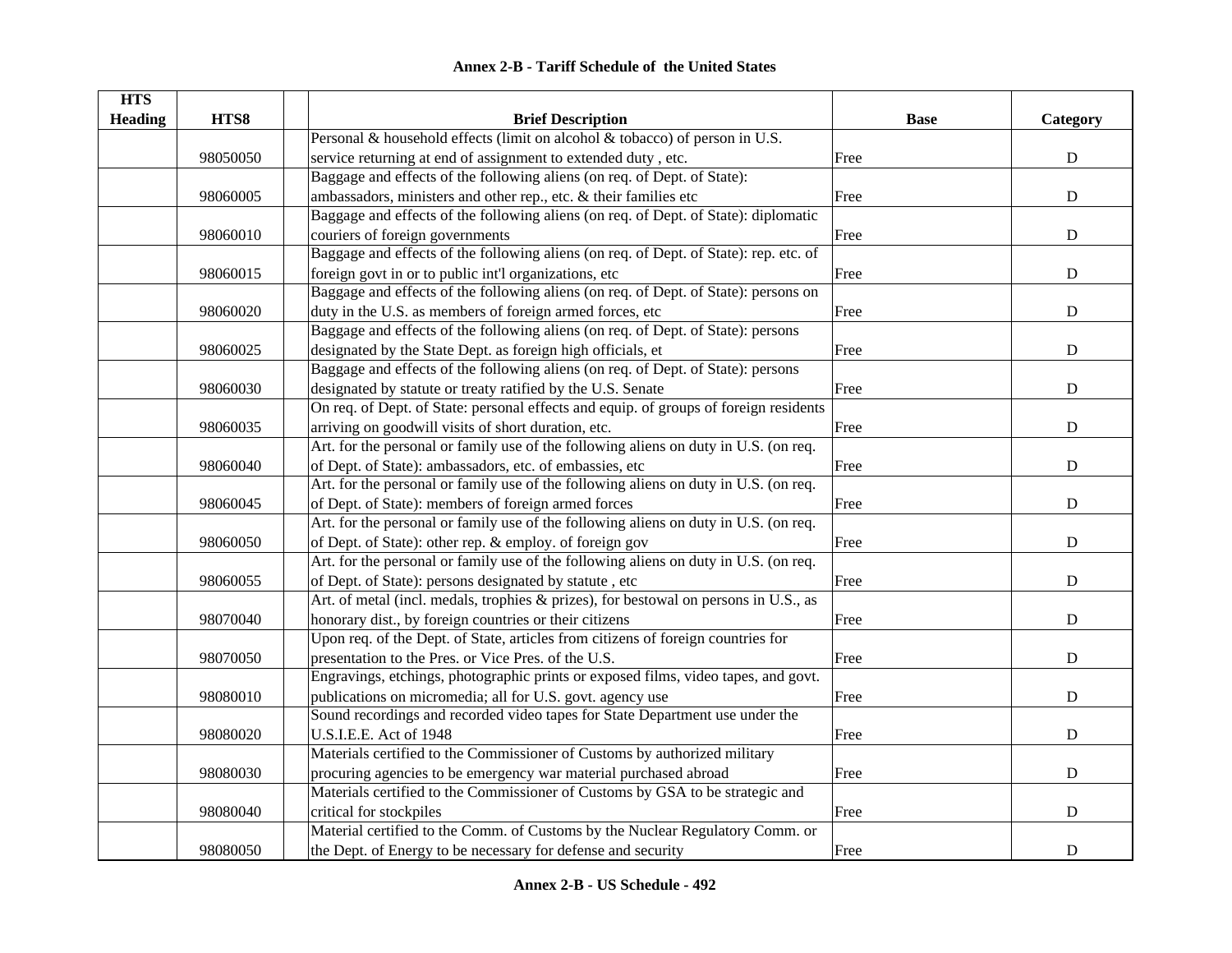| HTS Heading | HTS8 | | Brief Description | Base | Category |
|---|---|---|---|---|---|
| | 98050050 | | Personal & household effects (limit on alcohol & tobacco) of person in U.S. service returning at end of assignment to extended duty , etc. | Free | D |
| | 98060005 | | Baggage and effects of the following aliens (on req. of Dept. of State): ambassadors, ministers and other rep., etc. & their families etc | Free | D |
| | 98060010 | | Baggage and effects of the following aliens (on req. of Dept. of State): diplomatic couriers of foreign governments | Free | D |
| | 98060015 | | Baggage and effects of the following aliens (on req. of Dept. of State): rep. etc. of foreign govt in or to public int'l organizations, etc | Free | D |
| | 98060020 | | Baggage and effects of the following aliens (on req. of Dept. of State): persons on duty in the U.S. as members of foreign armed forces, etc | Free | D |
| | 98060025 | | Baggage and effects of the following aliens (on req. of Dept. of State): persons designated by the State Dept. as foreign high officials, et | Free | D |
| | 98060030 | | Baggage and effects of the following aliens (on req. of Dept. of State): persons designated by statute or treaty ratified by the U.S. Senate | Free | D |
| | 98060035 | | On req. of Dept. of State: personal effects and equip. of groups of foreign residents arriving on goodwill visits of short duration, etc. | Free | D |
| | 98060040 | | Art. for the personal or family use of the following aliens on duty in U.S. (on req. of Dept. of State): ambassadors, etc. of embassies, etc | Free | D |
| | 98060045 | | Art. for the personal or family use of the following aliens on duty in U.S. (on req. of Dept. of State): members of foreign armed forces | Free | D |
| | 98060050 | | Art. for the personal or family use of the following aliens on duty in U.S. (on req. of Dept. of State): other rep. & employ. of foreign gov | Free | D |
| | 98060055 | | Art. for the personal or family use of the following aliens on duty in U.S. (on req. of Dept. of State): persons designated by statute , etc | Free | D |
| | 98070040 | | Art. of metal (incl. medals, trophies & prizes), for bestowal on persons in U.S., as honorary dist., by foreign countries or their citizens | Free | D |
| | 98070050 | | Upon req. of the Dept. of State, articles from citizens of foreign countries for presentation to the Pres. or Vice Pres. of the U.S. | Free | D |
| | 98080010 | | Engravings, etchings, photographic prints or exposed films, video tapes, and govt. publications on micromedia; all for U.S. govt. agency use | Free | D |
| | 98080020 | | Sound recordings and recorded video tapes for State Department use under the U.S.I.E.E. Act of 1948 | Free | D |
| | 98080030 | | Materials certified to the Commissioner of Customs by authorized military procuring agencies to be emergency war material purchased abroad | Free | D |
| | 98080040 | | Materials certified to the Commissioner of Customs by GSA to be strategic and critical for stockpiles | Free | D |
| | 98080050 | | Material certified to the Comm. of Customs by the Nuclear Regulatory Comm. or the Dept. of Energy to be necessary for defense and security | Free | D |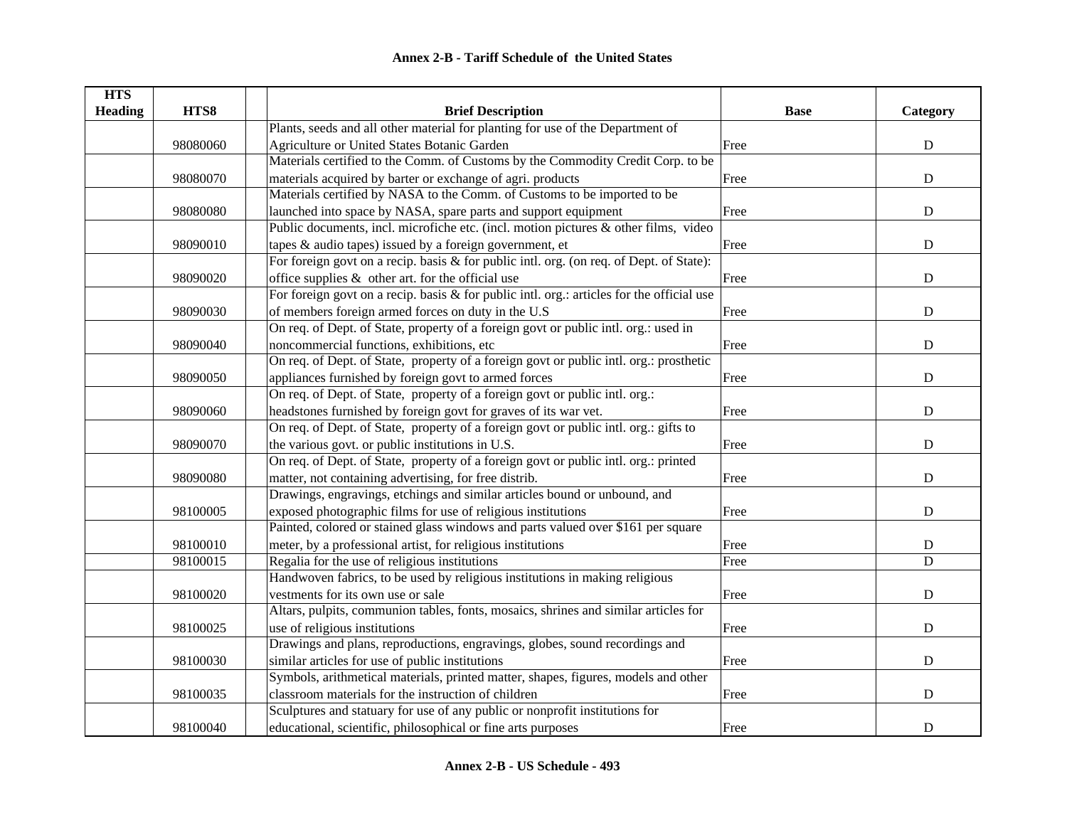**Annex 2-B - Tariff Schedule of the United States**

| HTS Heading | HTS8 | | Brief Description | Base | Category |
|---|---|---|---|---|---|
| | 98080060 | | Plants, seeds and all other material for planting for use of the Department of Agriculture or United States Botanic Garden | Free | D |
| | 98080070 | | Materials certified to the Comm. of Customs by the Commodity Credit Corp. to be materials acquired by barter or exchange of agri. products | Free | D |
| | 98080080 | | Materials certified by NASA to the Comm. of Customs to be imported to be launched into space by NASA, spare parts and support equipment | Free | D |
| | 98090010 | | Public documents, incl. microfiche etc. (incl. motion pictures & other films, video tapes & audio tapes) issued by a foreign government, et | Free | D |
| | 98090020 | | For foreign govt on a recip. basis & for public intl. org. (on req. of Dept. of State): office supplies & other art. for the official use | Free | D |
| | 98090030 | | For foreign govt on a recip. basis & for public intl. org.: articles for the official use of members foreign armed forces on duty in the U.S | Free | D |
| | 98090040 | | On req. of Dept. of State, property of a foreign govt or public intl. org.: used in noncommercial functions, exhibitions, etc | Free | D |
| | 98090050 | | On req. of Dept. of State, property of a foreign govt or public intl. org.: prosthetic appliances furnished by foreign govt to armed forces | Free | D |
| | 98090060 | | On req. of Dept. of State, property of a foreign govt or public intl. org.: headstones furnished by foreign govt for graves of its war vet. | Free | D |
| | 98090070 | | On req. of Dept. of State, property of a foreign govt or public intl. org.: gifts to the various govt. or public institutions in U.S. | Free | D |
| | 98090080 | | On req. of Dept. of State, property of a foreign govt or public intl. org.: printed matter, not containing advertising, for free distrib. | Free | D |
| | 98100005 | | Drawings, engravings, etchings and similar articles bound or unbound, and exposed photographic films for use of religious institutions | Free | D |
| | 98100010 | | Painted, colored or stained glass windows and parts valued over $161 per square meter, by a professional artist, for religious institutions | Free | D |
| | 98100015 | | Regalia for the use of religious institutions | Free | D |
| | 98100020 | | Handwoven fabrics, to be used by religious institutions in making religious vestments for its own use or sale | Free | D |
| | 98100025 | | Altars, pulpits, communion tables, fonts, mosaics, shrines and similar articles for use of religious institutions | Free | D |
| | 98100030 | | Drawings and plans, reproductions, engravings, globes, sound recordings and similar articles for use of public institutions | Free | D |
| | 98100035 | | Symbols, arithmetical materials, printed matter, shapes, figures, models and other classroom materials for the instruction of children | Free | D |
| | 98100040 | | Sculptures and statuary for use of any public or nonprofit institutions for educational, scientific, philosophical or fine arts purposes | Free | D |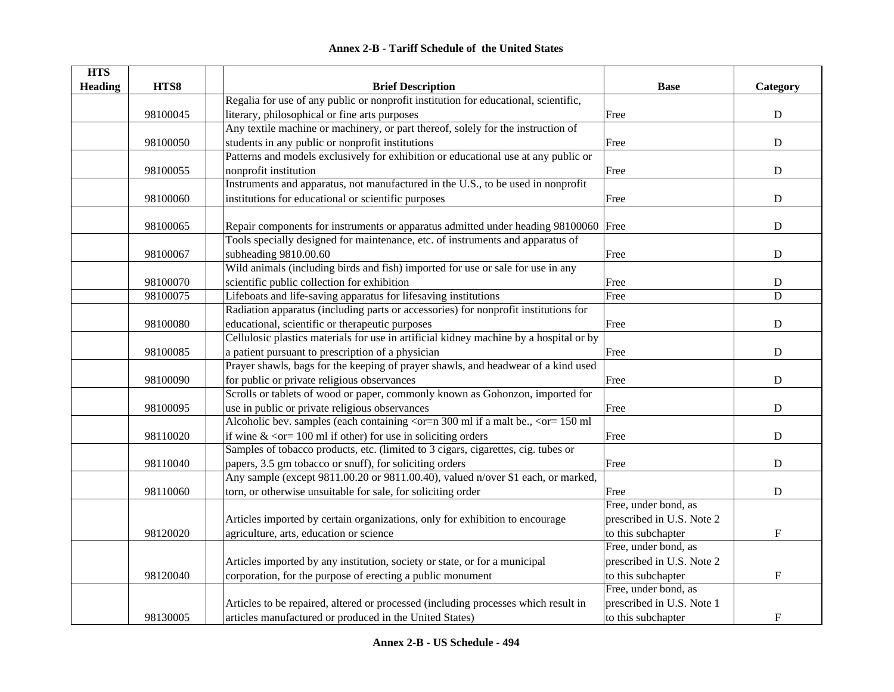**Annex 2-B - Tariff Schedule of the United States**

| HTS Heading | HTS8 | | Brief Description | Base | Category |
|---|---|---|---|---|---|
| | 98100045 | | Regalia for use of any public or nonprofit institution for educational, scientific, literary, philosophical or fine arts purposes | Free | D |
| | 98100050 | | Any textile machine or machinery, or part thereof, solely for the instruction of students in any public or nonprofit institutions | Free | D |
| | 98100055 | | Patterns and models exclusively for exhibition or educational use at any public or nonprofit institution | Free | D |
| | 98100060 | | Instruments and apparatus, not manufactured in the U.S., to be used in nonprofit institutions for educational or scientific purposes | Free | D |
| | 98100065 | | Repair components for instruments or apparatus admitted under heading 98100060 | Free | D |
| | 98100067 | | Tools specially designed for maintenance, etc. of instruments and apparatus of subheading 9810.00.60 | Free | D |
| | 98100070 | | Wild animals (including birds and fish) imported for use or sale for use in any scientific public collection for exhibition | Free | D |
| | 98100075 | | Lifeboats and life-saving apparatus for lifesaving institutions | Free | D |
| | 98100080 | | Radiation apparatus (including parts or accessories) for nonprofit institutions for educational, scientific or therapeutic purposes | Free | D |
| | 98100085 | | Cellulosic plastics materials for use in artificial kidney machine by a hospital or by a patient pursuant to prescription of a physician | Free | D |
| | 98100090 | | Prayer shawls, bags for the keeping of prayer shawls, and headwear of a kind used for public or private religious observances | Free | D |
| | 98100095 | | Scrolls or tablets of wood or paper, commonly known as Gohonzon, imported for use in public or private religious observances | Free | D |
| | 98110020 | | Alcoholic bev. samples (each containing <or=n 300 ml if a malt be., <or= 150 ml if wine & <or= 100 ml if other) for use in soliciting orders | Free | D |
| | 98110040 | | Samples of tobacco products, etc. (limited to 3 cigars, cigarettes, cig. tubes or papers, 3.5 gm tobacco or snuff), for soliciting orders | Free | D |
| | 98110060 | | Any sample (except 9811.00.20 or 9811.00.40), valued n/over $1 each, or marked, torn, or otherwise unsuitable for sale, for soliciting order | Free | D |
| | 98120020 | | Articles imported by certain organizations, only for exhibition to encourage agriculture, arts, education or science | Free, under bond, as prescribed in U.S. Note 2 to this subchapter | F |
| | 98120040 | | Articles imported by any institution, society or state, or for a municipal corporation, for the purpose of erecting a public monument | Free, under bond, as prescribed in U.S. Note 2 to this subchapter | F |
| | 98130005 | | Articles to be repaired, altered or processed (including processes which result in articles manufactured or produced in the United States) | Free, under bond, as prescribed in U.S. Note 1 to this subchapter | F |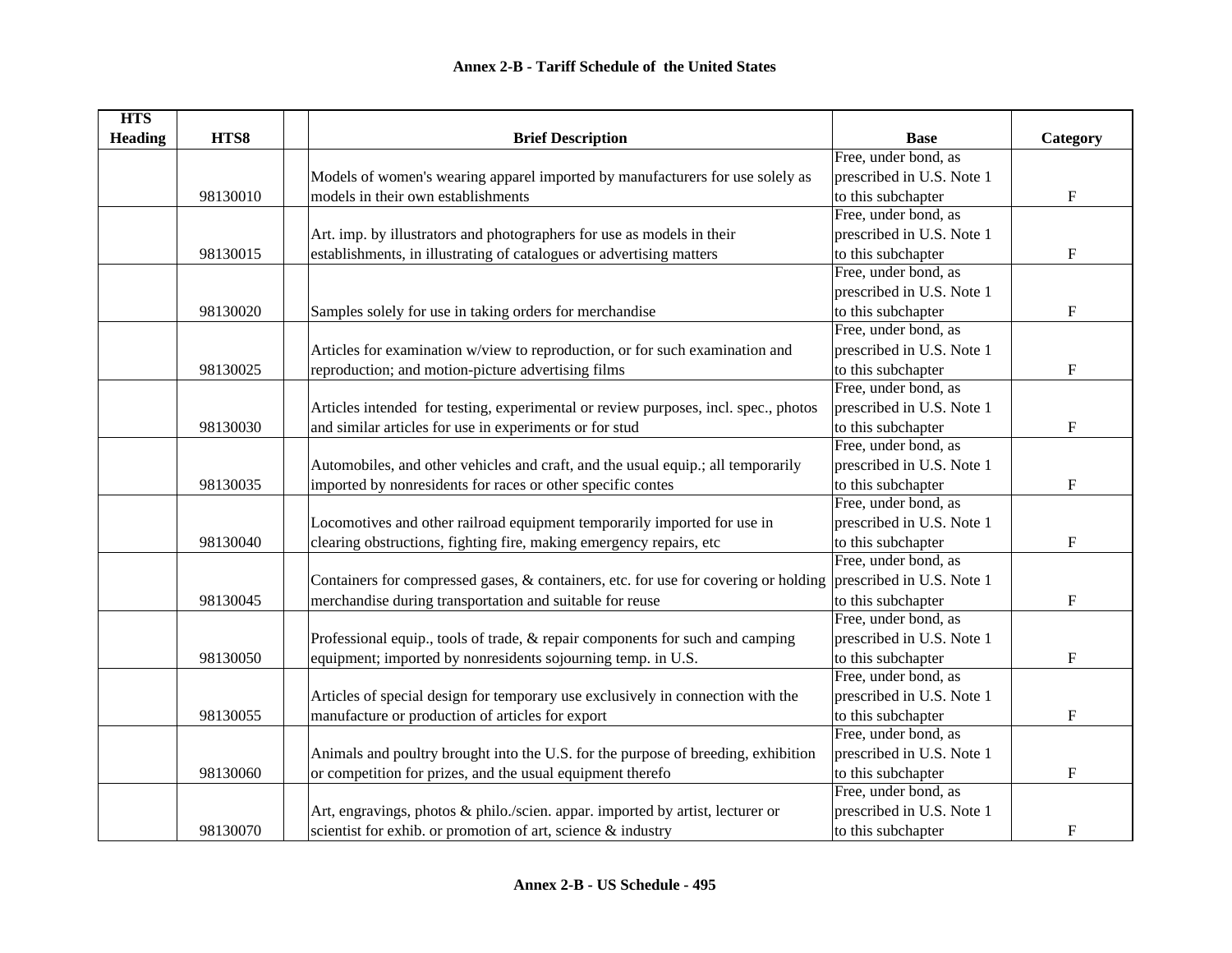**Annex 2-B - Tariff Schedule of the United States**

| HTS Heading | HTS8 | | Brief Description | Base | Category |
|---|---|---|---|---|---|
| | 98130010 | | Models of women's wearing apparel imported by manufacturers for use solely as models in their own establishments | Free, under bond, as prescribed in U.S. Note 1 to this subchapter | F |
| | 98130015 | | Art. imp. by illustrators and photographers for use as models in their establishments, in illustrating of catalogues or advertising matters | Free, under bond, as prescribed in U.S. Note 1 to this subchapter | F |
| | 98130020 | | Samples solely for use in taking orders for merchandise | Free, under bond, as prescribed in U.S. Note 1 to this subchapter | F |
| | 98130025 | | Articles for examination w/view to reproduction, or for such examination and reproduction; and motion-picture advertising films | Free, under bond, as prescribed in U.S. Note 1 to this subchapter | F |
| | 98130030 | | Articles intended for testing, experimental or review purposes, incl. spec., photos and similar articles for use in experiments or for stud | Free, under bond, as prescribed in U.S. Note 1 to this subchapter | F |
| | 98130035 | | Automobiles, and other vehicles and craft, and the usual equip.; all temporarily imported by nonresidents for races or other specific contes | Free, under bond, as prescribed in U.S. Note 1 to this subchapter | F |
| | 98130040 | | Locomotives and other railroad equipment temporarily imported for use in clearing obstructions, fighting fire, making emergency repairs, etc | Free, under bond, as prescribed in U.S. Note 1 to this subchapter | F |
| | 98130045 | | Containers for compressed gases, & containers, etc. for use for covering or holding merchandise during transportation and suitable for reuse | Free, under bond, as prescribed in U.S. Note 1 to this subchapter | F |
| | 98130050 | | Professional equip., tools of trade, & repair components for such and camping equipment; imported by nonresidents sojourning temp. in U.S. | Free, under bond, as prescribed in U.S. Note 1 to this subchapter | F |
| | 98130055 | | Articles of special design for temporary use exclusively in connection with the manufacture or production of articles for export | Free, under bond, as prescribed in U.S. Note 1 to this subchapter | F |
| | 98130060 | | Animals and poultry brought into the U.S. for the purpose of breeding, exhibition or competition for prizes, and the usual equipment therefo | Free, under bond, as prescribed in U.S. Note 1 to this subchapter | F |
| | 98130070 | | Art, engravings, photos & philo./scien. appar. imported by artist, lecturer or scientist for exhib. or promotion of art, science & industry | Free, under bond, as prescribed in U.S. Note 1 to this subchapter | F |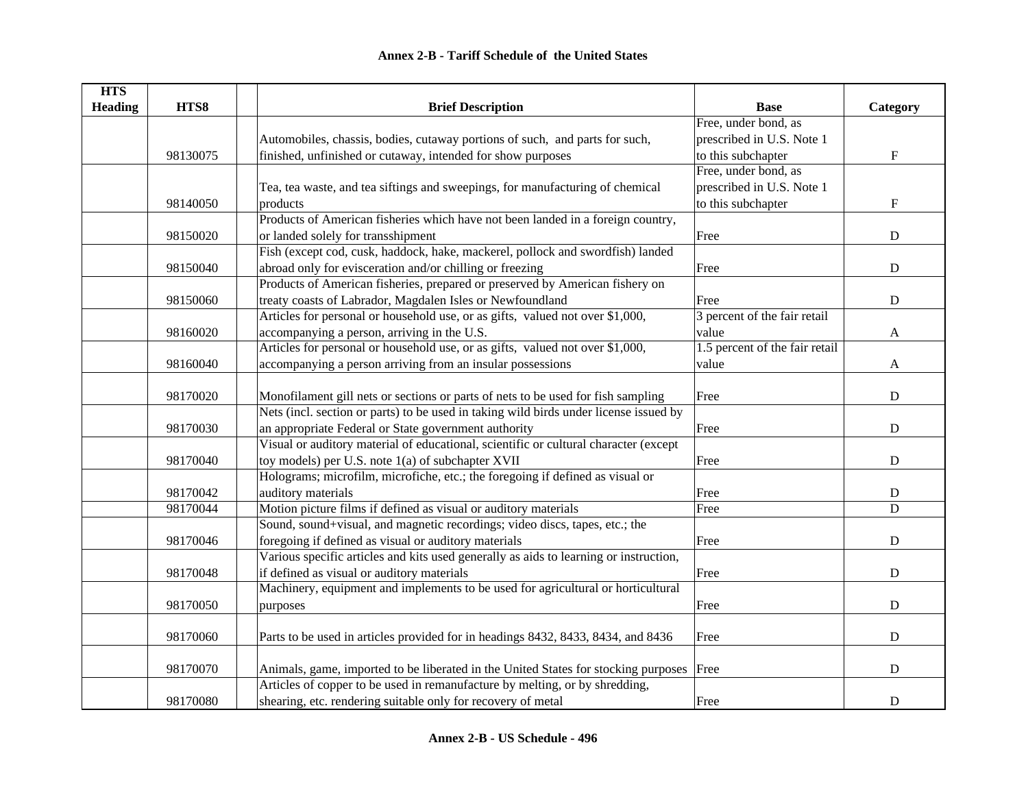## Annex 2-B - Tariff Schedule of the United States

| HTS Heading | HTS8 | | Brief Description | Base | Category |
|---|---|---|---|---|---|
| | 98130075 | | Automobiles, chassis, bodies, cutaway portions of such, and parts for such, finished, unfinished or cutaway, intended for show purposes | Free, under bond, as prescribed in U.S. Note 1 to this subchapter | F |
| | 98140050 | | Tea, tea waste, and tea siftings and sweepings, for manufacturing of chemical products | Free, under bond, as prescribed in U.S. Note 1 to this subchapter | F |
| | 98150020 | | Products of American fisheries which have not been landed in a foreign country, or landed solely for transshipment | Free | D |
| | 98150040 | | Fish (except cod, cusk, haddock, hake, mackerel, pollock and swordfish) landed abroad only for evisceration and/or chilling or freezing | Free | D |
| | 98150060 | | Products of American fisheries, prepared or preserved by American fishery on treaty coasts of Labrador, Magdalen Isles or Newfoundland | Free | D |
| | 98160020 | | Articles for personal or household use, or as gifts, valued not over $1,000, accompanying a person, arriving in the U.S. | 3 percent of the fair retail value | A |
| | 98160040 | | Articles for personal or household use, or as gifts, valued not over $1,000, accompanying a person arriving from an insular possessions | 1.5 percent of the fair retail value | A |
| | 98170020 | | Monofilament gill nets or sections or parts of nets to be used for fish sampling | Free | D |
| | 98170030 | | Nets (incl. section or parts) to be used in taking wild birds under license issued by an appropriate Federal or State government authority | Free | D |
| | 98170040 | | Visual or auditory material of educational, scientific or cultural character (except toy models) per U.S. note 1(a) of subchapter XVII | Free | D |
| | 98170042 | | Holograms; microfilm, microfiche, etc.; the foregoing if defined as visual or auditory materials | Free | D |
| | 98170044 | | Motion picture films if defined as visual or auditory materials | Free | D |
| | 98170046 | | Sound, sound+visual, and magnetic recordings; video discs, tapes, etc.; the foregoing if defined as visual or auditory materials | Free | D |
| | 98170048 | | Various specific articles and kits used generally as aids to learning or instruction, if defined as visual or auditory materials | Free | D |
| | 98170050 | | Machinery, equipment and implements to be used for agricultural or horticultural purposes | Free | D |
| | 98170060 | | Parts to be used in articles provided for in headings 8432, 8433, 8434, and 8436 | Free | D |
| | 98170070 | | Animals, game, imported to be liberated in the United States for stocking purposes | Free | D |
| | 98170080 | | Articles of copper to be used in remanufacture by melting, or by shredding, shearing, etc. rendering suitable only for recovery of metal | Free | D |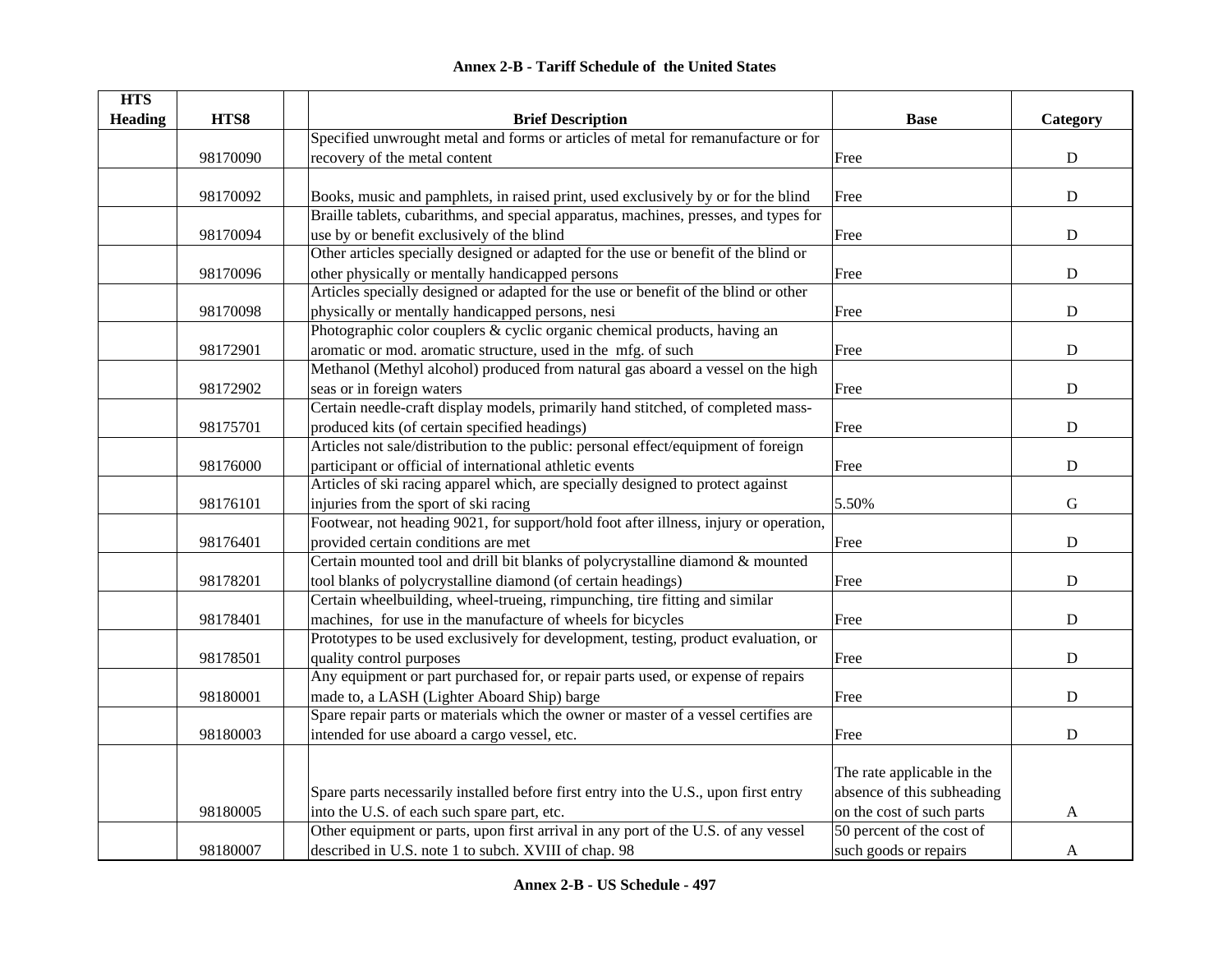## Annex 2-B - Tariff Schedule of the United States

| HTS Heading | HTS8 | | Brief Description | Base | Category |
|---|---|---|---|---|---|
| | 98170090 | | Specified unwrought metal and forms or articles of metal for remanufacture or for recovery of the metal content | Free | D |
| | 98170092 | | Books, music and pamphlets, in raised print, used exclusively by or for the blind | Free | D |
| | 98170094 | | Braille tablets, cubarithms, and special apparatus, machines, presses, and types for use by or benefit exclusively of the blind | Free | D |
| | 98170096 | | Other articles specially designed or adapted for the use or benefit of the blind or other physically or mentally handicapped persons | Free | D |
| | 98170098 | | Articles specially designed or adapted for the use or benefit of the blind or other physically or mentally handicapped persons, nesi | Free | D |
| | 98172901 | | Photographic color couplers & cyclic organic chemical products, having an aromatic or mod. aromatic structure, used in the mfg. of such | Free | D |
| | 98172902 | | Methanol (Methyl alcohol) produced from natural gas aboard a vessel on the high seas or in foreign waters | Free | D |
| | 98175701 | | Certain needle-craft display models, primarily hand stitched, of completed mass-produced kits (of certain specified headings) | Free | D |
| | 98176000 | | Articles not sale/distribution to the public: personal effect/equipment of foreign participant or official of international athletic events | Free | D |
| | 98176101 | | Articles of ski racing apparel which, are specially designed to protect against injuries from the sport of ski racing | 5.50% | G |
| | 98176401 | | Footwear, not heading 9021, for support/hold foot after illness, injury or operation, provided certain conditions are met | Free | D |
| | 98178201 | | Certain mounted tool and drill bit blanks of polycrystalline diamond & mounted tool blanks of polycrystalline diamond (of certain headings) | Free | D |
| | 98178401 | | Certain wheelbuilding, wheel-trueing, rimpunching, tire fitting and similar machines, for use in the manufacture of wheels for bicycles | Free | D |
| | 98178501 | | Prototypes to be used exclusively for development, testing, product evaluation, or quality control purposes | Free | D |
| | 98180001 | | Any equipment or part purchased for, or repair parts used, or expense of repairs made to, a LASH (Lighter Aboard Ship) barge | Free | D |
| | 98180003 | | Spare repair parts or materials which the owner or master of a vessel certifies are intended for use aboard a cargo vessel, etc. | Free | D |
| | 98180005 | | Spare parts necessarily installed before first entry into the U.S., upon first entry into the U.S. of each such spare part, etc. | The rate applicable in the absence of this subheading on the cost of such parts | A |
| | 98180007 | | Other equipment or parts, upon first arrival in any port of the U.S. of any vessel described in U.S. note 1 to subch. XVIII of chap. 98 | 50 percent of the cost of such goods or repairs | A |